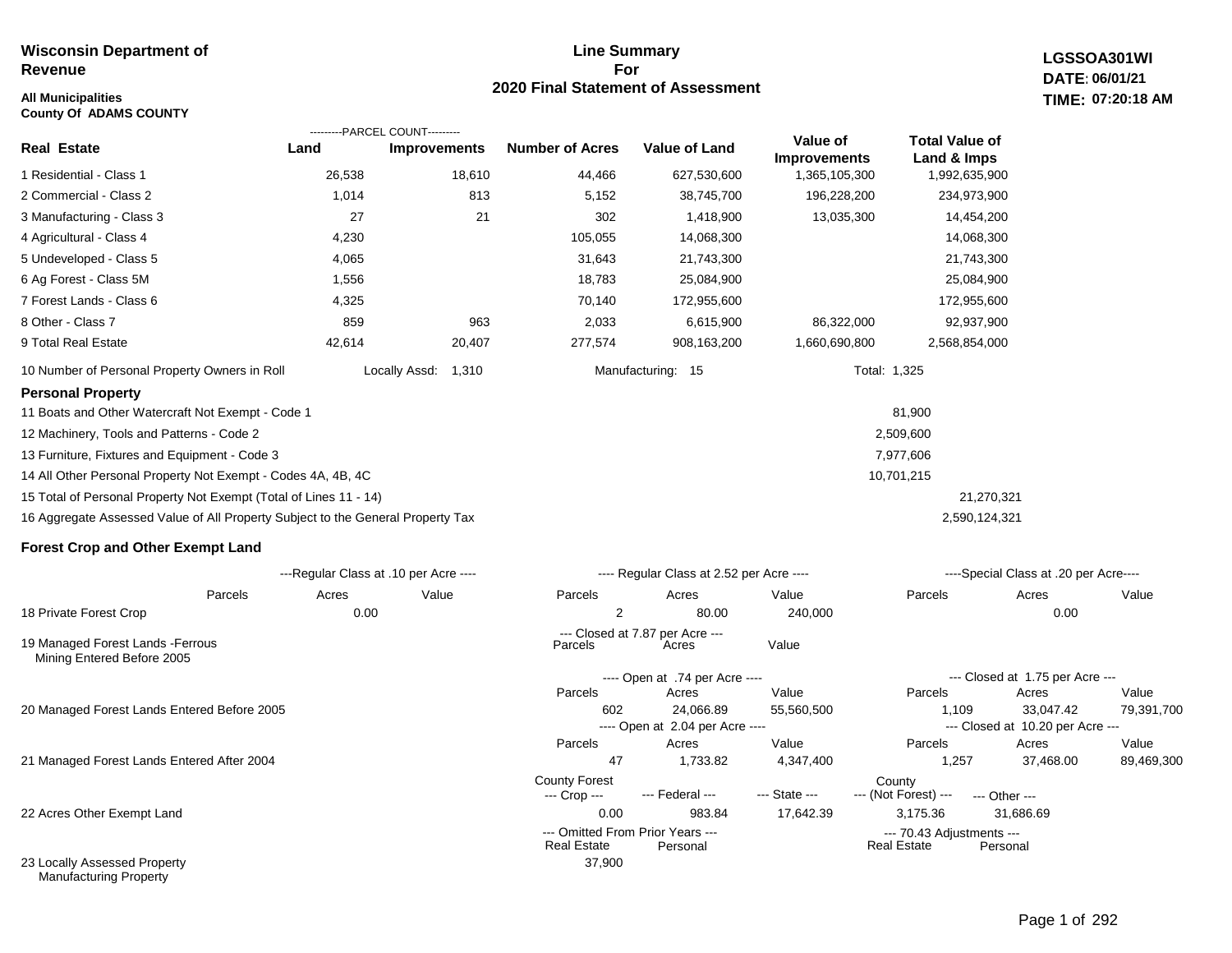**Wisconsin Department of Revenue**

**All Municipalities**
**County Of ADAMS COUNTY**

# Line Summary For 2020 Final Statement of Assessment

**LGSSOA301WI**
**DATE: 06/01/21**
**TIME: 07:20:18 AM**

| Real Estate | PARCEL COUNT Land | PARCEL COUNT Improvements | Number of Acres | Value of Land | Value of Improvements | Total Value of Land & Imps |
|---|---|---|---|---|---|---|
| 1 Residential - Class 1 | 26,538 | 18,610 | 44,466 | 627,530,600 | 1,365,105,300 | 1,992,635,900 |
| 2 Commercial - Class 2 | 1,014 | 813 | 5,152 | 38,745,700 | 196,228,200 | 234,973,900 |
| 3 Manufacturing - Class 3 | 27 | 21 | 302 | 1,418,900 | 13,035,300 | 14,454,200 |
| 4 Agricultural - Class 4 | 4,230 | | 105,055 | 14,068,300 | | 14,068,300 |
| 5 Undeveloped - Class 5 | 4,065 | | 31,643 | 21,743,300 | | 21,743,300 |
| 6 Ag Forest - Class 5M | 1,556 | | 18,783 | 25,084,900 | | 25,084,900 |
| 7 Forest Lands - Class 6 | 4,325 | | 70,140 | 172,955,600 | | 172,955,600 |
| 8 Other - Class 7 | 859 | 963 | 2,033 | 6,615,900 | 86,322,000 | 92,937,900 |
| 9 Total Real Estate | 42,614 | 20,407 | 277,574 | 908,163,200 | 1,660,690,800 | 2,568,854,000 |

10 Number of Personal Property Owners in Roll — Locally Assd: 1,310 — Manufacturing: 15 — Total: 1,325

## Personal Property

| | | |
|---|---|---|
| 11 Boats and Other Watercraft Not Exempt - Code 1 | 81,900 | |
| 12 Machinery, Tools and Patterns - Code 2 | 2,509,600 | |
| 13 Furniture, Fixtures and Equipment - Code 3 | 7,977,606 | |
| 14 All Other Personal Property Not Exempt - Codes 4A, 4B, 4C | 10,701,215 | |
| 15 Total of Personal Property Not Exempt (Total of Lines 11 - 14) | | 21,270,321 |
| 16 Aggregate Assessed Value of All Property Subject to the General Property Tax | | 2,590,124,321 |

## Forest Crop and Other Exempt Land

| | Regular Class at .10 per Acre Parcels | Acres | Value | Regular Class at 2.52 per Acre Parcels | Acres | Value | Special Class at .20 per Acre Parcels | Acres | Value |
|---|---|---|---|---|---|---|---|---|---|
| 18 Private Forest Crop | | 0.00 | | 2 | 80.00 | 240,000 | | 0.00 | |

| | Closed at 7.87 per Acre Parcels | Acres | Value |
|---|---|---|---|
| 19 Managed Forest Lands -Ferrous Mining Entered Before 2005 | | | |

| | Open Parcels | Open Acres | Open Value | Closed Parcels | Closed Acres | Closed Value |
|---|---|---|---|---|---|---|
| 20 Managed Forest Lands Entered Before 2005 (Open at .74 per Acre / Closed at 1.75 per Acre) | 602 | 24,066.89 | 55,560,500 | 1,109 | 33,047.42 | 79,391,700 |
| 21 Managed Forest Lands Entered After 2004 (Open at 2.04 per Acre / Closed at 10.20 per Acre) | 47 | 1,733.82 | 4,347,400 | 1,257 | 37,468.00 | 89,469,300 |

| | County Forest --- Crop --- | --- Federal --- | --- State --- | County --- (Not Forest) --- | --- Other --- |
|---|---|---|---|---|---|
| 22 Acres Other Exempt Land | 0.00 | 983.84 | 17,642.39 | 3,175.36 | 31,686.69 |

| | Omitted From Prior Years Real Estate | Omitted From Prior Years Personal | 70.43 Adjustments Real Estate | 70.43 Adjustments Personal |
|---|---|---|---|---|
| 23 Locally Assessed Property | 37,900 | | | |
| Manufacturing Property | | | | |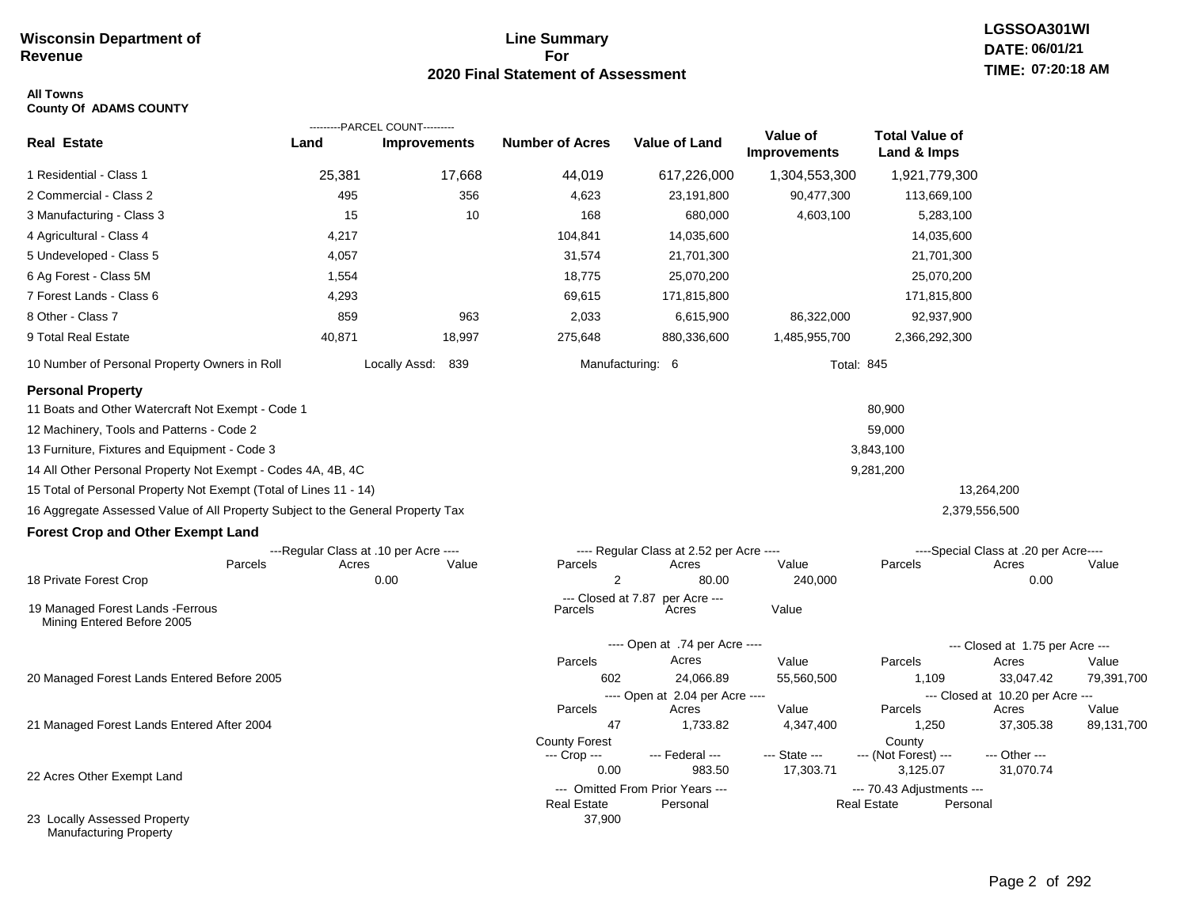**Wisconsin Department of Revenue**

# Line Summary For 2020 Final Statement of Assessment

LGSSOA301WI
DATE: 06/01/21
TIME: 07:20:18 AM

**All Towns**
**County Of ADAMS COUNTY**

| Real Estate | PARCEL COUNT Land | PARCEL COUNT Improvements | Number of Acres | Value of Land | Value of Improvements | Total Value of Land & Imps |
|---|---|---|---|---|---|---|
| 1 Residential - Class 1 | 25,381 | 17,668 | 44,019 | 617,226,000 | 1,304,553,300 | 1,921,779,300 |
| 2 Commercial - Class 2 | 495 | 356 | 4,623 | 23,191,800 | 90,477,300 | 113,669,100 |
| 3 Manufacturing - Class 3 | 15 | 10 | 168 | 680,000 | 4,603,100 | 5,283,100 |
| 4 Agricultural - Class 4 | 4,217 | | 104,841 | 14,035,600 | | 14,035,600 |
| 5 Undeveloped - Class 5 | 4,057 | | 31,574 | 21,701,300 | | 21,701,300 |
| 6 Ag Forest - Class 5M | 1,554 | | 18,775 | 25,070,200 | | 25,070,200 |
| 7 Forest Lands - Class 6 | 4,293 | | 69,615 | 171,815,800 | | 171,815,800 |
| 8 Other - Class 7 | 859 | 963 | 2,033 | 6,615,900 | 86,322,000 | 92,937,900 |
| 9 Total Real Estate | 40,871 | 18,997 | 275,648 | 880,336,600 | 1,485,955,700 | 2,366,292,300 |

10 Number of Personal Property Owners in Roll — Locally Assd: 839 — Manufacturing: 6 — Total: 845

## Personal Property

| | | |
|---|---|---|
| 11 Boats and Other Watercraft Not Exempt - Code 1 | 80,900 | |
| 12 Machinery, Tools and Patterns - Code 2 | 59,000 | |
| 13 Furniture, Fixtures and Equipment - Code 3 | 3,843,100 | |
| 14 All Other Personal Property Not Exempt - Codes 4A, 4B, 4C | 9,281,200 | |
| 15 Total of Personal Property Not Exempt (Total of Lines 11 - 14) | | 13,264,200 |
| 16 Aggregate Assessed Value of All Property Subject to the General Property Tax | | 2,379,556,500 |

## Forest Crop and Other Exempt Land

| | Regular Class at .10 per Acre Parcels | Acres | Value | Regular Class at 2.52 per Acre Parcels | Acres | Value | Special Class at .20 per Acre Parcels | Acres | Value |
|---|---|---|---|---|---|---|---|---|---|
| 18 Private Forest Crop | | 0.00 | | 2 | 80.00 | 240,000 | | 0.00 | |

| | Closed at 7.87 per Acre Parcels | Acres | Value |
|---|---|---|---|
| 19 Managed Forest Lands -Ferrous Mining Entered Before 2005 | | | |

| | Open at .74 per Acre Parcels | Acres | Value | Closed at 1.75 per Acre Parcels | Acres | Value |
|---|---|---|---|---|---|---|
| 20 Managed Forest Lands Entered Before 2005 | 602 | 24,066.89 | 55,560,500 | 1,109 | 33,047.42 | 79,391,700 |

| | Open at 2.04 per Acre Parcels | Acres | Value | Closed at 10.20 per Acre Parcels | Acres | Value |
|---|---|---|---|---|---|---|
| 21 Managed Forest Lands Entered After 2004 | 47 | 1,733.82 | 4,347,400 | 1,250 | 37,305.38 | 89,131,700 |

| | County Forest Crop | Federal | State | County (Not Forest) | Other |
|---|---|---|---|---|---|
| 22 Acres Other Exempt Land | 0.00 | 983.50 | 17,303.71 | 3,125.07 | 31,070.74 |

| | Omitted From Prior Years Real Estate | Omitted From Prior Years Personal | 70.43 Adjustments Real Estate | 70.43 Adjustments Personal |
|---|---|---|---|---|
| 23 Locally Assessed Property Manufacturing Property | 37,900 | | | |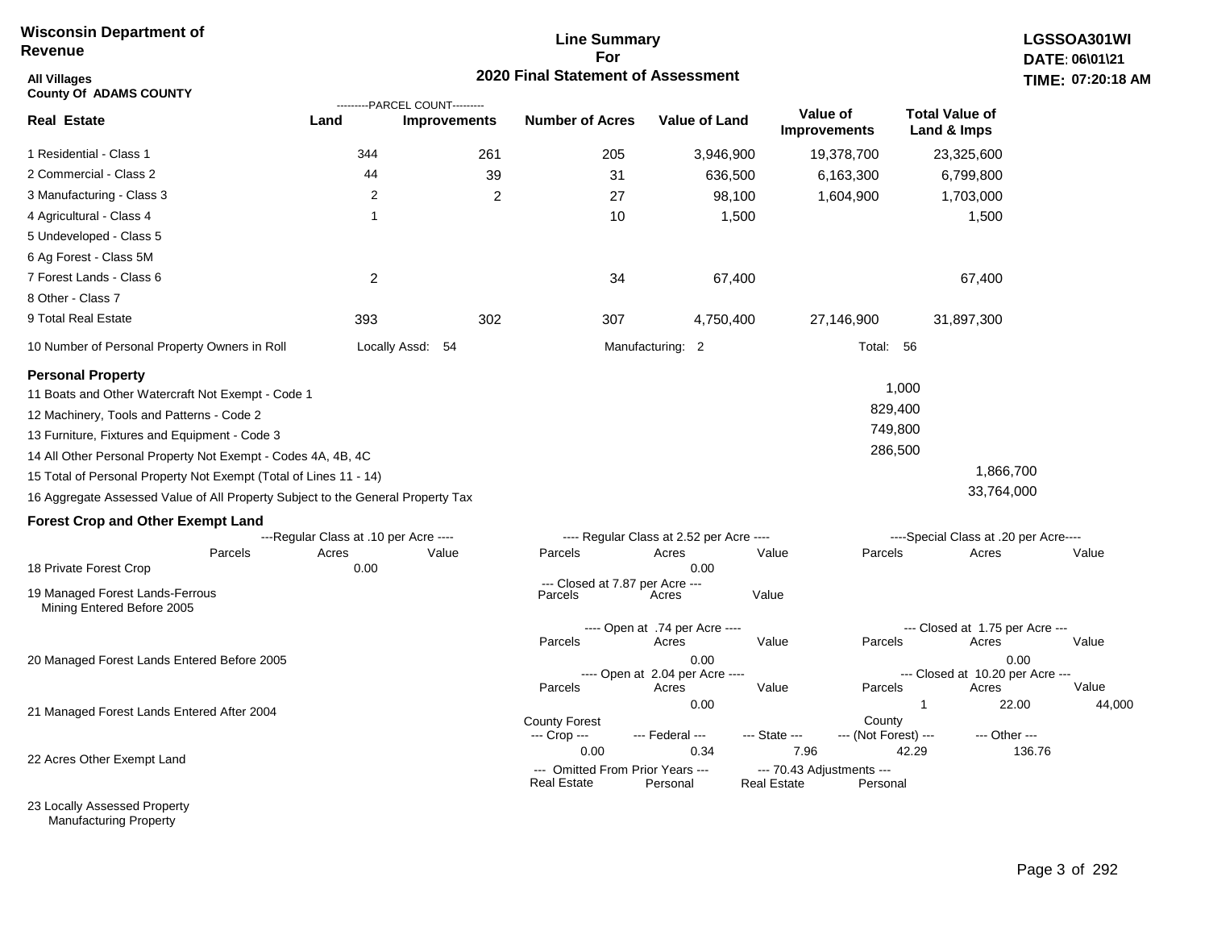**Wisconsin Department of Revenue**

**Line Summary For 2020 Final Statement of Assessment**

**LGSSOA301WI**
**DATE: 06\01\21**
**TIME: 07:20:18 AM**

**All Villages**
**County Of ADAMS COUNTY**

| Real Estate | Land (Parcel Count) | Improvements (Parcel Count) | Number of Acres | Value of Land | Value of Improvements | Total Value of Land & Imps |
|---|---|---|---|---|---|---|
| 1 Residential - Class 1 | 344 | 261 | 205 | 3,946,900 | 19,378,700 | 23,325,600 |
| 2 Commercial - Class 2 | 44 | 39 | 31 | 636,500 | 6,163,300 | 6,799,800 |
| 3 Manufacturing - Class 3 | 2 | 2 | 27 | 98,100 | 1,604,900 | 1,703,000 |
| 4 Agricultural - Class 4 | 1 | | 10 | 1,500 | | 1,500 |
| 5 Undeveloped - Class 5 | | | | | | |
| 6 Ag Forest - Class 5M | | | | | | |
| 7 Forest Lands - Class 6 | 2 | | 34 | 67,400 | | 67,400 |
| 8 Other - Class 7 | | | | | | |
| 9 Total Real Estate | 393 | 302 | 307 | 4,750,400 | 27,146,900 | 31,897,300 |

10 Number of Personal Property Owners in Roll — Locally Assd: 54 — Manufacturing: 2 — Total: 56

**Personal Property**

| | | |
|---|---|---|
| 11 Boats and Other Watercraft Not Exempt - Code 1 | 1,000 | |
| 12 Machinery, Tools and Patterns - Code 2 | 829,400 | |
| 13 Furniture, Fixtures and Equipment - Code 3 | 749,800 | |
| 14 All Other Personal Property Not Exempt - Codes 4A, 4B, 4C | 286,500 | |
| 15 Total of Personal Property Not Exempt (Total of Lines 11 - 14) | | 1,866,700 |
| 16 Aggregate Assessed Value of All Property Subject to the General Property Tax | | 33,764,000 |

**Forest Crop and Other Exempt Land**

| | Regular Class at .10 per Acre – Parcels | Acres | Value | Regular Class at 2.52 per Acre – Parcels | Acres | Value | Special Class at .20 per Acre – Parcels | Acres | Value |
|---|---|---|---|---|---|---|---|---|---|
| 18 Private Forest Crop | | 0.00 | | | 0.00 | | | | |

| | Closed at 7.87 per Acre – Parcels | Acres | Value |
|---|---|---|---|
| 19 Managed Forest Lands-Ferrous Mining Entered Before 2005 | | | |

| | Open at .74 per Acre – Parcels | Acres | Value | Closed at 1.75 per Acre – Parcels | Acres | Value |
|---|---|---|---|---|---|---|
| 20 Managed Forest Lands Entered Before 2005 | | 0.00 | | | 0.00 | |

| | Open at 2.04 per Acre – Parcels | Acres | Value | Closed at 10.20 per Acre – Parcels | Acres | Value |
|---|---|---|---|---|---|---|
| 21 Managed Forest Lands Entered After 2004 | | 0.00 | | 1 | 22.00 | 44,000 |

| | County Forest Crop | Federal | State | County (Not Forest) | Other |
|---|---|---|---|---|---|
| 22 Acres Other Exempt Land | 0.00 | 0.34 | 7.96 | 42.29 | 136.76 |

| | Omitted From Prior Years – Real Estate | Personal | 70.43 Adjustments – Real Estate | Personal |
|---|---|---|---|---|
| 23 Locally Assessed Property Manufacturing Property | | | | |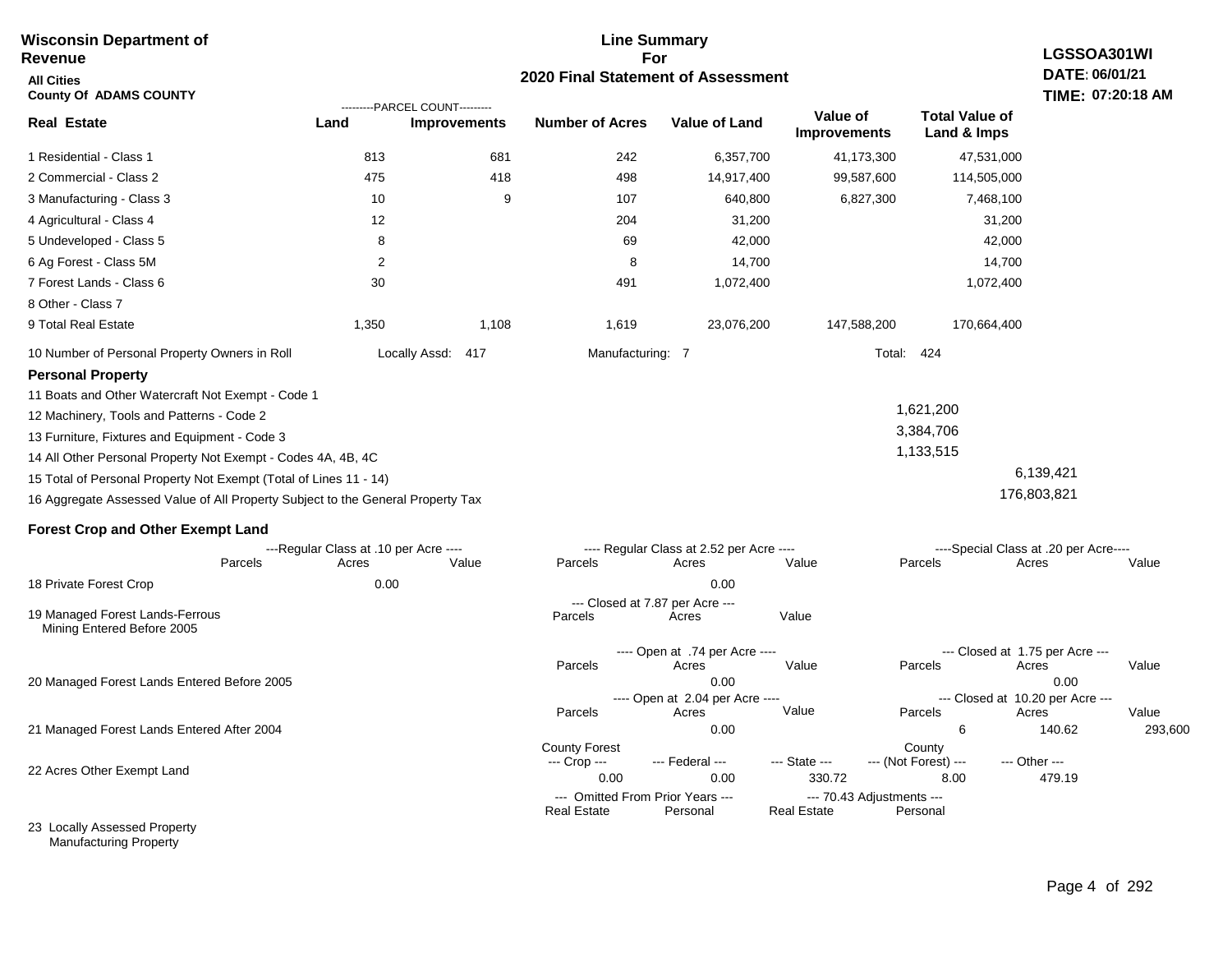**Wisconsin Department of Revenue**

**All Cities**

**County Of ADAMS COUNTY**

**Line Summary For 2020 Final Statement of Assessment**

**LGSSOA301WI**
**DATE: 06/01/21**
**TIME: 07:20:18 AM**

| Real Estate | Land (Parcel Count) | Improvements (Parcel Count) | Number of Acres | Value of Land | Value of Improvements | Total Value of Land & Imps |
|---|---|---|---|---|---|---|
| 1 Residential - Class 1 | 813 | 681 | 242 | 6,357,700 | 41,173,300 | 47,531,000 |
| 2 Commercial - Class 2 | 475 | 418 | 498 | 14,917,400 | 99,587,600 | 114,505,000 |
| 3 Manufacturing - Class 3 | 10 | 9 | 107 | 640,800 | 6,827,300 | 7,468,100 |
| 4 Agricultural - Class 4 | 12 | | 204 | 31,200 | | 31,200 |
| 5 Undeveloped - Class 5 | 8 | | 69 | 42,000 | | 42,000 |
| 6 Ag Forest - Class 5M | 2 | | 8 | 14,700 | | 14,700 |
| 7 Forest Lands - Class 6 | 30 | | 491 | 1,072,400 | | 1,072,400 |
| 8 Other - Class 7 | | | | | | |
| 9 Total Real Estate | 1,350 | 1,108 | 1,619 | 23,076,200 | 147,588,200 | 170,664,400 |

10 Number of Personal Property Owners in Roll — Locally Assd: 417 — Manufacturing: 7 — Total: 424

**Personal Property**

| Line | Value | Total |
|---|---|---|
| 11 Boats and Other Watercraft Not Exempt - Code 1 | | |
| 12 Machinery, Tools and Patterns - Code 2 | 1,621,200 | |
| 13 Furniture, Fixtures and Equipment - Code 3 | 3,384,706 | |
| 14 All Other Personal Property Not Exempt - Codes 4A, 4B, 4C | 1,133,515 | |
| 15 Total of Personal Property Not Exempt (Total of Lines 11 - 14) | | 6,139,421 |
| 16 Aggregate Assessed Value of All Property Subject to the General Property Tax | | 176,803,821 |

**Forest Crop and Other Exempt Land**

| | Regular Class at .10 per Acre Parcels | Acres | Value | Regular Class at 2.52 per Acre Parcels | Acres | Value | Special Class at .20 per Acre Parcels | Acres | Value |
|---|---|---|---|---|---|---|---|---|---|
| 18 Private Forest Crop | | 0.00 | | | 0.00 | | | | |

| | Closed at 7.87 per Acre Parcels | Acres | Value |
|---|---|---|---|
| 19 Managed Forest Lands-Ferrous Mining Entered Before 2005 | | | |

| | Open at .74 per Acre Parcels | Acres | Value | Closed at 1.75 per Acre Parcels | Acres | Value |
|---|---|---|---|---|---|---|
| 20 Managed Forest Lands Entered Before 2005 | | 0.00 | | | 0.00 | |

| | Open at 2.04 per Acre Parcels | Acres | Value | Closed at 10.20 per Acre Parcels | Acres | Value |
|---|---|---|---|---|---|---|
| 21 Managed Forest Lands Entered After 2004 | | 0.00 | | 6 | 140.62 | 293,600 |

| | County Forest Crop | Federal | State | County (Not Forest) | Other |
|---|---|---|---|---|---|
| 22 Acres Other Exempt Land | 0.00 | 0.00 | 330.72 | 8.00 | 479.19 |

| | Omitted From Prior Years Real Estate | Personal | 70.43 Adjustments Real Estate | Personal |
|---|---|---|---|---|
| 23 Locally Assessed Property | | | | |
| Manufacturing Property | | | | |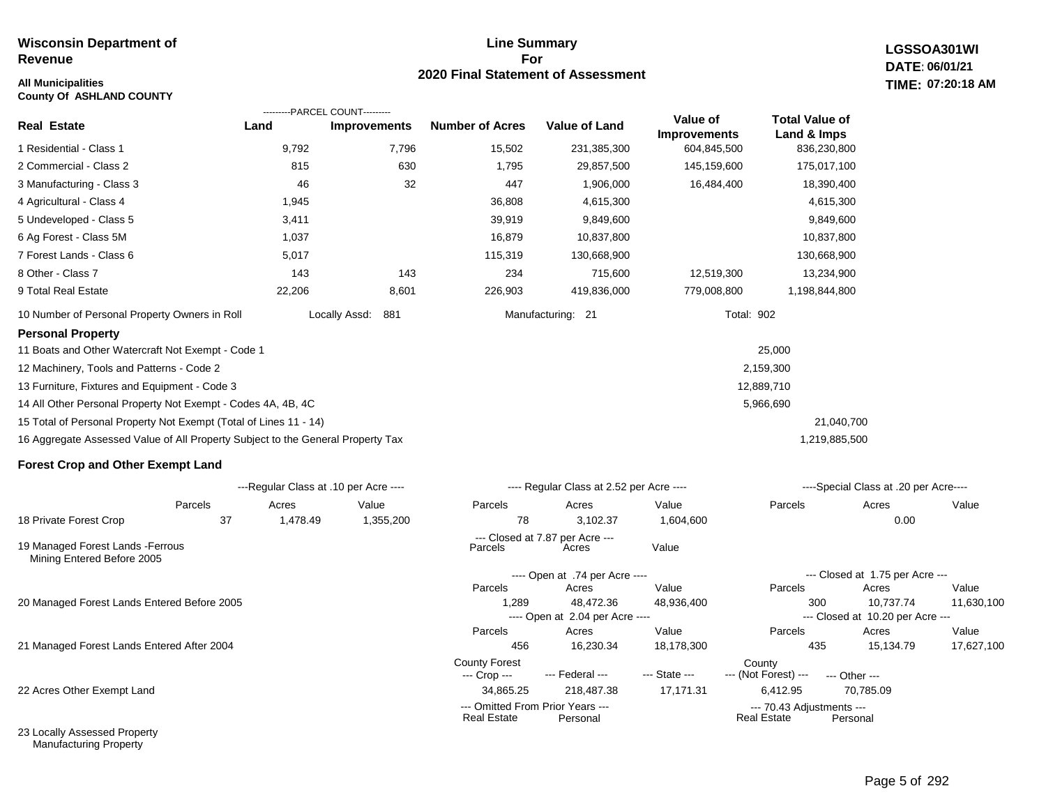**Wisconsin Department of Revenue**

**All Municipalities**
**County Of ASHLAND COUNTY**

## Line Summary For 2020 Final Statement of Assessment

**LGSSOA301WI**
**DATE: 06/01/21**
**TIME: 07:20:18 AM**

| Real Estate | PARCEL COUNT Land | PARCEL COUNT Improvements | Number of Acres | Value of Land | Value of Improvements | Total Value of Land & Imps |
|---|---|---|---|---|---|---|
| 1 Residential - Class 1 | 9,792 | 7,796 | 15,502 | 231,385,300 | 604,845,500 | 836,230,800 |
| 2 Commercial - Class 2 | 815 | 630 | 1,795 | 29,857,500 | 145,159,600 | 175,017,100 |
| 3 Manufacturing - Class 3 | 46 | 32 | 447 | 1,906,000 | 16,484,400 | 18,390,400 |
| 4 Agricultural - Class 4 | 1,945 | | 36,808 | 4,615,300 | | 4,615,300 |
| 5 Undeveloped - Class 5 | 3,411 | | 39,919 | 9,849,600 | | 9,849,600 |
| 6 Ag Forest - Class 5M | 1,037 | | 16,879 | 10,837,800 | | 10,837,800 |
| 7 Forest Lands - Class 6 | 5,017 | | 115,319 | 130,668,900 | | 130,668,900 |
| 8 Other - Class 7 | 143 | 143 | 234 | 715,600 | 12,519,300 | 13,234,900 |
| 9 Total Real Estate | 22,206 | 8,601 | 226,903 | 419,836,000 | 779,008,800 | 1,198,844,800 |

10 Number of Personal Property Owners in Roll — Locally Assd: 881 — Manufacturing: 21 — Total: 902

### Personal Property

| | | |
|---|---|---|
| 11 Boats and Other Watercraft Not Exempt - Code 1 | 25,000 | |
| 12 Machinery, Tools and Patterns - Code 2 | 2,159,300 | |
| 13 Furniture, Fixtures and Equipment - Code 3 | 12,889,710 | |
| 14 All Other Personal Property Not Exempt - Codes 4A, 4B, 4C | 5,966,690 | |
| 15 Total of Personal Property Not Exempt (Total of Lines 11 - 14) | | 21,040,700 |
| 16 Aggregate Assessed Value of All Property Subject to the General Property Tax | | 1,219,885,500 |

### Forest Crop and Other Exempt Land

| | Regular Class at .10 per Acre Parcels | Acres | Value | Regular Class at 2.52 per Acre Parcels | Acres | Value | Special Class at .20 per Acre Parcels | Acres | Value |
|---|---|---|---|---|---|---|---|---|---|
| 18 Private Forest Crop | 37 | 1,478.49 | 1,355,200 | 78 | 3,102.37 | 1,604,600 | | 0.00 | |

| | Closed at 7.87 per Acre Parcels | Acres | Value | | | |
|---|---|---|---|---|---|---|
| 19 Managed Forest Lands -Ferrous Mining Entered Before 2005 | | | | | | |
| | **Open at .74 per Acre** Parcels | Acres | Value | **Closed at 1.75 per Acre** Parcels | Acres | Value |
| 20 Managed Forest Lands Entered Before 2005 | 1,289 | 48,472.36 | 48,936,400 | 300 | 10,737.74 | 11,630,100 |
| | **Open at 2.04 per Acre** Parcels | Acres | Value | **Closed at 10.20 per Acre** Parcels | Acres | Value |
| 21 Managed Forest Lands Entered After 2004 | 456 | 16,230.34 | 18,178,300 | 435 | 15,134.79 | 17,627,100 |

| | County Forest --- Crop --- | --- Federal --- | --- State --- | County --- (Not Forest) --- | --- Other --- |
|---|---|---|---|---|---|
| 22 Acres Other Exempt Land | 34,865.25 | 218,487.38 | 17,171.31 | 6,412.95 | 70,785.09 |

| | Omitted From Prior Years --- Real Estate | Personal | 70.43 Adjustments --- Real Estate | Personal |
|---|---|---|---|---|
| 23 Locally Assessed Property | | | | |
| Manufacturing Property | | | | |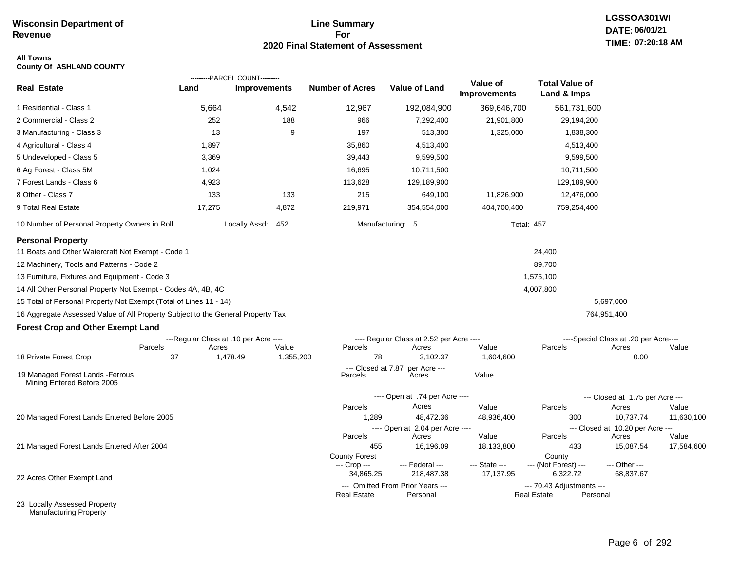**Wisconsin Department of Revenue**

# Line Summary For 2020 Final Statement of Assessment

LGSSOA301WI
DATE: 06/01/21
TIME: 07:20:18 AM

**All Towns**
**County Of ASHLAND COUNTY**

| Real Estate | PARCEL COUNT Land | PARCEL COUNT Improvements | Number of Acres | Value of Land | Value of Improvements | Total Value of Land & Imps |
|---|---|---|---|---|---|---|
| 1 Residential - Class 1 | 5,664 | 4,542 | 12,967 | 192,084,900 | 369,646,700 | 561,731,600 |
| 2 Commercial - Class 2 | 252 | 188 | 966 | 7,292,400 | 21,901,800 | 29,194,200 |
| 3 Manufacturing - Class 3 | 13 | 9 | 197 | 513,300 | 1,325,000 | 1,838,300 |
| 4 Agricultural - Class 4 | 1,897 | | 35,860 | 4,513,400 | | 4,513,400 |
| 5 Undeveloped - Class 5 | 3,369 | | 39,443 | 9,599,500 | | 9,599,500 |
| 6 Ag Forest - Class 5M | 1,024 | | 16,695 | 10,711,500 | | 10,711,500 |
| 7 Forest Lands - Class 6 | 4,923 | | 113,628 | 129,189,900 | | 129,189,900 |
| 8 Other - Class 7 | 133 | 133 | 215 | 649,100 | 11,826,900 | 12,476,000 |
| 9 Total Real Estate | 17,275 | 4,872 | 219,971 | 354,554,000 | 404,700,400 | 759,254,400 |

10 Number of Personal Property Owners in Roll — Locally Assd: 452 — Manufacturing: 5 — Total: 457

## Personal Property

| | | |
|---|---|---|
| 11 Boats and Other Watercraft Not Exempt - Code 1 | 24,400 | |
| 12 Machinery, Tools and Patterns - Code 2 | 89,700 | |
| 13 Furniture, Fixtures and Equipment - Code 3 | 1,575,100 | |
| 14 All Other Personal Property Not Exempt - Codes 4A, 4B, 4C | 4,007,800 | |
| 15 Total of Personal Property Not Exempt (Total of Lines 11 - 14) | | 5,697,000 |
| 16 Aggregate Assessed Value of All Property Subject to the General Property Tax | | 764,951,400 |

## Forest Crop and Other Exempt Land

| | Regular Class at .10 per Acre Parcels | Acres | Value | Regular Class at 2.52 per Acre Parcels | Acres | Value | Special Class at .20 per Acre Parcels | Acres | Value |
|---|---|---|---|---|---|---|---|---|---|
| 18 Private Forest Crop | 37 | 1,478.49 | 1,355,200 | 78 | 3,102.37 | 1,604,600 | | 0.00 | |

| | Closed at 7.87 per Acre Parcels | Acres | Value |
|---|---|---|---|
| 19 Managed Forest Lands -Ferrous Mining Entered Before 2005 | | | |

| | Open at .74 per Acre Parcels | Acres | Value | Closed at 1.75 per Acre Parcels | Acres | Value |
|---|---|---|---|---|---|---|
| 20 Managed Forest Lands Entered Before 2005 | 1,289 | 48,472.36 | 48,936,400 | 300 | 10,737.74 | 11,630,100 |

| | Open at 2.04 per Acre Parcels | Acres | Value | Closed at 10.20 per Acre Parcels | Acres | Value |
|---|---|---|---|---|---|---|
| 21 Managed Forest Lands Entered After 2004 | 455 | 16,196.09 | 18,133,800 | 433 | 15,087.54 | 17,584,600 |

| | County Forest --- Crop --- | --- Federal --- | --- State --- | County --- (Not Forest) --- | --- Other --- |
|---|---|---|---|---|---|
| 22 Acres Other Exempt Land | 34,865.25 | 218,487.38 | 17,137.95 | 6,322.72 | 68,837.67 |

| | Omitted From Prior Years Real Estate | Personal | 70.43 Adjustments Real Estate | Personal |
|---|---|---|---|---|
| 23 Locally Assessed Property | | | | |
| Manufacturing Property | | | | |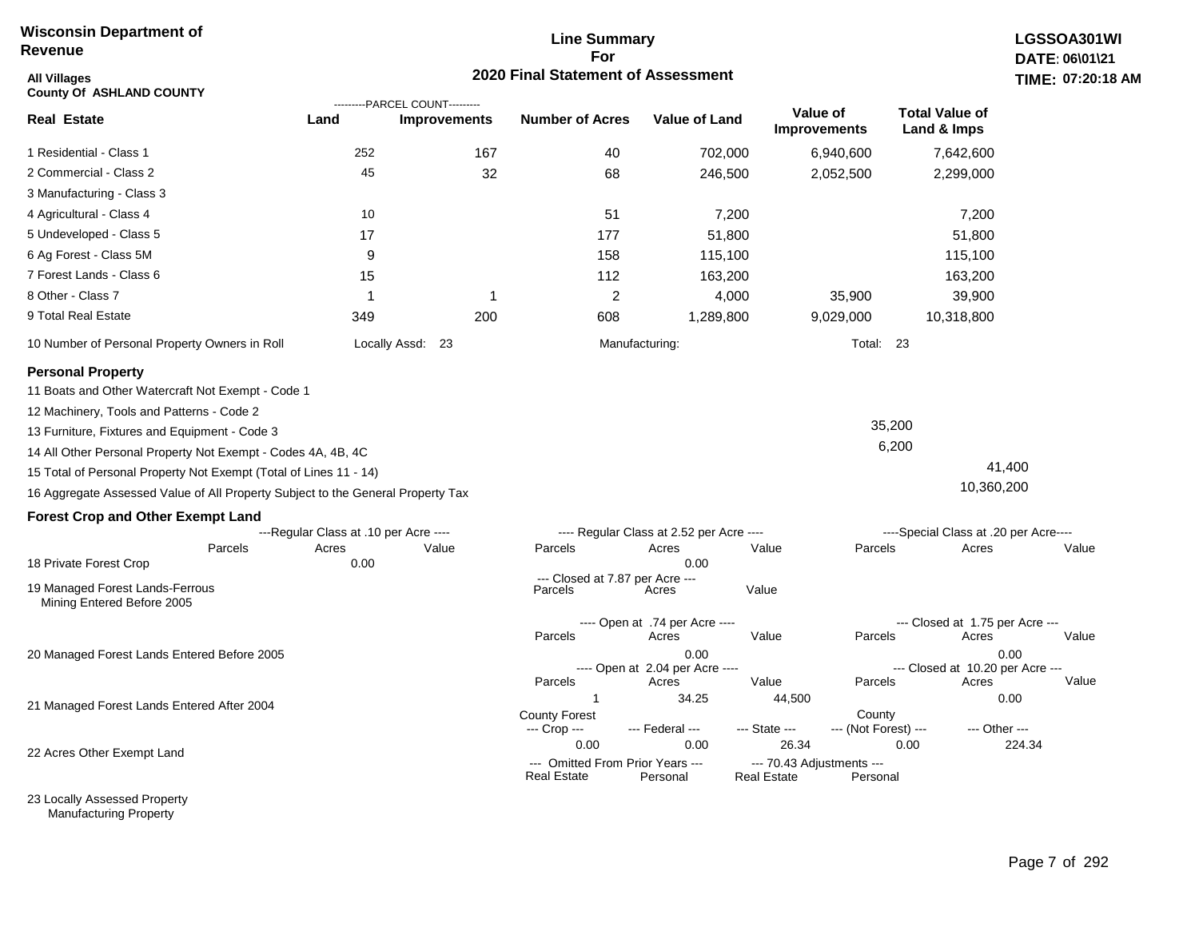**Wisconsin Department of Revenue**

**Line Summary For 2020 Final Statement of Assessment**

**LGSSOA301WI**
**DATE: 06\01\21**
**TIME: 07:20:18 AM**

**All Villages**
**County Of ASHLAND COUNTY**

| Real Estate | Land (Parcel Count) | Improvements (Parcel Count) | Number of Acres | Value of Land | Value of Improvements | Total Value of Land & Imps |
|---|---|---|---|---|---|---|
| 1 Residential - Class 1 | 252 | 167 | 40 | 702,000 | 6,940,600 | 7,642,600 |
| 2 Commercial - Class 2 | 45 | 32 | 68 | 246,500 | 2,052,500 | 2,299,000 |
| 3 Manufacturing - Class 3 | | | | | | |
| 4 Agricultural - Class 4 | 10 | | 51 | 7,200 | | 7,200 |
| 5 Undeveloped - Class 5 | 17 | | 177 | 51,800 | | 51,800 |
| 6 Ag Forest - Class 5M | 9 | | 158 | 115,100 | | 115,100 |
| 7 Forest Lands - Class 6 | 15 | | 112 | 163,200 | | 163,200 |
| 8 Other - Class 7 | 1 | 1 | 2 | 4,000 | 35,900 | 39,900 |
| 9 Total Real Estate | 349 | 200 | 608 | 1,289,800 | 9,029,000 | 10,318,800 |

10 Number of Personal Property Owners in Roll — Locally Assd: 23 — Manufacturing: — Total: 23

**Personal Property**

| | | |
|---|---|---|
| 11 Boats and Other Watercraft Not Exempt - Code 1 | | |
| 12 Machinery, Tools and Patterns - Code 2 | | |
| 13 Furniture, Fixtures and Equipment - Code 3 | 35,200 | |
| 14 All Other Personal Property Not Exempt - Codes 4A, 4B, 4C | 6,200 | |
| 15 Total of Personal Property Not Exempt (Total of Lines 11 - 14) | | 41,400 |
| 16 Aggregate Assessed Value of All Property Subject to the General Property Tax | | 10,360,200 |

**Forest Crop and Other Exempt Land**

| | Regular Class at .10 per Acre — Parcels | Acres | Value | Regular Class at 2.52 per Acre — Parcels | Acres | Value | Special Class at .20 per Acre — Parcels | Acres | Value |
|---|---|---|---|---|---|---|---|---|---|
| 18 Private Forest Crop | | 0.00 | | | 0.00 | | | | |

| | Closed at 7.87 per Acre — Parcels | Acres | Value |
|---|---|---|---|
| 19 Managed Forest Lands-Ferrous Mining Entered Before 2005 | | | |

| | Open at .74 per Acre — Parcels | Acres | Value | Closed at 1.75 per Acre — Parcels | Acres | Value |
|---|---|---|---|---|---|---|
| 20 Managed Forest Lands Entered Before 2005 | | 0.00 | | | 0.00 | |

| | Open at 2.04 per Acre — Parcels | Acres | Value | Closed at 10.20 per Acre — Parcels | Acres | Value |
|---|---|---|---|---|---|---|
| 21 Managed Forest Lands Entered After 2004 | 1 | 34.25 | 44,500 | | 0.00 | |

| | County Forest --- Crop --- | --- Federal --- | --- State --- | County --- (Not Forest) --- | --- Other --- |
|---|---|---|---|---|---|
| 22 Acres Other Exempt Land | 0.00 | 0.00 | 26.34 | 0.00 | 224.34 |

| | Omitted From Prior Years — Real Estate | Personal | 70.43 Adjustments — Real Estate | Personal |
|---|---|---|---|---|
| 23 Locally Assessed Property | | | | |
| Manufacturing Property | | | | |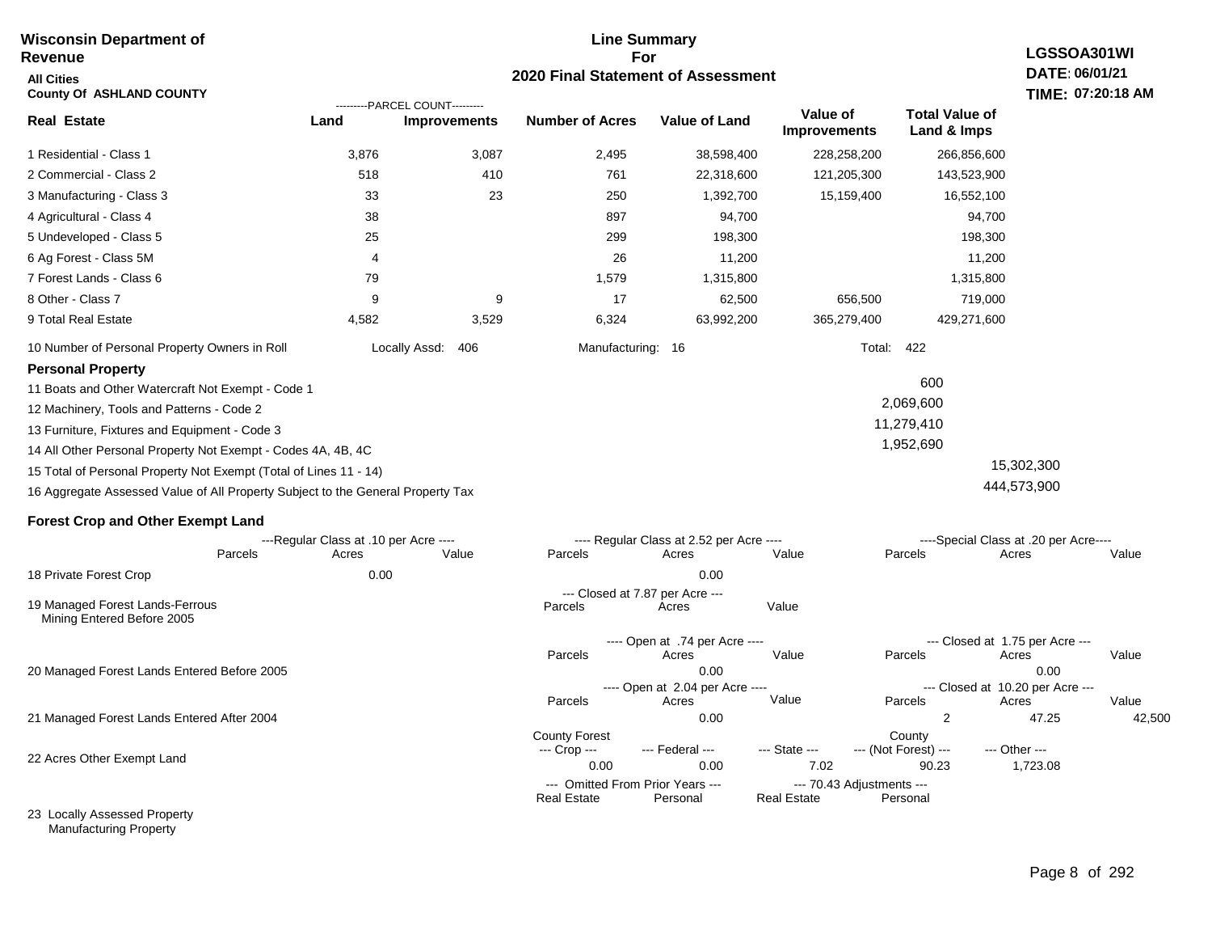**Wisconsin Department of Revenue**

**All Cities**

**County Of ASHLAND COUNTY**

## Line Summary For 2020 Final Statement of Assessment

**LGSSOA301WI**
**DATE: 06/01/21**
**TIME: 07:20:18 AM**

| Real Estate | Land (Parcel Count) | Improvements (Parcel Count) | Number of Acres | Value of Land | Value of Improvements | Total Value of Land & Imps |
|---|---|---|---|---|---|---|
| 1 Residential - Class 1 | 3,876 | 3,087 | 2,495 | 38,598,400 | 228,258,200 | 266,856,600 |
| 2 Commercial - Class 2 | 518 | 410 | 761 | 22,318,600 | 121,205,300 | 143,523,900 |
| 3 Manufacturing - Class 3 | 33 | 23 | 250 | 1,392,700 | 15,159,400 | 16,552,100 |
| 4 Agricultural - Class 4 | 38 | | 897 | 94,700 | | 94,700 |
| 5 Undeveloped - Class 5 | 25 | | 299 | 198,300 | | 198,300 |
| 6 Ag Forest - Class 5M | 4 | | 26 | 11,200 | | 11,200 |
| 7 Forest Lands - Class 6 | 79 | | 1,579 | 1,315,800 | | 1,315,800 |
| 8 Other - Class 7 | 9 | 9 | 17 | 62,500 | 656,500 | 719,000 |
| 9 Total Real Estate | 4,582 | 3,529 | 6,324 | 63,992,200 | 365,279,400 | 429,271,600 |

10 Number of Personal Property Owners in Roll — Locally Assd: 406 — Manufacturing: 16 — Total: 422

**Personal Property**

| | | |
|---|---|---|
| 11 Boats and Other Watercraft Not Exempt - Code 1 | 600 | |
| 12 Machinery, Tools and Patterns - Code 2 | 2,069,600 | |
| 13 Furniture, Fixtures and Equipment - Code 3 | 11,279,410 | |
| 14 All Other Personal Property Not Exempt - Codes 4A, 4B, 4C | 1,952,690 | |
| 15 Total of Personal Property Not Exempt (Total of Lines 11 - 14) | | 15,302,300 |
| 16 Aggregate Assessed Value of All Property Subject to the General Property Tax | | 444,573,900 |

**Forest Crop and Other Exempt Land**

| | Regular Class at .10 per Acre – Parcels | Acres | Value | Regular Class at 2.52 per Acre – Parcels | Acres | Value | Special Class at .20 per Acre – Parcels | Acres | Value |
|---|---|---|---|---|---|---|---|---|---|
| 18 Private Forest Crop | | 0.00 | | | 0.00 | | | | |

| | Closed at 7.87 per Acre – Parcels | Acres | Value |
|---|---|---|---|
| 19 Managed Forest Lands-Ferrous Mining Entered Before 2005 | | | |

| | Open at .74 per Acre – Parcels | Acres | Value | Closed at 1.75 per Acre – Parcels | Acres | Value |
|---|---|---|---|---|---|---|
| 20 Managed Forest Lands Entered Before 2005 | | 0.00 | | | 0.00 | |

| | Open at 2.04 per Acre – Parcels | Acres | Value | Closed at 10.20 per Acre – Parcels | Acres | Value |
|---|---|---|---|---|---|---|
| 21 Managed Forest Lands Entered After 2004 | | 0.00 | | 2 | 47.25 | 42,500 |

| | County Forest Crop | Federal | State | County (Not Forest) | Other |
|---|---|---|---|---|---|
| 22 Acres Other Exempt Land | 0.00 | 0.00 | 7.02 | 90.23 | 1,723.08 |

| | Omitted From Prior Years – Real Estate | Personal | 70.43 Adjustments – Real Estate | Personal |
|---|---|---|---|---|
| 23 Locally Assessed Property | | | | |
| Manufacturing Property | | | | |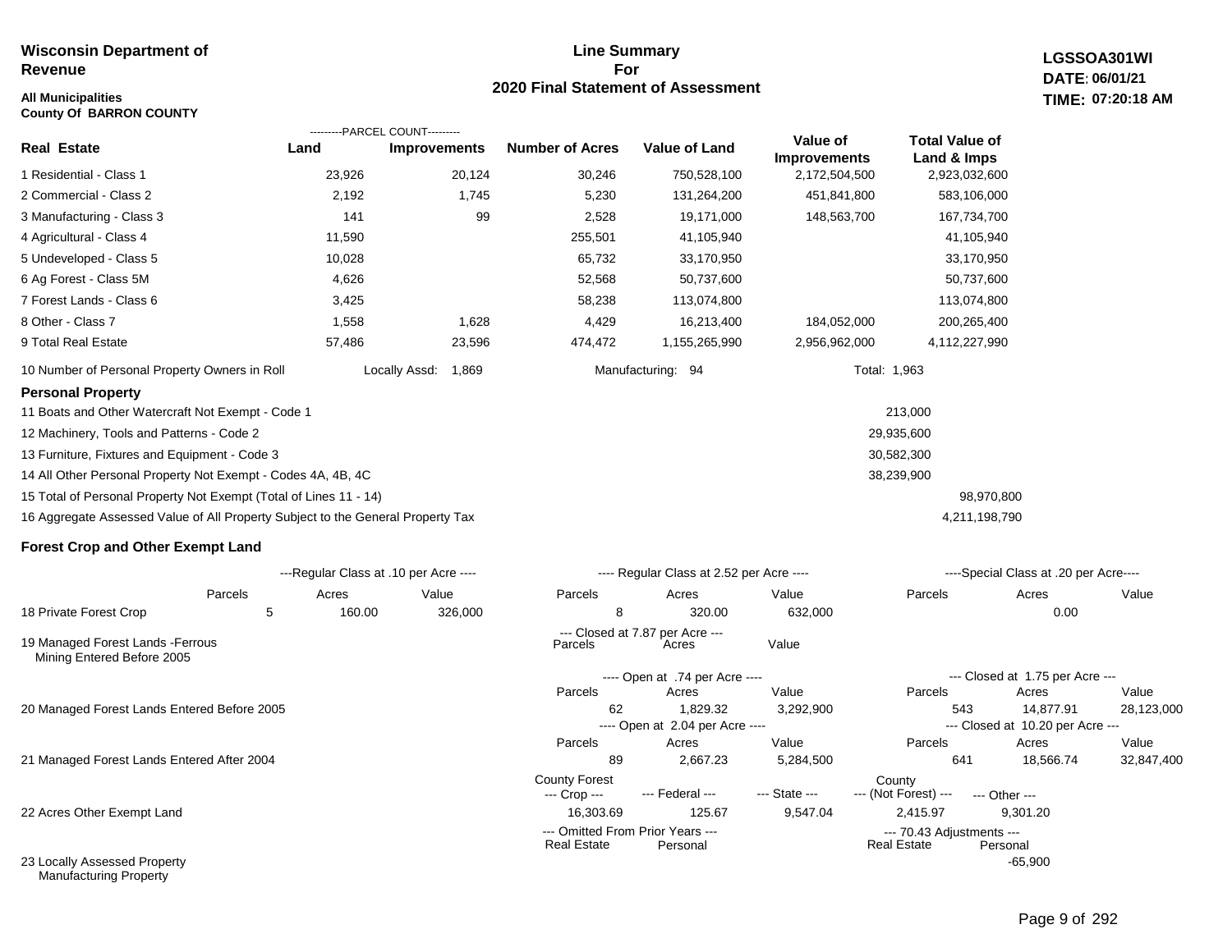**Wisconsin Department of Revenue**

**All Municipalities**
**County Of BARRON COUNTY**

## Line Summary For 2020 Final Statement of Assessment

**LGSSOA301WI**
**DATE: 06/01/21**
**TIME: 07:20:18 AM**

| Real Estate | Parcel Count - Land | Parcel Count - Improvements | Number of Acres | Value of Land | Value of Improvements | Total Value of Land & Imps |
|---|---|---|---|---|---|---|
| 1 Residential - Class 1 | 23,926 | 20,124 | 30,246 | 750,528,100 | 2,172,504,500 | 2,923,032,600 |
| 2 Commercial - Class 2 | 2,192 | 1,745 | 5,230 | 131,264,200 | 451,841,800 | 583,106,000 |
| 3 Manufacturing - Class 3 | 141 | 99 | 2,528 | 19,171,000 | 148,563,700 | 167,734,700 |
| 4 Agricultural - Class 4 | 11,590 | | 255,501 | 41,105,940 | | 41,105,940 |
| 5 Undeveloped - Class 5 | 10,028 | | 65,732 | 33,170,950 | | 33,170,950 |
| 6 Ag Forest - Class 5M | 4,626 | | 52,568 | 50,737,600 | | 50,737,600 |
| 7 Forest Lands - Class 6 | 3,425 | | 58,238 | 113,074,800 | | 113,074,800 |
| 8 Other - Class 7 | 1,558 | 1,628 | 4,429 | 16,213,400 | 184,052,000 | 200,265,400 |
| 9 Total Real Estate | 57,486 | 23,596 | 474,472 | 1,155,265,990 | 2,956,962,000 | 4,112,227,990 |

10 Number of Personal Property Owners in Roll — Locally Assd: 1,869 — Manufacturing: 94 — Total: 1,963

### Personal Property

| | | |
|---|---|---|
| 11 Boats and Other Watercraft Not Exempt - Code 1 | 213,000 | |
| 12 Machinery, Tools and Patterns - Code 2 | 29,935,600 | |
| 13 Furniture, Fixtures and Equipment - Code 3 | 30,582,300 | |
| 14 All Other Personal Property Not Exempt - Codes 4A, 4B, 4C | 38,239,900 | |
| 15 Total of Personal Property Not Exempt (Total of Lines 11 - 14) | | 98,970,800 |
| 16 Aggregate Assessed Value of All Property Subject to the General Property Tax | | 4,211,198,790 |

### Forest Crop and Other Exempt Land

| | Regular Class at .10 per Acre - Parcels | Acres | Value | Regular Class at 2.52 per Acre - Parcels | Acres | Value | Special Class at .20 per Acre - Parcels | Acres | Value |
|---|---|---|---|---|---|---|---|---|---|
| 18 Private Forest Crop | 5 | 160.00 | 326,000 | 8 | 320.00 | 632,000 | | 0.00 | |

| | Closed at 7.87 per Acre - Parcels | Acres | Value |
|---|---|---|---|
| 19 Managed Forest Lands -Ferrous Mining Entered Before 2005 | | | |

| | Open - Parcels | Acres | Value | Closed - Parcels | Acres | Value |
|---|---|---|---|---|---|---|
| 20 Managed Forest Lands Entered Before 2005 (Open at .74 per Acre / Closed at 1.75 per Acre) | 62 | 1,829.32 | 3,292,900 | 543 | 14,877.91 | 28,123,000 |
| 21 Managed Forest Lands Entered After 2004 (Open at 2.04 per Acre / Closed at 10.20 per Acre) | 89 | 2,667.23 | 5,284,500 | 641 | 18,566.74 | 32,847,400 |

| | County Forest --- Crop --- | --- Federal --- | --- State --- | County --- (Not Forest) --- | --- Other --- |
|---|---|---|---|---|---|
| 22 Acres Other Exempt Land | 16,303.69 | 125.67 | 9,547.04 | 2,415.97 | 9,301.20 |

| | Omitted From Prior Years - Real Estate | Personal | 70.43 Adjustments - Real Estate | Personal |
|---|---|---|---|---|
| 23 Locally Assessed Property Manufacturing Property | | | | -65,900 |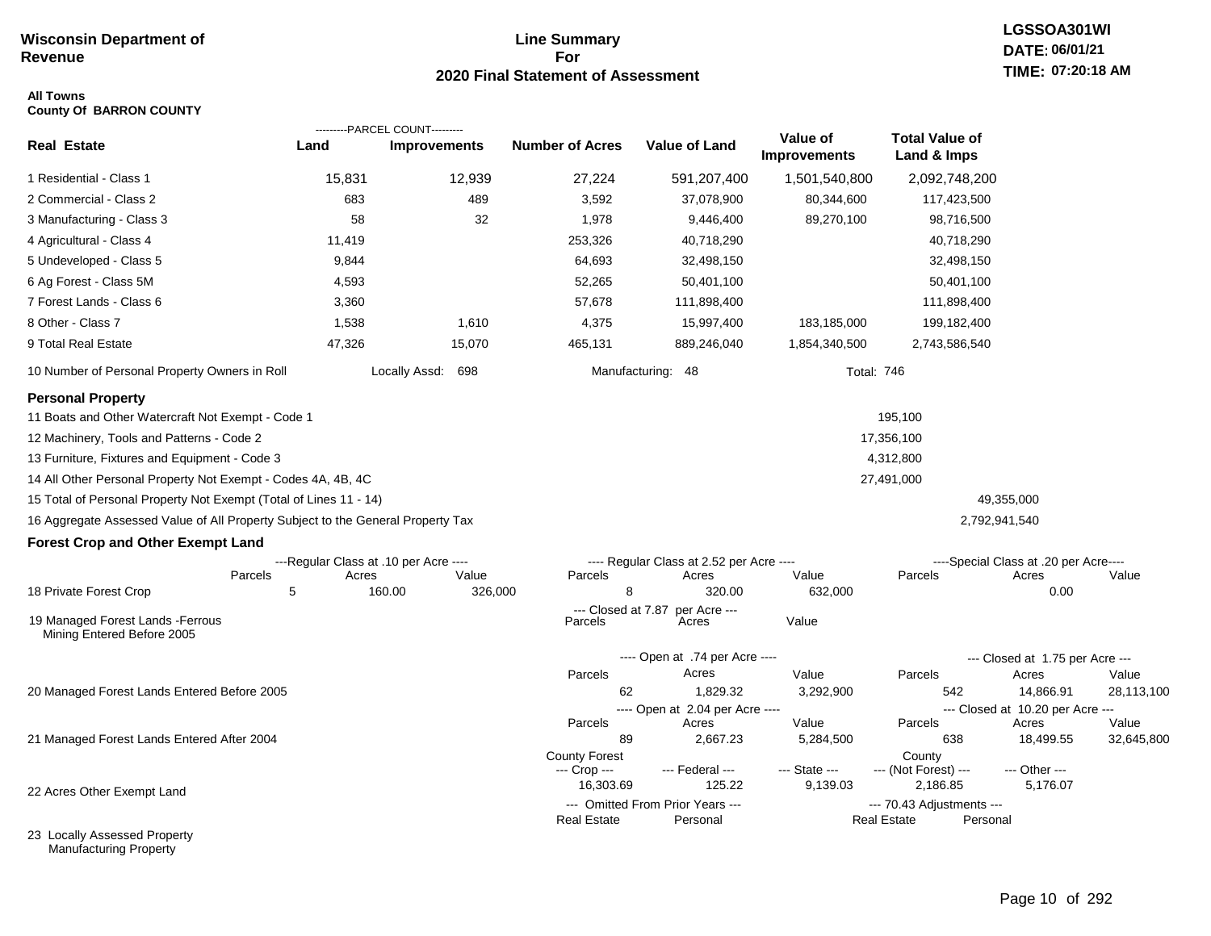**Wisconsin Department of Revenue**

# Line Summary For 2020 Final Statement of Assessment

LGSSOA301WI
DATE: 06/01/21
TIME: 07:20:18 AM

**All Towns**
**County Of BARRON COUNTY**

| Real Estate | PARCEL COUNT Land | PARCEL COUNT Improvements | Number of Acres | Value of Land | Value of Improvements | Total Value of Land & Imps |
|---|---|---|---|---|---|---|
| 1 Residential - Class 1 | 15,831 | 12,939 | 27,224 | 591,207,400 | 1,501,540,800 | 2,092,748,200 |
| 2 Commercial - Class 2 | 683 | 489 | 3,592 | 37,078,900 | 80,344,600 | 117,423,500 |
| 3 Manufacturing - Class 3 | 58 | 32 | 1,978 | 9,446,400 | 89,270,100 | 98,716,500 |
| 4 Agricultural - Class 4 | 11,419 | | 253,326 | 40,718,290 | | 40,718,290 |
| 5 Undeveloped - Class 5 | 9,844 | | 64,693 | 32,498,150 | | 32,498,150 |
| 6 Ag Forest - Class 5M | 4,593 | | 52,265 | 50,401,100 | | 50,401,100 |
| 7 Forest Lands - Class 6 | 3,360 | | 57,678 | 111,898,400 | | 111,898,400 |
| 8 Other - Class 7 | 1,538 | 1,610 | 4,375 | 15,997,400 | 183,185,000 | 199,182,400 |
| 9 Total Real Estate | 47,326 | 15,070 | 465,131 | 889,246,040 | 1,854,340,500 | 2,743,586,540 |

10 Number of Personal Property Owners in Roll — Locally Assd: 698 — Manufacturing: 48 — Total: 746

## Personal Property

| | | |
|---|---|---|
| 11 Boats and Other Watercraft Not Exempt - Code 1 | 195,100 | |
| 12 Machinery, Tools and Patterns - Code 2 | 17,356,100 | |
| 13 Furniture, Fixtures and Equipment - Code 3 | 4,312,800 | |
| 14 All Other Personal Property Not Exempt - Codes 4A, 4B, 4C | 27,491,000 | |
| 15 Total of Personal Property Not Exempt (Total of Lines 11 - 14) | | 49,355,000 |
| 16 Aggregate Assessed Value of All Property Subject to the General Property Tax | | 2,792,941,540 |

## Forest Crop and Other Exempt Land

| | Regular Class at .10 per Acre Parcels | Acres | Value | Regular Class at 2.52 per Acre Parcels | Acres | Value | Special Class at .20 per Acre Parcels | Acres | Value |
|---|---|---|---|---|---|---|---|---|---|
| 18 Private Forest Crop | 5 | 160.00 | 326,000 | 8 | 320.00 | 632,000 | | 0.00 | |

| | Closed at 7.87 per Acre Parcels | Acres | Value |
|---|---|---|---|
| 19 Managed Forest Lands -Ferrous Mining Entered Before 2005 | | | |

| | Open Parcels | Open Acres | Open Value | Closed Parcels | Closed Acres | Closed Value |
|---|---|---|---|---|---|---|
| 20 Managed Forest Lands Entered Before 2005 (Open at .74 per Acre / Closed at 1.75 per Acre) | 62 | 1,829.32 | 3,292,900 | 542 | 14,866.91 | 28,113,100 |
| 21 Managed Forest Lands Entered After 2004 (Open at 2.04 per Acre / Closed at 10.20 per Acre) | 89 | 2,667.23 | 5,284,500 | 638 | 18,499.55 | 32,645,800 |

| | County Forest --- Crop --- | --- Federal --- | --- State --- | County --- (Not Forest) --- | --- Other --- |
|---|---|---|---|---|---|
| 22 Acres Other Exempt Land | 16,303.69 | 125.22 | 9,139.03 | 2,186.85 | 5,176.07 |

| | Omitted From Prior Years Real Estate | Omitted From Prior Years Personal | 70.43 Adjustments Real Estate | 70.43 Adjustments Personal |
|---|---|---|---|---|
| 23 Locally Assessed Property | | | | |
| Manufacturing Property | | | | |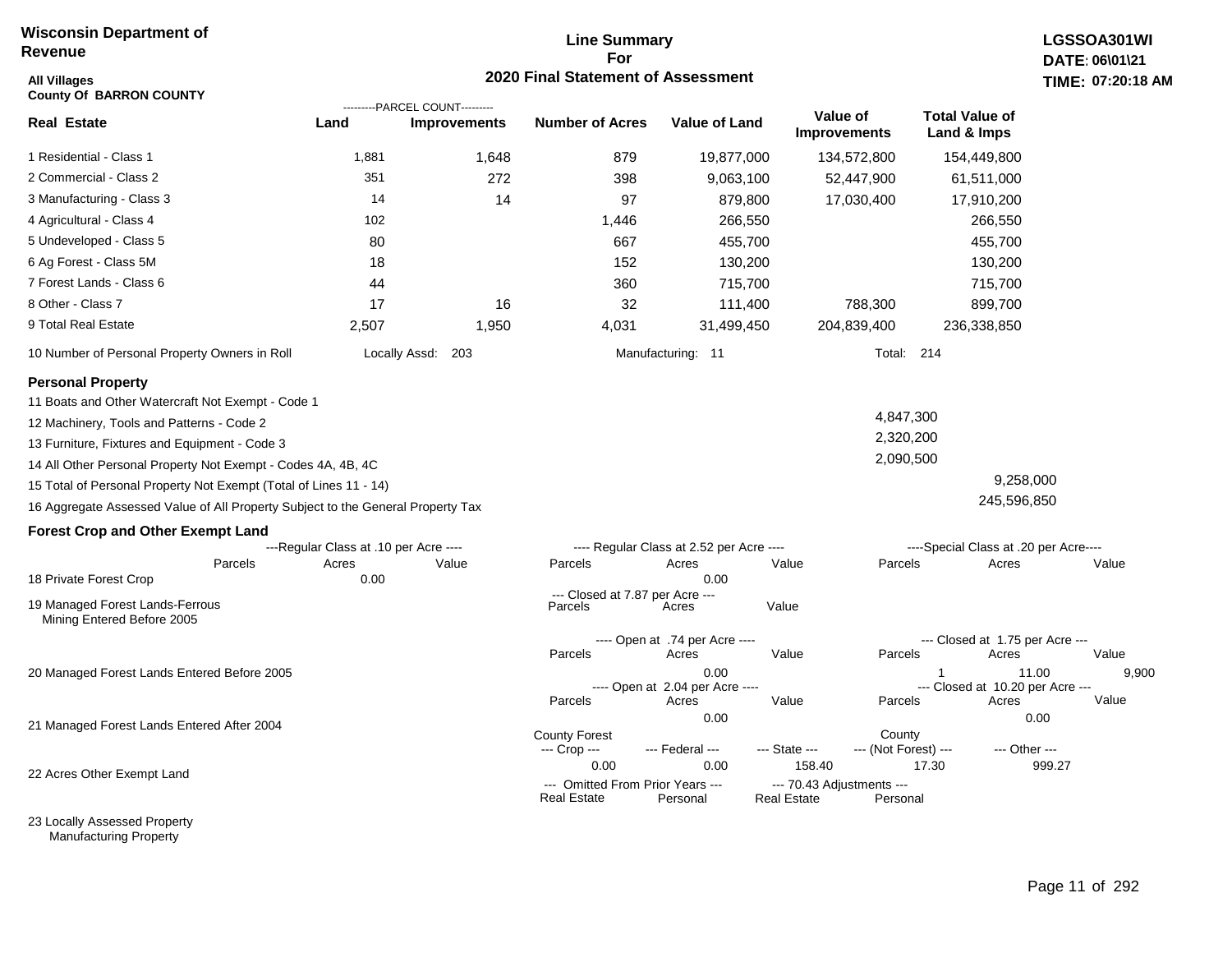**Wisconsin Department of Revenue**

**Line Summary For 2020 Final Statement of Assessment**

**LGSSOA301WI**
**DATE: 06\01\21**
**TIME: 07:20:18 AM**

**All Villages**
**County Of BARRON COUNTY**

| Real Estate | Land (Parcel Count) | Improvements (Parcel Count) | Number of Acres | Value of Land | Value of Improvements | Total Value of Land & Imps |
|---|---|---|---|---|---|---|
| 1 Residential - Class 1 | 1,881 | 1,648 | 879 | 19,877,000 | 134,572,800 | 154,449,800 |
| 2 Commercial - Class 2 | 351 | 272 | 398 | 9,063,100 | 52,447,900 | 61,511,000 |
| 3 Manufacturing - Class 3 | 14 | 14 | 97 | 879,800 | 17,030,400 | 17,910,200 |
| 4 Agricultural - Class 4 | 102 | | 1,446 | 266,550 | | 266,550 |
| 5 Undeveloped - Class 5 | 80 | | 667 | 455,700 | | 455,700 |
| 6 Ag Forest - Class 5M | 18 | | 152 | 130,200 | | 130,200 |
| 7 Forest Lands - Class 6 | 44 | | 360 | 715,700 | | 715,700 |
| 8 Other - Class 7 | 17 | 16 | 32 | 111,400 | 788,300 | 899,700 |
| 9 Total Real Estate | 2,507 | 1,950 | 4,031 | 31,499,450 | 204,839,400 | 236,338,850 |

10 Number of Personal Property Owners in Roll — Locally Assd: 203 — Manufacturing: 11 — Total: 214

**Personal Property**

| | Value | Total |
|---|---|---|
| 11 Boats and Other Watercraft Not Exempt - Code 1 | | |
| 12 Machinery, Tools and Patterns - Code 2 | 4,847,300 | |
| 13 Furniture, Fixtures and Equipment - Code 3 | 2,320,200 | |
| 14 All Other Personal Property Not Exempt - Codes 4A, 4B, 4C | 2,090,500 | |
| 15 Total of Personal Property Not Exempt (Total of Lines 11 - 14) | | 9,258,000 |
| 16 Aggregate Assessed Value of All Property Subject to the General Property Tax | | 245,596,850 |

**Forest Crop and Other Exempt Land**

| | Regular Class at .10 per Acre – Parcels | Acres | Value | Regular Class at 2.52 per Acre – Parcels | Acres | Value | Special Class at .20 per Acre – Parcels | Acres | Value |
|---|---|---|---|---|---|---|---|---|---|
| 18 Private Forest Crop | | 0.00 | | | 0.00 | | | | |

| | Closed at 7.87 per Acre – Parcels | Acres | Value |
|---|---|---|---|
| 19 Managed Forest Lands-Ferrous Mining Entered Before 2005 | | | |

| | Open at .74 per Acre – Parcels | Acres | Value | Closed at 1.75 per Acre – Parcels | Acres | Value |
|---|---|---|---|---|---|---|
| 20 Managed Forest Lands Entered Before 2005 | | 0.00 | | 1 | 11.00 | 9,900 |

| | Open at 2.04 per Acre – Parcels | Acres | Value | Closed at 10.20 per Acre – Parcels | Acres | Value |
|---|---|---|---|---|---|---|
| 21 Managed Forest Lands Entered After 2004 | | 0.00 | | | 0.00 | |

| | County Forest --- Crop --- | --- Federal --- | --- State --- | County --- (Not Forest) --- | --- Other --- |
|---|---|---|---|---|---|
| 22 Acres Other Exempt Land | 0.00 | 0.00 | 158.40 | 17.30 | 999.27 |

| | Omitted From Prior Years – Real Estate | Personal | 70.43 Adjustments – Real Estate | Personal |
|---|---|---|---|---|
| 23 Locally Assessed Property Manufacturing Property | | | | |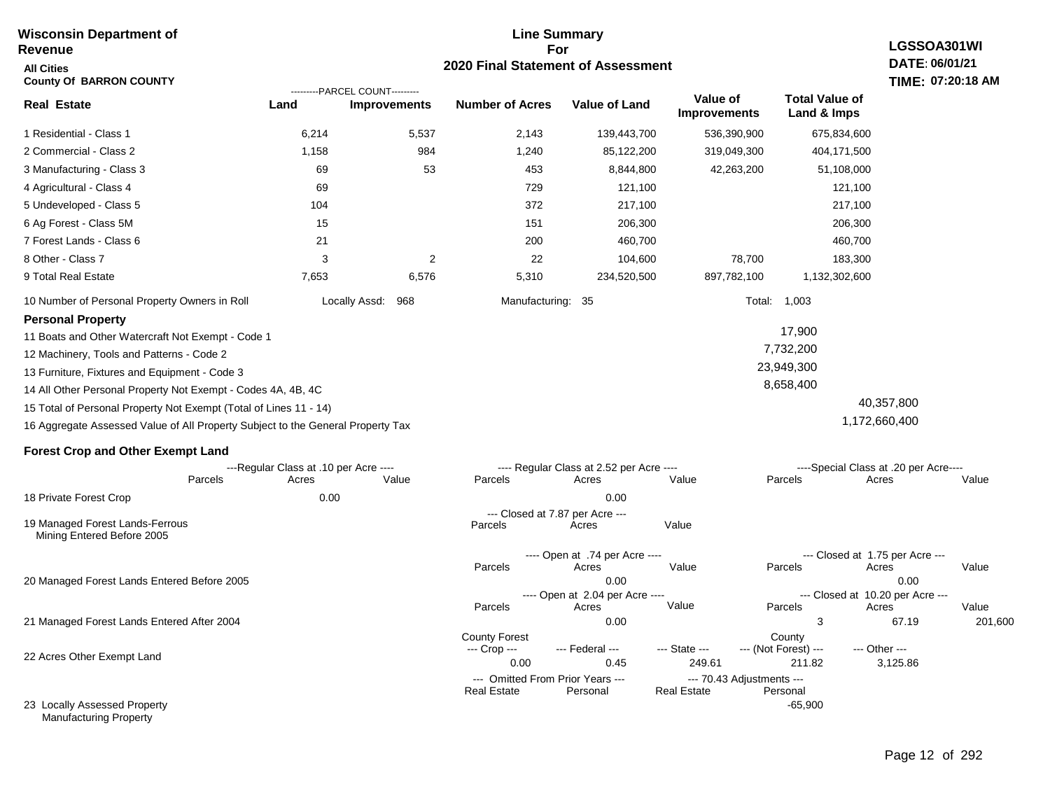**Wisconsin Department of Revenue**

**All Cities**

**County Of BARRON COUNTY**

## Line Summary For 2020 Final Statement of Assessment

**LGSSOA301WI**
**DATE: 06/01/21**
**TIME: 07:20:18 AM**

| Real Estate | PARCEL COUNT Land | PARCEL COUNT Improvements | Number of Acres | Value of Land | Value of Improvements | Total Value of Land & Imps |
|---|---|---|---|---|---|---|
| 1 Residential - Class 1 | 6,214 | 5,537 | 2,143 | 139,443,700 | 536,390,900 | 675,834,600 |
| 2 Commercial - Class 2 | 1,158 | 984 | 1,240 | 85,122,200 | 319,049,300 | 404,171,500 |
| 3 Manufacturing - Class 3 | 69 | 53 | 453 | 8,844,800 | 42,263,200 | 51,108,000 |
| 4 Agricultural - Class 4 | 69 | | 729 | 121,100 | | 121,100 |
| 5 Undeveloped - Class 5 | 104 | | 372 | 217,100 | | 217,100 |
| 6 Ag Forest - Class 5M | 15 | | 151 | 206,300 | | 206,300 |
| 7 Forest Lands - Class 6 | 21 | | 200 | 460,700 | | 460,700 |
| 8 Other - Class 7 | 3 | 2 | 22 | 104,600 | 78,700 | 183,300 |
| 9 Total Real Estate | 7,653 | 6,576 | 5,310 | 234,520,500 | 897,782,100 | 1,132,302,600 |

10 Number of Personal Property Owners in Roll — Locally Assd: 968 — Manufacturing: 35 — Total: 1,003

**Personal Property**

| | | |
|---|---|---|
| 11 Boats and Other Watercraft Not Exempt - Code 1 | 17,900 | |
| 12 Machinery, Tools and Patterns - Code 2 | 7,732,200 | |
| 13 Furniture, Fixtures and Equipment - Code 3 | 23,949,300 | |
| 14 All Other Personal Property Not Exempt - Codes 4A, 4B, 4C | 8,658,400 | |
| 15 Total of Personal Property Not Exempt (Total of Lines 11 - 14) | | 40,357,800 |
| 16 Aggregate Assessed Value of All Property Subject to the General Property Tax | | 1,172,660,400 |

**Forest Crop and Other Exempt Land**

| | Regular Class at .10 per Acre Parcels | Acres | Value | Regular Class at 2.52 per Acre Parcels | Acres | Value | Special Class at .20 per Acre Parcels | Acres | Value |
|---|---|---|---|---|---|---|---|---|---|
| 18 Private Forest Crop | | 0.00 | | | 0.00 | | | | |

| | Closed at 7.87 per Acre Parcels | Acres | Value |
|---|---|---|---|
| 19 Managed Forest Lands-Ferrous Mining Entered Before 2005 | | | |

| | Open at .74 per Acre Parcels | Acres | Value | Closed at 1.75 per Acre Parcels | Acres | Value |
|---|---|---|---|---|---|---|
| 20 Managed Forest Lands Entered Before 2005 | | 0.00 | | | 0.00 | |

| | Open at 2.04 per Acre Parcels | Acres | Value | Closed at 10.20 per Acre Parcels | Acres | Value |
|---|---|---|---|---|---|---|
| 21 Managed Forest Lands Entered After 2004 | | 0.00 | | 3 | 67.19 | 201,600 |

| | County Forest Crop | Federal | State | County (Not Forest) | Other |
|---|---|---|---|---|---|
| 22 Acres Other Exempt Land | 0.00 | 0.45 | 249.61 | 211.82 | 3,125.86 |

| | Omitted From Prior Years Real Estate | Omitted From Prior Years Personal | 70.43 Adjustments Real Estate | 70.43 Adjustments Personal |
|---|---|---|---|---|
| 23 Locally Assessed Property Manufacturing Property | | | | -65,900 |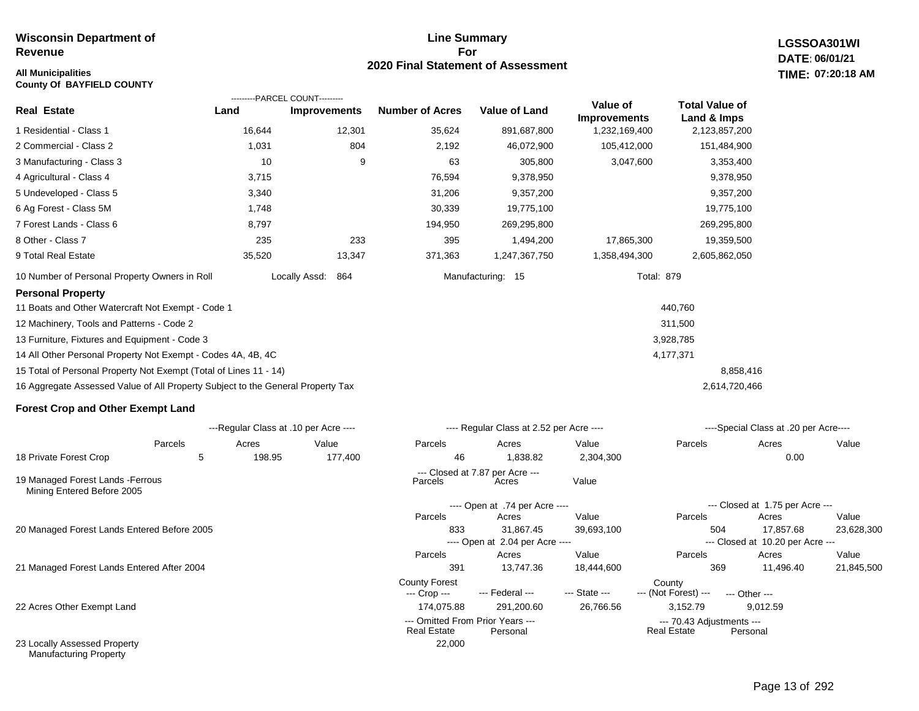**Wisconsin Department of Revenue**

**All Municipalities**
**County Of BAYFIELD COUNTY**

## Line Summary For 2020 Final Statement of Assessment

**LGSSOA301WI**
**DATE: 06/01/21**
**TIME: 07:20:18 AM**

| Real Estate | PARCEL COUNT Land | PARCEL COUNT Improvements | Number of Acres | Value of Land | Value of Improvements | Total Value of Land & Imps |
|---|---|---|---|---|---|---|
| 1 Residential - Class 1 | 16,644 | 12,301 | 35,624 | 891,687,800 | 1,232,169,400 | 2,123,857,200 |
| 2 Commercial - Class 2 | 1,031 | 804 | 2,192 | 46,072,900 | 105,412,000 | 151,484,900 |
| 3 Manufacturing - Class 3 | 10 | 9 | 63 | 305,800 | 3,047,600 | 3,353,400 |
| 4 Agricultural - Class 4 | 3,715 | | 76,594 | 9,378,950 | | 9,378,950 |
| 5 Undeveloped - Class 5 | 3,340 | | 31,206 | 9,357,200 | | 9,357,200 |
| 6 Ag Forest - Class 5M | 1,748 | | 30,339 | 19,775,100 | | 19,775,100 |
| 7 Forest Lands - Class 6 | 8,797 | | 194,950 | 269,295,800 | | 269,295,800 |
| 8 Other - Class 7 | 235 | 233 | 395 | 1,494,200 | 17,865,300 | 19,359,500 |
| 9 Total Real Estate | 35,520 | 13,347 | 371,363 | 1,247,367,750 | 1,358,494,300 | 2,605,862,050 |

10 Number of Personal Property Owners in Roll — Locally Assd: 864 — Manufacturing: 15 — Total: 879

### Personal Property

| | | |
|---|---|---|
| 11 Boats and Other Watercraft Not Exempt - Code 1 | 440,760 | |
| 12 Machinery, Tools and Patterns - Code 2 | 311,500 | |
| 13 Furniture, Fixtures and Equipment - Code 3 | 3,928,785 | |
| 14 All Other Personal Property Not Exempt - Codes 4A, 4B, 4C | 4,177,371 | |
| 15 Total of Personal Property Not Exempt (Total of Lines 11 - 14) | | 8,858,416 |
| 16 Aggregate Assessed Value of All Property Subject to the General Property Tax | | 2,614,720,466 |

### Forest Crop and Other Exempt Land

| | Regular Class at .10 per Acre Parcels | Acres | Value | Regular Class at 2.52 per Acre Parcels | Acres | Value | Special Class at .20 per Acre Parcels | Acres | Value |
|---|---|---|---|---|---|---|---|---|---|
| 18 Private Forest Crop | 5 | 198.95 | 177,400 | 46 | 1,838.82 | 2,304,300 | | 0.00 | |

| | Closed at 7.87 per Acre Parcels | Acres | Value |
|---|---|---|---|
| 19 Managed Forest Lands -Ferrous Mining Entered Before 2005 | | | |

| | Open at .74 per Acre Parcels | Acres | Value | Closed at 1.75 per Acre Parcels | Acres | Value |
|---|---|---|---|---|---|---|
| 20 Managed Forest Lands Entered Before 2005 | 833 | 31,867.45 | 39,693,100 | 504 | 17,857.68 | 23,628,300 |
| | **Open at 2.04 per Acre Parcels** | **Acres** | **Value** | **Closed at 10.20 per Acre Parcels** | **Acres** | **Value** |
| 21 Managed Forest Lands Entered After 2004 | 391 | 13,747.36 | 18,444,600 | 369 | 11,496.40 | 21,845,500 |

| | County Forest Crop | Federal | State | County (Not Forest) | Other |
|---|---|---|---|---|---|
| 22 Acres Other Exempt Land | 174,075.88 | 291,200.60 | 26,766.56 | 3,152.79 | 9,012.59 |

| | Omitted From Prior Years Real Estate | Omitted From Prior Years Personal | 70.43 Adjustments Real Estate | 70.43 Adjustments Personal |
|---|---|---|---|---|
| 23 Locally Assessed Property Manufacturing Property | 22,000 | | | |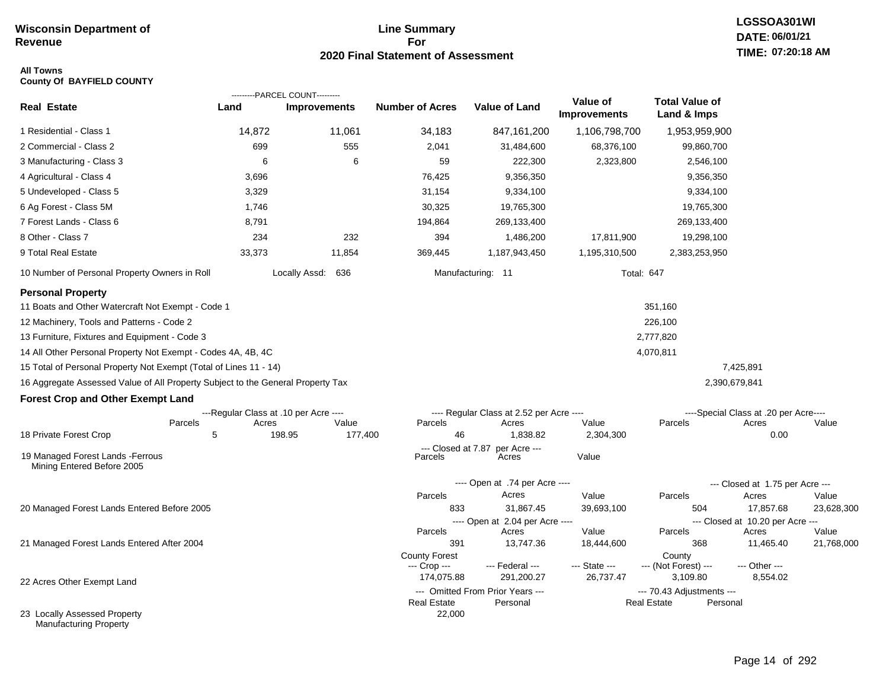**Wisconsin Department of Revenue**

# Line Summary For 2020 Final Statement of Assessment

LGSSOA301WI
DATE: 06/01/21
TIME: 07:20:18 AM

**All Towns**
**County Of BAYFIELD COUNTY**

| Real Estate | PARCEL COUNT Land | PARCEL COUNT Improvements | Number of Acres | Value of Land | Value of Improvements | Total Value of Land & Imps |
|---|---|---|---|---|---|---|
| 1 Residential - Class 1 | 14,872 | 11,061 | 34,183 | 847,161,200 | 1,106,798,700 | 1,953,959,900 |
| 2 Commercial - Class 2 | 699 | 555 | 2,041 | 31,484,600 | 68,376,100 | 99,860,700 |
| 3 Manufacturing - Class 3 | 6 | 6 | 59 | 222,300 | 2,323,800 | 2,546,100 |
| 4 Agricultural - Class 4 | 3,696 | | 76,425 | 9,356,350 | | 9,356,350 |
| 5 Undeveloped - Class 5 | 3,329 | | 31,154 | 9,334,100 | | 9,334,100 |
| 6 Ag Forest - Class 5M | 1,746 | | 30,325 | 19,765,300 | | 19,765,300 |
| 7 Forest Lands - Class 6 | 8,791 | | 194,864 | 269,133,400 | | 269,133,400 |
| 8 Other - Class 7 | 234 | 232 | 394 | 1,486,200 | 17,811,900 | 19,298,100 |
| 9 Total Real Estate | 33,373 | 11,854 | 369,445 | 1,187,943,450 | 1,195,310,500 | 2,383,253,950 |

10 Number of Personal Property Owners in Roll — Locally Assd: 636 — Manufacturing: 11 — Total: 647

## Personal Property

| | | |
|---|---|---|
| 11 Boats and Other Watercraft Not Exempt - Code 1 | 351,160 | |
| 12 Machinery, Tools and Patterns - Code 2 | 226,100 | |
| 13 Furniture, Fixtures and Equipment - Code 3 | 2,777,820 | |
| 14 All Other Personal Property Not Exempt - Codes 4A, 4B, 4C | 4,070,811 | |
| 15 Total of Personal Property Not Exempt (Total of Lines 11 - 14) | | 7,425,891 |
| 16 Aggregate Assessed Value of All Property Subject to the General Property Tax | | 2,390,679,841 |

## Forest Crop and Other Exempt Land

| | Regular Class at .10 per Acre Parcels | Acres | Value | Regular Class at 2.52 per Acre Parcels | Acres | Value | Special Class at .20 per Acre Parcels | Acres | Value |
|---|---|---|---|---|---|---|---|---|---|
| 18 Private Forest Crop | 5 | 198.95 | 177,400 | 46 | 1,838.82 | 2,304,300 | | 0.00 | |

| | Closed at 7.87 per Acre Parcels | Acres | Value |
|---|---|---|---|
| 19 Managed Forest Lands -Ferrous Mining Entered Before 2005 | | | |

| | Open at .74 per Acre Parcels | Acres | Value | Closed at 1.75 per Acre Parcels | Acres | Value |
|---|---|---|---|---|---|---|
| 20 Managed Forest Lands Entered Before 2005 | 833 | 31,867.45 | 39,693,100 | 504 | 17,857.68 | 23,628,300 |

| | Open at 2.04 per Acre Parcels | Acres | Value | Closed at 10.20 per Acre Parcels | Acres | Value |
|---|---|---|---|---|---|---|
| 21 Managed Forest Lands Entered After 2004 | 391 | 13,747.36 | 18,444,600 | 368 | 11,465.40 | 21,768,000 |

| | County Forest Crop | Federal | State | County (Not Forest) | Other |
|---|---|---|---|---|---|
| 22 Acres Other Exempt Land | 174,075.88 | 291,200.27 | 26,737.47 | 3,109.80 | 8,554.02 |

| | Omitted From Prior Years Real Estate | Personal | 70.43 Adjustments Real Estate | Personal |
|---|---|---|---|---|
| 23 Locally Assessed Property Manufacturing Property | 22,000 | | | |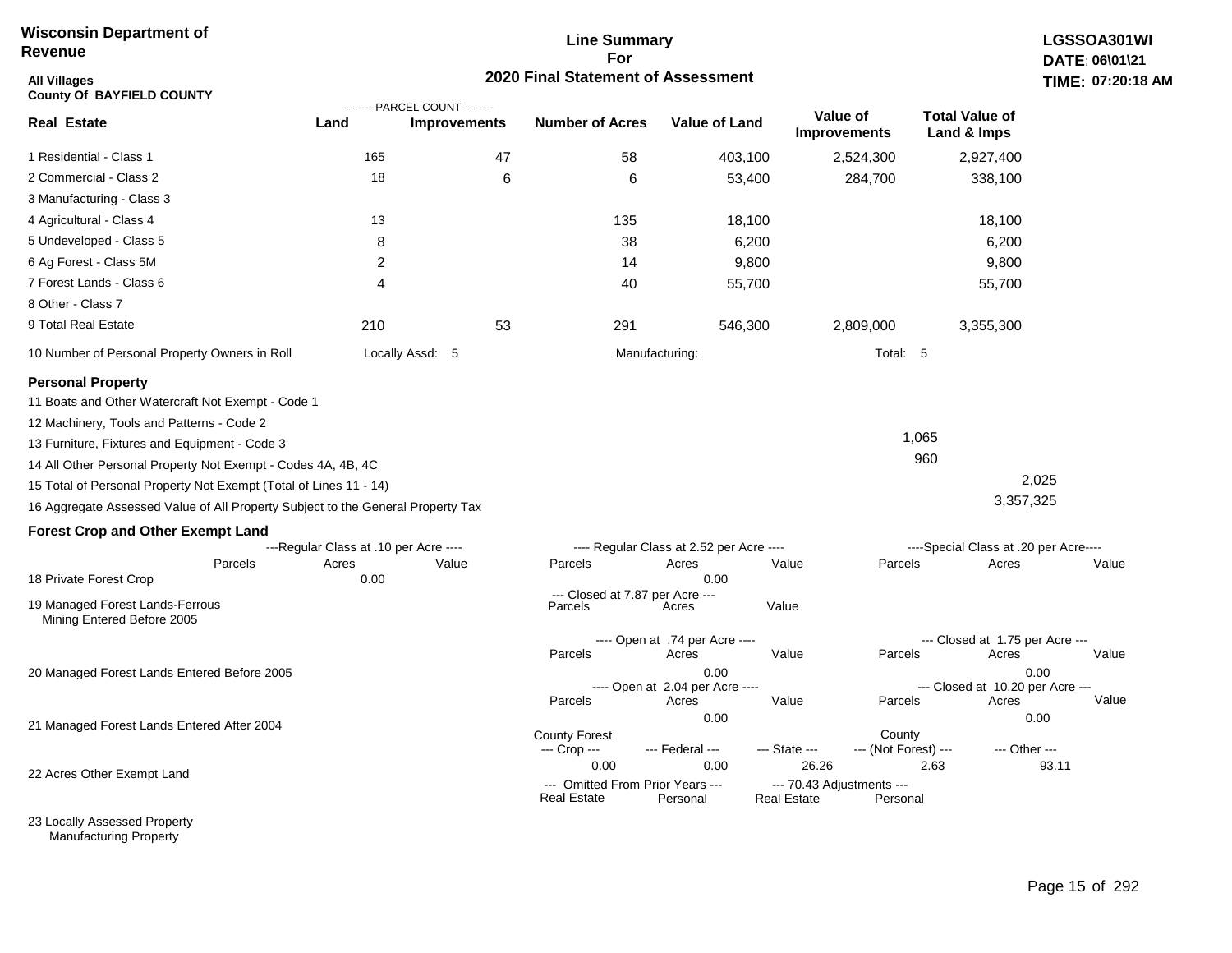**Wisconsin Department of Revenue**

**All Villages**
**County Of BAYFIELD COUNTY**

# Line Summary For 2020 Final Statement of Assessment

**LGSSOA301WI**
**DATE: 06\01\21**
**TIME: 07:20:18 AM**

| Real Estate | PARCEL COUNT Land | PARCEL COUNT Improvements | Number of Acres | Value of Land | Value of Improvements | Total Value of Land & Imps |
|---|---|---|---|---|---|---|
| 1 Residential - Class 1 | 165 | 47 | 58 | 403,100 | 2,524,300 | 2,927,400 |
| 2 Commercial - Class 2 | 18 | 6 | 6 | 53,400 | 284,700 | 338,100 |
| 3 Manufacturing - Class 3 | | | | | | |
| 4 Agricultural - Class 4 | 13 | | 135 | 18,100 | | 18,100 |
| 5 Undeveloped - Class 5 | 8 | | 38 | 6,200 | | 6,200 |
| 6 Ag Forest - Class 5M | 2 | | 14 | 9,800 | | 9,800 |
| 7 Forest Lands - Class 6 | 4 | | 40 | 55,700 | | 55,700 |
| 8 Other - Class 7 | | | | | | |
| 9 Total Real Estate | 210 | 53 | 291 | 546,300 | 2,809,000 | 3,355,300 |

10 Number of Personal Property Owners in Roll — Locally Assd: 5 — Manufacturing: — Total: 5

## Personal Property

| Line | Value | Total |
|---|---|---|
| 11 Boats and Other Watercraft Not Exempt - Code 1 | | |
| 12 Machinery, Tools and Patterns - Code 2 | | |
| 13 Furniture, Fixtures and Equipment - Code 3 | 1,065 | |
| 14 All Other Personal Property Not Exempt - Codes 4A, 4B, 4C | 960 | |
| 15 Total of Personal Property Not Exempt (Total of Lines 11 - 14) | | 2,025 |
| 16 Aggregate Assessed Value of All Property Subject to the General Property Tax | | 3,357,325 |

## Forest Crop and Other Exempt Land

| | Regular Class at .10 per Acre Parcels | Acres | Value | Regular Class at 2.52 per Acre Parcels | Acres | Value | Special Class at .20 per Acre Parcels | Acres | Value |
|---|---|---|---|---|---|---|---|---|---|
| 18 Private Forest Crop | | 0.00 | | | 0.00 | | | | |

| | Closed at 7.87 per Acre Parcels | Acres | Value |
|---|---|---|---|
| 19 Managed Forest Lands-Ferrous Mining Entered Before 2005 | | | |

| | Open at .74 per Acre Parcels | Acres | Value | Closed at 1.75 per Acre Parcels | Acres | Value |
|---|---|---|---|---|---|---|
| 20 Managed Forest Lands Entered Before 2005 | | 0.00 | | | 0.00 | |

| | Open at 2.04 per Acre Parcels | Acres | Value | Closed at 10.20 per Acre Parcels | Acres | Value |
|---|---|---|---|---|---|---|
| 21 Managed Forest Lands Entered After 2004 | | 0.00 | | | 0.00 | |

| | County Forest Crop | Federal | State | County (Not Forest) | Other |
|---|---|---|---|---|---|
| 22 Acres Other Exempt Land | 0.00 | 0.00 | 26.26 | 2.63 | 93.11 |

| | Omitted From Prior Years Real Estate | Omitted From Prior Years Personal | 70.43 Adjustments Real Estate | 70.43 Adjustments Personal |
|---|---|---|---|---|
| 23 Locally Assessed Property Manufacturing Property | | | | |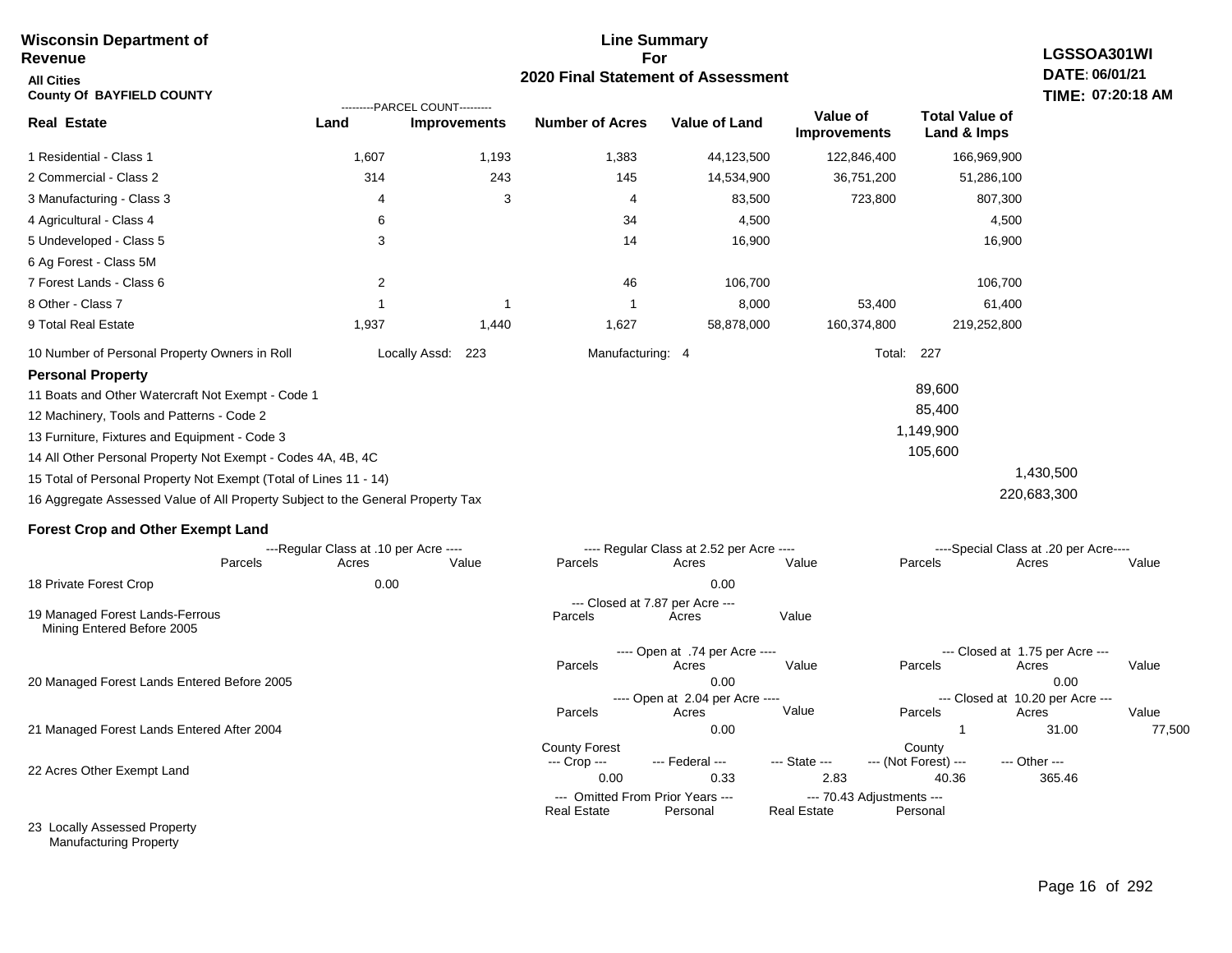**Wisconsin Department of Revenue**

**All Cities**

**County Of BAYFIELD COUNTY**

**Line Summary For 2020 Final Statement of Assessment**

**LGSSOA301WI**
**DATE: 06/01/21**
**TIME: 07:20:18 AM**

| Real Estate | Land (Parcel Count) | Improvements (Parcel Count) | Number of Acres | Value of Land | Value of Improvements | Total Value of Land & Imps |
|---|---|---|---|---|---|---|
| 1 Residential - Class 1 | 1,607 | 1,193 | 1,383 | 44,123,500 | 122,846,400 | 166,969,900 |
| 2 Commercial - Class 2 | 314 | 243 | 145 | 14,534,900 | 36,751,200 | 51,286,100 |
| 3 Manufacturing - Class 3 | 4 | 3 | 4 | 83,500 | 723,800 | 807,300 |
| 4 Agricultural - Class 4 | 6 | | 34 | 4,500 | | 4,500 |
| 5 Undeveloped - Class 5 | 3 | | 14 | 16,900 | | 16,900 |
| 6 Ag Forest - Class 5M | | | | | | |
| 7 Forest Lands - Class 6 | 2 | | 46 | 106,700 | | 106,700 |
| 8 Other - Class 7 | 1 | 1 | 1 | 8,000 | 53,400 | 61,400 |
| 9 Total Real Estate | 1,937 | 1,440 | 1,627 | 58,878,000 | 160,374,800 | 219,252,800 |

10 Number of Personal Property Owners in Roll — Locally Assd: 223 — Manufacturing: 4 — Total: 227

**Personal Property**

| | | |
|---|---|---|
| 11 Boats and Other Watercraft Not Exempt - Code 1 | 89,600 | |
| 12 Machinery, Tools and Patterns - Code 2 | 85,400 | |
| 13 Furniture, Fixtures and Equipment - Code 3 | 1,149,900 | |
| 14 All Other Personal Property Not Exempt - Codes 4A, 4B, 4C | 105,600 | |
| 15 Total of Personal Property Not Exempt (Total of Lines 11 - 14) | | 1,430,500 |
| 16 Aggregate Assessed Value of All Property Subject to the General Property Tax | | 220,683,300 |

**Forest Crop and Other Exempt Land**

| | Regular Class at .10 per Acre - Parcels | Acres | Value | Regular Class at 2.52 per Acre - Parcels | Acres | Value | Special Class at .20 per Acre - Parcels | Acres | Value |
|---|---|---|---|---|---|---|---|---|---|
| 18 Private Forest Crop | | 0.00 | | | 0.00 | | | | |

| | Closed at 7.87 per Acre - Parcels | Acres | Value |
|---|---|---|---|
| 19 Managed Forest Lands-Ferrous Mining Entered Before 2005 | | | |

| | Open at .74 per Acre - Parcels | Acres | Value | Closed at 1.75 per Acre - Parcels | Acres | Value |
|---|---|---|---|---|---|---|
| 20 Managed Forest Lands Entered Before 2005 | | 0.00 | | | 0.00 | |

| | Open at 2.04 per Acre - Parcels | Acres | Value | Closed at 10.20 per Acre - Parcels | Acres | Value |
|---|---|---|---|---|---|---|
| 21 Managed Forest Lands Entered After 2004 | | 0.00 | | 1 | 31.00 | 77,500 |

| | County Forest --- Crop --- | --- Federal --- | --- State --- | County --- (Not Forest) --- | --- Other --- |
|---|---|---|---|---|---|
| 22 Acres Other Exempt Land | 0.00 | 0.33 | 2.83 | 40.36 | 365.46 |

| | Omitted From Prior Years - Real Estate | Personal | 70.43 Adjustments - Real Estate | Personal |
|---|---|---|---|---|
| 23 Locally Assessed Property | | | | |
| Manufacturing Property | | | | |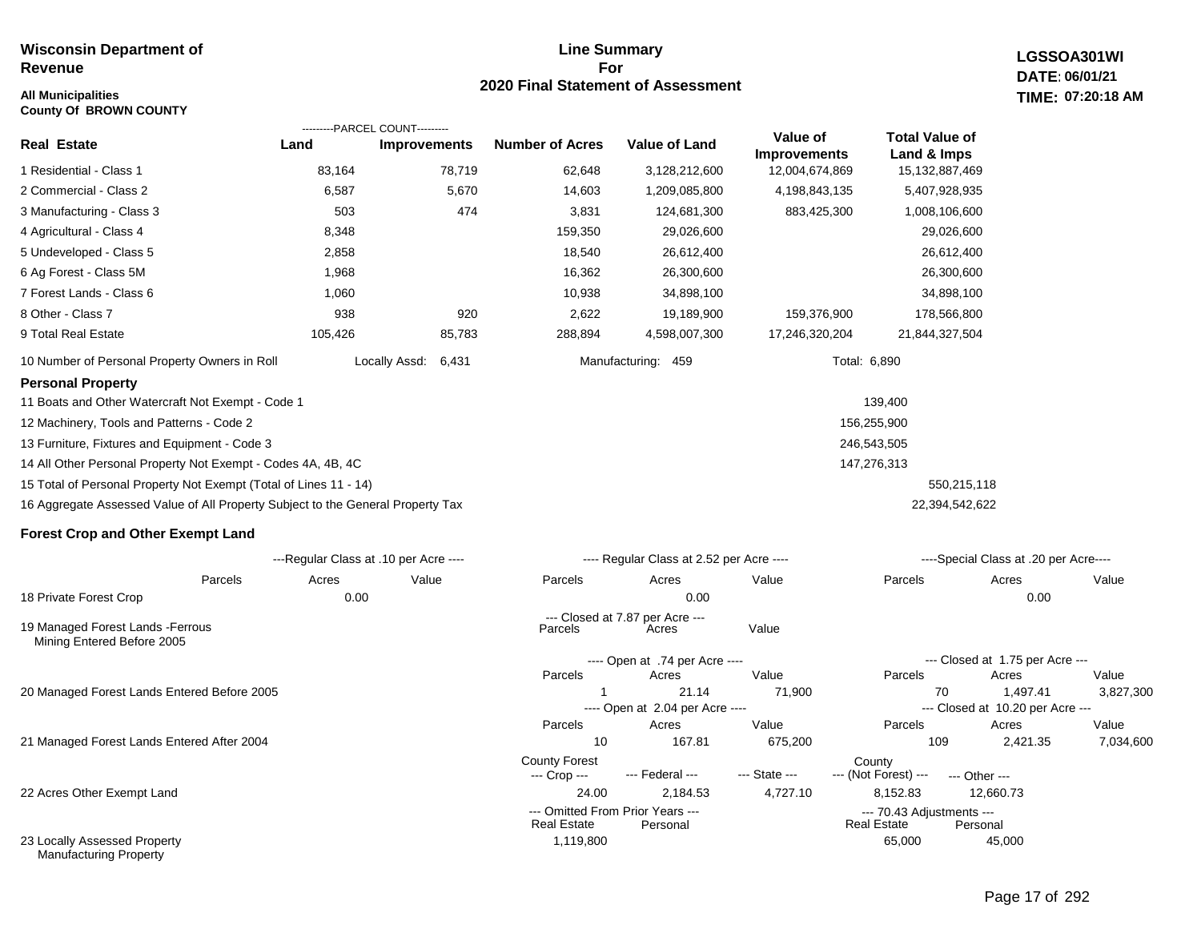**Wisconsin Department of Revenue**

**All Municipalities**
**County Of BROWN COUNTY**

## Line Summary For 2020 Final Statement of Assessment

**LGSSOA301WI**
**DATE: 06/01/21**
**TIME: 07:20:18 AM**

| Real Estate | PARCEL COUNT Land | PARCEL COUNT Improvements | Number of Acres | Value of Land | Value of Improvements | Total Value of Land & Imps |
|---|---|---|---|---|---|---|
| 1 Residential - Class 1 | 83,164 | 78,719 | 62,648 | 3,128,212,600 | 12,004,674,869 | 15,132,887,469 |
| 2 Commercial - Class 2 | 6,587 | 5,670 | 14,603 | 1,209,085,800 | 4,198,843,135 | 5,407,928,935 |
| 3 Manufacturing - Class 3 | 503 | 474 | 3,831 | 124,681,300 | 883,425,300 | 1,008,106,600 |
| 4 Agricultural - Class 4 | 8,348 | | 159,350 | 29,026,600 | | 29,026,600 |
| 5 Undeveloped - Class 5 | 2,858 | | 18,540 | 26,612,400 | | 26,612,400 |
| 6 Ag Forest - Class 5M | 1,968 | | 16,362 | 26,300,600 | | 26,300,600 |
| 7 Forest Lands - Class 6 | 1,060 | | 10,938 | 34,898,100 | | 34,898,100 |
| 8 Other - Class 7 | 938 | 920 | 2,622 | 19,189,900 | 159,376,900 | 178,566,800 |
| 9 Total Real Estate | 105,426 | 85,783 | 288,894 | 4,598,007,300 | 17,246,320,204 | 21,844,327,504 |

10 Number of Personal Property Owners in Roll — Locally Assd: 6,431 — Manufacturing: 459 — Total: 6,890

### Personal Property

| | | |
|---|---|---|
| 11 Boats and Other Watercraft Not Exempt - Code 1 | 139,400 | |
| 12 Machinery, Tools and Patterns - Code 2 | 156,255,900 | |
| 13 Furniture, Fixtures and Equipment - Code 3 | 246,543,505 | |
| 14 All Other Personal Property Not Exempt - Codes 4A, 4B, 4C | 147,276,313 | |
| 15 Total of Personal Property Not Exempt (Total of Lines 11 - 14) | | 550,215,118 |
| 16 Aggregate Assessed Value of All Property Subject to the General Property Tax | | 22,394,542,622 |

### Forest Crop and Other Exempt Land

| | Regular Class at .10 per Acre Parcels | Acres | Value | Regular Class at 2.52 per Acre Parcels | Acres | Value | Special Class at .20 per Acre Parcels | Acres | Value |
|---|---|---|---|---|---|---|---|---|---|
| 18 Private Forest Crop | | 0.00 | | | 0.00 | | | 0.00 | |

| | Closed at 7.87 per Acre Parcels | Acres | Value | | | |
|---|---|---|---|---|---|---|
| 19 Managed Forest Lands -Ferrous Mining Entered Before 2005 | | | | | | |

| | Open at .74 per Acre Parcels | Acres | Value | Closed at 1.75 per Acre Parcels | Acres | Value |
|---|---|---|---|---|---|---|
| 20 Managed Forest Lands Entered Before 2005 | 1 | 21.14 | 71,900 | 70 | 1,497.41 | 3,827,300 |

| | Open at 2.04 per Acre Parcels | Acres | Value | Closed at 10.20 per Acre Parcels | Acres | Value |
|---|---|---|---|---|---|---|
| 21 Managed Forest Lands Entered After 2004 | 10 | 167.81 | 675,200 | 109 | 2,421.35 | 7,034,600 |

| | County Forest --- Crop --- | --- Federal --- | --- State --- | County --- (Not Forest) --- | --- Other --- |
|---|---|---|---|---|---|
| 22 Acres Other Exempt Land | 24.00 | 2,184.53 | 4,727.10 | 8,152.83 | 12,660.73 |

| | Omitted From Prior Years Real Estate | Omitted From Prior Years Personal | 70.43 Adjustments Real Estate | 70.43 Adjustments Personal |
|---|---|---|---|---|
| 23 Locally Assessed Property Manufacturing Property | 1,119,800 | | 65,000 | 45,000 |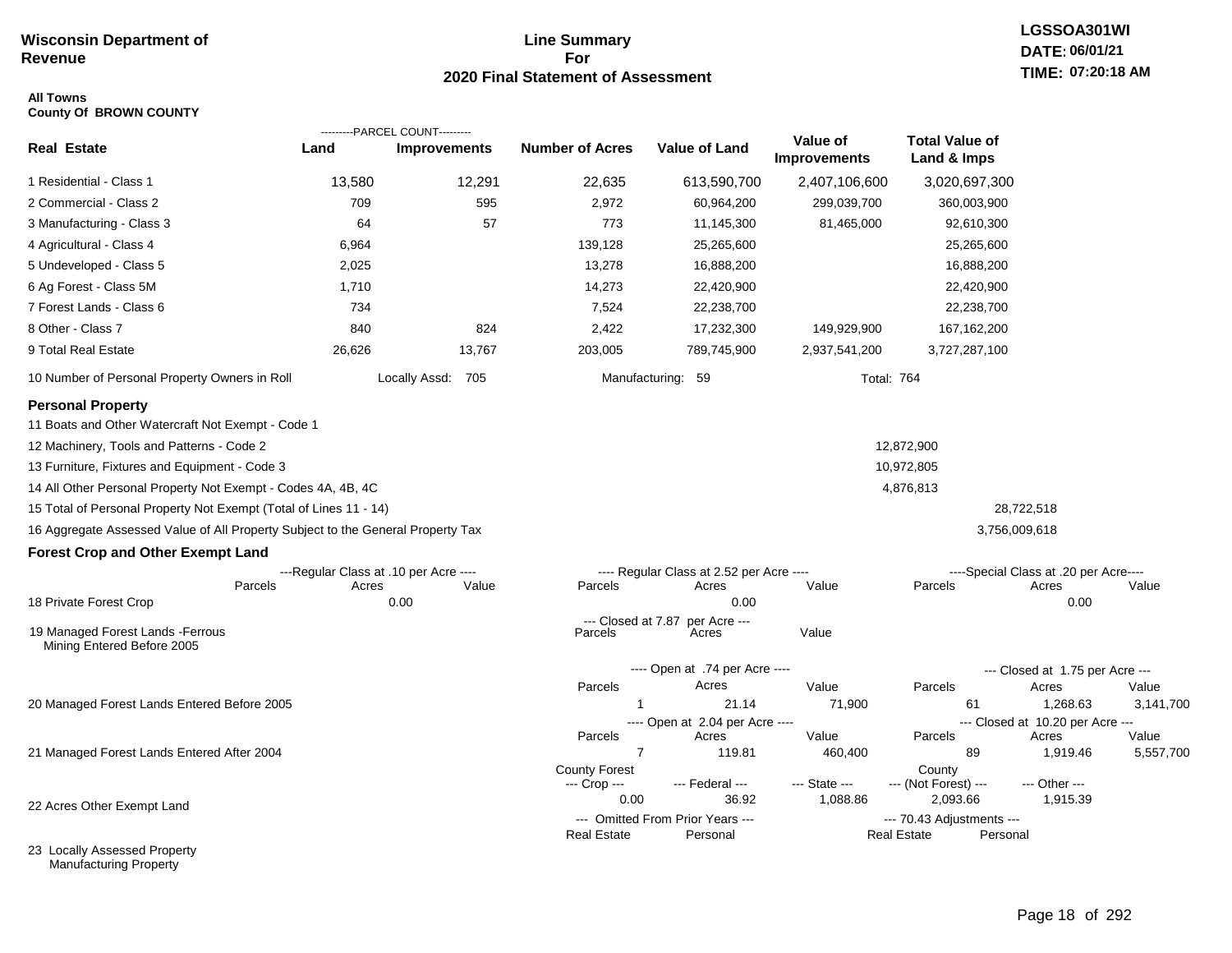**Wisconsin Department of Revenue**

# Line Summary For 2020 Final Statement of Assessment

LGSSOA301WI
DATE: 06/01/21
TIME: 07:20:18 AM

**All Towns**
**County Of BROWN COUNTY**

| Real Estate | PARCEL COUNT Land | PARCEL COUNT Improvements | Number of Acres | Value of Land | Value of Improvements | Total Value of Land & Imps |
|---|---|---|---|---|---|---|
| 1 Residential - Class 1 | 13,580 | 12,291 | 22,635 | 613,590,700 | 2,407,106,600 | 3,020,697,300 |
| 2 Commercial - Class 2 | 709 | 595 | 2,972 | 60,964,200 | 299,039,700 | 360,003,900 |
| 3 Manufacturing - Class 3 | 64 | 57 | 773 | 11,145,300 | 81,465,000 | 92,610,300 |
| 4 Agricultural - Class 4 | 6,964 | | 139,128 | 25,265,600 | | 25,265,600 |
| 5 Undeveloped - Class 5 | 2,025 | | 13,278 | 16,888,200 | | 16,888,200 |
| 6 Ag Forest - Class 5M | 1,710 | | 14,273 | 22,420,900 | | 22,420,900 |
| 7 Forest Lands - Class 6 | 734 | | 7,524 | 22,238,700 | | 22,238,700 |
| 8 Other - Class 7 | 840 | 824 | 2,422 | 17,232,300 | 149,929,900 | 167,162,200 |
| 9 Total Real Estate | 26,626 | 13,767 | 203,005 | 789,745,900 | 2,937,541,200 | 3,727,287,100 |

10 Number of Personal Property Owners in Roll — Locally Assd: 705 — Manufacturing: 59 — Total: 764

## Personal Property

| | | |
|---|---|---|
| 11 Boats and Other Watercraft Not Exempt - Code 1 | | |
| 12 Machinery, Tools and Patterns - Code 2 | 12,872,900 | |
| 13 Furniture, Fixtures and Equipment - Code 3 | 10,972,805 | |
| 14 All Other Personal Property Not Exempt - Codes 4A, 4B, 4C | 4,876,813 | |
| 15 Total of Personal Property Not Exempt (Total of Lines 11 - 14) | | 28,722,518 |
| 16 Aggregate Assessed Value of All Property Subject to the General Property Tax | | 3,756,009,618 |

## Forest Crop and Other Exempt Land

| | Regular Class at .10 per Acre Parcels | Acres | Value | Regular Class at 2.52 per Acre Parcels | Acres | Value | Special Class at .20 per Acre Parcels | Acres | Value |
|---|---|---|---|---|---|---|---|---|---|
| 18 Private Forest Crop | | 0.00 | | | 0.00 | | | 0.00 | |

| | Closed at 7.87 per Acre Parcels | Acres | Value |
|---|---|---|---|
| 19 Managed Forest Lands -Ferrous Mining Entered Before 2005 | | | |

| | Open at .74 per Acre Parcels | Acres | Value | Closed at 1.75 per Acre Parcels | Acres | Value |
|---|---|---|---|---|---|---|
| 20 Managed Forest Lands Entered Before 2005 | 1 | 21.14 | 71,900 | 61 | 1,268.63 | 3,141,700 |

| | Open at 2.04 per Acre Parcels | Acres | Value | Closed at 10.20 per Acre Parcels | Acres | Value |
|---|---|---|---|---|---|---|
| 21 Managed Forest Lands Entered After 2004 | 7 | 119.81 | 460,400 | 89 | 1,919.46 | 5,557,700 |

| | County Forest Crop | Federal | State | County (Not Forest) | Other |
|---|---|---|---|---|---|
| 22 Acres Other Exempt Land | 0.00 | 36.92 | 1,088.86 | 2,093.66 | 1,915.39 |

| | Omitted From Prior Years Real Estate | Omitted From Prior Years Personal | 70.43 Adjustments Real Estate | 70.43 Adjustments Personal |
|---|---|---|---|---|
| 23 Locally Assessed Property | | | | |
| Manufacturing Property | | | | |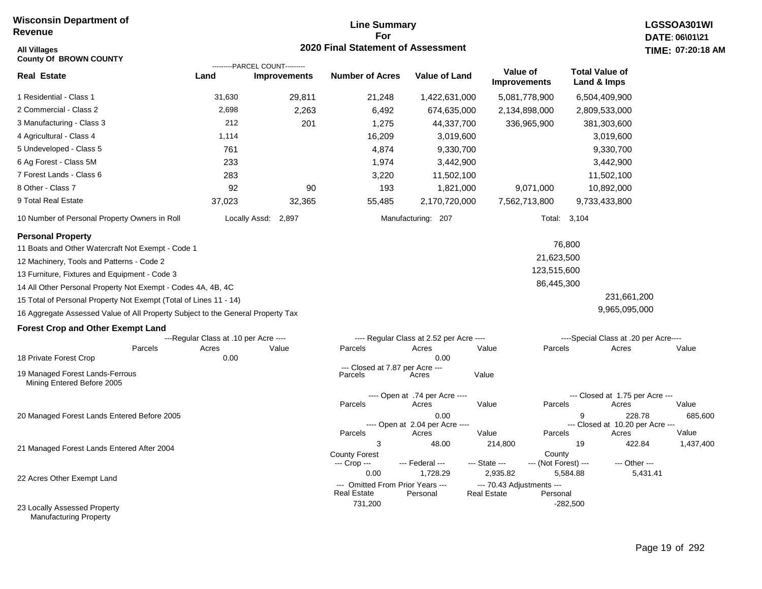**Wisconsin Department of Revenue**

**Line Summary For 2020 Final Statement of Assessment**

**LGSSOA301WI**
**DATE: 06\01\21**
**TIME: 07:20:18 AM**

**All Villages**
**County Of BROWN COUNTY**

| Real Estate | PARCEL COUNT Land | PARCEL COUNT Improvements | Number of Acres | Value of Land | Value of Improvements | Total Value of Land & Imps |
|---|---|---|---|---|---|---|
| 1 Residential - Class 1 | 31,630 | 29,811 | 21,248 | 1,422,631,000 | 5,081,778,900 | 6,504,409,900 |
| 2 Commercial - Class 2 | 2,698 | 2,263 | 6,492 | 674,635,000 | 2,134,898,000 | 2,809,533,000 |
| 3 Manufacturing - Class 3 | 212 | 201 | 1,275 | 44,337,700 | 336,965,900 | 381,303,600 |
| 4 Agricultural - Class 4 | 1,114 | | 16,209 | 3,019,600 | | 3,019,600 |
| 5 Undeveloped - Class 5 | 761 | | 4,874 | 9,330,700 | | 9,330,700 |
| 6 Ag Forest - Class 5M | 233 | | 1,974 | 3,442,900 | | 3,442,900 |
| 7 Forest Lands - Class 6 | 283 | | 3,220 | 11,502,100 | | 11,502,100 |
| 8 Other - Class 7 | 92 | 90 | 193 | 1,821,000 | 9,071,000 | 10,892,000 |
| 9 Total Real Estate | 37,023 | 32,365 | 55,485 | 2,170,720,000 | 7,562,713,800 | 9,733,433,800 |

10 Number of Personal Property Owners in Roll — Locally Assd: 2,897 — Manufacturing: 207 — Total: 3,104

**Personal Property**

| | | |
|---|---|---|
| 11 Boats and Other Watercraft Not Exempt - Code 1 | 76,800 | |
| 12 Machinery, Tools and Patterns - Code 2 | 21,623,500 | |
| 13 Furniture, Fixtures and Equipment - Code 3 | 123,515,600 | |
| 14 All Other Personal Property Not Exempt - Codes 4A, 4B, 4C | 86,445,300 | |
| 15 Total of Personal Property Not Exempt (Total of Lines 11 - 14) | | 231,661,200 |
| 16 Aggregate Assessed Value of All Property Subject to the General Property Tax | | 9,965,095,000 |

**Forest Crop and Other Exempt Land**

| | Regular Class at .10 per Acre Parcels | Acres | Value | Regular Class at 2.52 per Acre Parcels | Acres | Value | Special Class at .20 per Acre Parcels | Acres | Value |
|---|---|---|---|---|---|---|---|---|---|
| 18 Private Forest Crop | | 0.00 | | | 0.00 | | | | |

| | Closed at 7.87 per Acre Parcels | Acres | Value |
|---|---|---|---|
| 19 Managed Forest Lands-Ferrous Mining Entered Before 2005 | | | |

| | Open at .74 per Acre Parcels | Acres | Value | Closed at 1.75 per Acre Parcels | Acres | Value |
|---|---|---|---|---|---|---|
| 20 Managed Forest Lands Entered Before 2005 | | 0.00 | | 9 | 228.78 | 685,600 |

| | Open at 2.04 per Acre Parcels | Acres | Value | Closed at 10.20 per Acre Parcels | Acres | Value |
|---|---|---|---|---|---|---|
| 21 Managed Forest Lands Entered After 2004 | 3 | 48.00 | 214,800 | 19 | 422.84 | 1,437,400 |

| | County Forest Crop | Federal | State | County (Not Forest) | Other |
|---|---|---|---|---|---|
| 22 Acres Other Exempt Land | 0.00 | 1,728.29 | 2,935.82 | 5,584.88 | 5,431.41 |

| | Omitted From Prior Years Real Estate | Omitted From Prior Years Personal | 70.43 Adjustments Real Estate | 70.43 Adjustments Personal |
|---|---|---|---|---|
| 23 Locally Assessed Property Manufacturing Property | 731,200 | | | -282,500 |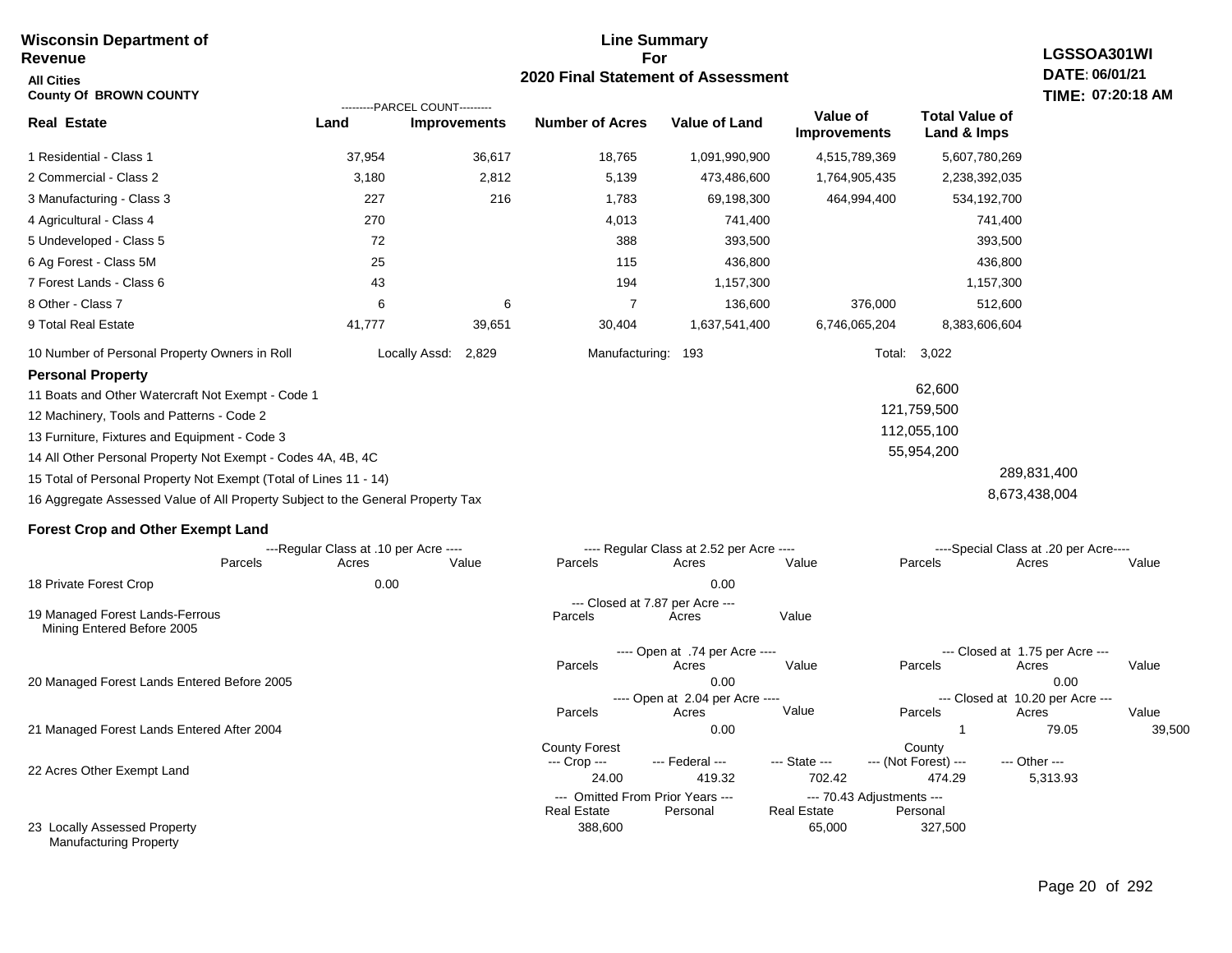**Wisconsin Department of Revenue**

**All Cities**

**County Of BROWN COUNTY**

# Line Summary For 2020 Final Statement of Assessment

**LGSSOA301WI**
**DATE: 06/01/21**
**TIME: 07:20:18 AM**

| Real Estate | PARCEL COUNT Land | PARCEL COUNT Improvements | Number of Acres | Value of Land | Value of Improvements | Total Value of Land & Imps |
|---|---|---|---|---|---|---|
| 1 Residential - Class 1 | 37,954 | 36,617 | 18,765 | 1,091,990,900 | 4,515,789,369 | 5,607,780,269 |
| 2 Commercial - Class 2 | 3,180 | 2,812 | 5,139 | 473,486,600 | 1,764,905,435 | 2,238,392,035 |
| 3 Manufacturing - Class 3 | 227 | 216 | 1,783 | 69,198,300 | 464,994,400 | 534,192,700 |
| 4 Agricultural - Class 4 | 270 | | 4,013 | 741,400 | | 741,400 |
| 5 Undeveloped - Class 5 | 72 | | 388 | 393,500 | | 393,500 |
| 6 Ag Forest - Class 5M | 25 | | 115 | 436,800 | | 436,800 |
| 7 Forest Lands - Class 6 | 43 | | 194 | 1,157,300 | | 1,157,300 |
| 8 Other - Class 7 | 6 | 6 | 7 | 136,600 | 376,000 | 512,600 |
| 9 Total Real Estate | 41,777 | 39,651 | 30,404 | 1,637,541,400 | 6,746,065,204 | 8,383,606,604 |

10 Number of Personal Property Owners in Roll — Locally Assd: 2,829 — Manufacturing: 193 — Total: 3,022

## Personal Property

| | | |
|---|---|---|
| 11 Boats and Other Watercraft Not Exempt - Code 1 | 62,600 | |
| 12 Machinery, Tools and Patterns - Code 2 | 121,759,500 | |
| 13 Furniture, Fixtures and Equipment - Code 3 | 112,055,100 | |
| 14 All Other Personal Property Not Exempt - Codes 4A, 4B, 4C | 55,954,200 | |
| 15 Total of Personal Property Not Exempt (Total of Lines 11 - 14) | | 289,831,400 |
| 16 Aggregate Assessed Value of All Property Subject to the General Property Tax | | 8,673,438,004 |

## Forest Crop and Other Exempt Land

| | Regular Class at .10 per Acre Parcels | Acres | Value | Regular Class at 2.52 per Acre Parcels | Acres | Value | Special Class at .20 per Acre Parcels | Acres | Value |
|---|---|---|---|---|---|---|---|---|---|
| 18 Private Forest Crop | | 0.00 | | | 0.00 | | | | |

| | Closed at 7.87 per Acre Parcels | Acres | Value |
|---|---|---|---|
| 19 Managed Forest Lands-Ferrous Mining Entered Before 2005 | | | |

| | Open at .74 per Acre Parcels | Acres | Value | Closed at 1.75 per Acre Parcels | Acres | Value |
|---|---|---|---|---|---|---|
| 20 Managed Forest Lands Entered Before 2005 | | 0.00 | | | 0.00 | |

| | Open at 2.04 per Acre Parcels | Acres | Value | Closed at 10.20 per Acre Parcels | Acres | Value |
|---|---|---|---|---|---|---|
| 21 Managed Forest Lands Entered After 2004 | | 0.00 | | 1 | 79.05 | 39,500 |

| | County Forest Crop | Federal | State | County (Not Forest) | Other |
|---|---|---|---|---|---|
| 22 Acres Other Exempt Land | 24.00 | 419.32 | 702.42 | 474.29 | 5,313.93 |

| | Omitted From Prior Years Real Estate | Omitted From Prior Years Personal | 70.43 Adjustments Real Estate | 70.43 Adjustments Personal |
|---|---|---|---|---|
| 23 Locally Assessed Property Manufacturing Property | 388,600 | | 65,000 | 327,500 |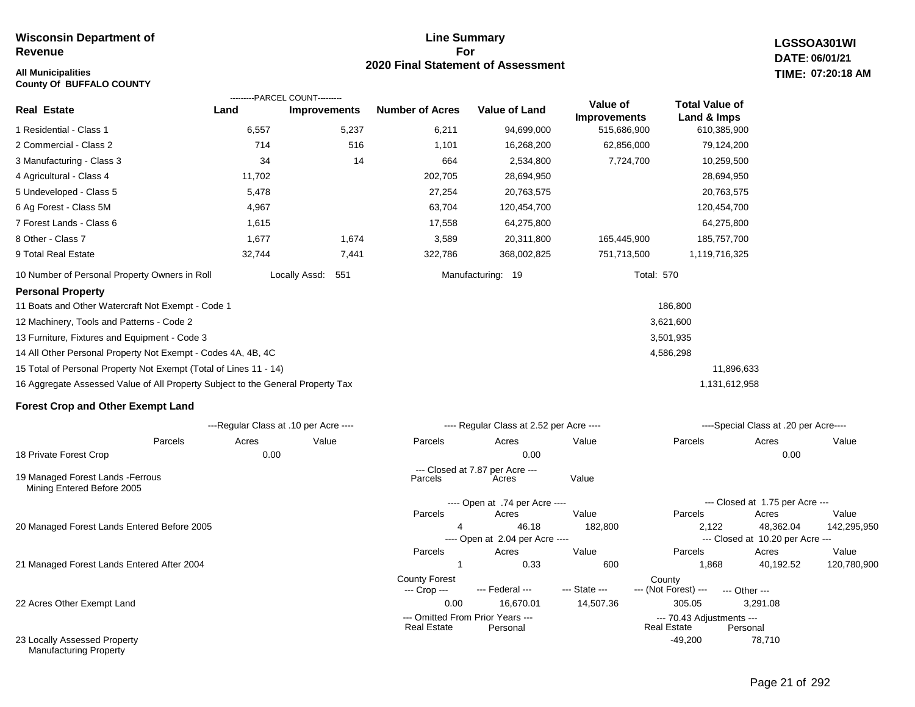**Wisconsin Department of Revenue**

**All Municipalities**
**County Of BUFFALO COUNTY**

# Line Summary For 2020 Final Statement of Assessment

**LGSSOA301WI**
**DATE: 06/01/21**
**TIME: 07:20:18 AM**

| Real Estate | Land (Parcel Count) | Improvements (Parcel Count) | Number of Acres | Value of Land | Value of Improvements | Total Value of Land & Imps |
|---|---|---|---|---|---|---|
| 1 Residential - Class 1 | 6,557 | 5,237 | 6,211 | 94,699,000 | 515,686,900 | 610,385,900 |
| 2 Commercial - Class 2 | 714 | 516 | 1,101 | 16,268,200 | 62,856,000 | 79,124,200 |
| 3 Manufacturing - Class 3 | 34 | 14 | 664 | 2,534,800 | 7,724,700 | 10,259,500 |
| 4 Agricultural - Class 4 | 11,702 | | 202,705 | 28,694,950 | | 28,694,950 |
| 5 Undeveloped - Class 5 | 5,478 | | 27,254 | 20,763,575 | | 20,763,575 |
| 6 Ag Forest - Class 5M | 4,967 | | 63,704 | 120,454,700 | | 120,454,700 |
| 7 Forest Lands - Class 6 | 1,615 | | 17,558 | 64,275,800 | | 64,275,800 |
| 8 Other - Class 7 | 1,677 | 1,674 | 3,589 | 20,311,800 | 165,445,900 | 185,757,700 |
| 9 Total Real Estate | 32,744 | 7,441 | 322,786 | 368,002,825 | 751,713,500 | 1,119,716,325 |

10 Number of Personal Property Owners in Roll — Locally Assd: 551 — Manufacturing: 19 — Total: 570

## Personal Property

| | | |
|---|---|---|
| 11 Boats and Other Watercraft Not Exempt - Code 1 | 186,800 | |
| 12 Machinery, Tools and Patterns - Code 2 | 3,621,600 | |
| 13 Furniture, Fixtures and Equipment - Code 3 | 3,501,935 | |
| 14 All Other Personal Property Not Exempt - Codes 4A, 4B, 4C | 4,586,298 | |
| 15 Total of Personal Property Not Exempt (Total of Lines 11 - 14) | | 11,896,633 |
| 16 Aggregate Assessed Value of All Property Subject to the General Property Tax | | 1,131,612,958 |

## Forest Crop and Other Exempt Land

| | Regular Class at .10 per Acre: Parcels | Acres | Value | Regular Class at 2.52 per Acre: Parcels | Acres | Value | Special Class at .20 per Acre: Parcels | Acres | Value |
|---|---|---|---|---|---|---|---|---|---|
| 18 Private Forest Crop | | 0.00 | | | 0.00 | | | 0.00 | |

| | Closed at 7.87 per Acre: Parcels | Acres | Value |
|---|---|---|---|
| 19 Managed Forest Lands -Ferrous Mining Entered Before 2005 | | | |

| | Open Parcels | Open Acres | Open Value | Closed Parcels | Closed Acres | Closed Value |
|---|---|---|---|---|---|---|
| 20 Managed Forest Lands Entered Before 2005 (Open at .74 per Acre / Closed at 1.75 per Acre) | 4 | 46.18 | 182,800 | 2,122 | 48,362.04 | 142,295,950 |
| 21 Managed Forest Lands Entered After 2004 (Open at 2.04 per Acre / Closed at 10.20 per Acre) | 1 | 0.33 | 600 | 1,868 | 40,192.52 | 120,780,900 |

| | County Forest --- Crop --- | --- Federal --- | --- State --- | County --- (Not Forest) --- | --- Other --- |
|---|---|---|---|---|---|
| 22 Acres Other Exempt Land | 0.00 | 16,670.01 | 14,507.36 | 305.05 | 3,291.08 |

| | Omitted From Prior Years: Real Estate | Personal | 70.43 Adjustments: Real Estate | Personal |
|---|---|---|---|---|
| 23 Locally Assessed Property Manufacturing Property | | | -49,200 | 78,710 |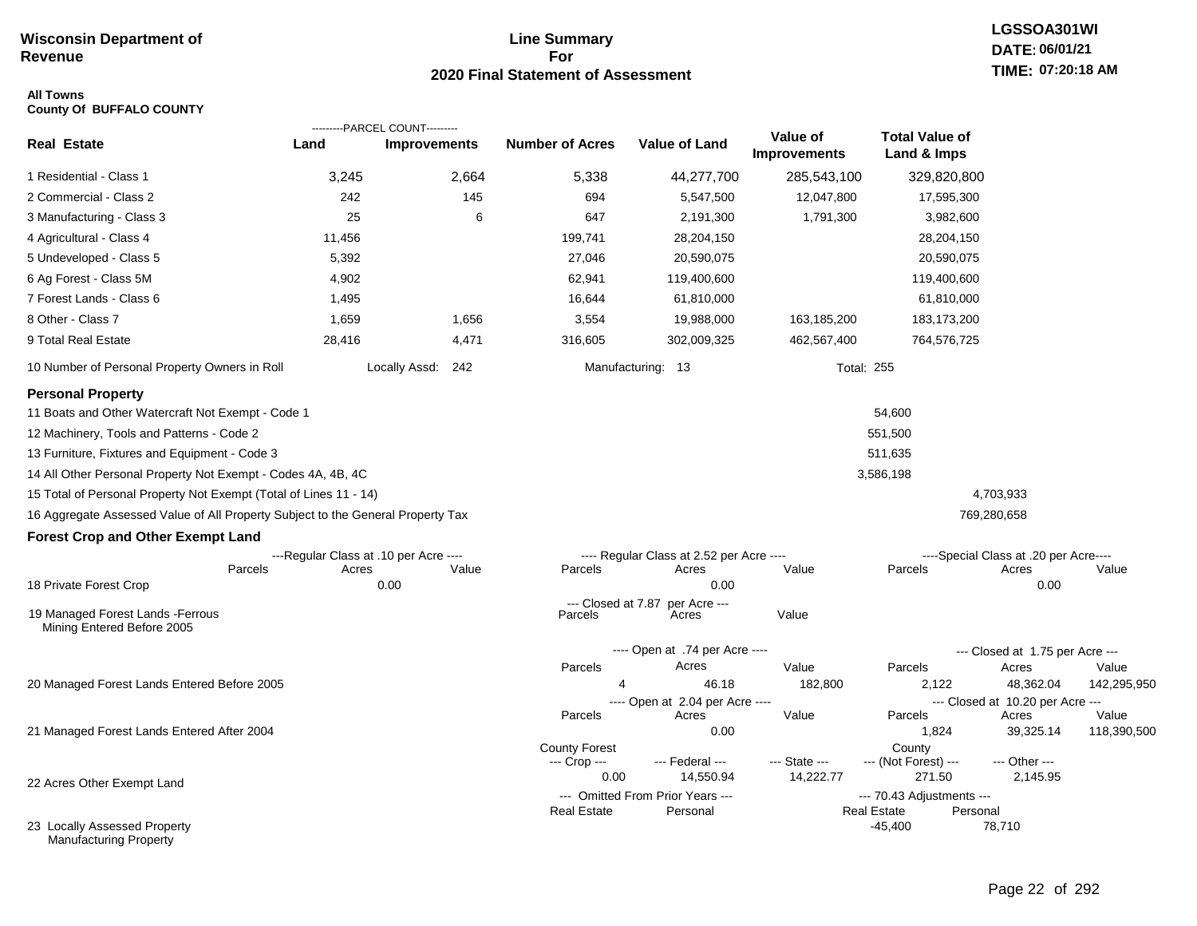Wisconsin Department of Revenue

# Line Summary For 2020 Final Statement of Assessment

LGSSOA301WI
DATE: 06/01/21
TIME: 07:20:18 AM

**All Towns**
**County Of BUFFALO COUNTY**

| Real Estate | PARCEL COUNT Land | PARCEL COUNT Improvements | Number of Acres | Value of Land | Value of Improvements | Total Value of Land & Imps |
|---|---|---|---|---|---|---|
| 1 Residential - Class 1 | 3,245 | 2,664 | 5,338 | 44,277,700 | 285,543,100 | 329,820,800 |
| 2 Commercial - Class 2 | 242 | 145 | 694 | 5,547,500 | 12,047,800 | 17,595,300 |
| 3 Manufacturing - Class 3 | 25 | 6 | 647 | 2,191,300 | 1,791,300 | 3,982,600 |
| 4 Agricultural - Class 4 | 11,456 | | 199,741 | 28,204,150 | | 28,204,150 |
| 5 Undeveloped - Class 5 | 5,392 | | 27,046 | 20,590,075 | | 20,590,075 |
| 6 Ag Forest - Class 5M | 4,902 | | 62,941 | 119,400,600 | | 119,400,600 |
| 7 Forest Lands - Class 6 | 1,495 | | 16,644 | 61,810,000 | | 61,810,000 |
| 8 Other - Class 7 | 1,659 | 1,656 | 3,554 | 19,988,000 | 163,185,200 | 183,173,200 |
| 9 Total Real Estate | 28,416 | 4,471 | 316,605 | 302,009,325 | 462,567,400 | 764,576,725 |

10 Number of Personal Property Owners in Roll — Locally Assd: 242 — Manufacturing: 13 — Total: 255

## Personal Property

| | | |
|---|---|---|
| 11 Boats and Other Watercraft Not Exempt - Code 1 | 54,600 | |
| 12 Machinery, Tools and Patterns - Code 2 | 551,500 | |
| 13 Furniture, Fixtures and Equipment - Code 3 | 511,635 | |
| 14 All Other Personal Property Not Exempt - Codes 4A, 4B, 4C | 3,586,198 | |
| 15 Total of Personal Property Not Exempt (Total of Lines 11 - 14) | | 4,703,933 |
| 16 Aggregate Assessed Value of All Property Subject to the General Property Tax | | 769,280,658 |

## Forest Crop and Other Exempt Land

| | Regular Class at .10 per Acre Parcels | Acres | Value | Regular Class at 2.52 per Acre Parcels | Acres | Value | Special Class at .20 per Acre Parcels | Acres | Value |
|---|---|---|---|---|---|---|---|---|---|
| 18 Private Forest Crop | | 0.00 | | | 0.00 | | | 0.00 | |

| | Closed at 7.87 per Acre Parcels | Acres | Value |
|---|---|---|---|
| 19 Managed Forest Lands -Ferrous Mining Entered Before 2005 | | | |

| | Open at .74 per Acre Parcels | Acres | Value | Closed at 1.75 per Acre Parcels | Acres | Value |
|---|---|---|---|---|---|---|
| 20 Managed Forest Lands Entered Before 2005 | 4 | 46.18 | 182,800 | 2,122 | 48,362.04 | 142,295,950 |

| | Open at 2.04 per Acre Parcels | Acres | Value | Closed at 10.20 per Acre Parcels | Acres | Value |
|---|---|---|---|---|---|---|
| 21 Managed Forest Lands Entered After 2004 | | 0.00 | | 1,824 | 39,325.14 | 118,390,500 |

| | County Forest --- Crop --- | --- Federal --- | --- State --- | County --- (Not Forest) --- | --- Other --- |
|---|---|---|---|---|---|
| 22 Acres Other Exempt Land | 0.00 | 14,550.94 | 14,222.77 | 271.50 | 2,145.95 |

| | Omitted From Prior Years Real Estate | Omitted From Prior Years Personal | 70.43 Adjustments Real Estate | 70.43 Adjustments Personal |
|---|---|---|---|---|
| 23 Locally Assessed Property Manufacturing Property | | | -45,400 | 78,710 |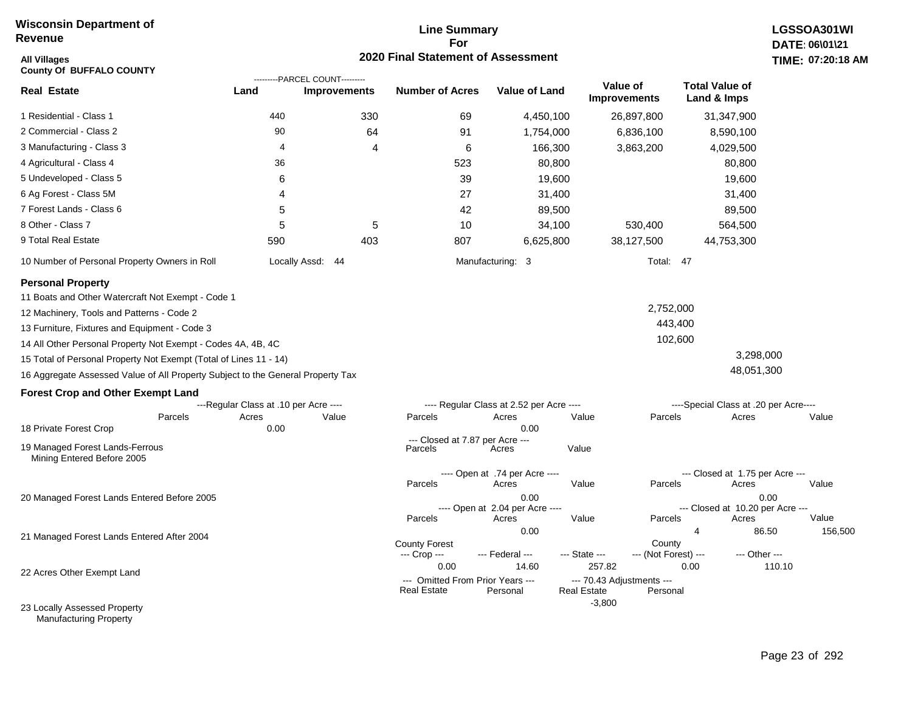**Wisconsin Department of Revenue**

**Line Summary For 2020 Final Statement of Assessment**

**LGSSOA301WI**
**DATE: 06\01\21**
**TIME: 07:20:18 AM**

**All Villages**
**County Of BUFFALO COUNTY**

| Real Estate | Land (Parcel Count) | Improvements (Parcel Count) | Number of Acres | Value of Land | Value of Improvements | Total Value of Land & Imps |
|---|---|---|---|---|---|---|
| 1 Residential - Class 1 | 440 | 330 | 69 | 4,450,100 | 26,897,800 | 31,347,900 |
| 2 Commercial - Class 2 | 90 | 64 | 91 | 1,754,000 | 6,836,100 | 8,590,100 |
| 3 Manufacturing - Class 3 | 4 | 4 | 6 | 166,300 | 3,863,200 | 4,029,500 |
| 4 Agricultural - Class 4 | 36 | | 523 | 80,800 | | 80,800 |
| 5 Undeveloped - Class 5 | 6 | | 39 | 19,600 | | 19,600 |
| 6 Ag Forest - Class 5M | 4 | | 27 | 31,400 | | 31,400 |
| 7 Forest Lands - Class 6 | 5 | | 42 | 89,500 | | 89,500 |
| 8 Other - Class 7 | 5 | 5 | 10 | 34,100 | 530,400 | 564,500 |
| 9 Total Real Estate | 590 | 403 | 807 | 6,625,800 | 38,127,500 | 44,753,300 |

10 Number of Personal Property Owners in Roll — Locally Assd: 44 — Manufacturing: 3 — Total: 47

**Personal Property**

| | | |
|---|---|---|
| 11 Boats and Other Watercraft Not Exempt - Code 1 | | |
| 12 Machinery, Tools and Patterns - Code 2 | 2,752,000 | |
| 13 Furniture, Fixtures and Equipment - Code 3 | 443,400 | |
| 14 All Other Personal Property Not Exempt - Codes 4A, 4B, 4C | 102,600 | |
| 15 Total of Personal Property Not Exempt (Total of Lines 11 - 14) | | 3,298,000 |
| 16 Aggregate Assessed Value of All Property Subject to the General Property Tax | | 48,051,300 |

**Forest Crop and Other Exempt Land**

| | Regular Class at .10 per Acre: Parcels | Acres | Value | Regular Class at 2.52 per Acre: Parcels | Acres | Value | Special Class at .20 per Acre: Parcels | Acres | Value |
|---|---|---|---|---|---|---|---|---|---|
| 18 Private Forest Crop | | 0.00 | | | 0.00 | | | | |

| | Closed at 7.87 per Acre: Parcels | Acres | Value |
|---|---|---|---|
| 19 Managed Forest Lands-Ferrous Mining Entered Before 2005 | | | |

| | Open at .74 per Acre: Parcels | Acres | Value | Closed at 1.75 per Acre: Parcels | Acres | Value |
|---|---|---|---|---|---|---|
| 20 Managed Forest Lands Entered Before 2005 | | 0.00 | | | 0.00 | |

| | Open at 2.04 per Acre: Parcels | Acres | Value | Closed at 10.20 per Acre: Parcels | Acres | Value |
|---|---|---|---|---|---|---|
| 21 Managed Forest Lands Entered After 2004 | | 0.00 | | 4 | 86.50 | 156,500 |

| | County Forest Crop | Federal | State | County (Not Forest) | Other |
|---|---|---|---|---|---|
| 22 Acres Other Exempt Land | 0.00 | 14.60 | 257.82 | 0.00 | 110.10 |

| | Omitted From Prior Years: Real Estate | Personal | 70.43 Adjustments: Real Estate | Personal |
|---|---|---|---|---|
| 23 Locally Assessed Property Manufacturing Property | | | -3,800 | |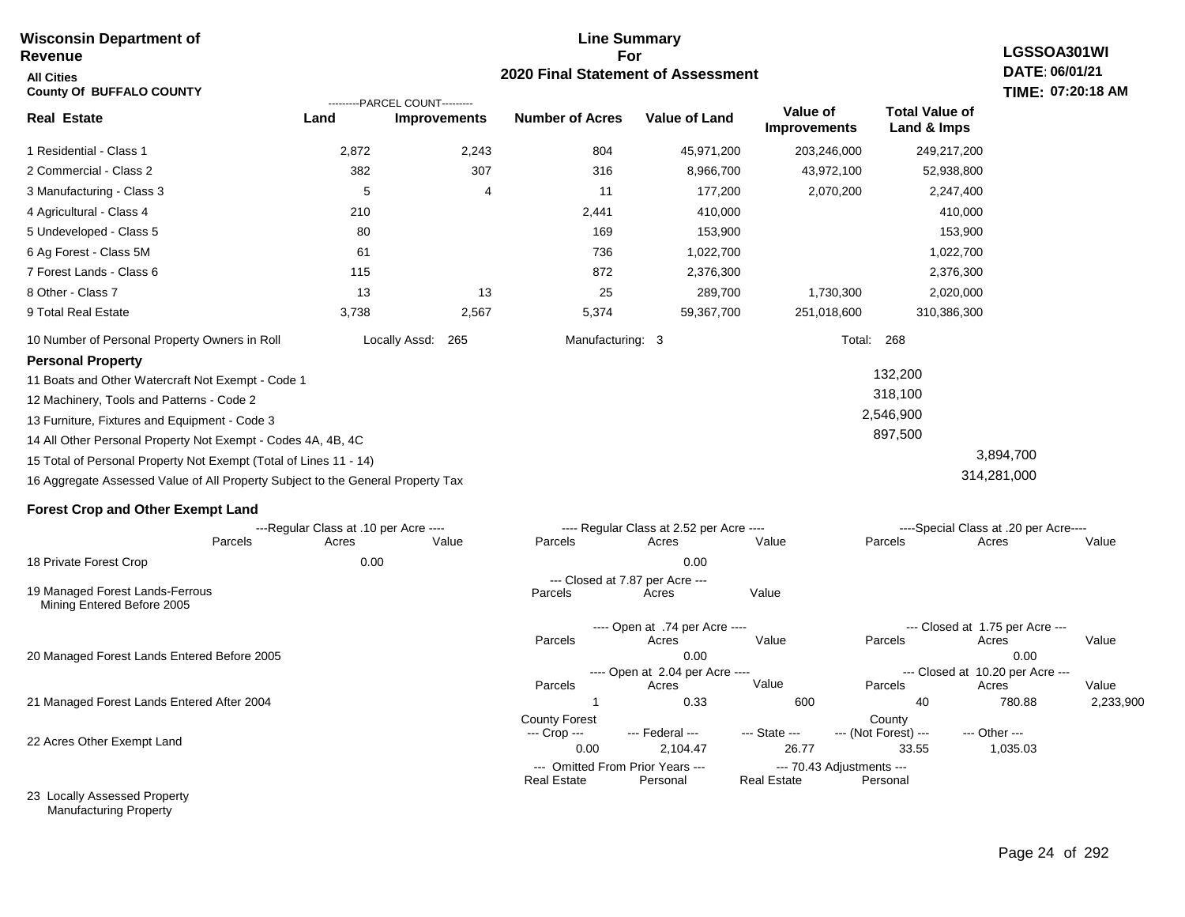**Wisconsin Department of Revenue**

**All Cities**

**County Of BUFFALO COUNTY**

# Line Summary For 2020 Final Statement of Assessment

**LGSSOA301WI**
**DATE: 06/01/21**
**TIME: 07:20:18 AM**

| Real Estate | PARCEL COUNT Land | PARCEL COUNT Improvements | Number of Acres | Value of Land | Value of Improvements | Total Value of Land & Imps |
|---|---|---|---|---|---|---|
| 1 Residential - Class 1 | 2,872 | 2,243 | 804 | 45,971,200 | 203,246,000 | 249,217,200 |
| 2 Commercial - Class 2 | 382 | 307 | 316 | 8,966,700 | 43,972,100 | 52,938,800 |
| 3 Manufacturing - Class 3 | 5 | 4 | 11 | 177,200 | 2,070,200 | 2,247,400 |
| 4 Agricultural - Class 4 | 210 | | 2,441 | 410,000 | | 410,000 |
| 5 Undeveloped - Class 5 | 80 | | 169 | 153,900 | | 153,900 |
| 6 Ag Forest - Class 5M | 61 | | 736 | 1,022,700 | | 1,022,700 |
| 7 Forest Lands - Class 6 | 115 | | 872 | 2,376,300 | | 2,376,300 |
| 8 Other - Class 7 | 13 | 13 | 25 | 289,700 | 1,730,300 | 2,020,000 |
| 9 Total Real Estate | 3,738 | 2,567 | 5,374 | 59,367,700 | 251,018,600 | 310,386,300 |

10 Number of Personal Property Owners in Roll — Locally Assd: 265 — Manufacturing: 3 — Total: 268

**Personal Property**

| | | |
|---|---|---|
| 11 Boats and Other Watercraft Not Exempt - Code 1 | 132,200 | |
| 12 Machinery, Tools and Patterns - Code 2 | 318,100 | |
| 13 Furniture, Fixtures and Equipment - Code 3 | 2,546,900 | |
| 14 All Other Personal Property Not Exempt - Codes 4A, 4B, 4C | 897,500 | |
| 15 Total of Personal Property Not Exempt (Total of Lines 11 - 14) | | 3,894,700 |
| 16 Aggregate Assessed Value of All Property Subject to the General Property Tax | | 314,281,000 |

**Forest Crop and Other Exempt Land**

| | Regular Class at .10 per Acre Parcels | Acres | Value | Regular Class at 2.52 per Acre Parcels | Acres | Value | Special Class at .20 per Acre Parcels | Acres | Value |
|---|---|---|---|---|---|---|---|---|---|
| 18 Private Forest Crop | | 0.00 | | | 0.00 | | | | |

| | Closed at 7.87 per Acre Parcels | Acres | Value |
|---|---|---|---|
| 19 Managed Forest Lands-Ferrous Mining Entered Before 2005 | | | |

| | Open at .74 per Acre Parcels | Acres | Value | Closed at 1.75 per Acre Parcels | Acres | Value |
|---|---|---|---|---|---|---|
| 20 Managed Forest Lands Entered Before 2005 | | 0.00 | | | 0.00 | |

| | Open at 2.04 per Acre Parcels | Acres | Value | Closed at 10.20 per Acre Parcels | Acres | Value |
|---|---|---|---|---|---|---|
| 21 Managed Forest Lands Entered After 2004 | 1 | 0.33 | 600 | 40 | 780.88 | 2,233,900 |

| | County Forest Crop | Federal | State | County (Not Forest) | Other |
|---|---|---|---|---|---|
| 22 Acres Other Exempt Land | 0.00 | 2,104.47 | 26.77 | 33.55 | 1,035.03 |

| | Omitted From Prior Years Real Estate | Omitted From Prior Years Personal | 70.43 Adjustments Real Estate | 70.43 Adjustments Personal |
|---|---|---|---|---|
| 23 Locally Assessed Property | | | | |
| Manufacturing Property | | | | |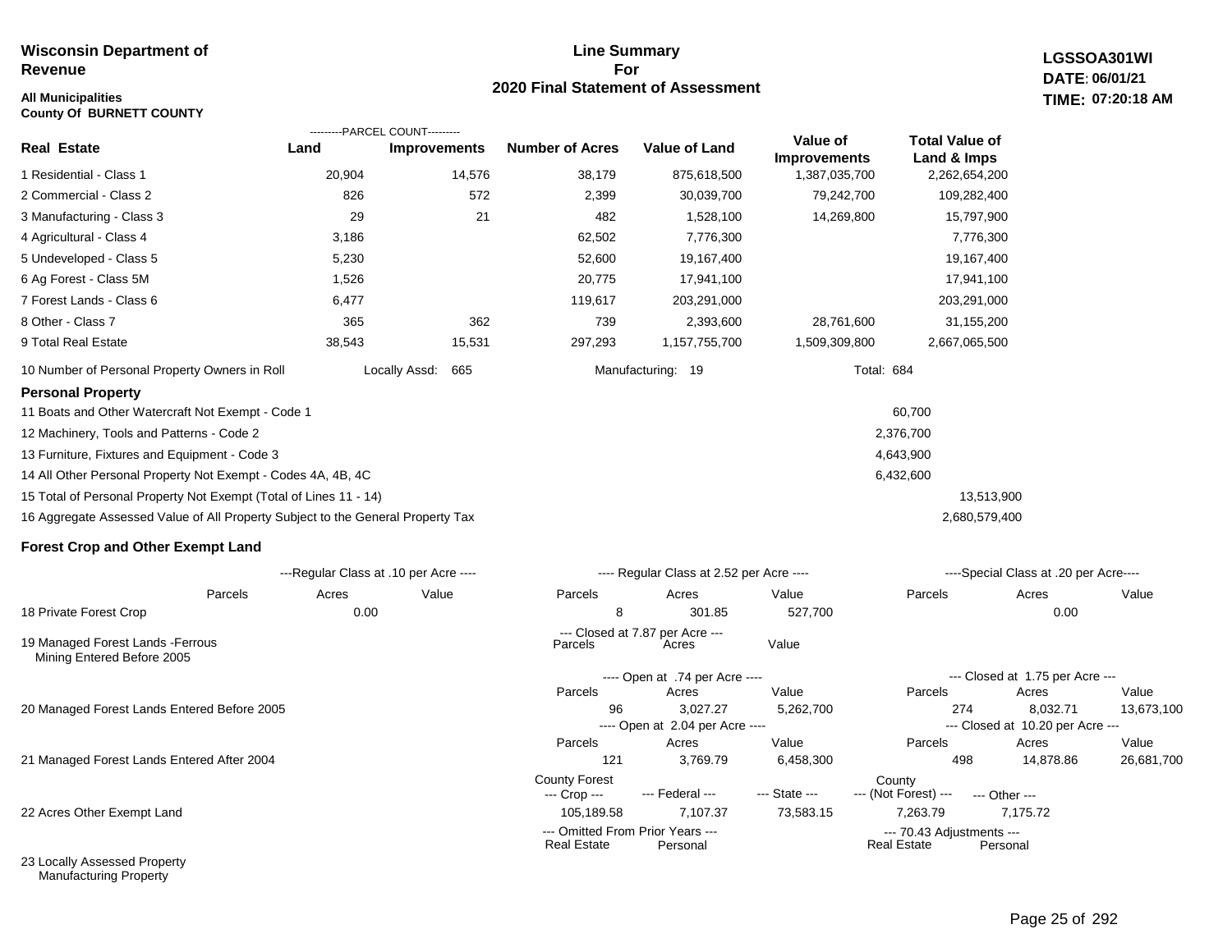**Wisconsin Department of Revenue**

**All Municipalities**
**County Of BURNETT COUNTY**

## Line Summary For 2020 Final Statement of Assessment

**LGSSOA301WI**
**DATE: 06/01/21**
**TIME: 07:20:18 AM**

| Real Estate | Land (Parcel Count) | Improvements (Parcel Count) | Number of Acres | Value of Land | Value of Improvements | Total Value of Land & Imps |
|---|---|---|---|---|---|---|
| 1 Residential - Class 1 | 20,904 | 14,576 | 38,179 | 875,618,500 | 1,387,035,700 | 2,262,654,200 |
| 2 Commercial - Class 2 | 826 | 572 | 2,399 | 30,039,700 | 79,242,700 | 109,282,400 |
| 3 Manufacturing - Class 3 | 29 | 21 | 482 | 1,528,100 | 14,269,800 | 15,797,900 |
| 4 Agricultural - Class 4 | 3,186 | | 62,502 | 7,776,300 | | 7,776,300 |
| 5 Undeveloped - Class 5 | 5,230 | | 52,600 | 19,167,400 | | 19,167,400 |
| 6 Ag Forest - Class 5M | 1,526 | | 20,775 | 17,941,100 | | 17,941,100 |
| 7 Forest Lands - Class 6 | 6,477 | | 119,617 | 203,291,000 | | 203,291,000 |
| 8 Other - Class 7 | 365 | 362 | 739 | 2,393,600 | 28,761,600 | 31,155,200 |
| 9 Total Real Estate | 38,543 | 15,531 | 297,293 | 1,157,755,700 | 1,509,309,800 | 2,667,065,500 |

10 Number of Personal Property Owners in Roll — Locally Assd: 665 — Manufacturing: 19 — Total: 684

### Personal Property

| | | |
|---|---|---|
| 11 Boats and Other Watercraft Not Exempt - Code 1 | 60,700 | |
| 12 Machinery, Tools and Patterns - Code 2 | 2,376,700 | |
| 13 Furniture, Fixtures and Equipment - Code 3 | 4,643,900 | |
| 14 All Other Personal Property Not Exempt - Codes 4A, 4B, 4C | 6,432,600 | |
| 15 Total of Personal Property Not Exempt (Total of Lines 11 - 14) | | 13,513,900 |
| 16 Aggregate Assessed Value of All Property Subject to the General Property Tax | | 2,680,579,400 |

### Forest Crop and Other Exempt Land

| | Regular Class at .10 per Acre Parcels | Acres | Value | Regular Class at 2.52 per Acre Parcels | Acres | Value | Special Class at .20 per Acre Parcels | Acres | Value |
|---|---|---|---|---|---|---|---|---|---|
| 18 Private Forest Crop | | 0.00 | | 8 | 301.85 | 527,700 | | 0.00 | |

| | Closed at 7.87 per Acre Parcels | Acres | Value |
|---|---|---|---|
| 19 Managed Forest Lands -Ferrous Mining Entered Before 2005 | | | |

| | Open at .74 per Acre Parcels | Acres | Value | Closed at 1.75 per Acre Parcels | Acres | Value |
|---|---|---|---|---|---|---|
| 20 Managed Forest Lands Entered Before 2005 | 96 | 3,027.27 | 5,262,700 | 274 | 8,032.71 | 13,673,100 |

| | Open at 2.04 per Acre Parcels | Acres | Value | Closed at 10.20 per Acre Parcels | Acres | Value |
|---|---|---|---|---|---|---|
| 21 Managed Forest Lands Entered After 2004 | 121 | 3,769.79 | 6,458,300 | 498 | 14,878.86 | 26,681,700 |

| | County Forest --- Crop --- | --- Federal --- | --- State --- | County --- (Not Forest) --- | --- Other --- |
|---|---|---|---|---|---|
| 22 Acres Other Exempt Land | 105,189.58 | 7,107.37 | 73,583.15 | 7,263.79 | 7,175.72 |

| | Omitted From Prior Years --- Real Estate | Personal | 70.43 Adjustments --- Real Estate | Personal |
|---|---|---|---|---|
| 23 Locally Assessed Property | | | | |
| Manufacturing Property | | | | |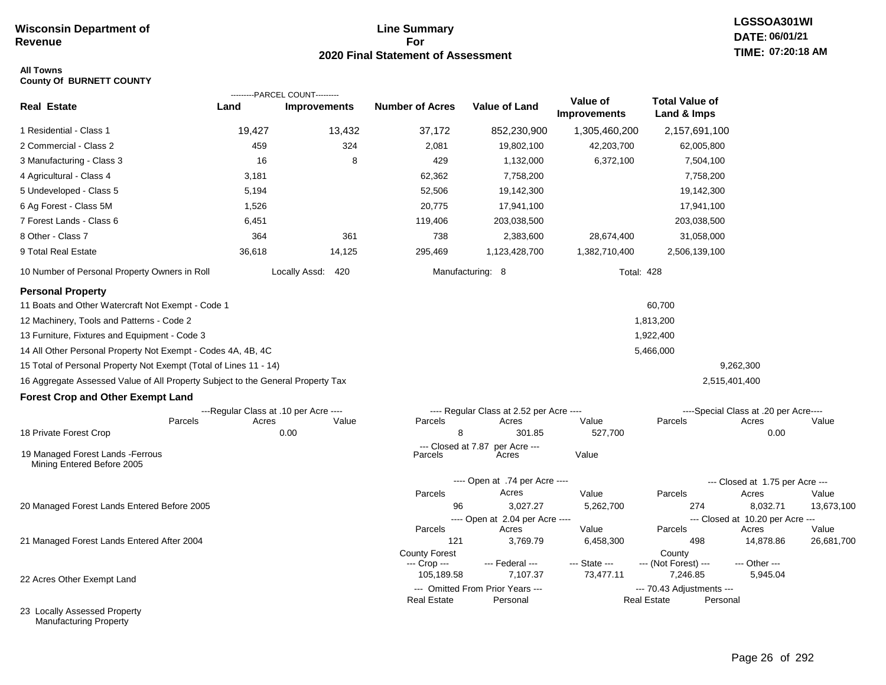**Wisconsin Department of Revenue**

## Line Summary For 2020 Final Statement of Assessment

LGSSOA301WI
DATE: 06/01/21
TIME: 07:20:18 AM

**All Towns**
**County Of BURNETT COUNTY**

| Real Estate | PARCEL COUNT Land | PARCEL COUNT Improvements | Number of Acres | Value of Land | Value of Improvements | Total Value of Land & Imps |
|---|---|---|---|---|---|---|
| 1 Residential - Class 1 | 19,427 | 13,432 | 37,172 | 852,230,900 | 1,305,460,200 | 2,157,691,100 |
| 2 Commercial - Class 2 | 459 | 324 | 2,081 | 19,802,100 | 42,203,700 | 62,005,800 |
| 3 Manufacturing - Class 3 | 16 | 8 | 429 | 1,132,000 | 6,372,100 | 7,504,100 |
| 4 Agricultural - Class 4 | 3,181 | | 62,362 | 7,758,200 | | 7,758,200 |
| 5 Undeveloped - Class 5 | 5,194 | | 52,506 | 19,142,300 | | 19,142,300 |
| 6 Ag Forest - Class 5M | 1,526 | | 20,775 | 17,941,100 | | 17,941,100 |
| 7 Forest Lands - Class 6 | 6,451 | | 119,406 | 203,038,500 | | 203,038,500 |
| 8 Other - Class 7 | 364 | 361 | 738 | 2,383,600 | 28,674,400 | 31,058,000 |
| 9 Total Real Estate | 36,618 | 14,125 | 295,469 | 1,123,428,700 | 1,382,710,400 | 2,506,139,100 |

10 Number of Personal Property Owners in Roll — Locally Assd: 420 — Manufacturing: 8 — Total: 428

### Personal Property

| | | |
|---|---|---|
| 11 Boats and Other Watercraft Not Exempt - Code 1 | 60,700 | |
| 12 Machinery, Tools and Patterns - Code 2 | 1,813,200 | |
| 13 Furniture, Fixtures and Equipment - Code 3 | 1,922,400 | |
| 14 All Other Personal Property Not Exempt - Codes 4A, 4B, 4C | 5,466,000 | |
| 15 Total of Personal Property Not Exempt (Total of Lines 11 - 14) | | 9,262,300 |
| 16 Aggregate Assessed Value of All Property Subject to the General Property Tax | | 2,515,401,400 |

### Forest Crop and Other Exempt Land

| | Regular Class at .10 per Acre Parcels | Acres | Value | Regular Class at 2.52 per Acre Parcels | Acres | Value | Special Class at .20 per Acre Parcels | Acres | Value |
|---|---|---|---|---|---|---|---|---|---|
| 18 Private Forest Crop | | 0.00 | | 8 | 301.85 | 527,700 | | 0.00 | |

| | Closed at 7.87 per Acre Parcels | Acres | Value |
|---|---|---|---|
| 19 Managed Forest Lands -Ferrous Mining Entered Before 2005 | | | |

| | Open at .74 per Acre Parcels | Acres | Value | Closed at 1.75 per Acre Parcels | Acres | Value |
|---|---|---|---|---|---|---|
| 20 Managed Forest Lands Entered Before 2005 | 96 | 3,027.27 | 5,262,700 | 274 | 8,032.71 | 13,673,100 |

| | Open at 2.04 per Acre Parcels | Acres | Value | Closed at 10.20 per Acre Parcels | Acres | Value |
|---|---|---|---|---|---|---|
| 21 Managed Forest Lands Entered After 2004 | 121 | 3,769.79 | 6,458,300 | 498 | 14,878.86 | 26,681,700 |

| | County Forest Crop | Federal | State | County (Not Forest) | Other |
|---|---|---|---|---|---|
| 22 Acres Other Exempt Land | 105,189.58 | 7,107.37 | 73,477.11 | 7,246.85 | 5,945.04 |

| | Omitted From Prior Years Real Estate | Personal | 70.43 Adjustments Real Estate | Personal |
|---|---|---|---|---|
| 23 Locally Assessed Property Manufacturing Property | | | | |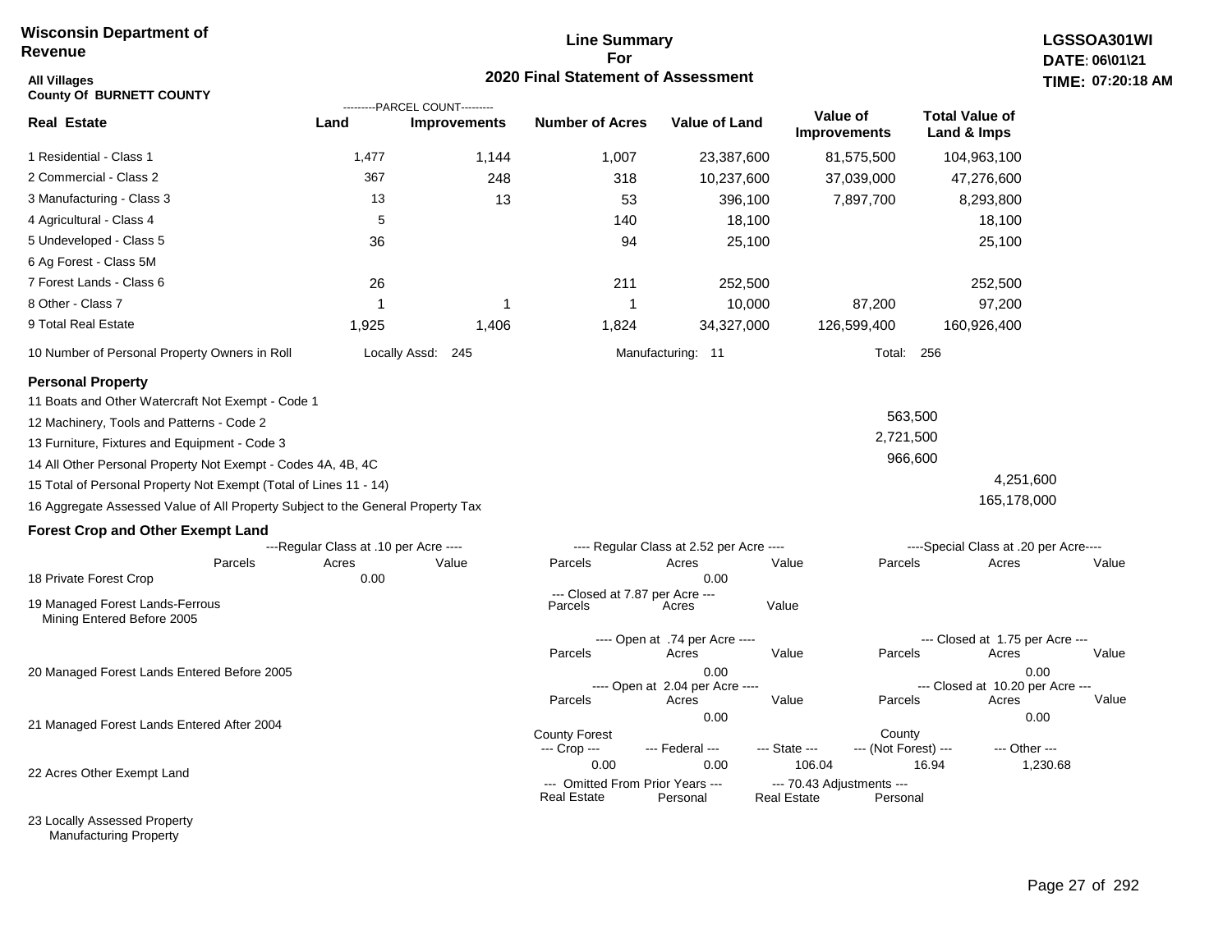**Wisconsin Department of Revenue**

**Line Summary For 2020 Final Statement of Assessment**

**LGSSOA301WI**
**DATE: 06\01\21**
**TIME: 07:20:18 AM**

**All Villages**
**County Of BURNETT COUNTY**

| Real Estate | Land (Parcel Count) | Improvements (Parcel Count) | Number of Acres | Value of Land | Value of Improvements | Total Value of Land & Imps |
|---|---|---|---|---|---|---|
| 1 Residential - Class 1 | 1,477 | 1,144 | 1,007 | 23,387,600 | 81,575,500 | 104,963,100 |
| 2 Commercial - Class 2 | 367 | 248 | 318 | 10,237,600 | 37,039,000 | 47,276,600 |
| 3 Manufacturing - Class 3 | 13 | 13 | 53 | 396,100 | 7,897,700 | 8,293,800 |
| 4 Agricultural - Class 4 | 5 | | 140 | 18,100 | | 18,100 |
| 5 Undeveloped - Class 5 | 36 | | 94 | 25,100 | | 25,100 |
| 6 Ag Forest - Class 5M | | | | | | |
| 7 Forest Lands - Class 6 | 26 | | 211 | 252,500 | | 252,500 |
| 8 Other - Class 7 | 1 | 1 | 1 | 10,000 | 87,200 | 97,200 |
| 9 Total Real Estate | 1,925 | 1,406 | 1,824 | 34,327,000 | 126,599,400 | 160,926,400 |

10 Number of Personal Property Owners in Roll — Locally Assd: 245 — Manufacturing: 11 — Total: 256

**Personal Property**

| | | |
|---|---|---|
| 11 Boats and Other Watercraft Not Exempt - Code 1 | | |
| 12 Machinery, Tools and Patterns - Code 2 | 563,500 | |
| 13 Furniture, Fixtures and Equipment - Code 3 | 2,721,500 | |
| 14 All Other Personal Property Not Exempt - Codes 4A, 4B, 4C | 966,600 | |
| 15 Total of Personal Property Not Exempt (Total of Lines 11 - 14) | | 4,251,600 |
| 16 Aggregate Assessed Value of All Property Subject to the General Property Tax | | 165,178,000 |

**Forest Crop and Other Exempt Land**

18 Private Forest Crop
- Regular Class at .10 per Acre — Parcels: , Acres: 0.00, Value:
- Regular Class at 2.52 per Acre — Parcels: , Acres: 0.00, Value:
- Special Class at .20 per Acre — Parcels: , Acres: , Value:

19 Managed Forest Lands-Ferrous Mining Entered Before 2005
- Closed at 7.87 per Acre — Parcels: , Acres: , Value:

20 Managed Forest Lands Entered Before 2005
- Open at .74 per Acre — Parcels: , Acres: 0.00, Value:
- Closed at 1.75 per Acre — Parcels: , Acres: 0.00, Value:

21 Managed Forest Lands Entered After 2004
- Open at 2.04 per Acre — Parcels: , Acres: 0.00, Value:
- Closed at 10.20 per Acre — Parcels: , Acres: 0.00, Value:

22 Acres Other Exempt Land

| County Forest --- Crop --- | --- Federal --- | --- State --- | County --- (Not Forest) --- | --- Other --- |
|---|---|---|---|---|
| 0.00 | 0.00 | 106.04 | 16.94 | 1,230.68 |

23 Locally Assessed Property Manufacturing Property

| --- Omitted From Prior Years --- Real Estate | Personal | --- 70.43 Adjustments --- Real Estate | Personal |
|---|---|---|---|
| | | | |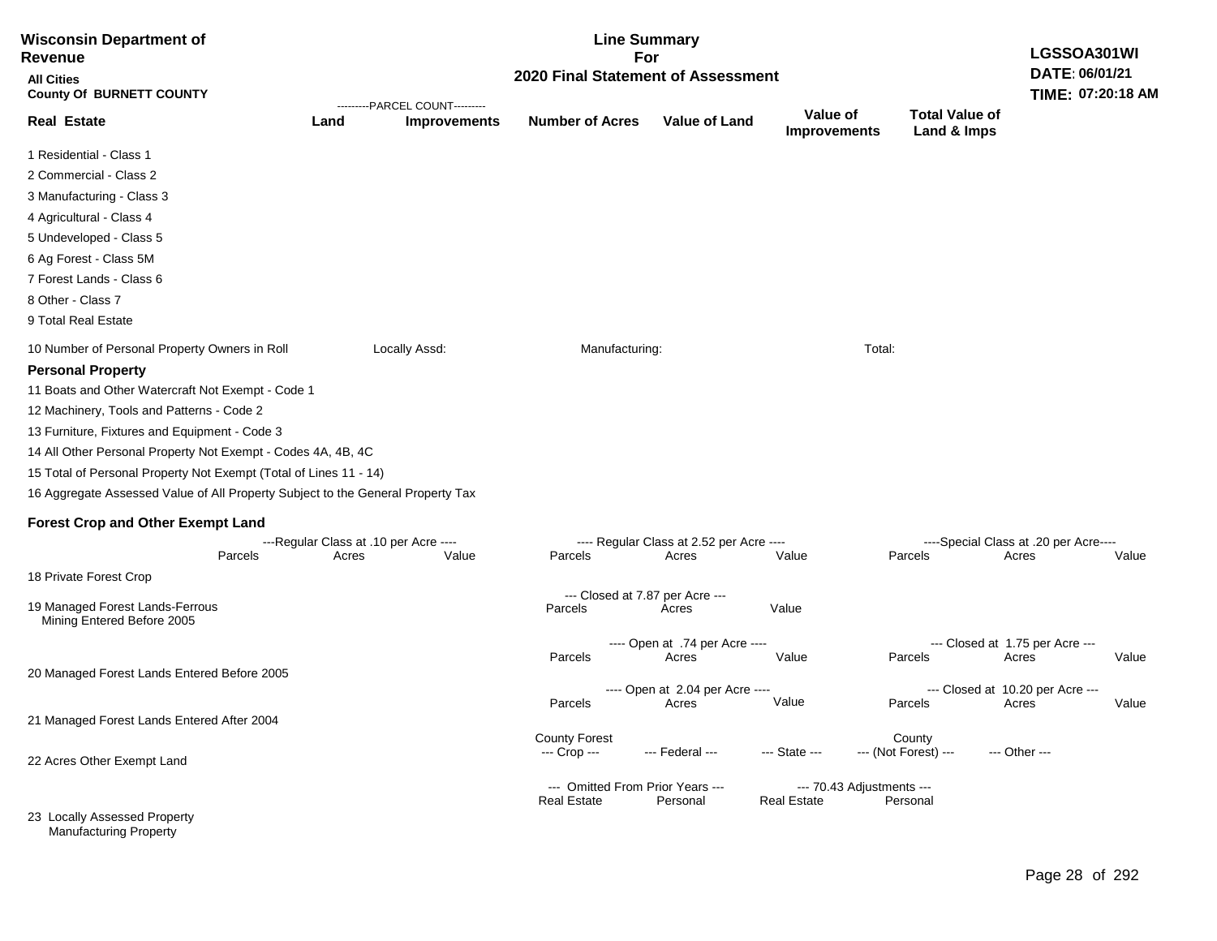**Wisconsin Department of Revenue**

**Line Summary For 2020 Final Statement of Assessment**

**LGSSOA301WI**
**DATE: 06/01/21**
**TIME: 07:20:18 AM**

**All Cities**
**County Of BURNETT COUNTY**

| Real Estate | Land (Parcel Count) | Improvements (Parcel Count) | Number of Acres | Value of Land | Value of Improvements | Total Value of Land & Imps |
|---|---|---|---|---|---|---|
| 1 Residential - Class 1 | | | | | | |
| 2 Commercial - Class 2 | | | | | | |
| 3 Manufacturing - Class 3 | | | | | | |
| 4 Agricultural - Class 4 | | | | | | |
| 5 Undeveloped - Class 5 | | | | | | |
| 6 Ag Forest - Class 5M | | | | | | |
| 7 Forest Lands - Class 6 | | | | | | |
| 8 Other - Class 7 | | | | | | |
| 9 Total Real Estate | | | | | | |

10 Number of Personal Property Owners in Roll Locally Assd: Manufacturing: Total:

**Personal Property**

11 Boats and Other Watercraft Not Exempt - Code 1

12 Machinery, Tools and Patterns - Code 2

13 Furniture, Fixtures and Equipment - Code 3

14 All Other Personal Property Not Exempt - Codes 4A, 4B, 4C

15 Total of Personal Property Not Exempt (Total of Lines 11 - 14)

16 Aggregate Assessed Value of All Property Subject to the General Property Tax

**Forest Crop and Other Exempt Land**

| | Regular Class at .10 per Acre - Parcels | Acres | Value | Regular Class at 2.52 per Acre - Parcels | Acres | Value | Special Class at .20 per Acre - Parcels | Acres | Value |
|---|---|---|---|---|---|---|---|---|---|
| 18 Private Forest Crop | | | | | | | | | |

| | Closed at 7.87 per Acre - Parcels | Acres | Value |
|---|---|---|---|
| 19 Managed Forest Lands-Ferrous Mining Entered Before 2005 | | | |

| | Open at .74 per Acre - Parcels | Acres | Value | Closed at 1.75 per Acre - Parcels | Acres | Value |
|---|---|---|---|---|---|---|
| 20 Managed Forest Lands Entered Before 2005 | | | | | | |

| | Open at 2.04 per Acre - Parcels | Acres | Value | Closed at 10.20 per Acre - Parcels | Acres | Value |
|---|---|---|---|---|---|---|
| 21 Managed Forest Lands Entered After 2004 | | | | | | |

| | County Forest Crop | Federal | State | County (Not Forest) | Other |
|---|---|---|---|---|---|
| 22 Acres Other Exempt Land | | | | | |

| | Omitted From Prior Years - Real Estate | Personal | 70.43 Adjustments - Real Estate | Personal |
|---|---|---|---|---|
| 23 Locally Assessed Property | | | | |
| Manufacturing Property | | | | |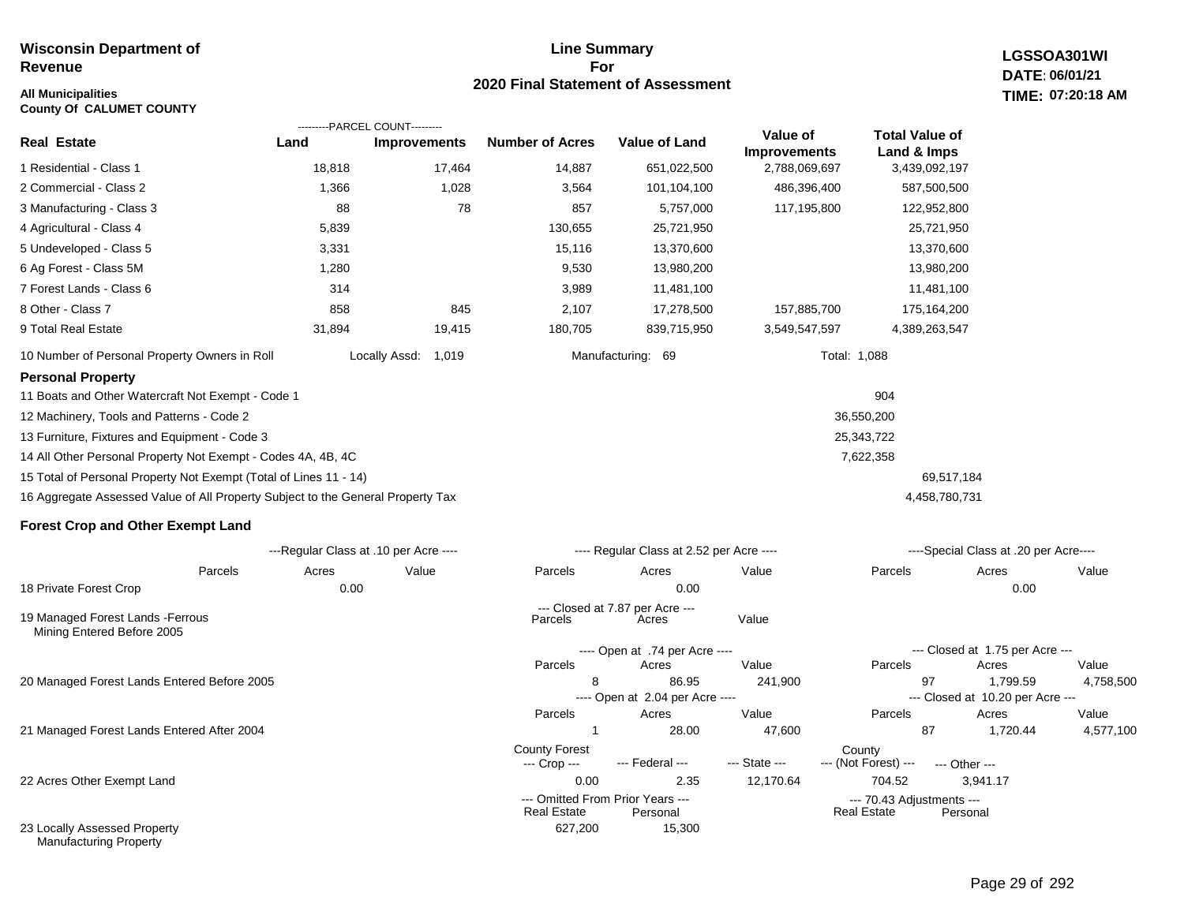**Wisconsin Department of Revenue**

**All Municipalities**
**County Of CALUMET COUNTY**

## Line Summary For 2020 Final Statement of Assessment

**LGSSOA301WI**
**DATE: 06/01/21**
**TIME: 07:20:18 AM**

| Real Estate | Land (Parcel Count) | Improvements (Parcel Count) | Number of Acres | Value of Land | Value of Improvements | Total Value of Land & Imps |
|---|---|---|---|---|---|---|
| 1 Residential - Class 1 | 18,818 | 17,464 | 14,887 | 651,022,500 | 2,788,069,697 | 3,439,092,197 |
| 2 Commercial - Class 2 | 1,366 | 1,028 | 3,564 | 101,104,100 | 486,396,400 | 587,500,500 |
| 3 Manufacturing - Class 3 | 88 | 78 | 857 | 5,757,000 | 117,195,800 | 122,952,800 |
| 4 Agricultural - Class 4 | 5,839 | | 130,655 | 25,721,950 | | 25,721,950 |
| 5 Undeveloped - Class 5 | 3,331 | | 15,116 | 13,370,600 | | 13,370,600 |
| 6 Ag Forest - Class 5M | 1,280 | | 9,530 | 13,980,200 | | 13,980,200 |
| 7 Forest Lands - Class 6 | 314 | | 3,989 | 11,481,100 | | 11,481,100 |
| 8 Other - Class 7 | 858 | 845 | 2,107 | 17,278,500 | 157,885,700 | 175,164,200 |
| 9 Total Real Estate | 31,894 | 19,415 | 180,705 | 839,715,950 | 3,549,547,597 | 4,389,263,547 |

10 Number of Personal Property Owners in Roll — Locally Assd: 1,019 — Manufacturing: 69 — Total: 1,088

### Personal Property

| | | |
|---|---|---|
| 11 Boats and Other Watercraft Not Exempt - Code 1 | 904 | |
| 12 Machinery, Tools and Patterns - Code 2 | 36,550,200 | |
| 13 Furniture, Fixtures and Equipment - Code 3 | 25,343,722 | |
| 14 All Other Personal Property Not Exempt - Codes 4A, 4B, 4C | 7,622,358 | |
| 15 Total of Personal Property Not Exempt (Total of Lines 11 - 14) | | 69,517,184 |
| 16 Aggregate Assessed Value of All Property Subject to the General Property Tax | | 4,458,780,731 |

### Forest Crop and Other Exempt Land

| | Regular Class at .10 per Acre - Parcels | Acres | Value | Regular Class at 2.52 per Acre - Parcels | Acres | Value | Special Class at .20 per Acre - Parcels | Acres | Value |
|---|---|---|---|---|---|---|---|---|---|
| 18 Private Forest Crop | | 0.00 | | | 0.00 | | | 0.00 | |

| | Closed at 7.87 per Acre - Parcels | Acres | Value |
|---|---|---|---|
| 19 Managed Forest Lands -Ferrous Mining Entered Before 2005 | | | |

| | Open at .74 per Acre - Parcels | Acres | Value | Closed at 1.75 per Acre - Parcels | Acres | Value |
|---|---|---|---|---|---|---|
| 20 Managed Forest Lands Entered Before 2005 | 8 | 86.95 | 241,900 | 97 | 1,799.59 | 4,758,500 |

| | Open at 2.04 per Acre - Parcels | Acres | Value | Closed at 10.20 per Acre - Parcels | Acres | Value |
|---|---|---|---|---|---|---|
| 21 Managed Forest Lands Entered After 2004 | 1 | 28.00 | 47,600 | 87 | 1,720.44 | 4,577,100 |

| | County Forest --- Crop --- | --- Federal --- | --- State --- | County --- (Not Forest) --- | --- Other --- |
|---|---|---|---|---|---|
| 22 Acres Other Exempt Land | 0.00 | 2.35 | 12,170.64 | 704.52 | 3,941.17 |

| | Omitted From Prior Years - Real Estate | Personal | 70.43 Adjustments - Real Estate | Personal |
|---|---|---|---|---|
| 23 Locally Assessed Property Manufacturing Property | 627,200 | 15,300 | | |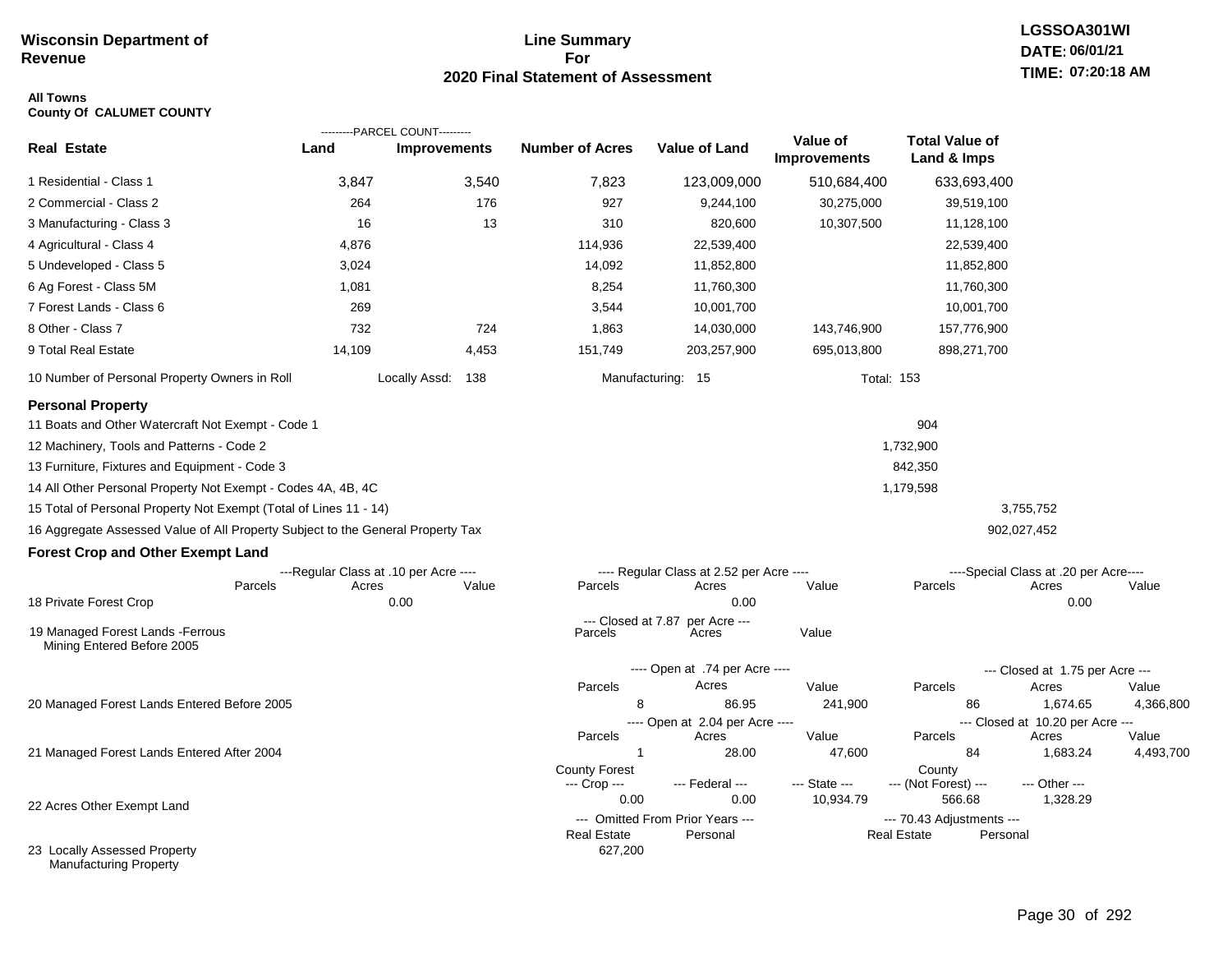**Wisconsin Department of Revenue**

## Line Summary For 2020 Final Statement of Assessment

**LGSSOA301WI**
**DATE: 06/01/21**
**TIME: 07:20:18 AM**

**All Towns**
**County Of CALUMET COUNTY**

| Real Estate | PARCEL COUNT Land | PARCEL COUNT Improvements | Number of Acres | Value of Land | Value of Improvements | Total Value of Land & Imps |
|---|---|---|---|---|---|---|
| 1 Residential - Class 1 | 3,847 | 3,540 | 7,823 | 123,009,000 | 510,684,400 | 633,693,400 |
| 2 Commercial - Class 2 | 264 | 176 | 927 | 9,244,100 | 30,275,000 | 39,519,100 |
| 3 Manufacturing - Class 3 | 16 | 13 | 310 | 820,600 | 10,307,500 | 11,128,100 |
| 4 Agricultural - Class 4 | 4,876 | | 114,936 | 22,539,400 | | 22,539,400 |
| 5 Undeveloped - Class 5 | 3,024 | | 14,092 | 11,852,800 | | 11,852,800 |
| 6 Ag Forest - Class 5M | 1,081 | | 8,254 | 11,760,300 | | 11,760,300 |
| 7 Forest Lands - Class 6 | 269 | | 3,544 | 10,001,700 | | 10,001,700 |
| 8 Other - Class 7 | 732 | 724 | 1,863 | 14,030,000 | 143,746,900 | 157,776,900 |
| 9 Total Real Estate | 14,109 | 4,453 | 151,749 | 203,257,900 | 695,013,800 | 898,271,700 |

10 Number of Personal Property Owners in Roll — Locally Assd: 138 — Manufacturing: 15 — Total: 153

### Personal Property

| | | |
|---|---|---|
| 11 Boats and Other Watercraft Not Exempt - Code 1 | 904 | |
| 12 Machinery, Tools and Patterns - Code 2 | 1,732,900 | |
| 13 Furniture, Fixtures and Equipment - Code 3 | 842,350 | |
| 14 All Other Personal Property Not Exempt - Codes 4A, 4B, 4C | 1,179,598 | |
| 15 Total of Personal Property Not Exempt (Total of Lines 11 - 14) | | 3,755,752 |
| 16 Aggregate Assessed Value of All Property Subject to the General Property Tax | | 902,027,452 |

### Forest Crop and Other Exempt Land

| | Regular Class at .10 per Acre Parcels | Acres | Value | Regular Class at 2.52 per Acre Parcels | Acres | Value | Special Class at .20 per Acre Parcels | Acres | Value |
|---|---|---|---|---|---|---|---|---|---|
| 18 Private Forest Crop | | 0.00 | | | 0.00 | | | 0.00 | |

| | Closed at 7.87 per Acre Parcels | Acres | Value |
|---|---|---|---|
| 19 Managed Forest Lands -Ferrous Mining Entered Before 2005 | | | |

| | Open Parcels | Acres | Value | Closed Parcels | Acres | Value |
|---|---|---|---|---|---|---|
| 20 Managed Forest Lands Entered Before 2005 (Open at .74 per Acre / Closed at 1.75 per Acre) | 8 | 86.95 | 241,900 | 86 | 1,674.65 | 4,366,800 |
| 21 Managed Forest Lands Entered After 2004 (Open at 2.04 per Acre / Closed at 10.20 per Acre) | 1 | 28.00 | 47,600 | 84 | 1,683.24 | 4,493,700 |

| | County Forest Crop | Federal | State | County (Not Forest) | Other |
|---|---|---|---|---|---|
| 22 Acres Other Exempt Land | 0.00 | 0.00 | 10,934.79 | 566.68 | 1,328.29 |

| | Omitted From Prior Years Real Estate | Personal | 70.43 Adjustments Real Estate | Personal |
|---|---|---|---|---|
| 23 Locally Assessed Property Manufacturing Property | 627,200 | | | |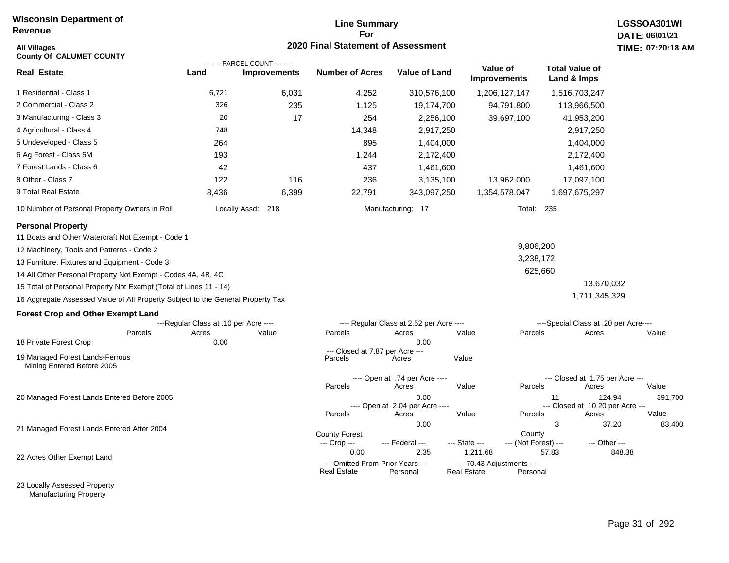**Wisconsin Department of Revenue**

**Line Summary For 2020 Final Statement of Assessment**

**LGSSOA301WI**
**DATE: 06\01\21**
**TIME: 07:20:18 AM**

**All Villages**
**County Of CALUMET COUNTY**

| Real Estate | PARCEL COUNT Land | PARCEL COUNT Improvements | Number of Acres | Value of Land | Value of Improvements | Total Value of Land & Imps |
|---|---|---|---|---|---|---|
| 1 Residential - Class 1 | 6,721 | 6,031 | 4,252 | 310,576,100 | 1,206,127,147 | 1,516,703,247 |
| 2 Commercial - Class 2 | 326 | 235 | 1,125 | 19,174,700 | 94,791,800 | 113,966,500 |
| 3 Manufacturing - Class 3 | 20 | 17 | 254 | 2,256,100 | 39,697,100 | 41,953,200 |
| 4 Agricultural - Class 4 | 748 | | 14,348 | 2,917,250 | | 2,917,250 |
| 5 Undeveloped - Class 5 | 264 | | 895 | 1,404,000 | | 1,404,000 |
| 6 Ag Forest - Class 5M | 193 | | 1,244 | 2,172,400 | | 2,172,400 |
| 7 Forest Lands - Class 6 | 42 | | 437 | 1,461,600 | | 1,461,600 |
| 8 Other - Class 7 | 122 | 116 | 236 | 3,135,100 | 13,962,000 | 17,097,100 |
| 9 Total Real Estate | 8,436 | 6,399 | 22,791 | 343,097,250 | 1,354,578,047 | 1,697,675,297 |

10 Number of Personal Property Owners in Roll — Locally Assd: 218 — Manufacturing: 17 — Total: 235

**Personal Property**

| | | |
|---|---|---|
| 11 Boats and Other Watercraft Not Exempt - Code 1 | | |
| 12 Machinery, Tools and Patterns - Code 2 | 9,806,200 | |
| 13 Furniture, Fixtures and Equipment - Code 3 | 3,238,172 | |
| 14 All Other Personal Property Not Exempt - Codes 4A, 4B, 4C | 625,660 | |
| 15 Total of Personal Property Not Exempt (Total of Lines 11 - 14) | | 13,670,032 |
| 16 Aggregate Assessed Value of All Property Subject to the General Property Tax | | 1,711,345,329 |

**Forest Crop and Other Exempt Land**

18 Private Forest Crop
- Regular Class at .10 per Acre: Parcels —, Acres 0.00, Value —
- Regular Class at 2.52 per Acre: Parcels —, Acres 0.00, Value —
- Special Class at .20 per Acre: Parcels —, Acres —, Value —

19 Managed Forest Lands-Ferrous Mining Entered Before 2005
- Closed at 7.87 per Acre: Parcels —, Acres —, Value —

20 Managed Forest Lands Entered Before 2005
- Open at .74 per Acre: Parcels —, Acres 0.00, Value —
- Closed at 1.75 per Acre: Parcels 11, Acres 124.94, Value 391,700

21 Managed Forest Lands Entered After 2004
- Open at 2.04 per Acre: Parcels —, Acres 0.00, Value —
- Closed at 10.20 per Acre: Parcels 3, Acres 37.20, Value 83,400

22 Acres Other Exempt Land

| County Forest Crop | Federal | State | County (Not Forest) | Other |
|---|---|---|---|---|
| 0.00 | 2.35 | 1,211.68 | 57.83 | 848.38 |

23 Locally Assessed Property Manufacturing Property

| Omitted From Prior Years Real Estate | Omitted From Prior Years Personal | 70.43 Adjustments Real Estate | 70.43 Adjustments Personal |
|---|---|---|---|
| | | | |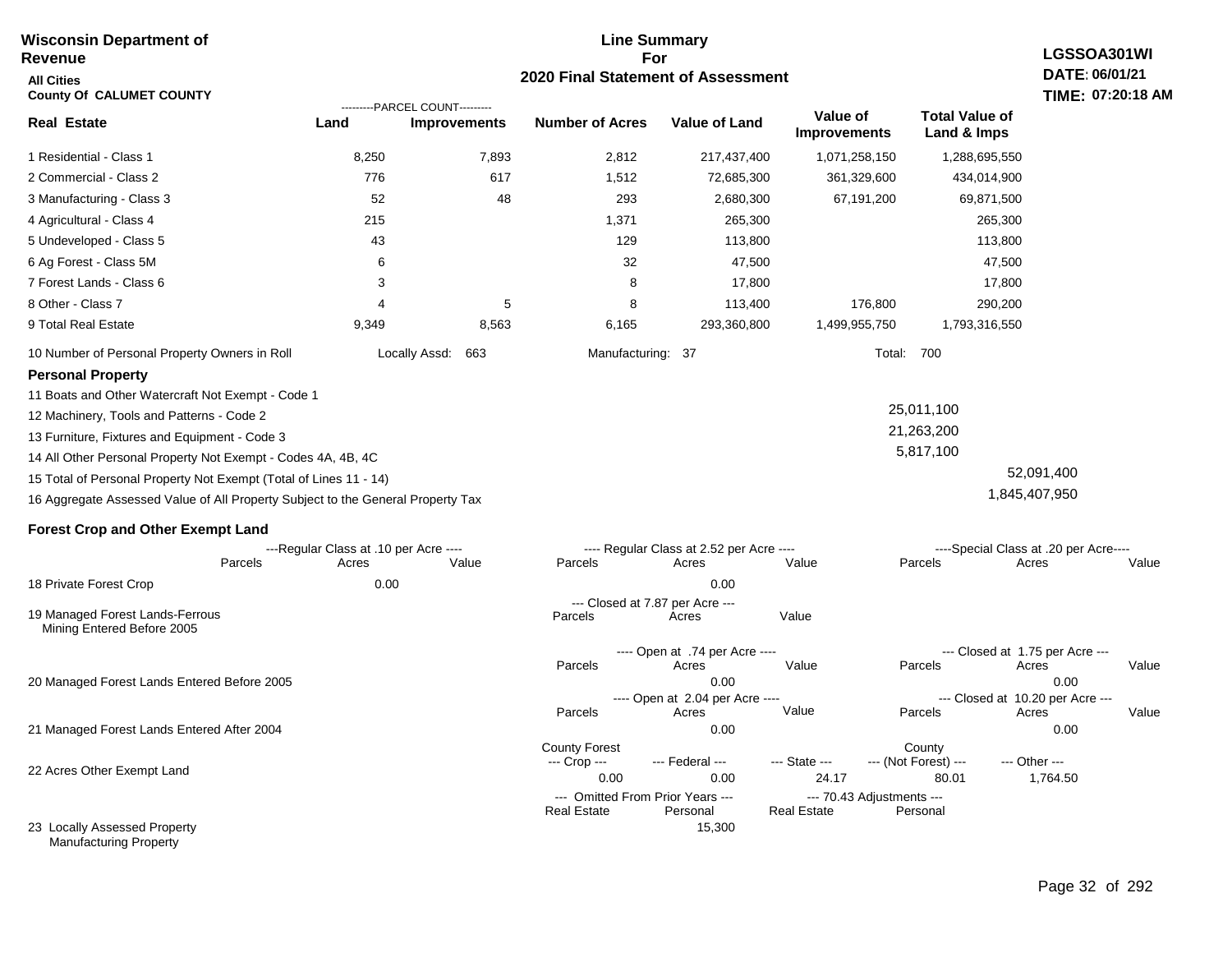**Wisconsin Department of Revenue**

**All Cities**

**County Of CALUMET COUNTY**

## Line Summary For 2020 Final Statement of Assessment

**LGSSOA301WI**
**DATE: 06/01/21**
**TIME: 07:20:18 AM**

| Real Estate | Land (Parcel Count) | Improvements (Parcel Count) | Number of Acres | Value of Land | Value of Improvements | Total Value of Land & Imps |
|---|---|---|---|---|---|---|
| 1 Residential - Class 1 | 8,250 | 7,893 | 2,812 | 217,437,400 | 1,071,258,150 | 1,288,695,550 |
| 2 Commercial - Class 2 | 776 | 617 | 1,512 | 72,685,300 | 361,329,600 | 434,014,900 |
| 3 Manufacturing - Class 3 | 52 | 48 | 293 | 2,680,300 | 67,191,200 | 69,871,500 |
| 4 Agricultural - Class 4 | 215 | | 1,371 | 265,300 | | 265,300 |
| 5 Undeveloped - Class 5 | 43 | | 129 | 113,800 | | 113,800 |
| 6 Ag Forest - Class 5M | 6 | | 32 | 47,500 | | 47,500 |
| 7 Forest Lands - Class 6 | 3 | | 8 | 17,800 | | 17,800 |
| 8 Other - Class 7 | 4 | 5 | 8 | 113,400 | 176,800 | 290,200 |
| 9 Total Real Estate | 9,349 | 8,563 | 6,165 | 293,360,800 | 1,499,955,750 | 1,793,316,550 |

10 Number of Personal Property Owners in Roll — Locally Assd: 663 — Manufacturing: 37 — Total: 700

**Personal Property**

| | | |
|---|---|---|
| 11 Boats and Other Watercraft Not Exempt - Code 1 | | |
| 12 Machinery, Tools and Patterns - Code 2 | 25,011,100 | |
| 13 Furniture, Fixtures and Equipment - Code 3 | 21,263,200 | |
| 14 All Other Personal Property Not Exempt - Codes 4A, 4B, 4C | 5,817,100 | |
| 15 Total of Personal Property Not Exempt (Total of Lines 11 - 14) | | 52,091,400 |
| 16 Aggregate Assessed Value of All Property Subject to the General Property Tax | | 1,845,407,950 |

**Forest Crop and Other Exempt Land**

| | Regular Class at .10 per Acre: Parcels | Acres | Value | Regular Class at 2.52 per Acre: Parcels | Acres | Value | Special Class at .20 per Acre: Parcels | Acres | Value |
|---|---|---|---|---|---|---|---|---|---|
| 18 Private Forest Crop | | 0.00 | | | 0.00 | | | | |

| | Closed at 7.87 per Acre: Parcels | Acres | Value |
|---|---|---|---|
| 19 Managed Forest Lands-Ferrous Mining Entered Before 2005 | | | |

| | Open at .74 per Acre: Parcels | Acres | Value | Closed at 1.75 per Acre: Parcels | Acres | Value |
|---|---|---|---|---|---|---|
| 20 Managed Forest Lands Entered Before 2005 | | 0.00 | | | 0.00 | |

| | Open at 2.04 per Acre: Parcels | Acres | Value | Closed at 10.20 per Acre: Parcels | Acres | Value |
|---|---|---|---|---|---|---|
| 21 Managed Forest Lands Entered After 2004 | | 0.00 | | | 0.00 | |

| | County Forest Crop | Federal | State | County (Not Forest) | Other |
|---|---|---|---|---|---|
| 22 Acres Other Exempt Land | 0.00 | 0.00 | 24.17 | 80.01 | 1,764.50 |

| | Omitted From Prior Years: Real Estate | Personal | 70.43 Adjustments: Real Estate | Personal |
|---|---|---|---|---|
| 23 Locally Assessed Property Manufacturing Property | | 15,300 | | |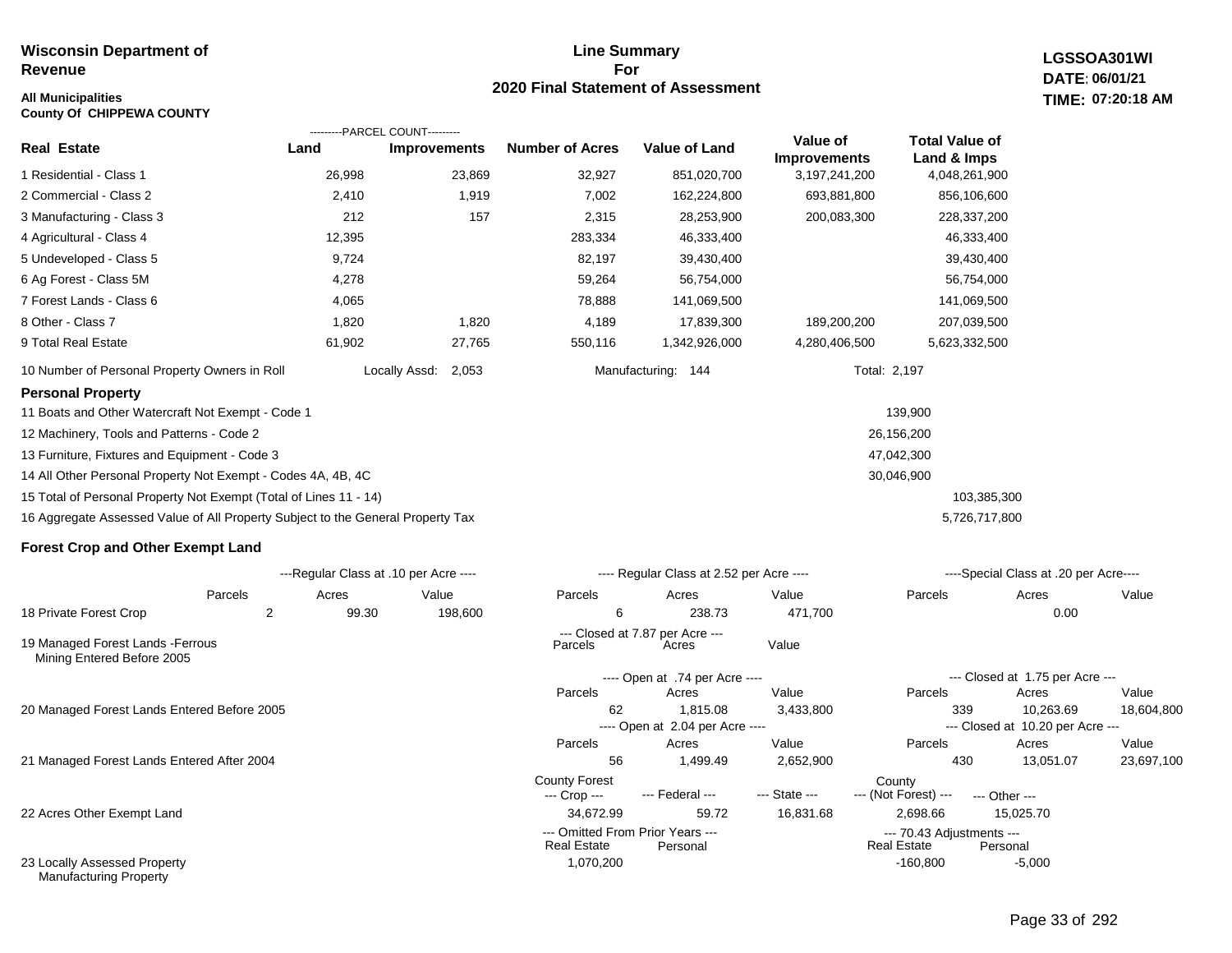**Wisconsin Department of Revenue**

**All Municipalities**
**County Of CHIPPEWA COUNTY**

## Line Summary For 2020 Final Statement of Assessment

**LGSSOA301WI**
**DATE: 06/01/21**
**TIME: 07:20:18 AM**

| Real Estate | Land (Parcel Count) | Improvements (Parcel Count) | Number of Acres | Value of Land | Value of Improvements | Total Value of Land & Imps |
|---|---|---|---|---|---|---|
| 1 Residential - Class 1 | 26,998 | 23,869 | 32,927 | 851,020,700 | 3,197,241,200 | 4,048,261,900 |
| 2 Commercial - Class 2 | 2,410 | 1,919 | 7,002 | 162,224,800 | 693,881,800 | 856,106,600 |
| 3 Manufacturing - Class 3 | 212 | 157 | 2,315 | 28,253,900 | 200,083,300 | 228,337,200 |
| 4 Agricultural - Class 4 | 12,395 | | 283,334 | 46,333,400 | | 46,333,400 |
| 5 Undeveloped - Class 5 | 9,724 | | 82,197 | 39,430,400 | | 39,430,400 |
| 6 Ag Forest - Class 5M | 4,278 | | 59,264 | 56,754,000 | | 56,754,000 |
| 7 Forest Lands - Class 6 | 4,065 | | 78,888 | 141,069,500 | | 141,069,500 |
| 8 Other - Class 7 | 1,820 | 1,820 | 4,189 | 17,839,300 | 189,200,200 | 207,039,500 |
| 9 Total Real Estate | 61,902 | 27,765 | 550,116 | 1,342,926,000 | 4,280,406,500 | 5,623,332,500 |

10 Number of Personal Property Owners in Roll — Locally Assd: 2,053 — Manufacturing: 144 — Total: 2,197

### Personal Property

| | | |
|---|---|---|
| 11 Boats and Other Watercraft Not Exempt - Code 1 | 139,900 | |
| 12 Machinery, Tools and Patterns - Code 2 | 26,156,200 | |
| 13 Furniture, Fixtures and Equipment - Code 3 | 47,042,300 | |
| 14 All Other Personal Property Not Exempt - Codes 4A, 4B, 4C | 30,046,900 | |
| 15 Total of Personal Property Not Exempt (Total of Lines 11 - 14) | | 103,385,300 |
| 16 Aggregate Assessed Value of All Property Subject to the General Property Tax | | 5,726,717,800 |

### Forest Crop and Other Exempt Land

| | Regular Class at .10 per Acre Parcels | Acres | Value | Regular Class at 2.52 per Acre Parcels | Acres | Value | Special Class at .20 per Acre Parcels | Acres | Value |
|---|---|---|---|---|---|---|---|---|---|
| 18 Private Forest Crop | 2 | 99.30 | 198,600 | 6 | 238.73 | 471,700 | | 0.00 | |

| | Closed at 7.87 per Acre Parcels | Acres | Value |
|---|---|---|---|
| 19 Managed Forest Lands -Ferrous Mining Entered Before 2005 | | | |

| | Open Parcels | Acres | Value | Closed Parcels | Acres | Value |
|---|---|---|---|---|---|---|
| 20 Managed Forest Lands Entered Before 2005 (Open at .74 per Acre / Closed at 1.75 per Acre) | 62 | 1,815.08 | 3,433,800 | 339 | 10,263.69 | 18,604,800 |
| 21 Managed Forest Lands Entered After 2004 (Open at 2.04 per Acre / Closed at 10.20 per Acre) | 56 | 1,499.49 | 2,652,900 | 430 | 13,051.07 | 23,697,100 |

| | County Forest --- Crop --- | --- Federal --- | --- State --- | County --- (Not Forest) --- | --- Other --- |
|---|---|---|---|---|---|
| 22 Acres Other Exempt Land | 34,672.99 | 59.72 | 16,831.68 | 2,698.66 | 15,025.70 |

| | Omitted From Prior Years Real Estate | Omitted From Prior Years Personal | 70.43 Adjustments Real Estate | 70.43 Adjustments Personal |
|---|---|---|---|---|
| 23 Locally Assessed Property Manufacturing Property | 1,070,200 | | -160,800 | -5,000 |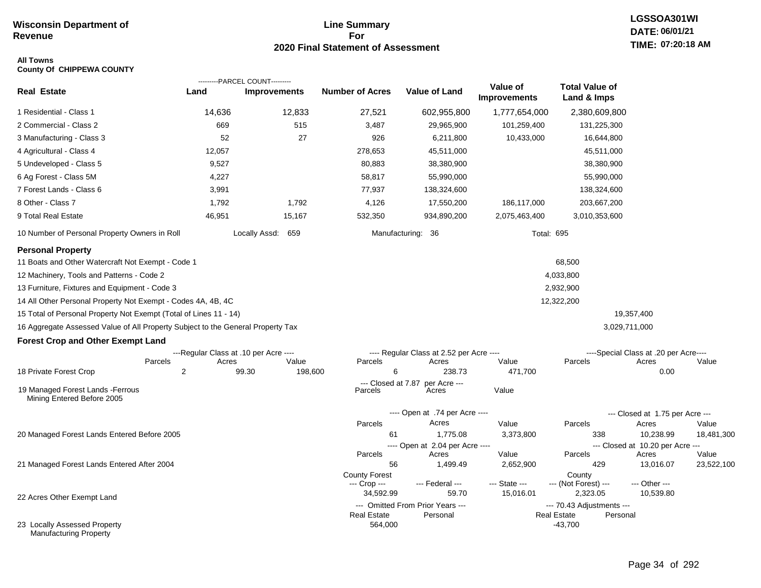**Wisconsin Department of Revenue**

# Line Summary For 2020 Final Statement of Assessment

LGSSOA301WI
DATE: 06/01/21
TIME: 07:20:18 AM

**All Towns**
**County Of CHIPPEWA COUNTY**

| Real Estate | PARCEL COUNT Land | PARCEL COUNT Improvements | Number of Acres | Value of Land | Value of Improvements | Total Value of Land & Imps |
|---|---|---|---|---|---|---|
| 1 Residential - Class 1 | 14,636 | 12,833 | 27,521 | 602,955,800 | 1,777,654,000 | 2,380,609,800 |
| 2 Commercial - Class 2 | 669 | 515 | 3,487 | 29,965,900 | 101,259,400 | 131,225,300 |
| 3 Manufacturing - Class 3 | 52 | 27 | 926 | 6,211,800 | 10,433,000 | 16,644,800 |
| 4 Agricultural - Class 4 | 12,057 | | 278,653 | 45,511,000 | | 45,511,000 |
| 5 Undeveloped - Class 5 | 9,527 | | 80,883 | 38,380,900 | | 38,380,900 |
| 6 Ag Forest - Class 5M | 4,227 | | 58,817 | 55,990,000 | | 55,990,000 |
| 7 Forest Lands - Class 6 | 3,991 | | 77,937 | 138,324,600 | | 138,324,600 |
| 8 Other - Class 7 | 1,792 | 1,792 | 4,126 | 17,550,200 | 186,117,000 | 203,667,200 |
| 9 Total Real Estate | 46,951 | 15,167 | 532,350 | 934,890,200 | 2,075,463,400 | 3,010,353,600 |

10 Number of Personal Property Owners in Roll — Locally Assd: 659 — Manufacturing: 36 — Total: 695

## Personal Property

| | | |
|---|---|---|
| 11 Boats and Other Watercraft Not Exempt - Code 1 | 68,500 | |
| 12 Machinery, Tools and Patterns - Code 2 | 4,033,800 | |
| 13 Furniture, Fixtures and Equipment - Code 3 | 2,932,900 | |
| 14 All Other Personal Property Not Exempt - Codes 4A, 4B, 4C | 12,322,200 | |
| 15 Total of Personal Property Not Exempt (Total of Lines 11 - 14) | | 19,357,400 |
| 16 Aggregate Assessed Value of All Property Subject to the General Property Tax | | 3,029,711,000 |

## Forest Crop and Other Exempt Land

| | Regular Class at .10 per Acre Parcels | Acres | Value | Regular Class at 2.52 per Acre Parcels | Acres | Value | Special Class at .20 per Acre Parcels | Acres | Value |
|---|---|---|---|---|---|---|---|---|---|
| 18 Private Forest Crop | 2 | 99.30 | 198,600 | 6 | 238.73 | 471,700 | | 0.00 | |

| | Closed at 7.87 per Acre Parcels | Acres | Value |
|---|---|---|---|
| 19 Managed Forest Lands -Ferrous Mining Entered Before 2005 | | | |

| | Open at .74 per Acre Parcels | Acres | Value | Closed at 1.75 per Acre Parcels | Acres | Value |
|---|---|---|---|---|---|---|
| 20 Managed Forest Lands Entered Before 2005 | 61 | 1,775.08 | 3,373,800 | 338 | 10,238.99 | 18,481,300 |

| | Open at 2.04 per Acre Parcels | Acres | Value | Closed at 10.20 per Acre Parcels | Acres | Value |
|---|---|---|---|---|---|---|
| 21 Managed Forest Lands Entered After 2004 | 56 | 1,499.49 | 2,652,900 | 429 | 13,016.07 | 23,522,100 |

| | County Forest --- Crop --- | --- Federal --- | --- State --- | County --- (Not Forest) --- | --- Other --- |
|---|---|---|---|---|---|
| 22 Acres Other Exempt Land | 34,592.99 | 59.70 | 15,016.01 | 2,323.05 | 10,539.80 |

| | Omitted From Prior Years --- Real Estate | Personal | 70.43 Adjustments --- Real Estate | Personal |
|---|---|---|---|---|
| 23 Locally Assessed Property Manufacturing Property | 564,000 | | -43,700 | |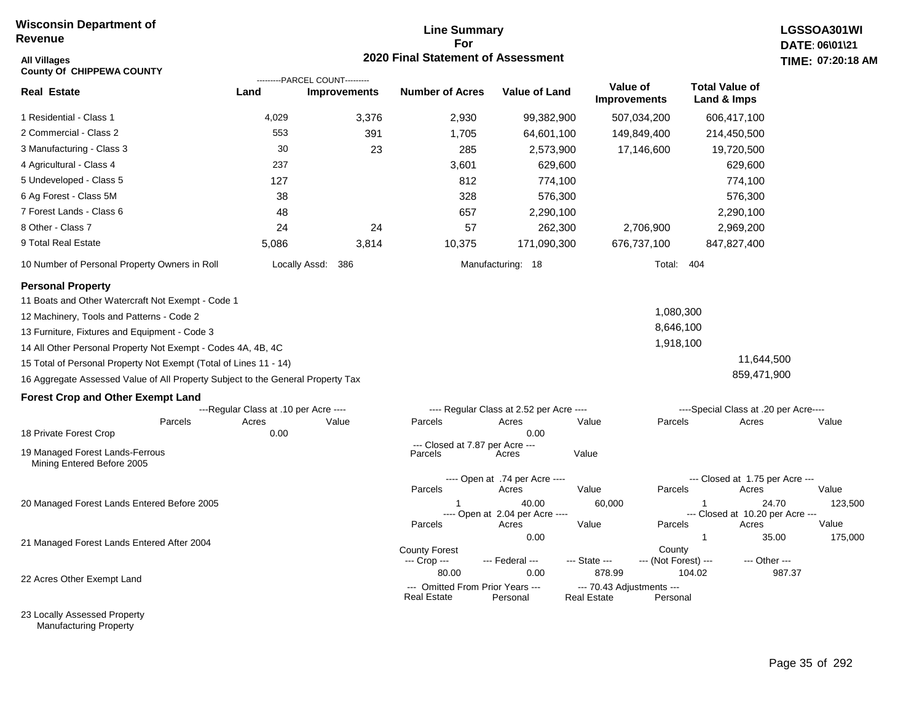**Wisconsin Department of Revenue**

**Line Summary For 2020 Final Statement of Assessment**

**LGSSOA301WI**
**DATE: 06\01\21**
**TIME: 07:20:18 AM**

**All Villages**
**County Of CHIPPEWA COUNTY**

| Real Estate | Parcel Count - Land | Parcel Count - Improvements | Number of Acres | Value of Land | Value of Improvements | Total Value of Land & Imps |
|---|---|---|---|---|---|---|
| 1 Residential - Class 1 | 4,029 | 3,376 | 2,930 | 99,382,900 | 507,034,200 | 606,417,100 |
| 2 Commercial - Class 2 | 553 | 391 | 1,705 | 64,601,100 | 149,849,400 | 214,450,500 |
| 3 Manufacturing - Class 3 | 30 | 23 | 285 | 2,573,900 | 17,146,600 | 19,720,500 |
| 4 Agricultural - Class 4 | 237 | | 3,601 | 629,600 | | 629,600 |
| 5 Undeveloped - Class 5 | 127 | | 812 | 774,100 | | 774,100 |
| 6 Ag Forest - Class 5M | 38 | | 328 | 576,300 | | 576,300 |
| 7 Forest Lands - Class 6 | 48 | | 657 | 2,290,100 | | 2,290,100 |
| 8 Other - Class 7 | 24 | 24 | 57 | 262,300 | 2,706,900 | 2,969,200 |
| 9 Total Real Estate | 5,086 | 3,814 | 10,375 | 171,090,300 | 676,737,100 | 847,827,400 |

10 Number of Personal Property Owners in Roll — Locally Assd: 386 — Manufacturing: 18 — Total: 404

## Personal Property

| | | |
|---|---|---|
| 11 Boats and Other Watercraft Not Exempt - Code 1 | | |
| 12 Machinery, Tools and Patterns - Code 2 | 1,080,300 | |
| 13 Furniture, Fixtures and Equipment - Code 3 | 8,646,100 | |
| 14 All Other Personal Property Not Exempt - Codes 4A, 4B, 4C | 1,918,100 | |
| 15 Total of Personal Property Not Exempt (Total of Lines 11 - 14) | | 11,644,500 |
| 16 Aggregate Assessed Value of All Property Subject to the General Property Tax | | 859,471,900 |

## Forest Crop and Other Exempt Land

| | Regular Class at .10 per Acre - Parcels | Acres | Value | Regular Class at 2.52 per Acre - Parcels | Acres | Value | Special Class at .20 per Acre - Parcels | Acres | Value |
|---|---|---|---|---|---|---|---|---|---|
| 18 Private Forest Crop | | 0.00 | | | 0.00 | | | | |

| | Closed at 7.87 per Acre - Parcels | Acres | Value |
|---|---|---|---|
| 19 Managed Forest Lands-Ferrous Mining Entered Before 2005 | | | |

| | Open at .74 per Acre - Parcels | Acres | Value | Closed at 1.75 per Acre - Parcels | Acres | Value |
|---|---|---|---|---|---|---|
| 20 Managed Forest Lands Entered Before 2005 | 1 | 40.00 | 60,000 | 1 | 24.70 | 123,500 |

| | Open at 2.04 per Acre - Parcels | Acres | Value | Closed at 10.20 per Acre - Parcels | Acres | Value |
|---|---|---|---|---|---|---|
| 21 Managed Forest Lands Entered After 2004 | | 0.00 | | 1 | 35.00 | 175,000 |

| | County Forest Crop | Federal | State | County (Not Forest) | Other |
|---|---|---|---|---|---|
| 22 Acres Other Exempt Land | 80.00 | 0.00 | 878.99 | 104.02 | 987.37 |

| | Omitted From Prior Years - Real Estate | Personal | 70.43 Adjustments - Real Estate | Personal |
|---|---|---|---|---|
| 23 Locally Assessed Property Manufacturing Property | | | | |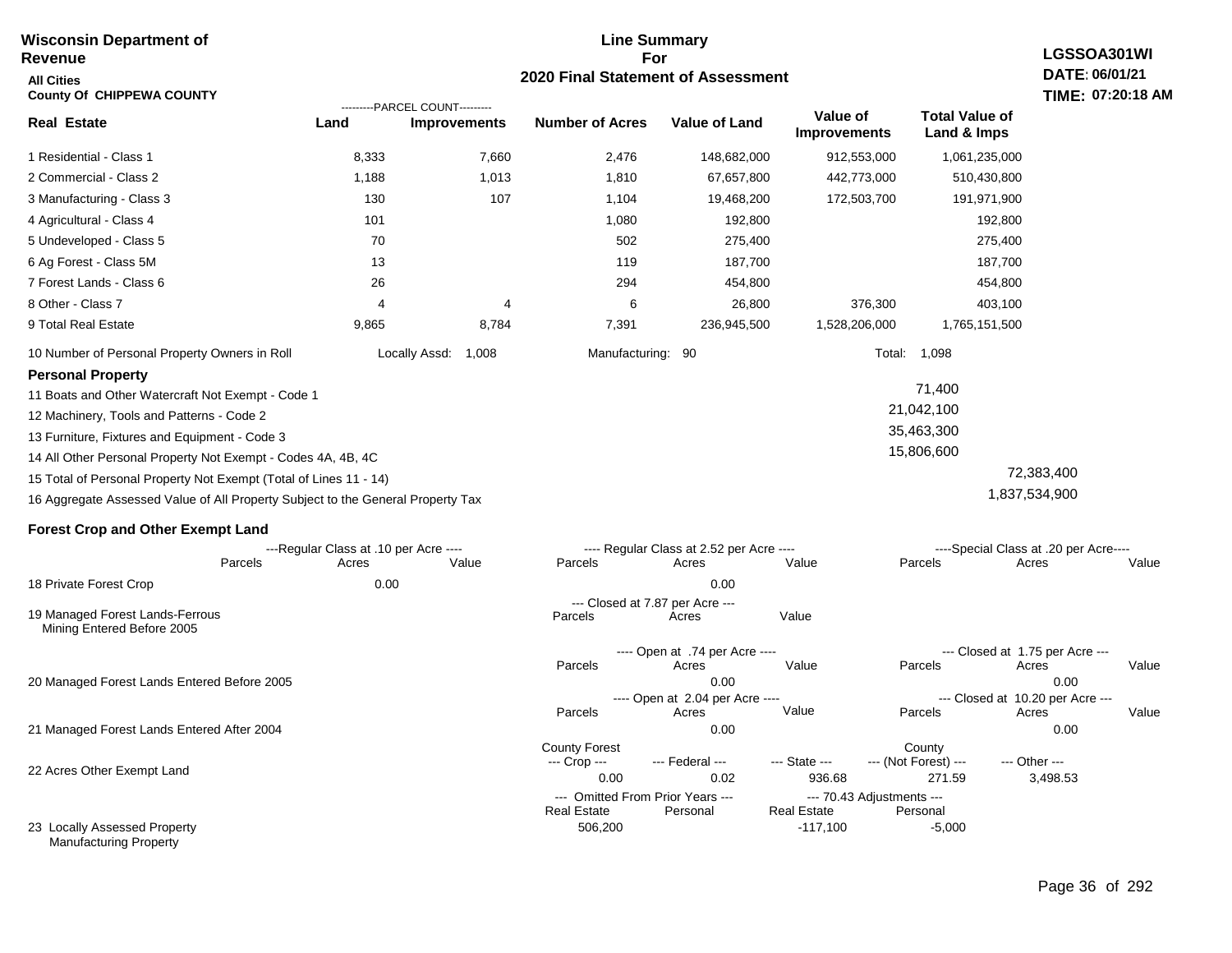**Wisconsin Department of Revenue**

**All Cities**

**County Of CHIPPEWA COUNTY**

# Line Summary For 2020 Final Statement of Assessment

**LGSSOA301WI**
**DATE: 06/01/21**
**TIME: 07:20:18 AM**

| Real Estate | PARCEL COUNT Land | PARCEL COUNT Improvements | Number of Acres | Value of Land | Value of Improvements | Total Value of Land & Imps |
|---|---|---|---|---|---|---|
| 1 Residential - Class 1 | 8,333 | 7,660 | 2,476 | 148,682,000 | 912,553,000 | 1,061,235,000 |
| 2 Commercial - Class 2 | 1,188 | 1,013 | 1,810 | 67,657,800 | 442,773,000 | 510,430,800 |
| 3 Manufacturing - Class 3 | 130 | 107 | 1,104 | 19,468,200 | 172,503,700 | 191,971,900 |
| 4 Agricultural - Class 4 | 101 | | 1,080 | 192,800 | | 192,800 |
| 5 Undeveloped - Class 5 | 70 | | 502 | 275,400 | | 275,400 |
| 6 Ag Forest - Class 5M | 13 | | 119 | 187,700 | | 187,700 |
| 7 Forest Lands - Class 6 | 26 | | 294 | 454,800 | | 454,800 |
| 8 Other - Class 7 | 4 | 4 | 6 | 26,800 | 376,300 | 403,100 |
| 9 Total Real Estate | 9,865 | 8,784 | 7,391 | 236,945,500 | 1,528,206,000 | 1,765,151,500 |

10 Number of Personal Property Owners in Roll — Locally Assd: 1,008 — Manufacturing: 90 — Total: 1,098

**Personal Property**

| | | |
|---|---|---|
| 11 Boats and Other Watercraft Not Exempt - Code 1 | 71,400 | |
| 12 Machinery, Tools and Patterns - Code 2 | 21,042,100 | |
| 13 Furniture, Fixtures and Equipment - Code 3 | 35,463,300 | |
| 14 All Other Personal Property Not Exempt - Codes 4A, 4B, 4C | 15,806,600 | |
| 15 Total of Personal Property Not Exempt (Total of Lines 11 - 14) | | 72,383,400 |
| 16 Aggregate Assessed Value of All Property Subject to the General Property Tax | | 1,837,534,900 |

**Forest Crop and Other Exempt Land**

| | Regular Class at .10 per Acre Parcels | Acres | Value | Regular Class at 2.52 per Acre Parcels | Acres | Value | Special Class at .20 per Acre Parcels | Acres | Value |
|---|---|---|---|---|---|---|---|---|---|
| 18 Private Forest Crop | | 0.00 | | | 0.00 | | | | |

| | Closed at 7.87 per Acre Parcels | Acres | Value |
|---|---|---|---|
| 19 Managed Forest Lands-Ferrous Mining Entered Before 2005 | | | |

| | Open at .74 per Acre Parcels | Acres | Value | Closed at 1.75 per Acre Parcels | Acres | Value |
|---|---|---|---|---|---|---|
| 20 Managed Forest Lands Entered Before 2005 | | 0.00 | | | 0.00 | |

| | Open at 2.04 per Acre Parcels | Acres | Value | Closed at 10.20 per Acre Parcels | Acres | Value |
|---|---|---|---|---|---|---|
| 21 Managed Forest Lands Entered After 2004 | | 0.00 | | | 0.00 | |

| | County Forest Crop | Federal | State | County (Not Forest) | Other |
|---|---|---|---|---|---|
| 22 Acres Other Exempt Land | 0.00 | 0.02 | 936.68 | 271.59 | 3,498.53 |

| | Omitted From Prior Years Real Estate | Omitted From Prior Years Personal | 70.43 Adjustments Real Estate | 70.43 Adjustments Personal |
|---|---|---|---|---|
| 23 Locally Assessed Property Manufacturing Property | 506,200 | | -117,100 | -5,000 |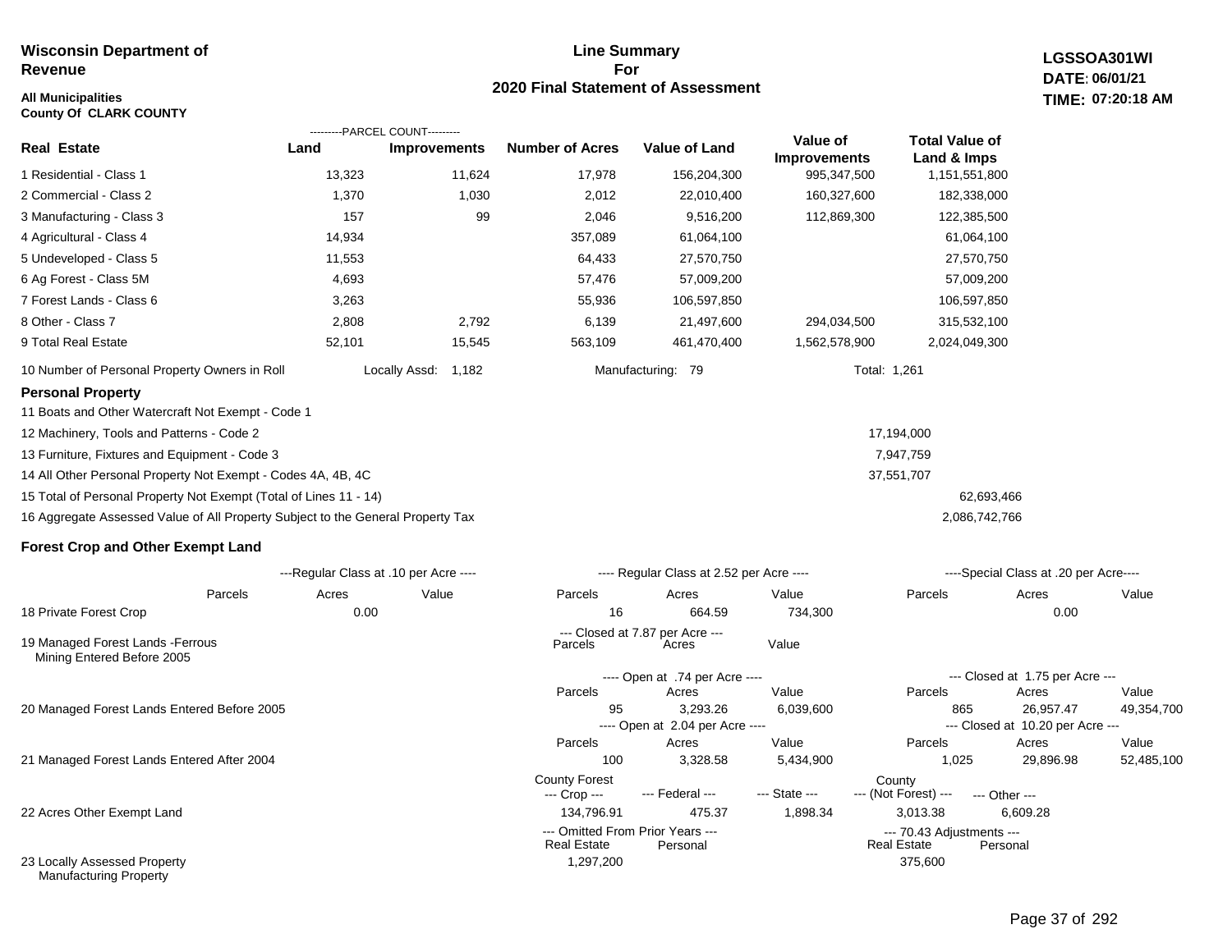**Wisconsin Department of Revenue**

**All Municipalities**
**County Of CLARK COUNTY**

## Line Summary For 2020 Final Statement of Assessment

**LGSSOA301WI**
**DATE: 06/01/21**
**TIME: 07:20:18 AM**

| Real Estate | PARCEL COUNT Land | PARCEL COUNT Improvements | Number of Acres | Value of Land | Value of Improvements | Total Value of Land & Imps |
|---|---|---|---|---|---|---|
| 1 Residential - Class 1 | 13,323 | 11,624 | 17,978 | 156,204,300 | 995,347,500 | 1,151,551,800 |
| 2 Commercial - Class 2 | 1,370 | 1,030 | 2,012 | 22,010,400 | 160,327,600 | 182,338,000 |
| 3 Manufacturing - Class 3 | 157 | 99 | 2,046 | 9,516,200 | 112,869,300 | 122,385,500 |
| 4 Agricultural - Class 4 | 14,934 | | 357,089 | 61,064,100 | | 61,064,100 |
| 5 Undeveloped - Class 5 | 11,553 | | 64,433 | 27,570,750 | | 27,570,750 |
| 6 Ag Forest - Class 5M | 4,693 | | 57,476 | 57,009,200 | | 57,009,200 |
| 7 Forest Lands - Class 6 | 3,263 | | 55,936 | 106,597,850 | | 106,597,850 |
| 8 Other - Class 7 | 2,808 | 2,792 | 6,139 | 21,497,600 | 294,034,500 | 315,532,100 |
| 9 Total Real Estate | 52,101 | 15,545 | 563,109 | 461,470,400 | 1,562,578,900 | 2,024,049,300 |

10 Number of Personal Property Owners in Roll — Locally Assd: 1,182 — Manufacturing: 79 — Total: 1,261

### Personal Property

| | | |
|---|---|---|
| 11 Boats and Other Watercraft Not Exempt - Code 1 | | |
| 12 Machinery, Tools and Patterns - Code 2 | 17,194,000 | |
| 13 Furniture, Fixtures and Equipment - Code 3 | 7,947,759 | |
| 14 All Other Personal Property Not Exempt - Codes 4A, 4B, 4C | 37,551,707 | |
| 15 Total of Personal Property Not Exempt (Total of Lines 11 - 14) | | 62,693,466 |
| 16 Aggregate Assessed Value of All Property Subject to the General Property Tax | | 2,086,742,766 |

### Forest Crop and Other Exempt Land

| | Regular Class at .10 per Acre Parcels | Acres | Value | Regular Class at 2.52 per Acre Parcels | Acres | Value | Special Class at .20 per Acre Parcels | Acres | Value |
|---|---|---|---|---|---|---|---|---|---|
| 18 Private Forest Crop | | 0.00 | | 16 | 664.59 | 734,300 | | 0.00 | |

| | Closed at 7.87 per Acre Parcels | Acres | Value |
|---|---|---|---|
| 19 Managed Forest Lands -Ferrous Mining Entered Before 2005 | | | |

| | Open Parcels | Open Acres | Open Value | Closed Parcels | Closed Acres | Closed Value |
|---|---|---|---|---|---|---|
| 20 Managed Forest Lands Entered Before 2005 (Open at .74 per Acre / Closed at 1.75 per Acre) | 95 | 3,293.26 | 6,039,600 | 865 | 26,957.47 | 49,354,700 |
| 21 Managed Forest Lands Entered After 2004 (Open at 2.04 per Acre / Closed at 10.20 per Acre) | 100 | 3,328.58 | 5,434,900 | 1,025 | 29,896.98 | 52,485,100 |

| | County Forest --- Crop --- | --- Federal --- | --- State --- | County --- (Not Forest) --- | --- Other --- |
|---|---|---|---|---|---|
| 22 Acres Other Exempt Land | 134,796.91 | 475.37 | 1,898.34 | 3,013.38 | 6,609.28 |

| | Omitted From Prior Years Real Estate | Omitted From Prior Years Personal | 70.43 Adjustments Real Estate | 70.43 Adjustments Personal |
|---|---|---|---|---|
| 23 Locally Assessed Property Manufacturing Property | 1,297,200 | | 375,600 | |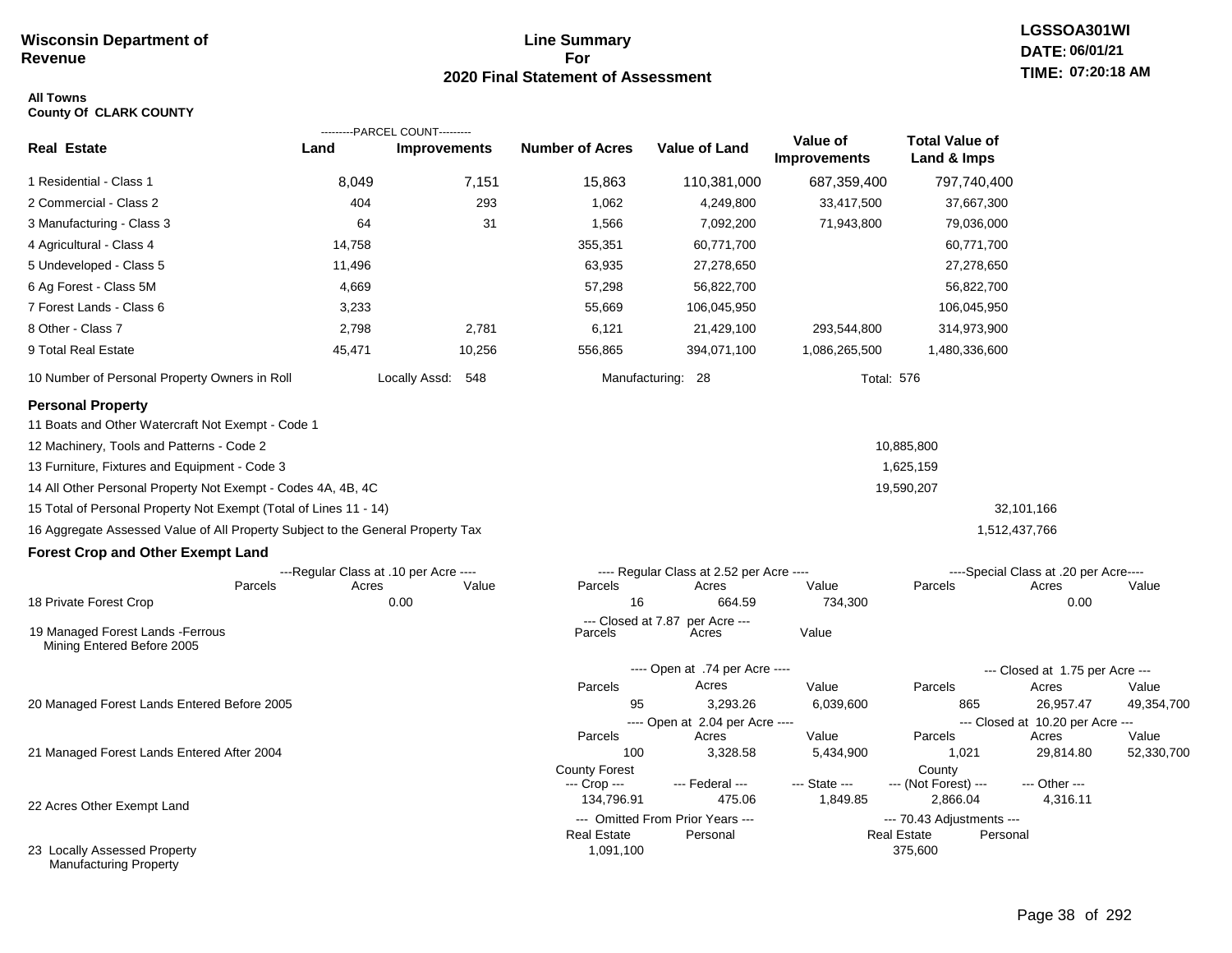**Wisconsin Department of Revenue**

**Line Summary For 2020 Final Statement of Assessment**

**LGSSOA301WI DATE: 06/01/21 TIME: 07:20:18 AM**

**All Towns**
**County Of CLARK COUNTY**

| Real Estate | PARCEL COUNT Land | PARCEL COUNT Improvements | Number of Acres | Value of Land | Value of Improvements | Total Value of Land & Imps |
|---|---|---|---|---|---|---|
| 1 Residential - Class 1 | 8,049 | 7,151 | 15,863 | 110,381,000 | 687,359,400 | 797,740,400 |
| 2 Commercial - Class 2 | 404 | 293 | 1,062 | 4,249,800 | 33,417,500 | 37,667,300 |
| 3 Manufacturing - Class 3 | 64 | 31 | 1,566 | 7,092,200 | 71,943,800 | 79,036,000 |
| 4 Agricultural - Class 4 | 14,758 | | 355,351 | 60,771,700 | | 60,771,700 |
| 5 Undeveloped - Class 5 | 11,496 | | 63,935 | 27,278,650 | | 27,278,650 |
| 6 Ag Forest - Class 5M | 4,669 | | 57,298 | 56,822,700 | | 56,822,700 |
| 7 Forest Lands - Class 6 | 3,233 | | 55,669 | 106,045,950 | | 106,045,950 |
| 8 Other - Class 7 | 2,798 | 2,781 | 6,121 | 21,429,100 | 293,544,800 | 314,973,900 |
| 9 Total Real Estate | 45,471 | 10,256 | 556,865 | 394,071,100 | 1,086,265,500 | 1,480,336,600 |

10 Number of Personal Property Owners in Roll — Locally Assd: 548 — Manufacturing: 28 — Total: 576

## Personal Property

| | | |
|---|---|---|
| 11 Boats and Other Watercraft Not Exempt - Code 1 | | |
| 12 Machinery, Tools and Patterns - Code 2 | 10,885,800 | |
| 13 Furniture, Fixtures and Equipment - Code 3 | 1,625,159 | |
| 14 All Other Personal Property Not Exempt - Codes 4A, 4B, 4C | 19,590,207 | |
| 15 Total of Personal Property Not Exempt (Total of Lines 11 - 14) | | 32,101,166 |
| 16 Aggregate Assessed Value of All Property Subject to the General Property Tax | | 1,512,437,766 |

## Forest Crop and Other Exempt Land

| | Regular Class at .10 per Acre Parcels | Acres | Value | Regular Class at 2.52 per Acre Parcels | Acres | Value | Special Class at .20 per Acre Parcels | Acres | Value |
|---|---|---|---|---|---|---|---|---|---|
| 18 Private Forest Crop | | 0.00 | | 16 | 664.59 | 734,300 | | 0.00 | |

| | Closed at 7.87 per Acre Parcels | Acres | Value |
|---|---|---|---|
| 19 Managed Forest Lands -Ferrous Mining Entered Before 2005 | | | |

| | Open at .74 per Acre Parcels | Acres | Value | Closed at 1.75 per Acre Parcels | Acres | Value |
|---|---|---|---|---|---|---|
| 20 Managed Forest Lands Entered Before 2005 | 95 | 3,293.26 | 6,039,600 | 865 | 26,957.47 | 49,354,700 |

| | Open at 2.04 per Acre Parcels | Acres | Value | Closed at 10.20 per Acre Parcels | Acres | Value |
|---|---|---|---|---|---|---|
| 21 Managed Forest Lands Entered After 2004 | 100 | 3,328.58 | 5,434,900 | 1,021 | 29,814.80 | 52,330,700 |

| | County Forest Crop | Federal | State | County (Not Forest) | Other |
|---|---|---|---|---|---|
| 22 Acres Other Exempt Land | 134,796.91 | 475.06 | 1,849.85 | 2,866.04 | 4,316.11 |

| | Omitted From Prior Years Real Estate | Omitted From Prior Years Personal | 70.43 Adjustments Real Estate | 70.43 Adjustments Personal |
|---|---|---|---|---|
| 23 Locally Assessed Property Manufacturing Property | 1,091,100 | | 375,600 | |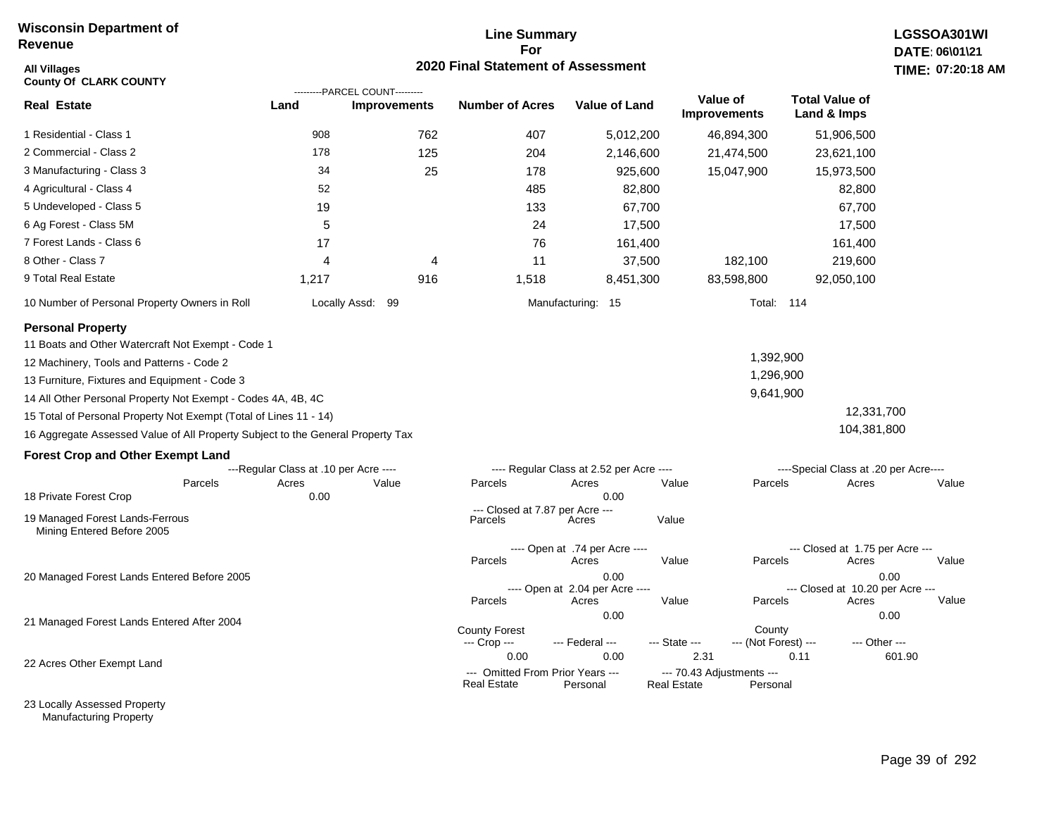**Wisconsin Department of Revenue**

**Line Summary For 2020 Final Statement of Assessment**

**LGSSOA301WI**
**DATE: 06\01\21**
**TIME: 07:20:18 AM**

**All Villages**
**County Of CLARK COUNTY**

| Real Estate | Land (Parcel Count) | Improvements (Parcel Count) | Number of Acres | Value of Land | Value of Improvements | Total Value of Land & Imps |
|---|---|---|---|---|---|---|
| 1 Residential - Class 1 | 908 | 762 | 407 | 5,012,200 | 46,894,300 | 51,906,500 |
| 2 Commercial - Class 2 | 178 | 125 | 204 | 2,146,600 | 21,474,500 | 23,621,100 |
| 3 Manufacturing - Class 3 | 34 | 25 | 178 | 925,600 | 15,047,900 | 15,973,500 |
| 4 Agricultural - Class 4 | 52 | | 485 | 82,800 | | 82,800 |
| 5 Undeveloped - Class 5 | 19 | | 133 | 67,700 | | 67,700 |
| 6 Ag Forest - Class 5M | 5 | | 24 | 17,500 | | 17,500 |
| 7 Forest Lands - Class 6 | 17 | | 76 | 161,400 | | 161,400 |
| 8 Other - Class 7 | 4 | 4 | 11 | 37,500 | 182,100 | 219,600 |
| 9 Total Real Estate | 1,217 | 916 | 1,518 | 8,451,300 | 83,598,800 | 92,050,100 |

10 Number of Personal Property Owners in Roll — Locally Assd: 99 — Manufacturing: 15 — Total: 114

**Personal Property**

| | | |
|---|---|---|
| 11 Boats and Other Watercraft Not Exempt - Code 1 | | |
| 12 Machinery, Tools and Patterns - Code 2 | 1,392,900 | |
| 13 Furniture, Fixtures and Equipment - Code 3 | 1,296,900 | |
| 14 All Other Personal Property Not Exempt - Codes 4A, 4B, 4C | 9,641,900 | |
| 15 Total of Personal Property Not Exempt (Total of Lines 11 - 14) | | 12,331,700 |
| 16 Aggregate Assessed Value of All Property Subject to the General Property Tax | | 104,381,800 |

**Forest Crop and Other Exempt Land**

18 Private Forest Crop
- Regular Class at .10 per Acre — Parcels: , Acres: 0.00, Value:
- Regular Class at 2.52 per Acre — Parcels: , Acres: 0.00, Value:
- Special Class at .20 per Acre — Parcels: , Acres: , Value:

19 Managed Forest Lands-Ferrous Mining Entered Before 2005
- Closed at 7.87 per Acre — Parcels: , Acres: , Value:

20 Managed Forest Lands Entered Before 2005
- Open at .74 per Acre — Parcels: , Acres: 0.00, Value:
- Closed at 1.75 per Acre — Parcels: , Acres: 0.00, Value:

21 Managed Forest Lands Entered After 2004
- Open at 2.04 per Acre — Parcels: , Acres: 0.00, Value:
- Closed at 10.20 per Acre — Parcels: , Acres: 0.00, Value:

22 Acres Other Exempt Land

| County Forest --- Crop --- | --- Federal --- | --- State --- | County --- (Not Forest) --- | --- Other --- |
|---|---|---|---|---|
| 0.00 | 0.00 | 2.31 | 0.11 | 601.90 |

23 Locally Assessed Property
Manufacturing Property

| --- Omitted From Prior Years --- Real Estate | Personal | --- 70.43 Adjustments --- Real Estate | Personal |
|---|---|---|---|
| | | | |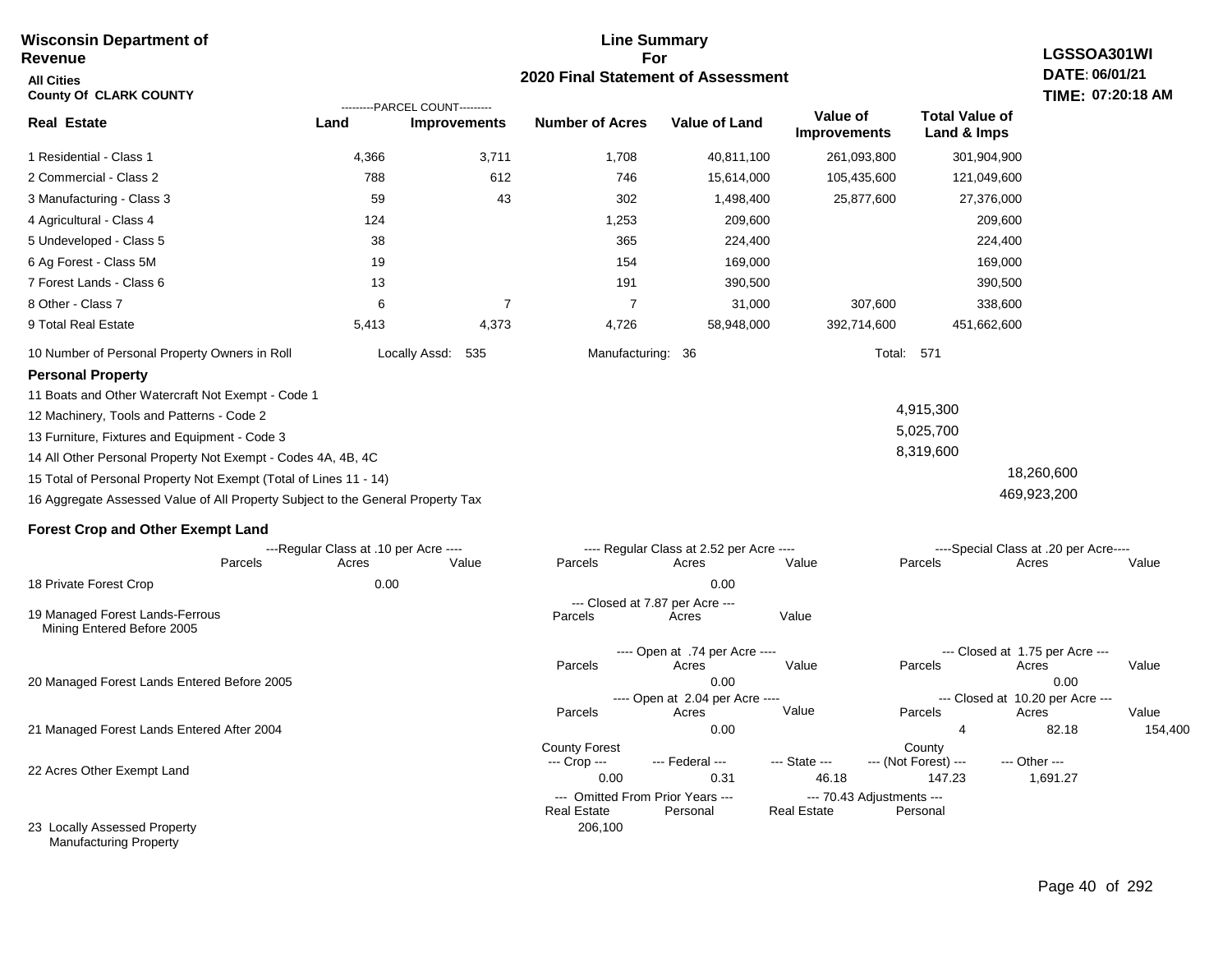**Wisconsin Department of Revenue**

**All Cities**

**County Of CLARK COUNTY**

# Line Summary For 2020 Final Statement of Assessment

**LGSSOA301WI**
**DATE: 06/01/21**
**TIME: 07:20:18 AM**

| Real Estate | PARCEL COUNT Land | PARCEL COUNT Improvements | Number of Acres | Value of Land | Value of Improvements | Total Value of Land & Imps |
|---|---|---|---|---|---|---|
| 1 Residential - Class 1 | 4,366 | 3,711 | 1,708 | 40,811,100 | 261,093,800 | 301,904,900 |
| 2 Commercial - Class 2 | 788 | 612 | 746 | 15,614,000 | 105,435,600 | 121,049,600 |
| 3 Manufacturing - Class 3 | 59 | 43 | 302 | 1,498,400 | 25,877,600 | 27,376,000 |
| 4 Agricultural - Class 4 | 124 | | 1,253 | 209,600 | | 209,600 |
| 5 Undeveloped - Class 5 | 38 | | 365 | 224,400 | | 224,400 |
| 6 Ag Forest - Class 5M | 19 | | 154 | 169,000 | | 169,000 |
| 7 Forest Lands - Class 6 | 13 | | 191 | 390,500 | | 390,500 |
| 8 Other - Class 7 | 6 | 7 | 7 | 31,000 | 307,600 | 338,600 |
| 9 Total Real Estate | 5,413 | 4,373 | 4,726 | 58,948,000 | 392,714,600 | 451,662,600 |

10 Number of Personal Property Owners in Roll — Locally Assd: 535 — Manufacturing: 36 — Total: 571

**Personal Property**

| | | |
|---|---|---|
| 11 Boats and Other Watercraft Not Exempt - Code 1 | | |
| 12 Machinery, Tools and Patterns - Code 2 | 4,915,300 | |
| 13 Furniture, Fixtures and Equipment - Code 3 | 5,025,700 | |
| 14 All Other Personal Property Not Exempt - Codes 4A, 4B, 4C | 8,319,600 | |
| 15 Total of Personal Property Not Exempt (Total of Lines 11 - 14) | | 18,260,600 |
| 16 Aggregate Assessed Value of All Property Subject to the General Property Tax | | 469,923,200 |

**Forest Crop and Other Exempt Land**

| | Regular Class at .10 per Acre Parcels | Acres | Value | Regular Class at 2.52 per Acre Parcels | Acres | Value | Special Class at .20 per Acre Parcels | Acres | Value |
|---|---|---|---|---|---|---|---|---|---|
| 18 Private Forest Crop | | 0.00 | | | 0.00 | | | | |

| | Closed at 7.87 per Acre Parcels | Acres | Value |
|---|---|---|---|
| 19 Managed Forest Lands-Ferrous Mining Entered Before 2005 | | | |

| | Open at .74 per Acre Parcels | Acres | Value | Closed at 1.75 per Acre Parcels | Acres | Value |
|---|---|---|---|---|---|---|
| 20 Managed Forest Lands Entered Before 2005 | | 0.00 | | | 0.00 | |

| | Open at 2.04 per Acre Parcels | Acres | Value | Closed at 10.20 per Acre Parcels | Acres | Value |
|---|---|---|---|---|---|---|
| 21 Managed Forest Lands Entered After 2004 | | 0.00 | | 4 | 82.18 | 154,400 |

| | County Forest Crop | Federal | State | County (Not Forest) | Other |
|---|---|---|---|---|---|
| 22 Acres Other Exempt Land | 0.00 | 0.31 | 46.18 | 147.23 | 1,691.27 |

| | Omitted From Prior Years Real Estate | Omitted From Prior Years Personal | 70.43 Adjustments Real Estate | 70.43 Adjustments Personal |
|---|---|---|---|---|
| 23 Locally Assessed Property Manufacturing Property | 206,100 | | | |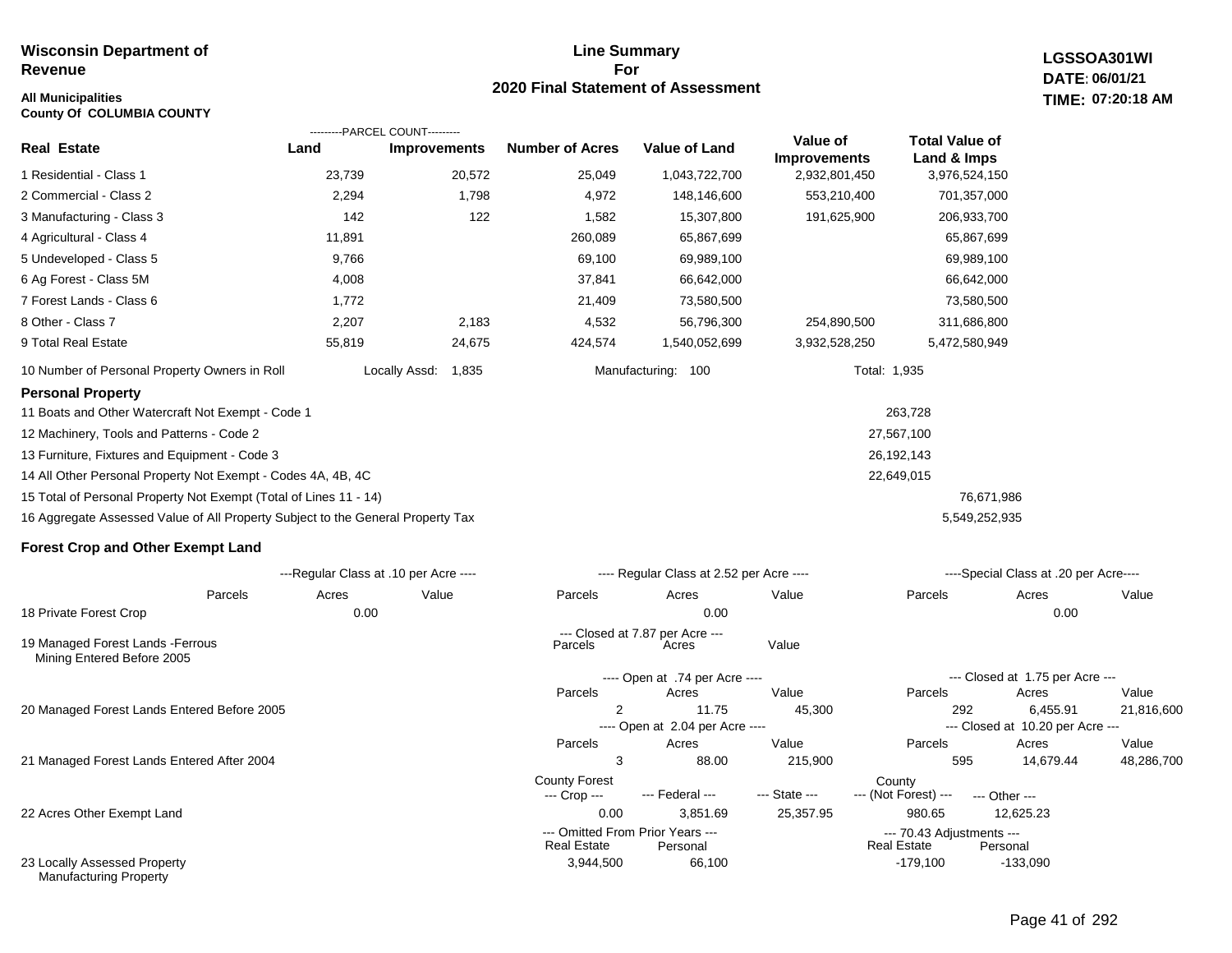**Wisconsin Department of Revenue**

**All Municipalities**
**County Of COLUMBIA COUNTY**

# Line Summary For 2020 Final Statement of Assessment

**LGSSOA301WI**
**DATE: 06/01/21**
**TIME: 07:20:18 AM**

| Real Estate | PARCEL COUNT Land | PARCEL COUNT Improvements | Number of Acres | Value of Land | Value of Improvements | Total Value of Land & Imps |
|---|---|---|---|---|---|---|
| 1 Residential - Class 1 | 23,739 | 20,572 | 25,049 | 1,043,722,700 | 2,932,801,450 | 3,976,524,150 |
| 2 Commercial - Class 2 | 2,294 | 1,798 | 4,972 | 148,146,600 | 553,210,400 | 701,357,000 |
| 3 Manufacturing - Class 3 | 142 | 122 | 1,582 | 15,307,800 | 191,625,900 | 206,933,700 |
| 4 Agricultural - Class 4 | 11,891 | | 260,089 | 65,867,699 | | 65,867,699 |
| 5 Undeveloped - Class 5 | 9,766 | | 69,100 | 69,989,100 | | 69,989,100 |
| 6 Ag Forest - Class 5M | 4,008 | | 37,841 | 66,642,000 | | 66,642,000 |
| 7 Forest Lands - Class 6 | 1,772 | | 21,409 | 73,580,500 | | 73,580,500 |
| 8 Other - Class 7 | 2,207 | 2,183 | 4,532 | 56,796,300 | 254,890,500 | 311,686,800 |
| 9 Total Real Estate | 55,819 | 24,675 | 424,574 | 1,540,052,699 | 3,932,528,250 | 5,472,580,949 |

10 Number of Personal Property Owners in Roll — Locally Assd: 1,835 — Manufacturing: 100 — Total: 1,935

## Personal Property

| | | |
|---|---|---|
| 11 Boats and Other Watercraft Not Exempt - Code 1 | 263,728 | |
| 12 Machinery, Tools and Patterns - Code 2 | 27,567,100 | |
| 13 Furniture, Fixtures and Equipment - Code 3 | 26,192,143 | |
| 14 All Other Personal Property Not Exempt - Codes 4A, 4B, 4C | 22,649,015 | |
| 15 Total of Personal Property Not Exempt (Total of Lines 11 - 14) | | 76,671,986 |
| 16 Aggregate Assessed Value of All Property Subject to the General Property Tax | | 5,549,252,935 |

## Forest Crop and Other Exempt Land

| | Regular Class at .10 per Acre Parcels | Acres | Value | Regular Class at 2.52 per Acre Parcels | Acres | Value | Special Class at .20 per Acre Parcels | Acres | Value |
|---|---|---|---|---|---|---|---|---|---|
| 18 Private Forest Crop | | 0.00 | | | 0.00 | | | 0.00 | |

| | Closed at 7.87 per Acre Parcels | Acres | Value |
|---|---|---|---|
| 19 Managed Forest Lands -Ferrous Mining Entered Before 2005 | | | |

| | Open at .74 per Acre Parcels | Acres | Value | Closed at 1.75 per Acre Parcels | Acres | Value |
|---|---|---|---|---|---|---|
| 20 Managed Forest Lands Entered Before 2005 | 2 | 11.75 | 45,300 | 292 | 6,455.91 | 21,816,600 |

| | Open at 2.04 per Acre Parcels | Acres | Value | Closed at 10.20 per Acre Parcels | Acres | Value |
|---|---|---|---|---|---|---|
| 21 Managed Forest Lands Entered After 2004 | 3 | 88.00 | 215,900 | 595 | 14,679.44 | 48,286,700 |

| | County Forest Crop | Federal | State | County (Not Forest) | Other |
|---|---|---|---|---|---|
| 22 Acres Other Exempt Land | 0.00 | 3,851.69 | 25,357.95 | 980.65 | 12,625.23 |

| | Omitted From Prior Years Real Estate | Omitted From Prior Years Personal | 70.43 Adjustments Real Estate | 70.43 Adjustments Personal |
|---|---|---|---|---|
| 23 Locally Assessed Property Manufacturing Property | 3,944,500 | 66,100 | -179,100 | -133,090 |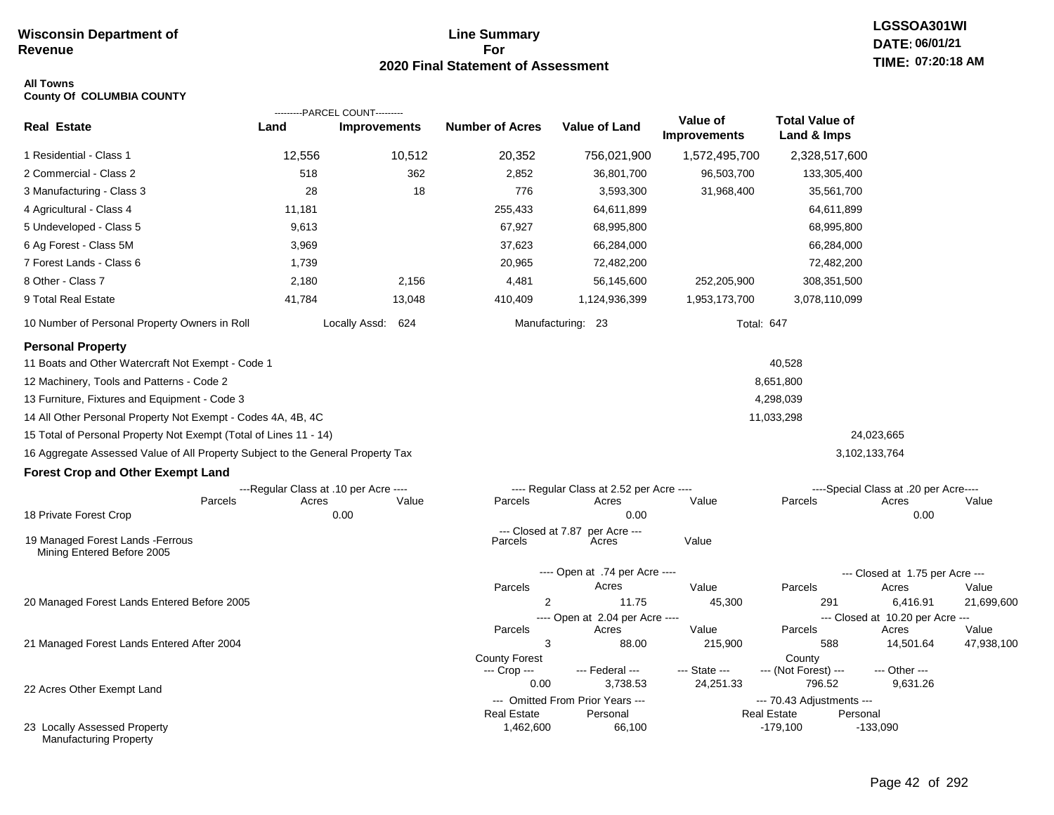**Wisconsin Department of Revenue**

**Line Summary For 2020 Final Statement of Assessment**

**LGSSOA301WI**
**DATE: 06/01/21**
**TIME: 07:20:18 AM**

**All Towns**
**County Of COLUMBIA COUNTY**

| Real Estate | PARCEL COUNT Land | PARCEL COUNT Improvements | Number of Acres | Value of Land | Value of Improvements | Total Value of Land & Imps |
|---|---|---|---|---|---|---|
| 1 Residential - Class 1 | 12,556 | 10,512 | 20,352 | 756,021,900 | 1,572,495,700 | 2,328,517,600 |
| 2 Commercial - Class 2 | 518 | 362 | 2,852 | 36,801,700 | 96,503,700 | 133,305,400 |
| 3 Manufacturing - Class 3 | 28 | 18 | 776 | 3,593,300 | 31,968,400 | 35,561,700 |
| 4 Agricultural - Class 4 | 11,181 | | 255,433 | 64,611,899 | | 64,611,899 |
| 5 Undeveloped - Class 5 | 9,613 | | 67,927 | 68,995,800 | | 68,995,800 |
| 6 Ag Forest - Class 5M | 3,969 | | 37,623 | 66,284,000 | | 66,284,000 |
| 7 Forest Lands - Class 6 | 1,739 | | 20,965 | 72,482,200 | | 72,482,200 |
| 8 Other - Class 7 | 2,180 | 2,156 | 4,481 | 56,145,600 | 252,205,900 | 308,351,500 |
| 9 Total Real Estate | 41,784 | 13,048 | 410,409 | 1,124,936,399 | 1,953,173,700 | 3,078,110,099 |

10 Number of Personal Property Owners in Roll — Locally Assd: 624 — Manufacturing: 23 — Total: 647

## Personal Property

| | | |
|---|---|---|
| 11 Boats and Other Watercraft Not Exempt - Code 1 | 40,528 | |
| 12 Machinery, Tools and Patterns - Code 2 | 8,651,800 | |
| 13 Furniture, Fixtures and Equipment - Code 3 | 4,298,039 | |
| 14 All Other Personal Property Not Exempt - Codes 4A, 4B, 4C | 11,033,298 | |
| 15 Total of Personal Property Not Exempt (Total of Lines 11 - 14) | | 24,023,665 |
| 16 Aggregate Assessed Value of All Property Subject to the General Property Tax | | 3,102,133,764 |

## Forest Crop and Other Exempt Land

| | Regular Class at .10 per Acre Parcels | Acres | Value | Regular Class at 2.52 per Acre Parcels | Acres | Value | Special Class at .20 per Acre Parcels | Acres | Value |
|---|---|---|---|---|---|---|---|---|---|
| 18 Private Forest Crop | | 0.00 | | | 0.00 | | | 0.00 | |

| | Closed at 7.87 per Acre Parcels | Acres | Value |
|---|---|---|---|
| 19 Managed Forest Lands -Ferrous Mining Entered Before 2005 | | | |

| | Open at .74 per Acre Parcels | Acres | Value | Closed at 1.75 per Acre Parcels | Acres | Value |
|---|---|---|---|---|---|---|
| 20 Managed Forest Lands Entered Before 2005 | 2 | 11.75 | 45,300 | 291 | 6,416.91 | 21,699,600 |

| | Open at 2.04 per Acre Parcels | Acres | Value | Closed at 10.20 per Acre Parcels | Acres | Value |
|---|---|---|---|---|---|---|
| 21 Managed Forest Lands Entered After 2004 | 3 | 88.00 | 215,900 | 588 | 14,501.64 | 47,938,100 |

| | County Forest Crop | Federal | State | County (Not Forest) | Other |
|---|---|---|---|---|---|
| 22 Acres Other Exempt Land | 0.00 | 3,738.53 | 24,251.33 | 796.52 | 9,631.26 |

| | Omitted From Prior Years Real Estate | Personal | 70.43 Adjustments Real Estate | Personal |
|---|---|---|---|---|
| 23 Locally Assessed Property Manufacturing Property | 1,462,600 | 66,100 | -179,100 | -133,090 |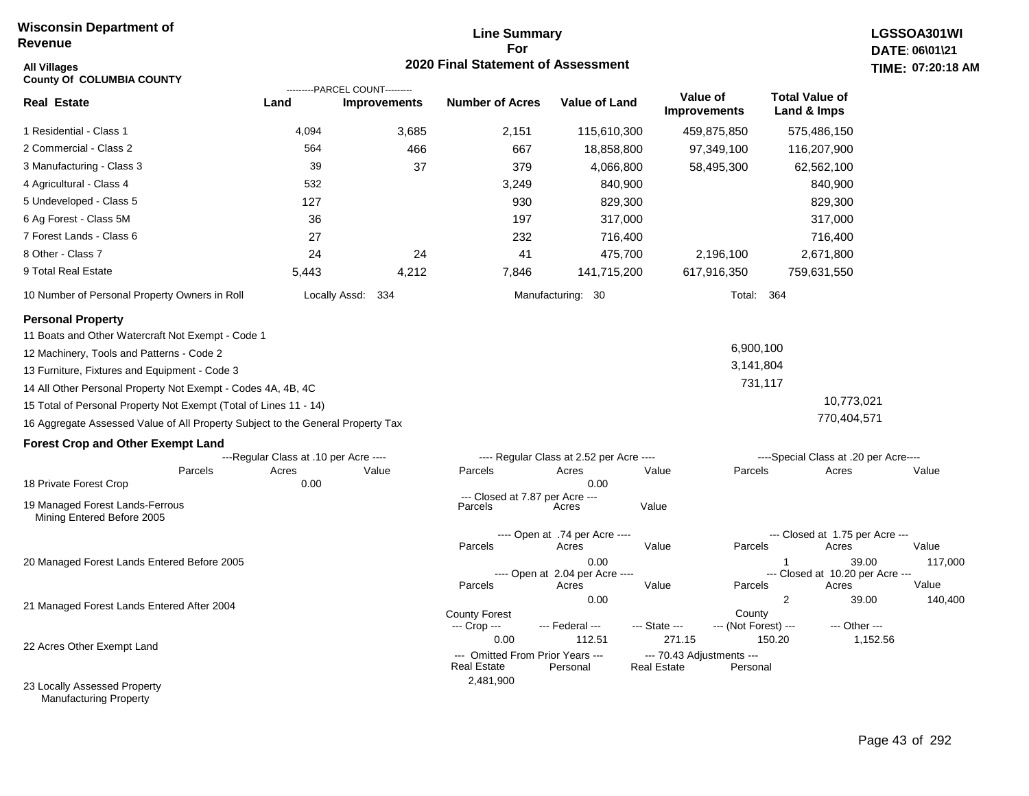**Wisconsin Department of Revenue**

**Line Summary For 2020 Final Statement of Assessment**

**LGSSOA301WI**
**DATE: 06\01\21**
**TIME: 07:20:18 AM**

**All Villages**
**County Of COLUMBIA COUNTY**

| Real Estate | PARCEL COUNT Land | PARCEL COUNT Improvements | Number of Acres | Value of Land | Value of Improvements | Total Value of Land & Imps |
|---|---|---|---|---|---|---|
| 1 Residential - Class 1 | 4,094 | 3,685 | 2,151 | 115,610,300 | 459,875,850 | 575,486,150 |
| 2 Commercial - Class 2 | 564 | 466 | 667 | 18,858,800 | 97,349,100 | 116,207,900 |
| 3 Manufacturing - Class 3 | 39 | 37 | 379 | 4,066,800 | 58,495,300 | 62,562,100 |
| 4 Agricultural - Class 4 | 532 | | 3,249 | 840,900 | | 840,900 |
| 5 Undeveloped - Class 5 | 127 | | 930 | 829,300 | | 829,300 |
| 6 Ag Forest - Class 5M | 36 | | 197 | 317,000 | | 317,000 |
| 7 Forest Lands - Class 6 | 27 | | 232 | 716,400 | | 716,400 |
| 8 Other - Class 7 | 24 | 24 | 41 | 475,700 | 2,196,100 | 2,671,800 |
| 9 Total Real Estate | 5,443 | 4,212 | 7,846 | 141,715,200 | 617,916,350 | 759,631,550 |

10 Number of Personal Property Owners in Roll — Locally Assd: 334 — Manufacturing: 30 — Total: 364

**Personal Property**

| | | |
|---|---|---|
| 11 Boats and Other Watercraft Not Exempt - Code 1 | | |
| 12 Machinery, Tools and Patterns - Code 2 | 6,900,100 | |
| 13 Furniture, Fixtures and Equipment - Code 3 | 3,141,804 | |
| 14 All Other Personal Property Not Exempt - Codes 4A, 4B, 4C | 731,117 | |
| 15 Total of Personal Property Not Exempt (Total of Lines 11 - 14) | | 10,773,021 |
| 16 Aggregate Assessed Value of All Property Subject to the General Property Tax | | 770,404,571 |

**Forest Crop and Other Exempt Land**

18 Private Forest Crop

| Regular Class at .10 per Acre Parcels | Acres | Value | Regular Class at 2.52 per Acre Parcels | Acres | Value | Special Class at .20 per Acre Parcels | Acres | Value |
|---|---|---|---|---|---|---|---|---|
| | 0.00 | | | 0.00 | | | | |

19 Managed Forest Lands-Ferrous Mining Entered Before 2005

| Closed at 7.87 per Acre Parcels | Acres | Value |
|---|---|---|
| | | |

20 Managed Forest Lands Entered Before 2005

| Open at .74 per Acre Parcels | Acres | Value | Closed at 1.75 per Acre Parcels | Acres | Value |
|---|---|---|---|---|---|
| | 0.00 | | 1 | 39.00 | 117,000 |

21 Managed Forest Lands Entered After 2004

| Open at 2.04 per Acre Parcels | Acres | Value | Closed at 10.20 per Acre Parcels | Acres | Value |
|---|---|---|---|---|---|
| | 0.00 | | 2 | 39.00 | 140,400 |

22 Acres Other Exempt Land

| County Forest Crop | Federal | State | County (Not Forest) | Other |
|---|---|---|---|---|
| 0.00 | 112.51 | 271.15 | 150.20 | 1,152.56 |

23 Locally Assessed Property Manufacturing Property

| Omitted From Prior Years Real Estate | Omitted From Prior Years Personal | 70.43 Adjustments Real Estate | 70.43 Adjustments Personal |
|---|---|---|---|
| 2,481,900 | | | |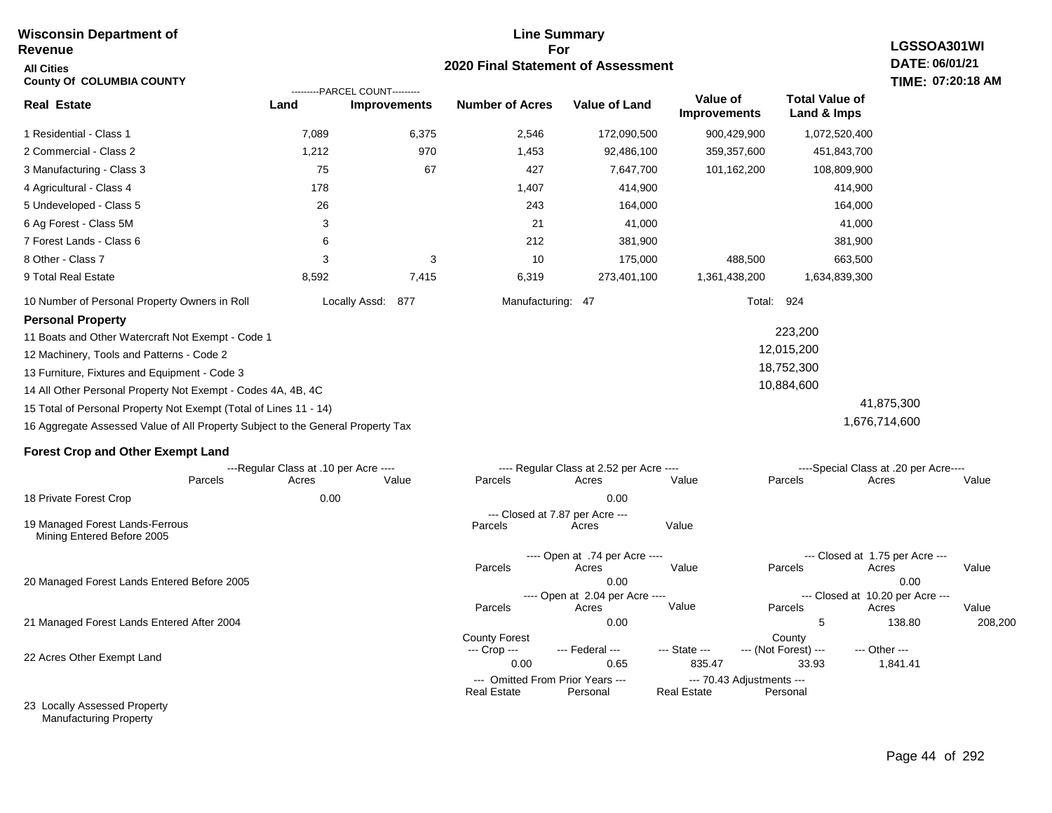**Wisconsin Department of Revenue**

**All Cities**

**County Of COLUMBIA COUNTY**

**Line Summary For 2020 Final Statement of Assessment**

**LGSSOA301WI**
**DATE: 06/01/21**
**TIME: 07:20:18 AM**

| Real Estate | Land (Parcel Count) | Improvements (Parcel Count) | Number of Acres | Value of Land | Value of Improvements | Total Value of Land & Imps |
|---|---|---|---|---|---|---|
| 1 Residential - Class 1 | 7,089 | 6,375 | 2,546 | 172,090,500 | 900,429,900 | 1,072,520,400 |
| 2 Commercial - Class 2 | 1,212 | 970 | 1,453 | 92,486,100 | 359,357,600 | 451,843,700 |
| 3 Manufacturing - Class 3 | 75 | 67 | 427 | 7,647,700 | 101,162,200 | 108,809,900 |
| 4 Agricultural - Class 4 | 178 | | 1,407 | 414,900 | | 414,900 |
| 5 Undeveloped - Class 5 | 26 | | 243 | 164,000 | | 164,000 |
| 6 Ag Forest - Class 5M | 3 | | 21 | 41,000 | | 41,000 |
| 7 Forest Lands - Class 6 | 6 | | 212 | 381,900 | | 381,900 |
| 8 Other - Class 7 | 3 | 3 | 10 | 175,000 | 488,500 | 663,500 |
| 9 Total Real Estate | 8,592 | 7,415 | 6,319 | 273,401,100 | 1,361,438,200 | 1,634,839,300 |

10 Number of Personal Property Owners in Roll — Locally Assd: 877 — Manufacturing: 47 — Total: 924

**Personal Property**

| | | |
|---|---|---|
| 11 Boats and Other Watercraft Not Exempt - Code 1 | 223,200 | |
| 12 Machinery, Tools and Patterns - Code 2 | 12,015,200 | |
| 13 Furniture, Fixtures and Equipment - Code 3 | 18,752,300 | |
| 14 All Other Personal Property Not Exempt - Codes 4A, 4B, 4C | 10,884,600 | |
| 15 Total of Personal Property Not Exempt (Total of Lines 11 - 14) | | 41,875,300 |
| 16 Aggregate Assessed Value of All Property Subject to the General Property Tax | | 1,676,714,600 |

**Forest Crop and Other Exempt Land**

| | Regular Class at .10 per Acre — Parcels | Acres | Value | Regular Class at 2.52 per Acre — Parcels | Acres | Value | Special Class at .20 per Acre — Parcels | Acres | Value |
|---|---|---|---|---|---|---|---|---|---|
| 18 Private Forest Crop | | 0.00 | | | 0.00 | | | | |

| | Closed at 7.87 per Acre — Parcels | Acres | Value |
|---|---|---|---|
| 19 Managed Forest Lands-Ferrous Mining Entered Before 2005 | | | |

| | Open at .74 per Acre — Parcels | Acres | Value | Closed at 1.75 per Acre — Parcels | Acres | Value |
|---|---|---|---|---|---|---|
| 20 Managed Forest Lands Entered Before 2005 | | 0.00 | | | 0.00 | |

| | Open at 2.04 per Acre — Parcels | Acres | Value | Closed at 10.20 per Acre — Parcels | Acres | Value |
|---|---|---|---|---|---|---|
| 21 Managed Forest Lands Entered After 2004 | | 0.00 | | 5 | 138.80 | 208,200 |

| | County Forest Crop | Federal | State | County (Not Forest) | Other |
|---|---|---|---|---|---|
| 22 Acres Other Exempt Land | 0.00 | 0.65 | 835.47 | 33.93 | 1,841.41 |

| | Omitted From Prior Years — Real Estate | Personal | 70.43 Adjustments — Real Estate | Personal |
|---|---|---|---|---|
| 23 Locally Assessed Property | | | | |
| Manufacturing Property | | | | |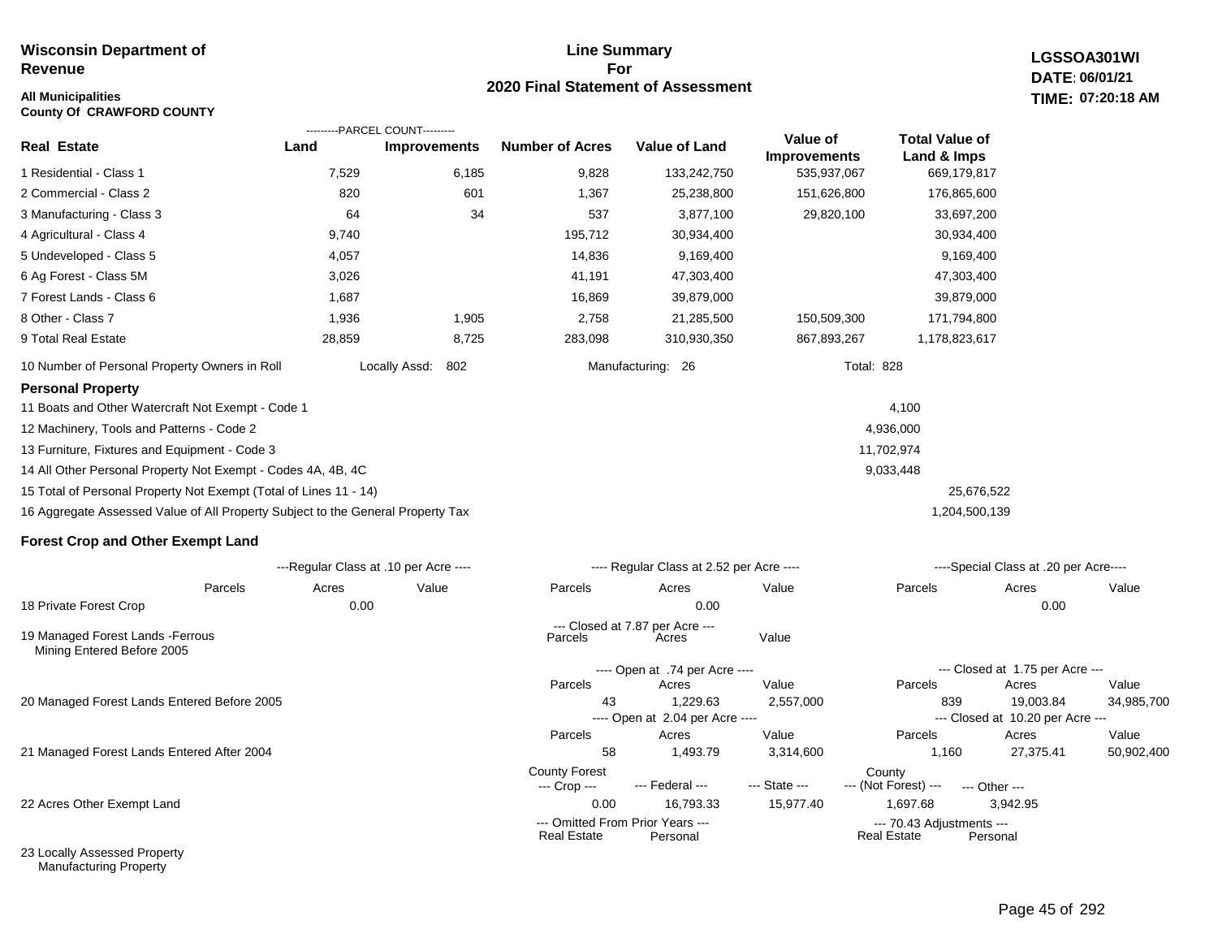**Wisconsin Department of Revenue**

**All Municipalities**
**County Of CRAWFORD COUNTY**

# Line Summary For 2020 Final Statement of Assessment

**LGSSOA301WI**
**DATE: 06/01/21**
**TIME: 07:20:18 AM**

| Real Estate | PARCEL COUNT Land | PARCEL COUNT Improvements | Number of Acres | Value of Land | Value of Improvements | Total Value of Land & Imps |
|---|---|---|---|---|---|---|
| 1 Residential - Class 1 | 7,529 | 6,185 | 9,828 | 133,242,750 | 535,937,067 | 669,179,817 |
| 2 Commercial - Class 2 | 820 | 601 | 1,367 | 25,238,800 | 151,626,800 | 176,865,600 |
| 3 Manufacturing - Class 3 | 64 | 34 | 537 | 3,877,100 | 29,820,100 | 33,697,200 |
| 4 Agricultural - Class 4 | 9,740 | | 195,712 | 30,934,400 | | 30,934,400 |
| 5 Undeveloped - Class 5 | 4,057 | | 14,836 | 9,169,400 | | 9,169,400 |
| 6 Ag Forest - Class 5M | 3,026 | | 41,191 | 47,303,400 | | 47,303,400 |
| 7 Forest Lands - Class 6 | 1,687 | | 16,869 | 39,879,000 | | 39,879,000 |
| 8 Other - Class 7 | 1,936 | 1,905 | 2,758 | 21,285,500 | 150,509,300 | 171,794,800 |
| 9 Total Real Estate | 28,859 | 8,725 | 283,098 | 310,930,350 | 867,893,267 | 1,178,823,617 |

10 Number of Personal Property Owners in Roll — Locally Assd: 802 — Manufacturing: 26 — Total: 828

### Personal Property

| | | |
|---|---|---|
| 11 Boats and Other Watercraft Not Exempt - Code 1 | 4,100 | |
| 12 Machinery, Tools and Patterns - Code 2 | 4,936,000 | |
| 13 Furniture, Fixtures and Equipment - Code 3 | 11,702,974 | |
| 14 All Other Personal Property Not Exempt - Codes 4A, 4B, 4C | 9,033,448 | |
| 15 Total of Personal Property Not Exempt (Total of Lines 11 - 14) | | 25,676,522 |
| 16 Aggregate Assessed Value of All Property Subject to the General Property Tax | | 1,204,500,139 |

### Forest Crop and Other Exempt Land

| | Regular Class at .10 per Acre Parcels | Acres | Value | Regular Class at 2.52 per Acre Parcels | Acres | Value | Special Class at .20 per Acre Parcels | Acres | Value |
|---|---|---|---|---|---|---|---|---|---|
| 18 Private Forest Crop | | 0.00 | | | 0.00 | | | 0.00 | |

| | Closed at 7.87 per Acre Parcels | Acres | Value |
|---|---|---|---|
| 19 Managed Forest Lands -Ferrous Mining Entered Before 2005 | | | |

| | Open at .74 per Acre Parcels | Acres | Value | Closed at 1.75 per Acre Parcels | Acres | Value |
|---|---|---|---|---|---|---|
| 20 Managed Forest Lands Entered Before 2005 | 43 | 1,229.63 | 2,557,000 | 839 | 19,003.84 | 34,985,700 |

| | Open at 2.04 per Acre Parcels | Acres | Value | Closed at 10.20 per Acre Parcels | Acres | Value |
|---|---|---|---|---|---|---|
| 21 Managed Forest Lands Entered After 2004 | 58 | 1,493.79 | 3,314,600 | 1,160 | 27,375.41 | 50,902,400 |

| | County Forest --- Crop --- | --- Federal --- | --- State --- | County --- (Not Forest) --- | --- Other --- |
|---|---|---|---|---|---|
| 22 Acres Other Exempt Land | 0.00 | 16,793.33 | 15,977.40 | 1,697.68 | 3,942.95 |

| | Omitted From Prior Years Real Estate | Personal | 70.43 Adjustments Real Estate | Personal |
|---|---|---|---|---|
| 23 Locally Assessed Property | | | | |
| Manufacturing Property | | | | |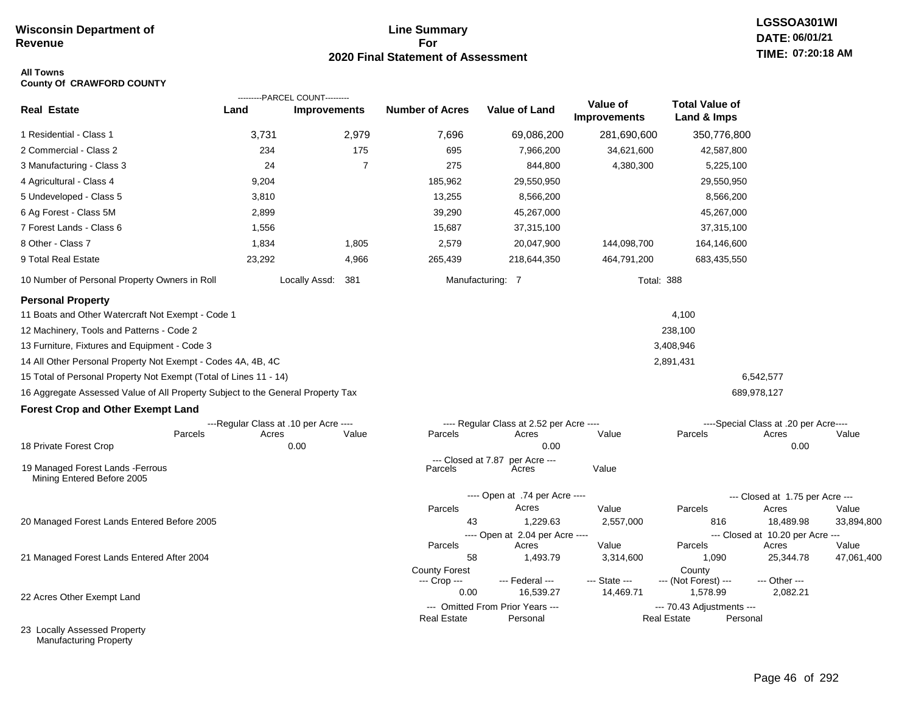**Wisconsin Department of Revenue**

**Line Summary For 2020 Final Statement of Assessment**

**LGSSOA301WI**
**DATE: 06/01/21**
**TIME: 07:20:18 AM**

**All Towns**
**County Of CRAWFORD COUNTY**

| Real Estate | PARCEL COUNT Land | PARCEL COUNT Improvements | Number of Acres | Value of Land | Value of Improvements | Total Value of Land & Imps |
|---|---|---|---|---|---|---|
| 1 Residential - Class 1 | 3,731 | 2,979 | 7,696 | 69,086,200 | 281,690,600 | 350,776,800 |
| 2 Commercial - Class 2 | 234 | 175 | 695 | 7,966,200 | 34,621,600 | 42,587,800 |
| 3 Manufacturing - Class 3 | 24 | 7 | 275 | 844,800 | 4,380,300 | 5,225,100 |
| 4 Agricultural - Class 4 | 9,204 | | 185,962 | 29,550,950 | | 29,550,950 |
| 5 Undeveloped - Class 5 | 3,810 | | 13,255 | 8,566,200 | | 8,566,200 |
| 6 Ag Forest - Class 5M | 2,899 | | 39,290 | 45,267,000 | | 45,267,000 |
| 7 Forest Lands - Class 6 | 1,556 | | 15,687 | 37,315,100 | | 37,315,100 |
| 8 Other - Class 7 | 1,834 | 1,805 | 2,579 | 20,047,900 | 144,098,700 | 164,146,600 |
| 9 Total Real Estate | 23,292 | 4,966 | 265,439 | 218,644,350 | 464,791,200 | 683,435,550 |

10 Number of Personal Property Owners in Roll — Locally Assd: 381 — Manufacturing: 7 — Total: 388

**Personal Property**

| | | |
|---|---|---|
| 11 Boats and Other Watercraft Not Exempt - Code 1 | 4,100 | |
| 12 Machinery, Tools and Patterns - Code 2 | 238,100 | |
| 13 Furniture, Fixtures and Equipment - Code 3 | 3,408,946 | |
| 14 All Other Personal Property Not Exempt - Codes 4A, 4B, 4C | 2,891,431 | |
| 15 Total of Personal Property Not Exempt (Total of Lines 11 - 14) | | 6,542,577 |
| 16 Aggregate Assessed Value of All Property Subject to the General Property Tax | | 689,978,127 |

**Forest Crop and Other Exempt Land**

| | Regular Class at .10 per Acre Parcels | Acres | Value | Regular Class at 2.52 per Acre Parcels | Acres | Value | Special Class at .20 per Acre Parcels | Acres | Value |
|---|---|---|---|---|---|---|---|---|---|
| 18 Private Forest Crop | | 0.00 | | | 0.00 | | | 0.00 | |

| | Closed at 7.87 per Acre Parcels | Acres | Value |
|---|---|---|---|
| 19 Managed Forest Lands -Ferrous Mining Entered Before 2005 | | | |

| | Open Parcels | Open Acres | Open Value | Closed Parcels | Closed Acres | Closed Value |
|---|---|---|---|---|---|---|
| 20 Managed Forest Lands Entered Before 2005 (Open at .74 per Acre / Closed at 1.75 per Acre) | 43 | 1,229.63 | 2,557,000 | 816 | 18,489.98 | 33,894,800 |
| 21 Managed Forest Lands Entered After 2004 (Open at 2.04 per Acre / Closed at 10.20 per Acre) | 58 | 1,493.79 | 3,314,600 | 1,090 | 25,344.78 | 47,061,400 |

| | County Forest Crop | Federal | State | County (Not Forest) | Other |
|---|---|---|---|---|---|
| 22 Acres Other Exempt Land | 0.00 | 16,539.27 | 14,469.71 | 1,578.99 | 2,082.21 |

| | Omitted From Prior Years Real Estate | Omitted From Prior Years Personal | 70.43 Adjustments Real Estate | 70.43 Adjustments Personal |
|---|---|---|---|---|
| 23 Locally Assessed Property Manufacturing Property | | | | |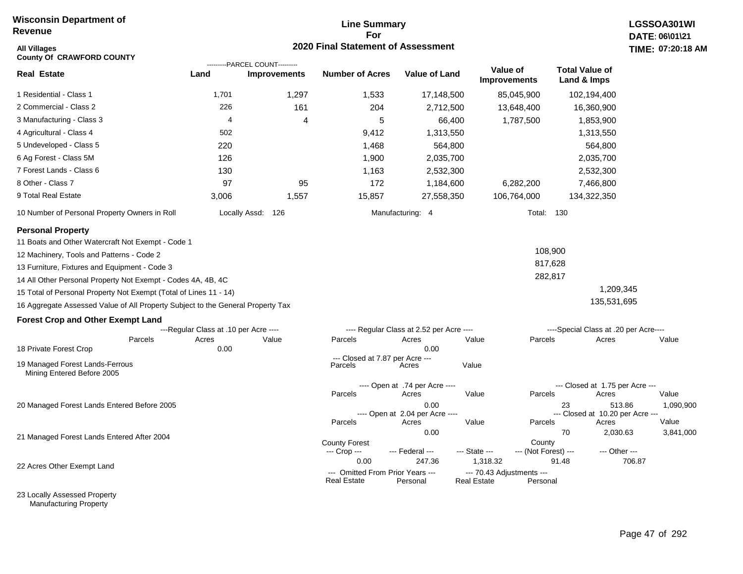**Wisconsin Department of Revenue**

**Line Summary For 2020 Final Statement of Assessment**

**LGSSOA301WI**
**DATE: 06\01\21**
**TIME: 07:20:18 AM**

**All Villages**
**County Of CRAWFORD COUNTY**

| Real Estate | Land (Parcel Count) | Improvements (Parcel Count) | Number of Acres | Value of Land | Value of Improvements | Total Value of Land & Imps |
|---|---|---|---|---|---|---|
| 1 Residential - Class 1 | 1,701 | 1,297 | 1,533 | 17,148,500 | 85,045,900 | 102,194,400 |
| 2 Commercial - Class 2 | 226 | 161 | 204 | 2,712,500 | 13,648,400 | 16,360,900 |
| 3 Manufacturing - Class 3 | 4 | 4 | 5 | 66,400 | 1,787,500 | 1,853,900 |
| 4 Agricultural - Class 4 | 502 | | 9,412 | 1,313,550 | | 1,313,550 |
| 5 Undeveloped - Class 5 | 220 | | 1,468 | 564,800 | | 564,800 |
| 6 Ag Forest - Class 5M | 126 | | 1,900 | 2,035,700 | | 2,035,700 |
| 7 Forest Lands - Class 6 | 130 | | 1,163 | 2,532,300 | | 2,532,300 |
| 8 Other - Class 7 | 97 | 95 | 172 | 1,184,600 | 6,282,200 | 7,466,800 |
| 9 Total Real Estate | 3,006 | 1,557 | 15,857 | 27,558,350 | 106,764,000 | 134,322,350 |

10 Number of Personal Property Owners in Roll — Locally Assd: 126 — Manufacturing: 4 — Total: 130

**Personal Property**

| | | |
|---|---|---|
| 11 Boats and Other Watercraft Not Exempt - Code 1 | | |
| 12 Machinery, Tools and Patterns - Code 2 | 108,900 | |
| 13 Furniture, Fixtures and Equipment - Code 3 | 817,628 | |
| 14 All Other Personal Property Not Exempt - Codes 4A, 4B, 4C | 282,817 | |
| 15 Total of Personal Property Not Exempt (Total of Lines 11 - 14) | | 1,209,345 |
| 16 Aggregate Assessed Value of All Property Subject to the General Property Tax | | 135,531,695 |

**Forest Crop and Other Exempt Land**

| | Regular Class at .10 per Acre - Parcels | Acres | Value | Regular Class at 2.52 per Acre - Parcels | Acres | Value | Special Class at .20 per Acre - Parcels | Acres | Value |
|---|---|---|---|---|---|---|---|---|---|
| 18 Private Forest Crop | | 0.00 | | | 0.00 | | | | |

| | Closed at 7.87 per Acre - Parcels | Acres | Value |
|---|---|---|---|
| 19 Managed Forest Lands-Ferrous Mining Entered Before 2005 | | | |

| | Open at .74 per Acre - Parcels | Acres | Value | Closed at 1.75 per Acre - Parcels | Acres | Value |
|---|---|---|---|---|---|---|
| 20 Managed Forest Lands Entered Before 2005 | | 0.00 | | 23 | 513.86 | 1,090,900 |

| | Open at 2.04 per Acre - Parcels | Acres | Value | Closed at 10.20 per Acre - Parcels | Acres | Value |
|---|---|---|---|---|---|---|
| 21 Managed Forest Lands Entered After 2004 | | 0.00 | | 70 | 2,030.63 | 3,841,000 |

| | County Forest --- Crop --- | --- Federal --- | --- State --- | County --- (Not Forest) --- | --- Other --- |
|---|---|---|---|---|---|
| 22 Acres Other Exempt Land | 0.00 | 247.36 | 1,318.32 | 91.48 | 706.87 |

| | Omitted From Prior Years - Real Estate | Personal | 70.43 Adjustments - Real Estate | Personal |
|---|---|---|---|---|
| 23 Locally Assessed Property | | | | |
| Manufacturing Property | | | | |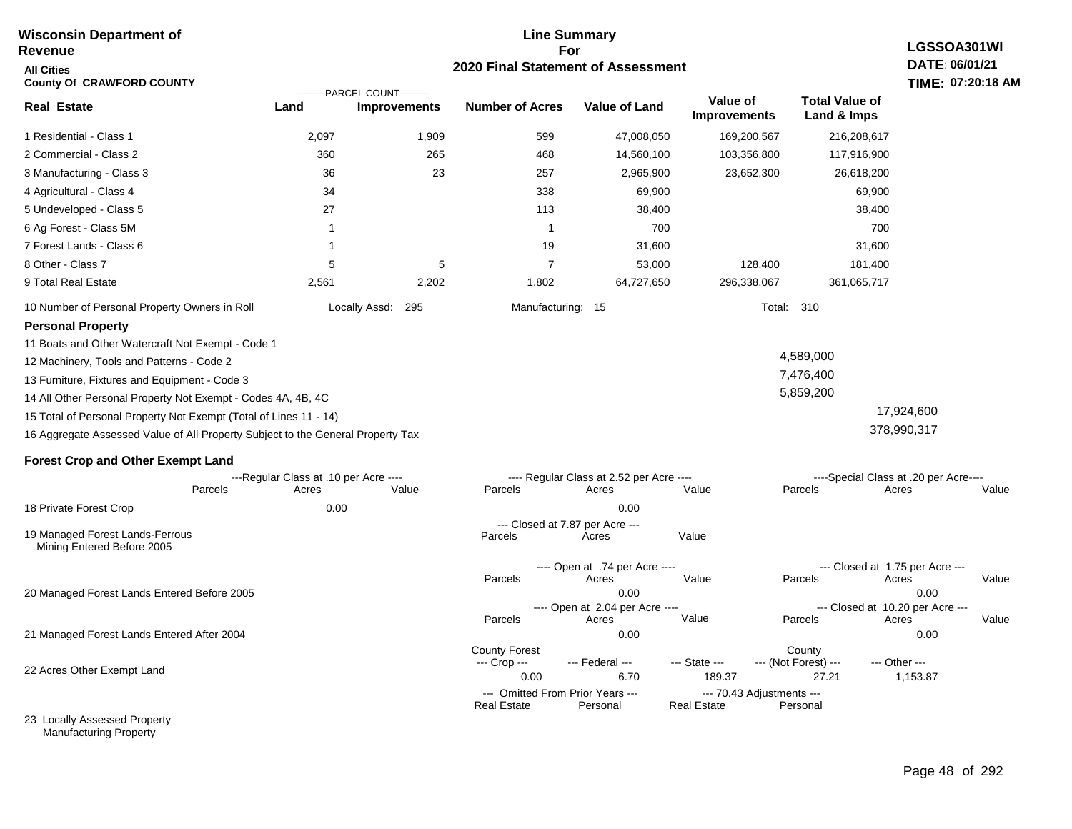**Wisconsin Department of Revenue**

**All Cities**

**County Of CRAWFORD COUNTY**

## Line Summary For 2020 Final Statement of Assessment

**LGSSOA301WI**
**DATE: 06/01/21**
**TIME: 07:20:18 AM**

| Real Estate | Land (Parcel Count) | Improvements (Parcel Count) | Number of Acres | Value of Land | Value of Improvements | Total Value of Land & Imps |
|---|---|---|---|---|---|---|
| 1 Residential - Class 1 | 2,097 | 1,909 | 599 | 47,008,050 | 169,200,567 | 216,208,617 |
| 2 Commercial - Class 2 | 360 | 265 | 468 | 14,560,100 | 103,356,800 | 117,916,900 |
| 3 Manufacturing - Class 3 | 36 | 23 | 257 | 2,965,900 | 23,652,300 | 26,618,200 |
| 4 Agricultural - Class 4 | 34 | | 338 | 69,900 | | 69,900 |
| 5 Undeveloped - Class 5 | 27 | | 113 | 38,400 | | 38,400 |
| 6 Ag Forest - Class 5M | 1 | | 1 | 700 | | 700 |
| 7 Forest Lands - Class 6 | 1 | | 19 | 31,600 | | 31,600 |
| 8 Other - Class 7 | 5 | 5 | 7 | 53,000 | 128,400 | 181,400 |
| 9 Total Real Estate | 2,561 | 2,202 | 1,802 | 64,727,650 | 296,338,067 | 361,065,717 |

10 Number of Personal Property Owners in Roll — Locally Assd: 295 — Manufacturing: 15 — Total: 310

### Personal Property

| | | |
|---|---|---|
| 11 Boats and Other Watercraft Not Exempt - Code 1 | | |
| 12 Machinery, Tools and Patterns - Code 2 | 4,589,000 | |
| 13 Furniture, Fixtures and Equipment - Code 3 | 7,476,400 | |
| 14 All Other Personal Property Not Exempt - Codes 4A, 4B, 4C | 5,859,200 | |
| 15 Total of Personal Property Not Exempt (Total of Lines 11 - 14) | | 17,924,600 |
| 16 Aggregate Assessed Value of All Property Subject to the General Property Tax | | 378,990,317 |

### Forest Crop and Other Exempt Land

| | Regular Class at .10 per Acre - Parcels | Acres | Value | Regular Class at 2.52 per Acre - Parcels | Acres | Value | Special Class at .20 per Acre - Parcels | Acres | Value |
|---|---|---|---|---|---|---|---|---|---|
| 18 Private Forest Crop | | 0.00 | | | 0.00 | | | | |

| | Closed at 7.87 per Acre - Parcels | Acres | Value |
|---|---|---|---|
| 19 Managed Forest Lands-Ferrous Mining Entered Before 2005 | | | |

| | Open at .74 per Acre - Parcels | Acres | Value | Closed at 1.75 per Acre - Parcels | Acres | Value |
|---|---|---|---|---|---|---|
| 20 Managed Forest Lands Entered Before 2005 | | 0.00 | | | 0.00 | |

| | Open at 2.04 per Acre - Parcels | Acres | Value | Closed at 10.20 per Acre - Parcels | Acres | Value |
|---|---|---|---|---|---|---|
| 21 Managed Forest Lands Entered After 2004 | | 0.00 | | | 0.00 | |

| | County Forest Crop | Federal | State | County (Not Forest) | Other |
|---|---|---|---|---|---|
| 22 Acres Other Exempt Land | 0.00 | 6.70 | 189.37 | 27.21 | 1,153.87 |

| | Omitted From Prior Years - Real Estate | Personal | 70.43 Adjustments - Real Estate | Personal |
|---|---|---|---|---|
| 23 Locally Assessed Property | | | | |
| Manufacturing Property | | | | |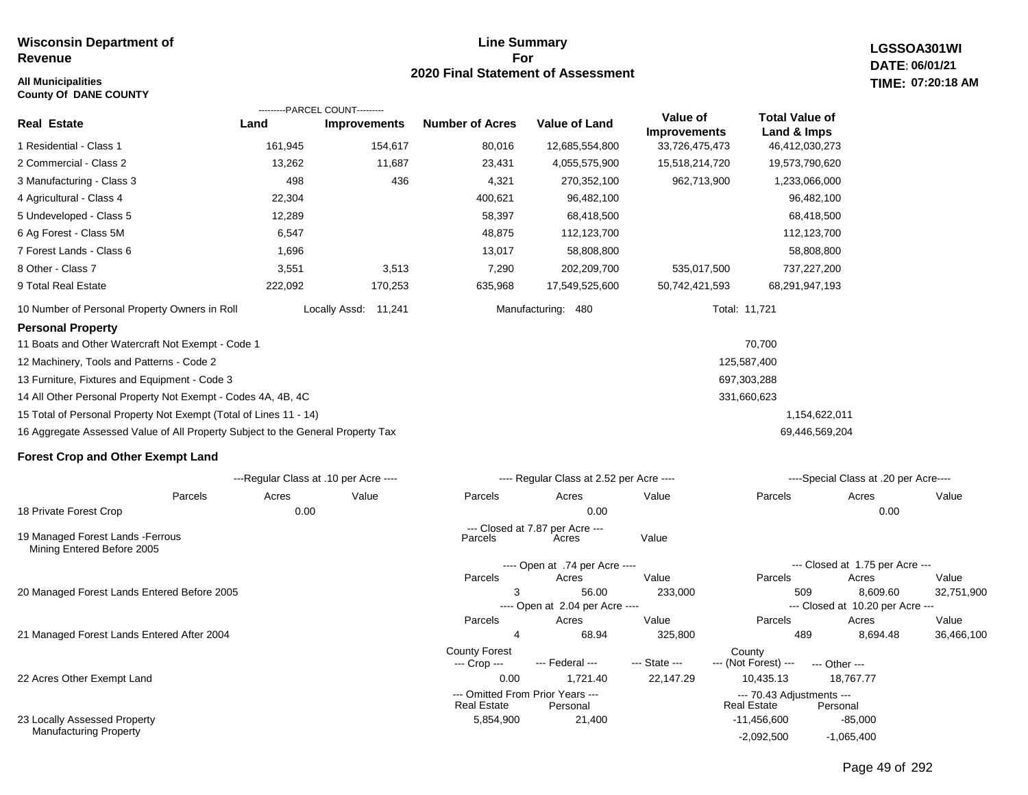**Wisconsin Department of Revenue**

**All Municipalities**
**County Of DANE COUNTY**

## Line Summary For 2020 Final Statement of Assessment

**LGSSOA301WI**
**DATE: 06/01/21**
**TIME: 07:20:18 AM**

| Real Estate | PARCEL COUNT Land | PARCEL COUNT Improvements | Number of Acres | Value of Land | Value of Improvements | Total Value of Land & Imps |
|---|---|---|---|---|---|---|
| 1 Residential - Class 1 | 161,945 | 154,617 | 80,016 | 12,685,554,800 | 33,726,475,473 | 46,412,030,273 |
| 2 Commercial - Class 2 | 13,262 | 11,687 | 23,431 | 4,055,575,900 | 15,518,214,720 | 19,573,790,620 |
| 3 Manufacturing - Class 3 | 498 | 436 | 4,321 | 270,352,100 | 962,713,900 | 1,233,066,000 |
| 4 Agricultural - Class 4 | 22,304 | | 400,621 | 96,482,100 | | 96,482,100 |
| 5 Undeveloped - Class 5 | 12,289 | | 58,397 | 68,418,500 | | 68,418,500 |
| 6 Ag Forest - Class 5M | 6,547 | | 48,875 | 112,123,700 | | 112,123,700 |
| 7 Forest Lands - Class 6 | 1,696 | | 13,017 | 58,808,800 | | 58,808,800 |
| 8 Other - Class 7 | 3,551 | 3,513 | 7,290 | 202,209,700 | 535,017,500 | 737,227,200 |
| 9 Total Real Estate | 222,092 | 170,253 | 635,968 | 17,549,525,600 | 50,742,421,593 | 68,291,947,193 |

10 Number of Personal Property Owners in Roll — Locally Assd: 11,241 — Manufacturing: 480 — Total: 11,721

### Personal Property

| | | |
|---|---|---|
| 11 Boats and Other Watercraft Not Exempt - Code 1 | 70,700 | |
| 12 Machinery, Tools and Patterns - Code 2 | 125,587,400 | |
| 13 Furniture, Fixtures and Equipment - Code 3 | 697,303,288 | |
| 14 All Other Personal Property Not Exempt - Codes 4A, 4B, 4C | 331,660,623 | |
| 15 Total of Personal Property Not Exempt (Total of Lines 11 - 14) | | 1,154,622,011 |
| 16 Aggregate Assessed Value of All Property Subject to the General Property Tax | | 69,446,569,204 |

### Forest Crop and Other Exempt Land

| | Regular Class at .10 per Acre Parcels | Acres | Value | Regular Class at 2.52 per Acre Parcels | Acres | Value | Special Class at .20 per Acre Parcels | Acres | Value |
|---|---|---|---|---|---|---|---|---|---|
| 18 Private Forest Crop | | 0.00 | | | 0.00 | | | 0.00 | |

| | Closed at 7.87 per Acre Parcels | Acres | Value |
|---|---|---|---|
| 19 Managed Forest Lands -Ferrous Mining Entered Before 2005 | | | |

| | Open Parcels | Open Acres | Open Value | Closed Parcels | Closed Acres | Closed Value |
|---|---|---|---|---|---|---|
| 20 Managed Forest Lands Entered Before 2005 (Open at .74 per Acre / Closed at 1.75 per Acre) | 3 | 56.00 | 233,000 | 509 | 8,609.60 | 32,751,900 |
| 21 Managed Forest Lands Entered After 2004 (Open at 2.04 per Acre / Closed at 10.20 per Acre) | 4 | 68.94 | 325,800 | 489 | 8,694.48 | 36,466,100 |

| | County Forest --- Crop --- | --- Federal --- | --- State --- | County --- (Not Forest) --- | --- Other --- |
|---|---|---|---|---|---|
| 22 Acres Other Exempt Land | 0.00 | 1,721.40 | 22,147.29 | 10,435.13 | 18,767.77 |

| | Omitted From Prior Years Real Estate | Omitted From Prior Years Personal | 70.43 Adjustments Real Estate | 70.43 Adjustments Personal |
|---|---|---|---|---|
| 23 Locally Assessed Property | 5,854,900 | 21,400 | -11,456,600 | -85,000 |
| Manufacturing Property | | | -2,092,500 | -1,065,400 |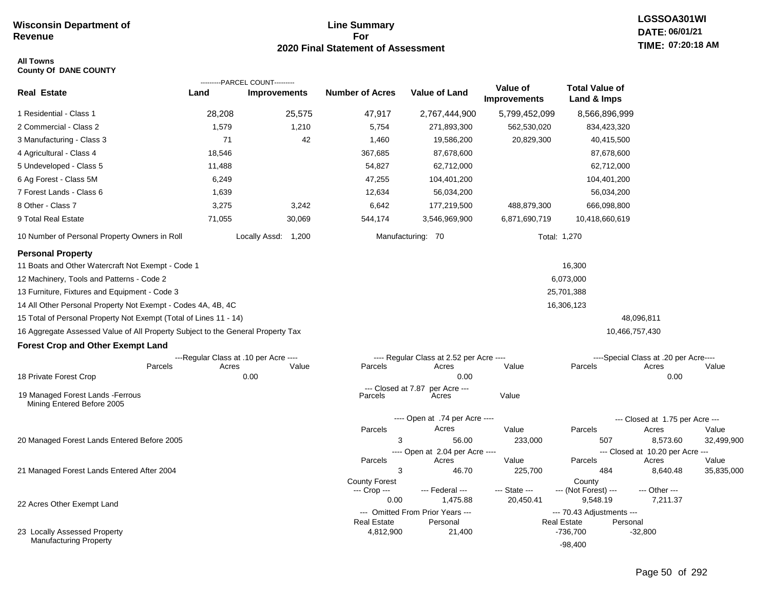**Wisconsin Department of Revenue**

**Line Summary For 2020 Final Statement of Assessment**

LGSSOA301WI
DATE: 06/01/21
TIME: 07:20:18 AM

**All Towns**
**County Of DANE COUNTY**

| Real Estate | PARCEL COUNT Land | PARCEL COUNT Improvements | Number of Acres | Value of Land | Value of Improvements | Total Value of Land & Imps |
|---|---|---|---|---|---|---|
| 1 Residential - Class 1 | 28,208 | 25,575 | 47,917 | 2,767,444,900 | 5,799,452,099 | 8,566,896,999 |
| 2 Commercial - Class 2 | 1,579 | 1,210 | 5,754 | 271,893,300 | 562,530,020 | 834,423,320 |
| 3 Manufacturing - Class 3 | 71 | 42 | 1,460 | 19,586,200 | 20,829,300 | 40,415,500 |
| 4 Agricultural - Class 4 | 18,546 | | 367,685 | 87,678,600 | | 87,678,600 |
| 5 Undeveloped - Class 5 | 11,488 | | 54,827 | 62,712,000 | | 62,712,000 |
| 6 Ag Forest - Class 5M | 6,249 | | 47,255 | 104,401,200 | | 104,401,200 |
| 7 Forest Lands - Class 6 | 1,639 | | 12,634 | 56,034,200 | | 56,034,200 |
| 8 Other - Class 7 | 3,275 | 3,242 | 6,642 | 177,219,500 | 488,879,300 | 666,098,800 |
| 9 Total Real Estate | 71,055 | 30,069 | 544,174 | 3,546,969,900 | 6,871,690,719 | 10,418,660,619 |

10 Number of Personal Property Owners in Roll — Locally Assd: 1,200 — Manufacturing: 70 — Total: 1,270

**Personal Property**

| | | |
|---|---|---|
| 11 Boats and Other Watercraft Not Exempt - Code 1 | 16,300 | |
| 12 Machinery, Tools and Patterns - Code 2 | 6,073,000 | |
| 13 Furniture, Fixtures and Equipment - Code 3 | 25,701,388 | |
| 14 All Other Personal Property Not Exempt - Codes 4A, 4B, 4C | 16,306,123 | |
| 15 Total of Personal Property Not Exempt (Total of Lines 11 - 14) | | 48,096,811 |
| 16 Aggregate Assessed Value of All Property Subject to the General Property Tax | | 10,466,757,430 |

**Forest Crop and Other Exempt Land**

| | Regular Class at .10 per Acre Parcels | Acres | Value | Regular Class at 2.52 per Acre Parcels | Acres | Value | Special Class at .20 per Acre Parcels | Acres | Value |
|---|---|---|---|---|---|---|---|---|---|
| 18 Private Forest Crop | | 0.00 | | | 0.00 | | | 0.00 | |

| | Closed at 7.87 per Acre Parcels | Acres | Value |
|---|---|---|---|
| 19 Managed Forest Lands -Ferrous Mining Entered Before 2005 | | | |

| | Open Parcels | Acres | Value | Closed Parcels | Acres | Value |
|---|---|---|---|---|---|---|
| 20 Managed Forest Lands Entered Before 2005 (Open at .74 per Acre / Closed at 1.75 per Acre) | 3 | 56.00 | 233,000 | 507 | 8,573.60 | 32,499,900 |
| 21 Managed Forest Lands Entered After 2004 (Open at 2.04 per Acre / Closed at 10.20 per Acre) | 3 | 46.70 | 225,700 | 484 | 8,640.48 | 35,835,000 |

| | County Forest --- Crop --- | --- Federal --- | --- State --- | County --- (Not Forest) --- | --- Other --- |
|---|---|---|---|---|---|
| 22 Acres Other Exempt Land | 0.00 | 1,475.88 | 20,450.41 | 9,548.19 | 7,211.37 |

| | Omitted From Prior Years Real Estate | Omitted From Prior Years Personal | 70.43 Adjustments Real Estate | 70.43 Adjustments Personal |
|---|---|---|---|---|
| 23 Locally Assessed Property | 4,812,900 | 21,400 | -736,700 | -32,800 |
| Manufacturing Property | | | -98,400 | |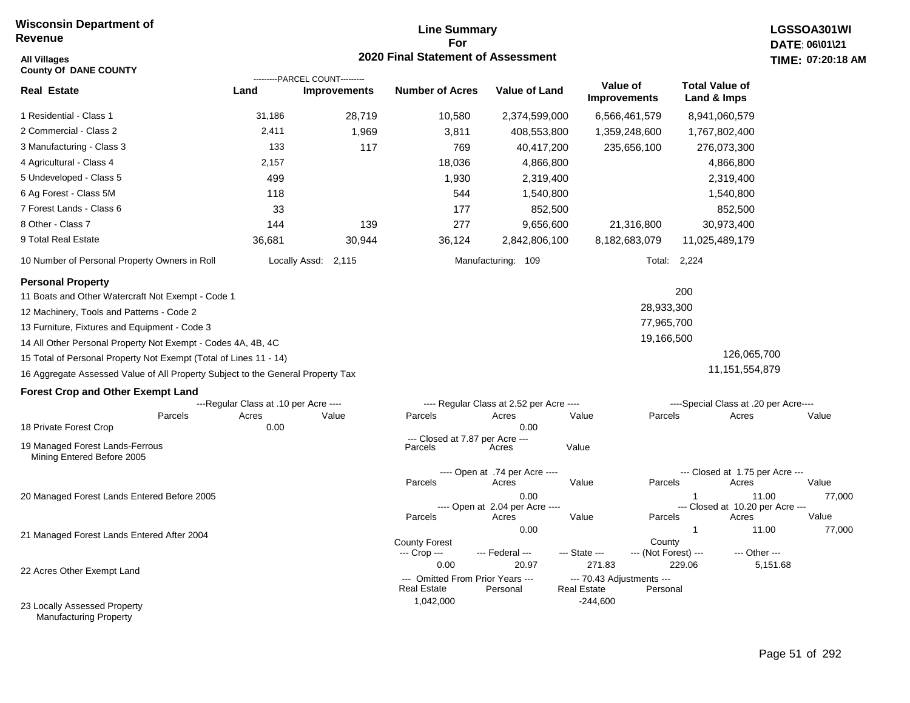**Wisconsin Department of Revenue**

**Line Summary For 2020 Final Statement of Assessment**

**LGSSOA301WI**
**DATE: 06\01\21**
**TIME: 07:20:18 AM**

**All Villages**
**County Of DANE COUNTY**

| Real Estate | PARCEL COUNT Land | PARCEL COUNT Improvements | Number of Acres | Value of Land | Value of Improvements | Total Value of Land & Imps |
|---|---|---|---|---|---|---|
| 1 Residential - Class 1 | 31,186 | 28,719 | 10,580 | 2,374,599,000 | 6,566,461,579 | 8,941,060,579 |
| 2 Commercial - Class 2 | 2,411 | 1,969 | 3,811 | 408,553,800 | 1,359,248,600 | 1,767,802,400 |
| 3 Manufacturing - Class 3 | 133 | 117 | 769 | 40,417,200 | 235,656,100 | 276,073,300 |
| 4 Agricultural - Class 4 | 2,157 | | 18,036 | 4,866,800 | | 4,866,800 |
| 5 Undeveloped - Class 5 | 499 | | 1,930 | 2,319,400 | | 2,319,400 |
| 6 Ag Forest - Class 5M | 118 | | 544 | 1,540,800 | | 1,540,800 |
| 7 Forest Lands - Class 6 | 33 | | 177 | 852,500 | | 852,500 |
| 8 Other - Class 7 | 144 | 139 | 277 | 9,656,600 | 21,316,800 | 30,973,400 |
| 9 Total Real Estate | 36,681 | 30,944 | 36,124 | 2,842,806,100 | 8,182,683,079 | 11,025,489,179 |

10 Number of Personal Property Owners in Roll — Locally Assd: 2,115 — Manufacturing: 109 — Total: 2,224

**Personal Property**

| | | |
|---|---|---|
| 11 Boats and Other Watercraft Not Exempt - Code 1 | 200 | |
| 12 Machinery, Tools and Patterns - Code 2 | 28,933,300 | |
| 13 Furniture, Fixtures and Equipment - Code 3 | 77,965,700 | |
| 14 All Other Personal Property Not Exempt - Codes 4A, 4B, 4C | 19,166,500 | |
| 15 Total of Personal Property Not Exempt (Total of Lines 11 - 14) | | 126,065,700 |
| 16 Aggregate Assessed Value of All Property Subject to the General Property Tax | | 11,151,554,879 |

**Forest Crop and Other Exempt Land**

| | Regular Class at .10 per Acre Parcels | Acres | Value | Regular Class at 2.52 per Acre Parcels | Acres | Value | Special Class at .20 per Acre Parcels | Acres | Value |
|---|---|---|---|---|---|---|---|---|---|
| 18 Private Forest Crop | | 0.00 | | | 0.00 | | | | |

| | Closed at 7.87 per Acre Parcels | Acres | Value |
|---|---|---|---|
| 19 Managed Forest Lands-Ferrous Mining Entered Before 2005 | | | |

| | Open at .74 per Acre Parcels | Acres | Value | Closed at 1.75 per Acre Parcels | Acres | Value |
|---|---|---|---|---|---|---|
| 20 Managed Forest Lands Entered Before 2005 | | 0.00 | | 1 | 11.00 | 77,000 |

| | Open at 2.04 per Acre Parcels | Acres | Value | Closed at 10.20 per Acre Parcels | Acres | Value |
|---|---|---|---|---|---|---|
| 21 Managed Forest Lands Entered After 2004 | | 0.00 | | 1 | 11.00 | 77,000 |

| | County Forest Crop | Federal | State | County (Not Forest) | Other |
|---|---|---|---|---|---|
| 22 Acres Other Exempt Land | 0.00 | 20.97 | 271.83 | 229.06 | 5,151.68 |

| | Omitted From Prior Years Real Estate | Personal | 70.43 Adjustments Real Estate | Personal |
|---|---|---|---|---|
| 23 Locally Assessed Property Manufacturing Property | 1,042,000 | | -244,600 | |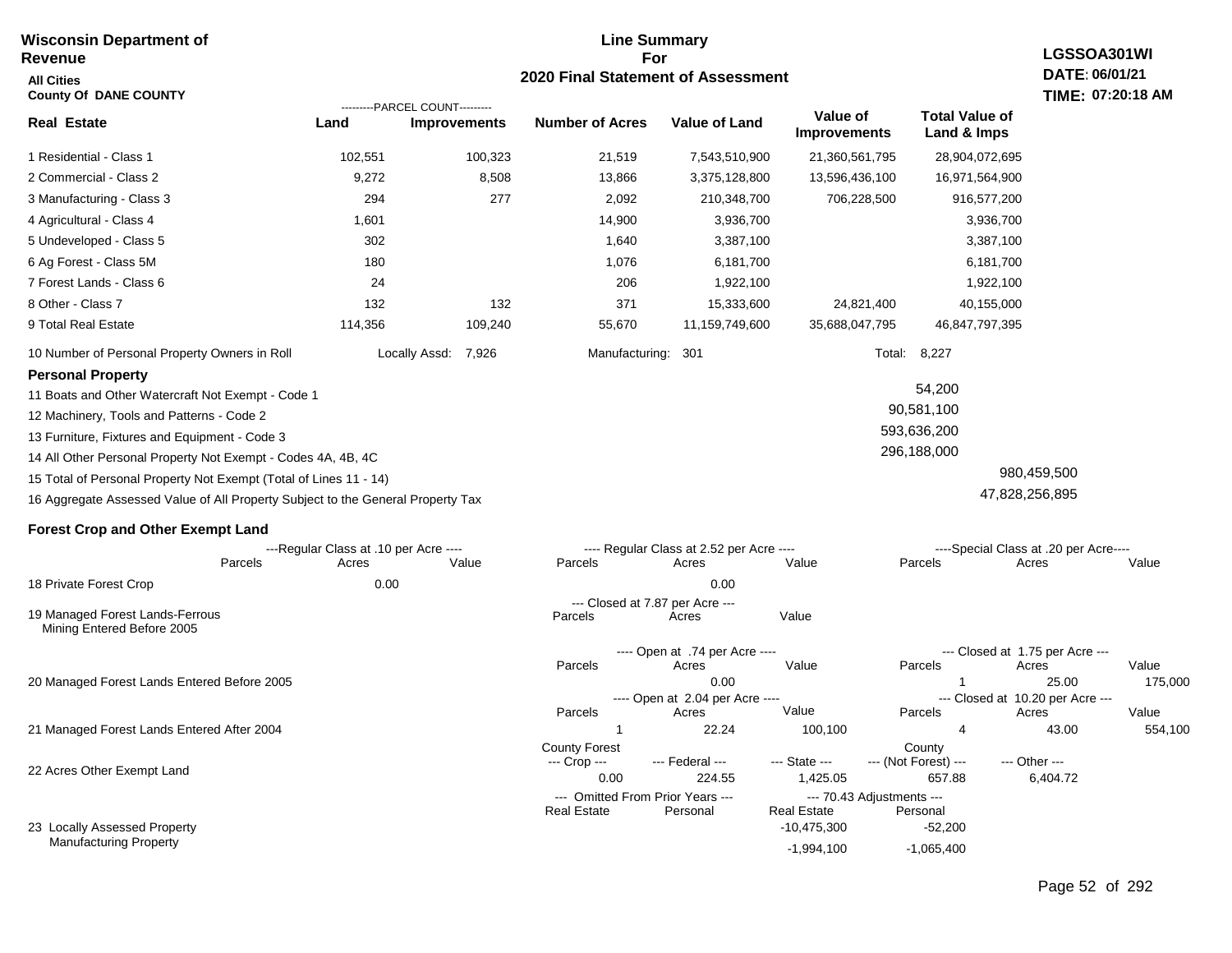**Wisconsin Department of Revenue**

**All Cities**

**County Of DANE COUNTY**

## Line Summary For 2020 Final Statement of Assessment

**LGSSOA301WI**
**DATE: 06/01/21**
**TIME: 07:20:18 AM**

| Real Estate | PARCEL COUNT Land | PARCEL COUNT Improvements | Number of Acres | Value of Land | Value of Improvements | Total Value of Land & Imps |
|---|---|---|---|---|---|---|
| 1 Residential - Class 1 | 102,551 | 100,323 | 21,519 | 7,543,510,900 | 21,360,561,795 | 28,904,072,695 |
| 2 Commercial - Class 2 | 9,272 | 8,508 | 13,866 | 3,375,128,800 | 13,596,436,100 | 16,971,564,900 |
| 3 Manufacturing - Class 3 | 294 | 277 | 2,092 | 210,348,700 | 706,228,500 | 916,577,200 |
| 4 Agricultural - Class 4 | 1,601 | | 14,900 | 3,936,700 | | 3,936,700 |
| 5 Undeveloped - Class 5 | 302 | | 1,640 | 3,387,100 | | 3,387,100 |
| 6 Ag Forest - Class 5M | 180 | | 1,076 | 6,181,700 | | 6,181,700 |
| 7 Forest Lands - Class 6 | 24 | | 206 | 1,922,100 | | 1,922,100 |
| 8 Other - Class 7 | 132 | 132 | 371 | 15,333,600 | 24,821,400 | 40,155,000 |
| 9 Total Real Estate | 114,356 | 109,240 | 55,670 | 11,159,749,600 | 35,688,047,795 | 46,847,797,395 |

10 Number of Personal Property Owners in Roll — Locally Assd: 7,926 — Manufacturing: 301 — Total: 8,227

### Personal Property

| | | |
|---|---|---|
| 11 Boats and Other Watercraft Not Exempt - Code 1 | 54,200 | |
| 12 Machinery, Tools and Patterns - Code 2 | 90,581,100 | |
| 13 Furniture, Fixtures and Equipment - Code 3 | 593,636,200 | |
| 14 All Other Personal Property Not Exempt - Codes 4A, 4B, 4C | 296,188,000 | |
| 15 Total of Personal Property Not Exempt (Total of Lines 11 - 14) | | 980,459,500 |
| 16 Aggregate Assessed Value of All Property Subject to the General Property Tax | | 47,828,256,895 |

### Forest Crop and Other Exempt Land

| | Regular Class at .10 per Acre Parcels | Acres | Value | Regular Class at 2.52 per Acre Parcels | Acres | Value | Special Class at .20 per Acre Parcels | Acres | Value |
|---|---|---|---|---|---|---|---|---|---|
| 18 Private Forest Crop | | 0.00 | | | 0.00 | | | | |

| | Closed at 7.87 per Acre Parcels | Acres | Value |
|---|---|---|---|
| 19 Managed Forest Lands-Ferrous Mining Entered Before 2005 | | | |

| | Open at .74 per Acre Parcels | Acres | Value | Closed at 1.75 per Acre Parcels | Acres | Value |
|---|---|---|---|---|---|---|
| 20 Managed Forest Lands Entered Before 2005 | | 0.00 | | 1 | 25.00 | 175,000 |

| | Open at 2.04 per Acre Parcels | Acres | Value | Closed at 10.20 per Acre Parcels | Acres | Value |
|---|---|---|---|---|---|---|
| 21 Managed Forest Lands Entered After 2004 | 1 | 22.24 | 100,100 | 4 | 43.00 | 554,100 |

| | County Forest Crop | Federal | State | County (Not Forest) | Other |
|---|---|---|---|---|---|
| 22 Acres Other Exempt Land | 0.00 | 224.55 | 1,425.05 | 657.88 | 6,404.72 |

| | Omitted From Prior Years Real Estate | Omitted From Prior Years Personal | 70.43 Adjustments Real Estate | 70.43 Adjustments Personal |
|---|---|---|---|---|
| 23 Locally Assessed Property | | | -10,475,300 | -52,200 |
| Manufacturing Property | | | -1,994,100 | -1,065,400 |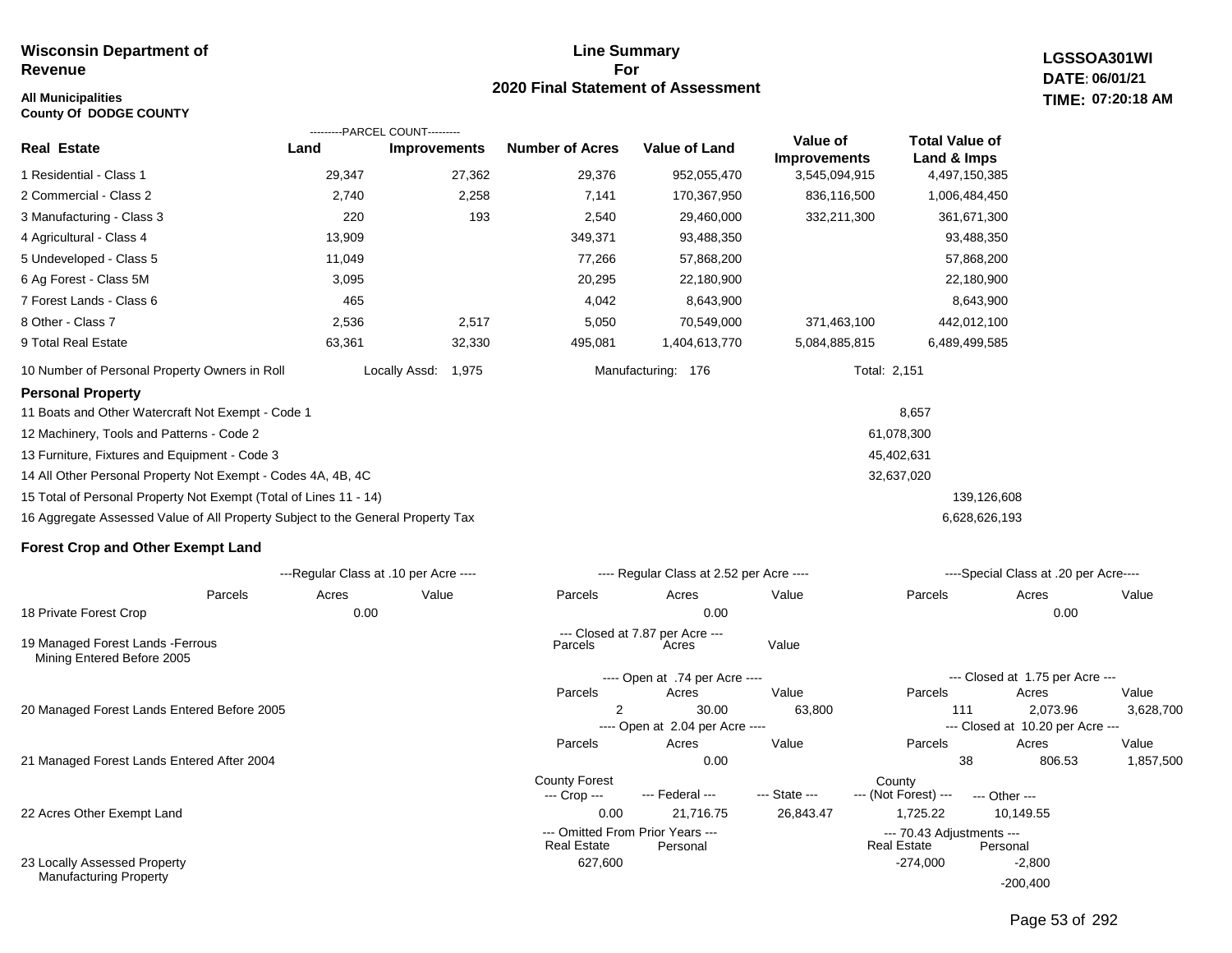**Wisconsin Department of Revenue**

**All Municipalities**
**County Of DODGE COUNTY**

# Line Summary For 2020 Final Statement of Assessment

**LGSSOA301WI**
**DATE: 06/01/21**
**TIME: 07:20:18 AM**

| Real Estate | Land (Parcel Count) | Improvements (Parcel Count) | Number of Acres | Value of Land | Value of Improvements | Total Value of Land & Imps |
|---|---|---|---|---|---|---|
| 1 Residential - Class 1 | 29,347 | 27,362 | 29,376 | 952,055,470 | 3,545,094,915 | 4,497,150,385 |
| 2 Commercial - Class 2 | 2,740 | 2,258 | 7,141 | 170,367,950 | 836,116,500 | 1,006,484,450 |
| 3 Manufacturing - Class 3 | 220 | 193 | 2,540 | 29,460,000 | 332,211,300 | 361,671,300 |
| 4 Agricultural - Class 4 | 13,909 | | 349,371 | 93,488,350 | | 93,488,350 |
| 5 Undeveloped - Class 5 | 11,049 | | 77,266 | 57,868,200 | | 57,868,200 |
| 6 Ag Forest - Class 5M | 3,095 | | 20,295 | 22,180,900 | | 22,180,900 |
| 7 Forest Lands - Class 6 | 465 | | 4,042 | 8,643,900 | | 8,643,900 |
| 8 Other - Class 7 | 2,536 | 2,517 | 5,050 | 70,549,000 | 371,463,100 | 442,012,100 |
| 9 Total Real Estate | 63,361 | 32,330 | 495,081 | 1,404,613,770 | 5,084,885,815 | 6,489,499,585 |

10 Number of Personal Property Owners in Roll — Locally Assd: 1,975 — Manufacturing: 176 — Total: 2,151

## Personal Property

| Line | Value |
|---|---|
| 11 Boats and Other Watercraft Not Exempt - Code 1 | 8,657 |
| 12 Machinery, Tools and Patterns - Code 2 | 61,078,300 |
| 13 Furniture, Fixtures and Equipment - Code 3 | 45,402,631 |
| 14 All Other Personal Property Not Exempt - Codes 4A, 4B, 4C | 32,637,020 |
| 15 Total of Personal Property Not Exempt (Total of Lines 11 - 14) | 139,126,608 |
| 16 Aggregate Assessed Value of All Property Subject to the General Property Tax | 6,628,626,193 |

## Forest Crop and Other Exempt Land

| | Regular Class at .10 per Acre Parcels | Acres | Value | Regular Class at 2.52 per Acre Parcels | Acres | Value | Special Class at .20 per Acre Parcels | Acres | Value |
|---|---|---|---|---|---|---|---|---|---|
| 18 Private Forest Crop | | 0.00 | | | 0.00 | | | 0.00 | |

| | Closed at 7.87 per Acre Parcels | Acres | Value |
|---|---|---|---|
| 19 Managed Forest Lands -Ferrous Mining Entered Before 2005 | | | |

| | Open Parcels | Acres | Value | Closed Parcels | Acres | Value |
|---|---|---|---|---|---|---|
| 20 Managed Forest Lands Entered Before 2005 (Open at .74 per Acre / Closed at 1.75 per Acre) | 2 | 30.00 | 63,800 | 111 | 2,073.96 | 3,628,700 |
| 21 Managed Forest Lands Entered After 2004 (Open at 2.04 per Acre / Closed at 10.20 per Acre) | | 0.00 | | 38 | 806.53 | 1,857,500 |

| | County Forest Crop | Federal | State | County (Not Forest) | Other |
|---|---|---|---|---|---|
| 22 Acres Other Exempt Land | 0.00 | 21,716.75 | 26,843.47 | 1,725.22 | 10,149.55 |

| | Omitted From Prior Years Real Estate | Omitted From Prior Years Personal | 70.43 Adjustments Real Estate | 70.43 Adjustments Personal |
|---|---|---|---|---|
| 23 Locally Assessed Property | 627,600 | | -274,000 | -2,800 |
| Manufacturing Property | | | | -200,400 |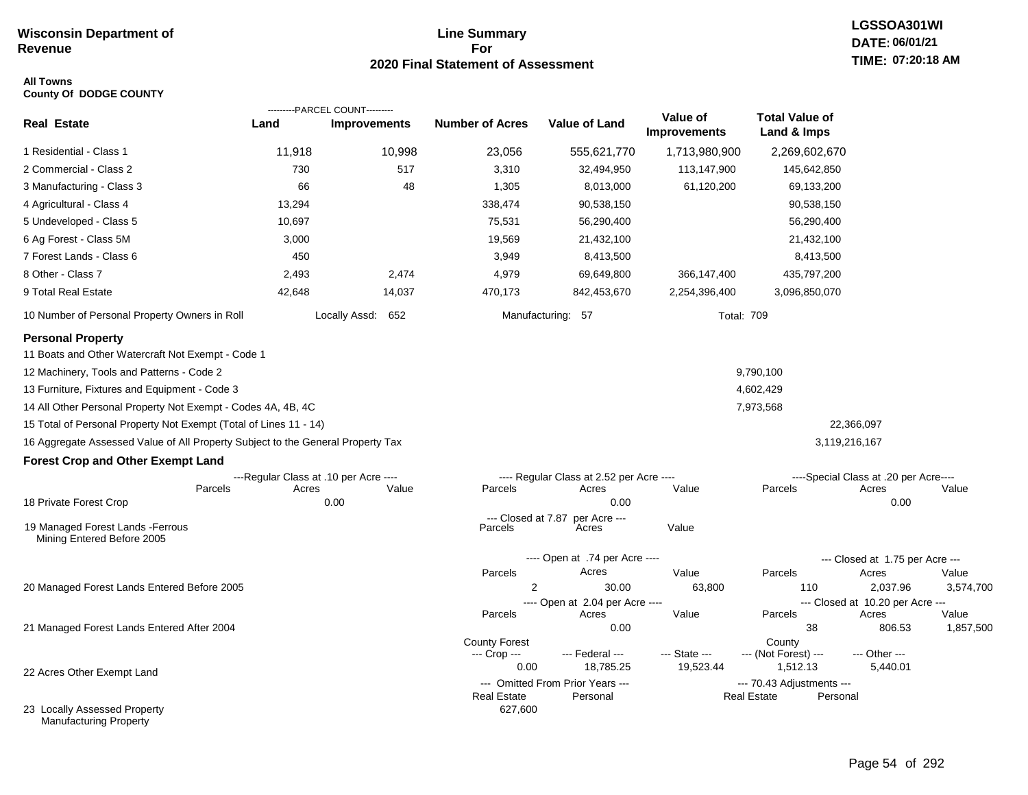**Wisconsin Department of Revenue**

**Line Summary For 2020 Final Statement of Assessment**

**LGSSOA301WI**
**DATE: 06/01/21**
**TIME: 07:20:18 AM**

**All Towns**
**County Of DODGE COUNTY**

| Real Estate | PARCEL COUNT Land | PARCEL COUNT Improvements | Number of Acres | Value of Land | Value of Improvements | Total Value of Land & Imps |
|---|---|---|---|---|---|---|
| 1 Residential - Class 1 | 11,918 | 10,998 | 23,056 | 555,621,770 | 1,713,980,900 | 2,269,602,670 |
| 2 Commercial - Class 2 | 730 | 517 | 3,310 | 32,494,950 | 113,147,900 | 145,642,850 |
| 3 Manufacturing - Class 3 | 66 | 48 | 1,305 | 8,013,000 | 61,120,200 | 69,133,200 |
| 4 Agricultural - Class 4 | 13,294 | | 338,474 | 90,538,150 | | 90,538,150 |
| 5 Undeveloped - Class 5 | 10,697 | | 75,531 | 56,290,400 | | 56,290,400 |
| 6 Ag Forest - Class 5M | 3,000 | | 19,569 | 21,432,100 | | 21,432,100 |
| 7 Forest Lands - Class 6 | 450 | | 3,949 | 8,413,500 | | 8,413,500 |
| 8 Other - Class 7 | 2,493 | 2,474 | 4,979 | 69,649,800 | 366,147,400 | 435,797,200 |
| 9 Total Real Estate | 42,648 | 14,037 | 470,173 | 842,453,670 | 2,254,396,400 | 3,096,850,070 |

10 Number of Personal Property Owners in Roll — Locally Assd: 652 — Manufacturing: 57 — Total: 709

**Personal Property**

| | | |
|---|---|---|
| 11 Boats and Other Watercraft Not Exempt - Code 1 | | |
| 12 Machinery, Tools and Patterns - Code 2 | 9,790,100 | |
| 13 Furniture, Fixtures and Equipment - Code 3 | 4,602,429 | |
| 14 All Other Personal Property Not Exempt - Codes 4A, 4B, 4C | 7,973,568 | |
| 15 Total of Personal Property Not Exempt (Total of Lines 11 - 14) | | 22,366,097 |
| 16 Aggregate Assessed Value of All Property Subject to the General Property Tax | | 3,119,216,167 |

**Forest Crop and Other Exempt Land**

| | Regular Class at .10 per Acre Parcels | Acres | Value | Regular Class at 2.52 per Acre Parcels | Acres | Value | Special Class at .20 per Acre Parcels | Acres | Value |
|---|---|---|---|---|---|---|---|---|---|
| 18 Private Forest Crop | | 0.00 | | | 0.00 | | | 0.00 | |

| | Closed at 7.87 per Acre Parcels | Acres | Value |
|---|---|---|---|
| 19 Managed Forest Lands -Ferrous Mining Entered Before 2005 | | | |

| | Open at .74 per Acre Parcels | Acres | Value | Closed at 1.75 per Acre Parcels | Acres | Value |
|---|---|---|---|---|---|---|
| 20 Managed Forest Lands Entered Before 2005 | 2 | 30.00 | 63,800 | 110 | 2,037.96 | 3,574,700 |

| | Open at 2.04 per Acre Parcels | Acres | Value | Closed at 10.20 per Acre Parcels | Acres | Value |
|---|---|---|---|---|---|---|
| 21 Managed Forest Lands Entered After 2004 | | 0.00 | | 38 | 806.53 | 1,857,500 |

| | County Forest --- Crop --- | --- Federal --- | --- State --- | County --- (Not Forest) --- | --- Other --- |
|---|---|---|---|---|---|
| 22 Acres Other Exempt Land | 0.00 | 18,785.25 | 19,523.44 | 1,512.13 | 5,440.01 |

| | Omitted From Prior Years --- Real Estate | Personal | 70.43 Adjustments --- Real Estate | Personal |
|---|---|---|---|---|
| 23 Locally Assessed Property Manufacturing Property | 627,600 | | | |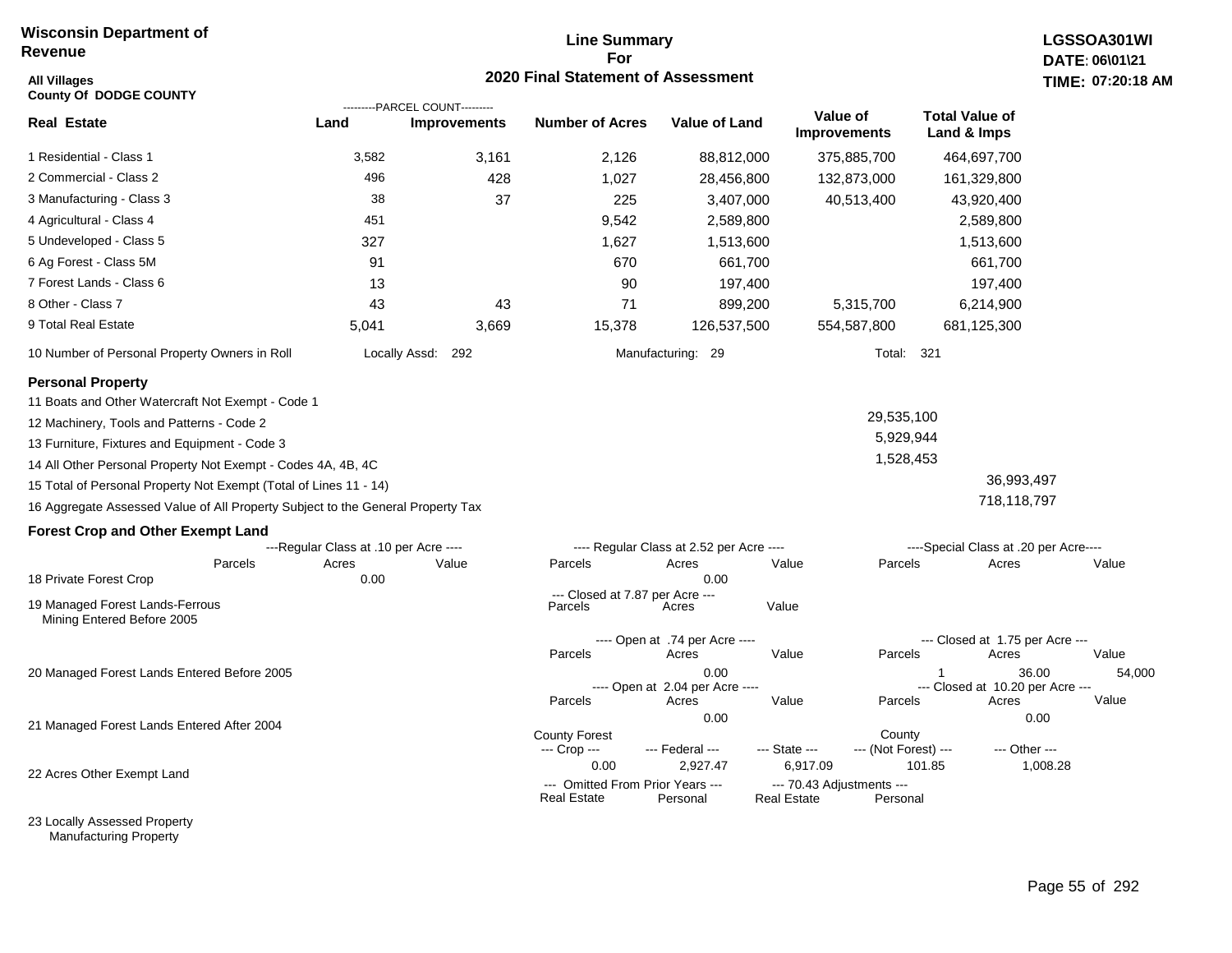**Wisconsin Department of Revenue**

**Line Summary For 2020 Final Statement of Assessment**

**LGSSOA301WI**
**DATE: 06\01\21**
**TIME: 07:20:18 AM**

**All Villages**
**County Of DODGE COUNTY**

| Real Estate | PARCEL COUNT Land | PARCEL COUNT Improvements | Number of Acres | Value of Land | Value of Improvements | Total Value of Land & Imps |
|---|---|---|---|---|---|---|
| 1 Residential - Class 1 | 3,582 | 3,161 | 2,126 | 88,812,000 | 375,885,700 | 464,697,700 |
| 2 Commercial - Class 2 | 496 | 428 | 1,027 | 28,456,800 | 132,873,000 | 161,329,800 |
| 3 Manufacturing - Class 3 | 38 | 37 | 225 | 3,407,000 | 40,513,400 | 43,920,400 |
| 4 Agricultural - Class 4 | 451 | | 9,542 | 2,589,800 | | 2,589,800 |
| 5 Undeveloped - Class 5 | 327 | | 1,627 | 1,513,600 | | 1,513,600 |
| 6 Ag Forest - Class 5M | 91 | | 670 | 661,700 | | 661,700 |
| 7 Forest Lands - Class 6 | 13 | | 90 | 197,400 | | 197,400 |
| 8 Other - Class 7 | 43 | 43 | 71 | 899,200 | 5,315,700 | 6,214,900 |
| 9 Total Real Estate | 5,041 | 3,669 | 15,378 | 126,537,500 | 554,587,800 | 681,125,300 |

10 Number of Personal Property Owners in Roll — Locally Assd: 292 — Manufacturing: 29 — Total: 321

## Personal Property

| | | |
|---|---|---|
| 11 Boats and Other Watercraft Not Exempt - Code 1 | | |
| 12 Machinery, Tools and Patterns - Code 2 | 29,535,100 | |
| 13 Furniture, Fixtures and Equipment - Code 3 | 5,929,944 | |
| 14 All Other Personal Property Not Exempt - Codes 4A, 4B, 4C | 1,528,453 | |
| 15 Total of Personal Property Not Exempt (Total of Lines 11 - 14) | | 36,993,497 |
| 16 Aggregate Assessed Value of All Property Subject to the General Property Tax | | 718,118,797 |

## Forest Crop and Other Exempt Land

| | Regular Class at .10 per Acre Parcels | Acres | Value | Regular Class at 2.52 per Acre Parcels | Acres | Value | Special Class at .20 per Acre Parcels | Acres | Value |
|---|---|---|---|---|---|---|---|---|---|
| 18 Private Forest Crop | | 0.00 | | | 0.00 | | | | |

| | Closed at 7.87 per Acre Parcels | Acres | Value |
|---|---|---|---|
| 19 Managed Forest Lands-Ferrous Mining Entered Before 2005 | | | |

| | Open at .74 per Acre Parcels | Acres | Value | Closed at 1.75 per Acre Parcels | Acres | Value |
|---|---|---|---|---|---|---|
| 20 Managed Forest Lands Entered Before 2005 | | 0.00 | | 1 | 36.00 | 54,000 |

| | Open at 2.04 per Acre Parcels | Acres | Value | Closed at 10.20 per Acre Parcels | Acres | Value |
|---|---|---|---|---|---|---|
| 21 Managed Forest Lands Entered After 2004 | | 0.00 | | | 0.00 | |

| | County Forest Crop | Federal | State | County (Not Forest) | Other |
|---|---|---|---|---|---|
| 22 Acres Other Exempt Land | 0.00 | 2,927.47 | 6,917.09 | 101.85 | 1,008.28 |

| | Omitted From Prior Years Real Estate | Personal | 70.43 Adjustments Real Estate | Personal |
|---|---|---|---|---|
| 23 Locally Assessed Property | | | | |
| Manufacturing Property | | | | |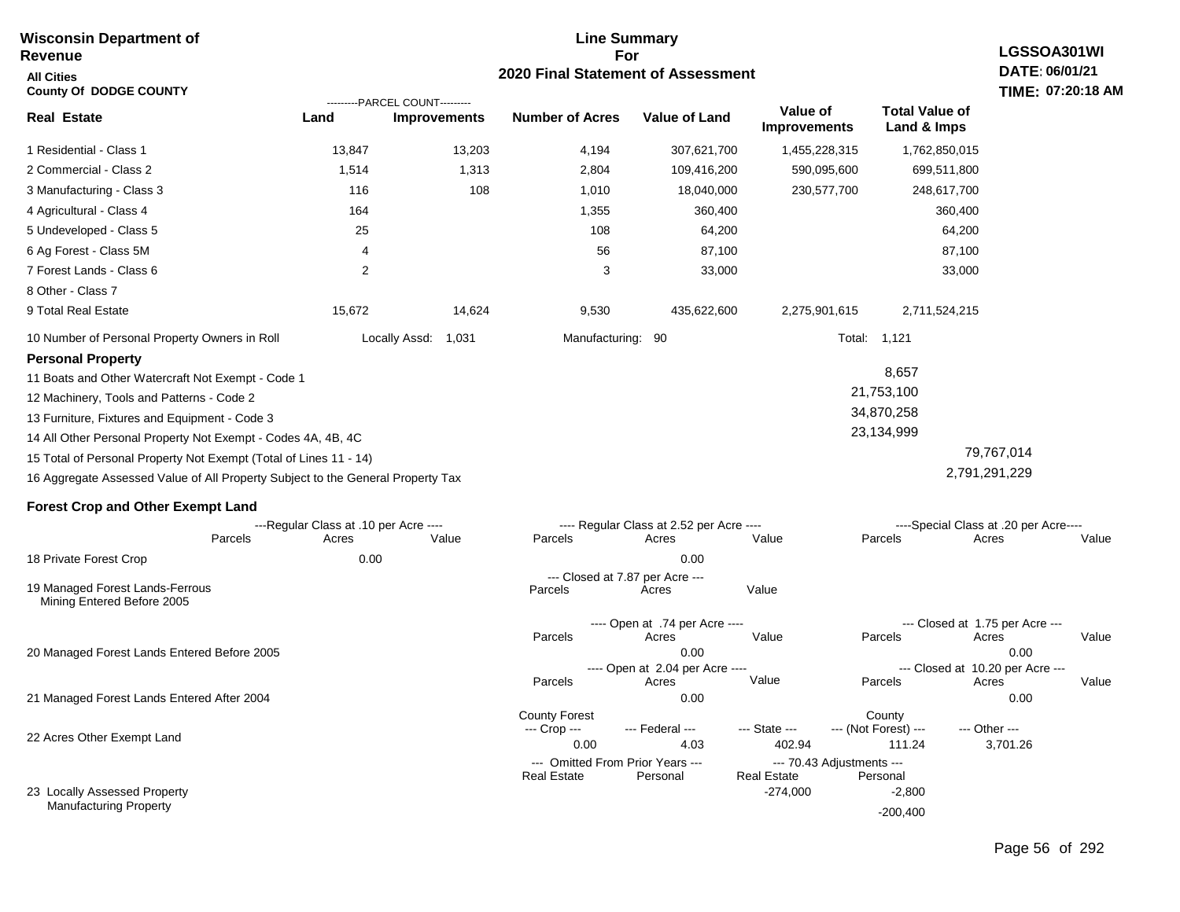**Wisconsin Department of Revenue**

**All Cities**
**County Of DODGE COUNTY**

**Line Summary For 2020 Final Statement of Assessment**

**LGSSOA301WI**
**DATE: 06/01/21**
**TIME: 07:20:18 AM**

| Real Estate | Land (Parcel Count) | Improvements (Parcel Count) | Number of Acres | Value of Land | Value of Improvements | Total Value of Land & Imps |
|---|---|---|---|---|---|---|
| 1 Residential - Class 1 | 13,847 | 13,203 | 4,194 | 307,621,700 | 1,455,228,315 | 1,762,850,015 |
| 2 Commercial - Class 2 | 1,514 | 1,313 | 2,804 | 109,416,200 | 590,095,600 | 699,511,800 |
| 3 Manufacturing - Class 3 | 116 | 108 | 1,010 | 18,040,000 | 230,577,700 | 248,617,700 |
| 4 Agricultural - Class 4 | 164 | | 1,355 | 360,400 | | 360,400 |
| 5 Undeveloped - Class 5 | 25 | | 108 | 64,200 | | 64,200 |
| 6 Ag Forest - Class 5M | 4 | | 56 | 87,100 | | 87,100 |
| 7 Forest Lands - Class 6 | 2 | | 3 | 33,000 | | 33,000 |
| 8 Other - Class 7 | | | | | | |
| 9 Total Real Estate | 15,672 | 14,624 | 9,530 | 435,622,600 | 2,275,901,615 | 2,711,524,215 |

10 Number of Personal Property Owners in Roll — Locally Assd: 1,031 — Manufacturing: 90 — Total: 1,121

**Personal Property**

| Line | Value | Total |
|---|---|---|
| 11 Boats and Other Watercraft Not Exempt - Code 1 | 8,657 | |
| 12 Machinery, Tools and Patterns - Code 2 | 21,753,100 | |
| 13 Furniture, Fixtures and Equipment - Code 3 | 34,870,258 | |
| 14 All Other Personal Property Not Exempt - Codes 4A, 4B, 4C | 23,134,999 | |
| 15 Total of Personal Property Not Exempt (Total of Lines 11 - 14) | | 79,767,014 |
| 16 Aggregate Assessed Value of All Property Subject to the General Property Tax | | 2,791,291,229 |

**Forest Crop and Other Exempt Land**

| | Regular Class at .10 per Acre – Parcels | Acres | Value | Regular Class at 2.52 per Acre – Parcels | Acres | Value | Special Class at .20 per Acre – Parcels | Acres | Value |
|---|---|---|---|---|---|---|---|---|---|
| 18 Private Forest Crop | | 0.00 | | | 0.00 | | | | |

| | Closed at 7.87 per Acre – Parcels | Acres | Value |
|---|---|---|---|
| 19 Managed Forest Lands-Ferrous Mining Entered Before 2005 | | | |

| | Open at .74 per Acre – Parcels | Acres | Value | Closed at 1.75 per Acre – Parcels | Acres | Value |
|---|---|---|---|---|---|---|
| 20 Managed Forest Lands Entered Before 2005 | | 0.00 | | | 0.00 | |

| | Open at 2.04 per Acre – Parcels | Acres | Value | Closed at 10.20 per Acre – Parcels | Acres | Value |
|---|---|---|---|---|---|---|
| 21 Managed Forest Lands Entered After 2004 | | 0.00 | | | 0.00 | |

| | County Forest Crop | Federal | State | County (Not Forest) | Other |
|---|---|---|---|---|---|
| 22 Acres Other Exempt Land | 0.00 | 4.03 | 402.94 | 111.24 | 3,701.26 |

| | Omitted From Prior Years – Real Estate | Personal | 70.43 Adjustments – Real Estate | Personal |
|---|---|---|---|---|
| 23 Locally Assessed Property | | | -274,000 | -2,800 |
| Manufacturing Property | | | | -200,400 |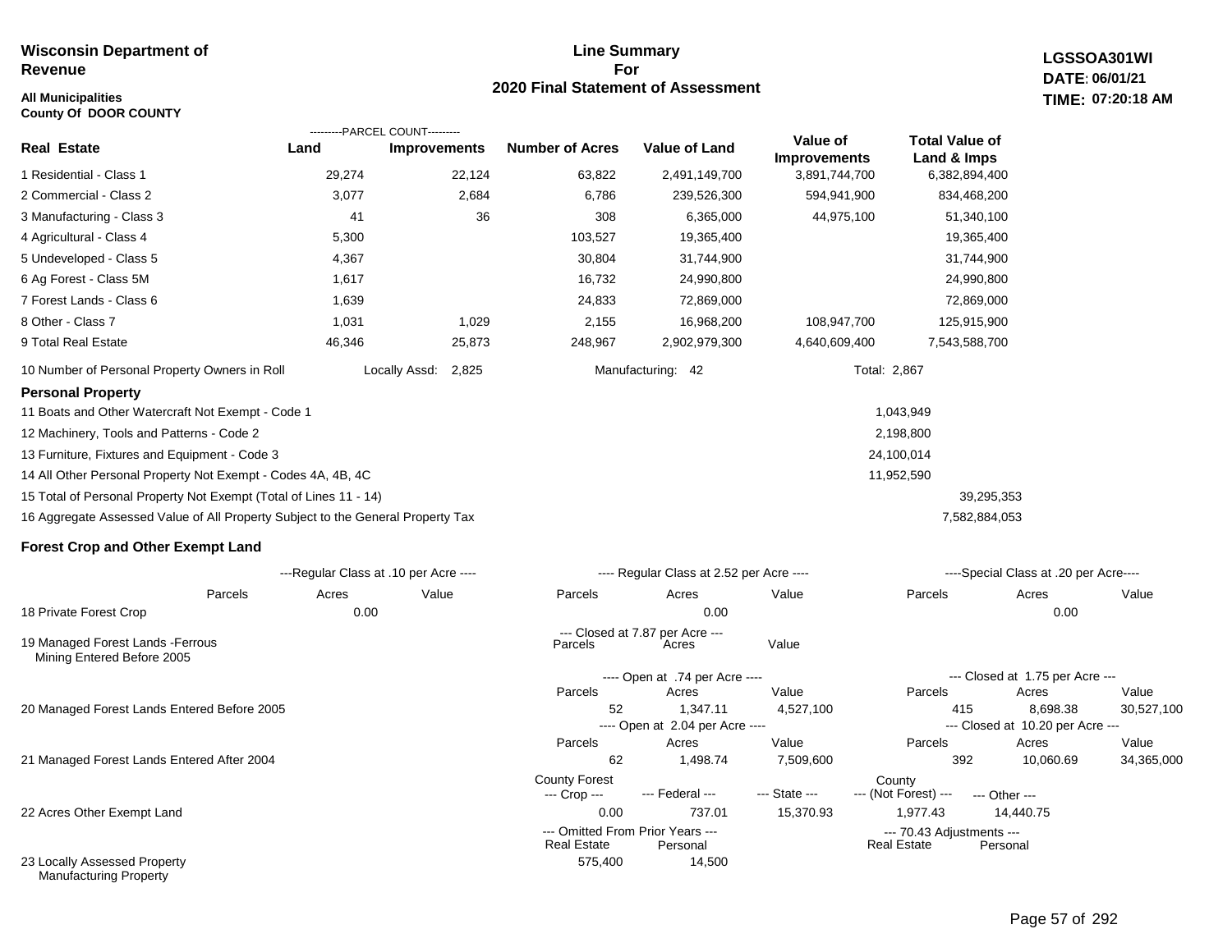**Wisconsin Department of Revenue**

**All Municipalities**
**County Of DOOR COUNTY**

# Line Summary For 2020 Final Statement of Assessment

**LGSSOA301WI**
**DATE: 06/01/21**
**TIME: 07:20:18 AM**

| Real Estate | PARCEL COUNT Land | PARCEL COUNT Improvements | Number of Acres | Value of Land | Value of Improvements | Total Value of Land & Imps |
|---|---|---|---|---|---|---|
| 1 Residential - Class 1 | 29,274 | 22,124 | 63,822 | 2,491,149,700 | 3,891,744,700 | 6,382,894,400 |
| 2 Commercial - Class 2 | 3,077 | 2,684 | 6,786 | 239,526,300 | 594,941,900 | 834,468,200 |
| 3 Manufacturing - Class 3 | 41 | 36 | 308 | 6,365,000 | 44,975,100 | 51,340,100 |
| 4 Agricultural - Class 4 | 5,300 | | 103,527 | 19,365,400 | | 19,365,400 |
| 5 Undeveloped - Class 5 | 4,367 | | 30,804 | 31,744,900 | | 31,744,900 |
| 6 Ag Forest - Class 5M | 1,617 | | 16,732 | 24,990,800 | | 24,990,800 |
| 7 Forest Lands - Class 6 | 1,639 | | 24,833 | 72,869,000 | | 72,869,000 |
| 8 Other - Class 7 | 1,031 | 1,029 | 2,155 | 16,968,200 | 108,947,700 | 125,915,900 |
| 9 Total Real Estate | 46,346 | 25,873 | 248,967 | 2,902,979,300 | 4,640,609,400 | 7,543,588,700 |

10 Number of Personal Property Owners in Roll — Locally Assd: 2,825 — Manufacturing: 42 — Total: 2,867

## Personal Property

| | | |
|---|---|---|
| 11 Boats and Other Watercraft Not Exempt - Code 1 | 1,043,949 | |
| 12 Machinery, Tools and Patterns - Code 2 | 2,198,800 | |
| 13 Furniture, Fixtures and Equipment - Code 3 | 24,100,014 | |
| 14 All Other Personal Property Not Exempt - Codes 4A, 4B, 4C | 11,952,590 | |
| 15 Total of Personal Property Not Exempt (Total of Lines 11 - 14) | | 39,295,353 |
| 16 Aggregate Assessed Value of All Property Subject to the General Property Tax | | 7,582,884,053 |

## Forest Crop and Other Exempt Land

| | Regular Class at .10 per Acre Parcels | Acres | Value | Regular Class at 2.52 per Acre Parcels | Acres | Value | Special Class at .20 per Acre Parcels | Acres | Value |
|---|---|---|---|---|---|---|---|---|---|
| 18 Private Forest Crop | | 0.00 | | | 0.00 | | | 0.00 | |

| | Closed at 7.87 per Acre Parcels | Acres | Value |
|---|---|---|---|
| 19 Managed Forest Lands -Ferrous Mining Entered Before 2005 | | | |

| | Open at .74 per Acre Parcels | Acres | Value | Closed at 1.75 per Acre Parcels | Acres | Value |
|---|---|---|---|---|---|---|
| 20 Managed Forest Lands Entered Before 2005 | 52 | 1,347.11 | 4,527,100 | 415 | 8,698.38 | 30,527,100 |

| | Open at 2.04 per Acre Parcels | Acres | Value | Closed at 10.20 per Acre Parcels | Acres | Value |
|---|---|---|---|---|---|---|
| 21 Managed Forest Lands Entered After 2004 | 62 | 1,498.74 | 7,509,600 | 392 | 10,060.69 | 34,365,000 |

| | County Forest Crop | Federal | State | County (Not Forest) | Other |
|---|---|---|---|---|---|
| 22 Acres Other Exempt Land | 0.00 | 737.01 | 15,370.93 | 1,977.43 | 14,440.75 |

| | Omitted From Prior Years Real Estate | Omitted From Prior Years Personal | 70.43 Adjustments Real Estate | 70.43 Adjustments Personal |
|---|---|---|---|---|
| 23 Locally Assessed Property | 575,400 | 14,500 | | |
| Manufacturing Property | | | | |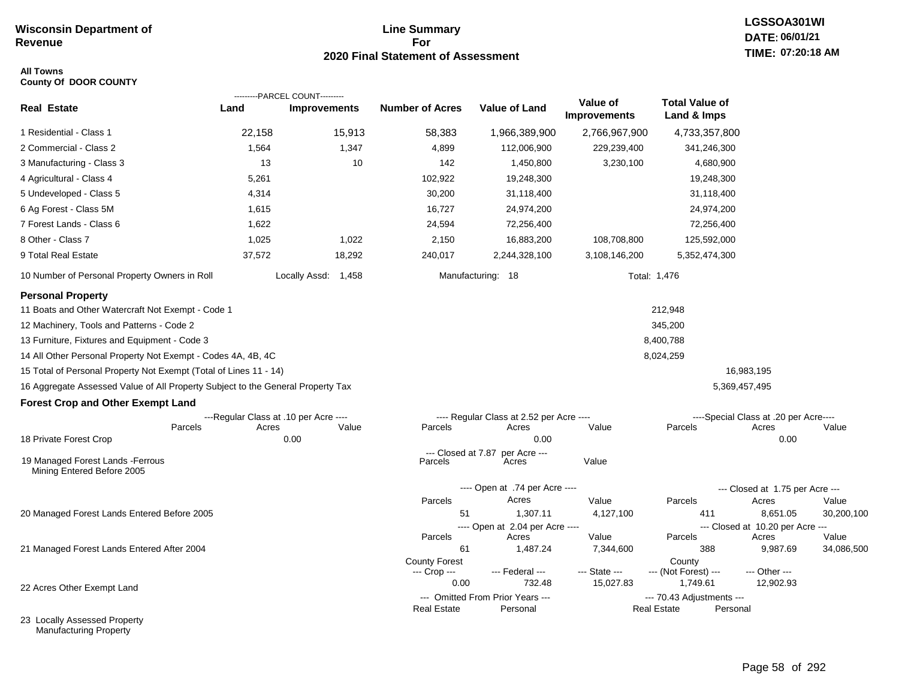**Wisconsin Department of Revenue**

# Line Summary For 2020 Final Statement of Assessment

**LGSSOA301WI**
**DATE: 06/01/21**
**TIME: 07:20:18 AM**

**All Towns**
**County Of DOOR COUNTY**

| Real Estate | PARCEL COUNT Land | PARCEL COUNT Improvements | Number of Acres | Value of Land | Value of Improvements | Total Value of Land & Imps |
|---|---|---|---|---|---|---|
| 1 Residential - Class 1 | 22,158 | 15,913 | 58,383 | 1,966,389,900 | 2,766,967,900 | 4,733,357,800 |
| 2 Commercial - Class 2 | 1,564 | 1,347 | 4,899 | 112,006,900 | 229,239,400 | 341,246,300 |
| 3 Manufacturing - Class 3 | 13 | 10 | 142 | 1,450,800 | 3,230,100 | 4,680,900 |
| 4 Agricultural - Class 4 | 5,261 | | 102,922 | 19,248,300 | | 19,248,300 |
| 5 Undeveloped - Class 5 | 4,314 | | 30,200 | 31,118,400 | | 31,118,400 |
| 6 Ag Forest - Class 5M | 1,615 | | 16,727 | 24,974,200 | | 24,974,200 |
| 7 Forest Lands - Class 6 | 1,622 | | 24,594 | 72,256,400 | | 72,256,400 |
| 8 Other - Class 7 | 1,025 | 1,022 | 2,150 | 16,883,200 | 108,708,800 | 125,592,000 |
| 9 Total Real Estate | 37,572 | 18,292 | 240,017 | 2,244,328,100 | 3,108,146,200 | 5,352,474,300 |

10 Number of Personal Property Owners in Roll — Locally Assd: 1,458 — Manufacturing: 18 — Total: 1,476

## Personal Property

| | | |
|---|---|---|
| 11 Boats and Other Watercraft Not Exempt - Code 1 | 212,948 | |
| 12 Machinery, Tools and Patterns - Code 2 | 345,200 | |
| 13 Furniture, Fixtures and Equipment - Code 3 | 8,400,788 | |
| 14 All Other Personal Property Not Exempt - Codes 4A, 4B, 4C | 8,024,259 | |
| 15 Total of Personal Property Not Exempt (Total of Lines 11 - 14) | | 16,983,195 |
| 16 Aggregate Assessed Value of All Property Subject to the General Property Tax | | 5,369,457,495 |

## Forest Crop and Other Exempt Land

| | Regular Class at .10 per Acre Parcels | Acres | Value | Regular Class at 2.52 per Acre Parcels | Acres | Value | Special Class at .20 per Acre Parcels | Acres | Value |
|---|---|---|---|---|---|---|---|---|---|
| 18 Private Forest Crop | | 0.00 | | | 0.00 | | | 0.00 | |

| | Closed at 7.87 per Acre Parcels | Acres | Value |
|---|---|---|---|
| 19 Managed Forest Lands -Ferrous Mining Entered Before 2005 | | | |

| | Open at .74 per Acre Parcels | Acres | Value | Closed at 1.75 per Acre Parcels | Acres | Value |
|---|---|---|---|---|---|---|
| 20 Managed Forest Lands Entered Before 2005 | 51 | 1,307.11 | 4,127,100 | 411 | 8,651.05 | 30,200,100 |
| | **Open at 2.04 per Acre Parcels** | **Acres** | **Value** | **Closed at 10.20 per Acre Parcels** | **Acres** | **Value** |
| 21 Managed Forest Lands Entered After 2004 | 61 | 1,487.24 | 7,344,600 | 388 | 9,987.69 | 34,086,500 |

| | County Forest Crop | Federal | State | County (Not Forest) | Other |
|---|---|---|---|---|---|
| 22 Acres Other Exempt Land | 0.00 | 732.48 | 15,027.83 | 1,749.61 | 12,902.93 |

| | Omitted From Prior Years Real Estate | Personal | 70.43 Adjustments Real Estate | Personal |
|---|---|---|---|---|
| 23 Locally Assessed Property | | | | |
| Manufacturing Property | | | | |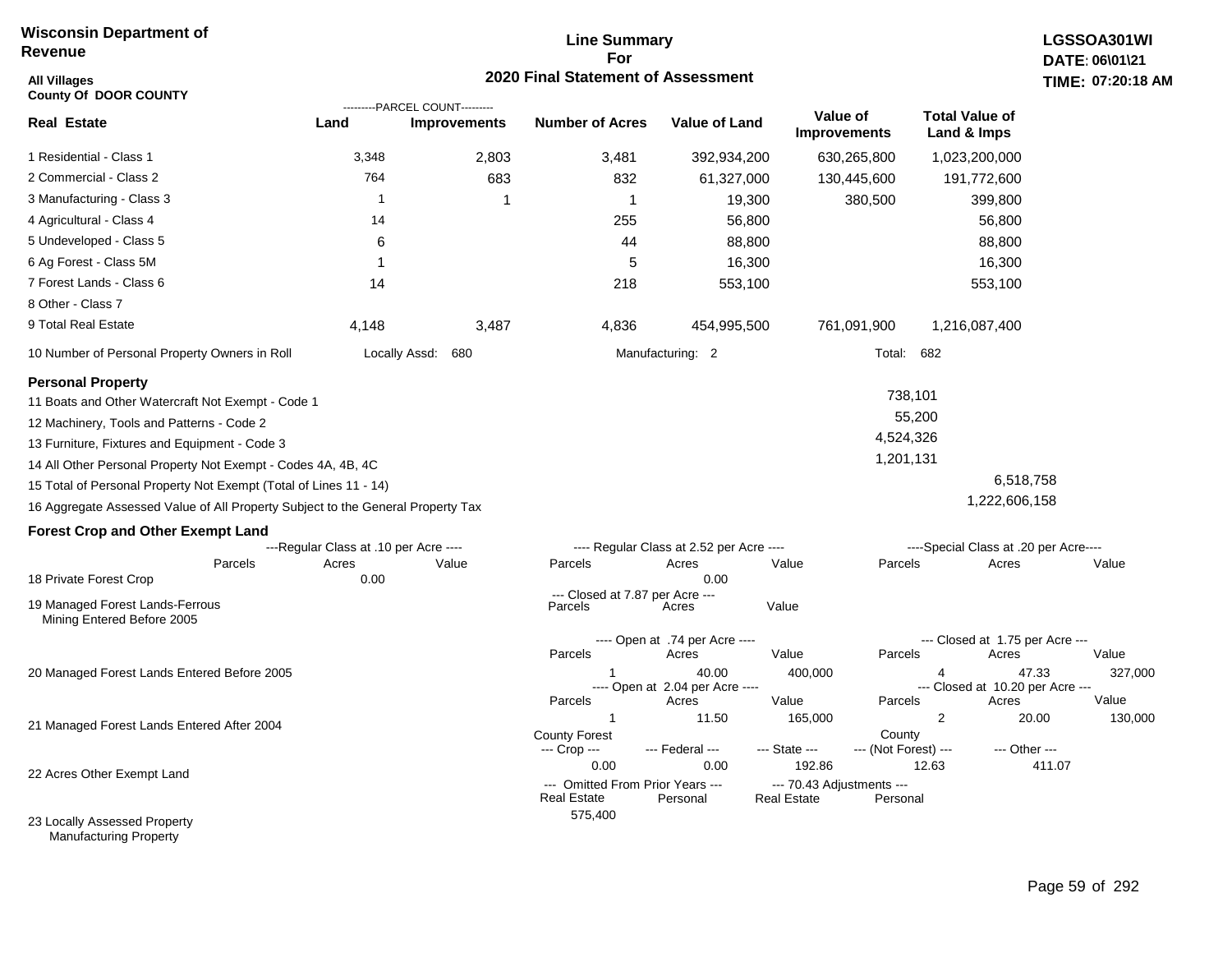**Wisconsin Department of Revenue**

**Line Summary For 2020 Final Statement of Assessment**

**LGSSOA301WI**
**DATE: 06\01\21**
**TIME: 07:20:18 AM**

**All Villages**
**County Of DOOR COUNTY**

| Real Estate | Land (Parcel Count) | Improvements (Parcel Count) | Number of Acres | Value of Land | Value of Improvements | Total Value of Land & Imps |
|---|---|---|---|---|---|---|
| 1 Residential - Class 1 | 3,348 | 2,803 | 3,481 | 392,934,200 | 630,265,800 | 1,023,200,000 |
| 2 Commercial - Class 2 | 764 | 683 | 832 | 61,327,000 | 130,445,600 | 191,772,600 |
| 3 Manufacturing - Class 3 | 1 | 1 | 1 | 19,300 | 380,500 | 399,800 |
| 4 Agricultural - Class 4 | 14 | | 255 | 56,800 | | 56,800 |
| 5 Undeveloped - Class 5 | 6 | | 44 | 88,800 | | 88,800 |
| 6 Ag Forest - Class 5M | 1 | | 5 | 16,300 | | 16,300 |
| 7 Forest Lands - Class 6 | 14 | | 218 | 553,100 | | 553,100 |
| 8 Other - Class 7 | | | | | | |
| 9 Total Real Estate | 4,148 | 3,487 | 4,836 | 454,995,500 | 761,091,900 | 1,216,087,400 |

10 Number of Personal Property Owners in Roll — Locally Assd: 680 — Manufacturing: 2 — Total: 682

**Personal Property**

| | | |
|---|---|---|
| 11 Boats and Other Watercraft Not Exempt - Code 1 | 738,101 | |
| 12 Machinery, Tools and Patterns - Code 2 | 55,200 | |
| 13 Furniture, Fixtures and Equipment - Code 3 | 4,524,326 | |
| 14 All Other Personal Property Not Exempt - Codes 4A, 4B, 4C | 1,201,131 | |
| 15 Total of Personal Property Not Exempt (Total of Lines 11 - 14) | | 6,518,758 |
| 16 Aggregate Assessed Value of All Property Subject to the General Property Tax | | 1,222,606,158 |

**Forest Crop and Other Exempt Land**

| | Regular Class at .10 per Acre: Parcels | Acres | Value | Regular Class at 2.52 per Acre: Parcels | Acres | Value | Special Class at .20 per Acre: Parcels | Acres | Value |
|---|---|---|---|---|---|---|---|---|---|
| 18 Private Forest Crop | | 0.00 | | | 0.00 | | | | |

| | Closed at 7.87 per Acre: Parcels | Acres | Value |
|---|---|---|---|
| 19 Managed Forest Lands-Ferrous Mining Entered Before 2005 | | | |

| | Open at .74 per Acre: Parcels | Acres | Value | Closed at 1.75 per Acre: Parcels | Acres | Value |
|---|---|---|---|---|---|---|
| 20 Managed Forest Lands Entered Before 2005 | 1 | 40.00 | 400,000 | 4 | 47.33 | 327,000 |

| | Open at 2.04 per Acre: Parcels | Acres | Value | Closed at 10.20 per Acre: Parcels | Acres | Value |
|---|---|---|---|---|---|---|
| 21 Managed Forest Lands Entered After 2004 | 1 | 11.50 | 165,000 | 2 | 20.00 | 130,000 |

| | County Forest Crop | Federal | State | County (Not Forest) | Other |
|---|---|---|---|---|---|
| 22 Acres Other Exempt Land | 0.00 | 0.00 | 192.86 | 12.63 | 411.07 |

| | Omitted From Prior Years: Real Estate | Personal | 70.43 Adjustments: Real Estate | Personal |
|---|---|---|---|---|
| 23 Locally Assessed Property Manufacturing Property | 575,400 | | | |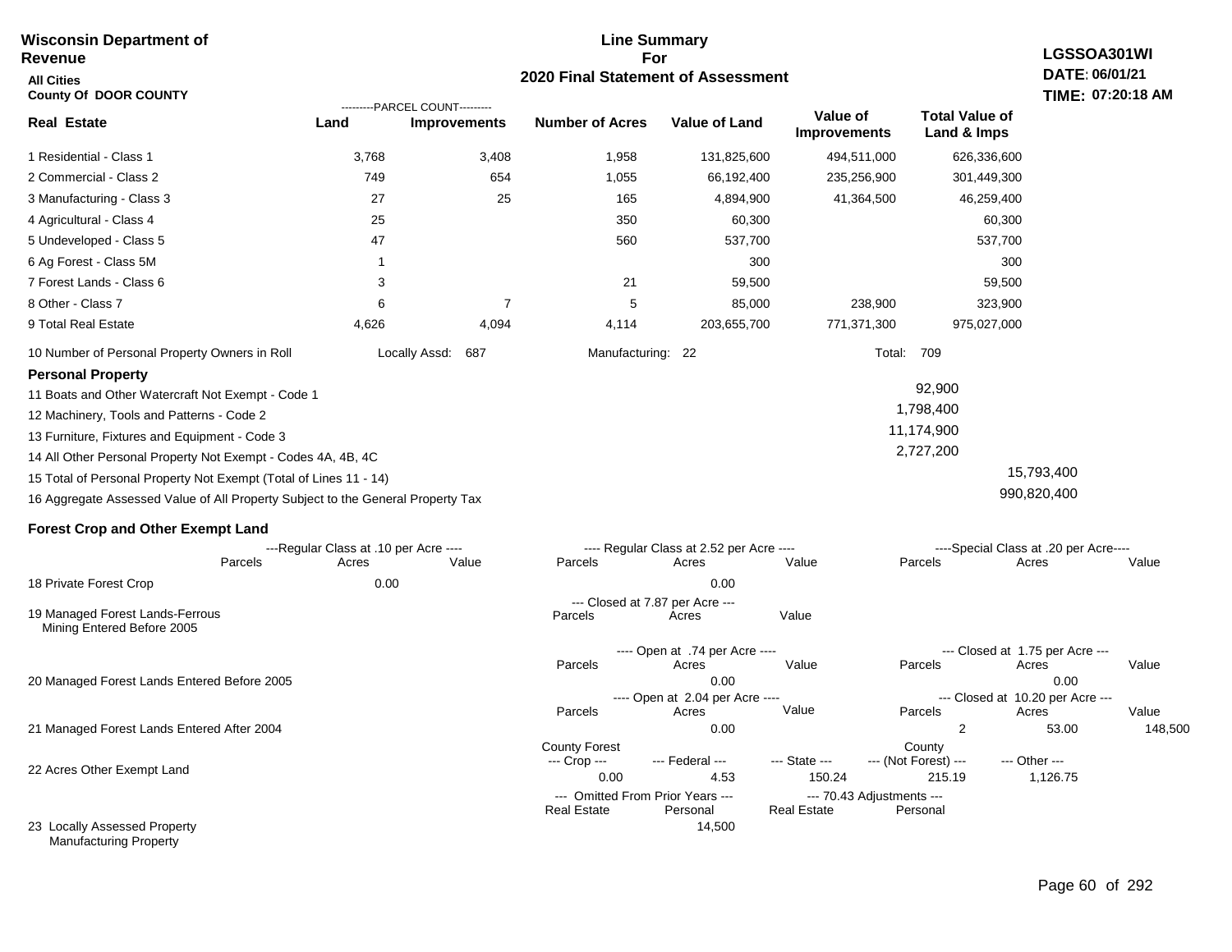**Wisconsin Department of Revenue**

**All Cities**

**County Of DOOR COUNTY**

## Line Summary For 2020 Final Statement of Assessment

**LGSSOA301WI**
**DATE: 06/01/21**
**TIME: 07:20:18 AM**

| Real Estate | Parcel Count - Land | Parcel Count - Improvements | Number of Acres | Value of Land | Value of Improvements | Total Value of Land & Imps |
|---|---|---|---|---|---|---|
| 1 Residential - Class 1 | 3,768 | 3,408 | 1,958 | 131,825,600 | 494,511,000 | 626,336,600 |
| 2 Commercial - Class 2 | 749 | 654 | 1,055 | 66,192,400 | 235,256,900 | 301,449,300 |
| 3 Manufacturing - Class 3 | 27 | 25 | 165 | 4,894,900 | 41,364,500 | 46,259,400 |
| 4 Agricultural - Class 4 | 25 | | 350 | 60,300 | | 60,300 |
| 5 Undeveloped - Class 5 | 47 | | 560 | 537,700 | | 537,700 |
| 6 Ag Forest - Class 5M | 1 | | | 300 | | 300 |
| 7 Forest Lands - Class 6 | 3 | | 21 | 59,500 | | 59,500 |
| 8 Other - Class 7 | 6 | 7 | 5 | 85,000 | 238,900 | 323,900 |
| 9 Total Real Estate | 4,626 | 4,094 | 4,114 | 203,655,700 | 771,371,300 | 975,027,000 |

10 Number of Personal Property Owners in Roll — Locally Assd: 687 — Manufacturing: 22 — Total: 709

### Personal Property

| | | |
|---|---|---|
| 11 Boats and Other Watercraft Not Exempt - Code 1 | 92,900 | |
| 12 Machinery, Tools and Patterns - Code 2 | 1,798,400 | |
| 13 Furniture, Fixtures and Equipment - Code 3 | 11,174,900 | |
| 14 All Other Personal Property Not Exempt - Codes 4A, 4B, 4C | 2,727,200 | |
| 15 Total of Personal Property Not Exempt (Total of Lines 11 - 14) | | 15,793,400 |
| 16 Aggregate Assessed Value of All Property Subject to the General Property Tax | | 990,820,400 |

### Forest Crop and Other Exempt Land

| | Regular Class at .10 per Acre - Parcels | Acres | Value | Regular Class at 2.52 per Acre - Parcels | Acres | Value | Special Class at .20 per Acre - Parcels | Acres | Value |
|---|---|---|---|---|---|---|---|---|---|
| 18 Private Forest Crop | | 0.00 | | | 0.00 | | | | |

| | Closed at 7.87 per Acre - Parcels | Acres | Value |
|---|---|---|---|
| 19 Managed Forest Lands-Ferrous Mining Entered Before 2005 | | | |

| | Open at .74 per Acre - Parcels | Acres | Value | Closed at 1.75 per Acre - Parcels | Acres | Value |
|---|---|---|---|---|---|---|
| 20 Managed Forest Lands Entered Before 2005 | | 0.00 | | | 0.00 | |

| | Open at 2.04 per Acre - Parcels | Acres | Value | Closed at 10.20 per Acre - Parcels | Acres | Value |
|---|---|---|---|---|---|---|
| 21 Managed Forest Lands Entered After 2004 | | 0.00 | | 2 | 53.00 | 148,500 |

| | County Forest Crop | Federal | State | County (Not Forest) | Other |
|---|---|---|---|---|---|
| 22 Acres Other Exempt Land | 0.00 | 4.53 | 150.24 | 215.19 | 1,126.75 |

| | Omitted From Prior Years - Real Estate | Omitted From Prior Years - Personal | 70.43 Adjustments - Real Estate | 70.43 Adjustments - Personal |
|---|---|---|---|---|
| 23 Locally Assessed Property Manufacturing Property | | 14,500 | | |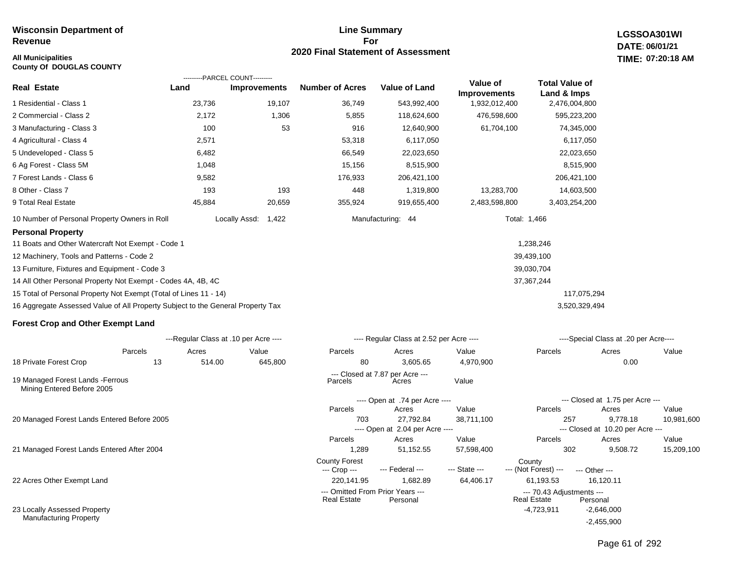**Wisconsin Department of Revenue**

**All Municipalities**
**County Of DOUGLAS COUNTY**

**Line Summary For 2020 Final Statement of Assessment**

**LGSSOA301WI**
**DATE: 06/01/21**
**TIME: 07:20:18 AM**

| Real Estate | Land (Parcel Count) | Improvements (Parcel Count) | Number of Acres | Value of Land | Value of Improvements | Total Value of Land & Imps |
|---|---|---|---|---|---|---|
| 1 Residential - Class 1 | 23,736 | 19,107 | 36,749 | 543,992,400 | 1,932,012,400 | 2,476,004,800 |
| 2 Commercial - Class 2 | 2,172 | 1,306 | 5,855 | 118,624,600 | 476,598,600 | 595,223,200 |
| 3 Manufacturing - Class 3 | 100 | 53 | 916 | 12,640,900 | 61,704,100 | 74,345,000 |
| 4 Agricultural - Class 4 | 2,571 | | 53,318 | 6,117,050 | | 6,117,050 |
| 5 Undeveloped - Class 5 | 6,482 | | 66,549 | 22,023,650 | | 22,023,650 |
| 6 Ag Forest - Class 5M | 1,048 | | 15,156 | 8,515,900 | | 8,515,900 |
| 7 Forest Lands - Class 6 | 9,582 | | 176,933 | 206,421,100 | | 206,421,100 |
| 8 Other - Class 7 | 193 | 193 | 448 | 1,319,800 | 13,283,700 | 14,603,500 |
| 9 Total Real Estate | 45,884 | 20,659 | 355,924 | 919,655,400 | 2,483,598,800 | 3,403,254,200 |

10 Number of Personal Property Owners in Roll — Locally Assd: 1,422 — Manufacturing: 44 — Total: 1,466

**Personal Property**

| | | |
|---|---|---|
| 11 Boats and Other Watercraft Not Exempt - Code 1 | 1,238,246 | |
| 12 Machinery, Tools and Patterns - Code 2 | 39,439,100 | |
| 13 Furniture, Fixtures and Equipment - Code 3 | 39,030,704 | |
| 14 All Other Personal Property Not Exempt - Codes 4A, 4B, 4C | 37,367,244 | |
| 15 Total of Personal Property Not Exempt (Total of Lines 11 - 14) | | 117,075,294 |
| 16 Aggregate Assessed Value of All Property Subject to the General Property Tax | | 3,520,329,494 |

**Forest Crop and Other Exempt Land**

| | Regular Class at .10 per Acre – Parcels | Acres | Value | Regular Class at 2.52 per Acre – Parcels | Acres | Value | Special Class at .20 per Acre – Parcels | Acres | Value |
|---|---|---|---|---|---|---|---|---|---|
| 18 Private Forest Crop | 13 | 514.00 | 645,800 | 80 | 3,605.65 | 4,970,900 | | 0.00 | |

| | Closed at 7.87 per Acre – Parcels | Acres | Value |
|---|---|---|---|
| 19 Managed Forest Lands -Ferrous Mining Entered Before 2005 | | | |

| | Open at .74 per Acre – Parcels | Acres | Value | Closed at 1.75 per Acre – Parcels | Acres | Value |
|---|---|---|---|---|---|---|
| 20 Managed Forest Lands Entered Before 2005 | 703 | 27,792.84 | 38,711,100 | 257 | 9,778.18 | 10,981,600 |
| | **Open at 2.04 per Acre – Parcels** | **Acres** | **Value** | **Closed at 10.20 per Acre – Parcels** | **Acres** | **Value** |
| 21 Managed Forest Lands Entered After 2004 | 1,289 | 51,152.55 | 57,598,400 | 302 | 9,508.72 | 15,209,100 |

| | County Forest --- Crop --- | --- Federal --- | --- State --- | County --- (Not Forest) --- | --- Other --- |
|---|---|---|---|---|---|
| 22 Acres Other Exempt Land | 220,141.95 | 1,682.89 | 64,406.17 | 61,193.53 | 16,120.11 |

| | Omitted From Prior Years – Real Estate | Personal | 70.43 Adjustments – Real Estate | Personal |
|---|---|---|---|---|
| 23 Locally Assessed Property | | | -4,723,911 | -2,646,000 |
| Manufacturing Property | | | | -2,455,900 |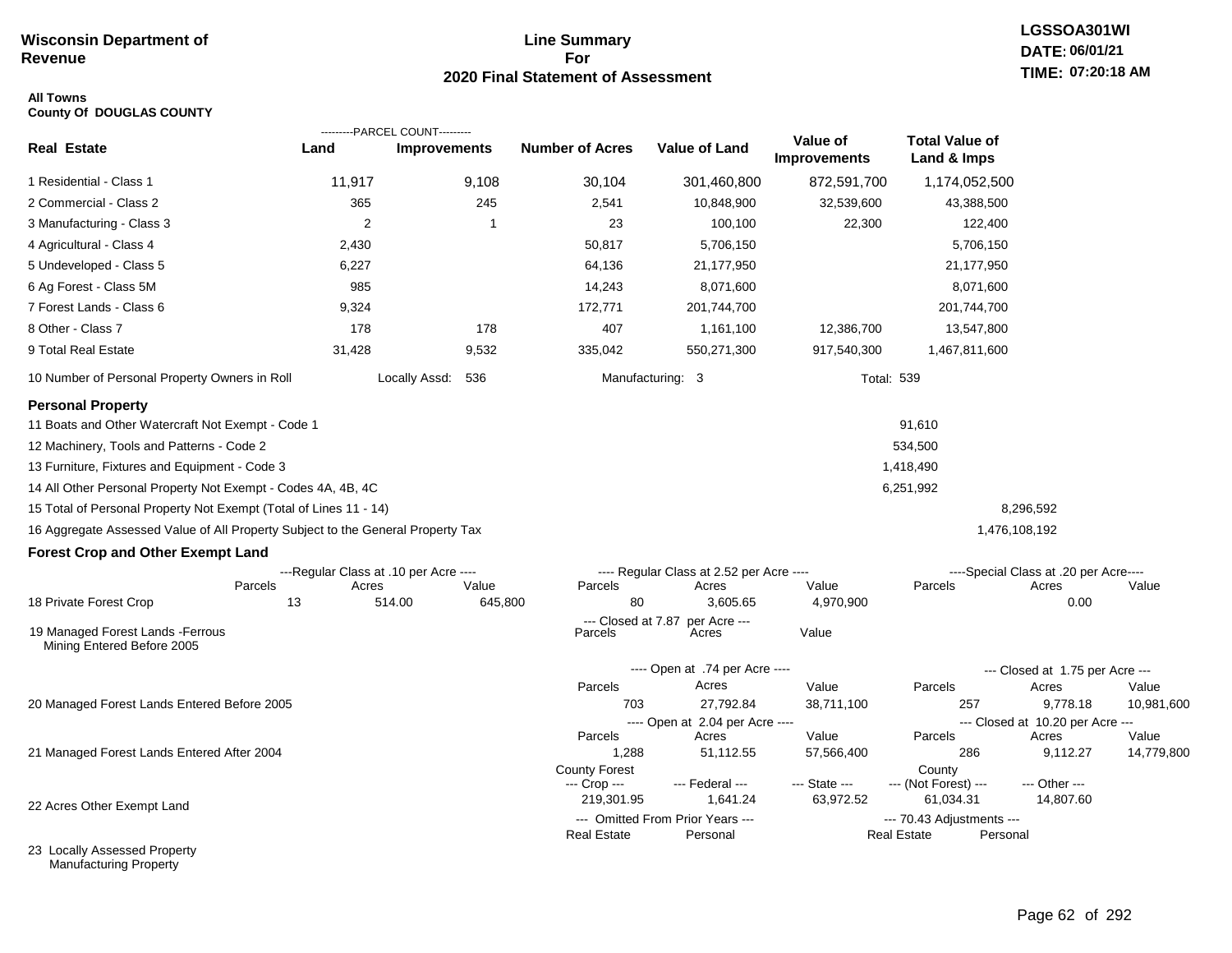**Wisconsin Department of Revenue**

# Line Summary For 2020 Final Statement of Assessment

LGSSOA301WI
DATE: 06/01/21
TIME: 07:20:18 AM

**All Towns**
**County Of DOUGLAS COUNTY**

| Real Estate | PARCEL COUNT Land | PARCEL COUNT Improvements | Number of Acres | Value of Land | Value of Improvements | Total Value of Land & Imps |
|---|---|---|---|---|---|---|
| 1 Residential - Class 1 | 11,917 | 9,108 | 30,104 | 301,460,800 | 872,591,700 | 1,174,052,500 |
| 2 Commercial - Class 2 | 365 | 245 | 2,541 | 10,848,900 | 32,539,600 | 43,388,500 |
| 3 Manufacturing - Class 3 | 2 | 1 | 23 | 100,100 | 22,300 | 122,400 |
| 4 Agricultural - Class 4 | 2,430 | | 50,817 | 5,706,150 | | 5,706,150 |
| 5 Undeveloped - Class 5 | 6,227 | | 64,136 | 21,177,950 | | 21,177,950 |
| 6 Ag Forest - Class 5M | 985 | | 14,243 | 8,071,600 | | 8,071,600 |
| 7 Forest Lands - Class 6 | 9,324 | | 172,771 | 201,744,700 | | 201,744,700 |
| 8 Other - Class 7 | 178 | 178 | 407 | 1,161,100 | 12,386,700 | 13,547,800 |
| 9 Total Real Estate | 31,428 | 9,532 | 335,042 | 550,271,300 | 917,540,300 | 1,467,811,600 |

10 Number of Personal Property Owners in Roll — Locally Assd: 536 — Manufacturing: 3 — Total: 539

## Personal Property

| | | |
|---|---|---|
| 11 Boats and Other Watercraft Not Exempt - Code 1 | 91,610 | |
| 12 Machinery, Tools and Patterns - Code 2 | 534,500 | |
| 13 Furniture, Fixtures and Equipment - Code 3 | 1,418,490 | |
| 14 All Other Personal Property Not Exempt - Codes 4A, 4B, 4C | 6,251,992 | |
| 15 Total of Personal Property Not Exempt (Total of Lines 11 - 14) | | 8,296,592 |
| 16 Aggregate Assessed Value of All Property Subject to the General Property Tax | | 1,476,108,192 |

## Forest Crop and Other Exempt Land

| | Regular Class at .10 per Acre Parcels | Acres | Value | Regular Class at 2.52 per Acre Parcels | Acres | Value | Special Class at .20 per Acre Parcels | Acres | Value |
|---|---|---|---|---|---|---|---|---|---|
| 18 Private Forest Crop | 13 | 514.00 | 645,800 | 80 | 3,605.65 | 4,970,900 | | 0.00 | |

| | Closed at 7.87 per Acre Parcels | Acres | Value |
|---|---|---|---|
| 19 Managed Forest Lands -Ferrous Mining Entered Before 2005 | | | |

| | Open Parcels | Acres | Value | Closed Parcels | Acres | Value |
|---|---|---|---|---|---|---|
| 20 Managed Forest Lands Entered Before 2005 (Open at .74 per Acre / Closed at 1.75 per Acre) | 703 | 27,792.84 | 38,711,100 | 257 | 9,778.18 | 10,981,600 |
| 21 Managed Forest Lands Entered After 2004 (Open at 2.04 per Acre / Closed at 10.20 per Acre) | 1,288 | 51,112.55 | 57,566,400 | 286 | 9,112.27 | 14,779,800 |

| | County Forest --- Crop --- | --- Federal --- | --- State --- | County --- (Not Forest) --- | --- Other --- |
|---|---|---|---|---|---|
| 22 Acres Other Exempt Land | 219,301.95 | 1,641.24 | 63,972.52 | 61,034.31 | 14,807.60 |

| | Omitted From Prior Years Real Estate | Omitted From Prior Years Personal | 70.43 Adjustments Real Estate | 70.43 Adjustments Personal |
|---|---|---|---|---|
| 23 Locally Assessed Property Manufacturing Property | | | | |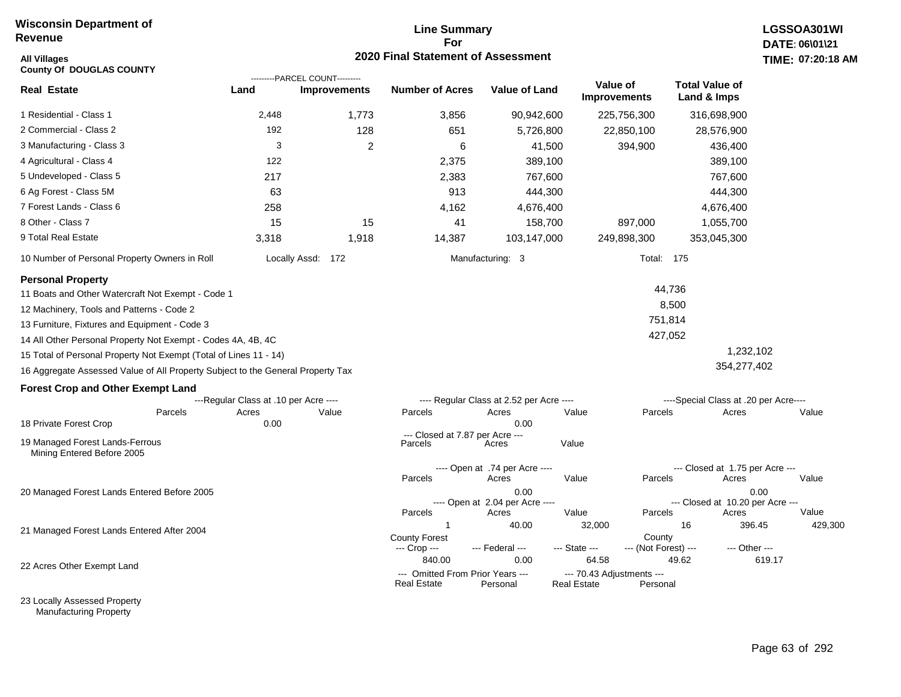**Wisconsin Department of Revenue**

**Line Summary For 2020 Final Statement of Assessment**

**LGSSOA301WI**
**DATE: 06\01\21**
**TIME: 07:20:18 AM**

**All Villages**
**County Of DOUGLAS COUNTY**

| Real Estate | PARCEL COUNT Land | PARCEL COUNT Improvements | Number of Acres | Value of Land | Value of Improvements | Total Value of Land & Imps |
|---|---|---|---|---|---|---|
| 1 Residential - Class 1 | 2,448 | 1,773 | 3,856 | 90,942,600 | 225,756,300 | 316,698,900 |
| 2 Commercial - Class 2 | 192 | 128 | 651 | 5,726,800 | 22,850,100 | 28,576,900 |
| 3 Manufacturing - Class 3 | 3 | 2 | 6 | 41,500 | 394,900 | 436,400 |
| 4 Agricultural - Class 4 | 122 | | 2,375 | 389,100 | | 389,100 |
| 5 Undeveloped - Class 5 | 217 | | 2,383 | 767,600 | | 767,600 |
| 6 Ag Forest - Class 5M | 63 | | 913 | 444,300 | | 444,300 |
| 7 Forest Lands - Class 6 | 258 | | 4,162 | 4,676,400 | | 4,676,400 |
| 8 Other - Class 7 | 15 | 15 | 41 | 158,700 | 897,000 | 1,055,700 |
| 9 Total Real Estate | 3,318 | 1,918 | 14,387 | 103,147,000 | 249,898,300 | 353,045,300 |

10 Number of Personal Property Owners in Roll — Locally Assd: 172 — Manufacturing: 3 — Total: 175

**Personal Property**

| | | |
|---|---|---|
| 11 Boats and Other Watercraft Not Exempt - Code 1 | 44,736 | |
| 12 Machinery, Tools and Patterns - Code 2 | 8,500 | |
| 13 Furniture, Fixtures and Equipment - Code 3 | 751,814 | |
| 14 All Other Personal Property Not Exempt - Codes 4A, 4B, 4C | 427,052 | |
| 15 Total of Personal Property Not Exempt (Total of Lines 11 - 14) | | 1,232,102 |
| 16 Aggregate Assessed Value of All Property Subject to the General Property Tax | | 354,277,402 |

**Forest Crop and Other Exempt Land**

| | Regular Class at .10 per Acre Parcels | Acres | Value | Regular Class at 2.52 per Acre Parcels | Acres | Value | Special Class at .20 per Acre Parcels | Acres | Value |
|---|---|---|---|---|---|---|---|---|---|
| 18 Private Forest Crop | | 0.00 | | | 0.00 | | | | |

| | Closed at 7.87 per Acre Parcels | Acres | Value |
|---|---|---|---|
| 19 Managed Forest Lands-Ferrous Mining Entered Before 2005 | | | |

| | Open at .74 per Acre Parcels | Acres | Value | Closed at 1.75 per Acre Parcels | Acres | Value |
|---|---|---|---|---|---|---|
| 20 Managed Forest Lands Entered Before 2005 | | 0.00 | | | 0.00 | |

| | Open at 2.04 per Acre Parcels | Acres | Value | Closed at 10.20 per Acre Parcels | Acres | Value |
|---|---|---|---|---|---|---|
| 21 Managed Forest Lands Entered After 2004 | 1 | 40.00 | 32,000 | 16 | 396.45 | 429,300 |

| | County Forest Crop | Federal | State | County (Not Forest) | Other |
|---|---|---|---|---|---|
| 22 Acres Other Exempt Land | 840.00 | 0.00 | 64.58 | 49.62 | 619.17 |

| | Omitted From Prior Years Real Estate | Omitted From Prior Years Personal | 70.43 Adjustments Real Estate | 70.43 Adjustments Personal |
|---|---|---|---|---|
| 23 Locally Assessed Property | | | | |
| Manufacturing Property | | | | |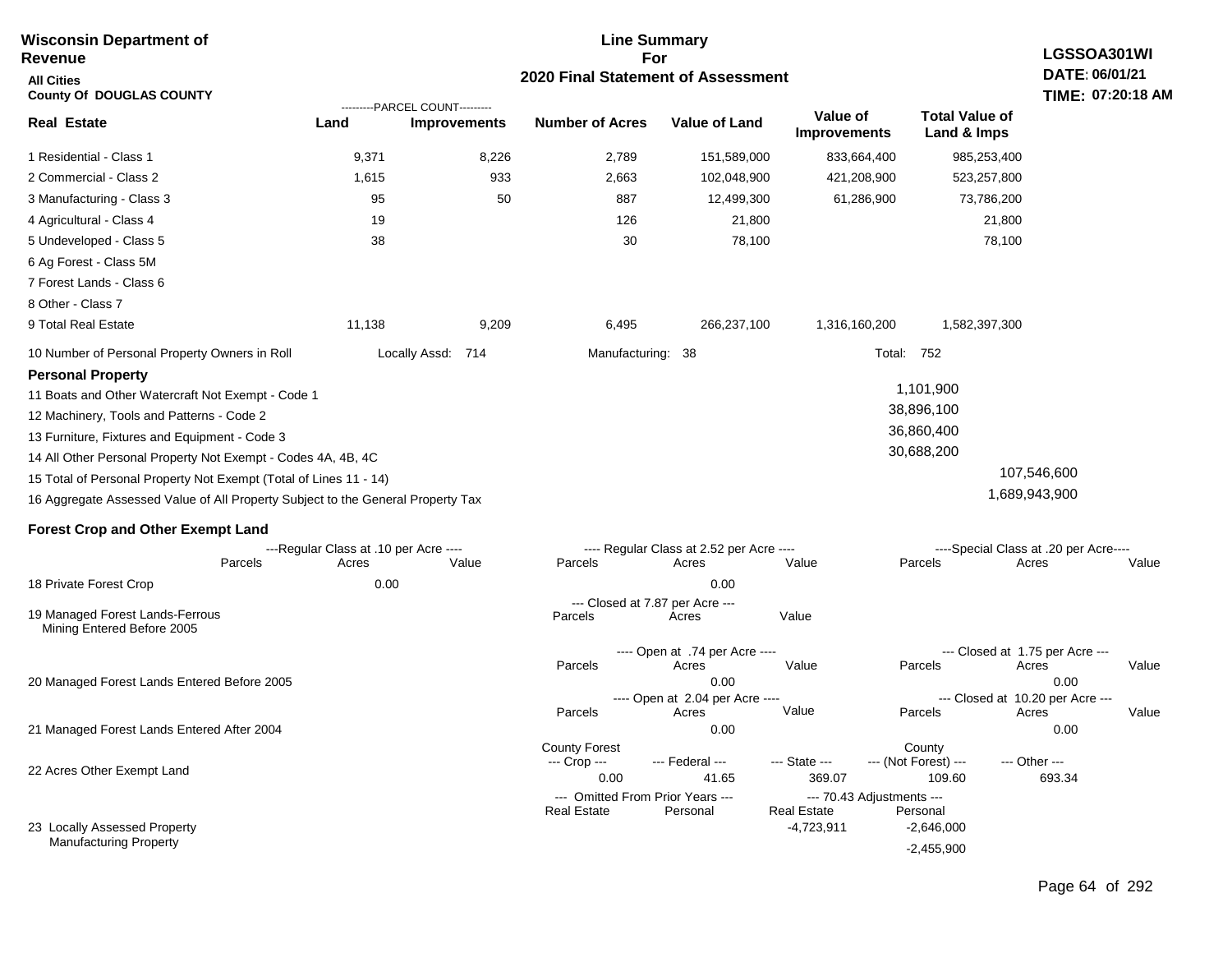**Wisconsin Department of Revenue**

**All Cities**

**County Of DOUGLAS COUNTY**

# Line Summary For 2020 Final Statement of Assessment

**LGSSOA301WI**
**DATE: 06/01/21**
**TIME: 07:20:18 AM**

| Real Estate | Land (Parcel Count) | Improvements (Parcel Count) | Number of Acres | Value of Land | Value of Improvements | Total Value of Land & Imps |
|---|---|---|---|---|---|---|
| 1 Residential - Class 1 | 9,371 | 8,226 | 2,789 | 151,589,000 | 833,664,400 | 985,253,400 |
| 2 Commercial - Class 2 | 1,615 | 933 | 2,663 | 102,048,900 | 421,208,900 | 523,257,800 |
| 3 Manufacturing - Class 3 | 95 | 50 | 887 | 12,499,300 | 61,286,900 | 73,786,200 |
| 4 Agricultural - Class 4 | 19 | | 126 | 21,800 | | 21,800 |
| 5 Undeveloped - Class 5 | 38 | | 30 | 78,100 | | 78,100 |
| 6 Ag Forest - Class 5M | | | | | | |
| 7 Forest Lands - Class 6 | | | | | | |
| 8 Other - Class 7 | | | | | | |
| 9 Total Real Estate | 11,138 | 9,209 | 6,495 | 266,237,100 | 1,316,160,200 | 1,582,397,300 |

10 Number of Personal Property Owners in Roll — Locally Assd: 714 — Manufacturing: 38 — Total: 752

**Personal Property**

| | | |
|---|---|---|
| 11 Boats and Other Watercraft Not Exempt - Code 1 | 1,101,900 | |
| 12 Machinery, Tools and Patterns - Code 2 | 38,896,100 | |
| 13 Furniture, Fixtures and Equipment - Code 3 | 36,860,400 | |
| 14 All Other Personal Property Not Exempt - Codes 4A, 4B, 4C | 30,688,200 | |
| 15 Total of Personal Property Not Exempt (Total of Lines 11 - 14) | | 107,546,600 |
| 16 Aggregate Assessed Value of All Property Subject to the General Property Tax | | 1,689,943,900 |

**Forest Crop and Other Exempt Land**

| | Regular Class at .10 per Acre - Parcels | Acres | Value | Regular Class at 2.52 per Acre - Parcels | Acres | Value | Special Class at .20 per Acre - Parcels | Acres | Value |
|---|---|---|---|---|---|---|---|---|---|
| 18 Private Forest Crop | | 0.00 | | | 0.00 | | | | |

| | Closed at 7.87 per Acre - Parcels | Acres | Value |
|---|---|---|---|
| 19 Managed Forest Lands-Ferrous Mining Entered Before 2005 | | | |

| | Open at .74 per Acre - Parcels | Acres | Value | Closed at 1.75 per Acre - Parcels | Acres | Value |
|---|---|---|---|---|---|---|
| 20 Managed Forest Lands Entered Before 2005 | | 0.00 | | | 0.00 | |

| | Open at 2.04 per Acre - Parcels | Acres | Value | Closed at 10.20 per Acre - Parcels | Acres | Value |
|---|---|---|---|---|---|---|
| 21 Managed Forest Lands Entered After 2004 | | 0.00 | | | 0.00 | |

| | County Forest Crop | Federal | State | County (Not Forest) | Other |
|---|---|---|---|---|---|
| 22 Acres Other Exempt Land | 0.00 | 41.65 | 369.07 | 109.60 | 693.34 |

| | Omitted From Prior Years - Real Estate | Omitted From Prior Years - Personal | 70.43 Adjustments - Real Estate | 70.43 Adjustments - Personal |
|---|---|---|---|---|
| 23 Locally Assessed Property | | | -4,723,911 | -2,646,000 |
| Manufacturing Property | | | | -2,455,900 |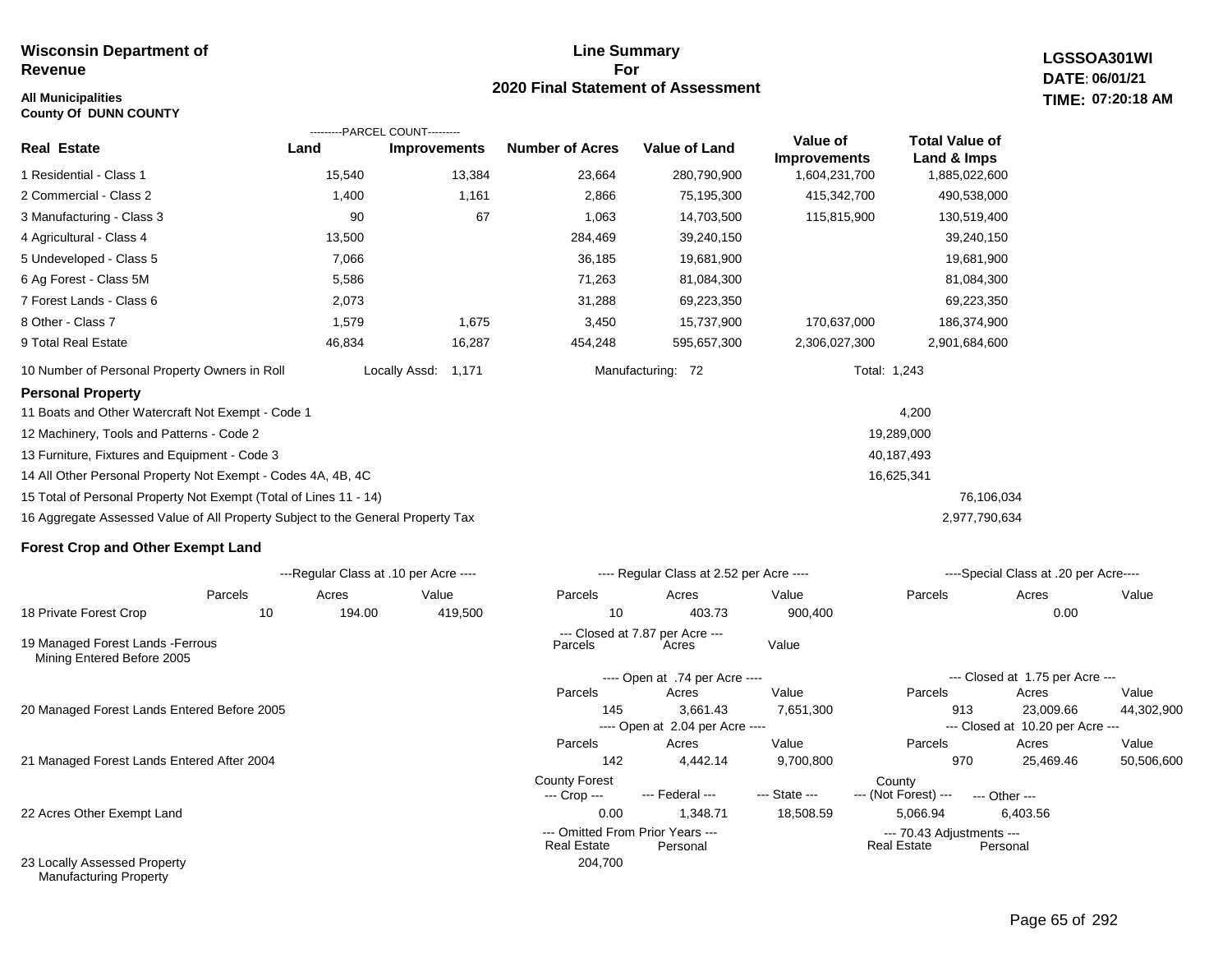**Wisconsin Department of Revenue**

**All Municipalities**
**County Of DUNN COUNTY**

## Line Summary For 2020 Final Statement of Assessment

**LGSSOA301WI**
**DATE: 06/01/21**
**TIME: 07:20:18 AM**

| Real Estate | Land (Parcel Count) | Improvements (Parcel Count) | Number of Acres | Value of Land | Value of Improvements | Total Value of Land & Imps |
|---|---|---|---|---|---|---|
| 1 Residential - Class 1 | 15,540 | 13,384 | 23,664 | 280,790,900 | 1,604,231,700 | 1,885,022,600 |
| 2 Commercial - Class 2 | 1,400 | 1,161 | 2,866 | 75,195,300 | 415,342,700 | 490,538,000 |
| 3 Manufacturing - Class 3 | 90 | 67 | 1,063 | 14,703,500 | 115,815,900 | 130,519,400 |
| 4 Agricultural - Class 4 | 13,500 | | 284,469 | 39,240,150 | | 39,240,150 |
| 5 Undeveloped - Class 5 | 7,066 | | 36,185 | 19,681,900 | | 19,681,900 |
| 6 Ag Forest - Class 5M | 5,586 | | 71,263 | 81,084,300 | | 81,084,300 |
| 7 Forest Lands - Class 6 | 2,073 | | 31,288 | 69,223,350 | | 69,223,350 |
| 8 Other - Class 7 | 1,579 | 1,675 | 3,450 | 15,737,900 | 170,637,000 | 186,374,900 |
| 9 Total Real Estate | 46,834 | 16,287 | 454,248 | 595,657,300 | 2,306,027,300 | 2,901,684,600 |

10 Number of Personal Property Owners in Roll — Locally Assd: 1,171 — Manufacturing: 72 — Total: 1,243

### Personal Property

| | | |
|---|---|---|
| 11 Boats and Other Watercraft Not Exempt - Code 1 | 4,200 | |
| 12 Machinery, Tools and Patterns - Code 2 | 19,289,000 | |
| 13 Furniture, Fixtures and Equipment - Code 3 | 40,187,493 | |
| 14 All Other Personal Property Not Exempt - Codes 4A, 4B, 4C | 16,625,341 | |
| 15 Total of Personal Property Not Exempt (Total of Lines 11 - 14) | | 76,106,034 |
| 16 Aggregate Assessed Value of All Property Subject to the General Property Tax | | 2,977,790,634 |

### Forest Crop and Other Exempt Land

| | Regular Class at .10 per Acre Parcels | Acres | Value | Regular Class at 2.52 per Acre Parcels | Acres | Value | Special Class at .20 per Acre Parcels | Acres | Value |
|---|---|---|---|---|---|---|---|---|---|
| 18 Private Forest Crop | 10 | 194.00 | 419,500 | 10 | 403.73 | 900,400 | | 0.00 | |

| | Closed at 7.87 per Acre Parcels | Acres | Value |
|---|---|---|---|
| 19 Managed Forest Lands -Ferrous Mining Entered Before 2005 | | | |

| | Open Parcels | Acres | Value | Closed Parcels | Acres | Value |
|---|---|---|---|---|---|---|
| 20 Managed Forest Lands Entered Before 2005 (Open at .74 per Acre / Closed at 1.75 per Acre) | 145 | 3,661.43 | 7,651,300 | 913 | 23,009.66 | 44,302,900 |
| 21 Managed Forest Lands Entered After 2004 (Open at 2.04 per Acre / Closed at 10.20 per Acre) | 142 | 4,442.14 | 9,700,800 | 970 | 25,469.46 | 50,506,600 |

| | County Forest --- Crop --- | --- Federal --- | --- State --- | County --- (Not Forest) --- | --- Other --- |
|---|---|---|---|---|---|
| 22 Acres Other Exempt Land | 0.00 | 1,348.71 | 18,508.59 | 5,066.94 | 6,403.56 |

| | Omitted From Prior Years Real Estate | Omitted From Prior Years Personal | 70.43 Adjustments Real Estate | 70.43 Adjustments Personal |
|---|---|---|---|---|
| 23 Locally Assessed Property Manufacturing Property | 204,700 | | | |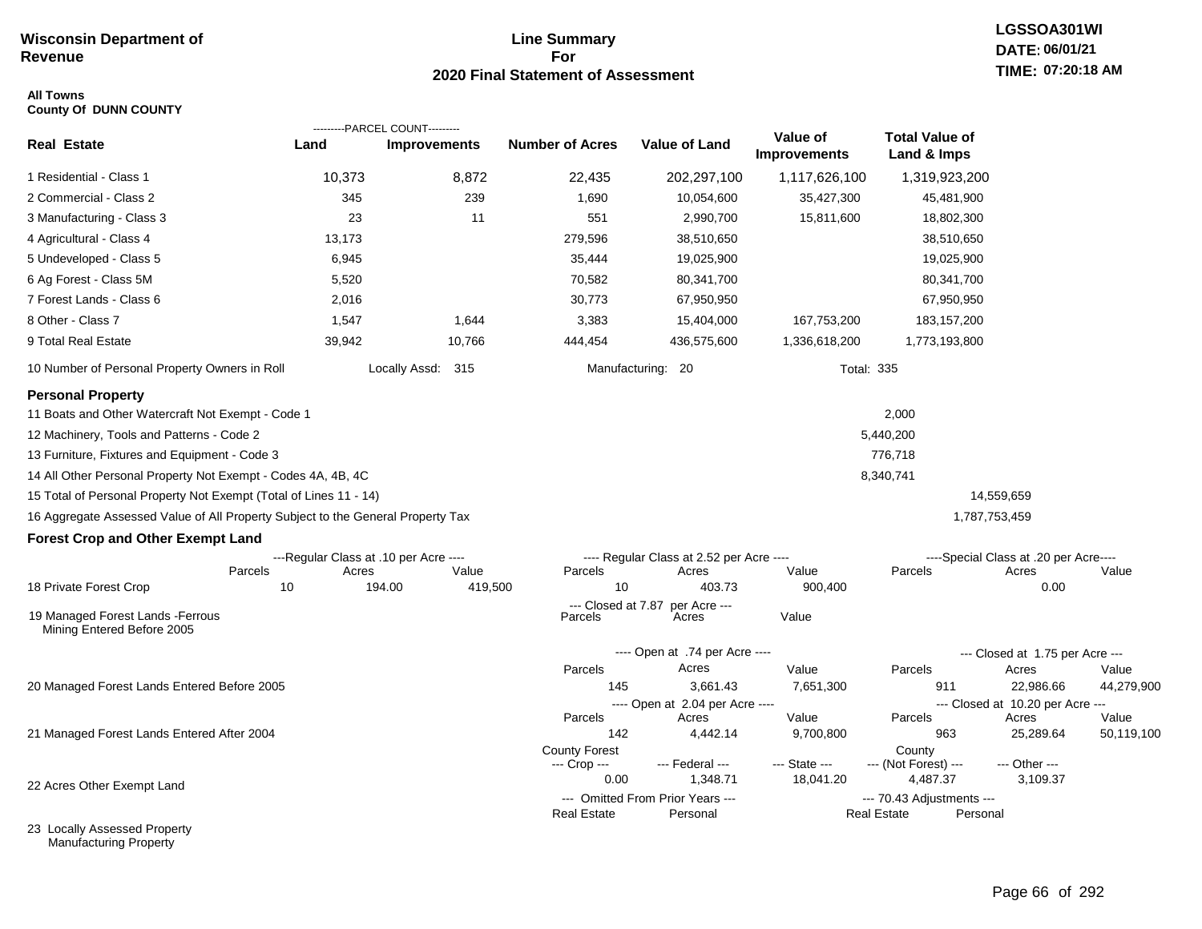**Wisconsin Department of Revenue**

# Line Summary For 2020 Final Statement of Assessment

LGSSOA301WI
DATE: 06/01/21
TIME: 07:20:18 AM

**All Towns**
**County Of DUNN COUNTY**

| Real Estate | PARCEL COUNT Land | PARCEL COUNT Improvements | Number of Acres | Value of Land | Value of Improvements | Total Value of Land & Imps |
|---|---|---|---|---|---|---|
| 1 Residential - Class 1 | 10,373 | 8,872 | 22,435 | 202,297,100 | 1,117,626,100 | 1,319,923,200 |
| 2 Commercial - Class 2 | 345 | 239 | 1,690 | 10,054,600 | 35,427,300 | 45,481,900 |
| 3 Manufacturing - Class 3 | 23 | 11 | 551 | 2,990,700 | 15,811,600 | 18,802,300 |
| 4 Agricultural - Class 4 | 13,173 | | 279,596 | 38,510,650 | | 38,510,650 |
| 5 Undeveloped - Class 5 | 6,945 | | 35,444 | 19,025,900 | | 19,025,900 |
| 6 Ag Forest - Class 5M | 5,520 | | 70,582 | 80,341,700 | | 80,341,700 |
| 7 Forest Lands - Class 6 | 2,016 | | 30,773 | 67,950,950 | | 67,950,950 |
| 8 Other - Class 7 | 1,547 | 1,644 | 3,383 | 15,404,000 | 167,753,200 | 183,157,200 |
| 9 Total Real Estate | 39,942 | 10,766 | 444,454 | 436,575,600 | 1,336,618,200 | 1,773,193,800 |

10 Number of Personal Property Owners in Roll — Locally Assd: 315 — Manufacturing: 20 — Total: 335

## Personal Property

| | | |
|---|---|---|
| 11 Boats and Other Watercraft Not Exempt - Code 1 | 2,000 | |
| 12 Machinery, Tools and Patterns - Code 2 | 5,440,200 | |
| 13 Furniture, Fixtures and Equipment - Code 3 | 776,718 | |
| 14 All Other Personal Property Not Exempt - Codes 4A, 4B, 4C | 8,340,741 | |
| 15 Total of Personal Property Not Exempt (Total of Lines 11 - 14) | | 14,559,659 |
| 16 Aggregate Assessed Value of All Property Subject to the General Property Tax | | 1,787,753,459 |

## Forest Crop and Other Exempt Land

| | Regular Class at .10 per Acre Parcels | Acres | Value | Regular Class at 2.52 per Acre Parcels | Acres | Value | Special Class at .20 per Acre Parcels | Acres | Value |
|---|---|---|---|---|---|---|---|---|---|
| 18 Private Forest Crop | 10 | 194.00 | 419,500 | 10 | 403.73 | 900,400 | | 0.00 | |

| | Closed at 7.87 per Acre Parcels | Acres | Value |
|---|---|---|---|
| 19 Managed Forest Lands -Ferrous Mining Entered Before 2005 | | | |

| | Open Parcels | Open Acres | Open Value | Closed Parcels | Closed Acres | Closed Value |
|---|---|---|---|---|---|---|
| 20 Managed Forest Lands Entered Before 2005 (Open at .74 per Acre / Closed at 1.75 per Acre) | 145 | 3,661.43 | 7,651,300 | 911 | 22,986.66 | 44,279,900 |
| 21 Managed Forest Lands Entered After 2004 (Open at 2.04 per Acre / Closed at 10.20 per Acre) | 142 | 4,442.14 | 9,700,800 | 963 | 25,289.64 | 50,119,100 |

| | County Forest Crop | Federal | State | County (Not Forest) | Other |
|---|---|---|---|---|---|
| 22 Acres Other Exempt Land | 0.00 | 1,348.71 | 18,041.20 | 4,487.37 | 3,109.37 |

| | Omitted From Prior Years Real Estate | Omitted From Prior Years Personal | 70.43 Adjustments Real Estate | 70.43 Adjustments Personal |
|---|---|---|---|---|
| 23 Locally Assessed Property Manufacturing Property | | | | |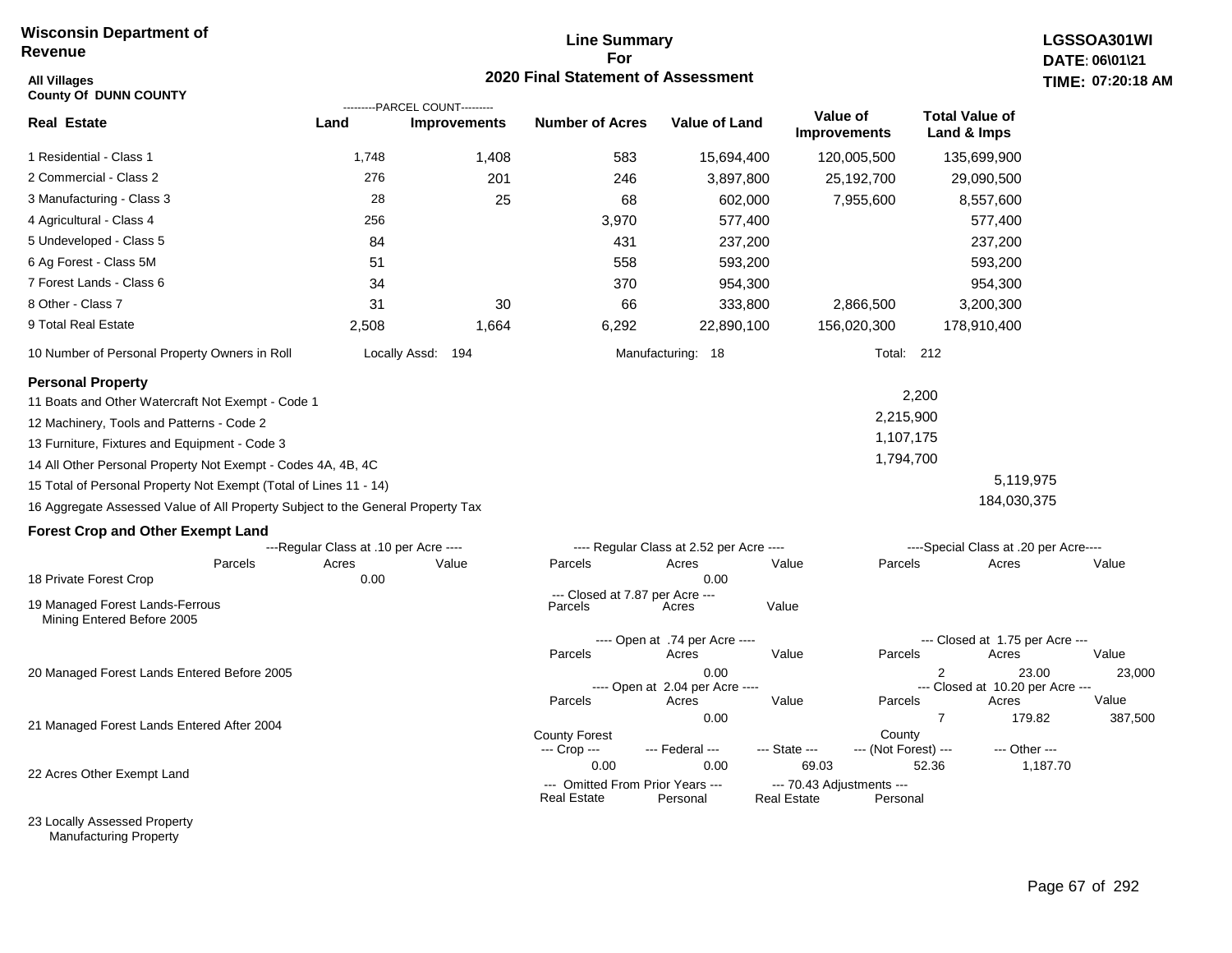**Wisconsin Department of Revenue**

**Line Summary For 2020 Final Statement of Assessment**

**LGSSOA301WI**
**DATE: 06\01\21**
**TIME: 07:20:18 AM**

**All Villages**
**County Of DUNN COUNTY**

| Real Estate | PARCEL COUNT Land | PARCEL COUNT Improvements | Number of Acres | Value of Land | Value of Improvements | Total Value of Land & Imps |
|---|---|---|---|---|---|---|
| 1 Residential - Class 1 | 1,748 | 1,408 | 583 | 15,694,400 | 120,005,500 | 135,699,900 |
| 2 Commercial - Class 2 | 276 | 201 | 246 | 3,897,800 | 25,192,700 | 29,090,500 |
| 3 Manufacturing - Class 3 | 28 | 25 | 68 | 602,000 | 7,955,600 | 8,557,600 |
| 4 Agricultural - Class 4 | 256 | | 3,970 | 577,400 | | 577,400 |
| 5 Undeveloped - Class 5 | 84 | | 431 | 237,200 | | 237,200 |
| 6 Ag Forest - Class 5M | 51 | | 558 | 593,200 | | 593,200 |
| 7 Forest Lands - Class 6 | 34 | | 370 | 954,300 | | 954,300 |
| 8 Other - Class 7 | 31 | 30 | 66 | 333,800 | 2,866,500 | 3,200,300 |
| 9 Total Real Estate | 2,508 | 1,664 | 6,292 | 22,890,100 | 156,020,300 | 178,910,400 |

10 Number of Personal Property Owners in Roll — Locally Assd: 194 — Manufacturing: 18 — Total: 212

**Personal Property**

| | | |
|---|---|---|
| 11 Boats and Other Watercraft Not Exempt - Code 1 | 2,200 | |
| 12 Machinery, Tools and Patterns - Code 2 | 2,215,900 | |
| 13 Furniture, Fixtures and Equipment - Code 3 | 1,107,175 | |
| 14 All Other Personal Property Not Exempt - Codes 4A, 4B, 4C | 1,794,700 | |
| 15 Total of Personal Property Not Exempt (Total of Lines 11 - 14) | | 5,119,975 |
| 16 Aggregate Assessed Value of All Property Subject to the General Property Tax | | 184,030,375 |

**Forest Crop and Other Exempt Land**

| | Regular Class at .10 per Acre Parcels | Acres | Value | Regular Class at 2.52 per Acre Parcels | Acres | Value | Special Class at .20 per Acre Parcels | Acres | Value |
|---|---|---|---|---|---|---|---|---|---|
| 18 Private Forest Crop | | 0.00 | | | 0.00 | | | | |

| | Closed at 7.87 per Acre Parcels | Acres | Value |
|---|---|---|---|
| 19 Managed Forest Lands-Ferrous Mining Entered Before 2005 | | | |

| | Open at .74 per Acre Parcels | Acres | Value | Closed at 1.75 per Acre Parcels | Acres | Value |
|---|---|---|---|---|---|---|
| 20 Managed Forest Lands Entered Before 2005 | | 0.00 | | 2 | 23.00 | 23,000 |

| | Open at 2.04 per Acre Parcels | Acres | Value | Closed at 10.20 per Acre Parcels | Acres | Value |
|---|---|---|---|---|---|---|
| 21 Managed Forest Lands Entered After 2004 | | 0.00 | | 7 | 179.82 | 387,500 |

| | County Forest Crop | Federal | State | County (Not Forest) | Other |
|---|---|---|---|---|---|
| 22 Acres Other Exempt Land | 0.00 | 0.00 | 69.03 | 52.36 | 1,187.70 |

| | Omitted From Prior Years Real Estate | Personal | 70.43 Adjustments Real Estate | Personal |
|---|---|---|---|---|
| 23 Locally Assessed Property Manufacturing Property | | | | |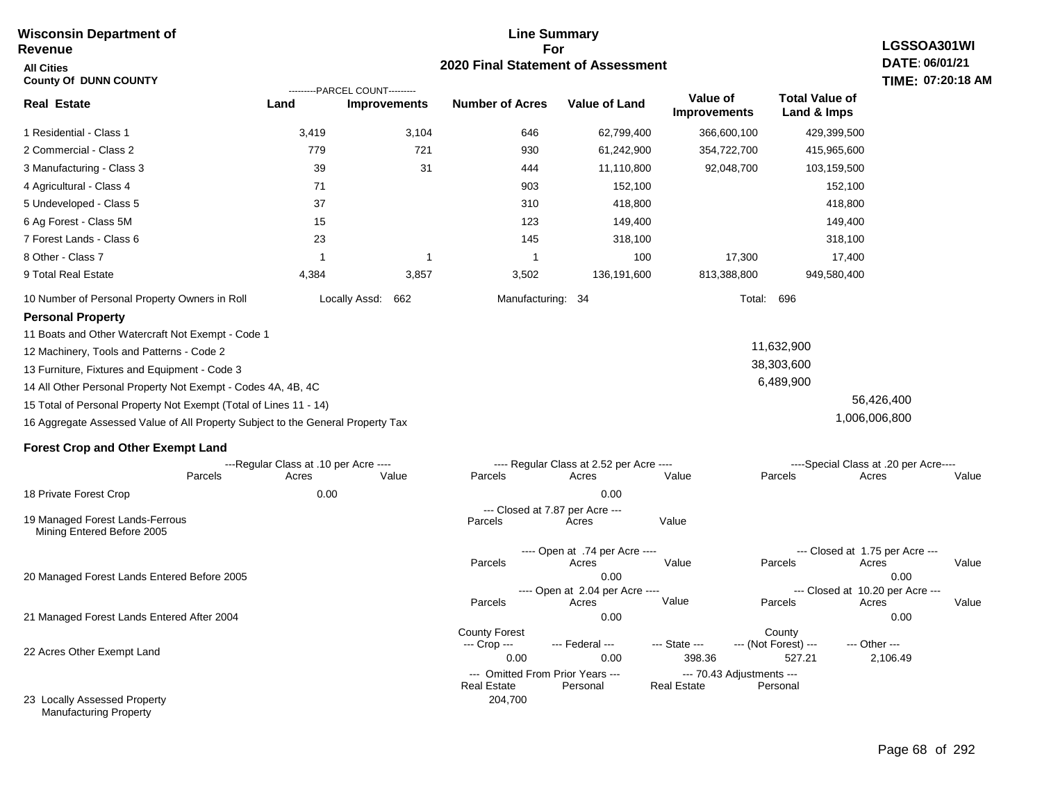**Wisconsin Department of Revenue**

**All Cities**

**County Of DUNN COUNTY**

**Line Summary For 2020 Final Statement of Assessment**

**LGSSOA301WI**
**DATE: 06/01/21**
**TIME: 07:20:18 AM**

| Real Estate | PARCEL COUNT Land | PARCEL COUNT Improvements | Number of Acres | Value of Land | Value of Improvements | Total Value of Land & Imps |
|---|---|---|---|---|---|---|
| 1 Residential - Class 1 | 3,419 | 3,104 | 646 | 62,799,400 | 366,600,100 | 429,399,500 |
| 2 Commercial - Class 2 | 779 | 721 | 930 | 61,242,900 | 354,722,700 | 415,965,600 |
| 3 Manufacturing - Class 3 | 39 | 31 | 444 | 11,110,800 | 92,048,700 | 103,159,500 |
| 4 Agricultural - Class 4 | 71 | | 903 | 152,100 | | 152,100 |
| 5 Undeveloped - Class 5 | 37 | | 310 | 418,800 | | 418,800 |
| 6 Ag Forest - Class 5M | 15 | | 123 | 149,400 | | 149,400 |
| 7 Forest Lands - Class 6 | 23 | | 145 | 318,100 | | 318,100 |
| 8 Other - Class 7 | 1 | 1 | 1 | 100 | 17,300 | 17,400 |
| 9 Total Real Estate | 4,384 | 3,857 | 3,502 | 136,191,600 | 813,388,800 | 949,580,400 |

10 Number of Personal Property Owners in Roll — Locally Assd: 662 — Manufacturing: 34 — Total: 696

**Personal Property**

| | | |
|---|---|---|
| 11 Boats and Other Watercraft Not Exempt - Code 1 | | |
| 12 Machinery, Tools and Patterns - Code 2 | 11,632,900 | |
| 13 Furniture, Fixtures and Equipment - Code 3 | 38,303,600 | |
| 14 All Other Personal Property Not Exempt - Codes 4A, 4B, 4C | 6,489,900 | |
| 15 Total of Personal Property Not Exempt (Total of Lines 11 - 14) | | 56,426,400 |
| 16 Aggregate Assessed Value of All Property Subject to the General Property Tax | | 1,006,006,800 |

**Forest Crop and Other Exempt Land**

| | Regular Class at .10 per Acre Parcels | Acres | Value | Regular Class at 2.52 per Acre Parcels | Acres | Value | Special Class at .20 per Acre Parcels | Acres | Value |
|---|---|---|---|---|---|---|---|---|---|
| 18 Private Forest Crop | | 0.00 | | | 0.00 | | | | |

| | Closed at 7.87 per Acre Parcels | Acres | Value |
|---|---|---|---|
| 19 Managed Forest Lands-Ferrous Mining Entered Before 2005 | | | |

| | Open at .74 per Acre Parcels | Acres | Value | Closed at 1.75 per Acre Parcels | Acres | Value |
|---|---|---|---|---|---|---|
| 20 Managed Forest Lands Entered Before 2005 | | 0.00 | | | 0.00 | |

| | Open at 2.04 per Acre Parcels | Acres | Value | Closed at 10.20 per Acre Parcels | Acres | Value |
|---|---|---|---|---|---|---|
| 21 Managed Forest Lands Entered After 2004 | | 0.00 | | | 0.00 | |

| | County Forest Crop | Federal | State | County (Not Forest) | Other |
|---|---|---|---|---|---|
| 22 Acres Other Exempt Land | 0.00 | 0.00 | 398.36 | 527.21 | 2,106.49 |

| | Omitted From Prior Years Real Estate | Omitted From Prior Years Personal | 70.43 Adjustments Real Estate | 70.43 Adjustments Personal |
|---|---|---|---|---|
| 23 Locally Assessed Property Manufacturing Property | 204,700 | | | |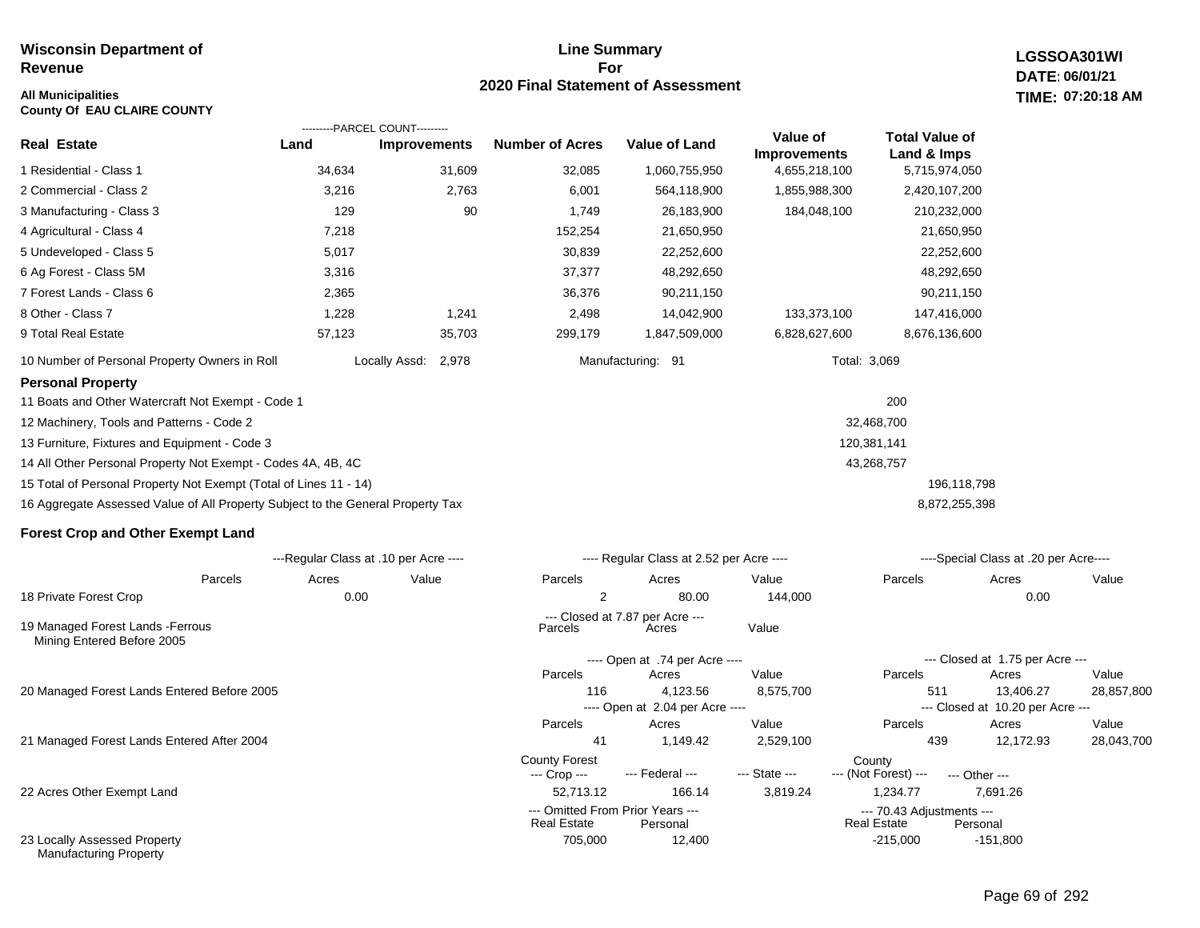Wisconsin Department of Revenue

# Line Summary For 2020 Final Statement of Assessment

**All Municipalities**
**County Of EAU CLAIRE COUNTY**

LGSSOA301WI
DATE: 06/01/21
TIME: 07:20:18 AM

| Real Estate | PARCEL COUNT Land | PARCEL COUNT Improvements | Number of Acres | Value of Land | Value of Improvements | Total Value of Land & Imps |
|---|---|---|---|---|---|---|
| 1 Residential - Class 1 | 34,634 | 31,609 | 32,085 | 1,060,755,950 | 4,655,218,100 | 5,715,974,050 |
| 2 Commercial - Class 2 | 3,216 | 2,763 | 6,001 | 564,118,900 | 1,855,988,300 | 2,420,107,200 |
| 3 Manufacturing - Class 3 | 129 | 90 | 1,749 | 26,183,900 | 184,048,100 | 210,232,000 |
| 4 Agricultural - Class 4 | 7,218 | | 152,254 | 21,650,950 | | 21,650,950 |
| 5 Undeveloped - Class 5 | 5,017 | | 30,839 | 22,252,600 | | 22,252,600 |
| 6 Ag Forest - Class 5M | 3,316 | | 37,377 | 48,292,650 | | 48,292,650 |
| 7 Forest Lands - Class 6 | 2,365 | | 36,376 | 90,211,150 | | 90,211,150 |
| 8 Other - Class 7 | 1,228 | 1,241 | 2,498 | 14,042,900 | 133,373,100 | 147,416,000 |
| 9 Total Real Estate | 57,123 | 35,703 | 299,179 | 1,847,509,000 | 6,828,627,600 | 8,676,136,600 |

10 Number of Personal Property Owners in Roll — Locally Assd: 2,978 — Manufacturing: 91 — Total: 3,069

## Personal Property

| | | |
|---|---|---|
| 11 Boats and Other Watercraft Not Exempt - Code 1 | 200 | |
| 12 Machinery, Tools and Patterns - Code 2 | 32,468,700 | |
| 13 Furniture, Fixtures and Equipment - Code 3 | 120,381,141 | |
| 14 All Other Personal Property Not Exempt - Codes 4A, 4B, 4C | 43,268,757 | |
| 15 Total of Personal Property Not Exempt (Total of Lines 11 - 14) | | 196,118,798 |
| 16 Aggregate Assessed Value of All Property Subject to the General Property Tax | | 8,872,255,398 |

## Forest Crop and Other Exempt Land

| | Regular Class at .10 per Acre Parcels | Acres | Value | Regular Class at 2.52 per Acre Parcels | Acres | Value | Special Class at .20 per Acre Parcels | Acres | Value |
|---|---|---|---|---|---|---|---|---|---|
| 18 Private Forest Crop | | 0.00 | | 2 | 80.00 | 144,000 | | 0.00 | |

| | Closed at 7.87 per Acre Parcels | Acres | Value |
|---|---|---|---|
| 19 Managed Forest Lands -Ferrous Mining Entered Before 2005 | | | |

| | Open at .74 per Acre Parcels | Acres | Value | Closed at 1.75 per Acre Parcels | Acres | Value |
|---|---|---|---|---|---|---|
| 20 Managed Forest Lands Entered Before 2005 | 116 | 4,123.56 | 8,575,700 | 511 | 13,406.27 | 28,857,800 |

| | Open at 2.04 per Acre Parcels | Acres | Value | Closed at 10.20 per Acre Parcels | Acres | Value |
|---|---|---|---|---|---|---|
| 21 Managed Forest Lands Entered After 2004 | 41 | 1,149.42 | 2,529,100 | 439 | 12,172.93 | 28,043,700 |

| | County Forest --- Crop --- | --- Federal --- | --- State --- | County --- (Not Forest) --- | --- Other --- |
|---|---|---|---|---|---|
| 22 Acres Other Exempt Land | 52,713.12 | 166.14 | 3,819.24 | 1,234.77 | 7,691.26 |

| | Omitted From Prior Years Real Estate | Omitted From Prior Years Personal | 70.43 Adjustments Real Estate | 70.43 Adjustments Personal |
|---|---|---|---|---|
| 23 Locally Assessed Property Manufacturing Property | 705,000 | 12,400 | -215,000 | -151,800 |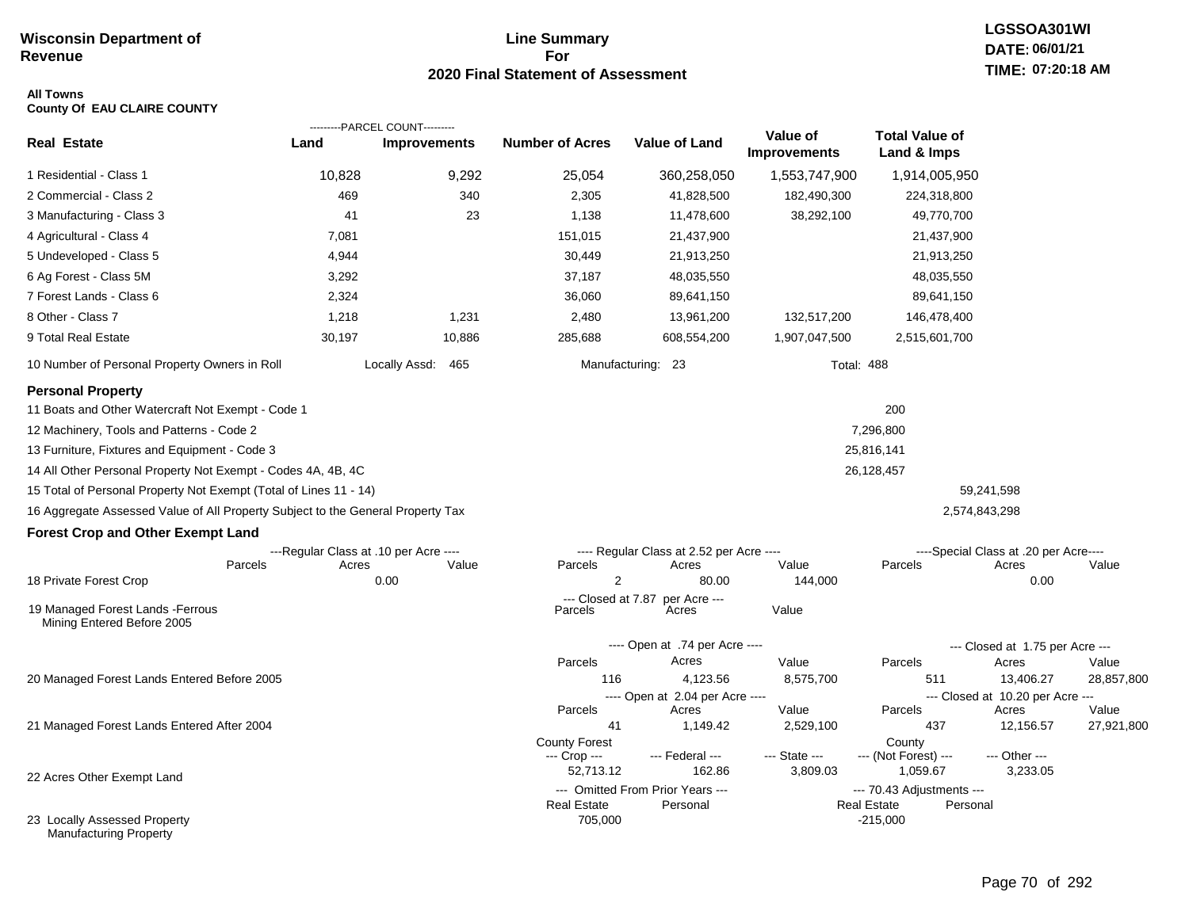**Wisconsin Department of Revenue**

# Line Summary For 2020 Final Statement of Assessment

LGSSOA301WI
DATE: 06/01/21
TIME: 07:20:18 AM

**All Towns**
**County Of EAU CLAIRE COUNTY**

| Real Estate | PARCEL COUNT Land | PARCEL COUNT Improvements | Number of Acres | Value of Land | Value of Improvements | Total Value of Land & Imps |
|---|---|---|---|---|---|---|
| 1 Residential - Class 1 | 10,828 | 9,292 | 25,054 | 360,258,050 | 1,553,747,900 | 1,914,005,950 |
| 2 Commercial - Class 2 | 469 | 340 | 2,305 | 41,828,500 | 182,490,300 | 224,318,800 |
| 3 Manufacturing - Class 3 | 41 | 23 | 1,138 | 11,478,600 | 38,292,100 | 49,770,700 |
| 4 Agricultural - Class 4 | 7,081 | | 151,015 | 21,437,900 | | 21,437,900 |
| 5 Undeveloped - Class 5 | 4,944 | | 30,449 | 21,913,250 | | 21,913,250 |
| 6 Ag Forest - Class 5M | 3,292 | | 37,187 | 48,035,550 | | 48,035,550 |
| 7 Forest Lands - Class 6 | 2,324 | | 36,060 | 89,641,150 | | 89,641,150 |
| 8 Other - Class 7 | 1,218 | 1,231 | 2,480 | 13,961,200 | 132,517,200 | 146,478,400 |
| 9 Total Real Estate | 30,197 | 10,886 | 285,688 | 608,554,200 | 1,907,047,500 | 2,515,601,700 |

10 Number of Personal Property Owners in Roll — Locally Assd: 465 — Manufacturing: 23 — Total: 488

## Personal Property

| | | |
|---|---|---|
| 11 Boats and Other Watercraft Not Exempt - Code 1 | 200 | |
| 12 Machinery, Tools and Patterns - Code 2 | 7,296,800 | |
| 13 Furniture, Fixtures and Equipment - Code 3 | 25,816,141 | |
| 14 All Other Personal Property Not Exempt - Codes 4A, 4B, 4C | 26,128,457 | |
| 15 Total of Personal Property Not Exempt (Total of Lines 11 - 14) | | 59,241,598 |
| 16 Aggregate Assessed Value of All Property Subject to the General Property Tax | | 2,574,843,298 |

## Forest Crop and Other Exempt Land

| | Regular Class at .10 per Acre Parcels | Acres | Value | Regular Class at 2.52 per Acre Parcels | Acres | Value | Special Class at .20 per Acre Parcels | Acres | Value |
|---|---|---|---|---|---|---|---|---|---|
| 18 Private Forest Crop | | 0.00 | | 2 | 80.00 | 144,000 | | 0.00 | |

| | Closed at 7.87 per Acre Parcels | Acres | Value |
|---|---|---|---|
| 19 Managed Forest Lands -Ferrous Mining Entered Before 2005 | | | |

| | Open Parcels | Open Acres | Open Value | Closed Parcels | Closed Acres | Closed Value |
|---|---|---|---|---|---|---|
| 20 Managed Forest Lands Entered Before 2005 (Open at .74 per Acre / Closed at 1.75 per Acre) | 116 | 4,123.56 | 8,575,700 | 511 | 13,406.27 | 28,857,800 |
| 21 Managed Forest Lands Entered After 2004 (Open at 2.04 per Acre / Closed at 10.20 per Acre) | 41 | 1,149.42 | 2,529,100 | 437 | 12,156.57 | 27,921,800 |

| | County Forest --- Crop --- | --- Federal --- | --- State --- | County --- (Not Forest) --- | --- Other --- |
|---|---|---|---|---|---|
| 22 Acres Other Exempt Land | 52,713.12 | 162.86 | 3,809.03 | 1,059.67 | 3,233.05 |

| | Omitted From Prior Years Real Estate | Omitted From Prior Years Personal | 70.43 Adjustments Real Estate | 70.43 Adjustments Personal |
|---|---|---|---|---|
| 23 Locally Assessed Property Manufacturing Property | 705,000 | | -215,000 | |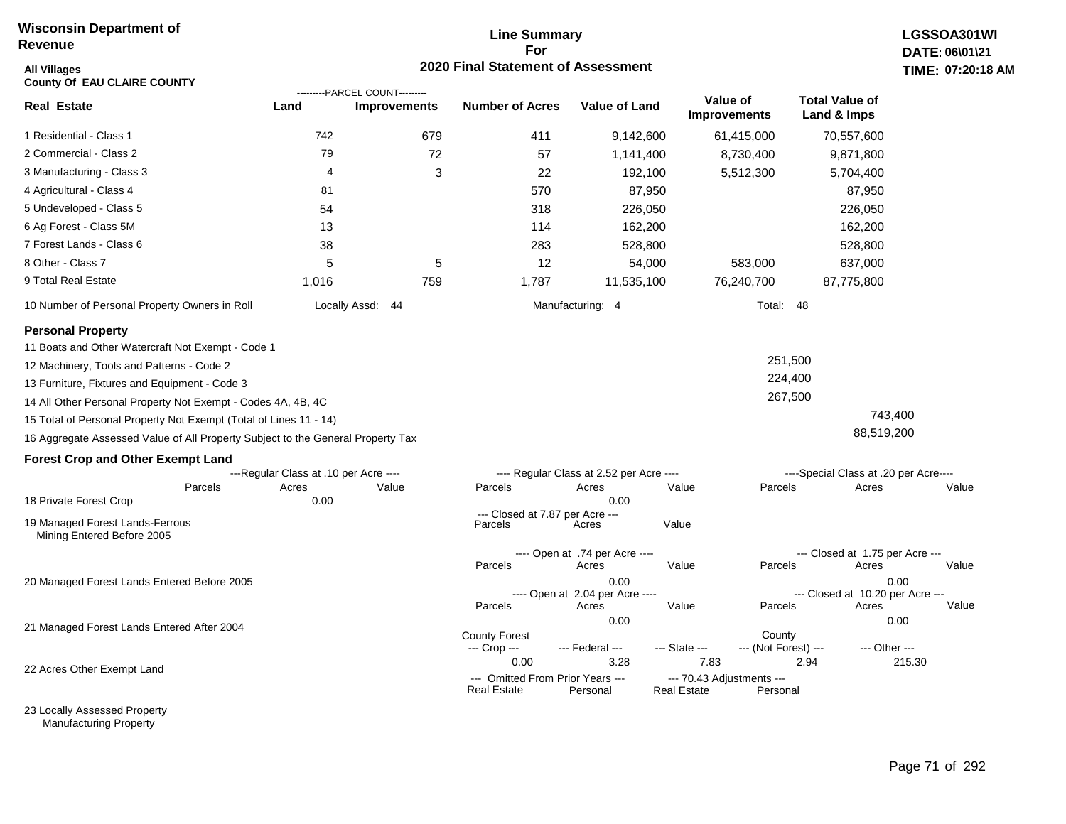**Wisconsin Department of Revenue**

**Line Summary For 2020 Final Statement of Assessment**

**LGSSOA301WI**
**DATE: 06\01\21**
**TIME: 07:20:18 AM**

**All Villages**
**County Of EAU CLAIRE COUNTY**

| Real Estate | PARCEL COUNT Land | PARCEL COUNT Improvements | Number of Acres | Value of Land | Value of Improvements | Total Value of Land & Imps |
|---|---|---|---|---|---|---|
| 1 Residential - Class 1 | 742 | 679 | 411 | 9,142,600 | 61,415,000 | 70,557,600 |
| 2 Commercial - Class 2 | 79 | 72 | 57 | 1,141,400 | 8,730,400 | 9,871,800 |
| 3 Manufacturing - Class 3 | 4 | 3 | 22 | 192,100 | 5,512,300 | 5,704,400 |
| 4 Agricultural - Class 4 | 81 | | 570 | 87,950 | | 87,950 |
| 5 Undeveloped - Class 5 | 54 | | 318 | 226,050 | | 226,050 |
| 6 Ag Forest - Class 5M | 13 | | 114 | 162,200 | | 162,200 |
| 7 Forest Lands - Class 6 | 38 | | 283 | 528,800 | | 528,800 |
| 8 Other - Class 7 | 5 | 5 | 12 | 54,000 | 583,000 | 637,000 |
| 9 Total Real Estate | 1,016 | 759 | 1,787 | 11,535,100 | 76,240,700 | 87,775,800 |

10 Number of Personal Property Owners in Roll — Locally Assd: 44 — Manufacturing: 4 — Total: 48

**Personal Property**

| | | |
|---|---|---|
| 11 Boats and Other Watercraft Not Exempt - Code 1 | | |
| 12 Machinery, Tools and Patterns - Code 2 | 251,500 | |
| 13 Furniture, Fixtures and Equipment - Code 3 | 224,400 | |
| 14 All Other Personal Property Not Exempt - Codes 4A, 4B, 4C | 267,500 | |
| 15 Total of Personal Property Not Exempt (Total of Lines 11 - 14) | | 743,400 |
| 16 Aggregate Assessed Value of All Property Subject to the General Property Tax | | 88,519,200 |

**Forest Crop and Other Exempt Land**

| | Regular Class at .10 per Acre Parcels | Acres | Value | Regular Class at 2.52 per Acre Parcels | Acres | Value | Special Class at .20 per Acre Parcels | Acres | Value |
|---|---|---|---|---|---|---|---|---|---|
| 18 Private Forest Crop | | 0.00 | | | 0.00 | | | | |

| | Closed at 7.87 per Acre Parcels | Acres | Value |
|---|---|---|---|
| 19 Managed Forest Lands-Ferrous Mining Entered Before 2005 | | | |

| | Open at .74 per Acre Parcels | Acres | Value | Closed at 1.75 per Acre Parcels | Acres | Value |
|---|---|---|---|---|---|---|
| 20 Managed Forest Lands Entered Before 2005 | | 0.00 | | | 0.00 | |

| | Open at 2.04 per Acre Parcels | Acres | Value | Closed at 10.20 per Acre Parcels | Acres | Value |
|---|---|---|---|---|---|---|
| 21 Managed Forest Lands Entered After 2004 | | 0.00 | | | 0.00 | |

| | County Forest Crop | Federal | State | County (Not Forest) | Other |
|---|---|---|---|---|---|
| 22 Acres Other Exempt Land | 0.00 | 3.28 | 7.83 | 2.94 | 215.30 |

| | Omitted From Prior Years Real Estate | Personal | 70.43 Adjustments Real Estate | Personal |
|---|---|---|---|---|
| 23 Locally Assessed Property Manufacturing Property | | | | |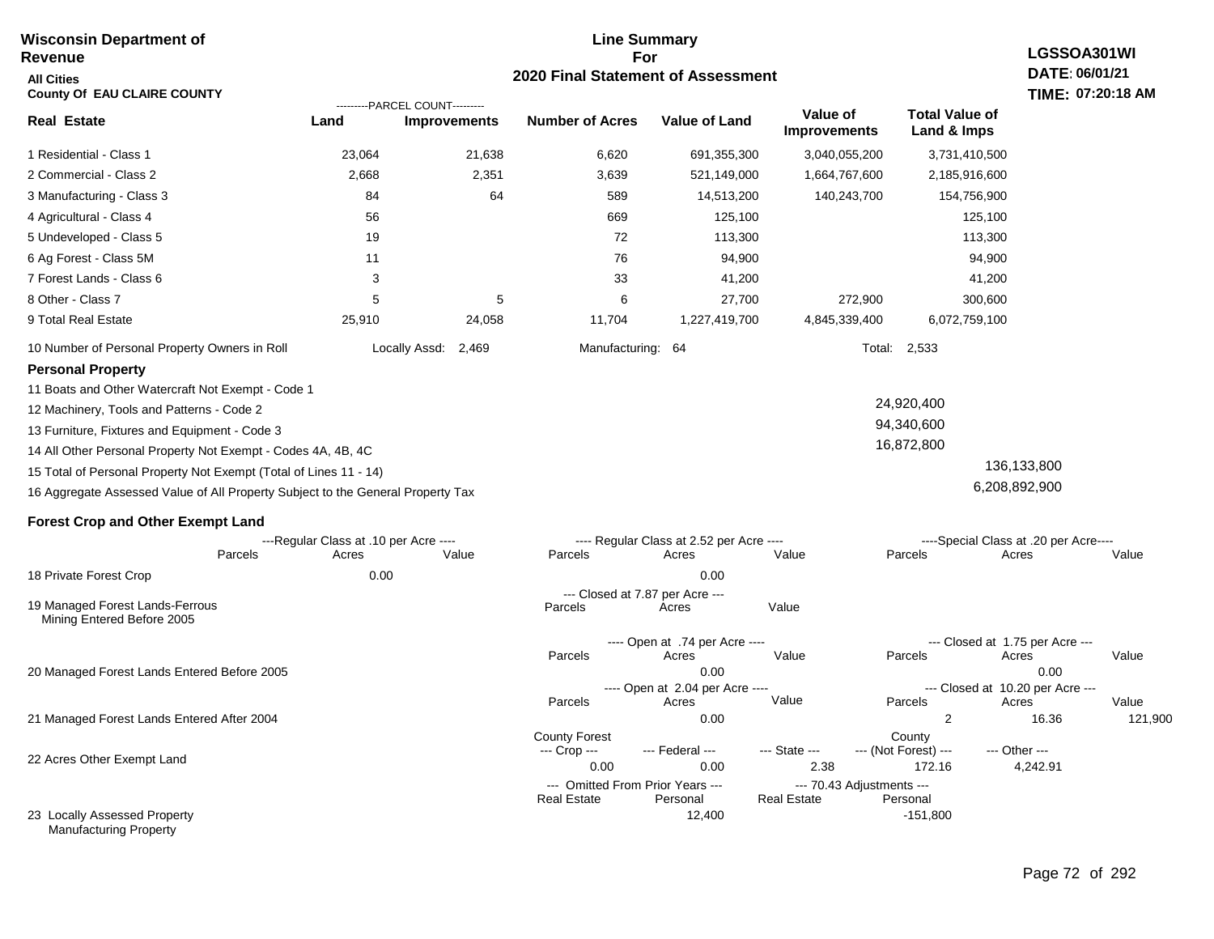**Wisconsin Department of Revenue**

**All Cities**

**County Of EAU CLAIRE COUNTY**

**Line Summary For 2020 Final Statement of Assessment**

**LGSSOA301WI**
**DATE: 06/01/21**
**TIME: 07:20:18 AM**

| Real Estate | Land (Parcel Count) | Improvements (Parcel Count) | Number of Acres | Value of Land | Value of Improvements | Total Value of Land & Imps |
|---|---|---|---|---|---|---|
| 1 Residential - Class 1 | 23,064 | 21,638 | 6,620 | 691,355,300 | 3,040,055,200 | 3,731,410,500 |
| 2 Commercial - Class 2 | 2,668 | 2,351 | 3,639 | 521,149,000 | 1,664,767,600 | 2,185,916,600 |
| 3 Manufacturing - Class 3 | 84 | 64 | 589 | 14,513,200 | 140,243,700 | 154,756,900 |
| 4 Agricultural - Class 4 | 56 | | 669 | 125,100 | | 125,100 |
| 5 Undeveloped - Class 5 | 19 | | 72 | 113,300 | | 113,300 |
| 6 Ag Forest - Class 5M | 11 | | 76 | 94,900 | | 94,900 |
| 7 Forest Lands - Class 6 | 3 | | 33 | 41,200 | | 41,200 |
| 8 Other - Class 7 | 5 | 5 | 6 | 27,700 | 272,900 | 300,600 |
| 9 Total Real Estate | 25,910 | 24,058 | 11,704 | 1,227,419,700 | 4,845,339,400 | 6,072,759,100 |

10 Number of Personal Property Owners in Roll — Locally Assd: 2,469 — Manufacturing: 64 — Total: 2,533

**Personal Property**

| | | |
|---|---|---|
| 11 Boats and Other Watercraft Not Exempt - Code 1 | | |
| 12 Machinery, Tools and Patterns - Code 2 | 24,920,400 | |
| 13 Furniture, Fixtures and Equipment - Code 3 | 94,340,600 | |
| 14 All Other Personal Property Not Exempt - Codes 4A, 4B, 4C | 16,872,800 | |
| 15 Total of Personal Property Not Exempt (Total of Lines 11 - 14) | | 136,133,800 |
| 16 Aggregate Assessed Value of All Property Subject to the General Property Tax | | 6,208,892,900 |

**Forest Crop and Other Exempt Land**

| | Regular Class at .10 per Acre Parcels | Acres | Value | Regular Class at 2.52 per Acre Parcels | Acres | Value | Special Class at .20 per Acre Parcels | Acres | Value |
|---|---|---|---|---|---|---|---|---|---|
| 18 Private Forest Crop | | 0.00 | | | 0.00 | | | | |

| | Closed at 7.87 per Acre Parcels | Acres | Value |
|---|---|---|---|
| 19 Managed Forest Lands-Ferrous Mining Entered Before 2005 | | | |

| | Open Parcels | Acres | Value | Closed Parcels | Acres | Value |
|---|---|---|---|---|---|---|
| 20 Managed Forest Lands Entered Before 2005 (Open at .74 per Acre / Closed at 1.75 per Acre) | | 0.00 | | | 0.00 | |
| 21 Managed Forest Lands Entered After 2004 (Open at 2.04 per Acre / Closed at 10.20 per Acre) | | 0.00 | | 2 | 16.36 | 121,900 |

| | County Forest Crop | Federal | State | County (Not Forest) | Other |
|---|---|---|---|---|---|
| 22 Acres Other Exempt Land | 0.00 | 0.00 | 2.38 | 172.16 | 4,242.91 |

| | Omitted From Prior Years Real Estate | Omitted From Prior Years Personal | 70.43 Adjustments Real Estate | 70.43 Adjustments Personal |
|---|---|---|---|---|
| 23 Locally Assessed Property Manufacturing Property | | 12,400 | | -151,800 |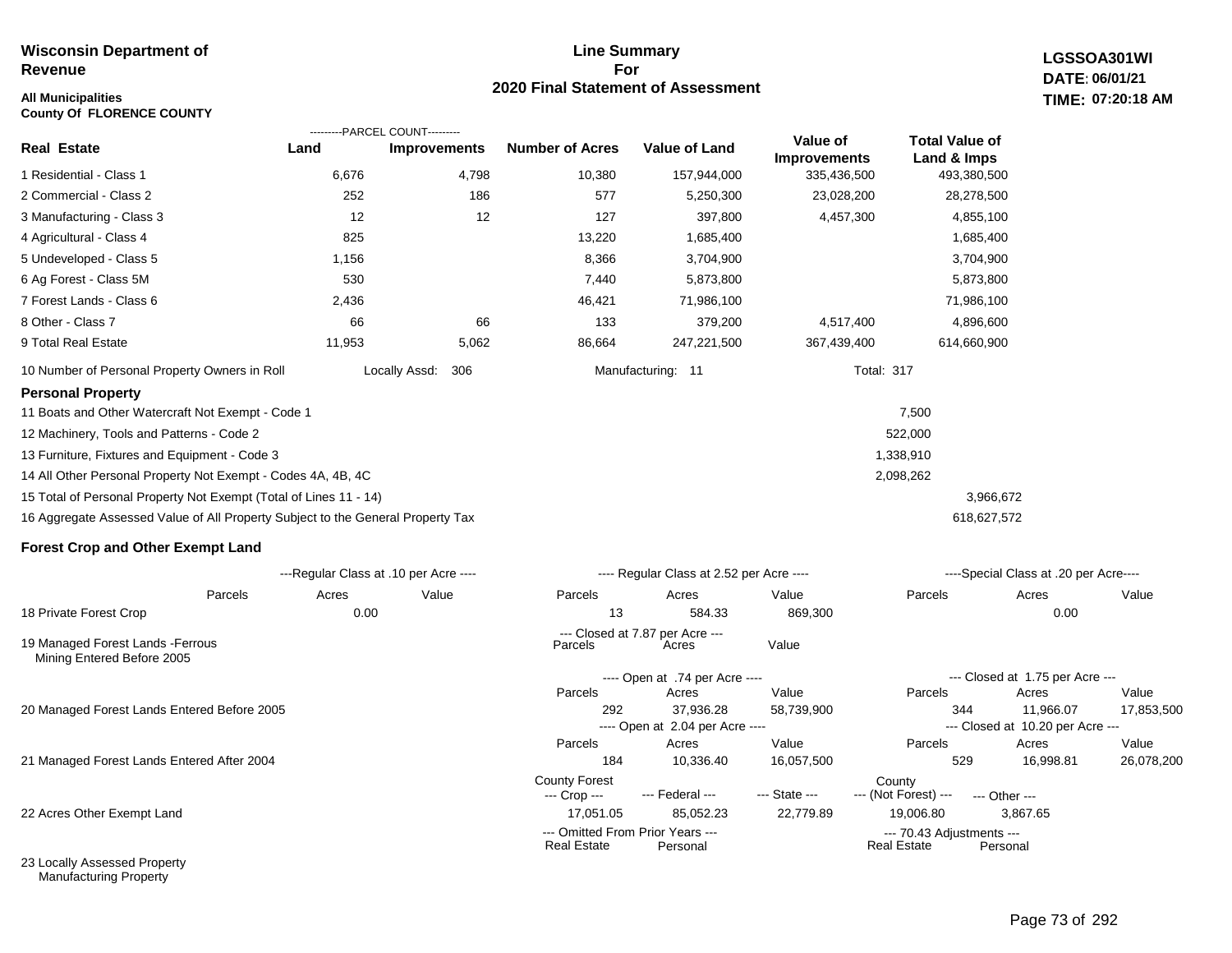**Wisconsin Department of Revenue**

**All Municipalities**
**County Of FLORENCE COUNTY**

**Line Summary For 2020 Final Statement of Assessment**

**LGSSOA301WI**
**DATE: 06/01/21**
**TIME: 07:20:18 AM**

| Real Estate | PARCEL COUNT Land | PARCEL COUNT Improvements | Number of Acres | Value of Land | Value of Improvements | Total Value of Land & Imps |
|---|---|---|---|---|---|---|
| 1 Residential - Class 1 | 6,676 | 4,798 | 10,380 | 157,944,000 | 335,436,500 | 493,380,500 |
| 2 Commercial - Class 2 | 252 | 186 | 577 | 5,250,300 | 23,028,200 | 28,278,500 |
| 3 Manufacturing - Class 3 | 12 | 12 | 127 | 397,800 | 4,457,300 | 4,855,100 |
| 4 Agricultural - Class 4 | 825 | | 13,220 | 1,685,400 | | 1,685,400 |
| 5 Undeveloped - Class 5 | 1,156 | | 8,366 | 3,704,900 | | 3,704,900 |
| 6 Ag Forest - Class 5M | 530 | | 7,440 | 5,873,800 | | 5,873,800 |
| 7 Forest Lands - Class 6 | 2,436 | | 46,421 | 71,986,100 | | 71,986,100 |
| 8 Other - Class 7 | 66 | 66 | 133 | 379,200 | 4,517,400 | 4,896,600 |
| 9 Total Real Estate | 11,953 | 5,062 | 86,664 | 247,221,500 | 367,439,400 | 614,660,900 |

10 Number of Personal Property Owners in Roll — Locally Assd: 306 — Manufacturing: 11 — Total: 317

**Personal Property**

| | | |
|---|---|---|
| 11 Boats and Other Watercraft Not Exempt - Code 1 | 7,500 | |
| 12 Machinery, Tools and Patterns - Code 2 | 522,000 | |
| 13 Furniture, Fixtures and Equipment - Code 3 | 1,338,910 | |
| 14 All Other Personal Property Not Exempt - Codes 4A, 4B, 4C | 2,098,262 | |
| 15 Total of Personal Property Not Exempt (Total of Lines 11 - 14) | | 3,966,672 |
| 16 Aggregate Assessed Value of All Property Subject to the General Property Tax | | 618,627,572 |

**Forest Crop and Other Exempt Land**

| | Regular Class at .10 per Acre Parcels | Acres | Value | Regular Class at 2.52 per Acre Parcels | Acres | Value | Special Class at .20 per Acre Parcels | Acres | Value |
|---|---|---|---|---|---|---|---|---|---|
| 18 Private Forest Crop | | 0.00 | | 13 | 584.33 | 869,300 | | 0.00 | |

| | Closed at 7.87 per Acre Parcels | Acres | Value |
|---|---|---|---|
| 19 Managed Forest Lands -Ferrous Mining Entered Before 2005 | | | |

| | Open Parcels | Acres | Value | Closed Parcels | Acres | Value |
|---|---|---|---|---|---|---|
| 20 Managed Forest Lands Entered Before 2005 (Open at .74 per Acre / Closed at 1.75 per Acre) | 292 | 37,936.28 | 58,739,900 | 344 | 11,966.07 | 17,853,500 |
| 21 Managed Forest Lands Entered After 2004 (Open at 2.04 per Acre / Closed at 10.20 per Acre) | 184 | 10,336.40 | 16,057,500 | 529 | 16,998.81 | 26,078,200 |

| | County Forest Crop | Federal | State | County (Not Forest) | Other |
|---|---|---|---|---|---|
| 22 Acres Other Exempt Land | 17,051.05 | 85,052.23 | 22,779.89 | 19,006.80 | 3,867.65 |

| | Omitted From Prior Years Real Estate | Omitted From Prior Years Personal | 70.43 Adjustments Real Estate | 70.43 Adjustments Personal |
|---|---|---|---|---|
| 23 Locally Assessed Property | | | | |
| Manufacturing Property | | | | |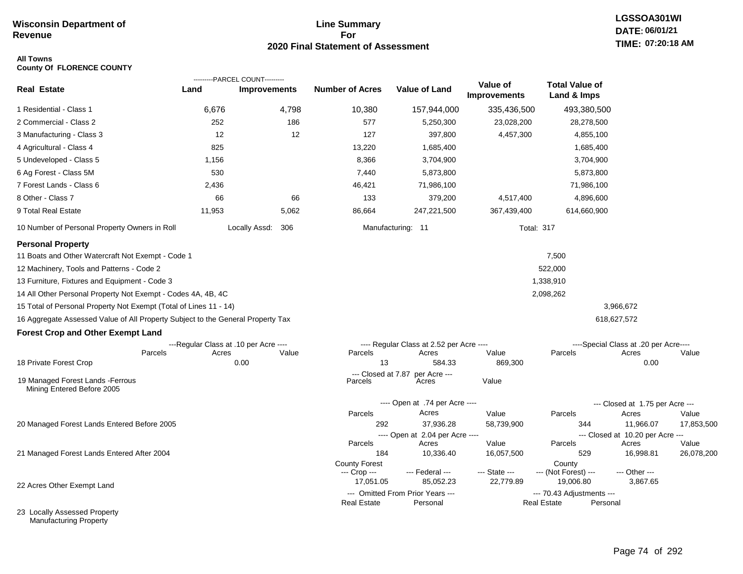**Wisconsin Department of Revenue**

**Line Summary For 2020 Final Statement of Assessment**

**LGSSOA301WI**
**DATE: 06/01/21**
**TIME: 07:20:18 AM**

**All Towns**
**County Of FLORENCE COUNTY**

| Real Estate | PARCEL COUNT Land | PARCEL COUNT Improvements | Number of Acres | Value of Land | Value of Improvements | Total Value of Land & Imps |
|---|---|---|---|---|---|---|
| 1 Residential - Class 1 | 6,676 | 4,798 | 10,380 | 157,944,000 | 335,436,500 | 493,380,500 |
| 2 Commercial - Class 2 | 252 | 186 | 577 | 5,250,300 | 23,028,200 | 28,278,500 |
| 3 Manufacturing - Class 3 | 12 | 12 | 127 | 397,800 | 4,457,300 | 4,855,100 |
| 4 Agricultural - Class 4 | 825 | | 13,220 | 1,685,400 | | 1,685,400 |
| 5 Undeveloped - Class 5 | 1,156 | | 8,366 | 3,704,900 | | 3,704,900 |
| 6 Ag Forest - Class 5M | 530 | | 7,440 | 5,873,800 | | 5,873,800 |
| 7 Forest Lands - Class 6 | 2,436 | | 46,421 | 71,986,100 | | 71,986,100 |
| 8 Other - Class 7 | 66 | 66 | 133 | 379,200 | 4,517,400 | 4,896,600 |
| 9 Total Real Estate | 11,953 | 5,062 | 86,664 | 247,221,500 | 367,439,400 | 614,660,900 |

10 Number of Personal Property Owners in Roll — Locally Assd: 306 — Manufacturing: 11 — Total: 317

## Personal Property

| | | |
|---|---|---|
| 11 Boats and Other Watercraft Not Exempt - Code 1 | 7,500 | |
| 12 Machinery, Tools and Patterns - Code 2 | 522,000 | |
| 13 Furniture, Fixtures and Equipment - Code 3 | 1,338,910 | |
| 14 All Other Personal Property Not Exempt - Codes 4A, 4B, 4C | 2,098,262 | |
| 15 Total of Personal Property Not Exempt (Total of Lines 11 - 14) | | 3,966,672 |
| 16 Aggregate Assessed Value of All Property Subject to the General Property Tax | | 618,627,572 |

## Forest Crop and Other Exempt Land

| | Regular Class at .10 per Acre Parcels | Acres | Value | Regular Class at 2.52 per Acre Parcels | Acres | Value | Special Class at .20 per Acre Parcels | Acres | Value |
|---|---|---|---|---|---|---|---|---|---|
| 18 Private Forest Crop | | 0.00 | | 13 | 584.33 | 869,300 | | 0.00 | |

| | Closed at 7.87 per Acre Parcels | Acres | Value |
|---|---|---|---|
| 19 Managed Forest Lands -Ferrous Mining Entered Before 2005 | | | |

| | Open at .74 per Acre Parcels | Acres | Value | Closed at 1.75 per Acre Parcels | Acres | Value |
|---|---|---|---|---|---|---|
| 20 Managed Forest Lands Entered Before 2005 | 292 | 37,936.28 | 58,739,900 | 344 | 11,966.07 | 17,853,500 |

| | Open at 2.04 per Acre Parcels | Acres | Value | Closed at 10.20 per Acre Parcels | Acres | Value |
|---|---|---|---|---|---|---|
| 21 Managed Forest Lands Entered After 2004 | 184 | 10,336.40 | 16,057,500 | 529 | 16,998.81 | 26,078,200 |

| | County Forest Crop | Federal | State | County (Not Forest) | Other |
|---|---|---|---|---|---|
| 22 Acres Other Exempt Land | 17,051.05 | 85,052.23 | 22,779.89 | 19,006.80 | 3,867.65 |

| | Omitted From Prior Years Real Estate | Personal | 70.43 Adjustments Real Estate | Personal |
|---|---|---|---|---|
| 23 Locally Assessed Property Manufacturing Property | | | | |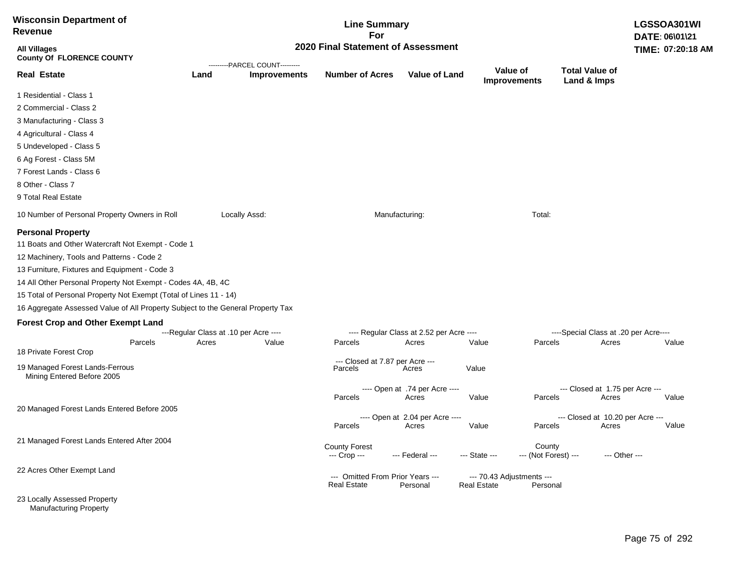**Wisconsin Department of Revenue**

**Line Summary For 2020 Final Statement of Assessment**

**LGSSOA301WI**
**DATE: 06\01\21**
**TIME: 07:20:18 AM**

**All Villages**
**County Of FLORENCE COUNTY**

| Real Estate | Land (Parcel Count) | Improvements (Parcel Count) | Number of Acres | Value of Land | Value of Improvements | Total Value of Land & Imps |
|---|---|---|---|---|---|---|
| 1 Residential - Class 1 | | | | | | |
| 2 Commercial - Class 2 | | | | | | |
| 3 Manufacturing - Class 3 | | | | | | |
| 4 Agricultural - Class 4 | | | | | | |
| 5 Undeveloped - Class 5 | | | | | | |
| 6 Ag Forest - Class 5M | | | | | | |
| 7 Forest Lands - Class 6 | | | | | | |
| 8 Other - Class 7 | | | | | | |
| 9 Total Real Estate | | | | | | |

10 Number of Personal Property Owners in Roll — Locally Assd: — Manufacturing: — Total:

## Personal Property

11 Boats and Other Watercraft Not Exempt - Code 1

12 Machinery, Tools and Patterns - Code 2

13 Furniture, Fixtures and Equipment - Code 3

14 All Other Personal Property Not Exempt - Codes 4A, 4B, 4C

15 Total of Personal Property Not Exempt (Total of Lines 11 - 14)

16 Aggregate Assessed Value of All Property Subject to the General Property Tax

## Forest Crop and Other Exempt Land

| | Regular Class at .10 per Acre | | | Regular Class at 2.52 per Acre | | | Special Class at .20 per Acre | | |
|---|---|---|---|---|---|---|---|---|---|
| | Parcels | Acres | Value | Parcels | Acres | Value | Parcels | Acres | Value |
| 18 Private Forest Crop | | | | | | | | | |

| | Closed at 7.87 per Acre | | |
|---|---|---|---|
| | Parcels | Acres | Value |
| 19 Managed Forest Lands-Ferrous Mining Entered Before 2005 | | | |

| | Open at .74 per Acre | | | Closed at 1.75 per Acre | | |
|---|---|---|---|---|---|---|
| | Parcels | Acres | Value | Parcels | Acres | Value |
| 20 Managed Forest Lands Entered Before 2005 | | | | | | |

| | Open at 2.04 per Acre | | | Closed at 10.20 per Acre | | |
|---|---|---|---|---|---|---|
| | Parcels | Acres | Value | Parcels | Acres | Value |
| 21 Managed Forest Lands Entered After 2004 | | | | | | |

| | County Forest Crop | Federal | State | County (Not Forest) | Other |
|---|---|---|---|---|---|
| 22 Acres Other Exempt Land | | | | | |

| | Omitted From Prior Years | | 70.43 Adjustments | |
|---|---|---|---|---|
| | Real Estate | Personal | Real Estate | Personal |
| 23 Locally Assessed Property | | | | |
| Manufacturing Property | | | | |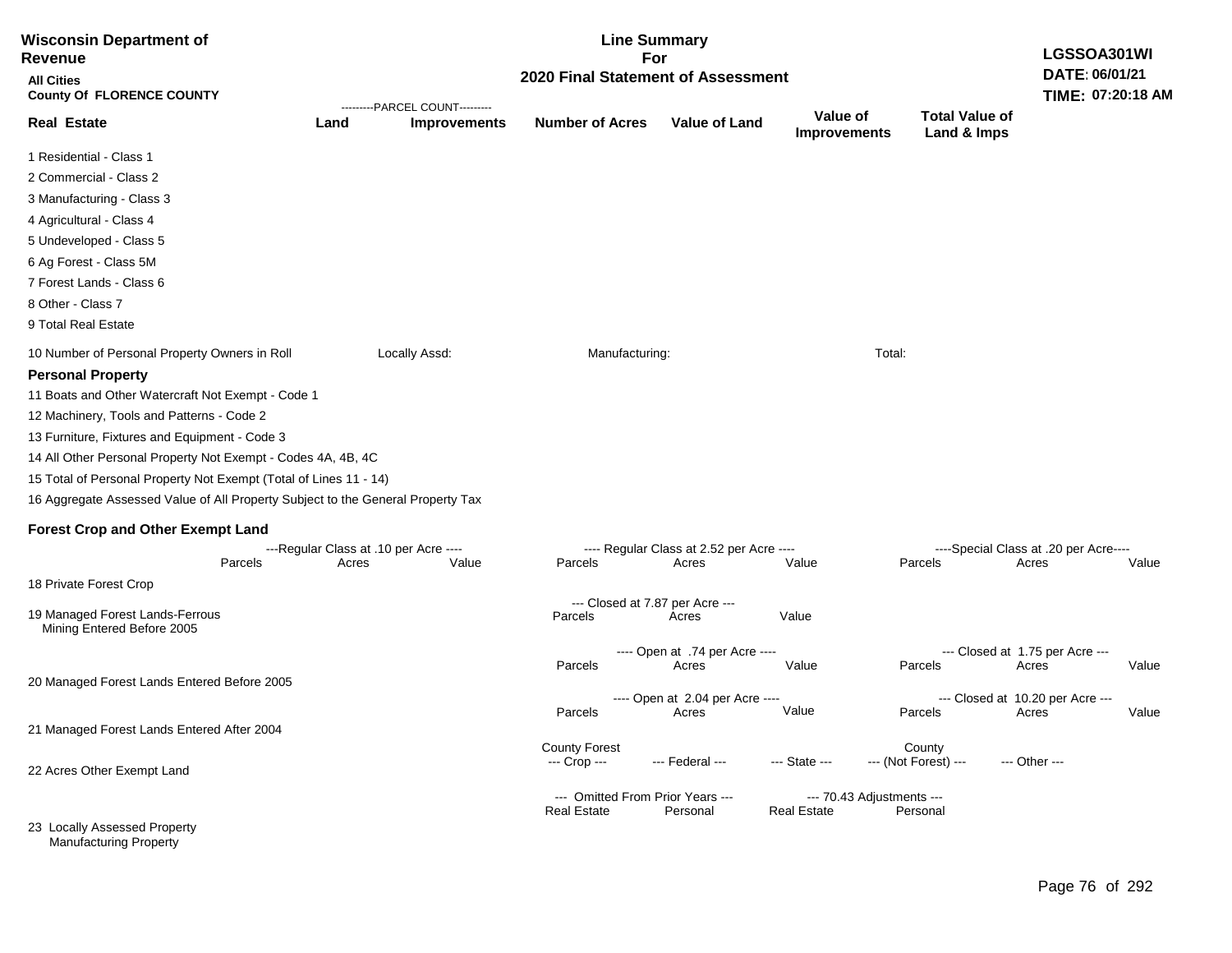**Wisconsin Department of Revenue**

**All Cities**

**County Of FLORENCE COUNTY**

**Line Summary For 2020 Final Statement of Assessment**

**LGSSOA301WI**
**DATE: 06/01/21**
**TIME: 07:20:18 AM**

| Real Estate | PARCEL COUNT Land | PARCEL COUNT Improvements | Number of Acres | Value of Land | Value of Improvements | Total Value of Land & Imps |
|---|---|---|---|---|---|---|
| 1 Residential - Class 1 | | | | | | |
| 2 Commercial - Class 2 | | | | | | |
| 3 Manufacturing - Class 3 | | | | | | |
| 4 Agricultural - Class 4 | | | | | | |
| 5 Undeveloped - Class 5 | | | | | | |
| 6 Ag Forest - Class 5M | | | | | | |
| 7 Forest Lands - Class 6 | | | | | | |
| 8 Other - Class 7 | | | | | | |
| 9 Total Real Estate | | | | | | |

10 Number of Personal Property Owners in Roll Locally Assd: Manufacturing: Total:

**Personal Property**

11 Boats and Other Watercraft Not Exempt - Code 1

12 Machinery, Tools and Patterns - Code 2

13 Furniture, Fixtures and Equipment - Code 3

14 All Other Personal Property Not Exempt - Codes 4A, 4B, 4C

15 Total of Personal Property Not Exempt (Total of Lines 11 - 14)

16 Aggregate Assessed Value of All Property Subject to the General Property Tax

**Forest Crop and Other Exempt Land**

| | Regular Class at .10 per Acre Parcels | Acres | Value | Regular Class at 2.52 per Acre Parcels | Acres | Value | Special Class at .20 per Acre Parcels | Acres | Value |
|---|---|---|---|---|---|---|---|---|---|
| 18 Private Forest Crop | | | | | | | | | |

| | Closed at 7.87 per Acre Parcels | Acres | Value |
|---|---|---|---|
| 19 Managed Forest Lands-Ferrous Mining Entered Before 2005 | | | |

| | Open at .74 per Acre Parcels | Acres | Value | Closed at 1.75 per Acre Parcels | Acres | Value |
|---|---|---|---|---|---|---|
| 20 Managed Forest Lands Entered Before 2005 | | | | | | |

| | Open at 2.04 per Acre Parcels | Acres | Value | Closed at 10.20 per Acre Parcels | Acres | Value |
|---|---|---|---|---|---|---|
| 21 Managed Forest Lands Entered After 2004 | | | | | | |

| | County Forest Crop | Federal | State | County (Not Forest) | Other |
|---|---|---|---|---|---|
| 22 Acres Other Exempt Land | | | | | |

| | Omitted From Prior Years Real Estate | Omitted From Prior Years Personal | 70.43 Adjustments Real Estate | 70.43 Adjustments Personal |
|---|---|---|---|---|
| 23 Locally Assessed Property Manufacturing Property | | | | |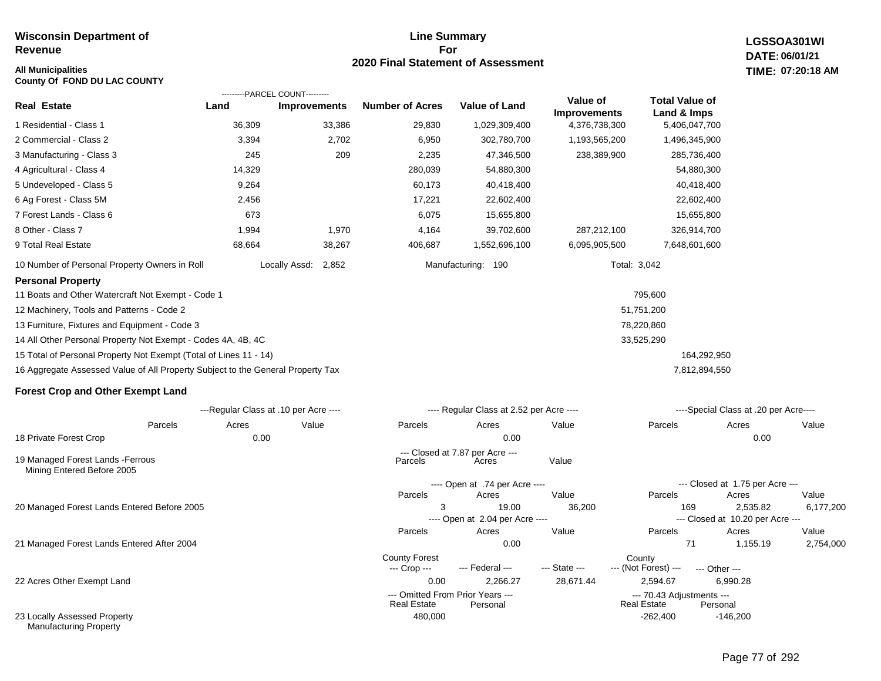**Wisconsin Department of Revenue**

**All Municipalities**
**County Of FOND DU LAC COUNTY**

## Line Summary For 2020 Final Statement of Assessment

**LGSSOA301WI**
**DATE: 06/01/21**
**TIME: 07:20:18 AM**

| Real Estate | PARCEL COUNT Land | PARCEL COUNT Improvements | Number of Acres | Value of Land | Value of Improvements | Total Value of Land & Imps |
|---|---|---|---|---|---|---|
| 1 Residential - Class 1 | 36,309 | 33,386 | 29,830 | 1,029,309,400 | 4,376,738,300 | 5,406,047,700 |
| 2 Commercial - Class 2 | 3,394 | 2,702 | 6,950 | 302,780,700 | 1,193,565,200 | 1,496,345,900 |
| 3 Manufacturing - Class 3 | 245 | 209 | 2,235 | 47,346,500 | 238,389,900 | 285,736,400 |
| 4 Agricultural - Class 4 | 14,329 | | 280,039 | 54,880,300 | | 54,880,300 |
| 5 Undeveloped - Class 5 | 9,264 | | 60,173 | 40,418,400 | | 40,418,400 |
| 6 Ag Forest - Class 5M | 2,456 | | 17,221 | 22,602,400 | | 22,602,400 |
| 7 Forest Lands - Class 6 | 673 | | 6,075 | 15,655,800 | | 15,655,800 |
| 8 Other - Class 7 | 1,994 | 1,970 | 4,164 | 39,702,600 | 287,212,100 | 326,914,700 |
| 9 Total Real Estate | 68,664 | 38,267 | 406,687 | 1,552,696,100 | 6,095,905,500 | 7,648,601,600 |

10 Number of Personal Property Owners in Roll — Locally Assd: 2,852 — Manufacturing: 190 — Total: 3,042

### Personal Property

| | | |
|---|---|---|
| 11 Boats and Other Watercraft Not Exempt - Code 1 | 795,600 | |
| 12 Machinery, Tools and Patterns - Code 2 | 51,751,200 | |
| 13 Furniture, Fixtures and Equipment - Code 3 | 78,220,860 | |
| 14 All Other Personal Property Not Exempt - Codes 4A, 4B, 4C | 33,525,290 | |
| 15 Total of Personal Property Not Exempt (Total of Lines 11 - 14) | | 164,292,950 |
| 16 Aggregate Assessed Value of All Property Subject to the General Property Tax | | 7,812,894,550 |

### Forest Crop and Other Exempt Land

| | Regular Class at .10 per Acre Parcels | Acres | Value | Regular Class at 2.52 per Acre Parcels | Acres | Value | Special Class at .20 per Acre Parcels | Acres | Value |
|---|---|---|---|---|---|---|---|---|---|
| 18 Private Forest Crop | | 0.00 | | | 0.00 | | | 0.00 | |

| | Closed at 7.87 per Acre Parcels | Acres | Value |
|---|---|---|---|
| 19 Managed Forest Lands -Ferrous Mining Entered Before 2005 | | | |

| | Open Parcels | Open Acres | Open Value | Closed Parcels | Closed Acres | Closed Value |
|---|---|---|---|---|---|---|
| 20 Managed Forest Lands Entered Before 2005 (Open at .74 per Acre / Closed at 1.75 per Acre) | 3 | 19.00 | 36,200 | 169 | 2,535.82 | 6,177,200 |
| 21 Managed Forest Lands Entered After 2004 (Open at 2.04 per Acre / Closed at 10.20 per Acre) | | 0.00 | | 71 | 1,155.19 | 2,754,000 |

| | County Forest --- Crop --- | --- Federal --- | --- State --- | County --- (Not Forest) --- | --- Other --- |
|---|---|---|---|---|---|
| 22 Acres Other Exempt Land | 0.00 | 2,266.27 | 28,671.44 | 2,594.67 | 6,990.28 |

| | Omitted From Prior Years Real Estate | Omitted From Prior Years Personal | 70.43 Adjustments Real Estate | 70.43 Adjustments Personal |
|---|---|---|---|---|
| 23 Locally Assessed Property Manufacturing Property | 480,000 | | -262,400 | -146,200 |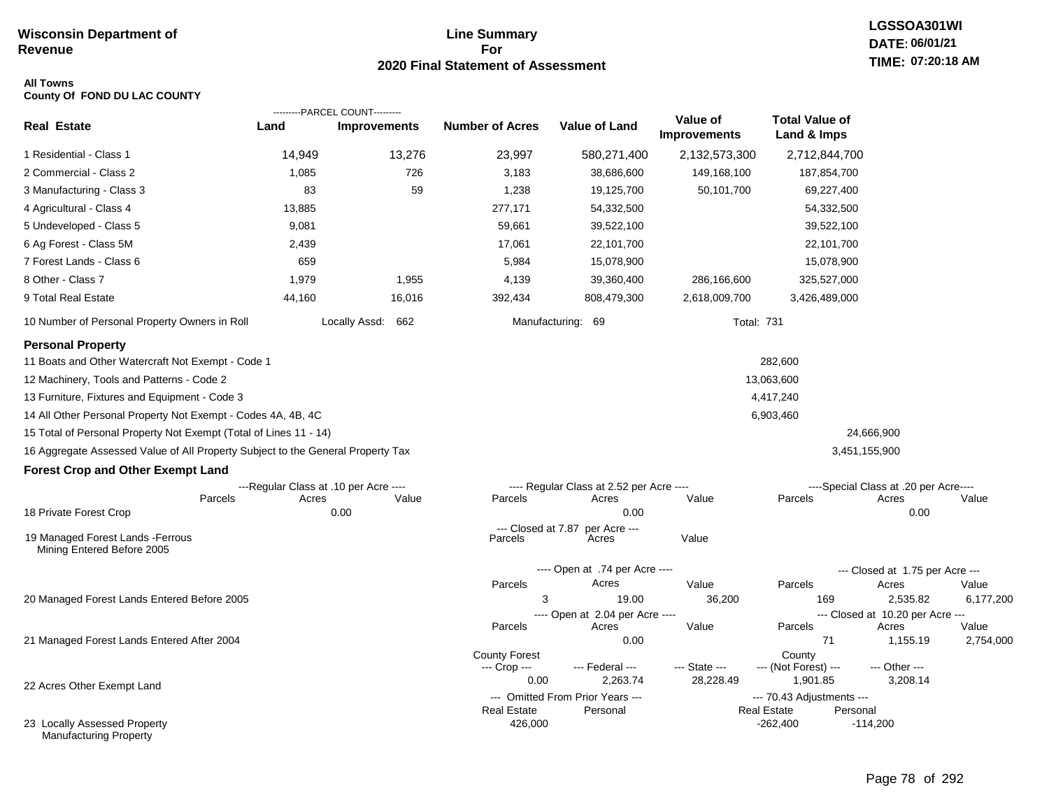**Wisconsin Department of Revenue**

**Line Summary For 2020 Final Statement of Assessment**

**LGSSOA301WI**
**DATE: 06/01/21**
**TIME: 07:20:18 AM**

**All Towns**
**County Of FOND DU LAC COUNTY**

| Real Estate | PARCEL COUNT Land | PARCEL COUNT Improvements | Number of Acres | Value of Land | Value of Improvements | Total Value of Land & Imps |
|---|---|---|---|---|---|---|
| 1 Residential - Class 1 | 14,949 | 13,276 | 23,997 | 580,271,400 | 2,132,573,300 | 2,712,844,700 |
| 2 Commercial - Class 2 | 1,085 | 726 | 3,183 | 38,686,600 | 149,168,100 | 187,854,700 |
| 3 Manufacturing - Class 3 | 83 | 59 | 1,238 | 19,125,700 | 50,101,700 | 69,227,400 |
| 4 Agricultural - Class 4 | 13,885 | | 277,171 | 54,332,500 | | 54,332,500 |
| 5 Undeveloped - Class 5 | 9,081 | | 59,661 | 39,522,100 | | 39,522,100 |
| 6 Ag Forest - Class 5M | 2,439 | | 17,061 | 22,101,700 | | 22,101,700 |
| 7 Forest Lands - Class 6 | 659 | | 5,984 | 15,078,900 | | 15,078,900 |
| 8 Other - Class 7 | 1,979 | 1,955 | 4,139 | 39,360,400 | 286,166,600 | 325,527,000 |
| 9 Total Real Estate | 44,160 | 16,016 | 392,434 | 808,479,300 | 2,618,009,700 | 3,426,489,000 |

10 Number of Personal Property Owners in Roll — Locally Assd: 662 — Manufacturing: 69 — Total: 731

**Personal Property**

| | | |
|---|---|---|
| 11 Boats and Other Watercraft Not Exempt - Code 1 | 282,600 | |
| 12 Machinery, Tools and Patterns - Code 2 | 13,063,600 | |
| 13 Furniture, Fixtures and Equipment - Code 3 | 4,417,240 | |
| 14 All Other Personal Property Not Exempt - Codes 4A, 4B, 4C | 6,903,460 | |
| 15 Total of Personal Property Not Exempt (Total of Lines 11 - 14) | | 24,666,900 |
| 16 Aggregate Assessed Value of All Property Subject to the General Property Tax | | 3,451,155,900 |

**Forest Crop and Other Exempt Land**

| | Regular Class at .10 per Acre Parcels | Acres | Value | Regular Class at 2.52 per Acre Parcels | Acres | Value | Special Class at .20 per Acre Parcels | Acres | Value |
|---|---|---|---|---|---|---|---|---|---|
| 18 Private Forest Crop | | 0.00 | | | 0.00 | | | 0.00 | |

| | Closed at 7.87 per Acre Parcels | Acres | Value |
|---|---|---|---|
| 19 Managed Forest Lands -Ferrous Mining Entered Before 2005 | | | |

| | Open at .74 per Acre Parcels | Acres | Value | Closed at 1.75 per Acre Parcels | Acres | Value |
|---|---|---|---|---|---|---|
| 20 Managed Forest Lands Entered Before 2005 | 3 | 19.00 | 36,200 | 169 | 2,535.82 | 6,177,200 |

| | Open at 2.04 per Acre Parcels | Acres | Value | Closed at 10.20 per Acre Parcels | Acres | Value |
|---|---|---|---|---|---|---|
| 21 Managed Forest Lands Entered After 2004 | | 0.00 | | 71 | 1,155.19 | 2,754,000 |

| | County Forest Crop | Federal | State | County (Not Forest) | Other |
|---|---|---|---|---|---|
| 22 Acres Other Exempt Land | 0.00 | 2,263.74 | 28,228.49 | 1,901.85 | 3,208.14 |

| | Omitted From Prior Years Real Estate | Personal | 70.43 Adjustments Real Estate | Personal |
|---|---|---|---|---|
| 23 Locally Assessed Property Manufacturing Property | 426,000 | | -262,400 | -114,200 |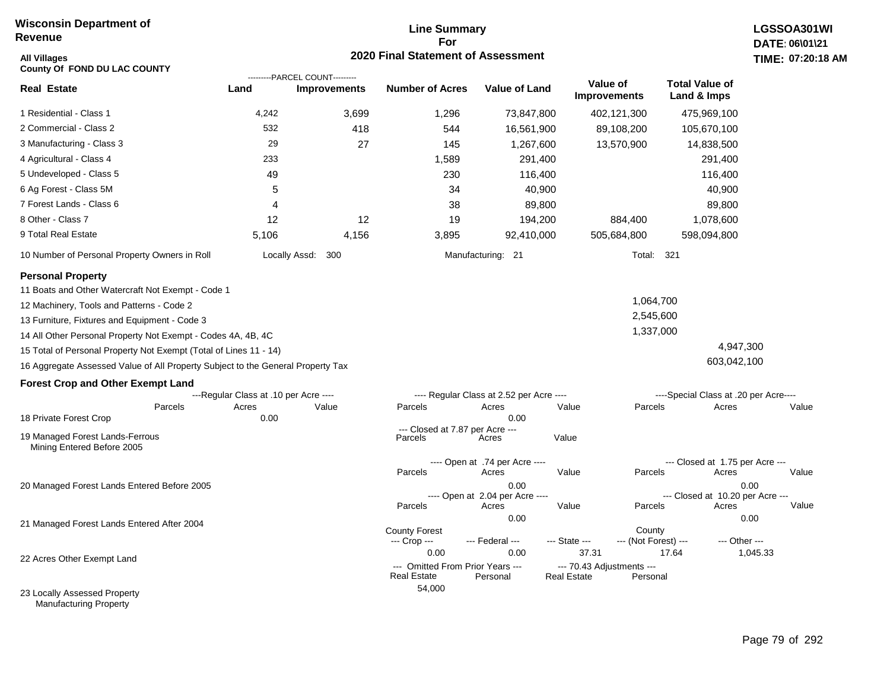**Wisconsin Department of Revenue**

**Line Summary For 2020 Final Statement of Assessment**

**LGSSOA301WI**
**DATE: 06\01\21**
**TIME: 07:20:18 AM**

**All Villages**
**County Of FOND DU LAC COUNTY**

| Real Estate | Land (Parcel Count) | Improvements (Parcel Count) | Number of Acres | Value of Land | Value of Improvements | Total Value of Land & Imps |
|---|---|---|---|---|---|---|
| 1 Residential - Class 1 | 4,242 | 3,699 | 1,296 | 73,847,800 | 402,121,300 | 475,969,100 |
| 2 Commercial - Class 2 | 532 | 418 | 544 | 16,561,900 | 89,108,200 | 105,670,100 |
| 3 Manufacturing - Class 3 | 29 | 27 | 145 | 1,267,600 | 13,570,900 | 14,838,500 |
| 4 Agricultural - Class 4 | 233 | | 1,589 | 291,400 | | 291,400 |
| 5 Undeveloped - Class 5 | 49 | | 230 | 116,400 | | 116,400 |
| 6 Ag Forest - Class 5M | 5 | | 34 | 40,900 | | 40,900 |
| 7 Forest Lands - Class 6 | 4 | | 38 | 89,800 | | 89,800 |
| 8 Other - Class 7 | 12 | 12 | 19 | 194,200 | 884,400 | 1,078,600 |
| 9 Total Real Estate | 5,106 | 4,156 | 3,895 | 92,410,000 | 505,684,800 | 598,094,800 |

10 Number of Personal Property Owners in Roll — Locally Assd: 300 — Manufacturing: 21 — Total: 321

## Personal Property

| | | |
|---|---|---|
| 11 Boats and Other Watercraft Not Exempt - Code 1 | | |
| 12 Machinery, Tools and Patterns - Code 2 | 1,064,700 | |
| 13 Furniture, Fixtures and Equipment - Code 3 | 2,545,600 | |
| 14 All Other Personal Property Not Exempt - Codes 4A, 4B, 4C | 1,337,000 | |
| 15 Total of Personal Property Not Exempt (Total of Lines 11 - 14) | | 4,947,300 |
| 16 Aggregate Assessed Value of All Property Subject to the General Property Tax | | 603,042,100 |

## Forest Crop and Other Exempt Land

| | Regular Class at .10 per Acre – Parcels | Acres | Value | Regular Class at 2.52 per Acre – Parcels | Acres | Value | Special Class at .20 per Acre – Parcels | Acres | Value |
|---|---|---|---|---|---|---|---|---|---|
| 18 Private Forest Crop | | 0.00 | | | 0.00 | | | | |

| | Closed at 7.87 per Acre – Parcels | Acres | Value |
|---|---|---|---|
| 19 Managed Forest Lands-Ferrous Mining Entered Before 2005 | | | |

| | Open at .74 per Acre – Parcels | Acres | Value | Closed at 1.75 per Acre – Parcels | Acres | Value |
|---|---|---|---|---|---|---|
| 20 Managed Forest Lands Entered Before 2005 | | 0.00 | | | 0.00 | |

| | Open at 2.04 per Acre – Parcels | Acres | Value | Closed at 10.20 per Acre – Parcels | Acres | Value |
|---|---|---|---|---|---|---|
| 21 Managed Forest Lands Entered After 2004 | | 0.00 | | | 0.00 | |

| | County Forest – Crop | Federal | State | County (Not Forest) | Other |
|---|---|---|---|---|---|
| 22 Acres Other Exempt Land | 0.00 | 0.00 | 37.31 | 17.64 | 1,045.33 |

| | Omitted From Prior Years – Real Estate | Personal | 70.43 Adjustments – Real Estate | Personal |
|---|---|---|---|---|
| 23 Locally Assessed Property Manufacturing Property | 54,000 | | | |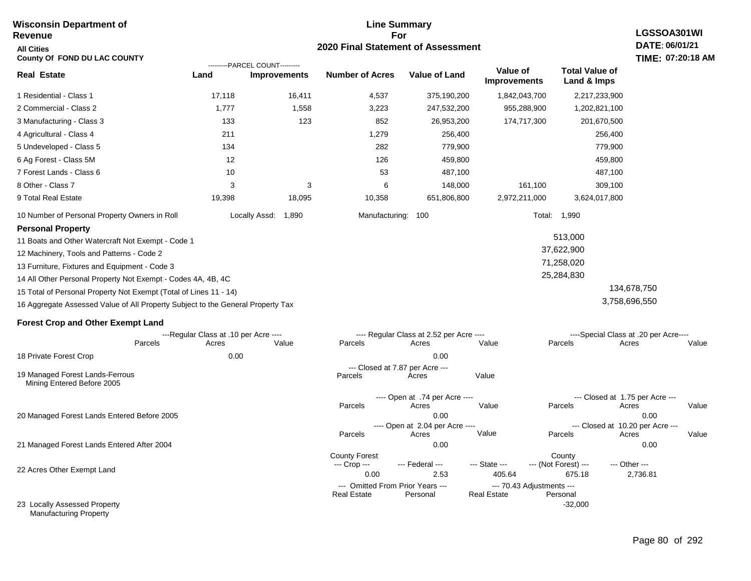**Wisconsin Department of Revenue**

**All Cities**

**County Of FOND DU LAC COUNTY**

# Line Summary For 2020 Final Statement of Assessment

**LGSSOA301WI**
**DATE: 06/01/21**
**TIME: 07:20:18 AM**

| Real Estate | Land (Parcel Count) | Improvements (Parcel Count) | Number of Acres | Value of Land | Value of Improvements | Total Value of Land & Imps |
|---|---|---|---|---|---|---|
| 1 Residential - Class 1 | 17,118 | 16,411 | 4,537 | 375,190,200 | 1,842,043,700 | 2,217,233,900 |
| 2 Commercial - Class 2 | 1,777 | 1,558 | 3,223 | 247,532,200 | 955,288,900 | 1,202,821,100 |
| 3 Manufacturing - Class 3 | 133 | 123 | 852 | 26,953,200 | 174,717,300 | 201,670,500 |
| 4 Agricultural - Class 4 | 211 | | 1,279 | 256,400 | | 256,400 |
| 5 Undeveloped - Class 5 | 134 | | 282 | 779,900 | | 779,900 |
| 6 Ag Forest - Class 5M | 12 | | 126 | 459,800 | | 459,800 |
| 7 Forest Lands - Class 6 | 10 | | 53 | 487,100 | | 487,100 |
| 8 Other - Class 7 | 3 | 3 | 6 | 148,000 | 161,100 | 309,100 |
| 9 Total Real Estate | 19,398 | 18,095 | 10,358 | 651,806,800 | 2,972,211,000 | 3,624,017,800 |

10 Number of Personal Property Owners in Roll — Locally Assd: 1,890 — Manufacturing: 100 — Total: 1,990

## Personal Property

| | | |
|---|---|---|
| 11 Boats and Other Watercraft Not Exempt - Code 1 | 513,000 | |
| 12 Machinery, Tools and Patterns - Code 2 | 37,622,900 | |
| 13 Furniture, Fixtures and Equipment - Code 3 | 71,258,020 | |
| 14 All Other Personal Property Not Exempt - Codes 4A, 4B, 4C | 25,284,830 | |
| 15 Total of Personal Property Not Exempt (Total of Lines 11 - 14) | | 134,678,750 |
| 16 Aggregate Assessed Value of All Property Subject to the General Property Tax | | 3,758,696,550 |

## Forest Crop and Other Exempt Land

| | Regular Class at .10 per Acre: Parcels | Acres | Value | Regular Class at 2.52 per Acre: Parcels | Acres | Value | Special Class at .20 per Acre: Parcels | Acres | Value |
|---|---|---|---|---|---|---|---|---|---|
| 18 Private Forest Crop | | 0.00 | | | 0.00 | | | | |

| | Closed at 7.87 per Acre: Parcels | Acres | Value |
|---|---|---|---|
| 19 Managed Forest Lands-Ferrous Mining Entered Before 2005 | | | |

| | Open at .74 per Acre: Parcels | Acres | Value | Closed at 1.75 per Acre: Parcels | Acres | Value |
|---|---|---|---|---|---|---|
| 20 Managed Forest Lands Entered Before 2005 | | 0.00 | | | 0.00 | |

| | Open at 2.04 per Acre: Parcels | Acres | Value | Closed at 10.20 per Acre: Parcels | Acres | Value |
|---|---|---|---|---|---|---|
| 21 Managed Forest Lands Entered After 2004 | | 0.00 | | | 0.00 | |

| | County Forest Crop | Federal | State | County (Not Forest) | Other |
|---|---|---|---|---|---|
| 22 Acres Other Exempt Land | 0.00 | 2.53 | 405.64 | 675.18 | 2,736.81 |

| | Omitted From Prior Years: Real Estate | Personal | 70.43 Adjustments: Real Estate | Personal |
|---|---|---|---|---|
| 23 Locally Assessed Property Manufacturing Property | | | | -32,000 |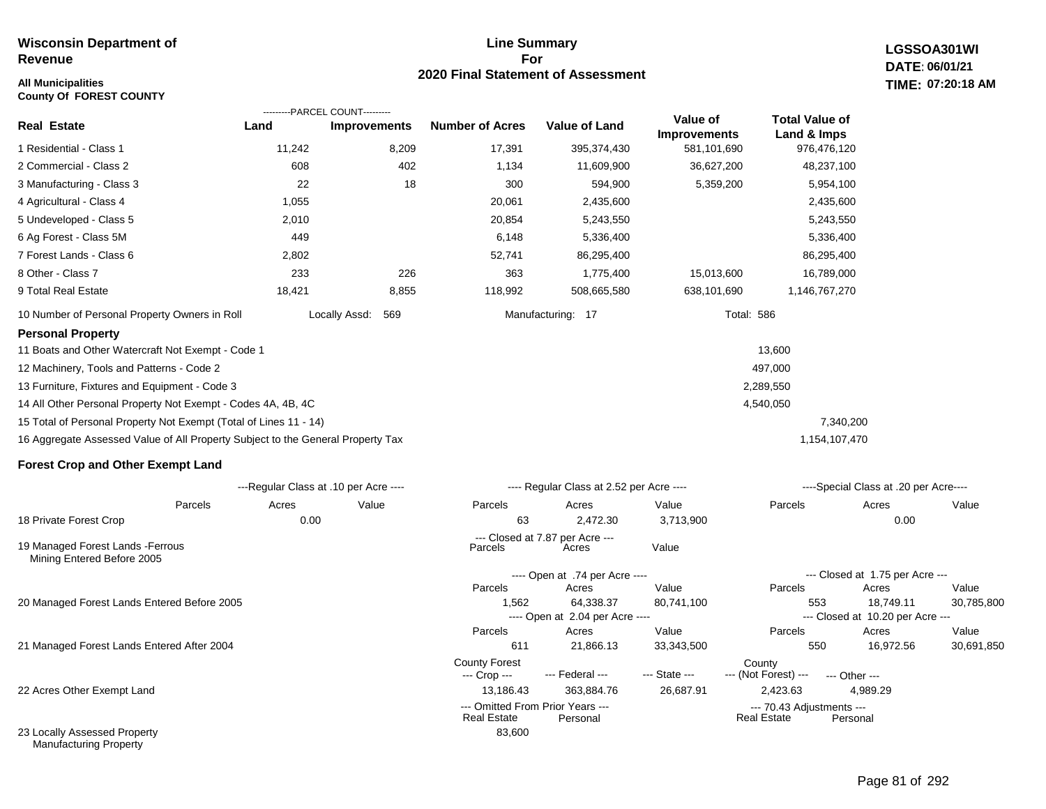**Wisconsin Department of Revenue**

**All Municipalities**
**County Of FOREST COUNTY**

## Line Summary For 2020 Final Statement of Assessment

**LGSSOA301WI**
**DATE: 06/01/21**
**TIME: 07:20:18 AM**

| Real Estate | PARCEL COUNT Land | PARCEL COUNT Improvements | Number of Acres | Value of Land | Value of Improvements | Total Value of Land & Imps |
|---|---|---|---|---|---|---|
| 1 Residential - Class 1 | 11,242 | 8,209 | 17,391 | 395,374,430 | 581,101,690 | 976,476,120 |
| 2 Commercial - Class 2 | 608 | 402 | 1,134 | 11,609,900 | 36,627,200 | 48,237,100 |
| 3 Manufacturing - Class 3 | 22 | 18 | 300 | 594,900 | 5,359,200 | 5,954,100 |
| 4 Agricultural - Class 4 | 1,055 | | 20,061 | 2,435,600 | | 2,435,600 |
| 5 Undeveloped - Class 5 | 2,010 | | 20,854 | 5,243,550 | | 5,243,550 |
| 6 Ag Forest - Class 5M | 449 | | 6,148 | 5,336,400 | | 5,336,400 |
| 7 Forest Lands - Class 6 | 2,802 | | 52,741 | 86,295,400 | | 86,295,400 |
| 8 Other - Class 7 | 233 | 226 | 363 | 1,775,400 | 15,013,600 | 16,789,000 |
| 9 Total Real Estate | 18,421 | 8,855 | 118,992 | 508,665,580 | 638,101,690 | 1,146,767,270 |

10 Number of Personal Property Owners in Roll — Locally Assd: 569 — Manufacturing: 17 — Total: 586

### Personal Property

| | | |
|---|---|---|
| 11 Boats and Other Watercraft Not Exempt - Code 1 | 13,600 | |
| 12 Machinery, Tools and Patterns - Code 2 | 497,000 | |
| 13 Furniture, Fixtures and Equipment - Code 3 | 2,289,550 | |
| 14 All Other Personal Property Not Exempt - Codes 4A, 4B, 4C | 4,540,050 | |
| 15 Total of Personal Property Not Exempt (Total of Lines 11 - 14) | | 7,340,200 |
| 16 Aggregate Assessed Value of All Property Subject to the General Property Tax | | 1,154,107,470 |

### Forest Crop and Other Exempt Land

| | Regular Class at .10 per Acre Parcels | Acres | Value | Regular Class at 2.52 per Acre Parcels | Acres | Value | Special Class at .20 per Acre Parcels | Acres | Value |
|---|---|---|---|---|---|---|---|---|---|
| 18 Private Forest Crop | | 0.00 | | 63 | 2,472.30 | 3,713,900 | | 0.00 | |

| | Closed at 7.87 per Acre Parcels | Acres | Value |
|---|---|---|---|
| 19 Managed Forest Lands -Ferrous Mining Entered Before 2005 | | | |

| | Open Parcels | Open Acres | Open Value | Closed Parcels | Closed Acres | Closed Value |
|---|---|---|---|---|---|---|
| 20 Managed Forest Lands Entered Before 2005 (Open at .74 per Acre / Closed at 1.75 per Acre) | 1,562 | 64,338.37 | 80,741,100 | 553 | 18,749.11 | 30,785,800 |
| 21 Managed Forest Lands Entered After 2004 (Open at 2.04 per Acre / Closed at 10.20 per Acre) | 611 | 21,866.13 | 33,343,500 | 550 | 16,972.56 | 30,691,850 |

| | County Forest Crop | Federal | State | County (Not Forest) | Other |
|---|---|---|---|---|---|
| 22 Acres Other Exempt Land | 13,186.43 | 363,884.76 | 26,687.91 | 2,423.63 | 4,989.29 |

| | Omitted From Prior Years Real Estate | Omitted From Prior Years Personal | 70.43 Adjustments Real Estate | 70.43 Adjustments Personal |
|---|---|---|---|---|
| 23 Locally Assessed Property | 83,600 | | | |
| Manufacturing Property | | | | |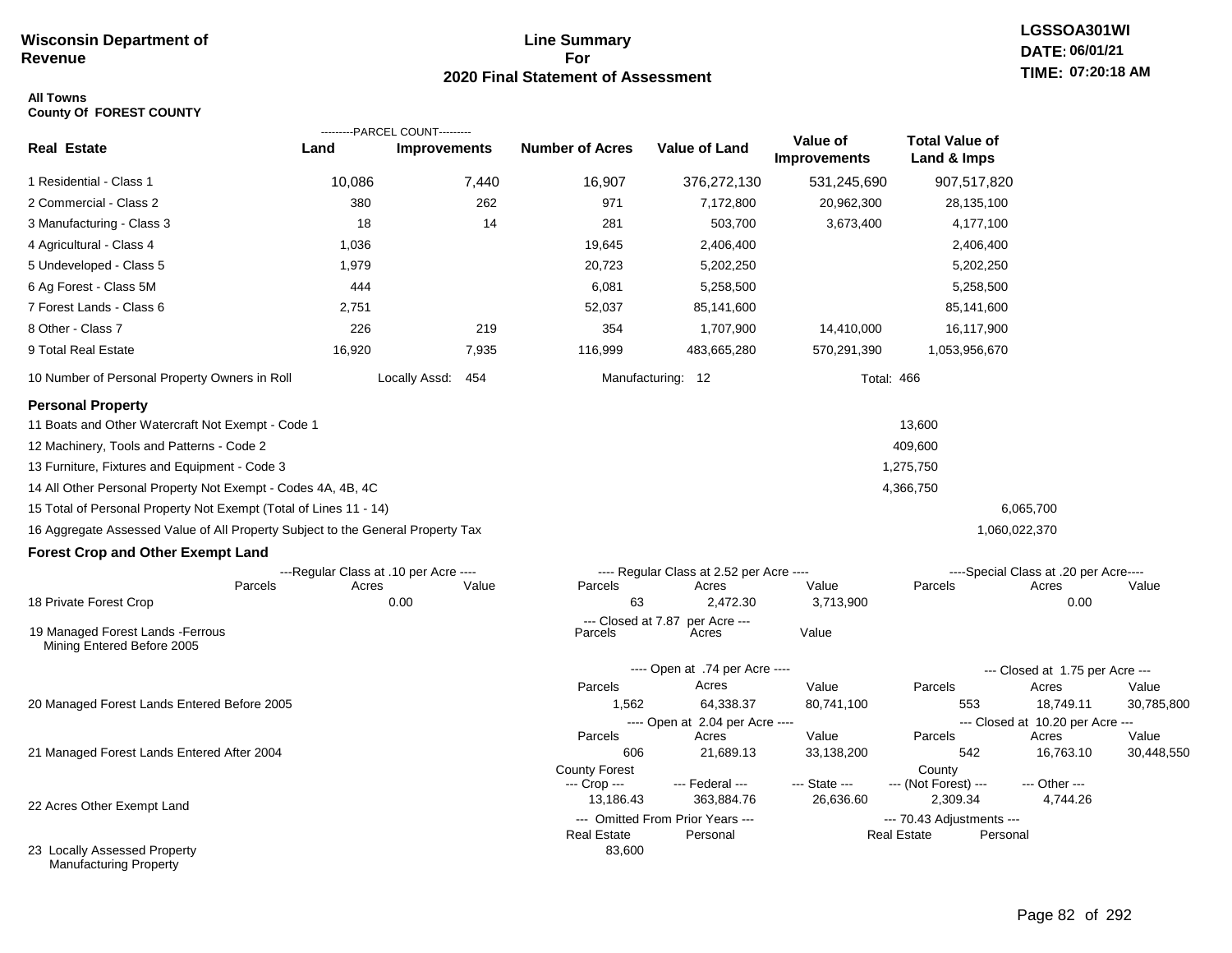**Wisconsin Department of Revenue**

# Line Summary For 2020 Final Statement of Assessment

LGSSOA301WI
DATE: 06/01/21
TIME: 07:20:18 AM

**All Towns**
**County Of FOREST COUNTY**

| Real Estate | PARCEL COUNT Land | PARCEL COUNT Improvements | Number of Acres | Value of Land | Value of Improvements | Total Value of Land & Imps |
|---|---|---|---|---|---|---|
| 1 Residential - Class 1 | 10,086 | 7,440 | 16,907 | 376,272,130 | 531,245,690 | 907,517,820 |
| 2 Commercial - Class 2 | 380 | 262 | 971 | 7,172,800 | 20,962,300 | 28,135,100 |
| 3 Manufacturing - Class 3 | 18 | 14 | 281 | 503,700 | 3,673,400 | 4,177,100 |
| 4 Agricultural - Class 4 | 1,036 | | 19,645 | 2,406,400 | | 2,406,400 |
| 5 Undeveloped - Class 5 | 1,979 | | 20,723 | 5,202,250 | | 5,202,250 |
| 6 Ag Forest - Class 5M | 444 | | 6,081 | 5,258,500 | | 5,258,500 |
| 7 Forest Lands - Class 6 | 2,751 | | 52,037 | 85,141,600 | | 85,141,600 |
| 8 Other - Class 7 | 226 | 219 | 354 | 1,707,900 | 14,410,000 | 16,117,900 |
| 9 Total Real Estate | 16,920 | 7,935 | 116,999 | 483,665,280 | 570,291,390 | 1,053,956,670 |

10 Number of Personal Property Owners in Roll — Locally Assd: 454 — Manufacturing: 12 — Total: 466

## Personal Property

| | | |
|---|---|---|
| 11 Boats and Other Watercraft Not Exempt - Code 1 | 13,600 | |
| 12 Machinery, Tools and Patterns - Code 2 | 409,600 | |
| 13 Furniture, Fixtures and Equipment - Code 3 | 1,275,750 | |
| 14 All Other Personal Property Not Exempt - Codes 4A, 4B, 4C | 4,366,750 | |
| 15 Total of Personal Property Not Exempt (Total of Lines 11 - 14) | | 6,065,700 |
| 16 Aggregate Assessed Value of All Property Subject to the General Property Tax | | 1,060,022,370 |

## Forest Crop and Other Exempt Land

| | Regular Class at .10 per Acre Parcels | Acres | Value | Regular Class at 2.52 per Acre Parcels | Acres | Value | Special Class at .20 per Acre Parcels | Acres | Value |
|---|---|---|---|---|---|---|---|---|---|
| 18 Private Forest Crop | | 0.00 | | 63 | 2,472.30 | 3,713,900 | | 0.00 | |

| | Closed at 7.87 per Acre Parcels | Acres | Value |
|---|---|---|---|
| 19 Managed Forest Lands -Ferrous Mining Entered Before 2005 | | | |

| | Open at .74 per Acre Parcels | Acres | Value | Closed at 1.75 per Acre Parcels | Acres | Value |
|---|---|---|---|---|---|---|
| 20 Managed Forest Lands Entered Before 2005 | 1,562 | 64,338.37 | 80,741,100 | 553 | 18,749.11 | 30,785,800 |

| | Open at 2.04 per Acre Parcels | Acres | Value | Closed at 10.20 per Acre Parcels | Acres | Value |
|---|---|---|---|---|---|---|
| 21 Managed Forest Lands Entered After 2004 | 606 | 21,689.13 | 33,138,200 | 542 | 16,763.10 | 30,448,550 |

| | County Forest Crop | Federal | State | County (Not Forest) | Other |
|---|---|---|---|---|---|
| 22 Acres Other Exempt Land | 13,186.43 | 363,884.76 | 26,636.60 | 2,309.34 | 4,744.26 |

| | Omitted From Prior Years Real Estate | Personal | 70.43 Adjustments Real Estate | Personal |
|---|---|---|---|---|
| 23 Locally Assessed Property Manufacturing Property | 83,600 | | | |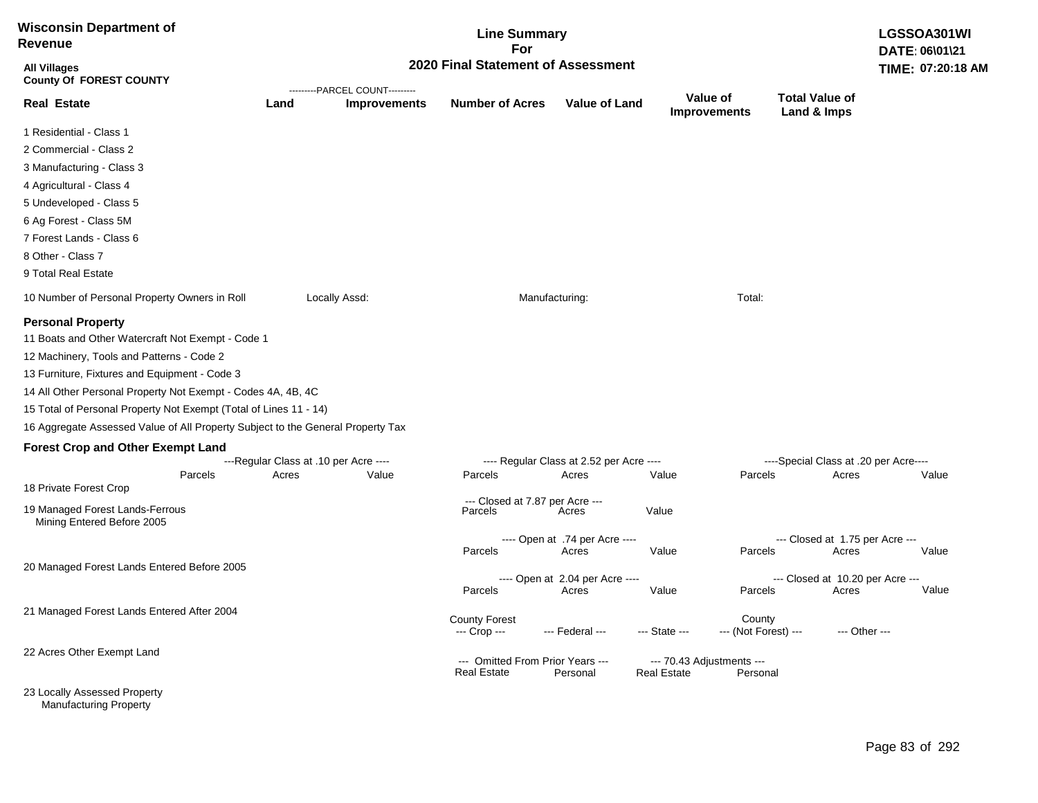**Wisconsin Department of Revenue**

**All Villages**
**County Of FOREST COUNTY**

# Line Summary For 2020 Final Statement of Assessment

**LGSSOA301WI**
**DATE: 06\01\21**
**TIME: 07:20:18 AM**

| Real Estate | Land (Parcel Count) | Improvements (Parcel Count) | Number of Acres | Value of Land | Value of Improvements | Total Value of Land & Imps |
|---|---|---|---|---|---|---|
| 1 Residential - Class 1 | | | | | | |
| 2 Commercial - Class 2 | | | | | | |
| 3 Manufacturing - Class 3 | | | | | | |
| 4 Agricultural - Class 4 | | | | | | |
| 5 Undeveloped - Class 5 | | | | | | |
| 6 Ag Forest - Class 5M | | | | | | |
| 7 Forest Lands - Class 6 | | | | | | |
| 8 Other - Class 7 | | | | | | |
| 9 Total Real Estate | | | | | | |

10 Number of Personal Property Owners in Roll    Locally Assd:    Manufacturing:    Total:

## Personal Property

11 Boats and Other Watercraft Not Exempt - Code 1

12 Machinery, Tools and Patterns - Code 2

13 Furniture, Fixtures and Equipment - Code 3

14 All Other Personal Property Not Exempt - Codes 4A, 4B, 4C

15 Total of Personal Property Not Exempt (Total of Lines 11 - 14)

16 Aggregate Assessed Value of All Property Subject to the General Property Tax

## Forest Crop and Other Exempt Land

| | ---Regular Class at .10 per Acre---- | | | ---- Regular Class at 2.52 per Acre ---- | | | ----Special Class at .20 per Acre---- | | |
|---|---|---|---|---|---|---|---|---|---|
| | Parcels | Acres | Value | Parcels | Acres | Value | Parcels | Acres | Value |
| 18 Private Forest Crop | | | | | | | | | |

| | --- Closed at 7.87 per Acre --- | | |
|---|---|---|---|
| | Parcels | Acres | Value |
| 19 Managed Forest Lands-Ferrous Mining Entered Before 2005 | | | |

| | ---- Open at .74 per Acre ---- | | | --- Closed at 1.75 per Acre --- | | |
|---|---|---|---|---|---|---|
| | Parcels | Acres | Value | Parcels | Acres | Value |
| 20 Managed Forest Lands Entered Before 2005 | | | | | | |

| | ---- Open at 2.04 per Acre ---- | | | --- Closed at 10.20 per Acre --- | | |
|---|---|---|---|---|---|---|
| | Parcels | Acres | Value | Parcels | Acres | Value |
| 21 Managed Forest Lands Entered After 2004 | | | | | | |

| | County Forest --- Crop --- | --- Federal --- | --- State --- | County --- (Not Forest) --- | --- Other --- |
|---|---|---|---|---|---|
| 22 Acres Other Exempt Land | | | | | |

| | --- Omitted From Prior Years --- | | --- 70.43 Adjustments --- | |
|---|---|---|---|---|
| | Real Estate | Personal | Real Estate | Personal |
| 23 Locally Assessed Property | | | | |
| Manufacturing Property | | | | |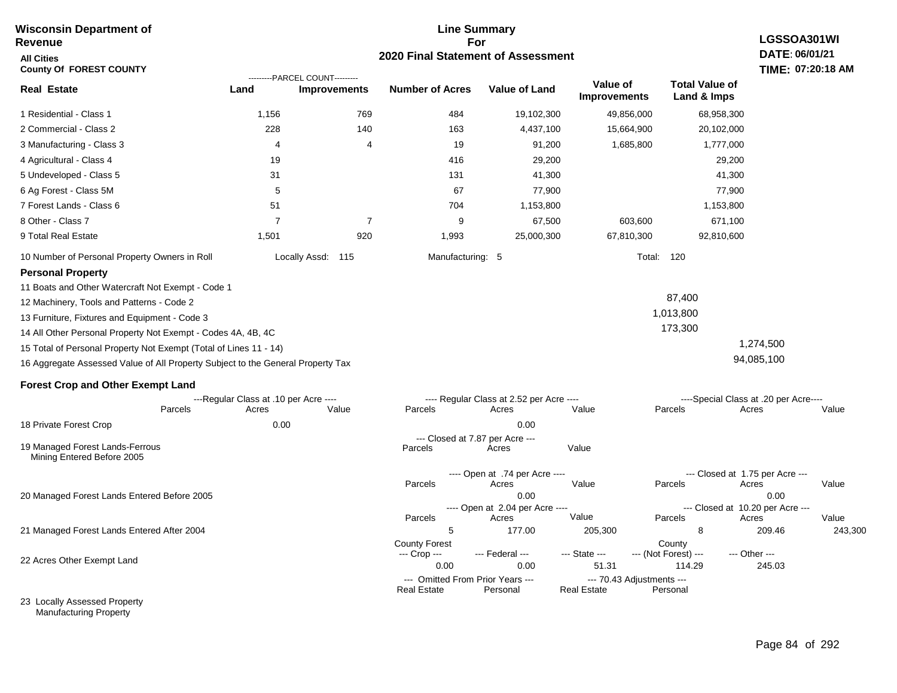**Wisconsin Department of Revenue**

**All Cities**

**County Of FOREST COUNTY**

## Line Summary For 2020 Final Statement of Assessment

**LGSSOA301WI**
**DATE: 06/01/21**
**TIME: 07:20:18 AM**

| Real Estate | PARCEL COUNT Land | PARCEL COUNT Improvements | Number of Acres | Value of Land | Value of Improvements | Total Value of Land & Imps |
|---|---|---|---|---|---|---|
| 1 Residential - Class 1 | 1,156 | 769 | 484 | 19,102,300 | 49,856,000 | 68,958,300 |
| 2 Commercial - Class 2 | 228 | 140 | 163 | 4,437,100 | 15,664,900 | 20,102,000 |
| 3 Manufacturing - Class 3 | 4 | 4 | 19 | 91,200 | 1,685,800 | 1,777,000 |
| 4 Agricultural - Class 4 | 19 | | 416 | 29,200 | | 29,200 |
| 5 Undeveloped - Class 5 | 31 | | 131 | 41,300 | | 41,300 |
| 6 Ag Forest - Class 5M | 5 | | 67 | 77,900 | | 77,900 |
| 7 Forest Lands - Class 6 | 51 | | 704 | 1,153,800 | | 1,153,800 |
| 8 Other - Class 7 | 7 | 7 | 9 | 67,500 | 603,600 | 671,100 |
| 9 Total Real Estate | 1,501 | 920 | 1,993 | 25,000,300 | 67,810,300 | 92,810,600 |

10 Number of Personal Property Owners in Roll — Locally Assd: 115 — Manufacturing: 5 — Total: 120

### Personal Property

| | | |
|---|---|---|
| 11 Boats and Other Watercraft Not Exempt - Code 1 | | |
| 12 Machinery, Tools and Patterns - Code 2 | 87,400 | |
| 13 Furniture, Fixtures and Equipment - Code 3 | 1,013,800 | |
| 14 All Other Personal Property Not Exempt - Codes 4A, 4B, 4C | 173,300 | |
| 15 Total of Personal Property Not Exempt (Total of Lines 11 - 14) | | 1,274,500 |
| 16 Aggregate Assessed Value of All Property Subject to the General Property Tax | | 94,085,100 |

### Forest Crop and Other Exempt Land

| | Regular Class at .10 per Acre Parcels | Acres | Value | Regular Class at 2.52 per Acre Parcels | Acres | Value | Special Class at .20 per Acre Parcels | Acres | Value |
|---|---|---|---|---|---|---|---|---|---|
| 18 Private Forest Crop | | 0.00 | | | 0.00 | | | | |

| | Closed at 7.87 per Acre Parcels | Acres | Value |
|---|---|---|---|
| 19 Managed Forest Lands-Ferrous Mining Entered Before 2005 | | | |

| | Open at .74 per Acre Parcels | Acres | Value | Closed at 1.75 per Acre Parcels | Acres | Value |
|---|---|---|---|---|---|---|
| 20 Managed Forest Lands Entered Before 2005 | | 0.00 | | | 0.00 | |

| | Open at 2.04 per Acre Parcels | Acres | Value | Closed at 10.20 per Acre Parcels | Acres | Value |
|---|---|---|---|---|---|---|
| 21 Managed Forest Lands Entered After 2004 | 5 | 177.00 | 205,300 | 8 | 209.46 | 243,300 |

| | County Forest --- Crop --- | --- Federal --- | --- State --- | County --- (Not Forest) --- | --- Other --- |
|---|---|---|---|---|---|
| 22 Acres Other Exempt Land | 0.00 | 0.00 | 51.31 | 114.29 | 245.03 |

| | Omitted From Prior Years --- Real Estate | Personal | 70.43 Adjustments --- Real Estate | Personal |
|---|---|---|---|---|
| 23 Locally Assessed Property Manufacturing Property | | | | |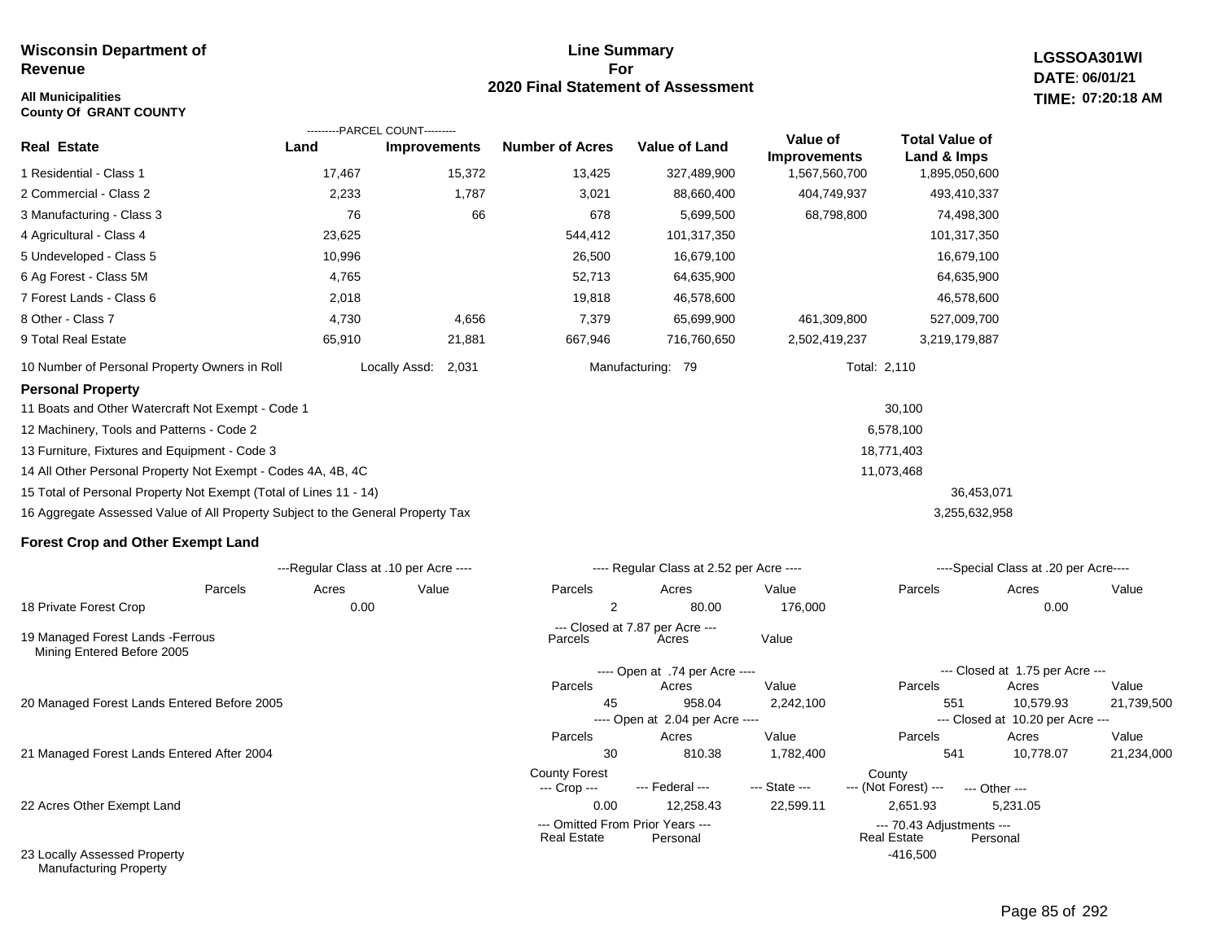**Wisconsin Department of Revenue**

**All Municipalities**
**County Of GRANT COUNTY**

## Line Summary For 2020 Final Statement of Assessment

**LGSSOA301WI**
**DATE: 06/01/21**
**TIME: 07:20:18 AM**

| Real Estate | PARCEL COUNT Land | PARCEL COUNT Improvements | Number of Acres | Value of Land | Value of Improvements | Total Value of Land & Imps |
|---|---|---|---|---|---|---|
| 1 Residential - Class 1 | 17,467 | 15,372 | 13,425 | 327,489,900 | 1,567,560,700 | 1,895,050,600 |
| 2 Commercial - Class 2 | 2,233 | 1,787 | 3,021 | 88,660,400 | 404,749,937 | 493,410,337 |
| 3 Manufacturing - Class 3 | 76 | 66 | 678 | 5,699,500 | 68,798,800 | 74,498,300 |
| 4 Agricultural - Class 4 | 23,625 | | 544,412 | 101,317,350 | | 101,317,350 |
| 5 Undeveloped - Class 5 | 10,996 | | 26,500 | 16,679,100 | | 16,679,100 |
| 6 Ag Forest - Class 5M | 4,765 | | 52,713 | 64,635,900 | | 64,635,900 |
| 7 Forest Lands - Class 6 | 2,018 | | 19,818 | 46,578,600 | | 46,578,600 |
| 8 Other - Class 7 | 4,730 | 4,656 | 7,379 | 65,699,900 | 461,309,800 | 527,009,700 |
| 9 Total Real Estate | 65,910 | 21,881 | 667,946 | 716,760,650 | 2,502,419,237 | 3,219,179,887 |

10 Number of Personal Property Owners in Roll — Locally Assd: 2,031 — Manufacturing: 79 — Total: 2,110

### Personal Property

| | | |
|---|---|---|
| 11 Boats and Other Watercraft Not Exempt - Code 1 | 30,100 | |
| 12 Machinery, Tools and Patterns - Code 2 | 6,578,100 | |
| 13 Furniture, Fixtures and Equipment - Code 3 | 18,771,403 | |
| 14 All Other Personal Property Not Exempt - Codes 4A, 4B, 4C | 11,073,468 | |
| 15 Total of Personal Property Not Exempt (Total of Lines 11 - 14) | | 36,453,071 |
| 16 Aggregate Assessed Value of All Property Subject to the General Property Tax | | 3,255,632,958 |

### Forest Crop and Other Exempt Land

| | Regular Class at .10 per Acre Parcels | Acres | Value | Regular Class at 2.52 per Acre Parcels | Acres | Value | Special Class at .20 per Acre Parcels | Acres | Value |
|---|---|---|---|---|---|---|---|---|---|
| 18 Private Forest Crop | | 0.00 | | 2 | 80.00 | 176,000 | | 0.00 | |

| | Closed at 7.87 per Acre Parcels | Acres | Value |
|---|---|---|---|
| 19 Managed Forest Lands -Ferrous Mining Entered Before 2005 | | | |

| | Open at .74 per Acre Parcels | Acres | Value | Closed at 1.75 per Acre Parcels | Acres | Value |
|---|---|---|---|---|---|---|
| 20 Managed Forest Lands Entered Before 2005 | 45 | 958.04 | 2,242,100 | 551 | 10,579.93 | 21,739,500 |
| | **Open at 2.04 per Acre Parcels** | **Acres** | **Value** | **Closed at 10.20 per Acre Parcels** | **Acres** | **Value** |
| 21 Managed Forest Lands Entered After 2004 | 30 | 810.38 | 1,782,400 | 541 | 10,778.07 | 21,234,000 |

| | County Forest Crop | Federal | State | County (Not Forest) | Other |
|---|---|---|---|---|---|
| 22 Acres Other Exempt Land | 0.00 | 12,258.43 | 22,599.11 | 2,651.93 | 5,231.05 |

| | Omitted From Prior Years Real Estate | Omitted From Prior Years Personal | 70.43 Adjustments Real Estate | 70.43 Adjustments Personal |
|---|---|---|---|---|
| 23 Locally Assessed Property | | | -416,500 | |
| Manufacturing Property | | | | |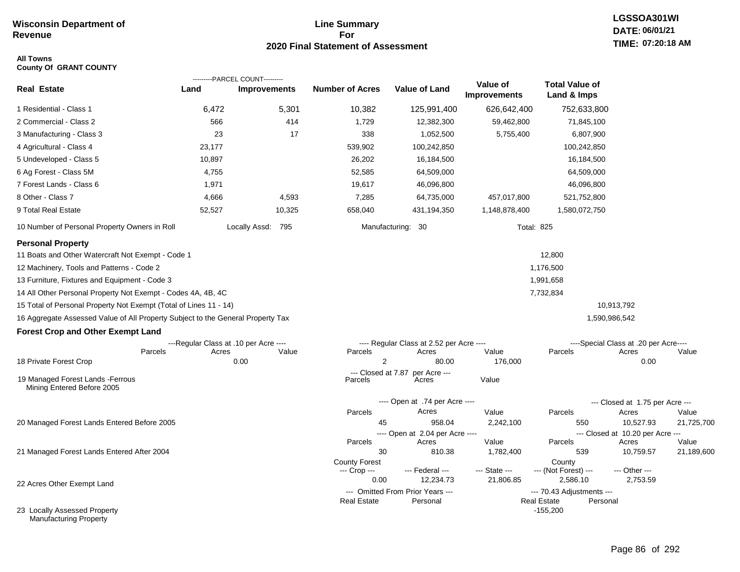**Wisconsin Department of Revenue**

# Line Summary For 2020 Final Statement of Assessment

LGSSOA301WI
DATE: 06/01/21
TIME: 07:20:18 AM

**All Towns**
**County Of GRANT COUNTY**

| Real Estate | PARCEL COUNT Land | PARCEL COUNT Improvements | Number of Acres | Value of Land | Value of Improvements | Total Value of Land & Imps |
|---|---|---|---|---|---|---|
| 1 Residential - Class 1 | 6,472 | 5,301 | 10,382 | 125,991,400 | 626,642,400 | 752,633,800 |
| 2 Commercial - Class 2 | 566 | 414 | 1,729 | 12,382,300 | 59,462,800 | 71,845,100 |
| 3 Manufacturing - Class 3 | 23 | 17 | 338 | 1,052,500 | 5,755,400 | 6,807,900 |
| 4 Agricultural - Class 4 | 23,177 | | 539,902 | 100,242,850 | | 100,242,850 |
| 5 Undeveloped - Class 5 | 10,897 | | 26,202 | 16,184,500 | | 16,184,500 |
| 6 Ag Forest - Class 5M | 4,755 | | 52,585 | 64,509,000 | | 64,509,000 |
| 7 Forest Lands - Class 6 | 1,971 | | 19,617 | 46,096,800 | | 46,096,800 |
| 8 Other - Class 7 | 4,666 | 4,593 | 7,285 | 64,735,000 | 457,017,800 | 521,752,800 |
| 9 Total Real Estate | 52,527 | 10,325 | 658,040 | 431,194,350 | 1,148,878,400 | 1,580,072,750 |

10 Number of Personal Property Owners in Roll — Locally Assd: 795 — Manufacturing: 30 — Total: 825

## Personal Property

| | | |
|---|---|---|
| 11 Boats and Other Watercraft Not Exempt - Code 1 | 12,800 | |
| 12 Machinery, Tools and Patterns - Code 2 | 1,176,500 | |
| 13 Furniture, Fixtures and Equipment - Code 3 | 1,991,658 | |
| 14 All Other Personal Property Not Exempt - Codes 4A, 4B, 4C | 7,732,834 | |
| 15 Total of Personal Property Not Exempt (Total of Lines 11 - 14) | | 10,913,792 |
| 16 Aggregate Assessed Value of All Property Subject to the General Property Tax | | 1,590,986,542 |

## Forest Crop and Other Exempt Land

| | Regular Class at .10 per Acre Parcels | Acres | Value | Regular Class at 2.52 per Acre Parcels | Acres | Value | Special Class at .20 per Acre Parcels | Acres | Value |
|---|---|---|---|---|---|---|---|---|---|
| 18 Private Forest Crop | | 0.00 | | 2 | 80.00 | 176,000 | | 0.00 | |

| | Closed at 7.87 per Acre Parcels | Acres | Value |
|---|---|---|---|
| 19 Managed Forest Lands -Ferrous Mining Entered Before 2005 | | | |

| | Open at .74 per Acre Parcels | Acres | Value | Closed at 1.75 per Acre Parcels | Acres | Value |
|---|---|---|---|---|---|---|
| 20 Managed Forest Lands Entered Before 2005 | 45 | 958.04 | 2,242,100 | 550 | 10,527.93 | 21,725,700 |

| | Open at 2.04 per Acre Parcels | Acres | Value | Closed at 10.20 per Acre Parcels | Acres | Value |
|---|---|---|---|---|---|---|
| 21 Managed Forest Lands Entered After 2004 | 30 | 810.38 | 1,782,400 | 539 | 10,759.57 | 21,189,600 |

| | County Forest --- Crop --- | --- Federal --- | --- State --- | County --- (Not Forest) --- | --- Other --- |
|---|---|---|---|---|---|
| 22 Acres Other Exempt Land | 0.00 | 12,234.73 | 21,806.85 | 2,586.10 | 2,753.59 |

| | Omitted From Prior Years Real Estate | Personal | 70.43 Adjustments Real Estate | Personal |
|---|---|---|---|---|
| 23 Locally Assessed Property Manufacturing Property | | | -155,200 | |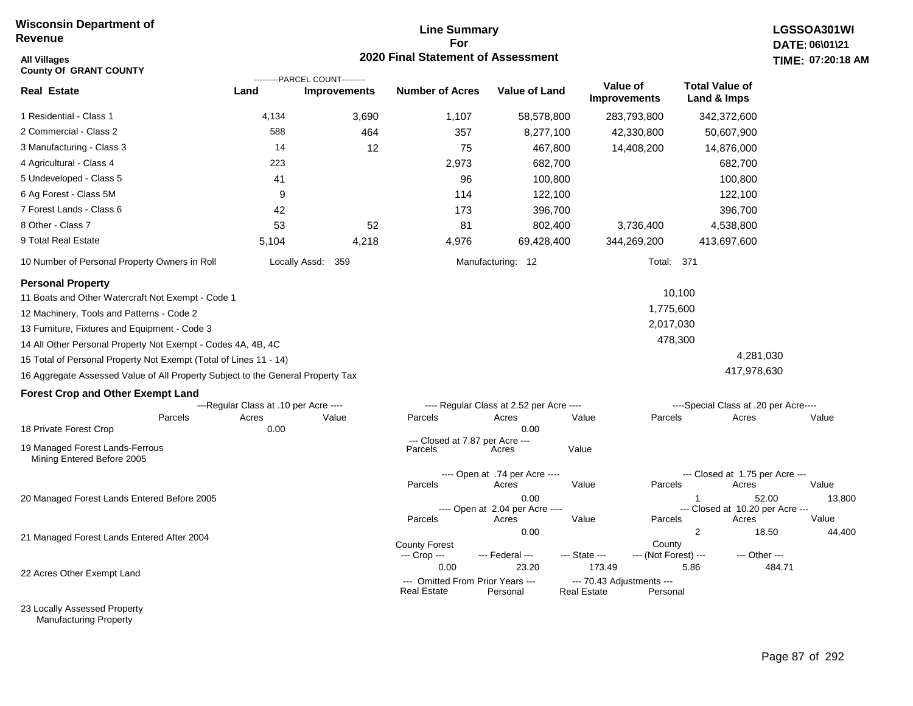**Wisconsin Department of Revenue**

**All Villages**
**County Of GRANT COUNTY**

## Line Summary For 2020 Final Statement of Assessment

**LGSSOA301WI**
**DATE: 06\01\21**
**TIME: 07:20:18 AM**

| Real Estate | PARCEL COUNT Land | PARCEL COUNT Improvements | Number of Acres | Value of Land | Value of Improvements | Total Value of Land & Imps |
|---|---|---|---|---|---|---|
| 1 Residential - Class 1 | 4,134 | 3,690 | 1,107 | 58,578,800 | 283,793,800 | 342,372,600 |
| 2 Commercial - Class 2 | 588 | 464 | 357 | 8,277,100 | 42,330,800 | 50,607,900 |
| 3 Manufacturing - Class 3 | 14 | 12 | 75 | 467,800 | 14,408,200 | 14,876,000 |
| 4 Agricultural - Class 4 | 223 | | 2,973 | 682,700 | | 682,700 |
| 5 Undeveloped - Class 5 | 41 | | 96 | 100,800 | | 100,800 |
| 6 Ag Forest - Class 5M | 9 | | 114 | 122,100 | | 122,100 |
| 7 Forest Lands - Class 6 | 42 | | 173 | 396,700 | | 396,700 |
| 8 Other - Class 7 | 53 | 52 | 81 | 802,400 | 3,736,400 | 4,538,800 |
| 9 Total Real Estate | 5,104 | 4,218 | 4,976 | 69,428,400 | 344,269,200 | 413,697,600 |

10 Number of Personal Property Owners in Roll — Locally Assd: 359 — Manufacturing: 12 — Total: 371

### Personal Property

| | | |
|---|---|---|
| 11 Boats and Other Watercraft Not Exempt - Code 1 | 10,100 | |
| 12 Machinery, Tools and Patterns - Code 2 | 1,775,600 | |
| 13 Furniture, Fixtures and Equipment - Code 3 | 2,017,030 | |
| 14 All Other Personal Property Not Exempt - Codes 4A, 4B, 4C | 478,300 | |
| 15 Total of Personal Property Not Exempt (Total of Lines 11 - 14) | | 4,281,030 |
| 16 Aggregate Assessed Value of All Property Subject to the General Property Tax | | 417,978,630 |

### Forest Crop and Other Exempt Land

| | Regular Class at .10 per Acre Parcels | Acres | Value | Regular Class at 2.52 per Acre Parcels | Acres | Value | Special Class at .20 per Acre Parcels | Acres | Value |
|---|---|---|---|---|---|---|---|---|---|
| 18 Private Forest Crop | | 0.00 | | | 0.00 | | | | |

| | Closed at 7.87 per Acre Parcels | Acres | Value |
|---|---|---|---|
| 19 Managed Forest Lands-Ferrous Mining Entered Before 2005 | | | |

| | Open at .74 per Acre Parcels | Acres | Value | Closed at 1.75 per Acre Parcels | Acres | Value |
|---|---|---|---|---|---|---|
| 20 Managed Forest Lands Entered Before 2005 | | 0.00 | | 1 | 52.00 | 13,800 |

| | Open at 2.04 per Acre Parcels | Acres | Value | Closed at 10.20 per Acre Parcels | Acres | Value |
|---|---|---|---|---|---|---|
| 21 Managed Forest Lands Entered After 2004 | | 0.00 | | 2 | 18.50 | 44,400 |

| | County Forest Crop | Federal | State | County (Not Forest) | Other |
|---|---|---|---|---|---|
| 22 Acres Other Exempt Land | 0.00 | 23.20 | 173.49 | 5.86 | 484.71 |

| | Omitted From Prior Years Real Estate | Personal | 70.43 Adjustments Real Estate | Personal |
|---|---|---|---|---|
| 23 Locally Assessed Property Manufacturing Property | | | | |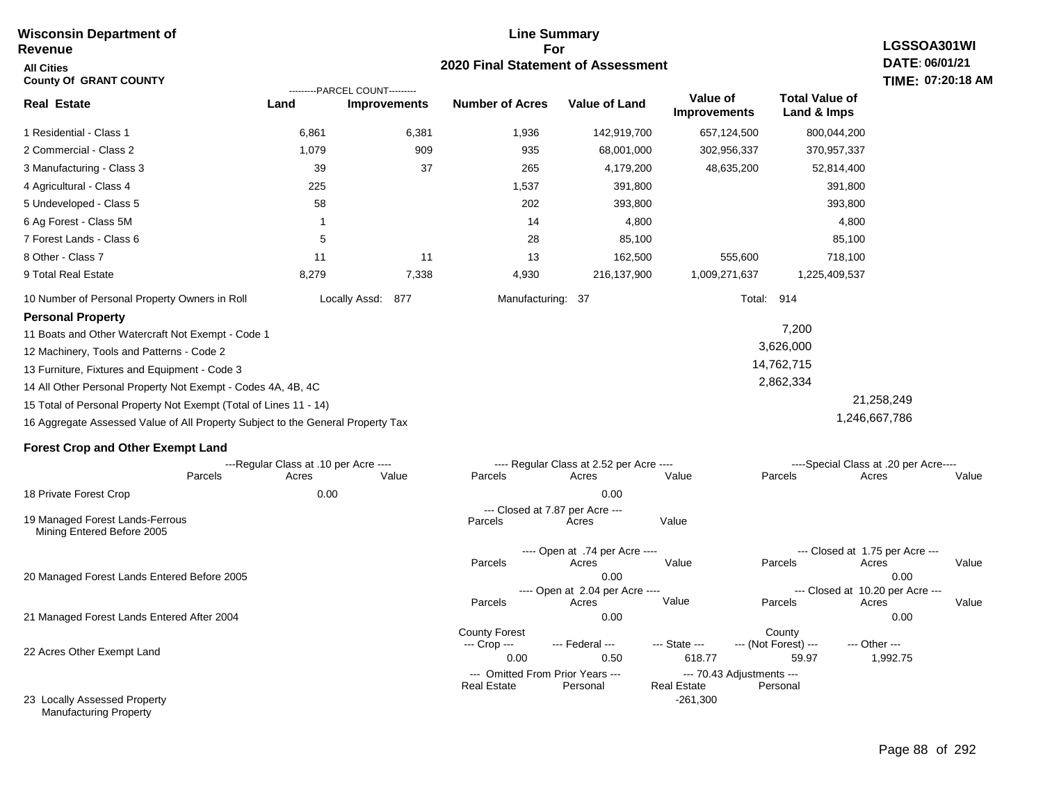**Wisconsin Department of Revenue**

**All Cities**

**County Of GRANT COUNTY**

# Line Summary For 2020 Final Statement of Assessment

**LGSSOA301WI**
**DATE: 06/01/21**
**TIME: 07:20:18 AM**

| Real Estate | Land (Parcel Count) | Improvements (Parcel Count) | Number of Acres | Value of Land | Value of Improvements | Total Value of Land & Imps |
|---|---|---|---|---|---|---|
| 1 Residential - Class 1 | 6,861 | 6,381 | 1,936 | 142,919,700 | 657,124,500 | 800,044,200 |
| 2 Commercial - Class 2 | 1,079 | 909 | 935 | 68,001,000 | 302,956,337 | 370,957,337 |
| 3 Manufacturing - Class 3 | 39 | 37 | 265 | 4,179,200 | 48,635,200 | 52,814,400 |
| 4 Agricultural - Class 4 | 225 | | 1,537 | 391,800 | | 391,800 |
| 5 Undeveloped - Class 5 | 58 | | 202 | 393,800 | | 393,800 |
| 6 Ag Forest - Class 5M | 1 | | 14 | 4,800 | | 4,800 |
| 7 Forest Lands - Class 6 | 5 | | 28 | 85,100 | | 85,100 |
| 8 Other - Class 7 | 11 | 11 | 13 | 162,500 | 555,600 | 718,100 |
| 9 Total Real Estate | 8,279 | 7,338 | 4,930 | 216,137,900 | 1,009,271,637 | 1,225,409,537 |

10 Number of Personal Property Owners in Roll — Locally Assd: 877 — Manufacturing: 37 — Total: 914

**Personal Property**

| | | |
|---|---|---|
| 11 Boats and Other Watercraft Not Exempt - Code 1 | 7,200 | |
| 12 Machinery, Tools and Patterns - Code 2 | 3,626,000 | |
| 13 Furniture, Fixtures and Equipment - Code 3 | 14,762,715 | |
| 14 All Other Personal Property Not Exempt - Codes 4A, 4B, 4C | 2,862,334 | |
| 15 Total of Personal Property Not Exempt (Total of Lines 11 - 14) | | 21,258,249 |
| 16 Aggregate Assessed Value of All Property Subject to the General Property Tax | | 1,246,667,786 |

**Forest Crop and Other Exempt Land**

| | Regular Class at .10 per Acre: Parcels | Acres | Value | Regular Class at 2.52 per Acre: Parcels | Acres | Value | Special Class at .20 per Acre: Parcels | Acres | Value |
|---|---|---|---|---|---|---|---|---|---|
| 18 Private Forest Crop | | 0.00 | | | 0.00 | | | | |

| | Closed at 7.87 per Acre: Parcels | Acres | Value |
|---|---|---|---|
| 19 Managed Forest Lands-Ferrous Mining Entered Before 2005 | | | |

| | Open at .74 per Acre: Parcels | Acres | Value | Closed at 1.75 per Acre: Parcels | Acres | Value |
|---|---|---|---|---|---|---|
| 20 Managed Forest Lands Entered Before 2005 | | 0.00 | | | 0.00 | |

| | Open at 2.04 per Acre: Parcels | Acres | Value | Closed at 10.20 per Acre: Parcels | Acres | Value |
|---|---|---|---|---|---|---|
| 21 Managed Forest Lands Entered After 2004 | | 0.00 | | | 0.00 | |

| | County Forest Crop | Federal | State | County (Not Forest) | Other |
|---|---|---|---|---|---|
| 22 Acres Other Exempt Land | 0.00 | 0.50 | 618.77 | 59.97 | 1,992.75 |

| | Omitted From Prior Years: Real Estate | Personal | 70.43 Adjustments: Real Estate | Personal |
|---|---|---|---|---|
| 23 Locally Assessed Property Manufacturing Property | | | -261,300 | |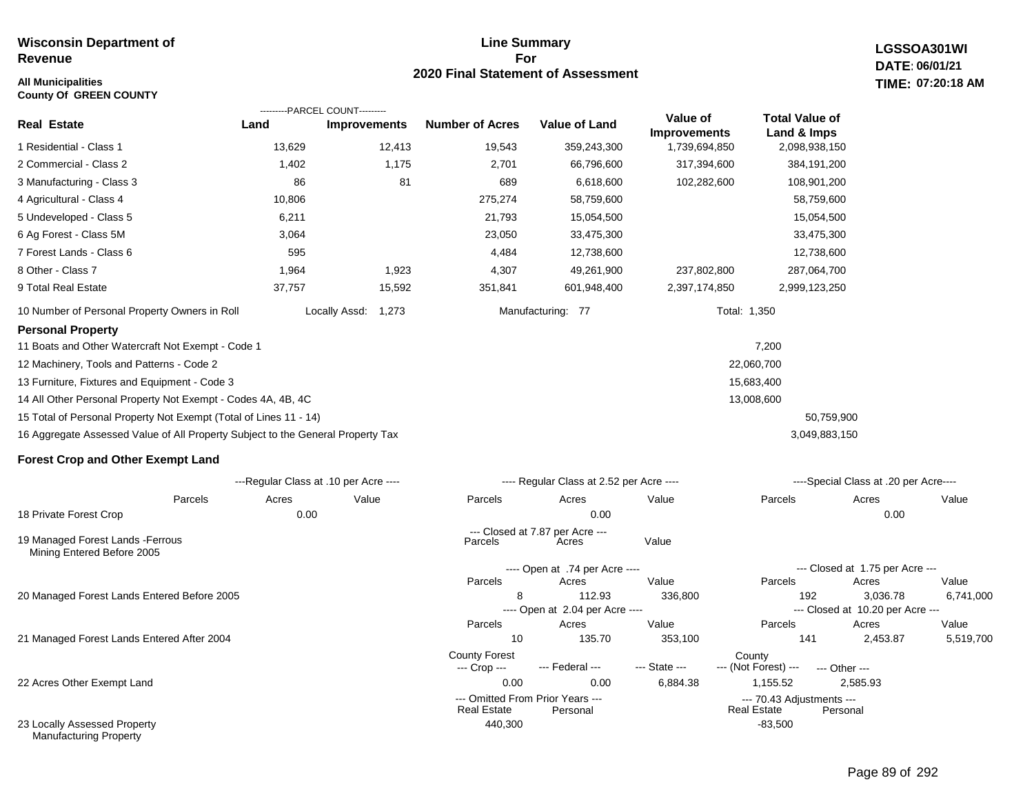**Wisconsin Department of Revenue**

**All Municipalities**
**County Of GREEN COUNTY**

# Line Summary For 2020 Final Statement of Assessment

**LGSSOA301WI**
**DATE: 06/01/21**
**TIME: 07:20:18 AM**

| Real Estate | Land (Parcel Count) | Improvements (Parcel Count) | Number of Acres | Value of Land | Value of Improvements | Total Value of Land & Imps |
|---|---|---|---|---|---|---|
| 1 Residential - Class 1 | 13,629 | 12,413 | 19,543 | 359,243,300 | 1,739,694,850 | 2,098,938,150 |
| 2 Commercial - Class 2 | 1,402 | 1,175 | 2,701 | 66,796,600 | 317,394,600 | 384,191,200 |
| 3 Manufacturing - Class 3 | 86 | 81 | 689 | 6,618,600 | 102,282,600 | 108,901,200 |
| 4 Agricultural - Class 4 | 10,806 | | 275,274 | 58,759,600 | | 58,759,600 |
| 5 Undeveloped - Class 5 | 6,211 | | 21,793 | 15,054,500 | | 15,054,500 |
| 6 Ag Forest - Class 5M | 3,064 | | 23,050 | 33,475,300 | | 33,475,300 |
| 7 Forest Lands - Class 6 | 595 | | 4,484 | 12,738,600 | | 12,738,600 |
| 8 Other - Class 7 | 1,964 | 1,923 | 4,307 | 49,261,900 | 237,802,800 | 287,064,700 |
| 9 Total Real Estate | 37,757 | 15,592 | 351,841 | 601,948,400 | 2,397,174,850 | 2,999,123,250 |

10 Number of Personal Property Owners in Roll — Locally Assd: 1,273 — Manufacturing: 77 — Total: 1,350

## Personal Property

| | | |
|---|---|---|
| 11 Boats and Other Watercraft Not Exempt - Code 1 | 7,200 | |
| 12 Machinery, Tools and Patterns - Code 2 | 22,060,700 | |
| 13 Furniture, Fixtures and Equipment - Code 3 | 15,683,400 | |
| 14 All Other Personal Property Not Exempt - Codes 4A, 4B, 4C | 13,008,600 | |
| 15 Total of Personal Property Not Exempt (Total of Lines 11 - 14) | | 50,759,900 |
| 16 Aggregate Assessed Value of All Property Subject to the General Property Tax | | 3,049,883,150 |

## Forest Crop and Other Exempt Land

| | Regular Class at .10 per Acre - Parcels | Acres | Value | Regular Class at 2.52 per Acre - Parcels | Acres | Value | Special Class at .20 per Acre - Parcels | Acres | Value |
|---|---|---|---|---|---|---|---|---|---|
| 18 Private Forest Crop | | 0.00 | | | 0.00 | | | 0.00 | |

| | Closed at 7.87 per Acre - Parcels | Acres | Value |
|---|---|---|---|
| 19 Managed Forest Lands -Ferrous Mining Entered Before 2005 | | | |

| | Open - Parcels | Acres | Value | Closed - Parcels | Acres | Value |
|---|---|---|---|---|---|---|
| 20 Managed Forest Lands Entered Before 2005 (Open at .74 per Acre / Closed at 1.75 per Acre) | 8 | 112.93 | 336,800 | 192 | 3,036.78 | 6,741,000 |
| 21 Managed Forest Lands Entered After 2004 (Open at 2.04 per Acre / Closed at 10.20 per Acre) | 10 | 135.70 | 353,100 | 141 | 2,453.87 | 5,519,700 |

| | County Forest --- Crop --- | --- Federal --- | --- State --- | County --- (Not Forest) --- | --- Other --- |
|---|---|---|---|---|---|
| 22 Acres Other Exempt Land | 0.00 | 0.00 | 6,884.38 | 1,155.52 | 2,585.93 |

| | Omitted From Prior Years - Real Estate | Personal | 70.43 Adjustments - Real Estate | Personal |
|---|---|---|---|---|
| 23 Locally Assessed Property Manufacturing Property | 440,300 | | -83,500 | |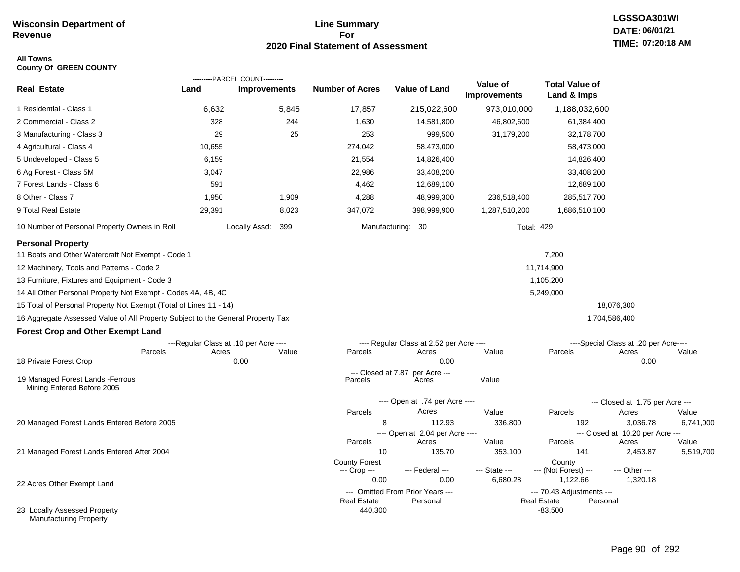**Wisconsin Department of Revenue**

# Line Summary For 2020 Final Statement of Assessment

LGSSOA301WI
DATE: 06/01/21
TIME: 07:20:18 AM

**All Towns**
**County Of GREEN COUNTY**

| Real Estate | Land (Parcel Count) | Improvements (Parcel Count) | Number of Acres | Value of Land | Value of Improvements | Total Value of Land & Imps |
|---|---|---|---|---|---|---|
| 1 Residential - Class 1 | 6,632 | 5,845 | 17,857 | 215,022,600 | 973,010,000 | 1,188,032,600 |
| 2 Commercial - Class 2 | 328 | 244 | 1,630 | 14,581,800 | 46,802,600 | 61,384,400 |
| 3 Manufacturing - Class 3 | 29 | 25 | 253 | 999,500 | 31,179,200 | 32,178,700 |
| 4 Agricultural - Class 4 | 10,655 | | 274,042 | 58,473,000 | | 58,473,000 |
| 5 Undeveloped - Class 5 | 6,159 | | 21,554 | 14,826,400 | | 14,826,400 |
| 6 Ag Forest - Class 5M | 3,047 | | 22,986 | 33,408,200 | | 33,408,200 |
| 7 Forest Lands - Class 6 | 591 | | 4,462 | 12,689,100 | | 12,689,100 |
| 8 Other - Class 7 | 1,950 | 1,909 | 4,288 | 48,999,300 | 236,518,400 | 285,517,700 |
| 9 Total Real Estate | 29,391 | 8,023 | 347,072 | 398,999,900 | 1,287,510,200 | 1,686,510,100 |

10 Number of Personal Property Owners in Roll — Locally Assd: 399 — Manufacturing: 30 — Total: 429

## Personal Property

| Line | Value | Total |
|---|---|---|
| 11 Boats and Other Watercraft Not Exempt - Code 1 | 7,200 | |
| 12 Machinery, Tools and Patterns - Code 2 | 11,714,900 | |
| 13 Furniture, Fixtures and Equipment - Code 3 | 1,105,200 | |
| 14 All Other Personal Property Not Exempt - Codes 4A, 4B, 4C | 5,249,000 | |
| 15 Total of Personal Property Not Exempt (Total of Lines 11 - 14) | | 18,076,300 |
| 16 Aggregate Assessed Value of All Property Subject to the General Property Tax | | 1,704,586,400 |

## Forest Crop and Other Exempt Land

| | Regular Class at .10 per Acre – Parcels | Acres | Value | Regular Class at 2.52 per Acre – Parcels | Acres | Value | Special Class at .20 per Acre – Parcels | Acres | Value |
|---|---|---|---|---|---|---|---|---|---|
| 18 Private Forest Crop | | 0.00 | | | 0.00 | | | 0.00 | |

| | Closed at 7.87 per Acre – Parcels | Acres | Value |
|---|---|---|---|
| 19 Managed Forest Lands -Ferrous Mining Entered Before 2005 | | | |

| | Open at .74 per Acre – Parcels | Acres | Value | Closed at 1.75 per Acre – Parcels | Acres | Value |
|---|---|---|---|---|---|---|
| 20 Managed Forest Lands Entered Before 2005 | 8 | 112.93 | 336,800 | 192 | 3,036.78 | 6,741,000 |

| | Open at 2.04 per Acre – Parcels | Acres | Value | Closed at 10.20 per Acre – Parcels | Acres | Value |
|---|---|---|---|---|---|---|
| 21 Managed Forest Lands Entered After 2004 | 10 | 135.70 | 353,100 | 141 | 2,453.87 | 5,519,700 |

| | County Forest --- Crop --- | --- Federal --- | --- State --- | County --- (Not Forest) --- | --- Other --- |
|---|---|---|---|---|---|
| 22 Acres Other Exempt Land | 0.00 | 0.00 | 6,680.28 | 1,122.66 | 1,320.18 |

| | Omitted From Prior Years – Real Estate | Personal | 70.43 Adjustments – Real Estate | Personal |
|---|---|---|---|---|
| 23 Locally Assessed Property Manufacturing Property | 440,300 | | -83,500 | |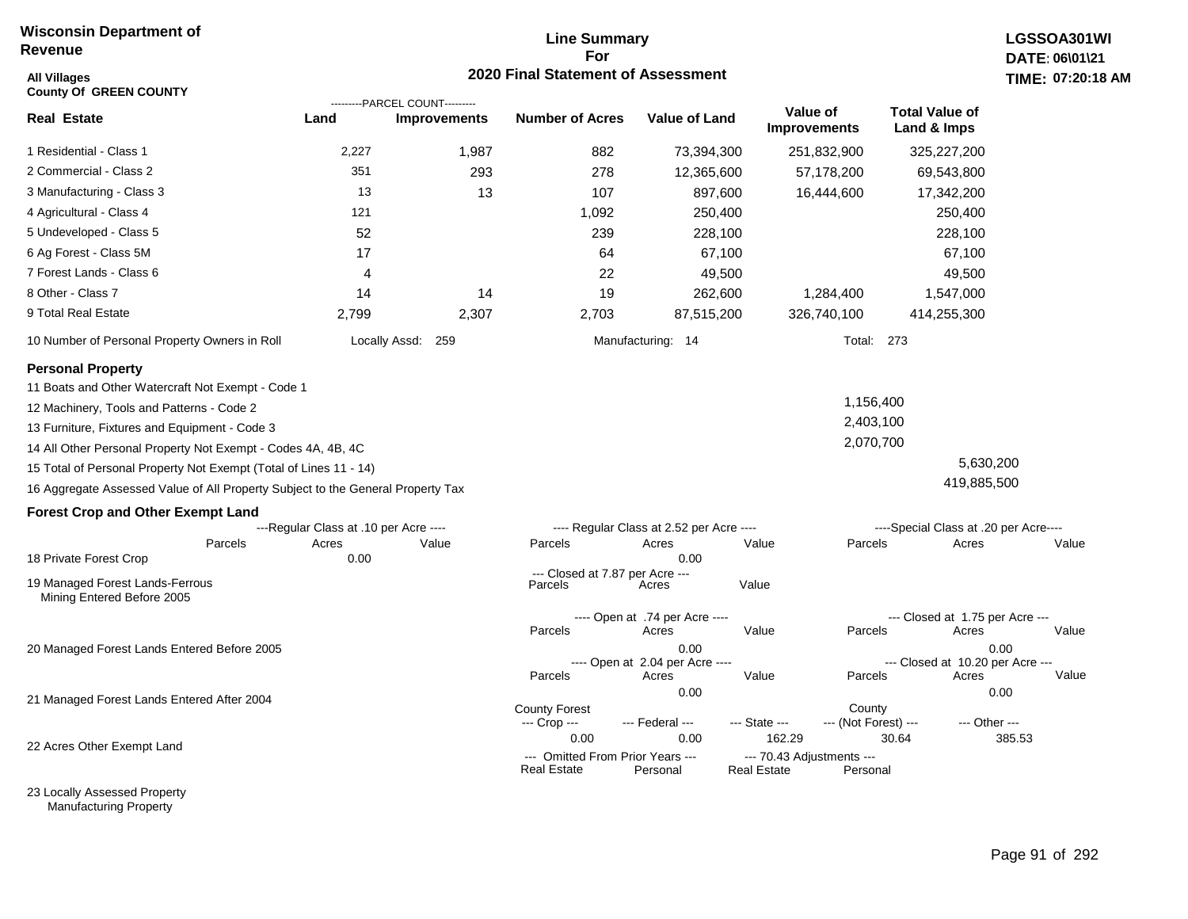**Wisconsin Department of Revenue**

**All Villages**
**County Of GREEN COUNTY**

## Line Summary For 2020 Final Statement of Assessment

**LGSSOA301WI**
**DATE: 06\01\21**
**TIME: 07:20:18 AM**

| Real Estate | PARCEL COUNT Land | PARCEL COUNT Improvements | Number of Acres | Value of Land | Value of Improvements | Total Value of Land & Imps |
|---|---|---|---|---|---|---|
| 1 Residential - Class 1 | 2,227 | 1,987 | 882 | 73,394,300 | 251,832,900 | 325,227,200 |
| 2 Commercial - Class 2 | 351 | 293 | 278 | 12,365,600 | 57,178,200 | 69,543,800 |
| 3 Manufacturing - Class 3 | 13 | 13 | 107 | 897,600 | 16,444,600 | 17,342,200 |
| 4 Agricultural - Class 4 | 121 | | 1,092 | 250,400 | | 250,400 |
| 5 Undeveloped - Class 5 | 52 | | 239 | 228,100 | | 228,100 |
| 6 Ag Forest - Class 5M | 17 | | 64 | 67,100 | | 67,100 |
| 7 Forest Lands - Class 6 | 4 | | 22 | 49,500 | | 49,500 |
| 8 Other - Class 7 | 14 | 14 | 19 | 262,600 | 1,284,400 | 1,547,000 |
| 9 Total Real Estate | 2,799 | 2,307 | 2,703 | 87,515,200 | 326,740,100 | 414,255,300 |

10 Number of Personal Property Owners in Roll — Locally Assd: 259 — Manufacturing: 14 — Total: 273

### Personal Property

| | | |
|---|---|---|
| 11 Boats and Other Watercraft Not Exempt - Code 1 | | |
| 12 Machinery, Tools and Patterns - Code 2 | 1,156,400 | |
| 13 Furniture, Fixtures and Equipment - Code 3 | 2,403,100 | |
| 14 All Other Personal Property Not Exempt - Codes 4A, 4B, 4C | 2,070,700 | |
| 15 Total of Personal Property Not Exempt (Total of Lines 11 - 14) | | 5,630,200 |
| 16 Aggregate Assessed Value of All Property Subject to the General Property Tax | | 419,885,500 |

### Forest Crop and Other Exempt Land

| | Regular Class at .10 per Acre Parcels | Acres | Value | Regular Class at 2.52 per Acre Parcels | Acres | Value | Special Class at .20 per Acre Parcels | Acres | Value |
|---|---|---|---|---|---|---|---|---|---|
| 18 Private Forest Crop | | 0.00 | | | 0.00 | | | | |

| | Closed at 7.87 per Acre Parcels | Acres | Value |
|---|---|---|---|
| 19 Managed Forest Lands-Ferrous Mining Entered Before 2005 | | | |

| | Open at .74 per Acre Parcels | Acres | Value | Closed at 1.75 per Acre Parcels | Acres | Value |
|---|---|---|---|---|---|---|
| 20 Managed Forest Lands Entered Before 2005 | | 0.00 | | | 0.00 | |

| | Open at 2.04 per Acre Parcels | Acres | Value | Closed at 10.20 per Acre Parcels | Acres | Value |
|---|---|---|---|---|---|---|
| 21 Managed Forest Lands Entered After 2004 | | 0.00 | | | 0.00 | |

| | County Forest --- Crop --- | --- Federal --- | --- State --- | County --- (Not Forest) --- | --- Other --- |
|---|---|---|---|---|---|
| 22 Acres Other Exempt Land | 0.00 | 0.00 | 162.29 | 30.64 | 385.53 |

| | Omitted From Prior Years Real Estate | Personal | 70.43 Adjustments Real Estate | Personal |
|---|---|---|---|---|
| 23 Locally Assessed Property Manufacturing Property | | | | |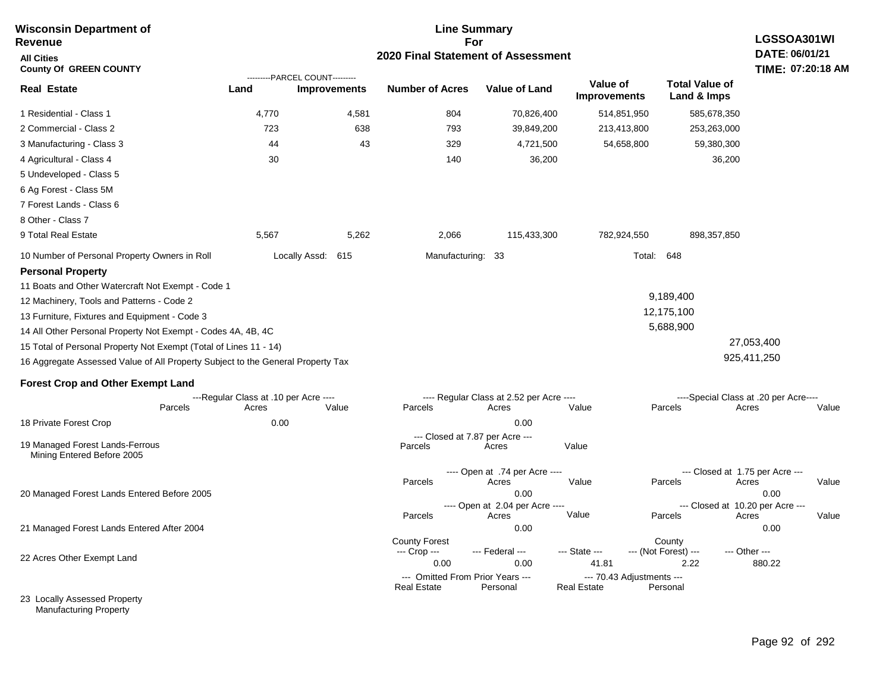# Wisconsin Department of Revenue

## Line Summary For 2020 Final Statement of Assessment

**All Cities**
**County Of GREEN COUNTY**

LGSSOA301WI
DATE: 06/01/21
TIME: 07:20:18 AM

| Real Estate | Land (Parcel Count) | Improvements (Parcel Count) | Number of Acres | Value of Land | Value of Improvements | Total Value of Land & Imps |
|---|---|---|---|---|---|---|
| 1 Residential - Class 1 | 4,770 | 4,581 | 804 | 70,826,400 | 514,851,950 | 585,678,350 |
| 2 Commercial - Class 2 | 723 | 638 | 793 | 39,849,200 | 213,413,800 | 253,263,000 |
| 3 Manufacturing - Class 3 | 44 | 43 | 329 | 4,721,500 | 54,658,800 | 59,380,300 |
| 4 Agricultural - Class 4 | 30 | | 140 | 36,200 | | 36,200 |
| 5 Undeveloped - Class 5 | | | | | | |
| 6 Ag Forest - Class 5M | | | | | | |
| 7 Forest Lands - Class 6 | | | | | | |
| 8 Other - Class 7 | | | | | | |
| 9 Total Real Estate | 5,567 | 5,262 | 2,066 | 115,433,300 | 782,924,550 | 898,357,850 |

10 Number of Personal Property Owners in Roll — Locally Assd: 615 — Manufacturing: 33 — Total: 648

### Personal Property

| Line | Value | Total |
|---|---|---|
| 11 Boats and Other Watercraft Not Exempt - Code 1 | | |
| 12 Machinery, Tools and Patterns - Code 2 | 9,189,400 | |
| 13 Furniture, Fixtures and Equipment - Code 3 | 12,175,100 | |
| 14 All Other Personal Property Not Exempt - Codes 4A, 4B, 4C | 5,688,900 | |
| 15 Total of Personal Property Not Exempt (Total of Lines 11 - 14) | | 27,053,400 |
| 16 Aggregate Assessed Value of All Property Subject to the General Property Tax | | 925,411,250 |

### Forest Crop and Other Exempt Land

| | Regular Class at .10 per Acre: Parcels | Acres | Value | Regular Class at 2.52 per Acre: Parcels | Acres | Value | Special Class at .20 per Acre: Parcels | Acres | Value |
|---|---|---|---|---|---|---|---|---|---|
| 18 Private Forest Crop | | 0.00 | | | 0.00 | | | | |

| | Closed at 7.87 per Acre: Parcels | Acres | Value |
|---|---|---|---|
| 19 Managed Forest Lands-Ferrous Mining Entered Before 2005 | | | |

| | Open at .74 per Acre: Parcels | Acres | Value | Closed at 1.75 per Acre: Parcels | Acres | Value |
|---|---|---|---|---|---|---|
| 20 Managed Forest Lands Entered Before 2005 | | 0.00 | | | 0.00 | |

| | Open at 2.04 per Acre: Parcels | Acres | Value | Closed at 10.20 per Acre: Parcels | Acres | Value |
|---|---|---|---|---|---|---|
| 21 Managed Forest Lands Entered After 2004 | | 0.00 | | | 0.00 | |

| | County Forest Crop | Federal | State | County (Not Forest) | Other |
|---|---|---|---|---|---|
| 22 Acres Other Exempt Land | 0.00 | 0.00 | 41.81 | 2.22 | 880.22 |

| | Omitted From Prior Years: Real Estate | Personal | 70.43 Adjustments: Real Estate | Personal |
|---|---|---|---|---|
| 23 Locally Assessed Property | | | | |
| Manufacturing Property | | | | |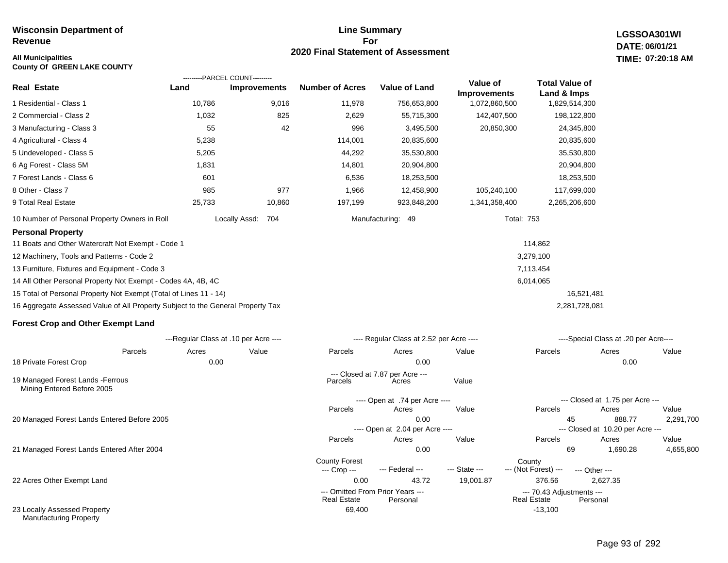**Wisconsin Department of Revenue**

**All Municipalities**
**County Of GREEN LAKE COUNTY**

# Line Summary For 2020 Final Statement of Assessment

**LGSSOA301WI**
**DATE: 06/01/21**
**TIME: 07:20:18 AM**

| Real Estate | PARCEL COUNT Land | PARCEL COUNT Improvements | Number of Acres | Value of Land | Value of Improvements | Total Value of Land & Imps |
|---|---|---|---|---|---|---|
| 1 Residential - Class 1 | 10,786 | 9,016 | 11,978 | 756,653,800 | 1,072,860,500 | 1,829,514,300 |
| 2 Commercial - Class 2 | 1,032 | 825 | 2,629 | 55,715,300 | 142,407,500 | 198,122,800 |
| 3 Manufacturing - Class 3 | 55 | 42 | 996 | 3,495,500 | 20,850,300 | 24,345,800 |
| 4 Agricultural - Class 4 | 5,238 | | 114,001 | 20,835,600 | | 20,835,600 |
| 5 Undeveloped - Class 5 | 5,205 | | 44,292 | 35,530,800 | | 35,530,800 |
| 6 Ag Forest - Class 5M | 1,831 | | 14,801 | 20,904,800 | | 20,904,800 |
| 7 Forest Lands - Class 6 | 601 | | 6,536 | 18,253,500 | | 18,253,500 |
| 8 Other - Class 7 | 985 | 977 | 1,966 | 12,458,900 | 105,240,100 | 117,699,000 |
| 9 Total Real Estate | 25,733 | 10,860 | 197,199 | 923,848,200 | 1,341,358,400 | 2,265,206,600 |

10 Number of Personal Property Owners in Roll — Locally Assd: 704 — Manufacturing: 49 — Total: 753

## Personal Property

| | | |
|---|---|---|
| 11 Boats and Other Watercraft Not Exempt - Code 1 | 114,862 | |
| 12 Machinery, Tools and Patterns - Code 2 | 3,279,100 | |
| 13 Furniture, Fixtures and Equipment - Code 3 | 7,113,454 | |
| 14 All Other Personal Property Not Exempt - Codes 4A, 4B, 4C | 6,014,065 | |
| 15 Total of Personal Property Not Exempt (Total of Lines 11 - 14) | | 16,521,481 |
| 16 Aggregate Assessed Value of All Property Subject to the General Property Tax | | 2,281,728,081 |

## Forest Crop and Other Exempt Land

| | Regular Class at .10 per Acre Parcels | Acres | Value | Regular Class at 2.52 per Acre Parcels | Acres | Value | Special Class at .20 per Acre Parcels | Acres | Value |
|---|---|---|---|---|---|---|---|---|---|
| 18 Private Forest Crop | | 0.00 | | | 0.00 | | | 0.00 | |

| | Closed at 7.87 per Acre Parcels | Acres | Value |
|---|---|---|---|
| 19 Managed Forest Lands -Ferrous Mining Entered Before 2005 | | | |

| | Open at .74 per Acre Parcels | Acres | Value | Closed at 1.75 per Acre Parcels | Acres | Value |
|---|---|---|---|---|---|---|
| 20 Managed Forest Lands Entered Before 2005 | | 0.00 | | 45 | 888.77 | 2,291,700 |
| | **Open at 2.04 per Acre Parcels** | **Acres** | **Value** | **Closed at 10.20 per Acre Parcels** | **Acres** | **Value** |
| 21 Managed Forest Lands Entered After 2004 | | 0.00 | | 69 | 1,690.28 | 4,655,800 |

| | County Forest Crop | Federal | State | County (Not Forest) | Other |
|---|---|---|---|---|---|
| 22 Acres Other Exempt Land | 0.00 | 43.72 | 19,001.87 | 376.56 | 2,627.35 |

| | Omitted From Prior Years Real Estate | Omitted From Prior Years Personal | 70.43 Adjustments Real Estate | 70.43 Adjustments Personal |
|---|---|---|---|---|
| 23 Locally Assessed Property Manufacturing Property | 69,400 | | -13,100 | |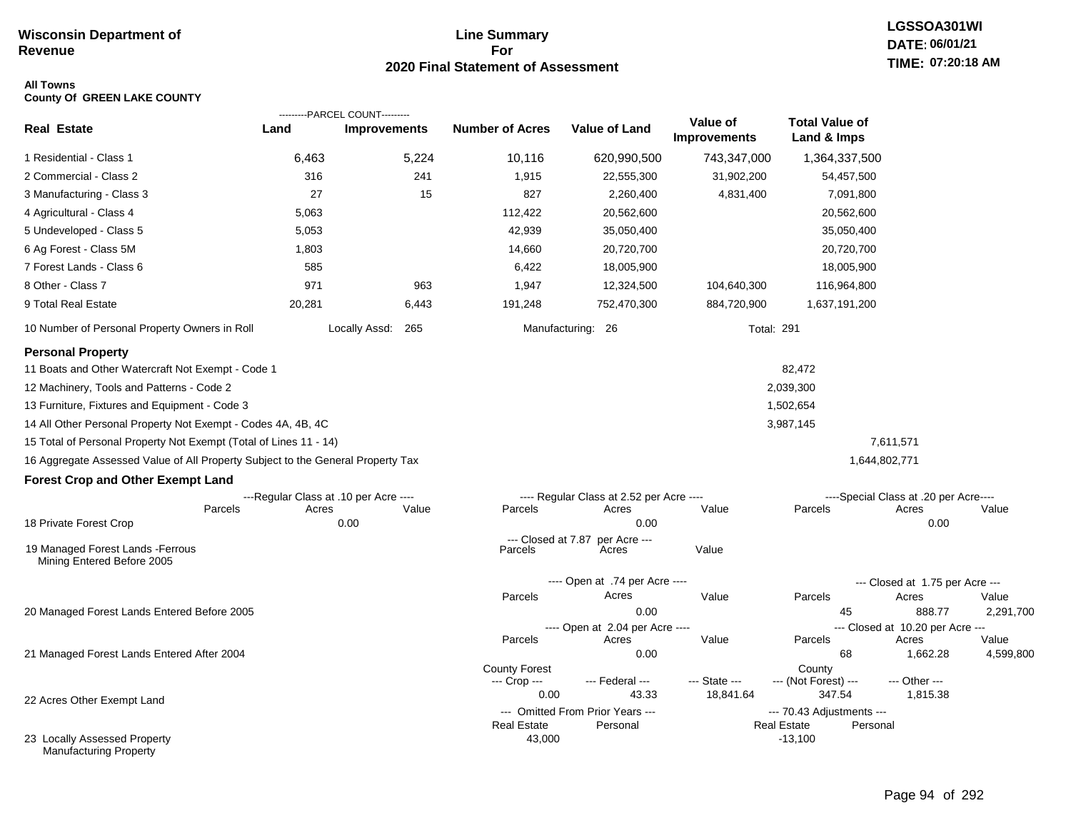**Wisconsin Department of Revenue**

**Line Summary For 2020 Final Statement of Assessment**

**LGSSOA301WI**
**DATE: 06/01/21**
**TIME: 07:20:18 AM**

**All Towns**
**County Of GREEN LAKE COUNTY**

| Real Estate | PARCEL COUNT Land | PARCEL COUNT Improvements | Number of Acres | Value of Land | Value of Improvements | Total Value of Land & Imps |
|---|---|---|---|---|---|---|
| 1 Residential - Class 1 | 6,463 | 5,224 | 10,116 | 620,990,500 | 743,347,000 | 1,364,337,500 |
| 2 Commercial - Class 2 | 316 | 241 | 1,915 | 22,555,300 | 31,902,200 | 54,457,500 |
| 3 Manufacturing - Class 3 | 27 | 15 | 827 | 2,260,400 | 4,831,400 | 7,091,800 |
| 4 Agricultural - Class 4 | 5,063 | | 112,422 | 20,562,600 | | 20,562,600 |
| 5 Undeveloped - Class 5 | 5,053 | | 42,939 | 35,050,400 | | 35,050,400 |
| 6 Ag Forest - Class 5M | 1,803 | | 14,660 | 20,720,700 | | 20,720,700 |
| 7 Forest Lands - Class 6 | 585 | | 6,422 | 18,005,900 | | 18,005,900 |
| 8 Other - Class 7 | 971 | 963 | 1,947 | 12,324,500 | 104,640,300 | 116,964,800 |
| 9 Total Real Estate | 20,281 | 6,443 | 191,248 | 752,470,300 | 884,720,900 | 1,637,191,200 |

10 Number of Personal Property Owners in Roll — Locally Assd: 265 — Manufacturing: 26 — Total: 291

**Personal Property**

| | | |
|---|---|---|
| 11 Boats and Other Watercraft Not Exempt - Code 1 | 82,472 | |
| 12 Machinery, Tools and Patterns - Code 2 | 2,039,300 | |
| 13 Furniture, Fixtures and Equipment - Code 3 | 1,502,654 | |
| 14 All Other Personal Property Not Exempt - Codes 4A, 4B, 4C | 3,987,145 | |
| 15 Total of Personal Property Not Exempt (Total of Lines 11 - 14) | | 7,611,571 |
| 16 Aggregate Assessed Value of All Property Subject to the General Property Tax | | 1,644,802,771 |

**Forest Crop and Other Exempt Land**

| | Regular Class at .10 per Acre Parcels | Acres | Value | Regular Class at 2.52 per Acre Parcels | Acres | Value | Special Class at .20 per Acre Parcels | Acres | Value |
|---|---|---|---|---|---|---|---|---|---|
| 18 Private Forest Crop | | 0.00 | | | 0.00 | | | 0.00 | |

| | Closed at 7.87 per Acre Parcels | Acres | Value |
|---|---|---|---|
| 19 Managed Forest Lands -Ferrous Mining Entered Before 2005 | | | |

| | Open at .74 per Acre Parcels | Acres | Value | Closed at 1.75 per Acre Parcels | Acres | Value |
|---|---|---|---|---|---|---|
| 20 Managed Forest Lands Entered Before 2005 | | 0.00 | | 45 | 888.77 | 2,291,700 |

| | Open at 2.04 per Acre Parcels | Acres | Value | Closed at 10.20 per Acre Parcels | Acres | Value |
|---|---|---|---|---|---|---|
| 21 Managed Forest Lands Entered After 2004 | | 0.00 | | 68 | 1,662.28 | 4,599,800 |

| | County Forest Crop | Federal | State | County (Not Forest) | Other |
|---|---|---|---|---|---|
| 22 Acres Other Exempt Land | 0.00 | 43.33 | 18,841.64 | 347.54 | 1,815.38 |

| | Omitted From Prior Years Real Estate | Personal | 70.43 Adjustments Real Estate | Personal |
|---|---|---|---|---|
| 23 Locally Assessed Property Manufacturing Property | 43,000 | | -13,100 | |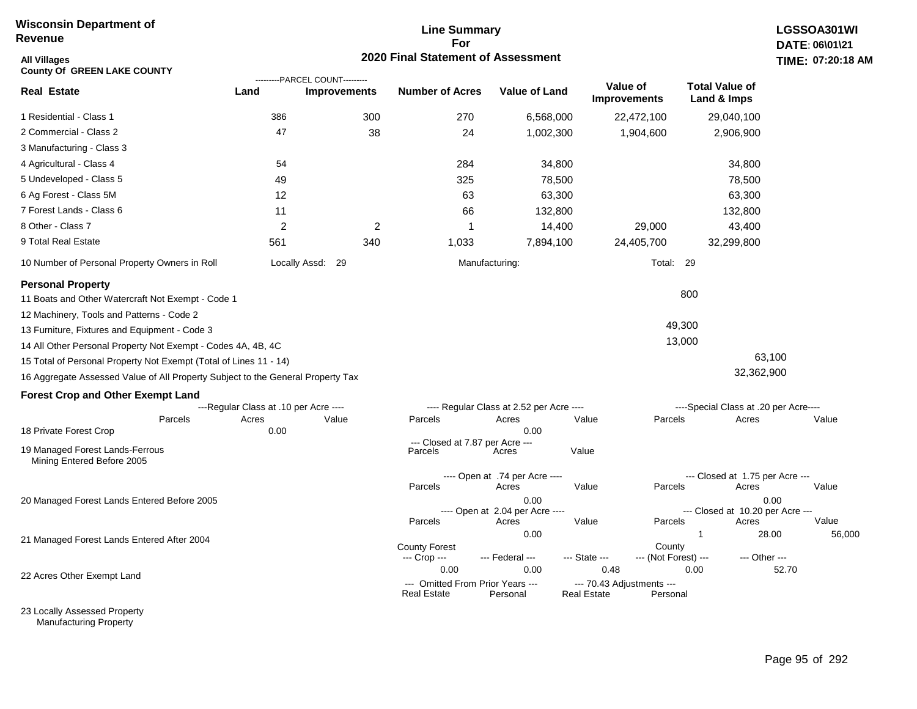**Wisconsin Department of Revenue**

**Line Summary For 2020 Final Statement of Assessment**

**LGSSOA301WI**
**DATE: 06\01\21**
**TIME: 07:20:18 AM**

**All Villages**
**County Of GREEN LAKE COUNTY**

| Real Estate | Land (Parcel Count) | Improvements (Parcel Count) | Number of Acres | Value of Land | Value of Improvements | Total Value of Land & Imps |
|---|---|---|---|---|---|---|
| 1 Residential - Class 1 | 386 | 300 | 270 | 6,568,000 | 22,472,100 | 29,040,100 |
| 2 Commercial - Class 2 | 47 | 38 | 24 | 1,002,300 | 1,904,600 | 2,906,900 |
| 3 Manufacturing - Class 3 | | | | | | |
| 4 Agricultural - Class 4 | 54 | | 284 | 34,800 | | 34,800 |
| 5 Undeveloped - Class 5 | 49 | | 325 | 78,500 | | 78,500 |
| 6 Ag Forest - Class 5M | 12 | | 63 | 63,300 | | 63,300 |
| 7 Forest Lands - Class 6 | 11 | | 66 | 132,800 | | 132,800 |
| 8 Other - Class 7 | 2 | 2 | 1 | 14,400 | 29,000 | 43,400 |
| 9 Total Real Estate | 561 | 340 | 1,033 | 7,894,100 | 24,405,700 | 32,299,800 |

10 Number of Personal Property Owners in Roll — Locally Assd: 29 — Manufacturing: — Total: 29

**Personal Property**

| | | |
|---|---|---|
| 11 Boats and Other Watercraft Not Exempt - Code 1 | 800 | |
| 12 Machinery, Tools and Patterns - Code 2 | | |
| 13 Furniture, Fixtures and Equipment - Code 3 | 49,300 | |
| 14 All Other Personal Property Not Exempt - Codes 4A, 4B, 4C | 13,000 | |
| 15 Total of Personal Property Not Exempt (Total of Lines 11 - 14) | | 63,100 |
| 16 Aggregate Assessed Value of All Property Subject to the General Property Tax | | 32,362,900 |

**Forest Crop and Other Exempt Land**

18 Private Forest Crop

| Regular Class at .10 per Acre: Parcels | Acres | Value | Regular Class at 2.52 per Acre: Parcels | Acres | Value | Special Class at .20 per Acre: Parcels | Acres | Value |
|---|---|---|---|---|---|---|---|---|
| | 0.00 | | | 0.00 | | | | |

19 Managed Forest Lands-Ferrous Mining Entered Before 2005

| Closed at 7.87 per Acre: Parcels | Acres | Value |
|---|---|---|
| | | |

20 Managed Forest Lands Entered Before 2005

| Open at .74 per Acre: Parcels | Acres | Value | Closed at 1.75 per Acre: Parcels | Acres | Value |
|---|---|---|---|---|---|
| | 0.00 | | | 0.00 | |

21 Managed Forest Lands Entered After 2004

| Open at 2.04 per Acre: Parcels | Acres | Value | Closed at 10.20 per Acre: Parcels | Acres | Value |
|---|---|---|---|---|---|
| | 0.00 | | 1 | 28.00 | 56,000 |

22 Acres Other Exempt Land

| County Forest --- Crop --- | --- Federal --- | --- State --- | County --- (Not Forest) --- | --- Other --- |
|---|---|---|---|---|
| 0.00 | 0.00 | 0.48 | 0.00 | 52.70 |

23 Locally Assessed Property Manufacturing Property

| --- Omitted From Prior Years --- Real Estate | Personal | --- 70.43 Adjustments --- Real Estate | Personal |
|---|---|---|---|
| | | | |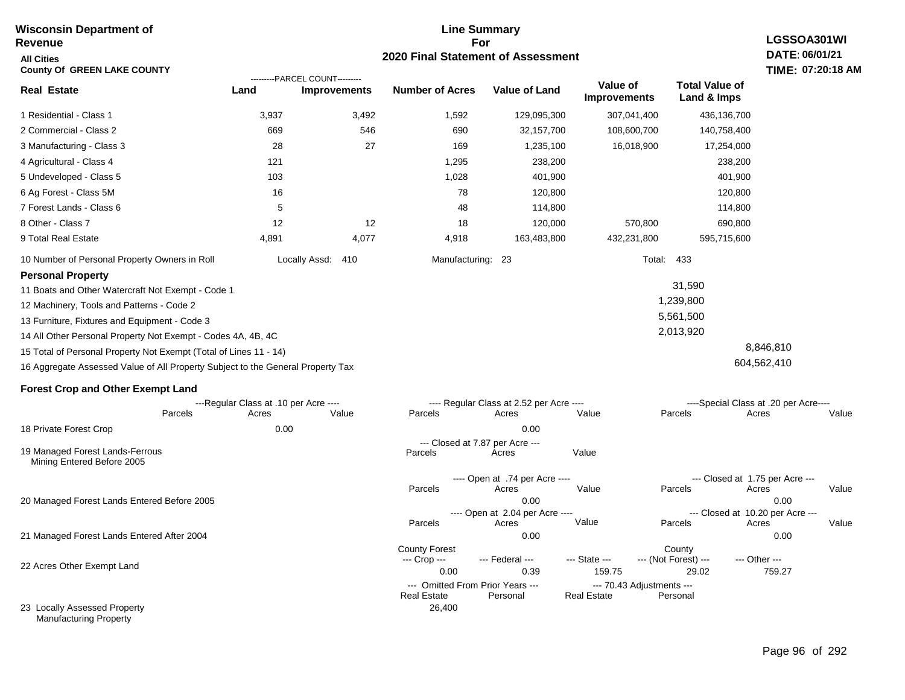**Wisconsin Department of Revenue**

**All Cities**

**County Of GREEN LAKE COUNTY**

## Line Summary For 2020 Final Statement of Assessment

**LGSSOA301WI**
**DATE: 06/01/21**
**TIME: 07:20:18 AM**

| Real Estate | PARCEL COUNT Land | PARCEL COUNT Improvements | Number of Acres | Value of Land | Value of Improvements | Total Value of Land & Imps |
|---|---|---|---|---|---|---|
| 1 Residential - Class 1 | 3,937 | 3,492 | 1,592 | 129,095,300 | 307,041,400 | 436,136,700 |
| 2 Commercial - Class 2 | 669 | 546 | 690 | 32,157,700 | 108,600,700 | 140,758,400 |
| 3 Manufacturing - Class 3 | 28 | 27 | 169 | 1,235,100 | 16,018,900 | 17,254,000 |
| 4 Agricultural - Class 4 | 121 | | 1,295 | 238,200 | | 238,200 |
| 5 Undeveloped - Class 5 | 103 | | 1,028 | 401,900 | | 401,900 |
| 6 Ag Forest - Class 5M | 16 | | 78 | 120,800 | | 120,800 |
| 7 Forest Lands - Class 6 | 5 | | 48 | 114,800 | | 114,800 |
| 8 Other - Class 7 | 12 | 12 | 18 | 120,000 | 570,800 | 690,800 |
| 9 Total Real Estate | 4,891 | 4,077 | 4,918 | 163,483,800 | 432,231,800 | 595,715,600 |

10 Number of Personal Property Owners in Roll — Locally Assd: 410 — Manufacturing: 23 — Total: 433

**Personal Property**

| | | |
|---|---|---|
| 11 Boats and Other Watercraft Not Exempt - Code 1 | 31,590 | |
| 12 Machinery, Tools and Patterns - Code 2 | 1,239,800 | |
| 13 Furniture, Fixtures and Equipment - Code 3 | 5,561,500 | |
| 14 All Other Personal Property Not Exempt - Codes 4A, 4B, 4C | 2,013,920 | |
| 15 Total of Personal Property Not Exempt (Total of Lines 11 - 14) | | 8,846,810 |
| 16 Aggregate Assessed Value of All Property Subject to the General Property Tax | | 604,562,410 |

**Forest Crop and Other Exempt Land**

| | Regular Class at .10 per Acre Parcels | Acres | Value | Regular Class at 2.52 per Acre Parcels | Acres | Value | Special Class at .20 per Acre Parcels | Acres | Value |
|---|---|---|---|---|---|---|---|---|---|
| 18 Private Forest Crop | | 0.00 | | | 0.00 | | | | |

| | Closed at 7.87 per Acre Parcels | Acres | Value |
|---|---|---|---|
| 19 Managed Forest Lands-Ferrous Mining Entered Before 2005 | | | |

| | Open at .74 per Acre Parcels | Acres | Value | Closed at 1.75 per Acre Parcels | Acres | Value |
|---|---|---|---|---|---|---|
| 20 Managed Forest Lands Entered Before 2005 | | 0.00 | | | 0.00 | |

| | Open at 2.04 per Acre Parcels | Acres | Value | Closed at 10.20 per Acre Parcels | Acres | Value |
|---|---|---|---|---|---|---|
| 21 Managed Forest Lands Entered After 2004 | | 0.00 | | | 0.00 | |

| | County Forest Crop | Federal | State | County (Not Forest) | Other |
|---|---|---|---|---|---|
| 22 Acres Other Exempt Land | 0.00 | 0.39 | 159.75 | 29.02 | 759.27 |

| | Omitted From Prior Years Real Estate | Personal | 70.43 Adjustments Real Estate | Personal |
|---|---|---|---|---|
| 23 Locally Assessed Property Manufacturing Property | 26,400 | | | |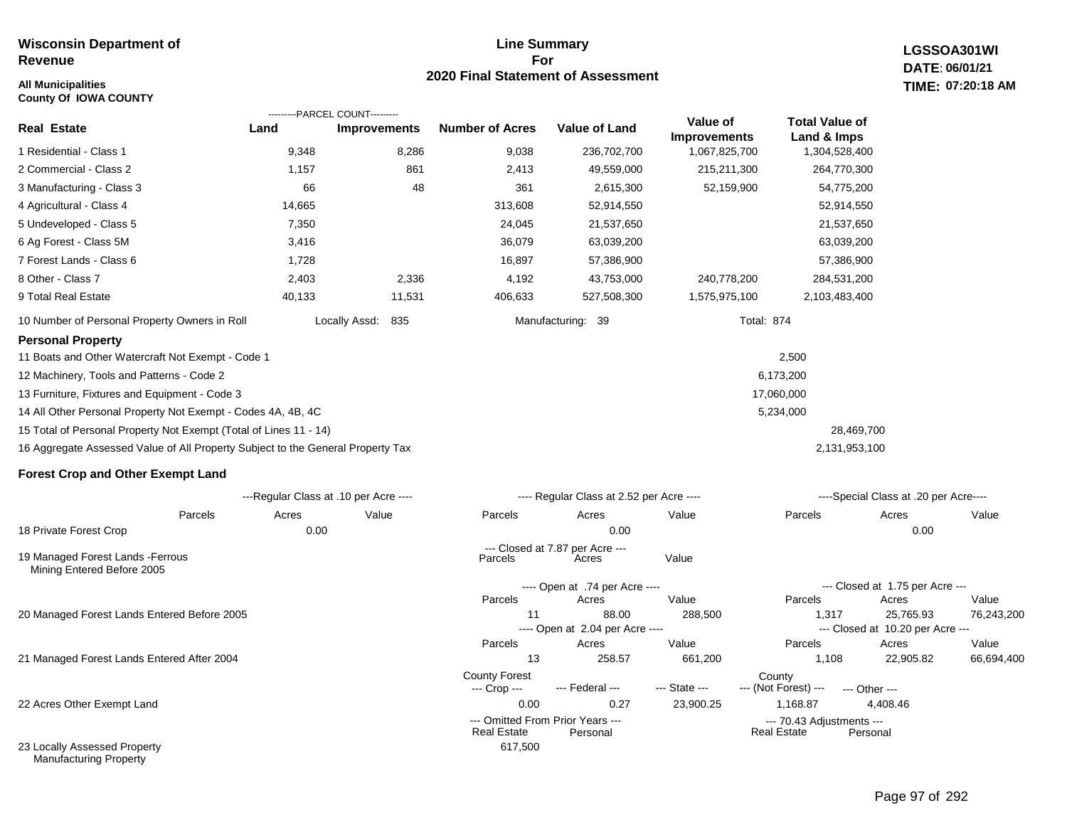**Wisconsin Department of Revenue**

**All Municipalities**
**County Of IOWA COUNTY**

# Line Summary For 2020 Final Statement of Assessment

**LGSSOA301WI**
**DATE: 06/01/21**
**TIME: 07:20:18 AM**

| Real Estate | Parcel Count - Land | Parcel Count - Improvements | Number of Acres | Value of Land | Value of Improvements | Total Value of Land & Imps |
|---|---|---|---|---|---|---|
| 1 Residential - Class 1 | 9,348 | 8,286 | 9,038 | 236,702,700 | 1,067,825,700 | 1,304,528,400 |
| 2 Commercial - Class 2 | 1,157 | 861 | 2,413 | 49,559,000 | 215,211,300 | 264,770,300 |
| 3 Manufacturing - Class 3 | 66 | 48 | 361 | 2,615,300 | 52,159,900 | 54,775,200 |
| 4 Agricultural - Class 4 | 14,665 | | 313,608 | 52,914,550 | | 52,914,550 |
| 5 Undeveloped - Class 5 | 7,350 | | 24,045 | 21,537,650 | | 21,537,650 |
| 6 Ag Forest - Class 5M | 3,416 | | 36,079 | 63,039,200 | | 63,039,200 |
| 7 Forest Lands - Class 6 | 1,728 | | 16,897 | 57,386,900 | | 57,386,900 |
| 8 Other - Class 7 | 2,403 | 2,336 | 4,192 | 43,753,000 | 240,778,200 | 284,531,200 |
| 9 Total Real Estate | 40,133 | 11,531 | 406,633 | 527,508,300 | 1,575,975,100 | 2,103,483,400 |

10 Number of Personal Property Owners in Roll — Locally Assd: 835 — Manufacturing: 39 — Total: 874

## Personal Property

| | | |
|---|---|---|
| 11 Boats and Other Watercraft Not Exempt - Code 1 | 2,500 | |
| 12 Machinery, Tools and Patterns - Code 2 | 6,173,200 | |
| 13 Furniture, Fixtures and Equipment - Code 3 | 17,060,000 | |
| 14 All Other Personal Property Not Exempt - Codes 4A, 4B, 4C | 5,234,000 | |
| 15 Total of Personal Property Not Exempt (Total of Lines 11 - 14) | | 28,469,700 |
| 16 Aggregate Assessed Value of All Property Subject to the General Property Tax | | 2,131,953,100 |

## Forest Crop and Other Exempt Land

| | Regular Class at .10 per Acre - Parcels | Acres | Value | Regular Class at 2.52 per Acre - Parcels | Acres | Value | Special Class at .20 per Acre - Parcels | Acres | Value |
|---|---|---|---|---|---|---|---|---|---|
| 18 Private Forest Crop | | 0.00 | | | 0.00 | | | 0.00 | |

| | Closed at 7.87 per Acre - Parcels | Acres | Value |
|---|---|---|---|
| 19 Managed Forest Lands -Ferrous Mining Entered Before 2005 | | | |

| | Open - Parcels | Acres | Value | Closed - Parcels | Acres | Value |
|---|---|---|---|---|---|---|
| 20 Managed Forest Lands Entered Before 2005 (Open at .74 per Acre / Closed at 1.75 per Acre) | 11 | 88.00 | 288,500 | 1,317 | 25,765.93 | 76,243,200 |
| 21 Managed Forest Lands Entered After 2004 (Open at 2.04 per Acre / Closed at 10.20 per Acre) | 13 | 258.57 | 661,200 | 1,108 | 22,905.82 | 66,694,400 |

| | County Forest --- Crop --- | --- Federal --- | --- State --- | County --- (Not Forest) --- | --- Other --- |
|---|---|---|---|---|---|
| 22 Acres Other Exempt Land | 0.00 | 0.27 | 23,900.25 | 1,168.87 | 4,408.46 |

| | Omitted From Prior Years - Real Estate | Omitted From Prior Years - Personal | 70.43 Adjustments - Real Estate | 70.43 Adjustments - Personal |
|---|---|---|---|---|
| 23 Locally Assessed Property Manufacturing Property | 617,500 | | | |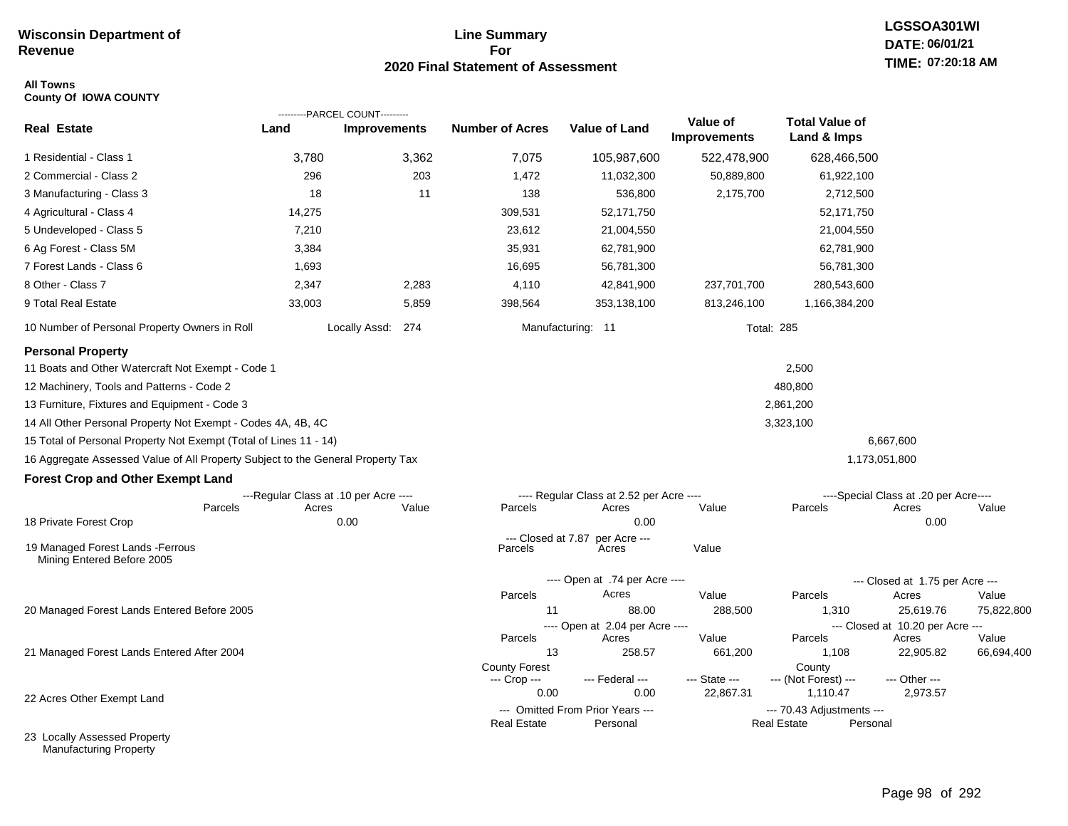**Wisconsin Department of Revenue**

# Line Summary For 2020 Final Statement of Assessment

LGSSOA301WI
DATE: 06/01/21
TIME: 07:20:18 AM

**All Towns**
**County Of IOWA COUNTY**

| Real Estate | PARCEL COUNT Land | PARCEL COUNT Improvements | Number of Acres | Value of Land | Value of Improvements | Total Value of Land & Imps |
|---|---|---|---|---|---|---|
| 1 Residential - Class 1 | 3,780 | 3,362 | 7,075 | 105,987,600 | 522,478,900 | 628,466,500 |
| 2 Commercial - Class 2 | 296 | 203 | 1,472 | 11,032,300 | 50,889,800 | 61,922,100 |
| 3 Manufacturing - Class 3 | 18 | 11 | 138 | 536,800 | 2,175,700 | 2,712,500 |
| 4 Agricultural - Class 4 | 14,275 | | 309,531 | 52,171,750 | | 52,171,750 |
| 5 Undeveloped - Class 5 | 7,210 | | 23,612 | 21,004,550 | | 21,004,550 |
| 6 Ag Forest - Class 5M | 3,384 | | 35,931 | 62,781,900 | | 62,781,900 |
| 7 Forest Lands - Class 6 | 1,693 | | 16,695 | 56,781,300 | | 56,781,300 |
| 8 Other - Class 7 | 2,347 | 2,283 | 4,110 | 42,841,900 | 237,701,700 | 280,543,600 |
| 9 Total Real Estate | 33,003 | 5,859 | 398,564 | 353,138,100 | 813,246,100 | 1,166,384,200 |

10 Number of Personal Property Owners in Roll — Locally Assd: 274 — Manufacturing: 11 — Total: 285

## Personal Property

| Line | Value |
|---|---|
| 11 Boats and Other Watercraft Not Exempt - Code 1 | 2,500 |
| 12 Machinery, Tools and Patterns - Code 2 | 480,800 |
| 13 Furniture, Fixtures and Equipment - Code 3 | 2,861,200 |
| 14 All Other Personal Property Not Exempt - Codes 4A, 4B, 4C | 3,323,100 |
| 15 Total of Personal Property Not Exempt (Total of Lines 11 - 14) | 6,667,600 |
| 16 Aggregate Assessed Value of All Property Subject to the General Property Tax | 1,173,051,800 |

## Forest Crop and Other Exempt Land

| | Regular Class at .10 per Acre Parcels | Acres | Value | Regular Class at 2.52 per Acre Parcels | Acres | Value | Special Class at .20 per Acre Parcels | Acres | Value |
|---|---|---|---|---|---|---|---|---|---|
| 18 Private Forest Crop | | 0.00 | | | 0.00 | | | 0.00 | |

| | Closed at 7.87 per Acre Parcels | Acres | Value |
|---|---|---|---|
| 19 Managed Forest Lands -Ferrous Mining Entered Before 2005 | | | |

| | Open Parcels | Open Acres | Open Value | Closed Parcels | Closed Acres | Closed Value |
|---|---|---|---|---|---|---|
| 20 Managed Forest Lands Entered Before 2005 (Open at .74 per Acre / Closed at 1.75 per Acre) | 11 | 88.00 | 288,500 | 1,310 | 25,619.76 | 75,822,800 |
| 21 Managed Forest Lands Entered After 2004 (Open at 2.04 per Acre / Closed at 10.20 per Acre) | 13 | 258.57 | 661,200 | 1,108 | 22,905.82 | 66,694,400 |

| | County Forest --- Crop --- | --- Federal --- | --- State --- | County --- (Not Forest) --- | --- Other --- |
|---|---|---|---|---|---|
| 22 Acres Other Exempt Land | 0.00 | 0.00 | 22,867.31 | 1,110.47 | 2,973.57 |

| | Omitted From Prior Years --- Real Estate | Personal | 70.43 Adjustments --- Real Estate | Personal |
|---|---|---|---|---|
| 23 Locally Assessed Property Manufacturing Property | | | | |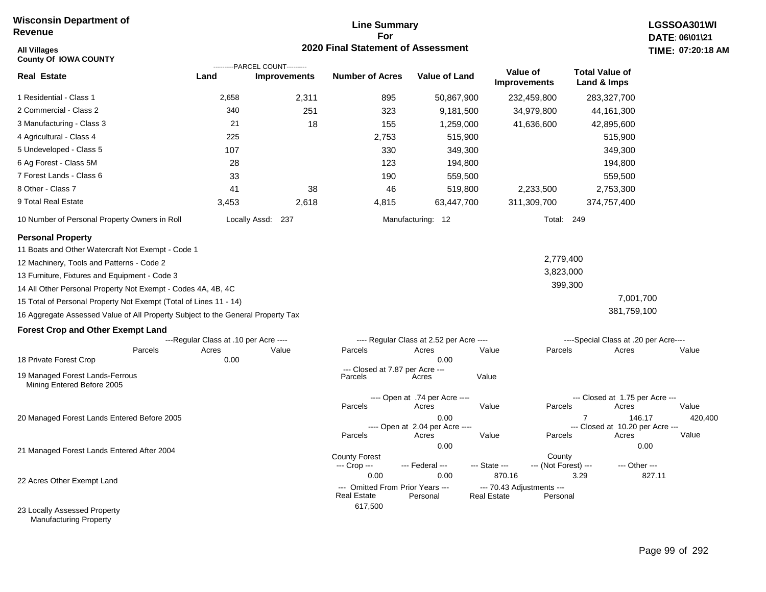Wisconsin Department of Revenue

**Line Summary For 2020 Final Statement of Assessment**

LGSSOA301WI
DATE: 06\01\21
TIME: 07:20:18 AM

All Villages
County Of IOWA COUNTY

| Real Estate | PARCEL COUNT Land | PARCEL COUNT Improvements | Number of Acres | Value of Land | Value of Improvements | Total Value of Land & Imps |
|---|---|---|---|---|---|---|
| 1 Residential - Class 1 | 2,658 | 2,311 | 895 | 50,867,900 | 232,459,800 | 283,327,700 |
| 2 Commercial - Class 2 | 340 | 251 | 323 | 9,181,500 | 34,979,800 | 44,161,300 |
| 3 Manufacturing - Class 3 | 21 | 18 | 155 | 1,259,000 | 41,636,600 | 42,895,600 |
| 4 Agricultural - Class 4 | 225 | | 2,753 | 515,900 | | 515,900 |
| 5 Undeveloped - Class 5 | 107 | | 330 | 349,300 | | 349,300 |
| 6 Ag Forest - Class 5M | 28 | | 123 | 194,800 | | 194,800 |
| 7 Forest Lands - Class 6 | 33 | | 190 | 559,500 | | 559,500 |
| 8 Other - Class 7 | 41 | 38 | 46 | 519,800 | 2,233,500 | 2,753,300 |
| 9 Total Real Estate | 3,453 | 2,618 | 4,815 | 63,447,700 | 311,309,700 | 374,757,400 |

10 Number of Personal Property Owners in Roll — Locally Assd: 237 — Manufacturing: 12 — Total: 249

## Personal Property

| | | |
|---|---|---|
| 11 Boats and Other Watercraft Not Exempt - Code 1 | | |
| 12 Machinery, Tools and Patterns - Code 2 | 2,779,400 | |
| 13 Furniture, Fixtures and Equipment - Code 3 | 3,823,000 | |
| 14 All Other Personal Property Not Exempt - Codes 4A, 4B, 4C | 399,300 | |
| 15 Total of Personal Property Not Exempt (Total of Lines 11 - 14) | | 7,001,700 |
| 16 Aggregate Assessed Value of All Property Subject to the General Property Tax | | 381,759,100 |

## Forest Crop and Other Exempt Land

| | Regular Class at .10 per Acre Parcels | Acres | Value | Regular Class at 2.52 per Acre Parcels | Acres | Value | Special Class at .20 per Acre Parcels | Acres | Value |
|---|---|---|---|---|---|---|---|---|---|
| 18 Private Forest Crop | | 0.00 | | | 0.00 | | | | |

| | Closed at 7.87 per Acre Parcels | Acres | Value |
|---|---|---|---|
| 19 Managed Forest Lands-Ferrous Mining Entered Before 2005 | | | |

| | Open at .74 per Acre Parcels | Acres | Value | Closed at 1.75 per Acre Parcels | Acres | Value |
|---|---|---|---|---|---|---|
| 20 Managed Forest Lands Entered Before 2005 | | 0.00 | | 7 | 146.17 | 420,400 |

| | Open at 2.04 per Acre Parcels | Acres | Value | Closed at 10.20 per Acre Parcels | Acres | Value |
|---|---|---|---|---|---|---|
| 21 Managed Forest Lands Entered After 2004 | | 0.00 | | | 0.00 | |

| | County Forest Crop | Federal | State | County (Not Forest) | Other |
|---|---|---|---|---|---|
| 22 Acres Other Exempt Land | 0.00 | 0.00 | 870.16 | 3.29 | 827.11 |

| | Omitted From Prior Years Real Estate | Personal | 70.43 Adjustments Real Estate | Personal |
|---|---|---|---|---|
| 23 Locally Assessed Property Manufacturing Property | 617,500 | | | |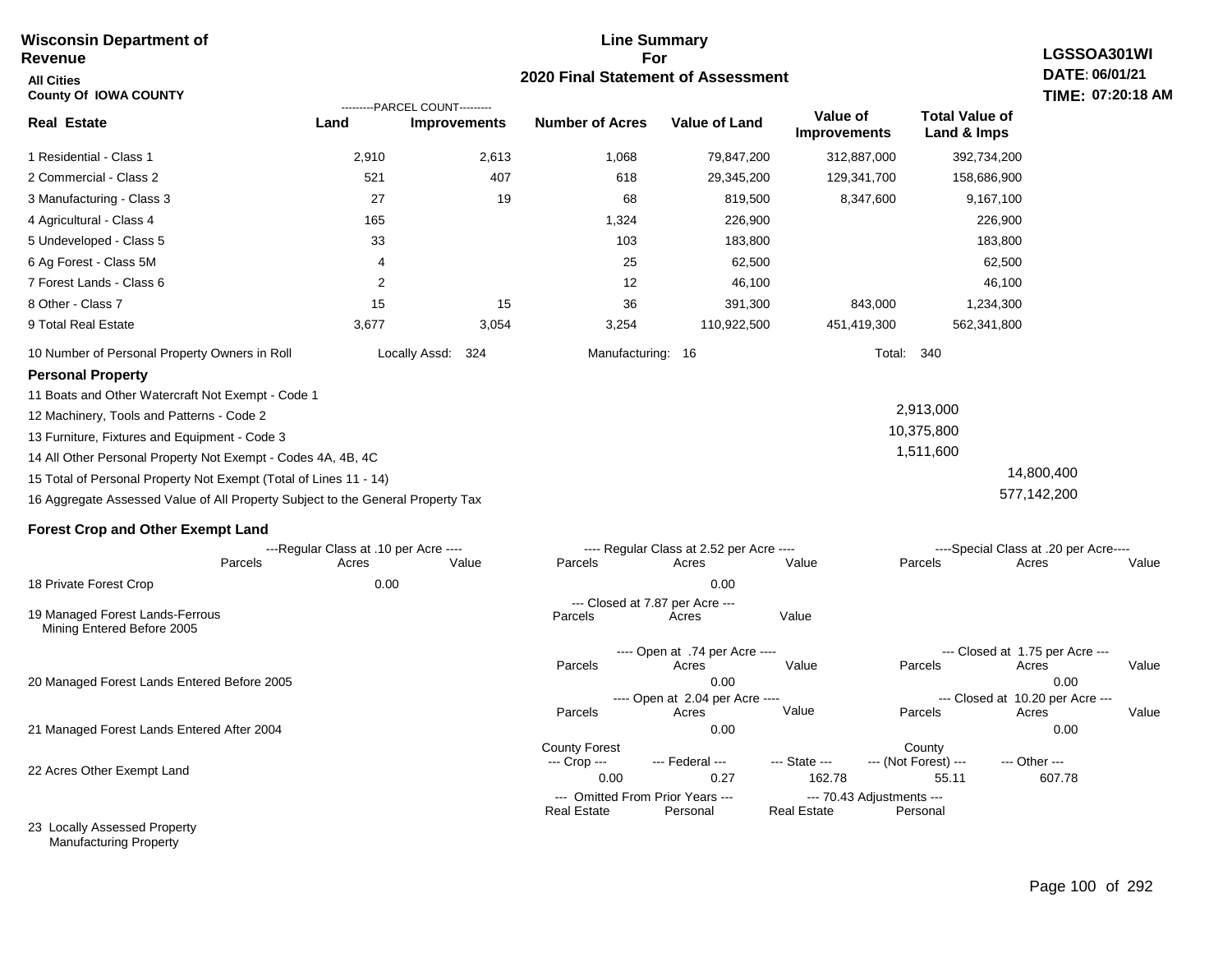**Wisconsin Department of Revenue**

**All Cities**

**County Of IOWA COUNTY**

## Line Summary For 2020 Final Statement of Assessment

**LGSSOA301WI**
**DATE: 06/01/21**
**TIME: 07:20:18 AM**

| Real Estate | PARCEL COUNT Land | PARCEL COUNT Improvements | Number of Acres | Value of Land | Value of Improvements | Total Value of Land & Imps |
|---|---|---|---|---|---|---|
| 1 Residential - Class 1 | 2,910 | 2,613 | 1,068 | 79,847,200 | 312,887,000 | 392,734,200 |
| 2 Commercial - Class 2 | 521 | 407 | 618 | 29,345,200 | 129,341,700 | 158,686,900 |
| 3 Manufacturing - Class 3 | 27 | 19 | 68 | 819,500 | 8,347,600 | 9,167,100 |
| 4 Agricultural - Class 4 | 165 | | 1,324 | 226,900 | | 226,900 |
| 5 Undeveloped - Class 5 | 33 | | 103 | 183,800 | | 183,800 |
| 6 Ag Forest - Class 5M | 4 | | 25 | 62,500 | | 62,500 |
| 7 Forest Lands - Class 6 | 2 | | 12 | 46,100 | | 46,100 |
| 8 Other - Class 7 | 15 | 15 | 36 | 391,300 | 843,000 | 1,234,300 |
| 9 Total Real Estate | 3,677 | 3,054 | 3,254 | 110,922,500 | 451,419,300 | 562,341,800 |

10 Number of Personal Property Owners in Roll — Locally Assd: 324 — Manufacturing: 16 — Total: 340

**Personal Property**

| | | |
|---|---|---|
| 11 Boats and Other Watercraft Not Exempt - Code 1 | | |
| 12 Machinery, Tools and Patterns - Code 2 | 2,913,000 | |
| 13 Furniture, Fixtures and Equipment - Code 3 | 10,375,800 | |
| 14 All Other Personal Property Not Exempt - Codes 4A, 4B, 4C | 1,511,600 | |
| 15 Total of Personal Property Not Exempt (Total of Lines 11 - 14) | | 14,800,400 |
| 16 Aggregate Assessed Value of All Property Subject to the General Property Tax | | 577,142,200 |

**Forest Crop and Other Exempt Land**

| | Regular Class at .10 per Acre Parcels | Acres | Value | Regular Class at 2.52 per Acre Parcels | Acres | Value | Special Class at .20 per Acre Parcels | Acres | Value |
|---|---|---|---|---|---|---|---|---|---|
| 18 Private Forest Crop | | 0.00 | | | 0.00 | | | | |

| | Closed at 7.87 per Acre Parcels | Acres | Value |
|---|---|---|---|
| 19 Managed Forest Lands-Ferrous Mining Entered Before 2005 | | | |

| | Open at .74 per Acre Parcels | Acres | Value | Closed at 1.75 per Acre Parcels | Acres | Value |
|---|---|---|---|---|---|---|
| 20 Managed Forest Lands Entered Before 2005 | | 0.00 | | | 0.00 | |

| | Open at 2.04 per Acre Parcels | Acres | Value | Closed at 10.20 per Acre Parcels | Acres | Value |
|---|---|---|---|---|---|---|
| 21 Managed Forest Lands Entered After 2004 | | 0.00 | | | 0.00 | |

| | County Forest Crop | Federal | State | County (Not Forest) | Other |
|---|---|---|---|---|---|
| 22 Acres Other Exempt Land | 0.00 | 0.27 | 162.78 | 55.11 | 607.78 |

| | Omitted From Prior Years Real Estate | Personal | 70.43 Adjustments Real Estate | Personal |
|---|---|---|---|---|
| 23 Locally Assessed Property | | | | |
| Manufacturing Property | | | | |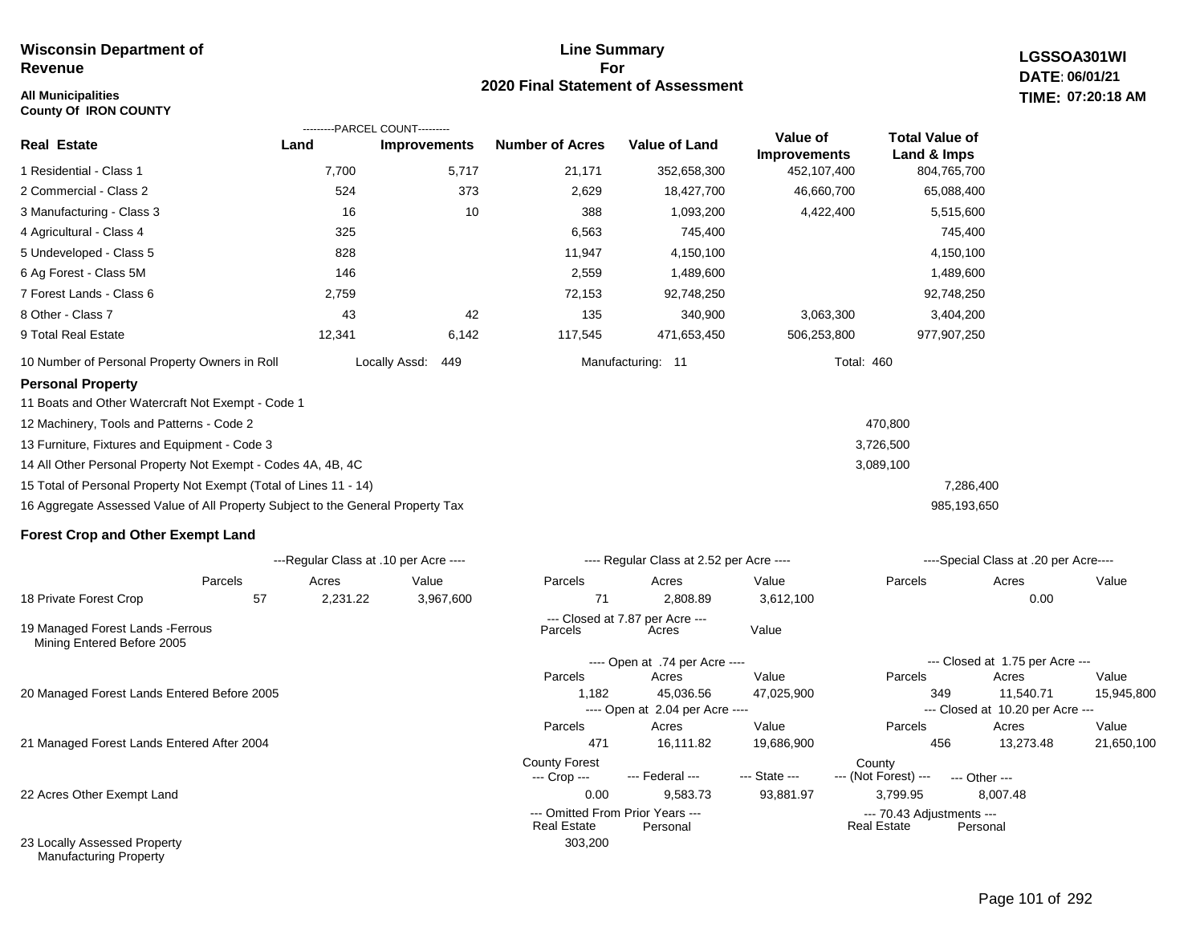**Wisconsin Department of Revenue**

**All Municipalities**
**County Of IRON COUNTY**

## Line Summary For 2020 Final Statement of Assessment

**LGSSOA301WI**
**DATE: 06/01/21**
**TIME: 07:20:18 AM**

| Real Estate | Land (Parcel Count) | Improvements (Parcel Count) | Number of Acres | Value of Land | Value of Improvements | Total Value of Land & Imps |
|---|---|---|---|---|---|---|
| 1 Residential - Class 1 | 7,700 | 5,717 | 21,171 | 352,658,300 | 452,107,400 | 804,765,700 |
| 2 Commercial - Class 2 | 524 | 373 | 2,629 | 18,427,700 | 46,660,700 | 65,088,400 |
| 3 Manufacturing - Class 3 | 16 | 10 | 388 | 1,093,200 | 4,422,400 | 5,515,600 |
| 4 Agricultural - Class 4 | 325 | | 6,563 | 745,400 | | 745,400 |
| 5 Undeveloped - Class 5 | 828 | | 11,947 | 4,150,100 | | 4,150,100 |
| 6 Ag Forest - Class 5M | 146 | | 2,559 | 1,489,600 | | 1,489,600 |
| 7 Forest Lands - Class 6 | 2,759 | | 72,153 | 92,748,250 | | 92,748,250 |
| 8 Other - Class 7 | 43 | 42 | 135 | 340,900 | 3,063,300 | 3,404,200 |
| 9 Total Real Estate | 12,341 | 6,142 | 117,545 | 471,653,450 | 506,253,800 | 977,907,250 |

10 Number of Personal Property Owners in Roll — Locally Assd: 449 — Manufacturing: 11 — Total: 460

### Personal Property

| | | |
|---|---|---|
| 11 Boats and Other Watercraft Not Exempt - Code 1 | | |
| 12 Machinery, Tools and Patterns - Code 2 | 470,800 | |
| 13 Furniture, Fixtures and Equipment - Code 3 | 3,726,500 | |
| 14 All Other Personal Property Not Exempt - Codes 4A, 4B, 4C | 3,089,100 | |
| 15 Total of Personal Property Not Exempt (Total of Lines 11 - 14) | | 7,286,400 |
| 16 Aggregate Assessed Value of All Property Subject to the General Property Tax | | 985,193,650 |

### Forest Crop and Other Exempt Land

| | Regular Class at .10 per Acre Parcels | Acres | Value | Regular Class at 2.52 per Acre Parcels | Acres | Value | Special Class at .20 per Acre Parcels | Acres | Value |
|---|---|---|---|---|---|---|---|---|---|
| 18 Private Forest Crop | 57 | 2,231.22 | 3,967,600 | 71 | 2,808.89 | 3,612,100 | | 0.00 | |

| | Closed at 7.87 per Acre Parcels | Acres | Value |
|---|---|---|---|
| 19 Managed Forest Lands -Ferrous Mining Entered Before 2005 | | | |

| | Open Parcels | Acres | Value | Closed Parcels | Acres | Value |
|---|---|---|---|---|---|---|
| 20 Managed Forest Lands Entered Before 2005 (Open at .74 per Acre / Closed at 1.75 per Acre) | 1,182 | 45,036.56 | 47,025,900 | 349 | 11,540.71 | 15,945,800 |
| 21 Managed Forest Lands Entered After 2004 (Open at 2.04 per Acre / Closed at 10.20 per Acre) | 471 | 16,111.82 | 19,686,900 | 456 | 13,273.48 | 21,650,100 |

| | County Forest --- Crop --- | --- Federal --- | --- State --- | County --- (Not Forest) --- | --- Other --- |
|---|---|---|---|---|---|
| 22 Acres Other Exempt Land | 0.00 | 9,583.73 | 93,881.97 | 3,799.95 | 8,007.48 |

| | Omitted From Prior Years --- Real Estate | Personal | 70.43 Adjustments --- Real Estate | Personal |
|---|---|---|---|---|
| 23 Locally Assessed Property Manufacturing Property | 303,200 | | | |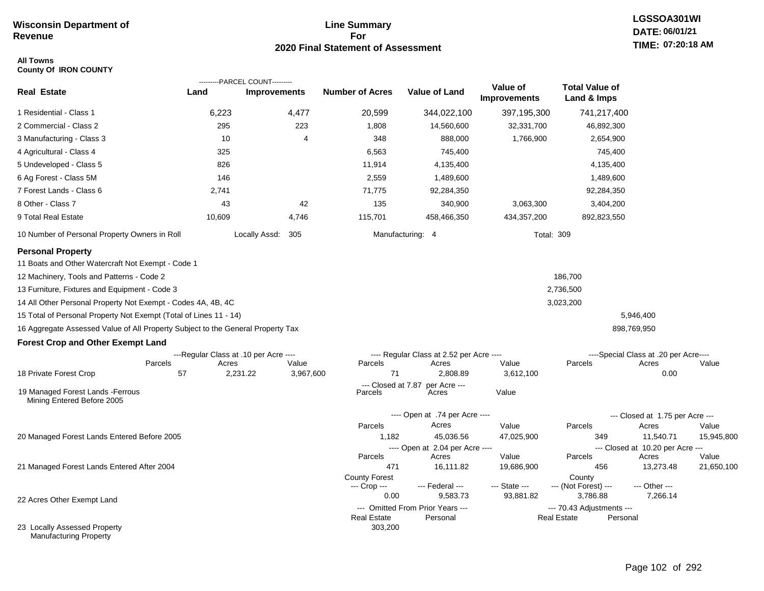**Wisconsin Department of Revenue**

# Line Summary For 2020 Final Statement of Assessment

LGSSOA301WI
DATE: 06/01/21
TIME: 07:20:18 AM

**All Towns**
**County Of IRON COUNTY**

| Real Estate | PARCEL COUNT Land | PARCEL COUNT Improvements | Number of Acres | Value of Land | Value of Improvements | Total Value of Land & Imps |
|---|---|---|---|---|---|---|
| 1 Residential - Class 1 | 6,223 | 4,477 | 20,599 | 344,022,100 | 397,195,300 | 741,217,400 |
| 2 Commercial - Class 2 | 295 | 223 | 1,808 | 14,560,600 | 32,331,700 | 46,892,300 |
| 3 Manufacturing - Class 3 | 10 | 4 | 348 | 888,000 | 1,766,900 | 2,654,900 |
| 4 Agricultural - Class 4 | 325 | | 6,563 | 745,400 | | 745,400 |
| 5 Undeveloped - Class 5 | 826 | | 11,914 | 4,135,400 | | 4,135,400 |
| 6 Ag Forest - Class 5M | 146 | | 2,559 | 1,489,600 | | 1,489,600 |
| 7 Forest Lands - Class 6 | 2,741 | | 71,775 | 92,284,350 | | 92,284,350 |
| 8 Other - Class 7 | 43 | 42 | 135 | 340,900 | 3,063,300 | 3,404,200 |
| 9 Total Real Estate | 10,609 | 4,746 | 115,701 | 458,466,350 | 434,357,200 | 892,823,550 |

10 Number of Personal Property Owners in Roll — Locally Assd: 305 — Manufacturing: 4 — Total: 309

## Personal Property

| | | |
|---|---|---|
| 11 Boats and Other Watercraft Not Exempt - Code 1 | | |
| 12 Machinery, Tools and Patterns - Code 2 | 186,700 | |
| 13 Furniture, Fixtures and Equipment - Code 3 | 2,736,500 | |
| 14 All Other Personal Property Not Exempt - Codes 4A, 4B, 4C | 3,023,200 | |
| 15 Total of Personal Property Not Exempt (Total of Lines 11 - 14) | | 5,946,400 |
| 16 Aggregate Assessed Value of All Property Subject to the General Property Tax | | 898,769,950 |

## Forest Crop and Other Exempt Land

| | Regular Class at .10 per Acre Parcels | Acres | Value | Regular Class at 2.52 per Acre Parcels | Acres | Value | Special Class at .20 per Acre Parcels | Acres | Value |
|---|---|---|---|---|---|---|---|---|---|
| 18 Private Forest Crop | 57 | 2,231.22 | 3,967,600 | 71 | 2,808.89 | 3,612,100 | | 0.00 | |

| | Closed at 7.87 per Acre Parcels | Acres | Value |
|---|---|---|---|
| 19 Managed Forest Lands -Ferrous Mining Entered Before 2005 | | | |

| | Open at .74 per Acre Parcels | Acres | Value | Closed at 1.75 per Acre Parcels | Acres | Value |
|---|---|---|---|---|---|---|
| 20 Managed Forest Lands Entered Before 2005 | 1,182 | 45,036.56 | 47,025,900 | 349 | 11,540.71 | 15,945,800 |

| | Open at 2.04 per Acre Parcels | Acres | Value | Closed at 10.20 per Acre Parcels | Acres | Value |
|---|---|---|---|---|---|---|
| 21 Managed Forest Lands Entered After 2004 | 471 | 16,111.82 | 19,686,900 | 456 | 13,273.48 | 21,650,100 |

| | County Forest Crop | Federal | State | County (Not Forest) | Other |
|---|---|---|---|---|---|
| 22 Acres Other Exempt Land | 0.00 | 9,583.73 | 93,881.82 | 3,786.88 | 7,266.14 |

| | Omitted From Prior Years Real Estate | Personal | 70.43 Adjustments Real Estate | Personal |
|---|---|---|---|---|
| 23 Locally Assessed Property Manufacturing Property | 303,200 | | | |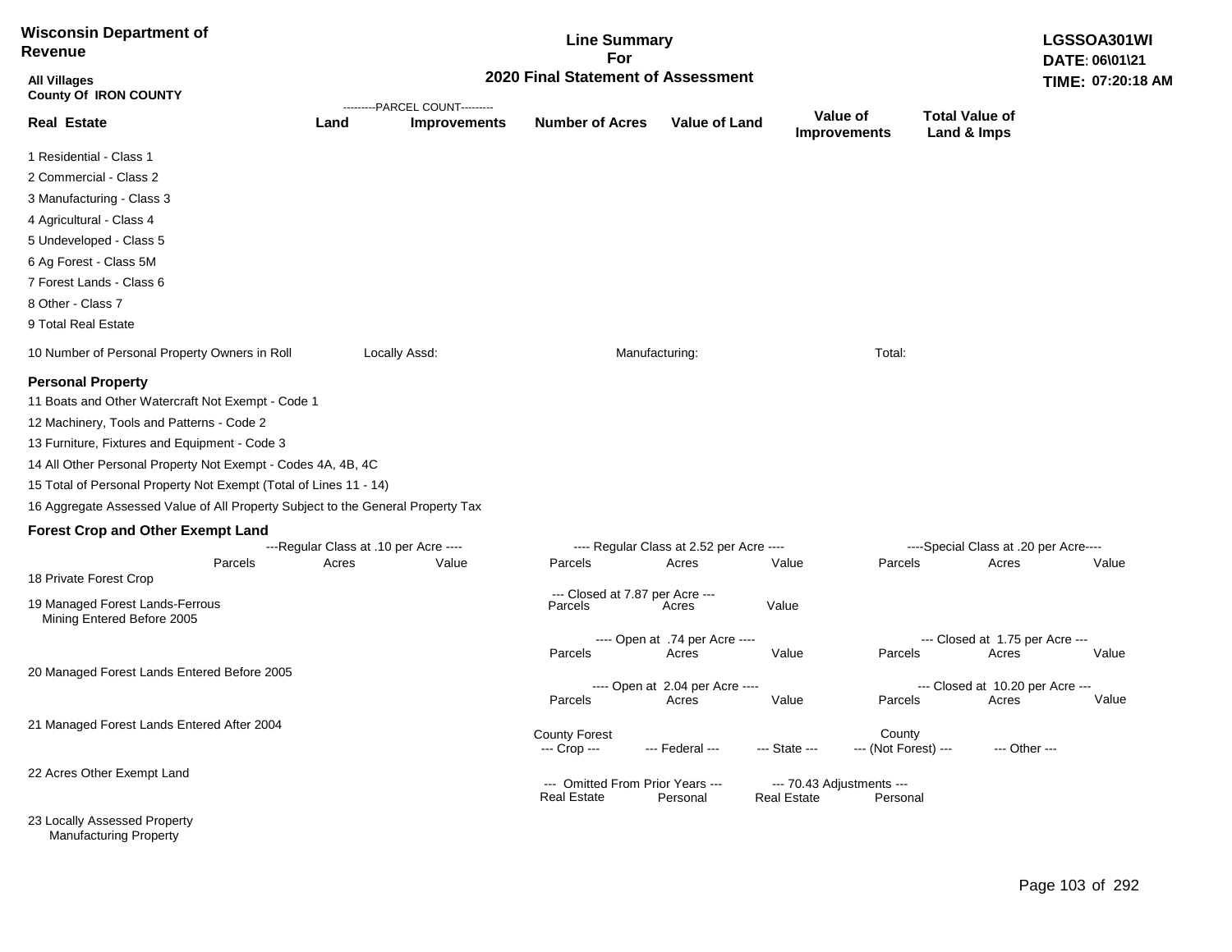**Wisconsin Department of Revenue**

**All Villages**
**County Of IRON COUNTY**

## Line Summary For 2020 Final Statement of Assessment

**LGSSOA301WI**
**DATE: 06\01\21**
**TIME: 07:20:18 AM**

| Real Estate | Land (Parcel Count) | Improvements (Parcel Count) | Number of Acres | Value of Land | Value of Improvements | Total Value of Land & Imps |
|---|---|---|---|---|---|---|
| 1 Residential - Class 1 | | | | | | |
| 2 Commercial - Class 2 | | | | | | |
| 3 Manufacturing - Class 3 | | | | | | |
| 4 Agricultural - Class 4 | | | | | | |
| 5 Undeveloped - Class 5 | | | | | | |
| 6 Ag Forest - Class 5M | | | | | | |
| 7 Forest Lands - Class 6 | | | | | | |
| 8 Other - Class 7 | | | | | | |
| 9 Total Real Estate | | | | | | |

10 Number of Personal Property Owners in Roll    Locally Assd:    Manufacturing:    Total:

### Personal Property

11 Boats and Other Watercraft Not Exempt - Code 1

12 Machinery, Tools and Patterns - Code 2

13 Furniture, Fixtures and Equipment - Code 3

14 All Other Personal Property Not Exempt - Codes 4A, 4B, 4C

15 Total of Personal Property Not Exempt (Total of Lines 11 - 14)

16 Aggregate Assessed Value of All Property Subject to the General Property Tax

### Forest Crop and Other Exempt Land

| | Regular Class at .10 per Acre | | | Regular Class at 2.52 per Acre | | | Special Class at .20 per Acre | | |
|---|---|---|---|---|---|---|---|---|---|
| | Parcels | Acres | Value | Parcels | Acres | Value | Parcels | Acres | Value |
| 18 Private Forest Crop | | | | | | | | | |

| | Closed at 7.87 per Acre | | |
|---|---|---|---|
| | Parcels | Acres | Value |
| 19 Managed Forest Lands-Ferrous Mining Entered Before 2005 | | | |

| | Open at .74 per Acre | | | Closed at 1.75 per Acre | | |
|---|---|---|---|---|---|---|
| | Parcels | Acres | Value | Parcels | Acres | Value |
| 20 Managed Forest Lands Entered Before 2005 | | | | | | |

| | Open at 2.04 per Acre | | | Closed at 10.20 per Acre | | |
|---|---|---|---|---|---|---|
| | Parcels | Acres | Value | Parcels | Acres | Value |
| 21 Managed Forest Lands Entered After 2004 | | | | | | |

| | County Forest --- Crop --- | --- Federal --- | --- State --- | County --- (Not Forest) --- | --- Other --- |
|---|---|---|---|---|---|
| 22 Acres Other Exempt Land | | | | | |

| | Omitted From Prior Years --- Real Estate | Omitted From Prior Years --- Personal | 70.43 Adjustments --- Real Estate | 70.43 Adjustments --- Personal |
|---|---|---|---|---|
| 23 Locally Assessed Property | | | | |
| Manufacturing Property | | | | |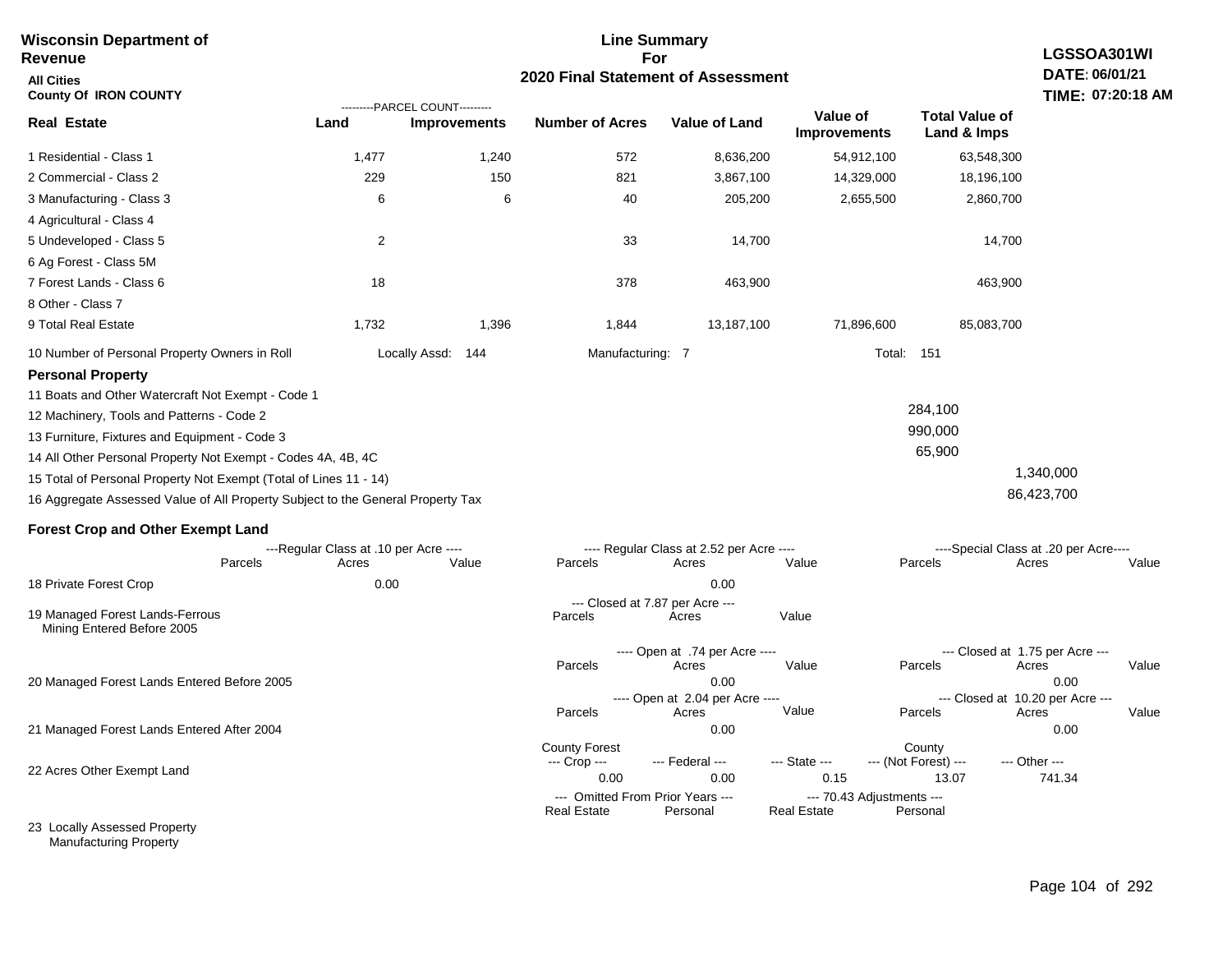**Wisconsin Department of Revenue**
**All Cities**
**County Of IRON COUNTY**

**Line Summary For 2020 Final Statement of Assessment**

**LGSSOA301WI**
**DATE: 06/01/21**
**TIME: 07:20:18 AM**

| Real Estate | PARCEL COUNT Land | PARCEL COUNT Improvements | Number of Acres | Value of Land | Value of Improvements | Total Value of Land & Imps |
|---|---|---|---|---|---|---|
| 1 Residential - Class 1 | 1,477 | 1,240 | 572 | 8,636,200 | 54,912,100 | 63,548,300 |
| 2 Commercial - Class 2 | 229 | 150 | 821 | 3,867,100 | 14,329,000 | 18,196,100 |
| 3 Manufacturing - Class 3 | 6 | 6 | 40 | 205,200 | 2,655,500 | 2,860,700 |
| 4 Agricultural - Class 4 | | | | | | |
| 5 Undeveloped - Class 5 | 2 | | 33 | 14,700 | | 14,700 |
| 6 Ag Forest - Class 5M | | | | | | |
| 7 Forest Lands - Class 6 | 18 | | 378 | 463,900 | | 463,900 |
| 8 Other - Class 7 | | | | | | |
| 9 Total Real Estate | 1,732 | 1,396 | 1,844 | 13,187,100 | 71,896,600 | 85,083,700 |

10 Number of Personal Property Owners in Roll — Locally Assd: 144 — Manufacturing: 7 — Total: 151

**Personal Property**

| | | |
|---|---|---|
| 11 Boats and Other Watercraft Not Exempt - Code 1 | | |
| 12 Machinery, Tools and Patterns - Code 2 | 284,100 | |
| 13 Furniture, Fixtures and Equipment - Code 3 | 990,000 | |
| 14 All Other Personal Property Not Exempt - Codes 4A, 4B, 4C | 65,900 | |
| 15 Total of Personal Property Not Exempt (Total of Lines 11 - 14) | | 1,340,000 |
| 16 Aggregate Assessed Value of All Property Subject to the General Property Tax | | 86,423,700 |

**Forest Crop and Other Exempt Land**

| | Regular Class at .10 per Acre Parcels | Acres | Value | Regular Class at 2.52 per Acre Parcels | Acres | Value | Special Class at .20 per Acre Parcels | Acres | Value |
|---|---|---|---|---|---|---|---|---|---|
| 18 Private Forest Crop | | 0.00 | | | 0.00 | | | | |

| | Closed at 7.87 per Acre Parcels | Acres | Value |
|---|---|---|---|
| 19 Managed Forest Lands-Ferrous Mining Entered Before 2005 | | | |

| | Open at .74 per Acre Parcels | Acres | Value | Closed at 1.75 per Acre Parcels | Acres | Value |
|---|---|---|---|---|---|---|
| 20 Managed Forest Lands Entered Before 2005 | | 0.00 | | | 0.00 | |

| | Open at 2.04 per Acre Parcels | Acres | Value | Closed at 10.20 per Acre Parcels | Acres | Value |
|---|---|---|---|---|---|---|
| 21 Managed Forest Lands Entered After 2004 | | 0.00 | | | 0.00 | |

| | County Forest Crop | Federal | State | County (Not Forest) | Other |
|---|---|---|---|---|---|
| 22 Acres Other Exempt Land | 0.00 | 0.00 | 0.15 | 13.07 | 741.34 |

| | Omitted From Prior Years Real Estate | Omitted From Prior Years Personal | 70.43 Adjustments Real Estate | 70.43 Adjustments Personal |
|---|---|---|---|---|
| 23 Locally Assessed Property | | | | |
| Manufacturing Property | | | | |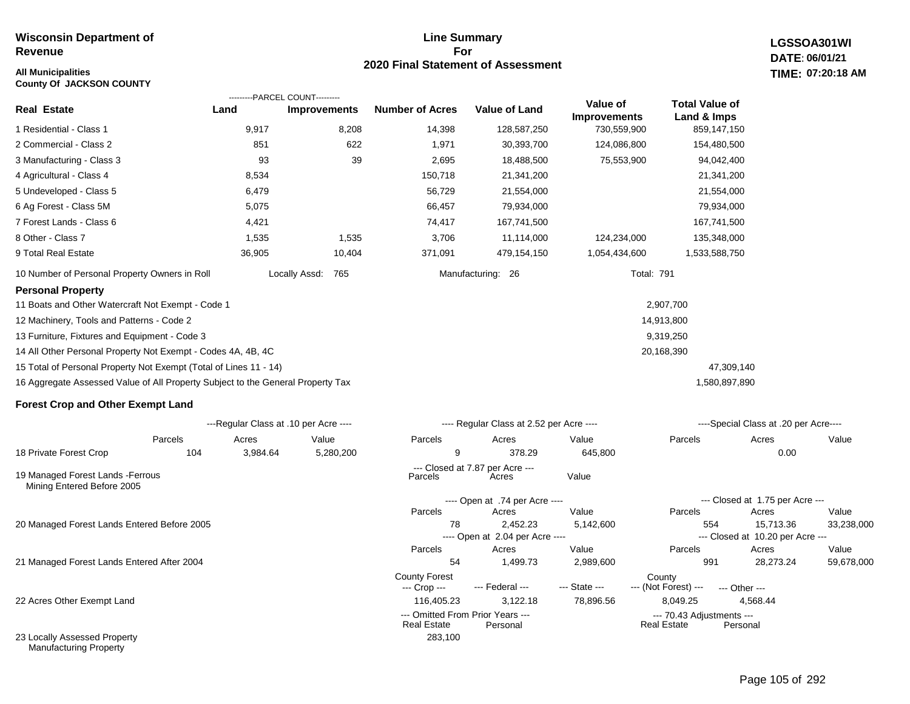**Wisconsin Department of Revenue**

**All Municipalities**
**County Of JACKSON COUNTY**

# Line Summary For 2020 Final Statement of Assessment

**LGSSOA301WI**
**DATE: 06/01/21**
**TIME: 07:20:18 AM**

| Real Estate | Land (Parcel Count) | Improvements (Parcel Count) | Number of Acres | Value of Land | Value of Improvements | Total Value of Land & Imps |
|---|---|---|---|---|---|---|
| 1 Residential - Class 1 | 9,917 | 8,208 | 14,398 | 128,587,250 | 730,559,900 | 859,147,150 |
| 2 Commercial - Class 2 | 851 | 622 | 1,971 | 30,393,700 | 124,086,800 | 154,480,500 |
| 3 Manufacturing - Class 3 | 93 | 39 | 2,695 | 18,488,500 | 75,553,900 | 94,042,400 |
| 4 Agricultural - Class 4 | 8,534 | | 150,718 | 21,341,200 | | 21,341,200 |
| 5 Undeveloped - Class 5 | 6,479 | | 56,729 | 21,554,000 | | 21,554,000 |
| 6 Ag Forest - Class 5M | 5,075 | | 66,457 | 79,934,000 | | 79,934,000 |
| 7 Forest Lands - Class 6 | 4,421 | | 74,417 | 167,741,500 | | 167,741,500 |
| 8 Other - Class 7 | 1,535 | 1,535 | 3,706 | 11,114,000 | 124,234,000 | 135,348,000 |
| 9 Total Real Estate | 36,905 | 10,404 | 371,091 | 479,154,150 | 1,054,434,600 | 1,533,588,750 |

10 Number of Personal Property Owners in Roll — Locally Assd: 765 — Manufacturing: 26 — Total: 791

## Personal Property

| Line | Value | Total |
|---|---|---|
| 11 Boats and Other Watercraft Not Exempt - Code 1 | 2,907,700 | |
| 12 Machinery, Tools and Patterns - Code 2 | 14,913,800 | |
| 13 Furniture, Fixtures and Equipment - Code 3 | 9,319,250 | |
| 14 All Other Personal Property Not Exempt - Codes 4A, 4B, 4C | 20,168,390 | |
| 15 Total of Personal Property Not Exempt (Total of Lines 11 - 14) | | 47,309,140 |
| 16 Aggregate Assessed Value of All Property Subject to the General Property Tax | | 1,580,897,890 |

## Forest Crop and Other Exempt Land

| | Regular Class at .10 per Acre - Parcels | Acres | Value | Regular Class at 2.52 per Acre - Parcels | Acres | Value | Special Class at .20 per Acre - Parcels | Acres | Value |
|---|---|---|---|---|---|---|---|---|---|
| 18 Private Forest Crop | 104 | 3,984.64 | 5,280,200 | 9 | 378.29 | 645,800 | | 0.00 | |

| | Closed at 7.87 per Acre - Parcels | Acres | Value |
|---|---|---|---|
| 19 Managed Forest Lands -Ferrous Mining Entered Before 2005 | | | |

| | Open - Parcels | Acres | Value | Closed - Parcels | Acres | Value |
|---|---|---|---|---|---|---|
| 20 Managed Forest Lands Entered Before 2005 (Open at .74 per Acre / Closed at 1.75 per Acre) | 78 | 2,452.23 | 5,142,600 | 554 | 15,713.36 | 33,238,000 |
| 21 Managed Forest Lands Entered After 2004 (Open at 2.04 per Acre / Closed at 10.20 per Acre) | 54 | 1,499.73 | 2,989,600 | 991 | 28,273.24 | 59,678,000 |

| | County Forest Crop | Federal | State | County (Not Forest) | Other |
|---|---|---|---|---|---|
| 22 Acres Other Exempt Land | 116,405.23 | 3,122.18 | 78,896.56 | 8,049.25 | 4,568.44 |

| | Omitted From Prior Years - Real Estate | Omitted From Prior Years - Personal | 70.43 Adjustments - Real Estate | 70.43 Adjustments - Personal |
|---|---|---|---|---|
| 23 Locally Assessed Property / Manufacturing Property | 283,100 | | | |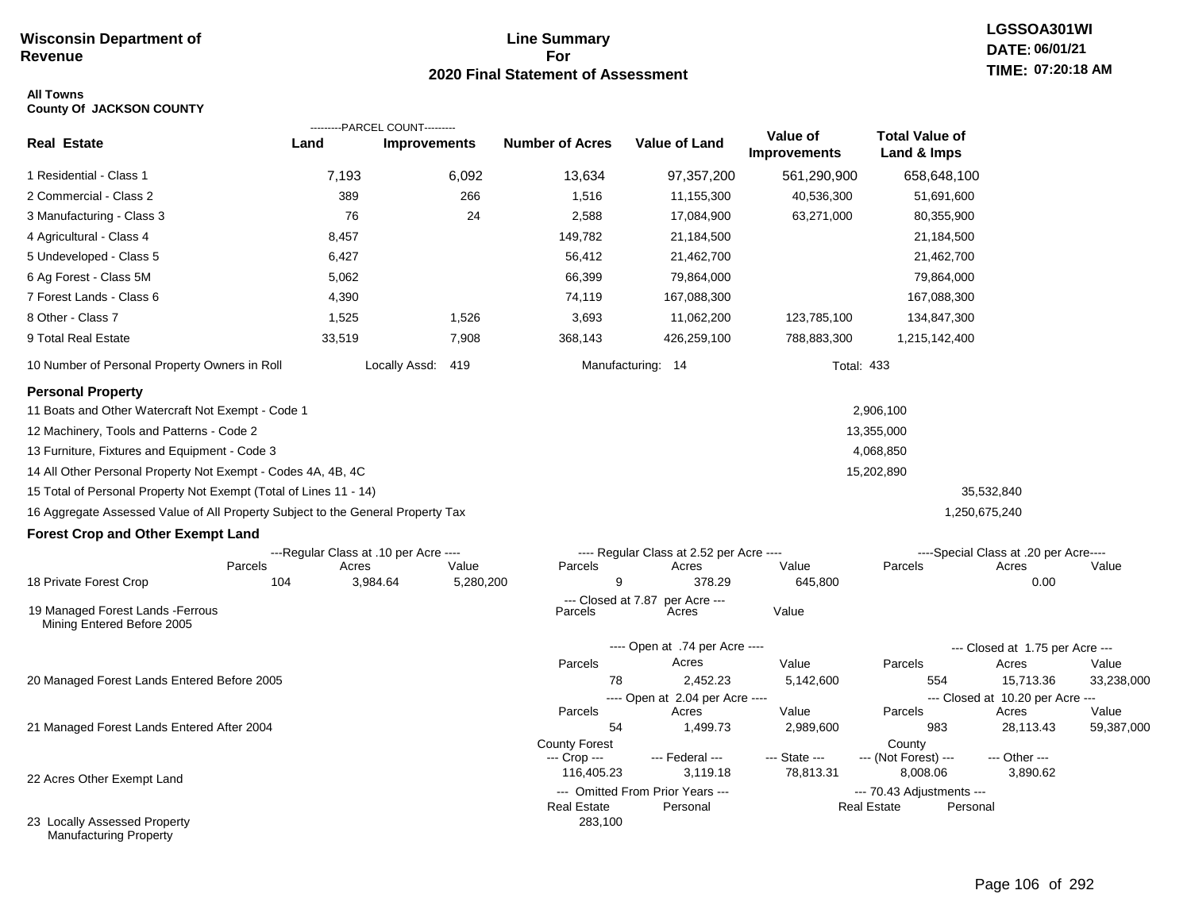**Wisconsin Department of Revenue**

# Line Summary For 2020 Final Statement of Assessment

**LGSSOA301WI**
**DATE: 06/01/21**
**TIME: 07:20:18 AM**

**All Towns**
**County Of JACKSON COUNTY**

| Real Estate | Parcel Count - Land | Parcel Count - Improvements | Number of Acres | Value of Land | Value of Improvements | Total Value of Land & Imps |
|---|---|---|---|---|---|---|
| 1 Residential - Class 1 | 7,193 | 6,092 | 13,634 | 97,357,200 | 561,290,900 | 658,648,100 |
| 2 Commercial - Class 2 | 389 | 266 | 1,516 | 11,155,300 | 40,536,300 | 51,691,600 |
| 3 Manufacturing - Class 3 | 76 | 24 | 2,588 | 17,084,900 | 63,271,000 | 80,355,900 |
| 4 Agricultural - Class 4 | 8,457 | | 149,782 | 21,184,500 | | 21,184,500 |
| 5 Undeveloped - Class 5 | 6,427 | | 56,412 | 21,462,700 | | 21,462,700 |
| 6 Ag Forest - Class 5M | 5,062 | | 66,399 | 79,864,000 | | 79,864,000 |
| 7 Forest Lands - Class 6 | 4,390 | | 74,119 | 167,088,300 | | 167,088,300 |
| 8 Other - Class 7 | 1,525 | 1,526 | 3,693 | 11,062,200 | 123,785,100 | 134,847,300 |
| 9 Total Real Estate | 33,519 | 7,908 | 368,143 | 426,259,100 | 788,883,300 | 1,215,142,400 |

10 Number of Personal Property Owners in Roll — Locally Assd: 419 — Manufacturing: 14 — Total: 433

## Personal Property

| Line | Value | Total |
|---|---|---|
| 11 Boats and Other Watercraft Not Exempt - Code 1 | 2,906,100 | |
| 12 Machinery, Tools and Patterns - Code 2 | 13,355,000 | |
| 13 Furniture, Fixtures and Equipment - Code 3 | 4,068,850 | |
| 14 All Other Personal Property Not Exempt - Codes 4A, 4B, 4C | 15,202,890 | |
| 15 Total of Personal Property Not Exempt (Total of Lines 11 - 14) | | 35,532,840 |
| 16 Aggregate Assessed Value of All Property Subject to the General Property Tax | | 1,250,675,240 |

## Forest Crop and Other Exempt Land

| | Regular Class at .10 per Acre - Parcels | Acres | Value | Regular Class at 2.52 per Acre - Parcels | Acres | Value | Special Class at .20 per Acre - Parcels | Acres | Value |
|---|---|---|---|---|---|---|---|---|---|
| 18 Private Forest Crop | 104 | 3,984.64 | 5,280,200 | 9 | 378.29 | 645,800 | | 0.00 | |

| | Closed at 7.87 per Acre - Parcels | Acres | Value |
|---|---|---|---|
| 19 Managed Forest Lands -Ferrous Mining Entered Before 2005 | | | |

| | Open - Parcels | Acres | Value | Closed - Parcels | Acres | Value |
|---|---|---|---|---|---|---|
| 20 Managed Forest Lands Entered Before 2005 (Open at .74 per Acre / Closed at 1.75 per Acre) | 78 | 2,452.23 | 5,142,600 | 554 | 15,713.36 | 33,238,000 |
| 21 Managed Forest Lands Entered After 2004 (Open at 2.04 per Acre / Closed at 10.20 per Acre) | 54 | 1,499.73 | 2,989,600 | 983 | 28,113.43 | 59,387,000 |

| | County Forest --- Crop --- | --- Federal --- | --- State --- | County --- (Not Forest) --- | --- Other --- |
|---|---|---|---|---|---|
| 22 Acres Other Exempt Land | 116,405.23 | 3,119.18 | 78,813.31 | 8,008.06 | 3,890.62 |

| | Omitted From Prior Years - Real Estate | Personal | 70.43 Adjustments - Real Estate | Personal |
|---|---|---|---|---|
| 23 Locally Assessed Property Manufacturing Property | 283,100 | | | |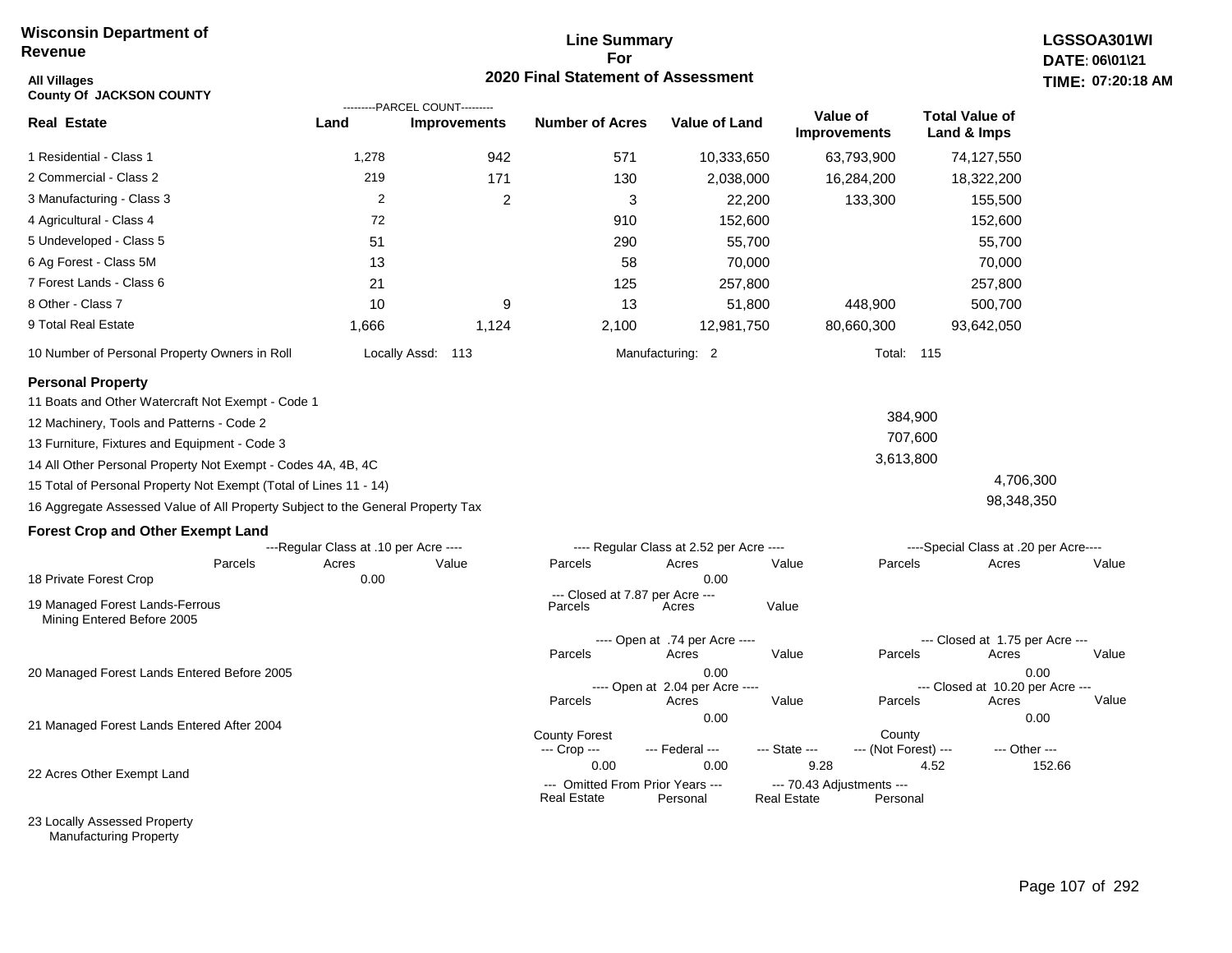**Wisconsin Department of Revenue**

**All Villages**
**County Of JACKSON COUNTY**

# Line Summary For 2020 Final Statement of Assessment

**LGSSOA301WI**
**DATE: 06\01\21**
**TIME: 07:20:18 AM**

| Real Estate | Land (Parcel Count) | Improvements (Parcel Count) | Number of Acres | Value of Land | Value of Improvements | Total Value of Land & Imps |
|---|---|---|---|---|---|---|
| 1 Residential - Class 1 | 1,278 | 942 | 571 | 10,333,650 | 63,793,900 | 74,127,550 |
| 2 Commercial - Class 2 | 219 | 171 | 130 | 2,038,000 | 16,284,200 | 18,322,200 |
| 3 Manufacturing - Class 3 | 2 | 2 | 3 | 22,200 | 133,300 | 155,500 |
| 4 Agricultural - Class 4 | 72 | | 910 | 152,600 | | 152,600 |
| 5 Undeveloped - Class 5 | 51 | | 290 | 55,700 | | 55,700 |
| 6 Ag Forest - Class 5M | 13 | | 58 | 70,000 | | 70,000 |
| 7 Forest Lands - Class 6 | 21 | | 125 | 257,800 | | 257,800 |
| 8 Other - Class 7 | 10 | 9 | 13 | 51,800 | 448,900 | 500,700 |
| 9 Total Real Estate | 1,666 | 1,124 | 2,100 | 12,981,750 | 80,660,300 | 93,642,050 |

10 Number of Personal Property Owners in Roll — Locally Assd: 113 — Manufacturing: 2 — Total: 115

## Personal Property

| | | |
|---|---|---|
| 11 Boats and Other Watercraft Not Exempt - Code 1 | | |
| 12 Machinery, Tools and Patterns - Code 2 | 384,900 | |
| 13 Furniture, Fixtures and Equipment - Code 3 | 707,600 | |
| 14 All Other Personal Property Not Exempt - Codes 4A, 4B, 4C | 3,613,800 | |
| 15 Total of Personal Property Not Exempt (Total of Lines 11 - 14) | | 4,706,300 |
| 16 Aggregate Assessed Value of All Property Subject to the General Property Tax | | 98,348,350 |

## Forest Crop and Other Exempt Land

| | Regular Class at .10 per Acre: Parcels | Acres | Value | Regular Class at 2.52 per Acre: Parcels | Acres | Value | Special Class at .20 per Acre: Parcels | Acres | Value |
|---|---|---|---|---|---|---|---|---|---|
| 18 Private Forest Crop | | 0.00 | | | 0.00 | | | | |

| | Closed at 7.87 per Acre: Parcels | Acres | Value |
|---|---|---|---|
| 19 Managed Forest Lands-Ferrous Mining Entered Before 2005 | | | |

| | Open at .74 per Acre: Parcels | Acres | Value | Closed at 1.75 per Acre: Parcels | Acres | Value |
|---|---|---|---|---|---|---|
| 20 Managed Forest Lands Entered Before 2005 | | 0.00 | | | 0.00 | |

| | Open at 2.04 per Acre: Parcels | Acres | Value | Closed at 10.20 per Acre: Parcels | Acres | Value |
|---|---|---|---|---|---|---|
| 21 Managed Forest Lands Entered After 2004 | | 0.00 | | | 0.00 | |

| | County Forest --- Crop --- | --- Federal --- | --- State --- | County --- (Not Forest) --- | --- Other --- |
|---|---|---|---|---|---|
| 22 Acres Other Exempt Land | 0.00 | 0.00 | 9.28 | 4.52 | 152.66 |

| | Omitted From Prior Years: Real Estate | Personal | 70.43 Adjustments: Real Estate | Personal |
|---|---|---|---|---|
| 23 Locally Assessed Property | | | | |
| Manufacturing Property | | | | |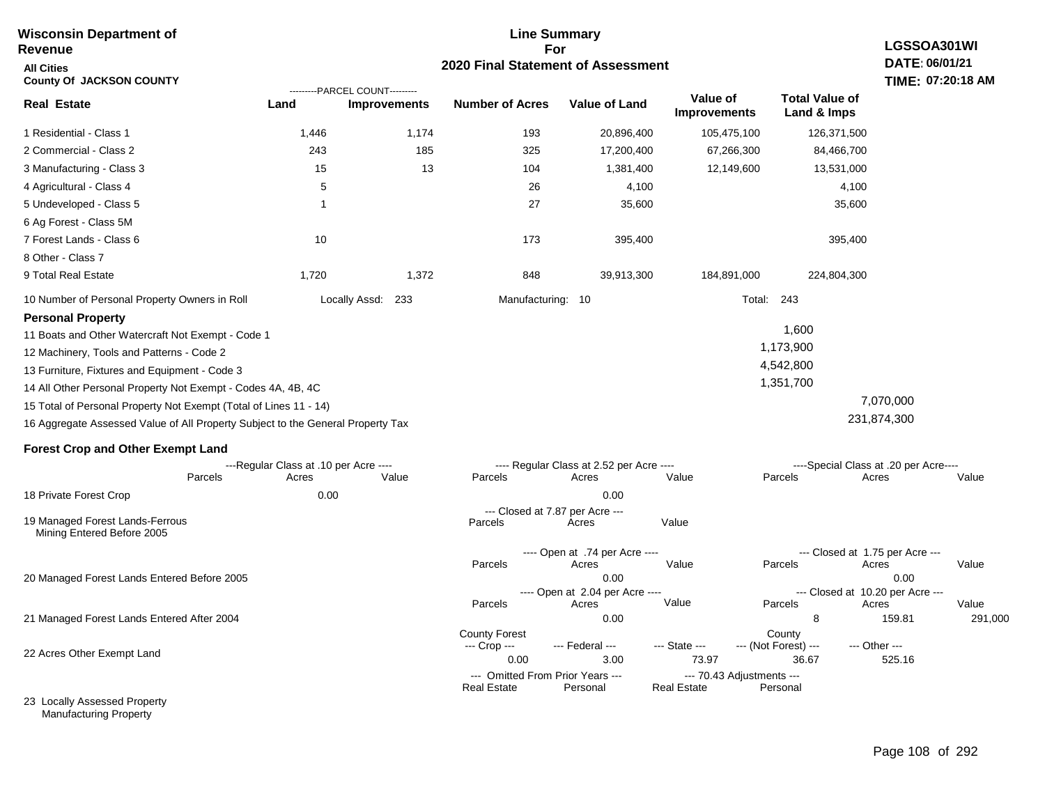**Wisconsin Department of Revenue**

**All Cities**

**County Of JACKSON COUNTY**

# Line Summary For 2020 Final Statement of Assessment

**LGSSOA301WI**
**DATE: 06/01/21**
**TIME: 07:20:18 AM**

| Real Estate | PARCEL COUNT Land | PARCEL COUNT Improvements | Number of Acres | Value of Land | Value of Improvements | Total Value of Land & Imps |
|---|---|---|---|---|---|---|
| 1 Residential - Class 1 | 1,446 | 1,174 | 193 | 20,896,400 | 105,475,100 | 126,371,500 |
| 2 Commercial - Class 2 | 243 | 185 | 325 | 17,200,400 | 67,266,300 | 84,466,700 |
| 3 Manufacturing - Class 3 | 15 | 13 | 104 | 1,381,400 | 12,149,600 | 13,531,000 |
| 4 Agricultural - Class 4 | 5 | | 26 | 4,100 | | 4,100 |
| 5 Undeveloped - Class 5 | 1 | | 27 | 35,600 | | 35,600 |
| 6 Ag Forest - Class 5M | | | | | | |
| 7 Forest Lands - Class 6 | 10 | | 173 | 395,400 | | 395,400 |
| 8 Other - Class 7 | | | | | | |
| 9 Total Real Estate | 1,720 | 1,372 | 848 | 39,913,300 | 184,891,000 | 224,804,300 |

10 Number of Personal Property Owners in Roll — Locally Assd: 233 — Manufacturing: 10 — Total: 243

**Personal Property**

| | | |
|---|---|---|
| 11 Boats and Other Watercraft Not Exempt - Code 1 | 1,600 | |
| 12 Machinery, Tools and Patterns - Code 2 | 1,173,900 | |
| 13 Furniture, Fixtures and Equipment - Code 3 | 4,542,800 | |
| 14 All Other Personal Property Not Exempt - Codes 4A, 4B, 4C | 1,351,700 | |
| 15 Total of Personal Property Not Exempt (Total of Lines 11 - 14) | | 7,070,000 |
| 16 Aggregate Assessed Value of All Property Subject to the General Property Tax | | 231,874,300 |

**Forest Crop and Other Exempt Land**

| | Regular Class at .10 per Acre Parcels | Acres | Value | Regular Class at 2.52 per Acre Parcels | Acres | Value | Special Class at .20 per Acre Parcels | Acres | Value |
|---|---|---|---|---|---|---|---|---|---|
| 18 Private Forest Crop | | 0.00 | | | 0.00 | | | | |

| | Closed at 7.87 per Acre Parcels | Acres | Value |
|---|---|---|---|
| 19 Managed Forest Lands-Ferrous Mining Entered Before 2005 | | | |

| | Open at .74 per Acre Parcels | Acres | Value | Closed at 1.75 per Acre Parcels | Acres | Value |
|---|---|---|---|---|---|---|
| 20 Managed Forest Lands Entered Before 2005 | | 0.00 | | | 0.00 | |

| | Open at 2.04 per Acre Parcels | Acres | Value | Closed at 10.20 per Acre Parcels | Acres | Value |
|---|---|---|---|---|---|---|
| 21 Managed Forest Lands Entered After 2004 | | 0.00 | | 8 | 159.81 | 291,000 |

| | County Forest Crop | Federal | State | County (Not Forest) | Other |
|---|---|---|---|---|---|
| 22 Acres Other Exempt Land | 0.00 | 3.00 | 73.97 | 36.67 | 525.16 |

| | Omitted From Prior Years Real Estate | Omitted From Prior Years Personal | 70.43 Adjustments Real Estate | 70.43 Adjustments Personal |
|---|---|---|---|---|
| 23 Locally Assessed Property | | | | |
| Manufacturing Property | | | | |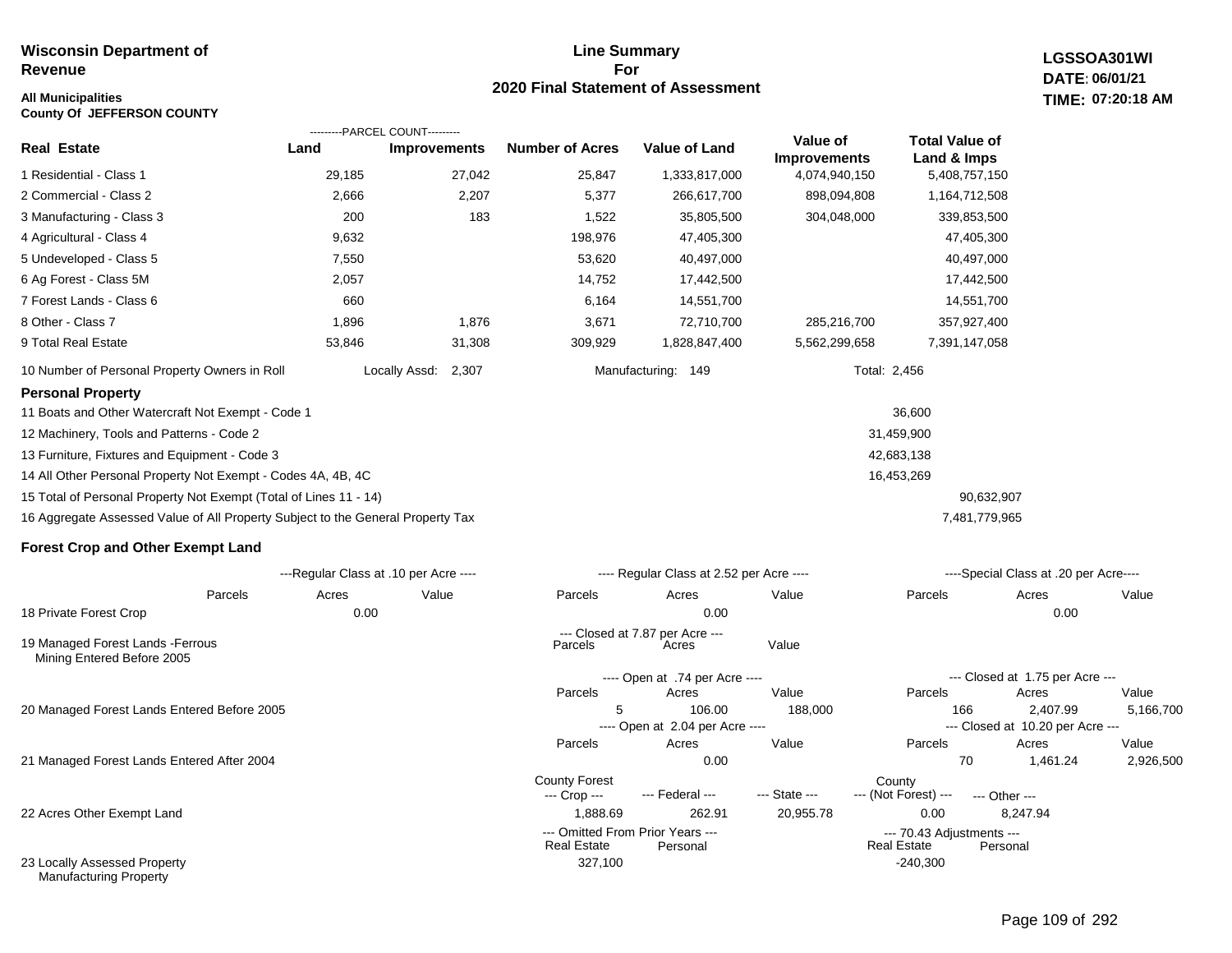**Wisconsin Department of Revenue**

**All Municipalities**
**County Of JEFFERSON COUNTY**

# Line Summary For 2020 Final Statement of Assessment

**LGSSOA301WI**
**DATE: 06/01/21**
**TIME: 07:20:18 AM**

| Real Estate | Land (Parcel Count) | Improvements (Parcel Count) | Number of Acres | Value of Land | Value of Improvements | Total Value of Land & Imps |
|---|---|---|---|---|---|---|
| 1 Residential - Class 1 | 29,185 | 27,042 | 25,847 | 1,333,817,000 | 4,074,940,150 | 5,408,757,150 |
| 2 Commercial - Class 2 | 2,666 | 2,207 | 5,377 | 266,617,700 | 898,094,808 | 1,164,712,508 |
| 3 Manufacturing - Class 3 | 200 | 183 | 1,522 | 35,805,500 | 304,048,000 | 339,853,500 |
| 4 Agricultural - Class 4 | 9,632 | | 198,976 | 47,405,300 | | 47,405,300 |
| 5 Undeveloped - Class 5 | 7,550 | | 53,620 | 40,497,000 | | 40,497,000 |
| 6 Ag Forest - Class 5M | 2,057 | | 14,752 | 17,442,500 | | 17,442,500 |
| 7 Forest Lands - Class 6 | 660 | | 6,164 | 14,551,700 | | 14,551,700 |
| 8 Other - Class 7 | 1,896 | 1,876 | 3,671 | 72,710,700 | 285,216,700 | 357,927,400 |
| 9 Total Real Estate | 53,846 | 31,308 | 309,929 | 1,828,847,400 | 5,562,299,658 | 7,391,147,058 |

10 Number of Personal Property Owners in Roll — Locally Assd: 2,307 — Manufacturing: 149 — Total: 2,456

## Personal Property

| | | |
|---|---|---|
| 11 Boats and Other Watercraft Not Exempt - Code 1 | 36,600 | |
| 12 Machinery, Tools and Patterns - Code 2 | 31,459,900 | |
| 13 Furniture, Fixtures and Equipment - Code 3 | 42,683,138 | |
| 14 All Other Personal Property Not Exempt - Codes 4A, 4B, 4C | 16,453,269 | |
| 15 Total of Personal Property Not Exempt (Total of Lines 11 - 14) | | 90,632,907 |
| 16 Aggregate Assessed Value of All Property Subject to the General Property Tax | | 7,481,779,965 |

## Forest Crop and Other Exempt Land

| | Regular Class at .10 per Acre Parcels | Acres | Value | Regular Class at 2.52 per Acre Parcels | Acres | Value | Special Class at .20 per Acre Parcels | Acres | Value |
|---|---|---|---|---|---|---|---|---|---|
| 18 Private Forest Crop | | 0.00 | | | 0.00 | | | 0.00 | |

| | Closed at 7.87 per Acre Parcels | Acres | Value |
|---|---|---|---|
| 19 Managed Forest Lands -Ferrous Mining Entered Before 2005 | | | |

| | Open at .74 per Acre Parcels | Acres | Value | Closed at 1.75 per Acre Parcels | Acres | Value |
|---|---|---|---|---|---|---|
| 20 Managed Forest Lands Entered Before 2005 | 5 | 106.00 | 188,000 | 166 | 2,407.99 | 5,166,700 |

| | Open at 2.04 per Acre Parcels | Acres | Value | Closed at 10.20 per Acre Parcels | Acres | Value |
|---|---|---|---|---|---|---|
| 21 Managed Forest Lands Entered After 2004 | | 0.00 | | 70 | 1,461.24 | 2,926,500 |

| | County Forest --- Crop --- | --- Federal --- | --- State --- | County --- (Not Forest) --- | --- Other --- |
|---|---|---|---|---|---|
| 22 Acres Other Exempt Land | 1,888.69 | 262.92 | 20,955.78 | 0.00 | 8,247.94 |

| | Omitted From Prior Years Real Estate | Personal | 70.43 Adjustments Real Estate | Personal |
|---|---|---|---|---|
| 23 Locally Assessed Property Manufacturing Property | 327,100 | | -240,300 | |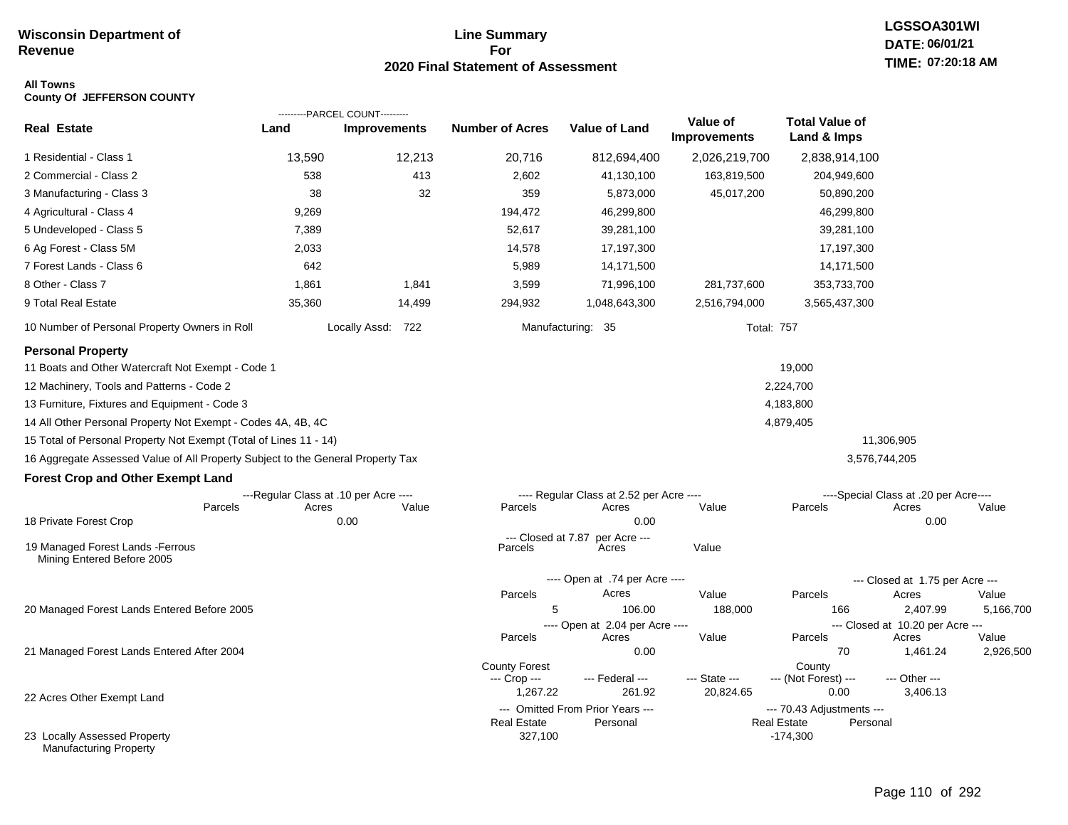**Wisconsin Department of Revenue**

# Line Summary For 2020 Final Statement of Assessment

LGSSOA301WI
DATE: 06/01/21
TIME: 07:20:18 AM

**All Towns**
**County Of JEFFERSON COUNTY**

| Real Estate | PARCEL COUNT Land | PARCEL COUNT Improvements | Number of Acres | Value of Land | Value of Improvements | Total Value of Land & Imps |
|---|---|---|---|---|---|---|
| 1 Residential - Class 1 | 13,590 | 12,213 | 20,716 | 812,694,400 | 2,026,219,700 | 2,838,914,100 |
| 2 Commercial - Class 2 | 538 | 413 | 2,602 | 41,130,100 | 163,819,500 | 204,949,600 |
| 3 Manufacturing - Class 3 | 38 | 32 | 359 | 5,873,000 | 45,017,200 | 50,890,200 |
| 4 Agricultural - Class 4 | 9,269 | | 194,472 | 46,299,800 | | 46,299,800 |
| 5 Undeveloped - Class 5 | 7,389 | | 52,617 | 39,281,100 | | 39,281,100 |
| 6 Ag Forest - Class 5M | 2,033 | | 14,578 | 17,197,300 | | 17,197,300 |
| 7 Forest Lands - Class 6 | 642 | | 5,989 | 14,171,500 | | 14,171,500 |
| 8 Other - Class 7 | 1,861 | 1,841 | 3,599 | 71,996,100 | 281,737,600 | 353,733,700 |
| 9 Total Real Estate | 35,360 | 14,499 | 294,932 | 1,048,643,300 | 2,516,794,000 | 3,565,437,300 |

10 Number of Personal Property Owners in Roll — Locally Assd: 722 — Manufacturing: 35 — Total: 757

**Personal Property**

| | | |
|---|---|---|
| 11 Boats and Other Watercraft Not Exempt - Code 1 | 19,000 | |
| 12 Machinery, Tools and Patterns - Code 2 | 2,224,700 | |
| 13 Furniture, Fixtures and Equipment - Code 3 | 4,183,800 | |
| 14 All Other Personal Property Not Exempt - Codes 4A, 4B, 4C | 4,879,405 | |
| 15 Total of Personal Property Not Exempt (Total of Lines 11 - 14) | | 11,306,905 |
| 16 Aggregate Assessed Value of All Property Subject to the General Property Tax | | 3,576,744,205 |

**Forest Crop and Other Exempt Land**

| | Regular Class at .10 per Acre Parcels | Acres | Value | Regular Class at 2.52 per Acre Parcels | Acres | Value | Special Class at .20 per Acre Parcels | Acres | Value |
|---|---|---|---|---|---|---|---|---|---|
| 18 Private Forest Crop | | 0.00 | | | 0.00 | | | 0.00 | |

| | Closed at 7.87 per Acre Parcels | Acres | Value |
|---|---|---|---|
| 19 Managed Forest Lands -Ferrous Mining Entered Before 2005 | | | |

| | Open Parcels | Acres | Value | Closed Parcels | Acres | Value |
|---|---|---|---|---|---|---|
| 20 Managed Forest Lands Entered Before 2005 (Open at .74 per Acre / Closed at 1.75 per Acre) | 5 | 106.00 | 188,000 | 166 | 2,407.99 | 5,166,700 |
| 21 Managed Forest Lands Entered After 2004 (Open at 2.04 per Acre / Closed at 10.20 per Acre) | | 0.00 | | 70 | 1,461.24 | 2,926,500 |

| | County Forest --- Crop --- | --- Federal --- | --- State --- | County --- (Not Forest) --- | --- Other --- |
|---|---|---|---|---|---|
| 22 Acres Other Exempt Land | 1,267.22 | 261.92 | 20,824.65 | 0.00 | 3,406.13 |

| | Omitted From Prior Years Real Estate | Omitted From Prior Years Personal | 70.43 Adjustments Real Estate | 70.43 Adjustments Personal |
|---|---|---|---|---|
| 23 Locally Assessed Property Manufacturing Property | 327,100 | | -174,300 | |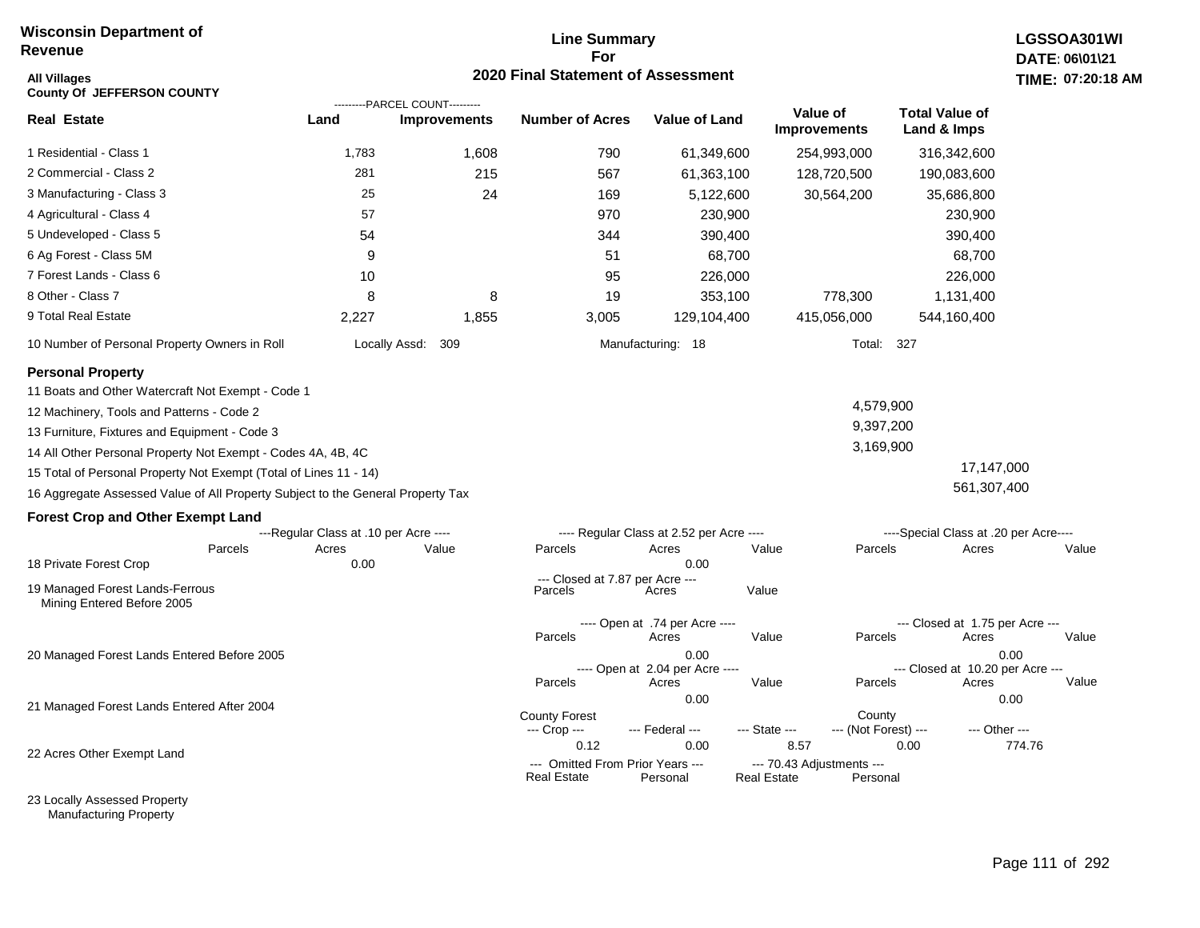**Wisconsin Department of Revenue**

**All Villages**
**County Of JEFFERSON COUNTY**

## Line Summary For 2020 Final Statement of Assessment

**LGSSOA301WI**
**DATE: 06\01\21**
**TIME: 07:20:18 AM**

| Real Estate | Parcel Count - Land | Parcel Count - Improvements | Number of Acres | Value of Land | Value of Improvements | Total Value of Land & Imps |
|---|---|---|---|---|---|---|
| 1 Residential - Class 1 | 1,783 | 1,608 | 790 | 61,349,600 | 254,993,000 | 316,342,600 |
| 2 Commercial - Class 2 | 281 | 215 | 567 | 61,363,100 | 128,720,500 | 190,083,600 |
| 3 Manufacturing - Class 3 | 25 | 24 | 169 | 5,122,600 | 30,564,200 | 35,686,800 |
| 4 Agricultural - Class 4 | 57 | | 970 | 230,900 | | 230,900 |
| 5 Undeveloped - Class 5 | 54 | | 344 | 390,400 | | 390,400 |
| 6 Ag Forest - Class 5M | 9 | | 51 | 68,700 | | 68,700 |
| 7 Forest Lands - Class 6 | 10 | | 95 | 226,000 | | 226,000 |
| 8 Other - Class 7 | 8 | 8 | 19 | 353,100 | 778,300 | 1,131,400 |
| 9 Total Real Estate | 2,227 | 1,855 | 3,005 | 129,104,400 | 415,056,000 | 544,160,400 |

10 Number of Personal Property Owners in Roll — Locally Assd: 309 — Manufacturing: 18 — Total: 327

### Personal Property

| | | |
|---|---|---|
| 11 Boats and Other Watercraft Not Exempt - Code 1 | | |
| 12 Machinery, Tools and Patterns - Code 2 | 4,579,900 | |
| 13 Furniture, Fixtures and Equipment - Code 3 | 9,397,200 | |
| 14 All Other Personal Property Not Exempt - Codes 4A, 4B, 4C | 3,169,900 | |
| 15 Total of Personal Property Not Exempt (Total of Lines 11 - 14) | | 17,147,000 |
| 16 Aggregate Assessed Value of All Property Subject to the General Property Tax | | 561,307,400 |

### Forest Crop and Other Exempt Land

| | Regular Class at .10 per Acre - Parcels | Acres | Value | Regular Class at 2.52 per Acre - Parcels | Acres | Value | Special Class at .20 per Acre - Parcels | Acres | Value |
|---|---|---|---|---|---|---|---|---|---|
| 18 Private Forest Crop | | 0.00 | | | 0.00 | | | | |

| | Closed at 7.87 per Acre - Parcels | Acres | Value |
|---|---|---|---|
| 19 Managed Forest Lands-Ferrous Mining Entered Before 2005 | | | |

| | Open at .74 per Acre - Parcels | Acres | Value | Closed at 1.75 per Acre - Parcels | Acres | Value |
|---|---|---|---|---|---|---|
| 20 Managed Forest Lands Entered Before 2005 | | 0.00 | | | 0.00 | |

| | Open at 2.04 per Acre - Parcels | Acres | Value | Closed at 10.20 per Acre - Parcels | Acres | Value |
|---|---|---|---|---|---|---|
| 21 Managed Forest Lands Entered After 2004 | | 0.00 | | | 0.00 | |

| | County Forest --- Crop --- | --- Federal --- | --- State --- | County --- (Not Forest) --- | --- Other --- |
|---|---|---|---|---|---|
| 22 Acres Other Exempt Land | 0.12 | 0.00 | 8.57 | 0.00 | 774.76 |

| | Omitted From Prior Years - Real Estate | Personal | 70.43 Adjustments - Real Estate | Personal |
|---|---|---|---|---|
| 23 Locally Assessed Property | | | | |
| Manufacturing Property | | | | |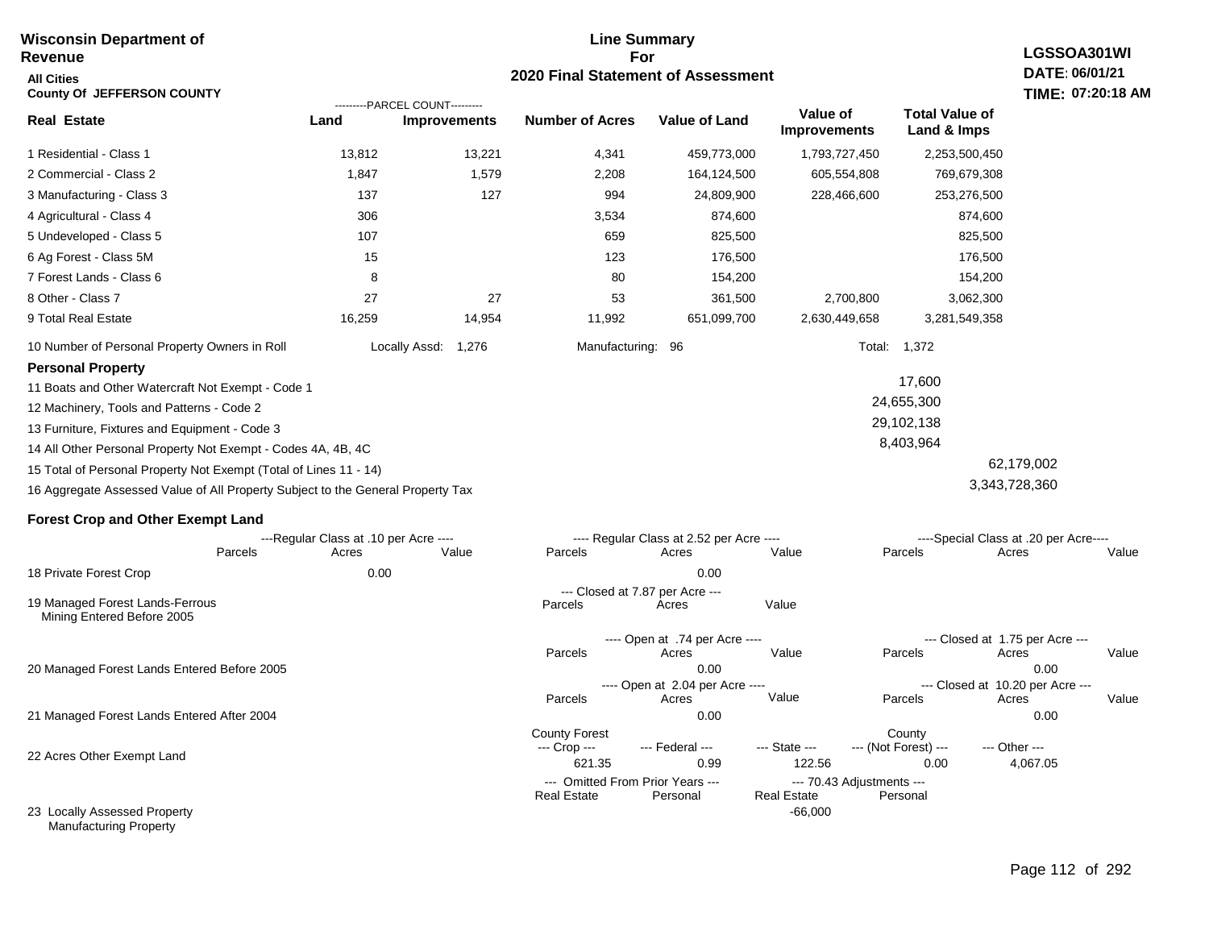**Wisconsin Department of Revenue**

**All Cities**

**County Of JEFFERSON COUNTY**

## Line Summary For 2020 Final Statement of Assessment

**LGSSOA301WI**
**DATE: 06/01/21**
**TIME: 07:20:18 AM**

| Real Estate | Land (Parcel Count) | Improvements (Parcel Count) | Number of Acres | Value of Land | Value of Improvements | Total Value of Land & Imps |
|---|---|---|---|---|---|---|
| 1 Residential - Class 1 | 13,812 | 13,221 | 4,341 | 459,773,000 | 1,793,727,450 | 2,253,500,450 |
| 2 Commercial - Class 2 | 1,847 | 1,579 | 2,208 | 164,124,500 | 605,554,808 | 769,679,308 |
| 3 Manufacturing - Class 3 | 137 | 127 | 994 | 24,809,900 | 228,466,600 | 253,276,500 |
| 4 Agricultural - Class 4 | 306 | | 3,534 | 874,600 | | 874,600 |
| 5 Undeveloped - Class 5 | 107 | | 659 | 825,500 | | 825,500 |
| 6 Ag Forest - Class 5M | 15 | | 123 | 176,500 | | 176,500 |
| 7 Forest Lands - Class 6 | 8 | | 80 | 154,200 | | 154,200 |
| 8 Other - Class 7 | 27 | 27 | 53 | 361,500 | 2,700,800 | 3,062,300 |
| 9 Total Real Estate | 16,259 | 14,954 | 11,992 | 651,099,700 | 2,630,449,658 | 3,281,549,358 |

10 Number of Personal Property Owners in Roll — Locally Assd: 1,276 — Manufacturing: 96 — Total: 1,372

### Personal Property

| | | |
|---|---|---|
| 11 Boats and Other Watercraft Not Exempt - Code 1 | 17,600 | |
| 12 Machinery, Tools and Patterns - Code 2 | 24,655,300 | |
| 13 Furniture, Fixtures and Equipment - Code 3 | 29,102,138 | |
| 14 All Other Personal Property Not Exempt - Codes 4A, 4B, 4C | 8,403,964 | |
| 15 Total of Personal Property Not Exempt (Total of Lines 11 - 14) | | 62,179,002 |
| 16 Aggregate Assessed Value of All Property Subject to the General Property Tax | | 3,343,728,360 |

### Forest Crop and Other Exempt Land

| | Regular Class at .10 per Acre - Parcels | Acres | Value | Regular Class at 2.52 per Acre - Parcels | Acres | Value | Special Class at .20 per Acre - Parcels | Acres | Value |
|---|---|---|---|---|---|---|---|---|---|
| 18 Private Forest Crop | | 0.00 | | | 0.00 | | | | |

| | Closed at 7.87 per Acre - Parcels | Acres | Value |
|---|---|---|---|
| 19 Managed Forest Lands-Ferrous Mining Entered Before 2005 | | | |

| | Open at .74 per Acre - Parcels | Acres | Value | Closed at 1.75 per Acre - Parcels | Acres | Value |
|---|---|---|---|---|---|---|
| 20 Managed Forest Lands Entered Before 2005 | | 0.00 | | | 0.00 | |

| | Open at 2.04 per Acre - Parcels | Acres | Value | Closed at 10.20 per Acre - Parcels | Acres | Value |
|---|---|---|---|---|---|---|
| 21 Managed Forest Lands Entered After 2004 | | 0.00 | | | 0.00 | |

| | County Forest Crop | Federal | State | County (Not Forest) | Other |
|---|---|---|---|---|---|
| 22 Acres Other Exempt Land | 621.35 | 0.99 | 122.56 | 0.00 | 4,067.05 |

| | Omitted From Prior Years - Real Estate | Personal | 70.43 Adjustments - Real Estate | Personal |
|---|---|---|---|---|
| 23 Locally Assessed Property Manufacturing Property | | | -66,000 | |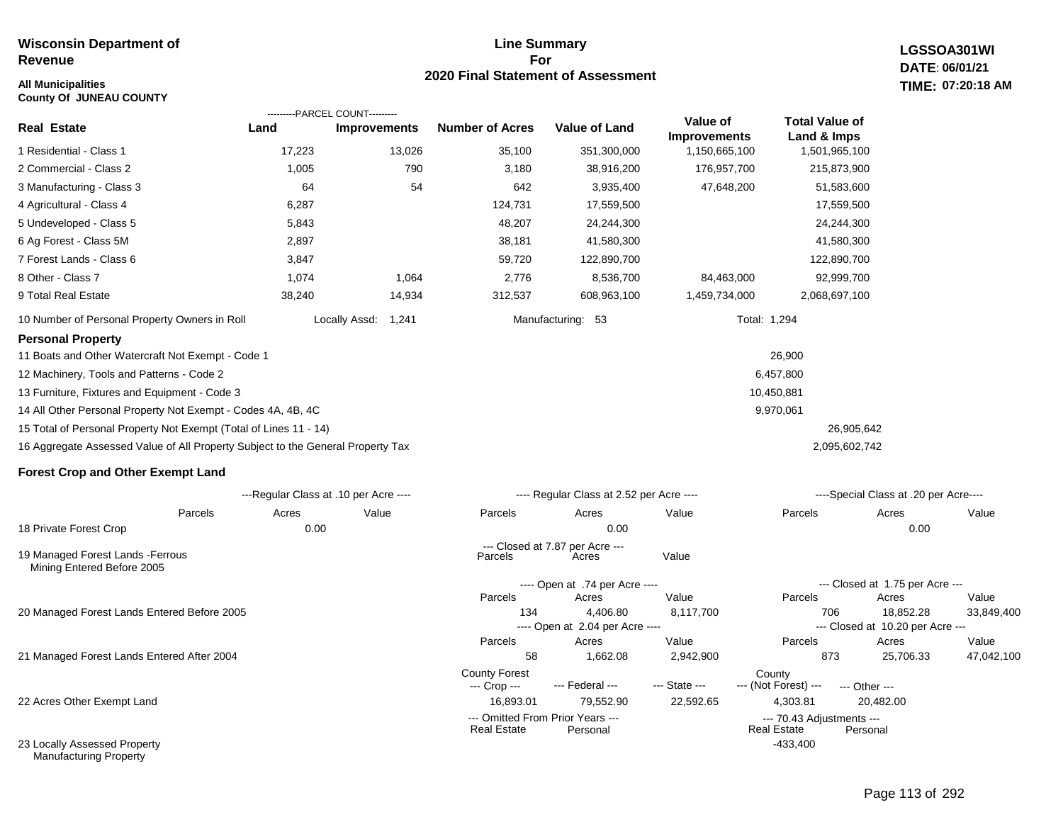**Wisconsin Department of Revenue**

**All Municipalities**
**County Of JUNEAU COUNTY**

# Line Summary For 2020 Final Statement of Assessment

**LGSSOA301WI**
**DATE: 06/01/21**
**TIME: 07:20:18 AM**

| Real Estate | Land (Parcel Count) | Improvements (Parcel Count) | Number of Acres | Value of Land | Value of Improvements | Total Value of Land & Imps |
|---|---|---|---|---|---|---|
| 1 Residential - Class 1 | 17,223 | 13,026 | 35,100 | 351,300,000 | 1,150,665,100 | 1,501,965,100 |
| 2 Commercial - Class 2 | 1,005 | 790 | 3,180 | 38,916,200 | 176,957,700 | 215,873,900 |
| 3 Manufacturing - Class 3 | 64 | 54 | 642 | 3,935,400 | 47,648,200 | 51,583,600 |
| 4 Agricultural - Class 4 | 6,287 | | 124,731 | 17,559,500 | | 17,559,500 |
| 5 Undeveloped - Class 5 | 5,843 | | 48,207 | 24,244,300 | | 24,244,300 |
| 6 Ag Forest - Class 5M | 2,897 | | 38,181 | 41,580,300 | | 41,580,300 |
| 7 Forest Lands - Class 6 | 3,847 | | 59,720 | 122,890,700 | | 122,890,700 |
| 8 Other - Class 7 | 1,074 | 1,064 | 2,776 | 8,536,700 | 84,463,000 | 92,999,700 |
| 9 Total Real Estate | 38,240 | 14,934 | 312,537 | 608,963,100 | 1,459,734,000 | 2,068,697,100 |

10 Number of Personal Property Owners in Roll — Locally Assd: 1,241 — Manufacturing: 53 — Total: 1,294

## Personal Property

| | | |
|---|---|---|
| 11 Boats and Other Watercraft Not Exempt - Code 1 | 26,900 | |
| 12 Machinery, Tools and Patterns - Code 2 | 6,457,800 | |
| 13 Furniture, Fixtures and Equipment - Code 3 | 10,450,881 | |
| 14 All Other Personal Property Not Exempt - Codes 4A, 4B, 4C | 9,970,061 | |
| 15 Total of Personal Property Not Exempt (Total of Lines 11 - 14) | | 26,905,642 |
| 16 Aggregate Assessed Value of All Property Subject to the General Property Tax | | 2,095,602,742 |

## Forest Crop and Other Exempt Land

| | Regular Class at .10 per Acre Parcels | Acres | Value | Regular Class at 2.52 per Acre Parcels | Acres | Value | Special Class at .20 per Acre Parcels | Acres | Value |
|---|---|---|---|---|---|---|---|---|---|
| 18 Private Forest Crop | | 0.00 | | | 0.00 | | | 0.00 | |

| | Closed at 7.87 per Acre Parcels | Acres | Value |
|---|---|---|---|
| 19 Managed Forest Lands -Ferrous Mining Entered Before 2005 | | | |

| | Open Parcels | Acres | Value | Closed Parcels | Acres | Value |
|---|---|---|---|---|---|---|
| 20 Managed Forest Lands Entered Before 2005 (Open at .74 per Acre / Closed at 1.75 per Acre) | 134 | 4,406.80 | 8,117,700 | 706 | 18,852.28 | 33,849,400 |
| 21 Managed Forest Lands Entered After 2004 (Open at 2.04 per Acre / Closed at 10.20 per Acre) | 58 | 1,662.08 | 2,942,900 | 873 | 25,706.33 | 47,042,100 |

| | County Forest --- Crop --- | --- Federal --- | --- State --- | County --- (Not Forest) --- | --- Other --- |
|---|---|---|---|---|---|
| 22 Acres Other Exempt Land | 16,893.01 | 79,552.90 | 22,592.65 | 4,303.81 | 20,482.00 |

| | Omitted From Prior Years Real Estate | Omitted From Prior Years Personal | 70.43 Adjustments Real Estate | 70.43 Adjustments Personal |
|---|---|---|---|---|
| 23 Locally Assessed Property | | | -433,400 | |
| Manufacturing Property | | | | |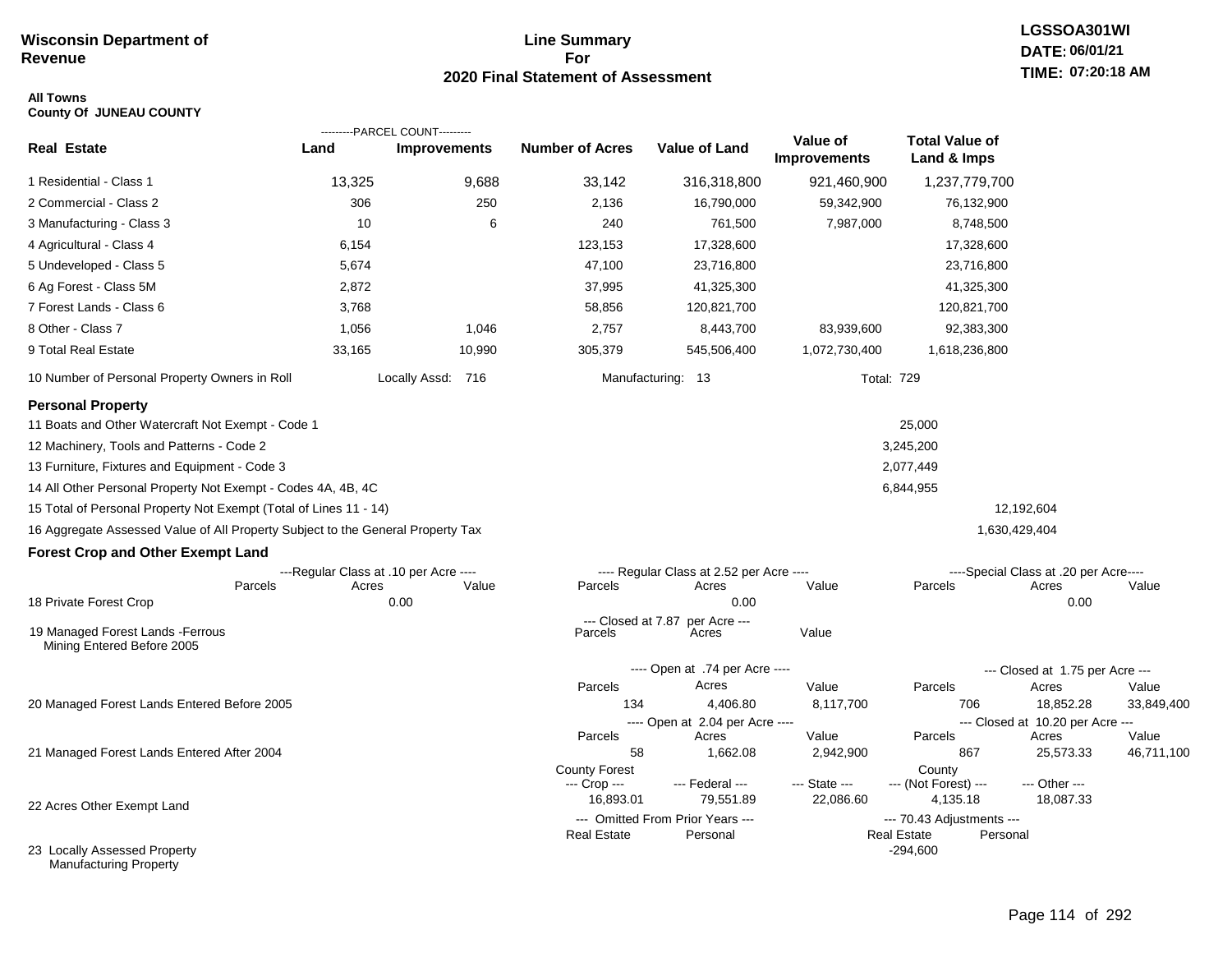**Wisconsin Department of Revenue**

# Line Summary For 2020 Final Statement of Assessment

LGSSOA301WI
DATE: 06/01/21
TIME: 07:20:18 AM

**All Towns**
**County Of JUNEAU COUNTY**

| Real Estate | PARCEL COUNT Land | PARCEL COUNT Improvements | Number of Acres | Value of Land | Value of Improvements | Total Value of Land & Imps |
|---|---|---|---|---|---|---|
| 1 Residential - Class 1 | 13,325 | 9,688 | 33,142 | 316,318,800 | 921,460,900 | 1,237,779,700 |
| 2 Commercial - Class 2 | 306 | 250 | 2,136 | 16,790,000 | 59,342,900 | 76,132,900 |
| 3 Manufacturing - Class 3 | 10 | 6 | 240 | 761,500 | 7,987,000 | 8,748,500 |
| 4 Agricultural - Class 4 | 6,154 | | 123,153 | 17,328,600 | | 17,328,600 |
| 5 Undeveloped - Class 5 | 5,674 | | 47,100 | 23,716,800 | | 23,716,800 |
| 6 Ag Forest - Class 5M | 2,872 | | 37,995 | 41,325,300 | | 41,325,300 |
| 7 Forest Lands - Class 6 | 3,768 | | 58,856 | 120,821,700 | | 120,821,700 |
| 8 Other - Class 7 | 1,056 | 1,046 | 2,757 | 8,443,700 | 83,939,600 | 92,383,300 |
| 9 Total Real Estate | 33,165 | 10,990 | 305,379 | 545,506,400 | 1,072,730,400 | 1,618,236,800 |

10 Number of Personal Property Owners in Roll — Locally Assd: 716 — Manufacturing: 13 — Total: 729

## Personal Property

| | | |
|---|---|---|
| 11 Boats and Other Watercraft Not Exempt - Code 1 | 25,000 | |
| 12 Machinery, Tools and Patterns - Code 2 | 3,245,200 | |
| 13 Furniture, Fixtures and Equipment - Code 3 | 2,077,449 | |
| 14 All Other Personal Property Not Exempt - Codes 4A, 4B, 4C | 6,844,955 | |
| 15 Total of Personal Property Not Exempt (Total of Lines 11 - 14) | | 12,192,604 |
| 16 Aggregate Assessed Value of All Property Subject to the General Property Tax | | 1,630,429,404 |

## Forest Crop and Other Exempt Land

| | Regular Class at .10 per Acre Parcels | Acres | Value | Regular Class at 2.52 per Acre Parcels | Acres | Value | Special Class at .20 per Acre Parcels | Acres | Value |
|---|---|---|---|---|---|---|---|---|---|
| 18 Private Forest Crop | | 0.00 | | | 0.00 | | | 0.00 | |

| | Closed at 7.87 per Acre Parcels | Acres | Value |
|---|---|---|---|
| 19 Managed Forest Lands -Ferrous Mining Entered Before 2005 | | | |

| | Open Parcels | Open Acres | Open Value | Closed Parcels | Closed Acres | Closed Value |
|---|---|---|---|---|---|---|
| 20 Managed Forest Lands Entered Before 2005 (Open at .74 per Acre / Closed at 1.75 per Acre) | 134 | 4,406.80 | 8,117,700 | 706 | 18,852.28 | 33,849,400 |
| 21 Managed Forest Lands Entered After 2004 (Open at 2.04 per Acre / Closed at 10.20 per Acre) | 58 | 1,662.08 | 2,942,900 | 867 | 25,573.33 | 46,711,100 |

| | County Forest --- Crop --- | --- Federal --- | --- State --- | County --- (Not Forest) --- | --- Other --- |
|---|---|---|---|---|---|
| 22 Acres Other Exempt Land | 16,893.01 | 79,551.89 | 22,086.60 | 4,135.18 | 18,087.33 |

| | Omitted From Prior Years Real Estate | Omitted From Prior Years Personal | 70.43 Adjustments Real Estate | 70.43 Adjustments Personal |
|---|---|---|---|---|
| 23 Locally Assessed Property Manufacturing Property | | | -294,600 | |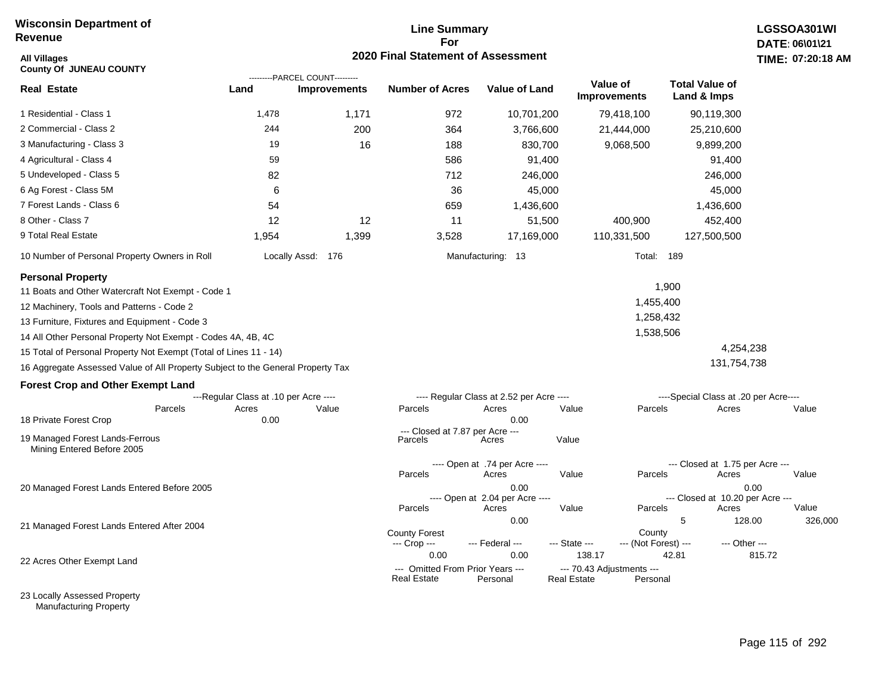**Wisconsin Department of Revenue**

**Line Summary For 2020 Final Statement of Assessment**

**LGSSOA301WI**
**DATE: 06\01\21**
**TIME: 07:20:18 AM**

**All Villages**
**County Of JUNEAU COUNTY**

| Real Estate | Land (Parcel Count) | Improvements (Parcel Count) | Number of Acres | Value of Land | Value of Improvements | Total Value of Land & Imps |
|---|---|---|---|---|---|---|
| 1 Residential - Class 1 | 1,478 | 1,171 | 972 | 10,701,200 | 79,418,100 | 90,119,300 |
| 2 Commercial - Class 2 | 244 | 200 | 364 | 3,766,600 | 21,444,000 | 25,210,600 |
| 3 Manufacturing - Class 3 | 19 | 16 | 188 | 830,700 | 9,068,500 | 9,899,200 |
| 4 Agricultural - Class 4 | 59 | | 586 | 91,400 | | 91,400 |
| 5 Undeveloped - Class 5 | 82 | | 712 | 246,000 | | 246,000 |
| 6 Ag Forest - Class 5M | 6 | | 36 | 45,000 | | 45,000 |
| 7 Forest Lands - Class 6 | 54 | | 659 | 1,436,600 | | 1,436,600 |
| 8 Other - Class 7 | 12 | 12 | 11 | 51,500 | 400,900 | 452,400 |
| 9 Total Real Estate | 1,954 | 1,399 | 3,528 | 17,169,000 | 110,331,500 | 127,500,500 |

10 Number of Personal Property Owners in Roll — Locally Assd: 176 — Manufacturing: 13 — Total: 189

**Personal Property**

| | | |
|---|---|---|
| 11 Boats and Other Watercraft Not Exempt - Code 1 | 1,900 | |
| 12 Machinery, Tools and Patterns - Code 2 | 1,455,400 | |
| 13 Furniture, Fixtures and Equipment - Code 3 | 1,258,432 | |
| 14 All Other Personal Property Not Exempt - Codes 4A, 4B, 4C | 1,538,506 | |
| 15 Total of Personal Property Not Exempt (Total of Lines 11 - 14) | | 4,254,238 |
| 16 Aggregate Assessed Value of All Property Subject to the General Property Tax | | 131,754,738 |

**Forest Crop and Other Exempt Land**

18 Private Forest Crop
- Regular Class at .10 per Acre — Parcels: , Acres: 0.00, Value:
- Regular Class at 2.52 per Acre — Parcels: , Acres: 0.00, Value:
- Special Class at .20 per Acre — Parcels: , Acres: , Value:

19 Managed Forest Lands-Ferrous Mining Entered Before 2005
- Closed at 7.87 per Acre — Parcels: , Acres: , Value:

20 Managed Forest Lands Entered Before 2005
- Open at .74 per Acre — Parcels: , Acres: 0.00, Value:
- Closed at 1.75 per Acre — Parcels: , Acres: 0.00, Value:

21 Managed Forest Lands Entered After 2004
- Open at 2.04 per Acre — Parcels: , Acres: 0.00, Value:
- Closed at 10.20 per Acre — Parcels: 5, Acres: 128.00, Value: 326,000

22 Acres Other Exempt Land

| County Forest --- Crop --- | --- Federal --- | --- State --- | County --- (Not Forest) --- | --- Other --- |
|---|---|---|---|---|
| 0.00 | 0.00 | 138.17 | 42.81 | 815.72 |

23 Locally Assessed Property Manufacturing Property

| --- Omitted From Prior Years --- Real Estate | Personal | --- 70.43 Adjustments --- Real Estate | Personal |
|---|---|---|---|
| | | | |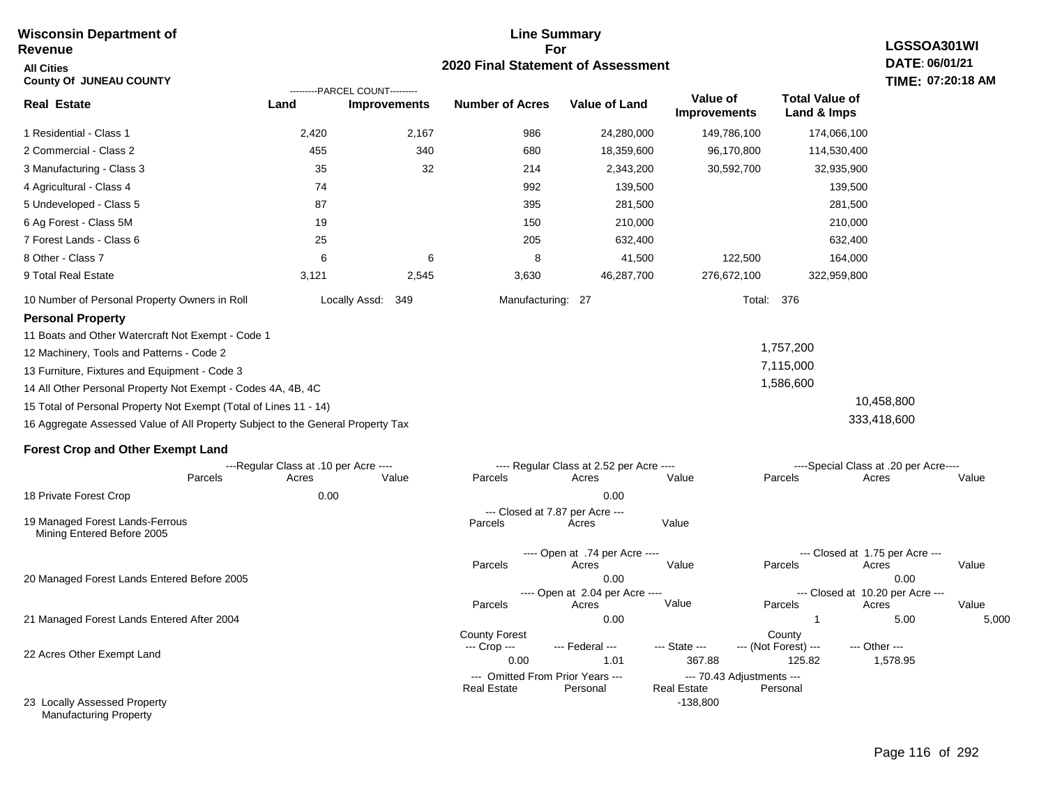**Wisconsin Department of Revenue**

**All Cities**

**County Of JUNEAU COUNTY**

**Line Summary For 2020 Final Statement of Assessment**

**LGSSOA301WI**
**DATE: 06/01/21**
**TIME: 07:20:18 AM**

| Real Estate | PARCEL COUNT Land | PARCEL COUNT Improvements | Number of Acres | Value of Land | Value of Improvements | Total Value of Land & Imps |
|---|---|---|---|---|---|---|
| 1 Residential - Class 1 | 2,420 | 2,167 | 986 | 24,280,000 | 149,786,100 | 174,066,100 |
| 2 Commercial - Class 2 | 455 | 340 | 680 | 18,359,600 | 96,170,800 | 114,530,400 |
| 3 Manufacturing - Class 3 | 35 | 32 | 214 | 2,343,200 | 30,592,700 | 32,935,900 |
| 4 Agricultural - Class 4 | 74 | | 992 | 139,500 | | 139,500 |
| 5 Undeveloped - Class 5 | 87 | | 395 | 281,500 | | 281,500 |
| 6 Ag Forest - Class 5M | 19 | | 150 | 210,000 | | 210,000 |
| 7 Forest Lands - Class 6 | 25 | | 205 | 632,400 | | 632,400 |
| 8 Other - Class 7 | 6 | 6 | 8 | 41,500 | 122,500 | 164,000 |
| 9 Total Real Estate | 3,121 | 2,545 | 3,630 | 46,287,700 | 276,672,100 | 322,959,800 |

10 Number of Personal Property Owners in Roll — Locally Assd: 349 — Manufacturing: 27 — Total: 376

**Personal Property**

| | | |
|---|---|---|
| 11 Boats and Other Watercraft Not Exempt - Code 1 | | |
| 12 Machinery, Tools and Patterns - Code 2 | 1,757,200 | |
| 13 Furniture, Fixtures and Equipment - Code 3 | 7,115,000 | |
| 14 All Other Personal Property Not Exempt - Codes 4A, 4B, 4C | 1,586,600 | |
| 15 Total of Personal Property Not Exempt (Total of Lines 11 - 14) | | 10,458,800 |
| 16 Aggregate Assessed Value of All Property Subject to the General Property Tax | | 333,418,600 |

**Forest Crop and Other Exempt Land**

| | Regular Class at .10 per Acre Parcels | Acres | Value | Regular Class at 2.52 per Acre Parcels | Acres | Value | Special Class at .20 per Acre Parcels | Acres | Value |
|---|---|---|---|---|---|---|---|---|---|
| 18 Private Forest Crop | | 0.00 | | | 0.00 | | | | |

| | Closed at 7.87 per Acre Parcels | Acres | Value |
|---|---|---|---|
| 19 Managed Forest Lands-Ferrous Mining Entered Before 2005 | | | |

| | Open at .74 per Acre Parcels | Acres | Value | Closed at 1.75 per Acre Parcels | Acres | Value |
|---|---|---|---|---|---|---|
| 20 Managed Forest Lands Entered Before 2005 | | 0.00 | | | 0.00 | |

| | Open at 2.04 per Acre Parcels | Acres | Value | Closed at 10.20 per Acre Parcels | Acres | Value |
|---|---|---|---|---|---|---|
| 21 Managed Forest Lands Entered After 2004 | | 0.00 | | 1 | 5.00 | 5,000 |

| | County Forest Crop | Federal | State | County (Not Forest) | Other |
|---|---|---|---|---|---|
| 22 Acres Other Exempt Land | 0.00 | 1.01 | 367.88 | 125.82 | 1,578.95 |

| | Omitted From Prior Years Real Estate | Omitted From Prior Years Personal | 70.43 Adjustments Real Estate | 70.43 Adjustments Personal |
|---|---|---|---|---|
| 23 Locally Assessed Property Manufacturing Property | | | -138,800 | |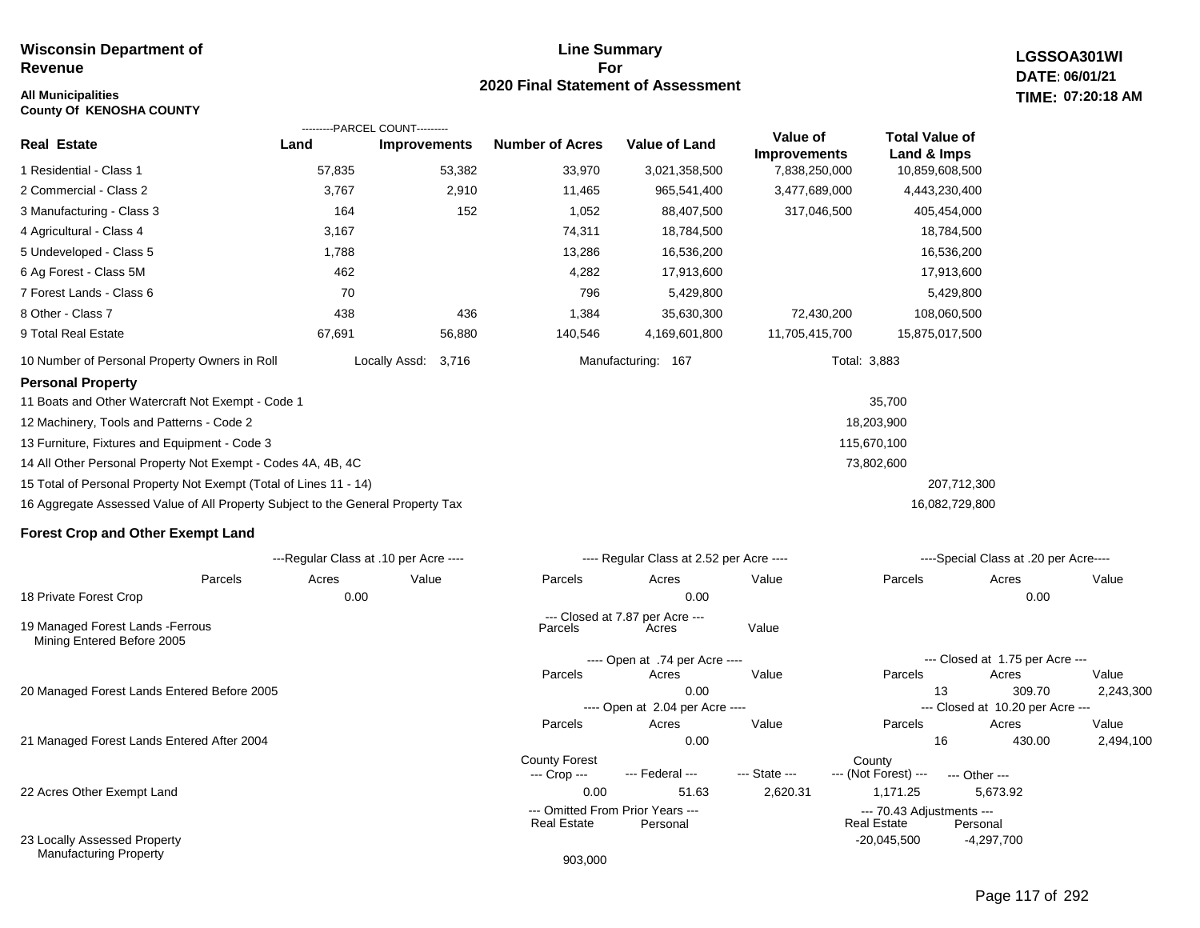**Wisconsin Department of Revenue**

**All Municipalities**
**County Of KENOSHA COUNTY**

# Line Summary For 2020 Final Statement of Assessment

**LGSSOA301WI**
**DATE: 06/01/21**
**TIME: 07:20:18 AM**

| Real Estate | Land (Parcel Count) | Improvements (Parcel Count) | Number of Acres | Value of Land | Value of Improvements | Total Value of Land & Imps |
|---|---|---|---|---|---|---|
| 1 Residential - Class 1 | 57,835 | 53,382 | 33,970 | 3,021,358,500 | 7,838,250,000 | 10,859,608,500 |
| 2 Commercial - Class 2 | 3,767 | 2,910 | 11,465 | 965,541,400 | 3,477,689,000 | 4,443,230,400 |
| 3 Manufacturing - Class 3 | 164 | 152 | 1,052 | 88,407,500 | 317,046,500 | 405,454,000 |
| 4 Agricultural - Class 4 | 3,167 | | 74,311 | 18,784,500 | | 18,784,500 |
| 5 Undeveloped - Class 5 | 1,788 | | 13,286 | 16,536,200 | | 16,536,200 |
| 6 Ag Forest - Class 5M | 462 | | 4,282 | 17,913,600 | | 17,913,600 |
| 7 Forest Lands - Class 6 | 70 | | 796 | 5,429,800 | | 5,429,800 |
| 8 Other - Class 7 | 438 | 436 | 1,384 | 35,630,300 | 72,430,200 | 108,060,500 |
| 9 Total Real Estate | 67,691 | 56,880 | 140,546 | 4,169,601,800 | 11,705,415,700 | 15,875,017,500 |

10 Number of Personal Property Owners in Roll — Locally Assd: 3,716 — Manufacturing: 167 — Total: 3,883

## Personal Property

| | | |
|---|---|---|
| 11 Boats and Other Watercraft Not Exempt - Code 1 | 35,700 | |
| 12 Machinery, Tools and Patterns - Code 2 | 18,203,900 | |
| 13 Furniture, Fixtures and Equipment - Code 3 | 115,670,100 | |
| 14 All Other Personal Property Not Exempt - Codes 4A, 4B, 4C | 73,802,600 | |
| 15 Total of Personal Property Not Exempt (Total of Lines 11 - 14) | | 207,712,300 |
| 16 Aggregate Assessed Value of All Property Subject to the General Property Tax | | 16,082,729,800 |

## Forest Crop and Other Exempt Land

| | Regular Class at .10 per Acre – Parcels | Acres | Value | Regular Class at 2.52 per Acre – Parcels | Acres | Value | Special Class at .20 per Acre – Parcels | Acres | Value |
|---|---|---|---|---|---|---|---|---|---|
| 18 Private Forest Crop | | 0.00 | | | 0.00 | | | 0.00 | |

| | Closed at 7.87 per Acre – Parcels | Acres | Value |
|---|---|---|---|
| 19 Managed Forest Lands -Ferrous Mining Entered Before 2005 | | | |

| | Open at .74 per Acre – Parcels | Acres | Value | Closed at 1.75 per Acre – Parcels | Acres | Value |
|---|---|---|---|---|---|---|
| 20 Managed Forest Lands Entered Before 2005 | | 0.00 | | 13 | 309.70 | 2,243,300 |

| | Open at 2.04 per Acre – Parcels | Acres | Value | Closed at 10.20 per Acre – Parcels | Acres | Value |
|---|---|---|---|---|---|---|
| 21 Managed Forest Lands Entered After 2004 | | 0.00 | | 16 | 430.00 | 2,494,100 |

| | County Forest --- Crop --- | --- Federal --- | --- State --- | County --- (Not Forest) --- | --- Other --- |
|---|---|---|---|---|---|
| 22 Acres Other Exempt Land | 0.00 | 51.63 | 2,620.31 | 1,171.25 | 5,673.92 |

| | Omitted From Prior Years – Real Estate | Omitted From Prior Years – Personal | 70.43 Adjustments – Real Estate | 70.43 Adjustments – Personal |
|---|---|---|---|---|
| 23 Locally Assessed Property | | | -20,045,500 | -4,297,700 |
| Manufacturing Property | 903,000 | | | |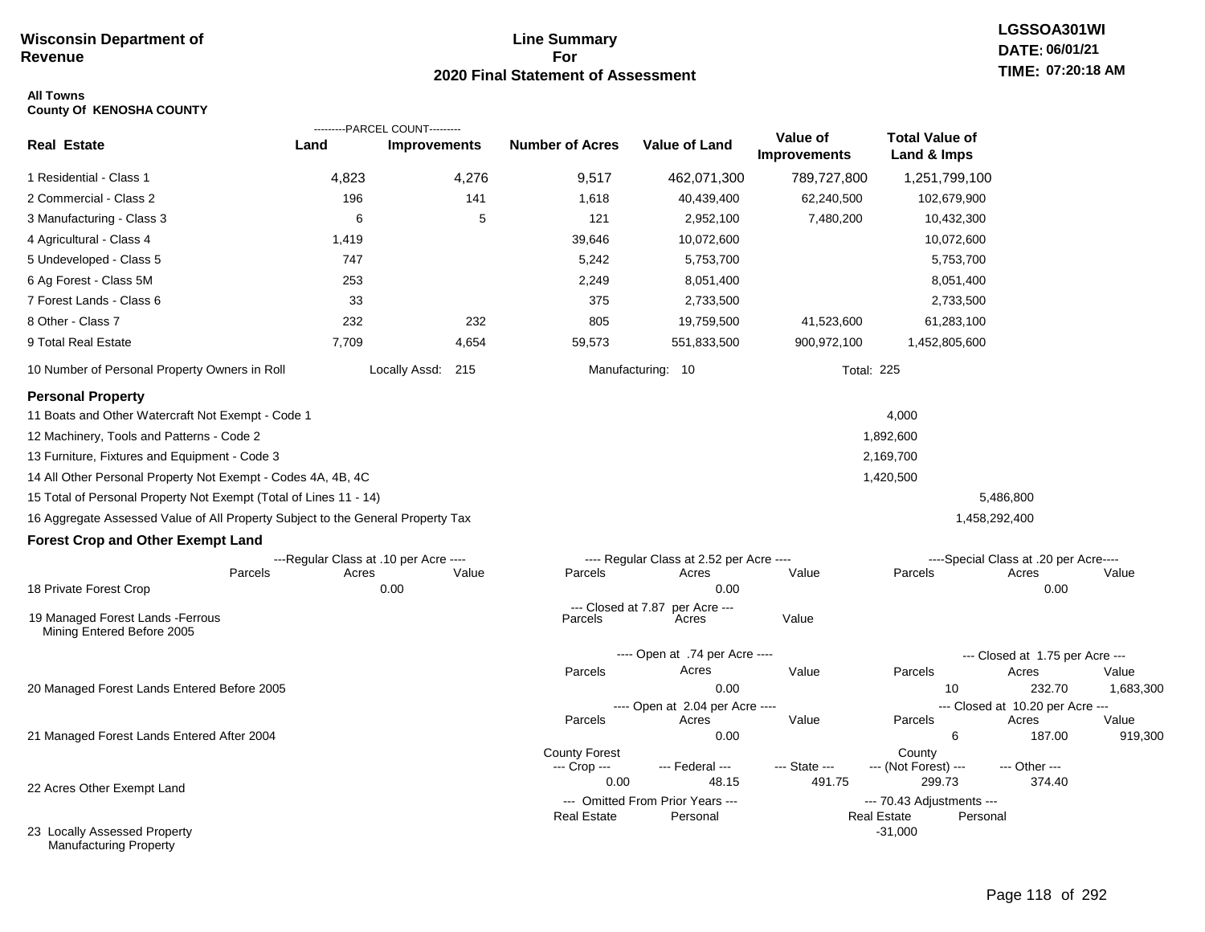**Wisconsin Department of Revenue**

# Line Summary For 2020 Final Statement of Assessment

LGSSOA301WI
DATE: 06/01/21
TIME: 07:20:18 AM

**All Towns**
**County Of KENOSHA COUNTY**

| Real Estate | PARCEL COUNT Land | PARCEL COUNT Improvements | Number of Acres | Value of Land | Value of Improvements | Total Value of Land & Imps |
|---|---|---|---|---|---|---|
| 1 Residential - Class 1 | 4,823 | 4,276 | 9,517 | 462,071,300 | 789,727,800 | 1,251,799,100 |
| 2 Commercial - Class 2 | 196 | 141 | 1,618 | 40,439,400 | 62,240,500 | 102,679,900 |
| 3 Manufacturing - Class 3 | 6 | 5 | 121 | 2,952,100 | 7,480,200 | 10,432,300 |
| 4 Agricultural - Class 4 | 1,419 | | 39,646 | 10,072,600 | | 10,072,600 |
| 5 Undeveloped - Class 5 | 747 | | 5,242 | 5,753,700 | | 5,753,700 |
| 6 Ag Forest - Class 5M | 253 | | 2,249 | 8,051,400 | | 8,051,400 |
| 7 Forest Lands - Class 6 | 33 | | 375 | 2,733,500 | | 2,733,500 |
| 8 Other - Class 7 | 232 | 232 | 805 | 19,759,500 | 41,523,600 | 61,283,100 |
| 9 Total Real Estate | 7,709 | 4,654 | 59,573 | 551,833,500 | 900,972,100 | 1,452,805,600 |

10 Number of Personal Property Owners in Roll — Locally Assd: 215 — Manufacturing: 10 — Total: 225

## Personal Property

| | | |
|---|---|---|
| 11 Boats and Other Watercraft Not Exempt - Code 1 | 4,000 | |
| 12 Machinery, Tools and Patterns - Code 2 | 1,892,600 | |
| 13 Furniture, Fixtures and Equipment - Code 3 | 2,169,700 | |
| 14 All Other Personal Property Not Exempt - Codes 4A, 4B, 4C | 1,420,500 | |
| 15 Total of Personal Property Not Exempt (Total of Lines 11 - 14) | | 5,486,800 |
| 16 Aggregate Assessed Value of All Property Subject to the General Property Tax | | 1,458,292,400 |

## Forest Crop and Other Exempt Land

| | Regular Class at .10 per Acre Parcels | Acres | Value | Regular Class at 2.52 per Acre Parcels | Acres | Value | Special Class at .20 per Acre Parcels | Acres | Value |
|---|---|---|---|---|---|---|---|---|---|
| 18 Private Forest Crop | | 0.00 | | | 0.00 | | | 0.00 | |

| | Closed at 7.87 per Acre Parcels | Acres | Value |
|---|---|---|---|
| 19 Managed Forest Lands -Ferrous Mining Entered Before 2005 | | | |

| | Open at .74 per Acre Parcels | Acres | Value | Closed at 1.75 per Acre Parcels | Acres | Value |
|---|---|---|---|---|---|---|
| 20 Managed Forest Lands Entered Before 2005 | | 0.00 | | 10 | 232.70 | 1,683,300 |

| | Open at 2.04 per Acre Parcels | Acres | Value | Closed at 10.20 per Acre Parcels | Acres | Value |
|---|---|---|---|---|---|---|
| 21 Managed Forest Lands Entered After 2004 | | 0.00 | | 6 | 187.00 | 919,300 |

| | County Forest Crop | Federal | State | County (Not Forest) | Other |
|---|---|---|---|---|---|
| 22 Acres Other Exempt Land | 0.00 | 48.15 | 491.75 | 299.73 | 374.40 |

| | Omitted From Prior Years Real Estate | Personal | 70.43 Adjustments Real Estate | Personal |
|---|---|---|---|---|
| 23 Locally Assessed Property Manufacturing Property | | | -31,000 | |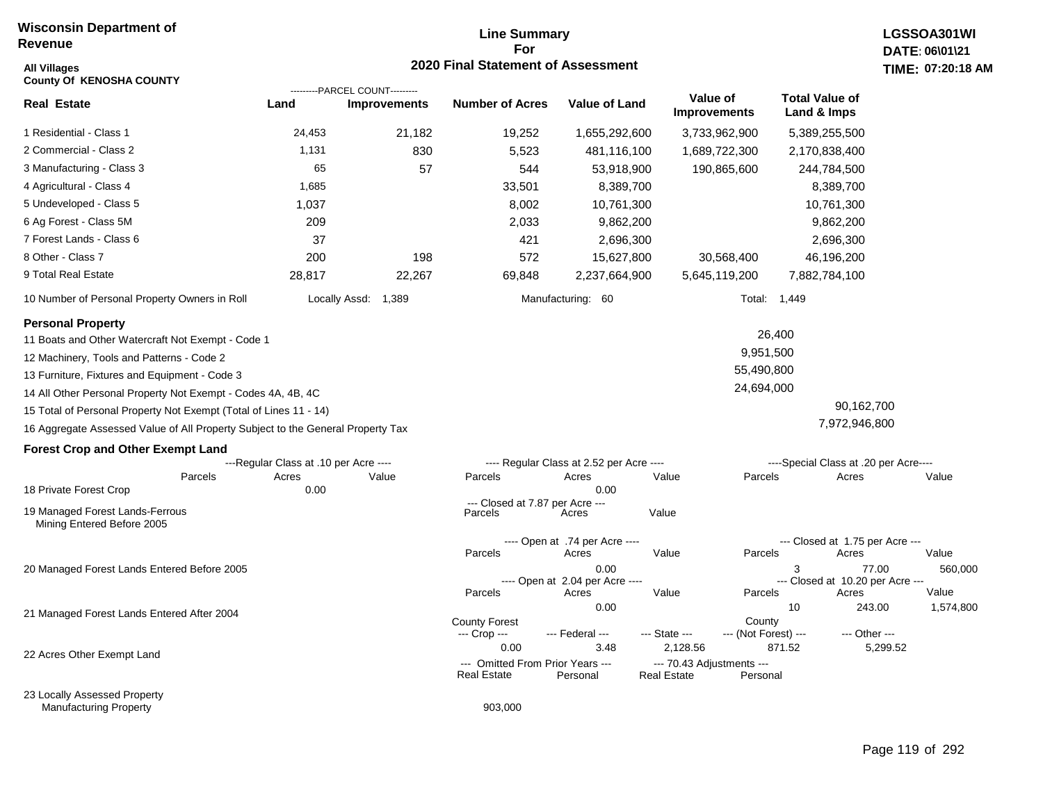**Wisconsin Department of Revenue**

**Line Summary For 2020 Final Statement of Assessment**

**LGSSOA301WI**
**DATE: 06\01\21**
**TIME: 07:20:18 AM**

**All Villages**
**County Of KENOSHA COUNTY**

| Real Estate | PARCEL COUNT Land | PARCEL COUNT Improvements | Number of Acres | Value of Land | Value of Improvements | Total Value of Land & Imps |
|---|---|---|---|---|---|---|
| 1 Residential - Class 1 | 24,453 | 21,182 | 19,252 | 1,655,292,600 | 3,733,962,900 | 5,389,255,500 |
| 2 Commercial - Class 2 | 1,131 | 830 | 5,523 | 481,116,100 | 1,689,722,300 | 2,170,838,400 |
| 3 Manufacturing - Class 3 | 65 | 57 | 544 | 53,918,900 | 190,865,600 | 244,784,500 |
| 4 Agricultural - Class 4 | 1,685 | | 33,501 | 8,389,700 | | 8,389,700 |
| 5 Undeveloped - Class 5 | 1,037 | | 8,002 | 10,761,300 | | 10,761,300 |
| 6 Ag Forest - Class 5M | 209 | | 2,033 | 9,862,200 | | 9,862,200 |
| 7 Forest Lands - Class 6 | 37 | | 421 | 2,696,300 | | 2,696,300 |
| 8 Other - Class 7 | 200 | 198 | 572 | 15,627,800 | 30,568,400 | 46,196,200 |
| 9 Total Real Estate | 28,817 | 22,267 | 69,848 | 2,237,664,900 | 5,645,119,200 | 7,882,784,100 |

10 Number of Personal Property Owners in Roll — Locally Assd: 1,389 — Manufacturing: 60 — Total: 1,449

**Personal Property**

| | | |
|---|---|---|
| 11 Boats and Other Watercraft Not Exempt - Code 1 | 26,400 | |
| 12 Machinery, Tools and Patterns - Code 2 | 9,951,500 | |
| 13 Furniture, Fixtures and Equipment - Code 3 | 55,490,800 | |
| 14 All Other Personal Property Not Exempt - Codes 4A, 4B, 4C | 24,694,000 | |
| 15 Total of Personal Property Not Exempt (Total of Lines 11 - 14) | | 90,162,700 |
| 16 Aggregate Assessed Value of All Property Subject to the General Property Tax | | 7,972,946,800 |

**Forest Crop and Other Exempt Land**

| | Regular Class at .10 per Acre Parcels | Acres | Value | Regular Class at 2.52 per Acre Parcels | Acres | Value | Special Class at .20 per Acre Parcels | Acres | Value |
|---|---|---|---|---|---|---|---|---|---|
| 18 Private Forest Crop | | 0.00 | | | 0.00 | | | | |

| | Closed at 7.87 per Acre Parcels | Acres | Value |
|---|---|---|---|
| 19 Managed Forest Lands-Ferrous Mining Entered Before 2005 | | | |

| | Open at .74 per Acre Parcels | Acres | Value | Closed at 1.75 per Acre Parcels | Acres | Value |
|---|---|---|---|---|---|---|
| 20 Managed Forest Lands Entered Before 2005 | | 0.00 | | 3 | 77.00 | 560,000 |

| | Open at 2.04 per Acre Parcels | Acres | Value | Closed at 10.20 per Acre Parcels | Acres | Value |
|---|---|---|---|---|---|---|
| 21 Managed Forest Lands Entered After 2004 | | 0.00 | | 10 | 243.00 | 1,574,800 |

| | County Forest Crop | Federal | State | County (Not Forest) | Other |
|---|---|---|---|---|---|
| 22 Acres Other Exempt Land | 0.00 | 3.48 | 2,128.56 | 871.52 | 5,299.52 |

| | Omitted From Prior Years Real Estate | Personal | 70.43 Adjustments Real Estate | Personal |
|---|---|---|---|---|
| | | | | |

23 Locally Assessed Property Manufacturing Property — 903,000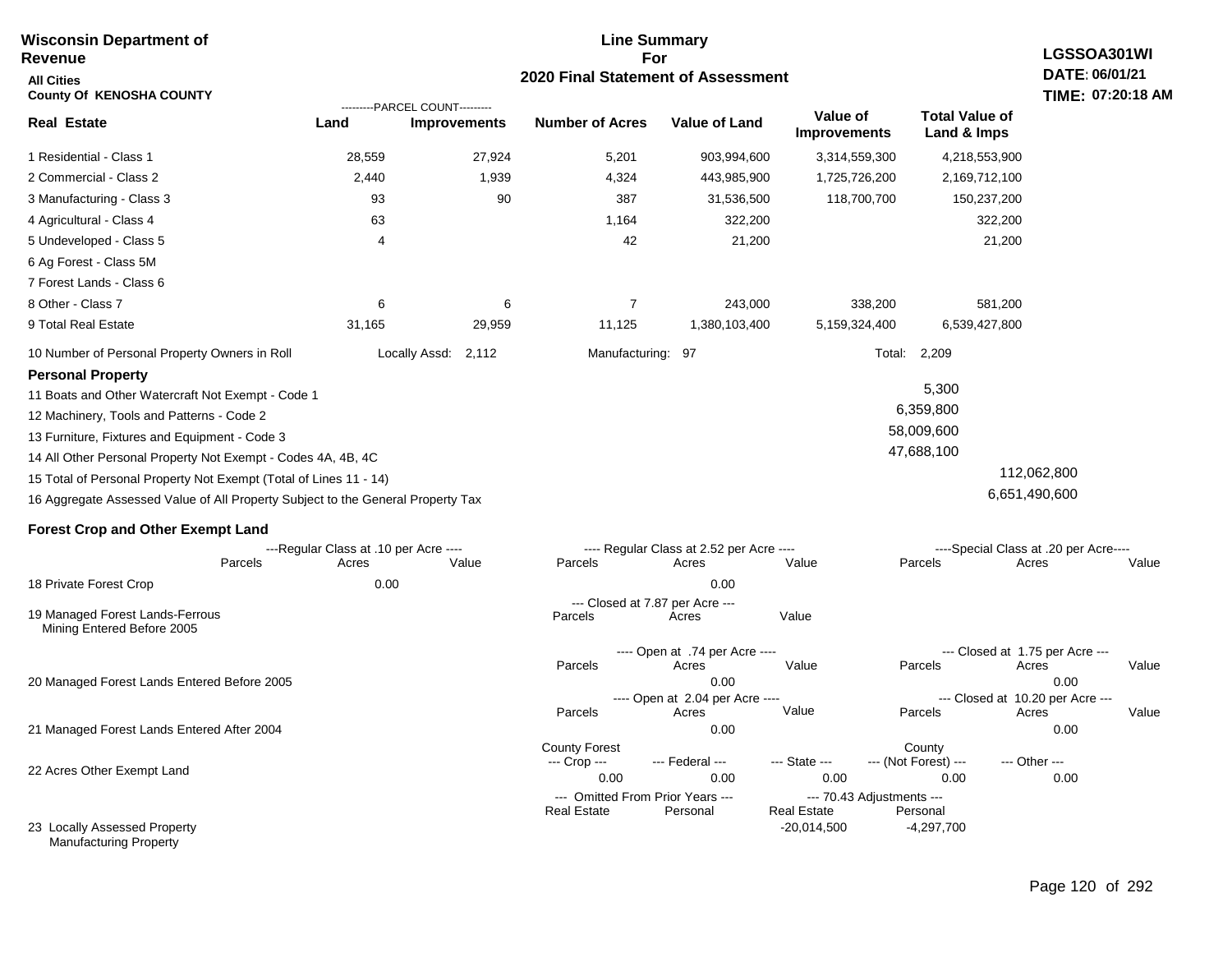**Wisconsin Department of Revenue**

**All Cities**

**County Of KENOSHA COUNTY**

# Line Summary For 2020 Final Statement of Assessment

**LGSSOA301WI**
**DATE: 06/01/21**
**TIME: 07:20:18 AM**

| Real Estate | PARCEL COUNT Land | PARCEL COUNT Improvements | Number of Acres | Value of Land | Value of Improvements | Total Value of Land & Imps |
|---|---|---|---|---|---|---|
| 1 Residential - Class 1 | 28,559 | 27,924 | 5,201 | 903,994,600 | 3,314,559,300 | 4,218,553,900 |
| 2 Commercial - Class 2 | 2,440 | 1,939 | 4,324 | 443,985,900 | 1,725,726,200 | 2,169,712,100 |
| 3 Manufacturing - Class 3 | 93 | 90 | 387 | 31,536,500 | 118,700,700 | 150,237,200 |
| 4 Agricultural - Class 4 | 63 | | 1,164 | 322,200 | | 322,200 |
| 5 Undeveloped - Class 5 | 4 | | 42 | 21,200 | | 21,200 |
| 6 Ag Forest - Class 5M | | | | | | |
| 7 Forest Lands - Class 6 | | | | | | |
| 8 Other - Class 7 | 6 | 6 | 7 | 243,000 | 338,200 | 581,200 |
| 9 Total Real Estate | 31,165 | 29,959 | 11,125 | 1,380,103,400 | 5,159,324,400 | 6,539,427,800 |

10 Number of Personal Property Owners in Roll — Locally Assd: 2,112 — Manufacturing: 97 — Total: 2,209

**Personal Property**

| | | |
|---|---|---|
| 11 Boats and Other Watercraft Not Exempt - Code 1 | 5,300 | |
| 12 Machinery, Tools and Patterns - Code 2 | 6,359,800 | |
| 13 Furniture, Fixtures and Equipment - Code 3 | 58,009,600 | |
| 14 All Other Personal Property Not Exempt - Codes 4A, 4B, 4C | 47,688,100 | |
| 15 Total of Personal Property Not Exempt (Total of Lines 11 - 14) | | 112,062,800 |
| 16 Aggregate Assessed Value of All Property Subject to the General Property Tax | | 6,651,490,600 |

**Forest Crop and Other Exempt Land**

| | Regular Class at .10 per Acre Parcels | Acres | Value | Regular Class at 2.52 per Acre Parcels | Acres | Value | Special Class at .20 per Acre Parcels | Acres | Value |
|---|---|---|---|---|---|---|---|---|---|
| 18 Private Forest Crop | | 0.00 | | | 0.00 | | | | |

| | Closed at 7.87 per Acre Parcels | Acres | Value |
|---|---|---|---|
| 19 Managed Forest Lands-Ferrous Mining Entered Before 2005 | | | |

| | Open at .74 per Acre Parcels | Acres | Value | Closed at 1.75 per Acre Parcels | Acres | Value |
|---|---|---|---|---|---|---|
| 20 Managed Forest Lands Entered Before 2005 | | 0.00 | | | 0.00 | |

| | Open at 2.04 per Acre Parcels | Acres | Value | Closed at 10.20 per Acre Parcels | Acres | Value |
|---|---|---|---|---|---|---|
| 21 Managed Forest Lands Entered After 2004 | | 0.00 | | | 0.00 | |

| | County Forest Crop | Federal | State | County (Not Forest) | Other |
|---|---|---|---|---|---|
| 22 Acres Other Exempt Land | 0.00 | 0.00 | 0.00 | 0.00 | 0.00 |

| | Omitted From Prior Years Real Estate | Omitted From Prior Years Personal | 70.43 Adjustments Real Estate | 70.43 Adjustments Personal |
|---|---|---|---|---|
| 23 Locally Assessed Property Manufacturing Property | | | -20,014,500 | -4,297,700 |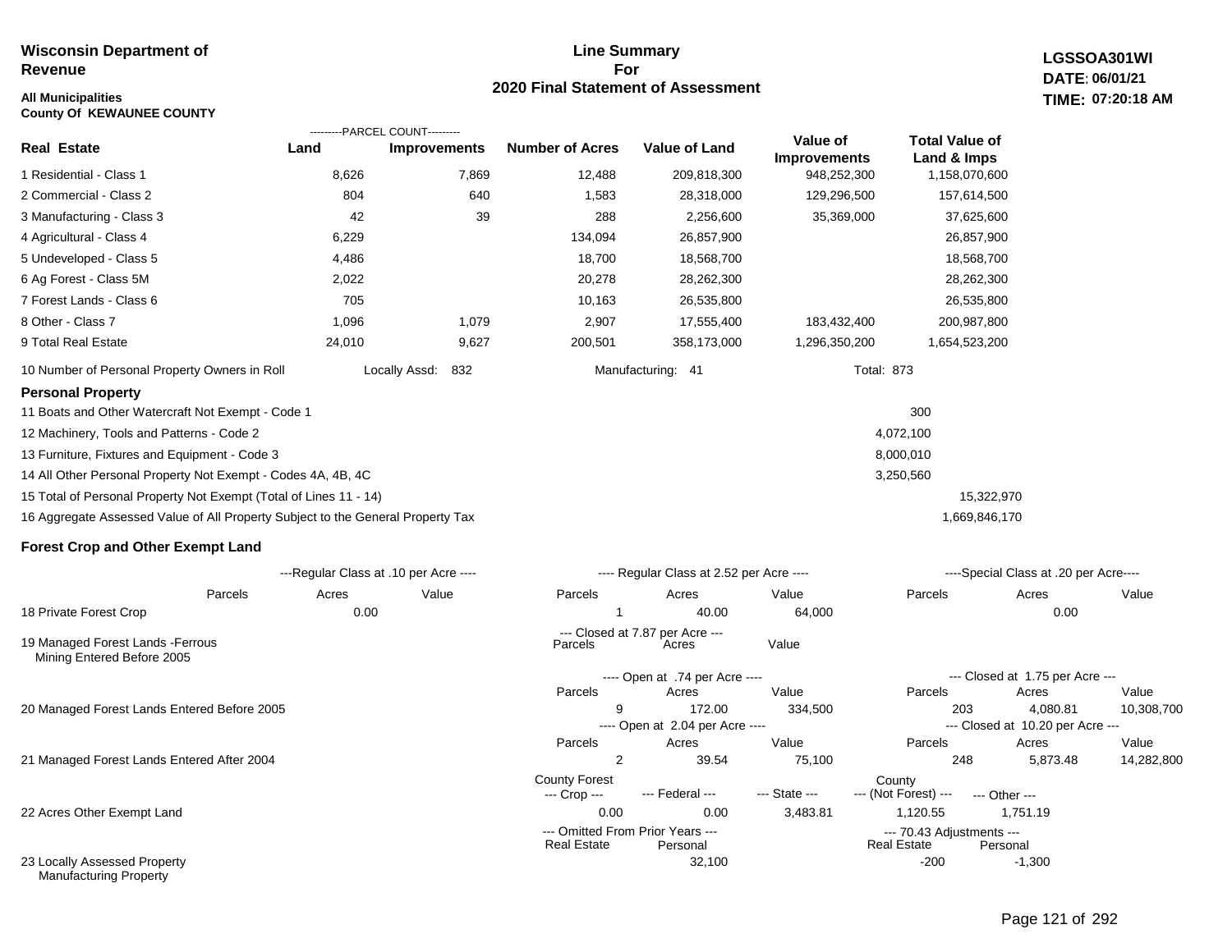**Wisconsin Department of Revenue**

**All Municipalities**
**County Of KEWAUNEE COUNTY**

## Line Summary For 2020 Final Statement of Assessment

**LGSSOA301WI**
**DATE: 06/01/21**
**TIME: 07:20:18 AM**

| Real Estate | PARCEL COUNT Land | PARCEL COUNT Improvements | Number of Acres | Value of Land | Value of Improvements | Total Value of Land & Imps |
|---|---|---|---|---|---|---|
| 1 Residential - Class 1 | 8,626 | 7,869 | 12,488 | 209,818,300 | 948,252,300 | 1,158,070,600 |
| 2 Commercial - Class 2 | 804 | 640 | 1,583 | 28,318,000 | 129,296,500 | 157,614,500 |
| 3 Manufacturing - Class 3 | 42 | 39 | 288 | 2,256,600 | 35,369,000 | 37,625,600 |
| 4 Agricultural - Class 4 | 6,229 | | 134,094 | 26,857,900 | | 26,857,900 |
| 5 Undeveloped - Class 5 | 4,486 | | 18,700 | 18,568,700 | | 18,568,700 |
| 6 Ag Forest - Class 5M | 2,022 | | 20,278 | 28,262,300 | | 28,262,300 |
| 7 Forest Lands - Class 6 | 705 | | 10,163 | 26,535,800 | | 26,535,800 |
| 8 Other - Class 7 | 1,096 | 1,079 | 2,907 | 17,555,400 | 183,432,400 | 200,987,800 |
| 9 Total Real Estate | 24,010 | 9,627 | 200,501 | 358,173,000 | 1,296,350,200 | 1,654,523,200 |

10 Number of Personal Property Owners in Roll — Locally Assd: 832 — Manufacturing: 41 — Total: 873

### Personal Property

| | | |
|---|---|---|
| 11 Boats and Other Watercraft Not Exempt - Code 1 | 300 | |
| 12 Machinery, Tools and Patterns - Code 2 | 4,072,100 | |
| 13 Furniture, Fixtures and Equipment - Code 3 | 8,000,010 | |
| 14 All Other Personal Property Not Exempt - Codes 4A, 4B, 4C | 3,250,560 | |
| 15 Total of Personal Property Not Exempt (Total of Lines 11 - 14) | | 15,322,970 |
| 16 Aggregate Assessed Value of All Property Subject to the General Property Tax | | 1,669,846,170 |

### Forest Crop and Other Exempt Land

| | Regular Class at .10 per Acre Parcels | Acres | Value | Regular Class at 2.52 per Acre Parcels | Acres | Value | Special Class at .20 per Acre Parcels | Acres | Value |
|---|---|---|---|---|---|---|---|---|---|
| 18 Private Forest Crop | | 0.00 | | 1 | 40.00 | 64,000 | | 0.00 | |

| | Closed at 7.87 per Acre Parcels | Acres | Value | | | |
|---|---|---|---|---|---|---|
| 19 Managed Forest Lands -Ferrous Mining Entered Before 2005 | | | | | | |

| | Open at .74 per Acre Parcels | Acres | Value | Closed at 1.75 per Acre Parcels | Acres | Value |
|---|---|---|---|---|---|---|
| 20 Managed Forest Lands Entered Before 2005 | 9 | 172.00 | 334,500 | 203 | 4,080.81 | 10,308,700 |
| | **Open at 2.04 per Acre Parcels** | **Acres** | **Value** | **Closed at 10.20 per Acre Parcels** | **Acres** | **Value** |
| 21 Managed Forest Lands Entered After 2004 | 2 | 39.54 | 75,100 | 248 | 5,873.48 | 14,282,800 |

| | County Forest Crop | Federal | State | County (Not Forest) | Other |
|---|---|---|---|---|---|
| 22 Acres Other Exempt Land | 0.00 | 0.00 | 3,483.81 | 1,120.55 | 1,751.19 |

| | Omitted From Prior Years Real Estate | Omitted From Prior Years Personal | 70.43 Adjustments Real Estate | 70.43 Adjustments Personal |
|---|---|---|---|---|
| 23 Locally Assessed Property Manufacturing Property | | 32,100 | -200 | -1,300 |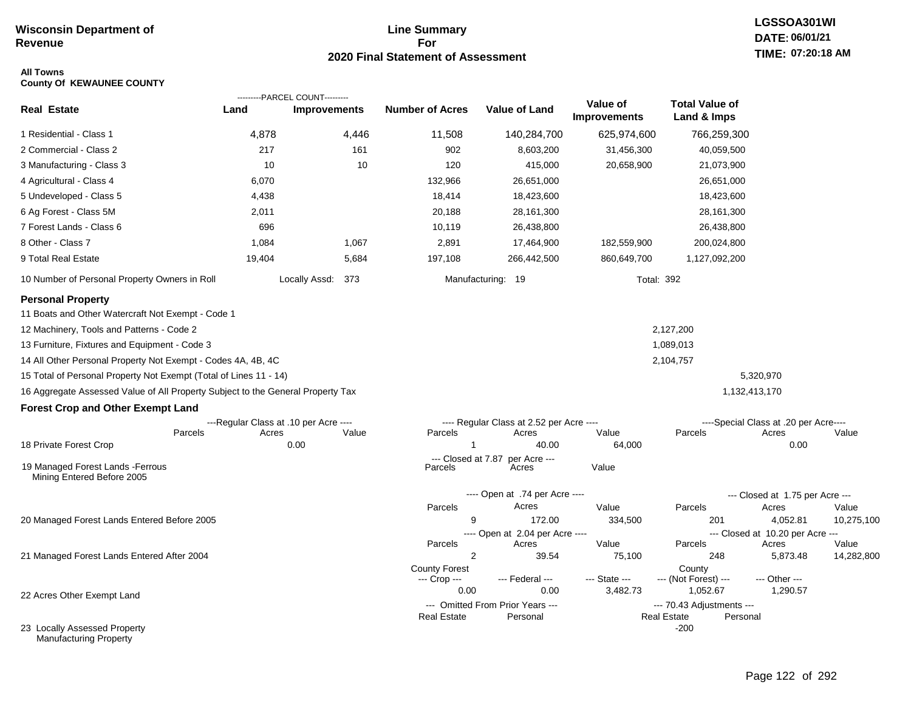**Wisconsin Department of Revenue**

**Line Summary For 2020 Final Statement of Assessment**

**LGSSOA301WI DATE: 06/01/21 TIME: 07:20:18 AM**

**All Towns**
**County Of KEWAUNEE COUNTY**

| Real Estate | PARCEL COUNT Land | PARCEL COUNT Improvements | Number of Acres | Value of Land | Value of Improvements | Total Value of Land & Imps |
|---|---|---|---|---|---|---|
| 1 Residential - Class 1 | 4,878 | 4,446 | 11,508 | 140,284,700 | 625,974,600 | 766,259,300 |
| 2 Commercial - Class 2 | 217 | 161 | 902 | 8,603,200 | 31,456,300 | 40,059,500 |
| 3 Manufacturing - Class 3 | 10 | 10 | 120 | 415,000 | 20,658,900 | 21,073,900 |
| 4 Agricultural - Class 4 | 6,070 | | 132,966 | 26,651,000 | | 26,651,000 |
| 5 Undeveloped - Class 5 | 4,438 | | 18,414 | 18,423,600 | | 18,423,600 |
| 6 Ag Forest - Class 5M | 2,011 | | 20,188 | 28,161,300 | | 28,161,300 |
| 7 Forest Lands - Class 6 | 696 | | 10,119 | 26,438,800 | | 26,438,800 |
| 8 Other - Class 7 | 1,084 | 1,067 | 2,891 | 17,464,900 | 182,559,900 | 200,024,800 |
| 9 Total Real Estate | 19,404 | 5,684 | 197,108 | 266,442,500 | 860,649,700 | 1,127,092,200 |

10 Number of Personal Property Owners in Roll — Locally Assd: 373 — Manufacturing: 19 — Total: 392

## Personal Property

| | | |
|---|---|---|
| 11 Boats and Other Watercraft Not Exempt - Code 1 | | |
| 12 Machinery, Tools and Patterns - Code 2 | 2,127,200 | |
| 13 Furniture, Fixtures and Equipment - Code 3 | 1,089,013 | |
| 14 All Other Personal Property Not Exempt - Codes 4A, 4B, 4C | 2,104,757 | |
| 15 Total of Personal Property Not Exempt (Total of Lines 11 - 14) | | 5,320,970 |
| 16 Aggregate Assessed Value of All Property Subject to the General Property Tax | | 1,132,413,170 |

## Forest Crop and Other Exempt Land

| | Regular Class at .10 per Acre Parcels | Acres | Value | Regular Class at 2.52 per Acre Parcels | Acres | Value | Special Class at .20 per Acre Parcels | Acres | Value |
|---|---|---|---|---|---|---|---|---|---|
| 18 Private Forest Crop | | 0.00 | | 1 | 40.00 | 64,000 | | 0.00 | |

| | Closed at 7.87 per Acre Parcels | Acres | Value |
|---|---|---|---|
| 19 Managed Forest Lands -Ferrous Mining Entered Before 2005 | | | |

| | Open at .74 per Acre Parcels | Acres | Value | Closed at 1.75 per Acre Parcels | Acres | Value |
|---|---|---|---|---|---|---|
| 20 Managed Forest Lands Entered Before 2005 | 9 | 172.00 | 334,500 | 201 | 4,052.81 | 10,275,100 |

| | Open at 2.04 per Acre Parcels | Acres | Value | Closed at 10.20 per Acre Parcels | Acres | Value |
|---|---|---|---|---|---|---|
| 21 Managed Forest Lands Entered After 2004 | 2 | 39.54 | 75,100 | 248 | 5,873.48 | 14,282,800 |

| | County Forest --- Crop --- | --- Federal --- | --- State --- | County --- (Not Forest) --- | --- Other --- |
|---|---|---|---|---|---|
| 22 Acres Other Exempt Land | 0.00 | 0.00 | 3,482.73 | 1,052.67 | 1,290.57 |

| | Omitted From Prior Years Real Estate | Omitted From Prior Years Personal | 70.43 Adjustments Real Estate | 70.43 Adjustments Personal |
|---|---|---|---|---|
| 23 Locally Assessed Property Manufacturing Property | | | -200 | |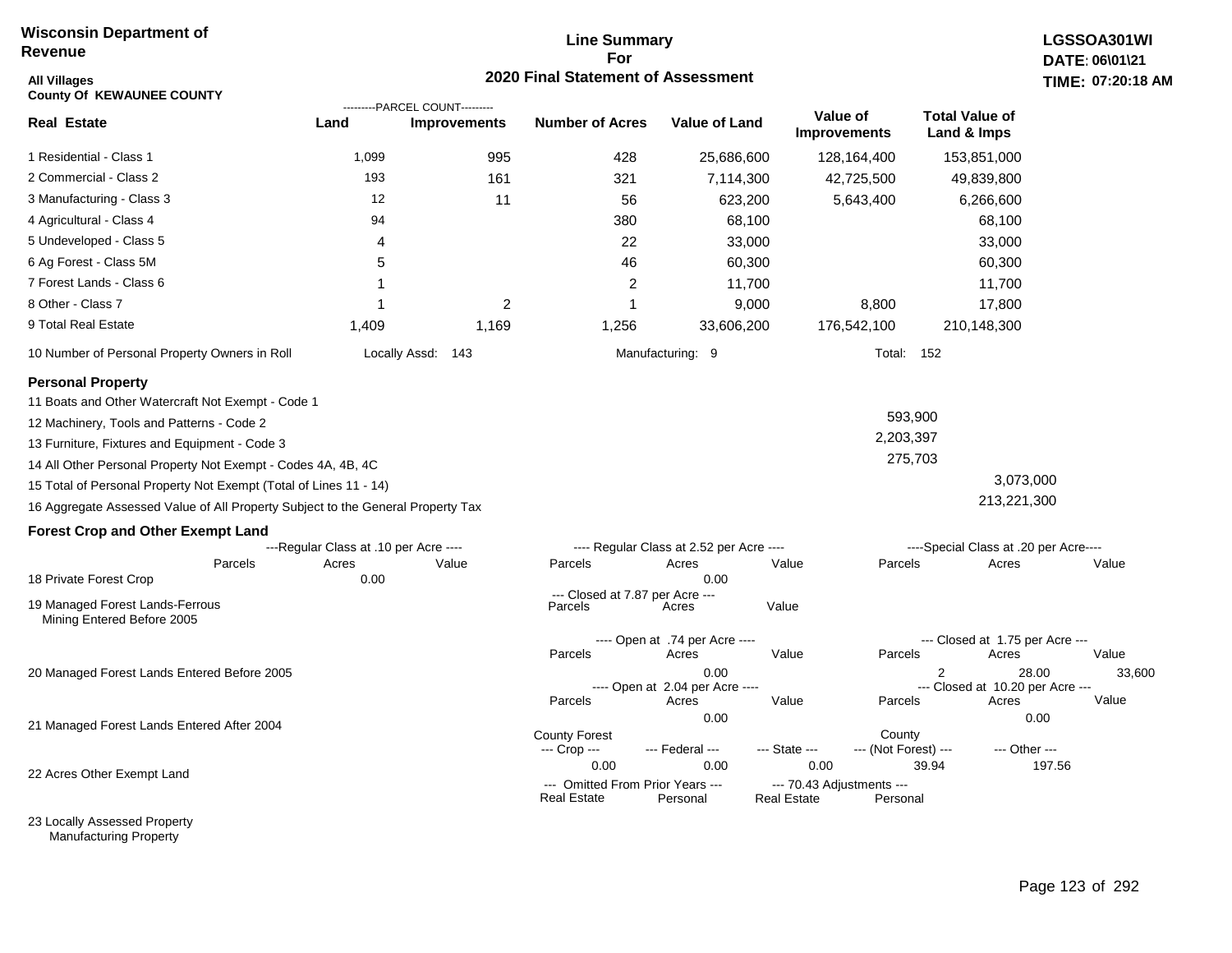Wisconsin Department of Revenue

**Line Summary For 2020 Final Statement of Assessment**

LGSSOA301WI
DATE: 06\01\21
TIME: 07:20:18 AM

All Villages
County Of KEWAUNEE COUNTY

| Real Estate | Land (Parcel Count) | Improvements (Parcel Count) | Number of Acres | Value of Land | Value of Improvements | Total Value of Land & Imps |
|---|---|---|---|---|---|---|
| 1 Residential - Class 1 | 1,099 | 995 | 428 | 25,686,600 | 128,164,400 | 153,851,000 |
| 2 Commercial - Class 2 | 193 | 161 | 321 | 7,114,300 | 42,725,500 | 49,839,800 |
| 3 Manufacturing - Class 3 | 12 | 11 | 56 | 623,200 | 5,643,400 | 6,266,600 |
| 4 Agricultural - Class 4 | 94 | | 380 | 68,100 | | 68,100 |
| 5 Undeveloped - Class 5 | 4 | | 22 | 33,000 | | 33,000 |
| 6 Ag Forest - Class 5M | 5 | | 46 | 60,300 | | 60,300 |
| 7 Forest Lands - Class 6 | 1 | | 2 | 11,700 | | 11,700 |
| 8 Other - Class 7 | 1 | 2 | 1 | 9,000 | 8,800 | 17,800 |
| 9 Total Real Estate | 1,409 | 1,169 | 1,256 | 33,606,200 | 176,542,100 | 210,148,300 |

10 Number of Personal Property Owners in Roll — Locally Assd: 143 — Manufacturing: 9 — Total: 152

## Personal Property

| | | |
|---|---|---|
| 11 Boats and Other Watercraft Not Exempt - Code 1 | | |
| 12 Machinery, Tools and Patterns - Code 2 | 593,900 | |
| 13 Furniture, Fixtures and Equipment - Code 3 | 2,203,397 | |
| 14 All Other Personal Property Not Exempt - Codes 4A, 4B, 4C | 275,703 | |
| 15 Total of Personal Property Not Exempt (Total of Lines 11 - 14) | | 3,073,000 |
| 16 Aggregate Assessed Value of All Property Subject to the General Property Tax | | 213,221,300 |

## Forest Crop and Other Exempt Land

| | Regular Class at .10 per Acre — Parcels | Acres | Value | Regular Class at 2.52 per Acre — Parcels | Acres | Value | Special Class at .20 per Acre — Parcels | Acres | Value |
|---|---|---|---|---|---|---|---|---|---|
| 18 Private Forest Crop | | 0.00 | | | 0.00 | | | | |

| | Closed at 7.87 per Acre — Parcels | Acres | Value |
|---|---|---|---|
| 19 Managed Forest Lands-Ferrous Mining Entered Before 2005 | | | |

| | Open at .74 per Acre — Parcels | Acres | Value | Closed at 1.75 per Acre — Parcels | Acres | Value |
|---|---|---|---|---|---|---|
| 20 Managed Forest Lands Entered Before 2005 | | 0.00 | | 2 | 28.00 | 33,600 |

| | Open at 2.04 per Acre — Parcels | Acres | Value | Closed at 10.20 per Acre — Parcels | Acres | Value |
|---|---|---|---|---|---|---|
| 21 Managed Forest Lands Entered After 2004 | | 0.00 | | | 0.00 | |

| | County Forest --- Crop --- | --- Federal --- | --- State --- | County --- (Not Forest) --- | --- Other --- |
|---|---|---|---|---|---|
| 22 Acres Other Exempt Land | 0.00 | 0.00 | 0.00 | 39.94 | 197.56 |

| | Omitted From Prior Years — Real Estate | Personal | 70.43 Adjustments — Real Estate | Personal |
|---|---|---|---|---|
| 23 Locally Assessed Property | | | | |
| Manufacturing Property | | | | |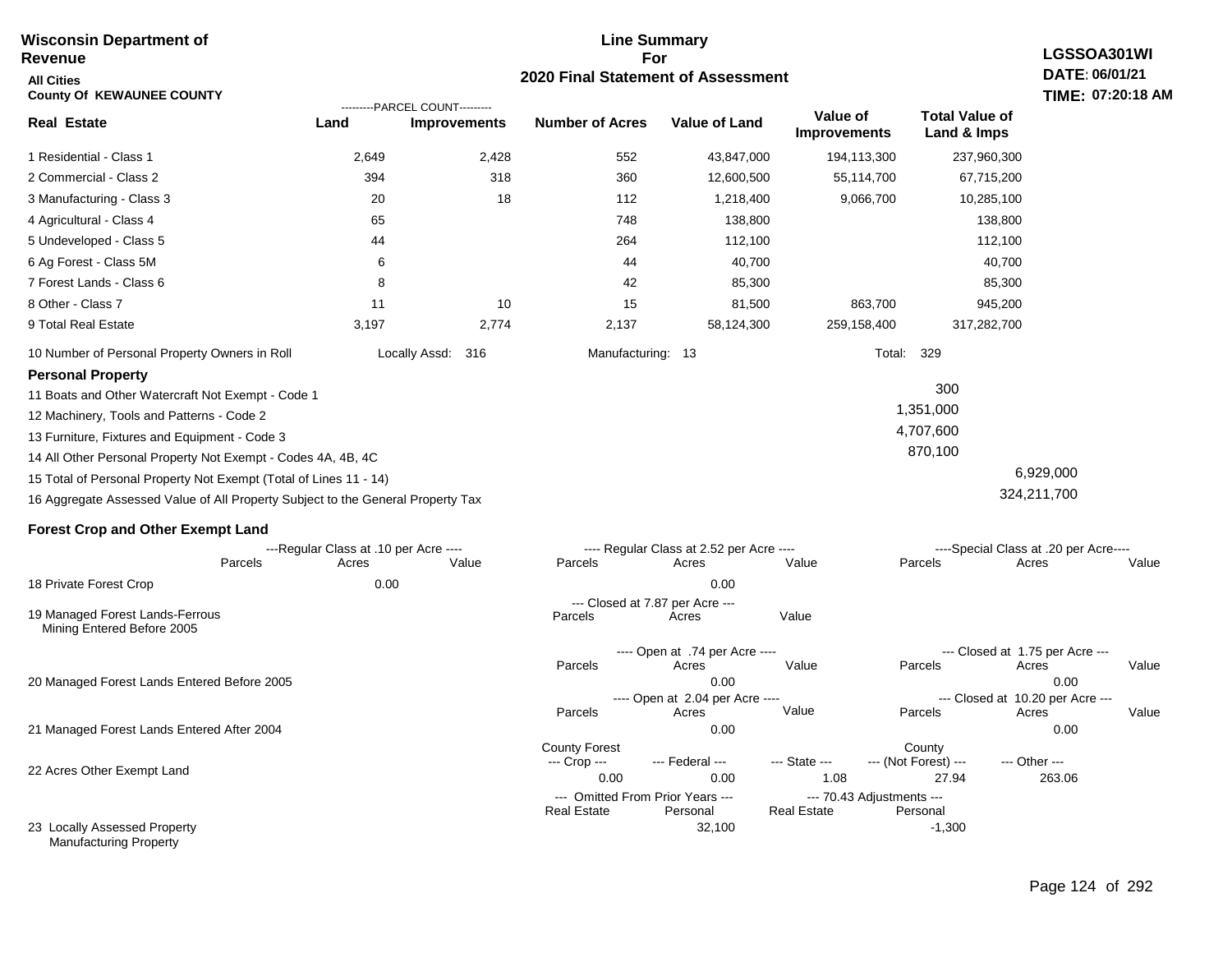**Wisconsin Department of Revenue**

**All Cities**

**County Of KEWAUNEE COUNTY**

**Line Summary For 2020 Final Statement of Assessment**

**LGSSOA301WI**
**DATE: 06/01/21**
**TIME: 07:20:18 AM**

| Real Estate | Land (Parcel Count) | Improvements (Parcel Count) | Number of Acres | Value of Land | Value of Improvements | Total Value of Land & Imps |
|---|---|---|---|---|---|---|
| 1 Residential - Class 1 | 2,649 | 2,428 | 552 | 43,847,000 | 194,113,300 | 237,960,300 |
| 2 Commercial - Class 2 | 394 | 318 | 360 | 12,600,500 | 55,114,700 | 67,715,200 |
| 3 Manufacturing - Class 3 | 20 | 18 | 112 | 1,218,400 | 9,066,700 | 10,285,100 |
| 4 Agricultural - Class 4 | 65 | | 748 | 138,800 | | 138,800 |
| 5 Undeveloped - Class 5 | 44 | | 264 | 112,100 | | 112,100 |
| 6 Ag Forest - Class 5M | 6 | | 44 | 40,700 | | 40,700 |
| 7 Forest Lands - Class 6 | 8 | | 42 | 85,300 | | 85,300 |
| 8 Other - Class 7 | 11 | 10 | 15 | 81,500 | 863,700 | 945,200 |
| 9 Total Real Estate | 3,197 | 2,774 | 2,137 | 58,124,300 | 259,158,400 | 317,282,700 |

10 Number of Personal Property Owners in Roll — Locally Assd: 316 — Manufacturing: 13 — Total: 329

**Personal Property**

| | | |
|---|---|---|
| 11 Boats and Other Watercraft Not Exempt - Code 1 | 300 | |
| 12 Machinery, Tools and Patterns - Code 2 | 1,351,000 | |
| 13 Furniture, Fixtures and Equipment - Code 3 | 4,707,600 | |
| 14 All Other Personal Property Not Exempt - Codes 4A, 4B, 4C | 870,100 | |
| 15 Total of Personal Property Not Exempt (Total of Lines 11 - 14) | | 6,929,000 |
| 16 Aggregate Assessed Value of All Property Subject to the General Property Tax | | 324,211,700 |

**Forest Crop and Other Exempt Land**

| | Regular Class at .10 per Acre — Parcels | Acres | Value | Regular Class at 2.52 per Acre — Parcels | Acres | Value | Special Class at .20 per Acre — Parcels | Acres | Value |
|---|---|---|---|---|---|---|---|---|---|
| 18 Private Forest Crop | | 0.00 | | | 0.00 | | | | |

| | Closed at 7.87 per Acre — Parcels | Acres | Value |
|---|---|---|---|
| 19 Managed Forest Lands-Ferrous Mining Entered Before 2005 | | | |

| | Open at .74 per Acre — Parcels | Acres | Value | Closed at 1.75 per Acre — Parcels | Acres | Value |
|---|---|---|---|---|---|---|
| 20 Managed Forest Lands Entered Before 2005 | | 0.00 | | | 0.00 | |

| | Open at 2.04 per Acre — Parcels | Acres | Value | Closed at 10.20 per Acre — Parcels | Acres | Value |
|---|---|---|---|---|---|---|
| 21 Managed Forest Lands Entered After 2004 | | 0.00 | | | 0.00 | |

| | County Forest Crop | Federal | State | County (Not Forest) | Other |
|---|---|---|---|---|---|
| 22 Acres Other Exempt Land | 0.00 | 0.00 | 1.08 | 27.94 | 263.06 |

| | Omitted From Prior Years — Real Estate | Personal | 70.43 Adjustments — Real Estate | Personal |
|---|---|---|---|---|
| 23 Locally Assessed Property Manufacturing Property | | 32,100 | | -1,300 |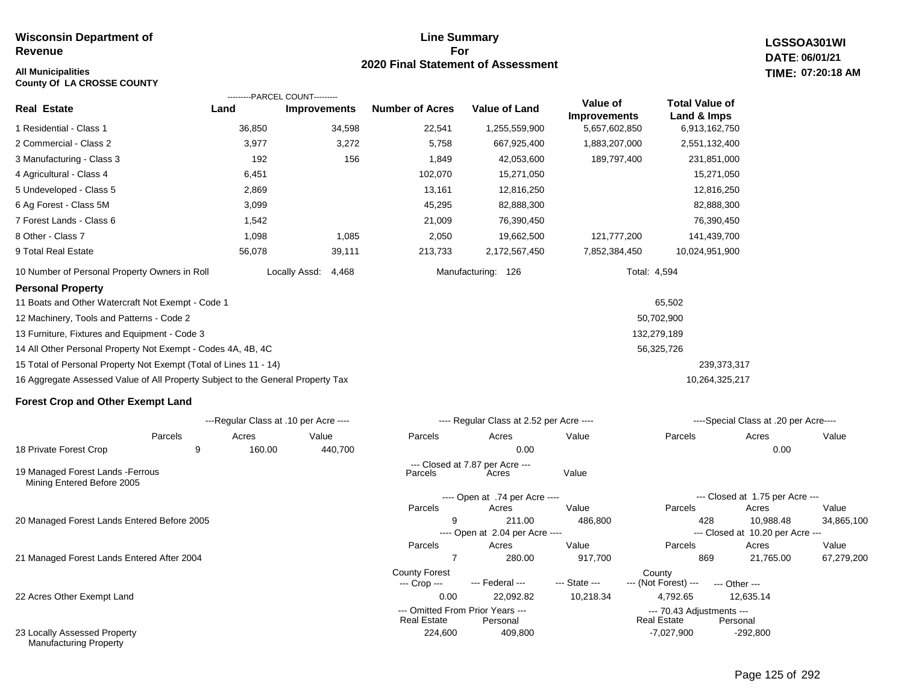**Wisconsin Department of Revenue**

**All Municipalities**
**County Of LA CROSSE COUNTY**

## Line Summary For 2020 Final Statement of Assessment

**LGSSOA301WI**
**DATE: 06/01/21**
**TIME: 07:20:18 AM**

| Real Estate | PARCEL COUNT Land | PARCEL COUNT Improvements | Number of Acres | Value of Land | Value of Improvements | Total Value of Land & Imps |
|---|---|---|---|---|---|---|
| 1 Residential - Class 1 | 36,850 | 34,598 | 22,541 | 1,255,559,900 | 5,657,602,850 | 6,913,162,750 |
| 2 Commercial - Class 2 | 3,977 | 3,272 | 5,758 | 667,925,400 | 1,883,207,000 | 2,551,132,400 |
| 3 Manufacturing - Class 3 | 192 | 156 | 1,849 | 42,053,600 | 189,797,400 | 231,851,000 |
| 4 Agricultural - Class 4 | 6,451 | | 102,070 | 15,271,050 | | 15,271,050 |
| 5 Undeveloped - Class 5 | 2,869 | | 13,161 | 12,816,250 | | 12,816,250 |
| 6 Ag Forest - Class 5M | 3,099 | | 45,295 | 82,888,300 | | 82,888,300 |
| 7 Forest Lands - Class 6 | 1,542 | | 21,009 | 76,390,450 | | 76,390,450 |
| 8 Other - Class 7 | 1,098 | 1,085 | 2,050 | 19,662,500 | 121,777,200 | 141,439,700 |
| 9 Total Real Estate | 56,078 | 39,111 | 213,733 | 2,172,567,450 | 7,852,384,450 | 10,024,951,900 |

10 Number of Personal Property Owners in Roll — Locally Assd: 4,468 — Manufacturing: 126 — Total: 4,594

### Personal Property

| | | |
|---|---|---|
| 11 Boats and Other Watercraft Not Exempt - Code 1 | 65,502 | |
| 12 Machinery, Tools and Patterns - Code 2 | 50,702,900 | |
| 13 Furniture, Fixtures and Equipment - Code 3 | 132,279,189 | |
| 14 All Other Personal Property Not Exempt - Codes 4A, 4B, 4C | 56,325,726 | |
| 15 Total of Personal Property Not Exempt (Total of Lines 11 - 14) | | 239,373,317 |
| 16 Aggregate Assessed Value of All Property Subject to the General Property Tax | | 10,264,325,217 |

### Forest Crop and Other Exempt Land

| | Regular Class at .10 per Acre Parcels | Acres | Value | Regular Class at 2.52 per Acre Parcels | Acres | Value | Special Class at .20 per Acre Parcels | Acres | Value |
|---|---|---|---|---|---|---|---|---|---|
| 18 Private Forest Crop | 9 | 160.00 | 440,700 | | 0.00 | | | 0.00 | |

| | Closed at 7.87 per Acre Parcels | Acres | Value |
|---|---|---|---|
| 19 Managed Forest Lands -Ferrous Mining Entered Before 2005 | | | |

| | Open Parcels | Open Acres | Open Value | Closed Parcels | Closed Acres | Closed Value |
|---|---|---|---|---|---|---|
| 20 Managed Forest Lands Entered Before 2005 (Open at .74 per Acre / Closed at 1.75 per Acre) | 9 | 211.00 | 486,800 | 428 | 10,988.48 | 34,865,100 |
| 21 Managed Forest Lands Entered After 2004 (Open at 2.04 per Acre / Closed at 10.20 per Acre) | 7 | 280.00 | 917,700 | 869 | 21,765.00 | 67,279,200 |

| | County Forest --- Crop --- | --- Federal --- | --- State --- | County --- (Not Forest) --- | --- Other --- |
|---|---|---|---|---|---|
| 22 Acres Other Exempt Land | 0.00 | 22,092.82 | 10,218.34 | 4,792.65 | 12,635.14 |

| | Omitted From Prior Years Real Estate | Omitted From Prior Years Personal | 70.43 Adjustments Real Estate | 70.43 Adjustments Personal |
|---|---|---|---|---|
| 23 Locally Assessed Property Manufacturing Property | 224,600 | 409,800 | -7,027,900 | -292,800 |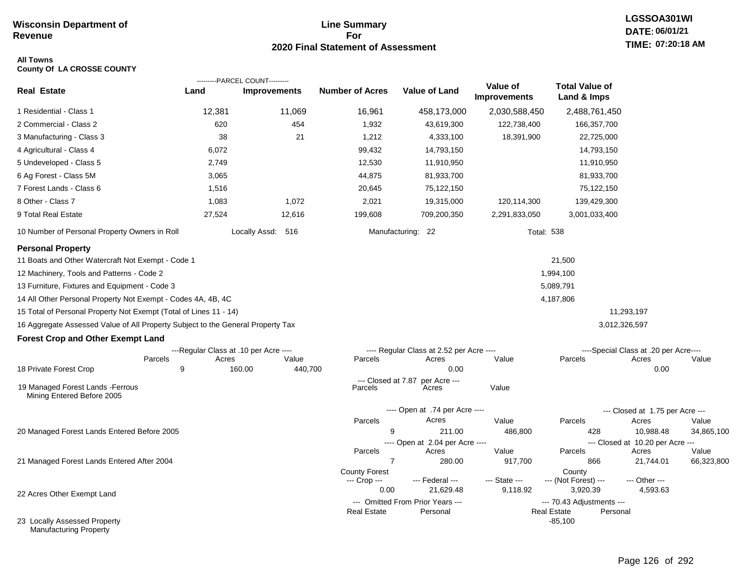**Wisconsin Department of Revenue**

**Line Summary For 2020 Final Statement of Assessment**

**LGSSOA301WI**
**DATE: 06/01/21**
**TIME: 07:20:18 AM**

**All Towns**
**County Of LA CROSSE COUNTY**

| Real Estate | PARCEL COUNT Land | PARCEL COUNT Improvements | Number of Acres | Value of Land | Value of Improvements | Total Value of Land & Imps |
|---|---|---|---|---|---|---|
| 1 Residential - Class 1 | 12,381 | 11,069 | 16,961 | 458,173,000 | 2,030,588,450 | 2,488,761,450 |
| 2 Commercial - Class 2 | 620 | 454 | 1,932 | 43,619,300 | 122,738,400 | 166,357,700 |
| 3 Manufacturing - Class 3 | 38 | 21 | 1,212 | 4,333,100 | 18,391,900 | 22,725,000 |
| 4 Agricultural - Class 4 | 6,072 | | 99,432 | 14,793,150 | | 14,793,150 |
| 5 Undeveloped - Class 5 | 2,749 | | 12,530 | 11,910,950 | | 11,910,950 |
| 6 Ag Forest - Class 5M | 3,065 | | 44,875 | 81,933,700 | | 81,933,700 |
| 7 Forest Lands - Class 6 | 1,516 | | 20,645 | 75,122,150 | | 75,122,150 |
| 8 Other - Class 7 | 1,083 | 1,072 | 2,021 | 19,315,000 | 120,114,300 | 139,429,300 |
| 9 Total Real Estate | 27,524 | 12,616 | 199,608 | 709,200,350 | 2,291,833,050 | 3,001,033,400 |

10 Number of Personal Property Owners in Roll — Locally Assd: 516 — Manufacturing: 22 — Total: 538

**Personal Property**

| | | |
|---|---|---|
| 11 Boats and Other Watercraft Not Exempt - Code 1 | 21,500 | |
| 12 Machinery, Tools and Patterns - Code 2 | 1,994,100 | |
| 13 Furniture, Fixtures and Equipment - Code 3 | 5,089,791 | |
| 14 All Other Personal Property Not Exempt - Codes 4A, 4B, 4C | 4,187,806 | |
| 15 Total of Personal Property Not Exempt (Total of Lines 11 - 14) | | 11,293,197 |
| 16 Aggregate Assessed Value of All Property Subject to the General Property Tax | | 3,012,326,597 |

**Forest Crop and Other Exempt Land**

| | Regular Class at .10 per Acre Parcels | Acres | Value | Regular Class at 2.52 per Acre Parcels | Acres | Value | Special Class at .20 per Acre Parcels | Acres | Value |
|---|---|---|---|---|---|---|---|---|---|
| 18 Private Forest Crop | 9 | 160.00 | 440,700 | | 0.00 | | | 0.00 | |

| | Closed at 7.87 per Acre Parcels | Acres | Value |
|---|---|---|---|
| 19 Managed Forest Lands -Ferrous Mining Entered Before 2005 | | | |

| | Open Parcels | Open Acres | Open Value | Closed Parcels | Closed Acres | Closed Value |
|---|---|---|---|---|---|---|
| 20 Managed Forest Lands Entered Before 2005 (Open at .74 per Acre / Closed at 1.75 per Acre) | 9 | 211.00 | 486,800 | 428 | 10,988.48 | 34,865,100 |
| 21 Managed Forest Lands Entered After 2004 (Open at 2.04 per Acre / Closed at 10.20 per Acre) | 7 | 280.00 | 917,700 | 866 | 21,744.01 | 66,323,800 |

| | County Forest --- Crop --- | --- Federal --- | --- State --- | County --- (Not Forest) --- | --- Other --- |
|---|---|---|---|---|---|
| 22 Acres Other Exempt Land | 0.00 | 21,629.48 | 9,118.92 | 3,920.39 | 4,593.63 |

| | Omitted From Prior Years Real Estate | Omitted From Prior Years Personal | 70.43 Adjustments Real Estate | 70.43 Adjustments Personal |
|---|---|---|---|---|
| 23 Locally Assessed Property Manufacturing Property | | | -85,100 | |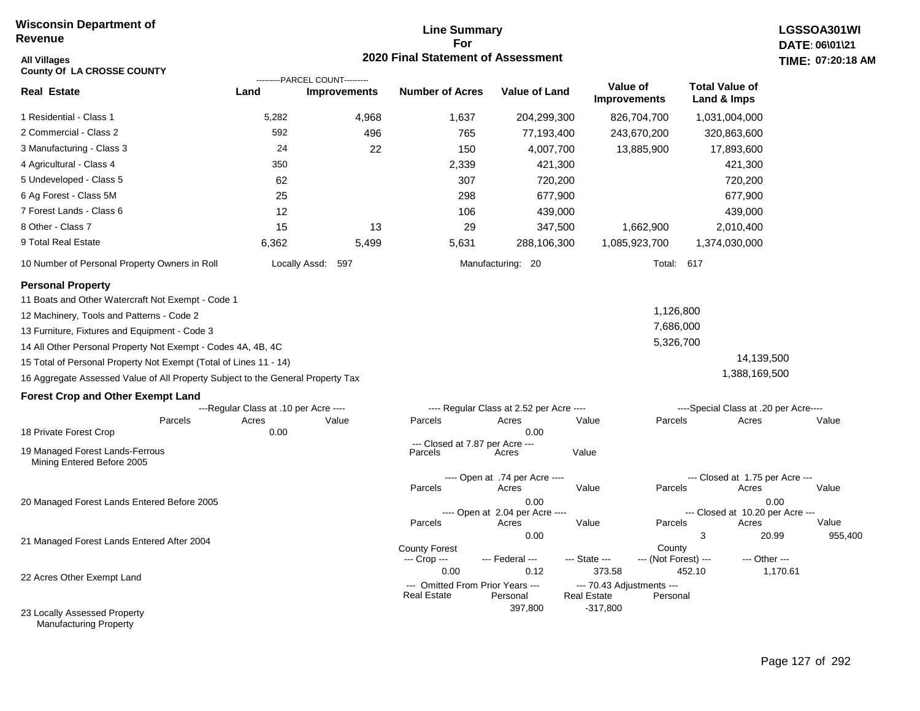**Wisconsin Department of Revenue**

**Line Summary For 2020 Final Statement of Assessment**

**LGSSOA301WI**
**DATE: 06\01\21**
**TIME: 07:20:18 AM**

**All Villages**
**County Of LA CROSSE COUNTY**

| Real Estate | PARCEL COUNT Land | PARCEL COUNT Improvements | Number of Acres | Value of Land | Value of Improvements | Total Value of Land & Imps |
|---|---|---|---|---|---|---|
| 1 Residential - Class 1 | 5,282 | 4,968 | 1,637 | 204,299,300 | 826,704,700 | 1,031,004,000 |
| 2 Commercial - Class 2 | 592 | 496 | 765 | 77,193,400 | 243,670,200 | 320,863,600 |
| 3 Manufacturing - Class 3 | 24 | 22 | 150 | 4,007,700 | 13,885,900 | 17,893,600 |
| 4 Agricultural - Class 4 | 350 | | 2,339 | 421,300 | | 421,300 |
| 5 Undeveloped - Class 5 | 62 | | 307 | 720,200 | | 720,200 |
| 6 Ag Forest - Class 5M | 25 | | 298 | 677,900 | | 677,900 |
| 7 Forest Lands - Class 6 | 12 | | 106 | 439,000 | | 439,000 |
| 8 Other - Class 7 | 15 | 13 | 29 | 347,500 | 1,662,900 | 2,010,400 |
| 9 Total Real Estate | 6,362 | 5,499 | 5,631 | 288,106,300 | 1,085,923,700 | 1,374,030,000 |

10 Number of Personal Property Owners in Roll — Locally Assd: 597 — Manufacturing: 20 — Total: 617

**Personal Property**

| | | |
|---|---|---|
| 11 Boats and Other Watercraft Not Exempt - Code 1 | | |
| 12 Machinery, Tools and Patterns - Code 2 | 1,126,800 | |
| 13 Furniture, Fixtures and Equipment - Code 3 | 7,686,000 | |
| 14 All Other Personal Property Not Exempt - Codes 4A, 4B, 4C | 5,326,700 | |
| 15 Total of Personal Property Not Exempt (Total of Lines 11 - 14) | | 14,139,500 |
| 16 Aggregate Assessed Value of All Property Subject to the General Property Tax | | 1,388,169,500 |

**Forest Crop and Other Exempt Land**

18 Private Forest Crop
- Regular Class at .10 per Acre: Parcels —, Acres 0.00, Value —
- Regular Class at 2.52 per Acre: Parcels —, Acres 0.00, Value —
- Special Class at .20 per Acre: Parcels —, Acres —, Value —

19 Managed Forest Lands-Ferrous Mining Entered Before 2005
- Closed at 7.87 per Acre: Parcels —, Acres —, Value —

20 Managed Forest Lands Entered Before 2005
- Open at .74 per Acre: Parcels —, Acres 0.00, Value —
- Closed at 1.75 per Acre: Parcels —, Acres 0.00, Value —

21 Managed Forest Lands Entered After 2004
- Open at 2.04 per Acre: Parcels —, Acres 0.00, Value —
- Closed at 10.20 per Acre: Parcels 3, Acres 20.99, Value 955,400

22 Acres Other Exempt Land

| County Forest --- Crop --- | --- Federal --- | --- State --- | County --- (Not Forest) --- | --- Other --- |
|---|---|---|---|---|
| 0.00 | 0.12 | 373.58 | 452.10 | 1,170.61 |

23 Locally Assessed Property Manufacturing Property

| Omitted From Prior Years --- Real Estate | Omitted From Prior Years --- Personal | 70.43 Adjustments --- Real Estate | 70.43 Adjustments --- Personal |
|---|---|---|---|
| | 397,800 | -317,800 | |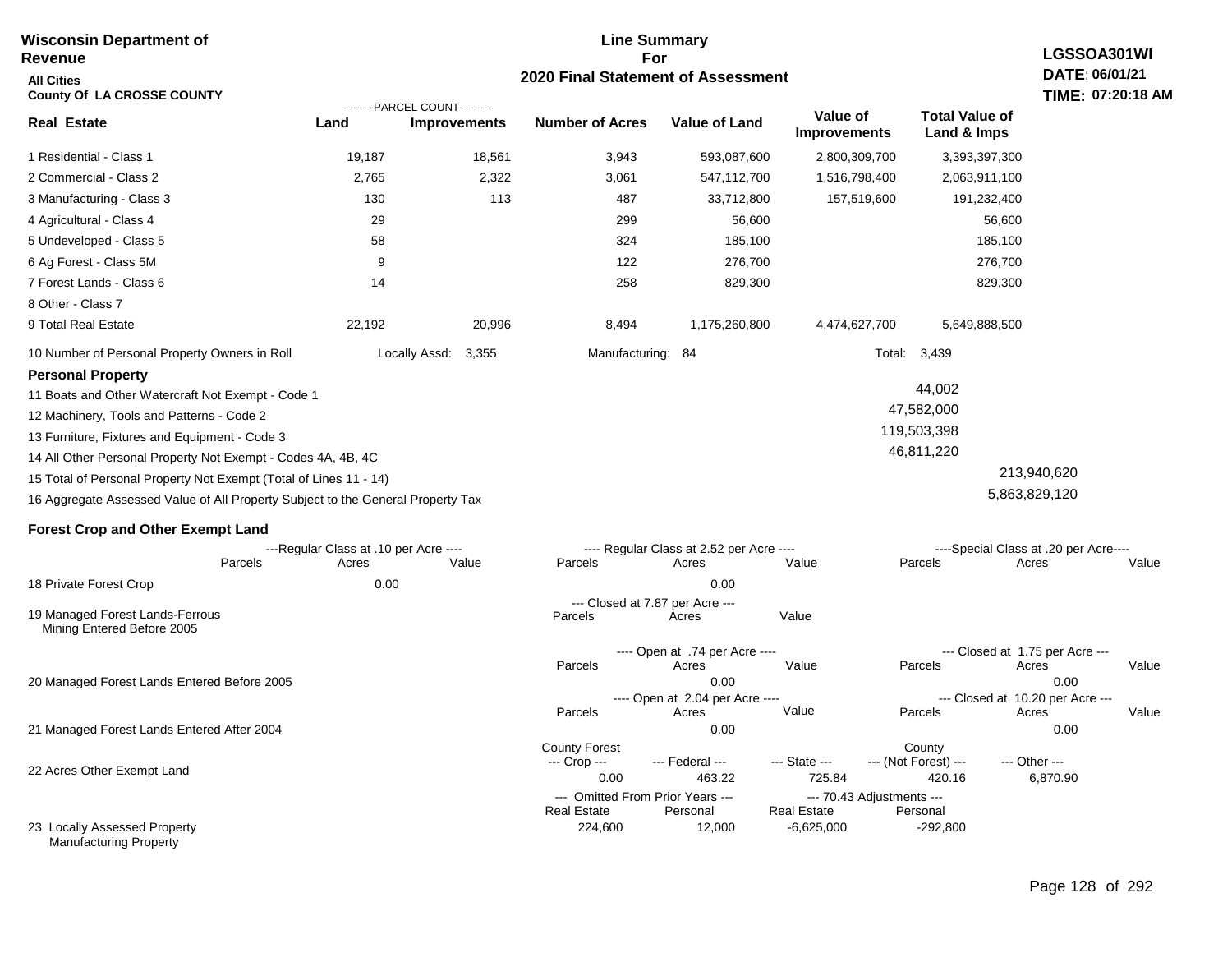**Wisconsin Department of Revenue**

**All Cities**

**County Of LA CROSSE COUNTY**

# Line Summary For 2020 Final Statement of Assessment

**LGSSOA301WI**
**DATE: 06/01/21**
**TIME: 07:20:18 AM**

| Real Estate | Land (Parcel Count) | Improvements (Parcel Count) | Number of Acres | Value of Land | Value of Improvements | Total Value of Land & Imps |
|---|---|---|---|---|---|---|
| 1 Residential - Class 1 | 19,187 | 18,561 | 3,943 | 593,087,600 | 2,800,309,700 | 3,393,397,300 |
| 2 Commercial - Class 2 | 2,765 | 2,322 | 3,061 | 547,112,700 | 1,516,798,400 | 2,063,911,100 |
| 3 Manufacturing - Class 3 | 130 | 113 | 487 | 33,712,800 | 157,519,600 | 191,232,400 |
| 4 Agricultural - Class 4 | 29 | | 299 | 56,600 | | 56,600 |
| 5 Undeveloped - Class 5 | 58 | | 324 | 185,100 | | 185,100 |
| 6 Ag Forest - Class 5M | 9 | | 122 | 276,700 | | 276,700 |
| 7 Forest Lands - Class 6 | 14 | | 258 | 829,300 | | 829,300 |
| 8 Other - Class 7 | | | | | | |
| 9 Total Real Estate | 22,192 | 20,996 | 8,494 | 1,175,260,800 | 4,474,627,700 | 5,649,888,500 |

10 Number of Personal Property Owners in Roll — Locally Assd: 3,355 — Manufacturing: 84 — Total: 3,439

**Personal Property**

| | | |
|---|---|---|
| 11 Boats and Other Watercraft Not Exempt - Code 1 | 44,002 | |
| 12 Machinery, Tools and Patterns - Code 2 | 47,582,000 | |
| 13 Furniture, Fixtures and Equipment - Code 3 | 119,503,398 | |
| 14 All Other Personal Property Not Exempt - Codes 4A, 4B, 4C | 46,811,220 | |
| 15 Total of Personal Property Not Exempt (Total of Lines 11 - 14) | | 213,940,620 |
| 16 Aggregate Assessed Value of All Property Subject to the General Property Tax | | 5,863,829,120 |

**Forest Crop and Other Exempt Land**

| | Regular Class at .10 per Acre Parcels | Acres | Value | Regular Class at 2.52 per Acre Parcels | Acres | Value | Special Class at .20 per Acre Parcels | Acres | Value |
|---|---|---|---|---|---|---|---|---|---|
| 18 Private Forest Crop | | 0.00 | | | 0.00 | | | | |

| | Closed at 7.87 per Acre Parcels | Acres | Value |
|---|---|---|---|
| 19 Managed Forest Lands-Ferrous Mining Entered Before 2005 | | | |

| | Open at .74 per Acre Parcels | Acres | Value | Closed at 1.75 per Acre Parcels | Acres | Value |
|---|---|---|---|---|---|---|
| 20 Managed Forest Lands Entered Before 2005 | | 0.00 | | | 0.00 | |

| | Open at 2.04 per Acre Parcels | Acres | Value | Closed at 10.20 per Acre Parcels | Acres | Value |
|---|---|---|---|---|---|---|
| 21 Managed Forest Lands Entered After 2004 | | 0.00 | | | 0.00 | |

| | County Forest Crop | Federal | State | County (Not Forest) | Other |
|---|---|---|---|---|---|
| 22 Acres Other Exempt Land | 0.00 | 463.22 | 725.84 | 420.16 | 6,870.90 |

| | Omitted From Prior Years Real Estate | Omitted From Prior Years Personal | 70.43 Adjustments Real Estate | 70.43 Adjustments Personal |
|---|---|---|---|---|
| 23 Locally Assessed Property Manufacturing Property | 224,600 | 12,000 | -6,625,000 | -292,800 |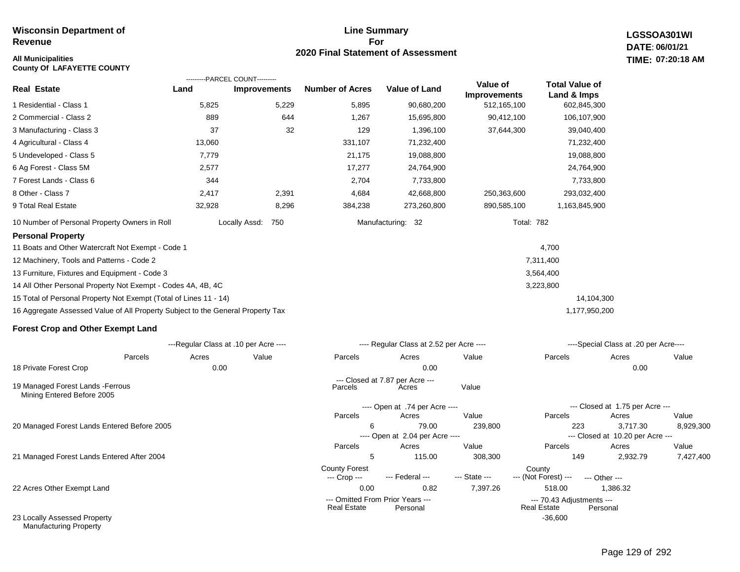**Wisconsin Department of Revenue**

**All Municipalities**
**County Of LAFAYETTE COUNTY**

## Line Summary For 2020 Final Statement of Assessment

**LGSSOA301WI**
**DATE: 06/01/21**
**TIME: 07:20:18 AM**

| Real Estate | PARCEL COUNT Land | PARCEL COUNT Improvements | Number of Acres | Value of Land | Value of Improvements | Total Value of Land & Imps |
|---|---|---|---|---|---|---|
| 1 Residential - Class 1 | 5,825 | 5,229 | 5,895 | 90,680,200 | 512,165,100 | 602,845,300 |
| 2 Commercial - Class 2 | 889 | 644 | 1,267 | 15,695,800 | 90,412,100 | 106,107,900 |
| 3 Manufacturing - Class 3 | 37 | 32 | 129 | 1,396,100 | 37,644,300 | 39,040,400 |
| 4 Agricultural - Class 4 | 13,060 | | 331,107 | 71,232,400 | | 71,232,400 |
| 5 Undeveloped - Class 5 | 7,779 | | 21,175 | 19,088,800 | | 19,088,800 |
| 6 Ag Forest - Class 5M | 2,577 | | 17,277 | 24,764,900 | | 24,764,900 |
| 7 Forest Lands - Class 6 | 344 | | 2,704 | 7,733,800 | | 7,733,800 |
| 8 Other - Class 7 | 2,417 | 2,391 | 4,684 | 42,668,800 | 250,363,600 | 293,032,400 |
| 9 Total Real Estate | 32,928 | 8,296 | 384,238 | 273,260,800 | 890,585,100 | 1,163,845,900 |

10 Number of Personal Property Owners in Roll — Locally Assd: 750 — Manufacturing: 32 — Total: 782

### Personal Property

| | | |
|---|---|---|
| 11 Boats and Other Watercraft Not Exempt - Code 1 | 4,700 | |
| 12 Machinery, Tools and Patterns - Code 2 | 7,311,400 | |
| 13 Furniture, Fixtures and Equipment - Code 3 | 3,564,400 | |
| 14 All Other Personal Property Not Exempt - Codes 4A, 4B, 4C | 3,223,800 | |
| 15 Total of Personal Property Not Exempt (Total of Lines 11 - 14) | | 14,104,300 |
| 16 Aggregate Assessed Value of All Property Subject to the General Property Tax | | 1,177,950,200 |

### Forest Crop and Other Exempt Land

| | Regular Class at .10 per Acre Parcels | Acres | Value | Regular Class at 2.52 per Acre Parcels | Acres | Value | Special Class at .20 per Acre Parcels | Acres | Value |
|---|---|---|---|---|---|---|---|---|---|
| 18 Private Forest Crop | | 0.00 | | | 0.00 | | | 0.00 | |

| | Closed at 7.87 per Acre Parcels | Acres | Value |
|---|---|---|---|
| 19 Managed Forest Lands -Ferrous Mining Entered Before 2005 | | | |

| | Open Parcels | Open Acres | Open Value | Closed Parcels | Closed Acres | Closed Value |
|---|---|---|---|---|---|---|
| 20 Managed Forest Lands Entered Before 2005 (Open at .74 per Acre / Closed at 1.75 per Acre) | 6 | 79.00 | 239,800 | 223 | 3,717.30 | 8,929,300 |
| 21 Managed Forest Lands Entered After 2004 (Open at 2.04 per Acre / Closed at 10.20 per Acre) | 5 | 115.00 | 308,300 | 149 | 2,932.79 | 7,427,400 |

| | County Forest Crop | Federal | State | County (Not Forest) | Other |
|---|---|---|---|---|---|
| 22 Acres Other Exempt Land | 0.00 | 0.82 | 7,397.26 | 518.00 | 1,386.32 |

| | Omitted From Prior Years Real Estate | Omitted From Prior Years Personal | 70.43 Adjustments Real Estate | 70.43 Adjustments Personal |
|---|---|---|---|---|
| 23 Locally Assessed Property | | | -36,600 | |
| Manufacturing Property | | | | |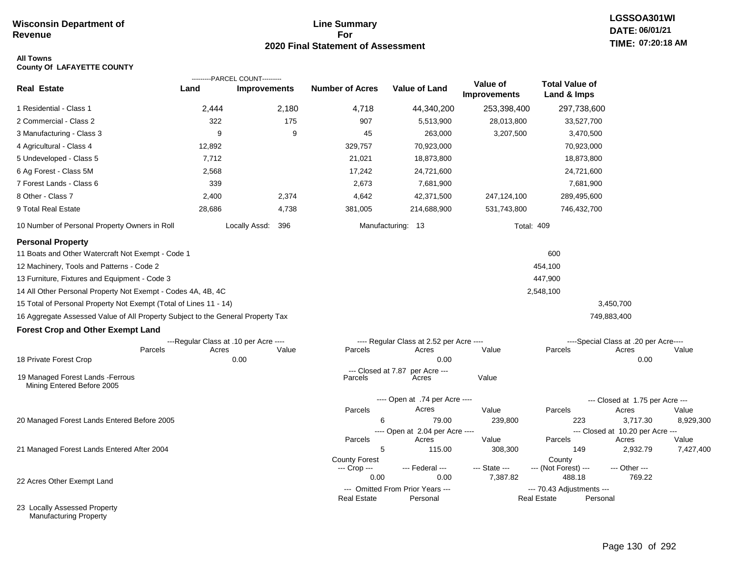**Wisconsin Department of Revenue**

# Line Summary For 2020 Final Statement of Assessment

LGSSOA301WI
DATE: 06/01/21
TIME: 07:20:18 AM

**All Towns**
**County Of LAFAYETTE COUNTY**

| Real Estate | PARCEL COUNT Land | PARCEL COUNT Improvements | Number of Acres | Value of Land | Value of Improvements | Total Value of Land & Imps |
|---|---|---|---|---|---|---|
| 1 Residential - Class 1 | 2,444 | 2,180 | 4,718 | 44,340,200 | 253,398,400 | 297,738,600 |
| 2 Commercial - Class 2 | 322 | 175 | 907 | 5,513,900 | 28,013,800 | 33,527,700 |
| 3 Manufacturing - Class 3 | 9 | 9 | 45 | 263,000 | 3,207,500 | 3,470,500 |
| 4 Agricultural - Class 4 | 12,892 | | 329,757 | 70,923,000 | | 70,923,000 |
| 5 Undeveloped - Class 5 | 7,712 | | 21,021 | 18,873,800 | | 18,873,800 |
| 6 Ag Forest - Class 5M | 2,568 | | 17,242 | 24,721,600 | | 24,721,600 |
| 7 Forest Lands - Class 6 | 339 | | 2,673 | 7,681,900 | | 7,681,900 |
| 8 Other - Class 7 | 2,400 | 2,374 | 4,642 | 42,371,500 | 247,124,100 | 289,495,600 |
| 9 Total Real Estate | 28,686 | 4,738 | 381,005 | 214,688,900 | 531,743,800 | 746,432,700 |

10 Number of Personal Property Owners in Roll — Locally Assd: 396 — Manufacturing: 13 — Total: 409

## Personal Property

| | | |
|---|---|---|
| 11 Boats and Other Watercraft Not Exempt - Code 1 | 600 | |
| 12 Machinery, Tools and Patterns - Code 2 | 454,100 | |
| 13 Furniture, Fixtures and Equipment - Code 3 | 447,900 | |
| 14 All Other Personal Property Not Exempt - Codes 4A, 4B, 4C | 2,548,100 | |
| 15 Total of Personal Property Not Exempt (Total of Lines 11 - 14) | | 3,450,700 |
| 16 Aggregate Assessed Value of All Property Subject to the General Property Tax | | 749,883,400 |

## Forest Crop and Other Exempt Land

| | Regular Class at .10 per Acre Parcels | Acres | Value | Regular Class at 2.52 per Acre Parcels | Acres | Value | Special Class at .20 per Acre Parcels | Acres | Value |
|---|---|---|---|---|---|---|---|---|---|
| 18 Private Forest Crop | | 0.00 | | | 0.00 | | | 0.00 | |

| | Closed at 7.87 per Acre Parcels | Acres | Value |
|---|---|---|---|
| 19 Managed Forest Lands -Ferrous Mining Entered Before 2005 | | | |

| | Open at .74 per Acre Parcels | Acres | Value | Closed at 1.75 per Acre Parcels | Acres | Value |
|---|---|---|---|---|---|---|
| 20 Managed Forest Lands Entered Before 2005 | 6 | 79.00 | 239,800 | 223 | 3,717.30 | 8,929,300 |

| | Open at 2.04 per Acre Parcels | Acres | Value | Closed at 10.20 per Acre Parcels | Acres | Value |
|---|---|---|---|---|---|---|
| 21 Managed Forest Lands Entered After 2004 | 5 | 115.00 | 308,300 | 149 | 2,932.79 | 7,427,400 |

| | County Forest Crop | Federal | State | County (Not Forest) | Other |
|---|---|---|---|---|---|
| 22 Acres Other Exempt Land | 0.00 | 0.00 | 7,387.82 | 488.18 | 769.22 |

| | Omitted From Prior Years Real Estate | Omitted From Prior Years Personal | 70.43 Adjustments Real Estate | 70.43 Adjustments Personal |
|---|---|---|---|---|
| 23 Locally Assessed Property Manufacturing Property | | | | |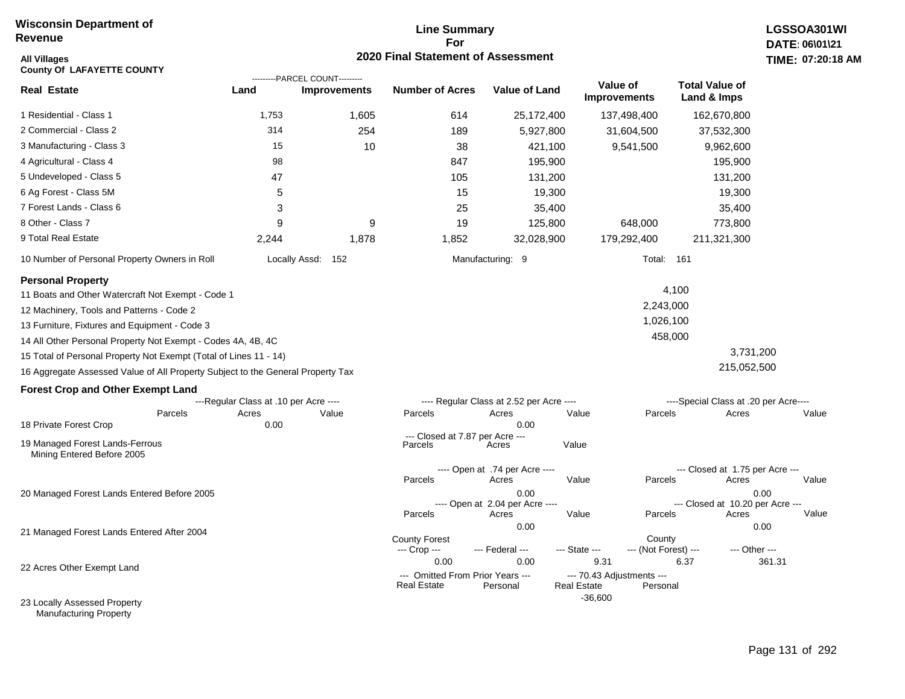Wisconsin Department of Revenue

**Line Summary For 2020 Final Statement of Assessment**

LGSSOA301WI
DATE: 06\01\21
TIME: 07:20:18 AM

All Villages
County Of LAFAYETTE COUNTY

| Real Estate | Land (Parcel Count) | Improvements (Parcel Count) | Number of Acres | Value of Land | Value of Improvements | Total Value of Land & Imps |
|---|---|---|---|---|---|---|
| 1 Residential - Class 1 | 1,753 | 1,605 | 614 | 25,172,400 | 137,498,400 | 162,670,800 |
| 2 Commercial - Class 2 | 314 | 254 | 189 | 5,927,800 | 31,604,500 | 37,532,300 |
| 3 Manufacturing - Class 3 | 15 | 10 | 38 | 421,100 | 9,541,500 | 9,962,600 |
| 4 Agricultural - Class 4 | 98 | | 847 | 195,900 | | 195,900 |
| 5 Undeveloped - Class 5 | 47 | | 105 | 131,200 | | 131,200 |
| 6 Ag Forest - Class 5M | 5 | | 15 | 19,300 | | 19,300 |
| 7 Forest Lands - Class 6 | 3 | | 25 | 35,400 | | 35,400 |
| 8 Other - Class 7 | 9 | 9 | 19 | 125,800 | 648,000 | 773,800 |
| 9 Total Real Estate | 2,244 | 1,878 | 1,852 | 32,028,900 | 179,292,400 | 211,321,300 |

10 Number of Personal Property Owners in Roll — Locally Assd: 152 — Manufacturing: 9 — Total: 161

**Personal Property**

| Line | Value | Total |
|---|---|---|
| 11 Boats and Other Watercraft Not Exempt - Code 1 | 4,100 | |
| 12 Machinery, Tools and Patterns - Code 2 | 2,243,000 | |
| 13 Furniture, Fixtures and Equipment - Code 3 | 1,026,100 | |
| 14 All Other Personal Property Not Exempt - Codes 4A, 4B, 4C | 458,000 | |
| 15 Total of Personal Property Not Exempt (Total of Lines 11 - 14) | | 3,731,200 |
| 16 Aggregate Assessed Value of All Property Subject to the General Property Tax | | 215,052,500 |

**Forest Crop and Other Exempt Land**

18 Private Forest Crop

| Regular Class at .10 per Acre — Parcels | Acres | Value | Regular Class at 2.52 per Acre — Parcels | Acres | Value | Special Class at .20 per Acre — Parcels | Acres | Value |
|---|---|---|---|---|---|---|---|---|
| | 0.00 | | | 0.00 | | | | |

19 Managed Forest Lands-Ferrous Mining Entered Before 2005

| Closed at 7.87 per Acre — Parcels | Acres | Value |
|---|---|---|
| | | |

20 Managed Forest Lands Entered Before 2005

| Open at .74 per Acre — Parcels | Acres | Value | Closed at 1.75 per Acre — Parcels | Acres | Value |
|---|---|---|---|---|---|
| | 0.00 | | | 0.00 | |

21 Managed Forest Lands Entered After 2004

| Open at 2.04 per Acre — Parcels | Acres | Value | Closed at 10.20 per Acre — Parcels | Acres | Value |
|---|---|---|---|---|---|
| | 0.00 | | | 0.00 | |

22 Acres Other Exempt Land

| County Forest Crop | Federal | State | County (Not Forest) | Other |
|---|---|---|---|---|
| 0.00 | 0.00 | 9.31 | 6.37 | 361.31 |

23 Locally Assessed Property Manufacturing Property

| Omitted From Prior Years — Real Estate | Personal | 70.43 Adjustments — Real Estate | Personal |
|---|---|---|---|
| | | -36,600 | |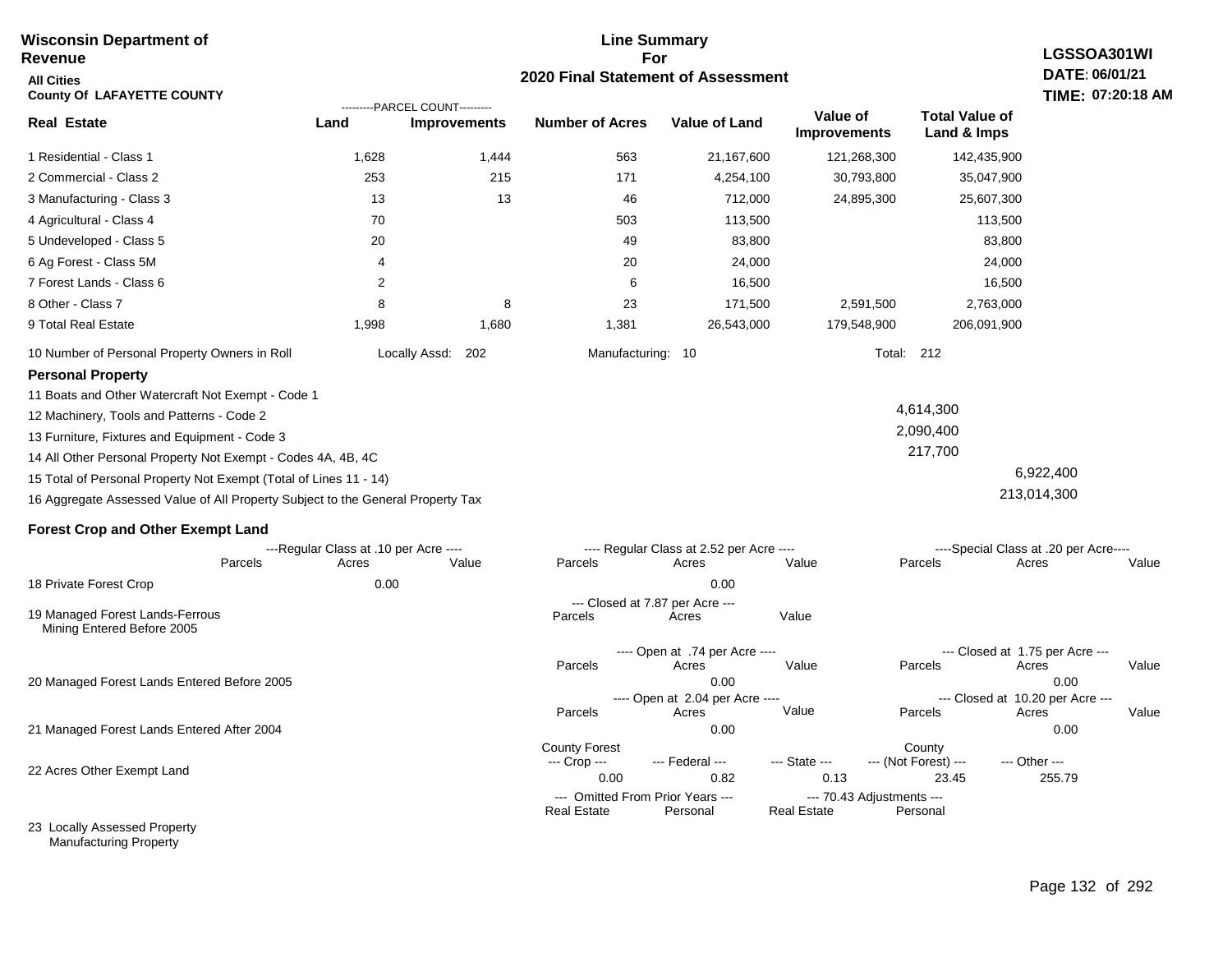**Wisconsin Department of Revenue**

**All Cities**

**County Of LAFAYETTE COUNTY**

**Line Summary For 2020 Final Statement of Assessment**

**LGSSOA301WI**
**DATE: 06/01/21**
**TIME: 07:20:18 AM**

| Real Estate | Land (Parcel Count) | Improvements (Parcel Count) | Number of Acres | Value of Land | Value of Improvements | Total Value of Land & Imps |
|---|---|---|---|---|---|---|
| 1 Residential - Class 1 | 1,628 | 1,444 | 563 | 21,167,600 | 121,268,300 | 142,435,900 |
| 2 Commercial - Class 2 | 253 | 215 | 171 | 4,254,100 | 30,793,800 | 35,047,900 |
| 3 Manufacturing - Class 3 | 13 | 13 | 46 | 712,000 | 24,895,300 | 25,607,300 |
| 4 Agricultural - Class 4 | 70 | | 503 | 113,500 | | 113,500 |
| 5 Undeveloped - Class 5 | 20 | | 49 | 83,800 | | 83,800 |
| 6 Ag Forest - Class 5M | 4 | | 20 | 24,000 | | 24,000 |
| 7 Forest Lands - Class 6 | 2 | | 6 | 16,500 | | 16,500 |
| 8 Other - Class 7 | 8 | 8 | 23 | 171,500 | 2,591,500 | 2,763,000 |
| 9 Total Real Estate | 1,998 | 1,680 | 1,381 | 26,543,000 | 179,548,900 | 206,091,900 |

10 Number of Personal Property Owners in Roll — Locally Assd: 202 — Manufacturing: 10 — Total: 212

**Personal Property**

| Line | Value | Total |
|---|---|---|
| 11 Boats and Other Watercraft Not Exempt - Code 1 | | |
| 12 Machinery, Tools and Patterns - Code 2 | 4,614,300 | |
| 13 Furniture, Fixtures and Equipment - Code 3 | 2,090,400 | |
| 14 All Other Personal Property Not Exempt - Codes 4A, 4B, 4C | 217,700 | |
| 15 Total of Personal Property Not Exempt (Total of Lines 11 - 14) | | 6,922,400 |
| 16 Aggregate Assessed Value of All Property Subject to the General Property Tax | | 213,014,300 |

**Forest Crop and Other Exempt Land**

| | Regular Class at .10 per Acre: Parcels | Acres | Value | Regular Class at 2.52 per Acre: Parcels | Acres | Value | Special Class at .20 per Acre: Parcels | Acres | Value |
|---|---|---|---|---|---|---|---|---|---|
| 18 Private Forest Crop | | 0.00 | | | 0.00 | | | | |

| | Closed at 7.87 per Acre: Parcels | Acres | Value |
|---|---|---|---|
| 19 Managed Forest Lands-Ferrous Mining Entered Before 2005 | | | |

| | Open at .74 per Acre: Parcels | Acres | Value | Closed at 1.75 per Acre: Parcels | Acres | Value |
|---|---|---|---|---|---|---|
| 20 Managed Forest Lands Entered Before 2005 | | 0.00 | | | 0.00 | |

| | Open at 2.04 per Acre: Parcels | Acres | Value | Closed at 10.20 per Acre: Parcels | Acres | Value |
|---|---|---|---|---|---|---|
| 21 Managed Forest Lands Entered After 2004 | | 0.00 | | | 0.00 | |

| | County Forest Crop | Federal | State | County (Not Forest) | Other |
|---|---|---|---|---|---|
| 22 Acres Other Exempt Land | 0.00 | 0.82 | 0.13 | 23.45 | 255.79 |

| | Omitted From Prior Years: Real Estate | Personal | 70.43 Adjustments: Real Estate | Personal |
|---|---|---|---|---|
| 23 Locally Assessed Property | | | | |
| Manufacturing Property | | | | |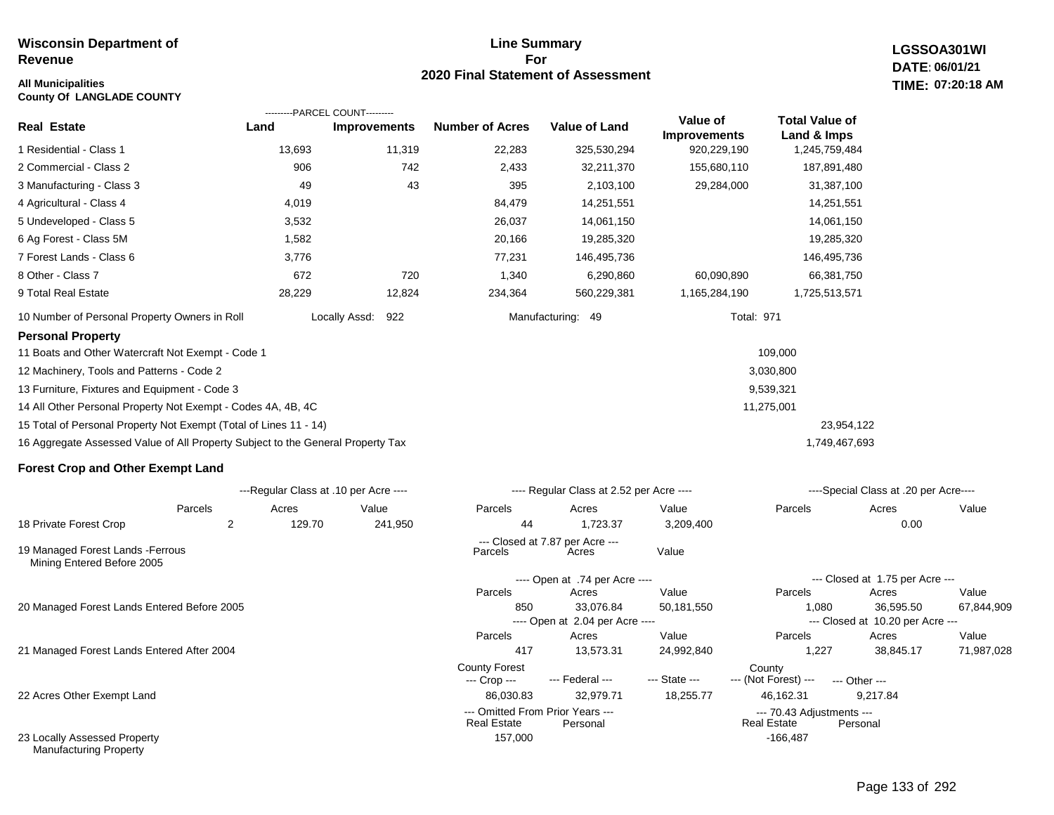**Wisconsin Department of Revenue**

**All Municipalities**
**County Of LANGLADE COUNTY**

# Line Summary For 2020 Final Statement of Assessment

**LGSSOA301WI**
**DATE: 06/01/21**
**TIME: 07:20:18 AM**

| Real Estate | PARCEL COUNT Land | PARCEL COUNT Improvements | Number of Acres | Value of Land | Value of Improvements | Total Value of Land & Imps |
|---|---|---|---|---|---|---|
| 1 Residential - Class 1 | 13,693 | 11,319 | 22,283 | 325,530,294 | 920,229,190 | 1,245,759,484 |
| 2 Commercial - Class 2 | 906 | 742 | 2,433 | 32,211,370 | 155,680,110 | 187,891,480 |
| 3 Manufacturing - Class 3 | 49 | 43 | 395 | 2,103,100 | 29,284,000 | 31,387,100 |
| 4 Agricultural - Class 4 | 4,019 | | 84,479 | 14,251,551 | | 14,251,551 |
| 5 Undeveloped - Class 5 | 3,532 | | 26,037 | 14,061,150 | | 14,061,150 |
| 6 Ag Forest - Class 5M | 1,582 | | 20,166 | 19,285,320 | | 19,285,320 |
| 7 Forest Lands - Class 6 | 3,776 | | 77,231 | 146,495,736 | | 146,495,736 |
| 8 Other - Class 7 | 672 | 720 | 1,340 | 6,290,860 | 60,090,890 | 66,381,750 |
| 9 Total Real Estate | 28,229 | 12,824 | 234,364 | 560,229,381 | 1,165,284,190 | 1,725,513,571 |

10 Number of Personal Property Owners in Roll — Locally Assd: 922 — Manufacturing: 49 — Total: 971

## Personal Property

| | | |
|---|---|---|
| 11 Boats and Other Watercraft Not Exempt - Code 1 | 109,000 | |
| 12 Machinery, Tools and Patterns - Code 2 | 3,030,800 | |
| 13 Furniture, Fixtures and Equipment - Code 3 | 9,539,321 | |
| 14 All Other Personal Property Not Exempt - Codes 4A, 4B, 4C | 11,275,001 | |
| 15 Total of Personal Property Not Exempt (Total of Lines 11 - 14) | | 23,954,122 |
| 16 Aggregate Assessed Value of All Property Subject to the General Property Tax | | 1,749,467,693 |

## Forest Crop and Other Exempt Land

| | Regular Class at .10 per Acre Parcels | Acres | Value | Regular Class at 2.52 per Acre Parcels | Acres | Value | Special Class at .20 per Acre Parcels | Acres | Value |
|---|---|---|---|---|---|---|---|---|---|
| 18 Private Forest Crop | 2 | 129.70 | 241,950 | 44 | 1,723.37 | 3,209,400 | | 0.00 | |

| | Closed at 7.87 per Acre Parcels | Acres | Value |
|---|---|---|---|
| 19 Managed Forest Lands -Ferrous Mining Entered Before 2005 | | | |

| | Open at .74 per Acre Parcels | Acres | Value | Closed at 1.75 per Acre Parcels | Acres | Value |
|---|---|---|---|---|---|---|
| 20 Managed Forest Lands Entered Before 2005 | 850 | 33,076.84 | 50,181,550 | 1,080 | 36,595.50 | 67,844,909 |
| | **Open at 2.04 per Acre** Parcels | Acres | Value | **Closed at 10.20 per Acre** Parcels | Acres | Value |
| 21 Managed Forest Lands Entered After 2004 | 417 | 13,573.31 | 24,992,840 | 1,227 | 38,845.17 | 71,987,028 |

| | County Forest Crop | Federal | State | County (Not Forest) | Other |
|---|---|---|---|---|---|
| 22 Acres Other Exempt Land | 86,030.83 | 32,979.71 | 18,255.77 | 46,162.31 | 9,217.84 |

| | Omitted From Prior Years Real Estate | Personal | 70.43 Adjustments Real Estate | Personal |
|---|---|---|---|---|
| 23 Locally Assessed Property Manufacturing Property | 157,000 | | -166,487 | |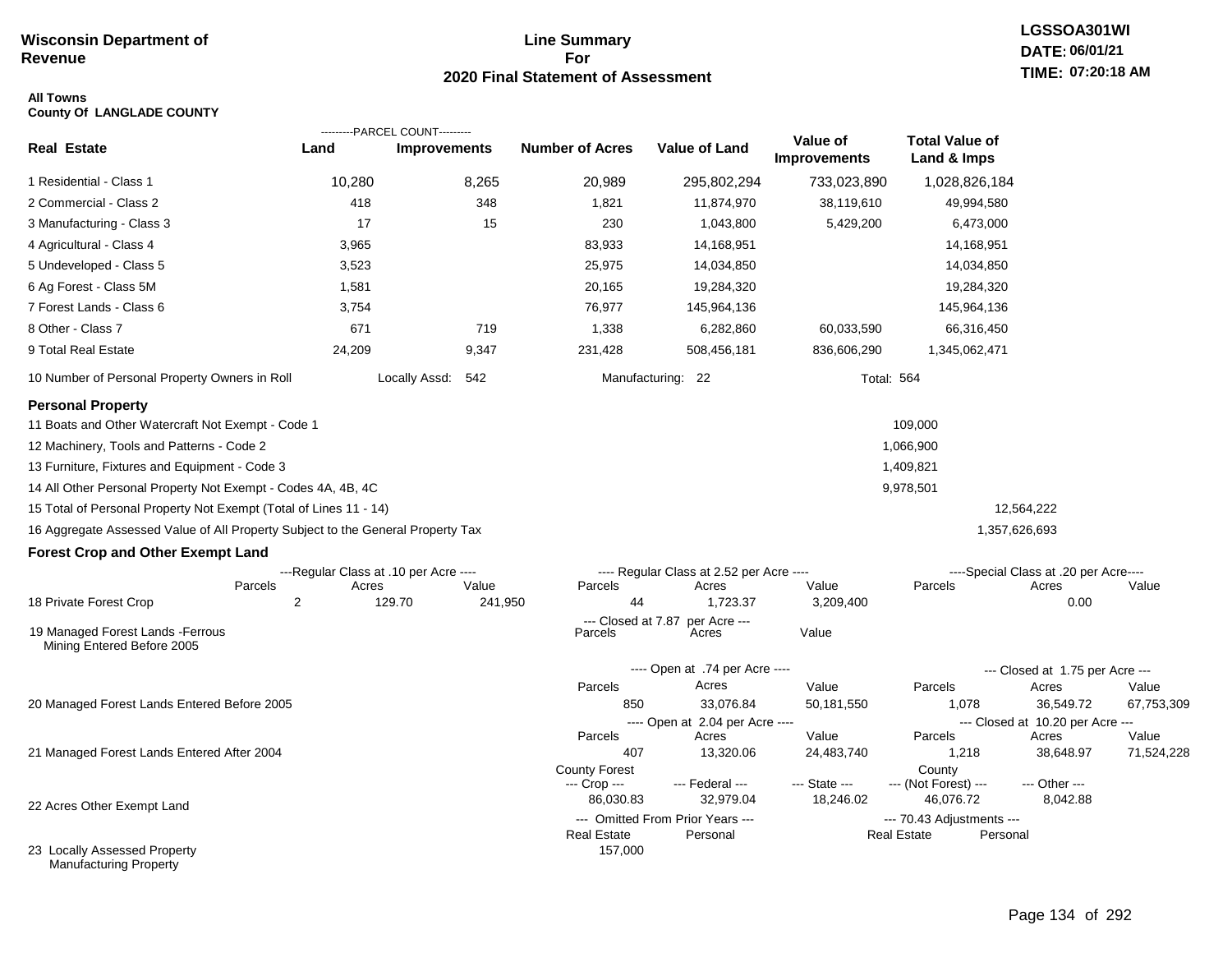**Wisconsin Department of Revenue**

# Line Summary For 2020 Final Statement of Assessment

LGSSOA301WI
DATE: 06/01/21
TIME: 07:20:18 AM

**All Towns**
**County Of LANGLADE COUNTY**

| Real Estate | Parcel Count - Land | Parcel Count - Improvements | Number of Acres | Value of Land | Value of Improvements | Total Value of Land & Imps |
|---|---|---|---|---|---|---|
| 1 Residential - Class 1 | 10,280 | 8,265 | 20,989 | 295,802,294 | 733,023,890 | 1,028,826,184 |
| 2 Commercial - Class 2 | 418 | 348 | 1,821 | 11,874,970 | 38,119,610 | 49,994,580 |
| 3 Manufacturing - Class 3 | 17 | 15 | 230 | 1,043,800 | 5,429,200 | 6,473,000 |
| 4 Agricultural - Class 4 | 3,965 | | 83,933 | 14,168,951 | | 14,168,951 |
| 5 Undeveloped - Class 5 | 3,523 | | 25,975 | 14,034,850 | | 14,034,850 |
| 6 Ag Forest - Class 5M | 1,581 | | 20,165 | 19,284,320 | | 19,284,320 |
| 7 Forest Lands - Class 6 | 3,754 | | 76,977 | 145,964,136 | | 145,964,136 |
| 8 Other - Class 7 | 671 | 719 | 1,338 | 6,282,860 | 60,033,590 | 66,316,450 |
| 9 Total Real Estate | 24,209 | 9,347 | 231,428 | 508,456,181 | 836,606,290 | 1,345,062,471 |

10 Number of Personal Property Owners in Roll — Locally Assd: 542 — Manufacturing: 22 — Total: 564

## Personal Property

| | | |
|---|---|---|
| 11 Boats and Other Watercraft Not Exempt - Code 1 | 109,000 | |
| 12 Machinery, Tools and Patterns - Code 2 | 1,066,900 | |
| 13 Furniture, Fixtures and Equipment - Code 3 | 1,409,821 | |
| 14 All Other Personal Property Not Exempt - Codes 4A, 4B, 4C | 9,978,501 | |
| 15 Total of Personal Property Not Exempt (Total of Lines 11 - 14) | | 12,564,222 |
| 16 Aggregate Assessed Value of All Property Subject to the General Property Tax | | 1,357,626,693 |

## Forest Crop and Other Exempt Land

| | Regular Class at .10 per Acre - Parcels | Acres | Value | Regular Class at 2.52 per Acre - Parcels | Acres | Value | Special Class at .20 per Acre - Parcels | Acres | Value |
|---|---|---|---|---|---|---|---|---|---|
| 18 Private Forest Crop | 2 | 129.70 | 241,950 | 44 | 1,723.37 | 3,209,400 | | 0.00 | |

| | Closed at 7.87 per Acre - Parcels | Acres | Value |
|---|---|---|---|
| 19 Managed Forest Lands - Ferrous Mining Entered Before 2005 | | | |

| | Open at .74 per Acre - Parcels | Acres | Value | Closed at 1.75 per Acre - Parcels | Acres | Value |
|---|---|---|---|---|---|---|
| 20 Managed Forest Lands Entered Before 2005 | 850 | 33,076.84 | 50,181,550 | 1,078 | 36,549.72 | 67,753,309 |

| | Open at 2.04 per Acre - Parcels | Acres | Value | Closed at 10.20 per Acre - Parcels | Acres | Value |
|---|---|---|---|---|---|---|
| 21 Managed Forest Lands Entered After 2004 | 407 | 13,320.06 | 24,483,740 | 1,218 | 38,648.97 | 71,524,228 |

| | County Forest - Crop | Federal | State | County (Not Forest) | Other |
|---|---|---|---|---|---|
| 22 Acres Other Exempt Land | 86,030.83 | 32,979.04 | 18,246.02 | 46,076.72 | 8,042.88 |

| | Omitted From Prior Years - Real Estate | Personal | 70.43 Adjustments - Real Estate | Personal |
|---|---|---|---|---|
| 23 Locally Assessed Property Manufacturing Property | 157,000 | | | |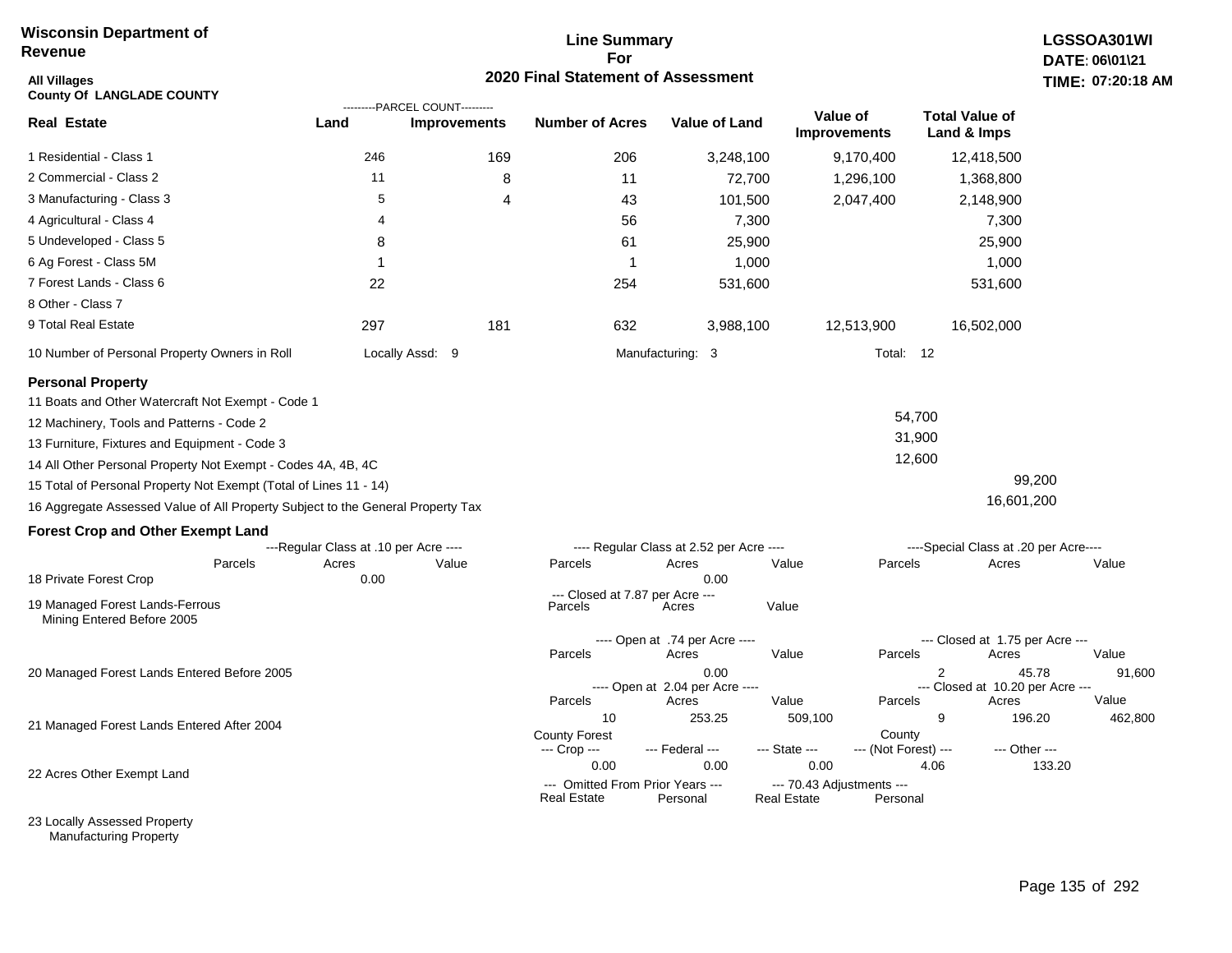**Wisconsin Department of Revenue**

**Line Summary For 2020 Final Statement of Assessment**

**LGSSOA301WI**
**DATE: 06\01\21**
**TIME: 07:20:18 AM**

**All Villages**
**County Of LANGLADE COUNTY**

| Real Estate | PARCEL COUNT Land | PARCEL COUNT Improvements | Number of Acres | Value of Land | Value of Improvements | Total Value of Land & Imps |
|---|---|---|---|---|---|---|
| 1 Residential - Class 1 | 246 | 169 | 206 | 3,248,100 | 9,170,400 | 12,418,500 |
| 2 Commercial - Class 2 | 11 | 8 | 11 | 72,700 | 1,296,100 | 1,368,800 |
| 3 Manufacturing - Class 3 | 5 | 4 | 43 | 101,500 | 2,047,400 | 2,148,900 |
| 4 Agricultural - Class 4 | 4 | | 56 | 7,300 | | 7,300 |
| 5 Undeveloped - Class 5 | 8 | | 61 | 25,900 | | 25,900 |
| 6 Ag Forest - Class 5M | 1 | | 1 | 1,000 | | 1,000 |
| 7 Forest Lands - Class 6 | 22 | | 254 | 531,600 | | 531,600 |
| 8 Other - Class 7 | | | | | | |
| 9 Total Real Estate | 297 | 181 | 632 | 3,988,100 | 12,513,900 | 16,502,000 |

10 Number of Personal Property Owners in Roll — Locally Assd: 9 — Manufacturing: 3 — Total: 12

**Personal Property**

| | | |
|---|---|---|
| 11 Boats and Other Watercraft Not Exempt - Code 1 | | |
| 12 Machinery, Tools and Patterns - Code 2 | 54,700 | |
| 13 Furniture, Fixtures and Equipment - Code 3 | 31,900 | |
| 14 All Other Personal Property Not Exempt - Codes 4A, 4B, 4C | 12,600 | |
| 15 Total of Personal Property Not Exempt (Total of Lines 11 - 14) | | 99,200 |
| 16 Aggregate Assessed Value of All Property Subject to the General Property Tax | | 16,601,200 |

**Forest Crop and Other Exempt Land**

18 Private Forest Crop
- Regular Class at .10 per Acre: Parcels —, Acres 0.00, Value —
- Regular Class at 2.52 per Acre: Parcels —, Acres 0.00, Value —
- Special Class at .20 per Acre: Parcels —, Acres —, Value —

19 Managed Forest Lands-Ferrous Mining Entered Before 2005
- Closed at 7.87 per Acre: Parcels —, Acres —, Value —

20 Managed Forest Lands Entered Before 2005
- Open at .74 per Acre: Parcels —, Acres 0.00, Value —
- Closed at 1.75 per Acre: Parcels 2, Acres 45.78, Value 91,600

21 Managed Forest Lands Entered After 2004
- Open at 2.04 per Acre: Parcels 10, Acres 253.25, Value 509,100
- Closed at 10.20 per Acre: Parcels 9, Acres 196.20, Value 462,800

22 Acres Other Exempt Land

| County Forest --- Crop --- | --- Federal --- | --- State --- | County --- (Not Forest) --- | --- Other --- |
|---|---|---|---|---|
| 0.00 | 0.00 | 0.00 | 4.06 | 133.20 |

23 Locally Assessed Property Manufacturing Property

| Omitted From Prior Years --- Real Estate | Omitted From Prior Years --- Personal | 70.43 Adjustments --- Real Estate | 70.43 Adjustments --- Personal |
|---|---|---|---|
| | | | |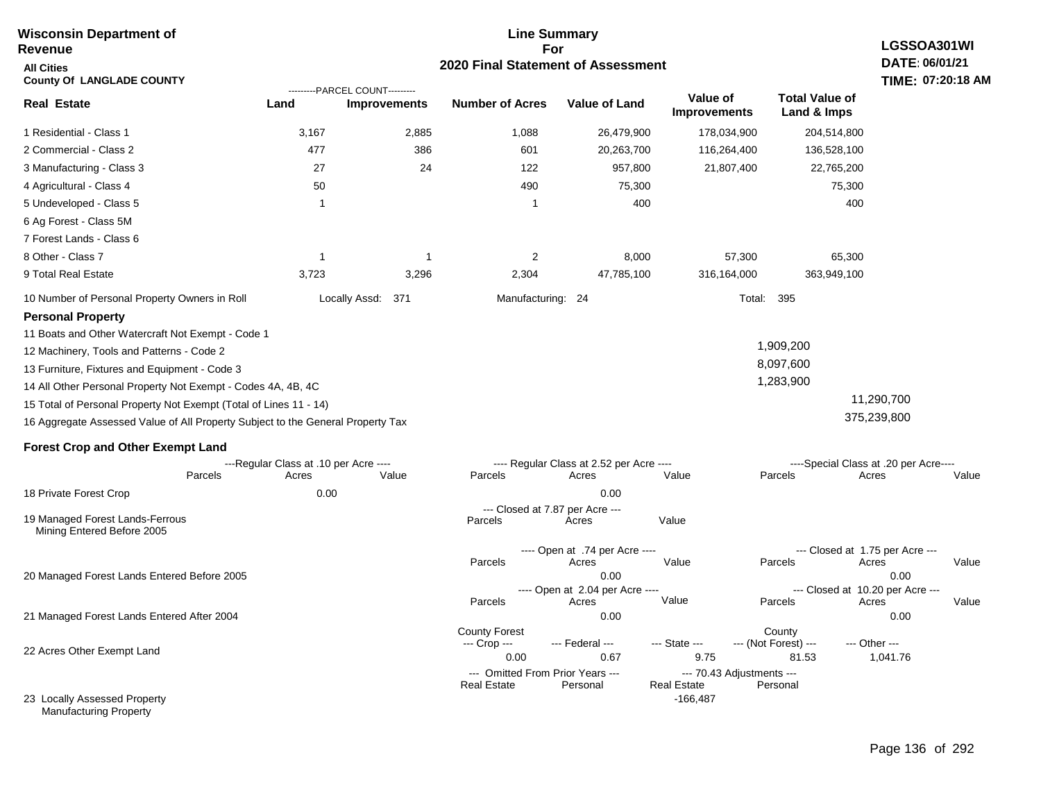**Wisconsin Department of Revenue**

**All Cities**

**County Of LANGLADE COUNTY**

## Line Summary For 2020 Final Statement of Assessment

**LGSSOA301WI**
**DATE: 06/01/21**
**TIME: 07:20:18 AM**

| Real Estate | PARCEL COUNT Land | PARCEL COUNT Improvements | Number of Acres | Value of Land | Value of Improvements | Total Value of Land & Imps |
|---|---|---|---|---|---|---|
| 1 Residential - Class 1 | 3,167 | 2,885 | 1,088 | 26,479,900 | 178,034,900 | 204,514,800 |
| 2 Commercial - Class 2 | 477 | 386 | 601 | 20,263,700 | 116,264,400 | 136,528,100 |
| 3 Manufacturing - Class 3 | 27 | 24 | 122 | 957,800 | 21,807,400 | 22,765,200 |
| 4 Agricultural - Class 4 | 50 | | 490 | 75,300 | | 75,300 |
| 5 Undeveloped - Class 5 | 1 | | 1 | 400 | | 400 |
| 6 Ag Forest - Class 5M | | | | | | |
| 7 Forest Lands - Class 6 | | | | | | |
| 8 Other - Class 7 | 1 | 1 | 2 | 8,000 | 57,300 | 65,300 |
| 9 Total Real Estate | 3,723 | 3,296 | 2,304 | 47,785,100 | 316,164,000 | 363,949,100 |

10 Number of Personal Property Owners in Roll — Locally Assd: 371 — Manufacturing: 24 — Total: 395

### Personal Property

| | | |
|---|---|---|
| 11 Boats and Other Watercraft Not Exempt - Code 1 | | |
| 12 Machinery, Tools and Patterns - Code 2 | 1,909,200 | |
| 13 Furniture, Fixtures and Equipment - Code 3 | 8,097,600 | |
| 14 All Other Personal Property Not Exempt - Codes 4A, 4B, 4C | 1,283,900 | |
| 15 Total of Personal Property Not Exempt (Total of Lines 11 - 14) | | 11,290,700 |
| 16 Aggregate Assessed Value of All Property Subject to the General Property Tax | | 375,239,800 |

### Forest Crop and Other Exempt Land

| | Regular Class at .10 per Acre Parcels | Acres | Value | Regular Class at 2.52 per Acre Parcels | Acres | Value | Special Class at .20 per Acre Parcels | Acres | Value |
|---|---|---|---|---|---|---|---|---|---|
| 18 Private Forest Crop | | 0.00 | | | 0.00 | | | | |

| | Closed at 7.87 per Acre Parcels | Acres | Value |
|---|---|---|---|
| 19 Managed Forest Lands-Ferrous Mining Entered Before 2005 | | | |

| | Open at .74 per Acre Parcels | Acres | Value | Closed at 1.75 per Acre Parcels | Acres | Value |
|---|---|---|---|---|---|---|
| 20 Managed Forest Lands Entered Before 2005 | | 0.00 | | | 0.00 | |

| | Open at 2.04 per Acre Parcels | Acres | Value | Closed at 10.20 per Acre Parcels | Acres | Value |
|---|---|---|---|---|---|---|
| 21 Managed Forest Lands Entered After 2004 | | 0.00 | | | 0.00 | |

| | County Forest Crop | Federal | State | County (Not Forest) | Other |
|---|---|---|---|---|---|
| 22 Acres Other Exempt Land | 0.00 | 0.67 | 9.75 | 81.53 | 1,041.76 |

| | Omitted From Prior Years Real Estate | Omitted From Prior Years Personal | 70.43 Adjustments Real Estate | 70.43 Adjustments Personal |
|---|---|---|---|---|
| 23 Locally Assessed Property Manufacturing Property | | | -166,487 | |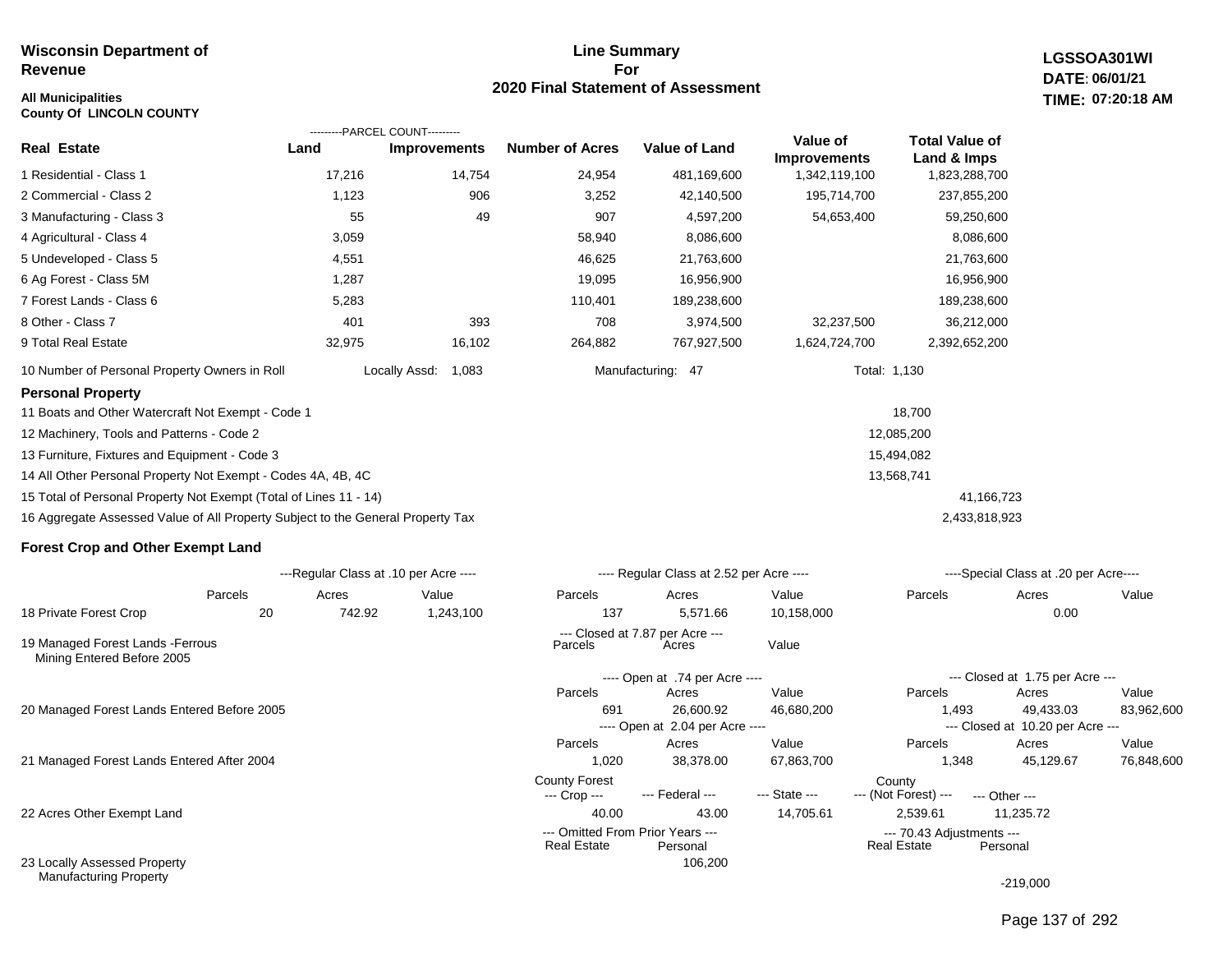**Wisconsin Department of Revenue**

**All Municipalities**
**County Of LINCOLN COUNTY**

# Line Summary For 2020 Final Statement of Assessment

**LGSSOA301WI**
**DATE: 06/01/21**
**TIME: 07:20:18 AM**

| Real Estate | Parcel Count - Land | Parcel Count - Improvements | Number of Acres | Value of Land | Value of Improvements | Total Value of Land & Imps |
|---|---|---|---|---|---|---|
| 1 Residential - Class 1 | 17,216 | 14,754 | 24,954 | 481,169,600 | 1,342,119,100 | 1,823,288,700 |
| 2 Commercial - Class 2 | 1,123 | 906 | 3,252 | 42,140,500 | 195,714,700 | 237,855,200 |
| 3 Manufacturing - Class 3 | 55 | 49 | 907 | 4,597,200 | 54,653,400 | 59,250,600 |
| 4 Agricultural - Class 4 | 3,059 | | 58,940 | 8,086,600 | | 8,086,600 |
| 5 Undeveloped - Class 5 | 4,551 | | 46,625 | 21,763,600 | | 21,763,600 |
| 6 Ag Forest - Class 5M | 1,287 | | 19,095 | 16,956,900 | | 16,956,900 |
| 7 Forest Lands - Class 6 | 5,283 | | 110,401 | 189,238,600 | | 189,238,600 |
| 8 Other - Class 7 | 401 | 393 | 708 | 3,974,500 | 32,237,500 | 36,212,000 |
| 9 Total Real Estate | 32,975 | 16,102 | 264,882 | 767,927,500 | 1,624,724,700 | 2,392,652,200 |

10 Number of Personal Property Owners in Roll — Locally Assd: 1,083 — Manufacturing: 47 — Total: 1,130

### Personal Property

| | | |
|---|---|---|
| 11 Boats and Other Watercraft Not Exempt - Code 1 | 18,700 | |
| 12 Machinery, Tools and Patterns - Code 2 | 12,085,200 | |
| 13 Furniture, Fixtures and Equipment - Code 3 | 15,494,082 | |
| 14 All Other Personal Property Not Exempt - Codes 4A, 4B, 4C | 13,568,741 | |
| 15 Total of Personal Property Not Exempt (Total of Lines 11 - 14) | | 41,166,723 |
| 16 Aggregate Assessed Value of All Property Subject to the General Property Tax | | 2,433,818,923 |

### Forest Crop and Other Exempt Land

| | Regular Class at .10 per Acre - Parcels | Acres | Value | Regular Class at 2.52 per Acre - Parcels | Acres | Value | Special Class at .20 per Acre - Parcels | Acres | Value |
|---|---|---|---|---|---|---|---|---|---|
| 18 Private Forest Crop | 20 | 742.92 | 1,243,100 | 137 | 5,571.66 | 10,158,000 | | 0.00 | |

| | Closed at 7.87 per Acre - Parcels | Acres | Value |
|---|---|---|---|
| 19 Managed Forest Lands -Ferrous Mining Entered Before 2005 | | | |

| | Open - Parcels | Open - Acres | Open - Value | Closed - Parcels | Closed - Acres | Closed - Value |
|---|---|---|---|---|---|---|
| 20 Managed Forest Lands Entered Before 2005 (Open at .74 per Acre / Closed at 1.75 per Acre) | 691 | 26,600.92 | 46,680,200 | 1,493 | 49,433.03 | 83,962,600 |
| 21 Managed Forest Lands Entered After 2004 (Open at 2.04 per Acre / Closed at 10.20 per Acre) | 1,020 | 38,378.00 | 67,863,700 | 1,348 | 45,129.67 | 76,848,600 |

| | County Forest --- Crop --- | --- Federal --- | --- State --- | County --- (Not Forest) --- | --- Other --- |
|---|---|---|---|---|---|
| 22 Acres Other Exempt Land | 40.00 | 43.00 | 14,705.61 | 2,539.61 | 11,235.72 |

| | Omitted From Prior Years - Real Estate | Omitted From Prior Years - Personal | 70.43 Adjustments - Real Estate | 70.43 Adjustments - Personal |
|---|---|---|---|---|
| 23 Locally Assessed Property | | 106,200 | | |
| Manufacturing Property | | | | -219,000 |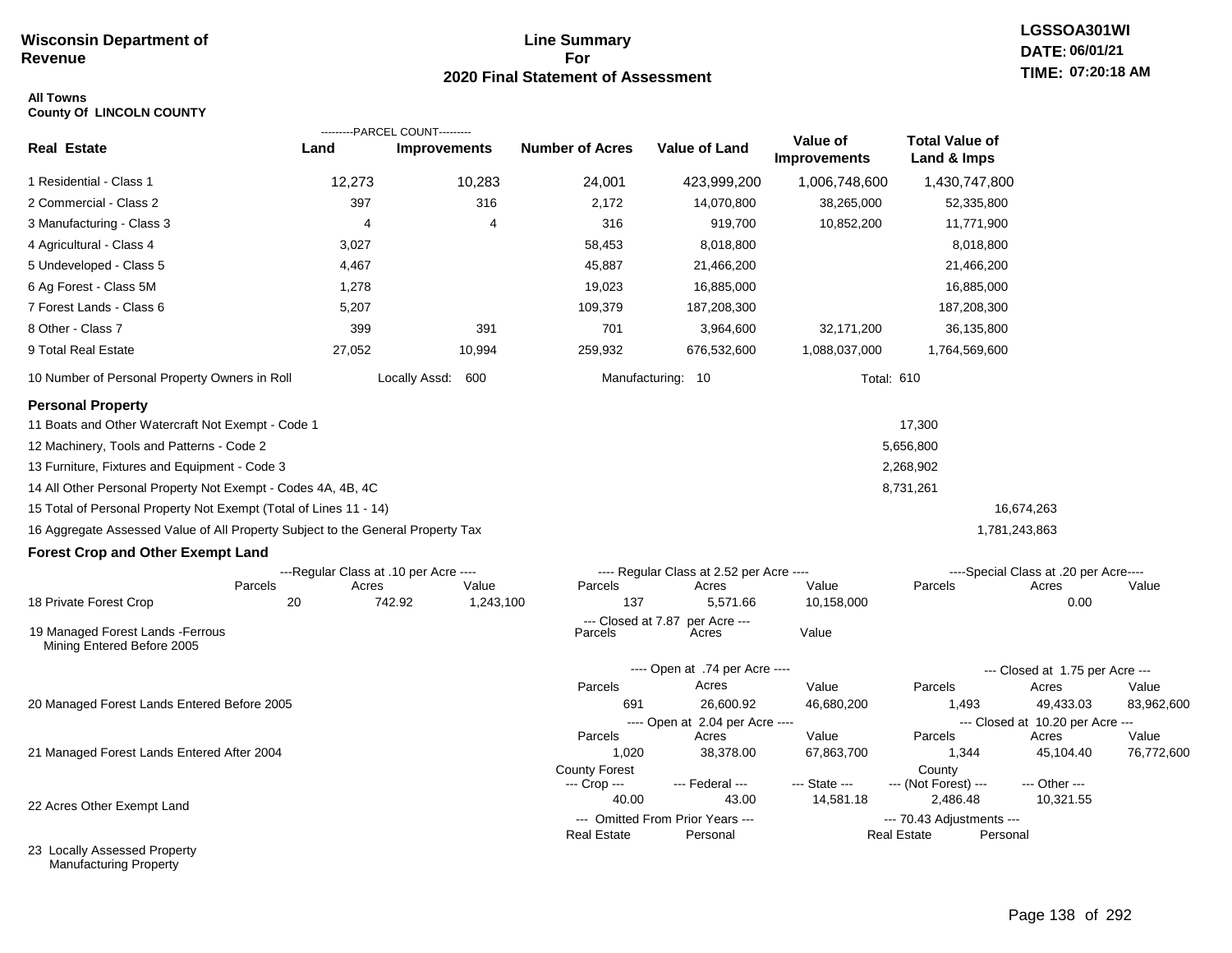**Wisconsin Department of Revenue**

# Line Summary For 2020 Final Statement of Assessment

LGSSOA301WI
DATE: 06/01/21
TIME: 07:20:18 AM

**All Towns**
**County Of LINCOLN COUNTY**

| Real Estate | PARCEL COUNT Land | PARCEL COUNT Improvements | Number of Acres | Value of Land | Value of Improvements | Total Value of Land & Imps |
|---|---|---|---|---|---|---|
| 1 Residential - Class 1 | 12,273 | 10,283 | 24,001 | 423,999,200 | 1,006,748,600 | 1,430,747,800 |
| 2 Commercial - Class 2 | 397 | 316 | 2,172 | 14,070,800 | 38,265,000 | 52,335,800 |
| 3 Manufacturing - Class 3 | 4 | 4 | 316 | 919,700 | 10,852,200 | 11,771,900 |
| 4 Agricultural - Class 4 | 3,027 | | 58,453 | 8,018,800 | | 8,018,800 |
| 5 Undeveloped - Class 5 | 4,467 | | 45,887 | 21,466,200 | | 21,466,200 |
| 6 Ag Forest - Class 5M | 1,278 | | 19,023 | 16,885,000 | | 16,885,000 |
| 7 Forest Lands - Class 6 | 5,207 | | 109,379 | 187,208,300 | | 187,208,300 |
| 8 Other - Class 7 | 399 | 391 | 701 | 3,964,600 | 32,171,200 | 36,135,800 |
| 9 Total Real Estate | 27,052 | 10,994 | 259,932 | 676,532,600 | 1,088,037,000 | 1,764,569,600 |

10 Number of Personal Property Owners in Roll — Locally Assd: 600 — Manufacturing: 10 — Total: 610

## Personal Property

| | | |
|---|---|---|
| 11 Boats and Other Watercraft Not Exempt - Code 1 | 17,300 | |
| 12 Machinery, Tools and Patterns - Code 2 | 5,656,800 | |
| 13 Furniture, Fixtures and Equipment - Code 3 | 2,268,902 | |
| 14 All Other Personal Property Not Exempt - Codes 4A, 4B, 4C | 8,731,261 | |
| 15 Total of Personal Property Not Exempt (Total of Lines 11 - 14) | | 16,674,263 |
| 16 Aggregate Assessed Value of All Property Subject to the General Property Tax | | 1,781,243,863 |

## Forest Crop and Other Exempt Land

| | Regular Class at .10 per Acre Parcels | Acres | Value | Regular Class at 2.52 per Acre Parcels | Acres | Value | Special Class at .20 per Acre Parcels | Acres | Value |
|---|---|---|---|---|---|---|---|---|---|
| 18 Private Forest Crop | 20 | 742.92 | 1,243,100 | 137 | 5,571.66 | 10,158,000 | | 0.00 | |

| | Closed at 7.87 per Acre Parcels | Acres | Value |
|---|---|---|---|
| 19 Managed Forest Lands -Ferrous Mining Entered Before 2005 | | | |

| | Open Parcels | Acres | Value | Closed Parcels | Acres | Value |
|---|---|---|---|---|---|---|
| 20 Managed Forest Lands Entered Before 2005 (Open at .74 per Acre / Closed at 1.75 per Acre) | 691 | 26,600.92 | 46,680,200 | 1,493 | 49,433.03 | 83,962,600 |
| 21 Managed Forest Lands Entered After 2004 (Open at 2.04 per Acre / Closed at 10.20 per Acre) | 1,020 | 38,378.00 | 67,863,700 | 1,344 | 45,104.40 | 76,772,600 |

| | County Forest --- Crop --- | --- Federal --- | --- State --- | County --- (Not Forest) --- | --- Other --- |
|---|---|---|---|---|---|
| 22 Acres Other Exempt Land | 40.00 | 43.00 | 14,581.18 | 2,486.48 | 10,321.55 |

| | Omitted From Prior Years Real Estate | Personal | 70.43 Adjustments Real Estate | Personal |
|---|---|---|---|---|
| 23 Locally Assessed Property | | | | |
| Manufacturing Property | | | | |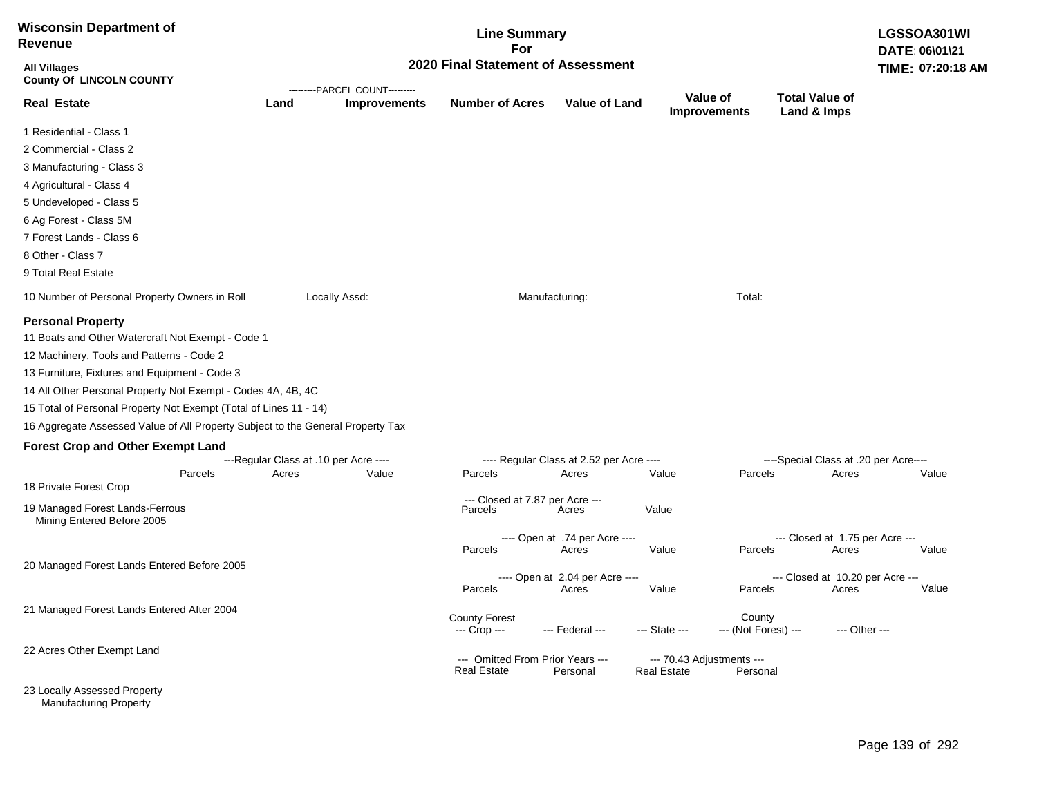**Wisconsin Department of Revenue**

**Line Summary For 2020 Final Statement of Assessment**

**LGSSOA301WI**
**DATE: 06\01\21**
**TIME: 07:20:18 AM**

**All Villages**
**County Of LINCOLN COUNTY**

| Real Estate | PARCEL COUNT Land | PARCEL COUNT Improvements | Number of Acres | Value of Land | Value of Improvements | Total Value of Land & Imps |
|---|---|---|---|---|---|---|
| 1 Residential - Class 1 | | | | | | |
| 2 Commercial - Class 2 | | | | | | |
| 3 Manufacturing - Class 3 | | | | | | |
| 4 Agricultural - Class 4 | | | | | | |
| 5 Undeveloped - Class 5 | | | | | | |
| 6 Ag Forest - Class 5M | | | | | | |
| 7 Forest Lands - Class 6 | | | | | | |
| 8 Other - Class 7 | | | | | | |
| 9 Total Real Estate | | | | | | |

10 Number of Personal Property Owners in Roll   Locally Assd:   Manufacturing:   Total:

## Personal Property

11 Boats and Other Watercraft Not Exempt - Code 1
12 Machinery, Tools and Patterns - Code 2
13 Furniture, Fixtures and Equipment - Code 3
14 All Other Personal Property Not Exempt - Codes 4A, 4B, 4C
15 Total of Personal Property Not Exempt (Total of Lines 11 - 14)
16 Aggregate Assessed Value of All Property Subject to the General Property Tax

## Forest Crop and Other Exempt Land

18 Private Forest Crop

| Regular Class at .10 per Acre | | | Regular Class at 2.52 per Acre | | | Special Class at .20 per Acre | | |
|---|---|---|---|---|---|---|---|---|
| Parcels | Acres | Value | Parcels | Acres | Value | Parcels | Acres | Value |
| | | | | | | | | |

19 Managed Forest Lands-Ferrous Mining Entered Before 2005

| Closed at 7.87 per Acre | | |
|---|---|---|
| Parcels | Acres | Value |
| | | |

20 Managed Forest Lands Entered Before 2005

| Open at .74 per Acre | | | Closed at 1.75 per Acre | | |
|---|---|---|---|---|---|
| Parcels | Acres | Value | Parcels | Acres | Value |
| | | | | | |

21 Managed Forest Lands Entered After 2004

| Open at 2.04 per Acre | | | Closed at 10.20 per Acre | | |
|---|---|---|---|---|---|
| Parcels | Acres | Value | Parcels | Acres | Value |
| | | | | | |

22 Acres Other Exempt Land

| County Forest --- Crop --- | --- Federal --- | --- State --- | County --- (Not Forest) --- | --- Other --- |
|---|---|---|---|---|
| | | | | |

23 Locally Assessed Property
Manufacturing Property

| Omitted From Prior Years Real Estate | Omitted From Prior Years Personal | 70.43 Adjustments Real Estate | 70.43 Adjustments Personal |
|---|---|---|---|
| | | | |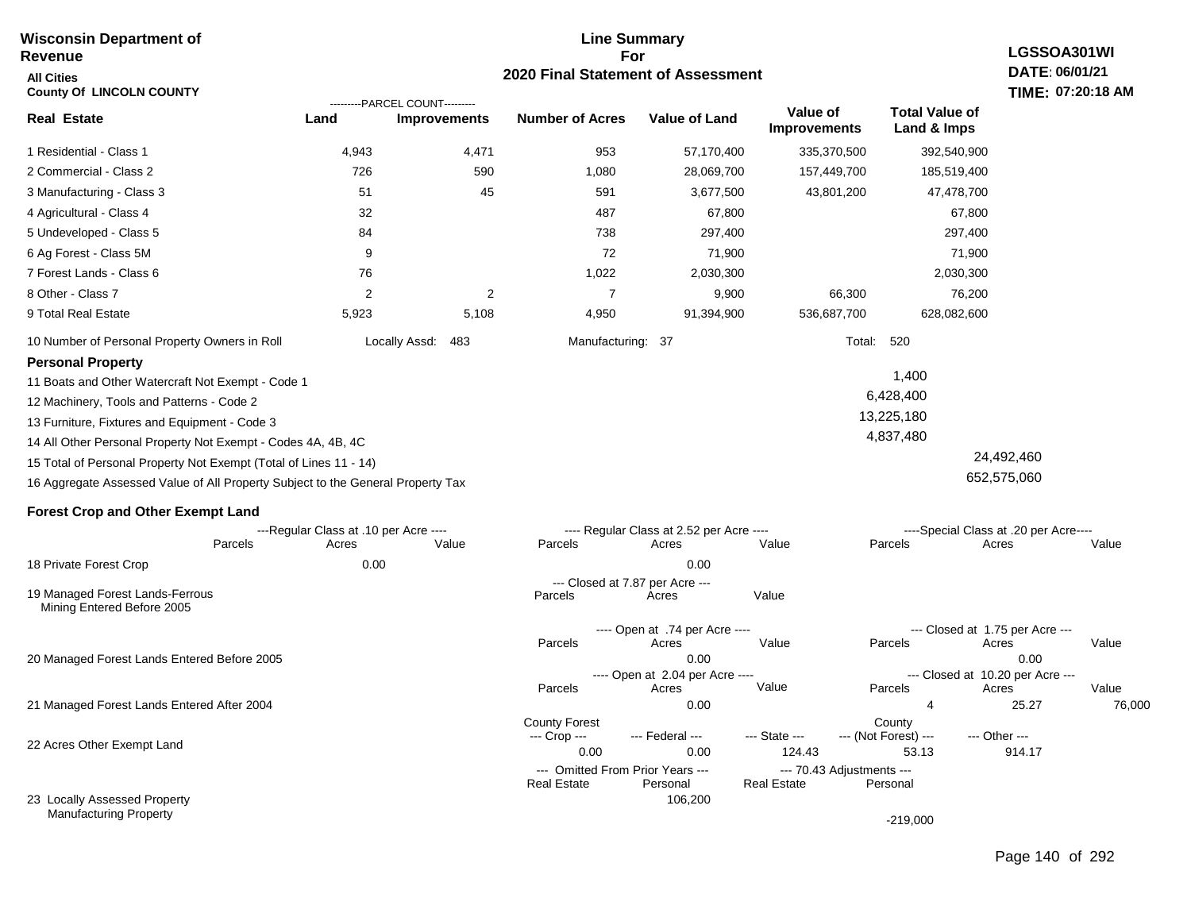**Wisconsin Department of Revenue**

**All Cities**

**County Of LINCOLN COUNTY**

# Line Summary For 2020 Final Statement of Assessment

**LGSSOA301WI**
**DATE: 06/01/21**
**TIME: 07:20:18 AM**

| Real Estate | PARCEL COUNT Land | PARCEL COUNT Improvements | Number of Acres | Value of Land | Value of Improvements | Total Value of Land & Imps |
|---|---|---|---|---|---|---|
| 1 Residential - Class 1 | 4,943 | 4,471 | 953 | 57,170,400 | 335,370,500 | 392,540,900 |
| 2 Commercial - Class 2 | 726 | 590 | 1,080 | 28,069,700 | 157,449,700 | 185,519,400 |
| 3 Manufacturing - Class 3 | 51 | 45 | 591 | 3,677,500 | 43,801,200 | 47,478,700 |
| 4 Agricultural - Class 4 | 32 | | 487 | 67,800 | | 67,800 |
| 5 Undeveloped - Class 5 | 84 | | 738 | 297,400 | | 297,400 |
| 6 Ag Forest - Class 5M | 9 | | 72 | 71,900 | | 71,900 |
| 7 Forest Lands - Class 6 | 76 | | 1,022 | 2,030,300 | | 2,030,300 |
| 8 Other - Class 7 | 2 | 2 | 7 | 9,900 | 66,300 | 76,200 |
| 9 Total Real Estate | 5,923 | 5,108 | 4,950 | 91,394,900 | 536,687,700 | 628,082,600 |

10 Number of Personal Property Owners in Roll — Locally Assd: 483 — Manufacturing: 37 — Total: 520

**Personal Property**

| | | |
|---|---|---|
| 11 Boats and Other Watercraft Not Exempt - Code 1 | 1,400 | |
| 12 Machinery, Tools and Patterns - Code 2 | 6,428,400 | |
| 13 Furniture, Fixtures and Equipment - Code 3 | 13,225,180 | |
| 14 All Other Personal Property Not Exempt - Codes 4A, 4B, 4C | 4,837,480 | |
| 15 Total of Personal Property Not Exempt (Total of Lines 11 - 14) | | 24,492,460 |
| 16 Aggregate Assessed Value of All Property Subject to the General Property Tax | | 652,575,060 |

**Forest Crop and Other Exempt Land**

| | Regular Class at .10 per Acre Parcels | Acres | Value | Regular Class at 2.52 per Acre Parcels | Acres | Value | Special Class at .20 per Acre Parcels | Acres | Value |
|---|---|---|---|---|---|---|---|---|---|
| 18 Private Forest Crop | | 0.00 | | | 0.00 | | | | |

| | Closed at 7.87 per Acre Parcels | Acres | Value |
|---|---|---|---|
| 19 Managed Forest Lands-Ferrous Mining Entered Before 2005 | | | |

| | Open at .74 per Acre Parcels | Acres | Value | Closed at 1.75 per Acre Parcels | Acres | Value |
|---|---|---|---|---|---|---|
| 20 Managed Forest Lands Entered Before 2005 | | 0.00 | | | 0.00 | |

| | Open at 2.04 per Acre Parcels | Acres | Value | Closed at 10.20 per Acre Parcels | Acres | Value |
|---|---|---|---|---|---|---|
| 21 Managed Forest Lands Entered After 2004 | | 0.00 | | 4 | 25.27 | 76,000 |

| | County Forest Crop | Federal | State | County (Not Forest) | Other |
|---|---|---|---|---|---|
| 22 Acres Other Exempt Land | 0.00 | 0.00 | 124.43 | 53.13 | 914.17 |

| | Omitted From Prior Years Real Estate | Omitted From Prior Years Personal | 70.43 Adjustments Real Estate | 70.43 Adjustments Personal |
|---|---|---|---|---|
| 23 Locally Assessed Property | | 106,200 | | |
| Manufacturing Property | | | | -219,000 |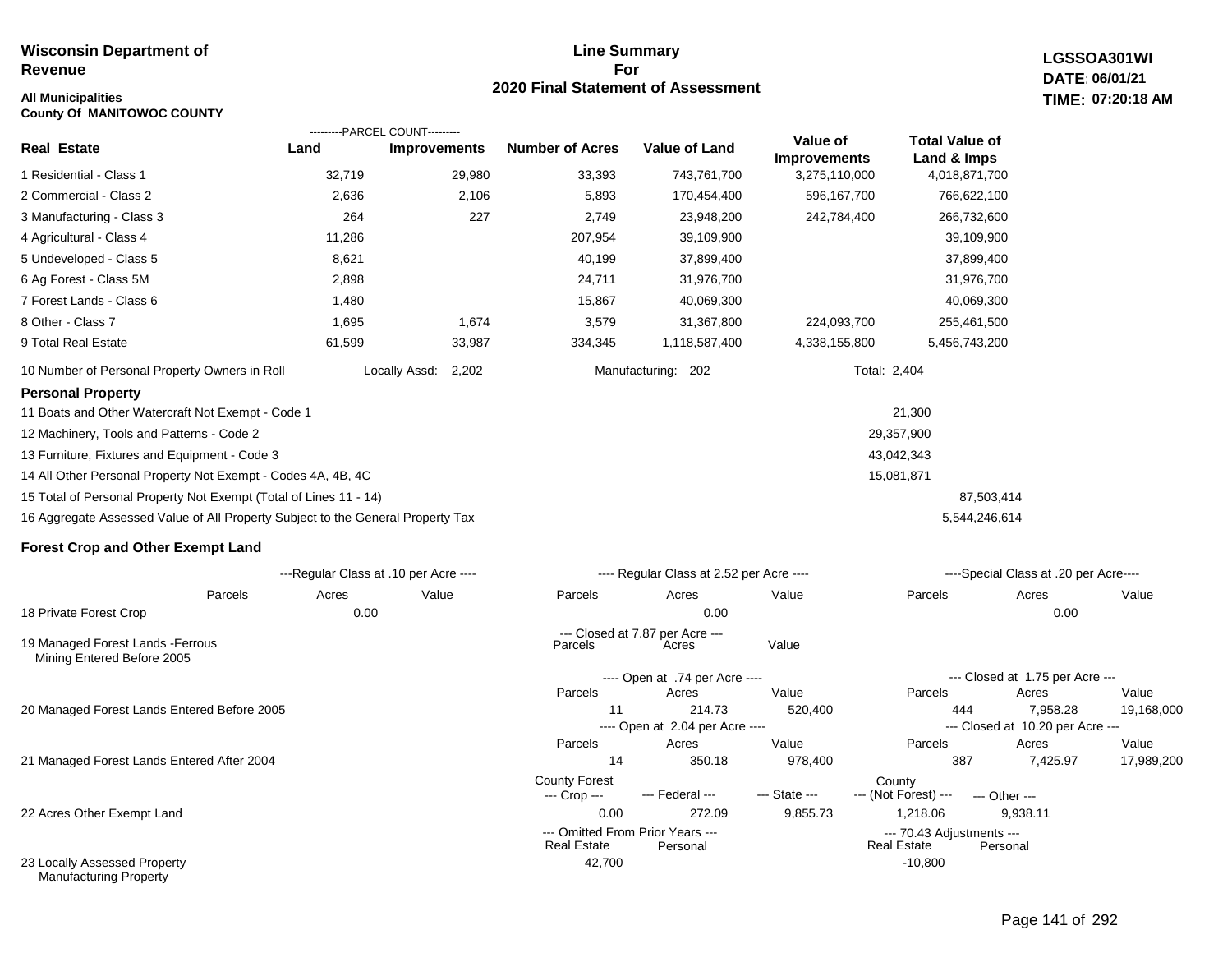**Wisconsin Department of Revenue**

**All Municipalities**
**County Of MANITOWOC COUNTY**

# Line Summary For 2020 Final Statement of Assessment

**LGSSOA301WI**
**DATE: 06/01/21**
**TIME: 07:20:18 AM**

| Real Estate | PARCEL COUNT Land | PARCEL COUNT Improvements | Number of Acres | Value of Land | Value of Improvements | Total Value of Land & Imps |
|---|---|---|---|---|---|---|
| 1 Residential - Class 1 | 32,719 | 29,980 | 33,393 | 743,761,700 | 3,275,110,000 | 4,018,871,700 |
| 2 Commercial - Class 2 | 2,636 | 2,106 | 5,893 | 170,454,400 | 596,167,700 | 766,622,100 |
| 3 Manufacturing - Class 3 | 264 | 227 | 2,749 | 23,948,200 | 242,784,400 | 266,732,600 |
| 4 Agricultural - Class 4 | 11,286 | | 207,954 | 39,109,900 | | 39,109,900 |
| 5 Undeveloped - Class 5 | 8,621 | | 40,199 | 37,899,400 | | 37,899,400 |
| 6 Ag Forest - Class 5M | 2,898 | | 24,711 | 31,976,700 | | 31,976,700 |
| 7 Forest Lands - Class 6 | 1,480 | | 15,867 | 40,069,300 | | 40,069,300 |
| 8 Other - Class 7 | 1,695 | 1,674 | 3,579 | 31,367,800 | 224,093,700 | 255,461,500 |
| 9 Total Real Estate | 61,599 | 33,987 | 334,345 | 1,118,587,400 | 4,338,155,800 | 5,456,743,200 |

10 Number of Personal Property Owners in Roll — Locally Assd: 2,202 — Manufacturing: 202 — Total: 2,404

## Personal Property

| | | |
|---|---|---|
| 11 Boats and Other Watercraft Not Exempt - Code 1 | 21,300 | |
| 12 Machinery, Tools and Patterns - Code 2 | 29,357,900 | |
| 13 Furniture, Fixtures and Equipment - Code 3 | 43,042,343 | |
| 14 All Other Personal Property Not Exempt - Codes 4A, 4B, 4C | 15,081,871 | |
| 15 Total of Personal Property Not Exempt (Total of Lines 11 - 14) | | 87,503,414 |
| 16 Aggregate Assessed Value of All Property Subject to the General Property Tax | | 5,544,246,614 |

## Forest Crop and Other Exempt Land

| | Regular Class at .10 per Acre Parcels | Acres | Value | Regular Class at 2.52 per Acre Parcels | Acres | Value | Special Class at .20 per Acre Parcels | Acres | Value |
|---|---|---|---|---|---|---|---|---|---|
| 18 Private Forest Crop | | 0.00 | | | 0.00 | | | 0.00 | |

| | Closed at 7.87 per Acre Parcels | Acres | Value |
|---|---|---|---|
| 19 Managed Forest Lands -Ferrous Mining Entered Before 2005 | | | |

| | Open Parcels | Open Acres | Open Value | Closed Parcels | Closed Acres | Closed Value |
|---|---|---|---|---|---|---|
| 20 Managed Forest Lands Entered Before 2005 (Open at .74 per Acre / Closed at 1.75 per Acre) | 11 | 214.73 | 520,400 | 444 | 7,958.28 | 19,168,000 |
| 21 Managed Forest Lands Entered After 2004 (Open at 2.04 per Acre / Closed at 10.20 per Acre) | 14 | 350.18 | 978,400 | 387 | 7,425.97 | 17,989,200 |

| | County Forest --- Crop --- | --- Federal --- | --- State --- | County --- (Not Forest) --- | --- Other --- |
|---|---|---|---|---|---|
| 22 Acres Other Exempt Land | 0.00 | 272.09 | 9,855.73 | 1,218.06 | 9,938.11 |

| | Omitted From Prior Years Real Estate | Omitted From Prior Years Personal | 70.43 Adjustments Real Estate | 70.43 Adjustments Personal |
|---|---|---|---|---|
| 23 Locally Assessed Property Manufacturing Property | 42,700 | | -10,800 | |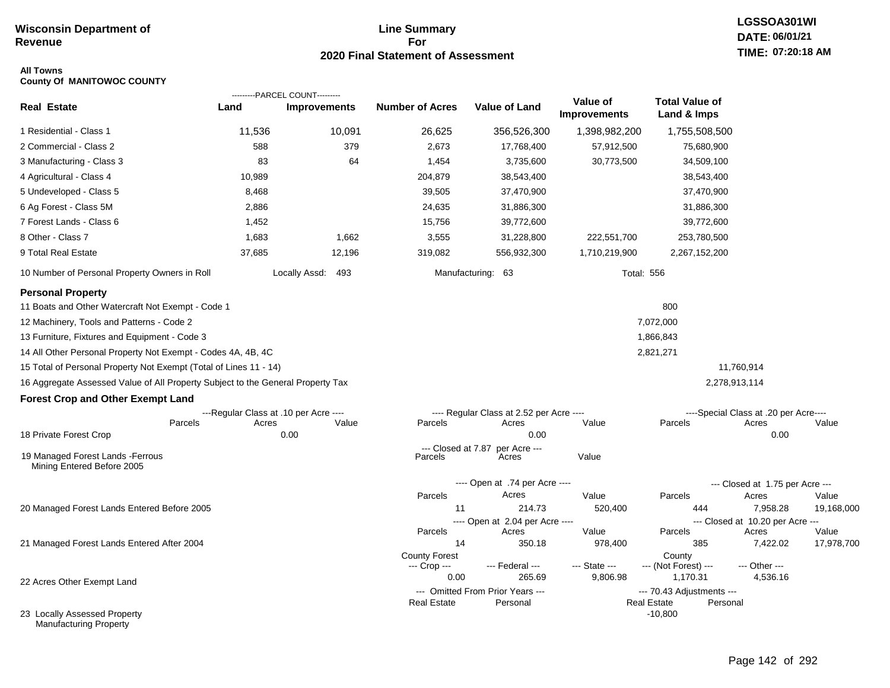**Wisconsin Department of Revenue**

# Line Summary For 2020 Final Statement of Assessment

LGSSOA301WI
DATE: 06/01/21
TIME: 07:20:18 AM

**All Towns**
**County Of MANITOWOC COUNTY**

| Real Estate | PARCEL COUNT Land | PARCEL COUNT Improvements | Number of Acres | Value of Land | Value of Improvements | Total Value of Land & Imps |
|---|---|---|---|---|---|---|
| 1 Residential - Class 1 | 11,536 | 10,091 | 26,625 | 356,526,300 | 1,398,982,200 | 1,755,508,500 |
| 2 Commercial - Class 2 | 588 | 379 | 2,673 | 17,768,400 | 57,912,500 | 75,680,900 |
| 3 Manufacturing - Class 3 | 83 | 64 | 1,454 | 3,735,600 | 30,773,500 | 34,509,100 |
| 4 Agricultural - Class 4 | 10,989 | | 204,879 | 38,543,400 | | 38,543,400 |
| 5 Undeveloped - Class 5 | 8,468 | | 39,505 | 37,470,900 | | 37,470,900 |
| 6 Ag Forest - Class 5M | 2,886 | | 24,635 | 31,886,300 | | 31,886,300 |
| 7 Forest Lands - Class 6 | 1,452 | | 15,756 | 39,772,600 | | 39,772,600 |
| 8 Other - Class 7 | 1,683 | 1,662 | 3,555 | 31,228,800 | 222,551,700 | 253,780,500 |
| 9 Total Real Estate | 37,685 | 12,196 | 319,082 | 556,932,300 | 1,710,219,900 | 2,267,152,200 |

10 Number of Personal Property Owners in Roll — Locally Assd: 493 — Manufacturing: 63 — Total: 556

## Personal Property

| | | |
|---|---|---|
| 11 Boats and Other Watercraft Not Exempt - Code 1 | 800 | |
| 12 Machinery, Tools and Patterns - Code 2 | 7,072,000 | |
| 13 Furniture, Fixtures and Equipment - Code 3 | 1,866,843 | |
| 14 All Other Personal Property Not Exempt - Codes 4A, 4B, 4C | 2,821,271 | |
| 15 Total of Personal Property Not Exempt (Total of Lines 11 - 14) | | 11,760,914 |
| 16 Aggregate Assessed Value of All Property Subject to the General Property Tax | | 2,278,913,114 |

## Forest Crop and Other Exempt Land

| | Regular Class at .10 per Acre Parcels | Acres | Value | Regular Class at 2.52 per Acre Parcels | Acres | Value | Special Class at .20 per Acre Parcels | Acres | Value |
|---|---|---|---|---|---|---|---|---|---|
| 18 Private Forest Crop | | 0.00 | | | 0.00 | | | 0.00 | |

| | Closed at 7.87 per Acre Parcels | Acres | Value |
|---|---|---|---|
| 19 Managed Forest Lands -Ferrous Mining Entered Before 2005 | | | |

| | Open at .74 per Acre Parcels | Acres | Value | Closed at 1.75 per Acre Parcels | Acres | Value |
|---|---|---|---|---|---|---|
| 20 Managed Forest Lands Entered Before 2005 | 11 | 214.73 | 520,400 | 444 | 7,958.28 | 19,168,000 |

| | Open at 2.04 per Acre Parcels | Acres | Value | Closed at 10.20 per Acre Parcels | Acres | Value |
|---|---|---|---|---|---|---|
| 21 Managed Forest Lands Entered After 2004 | 14 | 350.18 | 978,400 | 385 | 7,422.02 | 17,978,700 |

| | County Forest Crop | Federal | State | County (Not Forest) | Other |
|---|---|---|---|---|---|
| 22 Acres Other Exempt Land | 0.00 | 265.69 | 9,806.98 | 1,170.31 | 4,536.16 |

| | Omitted From Prior Years Real Estate | Omitted From Prior Years Personal | 70.43 Adjustments Real Estate | 70.43 Adjustments Personal |
|---|---|---|---|---|
| 23 Locally Assessed Property Manufacturing Property | | | -10,800 | |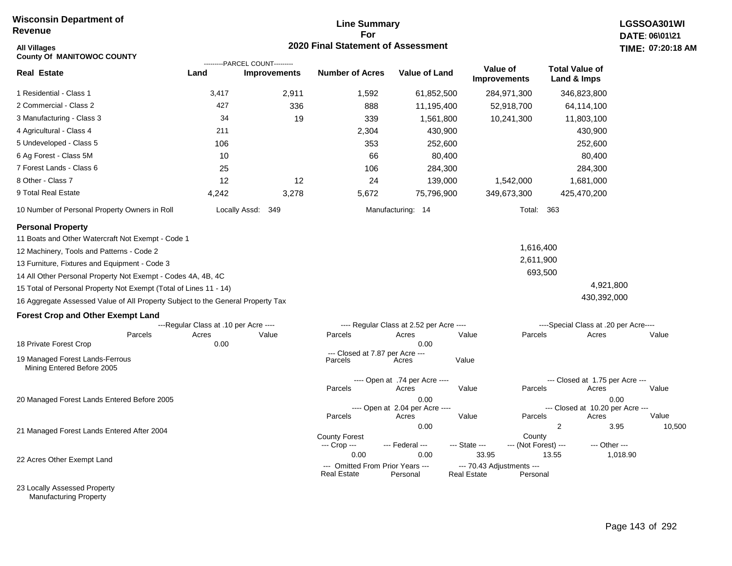**Wisconsin Department of Revenue**

**Line Summary For 2020 Final Statement of Assessment**

**LGSSOA301WI**
**DATE: 06\01\21**
**TIME: 07:20:18 AM**

**All Villages**
**County Of MANITOWOC COUNTY**

| Real Estate | Land (Parcel Count) | Improvements (Parcel Count) | Number of Acres | Value of Land | Value of Improvements | Total Value of Land & Imps |
|---|---|---|---|---|---|---|
| 1 Residential - Class 1 | 3,417 | 2,911 | 1,592 | 61,852,500 | 284,971,300 | 346,823,800 |
| 2 Commercial - Class 2 | 427 | 336 | 888 | 11,195,400 | 52,918,700 | 64,114,100 |
| 3 Manufacturing - Class 3 | 34 | 19 | 339 | 1,561,800 | 10,241,300 | 11,803,100 |
| 4 Agricultural - Class 4 | 211 | | 2,304 | 430,900 | | 430,900 |
| 5 Undeveloped - Class 5 | 106 | | 353 | 252,600 | | 252,600 |
| 6 Ag Forest - Class 5M | 10 | | 66 | 80,400 | | 80,400 |
| 7 Forest Lands - Class 6 | 25 | | 106 | 284,300 | | 284,300 |
| 8 Other - Class 7 | 12 | 12 | 24 | 139,000 | 1,542,000 | 1,681,000 |
| 9 Total Real Estate | 4,242 | 3,278 | 5,672 | 75,796,900 | 349,673,300 | 425,470,200 |

10 Number of Personal Property Owners in Roll — Locally Assd: 349 — Manufacturing: 14 — Total: 363

**Personal Property**

| | | |
|---|---|---|
| 11 Boats and Other Watercraft Not Exempt - Code 1 | | |
| 12 Machinery, Tools and Patterns - Code 2 | 1,616,400 | |
| 13 Furniture, Fixtures and Equipment - Code 3 | 2,611,900 | |
| 14 All Other Personal Property Not Exempt - Codes 4A, 4B, 4C | 693,500 | |
| 15 Total of Personal Property Not Exempt (Total of Lines 11 - 14) | | 4,921,800 |
| 16 Aggregate Assessed Value of All Property Subject to the General Property Tax | | 430,392,000 |

**Forest Crop and Other Exempt Land**

| | Regular Class at .10 per Acre — Parcels | Acres | Value | Regular Class at 2.52 per Acre — Parcels | Acres | Value | Special Class at .20 per Acre — Parcels | Acres | Value |
|---|---|---|---|---|---|---|---|---|---|
| 18 Private Forest Crop | | 0.00 | | | 0.00 | | | | |

| | Closed at 7.87 per Acre — Parcels | Acres | Value |
|---|---|---|---|
| 19 Managed Forest Lands-Ferrous Mining Entered Before 2005 | | | |

| | Open at .74 per Acre — Parcels | Acres | Value | Closed at 1.75 per Acre — Parcels | Acres | Value |
|---|---|---|---|---|---|---|
| 20 Managed Forest Lands Entered Before 2005 | | 0.00 | | | 0.00 | |

| | Open at 2.04 per Acre — Parcels | Acres | Value | Closed at 10.20 per Acre — Parcels | Acres | Value |
|---|---|---|---|---|---|---|
| 21 Managed Forest Lands Entered After 2004 | | 0.00 | | 2 | 3.95 | 10,500 |

| | County Forest --- Crop --- | --- Federal --- | --- State --- | County --- (Not Forest) --- | --- Other --- |
|---|---|---|---|---|---|
| 22 Acres Other Exempt Land | 0.00 | 0.00 | 33.95 | 13.55 | 1,018.90 |

| | Omitted From Prior Years — Real Estate | Personal | 70.43 Adjustments — Real Estate | Personal |
|---|---|---|---|---|
| 23 Locally Assessed Property | | | | |
| Manufacturing Property | | | | |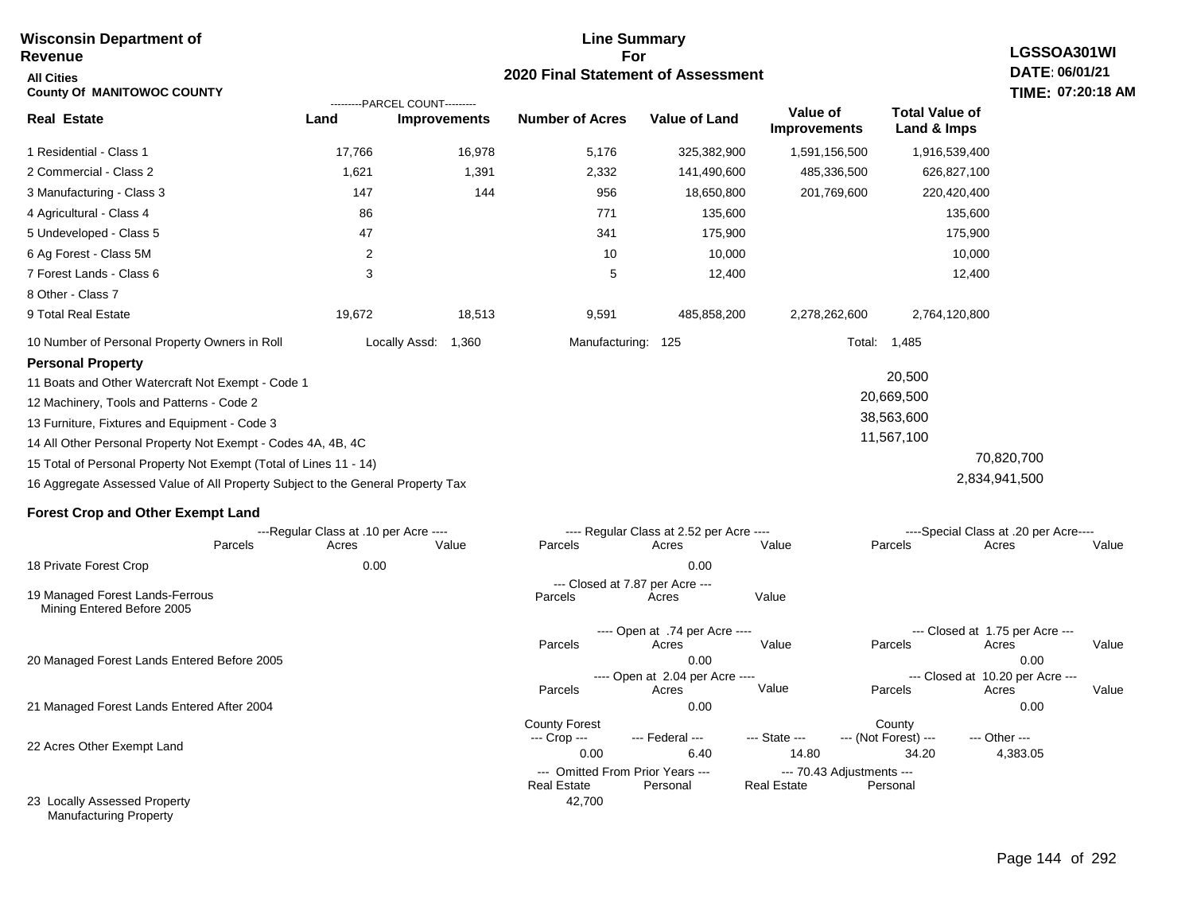**Wisconsin Department of Revenue**

**All Cities**

**County Of MANITOWOC COUNTY**

**Line Summary For 2020 Final Statement of Assessment**

**LGSSOA301WI**
**DATE: 06/01/21**
**TIME: 07:20:18 AM**

| Real Estate | PARCEL COUNT Land | PARCEL COUNT Improvements | Number of Acres | Value of Land | Value of Improvements | Total Value of Land & Imps |
|---|---|---|---|---|---|---|
| 1 Residential - Class 1 | 17,766 | 16,978 | 5,176 | 325,382,900 | 1,591,156,500 | 1,916,539,400 |
| 2 Commercial - Class 2 | 1,621 | 1,391 | 2,332 | 141,490,600 | 485,336,500 | 626,827,100 |
| 3 Manufacturing - Class 3 | 147 | 144 | 956 | 18,650,800 | 201,769,600 | 220,420,400 |
| 4 Agricultural - Class 4 | 86 | | 771 | 135,600 | | 135,600 |
| 5 Undeveloped - Class 5 | 47 | | 341 | 175,900 | | 175,900 |
| 6 Ag Forest - Class 5M | 2 | | 10 | 10,000 | | 10,000 |
| 7 Forest Lands - Class 6 | 3 | | 5 | 12,400 | | 12,400 |
| 8 Other - Class 7 | | | | | | |
| 9 Total Real Estate | 19,672 | 18,513 | 9,591 | 485,858,200 | 2,278,262,600 | 2,764,120,800 |

10 Number of Personal Property Owners in Roll — Locally Assd: 1,360 — Manufacturing: 125 — Total: 1,485

**Personal Property**

| | | |
|---|---|---|
| 11 Boats and Other Watercraft Not Exempt - Code 1 | 20,500 | |
| 12 Machinery, Tools and Patterns - Code 2 | 20,669,500 | |
| 13 Furniture, Fixtures and Equipment - Code 3 | 38,563,600 | |
| 14 All Other Personal Property Not Exempt - Codes 4A, 4B, 4C | 11,567,100 | |
| 15 Total of Personal Property Not Exempt (Total of Lines 11 - 14) | | 70,820,700 |
| 16 Aggregate Assessed Value of All Property Subject to the General Property Tax | | 2,834,941,500 |

**Forest Crop and Other Exempt Land**

| | Regular Class at .10 per Acre Parcels | Acres | Value | Regular Class at 2.52 per Acre Parcels | Acres | Value | Special Class at .20 per Acre Parcels | Acres | Value |
|---|---|---|---|---|---|---|---|---|---|
| 18 Private Forest Crop | | 0.00 | | | 0.00 | | | | |

| | Closed at 7.87 per Acre Parcels | Acres | Value |
|---|---|---|---|
| 19 Managed Forest Lands-Ferrous Mining Entered Before 2005 | | | |

| | Open Parcels | Open Acres | Open Value | Closed Parcels | Closed Acres | Closed Value |
|---|---|---|---|---|---|---|
| 20 Managed Forest Lands Entered Before 2005 (Open at .74 per Acre / Closed at 1.75 per Acre) | | 0.00 | | | 0.00 | |
| 21 Managed Forest Lands Entered After 2004 (Open at 2.04 per Acre / Closed at 10.20 per Acre) | | 0.00 | | | 0.00 | |

| | County Forest Crop | Federal | State | County (Not Forest) | Other |
|---|---|---|---|---|---|
| 22 Acres Other Exempt Land | 0.00 | 6.40 | 14.80 | 34.20 | 4,383.05 |

| | Omitted From Prior Years Real Estate | Omitted From Prior Years Personal | 70.43 Adjustments Real Estate | 70.43 Adjustments Personal |
|---|---|---|---|---|
| 23 Locally Assessed Property Manufacturing Property | 42,700 | | | |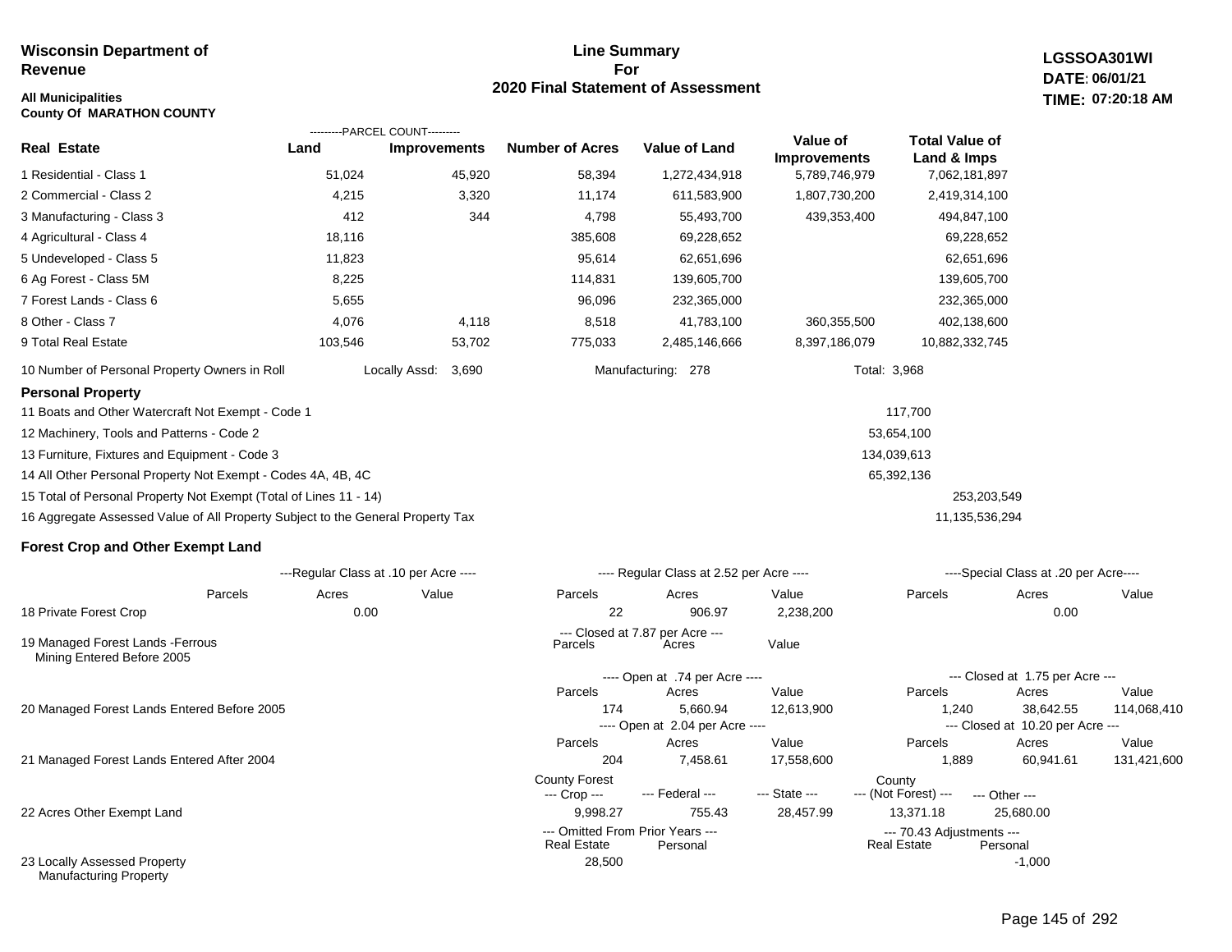**Wisconsin Department of Revenue**

**All Municipalities**
**County Of MARATHON COUNTY**

# Line Summary For 2020 Final Statement of Assessment

**LGSSOA301WI**
**DATE: 06/01/21**
**TIME: 07:20:18 AM**

| Real Estate | PARCEL COUNT Land | PARCEL COUNT Improvements | Number of Acres | Value of Land | Value of Improvements | Total Value of Land & Imps |
|---|---|---|---|---|---|---|
| 1 Residential - Class 1 | 51,024 | 45,920 | 58,394 | 1,272,434,918 | 5,789,746,979 | 7,062,181,897 |
| 2 Commercial - Class 2 | 4,215 | 3,320 | 11,174 | 611,583,900 | 1,807,730,200 | 2,419,314,100 |
| 3 Manufacturing - Class 3 | 412 | 344 | 4,798 | 55,493,700 | 439,353,400 | 494,847,100 |
| 4 Agricultural - Class 4 | 18,116 | | 385,608 | 69,228,652 | | 69,228,652 |
| 5 Undeveloped - Class 5 | 11,823 | | 95,614 | 62,651,696 | | 62,651,696 |
| 6 Ag Forest - Class 5M | 8,225 | | 114,831 | 139,605,700 | | 139,605,700 |
| 7 Forest Lands - Class 6 | 5,655 | | 96,096 | 232,365,000 | | 232,365,000 |
| 8 Other - Class 7 | 4,076 | 4,118 | 8,518 | 41,783,100 | 360,355,500 | 402,138,600 |
| 9 Total Real Estate | 103,546 | 53,702 | 775,033 | 2,485,146,666 | 8,397,186,079 | 10,882,332,745 |

10 Number of Personal Property Owners in Roll — Locally Assd: 3,690 — Manufacturing: 278 — Total: 3,968

## Personal Property

| | | |
|---|---|---|
| 11 Boats and Other Watercraft Not Exempt - Code 1 | 117,700 | |
| 12 Machinery, Tools and Patterns - Code 2 | 53,654,100 | |
| 13 Furniture, Fixtures and Equipment - Code 3 | 134,039,613 | |
| 14 All Other Personal Property Not Exempt - Codes 4A, 4B, 4C | 65,392,136 | |
| 15 Total of Personal Property Not Exempt (Total of Lines 11 - 14) | | 253,203,549 |
| 16 Aggregate Assessed Value of All Property Subject to the General Property Tax | | 11,135,536,294 |

## Forest Crop and Other Exempt Land

| | Regular Class at .10 per Acre Parcels | Acres | Value | Regular Class at 2.52 per Acre Parcels | Acres | Value | Special Class at .20 per Acre Parcels | Acres | Value |
|---|---|---|---|---|---|---|---|---|---|
| 18 Private Forest Crop | | 0.00 | | 22 | 906.97 | 2,238,200 | | 0.00 | |

| | Closed at 7.87 per Acre Parcels | Acres | Value |
|---|---|---|---|
| 19 Managed Forest Lands -Ferrous Mining Entered Before 2005 | | | |

| | Open at .74 per Acre Parcels | Acres | Value | Closed at 1.75 per Acre Parcels | Acres | Value |
|---|---|---|---|---|---|---|
| 20 Managed Forest Lands Entered Before 2005 | 174 | 5,660.94 | 12,613,900 | 1,240 | 38,642.55 | 114,068,410 |

| | Open at 2.04 per Acre Parcels | Acres | Value | Closed at 10.20 per Acre Parcels | Acres | Value |
|---|---|---|---|---|---|---|
| 21 Managed Forest Lands Entered After 2004 | 204 | 7,458.61 | 17,558,600 | 1,889 | 60,941.61 | 131,421,600 |

| | County Forest Crop | Federal | State | County (Not Forest) | Other |
|---|---|---|---|---|---|
| 22 Acres Other Exempt Land | 9,998.27 | 755.43 | 28,457.99 | 13,371.18 | 25,680.00 |

| | Omitted From Prior Years Real Estate | Omitted From Prior Years Personal | 70.43 Adjustments Real Estate | 70.43 Adjustments Personal |
|---|---|---|---|---|
| 23 Locally Assessed Property Manufacturing Property | 28,500 | | | -1,000 |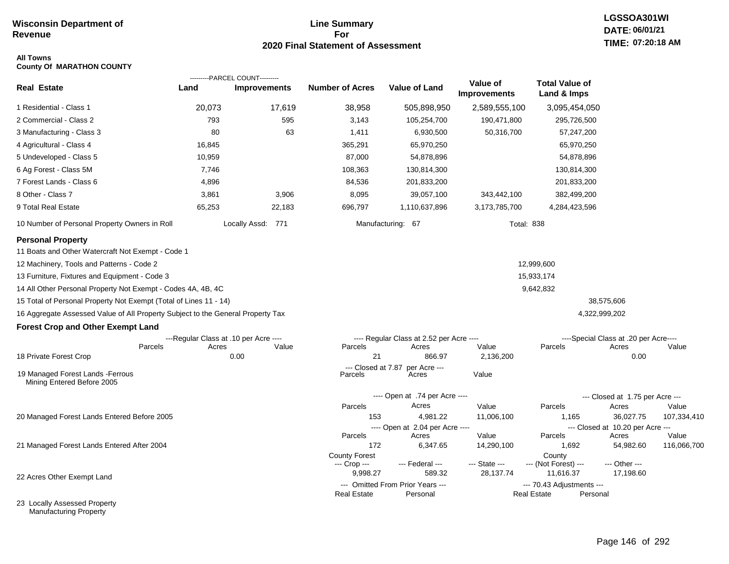**Wisconsin Department of Revenue**

# Line Summary For 2020 Final Statement of Assessment

LGSSOA301WI
DATE: 06/01/21
TIME: 07:20:18 AM

**All Towns**
**County Of MARATHON COUNTY**

| Real Estate | PARCEL COUNT Land | PARCEL COUNT Improvements | Number of Acres | Value of Land | Value of Improvements | Total Value of Land & Imps |
|---|---|---|---|---|---|---|
| 1 Residential - Class 1 | 20,073 | 17,619 | 38,958 | 505,898,950 | 2,589,555,100 | 3,095,454,050 |
| 2 Commercial - Class 2 | 793 | 595 | 3,143 | 105,254,700 | 190,471,800 | 295,726,500 |
| 3 Manufacturing - Class 3 | 80 | 63 | 1,411 | 6,930,500 | 50,316,700 | 57,247,200 |
| 4 Agricultural - Class 4 | 16,845 | | 365,291 | 65,970,250 | | 65,970,250 |
| 5 Undeveloped - Class 5 | 10,959 | | 87,000 | 54,878,896 | | 54,878,896 |
| 6 Ag Forest - Class 5M | 7,746 | | 108,363 | 130,814,300 | | 130,814,300 |
| 7 Forest Lands - Class 6 | 4,896 | | 84,536 | 201,833,200 | | 201,833,200 |
| 8 Other - Class 7 | 3,861 | 3,906 | 8,095 | 39,057,100 | 343,442,100 | 382,499,200 |
| 9 Total Real Estate | 65,253 | 22,183 | 696,797 | 1,110,637,896 | 3,173,785,700 | 4,284,423,596 |

10 Number of Personal Property Owners in Roll — Locally Assd: 771 — Manufacturing: 67 — Total: 838

## Personal Property

| | | |
|---|---|---|
| 11 Boats and Other Watercraft Not Exempt - Code 1 | | |
| 12 Machinery, Tools and Patterns - Code 2 | 12,999,600 | |
| 13 Furniture, Fixtures and Equipment - Code 3 | 15,933,174 | |
| 14 All Other Personal Property Not Exempt - Codes 4A, 4B, 4C | 9,642,832 | |
| 15 Total of Personal Property Not Exempt (Total of Lines 11 - 14) | | 38,575,606 |
| 16 Aggregate Assessed Value of All Property Subject to the General Property Tax | | 4,322,999,202 |

## Forest Crop and Other Exempt Land

| | Regular Class at .10 per Acre Parcels | Acres | Value | Regular Class at 2.52 per Acre Parcels | Acres | Value | Special Class at .20 per Acre Parcels | Acres | Value |
|---|---|---|---|---|---|---|---|---|---|
| 18 Private Forest Crop | | 0.00 | | 21 | 866.97 | 2,136,200 | | 0.00 | |

| | Closed at 7.87 per Acre Parcels | Acres | Value |
|---|---|---|---|
| 19 Managed Forest Lands -Ferrous Mining Entered Before 2005 | | | |

| | Open at .74 per Acre Parcels | Acres | Value | Closed at 1.75 per Acre Parcels | Acres | Value |
|---|---|---|---|---|---|---|
| 20 Managed Forest Lands Entered Before 2005 | 153 | 4,981.22 | 11,006,100 | 1,165 | 36,027.75 | 107,334,410 |

| | Open at 2.04 per Acre Parcels | Acres | Value | Closed at 10.20 per Acre Parcels | Acres | Value |
|---|---|---|---|---|---|---|
| 21 Managed Forest Lands Entered After 2004 | 172 | 6,347.65 | 14,290,100 | 1,692 | 54,982.60 | 116,066,700 |

| | County Forest Crop | Federal | State | County (Not Forest) | Other |
|---|---|---|---|---|---|
| 22 Acres Other Exempt Land | 9,998.27 | 589.32 | 28,137.74 | 11,616.37 | 17,198.60 |

| | Omitted From Prior Years Real Estate | Personal | 70.43 Adjustments Real Estate | Personal |
|---|---|---|---|---|
| 23 Locally Assessed Property | | | | |
| Manufacturing Property | | | | |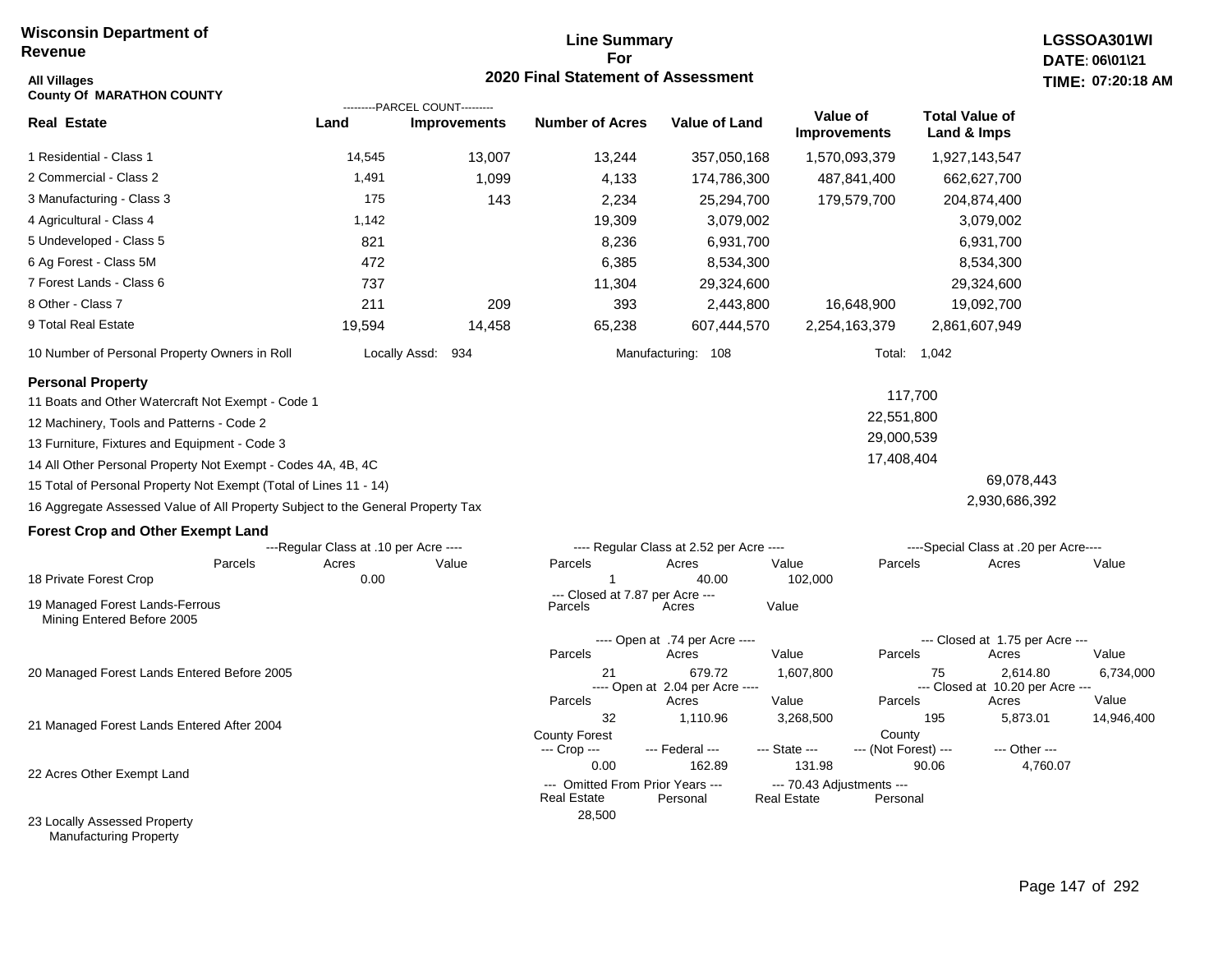**Wisconsin Department of Revenue**

**Line Summary For 2020 Final Statement of Assessment**

**LGSSOA301WI**
**DATE: 06\01\21**
**TIME: 07:20:18 AM**

**All Villages**
**County Of MARATHON COUNTY**

| Real Estate | PARCEL COUNT Land | PARCEL COUNT Improvements | Number of Acres | Value of Land | Value of Improvements | Total Value of Land & Imps |
|---|---|---|---|---|---|---|
| 1 Residential - Class 1 | 14,545 | 13,007 | 13,244 | 357,050,168 | 1,570,093,379 | 1,927,143,547 |
| 2 Commercial - Class 2 | 1,491 | 1,099 | 4,133 | 174,786,300 | 487,841,400 | 662,627,700 |
| 3 Manufacturing - Class 3 | 175 | 143 | 2,234 | 25,294,700 | 179,579,700 | 204,874,400 |
| 4 Agricultural - Class 4 | 1,142 | | 19,309 | 3,079,002 | | 3,079,002 |
| 5 Undeveloped - Class 5 | 821 | | 8,236 | 6,931,700 | | 6,931,700 |
| 6 Ag Forest - Class 5M | 472 | | 6,385 | 8,534,300 | | 8,534,300 |
| 7 Forest Lands - Class 6 | 737 | | 11,304 | 29,324,600 | | 29,324,600 |
| 8 Other - Class 7 | 211 | 209 | 393 | 2,443,800 | 16,648,900 | 19,092,700 |
| 9 Total Real Estate | 19,594 | 14,458 | 65,238 | 607,444,570 | 2,254,163,379 | 2,861,607,949 |

10 Number of Personal Property Owners in Roll — Locally Assd: 934 — Manufacturing: 108 — Total: 1,042

**Personal Property**

| | | |
|---|---|---|
| 11 Boats and Other Watercraft Not Exempt - Code 1 | 117,700 | |
| 12 Machinery, Tools and Patterns - Code 2 | 22,551,800 | |
| 13 Furniture, Fixtures and Equipment - Code 3 | 29,000,539 | |
| 14 All Other Personal Property Not Exempt - Codes 4A, 4B, 4C | 17,408,404 | |
| 15 Total of Personal Property Not Exempt (Total of Lines 11 - 14) | | 69,078,443 |
| 16 Aggregate Assessed Value of All Property Subject to the General Property Tax | | 2,930,686,392 |

**Forest Crop and Other Exempt Land**

| | Regular Class at .10 per Acre Parcels | Acres | Value | Regular Class at 2.52 per Acre Parcels | Acres | Value | Special Class at .20 per Acre Parcels | Acres | Value |
|---|---|---|---|---|---|---|---|---|---|
| 18 Private Forest Crop | | 0.00 | | 1 | 40.00 | 102,000 | | | |

| | Closed at 7.87 per Acre Parcels | Acres | Value |
|---|---|---|---|
| 19 Managed Forest Lands-Ferrous Mining Entered Before 2005 | | | |

| | Open at .74 per Acre Parcels | Acres | Value | Closed at 1.75 per Acre Parcels | Acres | Value |
|---|---|---|---|---|---|---|
| 20 Managed Forest Lands Entered Before 2005 | 21 | 679.72 | 1,607,800 | 75 | 2,614.80 | 6,734,000 |

| | Open at 2.04 per Acre Parcels | Acres | Value | Closed at 10.20 per Acre Parcels | Acres | Value |
|---|---|---|---|---|---|---|
| 21 Managed Forest Lands Entered After 2004 | 32 | 1,110.96 | 3,268,500 | 195 | 5,873.01 | 14,946,400 |

| | County Forest Crop | Federal | State | County (Not Forest) | Other |
|---|---|---|---|---|---|
| 22 Acres Other Exempt Land | 0.00 | 162.89 | 131.98 | 90.06 | 4,760.07 |

| | Omitted From Prior Years Real Estate | Omitted From Prior Years Personal | 70.43 Adjustments Real Estate | 70.43 Adjustments Personal |
|---|---|---|---|---|
| 23 Locally Assessed Property Manufacturing Property | 28,500 | | | |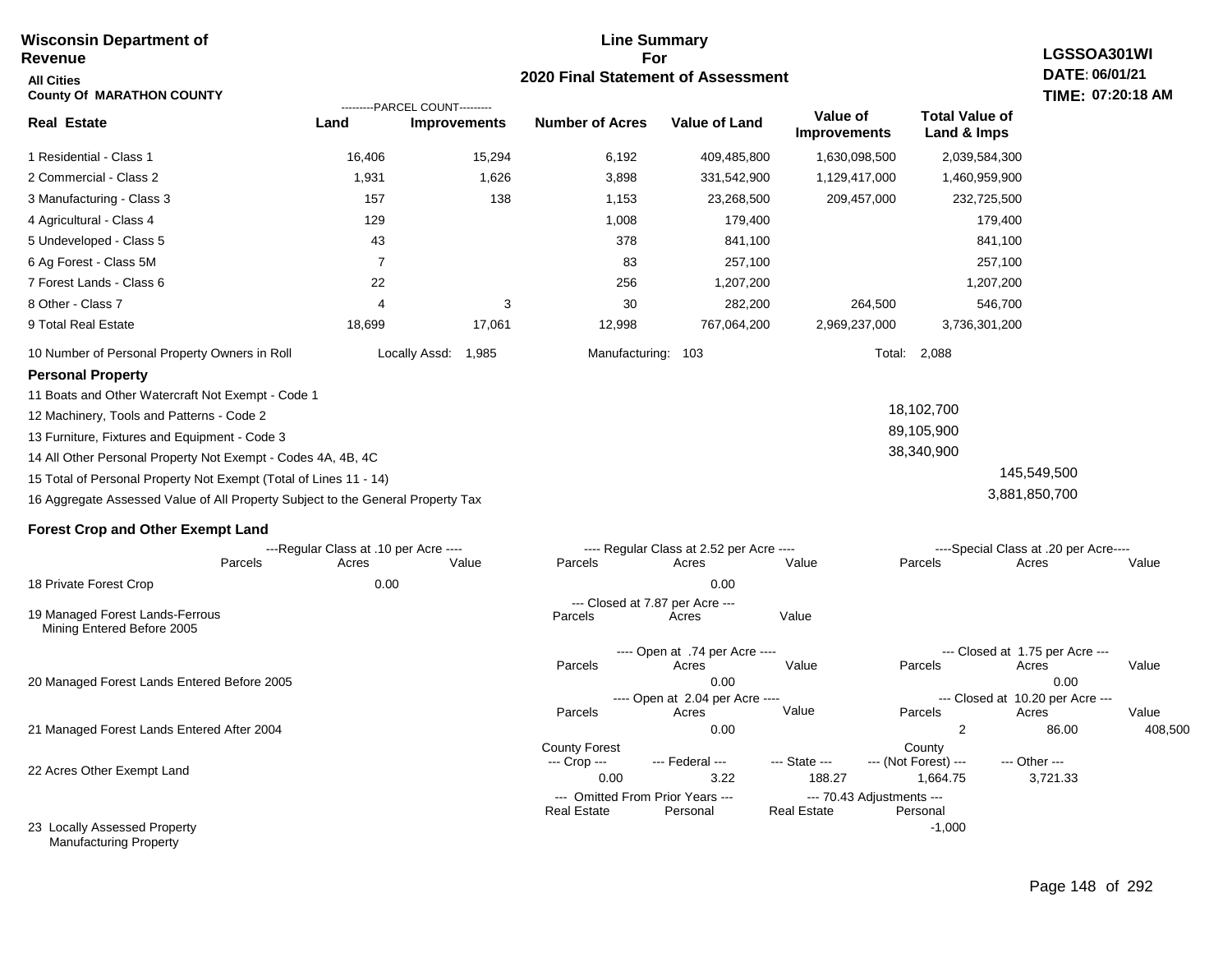**Wisconsin Department of Revenue**

**All Cities**

**County Of MARATHON COUNTY**

# Line Summary For 2020 Final Statement of Assessment

**LGSSOA301WI**
**DATE: 06/01/21**
**TIME: 07:20:18 AM**

| Real Estate | PARCEL COUNT Land | PARCEL COUNT Improvements | Number of Acres | Value of Land | Value of Improvements | Total Value of Land & Imps |
|---|---|---|---|---|---|---|
| 1 Residential - Class 1 | 16,406 | 15,294 | 6,192 | 409,485,800 | 1,630,098,500 | 2,039,584,300 |
| 2 Commercial - Class 2 | 1,931 | 1,626 | 3,898 | 331,542,900 | 1,129,417,000 | 1,460,959,900 |
| 3 Manufacturing - Class 3 | 157 | 138 | 1,153 | 23,268,500 | 209,457,000 | 232,725,500 |
| 4 Agricultural - Class 4 | 129 | | 1,008 | 179,400 | | 179,400 |
| 5 Undeveloped - Class 5 | 43 | | 378 | 841,100 | | 841,100 |
| 6 Ag Forest - Class 5M | 7 | | 83 | 257,100 | | 257,100 |
| 7 Forest Lands - Class 6 | 22 | | 256 | 1,207,200 | | 1,207,200 |
| 8 Other - Class 7 | 4 | 3 | 30 | 282,200 | 264,500 | 546,700 |
| 9 Total Real Estate | 18,699 | 17,061 | 12,998 | 767,064,200 | 2,969,237,000 | 3,736,301,200 |

10 Number of Personal Property Owners in Roll — Locally Assd: 1,985 — Manufacturing: 103 — Total: 2,088

**Personal Property**

| | | |
|---|---|---|
| 11 Boats and Other Watercraft Not Exempt - Code 1 | | |
| 12 Machinery, Tools and Patterns - Code 2 | 18,102,700 | |
| 13 Furniture, Fixtures and Equipment - Code 3 | 89,105,900 | |
| 14 All Other Personal Property Not Exempt - Codes 4A, 4B, 4C | 38,340,900 | |
| 15 Total of Personal Property Not Exempt (Total of Lines 11 - 14) | | 145,549,500 |
| 16 Aggregate Assessed Value of All Property Subject to the General Property Tax | | 3,881,850,700 |

**Forest Crop and Other Exempt Land**

| | Regular Class at .10 per Acre Parcels | Acres | Value | Regular Class at 2.52 per Acre Parcels | Acres | Value | Special Class at .20 per Acre Parcels | Acres | Value |
|---|---|---|---|---|---|---|---|---|---|
| 18 Private Forest Crop | | 0.00 | | | 0.00 | | | | |

| | Closed at 7.87 per Acre Parcels | Acres | Value |
|---|---|---|---|
| 19 Managed Forest Lands-Ferrous Mining Entered Before 2005 | | | |

| | Open at .74 per Acre Parcels | Acres | Value | Closed at 1.75 per Acre Parcels | Acres | Value |
|---|---|---|---|---|---|---|
| 20 Managed Forest Lands Entered Before 2005 | | 0.00 | | | 0.00 | |

| | Open at 2.04 per Acre Parcels | Acres | Value | Closed at 10.20 per Acre Parcels | Acres | Value |
|---|---|---|---|---|---|---|
| 21 Managed Forest Lands Entered After 2004 | | 0.00 | | 2 | 86.00 | 408,500 |

| | County Forest --- Crop --- | --- Federal --- | --- State --- | County --- (Not Forest) --- | --- Other --- |
|---|---|---|---|---|---|
| 22 Acres Other Exempt Land | 0.00 | 3.22 | 188.27 | 1,664.75 | 3,721.33 |

| | Omitted From Prior Years --- Real Estate | Personal | 70.43 Adjustments --- Real Estate | Personal |
|---|---|---|---|---|
| 23 Locally Assessed Property Manufacturing Property | | | | -1,000 |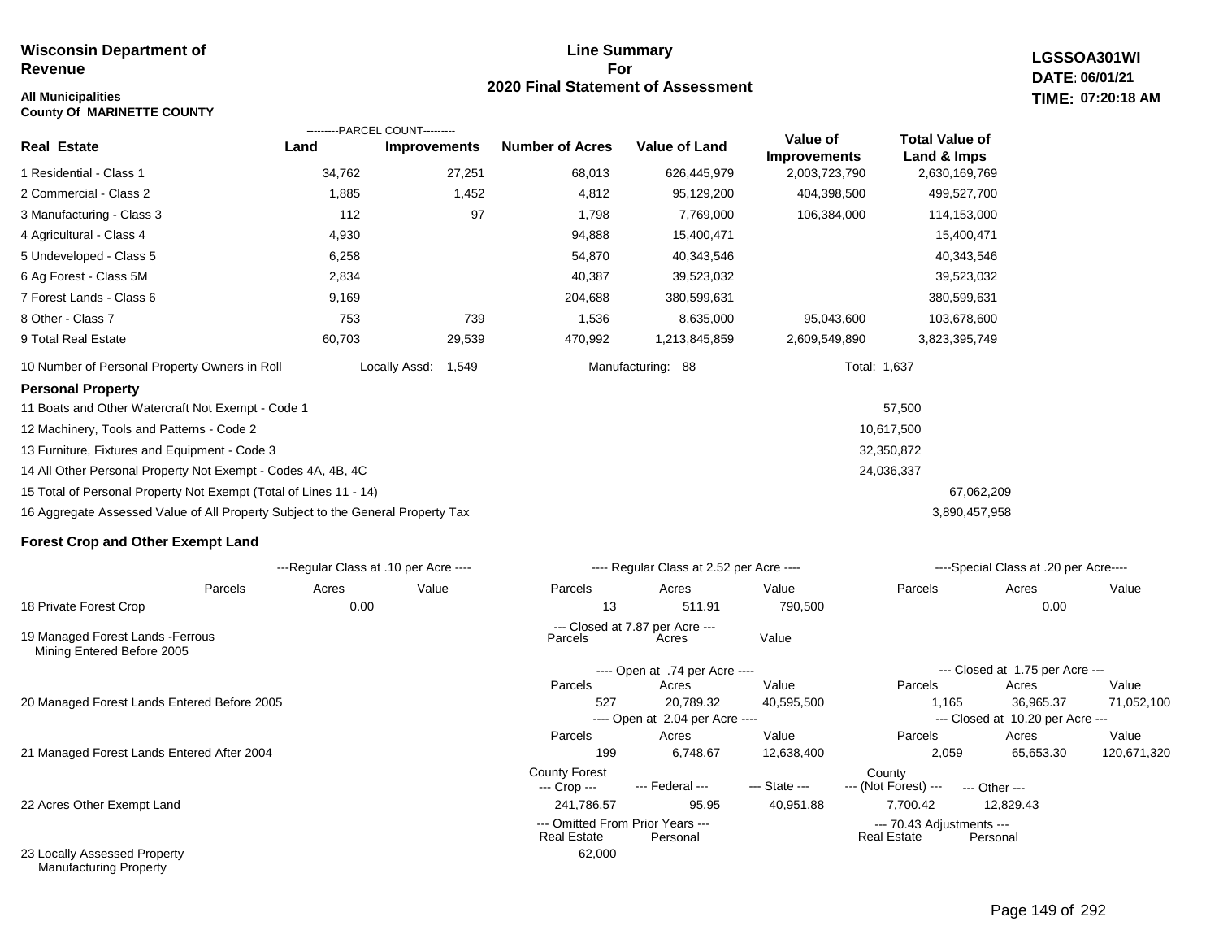**Wisconsin Department of Revenue**

**All Municipalities**
**County Of MARINETTE COUNTY**

## Line Summary For 2020 Final Statement of Assessment

**LGSSOA301WI**
**DATE: 06/01/21**
**TIME: 07:20:18 AM**

| Real Estate | Land (Parcel Count) | Improvements (Parcel Count) | Number of Acres | Value of Land | Value of Improvements | Total Value of Land & Imps |
|---|---|---|---|---|---|---|
| 1 Residential - Class 1 | 34,762 | 27,251 | 68,013 | 626,445,979 | 2,003,723,790 | 2,630,169,769 |
| 2 Commercial - Class 2 | 1,885 | 1,452 | 4,812 | 95,129,200 | 404,398,500 | 499,527,700 |
| 3 Manufacturing - Class 3 | 112 | 97 | 1,798 | 7,769,000 | 106,384,000 | 114,153,000 |
| 4 Agricultural - Class 4 | 4,930 | | 94,888 | 15,400,471 | | 15,400,471 |
| 5 Undeveloped - Class 5 | 6,258 | | 54,870 | 40,343,546 | | 40,343,546 |
| 6 Ag Forest - Class 5M | 2,834 | | 40,387 | 39,523,032 | | 39,523,032 |
| 7 Forest Lands - Class 6 | 9,169 | | 204,688 | 380,599,631 | | 380,599,631 |
| 8 Other - Class 7 | 753 | 739 | 1,536 | 8,635,000 | 95,043,600 | 103,678,600 |
| 9 Total Real Estate | 60,703 | 29,539 | 470,992 | 1,213,845,859 | 2,609,549,890 | 3,823,395,749 |

10 Number of Personal Property Owners in Roll — Locally Assd: 1,549 — Manufacturing: 88 — Total: 1,637

### Personal Property

| | | |
|---|---|---|
| 11 Boats and Other Watercraft Not Exempt - Code 1 | 57,500 | |
| 12 Machinery, Tools and Patterns - Code 2 | 10,617,500 | |
| 13 Furniture, Fixtures and Equipment - Code 3 | 32,350,872 | |
| 14 All Other Personal Property Not Exempt - Codes 4A, 4B, 4C | 24,036,337 | |
| 15 Total of Personal Property Not Exempt (Total of Lines 11 - 14) | | 67,062,209 |
| 16 Aggregate Assessed Value of All Property Subject to the General Property Tax | | 3,890,457,958 |

### Forest Crop and Other Exempt Land

| | Regular Class at .10 per Acre – Parcels | Acres | Value | Regular Class at 2.52 per Acre – Parcels | Acres | Value | Special Class at .20 per Acre – Parcels | Acres | Value |
|---|---|---|---|---|---|---|---|---|---|
| 18 Private Forest Crop | | 0.00 | | 13 | 511.91 | 790,500 | | 0.00 | |

| | Closed at 7.87 per Acre – Parcels | Acres | Value |
|---|---|---|---|
| 19 Managed Forest Lands -Ferrous Mining Entered Before 2005 | | | |

| | Open – Parcels | Acres | Value | Closed – Parcels | Acres | Value |
|---|---|---|---|---|---|---|
| 20 Managed Forest Lands Entered Before 2005 (Open at .74 per Acre / Closed at 1.75 per Acre) | 527 | 20,789.32 | 40,595,500 | 1,165 | 36,965.37 | 71,052,100 |
| 21 Managed Forest Lands Entered After 2004 (Open at 2.04 per Acre / Closed at 10.20 per Acre) | 199 | 6,748.67 | 12,638,400 | 2,059 | 65,653.30 | 120,671,320 |

| | County Forest --- Crop --- | --- Federal --- | --- State --- | County --- (Not Forest) --- | --- Other --- |
|---|---|---|---|---|---|
| 22 Acres Other Exempt Land | 241,786.57 | 95.95 | 40,951.88 | 7,700.42 | 12,829.43 |

| | Omitted From Prior Years – Real Estate | Personal | 70.43 Adjustments – Real Estate | Personal |
|---|---|---|---|---|
| 23 Locally Assessed Property Manufacturing Property | 62,000 | | | |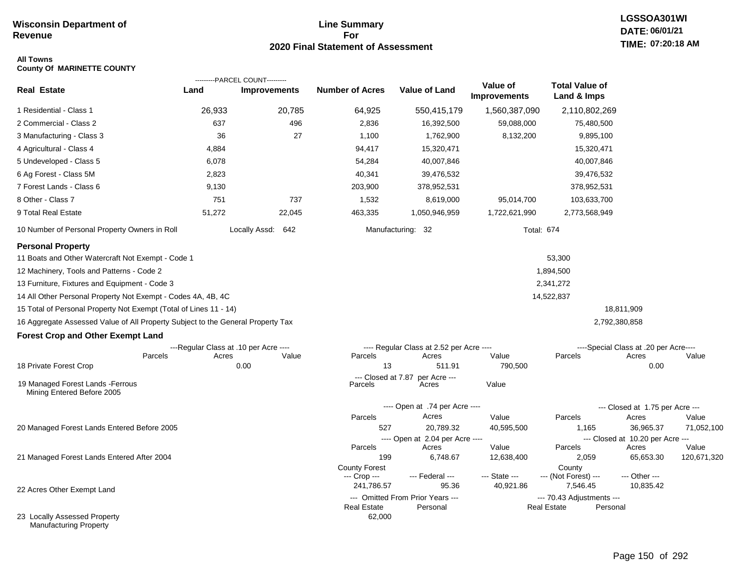**Wisconsin Department of Revenue**

# Line Summary For 2020 Final Statement of Assessment

LGSSOA301WI
DATE: 06/01/21
TIME: 07:20:18 AM

**All Towns**
**County Of MARINETTE COUNTY**

| Real Estate | PARCEL COUNT Land | PARCEL COUNT Improvements | Number of Acres | Value of Land | Value of Improvements | Total Value of Land & Imps |
|---|---|---|---|---|---|---|
| 1 Residential - Class 1 | 26,933 | 20,785 | 64,925 | 550,415,179 | 1,560,387,090 | 2,110,802,269 |
| 2 Commercial - Class 2 | 637 | 496 | 2,836 | 16,392,500 | 59,088,000 | 75,480,500 |
| 3 Manufacturing - Class 3 | 36 | 27 | 1,100 | 1,762,900 | 8,132,200 | 9,895,100 |
| 4 Agricultural - Class 4 | 4,884 | | 94,417 | 15,320,471 | | 15,320,471 |
| 5 Undeveloped - Class 5 | 6,078 | | 54,284 | 40,007,846 | | 40,007,846 |
| 6 Ag Forest - Class 5M | 2,823 | | 40,341 | 39,476,532 | | 39,476,532 |
| 7 Forest Lands - Class 6 | 9,130 | | 203,900 | 378,952,531 | | 378,952,531 |
| 8 Other - Class 7 | 751 | 737 | 1,532 | 8,619,000 | 95,014,700 | 103,633,700 |
| 9 Total Real Estate | 51,272 | 22,045 | 463,335 | 1,050,946,959 | 1,722,621,990 | 2,773,568,949 |

10 Number of Personal Property Owners in Roll — Locally Assd: 642 — Manufacturing: 32 — Total: 674

## Personal Property

| | | |
|---|---|---|
| 11 Boats and Other Watercraft Not Exempt - Code 1 | 53,300 | |
| 12 Machinery, Tools and Patterns - Code 2 | 1,894,500 | |
| 13 Furniture, Fixtures and Equipment - Code 3 | 2,341,272 | |
| 14 All Other Personal Property Not Exempt - Codes 4A, 4B, 4C | 14,522,837 | |
| 15 Total of Personal Property Not Exempt (Total of Lines 11 - 14) | | 18,811,909 |
| 16 Aggregate Assessed Value of All Property Subject to the General Property Tax | | 2,792,380,858 |

## Forest Crop and Other Exempt Land

| | Regular Class at .10 per Acre Parcels | Acres | Value | Regular Class at 2.52 per Acre Parcels | Acres | Value | Special Class at .20 per Acre Parcels | Acres | Value |
|---|---|---|---|---|---|---|---|---|---|
| 18 Private Forest Crop | | 0.00 | | 13 | 511.91 | 790,500 | | 0.00 | |

| | Closed at 7.87 per Acre Parcels | Acres | Value |
|---|---|---|---|
| 19 Managed Forest Lands -Ferrous Mining Entered Before 2005 | | | |

| | Open at .74 per Acre Parcels | Acres | Value | Closed at 1.75 per Acre Parcels | Acres | Value |
|---|---|---|---|---|---|---|
| 20 Managed Forest Lands Entered Before 2005 | 527 | 20,789.32 | 40,595,500 | 1,165 | 36,965.37 | 71,052,100 |

| | Open at 2.04 per Acre Parcels | Acres | Value | Closed at 10.20 per Acre Parcels | Acres | Value |
|---|---|---|---|---|---|---|
| 21 Managed Forest Lands Entered After 2004 | 199 | 6,748.67 | 12,638,400 | 2,059 | 65,653.30 | 120,671,320 |

| | County Forest --- Crop --- | --- Federal --- | --- State --- | County --- (Not Forest) --- | --- Other --- |
|---|---|---|---|---|---|
| 22 Acres Other Exempt Land | 241,786.57 | 95.36 | 40,921.86 | 7,546.45 | 10,835.42 |

| | Omitted From Prior Years Real Estate | Personal | 70.43 Adjustments Real Estate | Personal |
|---|---|---|---|---|
| 23 Locally Assessed Property Manufacturing Property | 62,000 | | | |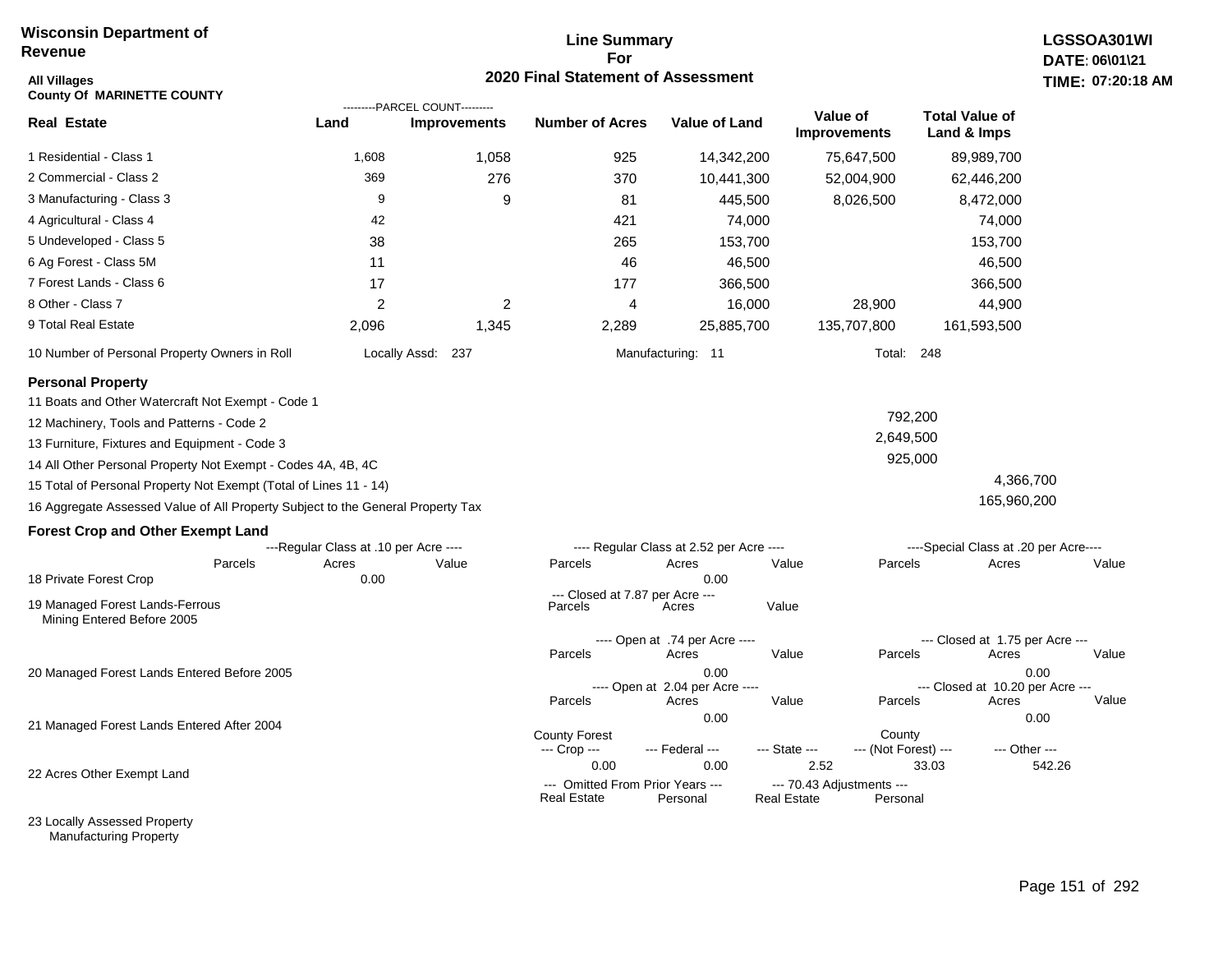**Wisconsin Department of Revenue**

**Line Summary For 2020 Final Statement of Assessment**

**LGSSOA301WI**
**DATE: 06\01\21**
**TIME: 07:20:18 AM**

**All Villages**
**County Of MARINETTE COUNTY**

| Real Estate | Land (Parcel Count) | Improvements (Parcel Count) | Number of Acres | Value of Land | Value of Improvements | Total Value of Land & Imps |
|---|---|---|---|---|---|---|
| 1 Residential - Class 1 | 1,608 | 1,058 | 925 | 14,342,200 | 75,647,500 | 89,989,700 |
| 2 Commercial - Class 2 | 369 | 276 | 370 | 10,441,300 | 52,004,900 | 62,446,200 |
| 3 Manufacturing - Class 3 | 9 | 9 | 81 | 445,500 | 8,026,500 | 8,472,000 |
| 4 Agricultural - Class 4 | 42 | | 421 | 74,000 | | 74,000 |
| 5 Undeveloped - Class 5 | 38 | | 265 | 153,700 | | 153,700 |
| 6 Ag Forest - Class 5M | 11 | | 46 | 46,500 | | 46,500 |
| 7 Forest Lands - Class 6 | 17 | | 177 | 366,500 | | 366,500 |
| 8 Other - Class 7 | 2 | 2 | 4 | 16,000 | 28,900 | 44,900 |
| 9 Total Real Estate | 2,096 | 1,345 | 2,289 | 25,885,700 | 135,707,800 | 161,593,500 |

10 Number of Personal Property Owners in Roll — Locally Assd: 237 — Manufacturing: 11 — Total: 248

## Personal Property

| | | |
|---|---|---|
| 11 Boats and Other Watercraft Not Exempt - Code 1 | | |
| 12 Machinery, Tools and Patterns - Code 2 | 792,200 | |
| 13 Furniture, Fixtures and Equipment - Code 3 | 2,649,500 | |
| 14 All Other Personal Property Not Exempt - Codes 4A, 4B, 4C | 925,000 | |
| 15 Total of Personal Property Not Exempt (Total of Lines 11 - 14) | | 4,366,700 |
| 16 Aggregate Assessed Value of All Property Subject to the General Property Tax | | 165,960,200 |

## Forest Crop and Other Exempt Land

| | Regular Class at .10 per Acre - Parcels | Acres | Value | Regular Class at 2.52 per Acre - Parcels | Acres | Value | Special Class at .20 per Acre - Parcels | Acres | Value |
|---|---|---|---|---|---|---|---|---|---|
| 18 Private Forest Crop | | 0.00 | | | 0.00 | | | | |

| | Closed at 7.87 per Acre - Parcels | Acres | Value |
|---|---|---|---|
| 19 Managed Forest Lands-Ferrous Mining Entered Before 2005 | | | |

| | Open at .74 per Acre - Parcels | Acres | Value | Closed at 1.75 per Acre - Parcels | Acres | Value |
|---|---|---|---|---|---|---|
| 20 Managed Forest Lands Entered Before 2005 | | 0.00 | | | 0.00 | |

| | Open at 2.04 per Acre - Parcels | Acres | Value | Closed at 10.20 per Acre - Parcels | Acres | Value |
|---|---|---|---|---|---|---|
| 21 Managed Forest Lands Entered After 2004 | | 0.00 | | | 0.00 | |

| | County Forest --- Crop --- | --- Federal --- | --- State --- | County --- (Not Forest) --- | --- Other --- |
|---|---|---|---|---|---|
| 22 Acres Other Exempt Land | 0.00 | 0.00 | 2.52 | 33.03 | 542.26 |

| | Omitted From Prior Years - Real Estate | Personal | 70.43 Adjustments - Real Estate | Personal |
|---|---|---|---|---|
| 23 Locally Assessed Property | | | | |
| Manufacturing Property | | | | |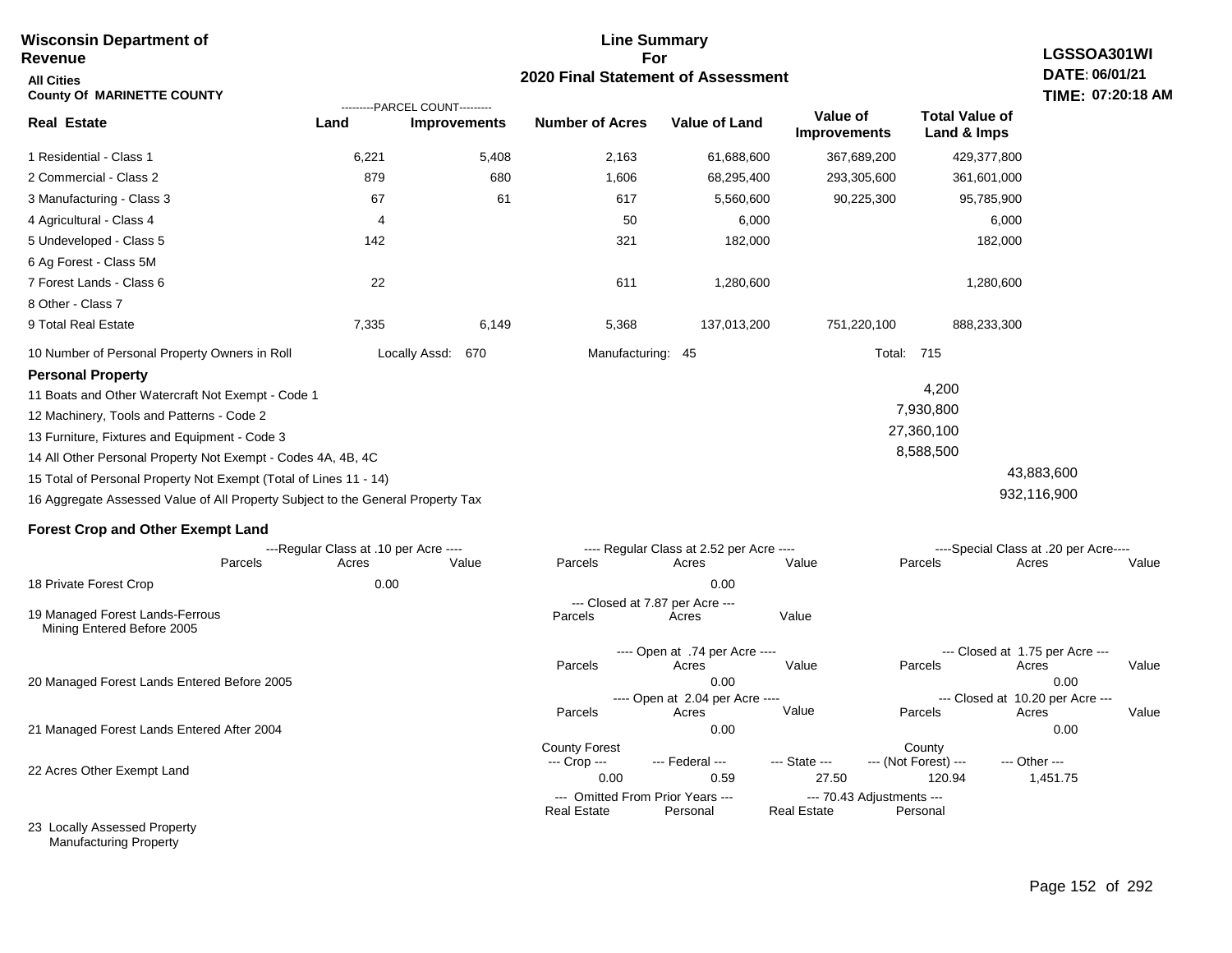**Wisconsin Department of Revenue**

**Line Summary For 2020 Final Statement of Assessment**

**LGSSOA301WI**
**DATE: 06/01/21**
**TIME: 07:20:18 AM**

**All Cities**
**County Of MARINETTE COUNTY**

| Real Estate | PARCEL COUNT Land | PARCEL COUNT Improvements | Number of Acres | Value of Land | Value of Improvements | Total Value of Land & Imps |
|---|---|---|---|---|---|---|
| 1 Residential - Class 1 | 6,221 | 5,408 | 2,163 | 61,688,600 | 367,689,200 | 429,377,800 |
| 2 Commercial - Class 2 | 879 | 680 | 1,606 | 68,295,400 | 293,305,600 | 361,601,000 |
| 3 Manufacturing - Class 3 | 67 | 61 | 617 | 5,560,600 | 90,225,300 | 95,785,900 |
| 4 Agricultural - Class 4 | 4 | | 50 | 6,000 | | 6,000 |
| 5 Undeveloped - Class 5 | 142 | | 321 | 182,000 | | 182,000 |
| 6 Ag Forest - Class 5M | | | | | | |
| 7 Forest Lands - Class 6 | 22 | | 611 | 1,280,600 | | 1,280,600 |
| 8 Other - Class 7 | | | | | | |
| 9 Total Real Estate | 7,335 | 6,149 | 5,368 | 137,013,200 | 751,220,100 | 888,233,300 |

10 Number of Personal Property Owners in Roll — Locally Assd: 670 — Manufacturing: 45 — Total: 715

**Personal Property**

| | | |
|---|---|---|
| 11 Boats and Other Watercraft Not Exempt - Code 1 | 4,200 | |
| 12 Machinery, Tools and Patterns - Code 2 | 7,930,800 | |
| 13 Furniture, Fixtures and Equipment - Code 3 | 27,360,100 | |
| 14 All Other Personal Property Not Exempt - Codes 4A, 4B, 4C | 8,588,500 | |
| 15 Total of Personal Property Not Exempt (Total of Lines 11 - 14) | | 43,883,600 |
| 16 Aggregate Assessed Value of All Property Subject to the General Property Tax | | 932,116,900 |

**Forest Crop and Other Exempt Land**

| | Regular Class at .10 per Acre Parcels | Acres | Value | Regular Class at 2.52 per Acre Parcels | Acres | Value | Special Class at .20 per Acre Parcels | Acres | Value |
|---|---|---|---|---|---|---|---|---|---|
| 18 Private Forest Crop | | 0.00 | | | 0.00 | | | | |

| | Closed at 7.87 per Acre Parcels | Acres | Value |
|---|---|---|---|
| 19 Managed Forest Lands-Ferrous Mining Entered Before 2005 | | | |

| | Open at .74 per Acre Parcels | Acres | Value | Closed at 1.75 per Acre Parcels | Acres | Value |
|---|---|---|---|---|---|---|
| 20 Managed Forest Lands Entered Before 2005 | | 0.00 | | | 0.00 | |

| | Open at 2.04 per Acre Parcels | Acres | Value | Closed at 10.20 per Acre Parcels | Acres | Value |
|---|---|---|---|---|---|---|
| 21 Managed Forest Lands Entered After 2004 | | 0.00 | | | 0.00 | |

| | County Forest Crop | Federal | State | County (Not Forest) | Other |
|---|---|---|---|---|---|
| 22 Acres Other Exempt Land | 0.00 | 0.59 | 27.50 | 120.94 | 1,451.75 |

| | Omitted From Prior Years Real Estate | Omitted From Prior Years Personal | 70.43 Adjustments Real Estate | 70.43 Adjustments Personal |
|---|---|---|---|---|
| 23 Locally Assessed Property | | | | |
| Manufacturing Property | | | | |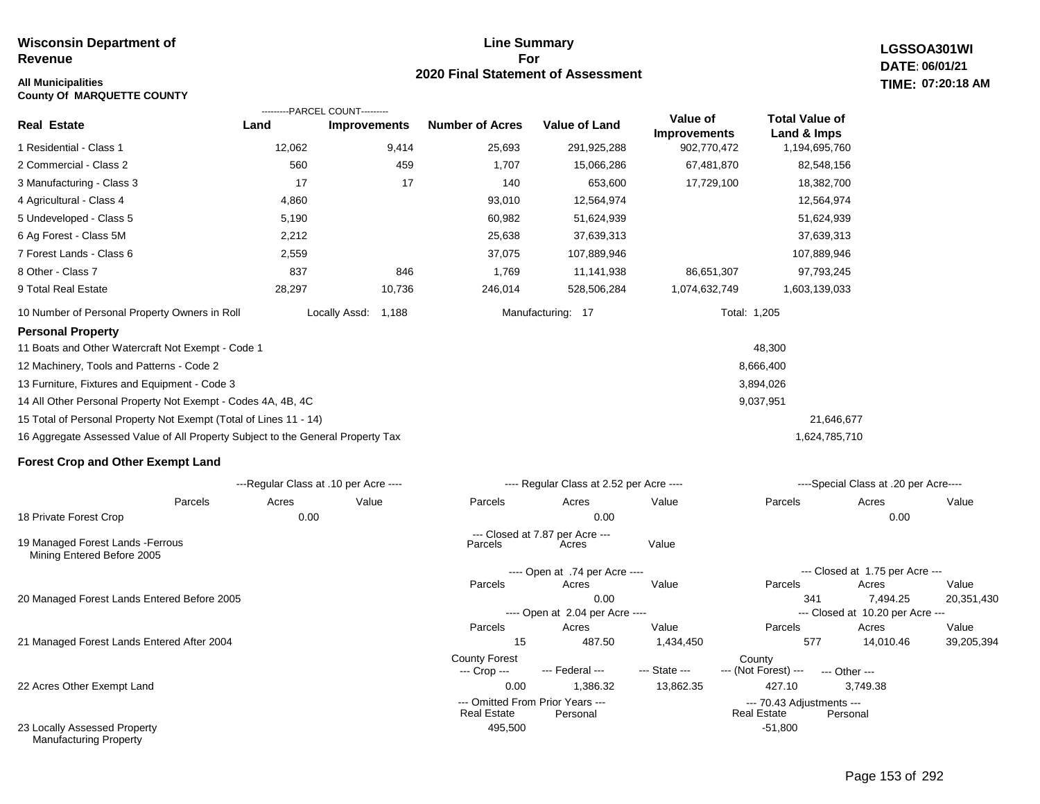**Wisconsin Department of Revenue**

**All Municipalities**
**County Of MARQUETTE COUNTY**

# Line Summary For 2020 Final Statement of Assessment

**LGSSOA301WI**
**DATE: 06/01/21**
**TIME: 07:20:18 AM**

| Real Estate | PARCEL COUNT Land | PARCEL COUNT Improvements | Number of Acres | Value of Land | Value of Improvements | Total Value of Land & Imps |
|---|---|---|---|---|---|---|
| 1 Residential - Class 1 | 12,062 | 9,414 | 25,693 | 291,925,288 | 902,770,472 | 1,194,695,760 |
| 2 Commercial - Class 2 | 560 | 459 | 1,707 | 15,066,286 | 67,481,870 | 82,548,156 |
| 3 Manufacturing - Class 3 | 17 | 17 | 140 | 653,600 | 17,729,100 | 18,382,700 |
| 4 Agricultural - Class 4 | 4,860 | | 93,010 | 12,564,974 | | 12,564,974 |
| 5 Undeveloped - Class 5 | 5,190 | | 60,982 | 51,624,939 | | 51,624,939 |
| 6 Ag Forest - Class 5M | 2,212 | | 25,638 | 37,639,313 | | 37,639,313 |
| 7 Forest Lands - Class 6 | 2,559 | | 37,075 | 107,889,946 | | 107,889,946 |
| 8 Other - Class 7 | 837 | 846 | 1,769 | 11,141,938 | 86,651,307 | 97,793,245 |
| 9 Total Real Estate | 28,297 | 10,736 | 246,014 | 528,506,284 | 1,074,632,749 | 1,603,139,033 |

10 Number of Personal Property Owners in Roll — Locally Assd: 1,188 — Manufacturing: 17 — Total: 1,205

## Personal Property

| | | |
|---|---|---|
| 11 Boats and Other Watercraft Not Exempt - Code 1 | 48,300 | |
| 12 Machinery, Tools and Patterns - Code 2 | 8,666,400 | |
| 13 Furniture, Fixtures and Equipment - Code 3 | 3,894,026 | |
| 14 All Other Personal Property Not Exempt - Codes 4A, 4B, 4C | 9,037,951 | |
| 15 Total of Personal Property Not Exempt (Total of Lines 11 - 14) | | 21,646,677 |
| 16 Aggregate Assessed Value of All Property Subject to the General Property Tax | | 1,624,785,710 |

## Forest Crop and Other Exempt Land

| | Regular Class at .10 per Acre Parcels | Acres | Value | Regular Class at 2.52 per Acre Parcels | Acres | Value | Special Class at .20 per Acre Parcels | Acres | Value |
|---|---|---|---|---|---|---|---|---|---|
| 18 Private Forest Crop | | 0.00 | | | 0.00 | | | 0.00 | |

| | Closed at 7.87 per Acre Parcels | Acres | Value |
|---|---|---|---|
| 19 Managed Forest Lands -Ferrous Mining Entered Before 2005 | | | |

| | Open at .74 per Acre Parcels | Acres | Value | Closed at 1.75 per Acre Parcels | Acres | Value |
|---|---|---|---|---|---|---|
| 20 Managed Forest Lands Entered Before 2005 | | 0.00 | | 341 | 7,494.25 | 20,351,430 |

| | Open at 2.04 per Acre Parcels | Acres | Value | Closed at 10.20 per Acre Parcels | Acres | Value |
|---|---|---|---|---|---|---|
| 21 Managed Forest Lands Entered After 2004 | 15 | 487.50 | 1,434,450 | 577 | 14,010.46 | 39,205,394 |

| | County Forest Crop | Federal | State | County (Not Forest) | Other |
|---|---|---|---|---|---|
| 22 Acres Other Exempt Land | 0.00 | 1,386.32 | 13,862.35 | 427.10 | 3,749.38 |

| | Omitted From Prior Years Real Estate | Personal | 70.43 Adjustments Real Estate | Personal |
|---|---|---|---|---|
| 23 Locally Assessed Property Manufacturing Property | 495,500 | | -51,800 | |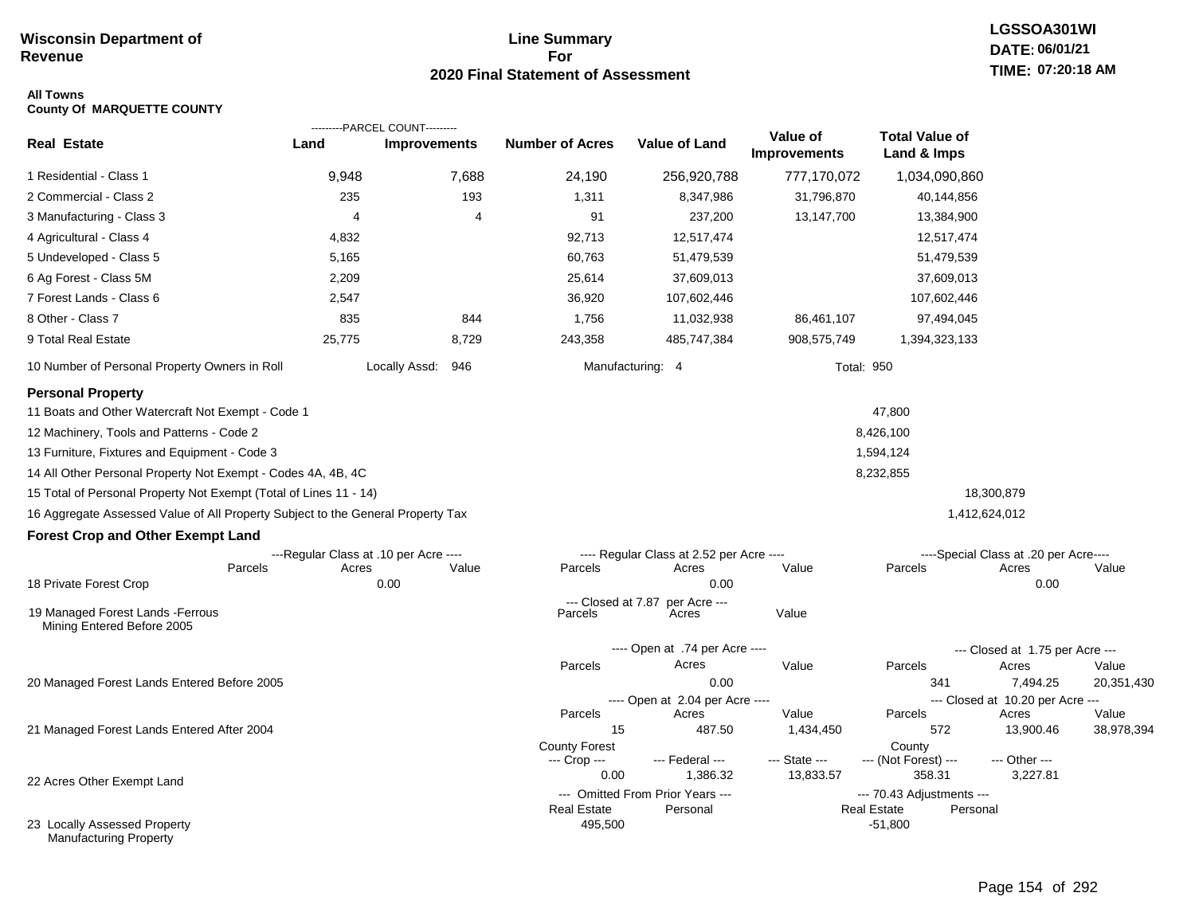**Wisconsin Department of Revenue**

# Line Summary For 2020 Final Statement of Assessment

LGSSOA301WI
DATE: 06/01/21
TIME: 07:20:18 AM

**All Towns**
**County Of MARQUETTE COUNTY**

| Real Estate | PARCEL COUNT Land | PARCEL COUNT Improvements | Number of Acres | Value of Land | Value of Improvements | Total Value of Land & Imps |
|---|---|---|---|---|---|---|
| 1 Residential - Class 1 | 9,948 | 7,688 | 24,190 | 256,920,788 | 777,170,072 | 1,034,090,860 |
| 2 Commercial - Class 2 | 235 | 193 | 1,311 | 8,347,986 | 31,796,870 | 40,144,856 |
| 3 Manufacturing - Class 3 | 4 | 4 | 91 | 237,200 | 13,147,700 | 13,384,900 |
| 4 Agricultural - Class 4 | 4,832 | | 92,713 | 12,517,474 | | 12,517,474 |
| 5 Undeveloped - Class 5 | 5,165 | | 60,763 | 51,479,539 | | 51,479,539 |
| 6 Ag Forest - Class 5M | 2,209 | | 25,614 | 37,609,013 | | 37,609,013 |
| 7 Forest Lands - Class 6 | 2,547 | | 36,920 | 107,602,446 | | 107,602,446 |
| 8 Other - Class 7 | 835 | 844 | 1,756 | 11,032,938 | 86,461,107 | 97,494,045 |
| 9 Total Real Estate | 25,775 | 8,729 | 243,358 | 485,747,384 | 908,575,749 | 1,394,323,133 |

10 Number of Personal Property Owners in Roll — Locally Assd: 946 — Manufacturing: 4 — Total: 950

## Personal Property

| | | |
|---|---|---|
| 11 Boats and Other Watercraft Not Exempt - Code 1 | 47,800 | |
| 12 Machinery, Tools and Patterns - Code 2 | 8,426,100 | |
| 13 Furniture, Fixtures and Equipment - Code 3 | 1,594,124 | |
| 14 All Other Personal Property Not Exempt - Codes 4A, 4B, 4C | 8,232,855 | |
| 15 Total of Personal Property Not Exempt (Total of Lines 11 - 14) | | 18,300,879 |
| 16 Aggregate Assessed Value of All Property Subject to the General Property Tax | | 1,412,624,012 |

## Forest Crop and Other Exempt Land

| | Regular Class at .10 per Acre Parcels | Acres | Value | Regular Class at 2.52 per Acre Parcels | Acres | Value | Special Class at .20 per Acre Parcels | Acres | Value |
|---|---|---|---|---|---|---|---|---|---|
| 18 Private Forest Crop | | 0.00 | | | 0.00 | | | 0.00 | |

| | Closed at 7.87 per Acre Parcels | Acres | Value |
|---|---|---|---|
| 19 Managed Forest Lands -Ferrous Mining Entered Before 2005 | | | |

| | Open at .74 per Acre Parcels | Acres | Value | Closed at 1.75 per Acre Parcels | Acres | Value |
|---|---|---|---|---|---|---|
| 20 Managed Forest Lands Entered Before 2005 | | 0.00 | | 341 | 7,494.25 | 20,351,430 |

| | Open at 2.04 per Acre Parcels | Acres | Value | Closed at 10.20 per Acre Parcels | Acres | Value |
|---|---|---|---|---|---|---|
| 21 Managed Forest Lands Entered After 2004 | 15 | 487.50 | 1,434,450 | 572 | 13,900.46 | 38,978,394 |

| | County Forest Crop | Federal | State | County (Not Forest) | Other |
|---|---|---|---|---|---|
| 22 Acres Other Exempt Land | 0.00 | 1,386.32 | 13,833.57 | 358.31 | 3,227.81 |

| | Omitted From Prior Years Real Estate | Personal | 70.43 Adjustments Real Estate | Personal |
|---|---|---|---|---|
| 23 Locally Assessed Property Manufacturing Property | 495,500 | | -51,800 | |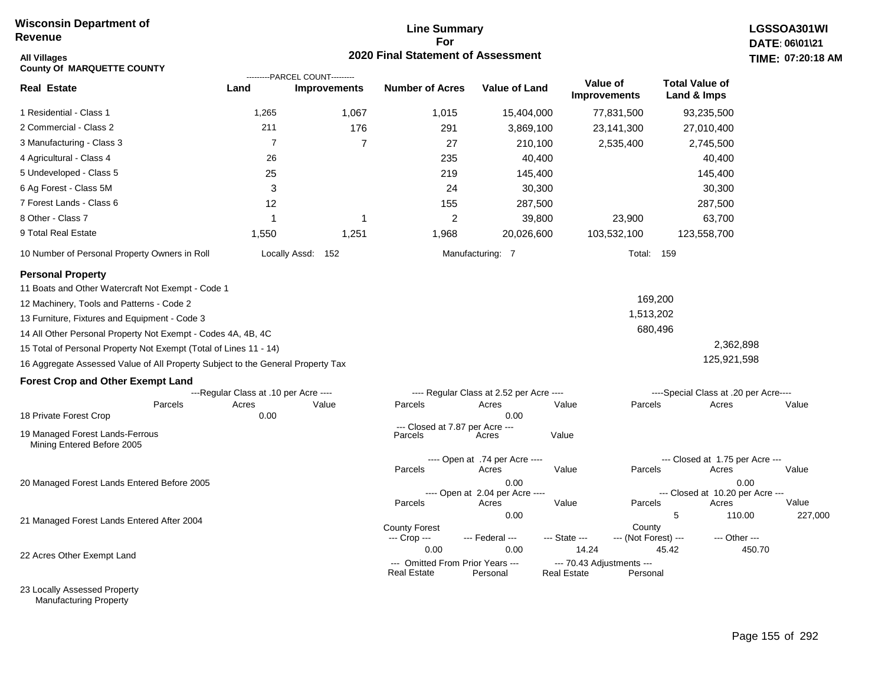Wisconsin Department of Revenue

**Line Summary For 2020 Final Statement of Assessment**

LGSSOA301WI
DATE: 06\01\21
TIME: 07:20:18 AM

All Villages
County Of MARQUETTE COUNTY

| Real Estate | PARCEL COUNT Land | PARCEL COUNT Improvements | Number of Acres | Value of Land | Value of Improvements | Total Value of Land & Imps |
|---|---|---|---|---|---|---|
| 1 Residential - Class 1 | 1,265 | 1,067 | 1,015 | 15,404,000 | 77,831,500 | 93,235,500 |
| 2 Commercial - Class 2 | 211 | 176 | 291 | 3,869,100 | 23,141,300 | 27,010,400 |
| 3 Manufacturing - Class 3 | 7 | 7 | 27 | 210,100 | 2,535,400 | 2,745,500 |
| 4 Agricultural - Class 4 | 26 | | 235 | 40,400 | | 40,400 |
| 5 Undeveloped - Class 5 | 25 | | 219 | 145,400 | | 145,400 |
| 6 Ag Forest - Class 5M | 3 | | 24 | 30,300 | | 30,300 |
| 7 Forest Lands - Class 6 | 12 | | 155 | 287,500 | | 287,500 |
| 8 Other - Class 7 | 1 | 1 | 2 | 39,800 | 23,900 | 63,700 |
| 9 Total Real Estate | 1,550 | 1,251 | 1,968 | 20,026,600 | 103,532,100 | 123,558,700 |

10 Number of Personal Property Owners in Roll — Locally Assd: 152 — Manufacturing: 7 — Total: 159

**Personal Property**

| | | |
|---|---|---|
| 11 Boats and Other Watercraft Not Exempt - Code 1 | | |
| 12 Machinery, Tools and Patterns - Code 2 | 169,200 | |
| 13 Furniture, Fixtures and Equipment - Code 3 | 1,513,202 | |
| 14 All Other Personal Property Not Exempt - Codes 4A, 4B, 4C | 680,496 | |
| 15 Total of Personal Property Not Exempt (Total of Lines 11 - 14) | | 2,362,898 |
| 16 Aggregate Assessed Value of All Property Subject to the General Property Tax | | 125,921,598 |

**Forest Crop and Other Exempt Land**

| | Regular Class at .10 per Acre Parcels | Acres | Value | Regular Class at 2.52 per Acre Parcels | Acres | Value | Special Class at .20 per Acre Parcels | Acres | Value |
|---|---|---|---|---|---|---|---|---|---|
| 18 Private Forest Crop | | 0.00 | | | 0.00 | | | | |

| | Closed at 7.87 per Acre Parcels | Acres | Value |
|---|---|---|---|
| 19 Managed Forest Lands-Ferrous Mining Entered Before 2005 | | | |

| | Open at .74 per Acre Parcels | Acres | Value | Closed at 1.75 per Acre Parcels | Acres | Value |
|---|---|---|---|---|---|---|
| 20 Managed Forest Lands Entered Before 2005 | | 0.00 | | | 0.00 | |

| | Open at 2.04 per Acre Parcels | Acres | Value | Closed at 10.20 per Acre Parcels | Acres | Value |
|---|---|---|---|---|---|---|
| 21 Managed Forest Lands Entered After 2004 | | 0.00 | | 5 | 110.00 | 227,000 |

| | County Forest Crop | Federal | State | County (Not Forest) | Other |
|---|---|---|---|---|---|
| 22 Acres Other Exempt Land | 0.00 | 0.00 | 14.24 | 45.42 | 450.70 |

| | Omitted From Prior Years Real Estate | Omitted From Prior Years Personal | 70.43 Adjustments Real Estate | 70.43 Adjustments Personal |
|---|---|---|---|---|
| 23 Locally Assessed Property Manufacturing Property | | | | |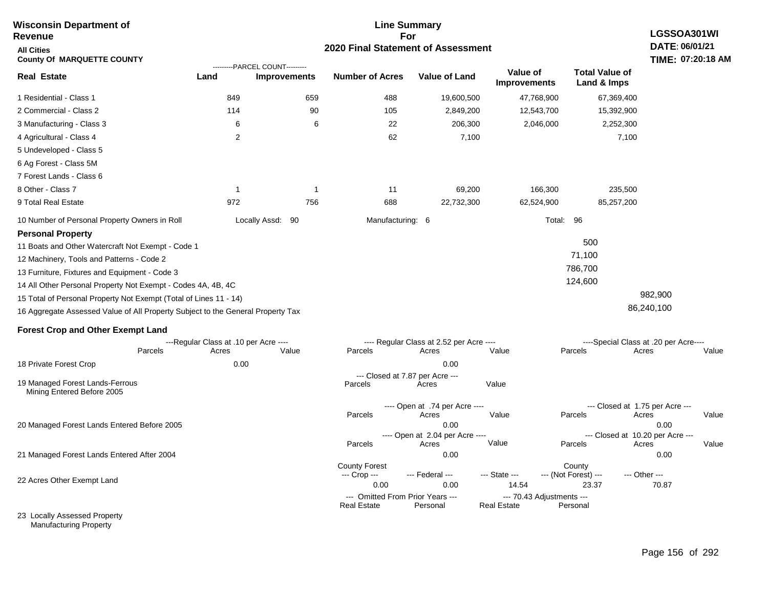**Wisconsin Department of Revenue**

**All Cities**

**County Of MARQUETTE COUNTY**

**Line Summary For 2020 Final Statement of Assessment**

**LGSSOA301WI**
**DATE: 06/01/21**
**TIME: 07:20:18 AM**

| Real Estate | PARCEL COUNT Land | PARCEL COUNT Improvements | Number of Acres | Value of Land | Value of Improvements | Total Value of Land & Imps |
|---|---|---|---|---|---|---|
| 1 Residential - Class 1 | 849 | 659 | 488 | 19,600,500 | 47,768,900 | 67,369,400 |
| 2 Commercial - Class 2 | 114 | 90 | 105 | 2,849,200 | 12,543,700 | 15,392,900 |
| 3 Manufacturing - Class 3 | 6 | 6 | 22 | 206,300 | 2,046,000 | 2,252,300 |
| 4 Agricultural - Class 4 | 2 | | 62 | 7,100 | | 7,100 |
| 5 Undeveloped - Class 5 | | | | | | |
| 6 Ag Forest - Class 5M | | | | | | |
| 7 Forest Lands - Class 6 | | | | | | |
| 8 Other - Class 7 | 1 | 1 | 11 | 69,200 | 166,300 | 235,500 |
| 9 Total Real Estate | 972 | 756 | 688 | 22,732,300 | 62,524,900 | 85,257,200 |

10 Number of Personal Property Owners in Roll — Locally Assd: 90 — Manufacturing: 6 — Total: 96

**Personal Property**

| | | |
|---|---|---|
| 11 Boats and Other Watercraft Not Exempt - Code 1 | 500 | |
| 12 Machinery, Tools and Patterns - Code 2 | 71,100 | |
| 13 Furniture, Fixtures and Equipment - Code 3 | 786,700 | |
| 14 All Other Personal Property Not Exempt - Codes 4A, 4B, 4C | 124,600 | |
| 15 Total of Personal Property Not Exempt (Total of Lines 11 - 14) | | 982,900 |
| 16 Aggregate Assessed Value of All Property Subject to the General Property Tax | | 86,240,100 |

**Forest Crop and Other Exempt Land**

| | Regular Class at .10 per Acre Parcels | Acres | Value | Regular Class at 2.52 per Acre Parcels | Acres | Value | Special Class at .20 per Acre Parcels | Acres | Value |
|---|---|---|---|---|---|---|---|---|---|
| 18 Private Forest Crop | | 0.00 | | | 0.00 | | | | |

| | Closed at 7.87 per Acre Parcels | Acres | Value |
|---|---|---|---|
| 19 Managed Forest Lands-Ferrous Mining Entered Before 2005 | | | |

| | Open at .74 per Acre Parcels | Acres | Value | Closed at 1.75 per Acre Parcels | Acres | Value |
|---|---|---|---|---|---|---|
| 20 Managed Forest Lands Entered Before 2005 | | 0.00 | | | 0.00 | |

| | Open at 2.04 per Acre Parcels | Acres | Value | Closed at 10.20 per Acre Parcels | Acres | Value |
|---|---|---|---|---|---|---|
| 21 Managed Forest Lands Entered After 2004 | | 0.00 | | | 0.00 | |

| | County Forest Crop | Federal | State | County (Not Forest) | Other |
|---|---|---|---|---|---|
| 22 Acres Other Exempt Land | 0.00 | 0.00 | 14.54 | 23.37 | 70.87 |

| | Omitted From Prior Years Real Estate | Omitted From Prior Years Personal | 70.43 Adjustments Real Estate | 70.43 Adjustments Personal |
|---|---|---|---|---|
| 23 Locally Assessed Property | | | | |
| Manufacturing Property | | | | |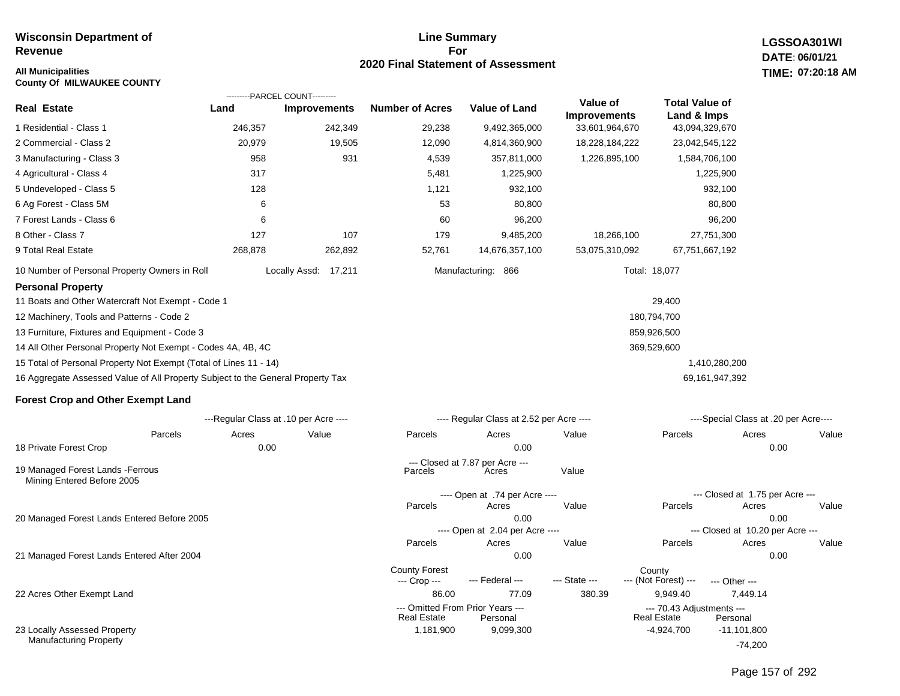**Wisconsin Department of Revenue**

**All Municipalities**
**County Of MILWAUKEE COUNTY**

# Line Summary For 2020 Final Statement of Assessment

**LGSSOA301WI**
**DATE: 06/01/21**
**TIME: 07:20:18 AM**

| Real Estate | Land (Parcel Count) | Improvements (Parcel Count) | Number of Acres | Value of Land | Value of Improvements | Total Value of Land & Imps |
|---|---|---|---|---|---|---|
| 1 Residential - Class 1 | 246,357 | 242,349 | 29,238 | 9,492,365,000 | 33,601,964,670 | 43,094,329,670 |
| 2 Commercial - Class 2 | 20,979 | 19,505 | 12,090 | 4,814,360,900 | 18,228,184,222 | 23,042,545,122 |
| 3 Manufacturing - Class 3 | 958 | 931 | 4,539 | 357,811,000 | 1,226,895,100 | 1,584,706,100 |
| 4 Agricultural - Class 4 | 317 | | 5,481 | 1,225,900 | | 1,225,900 |
| 5 Undeveloped - Class 5 | 128 | | 1,121 | 932,100 | | 932,100 |
| 6 Ag Forest - Class 5M | 6 | | 53 | 80,800 | | 80,800 |
| 7 Forest Lands - Class 6 | 6 | | 60 | 96,200 | | 96,200 |
| 8 Other - Class 7 | 127 | 107 | 179 | 9,485,200 | 18,266,100 | 27,751,300 |
| 9 Total Real Estate | 268,878 | 262,892 | 52,761 | 14,676,357,100 | 53,075,310,092 | 67,751,667,192 |

10 Number of Personal Property Owners in Roll — Locally Assd: 17,211 — Manufacturing: 866 — Total: 18,077

## Personal Property

| | | |
|---|---|---|
| 11 Boats and Other Watercraft Not Exempt - Code 1 | 29,400 | |
| 12 Machinery, Tools and Patterns - Code 2 | 180,794,700 | |
| 13 Furniture, Fixtures and Equipment - Code 3 | 859,926,500 | |
| 14 All Other Personal Property Not Exempt - Codes 4A, 4B, 4C | 369,529,600 | |
| 15 Total of Personal Property Not Exempt (Total of Lines 11 - 14) | | 1,410,280,200 |
| 16 Aggregate Assessed Value of All Property Subject to the General Property Tax | | 69,161,947,392 |

## Forest Crop and Other Exempt Land

| | Regular Class at .10 per Acre: Parcels | Acres | Value | Regular Class at 2.52 per Acre: Parcels | Acres | Value | Special Class at .20 per Acre: Parcels | Acres | Value |
|---|---|---|---|---|---|---|---|---|---|
| 18 Private Forest Crop | | 0.00 | | | 0.00 | | | 0.00 | |

| | Closed at 7.87 per Acre: Parcels | Acres | Value |
|---|---|---|---|
| 19 Managed Forest Lands -Ferrous Mining Entered Before 2005 | | | |

| | Open at .74 per Acre: Parcels | Acres | Value | Closed at 1.75 per Acre: Parcels | Acres | Value |
|---|---|---|---|---|---|---|
| 20 Managed Forest Lands Entered Before 2005 | | 0.00 | | | 0.00 | |

| | Open at 2.04 per Acre: Parcels | Acres | Value | Closed at 10.20 per Acre: Parcels | Acres | Value |
|---|---|---|---|---|---|---|
| 21 Managed Forest Lands Entered After 2004 | | 0.00 | | | 0.00 | |

| | County Forest --- Crop --- | --- Federal --- | --- State --- | County --- (Not Forest) --- | --- Other --- |
|---|---|---|---|---|---|
| 22 Acres Other Exempt Land | 86.00 | 77.09 | 380.39 | 9,949.40 | 7,449.14 |

| | Omitted From Prior Years: Real Estate | Personal | 70.43 Adjustments: Real Estate | Personal |
|---|---|---|---|---|
| 23 Locally Assessed Property | 1,181,900 | 9,099,300 | -4,924,700 | -11,101,800 |
| Manufacturing Property | | | | -74,200 |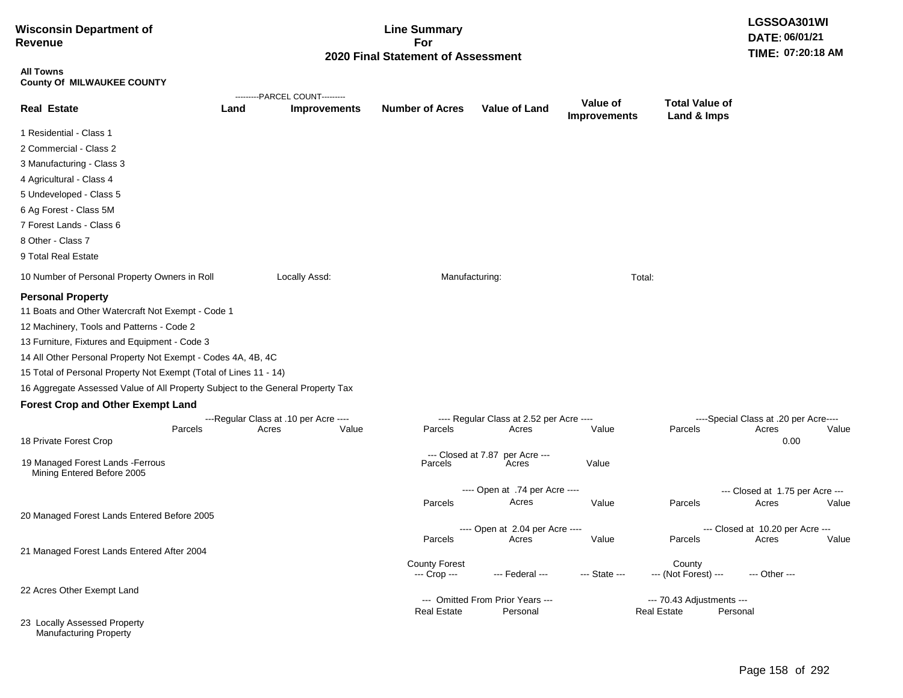**Wisconsin Department of Revenue**

**Line Summary For 2020 Final Statement of Assessment**

LGSSOA301WI
DATE: 06/01/21
TIME: 07:20:18 AM

**All Towns**
**County Of MILWAUKEE COUNTY**

| Real Estate | PARCEL COUNT Land | PARCEL COUNT Improvements | Number of Acres | Value of Land | Value of Improvements | Total Value of Land & Imps |
|---|---|---|---|---|---|---|
| 1 Residential - Class 1 | | | | | | |
| 2 Commercial - Class 2 | | | | | | |
| 3 Manufacturing - Class 3 | | | | | | |
| 4 Agricultural - Class 4 | | | | | | |
| 5 Undeveloped - Class 5 | | | | | | |
| 6 Ag Forest - Class 5M | | | | | | |
| 7 Forest Lands - Class 6 | | | | | | |
| 8 Other - Class 7 | | | | | | |
| 9 Total Real Estate | | | | | | |

10 Number of Personal Property Owners in Roll — Locally Assd: — Manufacturing: — Total:

## Personal Property

11 Boats and Other Watercraft Not Exempt - Code 1

12 Machinery, Tools and Patterns - Code 2

13 Furniture, Fixtures and Equipment - Code 3

14 All Other Personal Property Not Exempt - Codes 4A, 4B, 4C

15 Total of Personal Property Not Exempt (Total of Lines 11 - 14)

16 Aggregate Assessed Value of All Property Subject to the General Property Tax

## Forest Crop and Other Exempt Land

| | Regular Class at .10 per Acre Parcels | Acres | Value | Regular Class at 2.52 per Acre Parcels | Acres | Value | Special Class at .20 per Acre Parcels | Acres | Value |
|---|---|---|---|---|---|---|---|---|---|
| 18 Private Forest Crop | | | | | | | | 0.00 | |

| | Closed at 7.87 per Acre Parcels | Acres | Value |
|---|---|---|---|
| 19 Managed Forest Lands -Ferrous Mining Entered Before 2005 | | | |

| | Open at .74 per Acre Parcels | Acres | Value | Closed at 1.75 per Acre Parcels | Acres | Value |
|---|---|---|---|---|---|---|
| 20 Managed Forest Lands Entered Before 2005 | | | | | | |

| | Open at 2.04 per Acre Parcels | Acres | Value | Closed at 10.20 per Acre Parcels | Acres | Value |
|---|---|---|---|---|---|---|
| 21 Managed Forest Lands Entered After 2004 | | | | | | |

| | County Forest Crop | Federal | State | County (Not Forest) | Other |
|---|---|---|---|---|---|
| 22 Acres Other Exempt Land | | | | | |

| | Omitted From Prior Years Real Estate | Omitted From Prior Years Personal | 70.43 Adjustments Real Estate | 70.43 Adjustments Personal |
|---|---|---|---|---|
| 23 Locally Assessed Property Manufacturing Property | | | | |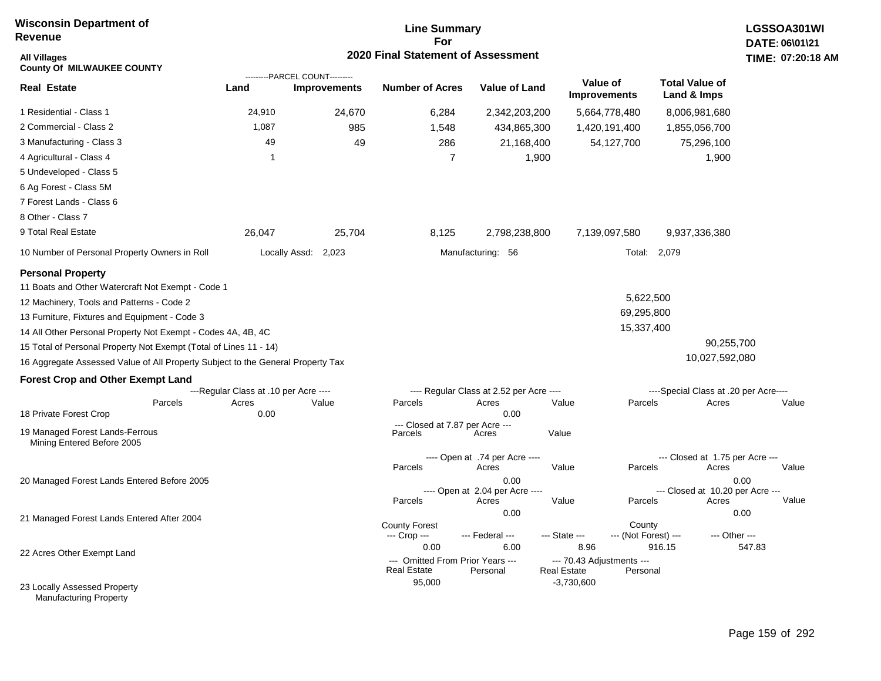**Wisconsin Department of Revenue**

**All Villages**
**County Of MILWAUKEE COUNTY**

# Line Summary For 2020 Final Statement of Assessment

**LGSSOA301WI**
**DATE: 06\01\21**
**TIME: 07:20:18 AM**

| Real Estate | PARCEL COUNT Land | PARCEL COUNT Improvements | Number of Acres | Value of Land | Value of Improvements | Total Value of Land & Imps |
|---|---|---|---|---|---|---|
| 1 Residential - Class 1 | 24,910 | 24,670 | 6,284 | 2,342,203,200 | 5,664,778,480 | 8,006,981,680 |
| 2 Commercial - Class 2 | 1,087 | 985 | 1,548 | 434,865,300 | 1,420,191,400 | 1,855,056,700 |
| 3 Manufacturing - Class 3 | 49 | 49 | 286 | 21,168,400 | 54,127,700 | 75,296,100 |
| 4 Agricultural - Class 4 | 1 | | 7 | 1,900 | | 1,900 |
| 5 Undeveloped - Class 5 | | | | | | |
| 6 Ag Forest - Class 5M | | | | | | |
| 7 Forest Lands - Class 6 | | | | | | |
| 8 Other - Class 7 | | | | | | |
| 9 Total Real Estate | 26,047 | 25,704 | 8,125 | 2,798,238,800 | 7,139,097,580 | 9,937,336,380 |

10 Number of Personal Property Owners in Roll — Locally Assd: 2,023 — Manufacturing: 56 — Total: 2,079

## Personal Property

| | | |
|---|---|---|
| 11 Boats and Other Watercraft Not Exempt - Code 1 | | |
| 12 Machinery, Tools and Patterns - Code 2 | 5,622,500 | |
| 13 Furniture, Fixtures and Equipment - Code 3 | 69,295,800 | |
| 14 All Other Personal Property Not Exempt - Codes 4A, 4B, 4C | 15,337,400 | |
| 15 Total of Personal Property Not Exempt (Total of Lines 11 - 14) | | 90,255,700 |
| 16 Aggregate Assessed Value of All Property Subject to the General Property Tax | | 10,027,592,080 |

## Forest Crop and Other Exempt Land

| | Regular Class at .10 per Acre Parcels | Acres | Value | Regular Class at 2.52 per Acre Parcels | Acres | Value | Special Class at .20 per Acre Parcels | Acres | Value |
|---|---|---|---|---|---|---|---|---|---|
| 18 Private Forest Crop | | 0.00 | | | 0.00 | | | | |

| | Closed at 7.87 per Acre Parcels | Acres | Value |
|---|---|---|---|
| 19 Managed Forest Lands-Ferrous Mining Entered Before 2005 | | | |

| | Open at .74 per Acre Parcels | Acres | Value | Closed at 1.75 per Acre Parcels | Acres | Value |
|---|---|---|---|---|---|---|
| 20 Managed Forest Lands Entered Before 2005 | | 0.00 | | | 0.00 | |

| | Open at 2.04 per Acre Parcels | Acres | Value | Closed at 10.20 per Acre Parcels | Acres | Value |
|---|---|---|---|---|---|---|
| 21 Managed Forest Lands Entered After 2004 | | 0.00 | | | 0.00 | |

| | County Forest Crop | Federal | State | County (Not Forest) | Other |
|---|---|---|---|---|---|
| 22 Acres Other Exempt Land | 0.00 | 6.00 | 8.96 | 916.15 | 547.83 |

| | Omitted From Prior Years Real Estate | Omitted From Prior Years Personal | 70.43 Adjustments Real Estate | 70.43 Adjustments Personal |
|---|---|---|---|---|
| 23 Locally Assessed Property Manufacturing Property | 95,000 | | -3,730,600 | |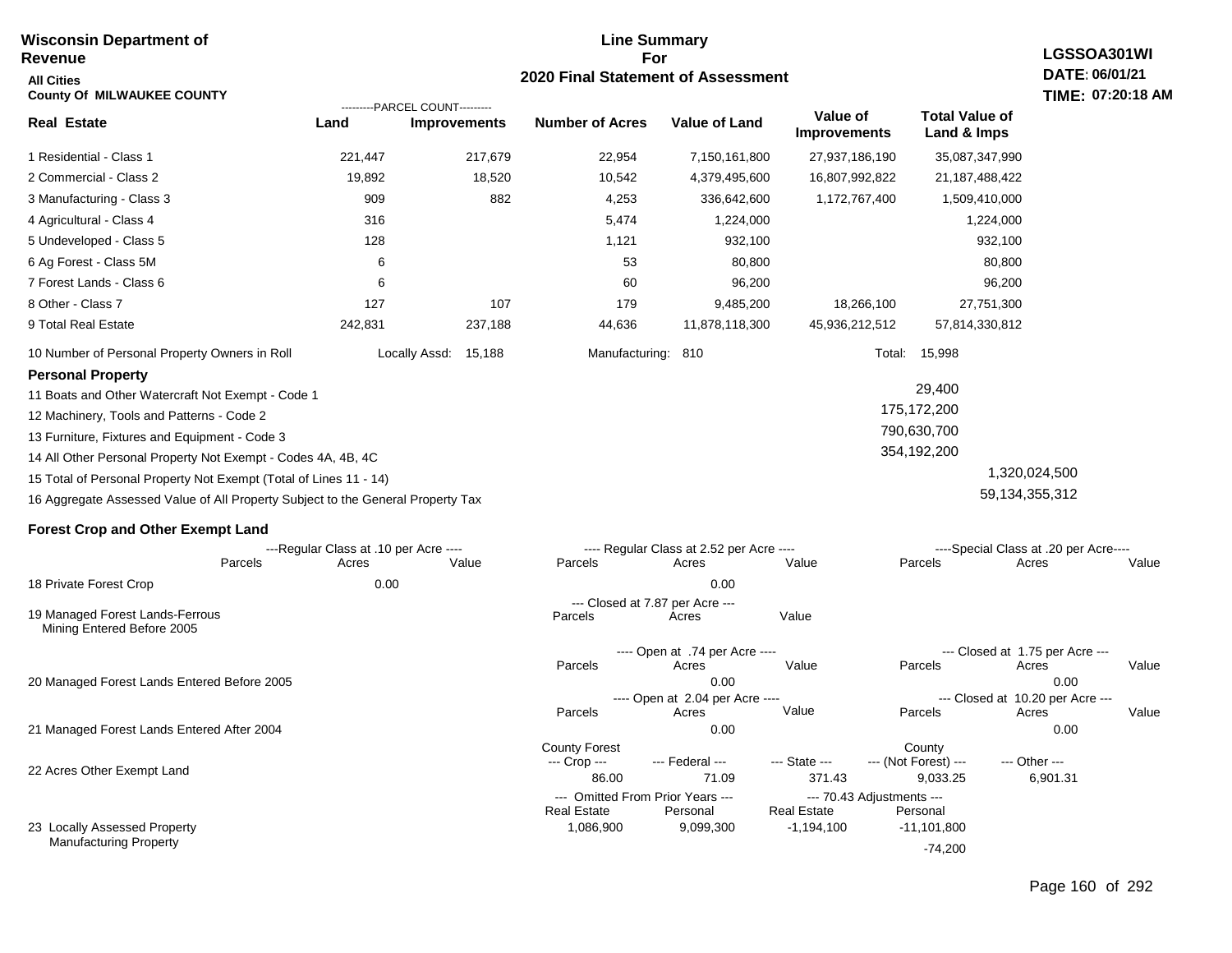**Wisconsin Department of Revenue**

**All Cities**

**County Of MILWAUKEE COUNTY**

## Line Summary For 2020 Final Statement of Assessment

**LGSSOA301WI**
**DATE: 06/01/21**
**TIME: 07:20:18 AM**

| Real Estate | Land (Parcel Count) | Improvements (Parcel Count) | Number of Acres | Value of Land | Value of Improvements | Total Value of Land & Imps |
|---|---|---|---|---|---|---|
| 1 Residential - Class 1 | 221,447 | 217,679 | 22,954 | 7,150,161,800 | 27,937,186,190 | 35,087,347,990 |
| 2 Commercial - Class 2 | 19,892 | 18,520 | 10,542 | 4,379,495,600 | 16,807,992,822 | 21,187,488,422 |
| 3 Manufacturing - Class 3 | 909 | 882 | 4,253 | 336,642,600 | 1,172,767,400 | 1,509,410,000 |
| 4 Agricultural - Class 4 | 316 | | 5,474 | 1,224,000 | | 1,224,000 |
| 5 Undeveloped - Class 5 | 128 | | 1,121 | 932,100 | | 932,100 |
| 6 Ag Forest - Class 5M | 6 | | 53 | 80,800 | | 80,800 |
| 7 Forest Lands - Class 6 | 6 | | 60 | 96,200 | | 96,200 |
| 8 Other - Class 7 | 127 | 107 | 179 | 9,485,200 | 18,266,100 | 27,751,300 |
| 9 Total Real Estate | 242,831 | 237,188 | 44,636 | 11,878,118,300 | 45,936,212,512 | 57,814,330,812 |

10 Number of Personal Property Owners in Roll — Locally Assd: 15,188 — Manufacturing: 810 — Total: 15,998

### Personal Property

| | | |
|---|---|---|
| 11 Boats and Other Watercraft Not Exempt - Code 1 | 29,400 | |
| 12 Machinery, Tools and Patterns - Code 2 | 175,172,200 | |
| 13 Furniture, Fixtures and Equipment - Code 3 | 790,630,700 | |
| 14 All Other Personal Property Not Exempt - Codes 4A, 4B, 4C | 354,192,200 | |
| 15 Total of Personal Property Not Exempt (Total of Lines 11 - 14) | | 1,320,024,500 |
| 16 Aggregate Assessed Value of All Property Subject to the General Property Tax | | 59,134,355,312 |

### Forest Crop and Other Exempt Land

| | Regular Class at .10 per Acre - Parcels | Acres | Value | Regular Class at 2.52 per Acre - Parcels | Acres | Value | Special Class at .20 per Acre - Parcels | Acres | Value |
|---|---|---|---|---|---|---|---|---|---|
| 18 Private Forest Crop | | 0.00 | | | 0.00 | | | | |

| | Closed at 7.87 per Acre - Parcels | Acres | Value |
|---|---|---|---|
| 19 Managed Forest Lands-Ferrous Mining Entered Before 2005 | | | |

| | Open at .74 per Acre - Parcels | Acres | Value | Closed at 1.75 per Acre - Parcels | Acres | Value |
|---|---|---|---|---|---|---|
| 20 Managed Forest Lands Entered Before 2005 | | 0.00 | | | 0.00 | |

| | Open at 2.04 per Acre - Parcels | Acres | Value | Closed at 10.20 per Acre - Parcels | Acres | Value |
|---|---|---|---|---|---|---|
| 21 Managed Forest Lands Entered After 2004 | | 0.00 | | | 0.00 | |

| | County Forest Crop | Federal | State | County (Not Forest) | Other |
|---|---|---|---|---|---|
| 22 Acres Other Exempt Land | 86.00 | 71.09 | 371.43 | 9,033.25 | 6,901.31 |

| | Omitted From Prior Years - Real Estate | Omitted From Prior Years - Personal | 70.43 Adjustments - Real Estate | 70.43 Adjustments - Personal |
|---|---|---|---|---|
| 23 Locally Assessed Property | 1,086,900 | 9,099,300 | -1,194,100 | -11,101,800 |
| Manufacturing Property | | | | -74,200 |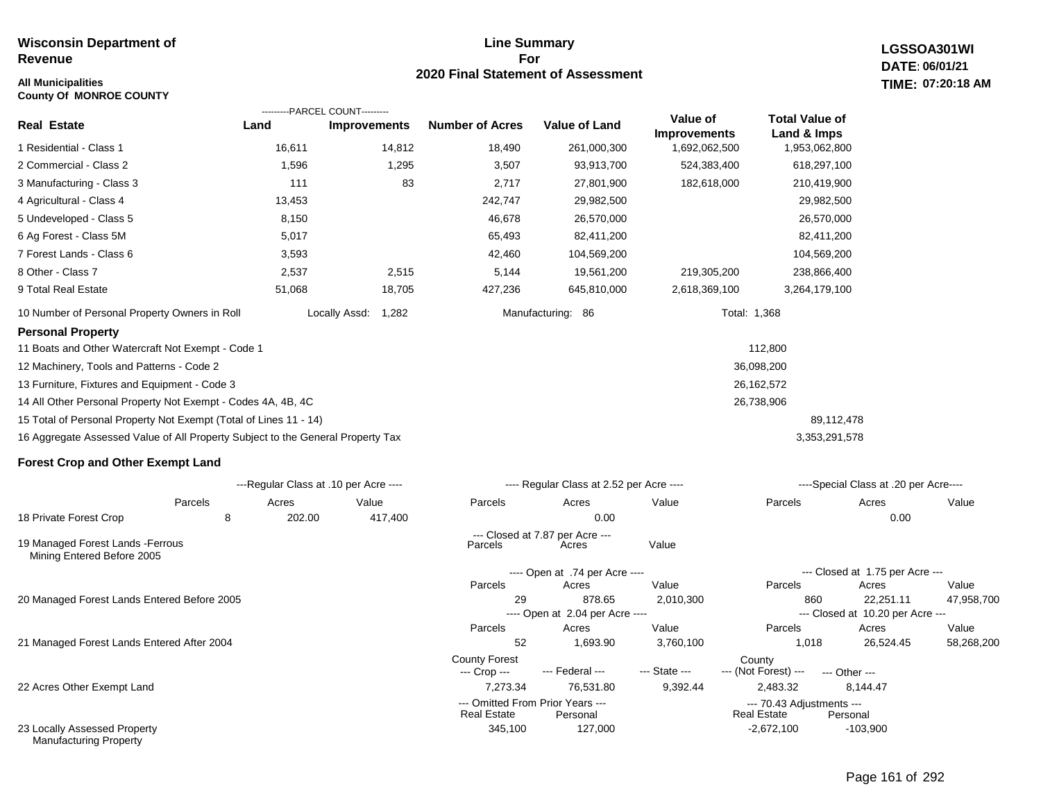**Wisconsin Department of Revenue**

**All Municipalities**
**County Of MONROE COUNTY**

# Line Summary For 2020 Final Statement of Assessment

**LGSSOA301WI**
**DATE: 06/01/21**
**TIME: 07:20:18 AM**

| Real Estate | Land (Parcel Count) | Improvements (Parcel Count) | Number of Acres | Value of Land | Value of Improvements | Total Value of Land & Imps |
|---|---|---|---|---|---|---|
| 1 Residential - Class 1 | 16,611 | 14,812 | 18,490 | 261,000,300 | 1,692,062,500 | 1,953,062,800 |
| 2 Commercial - Class 2 | 1,596 | 1,295 | 3,507 | 93,913,700 | 524,383,400 | 618,297,100 |
| 3 Manufacturing - Class 3 | 111 | 83 | 2,717 | 27,801,900 | 182,618,000 | 210,419,900 |
| 4 Agricultural - Class 4 | 13,453 | | 242,747 | 29,982,500 | | 29,982,500 |
| 5 Undeveloped - Class 5 | 8,150 | | 46,678 | 26,570,000 | | 26,570,000 |
| 6 Ag Forest - Class 5M | 5,017 | | 65,493 | 82,411,200 | | 82,411,200 |
| 7 Forest Lands - Class 6 | 3,593 | | 42,460 | 104,569,200 | | 104,569,200 |
| 8 Other - Class 7 | 2,537 | 2,515 | 5,144 | 19,561,200 | 219,305,200 | 238,866,400 |
| 9 Total Real Estate | 51,068 | 18,705 | 427,236 | 645,810,000 | 2,618,369,100 | 3,264,179,100 |

10 Number of Personal Property Owners in Roll — Locally Assd: 1,282 — Manufacturing: 86 — Total: 1,368

## Personal Property

| Line | Value |
|---|---|
| 11 Boats and Other Watercraft Not Exempt - Code 1 | 112,800 |
| 12 Machinery, Tools and Patterns - Code 2 | 36,098,200 |
| 13 Furniture, Fixtures and Equipment - Code 3 | 26,162,572 |
| 14 All Other Personal Property Not Exempt - Codes 4A, 4B, 4C | 26,738,906 |
| 15 Total of Personal Property Not Exempt (Total of Lines 11 - 14) | 89,112,478 |
| 16 Aggregate Assessed Value of All Property Subject to the General Property Tax | 3,353,291,578 |

## Forest Crop and Other Exempt Land

| | Regular Class at .10 per Acre Parcels | Acres | Value | Regular Class at 2.52 per Acre Parcels | Acres | Value | Special Class at .20 per Acre Parcels | Acres | Value |
|---|---|---|---|---|---|---|---|---|---|
| 18 Private Forest Crop | 8 | 202.00 | 417,400 | | 0.00 | | | 0.00 | |

| | Closed at 7.87 per Acre Parcels | Acres | Value |
|---|---|---|---|
| 19 Managed Forest Lands -Ferrous Mining Entered Before 2005 | | | |

| | Open Parcels | Open Acres | Open Value | Closed Parcels | Closed Acres | Closed Value |
|---|---|---|---|---|---|---|
| 20 Managed Forest Lands Entered Before 2005 (Open at .74 per Acre / Closed at 1.75 per Acre) | 29 | 878.65 | 2,010,300 | 860 | 22,251.11 | 47,958,700 |
| 21 Managed Forest Lands Entered After 2004 (Open at 2.04 per Acre / Closed at 10.20 per Acre) | 52 | 1,693.90 | 3,760,100 | 1,018 | 26,524.45 | 58,268,200 |

| | County Forest --- Crop --- | --- Federal --- | --- State --- | County --- (Not Forest) --- | --- Other --- |
|---|---|---|---|---|---|
| 22 Acres Other Exempt Land | 7,273.34 | 76,531.80 | 9,392.44 | 2,483.32 | 8,144.47 |

| | Omitted From Prior Years Real Estate | Omitted From Prior Years Personal | 70.43 Adjustments Real Estate | 70.43 Adjustments Personal |
|---|---|---|---|---|
| 23 Locally Assessed Property Manufacturing Property | 345,100 | 127,000 | -2,672,100 | -103,900 |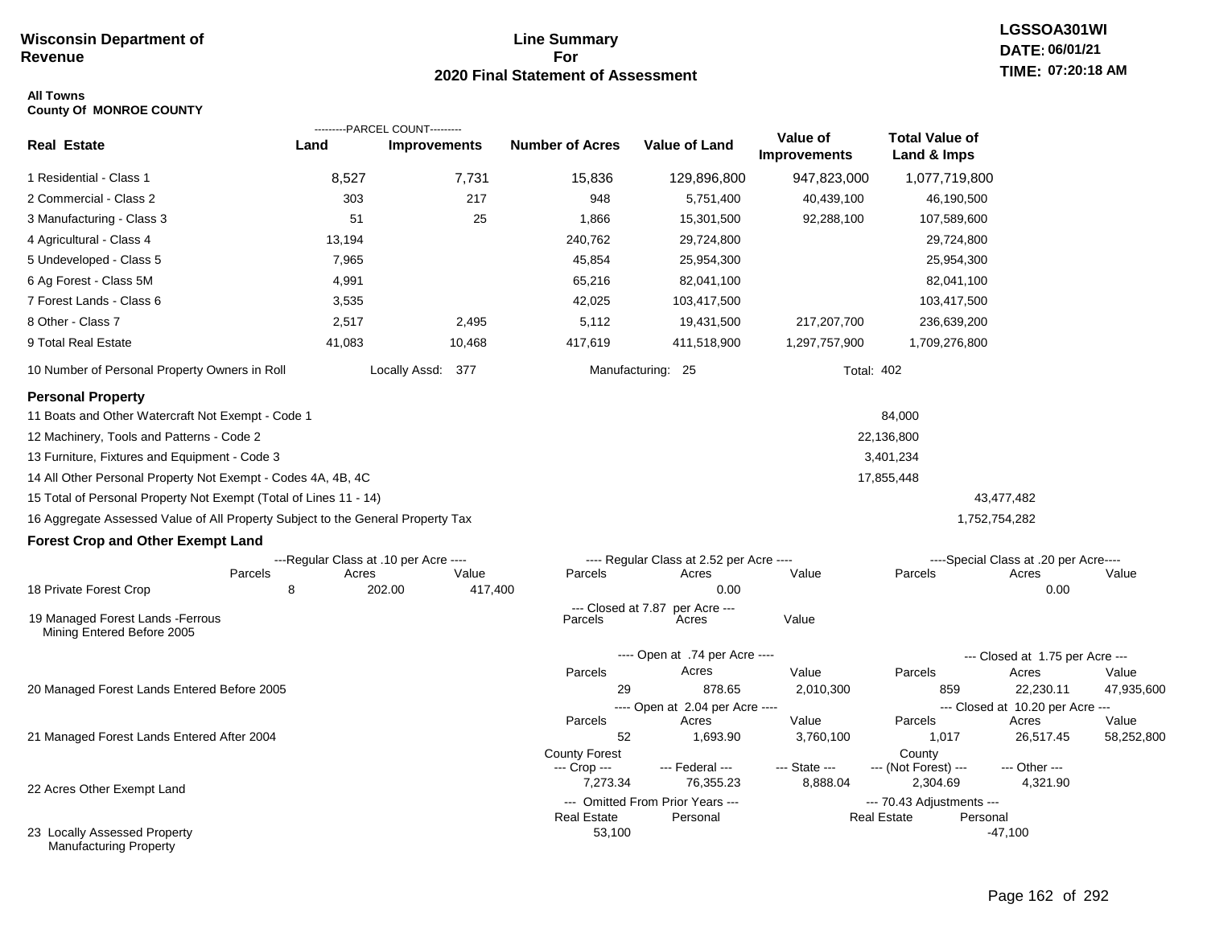**Wisconsin Department of Revenue**

# Line Summary For 2020 Final Statement of Assessment

LGSSOA301WI
DATE: 06/01/21
TIME: 07:20:18 AM

**All Towns**
**County Of MONROE COUNTY**

| Real Estate | PARCEL COUNT Land | PARCEL COUNT Improvements | Number of Acres | Value of Land | Value of Improvements | Total Value of Land & Imps |
|---|---|---|---|---|---|---|
| 1 Residential - Class 1 | 8,527 | 7,731 | 15,836 | 129,896,800 | 947,823,000 | 1,077,719,800 |
| 2 Commercial - Class 2 | 303 | 217 | 948 | 5,751,400 | 40,439,100 | 46,190,500 |
| 3 Manufacturing - Class 3 | 51 | 25 | 1,866 | 15,301,500 | 92,288,100 | 107,589,600 |
| 4 Agricultural - Class 4 | 13,194 | | 240,762 | 29,724,800 | | 29,724,800 |
| 5 Undeveloped - Class 5 | 7,965 | | 45,854 | 25,954,300 | | 25,954,300 |
| 6 Ag Forest - Class 5M | 4,991 | | 65,216 | 82,041,100 | | 82,041,100 |
| 7 Forest Lands - Class 6 | 3,535 | | 42,025 | 103,417,500 | | 103,417,500 |
| 8 Other - Class 7 | 2,517 | 2,495 | 5,112 | 19,431,500 | 217,207,700 | 236,639,200 |
| 9 Total Real Estate | 41,083 | 10,468 | 417,619 | 411,518,900 | 1,297,757,900 | 1,709,276,800 |

10 Number of Personal Property Owners in Roll — Locally Assd: 377 — Manufacturing: 25 — Total: 402

## Personal Property

| | | |
|---|---|---|
| 11 Boats and Other Watercraft Not Exempt - Code 1 | 84,000 | |
| 12 Machinery, Tools and Patterns - Code 2 | 22,136,800 | |
| 13 Furniture, Fixtures and Equipment - Code 3 | 3,401,234 | |
| 14 All Other Personal Property Not Exempt - Codes 4A, 4B, 4C | 17,855,448 | |
| 15 Total of Personal Property Not Exempt (Total of Lines 11 - 14) | | 43,477,482 |
| 16 Aggregate Assessed Value of All Property Subject to the General Property Tax | | 1,752,754,282 |

## Forest Crop and Other Exempt Land

| | Regular Class at .10 per Acre Parcels | Acres | Value | Regular Class at 2.52 per Acre Parcels | Acres | Value | Special Class at .20 per Acre Parcels | Acres | Value |
|---|---|---|---|---|---|---|---|---|---|
| 18 Private Forest Crop | 8 | 202.00 | 417,400 | | 0.00 | | | 0.00 | |

| | Closed at 7.87 per Acre Parcels | Acres | Value |
|---|---|---|---|
| 19 Managed Forest Lands -Ferrous Mining Entered Before 2005 | | | |

| | Open Parcels | Acres | Value | Closed Parcels | Acres | Value |
|---|---|---|---|---|---|---|
| 20 Managed Forest Lands Entered Before 2005 (Open at .74 per Acre / Closed at 1.75 per Acre) | 29 | 878.65 | 2,010,300 | 859 | 22,230.11 | 47,935,600 |
| 21 Managed Forest Lands Entered After 2004 (Open at 2.04 per Acre / Closed at 10.20 per Acre) | 52 | 1,693.90 | 3,760,100 | 1,017 | 26,517.45 | 58,252,800 |

| | County Forest --- Crop --- | --- Federal --- | --- State --- | County --- (Not Forest) --- | --- Other --- |
|---|---|---|---|---|---|
| 22 Acres Other Exempt Land | 7,273.34 | 76,355.23 | 8,888.04 | 2,304.69 | 4,321.90 |

| | Omitted From Prior Years Real Estate | Omitted From Prior Years Personal | 70.43 Adjustments Real Estate | 70.43 Adjustments Personal |
|---|---|---|---|---|
| 23 Locally Assessed Property Manufacturing Property | 53,100 | | | -47,100 |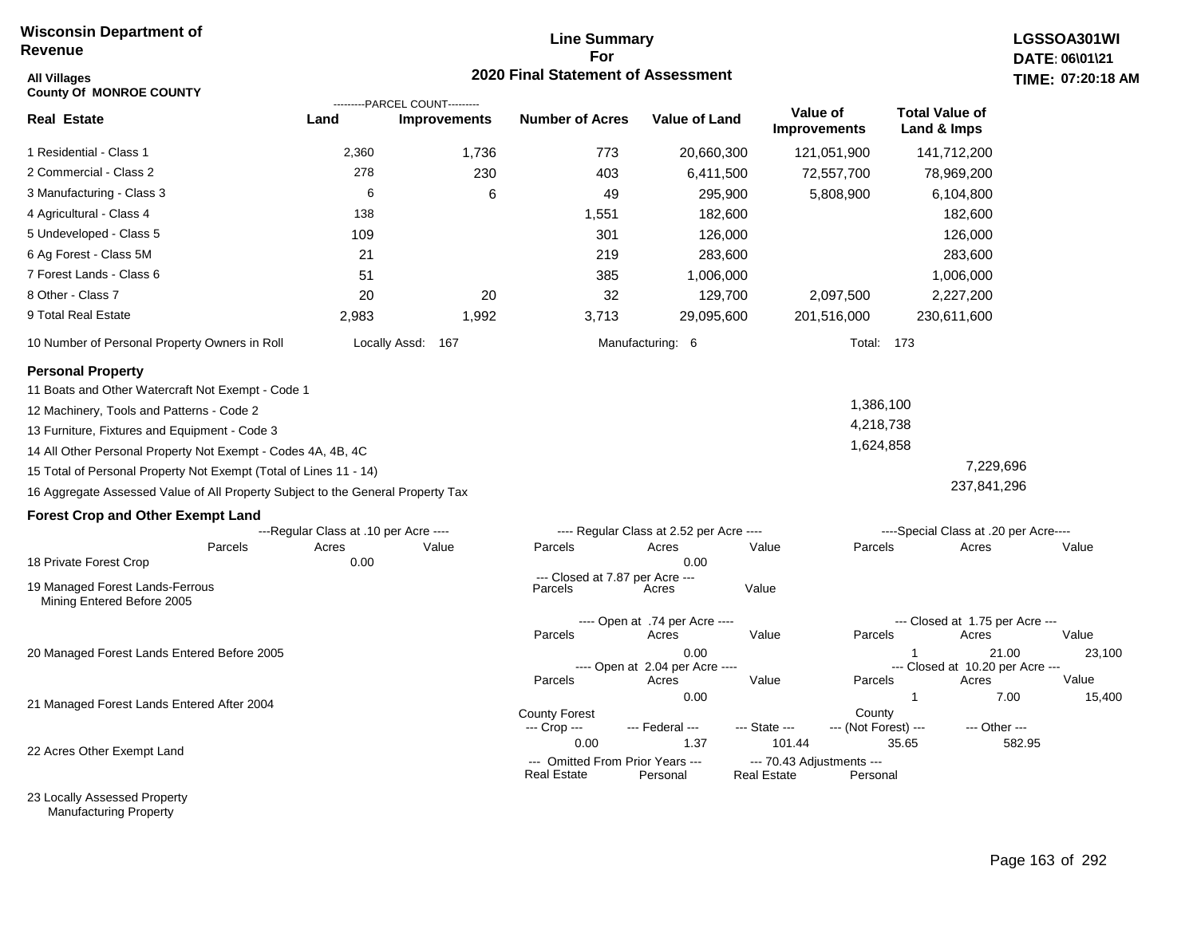**Wisconsin Department of Revenue**

**Line Summary For 2020 Final Statement of Assessment**

**LGSSOA301WI**
**DATE: 06\01\21**
**TIME: 07:20:18 AM**

**All Villages**
**County Of MONROE COUNTY**

| Real Estate | PARCEL COUNT Land | PARCEL COUNT Improvements | Number of Acres | Value of Land | Value of Improvements | Total Value of Land & Imps |
|---|---|---|---|---|---|---|
| 1 Residential - Class 1 | 2,360 | 1,736 | 773 | 20,660,300 | 121,051,900 | 141,712,200 |
| 2 Commercial - Class 2 | 278 | 230 | 403 | 6,411,500 | 72,557,700 | 78,969,200 |
| 3 Manufacturing - Class 3 | 6 | 6 | 49 | 295,900 | 5,808,900 | 6,104,800 |
| 4 Agricultural - Class 4 | 138 | | 1,551 | 182,600 | | 182,600 |
| 5 Undeveloped - Class 5 | 109 | | 301 | 126,000 | | 126,000 |
| 6 Ag Forest - Class 5M | 21 | | 219 | 283,600 | | 283,600 |
| 7 Forest Lands - Class 6 | 51 | | 385 | 1,006,000 | | 1,006,000 |
| 8 Other - Class 7 | 20 | 20 | 32 | 129,700 | 2,097,500 | 2,227,200 |
| 9 Total Real Estate | 2,983 | 1,992 | 3,713 | 29,095,600 | 201,516,000 | 230,611,600 |

10 Number of Personal Property Owners in Roll — Locally Assd: 167 — Manufacturing: 6 — Total: 173

**Personal Property**

| | | |
|---|---|---|
| 11 Boats and Other Watercraft Not Exempt - Code 1 | | |
| 12 Machinery, Tools and Patterns - Code 2 | 1,386,100 | |
| 13 Furniture, Fixtures and Equipment - Code 3 | 4,218,738 | |
| 14 All Other Personal Property Not Exempt - Codes 4A, 4B, 4C | 1,624,858 | |
| 15 Total of Personal Property Not Exempt (Total of Lines 11 - 14) | | 7,229,696 |
| 16 Aggregate Assessed Value of All Property Subject to the General Property Tax | | 237,841,296 |

**Forest Crop and Other Exempt Land**

| | Regular Class at .10 per Acre Parcels | Acres | Value | Regular Class at 2.52 per Acre Parcels | Acres | Value | Special Class at .20 per Acre Parcels | Acres | Value |
|---|---|---|---|---|---|---|---|---|---|
| 18 Private Forest Crop | | 0.00 | | | 0.00 | | | | |

| | Closed at 7.87 per Acre Parcels | Acres | Value |
|---|---|---|---|
| 19 Managed Forest Lands-Ferrous Mining Entered Before 2005 | | | |

| | Open at .74 per Acre Parcels | Acres | Value | Closed at 1.75 per Acre Parcels | Acres | Value |
|---|---|---|---|---|---|---|
| 20 Managed Forest Lands Entered Before 2005 | | 0.00 | | 1 | 21.00 | 23,100 |

| | Open at 2.04 per Acre Parcels | Acres | Value | Closed at 10.20 per Acre Parcels | Acres | Value |
|---|---|---|---|---|---|---|
| 21 Managed Forest Lands Entered After 2004 | | 0.00 | | 1 | 7.00 | 15,400 |

| | County Forest Crop | Federal | State | County (Not Forest) | Other |
|---|---|---|---|---|---|
| 22 Acres Other Exempt Land | 0.00 | 1.37 | 101.44 | 35.65 | 582.95 |

| | Omitted From Prior Years Real Estate | Personal | 70.43 Adjustments Real Estate | Personal |
|---|---|---|---|---|
| 23 Locally Assessed Property Manufacturing Property | | | | |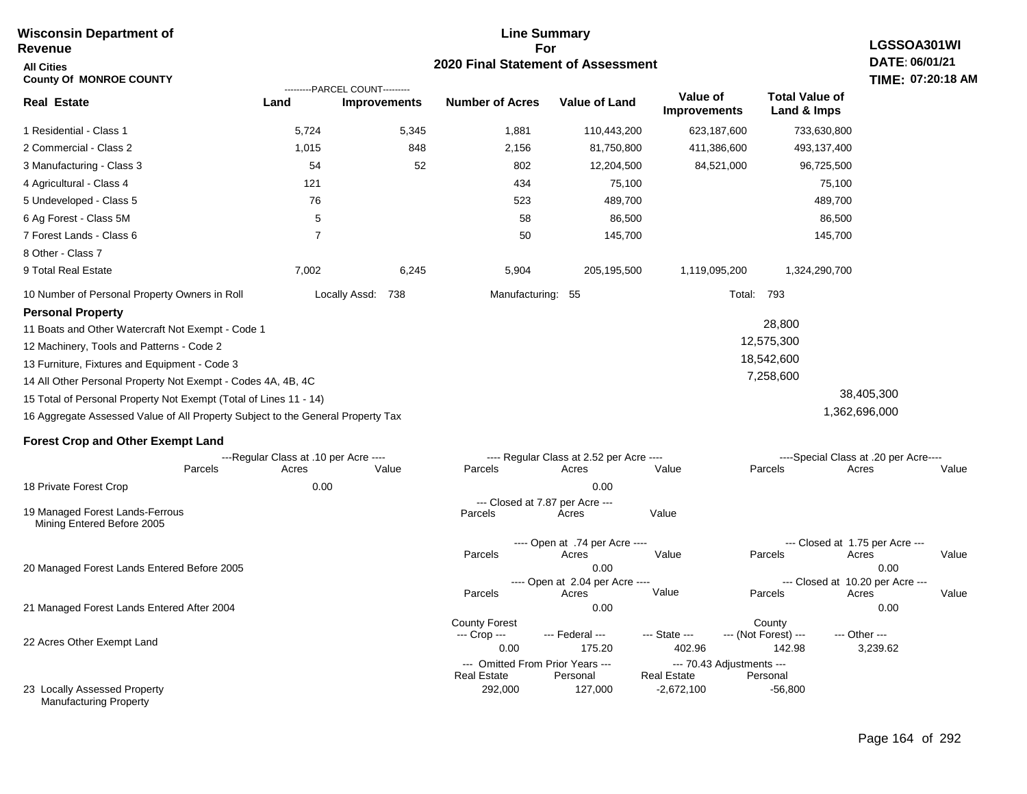**Wisconsin Department of Revenue**

**Line Summary For 2020 Final Statement of Assessment**

**LGSSOA301WI**
**DATE: 06/01/21**
**TIME: 07:20:18 AM**

**All Cities**
**County Of MONROE COUNTY**

| Real Estate | Land (Parcel Count) | Improvements (Parcel Count) | Number of Acres | Value of Land | Value of Improvements | Total Value of Land & Imps |
|---|---|---|---|---|---|---|
| 1 Residential - Class 1 | 5,724 | 5,345 | 1,881 | 110,443,200 | 623,187,600 | 733,630,800 |
| 2 Commercial - Class 2 | 1,015 | 848 | 2,156 | 81,750,800 | 411,386,600 | 493,137,400 |
| 3 Manufacturing - Class 3 | 54 | 52 | 802 | 12,204,500 | 84,521,000 | 96,725,500 |
| 4 Agricultural - Class 4 | 121 | | 434 | 75,100 | | 75,100 |
| 5 Undeveloped - Class 5 | 76 | | 523 | 489,700 | | 489,700 |
| 6 Ag Forest - Class 5M | 5 | | 58 | 86,500 | | 86,500 |
| 7 Forest Lands - Class 6 | 7 | | 50 | 145,700 | | 145,700 |
| 8 Other - Class 7 | | | | | | |
| 9 Total Real Estate | 7,002 | 6,245 | 5,904 | 205,195,500 | 1,119,095,200 | 1,324,290,700 |

10 Number of Personal Property Owners in Roll — Locally Assd: 738 — Manufacturing: 55 — Total: 793

**Personal Property**

| | | |
|---|---|---|
| 11 Boats and Other Watercraft Not Exempt - Code 1 | 28,800 | |
| 12 Machinery, Tools and Patterns - Code 2 | 12,575,300 | |
| 13 Furniture, Fixtures and Equipment - Code 3 | 18,542,600 | |
| 14 All Other Personal Property Not Exempt - Codes 4A, 4B, 4C | 7,258,600 | |
| 15 Total of Personal Property Not Exempt (Total of Lines 11 - 14) | | 38,405,300 |
| 16 Aggregate Assessed Value of All Property Subject to the General Property Tax | | 1,362,696,000 |

**Forest Crop and Other Exempt Land**

| | Regular Class at .10 per Acre: Parcels | Acres | Value | Regular Class at 2.52 per Acre: Parcels | Acres | Value | Special Class at .20 per Acre: Parcels | Acres | Value |
|---|---|---|---|---|---|---|---|---|---|
| 18 Private Forest Crop | | 0.00 | | | 0.00 | | | | |

| | Closed at 7.87 per Acre: Parcels | Acres | Value |
|---|---|---|---|
| 19 Managed Forest Lands-Ferrous Mining Entered Before 2005 | | | |

| | Open at .74 per Acre: Parcels | Acres | Value | Closed at 1.75 per Acre: Parcels | Acres | Value |
|---|---|---|---|---|---|---|
| 20 Managed Forest Lands Entered Before 2005 | | 0.00 | | | 0.00 | |

| | Open at 2.04 per Acre: Parcels | Acres | Value | Closed at 10.20 per Acre: Parcels | Acres | Value |
|---|---|---|---|---|---|---|
| 21 Managed Forest Lands Entered After 2004 | | 0.00 | | | 0.00 | |

| | County Forest Crop | Federal | State | County (Not Forest) | Other |
|---|---|---|---|---|---|
| 22 Acres Other Exempt Land | 0.00 | 175.20 | 402.96 | 142.98 | 3,239.62 |

| | Omitted From Prior Years: Real Estate | Personal | 70.43 Adjustments: Real Estate | Personal |
|---|---|---|---|---|
| 23 Locally Assessed Property Manufacturing Property | 292,000 | 127,000 | -2,672,100 | -56,800 |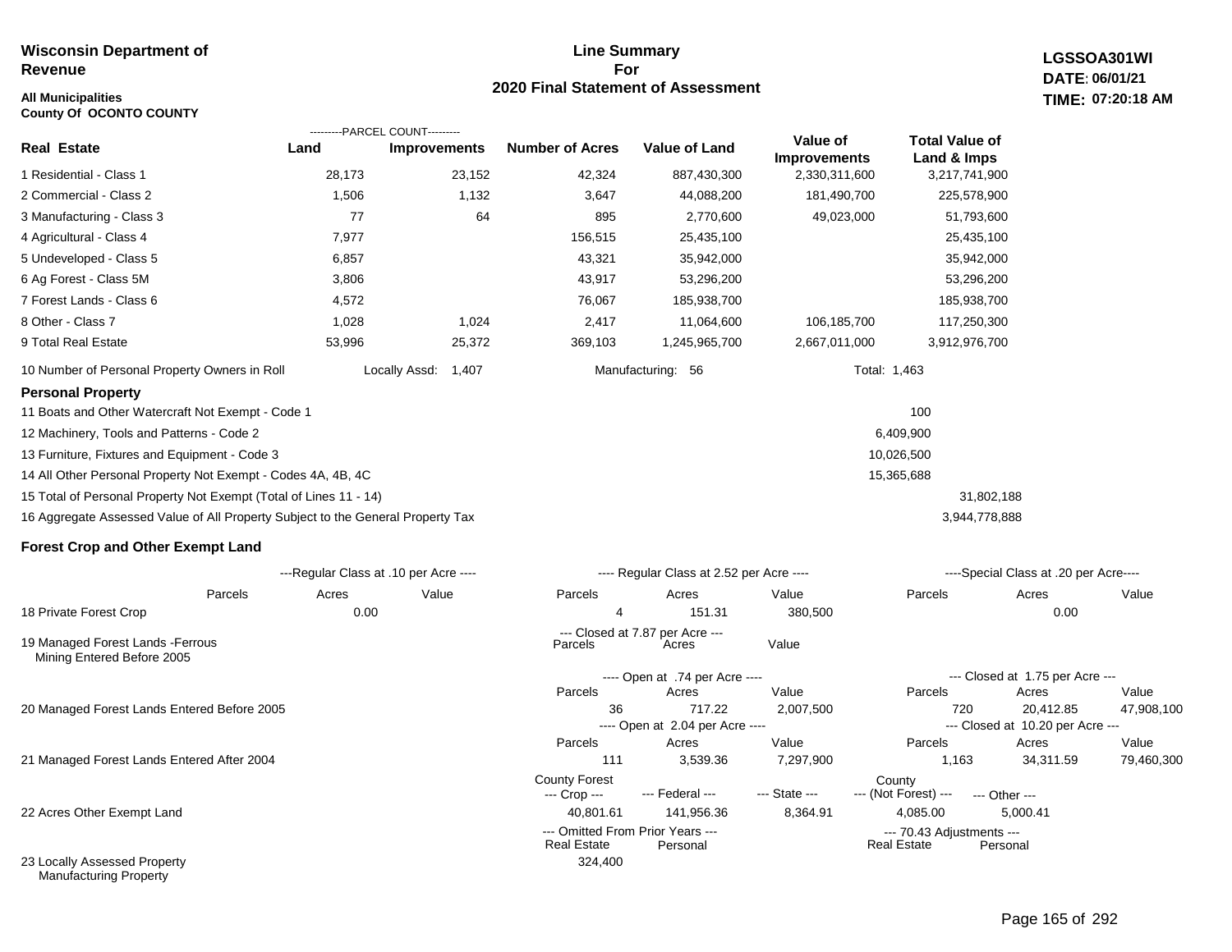**Wisconsin Department of Revenue**

**All Municipalities**
**County Of OCONTO COUNTY**

## Line Summary For 2020 Final Statement of Assessment

**LGSSOA301WI**
**DATE: 06/01/21**
**TIME: 07:20:18 AM**

| Real Estate | PARCEL COUNT Land | PARCEL COUNT Improvements | Number of Acres | Value of Land | Value of Improvements | Total Value of Land & Imps |
|---|---|---|---|---|---|---|
| 1 Residential - Class 1 | 28,173 | 23,152 | 42,324 | 887,430,300 | 2,330,311,600 | 3,217,741,900 |
| 2 Commercial - Class 2 | 1,506 | 1,132 | 3,647 | 44,088,200 | 181,490,700 | 225,578,900 |
| 3 Manufacturing - Class 3 | 77 | 64 | 895 | 2,770,600 | 49,023,000 | 51,793,600 |
| 4 Agricultural - Class 4 | 7,977 | | 156,515 | 25,435,100 | | 25,435,100 |
| 5 Undeveloped - Class 5 | 6,857 | | 43,321 | 35,942,000 | | 35,942,000 |
| 6 Ag Forest - Class 5M | 3,806 | | 43,917 | 53,296,200 | | 53,296,200 |
| 7 Forest Lands - Class 6 | 4,572 | | 76,067 | 185,938,700 | | 185,938,700 |
| 8 Other - Class 7 | 1,028 | 1,024 | 2,417 | 11,064,600 | 106,185,700 | 117,250,300 |
| 9 Total Real Estate | 53,996 | 25,372 | 369,103 | 1,245,965,700 | 2,667,011,000 | 3,912,976,700 |

10 Number of Personal Property Owners in Roll — Locally Assd: 1,407 — Manufacturing: 56 — Total: 1,463

### Personal Property

| | | |
|---|---|---|
| 11 Boats and Other Watercraft Not Exempt - Code 1 | 100 | |
| 12 Machinery, Tools and Patterns - Code 2 | 6,409,900 | |
| 13 Furniture, Fixtures and Equipment - Code 3 | 10,026,500 | |
| 14 All Other Personal Property Not Exempt - Codes 4A, 4B, 4C | 15,365,688 | |
| 15 Total of Personal Property Not Exempt (Total of Lines 11 - 14) | | 31,802,188 |
| 16 Aggregate Assessed Value of All Property Subject to the General Property Tax | | 3,944,778,888 |

### Forest Crop and Other Exempt Land

| | Regular Class at .10 per Acre Parcels | Acres | Value | Regular Class at 2.52 per Acre Parcels | Acres | Value | Special Class at .20 per Acre Parcels | Acres | Value |
|---|---|---|---|---|---|---|---|---|---|
| 18 Private Forest Crop | | 0.00 | | 4 | 151.31 | 380,500 | | 0.00 | |

| | Closed at 7.87 per Acre Parcels | Acres | Value |
|---|---|---|---|
| 19 Managed Forest Lands -Ferrous Mining Entered Before 2005 | | | |

| | Open at .74 per Acre Parcels | Acres | Value | Closed at 1.75 per Acre Parcels | Acres | Value |
|---|---|---|---|---|---|---|
| 20 Managed Forest Lands Entered Before 2005 | 36 | 717.22 | 2,007,500 | 720 | 20,412.85 | 47,908,100 |
| | **Open at 2.04 per Acre Parcels** | **Acres** | **Value** | **Closed at 10.20 per Acre Parcels** | **Acres** | **Value** |
| 21 Managed Forest Lands Entered After 2004 | 111 | 3,539.36 | 7,297,900 | 1,163 | 34,311.59 | 79,460,300 |

| | County Forest --- Crop --- | --- Federal --- | --- State --- | County --- (Not Forest) --- | --- Other --- |
|---|---|---|---|---|---|
| 22 Acres Other Exempt Land | 40,801.61 | 141,956.36 | 8,364.91 | 4,085.00 | 5,000.41 |

| | Omitted From Prior Years Real Estate | Omitted From Prior Years Personal | 70.43 Adjustments Real Estate | 70.43 Adjustments Personal |
|---|---|---|---|---|
| 23 Locally Assessed Property | 324,400 | | | |
| Manufacturing Property | | | | |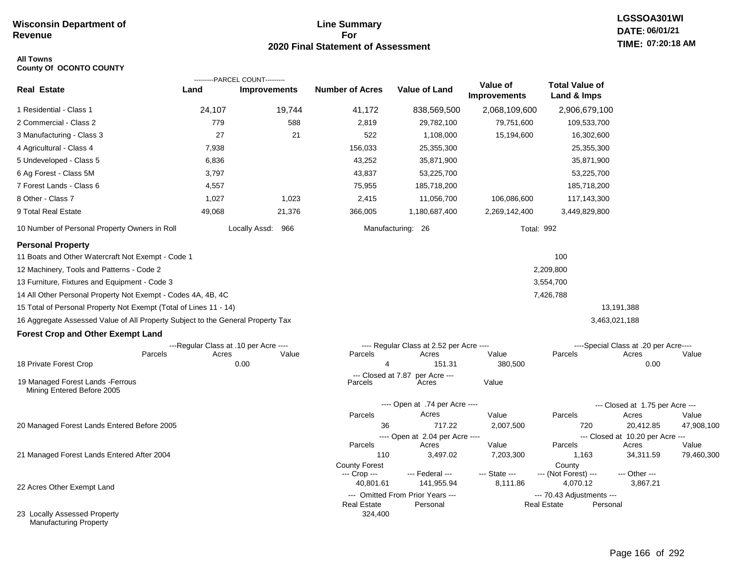**Wisconsin Department of Revenue**

# Line Summary For 2020 Final Statement of Assessment

LGSSOA301WI
DATE: 06/01/21
TIME: 07:20:18 AM

**All Towns**
**County Of OCONTO COUNTY**

| Real Estate | PARCEL COUNT Land | PARCEL COUNT Improvements | Number of Acres | Value of Land | Value of Improvements | Total Value of Land & Imps |
|---|---|---|---|---|---|---|
| 1 Residential - Class 1 | 24,107 | 19,744 | 41,172 | 838,569,500 | 2,068,109,600 | 2,906,679,100 |
| 2 Commercial - Class 2 | 779 | 588 | 2,819 | 29,782,100 | 79,751,600 | 109,533,700 |
| 3 Manufacturing - Class 3 | 27 | 21 | 522 | 1,108,000 | 15,194,600 | 16,302,600 |
| 4 Agricultural - Class 4 | 7,938 | | 156,033 | 25,355,300 | | 25,355,300 |
| 5 Undeveloped - Class 5 | 6,836 | | 43,252 | 35,871,900 | | 35,871,900 |
| 6 Ag Forest - Class 5M | 3,797 | | 43,837 | 53,225,700 | | 53,225,700 |
| 7 Forest Lands - Class 6 | 4,557 | | 75,955 | 185,718,200 | | 185,718,200 |
| 8 Other - Class 7 | 1,027 | 1,023 | 2,415 | 11,056,700 | 106,086,600 | 117,143,300 |
| 9 Total Real Estate | 49,068 | 21,376 | 366,005 | 1,180,687,400 | 2,269,142,400 | 3,449,829,800 |

10 Number of Personal Property Owners in Roll — Locally Assd: 966 — Manufacturing: 26 — Total: 992

## Personal Property

| | | |
|---|---|---|
| 11 Boats and Other Watercraft Not Exempt - Code 1 | 100 | |
| 12 Machinery, Tools and Patterns - Code 2 | 2,209,800 | |
| 13 Furniture, Fixtures and Equipment - Code 3 | 3,554,700 | |
| 14 All Other Personal Property Not Exempt - Codes 4A, 4B, 4C | 7,426,788 | |
| 15 Total of Personal Property Not Exempt (Total of Lines 11 - 14) | | 13,191,388 |
| 16 Aggregate Assessed Value of All Property Subject to the General Property Tax | | 3,463,021,188 |

## Forest Crop and Other Exempt Land

| | Regular Class at .10 per Acre Parcels | Acres | Value | Regular Class at 2.52 per Acre Parcels | Acres | Value | Special Class at .20 per Acre Parcels | Acres | Value |
|---|---|---|---|---|---|---|---|---|---|
| 18 Private Forest Crop | | 0.00 | | 4 | 151.31 | 380,500 | | 0.00 | |

| | Closed at 7.87 per Acre Parcels | Acres | Value |
|---|---|---|---|
| 19 Managed Forest Lands -Ferrous Mining Entered Before 2005 | | | |

| | Open at .74 per Acre Parcels | Acres | Value | Closed at 1.75 per Acre Parcels | Acres | Value |
|---|---|---|---|---|---|---|
| 20 Managed Forest Lands Entered Before 2005 | 36 | 717.22 | 2,007,500 | 720 | 20,412.85 | 47,908,100 |

| | Open at 2.04 per Acre Parcels | Acres | Value | Closed at 10.20 per Acre Parcels | Acres | Value |
|---|---|---|---|---|---|---|
| 21 Managed Forest Lands Entered After 2004 | 110 | 3,497.02 | 7,203,300 | 1,163 | 34,311.59 | 79,460,300 |

| | County Forest Crop | Federal | State | County (Not Forest) | Other |
|---|---|---|---|---|---|
| 22 Acres Other Exempt Land | 40,801.61 | 141,955.94 | 8,111.86 | 4,070.12 | 3,867.21 |

| | Omitted From Prior Years Real Estate | Personal | 70.43 Adjustments Real Estate | Personal |
|---|---|---|---|---|
| 23 Locally Assessed Property Manufacturing Property | 324,400 | | | |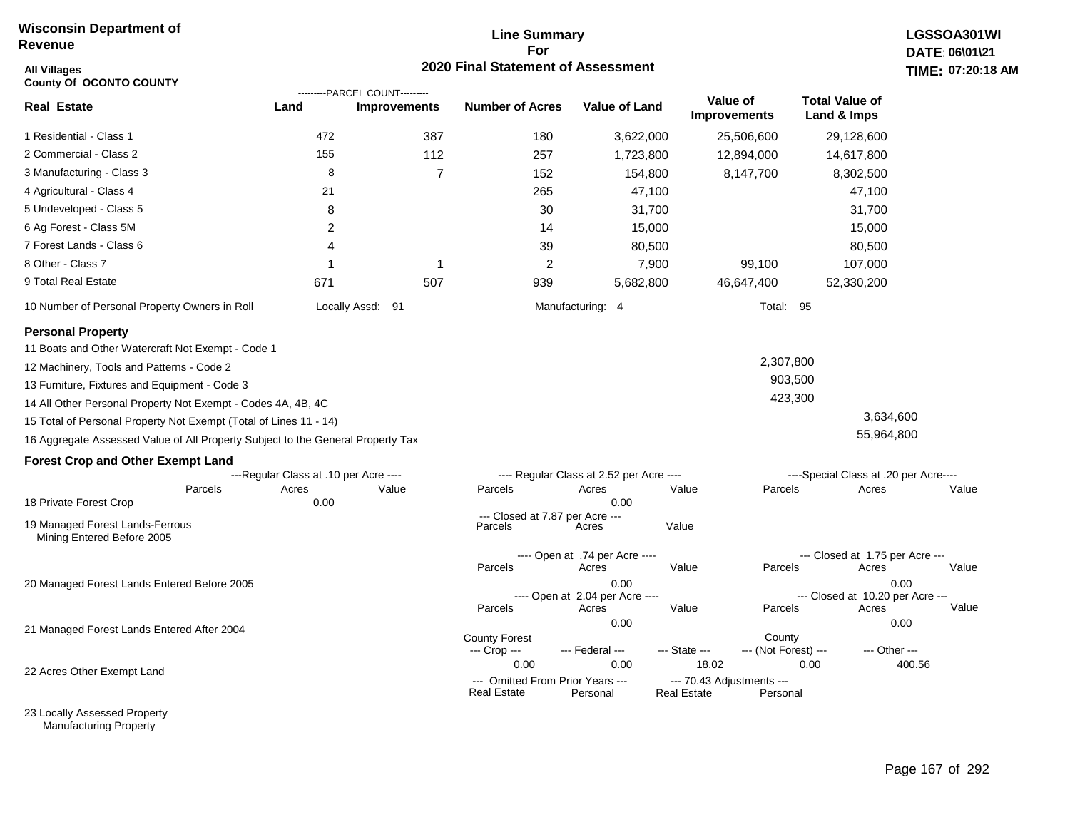**Wisconsin Department of Revenue**

**Line Summary For 2020 Final Statement of Assessment**

**LGSSOA301WI**
**DATE: 06\01\21**
**TIME: 07:20:18 AM**

**All Villages**
**County Of OCONTO COUNTY**

| Real Estate | Land (Parcel Count) | Improvements (Parcel Count) | Number of Acres | Value of Land | Value of Improvements | Total Value of Land & Imps |
|---|---|---|---|---|---|---|
| 1 Residential - Class 1 | 472 | 387 | 180 | 3,622,000 | 25,506,600 | 29,128,600 |
| 2 Commercial - Class 2 | 155 | 112 | 257 | 1,723,800 | 12,894,000 | 14,617,800 |
| 3 Manufacturing - Class 3 | 8 | 7 | 152 | 154,800 | 8,147,700 | 8,302,500 |
| 4 Agricultural - Class 4 | 21 | | 265 | 47,100 | | 47,100 |
| 5 Undeveloped - Class 5 | 8 | | 30 | 31,700 | | 31,700 |
| 6 Ag Forest - Class 5M | 2 | | 14 | 15,000 | | 15,000 |
| 7 Forest Lands - Class 6 | 4 | | 39 | 80,500 | | 80,500 |
| 8 Other - Class 7 | 1 | 1 | 2 | 7,900 | 99,100 | 107,000 |
| 9 Total Real Estate | 671 | 507 | 939 | 5,682,800 | 46,647,400 | 52,330,200 |

10 Number of Personal Property Owners in Roll — Locally Assd: 91 — Manufacturing: 4 — Total: 95

**Personal Property**

| | | |
|---|---|---|
| 11 Boats and Other Watercraft Not Exempt - Code 1 | | |
| 12 Machinery, Tools and Patterns - Code 2 | 2,307,800 | |
| 13 Furniture, Fixtures and Equipment - Code 3 | 903,500 | |
| 14 All Other Personal Property Not Exempt - Codes 4A, 4B, 4C | 423,300 | |
| 15 Total of Personal Property Not Exempt (Total of Lines 11 - 14) | | 3,634,600 |
| 16 Aggregate Assessed Value of All Property Subject to the General Property Tax | | 55,964,800 |

**Forest Crop and Other Exempt Land**

18 Private Forest Crop
- Regular Class at .10 per Acre: Parcels —, Acres 0.00, Value —
- Regular Class at 2.52 per Acre: Parcels —, Acres 0.00, Value —
- Special Class at .20 per Acre: Parcels —, Acres —, Value —

19 Managed Forest Lands-Ferrous Mining Entered Before 2005
- Closed at 7.87 per Acre: Parcels —, Acres —, Value —

20 Managed Forest Lands Entered Before 2005
- Open at .74 per Acre: Parcels —, Acres 0.00, Value —
- Closed at 1.75 per Acre: Parcels —, Acres 0.00, Value —

21 Managed Forest Lands Entered After 2004
- Open at 2.04 per Acre: Parcels —, Acres 0.00, Value —
- Closed at 10.20 per Acre: Parcels —, Acres 0.00, Value —

22 Acres Other Exempt Land

| County Forest --- Crop --- | --- Federal --- | --- State --- | County --- (Not Forest) --- | --- Other --- |
|---|---|---|---|---|
| 0.00 | 0.00 | 18.02 | 0.00 | 400.56 |

23 Locally Assessed Property Manufacturing Property

| --- Omitted From Prior Years --- Real Estate | Personal | --- 70.43 Adjustments --- Real Estate | Personal |
|---|---|---|---|
| | | | |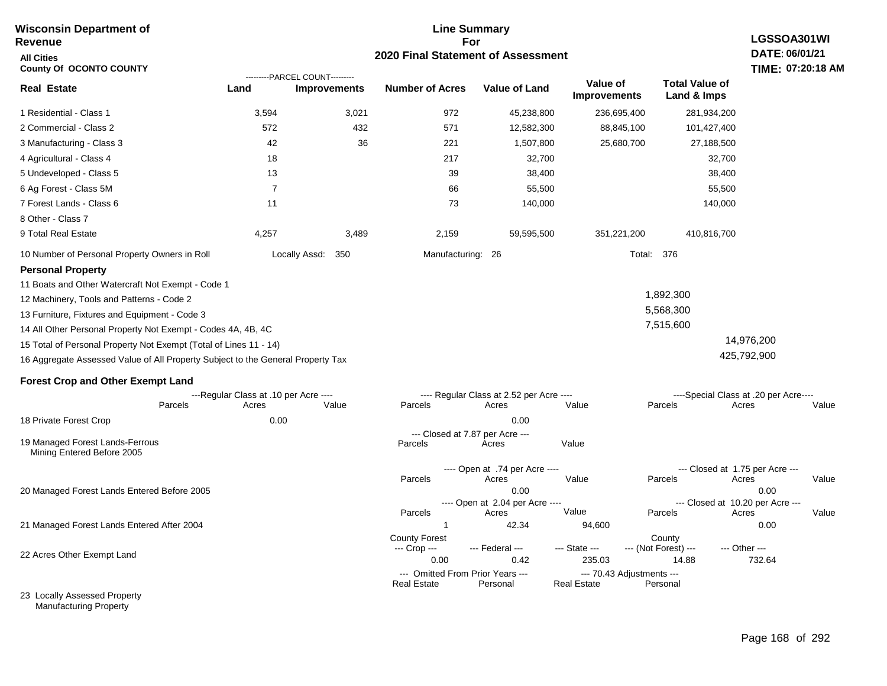**Wisconsin Department of Revenue**

**All Cities**

**County Of OCONTO COUNTY**

## Line Summary For 2020 Final Statement of Assessment

**LGSSOA301WI**
**DATE: 06/01/21**
**TIME: 07:20:18 AM**

| Real Estate | PARCEL COUNT Land | PARCEL COUNT Improvements | Number of Acres | Value of Land | Value of Improvements | Total Value of Land & Imps |
|---|---|---|---|---|---|---|
| 1 Residential - Class 1 | 3,594 | 3,021 | 972 | 45,238,800 | 236,695,400 | 281,934,200 |
| 2 Commercial - Class 2 | 572 | 432 | 571 | 12,582,300 | 88,845,100 | 101,427,400 |
| 3 Manufacturing - Class 3 | 42 | 36 | 221 | 1,507,800 | 25,680,700 | 27,188,500 |
| 4 Agricultural - Class 4 | 18 | | 217 | 32,700 | | 32,700 |
| 5 Undeveloped - Class 5 | 13 | | 39 | 38,400 | | 38,400 |
| 6 Ag Forest - Class 5M | 7 | | 66 | 55,500 | | 55,500 |
| 7 Forest Lands - Class 6 | 11 | | 73 | 140,000 | | 140,000 |
| 8 Other - Class 7 | | | | | | |
| 9 Total Real Estate | 4,257 | 3,489 | 2,159 | 59,595,500 | 351,221,200 | 410,816,700 |

10 Number of Personal Property Owners in Roll — Locally Assd: 350 — Manufacturing: 26 — Total: 376

### Personal Property

| | | |
|---|---|---|
| 11 Boats and Other Watercraft Not Exempt - Code 1 | | |
| 12 Machinery, Tools and Patterns - Code 2 | 1,892,300 | |
| 13 Furniture, Fixtures and Equipment - Code 3 | 5,568,300 | |
| 14 All Other Personal Property Not Exempt - Codes 4A, 4B, 4C | 7,515,600 | |
| 15 Total of Personal Property Not Exempt (Total of Lines 11 - 14) | | 14,976,200 |
| 16 Aggregate Assessed Value of All Property Subject to the General Property Tax | | 425,792,900 |

### Forest Crop and Other Exempt Land

| | Regular Class at .10 per Acre Parcels | Acres | Value | Regular Class at 2.52 per Acre Parcels | Acres | Value | Special Class at .20 per Acre Parcels | Acres | Value |
|---|---|---|---|---|---|---|---|---|---|
| 18 Private Forest Crop | | 0.00 | | | 0.00 | | | | |

| | Closed at 7.87 per Acre Parcels | Acres | Value |
|---|---|---|---|
| 19 Managed Forest Lands-Ferrous Mining Entered Before 2005 | | | |

| | Open at .74 per Acre Parcels | Acres | Value | Closed at 1.75 per Acre Parcels | Acres | Value |
|---|---|---|---|---|---|---|
| 20 Managed Forest Lands Entered Before 2005 | | 0.00 | | | 0.00 | |

| | Open at 2.04 per Acre Parcels | Acres | Value | Closed at 10.20 per Acre Parcels | Acres | Value |
|---|---|---|---|---|---|---|
| 21 Managed Forest Lands Entered After 2004 | 1 | 42.34 | 94,600 | | 0.00 | |

| | County Forest Crop | Federal | State | County (Not Forest) | Other |
|---|---|---|---|---|---|
| 22 Acres Other Exempt Land | 0.00 | 0.42 | 235.03 | 14.88 | 732.64 |

| | Omitted From Prior Years Real Estate | Omitted From Prior Years Personal | 70.43 Adjustments Real Estate | 70.43 Adjustments Personal |
|---|---|---|---|---|
| 23 Locally Assessed Property | | | | |
| Manufacturing Property | | | | |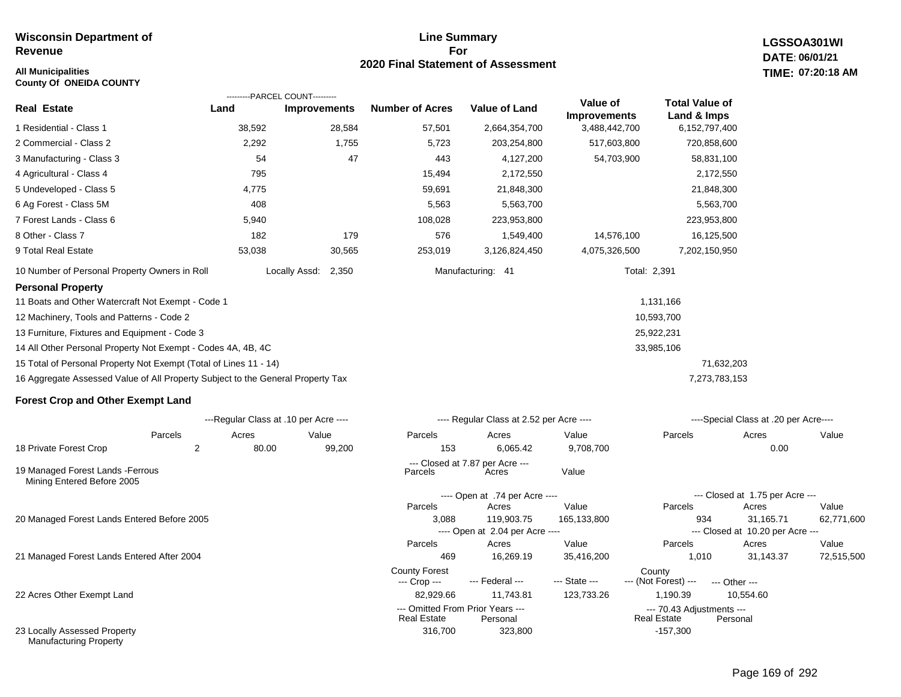**Wisconsin Department of Revenue**

**All Municipalities**
**County Of ONEIDA COUNTY**

## Line Summary For 2020 Final Statement of Assessment

**LGSSOA301WI**
**DATE: 06/01/21**
**TIME: 07:20:18 AM**

| Real Estate | Land (Parcel Count) | Improvements (Parcel Count) | Number of Acres | Value of Land | Value of Improvements | Total Value of Land & Imps |
|---|---|---|---|---|---|---|
| 1 Residential - Class 1 | 38,592 | 28,584 | 57,501 | 2,664,354,700 | 3,488,442,700 | 6,152,797,400 |
| 2 Commercial - Class 2 | 2,292 | 1,755 | 5,723 | 203,254,800 | 517,603,800 | 720,858,600 |
| 3 Manufacturing - Class 3 | 54 | 47 | 443 | 4,127,200 | 54,703,900 | 58,831,100 |
| 4 Agricultural - Class 4 | 795 | | 15,494 | 2,172,550 | | 2,172,550 |
| 5 Undeveloped - Class 5 | 4,775 | | 59,691 | 21,848,300 | | 21,848,300 |
| 6 Ag Forest - Class 5M | 408 | | 5,563 | 5,563,700 | | 5,563,700 |
| 7 Forest Lands - Class 6 | 5,940 | | 108,028 | 223,953,800 | | 223,953,800 |
| 8 Other - Class 7 | 182 | 179 | 576 | 1,549,400 | 14,576,100 | 16,125,500 |
| 9 Total Real Estate | 53,038 | 30,565 | 253,019 | 3,126,824,450 | 4,075,326,500 | 7,202,150,950 |

10 Number of Personal Property Owners in Roll — Locally Assd: 2,350 — Manufacturing: 41 — Total: 2,391

### Personal Property

| | | |
|---|---|---|
| 11 Boats and Other Watercraft Not Exempt - Code 1 | 1,131,166 | |
| 12 Machinery, Tools and Patterns - Code 2 | 10,593,700 | |
| 13 Furniture, Fixtures and Equipment - Code 3 | 25,922,231 | |
| 14 All Other Personal Property Not Exempt - Codes 4A, 4B, 4C | 33,985,106 | |
| 15 Total of Personal Property Not Exempt (Total of Lines 11 - 14) | | 71,632,203 |
| 16 Aggregate Assessed Value of All Property Subject to the General Property Tax | | 7,273,783,153 |

### Forest Crop and Other Exempt Land

| | Regular Class at .10 per Acre — Parcels | Acres | Value | Regular Class at 2.52 per Acre — Parcels | Acres | Value | Special Class at .20 per Acre — Parcels | Acres | Value |
|---|---|---|---|---|---|---|---|---|---|
| 18 Private Forest Crop | 2 | 80.00 | 99,200 | 153 | 6,065.42 | 9,708,700 | | 0.00 | |

| | Closed at 7.87 per Acre — Parcels | Acres | Value |
|---|---|---|---|
| 19 Managed Forest Lands -Ferrous Mining Entered Before 2005 | | | |

| | Open — Parcels | Acres | Value | Closed — Parcels | Acres | Value |
|---|---|---|---|---|---|---|
| 20 Managed Forest Lands Entered Before 2005 (Open at .74 per Acre / Closed at 1.75 per Acre) | 3,088 | 119,903.75 | 165,133,800 | 934 | 31,165.71 | 62,771,600 |
| 21 Managed Forest Lands Entered After 2004 (Open at 2.04 per Acre / Closed at 10.20 per Acre) | 469 | 16,269.19 | 35,416,200 | 1,010 | 31,143.37 | 72,515,500 |

| | County Forest --- Crop --- | --- Federal --- | --- State --- | County --- (Not Forest) --- | --- Other --- |
|---|---|---|---|---|---|
| 22 Acres Other Exempt Land | 82,929.66 | 11,743.81 | 123,733.26 | 1,190.39 | 10,554.60 |

| | Omitted From Prior Years — Real Estate | Personal | 70.43 Adjustments — Real Estate | Personal |
|---|---|---|---|---|
| 23 Locally Assessed Property Manufacturing Property | 316,700 | 323,800 | -157,300 | |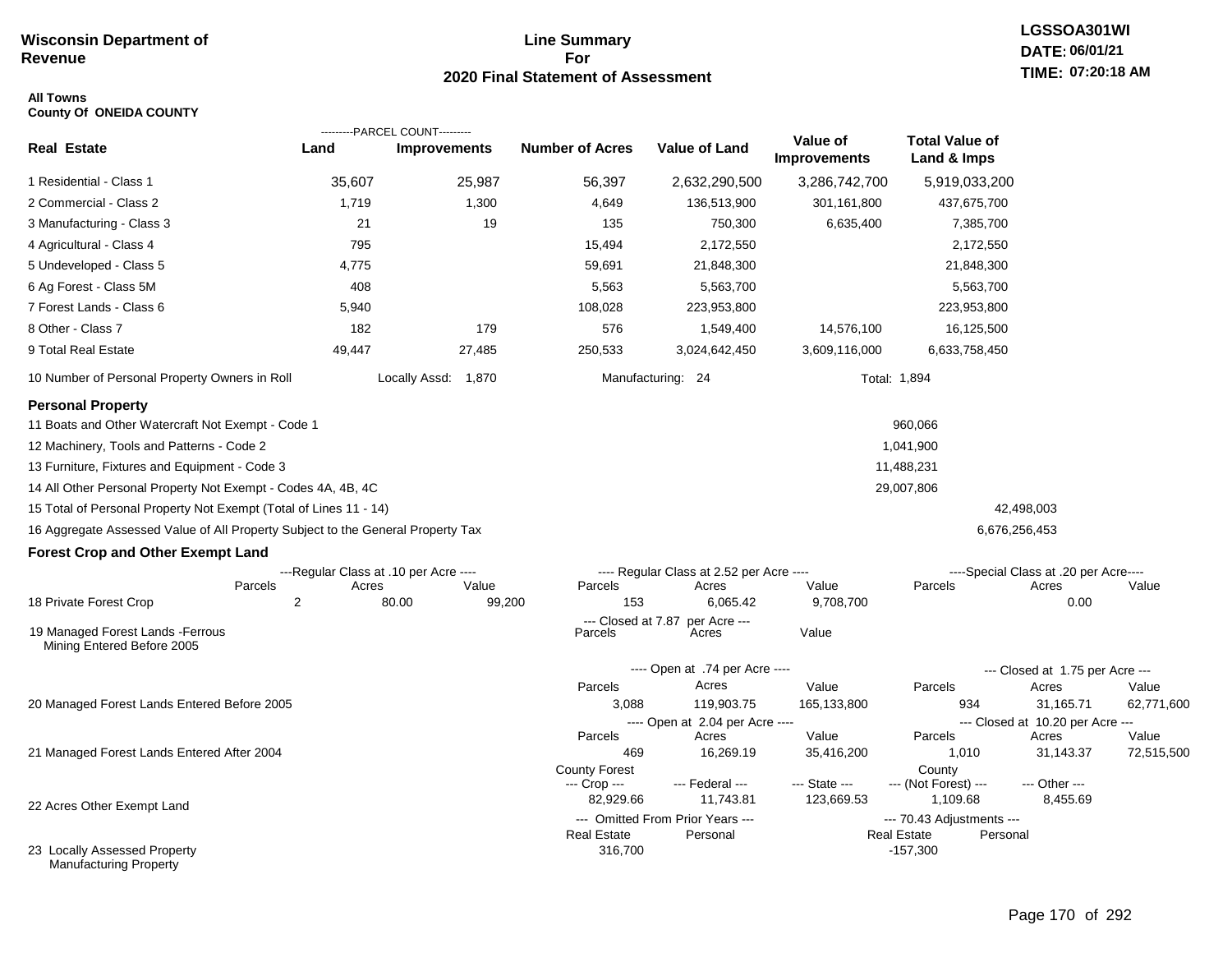**Wisconsin Department of Revenue**

## Line Summary For 2020 Final Statement of Assessment

LGSSOA301WI
DATE: 06/01/21
TIME: 07:20:18 AM

**All Towns**
**County Of ONEIDA COUNTY**

| Real Estate | PARCEL COUNT Land | PARCEL COUNT Improvements | Number of Acres | Value of Land | Value of Improvements | Total Value of Land & Imps |
|---|---|---|---|---|---|---|
| 1 Residential - Class 1 | 35,607 | 25,987 | 56,397 | 2,632,290,500 | 3,286,742,700 | 5,919,033,200 |
| 2 Commercial - Class 2 | 1,719 | 1,300 | 4,649 | 136,513,900 | 301,161,800 | 437,675,700 |
| 3 Manufacturing - Class 3 | 21 | 19 | 135 | 750,300 | 6,635,400 | 7,385,700 |
| 4 Agricultural - Class 4 | 795 | | 15,494 | 2,172,550 | | 2,172,550 |
| 5 Undeveloped - Class 5 | 4,775 | | 59,691 | 21,848,300 | | 21,848,300 |
| 6 Ag Forest - Class 5M | 408 | | 5,563 | 5,563,700 | | 5,563,700 |
| 7 Forest Lands - Class 6 | 5,940 | | 108,028 | 223,953,800 | | 223,953,800 |
| 8 Other - Class 7 | 182 | 179 | 576 | 1,549,400 | 14,576,100 | 16,125,500 |
| 9 Total Real Estate | 49,447 | 27,485 | 250,533 | 3,024,642,450 | 3,609,116,000 | 6,633,758,450 |

10 Number of Personal Property Owners in Roll — Locally Assd: 1,870 — Manufacturing: 24 — Total: 1,894

### Personal Property

| | | |
|---|---|---|
| 11 Boats and Other Watercraft Not Exempt - Code 1 | 960,066 | |
| 12 Machinery, Tools and Patterns - Code 2 | 1,041,900 | |
| 13 Furniture, Fixtures and Equipment - Code 3 | 11,488,231 | |
| 14 All Other Personal Property Not Exempt - Codes 4A, 4B, 4C | 29,007,806 | |
| 15 Total of Personal Property Not Exempt (Total of Lines 11 - 14) | | 42,498,003 |
| 16 Aggregate Assessed Value of All Property Subject to the General Property Tax | | 6,676,256,453 |

### Forest Crop and Other Exempt Land

| | Regular Class at .10 per Acre Parcels | Acres | Value | Regular Class at 2.52 per Acre Parcels | Acres | Value | Special Class at .20 per Acre Parcels | Acres | Value |
|---|---|---|---|---|---|---|---|---|---|
| 18 Private Forest Crop | 2 | 80.00 | 99,200 | 153 | 6,065.42 | 9,708,700 | | 0.00 | |

| | Closed at 7.87 per Acre Parcels | Acres | Value |
|---|---|---|---|
| 19 Managed Forest Lands -Ferrous Mining Entered Before 2005 | | | |

| | Open at .74 per Acre Parcels | Acres | Value | Closed at 1.75 per Acre Parcels | Acres | Value |
|---|---|---|---|---|---|---|
| 20 Managed Forest Lands Entered Before 2005 | 3,088 | 119,903.75 | 165,133,800 | 934 | 31,165.71 | 62,771,600 |

| | Open at 2.04 per Acre Parcels | Acres | Value | Closed at 10.20 per Acre Parcels | Acres | Value |
|---|---|---|---|---|---|---|
| 21 Managed Forest Lands Entered After 2004 | 469 | 16,269.19 | 35,416,200 | 1,010 | 31,143.37 | 72,515,500 |

| | County Forest Crop | Federal | State | County (Not Forest) | Other |
|---|---|---|---|---|---|
| 22 Acres Other Exempt Land | 82,929.66 | 11,743.81 | 123,669.53 | 1,109.68 | 8,455.69 |

| | Omitted From Prior Years Real Estate | Personal | 70.43 Adjustments Real Estate | Personal |
|---|---|---|---|---|
| 23 Locally Assessed Property Manufacturing Property | 316,700 | | -157,300 | |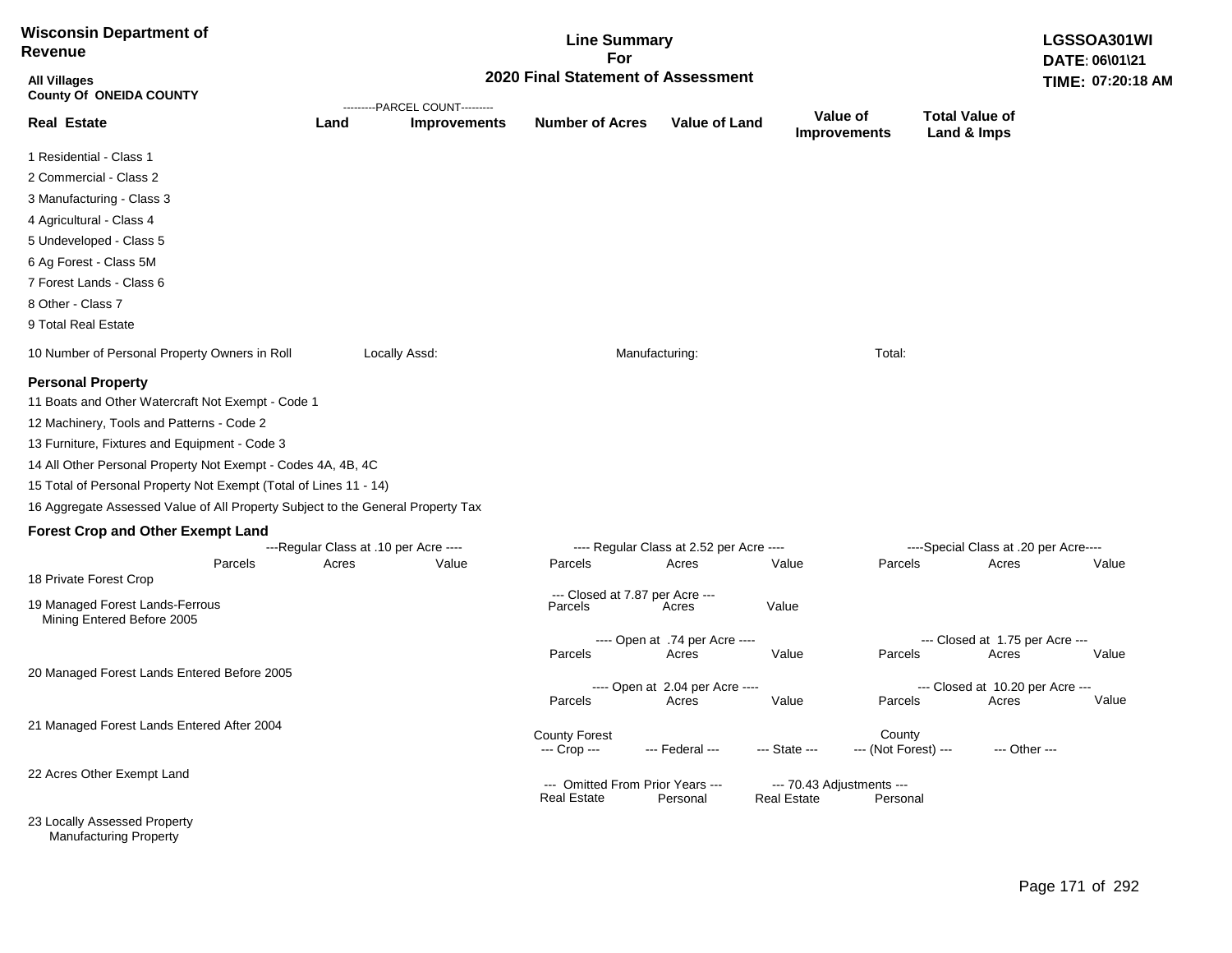**Wisconsin Department of Revenue**

**Line Summary For 2020 Final Statement of Assessment**

**LGSSOA301WI**
**DATE: 06\01\21**
**TIME: 07:20:18 AM**

**All Villages**
**County Of ONEIDA COUNTY**

| Real Estate | PARCEL COUNT Land | PARCEL COUNT Improvements | Number of Acres | Value of Land | Value of Improvements | Total Value of Land & Imps |
|---|---|---|---|---|---|---|
| 1 Residential - Class 1 | | | | | | |
| 2 Commercial - Class 2 | | | | | | |
| 3 Manufacturing - Class 3 | | | | | | |
| 4 Agricultural - Class 4 | | | | | | |
| 5 Undeveloped - Class 5 | | | | | | |
| 6 Ag Forest - Class 5M | | | | | | |
| 7 Forest Lands - Class 6 | | | | | | |
| 8 Other - Class 7 | | | | | | |
| 9 Total Real Estate | | | | | | |

10 Number of Personal Property Owners in Roll    Locally Assd:    Manufacturing:    Total:

## Personal Property

11 Boats and Other Watercraft Not Exempt - Code 1

12 Machinery, Tools and Patterns - Code 2

13 Furniture, Fixtures and Equipment - Code 3

14 All Other Personal Property Not Exempt - Codes 4A, 4B, 4C

15 Total of Personal Property Not Exempt (Total of Lines 11 - 14)

16 Aggregate Assessed Value of All Property Subject to the General Property Tax

## Forest Crop and Other Exempt Land

| | Regular Class at .10 per Acre Parcels | Acres | Value | Regular Class at 2.52 per Acre Parcels | Acres | Value | Special Class at .20 per Acre Parcels | Acres | Value |
|---|---|---|---|---|---|---|---|---|---|
| 18 Private Forest Crop | | | | | | | | | |

| | Closed at 7.87 per Acre Parcels | Acres | Value |
|---|---|---|---|
| 19 Managed Forest Lands-Ferrous Mining Entered Before 2005 | | | |

| | Open at .74 per Acre Parcels | Acres | Value | Closed at 1.75 per Acre Parcels | Acres | Value |
|---|---|---|---|---|---|---|
| 20 Managed Forest Lands Entered Before 2005 | | | | | | |

| | Open at 2.04 per Acre Parcels | Acres | Value | Closed at 10.20 per Acre Parcels | Acres | Value |
|---|---|---|---|---|---|---|
| 21 Managed Forest Lands Entered After 2004 | | | | | | |

| | County Forest Crop | Federal | State | County (Not Forest) | Other |
|---|---|---|---|---|---|
| 22 Acres Other Exempt Land | | | | | |

| | Omitted From Prior Years Real Estate | Omitted From Prior Years Personal | 70.43 Adjustments Real Estate | 70.43 Adjustments Personal |
|---|---|---|---|---|
| 23 Locally Assessed Property | | | | |
| Manufacturing Property | | | | |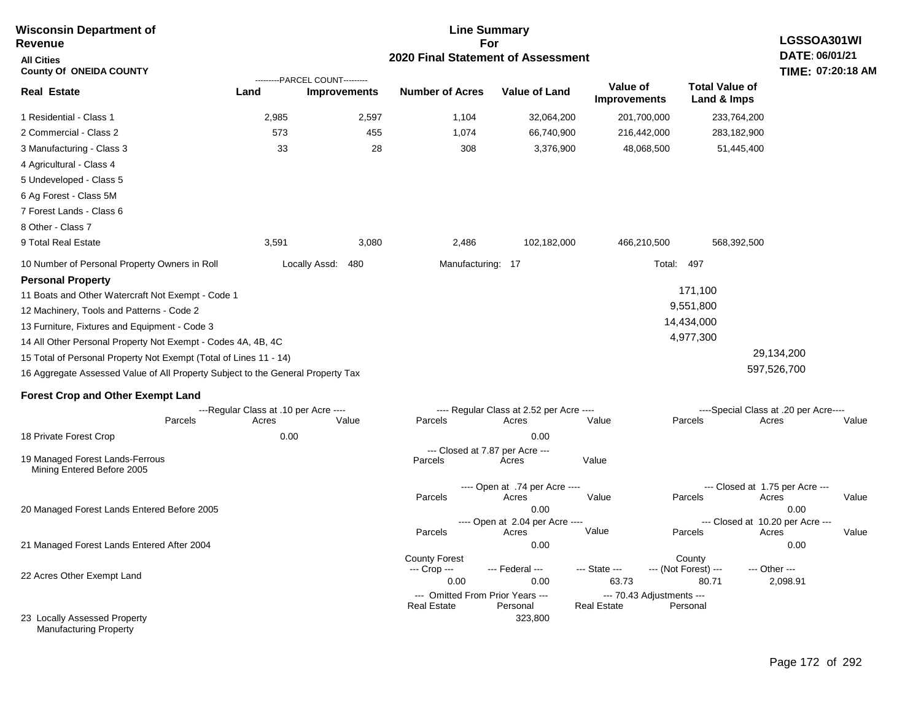**Wisconsin Department of Revenue**

**All Cities**

**County Of ONEIDA COUNTY**

## Line Summary For 2020 Final Statement of Assessment

**LGSSOA301WI**
**DATE: 06/01/21**
**TIME: 07:20:18 AM**

| Real Estate | PARCEL COUNT Land | PARCEL COUNT Improvements | Number of Acres | Value of Land | Value of Improvements | Total Value of Land & Imps |
|---|---|---|---|---|---|---|
| 1 Residential - Class 1 | 2,985 | 2,597 | 1,104 | 32,064,200 | 201,700,000 | 233,764,200 |
| 2 Commercial - Class 2 | 573 | 455 | 1,074 | 66,740,900 | 216,442,000 | 283,182,900 |
| 3 Manufacturing - Class 3 | 33 | 28 | 308 | 3,376,900 | 48,068,500 | 51,445,400 |
| 4 Agricultural - Class 4 | | | | | | |
| 5 Undeveloped - Class 5 | | | | | | |
| 6 Ag Forest - Class 5M | | | | | | |
| 7 Forest Lands - Class 6 | | | | | | |
| 8 Other - Class 7 | | | | | | |
| 9 Total Real Estate | 3,591 | 3,080 | 2,486 | 102,182,000 | 466,210,500 | 568,392,500 |

10 Number of Personal Property Owners in Roll — Locally Assd: 480 — Manufacturing: 17 — Total: 497

**Personal Property**

| | | |
|---|---|---|
| 11 Boats and Other Watercraft Not Exempt - Code 1 | 171,100 | |
| 12 Machinery, Tools and Patterns - Code 2 | 9,551,800 | |
| 13 Furniture, Fixtures and Equipment - Code 3 | 14,434,000 | |
| 14 All Other Personal Property Not Exempt - Codes 4A, 4B, 4C | 4,977,300 | |
| 15 Total of Personal Property Not Exempt (Total of Lines 11 - 14) | | 29,134,200 |
| 16 Aggregate Assessed Value of All Property Subject to the General Property Tax | | 597,526,700 |

**Forest Crop and Other Exempt Land**

| | Regular Class at .10 per Acre Parcels | Acres | Value | Regular Class at 2.52 per Acre Parcels | Acres | Value | Special Class at .20 per Acre Parcels | Acres | Value |
|---|---|---|---|---|---|---|---|---|---|
| 18 Private Forest Crop | | 0.00 | | | 0.00 | | | | |

| | Closed at 7.87 per Acre Parcels | Acres | Value |
|---|---|---|---|
| 19 Managed Forest Lands-Ferrous Mining Entered Before 2005 | | | |

| | Open at .74 per Acre Parcels | Acres | Value | Closed at 1.75 per Acre Parcels | Acres | Value |
|---|---|---|---|---|---|---|
| 20 Managed Forest Lands Entered Before 2005 | | 0.00 | | | 0.00 | |

| | Open at 2.04 per Acre Parcels | Acres | Value | Closed at 10.20 per Acre Parcels | Acres | Value |
|---|---|---|---|---|---|---|
| 21 Managed Forest Lands Entered After 2004 | | 0.00 | | | 0.00 | |

| | County Forest Crop | Federal | State | County (Not Forest) | Other |
|---|---|---|---|---|---|
| 22 Acres Other Exempt Land | 0.00 | 0.00 | 63.73 | 80.71 | 2,098.91 |

| | Omitted From Prior Years Real Estate | Omitted From Prior Years Personal | 70.43 Adjustments Real Estate | 70.43 Adjustments Personal |
|---|---|---|---|---|
| 23 Locally Assessed Property Manufacturing Property | | 323,800 | | |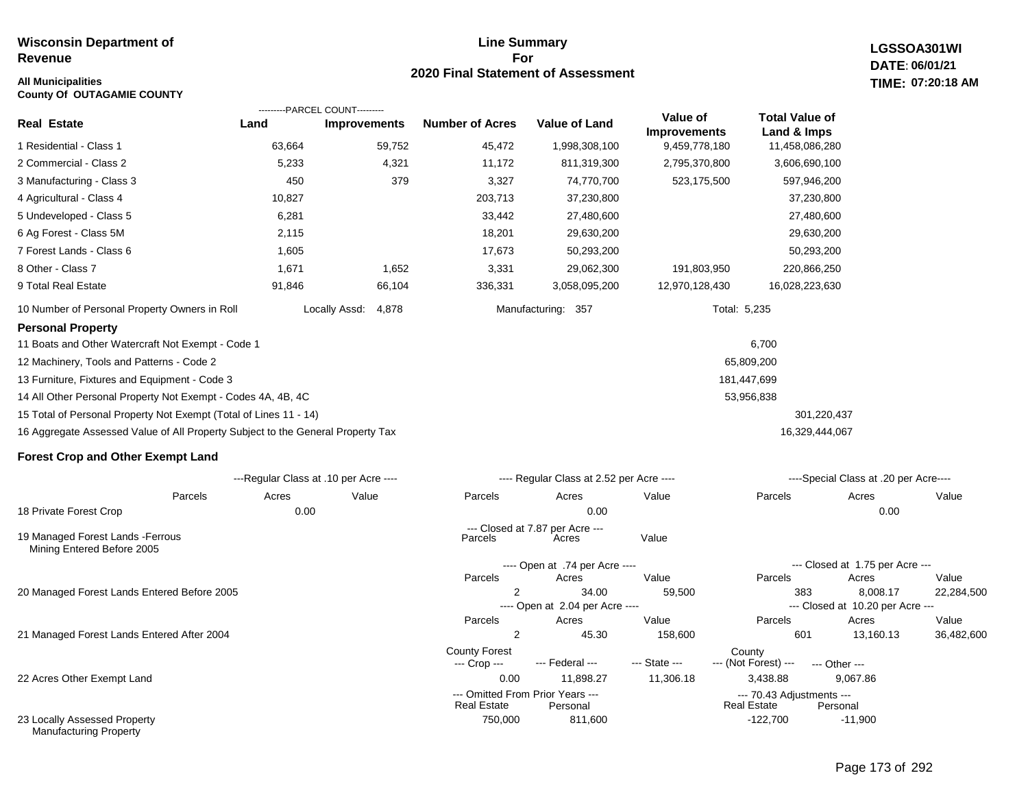**Wisconsin Department of Revenue**

**Line Summary For 2020 Final Statement of Assessment**

**LGSSOA301WI**
**DATE: 06/01/21**
**TIME: 07:20:18 AM**

**All Municipalities**
**County Of OUTAGAMIE COUNTY**

| Real Estate | PARCEL COUNT Land | PARCEL COUNT Improvements | Number of Acres | Value of Land | Value of Improvements | Total Value of Land & Imps |
|---|---|---|---|---|---|---|
| 1 Residential - Class 1 | 63,664 | 59,752 | 45,472 | 1,998,308,100 | 9,459,778,180 | 11,458,086,280 |
| 2 Commercial - Class 2 | 5,233 | 4,321 | 11,172 | 811,319,300 | 2,795,370,800 | 3,606,690,100 |
| 3 Manufacturing - Class 3 | 450 | 379 | 3,327 | 74,770,700 | 523,175,500 | 597,946,200 |
| 4 Agricultural - Class 4 | 10,827 | | 203,713 | 37,230,800 | | 37,230,800 |
| 5 Undeveloped - Class 5 | 6,281 | | 33,442 | 27,480,600 | | 27,480,600 |
| 6 Ag Forest - Class 5M | 2,115 | | 18,201 | 29,630,200 | | 29,630,200 |
| 7 Forest Lands - Class 6 | 1,605 | | 17,673 | 50,293,200 | | 50,293,200 |
| 8 Other - Class 7 | 1,671 | 1,652 | 3,331 | 29,062,300 | 191,803,950 | 220,866,250 |
| 9 Total Real Estate | 91,846 | 66,104 | 336,331 | 3,058,095,200 | 12,970,128,430 | 16,028,223,630 |

10 Number of Personal Property Owners in Roll — Locally Assd: 4,878 — Manufacturing: 357 — Total: 5,235

**Personal Property**

| | | |
|---|---|---|
| 11 Boats and Other Watercraft Not Exempt - Code 1 | 6,700 | |
| 12 Machinery, Tools and Patterns - Code 2 | 65,809,200 | |
| 13 Furniture, Fixtures and Equipment - Code 3 | 181,447,699 | |
| 14 All Other Personal Property Not Exempt - Codes 4A, 4B, 4C | 53,956,838 | |
| 15 Total of Personal Property Not Exempt (Total of Lines 11 - 14) | | 301,220,437 |
| 16 Aggregate Assessed Value of All Property Subject to the General Property Tax | | 16,329,444,067 |

**Forest Crop and Other Exempt Land**

| | Regular Class at .10 per Acre Parcels | Acres | Value | Regular Class at 2.52 per Acre Parcels | Acres | Value | Special Class at .20 per Acre Parcels | Acres | Value |
|---|---|---|---|---|---|---|---|---|---|
| 18 Private Forest Crop | | 0.00 | | | 0.00 | | | 0.00 | |

| | Closed at 7.87 per Acre Parcels | Acres | Value |
|---|---|---|---|
| 19 Managed Forest Lands -Ferrous Mining Entered Before 2005 | | | |

| | Open at .74 per Acre Parcels | Acres | Value | Closed at 1.75 per Acre Parcels | Acres | Value |
|---|---|---|---|---|---|---|
| 20 Managed Forest Lands Entered Before 2005 | 2 | 34.00 | 59,500 | 383 | 8,008.17 | 22,284,500 |

| | Open at 2.04 per Acre Parcels | Acres | Value | Closed at 10.20 per Acre Parcels | Acres | Value |
|---|---|---|---|---|---|---|
| 21 Managed Forest Lands Entered After 2004 | 2 | 45.30 | 158,600 | 601 | 13,160.13 | 36,482,600 |

| | County Forest Crop | Federal | State | County (Not Forest) | Other |
|---|---|---|---|---|---|
| 22 Acres Other Exempt Land | 0.00 | 11,898.27 | 11,306.18 | 3,438.88 | 9,067.86 |

| | Omitted From Prior Years Real Estate | Omitted From Prior Years Personal | 70.43 Adjustments Real Estate | 70.43 Adjustments Personal |
|---|---|---|---|---|
| 23 Locally Assessed Property Manufacturing Property | 750,000 | 811,600 | -122,700 | -11,900 |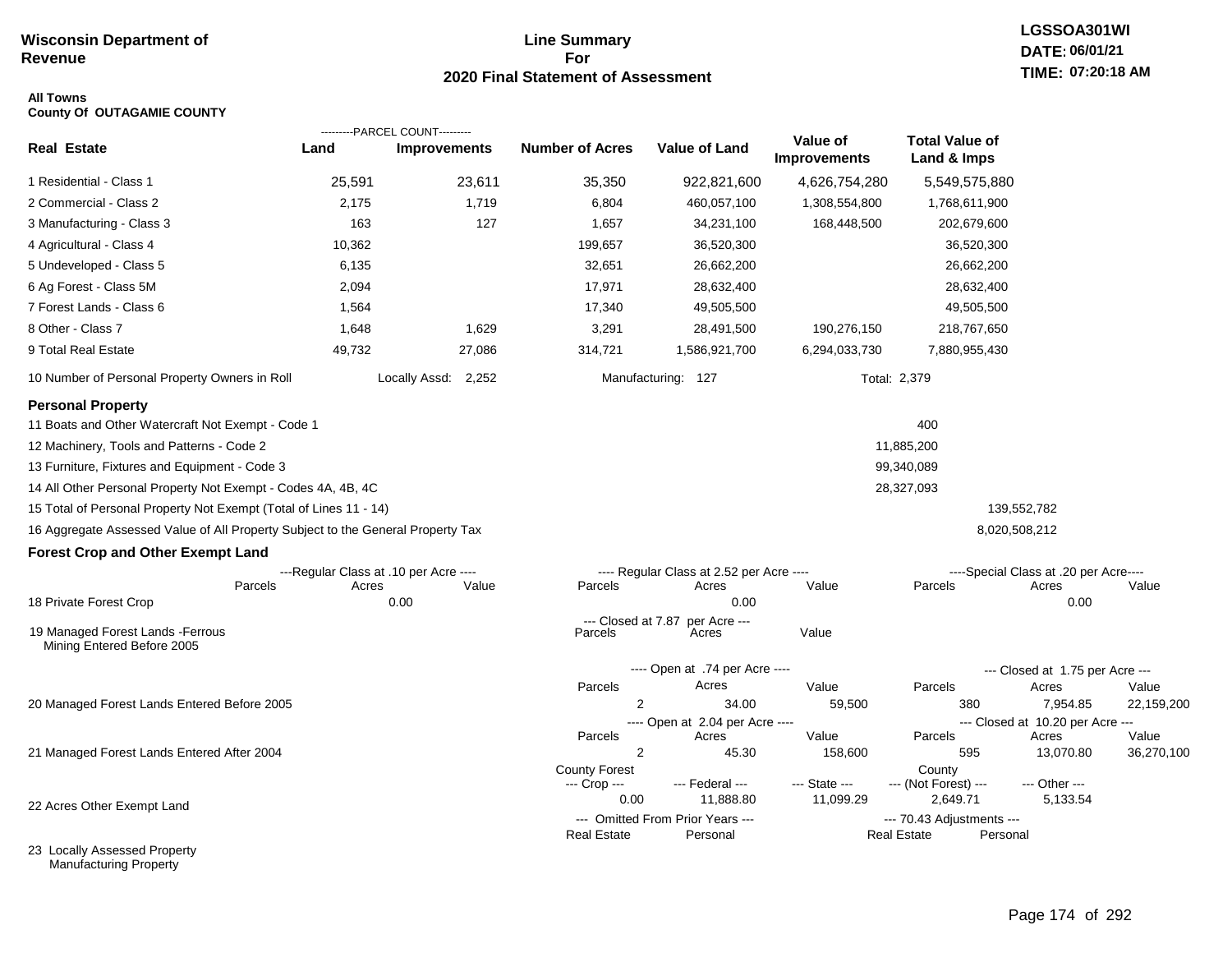**Wisconsin Department of Revenue**

**Line Summary For 2020 Final Statement of Assessment**

**LGSSOA301WI**
**DATE: 06/01/21**
**TIME: 07:20:18 AM**

**All Towns**
**County Of OUTAGAMIE COUNTY**

| Real Estate | PARCEL COUNT Land | PARCEL COUNT Improvements | Number of Acres | Value of Land | Value of Improvements | Total Value of Land & Imps |
|---|---|---|---|---|---|---|
| 1 Residential - Class 1 | 25,591 | 23,611 | 35,350 | 922,821,600 | 4,626,754,280 | 5,549,575,880 |
| 2 Commercial - Class 2 | 2,175 | 1,719 | 6,804 | 460,057,100 | 1,308,554,800 | 1,768,611,900 |
| 3 Manufacturing - Class 3 | 163 | 127 | 1,657 | 34,231,100 | 168,448,500 | 202,679,600 |
| 4 Agricultural - Class 4 | 10,362 | | 199,657 | 36,520,300 | | 36,520,300 |
| 5 Undeveloped - Class 5 | 6,135 | | 32,651 | 26,662,200 | | 26,662,200 |
| 6 Ag Forest - Class 5M | 2,094 | | 17,971 | 28,632,400 | | 28,632,400 |
| 7 Forest Lands - Class 6 | 1,564 | | 17,340 | 49,505,500 | | 49,505,500 |
| 8 Other - Class 7 | 1,648 | 1,629 | 3,291 | 28,491,500 | 190,276,150 | 218,767,650 |
| 9 Total Real Estate | 49,732 | 27,086 | 314,721 | 1,586,921,700 | 6,294,033,730 | 7,880,955,430 |

10 Number of Personal Property Owners in Roll — Locally Assd: 2,252 — Manufacturing: 127 — Total: 2,379

**Personal Property**

| | | |
|---|---|---|
| 11 Boats and Other Watercraft Not Exempt - Code 1 | 400 | |
| 12 Machinery, Tools and Patterns - Code 2 | 11,885,200 | |
| 13 Furniture, Fixtures and Equipment - Code 3 | 99,340,089 | |
| 14 All Other Personal Property Not Exempt - Codes 4A, 4B, 4C | 28,327,093 | |
| 15 Total of Personal Property Not Exempt (Total of Lines 11 - 14) | | 139,552,782 |
| 16 Aggregate Assessed Value of All Property Subject to the General Property Tax | | 8,020,508,212 |

**Forest Crop and Other Exempt Land**

| | Regular Class at .10 per Acre Parcels | Acres | Value | Regular Class at 2.52 per Acre Parcels | Acres | Value | Special Class at .20 per Acre Parcels | Acres | Value |
|---|---|---|---|---|---|---|---|---|---|
| 18 Private Forest Crop | | 0.00 | | | 0.00 | | | 0.00 | |

| | Closed at 7.87 per Acre Parcels | Acres | Value |
|---|---|---|---|
| 19 Managed Forest Lands -Ferrous Mining Entered Before 2005 | | | |

| | Open Parcels | Acres | Value | Closed Parcels | Acres | Value |
|---|---|---|---|---|---|---|
| 20 Managed Forest Lands Entered Before 2005 (Open at .74 per Acre / Closed at 1.75 per Acre) | 2 | 34.00 | 59,500 | 380 | 7,954.85 | 22,159,200 |
| 21 Managed Forest Lands Entered After 2004 (Open at 2.04 per Acre / Closed at 10.20 per Acre) | 2 | 45.30 | 158,600 | 595 | 13,070.80 | 36,270,100 |

| | County Forest Crop | Federal | State | County (Not Forest) | Other |
|---|---|---|---|---|---|
| 22 Acres Other Exempt Land | 0.00 | 11,888.80 | 11,099.29 | 2,649.71 | 5,133.54 |

| | Omitted From Prior Years Real Estate | Omitted From Prior Years Personal | 70.43 Adjustments Real Estate | 70.43 Adjustments Personal |
|---|---|---|---|---|
| 23 Locally Assessed Property Manufacturing Property | | | | |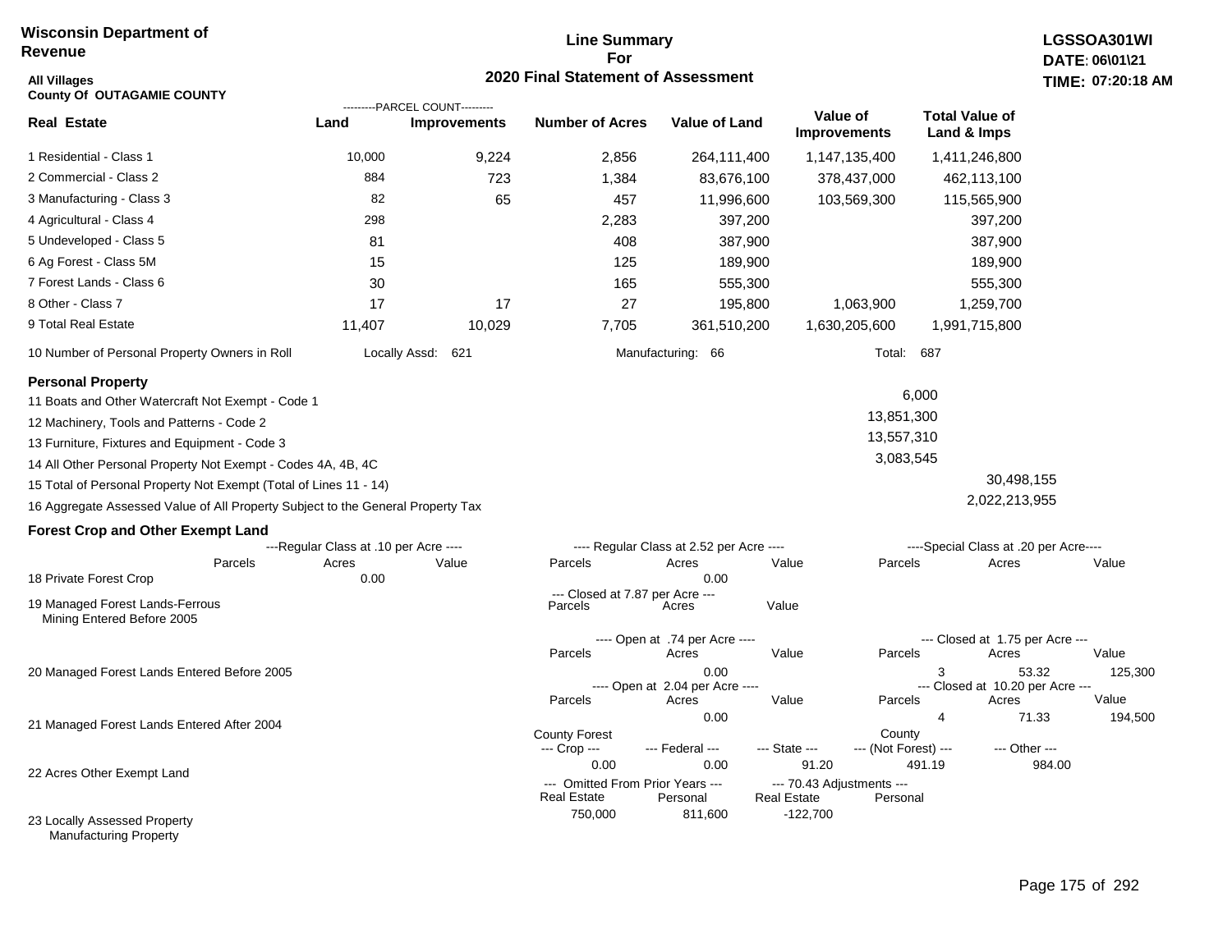**Wisconsin Department of Revenue**

**Line Summary For 2020 Final Statement of Assessment**

**LGSSOA301WI**
**DATE: 06\01\21**
**TIME: 07:20:18 AM**

**All Villages**
**County Of OUTAGAMIE COUNTY**

| Real Estate | PARCEL COUNT Land | PARCEL COUNT Improvements | Number of Acres | Value of Land | Value of Improvements | Total Value of Land & Imps |
|---|---|---|---|---|---|---|
| 1 Residential - Class 1 | 10,000 | 9,224 | 2,856 | 264,111,400 | 1,147,135,400 | 1,411,246,800 |
| 2 Commercial - Class 2 | 884 | 723 | 1,384 | 83,676,100 | 378,437,000 | 462,113,100 |
| 3 Manufacturing - Class 3 | 82 | 65 | 457 | 11,996,600 | 103,569,300 | 115,565,900 |
| 4 Agricultural - Class 4 | 298 | | 2,283 | 397,200 | | 397,200 |
| 5 Undeveloped - Class 5 | 81 | | 408 | 387,900 | | 387,900 |
| 6 Ag Forest - Class 5M | 15 | | 125 | 189,900 | | 189,900 |
| 7 Forest Lands - Class 6 | 30 | | 165 | 555,300 | | 555,300 |
| 8 Other - Class 7 | 17 | 17 | 27 | 195,800 | 1,063,900 | 1,259,700 |
| 9 Total Real Estate | 11,407 | 10,029 | 7,705 | 361,510,200 | 1,630,205,600 | 1,991,715,800 |

10 Number of Personal Property Owners in Roll — Locally Assd: 621 — Manufacturing: 66 — Total: 687

**Personal Property**

| | | |
|---|---|---|
| 11 Boats and Other Watercraft Not Exempt - Code 1 | 6,000 | |
| 12 Machinery, Tools and Patterns - Code 2 | 13,851,300 | |
| 13 Furniture, Fixtures and Equipment - Code 3 | 13,557,310 | |
| 14 All Other Personal Property Not Exempt - Codes 4A, 4B, 4C | 3,083,545 | |
| 15 Total of Personal Property Not Exempt (Total of Lines 11 - 14) | | 30,498,155 |
| 16 Aggregate Assessed Value of All Property Subject to the General Property Tax | | 2,022,213,955 |

**Forest Crop and Other Exempt Land**

| | Regular Class at .10 per Acre Parcels | Acres | Value | Regular Class at 2.52 per Acre Parcels | Acres | Value | Special Class at .20 per Acre Parcels | Acres | Value |
|---|---|---|---|---|---|---|---|---|---|
| 18 Private Forest Crop | | 0.00 | | | 0.00 | | | | |

| | Closed at 7.87 per Acre Parcels | Acres | Value |
|---|---|---|---|
| 19 Managed Forest Lands-Ferrous Mining Entered Before 2005 | | | |

| | Open at .74 per Acre Parcels | Acres | Value | Closed at 1.75 per Acre Parcels | Acres | Value |
|---|---|---|---|---|---|---|
| 20 Managed Forest Lands Entered Before 2005 | | 0.00 | | 3 | 53.32 | 125,300 |

| | Open at 2.04 per Acre Parcels | Acres | Value | Closed at 10.20 per Acre Parcels | Acres | Value |
|---|---|---|---|---|---|---|
| 21 Managed Forest Lands Entered After 2004 | | 0.00 | | 4 | 71.33 | 194,500 |

| | County Forest Crop | Federal | State | County (Not Forest) | Other |
|---|---|---|---|---|---|
| 22 Acres Other Exempt Land | 0.00 | 0.00 | 91.20 | 491.19 | 984.00 |

| | Omitted From Prior Years Real Estate | Omitted From Prior Years Personal | 70.43 Adjustments Real Estate | 70.43 Adjustments Personal |
|---|---|---|---|---|
| 23 Locally Assessed Property Manufacturing Property | 750,000 | 811,600 | -122,700 | |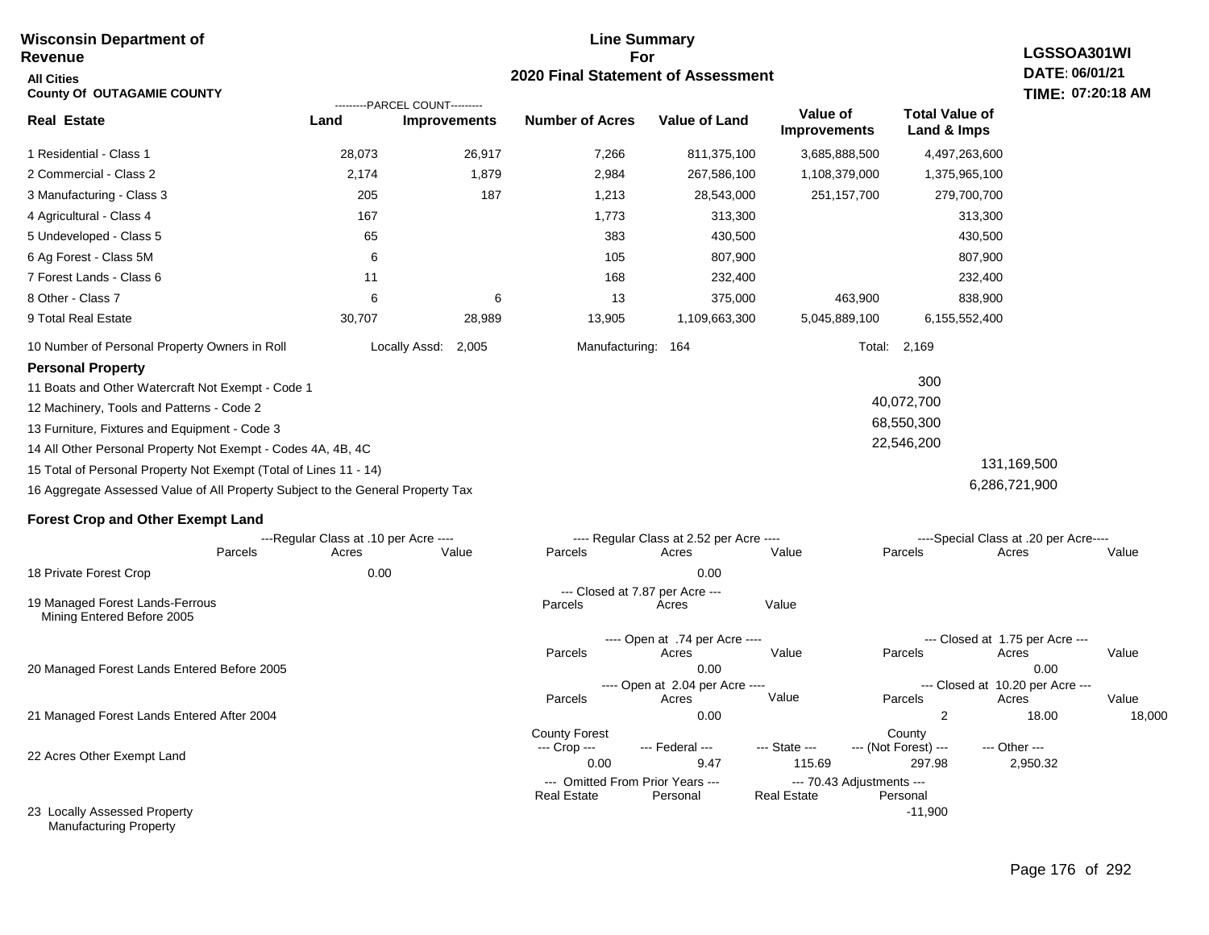**Wisconsin Department of Revenue**
**All Cities**
**County Of OUTAGAMIE COUNTY**

# Line Summary For 2020 Final Statement of Assessment

**LGSSOA301WI**
**DATE: 06/01/21**
**TIME: 07:20:18 AM**

| Real Estate | PARCEL COUNT Land | PARCEL COUNT Improvements | Number of Acres | Value of Land | Value of Improvements | Total Value of Land & Imps |
|---|---|---|---|---|---|---|
| 1 Residential - Class 1 | 28,073 | 26,917 | 7,266 | 811,375,100 | 3,685,888,500 | 4,497,263,600 |
| 2 Commercial - Class 2 | 2,174 | 1,879 | 2,984 | 267,586,100 | 1,108,379,000 | 1,375,965,100 |
| 3 Manufacturing - Class 3 | 205 | 187 | 1,213 | 28,543,000 | 251,157,700 | 279,700,700 |
| 4 Agricultural - Class 4 | 167 | | 1,773 | 313,300 | | 313,300 |
| 5 Undeveloped - Class 5 | 65 | | 383 | 430,500 | | 430,500 |
| 6 Ag Forest - Class 5M | 6 | | 105 | 807,900 | | 807,900 |
| 7 Forest Lands - Class 6 | 11 | | 168 | 232,400 | | 232,400 |
| 8 Other - Class 7 | 6 | 6 | 13 | 375,000 | 463,900 | 838,900 |
| 9 Total Real Estate | 30,707 | 28,989 | 13,905 | 1,109,663,300 | 5,045,889,100 | 6,155,552,400 |

10 Number of Personal Property Owners in Roll — Locally Assd: 2,005 — Manufacturing: 164 — Total: 2,169

## Personal Property

| | | |
|---|---|---|
| 11 Boats and Other Watercraft Not Exempt - Code 1 | 300 | |
| 12 Machinery, Tools and Patterns - Code 2 | 40,072,700 | |
| 13 Furniture, Fixtures and Equipment - Code 3 | 68,550,300 | |
| 14 All Other Personal Property Not Exempt - Codes 4A, 4B, 4C | 22,546,200 | |
| 15 Total of Personal Property Not Exempt (Total of Lines 11 - 14) | | 131,169,500 |
| 16 Aggregate Assessed Value of All Property Subject to the General Property Tax | | 6,286,721,900 |

## Forest Crop and Other Exempt Land

| | Regular Class at .10 per Acre Parcels | Acres | Value | Regular Class at 2.52 per Acre Parcels | Acres | Value | Special Class at .20 per Acre Parcels | Acres | Value |
|---|---|---|---|---|---|---|---|---|---|
| 18 Private Forest Crop | | 0.00 | | | 0.00 | | | | |

| | Closed at 7.87 per Acre Parcels | Acres | Value |
|---|---|---|---|
| 19 Managed Forest Lands-Ferrous Mining Entered Before 2005 | | | |

| | Open at .74 per Acre Parcels | Acres | Value | Closed at 1.75 per Acre Parcels | Acres | Value |
|---|---|---|---|---|---|---|
| 20 Managed Forest Lands Entered Before 2005 | | 0.00 | | | 0.00 | |

| | Open at 2.04 per Acre Parcels | Acres | Value | Closed at 10.20 per Acre Parcels | Acres | Value |
|---|---|---|---|---|---|---|
| 21 Managed Forest Lands Entered After 2004 | | 0.00 | | 2 | 18.00 | 18,000 |

| | County Forest Crop | Federal | State | County (Not Forest) | Other |
|---|---|---|---|---|---|
| 22 Acres Other Exempt Land | 0.00 | 9.47 | 115.69 | 297.98 | 2,950.32 |

| | Omitted From Prior Years Real Estate | Omitted From Prior Years Personal | 70.43 Adjustments Real Estate | 70.43 Adjustments Personal |
|---|---|---|---|---|
| 23 Locally Assessed Property Manufacturing Property | | | | -11,900 |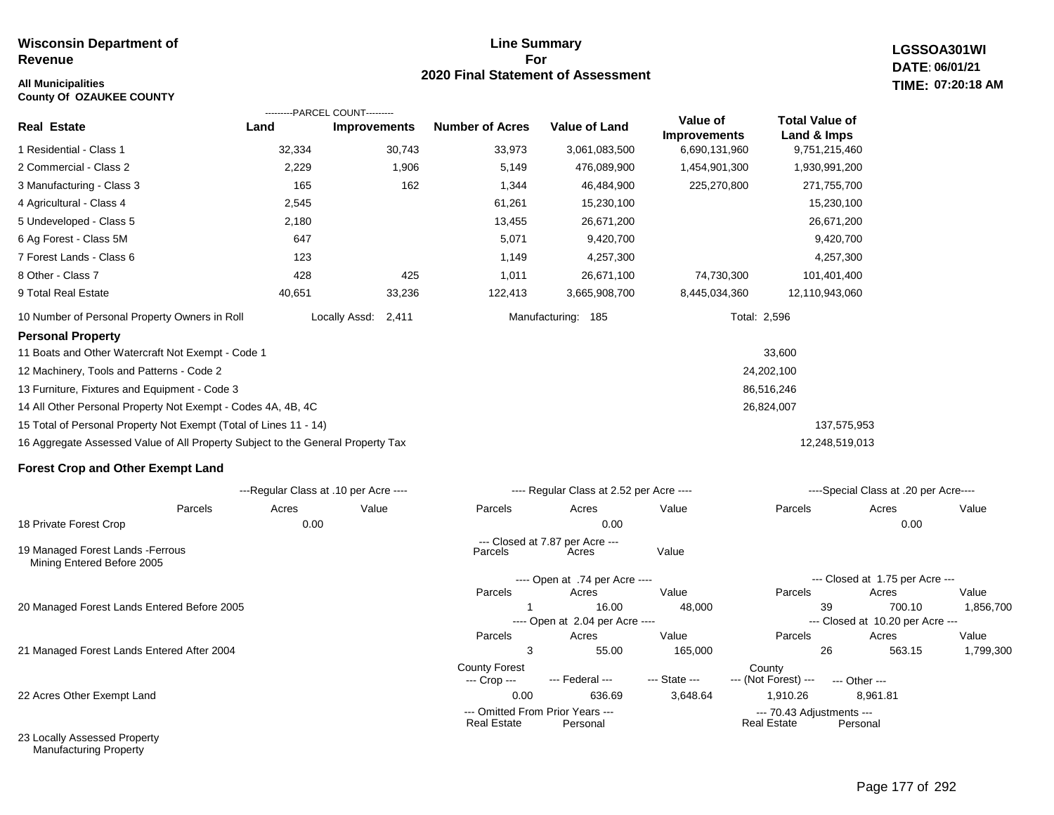**Wisconsin Department of Revenue**

**All Municipalities**
**County Of OZAUKEE COUNTY**

## Line Summary For 2020 Final Statement of Assessment

**LGSSOA301WI**
**DATE: 06/01/21**
**TIME: 07:20:18 AM**

| Real Estate | Land (Parcel Count) | Improvements (Parcel Count) | Number of Acres | Value of Land | Value of Improvements | Total Value of Land & Imps |
|---|---|---|---|---|---|---|
| 1 Residential - Class 1 | 32,334 | 30,743 | 33,973 | 3,061,083,500 | 6,690,131,960 | 9,751,215,460 |
| 2 Commercial - Class 2 | 2,229 | 1,906 | 5,149 | 476,089,900 | 1,454,901,300 | 1,930,991,200 |
| 3 Manufacturing - Class 3 | 165 | 162 | 1,344 | 46,484,900 | 225,270,800 | 271,755,700 |
| 4 Agricultural - Class 4 | 2,545 | | 61,261 | 15,230,100 | | 15,230,100 |
| 5 Undeveloped - Class 5 | 2,180 | | 13,455 | 26,671,200 | | 26,671,200 |
| 6 Ag Forest - Class 5M | 647 | | 5,071 | 9,420,700 | | 9,420,700 |
| 7 Forest Lands - Class 6 | 123 | | 1,149 | 4,257,300 | | 4,257,300 |
| 8 Other - Class 7 | 428 | 425 | 1,011 | 26,671,100 | 74,730,300 | 101,401,400 |
| 9 Total Real Estate | 40,651 | 33,236 | 122,413 | 3,665,908,700 | 8,445,034,360 | 12,110,943,060 |

10 Number of Personal Property Owners in Roll — Locally Assd: 2,411 — Manufacturing: 185 — Total: 2,596

### Personal Property

| | | |
|---|---|---|
| 11 Boats and Other Watercraft Not Exempt - Code 1 | 33,600 | |
| 12 Machinery, Tools and Patterns - Code 2 | 24,202,100 | |
| 13 Furniture, Fixtures and Equipment - Code 3 | 86,516,246 | |
| 14 All Other Personal Property Not Exempt - Codes 4A, 4B, 4C | 26,824,007 | |
| 15 Total of Personal Property Not Exempt (Total of Lines 11 - 14) | | 137,575,953 |
| 16 Aggregate Assessed Value of All Property Subject to the General Property Tax | | 12,248,519,013 |

### Forest Crop and Other Exempt Land

| | Regular Class at .10 per Acre – Parcels | Acres | Value | Regular Class at 2.52 per Acre – Parcels | Acres | Value | Special Class at .20 per Acre – Parcels | Acres | Value |
|---|---|---|---|---|---|---|---|---|---|
| 18 Private Forest Crop | | 0.00 | | | 0.00 | | | 0.00 | |

| | Closed at 7.87 per Acre – Parcels | Acres | Value |
|---|---|---|---|
| 19 Managed Forest Lands -Ferrous Mining Entered Before 2005 | | | |

| | Open at .74 per Acre – Parcels | Acres | Value | Closed at 1.75 per Acre – Parcels | Acres | Value |
|---|---|---|---|---|---|---|
| 20 Managed Forest Lands Entered Before 2005 | 1 | 16.00 | 48,000 | 39 | 700.10 | 1,856,700 |

| | Open at 2.04 per Acre – Parcels | Acres | Value | Closed at 10.20 per Acre – Parcels | Acres | Value |
|---|---|---|---|---|---|---|
| 21 Managed Forest Lands Entered After 2004 | 3 | 55.00 | 165,000 | 26 | 563.15 | 1,799,300 |

| | County Forest – Crop | Federal | State | County (Not Forest) | Other |
|---|---|---|---|---|---|
| 22 Acres Other Exempt Land | 0.00 | 636.69 | 3,648.64 | 1,910.26 | 8,961.81 |

| | Omitted From Prior Years – Real Estate | Personal | 70.43 Adjustments – Real Estate | Personal |
|---|---|---|---|---|
| 23 Locally Assessed Property | | | | |
| Manufacturing Property | | | | |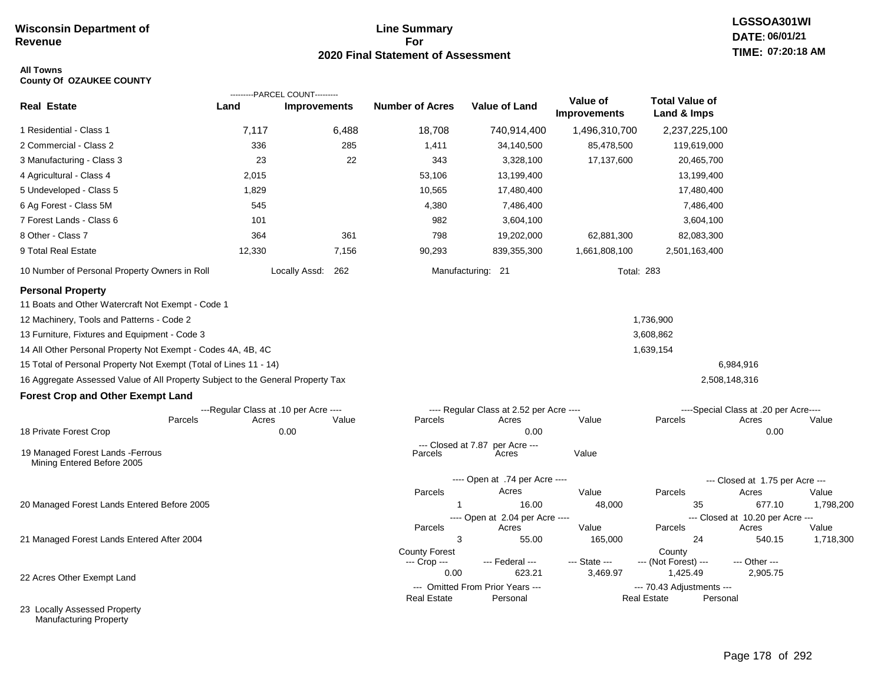**Wisconsin Department of Revenue**

**Line Summary For 2020 Final Statement of Assessment**

LGSSOA301WI
DATE: 06/01/21
TIME: 07:20:18 AM

**All Towns**
**County Of OZAUKEE COUNTY**

| Real Estate | PARCEL COUNT Land | PARCEL COUNT Improvements | Number of Acres | Value of Land | Value of Improvements | Total Value of Land & Imps |
|---|---|---|---|---|---|---|
| 1 Residential - Class 1 | 7,117 | 6,488 | 18,708 | 740,914,400 | 1,496,310,700 | 2,237,225,100 |
| 2 Commercial - Class 2 | 336 | 285 | 1,411 | 34,140,500 | 85,478,500 | 119,619,000 |
| 3 Manufacturing - Class 3 | 23 | 22 | 343 | 3,328,100 | 17,137,600 | 20,465,700 |
| 4 Agricultural - Class 4 | 2,015 | | 53,106 | 13,199,400 | | 13,199,400 |
| 5 Undeveloped - Class 5 | 1,829 | | 10,565 | 17,480,400 | | 17,480,400 |
| 6 Ag Forest - Class 5M | 545 | | 4,380 | 7,486,400 | | 7,486,400 |
| 7 Forest Lands - Class 6 | 101 | | 982 | 3,604,100 | | 3,604,100 |
| 8 Other - Class 7 | 364 | 361 | 798 | 19,202,000 | 62,881,300 | 82,083,300 |
| 9 Total Real Estate | 12,330 | 7,156 | 90,293 | 839,355,300 | 1,661,808,100 | 2,501,163,400 |

10 Number of Personal Property Owners in Roll — Locally Assd: 262 — Manufacturing: 21 — Total: 283

**Personal Property**

| | | |
|---|---|---|
| 11 Boats and Other Watercraft Not Exempt - Code 1 | | |
| 12 Machinery, Tools and Patterns - Code 2 | 1,736,900 | |
| 13 Furniture, Fixtures and Equipment - Code 3 | 3,608,862 | |
| 14 All Other Personal Property Not Exempt - Codes 4A, 4B, 4C | 1,639,154 | |
| 15 Total of Personal Property Not Exempt (Total of Lines 11 - 14) | | 6,984,916 |
| 16 Aggregate Assessed Value of All Property Subject to the General Property Tax | | 2,508,148,316 |

**Forest Crop and Other Exempt Land**

| | Regular Class at .10 per Acre Parcels | Acres | Value | Regular Class at 2.52 per Acre Parcels | Acres | Value | Special Class at .20 per Acre Parcels | Acres | Value |
|---|---|---|---|---|---|---|---|---|---|
| 18 Private Forest Crop | | 0.00 | | | 0.00 | | | 0.00 | |

| | Closed at 7.87 per Acre Parcels | Acres | Value |
|---|---|---|---|
| 19 Managed Forest Lands -Ferrous Mining Entered Before 2005 | | | |

| | Open Parcels | Open Acres | Open Value | Closed Parcels | Closed Acres | Closed Value |
|---|---|---|---|---|---|---|
| 20 Managed Forest Lands Entered Before 2005 (Open at .74 per Acre / Closed at 1.75 per Acre) | 1 | 16.00 | 48,000 | 35 | 677.10 | 1,798,200 |
| 21 Managed Forest Lands Entered After 2004 (Open at 2.04 per Acre / Closed at 10.20 per Acre) | 3 | 55.00 | 165,000 | 24 | 540.15 | 1,718,300 |

| | County Forest --- Crop --- | --- Federal --- | --- State --- | County --- (Not Forest) --- | --- Other --- |
|---|---|---|---|---|---|
| 22 Acres Other Exempt Land | 0.00 | 623.21 | 3,469.97 | 1,425.49 | 2,905.75 |

| | Omitted From Prior Years --- Real Estate | Personal | 70.43 Adjustments --- Real Estate | Personal |
|---|---|---|---|---|
| 23 Locally Assessed Property | | | | |
| Manufacturing Property | | | | |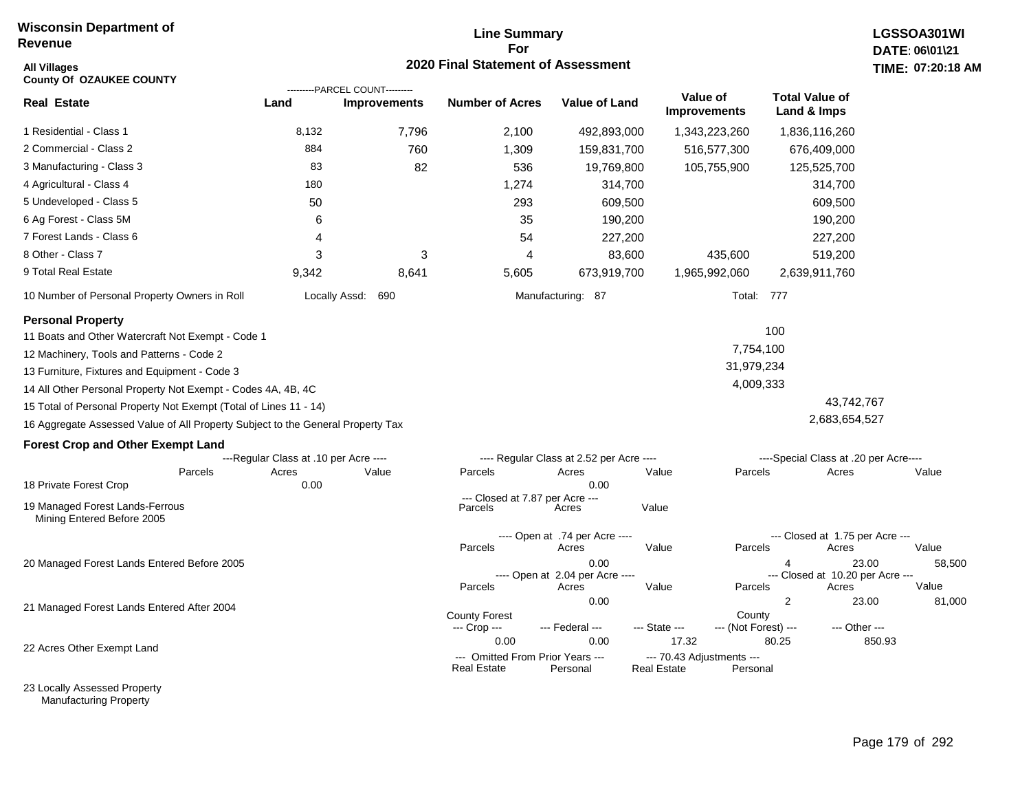**Wisconsin Department of Revenue**

**Line Summary For 2020 Final Statement of Assessment**

**LGSSOA301WI**
**DATE: 06\01\21**
**TIME: 07:20:18 AM**

**All Villages**
**County Of OZAUKEE COUNTY**

| Real Estate | PARCEL COUNT Land | PARCEL COUNT Improvements | Number of Acres | Value of Land | Value of Improvements | Total Value of Land & Imps |
|---|---|---|---|---|---|---|
| 1 Residential - Class 1 | 8,132 | 7,796 | 2,100 | 492,893,000 | 1,343,223,260 | 1,836,116,260 |
| 2 Commercial - Class 2 | 884 | 760 | 1,309 | 159,831,700 | 516,577,300 | 676,409,000 |
| 3 Manufacturing - Class 3 | 83 | 82 | 536 | 19,769,800 | 105,755,900 | 125,525,700 |
| 4 Agricultural - Class 4 | 180 | | 1,274 | 314,700 | | 314,700 |
| 5 Undeveloped - Class 5 | 50 | | 293 | 609,500 | | 609,500 |
| 6 Ag Forest - Class 5M | 6 | | 35 | 190,200 | | 190,200 |
| 7 Forest Lands - Class 6 | 4 | | 54 | 227,200 | | 227,200 |
| 8 Other - Class 7 | 3 | 3 | 4 | 83,600 | 435,600 | 519,200 |
| 9 Total Real Estate | 9,342 | 8,641 | 5,605 | 673,919,700 | 1,965,992,060 | 2,639,911,760 |

10 Number of Personal Property Owners in Roll — Locally Assd: 690 — Manufacturing: 87 — Total: 777

**Personal Property**

| | | |
|---|---|---|
| 11 Boats and Other Watercraft Not Exempt - Code 1 | 100 | |
| 12 Machinery, Tools and Patterns - Code 2 | 7,754,100 | |
| 13 Furniture, Fixtures and Equipment - Code 3 | 31,979,234 | |
| 14 All Other Personal Property Not Exempt - Codes 4A, 4B, 4C | 4,009,333 | |
| 15 Total of Personal Property Not Exempt (Total of Lines 11 - 14) | | 43,742,767 |
| 16 Aggregate Assessed Value of All Property Subject to the General Property Tax | | 2,683,654,527 |

**Forest Crop and Other Exempt Land**

18 Private Forest Crop
- Regular Class at .10 per Acre: Parcels —, Acres 0.00, Value —
- Regular Class at 2.52 per Acre: Parcels —, Acres 0.00, Value —
- Special Class at .20 per Acre: Parcels —, Acres —, Value —

19 Managed Forest Lands-Ferrous Mining Entered Before 2005
- Closed at 7.87 per Acre: Parcels —, Acres —, Value —

20 Managed Forest Lands Entered Before 2005
- Open at .74 per Acre: Parcels —, Acres 0.00, Value —
- Closed at 1.75 per Acre: Parcels 4, Acres 23.00, Value 58,500

21 Managed Forest Lands Entered After 2004
- Open at 2.04 per Acre: Parcels —, Acres 0.00, Value —
- Closed at 10.20 per Acre: Parcels 2, Acres 23.00, Value 81,000

22 Acres Other Exempt Land

| County Forest Crop | Federal | State | County (Not Forest) | Other |
|---|---|---|---|---|
| 0.00 | 0.00 | 17.32 | 80.25 | 850.93 |

23 Locally Assessed Property Manufacturing Property

| Omitted From Prior Years Real Estate | Omitted From Prior Years Personal | 70.43 Adjustments Real Estate | 70.43 Adjustments Personal |
|---|---|---|---|
| | | | |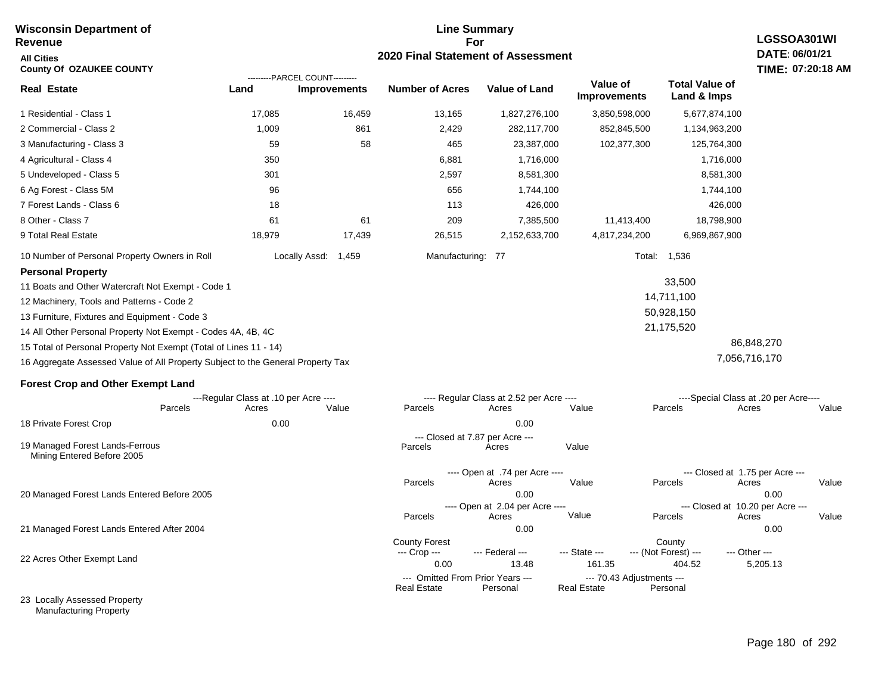**Wisconsin Department of Revenue**

**All Cities**

**County Of OZAUKEE COUNTY**

# Line Summary For 2020 Final Statement of Assessment

**LGSSOA301WI**
**DATE: 06/01/21**
**TIME: 07:20:18 AM**

| Real Estate | PARCEL COUNT Land | PARCEL COUNT Improvements | Number of Acres | Value of Land | Value of Improvements | Total Value of Land & Imps |
|---|---|---|---|---|---|---|
| 1 Residential - Class 1 | 17,085 | 16,459 | 13,165 | 1,827,276,100 | 3,850,598,000 | 5,677,874,100 |
| 2 Commercial - Class 2 | 1,009 | 861 | 2,429 | 282,117,700 | 852,845,500 | 1,134,963,200 |
| 3 Manufacturing - Class 3 | 59 | 58 | 465 | 23,387,000 | 102,377,300 | 125,764,300 |
| 4 Agricultural - Class 4 | 350 | | 6,881 | 1,716,000 | | 1,716,000 |
| 5 Undeveloped - Class 5 | 301 | | 2,597 | 8,581,300 | | 8,581,300 |
| 6 Ag Forest - Class 5M | 96 | | 656 | 1,744,100 | | 1,744,100 |
| 7 Forest Lands - Class 6 | 18 | | 113 | 426,000 | | 426,000 |
| 8 Other - Class 7 | 61 | 61 | 209 | 7,385,500 | 11,413,400 | 18,798,900 |
| 9 Total Real Estate | 18,979 | 17,439 | 26,515 | 2,152,633,700 | 4,817,234,200 | 6,969,867,900 |

10 Number of Personal Property Owners in Roll — Locally Assd: 1,459 — Manufacturing: 77 — Total: 1,536

**Personal Property**

| | | |
|---|---|---|
| 11 Boats and Other Watercraft Not Exempt - Code 1 | 33,500 | |
| 12 Machinery, Tools and Patterns - Code 2 | 14,711,100 | |
| 13 Furniture, Fixtures and Equipment - Code 3 | 50,928,150 | |
| 14 All Other Personal Property Not Exempt - Codes 4A, 4B, 4C | 21,175,520 | |
| 15 Total of Personal Property Not Exempt (Total of Lines 11 - 14) | | 86,848,270 |
| 16 Aggregate Assessed Value of All Property Subject to the General Property Tax | | 7,056,716,170 |

**Forest Crop and Other Exempt Land**

| | Regular Class at .10 per Acre Parcels | Acres | Value | Regular Class at 2.52 per Acre Parcels | Acres | Value | Special Class at .20 per Acre Parcels | Acres | Value |
|---|---|---|---|---|---|---|---|---|---|
| 18 Private Forest Crop | | 0.00 | | | 0.00 | | | | |

| | Closed at 7.87 per Acre Parcels | Acres | Value |
|---|---|---|---|
| 19 Managed Forest Lands-Ferrous Mining Entered Before 2005 | | | |

| | Open at .74 per Acre Parcels | Acres | Value | Closed at 1.75 per Acre Parcels | Acres | Value |
|---|---|---|---|---|---|---|
| 20 Managed Forest Lands Entered Before 2005 | | 0.00 | | | 0.00 | |

| | Open at 2.04 per Acre Parcels | Acres | Value | Closed at 10.20 per Acre Parcels | Acres | Value |
|---|---|---|---|---|---|---|
| 21 Managed Forest Lands Entered After 2004 | | 0.00 | | | 0.00 | |

| | County Forest Crop | Federal | State | County (Not Forest) | Other |
|---|---|---|---|---|---|
| 22 Acres Other Exempt Land | 0.00 | 13.48 | 161.35 | 404.52 | 5,205.13 |

| | Omitted From Prior Years Real Estate | Omitted From Prior Years Personal | 70.43 Adjustments Real Estate | 70.43 Adjustments Personal |
|---|---|---|---|---|
| 23 Locally Assessed Property Manufacturing Property | | | | |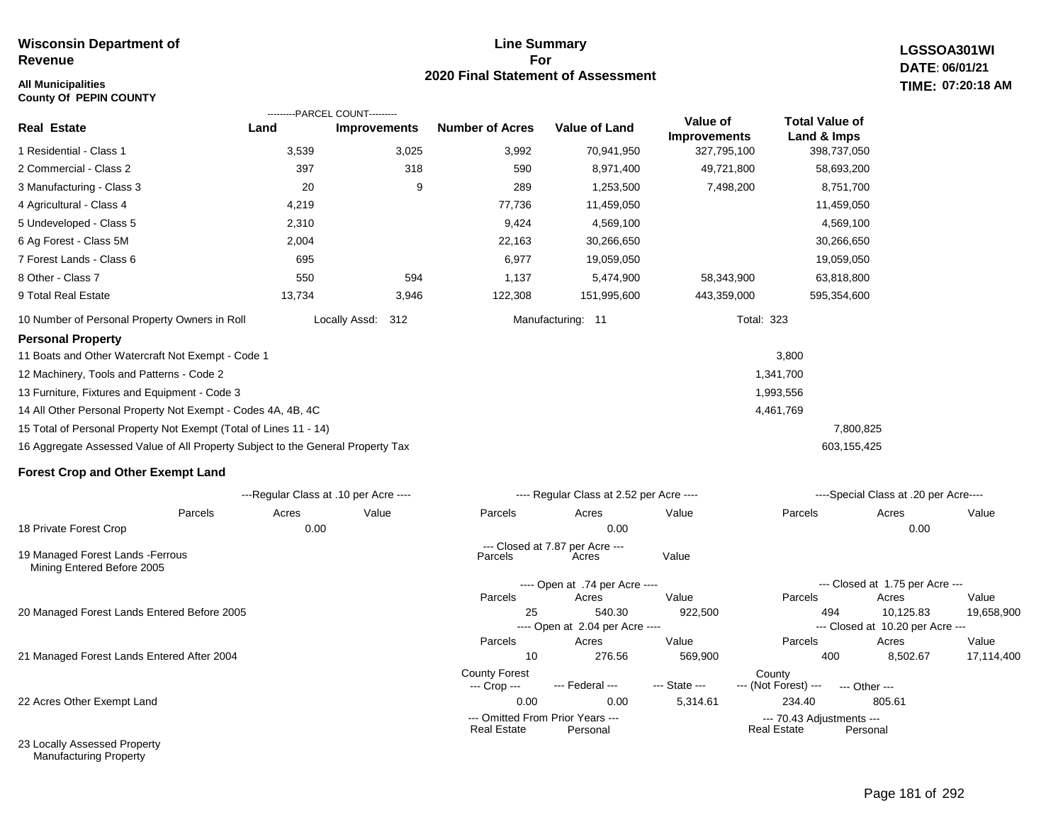**Wisconsin Department of Revenue**

**All Municipalities**
**County Of PEPIN COUNTY**

# Line Summary For 2020 Final Statement of Assessment

**LGSSOA301WI**
**DATE: 06/01/21**
**TIME: 07:20:18 AM**

| Real Estate | PARCEL COUNT Land | PARCEL COUNT Improvements | Number of Acres | Value of Land | Value of Improvements | Total Value of Land & Imps |
|---|---|---|---|---|---|---|
| 1 Residential - Class 1 | 3,539 | 3,025 | 3,992 | 70,941,950 | 327,795,100 | 398,737,050 |
| 2 Commercial - Class 2 | 397 | 318 | 590 | 8,971,400 | 49,721,800 | 58,693,200 |
| 3 Manufacturing - Class 3 | 20 | 9 | 289 | 1,253,500 | 7,498,200 | 8,751,700 |
| 4 Agricultural - Class 4 | 4,219 | | 77,736 | 11,459,050 | | 11,459,050 |
| 5 Undeveloped - Class 5 | 2,310 | | 9,424 | 4,569,100 | | 4,569,100 |
| 6 Ag Forest - Class 5M | 2,004 | | 22,163 | 30,266,650 | | 30,266,650 |
| 7 Forest Lands - Class 6 | 695 | | 6,977 | 19,059,050 | | 19,059,050 |
| 8 Other - Class 7 | 550 | 594 | 1,137 | 5,474,900 | 58,343,900 | 63,818,800 |
| 9 Total Real Estate | 13,734 | 3,946 | 122,308 | 151,995,600 | 443,359,000 | 595,354,600 |

10 Number of Personal Property Owners in Roll — Locally Assd: 312 — Manufacturing: 11 — Total: 323

## Personal Property

| | | |
|---|---|---|
| 11 Boats and Other Watercraft Not Exempt - Code 1 | 3,800 | |
| 12 Machinery, Tools and Patterns - Code 2 | 1,341,700 | |
| 13 Furniture, Fixtures and Equipment - Code 3 | 1,993,556 | |
| 14 All Other Personal Property Not Exempt - Codes 4A, 4B, 4C | 4,461,769 | |
| 15 Total of Personal Property Not Exempt (Total of Lines 11 - 14) | | 7,800,825 |
| 16 Aggregate Assessed Value of All Property Subject to the General Property Tax | | 603,155,425 |

## Forest Crop and Other Exempt Land

| | Regular Class at .10 per Acre Parcels | Acres | Value | Regular Class at 2.52 per Acre Parcels | Acres | Value | Special Class at .20 per Acre Parcels | Acres | Value |
|---|---|---|---|---|---|---|---|---|---|
| 18 Private Forest Crop | | 0.00 | | | 0.00 | | | 0.00 | |

| | Closed at 7.87 per Acre Parcels | Acres | Value |
|---|---|---|---|
| 19 Managed Forest Lands -Ferrous Mining Entered Before 2005 | | | |

| | Open at .74 per Acre Parcels | Acres | Value | Closed at 1.75 per Acre Parcels | Acres | Value |
|---|---|---|---|---|---|---|
| 20 Managed Forest Lands Entered Before 2005 | 25 | 540.30 | 922,500 | 494 | 10,125.83 | 19,658,900 |

| | Open at 2.04 per Acre Parcels | Acres | Value | Closed at 10.20 per Acre Parcels | Acres | Value |
|---|---|---|---|---|---|---|
| 21 Managed Forest Lands Entered After 2004 | 10 | 276.56 | 569,900 | 400 | 8,502.67 | 17,114,400 |

| | County Forest Crop | Federal | State | County (Not Forest) | Other |
|---|---|---|---|---|---|
| 22 Acres Other Exempt Land | 0.00 | 0.00 | 5,314.61 | 234.40 | 805.61 |

| | Omitted From Prior Years Real Estate | Omitted From Prior Years Personal | 70.43 Adjustments Real Estate | 70.43 Adjustments Personal |
|---|---|---|---|---|
| 23 Locally Assessed Property | | | | |
| Manufacturing Property | | | | |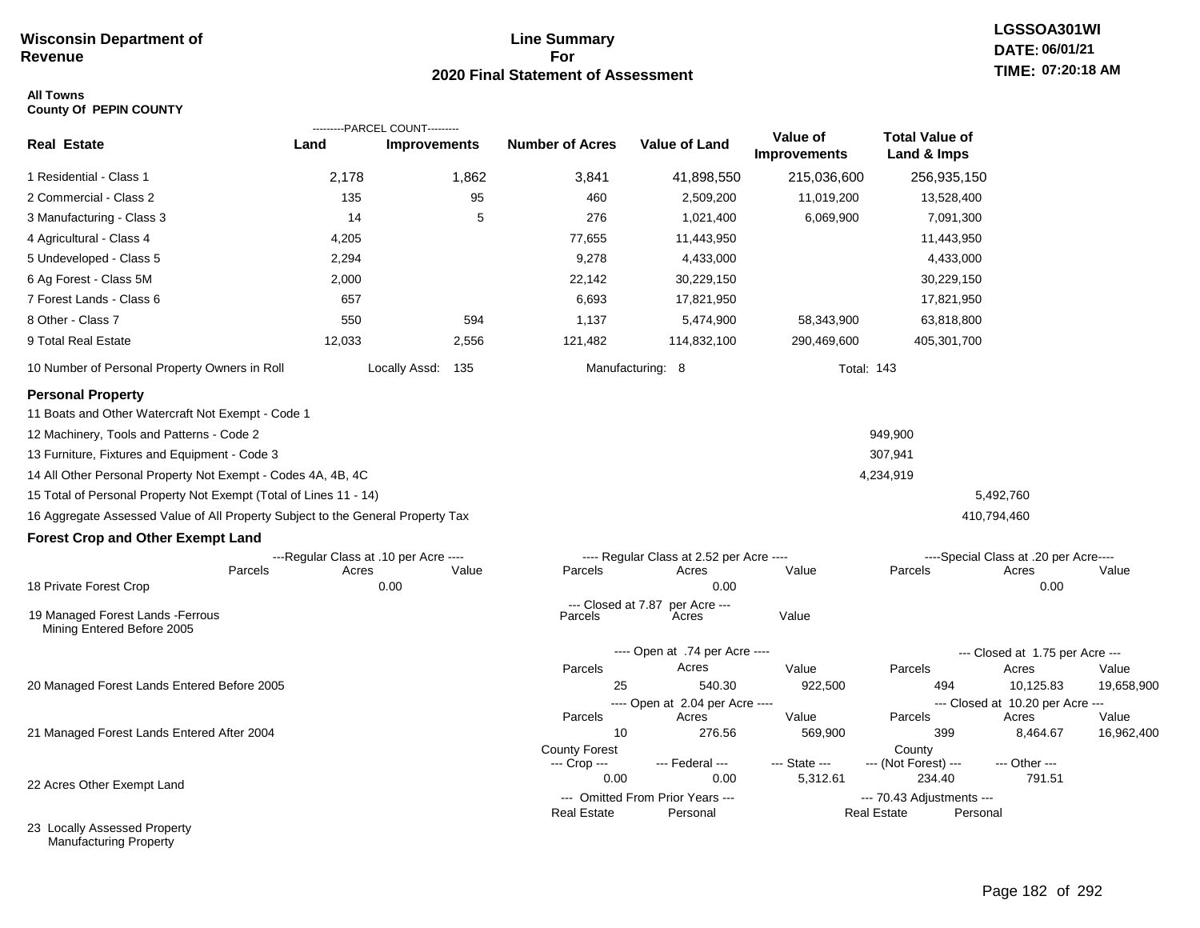**Wisconsin Department of Revenue**

# Line Summary For 2020 Final Statement of Assessment

**LGSSOA301WI**
**DATE: 06/01/21**
**TIME: 07:20:18 AM**

**All Towns**
**County Of PEPIN COUNTY**

| Real Estate | PARCEL COUNT Land | PARCEL COUNT Improvements | Number of Acres | Value of Land | Value of Improvements | Total Value of Land & Imps |
|---|---|---|---|---|---|---|
| 1 Residential - Class 1 | 2,178 | 1,862 | 3,841 | 41,898,550 | 215,036,600 | 256,935,150 |
| 2 Commercial - Class 2 | 135 | 95 | 460 | 2,509,200 | 11,019,200 | 13,528,400 |
| 3 Manufacturing - Class 3 | 14 | 5 | 276 | 1,021,400 | 6,069,900 | 7,091,300 |
| 4 Agricultural - Class 4 | 4,205 | | 77,655 | 11,443,950 | | 11,443,950 |
| 5 Undeveloped - Class 5 | 2,294 | | 9,278 | 4,433,000 | | 4,433,000 |
| 6 Ag Forest - Class 5M | 2,000 | | 22,142 | 30,229,150 | | 30,229,150 |
| 7 Forest Lands - Class 6 | 657 | | 6,693 | 17,821,950 | | 17,821,950 |
| 8 Other - Class 7 | 550 | 594 | 1,137 | 5,474,900 | 58,343,900 | 63,818,800 |
| 9 Total Real Estate | 12,033 | 2,556 | 121,482 | 114,832,100 | 290,469,600 | 405,301,700 |

10 Number of Personal Property Owners in Roll — Locally Assd: 135 — Manufacturing: 8 — Total: 143

## Personal Property

| | | |
|---|---|---|
| 11 Boats and Other Watercraft Not Exempt - Code 1 | | |
| 12 Machinery, Tools and Patterns - Code 2 | 949,900 | |
| 13 Furniture, Fixtures and Equipment - Code 3 | 307,941 | |
| 14 All Other Personal Property Not Exempt - Codes 4A, 4B, 4C | 4,234,919 | |
| 15 Total of Personal Property Not Exempt (Total of Lines 11 - 14) | | 5,492,760 |
| 16 Aggregate Assessed Value of All Property Subject to the General Property Tax | | 410,794,460 |

## Forest Crop and Other Exempt Land

| | Regular Class at .10 per Acre Parcels | Acres | Value | Regular Class at 2.52 per Acre Parcels | Acres | Value | Special Class at .20 per Acre Parcels | Acres | Value |
|---|---|---|---|---|---|---|---|---|---|
| 18 Private Forest Crop | | 0.00 | | | 0.00 | | | 0.00 | |

| | Closed at 7.87 per Acre Parcels | Acres | Value |
|---|---|---|---|
| 19 Managed Forest Lands -Ferrous Mining Entered Before 2005 | | | |

| | Open at .74 per Acre Parcels | Acres | Value | Closed at 1.75 per Acre Parcels | Acres | Value |
|---|---|---|---|---|---|---|
| 20 Managed Forest Lands Entered Before 2005 | 25 | 540.30 | 922,500 | 494 | 10,125.83 | 19,658,900 |

| | Open at 2.04 per Acre Parcels | Acres | Value | Closed at 10.20 per Acre Parcels | Acres | Value |
|---|---|---|---|---|---|---|
| 21 Managed Forest Lands Entered After 2004 | 10 | 276.56 | 569,900 | 399 | 8,464.67 | 16,962,400 |

| | County Forest --- Crop --- | --- Federal --- | --- State --- | County --- (Not Forest) --- | --- Other --- |
|---|---|---|---|---|---|
| 22 Acres Other Exempt Land | 0.00 | 0.00 | 5,312.61 | 234.40 | 791.51 |

| | Omitted From Prior Years --- Real Estate | Personal | 70.43 Adjustments --- Real Estate | Personal |
|---|---|---|---|---|
| 23 Locally Assessed Property Manufacturing Property | | | | |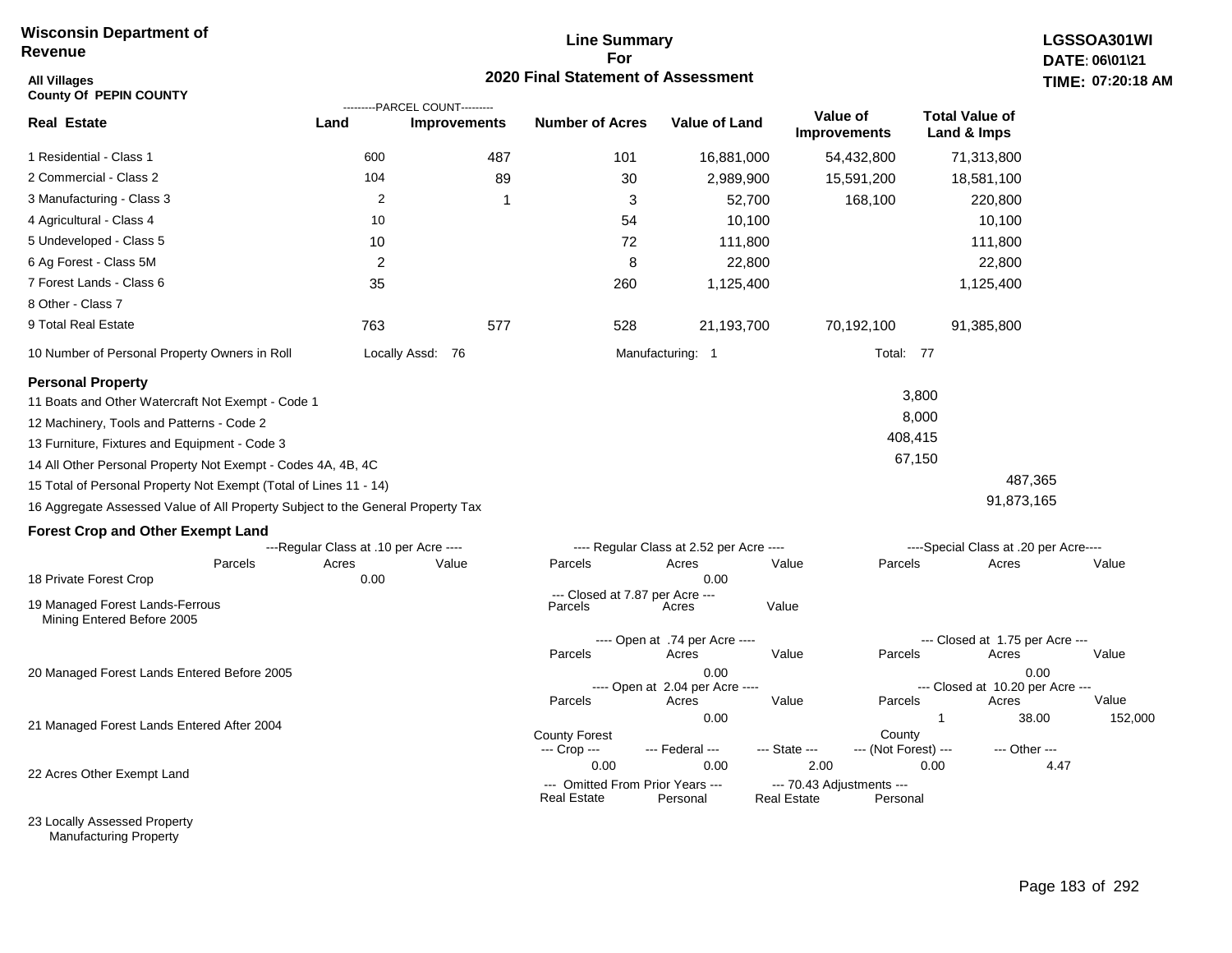**Wisconsin Department of Revenue**

**Line Summary For 2020 Final Statement of Assessment**

**LGSSOA301WI**
**DATE: 06\01\21**
**TIME: 07:20:18 AM**

**All Villages**
**County Of PEPIN COUNTY**

| Real Estate | Land (Parcel Count) | Improvements (Parcel Count) | Number of Acres | Value of Land | Value of Improvements | Total Value of Land & Imps |
|---|---|---|---|---|---|---|
| 1 Residential - Class 1 | 600 | 487 | 101 | 16,881,000 | 54,432,800 | 71,313,800 |
| 2 Commercial - Class 2 | 104 | 89 | 30 | 2,989,900 | 15,591,200 | 18,581,100 |
| 3 Manufacturing - Class 3 | 2 | 1 | 3 | 52,700 | 168,100 | 220,800 |
| 4 Agricultural - Class 4 | 10 | | 54 | 10,100 | | 10,100 |
| 5 Undeveloped - Class 5 | 10 | | 72 | 111,800 | | 111,800 |
| 6 Ag Forest - Class 5M | 2 | | 8 | 22,800 | | 22,800 |
| 7 Forest Lands - Class 6 | 35 | | 260 | 1,125,400 | | 1,125,400 |
| 8 Other - Class 7 | | | | | | |
| 9 Total Real Estate | 763 | 577 | 528 | 21,193,700 | 70,192,100 | 91,385,800 |

10 Number of Personal Property Owners in Roll — Locally Assd: 76 — Manufacturing: 1 — Total: 77

**Personal Property**

| | | |
|---|---|---|
| 11 Boats and Other Watercraft Not Exempt - Code 1 | 3,800 | |
| 12 Machinery, Tools and Patterns - Code 2 | 8,000 | |
| 13 Furniture, Fixtures and Equipment - Code 3 | 408,415 | |
| 14 All Other Personal Property Not Exempt - Codes 4A, 4B, 4C | 67,150 | |
| 15 Total of Personal Property Not Exempt (Total of Lines 11 - 14) | | 487,365 |
| 16 Aggregate Assessed Value of All Property Subject to the General Property Tax | | 91,873,165 |

**Forest Crop and Other Exempt Land**

| | Regular Class at .10 per Acre Parcels | Acres | Value | Regular Class at 2.52 per Acre Parcels | Acres | Value | Special Class at .20 per Acre Parcels | Acres | Value |
|---|---|---|---|---|---|---|---|---|---|
| 18 Private Forest Crop | | 0.00 | | | 0.00 | | | | |

| | Closed at 7.87 per Acre Parcels | Acres | Value |
|---|---|---|---|
| 19 Managed Forest Lands-Ferrous Mining Entered Before 2005 | | | |

| | Open at .74 per Acre Parcels | Acres | Value | Closed at 1.75 per Acre Parcels | Acres | Value |
|---|---|---|---|---|---|---|
| 20 Managed Forest Lands Entered Before 2005 | | 0.00 | | | 0.00 | |

| | Open at 2.04 per Acre Parcels | Acres | Value | Closed at 10.20 per Acre Parcels | Acres | Value |
|---|---|---|---|---|---|---|
| 21 Managed Forest Lands Entered After 2004 | | 0.00 | | 1 | 38.00 | 152,000 |

| | County Forest Crop | Federal | State | County (Not Forest) | Other |
|---|---|---|---|---|---|
| 22 Acres Other Exempt Land | 0.00 | 0.00 | 2.00 | 0.00 | 4.47 |

| | Omitted From Prior Years Real Estate | Personal | 70.43 Adjustments Real Estate | Personal |
|---|---|---|---|---|
| 23 Locally Assessed Property Manufacturing Property | | | | |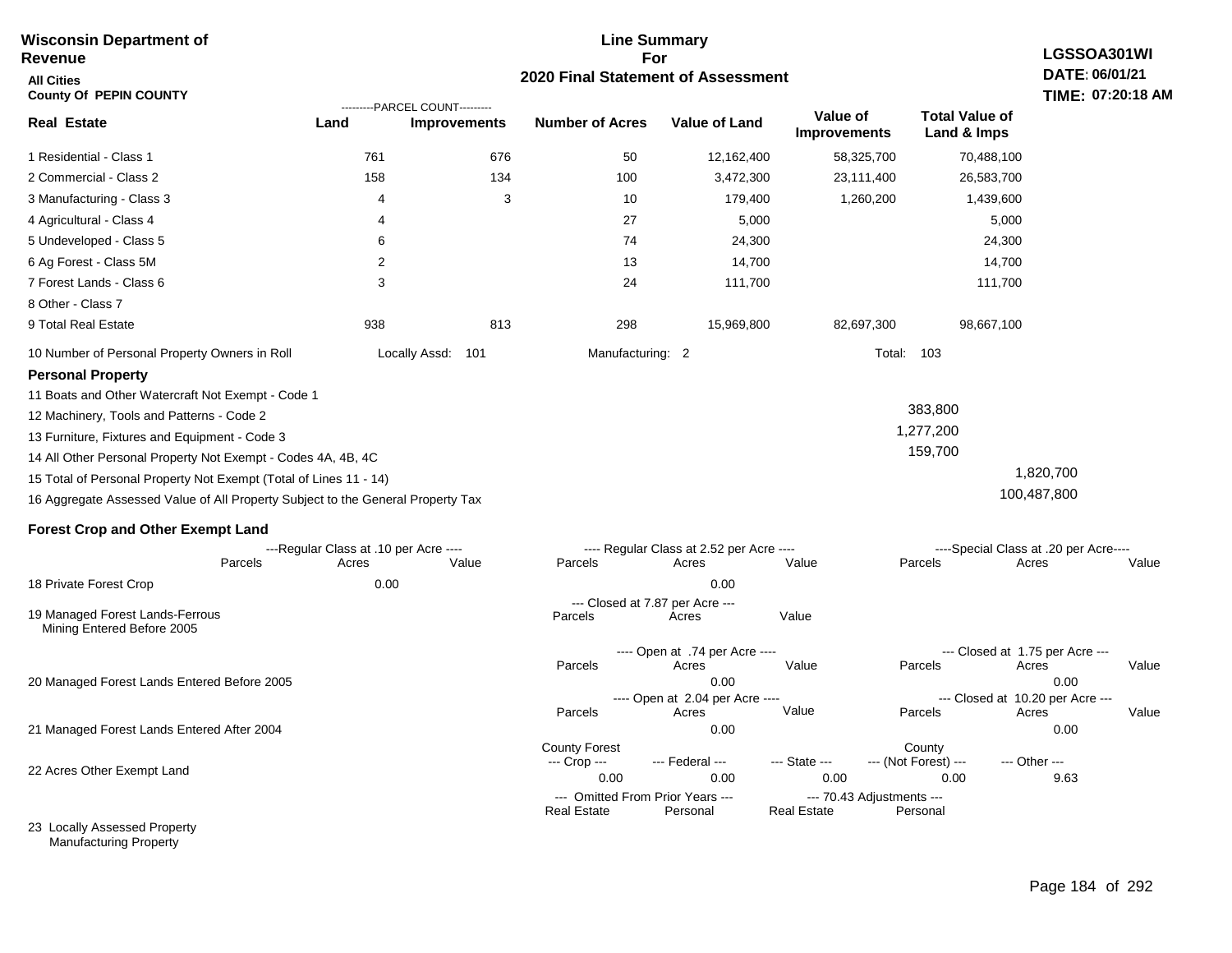**Wisconsin Department of Revenue**

**All Cities**

**County Of PEPIN COUNTY**

# Line Summary For 2020 Final Statement of Assessment

**LGSSOA301WI**
**DATE: 06/01/21**
**TIME: 07:20:18 AM**

| Real Estate | PARCEL COUNT Land | PARCEL COUNT Improvements | Number of Acres | Value of Land | Value of Improvements | Total Value of Land & Imps |
|---|---|---|---|---|---|---|
| 1 Residential - Class 1 | 761 | 676 | 50 | 12,162,400 | 58,325,700 | 70,488,100 |
| 2 Commercial - Class 2 | 158 | 134 | 100 | 3,472,300 | 23,111,400 | 26,583,700 |
| 3 Manufacturing - Class 3 | 4 | 3 | 10 | 179,400 | 1,260,200 | 1,439,600 |
| 4 Agricultural - Class 4 | 4 | | 27 | 5,000 | | 5,000 |
| 5 Undeveloped - Class 5 | 6 | | 74 | 24,300 | | 24,300 |
| 6 Ag Forest - Class 5M | 2 | | 13 | 14,700 | | 14,700 |
| 7 Forest Lands - Class 6 | 3 | | 24 | 111,700 | | 111,700 |
| 8 Other - Class 7 | | | | | | |
| 9 Total Real Estate | 938 | 813 | 298 | 15,969,800 | 82,697,300 | 98,667,100 |

10 Number of Personal Property Owners in Roll — Locally Assd: 101 — Manufacturing: 2 — Total: 103

## Personal Property

| | | |
|---|---|---|
| 11 Boats and Other Watercraft Not Exempt - Code 1 | | |
| 12 Machinery, Tools and Patterns - Code 2 | 383,800 | |
| 13 Furniture, Fixtures and Equipment - Code 3 | 1,277,200 | |
| 14 All Other Personal Property Not Exempt - Codes 4A, 4B, 4C | 159,700 | |
| 15 Total of Personal Property Not Exempt (Total of Lines 11 - 14) | | 1,820,700 |
| 16 Aggregate Assessed Value of All Property Subject to the General Property Tax | | 100,487,800 |

## Forest Crop and Other Exempt Land

| | Regular Class at .10 per Acre Parcels | Acres | Value | Regular Class at 2.52 per Acre Parcels | Acres | Value | Special Class at .20 per Acre Parcels | Acres | Value |
|---|---|---|---|---|---|---|---|---|---|
| 18 Private Forest Crop | | 0.00 | | | 0.00 | | | | |

| | Closed at 7.87 per Acre Parcels | Acres | Value |
|---|---|---|---|
| 19 Managed Forest Lands-Ferrous Mining Entered Before 2005 | | | |

| | Open at .74 per Acre Parcels | Acres | Value | Closed at 1.75 per Acre Parcels | Acres | Value |
|---|---|---|---|---|---|---|
| 20 Managed Forest Lands Entered Before 2005 | | 0.00 | | | 0.00 | |

| | Open at 2.04 per Acre Parcels | Acres | Value | Closed at 10.20 per Acre Parcels | Acres | Value |
|---|---|---|---|---|---|---|
| 21 Managed Forest Lands Entered After 2004 | | 0.00 | | | 0.00 | |

| | County Forest Crop | Federal | State | County (Not Forest) | Other |
|---|---|---|---|---|---|
| 22 Acres Other Exempt Land | 0.00 | 0.00 | 0.00 | 0.00 | 9.63 |

| | Omitted From Prior Years Real Estate | Omitted From Prior Years Personal | 70.43 Adjustments Real Estate | 70.43 Adjustments Personal |
|---|---|---|---|---|
| 23 Locally Assessed Property | | | | |
| Manufacturing Property | | | | |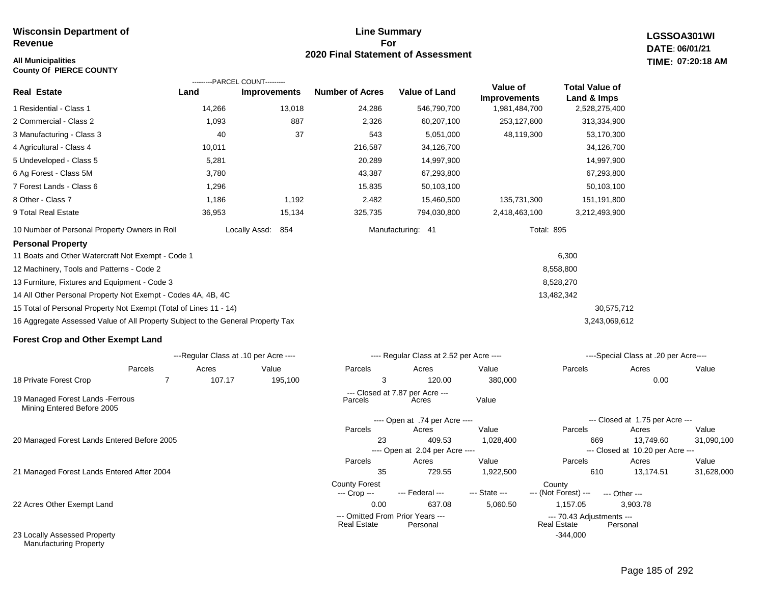**Wisconsin Department of Revenue**

**All Municipalities**
**County Of PIERCE COUNTY**

## Line Summary For 2020 Final Statement of Assessment

**LGSSOA301WI**
**DATE: 06/01/21**
**TIME: 07:20:18 AM**

| Real Estate | PARCEL COUNT Land | PARCEL COUNT Improvements | Number of Acres | Value of Land | Value of Improvements | Total Value of Land & Imps |
|---|---|---|---|---|---|---|
| 1 Residential - Class 1 | 14,266 | 13,018 | 24,286 | 546,790,700 | 1,981,484,700 | 2,528,275,400 |
| 2 Commercial - Class 2 | 1,093 | 887 | 2,326 | 60,207,100 | 253,127,800 | 313,334,900 |
| 3 Manufacturing - Class 3 | 40 | 37 | 543 | 5,051,000 | 48,119,300 | 53,170,300 |
| 4 Agricultural - Class 4 | 10,011 | | 216,587 | 34,126,700 | | 34,126,700 |
| 5 Undeveloped - Class 5 | 5,281 | | 20,289 | 14,997,900 | | 14,997,900 |
| 6 Ag Forest - Class 5M | 3,780 | | 43,387 | 67,293,800 | | 67,293,800 |
| 7 Forest Lands - Class 6 | 1,296 | | 15,835 | 50,103,100 | | 50,103,100 |
| 8 Other - Class 7 | 1,186 | 1,192 | 2,482 | 15,460,500 | 135,731,300 | 151,191,800 |
| 9 Total Real Estate | 36,953 | 15,134 | 325,735 | 794,030,800 | 2,418,463,100 | 3,212,493,900 |

10 Number of Personal Property Owners in Roll — Locally Assd: 854 — Manufacturing: 41 — Total: 895

### Personal Property

| | | |
|---|---|---|
| 11 Boats and Other Watercraft Not Exempt - Code 1 | 6,300 | |
| 12 Machinery, Tools and Patterns - Code 2 | 8,558,800 | |
| 13 Furniture, Fixtures and Equipment - Code 3 | 8,528,270 | |
| 14 All Other Personal Property Not Exempt - Codes 4A, 4B, 4C | 13,482,342 | |
| 15 Total of Personal Property Not Exempt (Total of Lines 11 - 14) | | 30,575,712 |
| 16 Aggregate Assessed Value of All Property Subject to the General Property Tax | | 3,243,069,612 |

### Forest Crop and Other Exempt Land

| | Regular Class at .10 per Acre Parcels | Acres | Value | Regular Class at 2.52 per Acre Parcels | Acres | Value | Special Class at .20 per Acre Parcels | Acres | Value |
|---|---|---|---|---|---|---|---|---|---|
| 18 Private Forest Crop | 7 | 107.17 | 195,100 | 3 | 120.00 | 380,000 | | 0.00 | |

| | Closed at 7.87 per Acre Parcels | Acres | Value |
|---|---|---|---|
| 19 Managed Forest Lands -Ferrous Mining Entered Before 2005 | | | |

| | Open Parcels | Open Acres | Open Value | Closed Parcels | Closed Acres | Closed Value |
|---|---|---|---|---|---|---|
| 20 Managed Forest Lands Entered Before 2005 (Open at .74 per Acre / Closed at 1.75 per Acre) | 23 | 409.53 | 1,028,400 | 669 | 13,749.60 | 31,090,100 |
| 21 Managed Forest Lands Entered After 2004 (Open at 2.04 per Acre / Closed at 10.20 per Acre) | 35 | 729.55 | 1,922,500 | 610 | 13,174.51 | 31,628,000 |

| | County Forest Crop | Federal | State | County (Not Forest) | Other |
|---|---|---|---|---|---|
| 22 Acres Other Exempt Land | 0.00 | 637.08 | 5,060.50 | 1,157.05 | 3,903.78 |

| | Omitted From Prior Years Real Estate | Omitted From Prior Years Personal | 70.43 Adjustments Real Estate | 70.43 Adjustments Personal |
|---|---|---|---|---|
| 23 Locally Assessed Property Manufacturing Property | | | -344,000 | |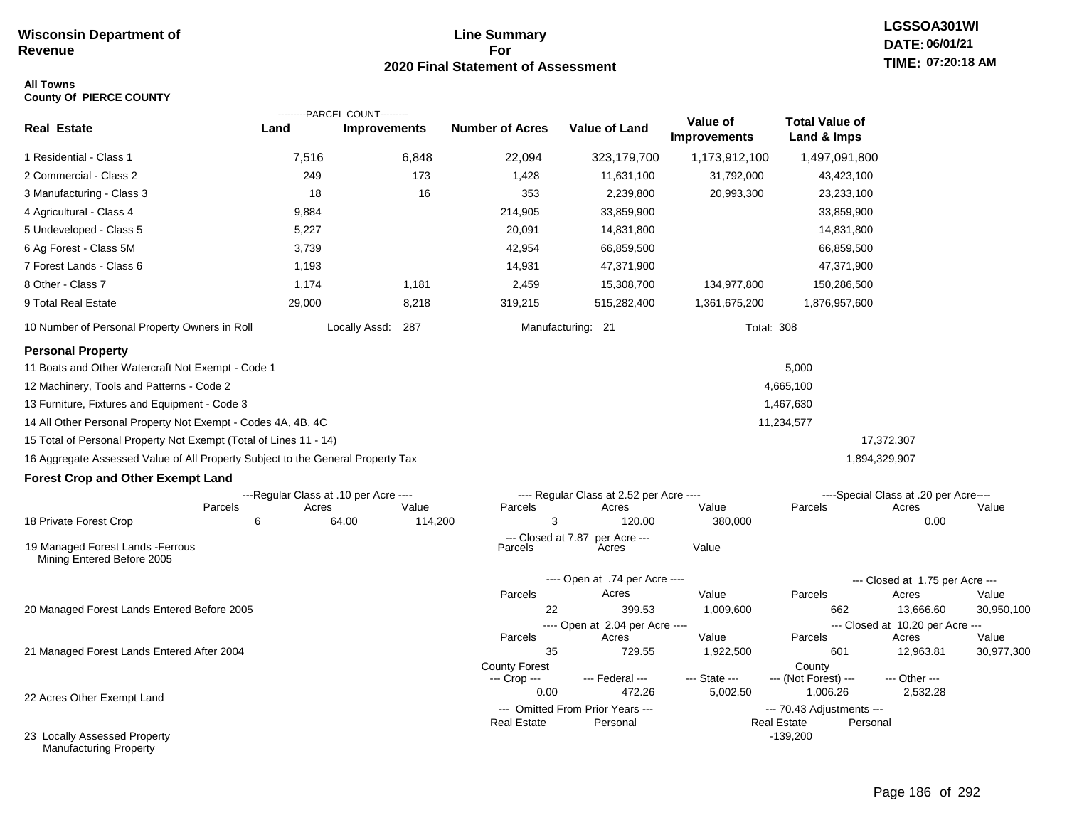**Wisconsin Department of Revenue**

**Line Summary For 2020 Final Statement of Assessment**

**LGSSOA301WI**
**DATE: 06/01/21**
**TIME: 07:20:18 AM**

**All Towns**
**County Of PIERCE COUNTY**

| Real Estate | PARCEL COUNT Land | PARCEL COUNT Improvements | Number of Acres | Value of Land | Value of Improvements | Total Value of Land & Imps |
|---|---|---|---|---|---|---|
| 1 Residential - Class 1 | 7,516 | 6,848 | 22,094 | 323,179,700 | 1,173,912,100 | 1,497,091,800 |
| 2 Commercial - Class 2 | 249 | 173 | 1,428 | 11,631,100 | 31,792,000 | 43,423,100 |
| 3 Manufacturing - Class 3 | 18 | 16 | 353 | 2,239,800 | 20,993,300 | 23,233,100 |
| 4 Agricultural - Class 4 | 9,884 | | 214,905 | 33,859,900 | | 33,859,900 |
| 5 Undeveloped - Class 5 | 5,227 | | 20,091 | 14,831,800 | | 14,831,800 |
| 6 Ag Forest - Class 5M | 3,739 | | 42,954 | 66,859,500 | | 66,859,500 |
| 7 Forest Lands - Class 6 | 1,193 | | 14,931 | 47,371,900 | | 47,371,900 |
| 8 Other - Class 7 | 1,174 | 1,181 | 2,459 | 15,308,700 | 134,977,800 | 150,286,500 |
| 9 Total Real Estate | 29,000 | 8,218 | 319,215 | 515,282,400 | 1,361,675,200 | 1,876,957,600 |

10 Number of Personal Property Owners in Roll — Locally Assd: 287 — Manufacturing: 21 — Total: 308

**Personal Property**

| | | |
|---|---|---|
| 11 Boats and Other Watercraft Not Exempt - Code 1 | 5,000 | |
| 12 Machinery, Tools and Patterns - Code 2 | 4,665,100 | |
| 13 Furniture, Fixtures and Equipment - Code 3 | 1,467,630 | |
| 14 All Other Personal Property Not Exempt - Codes 4A, 4B, 4C | 11,234,577 | |
| 15 Total of Personal Property Not Exempt (Total of Lines 11 - 14) | | 17,372,307 |
| 16 Aggregate Assessed Value of All Property Subject to the General Property Tax | | 1,894,329,907 |

**Forest Crop and Other Exempt Land**

| | Regular Class at .10 per Acre Parcels | Acres | Value | Regular Class at 2.52 per Acre Parcels | Acres | Value | Special Class at .20 per Acre Parcels | Acres | Value |
|---|---|---|---|---|---|---|---|---|---|
| 18 Private Forest Crop | 6 | 64.00 | 114,200 | 3 | 120.00 | 380,000 | | 0.00 | |

| | Closed at 7.87 per Acre Parcels | Acres | Value |
|---|---|---|---|
| 19 Managed Forest Lands -Ferrous Mining Entered Before 2005 | | | |

| | Open Parcels | Acres | Value | Closed Parcels | Acres | Value |
|---|---|---|---|---|---|---|
| 20 Managed Forest Lands Entered Before 2005 (Open at .74 per Acre / Closed at 1.75 per Acre) | 22 | 399.53 | 1,009,600 | 662 | 13,666.60 | 30,950,100 |
| 21 Managed Forest Lands Entered After 2004 (Open at 2.04 per Acre / Closed at 10.20 per Acre) | 35 | 729.55 | 1,922,500 | 601 | 12,963.81 | 30,977,300 |

| | County Forest Crop | Federal | State | County (Not Forest) | Other |
|---|---|---|---|---|---|
| 22 Acres Other Exempt Land | 0.00 | 472.26 | 5,002.50 | 1,006.26 | 2,532.28 |

| | Omitted From Prior Years Real Estate | Omitted From Prior Years Personal | 70.43 Adjustments Real Estate | 70.43 Adjustments Personal |
|---|---|---|---|---|
| 23 Locally Assessed Property Manufacturing Property | | | -139,200 | |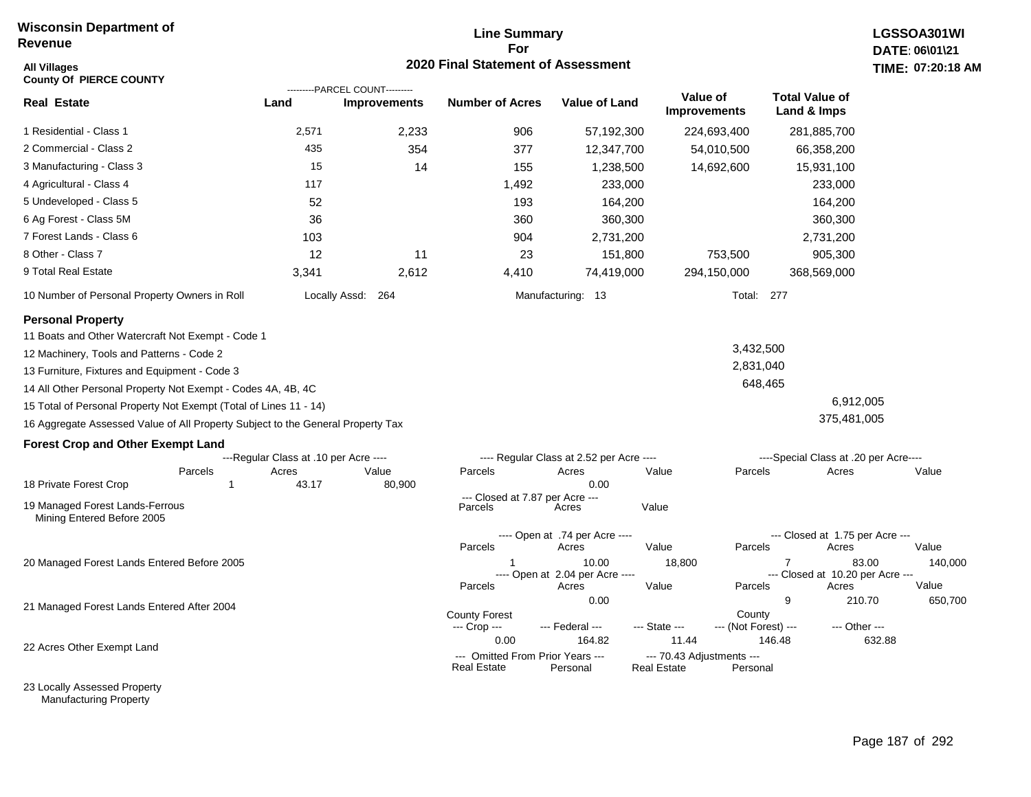**Wisconsin Department of Revenue**

**Line Summary For 2020 Final Statement of Assessment**

**LGSSOA301WI**
**DATE: 06\01\21**
**TIME: 07:20:18 AM**

**All Villages**
**County Of PIERCE COUNTY**

| Real Estate | PARCEL COUNT Land | PARCEL COUNT Improvements | Number of Acres | Value of Land | Value of Improvements | Total Value of Land & Imps |
|---|---|---|---|---|---|---|
| 1 Residential - Class 1 | 2,571 | 2,233 | 906 | 57,192,300 | 224,693,400 | 281,885,700 |
| 2 Commercial - Class 2 | 435 | 354 | 377 | 12,347,700 | 54,010,500 | 66,358,200 |
| 3 Manufacturing - Class 3 | 15 | 14 | 155 | 1,238,500 | 14,692,600 | 15,931,100 |
| 4 Agricultural - Class 4 | 117 | | 1,492 | 233,000 | | 233,000 |
| 5 Undeveloped - Class 5 | 52 | | 193 | 164,200 | | 164,200 |
| 6 Ag Forest - Class 5M | 36 | | 360 | 360,300 | | 360,300 |
| 7 Forest Lands - Class 6 | 103 | | 904 | 2,731,200 | | 2,731,200 |
| 8 Other - Class 7 | 12 | 11 | 23 | 151,800 | 753,500 | 905,300 |
| 9 Total Real Estate | 3,341 | 2,612 | 4,410 | 74,419,000 | 294,150,000 | 368,569,000 |

10 Number of Personal Property Owners in Roll — Locally Assd: 264 — Manufacturing: 13 — Total: 277

**Personal Property**

| | | |
|---|---|---|
| 11 Boats and Other Watercraft Not Exempt - Code 1 | | |
| 12 Machinery, Tools and Patterns - Code 2 | 3,432,500 | |
| 13 Furniture, Fixtures and Equipment - Code 3 | 2,831,040 | |
| 14 All Other Personal Property Not Exempt - Codes 4A, 4B, 4C | 648,465 | |
| 15 Total of Personal Property Not Exempt (Total of Lines 11 - 14) | | 6,912,005 |
| 16 Aggregate Assessed Value of All Property Subject to the General Property Tax | | 375,481,005 |

**Forest Crop and Other Exempt Land**

| | Regular Class at .10 per Acre Parcels | Acres | Value | Regular Class at 2.52 per Acre Parcels | Acres | Value | Special Class at .20 per Acre Parcels | Acres | Value |
|---|---|---|---|---|---|---|---|---|---|
| 18 Private Forest Crop | 1 | 43.17 | 80,900 | | 0.00 | | | | |

| | Closed at 7.87 per Acre Parcels | Acres | Value |
|---|---|---|---|
| 19 Managed Forest Lands-Ferrous Mining Entered Before 2005 | | | |

| | Open at .74 per Acre Parcels | Acres | Value | Closed at 1.75 per Acre Parcels | Acres | Value |
|---|---|---|---|---|---|---|
| 20 Managed Forest Lands Entered Before 2005 | 1 | 10.00 | 18,800 | 7 | 83.00 | 140,000 |

| | Open at 2.04 per Acre Parcels | Acres | Value | Closed at 10.20 per Acre Parcels | Acres | Value |
|---|---|---|---|---|---|---|
| 21 Managed Forest Lands Entered After 2004 | | 0.00 | | 9 | 210.70 | 650,700 |

| | County Forest Crop | Federal | State | County (Not Forest) | Other |
|---|---|---|---|---|---|
| 22 Acres Other Exempt Land | 0.00 | 164.82 | 11.44 | 146.48 | 632.88 |

| | Omitted From Prior Years Real Estate | Personal | 70.43 Adjustments Real Estate | Personal |
|---|---|---|---|---|
| 23 Locally Assessed Property | | | | |
| Manufacturing Property | | | | |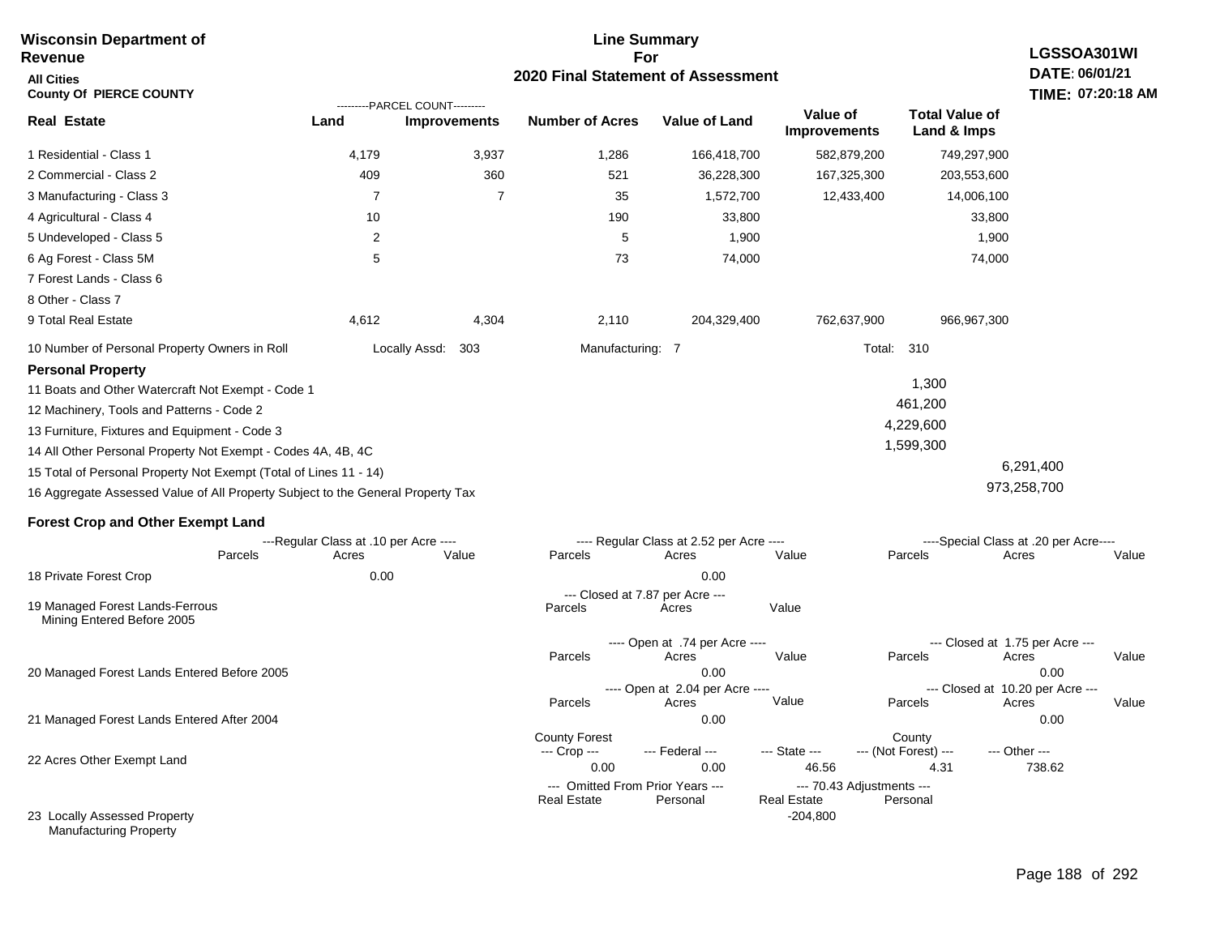**Wisconsin Department of Revenue**

**All Cities**

**County Of PIERCE COUNTY**

## Line Summary For 2020 Final Statement of Assessment

**LGSSOA301WI**
**DATE: 06/01/21**
**TIME: 07:20:18 AM**

| Real Estate | PARCEL COUNT Land | PARCEL COUNT Improvements | Number of Acres | Value of Land | Value of Improvements | Total Value of Land & Imps |
|---|---|---|---|---|---|---|
| 1 Residential - Class 1 | 4,179 | 3,937 | 1,286 | 166,418,700 | 582,879,200 | 749,297,900 |
| 2 Commercial - Class 2 | 409 | 360 | 521 | 36,228,300 | 167,325,300 | 203,553,600 |
| 3 Manufacturing - Class 3 | 7 | 7 | 35 | 1,572,700 | 12,433,400 | 14,006,100 |
| 4 Agricultural - Class 4 | 10 | | 190 | 33,800 | | 33,800 |
| 5 Undeveloped - Class 5 | 2 | | 5 | 1,900 | | 1,900 |
| 6 Ag Forest - Class 5M | 5 | | 73 | 74,000 | | 74,000 |
| 7 Forest Lands - Class 6 | | | | | | |
| 8 Other - Class 7 | | | | | | |
| 9 Total Real Estate | 4,612 | 4,304 | 2,110 | 204,329,400 | 762,637,900 | 966,967,300 |

10 Number of Personal Property Owners in Roll — Locally Assd: 303 — Manufacturing: 7 — Total: 310

**Personal Property**

| | | |
|---|---|---|
| 11 Boats and Other Watercraft Not Exempt - Code 1 | 1,300 | |
| 12 Machinery, Tools and Patterns - Code 2 | 461,200 | |
| 13 Furniture, Fixtures and Equipment - Code 3 | 4,229,600 | |
| 14 All Other Personal Property Not Exempt - Codes 4A, 4B, 4C | 1,599,300 | |
| 15 Total of Personal Property Not Exempt (Total of Lines 11 - 14) | | 6,291,400 |
| 16 Aggregate Assessed Value of All Property Subject to the General Property Tax | | 973,258,700 |

**Forest Crop and Other Exempt Land**

| | Regular Class at .10 per Acre Parcels | Acres | Value | Regular Class at 2.52 per Acre Parcels | Acres | Value | Special Class at .20 per Acre Parcels | Acres | Value |
|---|---|---|---|---|---|---|---|---|---|
| 18 Private Forest Crop | | 0.00 | | | 0.00 | | | | |

| | Closed at 7.87 per Acre Parcels | Acres | Value |
|---|---|---|---|
| 19 Managed Forest Lands-Ferrous Mining Entered Before 2005 | | | |

| | Open at .74 per Acre Parcels | Acres | Value | Closed at 1.75 per Acre Parcels | Acres | Value |
|---|---|---|---|---|---|---|
| 20 Managed Forest Lands Entered Before 2005 | | 0.00 | | | 0.00 | |

| | Open at 2.04 per Acre Parcels | Acres | Value | Closed at 10.20 per Acre Parcels | Acres | Value |
|---|---|---|---|---|---|---|
| 21 Managed Forest Lands Entered After 2004 | | 0.00 | | | 0.00 | |

| | County Forest Crop | Federal | State | County (Not Forest) | Other |
|---|---|---|---|---|---|
| 22 Acres Other Exempt Land | 0.00 | 0.00 | 46.56 | 4.31 | 738.62 |

| | Omitted From Prior Years Real Estate | Omitted From Prior Years Personal | 70.43 Adjustments Real Estate | 70.43 Adjustments Personal |
|---|---|---|---|---|
| 23 Locally Assessed Property Manufacturing Property | | | -204,800 | |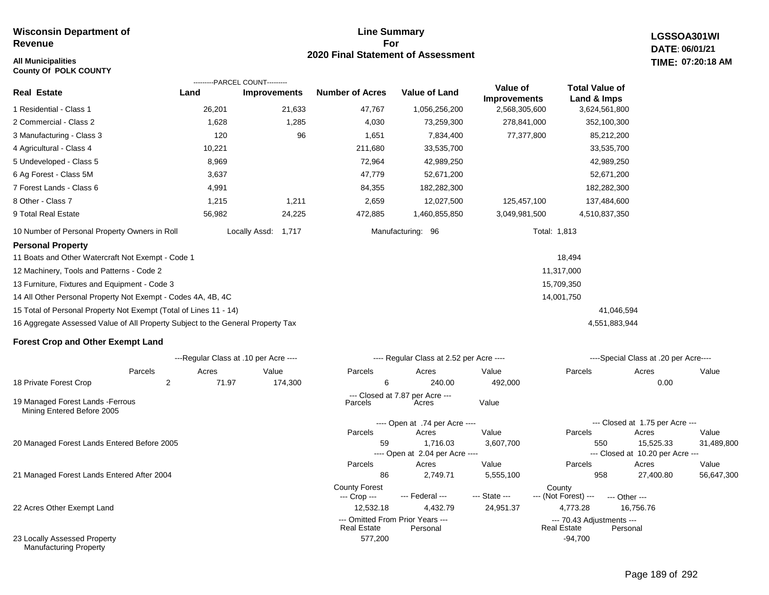**Wisconsin Department of Revenue**

**All Municipalities**
**County Of POLK COUNTY**

# Line Summary For 2020 Final Statement of Assessment

**LGSSOA301WI**
**DATE: 06/01/21**
**TIME: 07:20:18 AM**

| Real Estate | PARCEL COUNT Land | PARCEL COUNT Improvements | Number of Acres | Value of Land | Value of Improvements | Total Value of Land & Imps |
|---|---|---|---|---|---|---|
| 1 Residential - Class 1 | 26,201 | 21,633 | 47,767 | 1,056,256,200 | 2,568,305,600 | 3,624,561,800 |
| 2 Commercial - Class 2 | 1,628 | 1,285 | 4,030 | 73,259,300 | 278,841,000 | 352,100,300 |
| 3 Manufacturing - Class 3 | 120 | 96 | 1,651 | 7,834,400 | 77,377,800 | 85,212,200 |
| 4 Agricultural - Class 4 | 10,221 | | 211,680 | 33,535,700 | | 33,535,700 |
| 5 Undeveloped - Class 5 | 8,969 | | 72,964 | 42,989,250 | | 42,989,250 |
| 6 Ag Forest - Class 5M | 3,637 | | 47,779 | 52,671,200 | | 52,671,200 |
| 7 Forest Lands - Class 6 | 4,991 | | 84,355 | 182,282,300 | | 182,282,300 |
| 8 Other - Class 7 | 1,215 | 1,211 | 2,659 | 12,027,500 | 125,457,100 | 137,484,600 |
| 9 Total Real Estate | 56,982 | 24,225 | 472,885 | 1,460,855,850 | 3,049,981,500 | 4,510,837,350 |

10 Number of Personal Property Owners in Roll — Locally Assd: 1,717 — Manufacturing: 96 — Total: 1,813

## Personal Property

| | | |
|---|---|---|
| 11 Boats and Other Watercraft Not Exempt - Code 1 | 18,494 | |
| 12 Machinery, Tools and Patterns - Code 2 | 11,317,000 | |
| 13 Furniture, Fixtures and Equipment - Code 3 | 15,709,350 | |
| 14 All Other Personal Property Not Exempt - Codes 4A, 4B, 4C | 14,001,750 | |
| 15 Total of Personal Property Not Exempt (Total of Lines 11 - 14) | | 41,046,594 |
| 16 Aggregate Assessed Value of All Property Subject to the General Property Tax | | 4,551,883,944 |

## Forest Crop and Other Exempt Land

| | Regular Class at .10 per Acre Parcels | Acres | Value | Regular Class at 2.52 per Acre Parcels | Acres | Value | Special Class at .20 per Acre Parcels | Acres | Value |
|---|---|---|---|---|---|---|---|---|---|
| 18 Private Forest Crop | 2 | 71.97 | 174,300 | 6 | 240.00 | 492,000 | | 0.00 | |

| | Closed at 7.87 per Acre Parcels | Acres | Value |
|---|---|---|---|
| 19 Managed Forest Lands - Ferrous Mining Entered Before 2005 | | | |

| | Open Parcels | Acres | Value | Closed Parcels | Acres | Value |
|---|---|---|---|---|---|---|
| 20 Managed Forest Lands Entered Before 2005 (Open at .74 per Acre / Closed at 1.75 per Acre) | 59 | 1,716.03 | 3,607,700 | 550 | 15,525.33 | 31,489,800 |
| 21 Managed Forest Lands Entered After 2004 (Open at 2.04 per Acre / Closed at 10.20 per Acre) | 86 | 2,749.71 | 5,555,100 | 958 | 27,400.80 | 56,647,300 |

| | County Forest Crop | Federal | State | County (Not Forest) | Other |
|---|---|---|---|---|---|
| 22 Acres Other Exempt Land | 12,532.18 | 4,432.79 | 24,951.37 | 4,773.28 | 16,756.76 |

| | Omitted From Prior Years Real Estate | Omitted From Prior Years Personal | 70.43 Adjustments Real Estate | 70.43 Adjustments Personal |
|---|---|---|---|---|
| 23 Locally Assessed Property Manufacturing Property | 577,200 | | -94,700 | |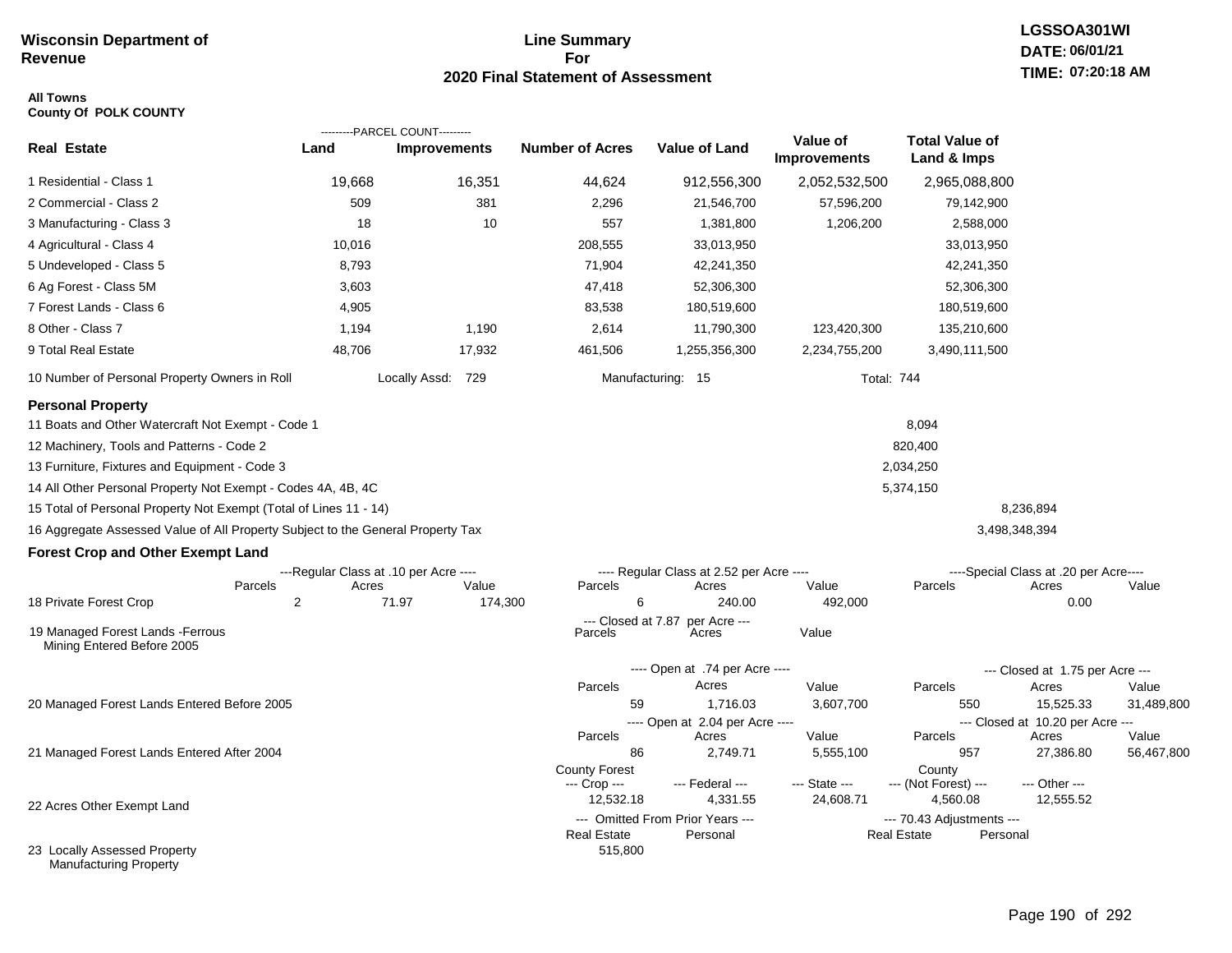**Wisconsin Department of Revenue**

# Line Summary For 2020 Final Statement of Assessment

**LGSSOA301WI**
**DATE: 06/01/21**
**TIME: 07:20:18 AM**

**All Towns**
**County Of POLK COUNTY**

| Real Estate | PARCEL COUNT Land | PARCEL COUNT Improvements | Number of Acres | Value of Land | Value of Improvements | Total Value of Land & Imps |
|---|---|---|---|---|---|---|
| 1 Residential - Class 1 | 19,668 | 16,351 | 44,624 | 912,556,300 | 2,052,532,500 | 2,965,088,800 |
| 2 Commercial - Class 2 | 509 | 381 | 2,296 | 21,546,700 | 57,596,200 | 79,142,900 |
| 3 Manufacturing - Class 3 | 18 | 10 | 557 | 1,381,800 | 1,206,200 | 2,588,000 |
| 4 Agricultural - Class 4 | 10,016 | | 208,555 | 33,013,950 | | 33,013,950 |
| 5 Undeveloped - Class 5 | 8,793 | | 71,904 | 42,241,350 | | 42,241,350 |
| 6 Ag Forest - Class 5M | 3,603 | | 47,418 | 52,306,300 | | 52,306,300 |
| 7 Forest Lands - Class 6 | 4,905 | | 83,538 | 180,519,600 | | 180,519,600 |
| 8 Other - Class 7 | 1,194 | 1,190 | 2,614 | 11,790,300 | 123,420,300 | 135,210,600 |
| 9 Total Real Estate | 48,706 | 17,932 | 461,506 | 1,255,356,300 | 2,234,755,200 | 3,490,111,500 |

10 Number of Personal Property Owners in Roll — Locally Assd: 729 — Manufacturing: 15 — Total: 744

## Personal Property

| | | |
|---|---|---|
| 11 Boats and Other Watercraft Not Exempt - Code 1 | 8,094 | |
| 12 Machinery, Tools and Patterns - Code 2 | 820,400 | |
| 13 Furniture, Fixtures and Equipment - Code 3 | 2,034,250 | |
| 14 All Other Personal Property Not Exempt - Codes 4A, 4B, 4C | 5,374,150 | |
| 15 Total of Personal Property Not Exempt (Total of Lines 11 - 14) | | 8,236,894 |
| 16 Aggregate Assessed Value of All Property Subject to the General Property Tax | | 3,498,348,394 |

## Forest Crop and Other Exempt Land

| | Regular Class at .10 per Acre Parcels | Acres | Value | Regular Class at 2.52 per Acre Parcels | Acres | Value | Special Class at .20 per Acre Parcels | Acres | Value |
|---|---|---|---|---|---|---|---|---|---|
| 18 Private Forest Crop | 2 | 71.97 | 174,300 | 6 | 240.00 | 492,000 | | 0.00 | |

| | Closed at 7.87 per Acre Parcels | Acres | Value |
|---|---|---|---|
| 19 Managed Forest Lands -Ferrous Mining Entered Before 2005 | | | |

| | Open at .74 per Acre Parcels | Acres | Value | Closed at 1.75 per Acre Parcels | Acres | Value |
|---|---|---|---|---|---|---|
| 20 Managed Forest Lands Entered Before 2005 | 59 | 1,716.03 | 3,607,700 | 550 | 15,525.33 | 31,489,800 |

| | Open at 2.04 per Acre Parcels | Acres | Value | Closed at 10.20 per Acre Parcels | Acres | Value |
|---|---|---|---|---|---|---|
| 21 Managed Forest Lands Entered After 2004 | 86 | 2,749.71 | 5,555,100 | 957 | 27,386.80 | 56,467,800 |

| | County Forest Crop | Federal | State | County (Not Forest) | Other |
|---|---|---|---|---|---|
| 22 Acres Other Exempt Land | 12,532.18 | 4,331.55 | 24,608.71 | 4,560.08 | 12,555.52 |

| | Omitted From Prior Years Real Estate | Personal | 70.43 Adjustments Real Estate | Personal |
|---|---|---|---|---|
| 23 Locally Assessed Property Manufacturing Property | 515,800 | | | |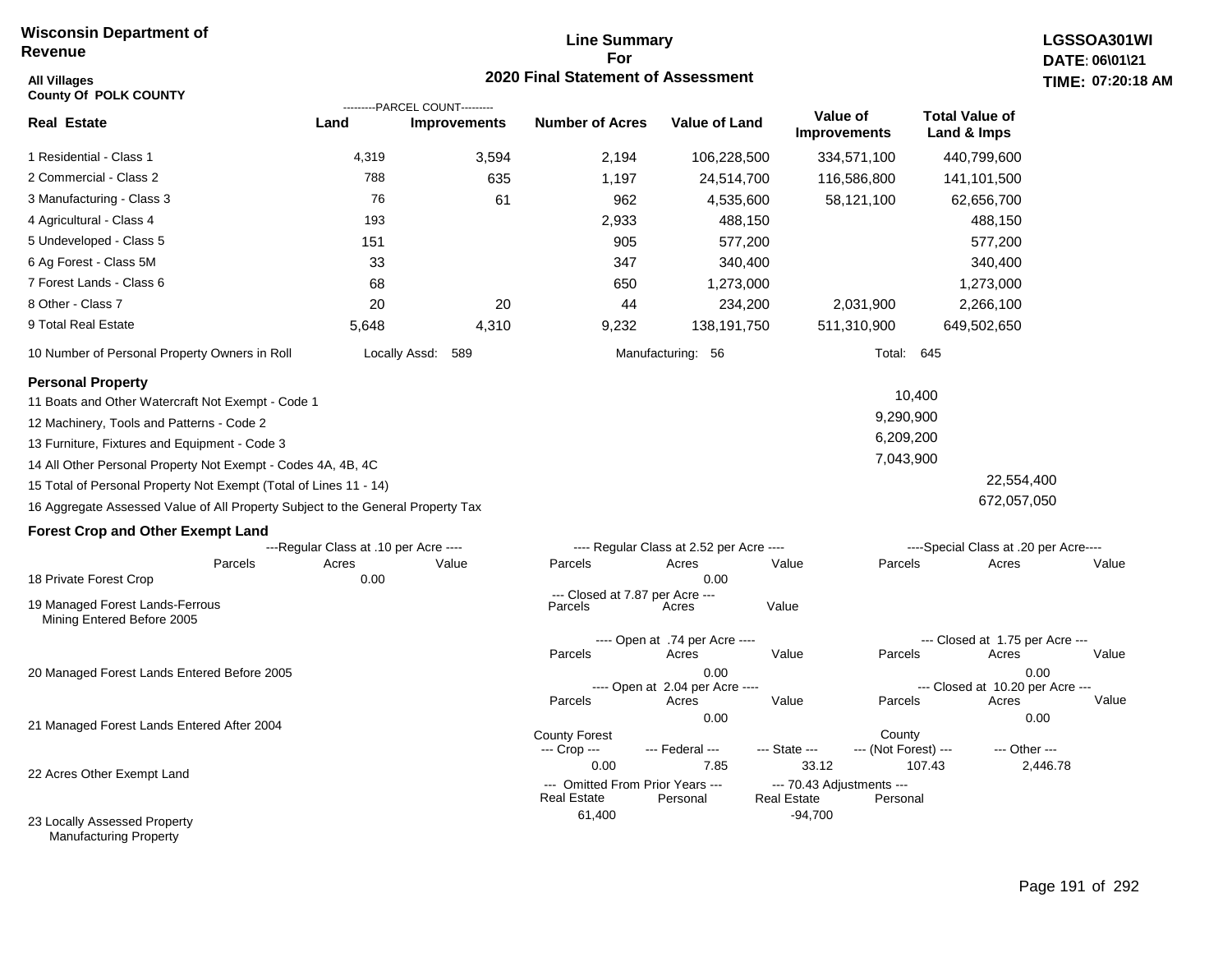**Wisconsin Department of Revenue**

**Line Summary For 2020 Final Statement of Assessment**

**LGSSOA301WI**
**DATE: 06\01\21**
**TIME: 07:20:18 AM**

**All Villages**
**County Of POLK COUNTY**

| Real Estate | Land (Parcel Count) | Improvements (Parcel Count) | Number of Acres | Value of Land | Value of Improvements | Total Value of Land & Imps |
|---|---|---|---|---|---|---|
| 1 Residential - Class 1 | 4,319 | 3,594 | 2,194 | 106,228,500 | 334,571,100 | 440,799,600 |
| 2 Commercial - Class 2 | 788 | 635 | 1,197 | 24,514,700 | 116,586,800 | 141,101,500 |
| 3 Manufacturing - Class 3 | 76 | 61 | 962 | 4,535,600 | 58,121,100 | 62,656,700 |
| 4 Agricultural - Class 4 | 193 | | 2,933 | 488,150 | | 488,150 |
| 5 Undeveloped - Class 5 | 151 | | 905 | 577,200 | | 577,200 |
| 6 Ag Forest - Class 5M | 33 | | 347 | 340,400 | | 340,400 |
| 7 Forest Lands - Class 6 | 68 | | 650 | 1,273,000 | | 1,273,000 |
| 8 Other - Class 7 | 20 | 20 | 44 | 234,200 | 2,031,900 | 2,266,100 |
| 9 Total Real Estate | 5,648 | 4,310 | 9,232 | 138,191,750 | 511,310,900 | 649,502,650 |

10 Number of Personal Property Owners in Roll — Locally Assd: 589 — Manufacturing: 56 — Total: 645

**Personal Property**

| | | |
|---|---|---|
| 11 Boats and Other Watercraft Not Exempt - Code 1 | 10,400 | |
| 12 Machinery, Tools and Patterns - Code 2 | 9,290,900 | |
| 13 Furniture, Fixtures and Equipment - Code 3 | 6,209,200 | |
| 14 All Other Personal Property Not Exempt - Codes 4A, 4B, 4C | 7,043,900 | |
| 15 Total of Personal Property Not Exempt (Total of Lines 11 - 14) | | 22,554,400 |
| 16 Aggregate Assessed Value of All Property Subject to the General Property Tax | | 672,057,050 |

**Forest Crop and Other Exempt Land**

| | Regular Class at .10 per Acre: Parcels | Acres | Value | Regular Class at 2.52 per Acre: Parcels | Acres | Value | Special Class at .20 per Acre: Parcels | Acres | Value |
|---|---|---|---|---|---|---|---|---|---|
| 18 Private Forest Crop | | 0.00 | | | 0.00 | | | | |

| | Closed at 7.87 per Acre: Parcels | Acres | Value |
|---|---|---|---|
| 19 Managed Forest Lands-Ferrous Mining Entered Before 2005 | | | |

| | Open at .74 per Acre: Parcels | Acres | Value | Closed at 1.75 per Acre: Parcels | Acres | Value |
|---|---|---|---|---|---|---|
| 20 Managed Forest Lands Entered Before 2005 | | 0.00 | | | 0.00 | |

| | Open at 2.04 per Acre: Parcels | Acres | Value | Closed at 10.20 per Acre: Parcels | Acres | Value |
|---|---|---|---|---|---|---|
| 21 Managed Forest Lands Entered After 2004 | | 0.00 | | | 0.00 | |

| | County Forest --- Crop --- | --- Federal --- | --- State --- | County --- (Not Forest) --- | --- Other --- |
|---|---|---|---|---|---|
| 22 Acres Other Exempt Land | 0.00 | 7.85 | 33.12 | 107.43 | 2,446.78 |

| | Omitted From Prior Years: Real Estate | Personal | 70.43 Adjustments: Real Estate | Personal |
|---|---|---|---|---|
| 23 Locally Assessed Property Manufacturing Property | 61,400 | | -94,700 | |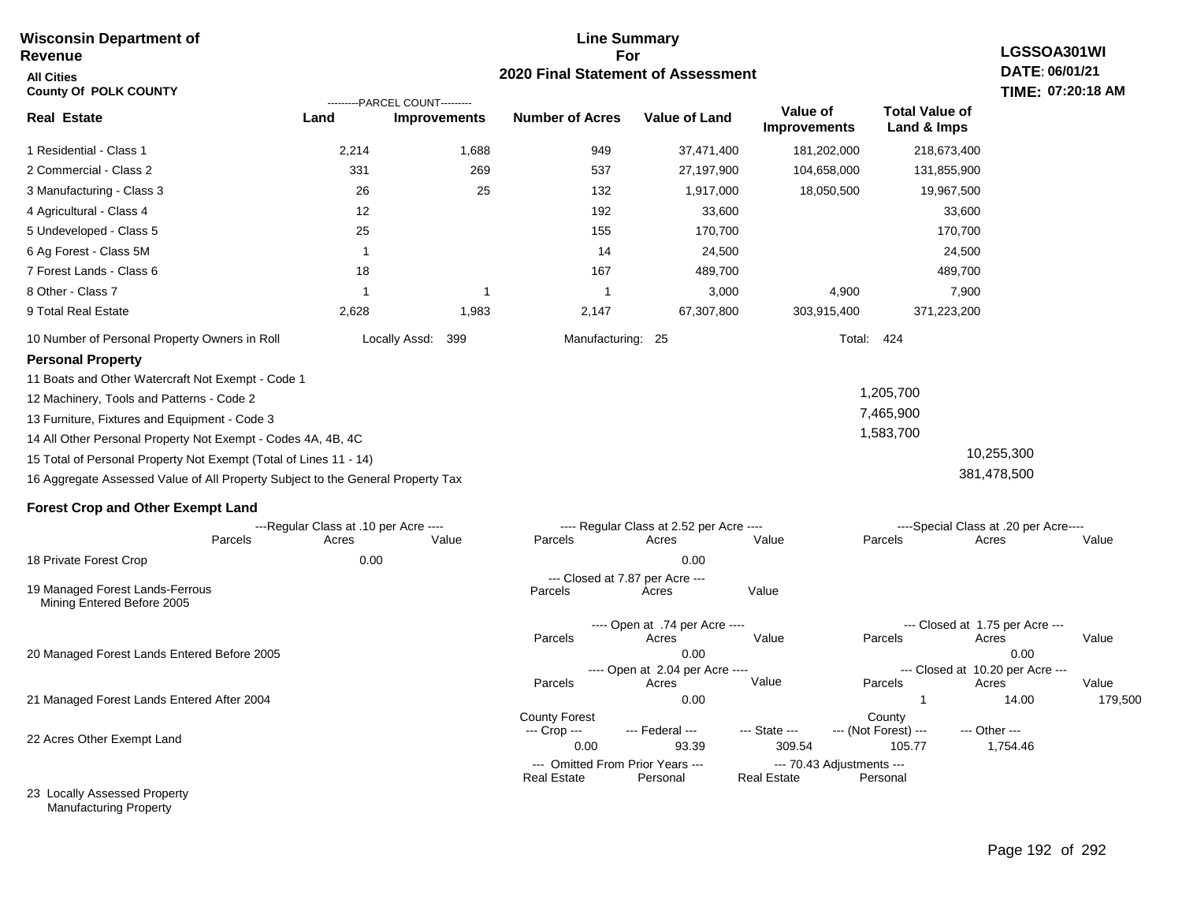**Wisconsin Department of Revenue**
**All Cities**
**County Of POLK COUNTY**

**Line Summary For 2020 Final Statement of Assessment**

**LGSSOA301WI**
**DATE: 06/01/21**
**TIME: 07:20:18 AM**

| Real Estate | Land (Parcel Count) | Improvements (Parcel Count) | Number of Acres | Value of Land | Value of Improvements | Total Value of Land & Imps |
|---|---|---|---|---|---|---|
| 1 Residential - Class 1 | 2,214 | 1,688 | 949 | 37,471,400 | 181,202,000 | 218,673,400 |
| 2 Commercial - Class 2 | 331 | 269 | 537 | 27,197,900 | 104,658,000 | 131,855,900 |
| 3 Manufacturing - Class 3 | 26 | 25 | 132 | 1,917,000 | 18,050,500 | 19,967,500 |
| 4 Agricultural - Class 4 | 12 | | 192 | 33,600 | | 33,600 |
| 5 Undeveloped - Class 5 | 25 | | 155 | 170,700 | | 170,700 |
| 6 Ag Forest - Class 5M | 1 | | 14 | 24,500 | | 24,500 |
| 7 Forest Lands - Class 6 | 18 | | 167 | 489,700 | | 489,700 |
| 8 Other - Class 7 | 1 | 1 | 1 | 3,000 | 4,900 | 7,900 |
| 9 Total Real Estate | 2,628 | 1,983 | 2,147 | 67,307,800 | 303,915,400 | 371,223,200 |

10 Number of Personal Property Owners in Roll — Locally Assd: 399 — Manufacturing: 25 — Total: 424

**Personal Property**

| | | |
|---|---|---|
| 11 Boats and Other Watercraft Not Exempt - Code 1 | | |
| 12 Machinery, Tools and Patterns - Code 2 | 1,205,700 | |
| 13 Furniture, Fixtures and Equipment - Code 3 | 7,465,900 | |
| 14 All Other Personal Property Not Exempt - Codes 4A, 4B, 4C | 1,583,700 | |
| 15 Total of Personal Property Not Exempt (Total of Lines 11 - 14) | | 10,255,300 |
| 16 Aggregate Assessed Value of All Property Subject to the General Property Tax | | 381,478,500 |

**Forest Crop and Other Exempt Land**

| | Parcels | Acres | Value | Parcels | Acres | Value | Parcels | Acres | Value |
|---|---|---|---|---|---|---|---|---|---|
| | ---Regular Class at .10 per Acre--- | | | ---Regular Class at 2.52 per Acre--- | | | ---Special Class at .20 per Acre--- | | |
| 18 Private Forest Crop | | 0.00 | | | 0.00 | | | | |
| | | | | ---Closed at 7.87 per Acre--- | | | | | |
| 19 Managed Forest Lands-Ferrous Mining Entered Before 2005 | | | | | | | | | |
| | | | | ---Open at .74 per Acre--- | | | ---Closed at 1.75 per Acre--- | | |
| 20 Managed Forest Lands Entered Before 2005 | | | | | 0.00 | | | 0.00 | |
| | | | | ---Open at 2.04 per Acre--- | | | ---Closed at 10.20 per Acre--- | | |
| 21 Managed Forest Lands Entered After 2004 | | | | | 0.00 | | 1 | 14.00 | 179,500 |

| | County Forest --- Crop --- | --- Federal --- | --- State --- | County --- (Not Forest) --- | --- Other --- |
|---|---|---|---|---|---|
| 22 Acres Other Exempt Land | 0.00 | 93.39 | 309.54 | 105.77 | 1,754.46 |

| | --- Omitted From Prior Years --- Real Estate | Personal | --- 70.43 Adjustments --- Real Estate | Personal |
|---|---|---|---|---|
| 23 Locally Assessed Property | | | | |
| Manufacturing Property | | | | |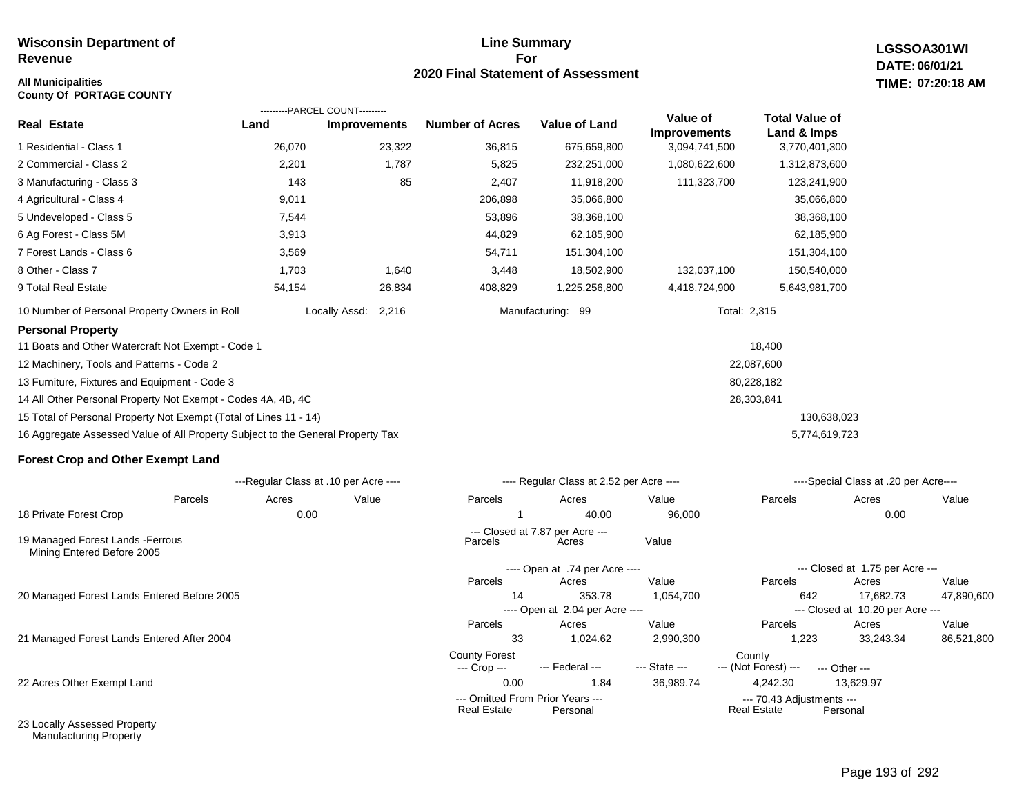**Wisconsin Department of Revenue**

**All Municipalities**
**County Of PORTAGE COUNTY**

# Line Summary For 2020 Final Statement of Assessment

**LGSSOA301WI**
**DATE: 06/01/21**
**TIME: 07:20:18 AM**

| Real Estate | PARCEL COUNT Land | PARCEL COUNT Improvements | Number of Acres | Value of Land | Value of Improvements | Total Value of Land & Imps |
|---|---|---|---|---|---|---|
| 1 Residential - Class 1 | 26,070 | 23,322 | 36,815 | 675,659,800 | 3,094,741,500 | 3,770,401,300 |
| 2 Commercial - Class 2 | 2,201 | 1,787 | 5,825 | 232,251,000 | 1,080,622,600 | 1,312,873,600 |
| 3 Manufacturing - Class 3 | 143 | 85 | 2,407 | 11,918,200 | 111,323,700 | 123,241,900 |
| 4 Agricultural - Class 4 | 9,011 | | 206,898 | 35,066,800 | | 35,066,800 |
| 5 Undeveloped - Class 5 | 7,544 | | 53,896 | 38,368,100 | | 38,368,100 |
| 6 Ag Forest - Class 5M | 3,913 | | 44,829 | 62,185,900 | | 62,185,900 |
| 7 Forest Lands - Class 6 | 3,569 | | 54,711 | 151,304,100 | | 151,304,100 |
| 8 Other - Class 7 | 1,703 | 1,640 | 3,448 | 18,502,900 | 132,037,100 | 150,540,000 |
| 9 Total Real Estate | 54,154 | 26,834 | 408,829 | 1,225,256,800 | 4,418,724,900 | 5,643,981,700 |

10 Number of Personal Property Owners in Roll — Locally Assd: 2,216 — Manufacturing: 99 — Total: 2,315

**Personal Property**

| | | |
|---|---|---|
| 11 Boats and Other Watercraft Not Exempt - Code 1 | 18,400 | |
| 12 Machinery, Tools and Patterns - Code 2 | 22,087,600 | |
| 13 Furniture, Fixtures and Equipment - Code 3 | 80,228,182 | |
| 14 All Other Personal Property Not Exempt - Codes 4A, 4B, 4C | 28,303,841 | |
| 15 Total of Personal Property Not Exempt (Total of Lines 11 - 14) | | 130,638,023 |
| 16 Aggregate Assessed Value of All Property Subject to the General Property Tax | | 5,774,619,723 |

**Forest Crop and Other Exempt Land**

| | Regular Class at .10 per Acre Parcels | Acres | Value | Regular Class at 2.52 per Acre Parcels | Acres | Value | Special Class at .20 per Acre Parcels | Acres | Value |
|---|---|---|---|---|---|---|---|---|---|
| 18 Private Forest Crop | | 0.00 | | 1 | 40.00 | 96,000 | | 0.00 | |

| | Closed at 7.87 per Acre Parcels | Acres | Value |
|---|---|---|---|
| 19 Managed Forest Lands -Ferrous Mining Entered Before 2005 | | | |

| | Open Parcels | Acres | Value | Closed Parcels | Acres | Value |
|---|---|---|---|---|---|---|
| 20 Managed Forest Lands Entered Before 2005 (Open at .74 per Acre / Closed at 1.75 per Acre) | 14 | 353.78 | 1,054,700 | 642 | 17,682.73 | 47,890,600 |
| 21 Managed Forest Lands Entered After 2004 (Open at 2.04 per Acre / Closed at 10.20 per Acre) | 33 | 1,024.62 | 2,990,300 | 1,223 | 33,243.34 | 86,521,800 |

| | County Forest --- Crop --- | --- Federal --- | --- State --- | County --- (Not Forest) --- | --- Other --- |
|---|---|---|---|---|---|
| 22 Acres Other Exempt Land | 0.00 | 1.84 | 36,989.74 | 4,242.30 | 13,629.97 |

| | Omitted From Prior Years --- Real Estate | Personal | 70.43 Adjustments --- Real Estate | Personal |
|---|---|---|---|---|
| 23 Locally Assessed Property | | | | |
| Manufacturing Property | | | | |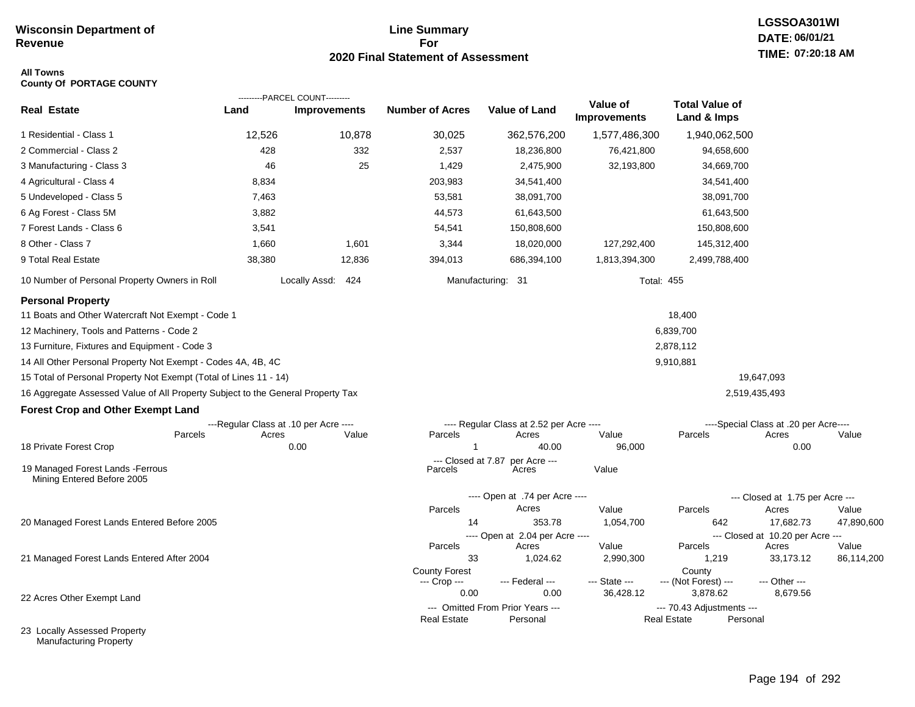**Wisconsin Department of Revenue**

# Line Summary For 2020 Final Statement of Assessment

LGSSOA301WI
DATE: 06/01/21
TIME: 07:20:18 AM

**All Towns**
**County Of PORTAGE COUNTY**

| Real Estate | PARCEL COUNT Land | PARCEL COUNT Improvements | Number of Acres | Value of Land | Value of Improvements | Total Value of Land & Imps |
|---|---|---|---|---|---|---|
| 1 Residential - Class 1 | 12,526 | 10,878 | 30,025 | 362,576,200 | 1,577,486,300 | 1,940,062,500 |
| 2 Commercial - Class 2 | 428 | 332 | 2,537 | 18,236,800 | 76,421,800 | 94,658,600 |
| 3 Manufacturing - Class 3 | 46 | 25 | 1,429 | 2,475,900 | 32,193,800 | 34,669,700 |
| 4 Agricultural - Class 4 | 8,834 | | 203,983 | 34,541,400 | | 34,541,400 |
| 5 Undeveloped - Class 5 | 7,463 | | 53,581 | 38,091,700 | | 38,091,700 |
| 6 Ag Forest - Class 5M | 3,882 | | 44,573 | 61,643,500 | | 61,643,500 |
| 7 Forest Lands - Class 6 | 3,541 | | 54,541 | 150,808,600 | | 150,808,600 |
| 8 Other - Class 7 | 1,660 | 1,601 | 3,344 | 18,020,000 | 127,292,400 | 145,312,400 |
| 9 Total Real Estate | 38,380 | 12,836 | 394,013 | 686,394,100 | 1,813,394,300 | 2,499,788,400 |

10 Number of Personal Property Owners in Roll — Locally Assd: 424 — Manufacturing: 31 — Total: 455

## Personal Property

| | | |
|---|---|---|
| 11 Boats and Other Watercraft Not Exempt - Code 1 | 18,400 | |
| 12 Machinery, Tools and Patterns - Code 2 | 6,839,700 | |
| 13 Furniture, Fixtures and Equipment - Code 3 | 2,878,112 | |
| 14 All Other Personal Property Not Exempt - Codes 4A, 4B, 4C | 9,910,881 | |
| 15 Total of Personal Property Not Exempt (Total of Lines 11 - 14) | | 19,647,093 |
| 16 Aggregate Assessed Value of All Property Subject to the General Property Tax | | 2,519,435,493 |

## Forest Crop and Other Exempt Land

| | Regular Class at .10 per Acre Parcels | Acres | Value | Regular Class at 2.52 per Acre Parcels | Acres | Value | Special Class at .20 per Acre Parcels | Acres | Value |
|---|---|---|---|---|---|---|---|---|---|
| 18 Private Forest Crop | | 0.00 | | 1 | 40.00 | 96,000 | | 0.00 | |

| | Closed at 7.87 per Acre Parcels | Acres | Value |
|---|---|---|---|
| 19 Managed Forest Lands -Ferrous Mining Entered Before 2005 | | | |

| | Open at .74 per Acre Parcels | Acres | Value | Closed at 1.75 per Acre Parcels | Acres | Value |
|---|---|---|---|---|---|---|
| 20 Managed Forest Lands Entered Before 2005 | 14 | 353.78 | 1,054,700 | 642 | 17,682.73 | 47,890,600 |

| | Open at 2.04 per Acre Parcels | Acres | Value | Closed at 10.20 per Acre Parcels | Acres | Value |
|---|---|---|---|---|---|---|
| 21 Managed Forest Lands Entered After 2004 | 33 | 1,024.62 | 2,990,300 | 1,219 | 33,173.12 | 86,114,200 |

| | County Forest Crop | Federal | State | County (Not Forest) | Other |
|---|---|---|---|---|---|
| 22 Acres Other Exempt Land | 0.00 | 0.00 | 36,428.12 | 3,878.62 | 8,679.56 |

| | Omitted From Prior Years Real Estate | Omitted From Prior Years Personal | 70.43 Adjustments Real Estate | 70.43 Adjustments Personal |
|---|---|---|---|---|
| 23 Locally Assessed Property Manufacturing Property | | | | |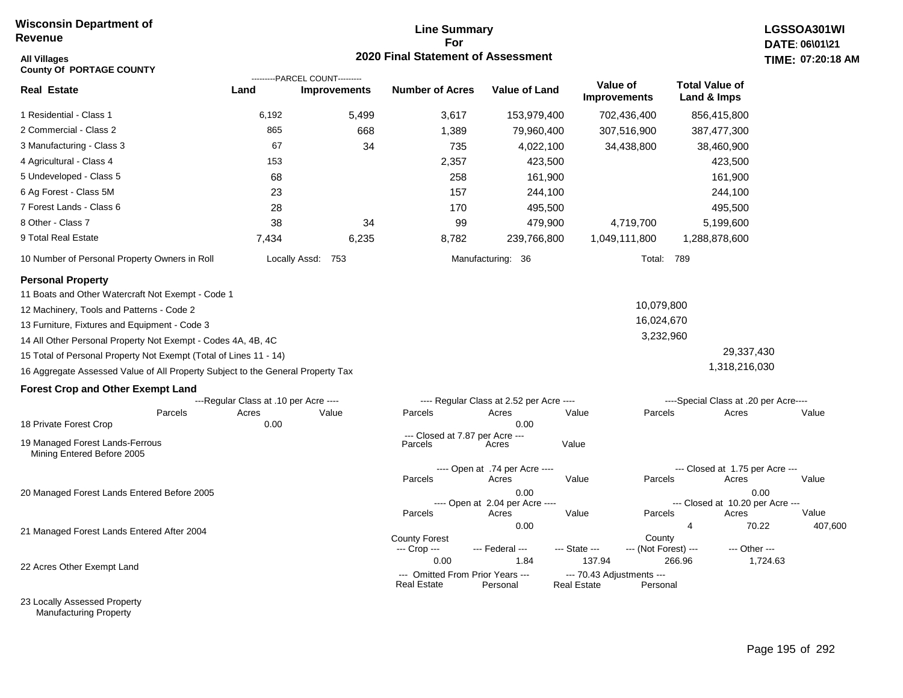**Wisconsin Department of Revenue**

**Line Summary For 2020 Final Statement of Assessment**

**LGSSOA301WI**
**DATE: 06\01\21**
**TIME: 07:20:18 AM**

**All Villages**
**County Of PORTAGE COUNTY**

| Real Estate | Land (Parcel Count) | Improvements (Parcel Count) | Number of Acres | Value of Land | Value of Improvements | Total Value of Land & Imps |
|---|---|---|---|---|---|---|
| 1 Residential - Class 1 | 6,192 | 5,499 | 3,617 | 153,979,400 | 702,436,400 | 856,415,800 |
| 2 Commercial - Class 2 | 865 | 668 | 1,389 | 79,960,400 | 307,516,900 | 387,477,300 |
| 3 Manufacturing - Class 3 | 67 | 34 | 735 | 4,022,100 | 34,438,800 | 38,460,900 |
| 4 Agricultural - Class 4 | 153 | | 2,357 | 423,500 | | 423,500 |
| 5 Undeveloped - Class 5 | 68 | | 258 | 161,900 | | 161,900 |
| 6 Ag Forest - Class 5M | 23 | | 157 | 244,100 | | 244,100 |
| 7 Forest Lands - Class 6 | 28 | | 170 | 495,500 | | 495,500 |
| 8 Other - Class 7 | 38 | 34 | 99 | 479,900 | 4,719,700 | 5,199,600 |
| 9 Total Real Estate | 7,434 | 6,235 | 8,782 | 239,766,800 | 1,049,111,800 | 1,288,878,600 |

10 Number of Personal Property Owners in Roll — Locally Assd: 753 — Manufacturing: 36 — Total: 789

**Personal Property**

| | | |
|---|---|---|
| 11 Boats and Other Watercraft Not Exempt - Code 1 | | |
| 12 Machinery, Tools and Patterns - Code 2 | 10,079,800 | |
| 13 Furniture, Fixtures and Equipment - Code 3 | 16,024,670 | |
| 14 All Other Personal Property Not Exempt - Codes 4A, 4B, 4C | 3,232,960 | |
| 15 Total of Personal Property Not Exempt (Total of Lines 11 - 14) | | 29,337,430 |
| 16 Aggregate Assessed Value of All Property Subject to the General Property Tax | | 1,318,216,030 |

**Forest Crop and Other Exempt Land**

| | Regular Class at .10 per Acre — Parcels | Acres | Value | Regular Class at 2.52 per Acre — Parcels | Acres | Value | Special Class at .20 per Acre — Parcels | Acres | Value |
|---|---|---|---|---|---|---|---|---|---|
| 18 Private Forest Crop | | 0.00 | | | 0.00 | | | | |

| | Closed at 7.87 per Acre — Parcels | Acres | Value |
|---|---|---|---|
| 19 Managed Forest Lands-Ferrous Mining Entered Before 2005 | | | |

| | Open at .74 per Acre — Parcels | Acres | Value | Closed at 1.75 per Acre — Parcels | Acres | Value |
|---|---|---|---|---|---|---|
| 20 Managed Forest Lands Entered Before 2005 | | 0.00 | | | 0.00 | |

| | Open at 2.04 per Acre — Parcels | Acres | Value | Closed at 10.20 per Acre — Parcels | Acres | Value |
|---|---|---|---|---|---|---|
| 21 Managed Forest Lands Entered After 2004 | | 0.00 | | 4 | 70.22 | 407,600 |

| | County Forest Crop | Federal | State | County (Not Forest) | Other |
|---|---|---|---|---|---|
| 22 Acres Other Exempt Land | 0.00 | 1.84 | 137.94 | 266.96 | 1,724.63 |

| | Omitted From Prior Years — Real Estate | Personal | 70.43 Adjustments — Real Estate | Personal |
|---|---|---|---|---|
| 23 Locally Assessed Property | | | | |
| Manufacturing Property | | | | |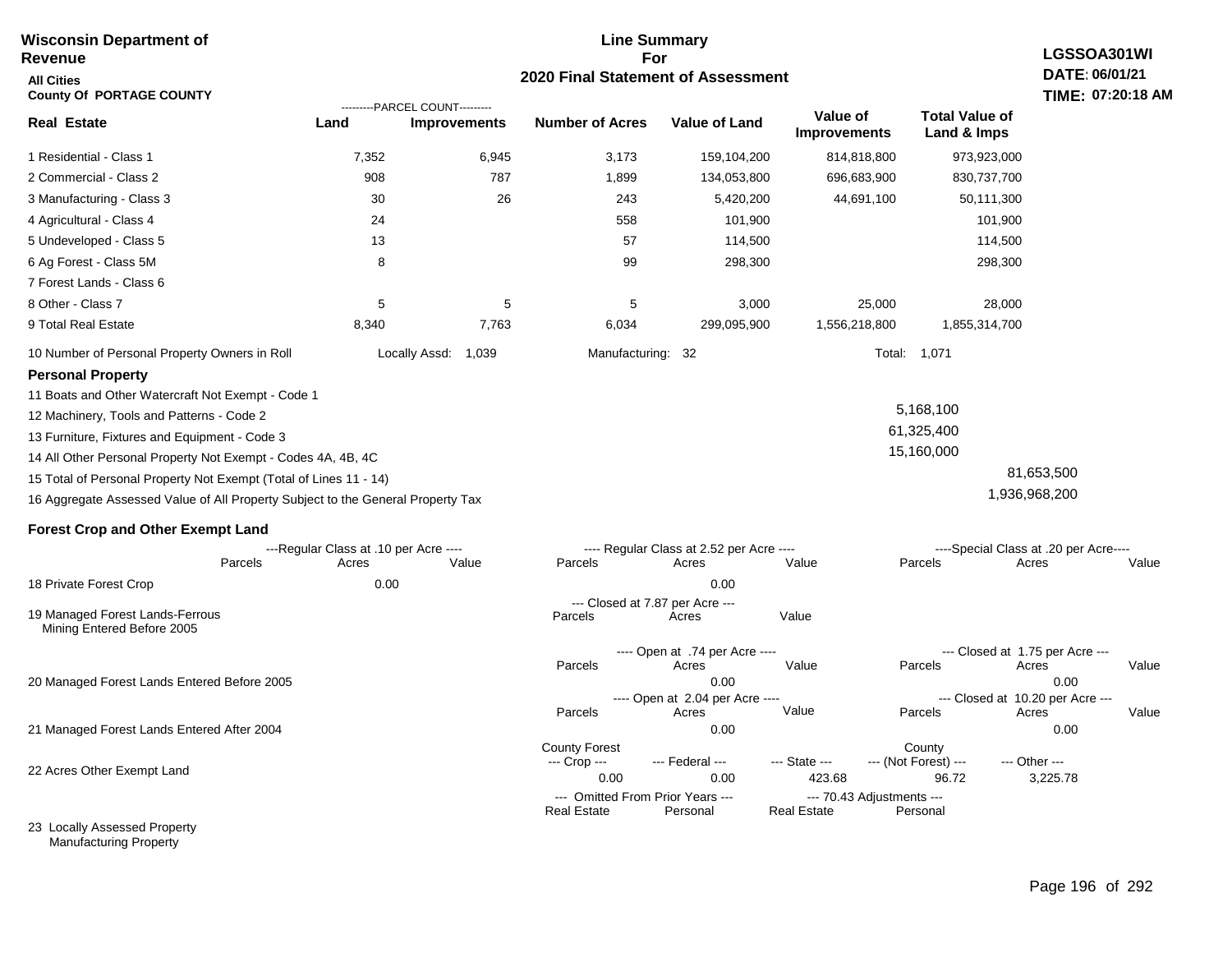**Wisconsin Department of Revenue**

**Line Summary For 2020 Final Statement of Assessment**

**LGSSOA301WI**
**DATE: 06/01/21**
**TIME: 07:20:18 AM**

**All Cities**
**County Of PORTAGE COUNTY**

| Real Estate | Land (Parcel Count) | Improvements (Parcel Count) | Number of Acres | Value of Land | Value of Improvements | Total Value of Land & Imps |
|---|---|---|---|---|---|---|
| 1 Residential - Class 1 | 7,352 | 6,945 | 3,173 | 159,104,200 | 814,818,800 | 973,923,000 |
| 2 Commercial - Class 2 | 908 | 787 | 1,899 | 134,053,800 | 696,683,900 | 830,737,700 |
| 3 Manufacturing - Class 3 | 30 | 26 | 243 | 5,420,200 | 44,691,100 | 50,111,300 |
| 4 Agricultural - Class 4 | 24 | | 558 | 101,900 | | 101,900 |
| 5 Undeveloped - Class 5 | 13 | | 57 | 114,500 | | 114,500 |
| 6 Ag Forest - Class 5M | 8 | | 99 | 298,300 | | 298,300 |
| 7 Forest Lands - Class 6 | | | | | | |
| 8 Other - Class 7 | 5 | 5 | 5 | 3,000 | 25,000 | 28,000 |
| 9 Total Real Estate | 8,340 | 7,763 | 6,034 | 299,095,900 | 1,556,218,800 | 1,855,314,700 |

10 Number of Personal Property Owners in Roll — Locally Assd: 1,039 — Manufacturing: 32 — Total: 1,071

**Personal Property**

| | | |
|---|---|---|
| 11 Boats and Other Watercraft Not Exempt - Code 1 | | |
| 12 Machinery, Tools and Patterns - Code 2 | 5,168,100 | |
| 13 Furniture, Fixtures and Equipment - Code 3 | 61,325,400 | |
| 14 All Other Personal Property Not Exempt - Codes 4A, 4B, 4C | 15,160,000 | |
| 15 Total of Personal Property Not Exempt (Total of Lines 11 - 14) | | 81,653,500 |
| 16 Aggregate Assessed Value of All Property Subject to the General Property Tax | | 1,936,968,200 |

**Forest Crop and Other Exempt Land**

| | Regular Class at .10 per Acre — Parcels | Acres | Value | Regular Class at 2.52 per Acre — Parcels | Acres | Value | Special Class at .20 per Acre — Parcels | Acres | Value |
|---|---|---|---|---|---|---|---|---|---|
| 18 Private Forest Crop | | 0.00 | | | 0.00 | | | | |

| | Closed at 7.87 per Acre — Parcels | Acres | Value |
|---|---|---|---|
| 19 Managed Forest Lands-Ferrous Mining Entered Before 2005 | | | |

| | Open at .74 per Acre — Parcels | Acres | Value | Closed at 1.75 per Acre — Parcels | Acres | Value |
|---|---|---|---|---|---|---|
| 20 Managed Forest Lands Entered Before 2005 | | 0.00 | | | 0.00 | |

| | Open at 2.04 per Acre — Parcels | Acres | Value | Closed at 10.20 per Acre — Parcels | Acres | Value |
|---|---|---|---|---|---|---|
| 21 Managed Forest Lands Entered After 2004 | | 0.00 | | | 0.00 | |

| | County Forest --- Crop --- | --- Federal --- | --- State --- | County --- (Not Forest) --- | --- Other --- |
|---|---|---|---|---|---|
| 22 Acres Other Exempt Land | 0.00 | 0.00 | 423.68 | 96.72 | 3,225.78 |

| | Omitted From Prior Years — Real Estate | Personal | 70.43 Adjustments — Real Estate | Personal |
|---|---|---|---|---|
| 23 Locally Assessed Property Manufacturing Property | | | | |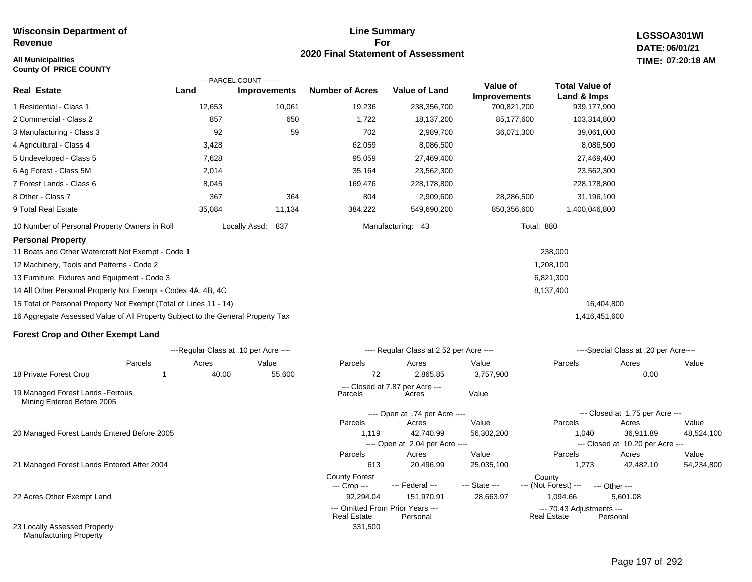**Wisconsin Department of Revenue**

**All Municipalities**
**County Of PRICE COUNTY**

# Line Summary For 2020 Final Statement of Assessment

**LGSSOA301WI**
**DATE: 06/01/21**
**TIME: 07:20:18 AM**

| Real Estate | PARCEL COUNT Land | PARCEL COUNT Improvements | Number of Acres | Value of Land | Value of Improvements | Total Value of Land & Imps |
|---|---|---|---|---|---|---|
| 1 Residential - Class 1 | 12,653 | 10,061 | 19,236 | 238,356,700 | 700,821,200 | 939,177,900 |
| 2 Commercial - Class 2 | 857 | 650 | 1,722 | 18,137,200 | 85,177,600 | 103,314,800 |
| 3 Manufacturing - Class 3 | 92 | 59 | 702 | 2,989,700 | 36,071,300 | 39,061,000 |
| 4 Agricultural - Class 4 | 3,428 | | 62,059 | 8,086,500 | | 8,086,500 |
| 5 Undeveloped - Class 5 | 7,628 | | 95,059 | 27,469,400 | | 27,469,400 |
| 6 Ag Forest - Class 5M | 2,014 | | 35,164 | 23,562,300 | | 23,562,300 |
| 7 Forest Lands - Class 6 | 8,045 | | 169,476 | 228,178,800 | | 228,178,800 |
| 8 Other - Class 7 | 367 | 364 | 804 | 2,909,600 | 28,286,500 | 31,196,100 |
| 9 Total Real Estate | 35,084 | 11,134 | 384,222 | 549,690,200 | 850,356,600 | 1,400,046,800 |

10 Number of Personal Property Owners in Roll — Locally Assd: 837 — Manufacturing: 43 — Total: 880

## Personal Property

| | | |
|---|---|---|
| 11 Boats and Other Watercraft Not Exempt - Code 1 | 238,000 | |
| 12 Machinery, Tools and Patterns - Code 2 | 1,208,100 | |
| 13 Furniture, Fixtures and Equipment - Code 3 | 6,821,300 | |
| 14 All Other Personal Property Not Exempt - Codes 4A, 4B, 4C | 8,137,400 | |
| 15 Total of Personal Property Not Exempt (Total of Lines 11 - 14) | | 16,404,800 |
| 16 Aggregate Assessed Value of All Property Subject to the General Property Tax | | 1,416,451,600 |

## Forest Crop and Other Exempt Land

| | Regular Class at .10 per Acre Parcels | Acres | Value | Regular Class at 2.52 per Acre Parcels | Acres | Value | Special Class at .20 per Acre Parcels | Acres | Value |
|---|---|---|---|---|---|---|---|---|---|
| 18 Private Forest Crop | 1 | 40.00 | 55,600 | 72 | 2,865.85 | 3,757,900 | | 0.00 | |

| | Closed at 7.87 per Acre Parcels | Acres | Value |
|---|---|---|---|
| 19 Managed Forest Lands -Ferrous Mining Entered Before 2005 | | | |

| | Open Parcels | Open Acres | Open Value | Closed Parcels | Closed Acres | Closed Value |
|---|---|---|---|---|---|---|
| 20 Managed Forest Lands Entered Before 2005 (Open at .74 per Acre / Closed at 1.75 per Acre) | 1,119 | 42,740.99 | 56,302,200 | 1,040 | 36,911.89 | 48,524,100 |
| 21 Managed Forest Lands Entered After 2004 (Open at 2.04 per Acre / Closed at 10.20 per Acre) | 613 | 20,496.99 | 25,035,100 | 1,273 | 42,482.10 | 54,234,800 |

| | County Forest --- Crop --- | --- Federal --- | --- State --- | County --- (Not Forest) --- | --- Other --- |
|---|---|---|---|---|---|
| 22 Acres Other Exempt Land | 92,294.04 | 151,970.91 | 28,663.97 | 1,094.66 | 5,601.08 |

| | Omitted From Prior Years Real Estate | Omitted From Prior Years Personal | 70.43 Adjustments Real Estate | 70.43 Adjustments Personal |
|---|---|---|---|---|
| 23 Locally Assessed Property Manufacturing Property | 331,500 | | | |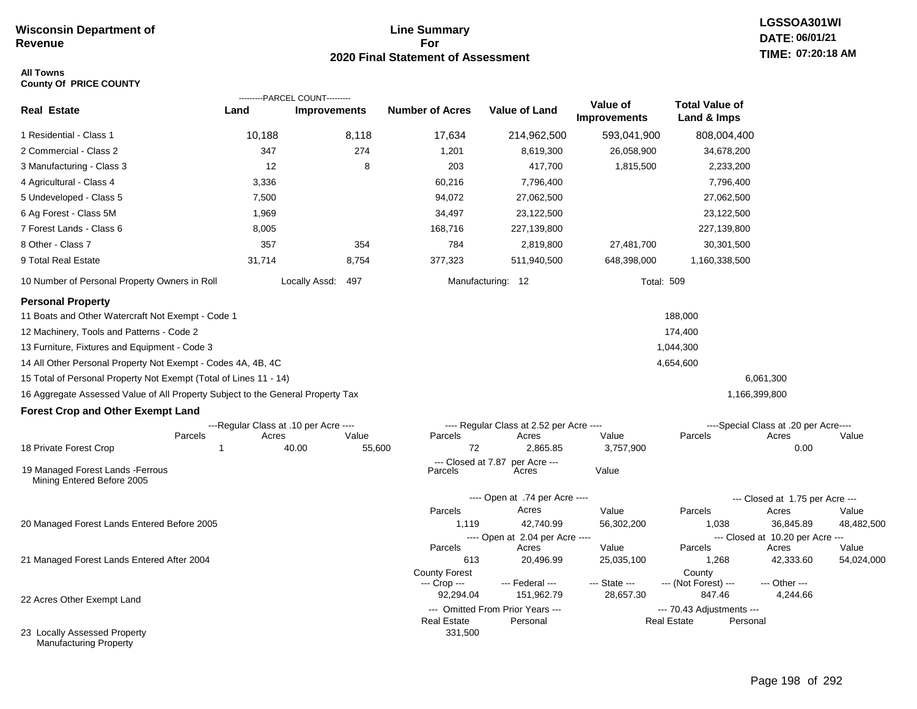**Wisconsin Department of Revenue**

# Line Summary For 2020 Final Statement of Assessment

**LGSSOA301WI**
**DATE: 06/01/21**
**TIME: 07:20:18 AM**

**All Towns**
**County Of PRICE COUNTY**

| Real Estate | PARCEL COUNT Land | PARCEL COUNT Improvements | Number of Acres | Value of Land | Value of Improvements | Total Value of Land & Imps |
|---|---|---|---|---|---|---|
| 1 Residential - Class 1 | 10,188 | 8,118 | 17,634 | 214,962,500 | 593,041,900 | 808,004,400 |
| 2 Commercial - Class 2 | 347 | 274 | 1,201 | 8,619,300 | 26,058,900 | 34,678,200 |
| 3 Manufacturing - Class 3 | 12 | 8 | 203 | 417,700 | 1,815,500 | 2,233,200 |
| 4 Agricultural - Class 4 | 3,336 | | 60,216 | 7,796,400 | | 7,796,400 |
| 5 Undeveloped - Class 5 | 7,500 | | 94,072 | 27,062,500 | | 27,062,500 |
| 6 Ag Forest - Class 5M | 1,969 | | 34,497 | 23,122,500 | | 23,122,500 |
| 7 Forest Lands - Class 6 | 8,005 | | 168,716 | 227,139,800 | | 227,139,800 |
| 8 Other - Class 7 | 357 | 354 | 784 | 2,819,800 | 27,481,700 | 30,301,500 |
| 9 Total Real Estate | 31,714 | 8,754 | 377,323 | 511,940,500 | 648,398,000 | 1,160,338,500 |

10 Number of Personal Property Owners in Roll — Locally Assd: 497 — Manufacturing: 12 — Total: 509

## Personal Property

| | | |
|---|---|---|
| 11 Boats and Other Watercraft Not Exempt - Code 1 | 188,000 | |
| 12 Machinery, Tools and Patterns - Code 2 | 174,400 | |
| 13 Furniture, Fixtures and Equipment - Code 3 | 1,044,300 | |
| 14 All Other Personal Property Not Exempt - Codes 4A, 4B, 4C | 4,654,600 | |
| 15 Total of Personal Property Not Exempt (Total of Lines 11 - 14) | | 6,061,300 |
| 16 Aggregate Assessed Value of All Property Subject to the General Property Tax | | 1,166,399,800 |

## Forest Crop and Other Exempt Land

| | Regular Class at .10 per Acre Parcels | Acres | Value | Regular Class at 2.52 per Acre Parcels | Acres | Value | Special Class at .20 per Acre Parcels | Acres | Value |
|---|---|---|---|---|---|---|---|---|---|
| 18 Private Forest Crop | 1 | 40.00 | 55,600 | 72 | 2,865.85 | 3,757,900 | | 0.00 | |

| | Closed at 7.87 per Acre Parcels | Acres | Value |
|---|---|---|---|
| 19 Managed Forest Lands -Ferrous Mining Entered Before 2005 | | | |

| | Open at .74 per Acre Parcels | Acres | Value | Closed at 1.75 per Acre Parcels | Acres | Value |
|---|---|---|---|---|---|---|
| 20 Managed Forest Lands Entered Before 2005 | 1,119 | 42,740.99 | 56,302,200 | 1,038 | 36,845.89 | 48,482,500 |

| | Open at 2.04 per Acre Parcels | Acres | Value | Closed at 10.20 per Acre Parcels | Acres | Value |
|---|---|---|---|---|---|---|
| 21 Managed Forest Lands Entered After 2004 | 613 | 20,496.99 | 25,035,100 | 1,268 | 42,333.60 | 54,024,000 |

| | County Forest Crop | Federal | State | County (Not Forest) | Other |
|---|---|---|---|---|---|
| 22 Acres Other Exempt Land | 92,294.04 | 151,962.79 | 28,657.30 | 847.46 | 4,244.66 |

| | Omitted From Prior Years Real Estate | Personal | 70.43 Adjustments Real Estate | Personal |
|---|---|---|---|---|
| 23 Locally Assessed Property Manufacturing Property | 331,500 | | | |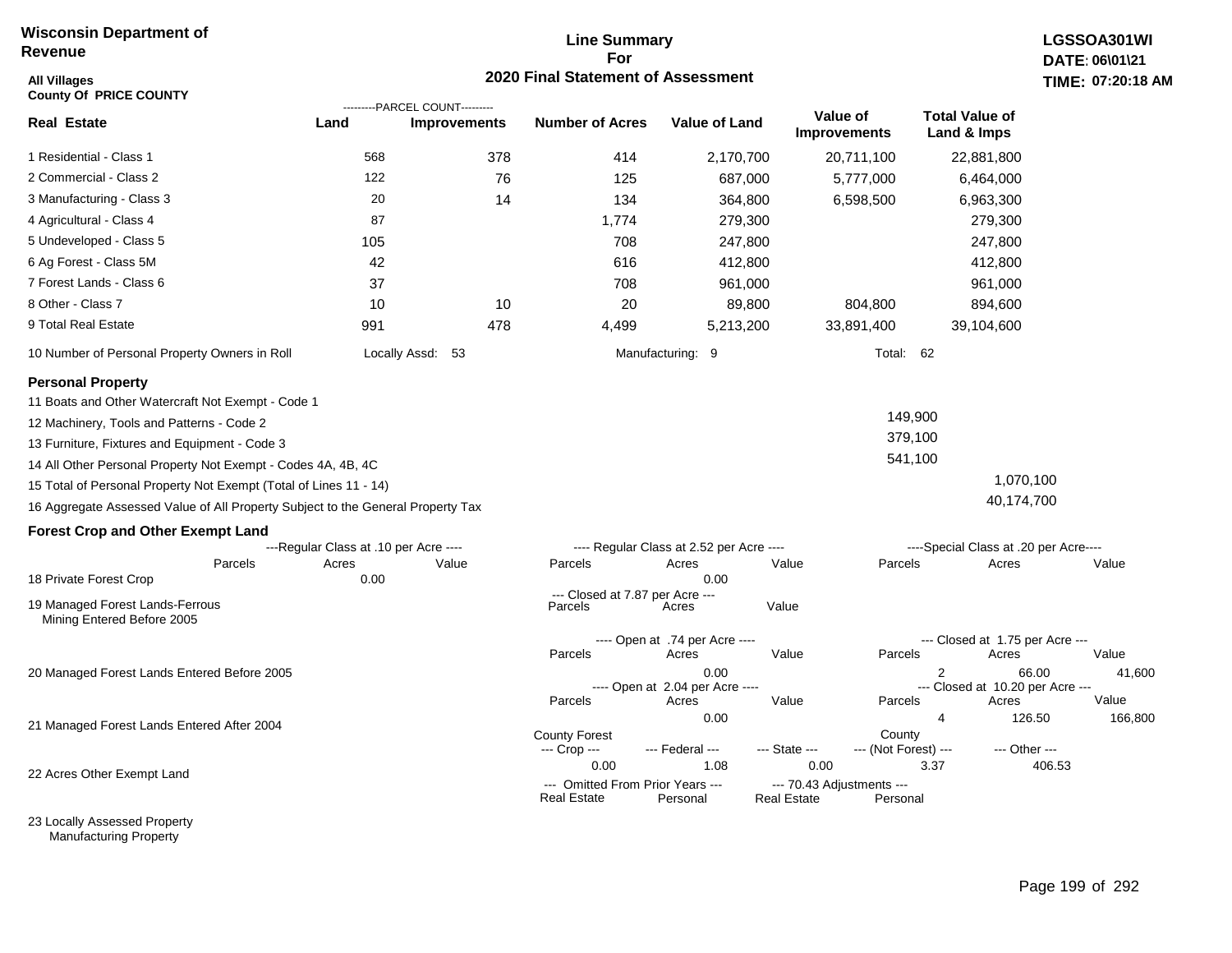**Wisconsin Department of Revenue**

**Line Summary For 2020 Final Statement of Assessment**

**LGSSOA301WI**
**DATE: 06\01\21**
**TIME: 07:20:18 AM**

**All Villages**
**County Of PRICE COUNTY**

| Real Estate | Land (Parcel Count) | Improvements (Parcel Count) | Number of Acres | Value of Land | Value of Improvements | Total Value of Land & Imps |
|---|---|---|---|---|---|---|
| 1 Residential - Class 1 | 568 | 378 | 414 | 2,170,700 | 20,711,100 | 22,881,800 |
| 2 Commercial - Class 2 | 122 | 76 | 125 | 687,000 | 5,777,000 | 6,464,000 |
| 3 Manufacturing - Class 3 | 20 | 14 | 134 | 364,800 | 6,598,500 | 6,963,300 |
| 4 Agricultural - Class 4 | 87 | | 1,774 | 279,300 | | 279,300 |
| 5 Undeveloped - Class 5 | 105 | | 708 | 247,800 | | 247,800 |
| 6 Ag Forest - Class 5M | 42 | | 616 | 412,800 | | 412,800 |
| 7 Forest Lands - Class 6 | 37 | | 708 | 961,000 | | 961,000 |
| 8 Other - Class 7 | 10 | 10 | 20 | 89,800 | 804,800 | 894,600 |
| 9 Total Real Estate | 991 | 478 | 4,499 | 5,213,200 | 33,891,400 | 39,104,600 |

10 Number of Personal Property Owners in Roll — Locally Assd: 53 — Manufacturing: 9 — Total: 62

### Personal Property

| | | |
|---|---|---|
| 11 Boats and Other Watercraft Not Exempt - Code 1 | | |
| 12 Machinery, Tools and Patterns - Code 2 | 149,900 | |
| 13 Furniture, Fixtures and Equipment - Code 3 | 379,100 | |
| 14 All Other Personal Property Not Exempt - Codes 4A, 4B, 4C | 541,100 | |
| 15 Total of Personal Property Not Exempt (Total of Lines 11 - 14) | | 1,070,100 |
| 16 Aggregate Assessed Value of All Property Subject to the General Property Tax | | 40,174,700 |

### Forest Crop and Other Exempt Land

| | Regular Class at .10 per Acre Parcels | Acres | Value | Regular Class at 2.52 per Acre Parcels | Acres | Value | Special Class at .20 per Acre Parcels | Acres | Value |
|---|---|---|---|---|---|---|---|---|---|
| 18 Private Forest Crop | | 0.00 | | | 0.00 | | | | |

| | Closed at 7.87 per Acre Parcels | Acres | Value |
|---|---|---|---|
| 19 Managed Forest Lands-Ferrous Mining Entered Before 2005 | | | |

| | Open at .74 per Acre Parcels | Acres | Value | Closed at 1.75 per Acre Parcels | Acres | Value |
|---|---|---|---|---|---|---|
| 20 Managed Forest Lands Entered Before 2005 | | 0.00 | | 2 | 66.00 | 41,600 |
| | **Open at 2.04 per Acre Parcels** | **Acres** | **Value** | **Closed at 10.20 per Acre Parcels** | **Acres** | **Value** |
| 21 Managed Forest Lands Entered After 2004 | | 0.00 | | 4 | 126.50 | 166,800 |

| | County Forest Crop | Federal | State | County (Not Forest) | Other |
|---|---|---|---|---|---|
| 22 Acres Other Exempt Land | 0.00 | 1.08 | 0.00 | 3.37 | 406.53 |

| | Omitted From Prior Years Real Estate | Omitted From Prior Years Personal | 70.43 Adjustments Real Estate | 70.43 Adjustments Personal |
|---|---|---|---|---|
| 23 Locally Assessed Property | | | | |
| Manufacturing Property | | | | |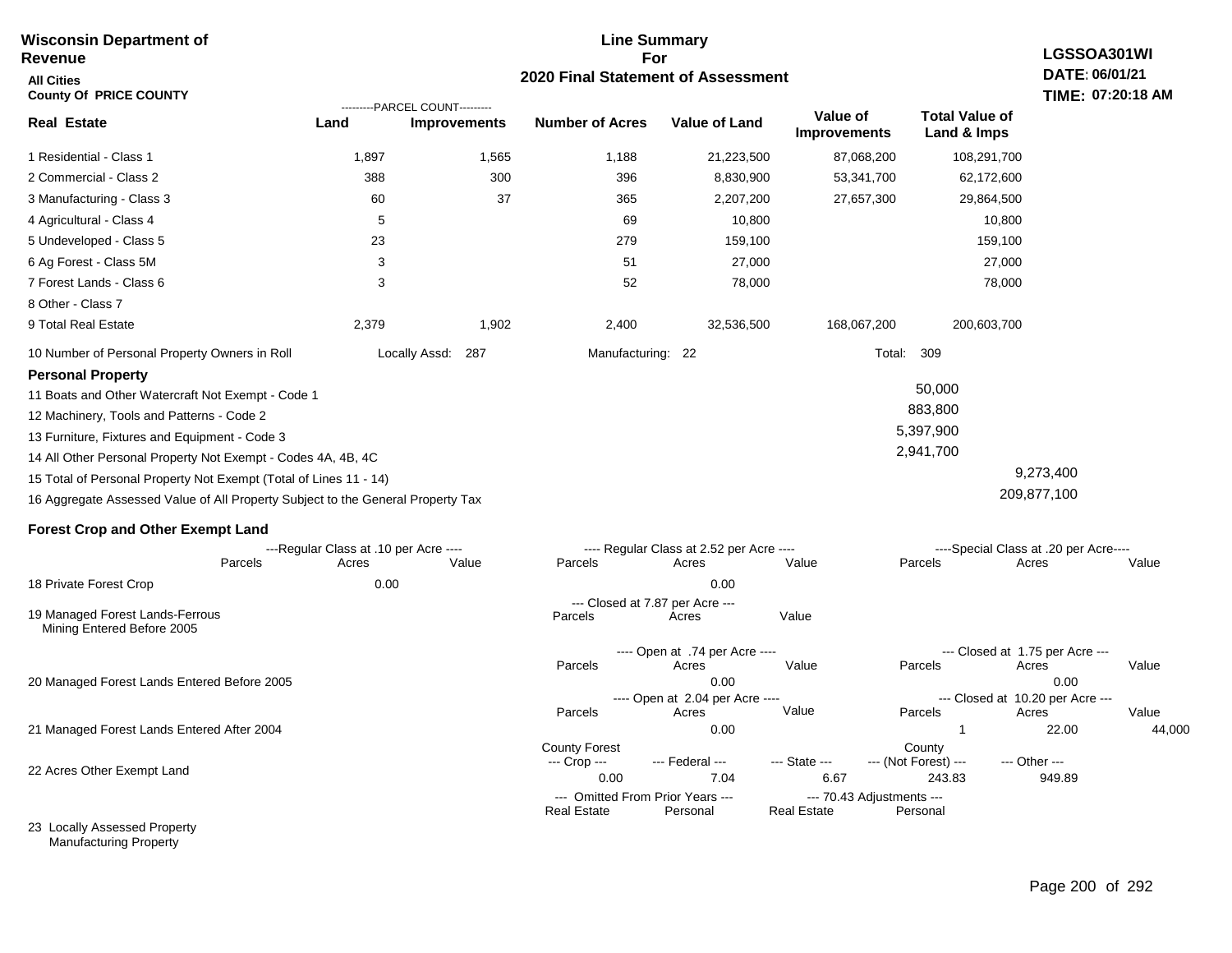**Wisconsin Department of Revenue**
**All Cities**
**County Of PRICE COUNTY**

**Line Summary For 2020 Final Statement of Assessment**

**LGSSOA301WI**
**DATE: 06/01/21**
**TIME: 07:20:18 AM**

| Real Estate | Land (Parcel Count) | Improvements (Parcel Count) | Number of Acres | Value of Land | Value of Improvements | Total Value of Land & Imps |
|---|---|---|---|---|---|---|
| 1 Residential - Class 1 | 1,897 | 1,565 | 1,188 | 21,223,500 | 87,068,200 | 108,291,700 |
| 2 Commercial - Class 2 | 388 | 300 | 396 | 8,830,900 | 53,341,700 | 62,172,600 |
| 3 Manufacturing - Class 3 | 60 | 37 | 365 | 2,207,200 | 27,657,300 | 29,864,500 |
| 4 Agricultural - Class 4 | 5 | | 69 | 10,800 | | 10,800 |
| 5 Undeveloped - Class 5 | 23 | | 279 | 159,100 | | 159,100 |
| 6 Ag Forest - Class 5M | 3 | | 51 | 27,000 | | 27,000 |
| 7 Forest Lands - Class 6 | 3 | | 52 | 78,000 | | 78,000 |
| 8 Other - Class 7 | | | | | | |
| 9 Total Real Estate | 2,379 | 1,902 | 2,400 | 32,536,500 | 168,067,200 | 200,603,700 |

10 Number of Personal Property Owners in Roll — Locally Assd: 287 — Manufacturing: 22 — Total: 309

**Personal Property**

| | | |
|---|---|---|
| 11 Boats and Other Watercraft Not Exempt - Code 1 | 50,000 | |
| 12 Machinery, Tools and Patterns - Code 2 | 883,800 | |
| 13 Furniture, Fixtures and Equipment - Code 3 | 5,397,900 | |
| 14 All Other Personal Property Not Exempt - Codes 4A, 4B, 4C | 2,941,700 | |
| 15 Total of Personal Property Not Exempt (Total of Lines 11 - 14) | | 9,273,400 |
| 16 Aggregate Assessed Value of All Property Subject to the General Property Tax | | 209,877,100 |

**Forest Crop and Other Exempt Land**

| | Regular Class at .10 per Acre — Parcels | Acres | Value | Regular Class at 2.52 per Acre — Parcels | Acres | Value | Special Class at .20 per Acre — Parcels | Acres | Value |
|---|---|---|---|---|---|---|---|---|---|
| 18 Private Forest Crop | | 0.00 | | | 0.00 | | | | |

| | Closed at 7.87 per Acre — Parcels | Acres | Value |
|---|---|---|---|
| 19 Managed Forest Lands-Ferrous Mining Entered Before 2005 | | | |

| | Open at .74 per Acre — Parcels | Acres | Value | Closed at 1.75 per Acre — Parcels | Acres | Value |
|---|---|---|---|---|---|---|
| 20 Managed Forest Lands Entered Before 2005 | | 0.00 | | | 0.00 | |

| | Open at 2.04 per Acre — Parcels | Acres | Value | Closed at 10.20 per Acre — Parcels | Acres | Value |
|---|---|---|---|---|---|---|
| 21 Managed Forest Lands Entered After 2004 | | 0.00 | | 1 | 22.00 | 44,000 |

| | County Forest Crop | Federal | State | County (Not Forest) | Other |
|---|---|---|---|---|---|
| 22 Acres Other Exempt Land | 0.00 | 7.04 | 6.67 | 243.83 | 949.89 |

| | Omitted From Prior Years — Real Estate | Personal | 70.43 Adjustments — Real Estate | Personal |
|---|---|---|---|---|
| 23 Locally Assessed Property | | | | |
| Manufacturing Property | | | | |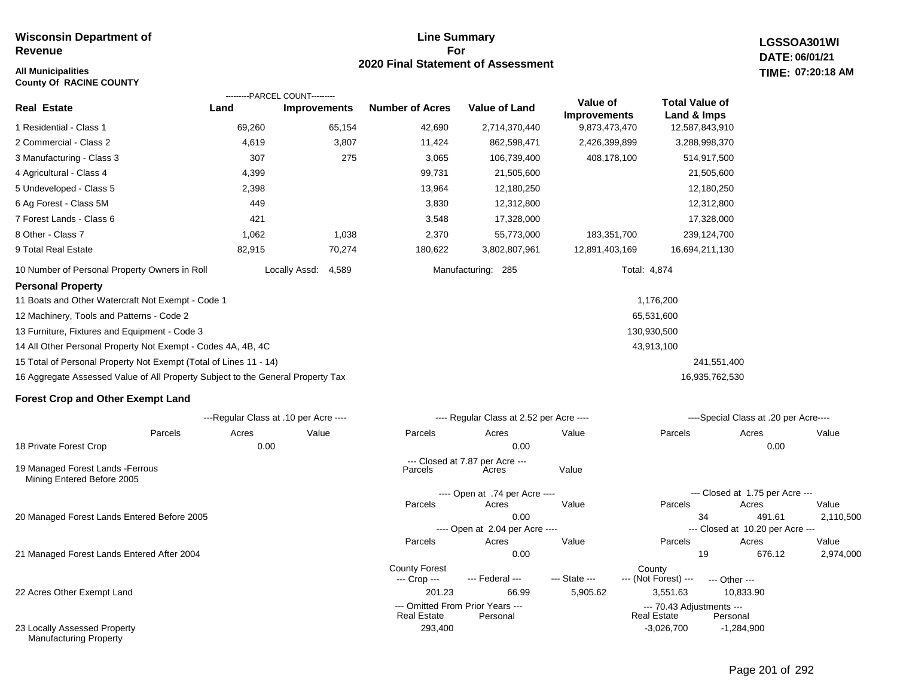**Wisconsin Department of Revenue**

**All Municipalities**
**County Of RACINE COUNTY**

# Line Summary For 2020 Final Statement of Assessment

**LGSSOA301WI**
**DATE: 06/01/21**
**TIME: 07:20:18 AM**

| Real Estate | PARCEL COUNT Land | PARCEL COUNT Improvements | Number of Acres | Value of Land | Value of Improvements | Total Value of Land & Imps |
|---|---|---|---|---|---|---|
| 1 Residential - Class 1 | 69,260 | 65,154 | 42,690 | 2,714,370,440 | 9,873,473,470 | 12,587,843,910 |
| 2 Commercial - Class 2 | 4,619 | 3,807 | 11,424 | 862,598,471 | 2,426,399,899 | 3,288,998,370 |
| 3 Manufacturing - Class 3 | 307 | 275 | 3,065 | 106,739,400 | 408,178,100 | 514,917,500 |
| 4 Agricultural - Class 4 | 4,399 | | 99,731 | 21,505,600 | | 21,505,600 |
| 5 Undeveloped - Class 5 | 2,398 | | 13,964 | 12,180,250 | | 12,180,250 |
| 6 Ag Forest - Class 5M | 449 | | 3,830 | 12,312,800 | | 12,312,800 |
| 7 Forest Lands - Class 6 | 421 | | 3,548 | 17,328,000 | | 17,328,000 |
| 8 Other - Class 7 | 1,062 | 1,038 | 2,370 | 55,773,000 | 183,351,700 | 239,124,700 |
| 9 Total Real Estate | 82,915 | 70,274 | 180,622 | 3,802,807,961 | 12,891,403,169 | 16,694,211,130 |

10 Number of Personal Property Owners in Roll — Locally Assd: 4,589 — Manufacturing: 285 — Total: 4,874

## Personal Property

| | | |
|---|---|---|
| 11 Boats and Other Watercraft Not Exempt - Code 1 | 1,176,200 | |
| 12 Machinery, Tools and Patterns - Code 2 | 65,531,600 | |
| 13 Furniture, Fixtures and Equipment - Code 3 | 130,930,500 | |
| 14 All Other Personal Property Not Exempt - Codes 4A, 4B, 4C | 43,913,100 | |
| 15 Total of Personal Property Not Exempt (Total of Lines 11 - 14) | | 241,551,400 |
| 16 Aggregate Assessed Value of All Property Subject to the General Property Tax | | 16,935,762,530 |

## Forest Crop and Other Exempt Land

| | Regular Class at .10 per Acre Parcels | Acres | Value | Regular Class at 2.52 per Acre Parcels | Acres | Value | Special Class at .20 per Acre Parcels | Acres | Value |
|---|---|---|---|---|---|---|---|---|---|
| 18 Private Forest Crop | | 0.00 | | | 0.00 | | | 0.00 | |

| | Closed at 7.87 per Acre Parcels | Acres | Value |
|---|---|---|---|
| 19 Managed Forest Lands -Ferrous Mining Entered Before 2005 | | | |

| | Open at .74 per Acre Parcels | Acres | Value | Closed at 1.75 per Acre Parcels | Acres | Value |
|---|---|---|---|---|---|---|
| 20 Managed Forest Lands Entered Before 2005 | | 0.00 | | 34 | 491.61 | 2,110,500 |

| | Open at 2.04 per Acre Parcels | Acres | Value | Closed at 10.20 per Acre Parcels | Acres | Value |
|---|---|---|---|---|---|---|
| 21 Managed Forest Lands Entered After 2004 | | 0.00 | | 19 | 676.12 | 2,974,000 |

| | County Forest Crop | Federal | State | County (Not Forest) | Other |
|---|---|---|---|---|---|
| 22 Acres Other Exempt Land | 201.23 | 66.99 | 5,905.62 | 3,551.63 | 10,833.90 |

| | Omitted From Prior Years Real Estate | Omitted From Prior Years Personal | 70.43 Adjustments Real Estate | 70.43 Adjustments Personal |
|---|---|---|---|---|
| 23 Locally Assessed Property Manufacturing Property | 293,400 | | -3,026,700 | -1,284,900 |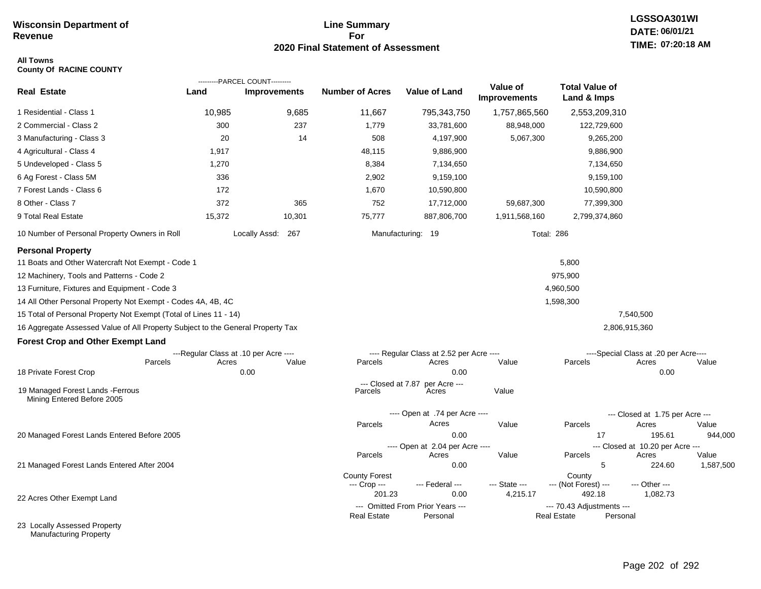**Wisconsin Department of Revenue**

# Line Summary For 2020 Final Statement of Assessment

LGSSOA301WI
DATE: 06/01/21
TIME: 07:20:18 AM

**All Towns**
**County Of RACINE COUNTY**

| Real Estate | PARCEL COUNT Land | PARCEL COUNT Improvements | Number of Acres | Value of Land | Value of Improvements | Total Value of Land & Imps |
|---|---|---|---|---|---|---|
| 1 Residential - Class 1 | 10,985 | 9,685 | 11,667 | 795,343,750 | 1,757,865,560 | 2,553,209,310 |
| 2 Commercial - Class 2 | 300 | 237 | 1,779 | 33,781,600 | 88,948,000 | 122,729,600 |
| 3 Manufacturing - Class 3 | 20 | 14 | 508 | 4,197,900 | 5,067,300 | 9,265,200 |
| 4 Agricultural - Class 4 | 1,917 | | 48,115 | 9,886,900 | | 9,886,900 |
| 5 Undeveloped - Class 5 | 1,270 | | 8,384 | 7,134,650 | | 7,134,650 |
| 6 Ag Forest - Class 5M | 336 | | 2,902 | 9,159,100 | | 9,159,100 |
| 7 Forest Lands - Class 6 | 172 | | 1,670 | 10,590,800 | | 10,590,800 |
| 8 Other - Class 7 | 372 | 365 | 752 | 17,712,000 | 59,687,300 | 77,399,300 |
| 9 Total Real Estate | 15,372 | 10,301 | 75,777 | 887,806,700 | 1,911,568,160 | 2,799,374,860 |

10 Number of Personal Property Owners in Roll — Locally Assd: 267 — Manufacturing: 19 — Total: 286

## Personal Property

| | | |
|---|---|---|
| 11 Boats and Other Watercraft Not Exempt - Code 1 | 5,800 | |
| 12 Machinery, Tools and Patterns - Code 2 | 975,900 | |
| 13 Furniture, Fixtures and Equipment - Code 3 | 4,960,500 | |
| 14 All Other Personal Property Not Exempt - Codes 4A, 4B, 4C | 1,598,300 | |
| 15 Total of Personal Property Not Exempt (Total of Lines 11 - 14) | | 7,540,500 |
| 16 Aggregate Assessed Value of All Property Subject to the General Property Tax | | 2,806,915,360 |

## Forest Crop and Other Exempt Land

| | Regular Class at .10 per Acre Parcels | Acres | Value | Regular Class at 2.52 per Acre Parcels | Acres | Value | Special Class at .20 per Acre Parcels | Acres | Value |
|---|---|---|---|---|---|---|---|---|---|
| 18 Private Forest Crop | | 0.00 | | | 0.00 | | | 0.00 | |

| | Closed at 7.87 per Acre Parcels | Acres | Value |
|---|---|---|---|
| 19 Managed Forest Lands -Ferrous Mining Entered Before 2005 | | | |

| | Open at .74 per Acre Parcels | Acres | Value | Closed at 1.75 per Acre Parcels | Acres | Value |
|---|---|---|---|---|---|---|
| 20 Managed Forest Lands Entered Before 2005 | | 0.00 | | 17 | 195.61 | 944,000 |

| | Open at 2.04 per Acre Parcels | Acres | Value | Closed at 10.20 per Acre Parcels | Acres | Value |
|---|---|---|---|---|---|---|
| 21 Managed Forest Lands Entered After 2004 | | 0.00 | | 5 | 224.60 | 1,587,500 |

| | County Forest Crop | Federal | State | County (Not Forest) | Other |
|---|---|---|---|---|---|
| 22 Acres Other Exempt Land | 201.23 | 0.00 | 4,215.17 | 492.18 | 1,082.73 |

| | Omitted From Prior Years Real Estate | Personal | 70.43 Adjustments Real Estate | Personal |
|---|---|---|---|---|
| 23 Locally Assessed Property Manufacturing Property | | | | |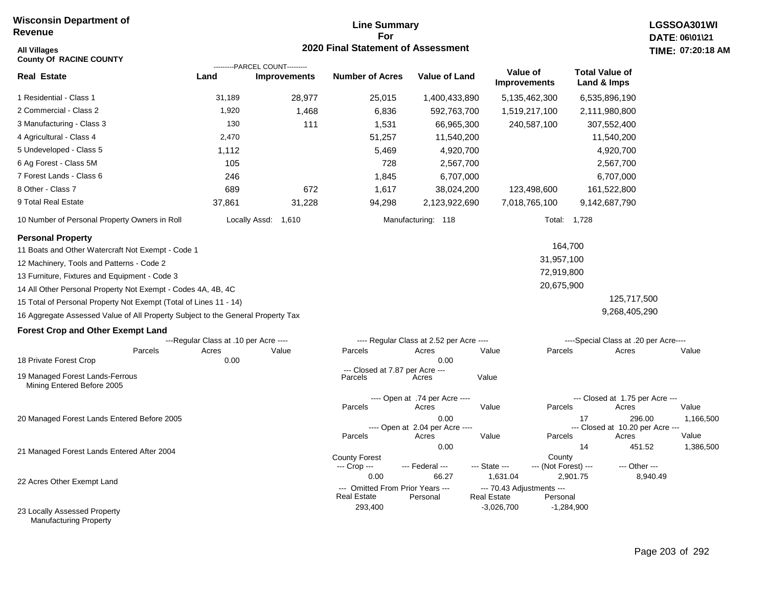**Wisconsin Department of Revenue**

**Line Summary For 2020 Final Statement of Assessment**

**LGSSOA301WI**
**DATE: 06\01\21**
**TIME: 07:20:18 AM**

**All Villages**
**County Of RACINE COUNTY**

| Real Estate | Parcel Count - Land | Parcel Count - Improvements | Number of Acres | Value of Land | Value of Improvements | Total Value of Land & Imps |
|---|---|---|---|---|---|---|
| 1 Residential - Class 1 | 31,189 | 28,977 | 25,015 | 1,400,433,890 | 5,135,462,300 | 6,535,896,190 |
| 2 Commercial - Class 2 | 1,920 | 1,468 | 6,836 | 592,763,700 | 1,519,217,100 | 2,111,980,800 |
| 3 Manufacturing - Class 3 | 130 | 111 | 1,531 | 66,965,300 | 240,587,100 | 307,552,400 |
| 4 Agricultural - Class 4 | 2,470 | | 51,257 | 11,540,200 | | 11,540,200 |
| 5 Undeveloped - Class 5 | 1,112 | | 5,469 | 4,920,700 | | 4,920,700 |
| 6 Ag Forest - Class 5M | 105 | | 728 | 2,567,700 | | 2,567,700 |
| 7 Forest Lands - Class 6 | 246 | | 1,845 | 6,707,000 | | 6,707,000 |
| 8 Other - Class 7 | 689 | 672 | 1,617 | 38,024,200 | 123,498,600 | 161,522,800 |
| 9 Total Real Estate | 37,861 | 31,228 | 94,298 | 2,123,922,690 | 7,018,765,100 | 9,142,687,790 |

10 Number of Personal Property Owners in Roll — Locally Assd: 1,610 — Manufacturing: 118 — Total: 1,728

**Personal Property**

| | | |
|---|---|---|
| 11 Boats and Other Watercraft Not Exempt - Code 1 | 164,700 | |
| 12 Machinery, Tools and Patterns - Code 2 | 31,957,100 | |
| 13 Furniture, Fixtures and Equipment - Code 3 | 72,919,800 | |
| 14 All Other Personal Property Not Exempt - Codes 4A, 4B, 4C | 20,675,900 | |
| 15 Total of Personal Property Not Exempt (Total of Lines 11 - 14) | | 125,717,500 |
| 16 Aggregate Assessed Value of All Property Subject to the General Property Tax | | 9,268,405,290 |

**Forest Crop and Other Exempt Land**

| | Regular Class at .10 per Acre - Parcels | Acres | Value | Regular Class at 2.52 per Acre - Parcels | Acres | Value | Special Class at .20 per Acre - Parcels | Acres | Value |
|---|---|---|---|---|---|---|---|---|---|
| 18 Private Forest Crop | | 0.00 | | | 0.00 | | | | |

| | Closed at 7.87 per Acre - Parcels | Acres | Value |
|---|---|---|---|
| 19 Managed Forest Lands-Ferrous Mining Entered Before 2005 | | | |

| | Open at .74 per Acre - Parcels | Acres | Value | Closed at 1.75 per Acre - Parcels | Acres | Value |
|---|---|---|---|---|---|---|
| 20 Managed Forest Lands Entered Before 2005 | | 0.00 | | 17 | 296.00 | 1,166,500 |

| | Open at 2.04 per Acre - Parcels | Acres | Value | Closed at 10.20 per Acre - Parcels | Acres | Value |
|---|---|---|---|---|---|---|
| 21 Managed Forest Lands Entered After 2004 | | 0.00 | | 14 | 451.52 | 1,386,500 |

| | County Forest - Crop | Federal | State | County (Not Forest) | Other |
|---|---|---|---|---|---|
| 22 Acres Other Exempt Land | 0.00 | 66.27 | 1,631.04 | 2,901.75 | 8,940.49 |

| | Omitted From Prior Years - Real Estate | Personal | 70.43 Adjustments - Real Estate | Personal |
|---|---|---|---|---|
| 23 Locally Assessed Property Manufacturing Property | 293,400 | | -3,026,700 | -1,284,900 |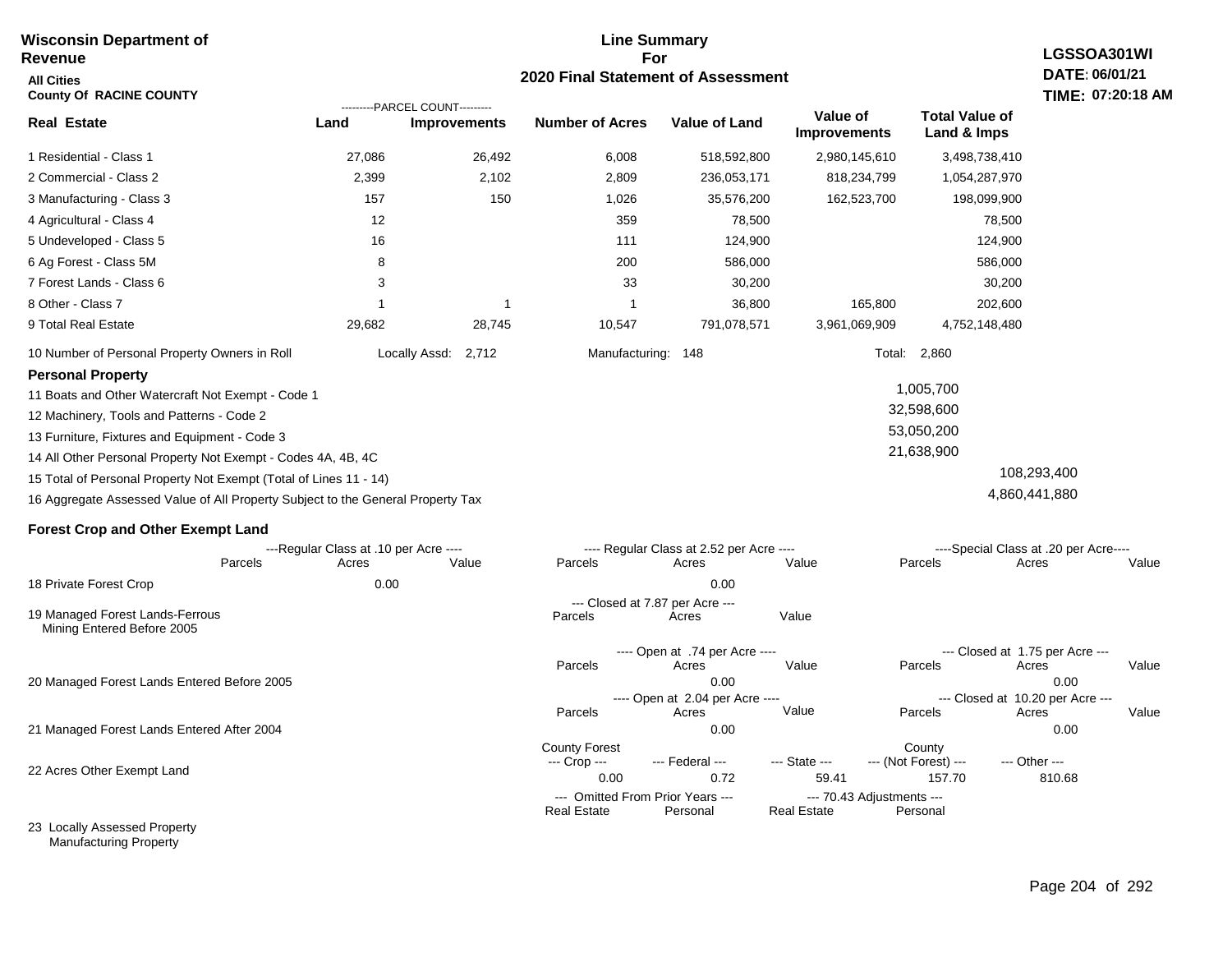**Wisconsin Department of Revenue**

**All Cities**

**County Of RACINE COUNTY**

## Line Summary For 2020 Final Statement of Assessment

**LGSSOA301WI**
**DATE: 06/01/21**
**TIME: 07:20:18 AM**

| Real Estate | PARCEL COUNT Land | PARCEL COUNT Improvements | Number of Acres | Value of Land | Value of Improvements | Total Value of Land & Imps |
|---|---|---|---|---|---|---|
| 1 Residential - Class 1 | 27,086 | 26,492 | 6,008 | 518,592,800 | 2,980,145,610 | 3,498,738,410 |
| 2 Commercial - Class 2 | 2,399 | 2,102 | 2,809 | 236,053,171 | 818,234,799 | 1,054,287,970 |
| 3 Manufacturing - Class 3 | 157 | 150 | 1,026 | 35,576,200 | 162,523,700 | 198,099,900 |
| 4 Agricultural - Class 4 | 12 | | 359 | 78,500 | | 78,500 |
| 5 Undeveloped - Class 5 | 16 | | 111 | 124,900 | | 124,900 |
| 6 Ag Forest - Class 5M | 8 | | 200 | 586,000 | | 586,000 |
| 7 Forest Lands - Class 6 | 3 | | 33 | 30,200 | | 30,200 |
| 8 Other - Class 7 | 1 | 1 | 1 | 36,800 | 165,800 | 202,600 |
| 9 Total Real Estate | 29,682 | 28,745 | 10,547 | 791,078,571 | 3,961,069,909 | 4,752,148,480 |

10 Number of Personal Property Owners in Roll — Locally Assd: 2,712 — Manufacturing: 148 — Total: 2,860

**Personal Property**

| | | |
|---|---|---|
| 11 Boats and Other Watercraft Not Exempt - Code 1 | 1,005,700 | |
| 12 Machinery, Tools and Patterns - Code 2 | 32,598,600 | |
| 13 Furniture, Fixtures and Equipment - Code 3 | 53,050,200 | |
| 14 All Other Personal Property Not Exempt - Codes 4A, 4B, 4C | 21,638,900 | |
| 15 Total of Personal Property Not Exempt (Total of Lines 11 - 14) | | 108,293,400 |
| 16 Aggregate Assessed Value of All Property Subject to the General Property Tax | | 4,860,441,880 |

**Forest Crop and Other Exempt Land**

| | Regular Class at .10 per Acre Parcels | Acres | Value | Regular Class at 2.52 per Acre Parcels | Acres | Value | Special Class at .20 per Acre Parcels | Acres | Value |
|---|---|---|---|---|---|---|---|---|---|
| 18 Private Forest Crop | | 0.00 | | | 0.00 | | | | |

| | Closed at 7.87 per Acre Parcels | Acres | Value |
|---|---|---|---|
| 19 Managed Forest Lands-Ferrous Mining Entered Before 2005 | | | |

| | Open at .74 per Acre Parcels | Acres | Value | Closed at 1.75 per Acre Parcels | Acres | Value |
|---|---|---|---|---|---|---|
| 20 Managed Forest Lands Entered Before 2005 | | 0.00 | | | 0.00 | |

| | Open at 2.04 per Acre Parcels | Acres | Value | Closed at 10.20 per Acre Parcels | Acres | Value |
|---|---|---|---|---|---|---|
| 21 Managed Forest Lands Entered After 2004 | | 0.00 | | | 0.00 | |

| | County Forest Crop | Federal | State | County (Not Forest) | Other |
|---|---|---|---|---|---|
| 22 Acres Other Exempt Land | 0.00 | 0.72 | 59.41 | 157.70 | 810.68 |

| | Omitted From Prior Years Real Estate | Personal | 70.43 Adjustments Real Estate | Personal |
|---|---|---|---|---|
| 23 Locally Assessed Property | | | | |
| Manufacturing Property | | | | |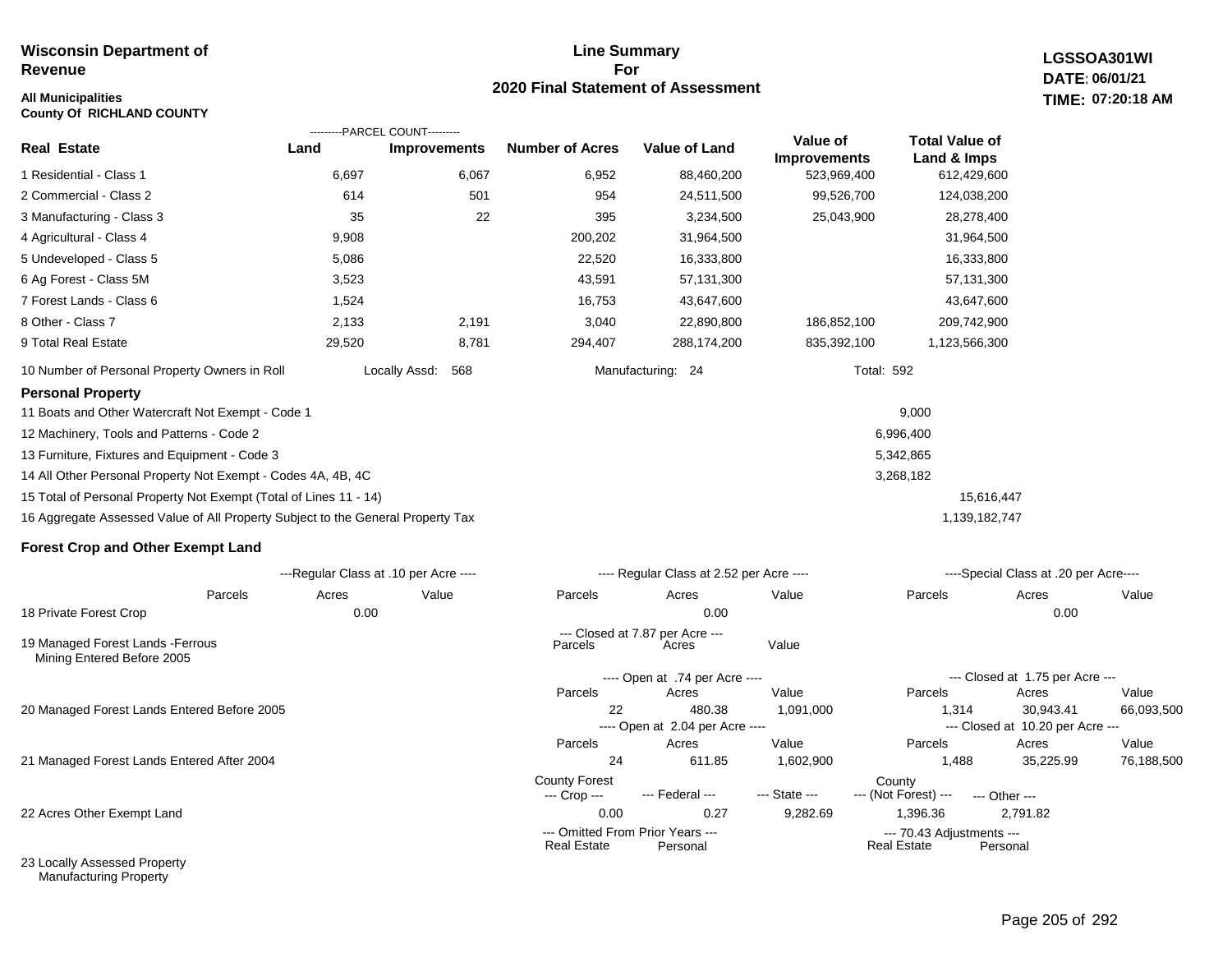**Wisconsin Department of Revenue**

**All Municipalities**
**County Of RICHLAND COUNTY**

## Line Summary For 2020 Final Statement of Assessment

**LGSSOA301WI**
**DATE: 06/01/21**
**TIME: 07:20:18 AM**

| Real Estate | Parcel Count - Land | Parcel Count - Improvements | Number of Acres | Value of Land | Value of Improvements | Total Value of Land & Imps |
|---|---|---|---|---|---|---|
| 1 Residential - Class 1 | 6,697 | 6,067 | 6,952 | 88,460,200 | 523,969,400 | 612,429,600 |
| 2 Commercial - Class 2 | 614 | 501 | 954 | 24,511,500 | 99,526,700 | 124,038,200 |
| 3 Manufacturing - Class 3 | 35 | 22 | 395 | 3,234,500 | 25,043,900 | 28,278,400 |
| 4 Agricultural - Class 4 | 9,908 | | 200,202 | 31,964,500 | | 31,964,500 |
| 5 Undeveloped - Class 5 | 5,086 | | 22,520 | 16,333,800 | | 16,333,800 |
| 6 Ag Forest - Class 5M | 3,523 | | 43,591 | 57,131,300 | | 57,131,300 |
| 7 Forest Lands - Class 6 | 1,524 | | 16,753 | 43,647,600 | | 43,647,600 |
| 8 Other - Class 7 | 2,133 | 2,191 | 3,040 | 22,890,800 | 186,852,100 | 209,742,900 |
| 9 Total Real Estate | 29,520 | 8,781 | 294,407 | 288,174,200 | 835,392,100 | 1,123,566,300 |

10 Number of Personal Property Owners in Roll — Locally Assd: 568 — Manufacturing: 24 — Total: 592

### Personal Property

| | | |
|---|---|---|
| 11 Boats and Other Watercraft Not Exempt - Code 1 | 9,000 | |
| 12 Machinery, Tools and Patterns - Code 2 | 6,996,400 | |
| 13 Furniture, Fixtures and Equipment - Code 3 | 5,342,865 | |
| 14 All Other Personal Property Not Exempt - Codes 4A, 4B, 4C | 3,268,182 | |
| 15 Total of Personal Property Not Exempt (Total of Lines 11 - 14) | | 15,616,447 |
| 16 Aggregate Assessed Value of All Property Subject to the General Property Tax | | 1,139,182,747 |

### Forest Crop and Other Exempt Land

| | Regular Class at .10 per Acre - Parcels | Acres | Value | Regular Class at 2.52 per Acre - Parcels | Acres | Value | Special Class at .20 per Acre - Parcels | Acres | Value |
|---|---|---|---|---|---|---|---|---|---|
| 18 Private Forest Crop | | 0.00 | | | 0.00 | | | 0.00 | |

| | Closed at 7.87 per Acre - Parcels | Acres | Value |
|---|---|---|---|
| 19 Managed Forest Lands -Ferrous Mining Entered Before 2005 | | | |

| | Open - Parcels | Open - Acres | Open - Value | Closed - Parcels | Closed - Acres | Closed - Value |
|---|---|---|---|---|---|---|
| 20 Managed Forest Lands Entered Before 2005 (Open at .74 per Acre / Closed at 1.75 per Acre) | 22 | 480.38 | 1,091,000 | 1,314 | 30,943.41 | 66,093,500 |
| 21 Managed Forest Lands Entered After 2004 (Open at 2.04 per Acre / Closed at 10.20 per Acre) | 24 | 611.85 | 1,602,900 | 1,488 | 35,225.99 | 76,188,500 |

| | County Forest --- Crop --- | --- Federal --- | --- State --- | County --- (Not Forest) --- | --- Other --- |
|---|---|---|---|---|---|
| 22 Acres Other Exempt Land | 0.00 | 0.27 | 9,282.69 | 1,396.36 | 2,791.82 |

| | Omitted From Prior Years - Real Estate | Omitted From Prior Years - Personal | 70.43 Adjustments - Real Estate | 70.43 Adjustments - Personal |
|---|---|---|---|---|
| 23 Locally Assessed Property | | | | |
| Manufacturing Property | | | | |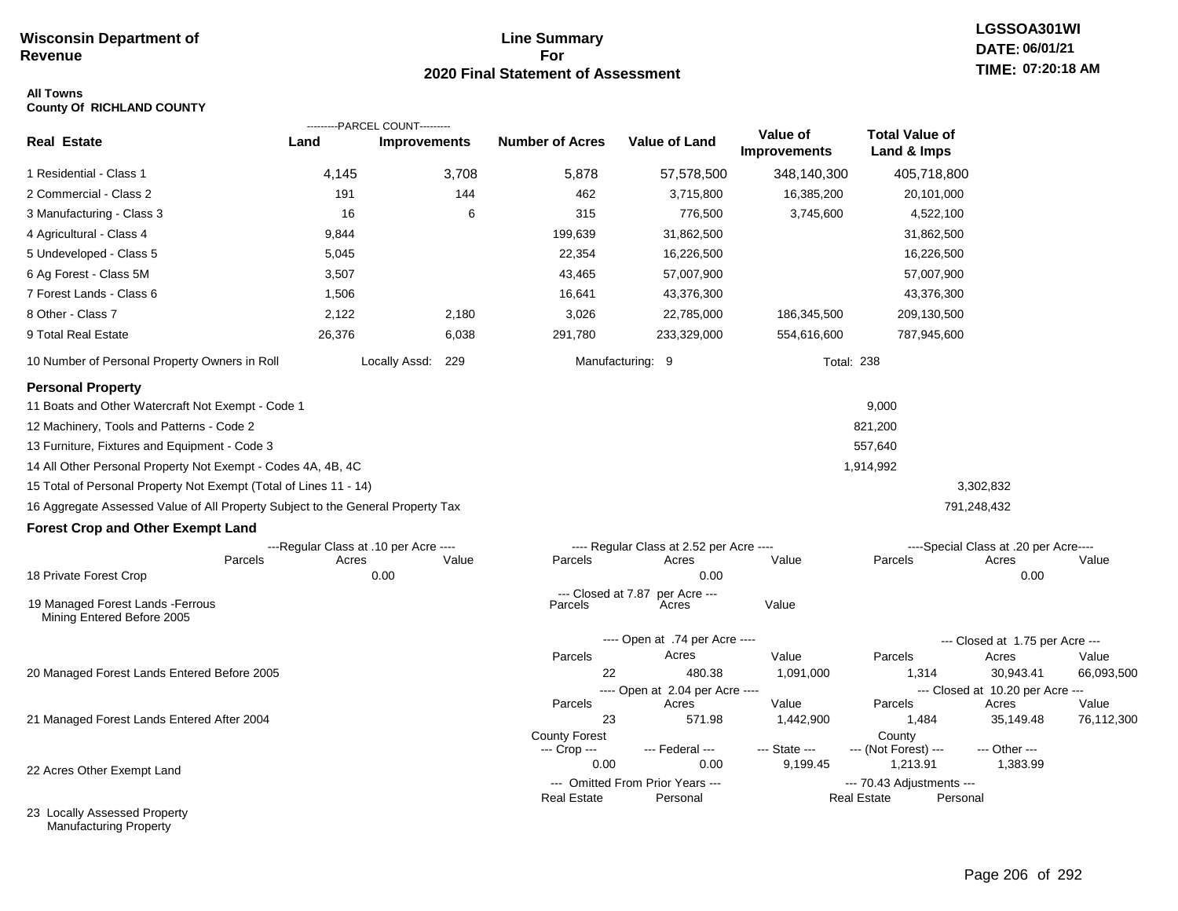**Wisconsin Department of Revenue**

# Line Summary For 2020 Final Statement of Assessment

LGSSOA301WI
DATE: 06/01/21
TIME: 07:20:18 AM

**All Towns**
**County Of RICHLAND COUNTY**

| Real Estate | PARCEL COUNT Land | PARCEL COUNT Improvements | Number of Acres | Value of Land | Value of Improvements | Total Value of Land & Imps |
|---|---|---|---|---|---|---|
| 1 Residential - Class 1 | 4,145 | 3,708 | 5,878 | 57,578,500 | 348,140,300 | 405,718,800 |
| 2 Commercial - Class 2 | 191 | 144 | 462 | 3,715,800 | 16,385,200 | 20,101,000 |
| 3 Manufacturing - Class 3 | 16 | 6 | 315 | 776,500 | 3,745,600 | 4,522,100 |
| 4 Agricultural - Class 4 | 9,844 | | 199,639 | 31,862,500 | | 31,862,500 |
| 5 Undeveloped - Class 5 | 5,045 | | 22,354 | 16,226,500 | | 16,226,500 |
| 6 Ag Forest - Class 5M | 3,507 | | 43,465 | 57,007,900 | | 57,007,900 |
| 7 Forest Lands - Class 6 | 1,506 | | 16,641 | 43,376,300 | | 43,376,300 |
| 8 Other - Class 7 | 2,122 | 2,180 | 3,026 | 22,785,000 | 186,345,500 | 209,130,500 |
| 9 Total Real Estate | 26,376 | 6,038 | 291,780 | 233,329,000 | 554,616,600 | 787,945,600 |

10 Number of Personal Property Owners in Roll — Locally Assd: 229 — Manufacturing: 9 — Total: 238

## Personal Property

| | | |
|---|---|---|
| 11 Boats and Other Watercraft Not Exempt - Code 1 | 9,000 | |
| 12 Machinery, Tools and Patterns - Code 2 | 821,200 | |
| 13 Furniture, Fixtures and Equipment - Code 3 | 557,640 | |
| 14 All Other Personal Property Not Exempt - Codes 4A, 4B, 4C | 1,914,992 | |
| 15 Total of Personal Property Not Exempt (Total of Lines 11 - 14) | | 3,302,832 |
| 16 Aggregate Assessed Value of All Property Subject to the General Property Tax | | 791,248,432 |

## Forest Crop and Other Exempt Land

| | Regular Class at .10 per Acre Parcels | Acres | Value | Regular Class at 2.52 per Acre Parcels | Acres | Value | Special Class at .20 per Acre Parcels | Acres | Value |
|---|---|---|---|---|---|---|---|---|---|
| 18 Private Forest Crop | | 0.00 | | | 0.00 | | | 0.00 | |

| | Closed at 7.87 per Acre Parcels | Acres | Value |
|---|---|---|---|
| 19 Managed Forest Lands -Ferrous Mining Entered Before 2005 | | | |

| | Open at .74 per Acre Parcels | Acres | Value | Closed at 1.75 per Acre Parcels | Acres | Value |
|---|---|---|---|---|---|---|
| 20 Managed Forest Lands Entered Before 2005 | 22 | 480.38 | 1,091,000 | 1,314 | 30,943.41 | 66,093,500 |

| | Open at 2.04 per Acre Parcels | Acres | Value | Closed at 10.20 per Acre Parcels | Acres | Value |
|---|---|---|---|---|---|---|
| 21 Managed Forest Lands Entered After 2004 | 23 | 571.98 | 1,442,900 | 1,484 | 35,149.48 | 76,112,300 |

| | County Forest --- Crop --- | --- Federal --- | --- State --- | County --- (Not Forest) --- | --- Other --- |
|---|---|---|---|---|---|
| 22 Acres Other Exempt Land | 0.00 | 0.00 | 9,199.45 | 1,213.91 | 1,383.99 |

| | Omitted From Prior Years Real Estate | Personal | 70.43 Adjustments Real Estate | Personal |
|---|---|---|---|---|
| 23 Locally Assessed Property | | | | |
| Manufacturing Property | | | | |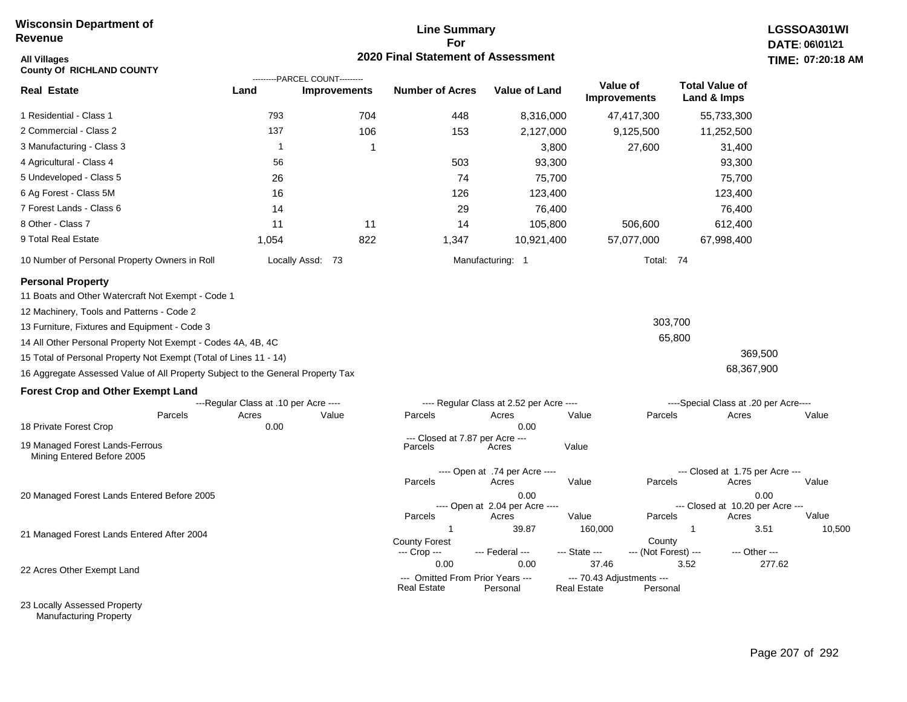Wisconsin Department of Revenue

**Line Summary For 2020 Final Statement of Assessment**

LGSSOA301WI
DATE: 06\01\21
TIME: 07:20:18 AM

All Villages
County Of RICHLAND COUNTY

| Real Estate | Land (Parcel Count) | Improvements (Parcel Count) | Number of Acres | Value of Land | Value of Improvements | Total Value of Land & Imps |
|---|---|---|---|---|---|---|
| 1 Residential - Class 1 | 793 | 704 | 448 | 8,316,000 | 47,417,300 | 55,733,300 |
| 2 Commercial - Class 2 | 137 | 106 | 153 | 2,127,000 | 9,125,500 | 11,252,500 |
| 3 Manufacturing - Class 3 | 1 | 1 | | 3,800 | 27,600 | 31,400 |
| 4 Agricultural - Class 4 | 56 | | 503 | 93,300 | | 93,300 |
| 5 Undeveloped - Class 5 | 26 | | 74 | 75,700 | | 75,700 |
| 6 Ag Forest - Class 5M | 16 | | 126 | 123,400 | | 123,400 |
| 7 Forest Lands - Class 6 | 14 | | 29 | 76,400 | | 76,400 |
| 8 Other - Class 7 | 11 | 11 | 14 | 105,800 | 506,600 | 612,400 |
| 9 Total Real Estate | 1,054 | 822 | 1,347 | 10,921,400 | 57,077,000 | 67,998,400 |

10 Number of Personal Property Owners in Roll — Locally Assd: 73 — Manufacturing: 1 — Total: 74

**Personal Property**

| | | |
|---|---|---|
| 11 Boats and Other Watercraft Not Exempt - Code 1 | | |
| 12 Machinery, Tools and Patterns - Code 2 | | |
| 13 Furniture, Fixtures and Equipment - Code 3 | 303,700 | |
| 14 All Other Personal Property Not Exempt - Codes 4A, 4B, 4C | 65,800 | |
| 15 Total of Personal Property Not Exempt (Total of Lines 11 - 14) | | 369,500 |
| 16 Aggregate Assessed Value of All Property Subject to the General Property Tax | | 68,367,900 |

**Forest Crop and Other Exempt Land**

18 Private Forest Crop

| ---Regular Class at .10 per Acre--- Parcels | Acres | Value | ---Regular Class at 2.52 per Acre--- Parcels | Acres | Value | ---Special Class at .20 per Acre--- Parcels | Acres | Value |
|---|---|---|---|---|---|---|---|---|
| | 0.00 | | | 0.00 | | | | |

19 Managed Forest Lands-Ferrous Mining Entered Before 2005

| --- Closed at 7.87 per Acre --- Parcels | Acres | Value |
|---|---|---|
| | | |

20 Managed Forest Lands Entered Before 2005

| ---Open at .74 per Acre--- Parcels | Acres | Value | ---Closed at 1.75 per Acre--- Parcels | Acres | Value |
|---|---|---|---|---|---|
| | 0.00 | | | 0.00 | |

21 Managed Forest Lands Entered After 2004

| ---Open at 2.04 per Acre--- Parcels | Acres | Value | ---Closed at 10.20 per Acre--- Parcels | Acres | Value |
|---|---|---|---|---|---|
| 1 | 39.87 | 160,000 | 1 | 3.51 | 10,500 |

22 Acres Other Exempt Land

| County Forest --- Crop --- | --- Federal --- | --- State --- | County --- (Not Forest) --- | --- Other --- |
|---|---|---|---|---|
| 0.00 | 0.00 | 37.46 | 3.52 | 277.62 |

| --- Omitted From Prior Years --- Real Estate | Personal | --- 70.43 Adjustments --- Real Estate | Personal |
|---|---|---|---|
| | | | |

23 Locally Assessed Property
Manufacturing Property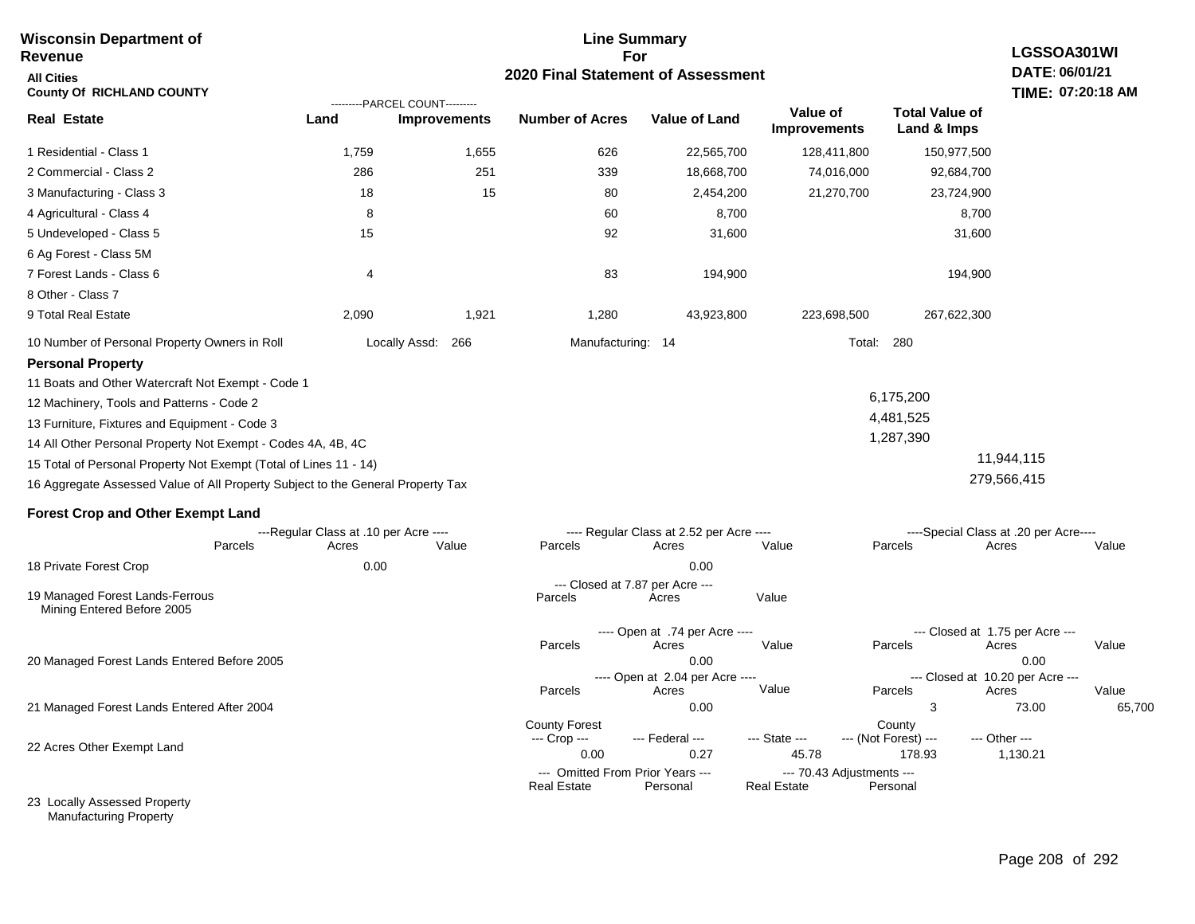**Wisconsin Department of Revenue**

**All Cities**

**County Of RICHLAND COUNTY**

## Line Summary For 2020 Final Statement of Assessment

**LGSSOA301WI**
**DATE: 06/01/21**
**TIME: 07:20:18 AM**

| Real Estate | Land (Parcel Count) | Improvements (Parcel Count) | Number of Acres | Value of Land | Value of Improvements | Total Value of Land & Imps |
|---|---|---|---|---|---|---|
| 1 Residential - Class 1 | 1,759 | 1,655 | 626 | 22,565,700 | 128,411,800 | 150,977,500 |
| 2 Commercial - Class 2 | 286 | 251 | 339 | 18,668,700 | 74,016,000 | 92,684,700 |
| 3 Manufacturing - Class 3 | 18 | 15 | 80 | 2,454,200 | 21,270,700 | 23,724,900 |
| 4 Agricultural - Class 4 | 8 | | 60 | 8,700 | | 8,700 |
| 5 Undeveloped - Class 5 | 15 | | 92 | 31,600 | | 31,600 |
| 6 Ag Forest - Class 5M | | | | | | |
| 7 Forest Lands - Class 6 | 4 | | 83 | 194,900 | | 194,900 |
| 8 Other - Class 7 | | | | | | |
| 9 Total Real Estate | 2,090 | 1,921 | 1,280 | 43,923,800 | 223,698,500 | 267,622,300 |

10 Number of Personal Property Owners in Roll — Locally Assd: 266 — Manufacturing: 14 — Total: 280

### Personal Property

| | | |
|---|---|---|
| 11 Boats and Other Watercraft Not Exempt - Code 1 | | |
| 12 Machinery, Tools and Patterns - Code 2 | 6,175,200 | |
| 13 Furniture, Fixtures and Equipment - Code 3 | 4,481,525 | |
| 14 All Other Personal Property Not Exempt - Codes 4A, 4B, 4C | 1,287,390 | |
| 15 Total of Personal Property Not Exempt (Total of Lines 11 - 14) | | 11,944,115 |
| 16 Aggregate Assessed Value of All Property Subject to the General Property Tax | | 279,566,415 |

### Forest Crop and Other Exempt Land

| | Regular Class at .10 per Acre — Parcels | Acres | Value | Regular Class at 2.52 per Acre — Parcels | Acres | Value | Special Class at .20 per Acre — Parcels | Acres | Value |
|---|---|---|---|---|---|---|---|---|---|
| 18 Private Forest Crop | | 0.00 | | | 0.00 | | | | |

| | Closed at 7.87 per Acre — Parcels | Acres | Value |
|---|---|---|---|
| 19 Managed Forest Lands-Ferrous Mining Entered Before 2005 | | | |

| | Open — Parcels | Acres | Value | Closed — Parcels | Acres | Value |
|---|---|---|---|---|---|---|
| 20 Managed Forest Lands Entered Before 2005 (Open at .74 per Acre / Closed at 1.75 per Acre) | | 0.00 | | | 0.00 | |
| 21 Managed Forest Lands Entered After 2004 (Open at 2.04 per Acre / Closed at 10.20 per Acre) | | 0.00 | | 3 | 73.00 | 65,700 |

| | County Forest --- Crop --- | --- Federal --- | --- State --- | County --- (Not Forest) --- | --- Other --- |
|---|---|---|---|---|---|
| 22 Acres Other Exempt Land | 0.00 | 0.27 | 45.78 | 178.93 | 1,130.21 |

| | Omitted From Prior Years — Real Estate | Personal | 70.43 Adjustments — Real Estate | Personal |
|---|---|---|---|---|
| 23 Locally Assessed Property | | | | |
| Manufacturing Property | | | | |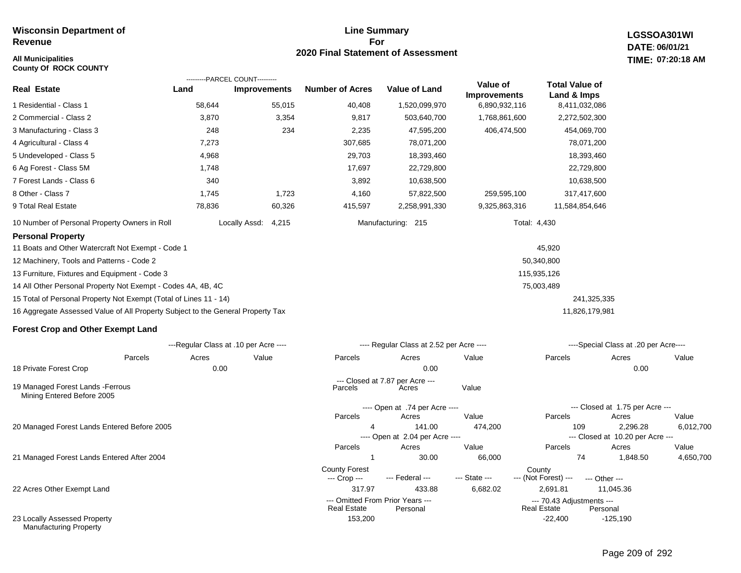**Wisconsin Department of Revenue**

**All Municipalities**
**County Of ROCK COUNTY**

# Line Summary For 2020 Final Statement of Assessment

**LGSSOA301WI**
**DATE: 06/01/21**
**TIME: 07:20:18 AM**

| Real Estate | PARCEL COUNT Land | PARCEL COUNT Improvements | Number of Acres | Value of Land | Value of Improvements | Total Value of Land & Imps |
|---|---|---|---|---|---|---|
| 1 Residential - Class 1 | 58,644 | 55,015 | 40,408 | 1,520,099,970 | 6,890,932,116 | 8,411,032,086 |
| 2 Commercial - Class 2 | 3,870 | 3,354 | 9,817 | 503,640,700 | 1,768,861,600 | 2,272,502,300 |
| 3 Manufacturing - Class 3 | 248 | 234 | 2,235 | 47,595,200 | 406,474,500 | 454,069,700 |
| 4 Agricultural - Class 4 | 7,273 | | 307,685 | 78,071,200 | | 78,071,200 |
| 5 Undeveloped - Class 5 | 4,968 | | 29,703 | 18,393,460 | | 18,393,460 |
| 6 Ag Forest - Class 5M | 1,748 | | 17,697 | 22,729,800 | | 22,729,800 |
| 7 Forest Lands - Class 6 | 340 | | 3,892 | 10,638,500 | | 10,638,500 |
| 8 Other - Class 7 | 1,745 | 1,723 | 4,160 | 57,822,500 | 259,595,100 | 317,417,600 |
| 9 Total Real Estate | 78,836 | 60,326 | 415,597 | 2,258,991,330 | 9,325,863,316 | 11,584,854,646 |

10 Number of Personal Property Owners in Roll — Locally Assd: 4,215 — Manufacturing: 215 — Total: 4,430

## Personal Property

| | | |
|---|---|---|
| 11 Boats and Other Watercraft Not Exempt - Code 1 | 45,920 | |
| 12 Machinery, Tools and Patterns - Code 2 | 50,340,800 | |
| 13 Furniture, Fixtures and Equipment - Code 3 | 115,935,126 | |
| 14 All Other Personal Property Not Exempt - Codes 4A, 4B, 4C | 75,003,489 | |
| 15 Total of Personal Property Not Exempt (Total of Lines 11 - 14) | | 241,325,335 |
| 16 Aggregate Assessed Value of All Property Subject to the General Property Tax | | 11,826,179,981 |

## Forest Crop and Other Exempt Land

| | Regular Class at .10 per Acre Parcels | Acres | Value | Regular Class at 2.52 per Acre Parcels | Acres | Value | Special Class at .20 per Acre Parcels | Acres | Value |
|---|---|---|---|---|---|---|---|---|---|
| 18 Private Forest Crop | | 0.00 | | | 0.00 | | | 0.00 | |

| | Closed at 7.87 per Acre Parcels | Acres | Value |
|---|---|---|---|
| 19 Managed Forest Lands -Ferrous Mining Entered Before 2005 | | | |

| | Open at .74 per Acre Parcels | Acres | Value | Closed at 1.75 per Acre Parcels | Acres | Value |
|---|---|---|---|---|---|---|
| 20 Managed Forest Lands Entered Before 2005 | 4 | 141.00 | 474,200 | 109 | 2,296.28 | 6,012,700 |

| | Open at 2.04 per Acre Parcels | Acres | Value | Closed at 10.20 per Acre Parcels | Acres | Value |
|---|---|---|---|---|---|---|
| 21 Managed Forest Lands Entered After 2004 | 1 | 30.00 | 66,000 | 74 | 1,848.50 | 4,650,700 |

| | County Forest --- Crop --- | --- Federal --- | --- State --- | County --- (Not Forest) --- | --- Other --- |
|---|---|---|---|---|---|
| 22 Acres Other Exempt Land | 317.97 | 433.88 | 6,682.02 | 2,691.81 | 11,045.36 |

| | Omitted From Prior Years Real Estate | Omitted From Prior Years Personal | 70.43 Adjustments Real Estate | 70.43 Adjustments Personal |
|---|---|---|---|---|
| 23 Locally Assessed Property Manufacturing Property | 153,200 | | -22,400 | -125,190 |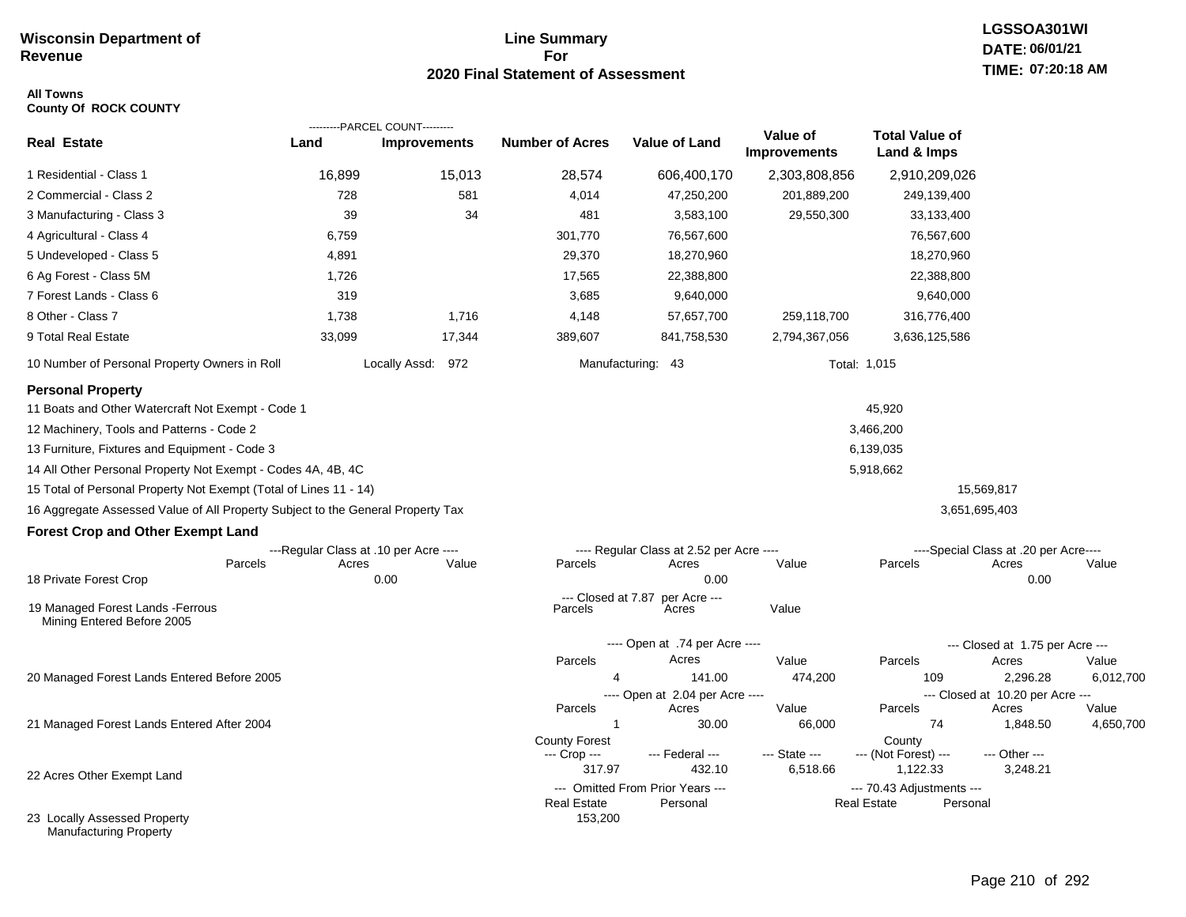**Wisconsin Department of Revenue**

## Line Summary For 2020 Final Statement of Assessment

LGSSOA301WI
DATE: 06/01/21
TIME: 07:20:18 AM

**All Towns**
**County Of ROCK COUNTY**

| Real Estate | PARCEL COUNT Land | PARCEL COUNT Improvements | Number of Acres | Value of Land | Value of Improvements | Total Value of Land & Imps |
|---|---|---|---|---|---|---|
| 1 Residential - Class 1 | 16,899 | 15,013 | 28,574 | 606,400,170 | 2,303,808,856 | 2,910,209,026 |
| 2 Commercial - Class 2 | 728 | 581 | 4,014 | 47,250,200 | 201,889,200 | 249,139,400 |
| 3 Manufacturing - Class 3 | 39 | 34 | 481 | 3,583,100 | 29,550,300 | 33,133,400 |
| 4 Agricultural - Class 4 | 6,759 | | 301,770 | 76,567,600 | | 76,567,600 |
| 5 Undeveloped - Class 5 | 4,891 | | 29,370 | 18,270,960 | | 18,270,960 |
| 6 Ag Forest - Class 5M | 1,726 | | 17,565 | 22,388,800 | | 22,388,800 |
| 7 Forest Lands - Class 6 | 319 | | 3,685 | 9,640,000 | | 9,640,000 |
| 8 Other - Class 7 | 1,738 | 1,716 | 4,148 | 57,657,700 | 259,118,700 | 316,776,400 |
| 9 Total Real Estate | 33,099 | 17,344 | 389,607 | 841,758,530 | 2,794,367,056 | 3,636,125,586 |

10 Number of Personal Property Owners in Roll — Locally Assd: 972 — Manufacturing: 43 — Total: 1,015

### Personal Property

| | | |
|---|---|---|
| 11 Boats and Other Watercraft Not Exempt - Code 1 | 45,920 | |
| 12 Machinery, Tools and Patterns - Code 2 | 3,466,200 | |
| 13 Furniture, Fixtures and Equipment - Code 3 | 6,139,035 | |
| 14 All Other Personal Property Not Exempt - Codes 4A, 4B, 4C | 5,918,662 | |
| 15 Total of Personal Property Not Exempt (Total of Lines 11 - 14) | | 15,569,817 |
| 16 Aggregate Assessed Value of All Property Subject to the General Property Tax | | 3,651,695,403 |

### Forest Crop and Other Exempt Land

| | Regular Class at .10 per Acre Parcels | Acres | Value | Regular Class at 2.52 per Acre Parcels | Acres | Value | Special Class at .20 per Acre Parcels | Acres | Value |
|---|---|---|---|---|---|---|---|---|---|
| 18 Private Forest Crop | | 0.00 | | | 0.00 | | | 0.00 | |

| | Closed at 7.87 per Acre Parcels | Acres | Value |
|---|---|---|---|
| 19 Managed Forest Lands -Ferrous Mining Entered Before 2005 | | | |

| | Open Parcels | Acres | Value | Closed Parcels | Acres | Value |
|---|---|---|---|---|---|---|
| 20 Managed Forest Lands Entered Before 2005 (Open at .74 per Acre / Closed at 1.75 per Acre) | 4 | 141.00 | 474,200 | 109 | 2,296.28 | 6,012,700 |
| 21 Managed Forest Lands Entered After 2004 (Open at 2.04 per Acre / Closed at 10.20 per Acre) | 1 | 30.00 | 66,000 | 74 | 1,848.50 | 4,650,700 |

| | County Forest --- Crop --- | --- Federal --- | --- State --- | County --- (Not Forest) --- | --- Other --- |
|---|---|---|---|---|---|
| 22 Acres Other Exempt Land | 317.97 | 432.10 | 6,518.66 | 1,122.33 | 3,248.21 |

| | Omitted From Prior Years --- Real Estate | Personal | 70.43 Adjustments --- Real Estate | Personal |
|---|---|---|---|---|
| 23 Locally Assessed Property Manufacturing Property | 153,200 | | | |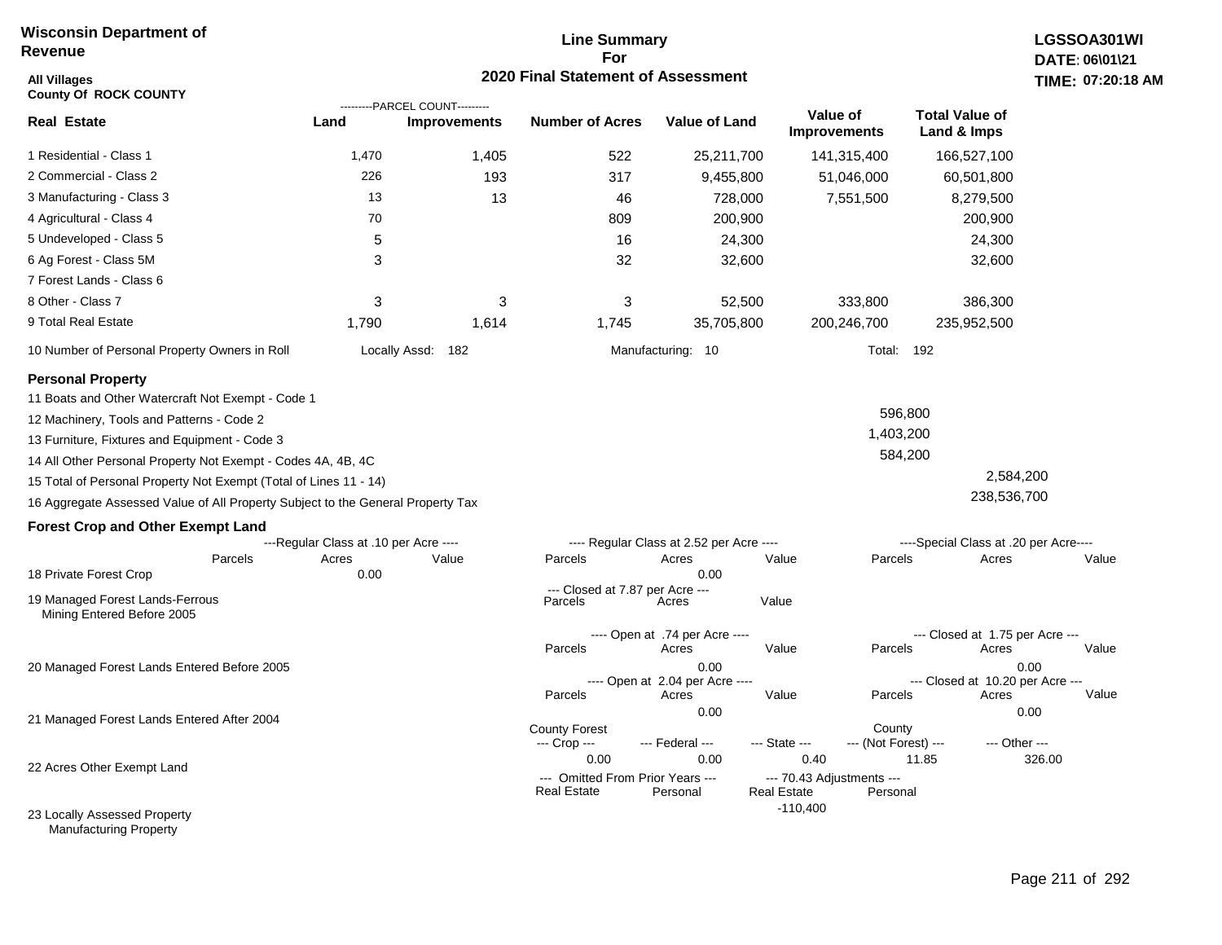**Wisconsin Department of Revenue**

**Line Summary For 2020 Final Statement of Assessment**

**LGSSOA301WI**
**DATE: 06\01\21**
**TIME: 07:20:18 AM**

**All Villages**
**County Of ROCK COUNTY**

| Real Estate | Land (Parcel Count) | Improvements (Parcel Count) | Number of Acres | Value of Land | Value of Improvements | Total Value of Land & Imps |
|---|---|---|---|---|---|---|
| 1 Residential - Class 1 | 1,470 | 1,405 | 522 | 25,211,700 | 141,315,400 | 166,527,100 |
| 2 Commercial - Class 2 | 226 | 193 | 317 | 9,455,800 | 51,046,000 | 60,501,800 |
| 3 Manufacturing - Class 3 | 13 | 13 | 46 | 728,000 | 7,551,500 | 8,279,500 |
| 4 Agricultural - Class 4 | 70 | | 809 | 200,900 | | 200,900 |
| 5 Undeveloped - Class 5 | 5 | | 16 | 24,300 | | 24,300 |
| 6 Ag Forest - Class 5M | 3 | | 32 | 32,600 | | 32,600 |
| 7 Forest Lands - Class 6 | | | | | | |
| 8 Other - Class 7 | 3 | 3 | 3 | 52,500 | 333,800 | 386,300 |
| 9 Total Real Estate | 1,790 | 1,614 | 1,745 | 35,705,800 | 200,246,700 | 235,952,500 |

10 Number of Personal Property Owners in Roll — Locally Assd: 182 — Manufacturing: 10 — Total: 192

**Personal Property**

| Line | Value | Total |
|---|---|---|
| 11 Boats and Other Watercraft Not Exempt - Code 1 | | |
| 12 Machinery, Tools and Patterns - Code 2 | 596,800 | |
| 13 Furniture, Fixtures and Equipment - Code 3 | 1,403,200 | |
| 14 All Other Personal Property Not Exempt - Codes 4A, 4B, 4C | 584,200 | |
| 15 Total of Personal Property Not Exempt (Total of Lines 11 - 14) | | 2,584,200 |
| 16 Aggregate Assessed Value of All Property Subject to the General Property Tax | | 238,536,700 |

**Forest Crop and Other Exempt Land**

18 Private Forest Crop

| Regular Class at .10 per Acre — Parcels | Acres | Value | Regular Class at 2.52 per Acre — Parcels | Acres | Value | Special Class at .20 per Acre — Parcels | Acres | Value |
|---|---|---|---|---|---|---|---|---|
| | 0.00 | | | 0.00 | | | | |

19 Managed Forest Lands-Ferrous Mining Entered Before 2005

| Closed at 7.87 per Acre — Parcels | Acres | Value |
|---|---|---|
| | | |

20 Managed Forest Lands Entered Before 2005

| Open at .74 per Acre — Parcels | Acres | Value | Closed at 1.75 per Acre — Parcels | Acres | Value |
|---|---|---|---|---|---|
| | 0.00 | | | 0.00 | |

21 Managed Forest Lands Entered After 2004

| Open at 2.04 per Acre — Parcels | Acres | Value | Closed at 10.20 per Acre — Parcels | Acres | Value |
|---|---|---|---|---|---|
| | 0.00 | | | 0.00 | |

22 Acres Other Exempt Land

| County Forest Crop | Federal | State | County (Not Forest) | Other |
|---|---|---|---|---|
| 0.00 | 0.00 | 0.40 | 11.85 | 326.00 |

23 Locally Assessed Property / Manufacturing Property

| Omitted From Prior Years — Real Estate | Personal | 70.43 Adjustments — Real Estate | Personal |
|---|---|---|---|
| | | -110,400 | |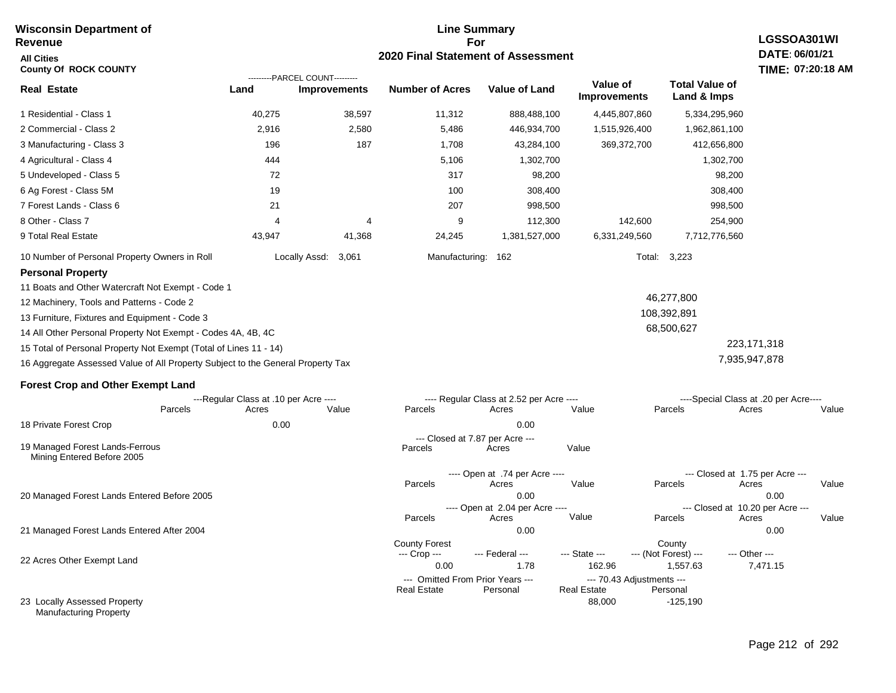**Wisconsin Department of Revenue**

**All Cities**

**County Of ROCK COUNTY**

# Line Summary For 2020 Final Statement of Assessment

**LGSSOA301WI**
**DATE: 06/01/21**
**TIME: 07:20:18 AM**

| Real Estate | PARCEL COUNT Land | PARCEL COUNT Improvements | Number of Acres | Value of Land | Value of Improvements | Total Value of Land & Imps |
|---|---|---|---|---|---|---|
| 1 Residential - Class 1 | 40,275 | 38,597 | 11,312 | 888,488,100 | 4,445,807,860 | 5,334,295,960 |
| 2 Commercial - Class 2 | 2,916 | 2,580 | 5,486 | 446,934,700 | 1,515,926,400 | 1,962,861,100 |
| 3 Manufacturing - Class 3 | 196 | 187 | 1,708 | 43,284,100 | 369,372,700 | 412,656,800 |
| 4 Agricultural - Class 4 | 444 | | 5,106 | 1,302,700 | | 1,302,700 |
| 5 Undeveloped - Class 5 | 72 | | 317 | 98,200 | | 98,200 |
| 6 Ag Forest - Class 5M | 19 | | 100 | 308,400 | | 308,400 |
| 7 Forest Lands - Class 6 | 21 | | 207 | 998,500 | | 998,500 |
| 8 Other - Class 7 | 4 | 4 | 9 | 112,300 | 142,600 | 254,900 |
| 9 Total Real Estate | 43,947 | 41,368 | 24,245 | 1,381,527,000 | 6,331,249,560 | 7,712,776,560 |

10 Number of Personal Property Owners in Roll — Locally Assd: 3,061 — Manufacturing: 162 — Total: 3,223

**Personal Property**

| | | |
|---|---|---|
| 11 Boats and Other Watercraft Not Exempt - Code 1 | | |
| 12 Machinery, Tools and Patterns - Code 2 | 46,277,800 | |
| 13 Furniture, Fixtures and Equipment - Code 3 | 108,392,891 | |
| 14 All Other Personal Property Not Exempt - Codes 4A, 4B, 4C | 68,500,627 | |
| 15 Total of Personal Property Not Exempt (Total of Lines 11 - 14) | | 223,171,318 |
| 16 Aggregate Assessed Value of All Property Subject to the General Property Tax | | 7,935,947,878 |

**Forest Crop and Other Exempt Land**

| | Regular Class at .10 per Acre Parcels | Acres | Value | Regular Class at 2.52 per Acre Parcels | Acres | Value | Special Class at .20 per Acre Parcels | Acres | Value |
|---|---|---|---|---|---|---|---|---|---|
| 18 Private Forest Crop | | 0.00 | | | 0.00 | | | | |

| | Closed at 7.87 per Acre Parcels | Acres | Value |
|---|---|---|---|
| 19 Managed Forest Lands-Ferrous Mining Entered Before 2005 | | | |

| | Open at .74 per Acre Parcels | Acres | Value | Closed at 1.75 per Acre Parcels | Acres | Value |
|---|---|---|---|---|---|---|
| 20 Managed Forest Lands Entered Before 2005 | | 0.00 | | | 0.00 | |

| | Open at 2.04 per Acre Parcels | Acres | Value | Closed at 10.20 per Acre Parcels | Acres | Value |
|---|---|---|---|---|---|---|
| 21 Managed Forest Lands Entered After 2004 | | 0.00 | | | 0.00 | |

| | County Forest Crop | Federal | State | County (Not Forest) | Other |
|---|---|---|---|---|---|
| 22 Acres Other Exempt Land | 0.00 | 1.78 | 162.96 | 1,557.63 | 7,471.15 |

| | Omitted From Prior Years Real Estate | Omitted From Prior Years Personal | 70.43 Adjustments Real Estate | 70.43 Adjustments Personal |
|---|---|---|---|---|
| 23 Locally Assessed Property Manufacturing Property | | | 88,000 | -125,190 |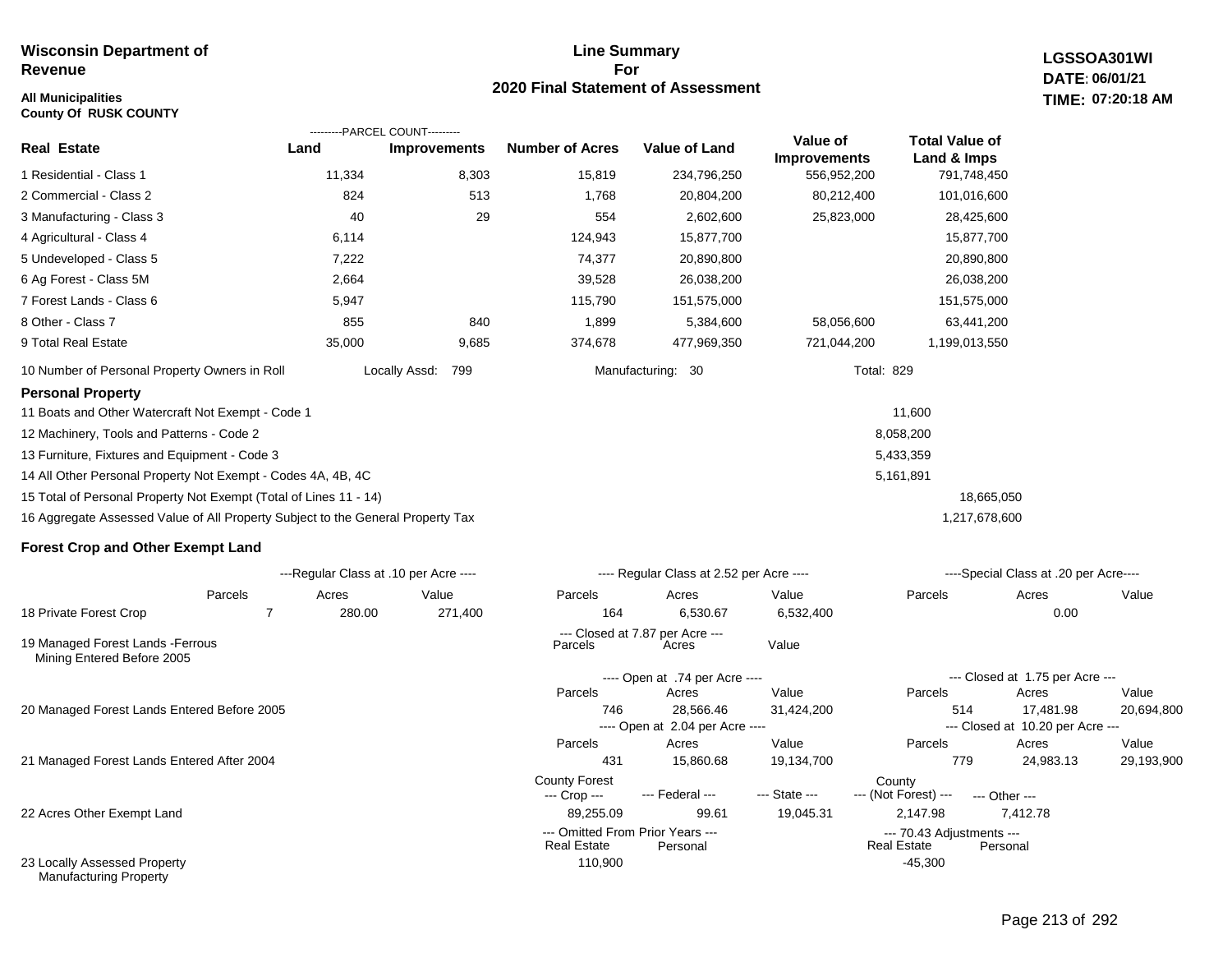**Wisconsin Department of Revenue**

**All Municipalities**
**County Of RUSK COUNTY**

## Line Summary For 2020 Final Statement of Assessment

**LGSSOA301WI**
**DATE: 06/01/21**
**TIME: 07:20:18 AM**

| Real Estate | Parcel Count - Land | Parcel Count - Improvements | Number of Acres | Value of Land | Value of Improvements | Total Value of Land & Imps |
|---|---|---|---|---|---|---|
| 1 Residential - Class 1 | 11,334 | 8,303 | 15,819 | 234,796,250 | 556,952,200 | 791,748,450 |
| 2 Commercial - Class 2 | 824 | 513 | 1,768 | 20,804,200 | 80,212,400 | 101,016,600 |
| 3 Manufacturing - Class 3 | 40 | 29 | 554 | 2,602,600 | 25,823,000 | 28,425,600 |
| 4 Agricultural - Class 4 | 6,114 | | 124,943 | 15,877,700 | | 15,877,700 |
| 5 Undeveloped - Class 5 | 7,222 | | 74,377 | 20,890,800 | | 20,890,800 |
| 6 Ag Forest - Class 5M | 2,664 | | 39,528 | 26,038,200 | | 26,038,200 |
| 7 Forest Lands - Class 6 | 5,947 | | 115,790 | 151,575,000 | | 151,575,000 |
| 8 Other - Class 7 | 855 | 840 | 1,899 | 5,384,600 | 58,056,600 | 63,441,200 |
| 9 Total Real Estate | 35,000 | 9,685 | 374,678 | 477,969,350 | 721,044,200 | 1,199,013,550 |

10 Number of Personal Property Owners in Roll — Locally Assd: 799 — Manufacturing: 30 — Total: 829

### Personal Property

| | | |
|---|---|---|
| 11 Boats and Other Watercraft Not Exempt - Code 1 | 11,600 | |
| 12 Machinery, Tools and Patterns - Code 2 | 8,058,200 | |
| 13 Furniture, Fixtures and Equipment - Code 3 | 5,433,359 | |
| 14 All Other Personal Property Not Exempt - Codes 4A, 4B, 4C | 5,161,891 | |
| 15 Total of Personal Property Not Exempt (Total of Lines 11 - 14) | | 18,665,050 |
| 16 Aggregate Assessed Value of All Property Subject to the General Property Tax | | 1,217,678,600 |

### Forest Crop and Other Exempt Land

| | Regular Class at .10 per Acre - Parcels | Acres | Value | Regular Class at 2.52 per Acre - Parcels | Acres | Value | Special Class at .20 per Acre - Parcels | Acres | Value |
|---|---|---|---|---|---|---|---|---|---|
| 18 Private Forest Crop | 7 | 280.00 | 271,400 | 164 | 6,530.67 | 6,532,400 | | 0.00 | |

| | Closed at 7.87 per Acre - Parcels | Acres | Value |
|---|---|---|---|
| 19 Managed Forest Lands -Ferrous Mining Entered Before 2005 | | | |

| | Open - Parcels | Acres | Value | Closed - Parcels | Acres | Value |
|---|---|---|---|---|---|---|
| 20 Managed Forest Lands Entered Before 2005 (Open at .74 per Acre / Closed at 1.75 per Acre) | 746 | 28,566.46 | 31,424,200 | 514 | 17,481.98 | 20,694,800 |
| 21 Managed Forest Lands Entered After 2004 (Open at 2.04 per Acre / Closed at 10.20 per Acre) | 431 | 15,860.68 | 19,134,700 | 779 | 24,983.13 | 29,193,900 |

| | County Forest --- Crop --- | --- Federal --- | --- State --- | County --- (Not Forest) --- | --- Other --- |
|---|---|---|---|---|---|
| 22 Acres Other Exempt Land | 89,255.09 | 99.61 | 19,045.31 | 2,147.98 | 7,412.78 |

| | Omitted From Prior Years - Real Estate | Omitted From Prior Years - Personal | 70.43 Adjustments - Real Estate | 70.43 Adjustments - Personal |
|---|---|---|---|---|
| 23 Locally Assessed Property Manufacturing Property | 110,900 | | -45,300 | |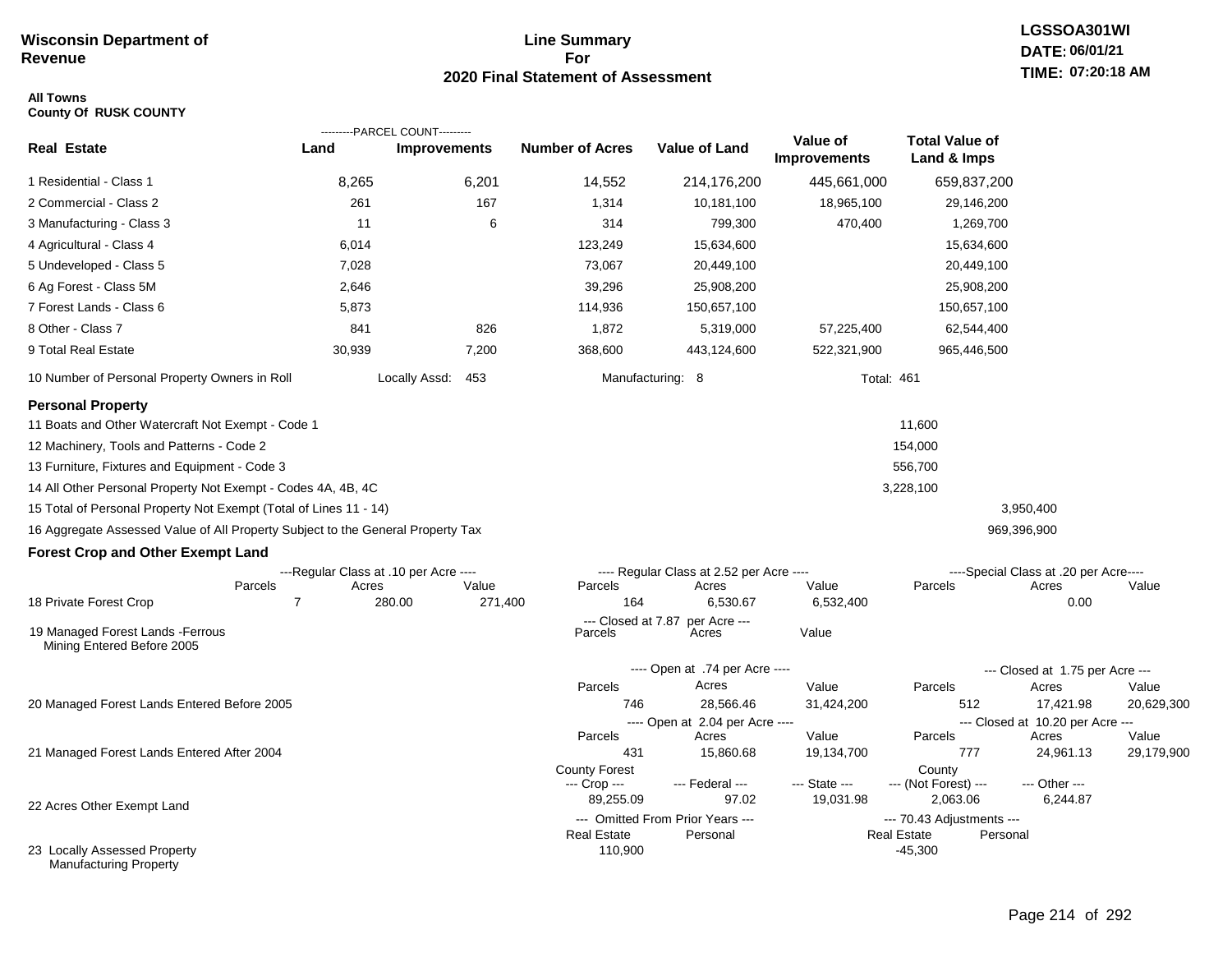**Wisconsin Department of Revenue**

# Line Summary For 2020 Final Statement of Assessment

LGSSOA301WI
DATE: 06/01/21
TIME: 07:20:18 AM

**All Towns**
**County Of RUSK COUNTY**

| Real Estate | PARCEL COUNT Land | PARCEL COUNT Improvements | Number of Acres | Value of Land | Value of Improvements | Total Value of Land & Imps |
|---|---|---|---|---|---|---|
| 1 Residential - Class 1 | 8,265 | 6,201 | 14,552 | 214,176,200 | 445,661,000 | 659,837,200 |
| 2 Commercial - Class 2 | 261 | 167 | 1,314 | 10,181,100 | 18,965,100 | 29,146,200 |
| 3 Manufacturing - Class 3 | 11 | 6 | 314 | 799,300 | 470,400 | 1,269,700 |
| 4 Agricultural - Class 4 | 6,014 | | 123,249 | 15,634,600 | | 15,634,600 |
| 5 Undeveloped - Class 5 | 7,028 | | 73,067 | 20,449,100 | | 20,449,100 |
| 6 Ag Forest - Class 5M | 2,646 | | 39,296 | 25,908,200 | | 25,908,200 |
| 7 Forest Lands - Class 6 | 5,873 | | 114,936 | 150,657,100 | | 150,657,100 |
| 8 Other - Class 7 | 841 | 826 | 1,872 | 5,319,000 | 57,225,400 | 62,544,400 |
| 9 Total Real Estate | 30,939 | 7,200 | 368,600 | 443,124,600 | 522,321,900 | 965,446,500 |

10 Number of Personal Property Owners in Roll — Locally Assd: 453 — Manufacturing: 8 — Total: 461

## Personal Property

| | | |
|---|---|---|
| 11 Boats and Other Watercraft Not Exempt - Code 1 | 11,600 | |
| 12 Machinery, Tools and Patterns - Code 2 | 154,000 | |
| 13 Furniture, Fixtures and Equipment - Code 3 | 556,700 | |
| 14 All Other Personal Property Not Exempt - Codes 4A, 4B, 4C | 3,228,100 | |
| 15 Total of Personal Property Not Exempt (Total of Lines 11 - 14) | | 3,950,400 |
| 16 Aggregate Assessed Value of All Property Subject to the General Property Tax | | 969,396,900 |

## Forest Crop and Other Exempt Land

| | Regular Class at .10 per Acre Parcels | Acres | Value | Regular Class at 2.52 per Acre Parcels | Acres | Value | Special Class at .20 per Acre Parcels | Acres | Value |
|---|---|---|---|---|---|---|---|---|---|
| 18 Private Forest Crop | 7 | 280.00 | 271,400 | 164 | 6,530.67 | 6,532,400 | | 0.00 | |

| | Closed at 7.87 per Acre Parcels | Acres | Value |
|---|---|---|---|
| 19 Managed Forest Lands -Ferrous Mining Entered Before 2005 | | | |

| | Open Parcels | Open Acres | Open Value | Closed Parcels | Closed Acres | Closed Value |
|---|---|---|---|---|---|---|
| 20 Managed Forest Lands Entered Before 2005 (Open at .74 per Acre / Closed at 1.75 per Acre) | 746 | 28,566.46 | 31,424,200 | 512 | 17,421.98 | 20,629,300 |
| 21 Managed Forest Lands Entered After 2004 (Open at 2.04 per Acre / Closed at 10.20 per Acre) | 431 | 15,860.68 | 19,134,700 | 777 | 24,961.13 | 29,179,900 |

| | County Forest Crop | Federal | State | County (Not Forest) | Other |
|---|---|---|---|---|---|
| 22 Acres Other Exempt Land | 89,255.09 | 97.02 | 19,031.98 | 2,063.06 | 6,244.87 |

| | Omitted From Prior Years Real Estate | Omitted From Prior Years Personal | 70.43 Adjustments Real Estate | 70.43 Adjustments Personal |
|---|---|---|---|---|
| 23 Locally Assessed Property Manufacturing Property | 110,900 | | -45,300 | |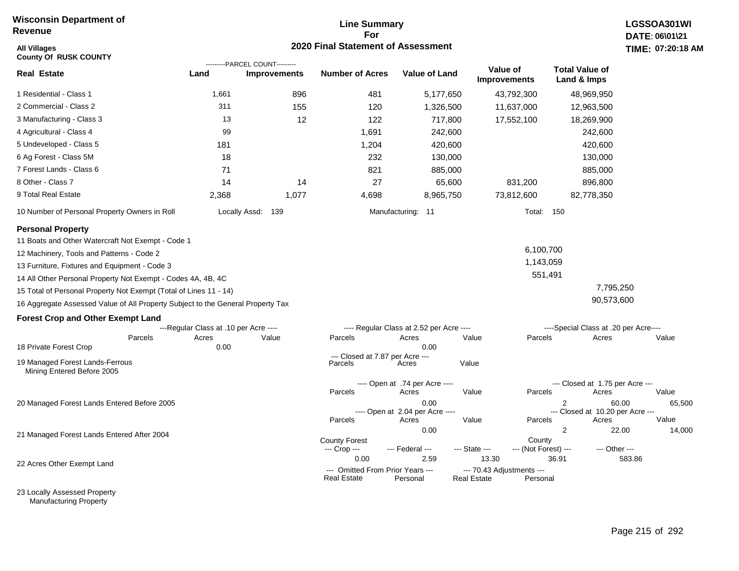Wisconsin Department of Revenue

**Line Summary For 2020 Final Statement of Assessment**

LGSSOA301WI
DATE: 06\01\21
TIME: 07:20:18 AM

All Villages
County Of RUSK COUNTY

| Real Estate | PARCEL COUNT Land | PARCEL COUNT Improvements | Number of Acres | Value of Land | Value of Improvements | Total Value of Land & Imps |
|---|---|---|---|---|---|---|
| 1 Residential - Class 1 | 1,661 | 896 | 481 | 5,177,650 | 43,792,300 | 48,969,950 |
| 2 Commercial - Class 2 | 311 | 155 | 120 | 1,326,500 | 11,637,000 | 12,963,500 |
| 3 Manufacturing - Class 3 | 13 | 12 | 122 | 717,800 | 17,552,100 | 18,269,900 |
| 4 Agricultural - Class 4 | 99 | | 1,691 | 242,600 | | 242,600 |
| 5 Undeveloped - Class 5 | 181 | | 1,204 | 420,600 | | 420,600 |
| 6 Ag Forest - Class 5M | 18 | | 232 | 130,000 | | 130,000 |
| 7 Forest Lands - Class 6 | 71 | | 821 | 885,000 | | 885,000 |
| 8 Other - Class 7 | 14 | 14 | 27 | 65,600 | 831,200 | 896,800 |
| 9 Total Real Estate | 2,368 | 1,077 | 4,698 | 8,965,750 | 73,812,600 | 82,778,350 |

10 Number of Personal Property Owners in Roll — Locally Assd: 139 — Manufacturing: 11 — Total: 150

## Personal Property

| | | |
|---|---|---|
| 11 Boats and Other Watercraft Not Exempt - Code 1 | | |
| 12 Machinery, Tools and Patterns - Code 2 | 6,100,700 | |
| 13 Furniture, Fixtures and Equipment - Code 3 | 1,143,059 | |
| 14 All Other Personal Property Not Exempt - Codes 4A, 4B, 4C | 551,491 | |
| 15 Total of Personal Property Not Exempt (Total of Lines 11 - 14) | | 7,795,250 |
| 16 Aggregate Assessed Value of All Property Subject to the General Property Tax | | 90,573,600 |

## Forest Crop and Other Exempt Land

| | Regular Class at .10 per Acre Parcels | Acres | Value | Regular Class at 2.52 per Acre Parcels | Acres | Value | Special Class at .20 per Acre Parcels | Acres | Value |
|---|---|---|---|---|---|---|---|---|---|
| 18 Private Forest Crop | | 0.00 | | | 0.00 | | | | |

| | Closed at 7.87 per Acre Parcels | Acres | Value |
|---|---|---|---|
| 19 Managed Forest Lands-Ferrous Mining Entered Before 2005 | | | |

| | Open at .74 per Acre Parcels | Acres | Value | Closed at 1.75 per Acre Parcels | Acres | Value |
|---|---|---|---|---|---|---|
| 20 Managed Forest Lands Entered Before 2005 | | 0.00 | | 2 | 60.00 | 65,500 |
| | **Open at 2.04 per Acre** Parcels | Acres | Value | **Closed at 10.20 per Acre** Parcels | Acres | Value |
| 21 Managed Forest Lands Entered After 2004 | | 0.00 | | 2 | 22.00 | 14,000 |

| | County Forest Crop | Federal | State | County (Not Forest) | Other |
|---|---|---|---|---|---|
| 22 Acres Other Exempt Land | 0.00 | 2.59 | 13.30 | 36.91 | 583.86 |

| | Omitted From Prior Years Real Estate | Personal | 70.43 Adjustments Real Estate | Personal |
|---|---|---|---|---|
| 23 Locally Assessed Property Manufacturing Property | | | | |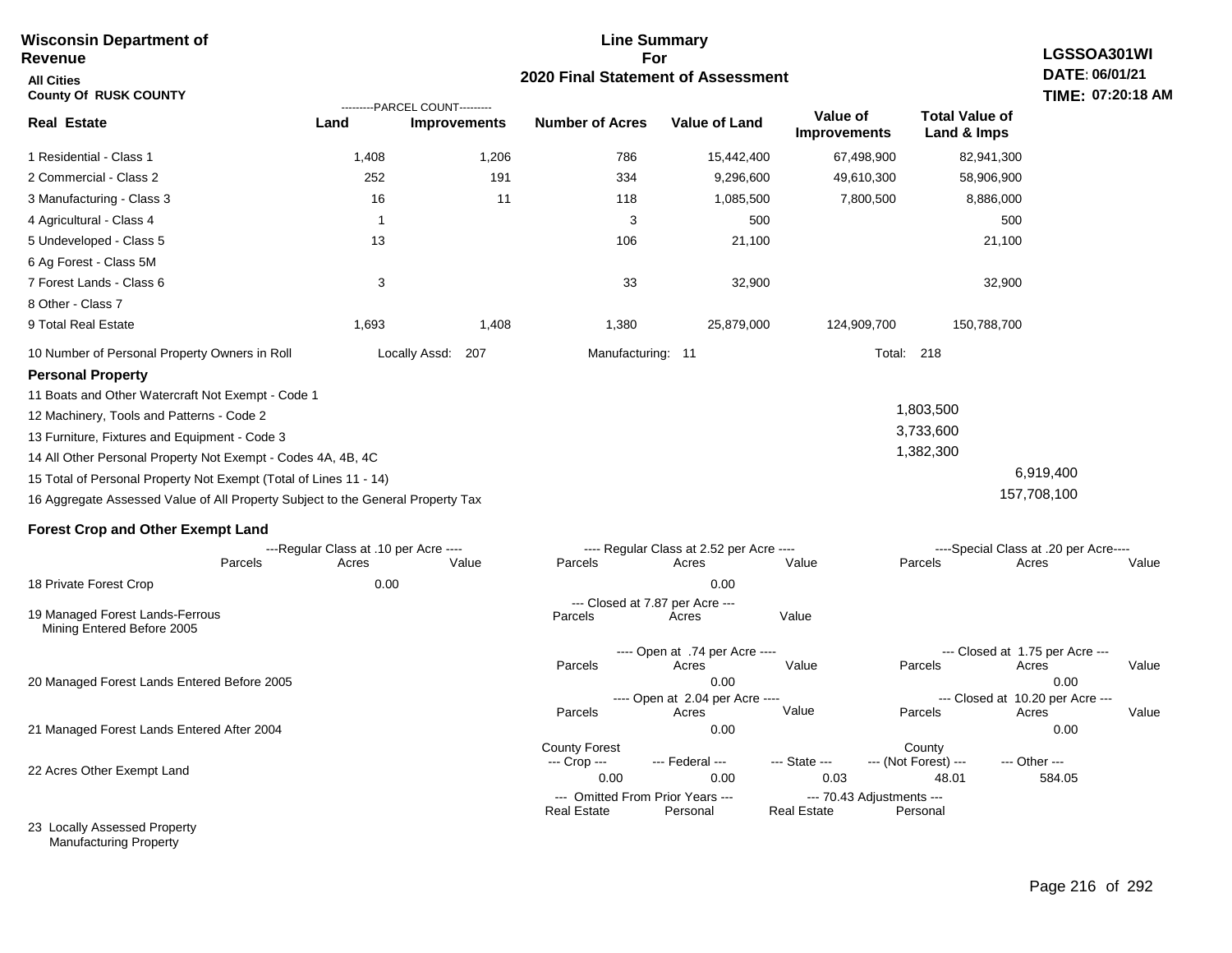**Wisconsin Department of Revenue**

**All Cities**

**County Of RUSK COUNTY**

**Line Summary For 2020 Final Statement of Assessment**

**LGSSOA301WI**
**DATE: 06/01/21**
**TIME: 07:20:18 AM**

| Real Estate | Land (Parcel Count) | Improvements (Parcel Count) | Number of Acres | Value of Land | Value of Improvements | Total Value of Land & Imps |
|---|---|---|---|---|---|---|
| 1 Residential - Class 1 | 1,408 | 1,206 | 786 | 15,442,400 | 67,498,900 | 82,941,300 |
| 2 Commercial - Class 2 | 252 | 191 | 334 | 9,296,600 | 49,610,300 | 58,906,900 |
| 3 Manufacturing - Class 3 | 16 | 11 | 118 | 1,085,500 | 7,800,500 | 8,886,000 |
| 4 Agricultural - Class 4 | 1 | | 3 | 500 | | 500 |
| 5 Undeveloped - Class 5 | 13 | | 106 | 21,100 | | 21,100 |
| 6 Ag Forest - Class 5M | | | | | | |
| 7 Forest Lands - Class 6 | 3 | | 33 | 32,900 | | 32,900 |
| 8 Other - Class 7 | | | | | | |
| 9 Total Real Estate | 1,693 | 1,408 | 1,380 | 25,879,000 | 124,909,700 | 150,788,700 |

10 Number of Personal Property Owners in Roll — Locally Assd: 207 — Manufacturing: 11 — Total: 218

**Personal Property**

| | | |
|---|---|---|
| 11 Boats and Other Watercraft Not Exempt - Code 1 | | |
| 12 Machinery, Tools and Patterns - Code 2 | 1,803,500 | |
| 13 Furniture, Fixtures and Equipment - Code 3 | 3,733,600 | |
| 14 All Other Personal Property Not Exempt - Codes 4A, 4B, 4C | 1,382,300 | |
| 15 Total of Personal Property Not Exempt (Total of Lines 11 - 14) | | 6,919,400 |
| 16 Aggregate Assessed Value of All Property Subject to the General Property Tax | | 157,708,100 |

**Forest Crop and Other Exempt Land**

| | Regular Class at .10 per Acre Parcels | Acres | Value | Regular Class at 2.52 per Acre Parcels | Acres | Value | Special Class at .20 per Acre Parcels | Acres | Value |
|---|---|---|---|---|---|---|---|---|---|
| 18 Private Forest Crop | | 0.00 | | | 0.00 | | | | |

| | Closed at 7.87 per Acre Parcels | Acres | Value |
|---|---|---|---|
| 19 Managed Forest Lands-Ferrous Mining Entered Before 2005 | | | |

| | Open at .74 per Acre Parcels | Acres | Value | Closed at 1.75 per Acre Parcels | Acres | Value |
|---|---|---|---|---|---|---|
| 20 Managed Forest Lands Entered Before 2005 | | 0.00 | | | 0.00 | |

| | Open at 2.04 per Acre Parcels | Acres | Value | Closed at 10.20 per Acre Parcels | Acres | Value |
|---|---|---|---|---|---|---|
| 21 Managed Forest Lands Entered After 2004 | | 0.00 | | | 0.00 | |

| | County Forest --- Crop --- | --- Federal --- | --- State --- | County --- (Not Forest) --- | --- Other --- |
|---|---|---|---|---|---|
| 22 Acres Other Exempt Land | 0.00 | 0.00 | 0.03 | 48.01 | 584.05 |

| | Omitted From Prior Years --- Real Estate | Personal | 70.43 Adjustments --- Real Estate | Personal |
|---|---|---|---|---|
| 23 Locally Assessed Property Manufacturing Property | | | | |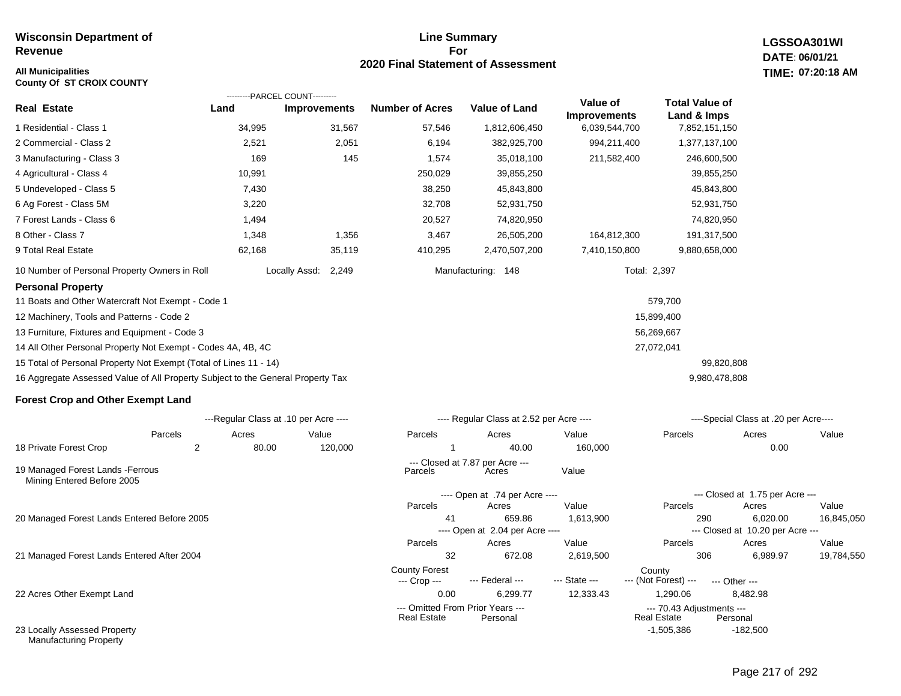**Wisconsin Department of Revenue**

**All Municipalities**
**County Of ST CROIX COUNTY**

# Line Summary For 2020 Final Statement of Assessment

**LGSSOA301WI**
**DATE: 06/01/21**
**TIME: 07:20:18 AM**

| Real Estate | PARCEL COUNT Land | PARCEL COUNT Improvements | Number of Acres | Value of Land | Value of Improvements | Total Value of Land & Imps |
|---|---|---|---|---|---|---|
| 1 Residential - Class 1 | 34,995 | 31,567 | 57,546 | 1,812,606,450 | 6,039,544,700 | 7,852,151,150 |
| 2 Commercial - Class 2 | 2,521 | 2,051 | 6,194 | 382,925,700 | 994,211,400 | 1,377,137,100 |
| 3 Manufacturing - Class 3 | 169 | 145 | 1,574 | 35,018,100 | 211,582,400 | 246,600,500 |
| 4 Agricultural - Class 4 | 10,991 | | 250,029 | 39,855,250 | | 39,855,250 |
| 5 Undeveloped - Class 5 | 7,430 | | 38,250 | 45,843,800 | | 45,843,800 |
| 6 Ag Forest - Class 5M | 3,220 | | 32,708 | 52,931,750 | | 52,931,750 |
| 7 Forest Lands - Class 6 | 1,494 | | 20,527 | 74,820,950 | | 74,820,950 |
| 8 Other - Class 7 | 1,348 | 1,356 | 3,467 | 26,505,200 | 164,812,300 | 191,317,500 |
| 9 Total Real Estate | 62,168 | 35,119 | 410,295 | 2,470,507,200 | 7,410,150,800 | 9,880,658,000 |

10 Number of Personal Property Owners in Roll — Locally Assd: 2,249 — Manufacturing: 148 — Total: 2,397

## Personal Property

| | | |
|---|---|---|
| 11 Boats and Other Watercraft Not Exempt - Code 1 | 579,700 | |
| 12 Machinery, Tools and Patterns - Code 2 | 15,899,400 | |
| 13 Furniture, Fixtures and Equipment - Code 3 | 56,269,667 | |
| 14 All Other Personal Property Not Exempt - Codes 4A, 4B, 4C | 27,072,041 | |
| 15 Total of Personal Property Not Exempt (Total of Lines 11 - 14) | | 99,820,808 |
| 16 Aggregate Assessed Value of All Property Subject to the General Property Tax | | 9,980,478,808 |

## Forest Crop and Other Exempt Land

| | Regular Class at .10 per Acre Parcels | Acres | Value | Regular Class at 2.52 per Acre Parcels | Acres | Value | Special Class at .20 per Acre Parcels | Acres | Value |
|---|---|---|---|---|---|---|---|---|---|
| 18 Private Forest Crop | 2 | 80.00 | 120,000 | 1 | 40.00 | 160,000 | | 0.00 | |

| | Closed at 7.87 per Acre Parcels | Acres | Value |
|---|---|---|---|
| 19 Managed Forest Lands -Ferrous Mining Entered Before 2005 | | | |

| | Open Parcels | Acres | Value | Closed Parcels | Acres | Value |
|---|---|---|---|---|---|---|
| 20 Managed Forest Lands Entered Before 2005 (Open at .74 per Acre / Closed at 1.75 per Acre) | 41 | 659.86 | 1,613,900 | 290 | 6,020.00 | 16,845,050 |
| 21 Managed Forest Lands Entered After 2004 (Open at 2.04 per Acre / Closed at 10.20 per Acre) | 32 | 672.08 | 2,619,500 | 306 | 6,989.97 | 19,784,550 |

| | County Forest --- Crop --- | --- Federal --- | --- State --- | County --- (Not Forest) --- | --- Other --- |
|---|---|---|---|---|---|
| 22 Acres Other Exempt Land | 0.00 | 6,299.77 | 12,333.43 | 1,290.06 | 8,482.98 |

| | Omitted From Prior Years Real Estate | Omitted From Prior Years Personal | 70.43 Adjustments Real Estate | 70.43 Adjustments Personal |
|---|---|---|---|---|
| 23 Locally Assessed Property Manufacturing Property | | | -1,505,386 | -182,500 |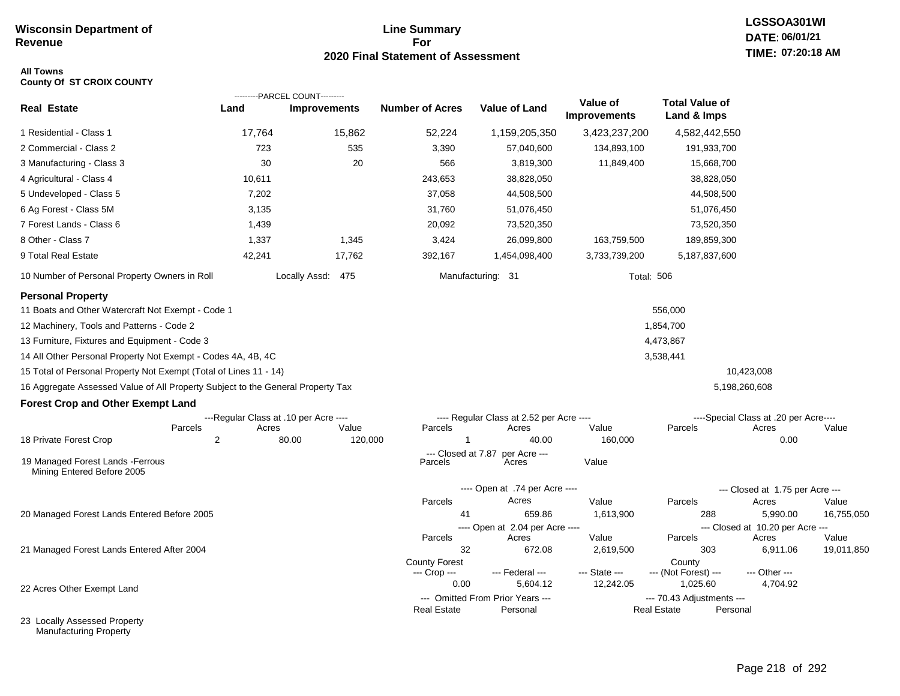**Wisconsin Department of Revenue**

# Line Summary For 2020 Final Statement of Assessment

**LGSSOA301WI**
**DATE: 06/01/21**
**TIME: 07:20:18 AM**

**All Towns**
**County Of ST CROIX COUNTY**

| Real Estate | PARCEL COUNT Land | PARCEL COUNT Improvements | Number of Acres | Value of Land | Value of Improvements | Total Value of Land & Imps |
|---|---|---|---|---|---|---|
| 1 Residential - Class 1 | 17,764 | 15,862 | 52,224 | 1,159,205,350 | 3,423,237,200 | 4,582,442,550 |
| 2 Commercial - Class 2 | 723 | 535 | 3,390 | 57,040,600 | 134,893,100 | 191,933,700 |
| 3 Manufacturing - Class 3 | 30 | 20 | 566 | 3,819,300 | 11,849,400 | 15,668,700 |
| 4 Agricultural - Class 4 | 10,611 | | 243,653 | 38,828,050 | | 38,828,050 |
| 5 Undeveloped - Class 5 | 7,202 | | 37,058 | 44,508,500 | | 44,508,500 |
| 6 Ag Forest - Class 5M | 3,135 | | 31,760 | 51,076,450 | | 51,076,450 |
| 7 Forest Lands - Class 6 | 1,439 | | 20,092 | 73,520,350 | | 73,520,350 |
| 8 Other - Class 7 | 1,337 | 1,345 | 3,424 | 26,099,800 | 163,759,500 | 189,859,300 |
| 9 Total Real Estate | 42,241 | 17,762 | 392,167 | 1,454,098,400 | 3,733,739,200 | 5,187,837,600 |

10 Number of Personal Property Owners in Roll — Locally Assd: 475 — Manufacturing: 31 — Total: 506

## Personal Property

| | | |
|---|---|---|
| 11 Boats and Other Watercraft Not Exempt - Code 1 | 556,000 | |
| 12 Machinery, Tools and Patterns - Code 2 | 1,854,700 | |
| 13 Furniture, Fixtures and Equipment - Code 3 | 4,473,867 | |
| 14 All Other Personal Property Not Exempt - Codes 4A, 4B, 4C | 3,538,441 | |
| 15 Total of Personal Property Not Exempt (Total of Lines 11 - 14) | | 10,423,008 |
| 16 Aggregate Assessed Value of All Property Subject to the General Property Tax | | 5,198,260,608 |

## Forest Crop and Other Exempt Land

| | Regular Class at .10 per Acre Parcels | Acres | Value | Regular Class at 2.52 per Acre Parcels | Acres | Value | Special Class at .20 per Acre Parcels | Acres | Value |
|---|---|---|---|---|---|---|---|---|---|
| 18 Private Forest Crop | 2 | 80.00 | 120,000 | 1 | 40.00 | 160,000 | | 0.00 | |

| | Closed at 7.87 per Acre Parcels | Acres | Value |
|---|---|---|---|
| 19 Managed Forest Lands -Ferrous Mining Entered Before 2005 | | | |

| | Open at .74 per Acre Parcels | Acres | Value | Closed at 1.75 per Acre Parcels | Acres | Value |
|---|---|---|---|---|---|---|
| 20 Managed Forest Lands Entered Before 2005 | 41 | 659.86 | 1,613,900 | 288 | 5,990.00 | 16,755,050 |

| | Open at 2.04 per Acre Parcels | Acres | Value | Closed at 10.20 per Acre Parcels | Acres | Value |
|---|---|---|---|---|---|---|
| 21 Managed Forest Lands Entered After 2004 | 32 | 672.08 | 2,619,500 | 303 | 6,911.06 | 19,011,850 |

| | County Forest --- Crop --- | --- Federal --- | --- State --- | County --- (Not Forest) --- | --- Other --- |
|---|---|---|---|---|---|
| 22 Acres Other Exempt Land | 0.00 | 5,604.12 | 12,242.05 | 1,025.60 | 4,704.92 |

| | Omitted From Prior Years --- Real Estate | Personal | 70.43 Adjustments --- Real Estate | Personal |
|---|---|---|---|---|
| 23 Locally Assessed Property Manufacturing Property | | | | |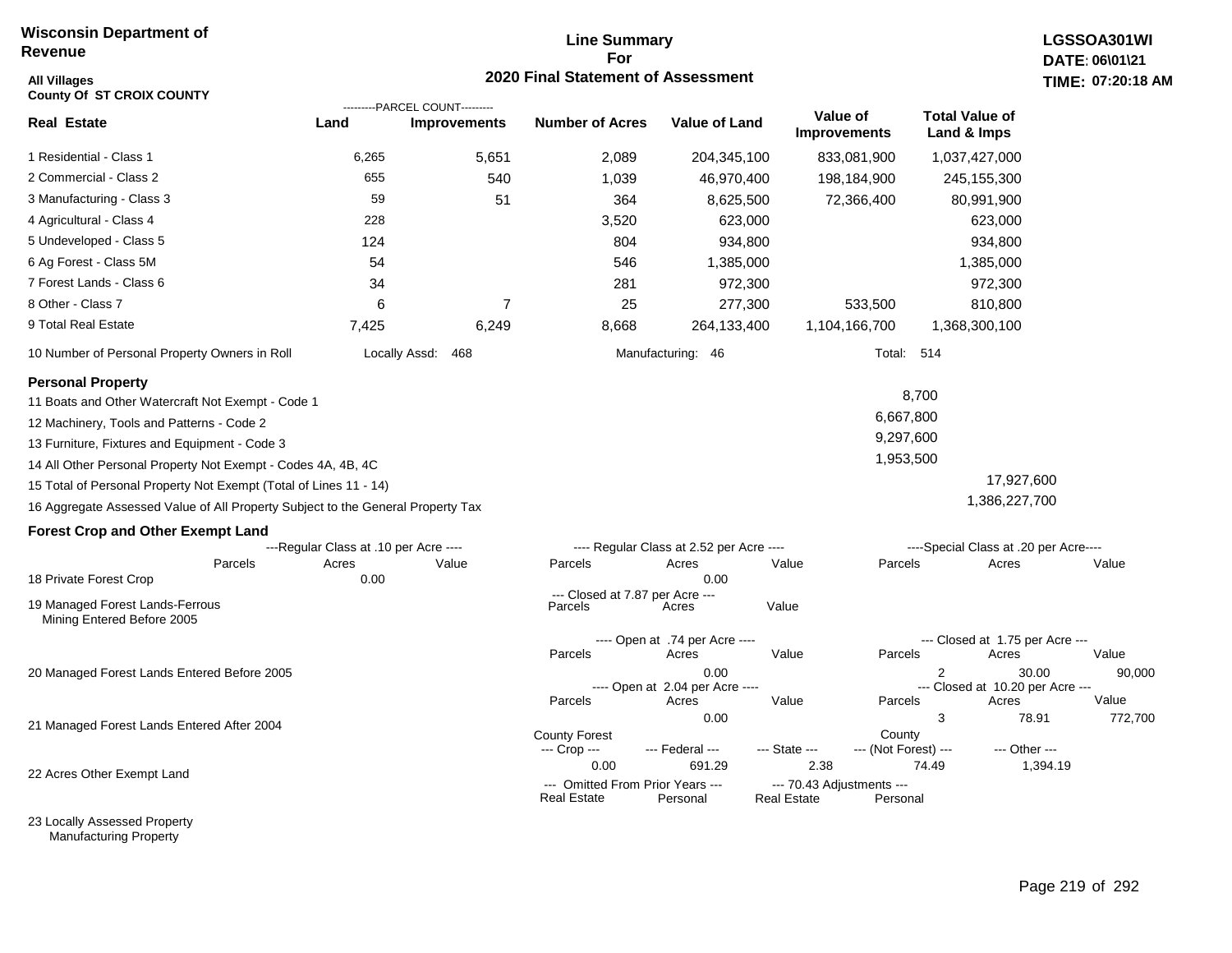**Wisconsin Department of Revenue**

**Line Summary For 2020 Final Statement of Assessment**

**LGSSOA301WI**
**DATE: 06\01\21**
**TIME: 07:20:18 AM**

**All Villages**
**County Of ST CROIX COUNTY**

| Real Estate | Land (Parcel Count) | Improvements (Parcel Count) | Number of Acres | Value of Land | Value of Improvements | Total Value of Land & Imps |
|---|---|---|---|---|---|---|
| 1 Residential - Class 1 | 6,265 | 5,651 | 2,089 | 204,345,100 | 833,081,900 | 1,037,427,000 |
| 2 Commercial - Class 2 | 655 | 540 | 1,039 | 46,970,400 | 198,184,900 | 245,155,300 |
| 3 Manufacturing - Class 3 | 59 | 51 | 364 | 8,625,500 | 72,366,400 | 80,991,900 |
| 4 Agricultural - Class 4 | 228 | | 3,520 | 623,000 | | 623,000 |
| 5 Undeveloped - Class 5 | 124 | | 804 | 934,800 | | 934,800 |
| 6 Ag Forest - Class 5M | 54 | | 546 | 1,385,000 | | 1,385,000 |
| 7 Forest Lands - Class 6 | 34 | | 281 | 972,300 | | 972,300 |
| 8 Other - Class 7 | 6 | 7 | 25 | 277,300 | 533,500 | 810,800 |
| 9 Total Real Estate | 7,425 | 6,249 | 8,668 | 264,133,400 | 1,104,166,700 | 1,368,300,100 |

10 Number of Personal Property Owners in Roll — Locally Assd: 468 — Manufacturing: 46 — Total: 514

**Personal Property**

| | | |
|---|---|---|
| 11 Boats and Other Watercraft Not Exempt - Code 1 | 8,700 | |
| 12 Machinery, Tools and Patterns - Code 2 | 6,667,800 | |
| 13 Furniture, Fixtures and Equipment - Code 3 | 9,297,600 | |
| 14 All Other Personal Property Not Exempt - Codes 4A, 4B, 4C | 1,953,500 | |
| 15 Total of Personal Property Not Exempt (Total of Lines 11 - 14) | | 17,927,600 |
| 16 Aggregate Assessed Value of All Property Subject to the General Property Tax | | 1,386,227,700 |

**Forest Crop and Other Exempt Land**

| | Regular Class at .10 per Acre: Parcels | Acres | Value | Regular Class at 2.52 per Acre: Parcels | Acres | Value | Special Class at .20 per Acre: Parcels | Acres | Value |
|---|---|---|---|---|---|---|---|---|---|
| 18 Private Forest Crop | | 0.00 | | | 0.00 | | | | |

| | Closed at 7.87 per Acre: Parcels | Acres | Value |
|---|---|---|---|
| 19 Managed Forest Lands-Ferrous Mining Entered Before 2005 | | | |

| | Open at .74 per Acre: Parcels | Acres | Value | Closed at 1.75 per Acre: Parcels | Acres | Value |
|---|---|---|---|---|---|---|
| 20 Managed Forest Lands Entered Before 2005 | | 0.00 | | 2 | 30.00 | 90,000 |

| | Open at 2.04 per Acre: Parcels | Acres | Value | Closed at 10.20 per Acre: Parcels | Acres | Value |
|---|---|---|---|---|---|---|
| 21 Managed Forest Lands Entered After 2004 | | 0.00 | | 3 | 78.91 | 772,700 |

| | County Forest Crop | Federal | State | County (Not Forest) | Other |
|---|---|---|---|---|---|
| 22 Acres Other Exempt Land | 0.00 | 691.29 | 2.38 | 74.49 | 1,394.19 |

| | Omitted From Prior Years: Real Estate | Personal | 70.43 Adjustments: Real Estate | Personal |
|---|---|---|---|---|
| 23 Locally Assessed Property | | | | |
| Manufacturing Property | | | | |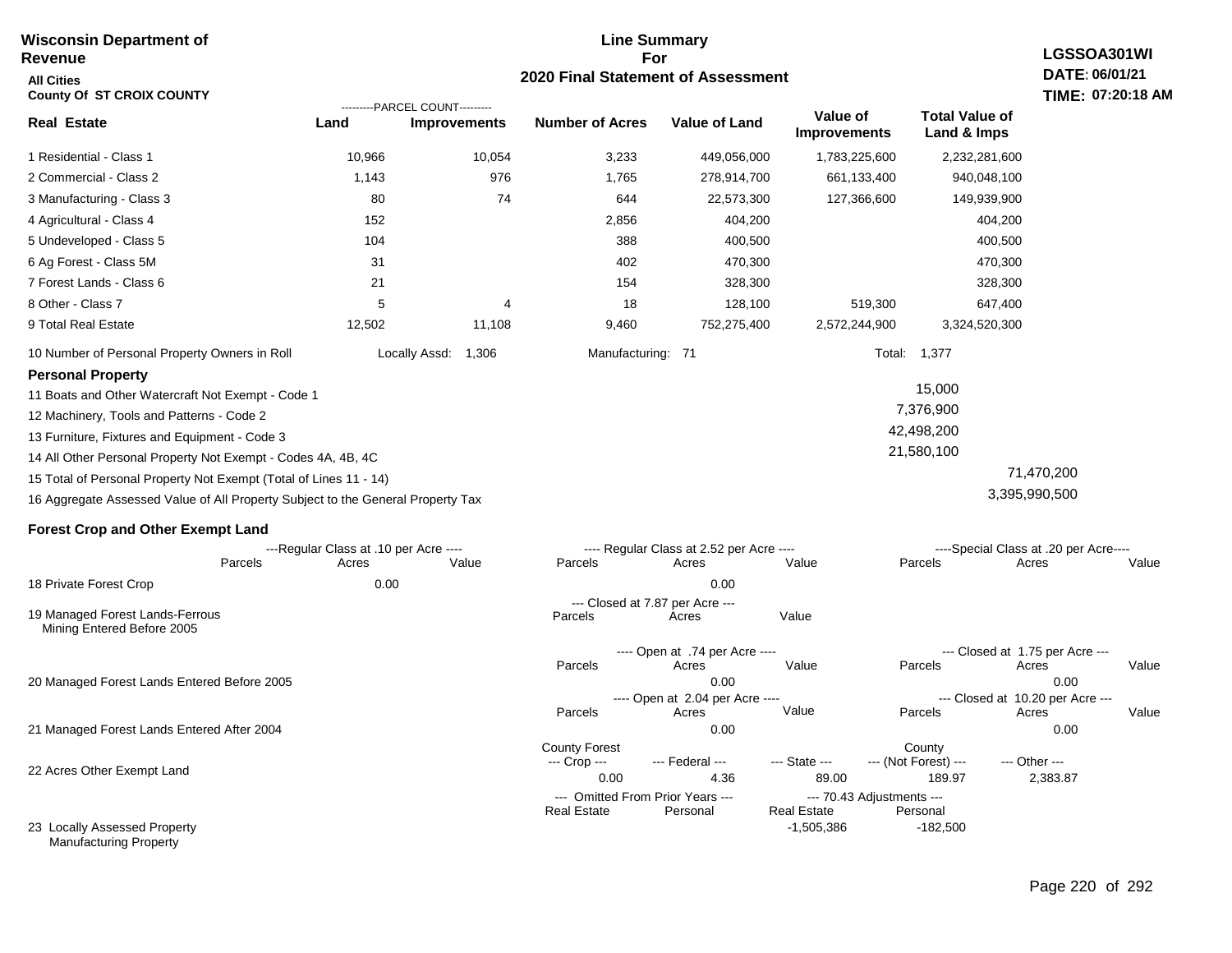**Wisconsin Department of Revenue**

**All Cities**

**County Of ST CROIX COUNTY**

# Line Summary For 2020 Final Statement of Assessment

**LGSSOA301WI**
**DATE: 06/01/21**
**TIME: 07:20:18 AM**

| Real Estate | Land (Parcel Count) | Improvements (Parcel Count) | Number of Acres | Value of Land | Value of Improvements | Total Value of Land & Imps |
|---|---|---|---|---|---|---|
| 1 Residential - Class 1 | 10,966 | 10,054 | 3,233 | 449,056,000 | 1,783,225,600 | 2,232,281,600 |
| 2 Commercial - Class 2 | 1,143 | 976 | 1,765 | 278,914,700 | 661,133,400 | 940,048,100 |
| 3 Manufacturing - Class 3 | 80 | 74 | 644 | 22,573,300 | 127,366,600 | 149,939,900 |
| 4 Agricultural - Class 4 | 152 | | 2,856 | 404,200 | | 404,200 |
| 5 Undeveloped - Class 5 | 104 | | 388 | 400,500 | | 400,500 |
| 6 Ag Forest - Class 5M | 31 | | 402 | 470,300 | | 470,300 |
| 7 Forest Lands - Class 6 | 21 | | 154 | 328,300 | | 328,300 |
| 8 Other - Class 7 | 5 | 4 | 18 | 128,100 | 519,300 | 647,400 |
| 9 Total Real Estate | 12,502 | 11,108 | 9,460 | 752,275,400 | 2,572,244,900 | 3,324,520,300 |

10 Number of Personal Property Owners in Roll — Locally Assd: 1,306 — Manufacturing: 71 — Total: 1,377

**Personal Property**

| | | |
|---|---|---|
| 11 Boats and Other Watercraft Not Exempt - Code 1 | 15,000 | |
| 12 Machinery, Tools and Patterns - Code 2 | 7,376,900 | |
| 13 Furniture, Fixtures and Equipment - Code 3 | 42,498,200 | |
| 14 All Other Personal Property Not Exempt - Codes 4A, 4B, 4C | 21,580,100 | |
| 15 Total of Personal Property Not Exempt (Total of Lines 11 - 14) | | 71,470,200 |
| 16 Aggregate Assessed Value of All Property Subject to the General Property Tax | | 3,395,990,500 |

**Forest Crop and Other Exempt Land**

| | Regular Class at .10 per Acre Parcels | Acres | Value | Regular Class at 2.52 per Acre Parcels | Acres | Value | Special Class at .20 per Acre Parcels | Acres | Value |
|---|---|---|---|---|---|---|---|---|---|
| 18 Private Forest Crop | | 0.00 | | | 0.00 | | | | |

| | Closed at 7.87 per Acre Parcels | Acres | Value |
|---|---|---|---|
| 19 Managed Forest Lands-Ferrous Mining Entered Before 2005 | | | |

| | Open at .74 per Acre Parcels | Acres | Value | Closed at 1.75 per Acre Parcels | Acres | Value |
|---|---|---|---|---|---|---|
| 20 Managed Forest Lands Entered Before 2005 | | 0.00 | | | 0.00 | |

| | Open at 2.04 per Acre Parcels | Acres | Value | Closed at 10.20 per Acre Parcels | Acres | Value |
|---|---|---|---|---|---|---|
| 21 Managed Forest Lands Entered After 2004 | | 0.00 | | | 0.00 | |

| | County Forest Crop | Federal | State | County (Not Forest) | Other |
|---|---|---|---|---|---|
| 22 Acres Other Exempt Land | 0.00 | 4.36 | 89.00 | 189.97 | 2,383.87 |

| | Omitted From Prior Years Real Estate | Personal | 70.43 Adjustments Real Estate | Personal |
|---|---|---|---|---|
| 23 Locally Assessed Property Manufacturing Property | | | -1,505,386 | -182,500 |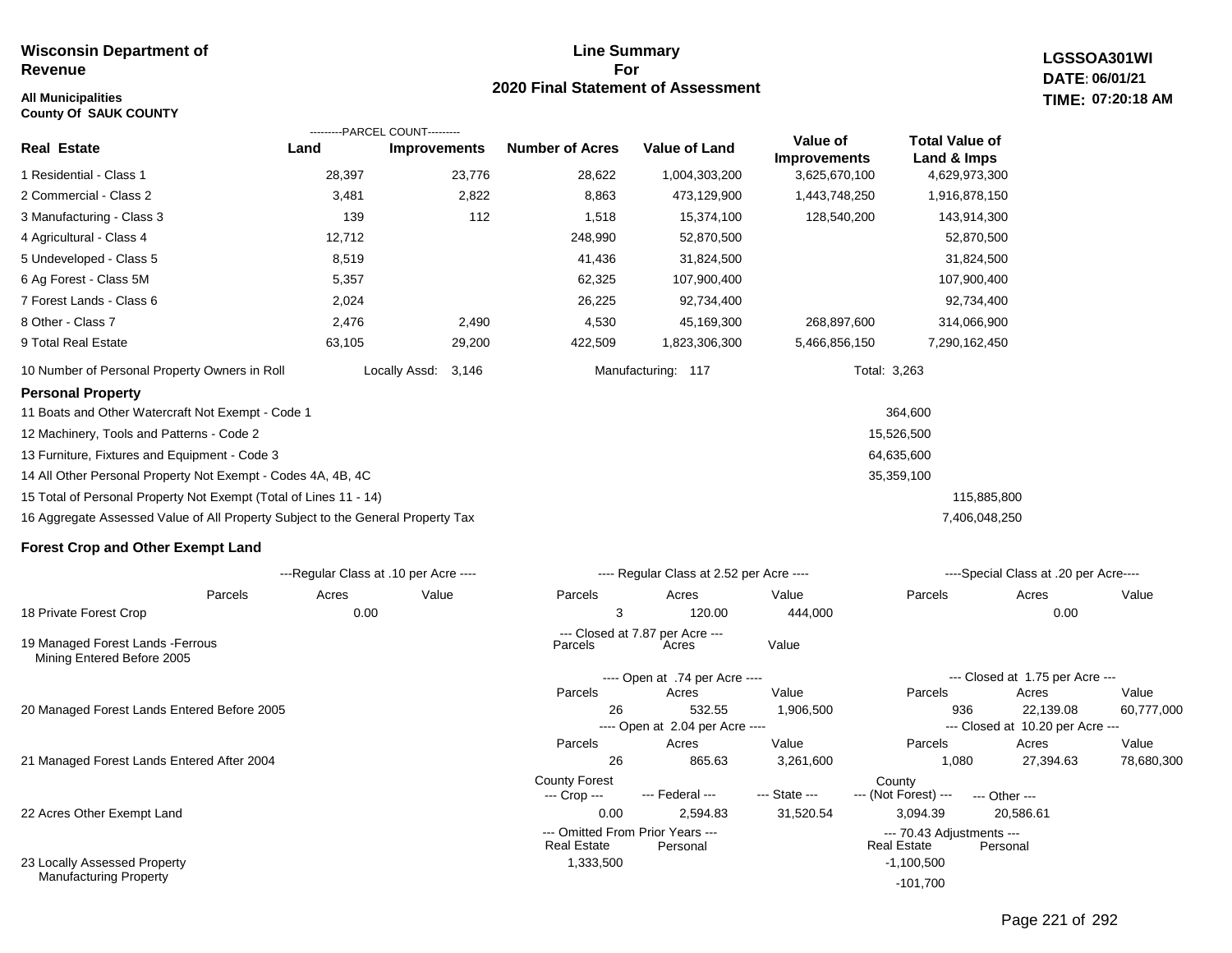**Wisconsin Department of Revenue**

**All Municipalities**
**County Of SAUK COUNTY**

## Line Summary For 2020 Final Statement of Assessment

**LGSSOA301WI**
**DATE: 06/01/21**
**TIME: 07:20:18 AM**

| Real Estate | Parcel Count - Land | Parcel Count - Improvements | Number of Acres | Value of Land | Value of Improvements | Total Value of Land & Imps |
|---|---|---|---|---|---|---|
| 1 Residential - Class 1 | 28,397 | 23,776 | 28,622 | 1,004,303,200 | 3,625,670,100 | 4,629,973,300 |
| 2 Commercial - Class 2 | 3,481 | 2,822 | 8,863 | 473,129,900 | 1,443,748,250 | 1,916,878,150 |
| 3 Manufacturing - Class 3 | 139 | 112 | 1,518 | 15,374,100 | 128,540,200 | 143,914,300 |
| 4 Agricultural - Class 4 | 12,712 | | 248,990 | 52,870,500 | | 52,870,500 |
| 5 Undeveloped - Class 5 | 8,519 | | 41,436 | 31,824,500 | | 31,824,500 |
| 6 Ag Forest - Class 5M | 5,357 | | 62,325 | 107,900,400 | | 107,900,400 |
| 7 Forest Lands - Class 6 | 2,024 | | 26,225 | 92,734,400 | | 92,734,400 |
| 8 Other - Class 7 | 2,476 | 2,490 | 4,530 | 45,169,300 | 268,897,600 | 314,066,900 |
| 9 Total Real Estate | 63,105 | 29,200 | 422,509 | 1,823,306,300 | 5,466,856,150 | 7,290,162,450 |

10 Number of Personal Property Owners in Roll — Locally Assd: 3,146 — Manufacturing: 117 — Total: 3,263

### Personal Property

| | | |
|---|---|---|
| 11 Boats and Other Watercraft Not Exempt - Code 1 | 364,600 | |
| 12 Machinery, Tools and Patterns - Code 2 | 15,526,500 | |
| 13 Furniture, Fixtures and Equipment - Code 3 | 64,635,600 | |
| 14 All Other Personal Property Not Exempt - Codes 4A, 4B, 4C | 35,359,100 | |
| 15 Total of Personal Property Not Exempt (Total of Lines 11 - 14) | | 115,885,800 |
| 16 Aggregate Assessed Value of All Property Subject to the General Property Tax | | 7,406,048,250 |

### Forest Crop and Other Exempt Land

| | Regular Class at .10 per Acre - Parcels | Acres | Value | Regular Class at 2.52 per Acre - Parcels | Acres | Value | Special Class at .20 per Acre - Parcels | Acres | Value |
|---|---|---|---|---|---|---|---|---|---|
| 18 Private Forest Crop | | 0.00 | | 3 | 120.00 | 444,000 | | 0.00 | |

| | Closed at 7.87 per Acre - Parcels | Acres | Value |
|---|---|---|---|
| 19 Managed Forest Lands -Ferrous Mining Entered Before 2005 | | | |

| | Open at .74 per Acre - Parcels | Acres | Value | Closed at 1.75 per Acre - Parcels | Acres | Value |
|---|---|---|---|---|---|---|
| 20 Managed Forest Lands Entered Before 2005 | 26 | 532.55 | 1,906,500 | 936 | 22,139.08 | 60,777,000 |
| | **Open at 2.04 per Acre - Parcels** | **Acres** | **Value** | **Closed at 10.20 per Acre - Parcels** | **Acres** | **Value** |
| 21 Managed Forest Lands Entered After 2004 | 26 | 865.63 | 3,261,600 | 1,080 | 27,394.63 | 78,680,300 |

| | County Forest --- Crop --- | --- Federal --- | --- State --- | County --- (Not Forest) --- | --- Other --- |
|---|---|---|---|---|---|
| 22 Acres Other Exempt Land | 0.00 | 2,594.83 | 31,520.54 | 3,094.39 | 20,586.61 |

| | Omitted From Prior Years - Real Estate | Omitted From Prior Years - Personal | 70.43 Adjustments - Real Estate | 70.43 Adjustments - Personal |
|---|---|---|---|---|
| 23 Locally Assessed Property | 1,333,500 | | -1,100,500 | |
| Manufacturing Property | | | -101,700 | |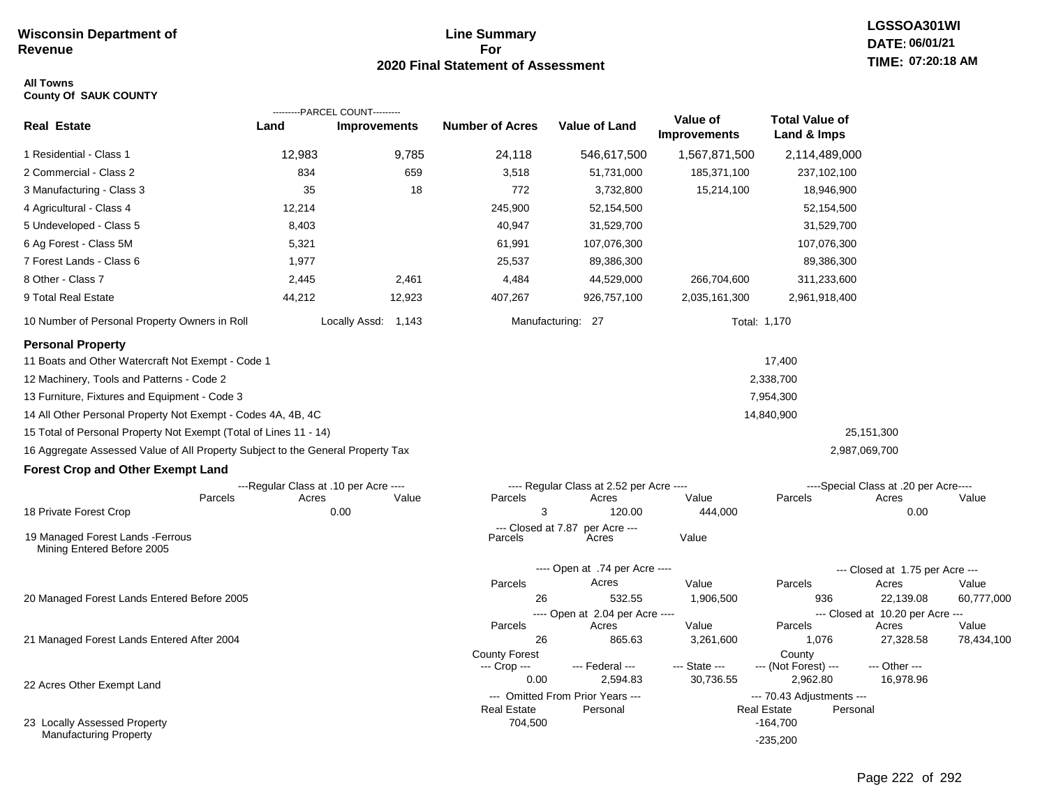**Wisconsin Department of Revenue**

## Line Summary For 2020 Final Statement of Assessment

**LGSSOA301WI**
**DATE: 06/01/21**
**TIME: 07:20:18 AM**

**All Towns**
**County Of SAUK COUNTY**

| Real Estate | PARCEL COUNT Land | PARCEL COUNT Improvements | Number of Acres | Value of Land | Value of Improvements | Total Value of Land & Imps |
|---|---|---|---|---|---|---|
| 1 Residential - Class 1 | 12,983 | 9,785 | 24,118 | 546,617,500 | 1,567,871,500 | 2,114,489,000 |
| 2 Commercial - Class 2 | 834 | 659 | 3,518 | 51,731,000 | 185,371,100 | 237,102,100 |
| 3 Manufacturing - Class 3 | 35 | 18 | 772 | 3,732,800 | 15,214,100 | 18,946,900 |
| 4 Agricultural - Class 4 | 12,214 | | 245,900 | 52,154,500 | | 52,154,500 |
| 5 Undeveloped - Class 5 | 8,403 | | 40,947 | 31,529,700 | | 31,529,700 |
| 6 Ag Forest - Class 5M | 5,321 | | 61,991 | 107,076,300 | | 107,076,300 |
| 7 Forest Lands - Class 6 | 1,977 | | 25,537 | 89,386,300 | | 89,386,300 |
| 8 Other - Class 7 | 2,445 | 2,461 | 4,484 | 44,529,000 | 266,704,600 | 311,233,600 |
| 9 Total Real Estate | 44,212 | 12,923 | 407,267 | 926,757,100 | 2,035,161,300 | 2,961,918,400 |

10 Number of Personal Property Owners in Roll — Locally Assd: 1,143 — Manufacturing: 27 — Total: 1,170

### Personal Property

| | | |
|---|---|---|
| 11 Boats and Other Watercraft Not Exempt - Code 1 | 17,400 | |
| 12 Machinery, Tools and Patterns - Code 2 | 2,338,700 | |
| 13 Furniture, Fixtures and Equipment - Code 3 | 7,954,300 | |
| 14 All Other Personal Property Not Exempt - Codes 4A, 4B, 4C | 14,840,900 | |
| 15 Total of Personal Property Not Exempt (Total of Lines 11 - 14) | | 25,151,300 |
| 16 Aggregate Assessed Value of All Property Subject to the General Property Tax | | 2,987,069,700 |

### Forest Crop and Other Exempt Land

| | Regular Class at .10 per Acre Parcels | Acres | Value | Regular Class at 2.52 per Acre Parcels | Acres | Value | Special Class at .20 per Acre Parcels | Acres | Value |
|---|---|---|---|---|---|---|---|---|---|
| 18 Private Forest Crop | | 0.00 | | 3 | 120.00 | 444,000 | | 0.00 | |

| | Closed at 7.87 per Acre Parcels | Acres | Value |
|---|---|---|---|
| 19 Managed Forest Lands -Ferrous Mining Entered Before 2005 | | | |

| | Open Parcels | Acres | Value | Closed Parcels | Acres | Value |
|---|---|---|---|---|---|---|
| 20 Managed Forest Lands Entered Before 2005 (Open at .74 per Acre / Closed at 1.75 per Acre) | 26 | 532.55 | 1,906,500 | 936 | 22,139.08 | 60,777,000 |
| 21 Managed Forest Lands Entered After 2004 (Open at 2.04 per Acre / Closed at 10.20 per Acre) | 26 | 865.63 | 3,261,600 | 1,076 | 27,328.58 | 78,434,100 |

| | County Forest Crop | Federal | State | County (Not Forest) | Other |
|---|---|---|---|---|---|
| 22 Acres Other Exempt Land | 0.00 | 2,594.83 | 30,736.55 | 2,962.80 | 16,978.96 |

| | Omitted From Prior Years Real Estate | Omitted From Prior Years Personal | 70.43 Adjustments Real Estate | 70.43 Adjustments Personal |
|---|---|---|---|---|
| 23 Locally Assessed Property | 704,500 | | -164,700 | |
| Manufacturing Property | | | -235,200 | |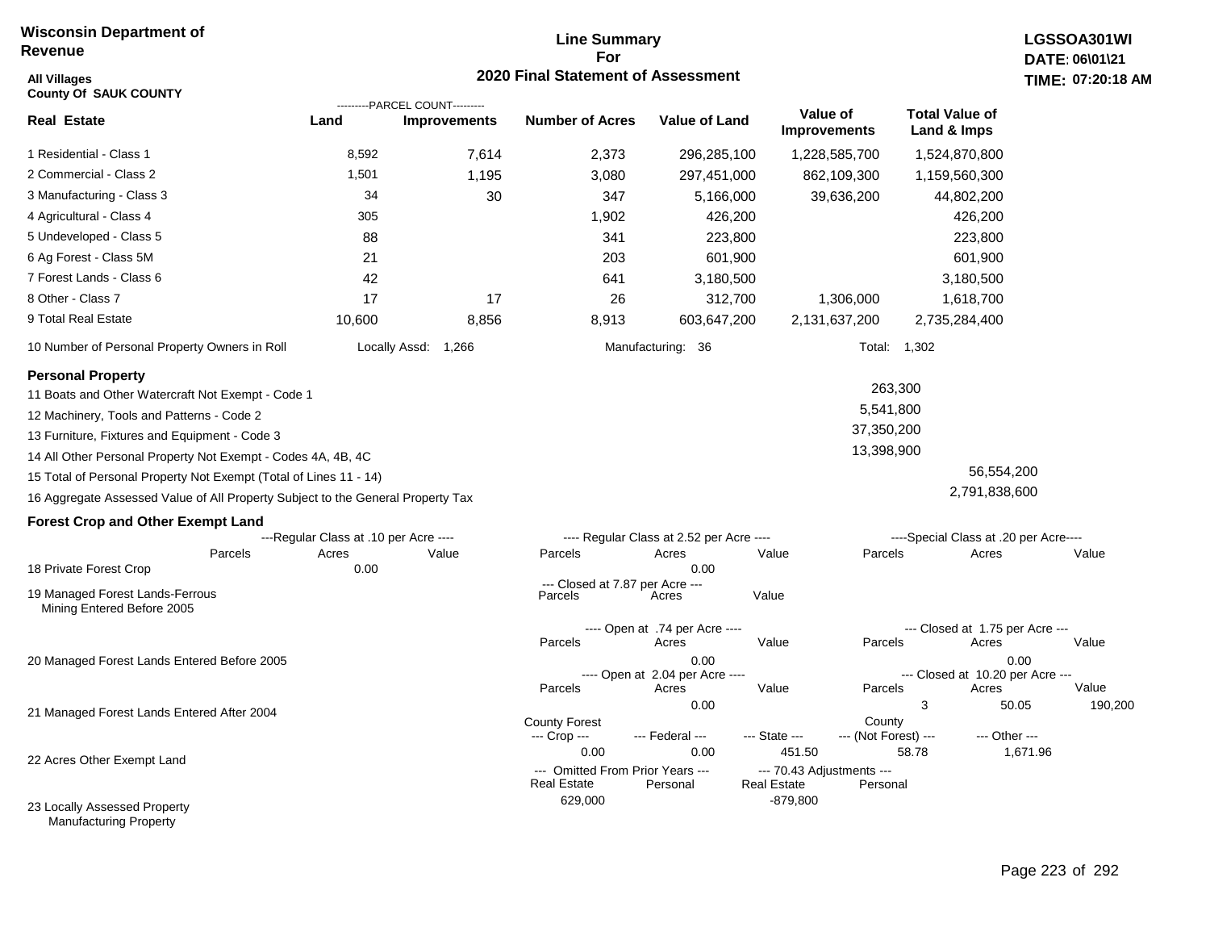**Wisconsin Department of Revenue**

**Line Summary For 2020 Final Statement of Assessment**

**LGSSOA301WI**
**DATE: 06\01\21**
**TIME: 07:20:18 AM**

**All Villages**
**County Of SAUK COUNTY**

| Real Estate | PARCEL COUNT Land | PARCEL COUNT Improvements | Number of Acres | Value of Land | Value of Improvements | Total Value of Land & Imps |
|---|---|---|---|---|---|---|
| 1 Residential - Class 1 | 8,592 | 7,614 | 2,373 | 296,285,100 | 1,228,585,700 | 1,524,870,800 |
| 2 Commercial - Class 2 | 1,501 | 1,195 | 3,080 | 297,451,000 | 862,109,300 | 1,159,560,300 |
| 3 Manufacturing - Class 3 | 34 | 30 | 347 | 5,166,000 | 39,636,200 | 44,802,200 |
| 4 Agricultural - Class 4 | 305 | | 1,902 | 426,200 | | 426,200 |
| 5 Undeveloped - Class 5 | 88 | | 341 | 223,800 | | 223,800 |
| 6 Ag Forest - Class 5M | 21 | | 203 | 601,900 | | 601,900 |
| 7 Forest Lands - Class 6 | 42 | | 641 | 3,180,500 | | 3,180,500 |
| 8 Other - Class 7 | 17 | 17 | 26 | 312,700 | 1,306,000 | 1,618,700 |
| 9 Total Real Estate | 10,600 | 8,856 | 8,913 | 603,647,200 | 2,131,637,200 | 2,735,284,400 |

10 Number of Personal Property Owners in Roll — Locally Assd: 1,266 — Manufacturing: 36 — Total: 1,302

**Personal Property**

| | | |
|---|---|---|
| 11 Boats and Other Watercraft Not Exempt - Code 1 | 263,300 | |
| 12 Machinery, Tools and Patterns - Code 2 | 5,541,800 | |
| 13 Furniture, Fixtures and Equipment - Code 3 | 37,350,200 | |
| 14 All Other Personal Property Not Exempt - Codes 4A, 4B, 4C | 13,398,900 | |
| 15 Total of Personal Property Not Exempt (Total of Lines 11 - 14) | | 56,554,200 |
| 16 Aggregate Assessed Value of All Property Subject to the General Property Tax | | 2,791,838,600 |

**Forest Crop and Other Exempt Land**

18 Private Forest Crop

| Regular Class at .10 per Acre: Parcels | Acres | Value | Regular Class at 2.52 per Acre: Parcels | Acres | Value | Special Class at .20 per Acre: Parcels | Acres | Value |
|---|---|---|---|---|---|---|---|---|
| | 0.00 | | | 0.00 | | | | |

19 Managed Forest Lands-Ferrous Mining Entered Before 2005

| Closed at 7.87 per Acre: Parcels | Acres | Value |
|---|---|---|
| | | |

20 Managed Forest Lands Entered Before 2005

| Open at .74 per Acre: Parcels | Acres | Value | Closed at 1.75 per Acre: Parcels | Acres | Value |
|---|---|---|---|---|---|
| | 0.00 | | | 0.00 | |

21 Managed Forest Lands Entered After 2004

| Open at 2.04 per Acre: Parcels | Acres | Value | Closed at 10.20 per Acre: Parcels | Acres | Value |
|---|---|---|---|---|---|
| | 0.00 | | 3 | 50.05 | 190,200 |

22 Acres Other Exempt Land

| County Forest Crop | Federal | State | County (Not Forest) | Other |
|---|---|---|---|---|
| 0.00 | 0.00 | 451.50 | 58.78 | 1,671.96 |

23 Locally Assessed Property Manufacturing Property

| Omitted From Prior Years: Real Estate | Personal | 70.43 Adjustments: Real Estate | Personal |
|---|---|---|---|
| 629,000 | | -879,800 | |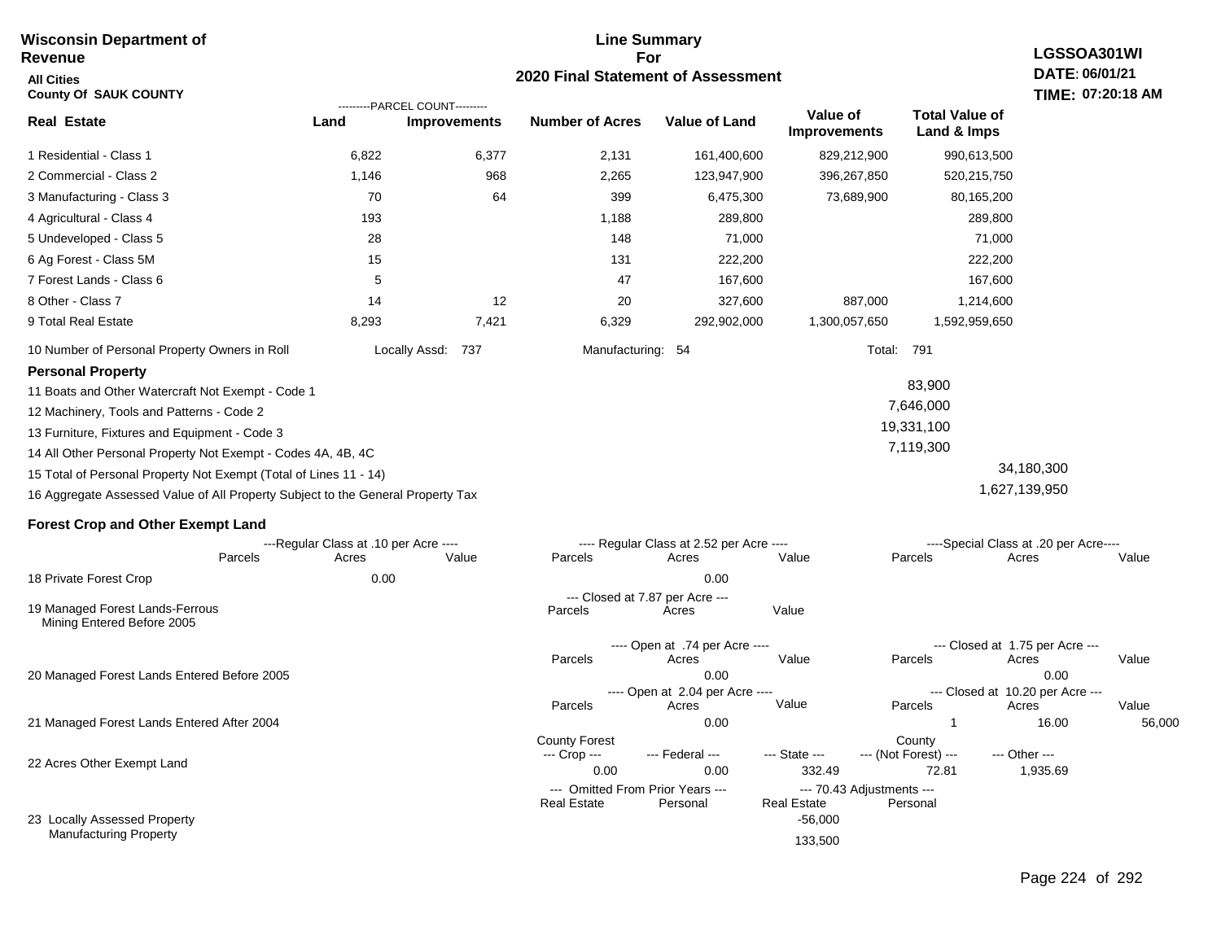**Wisconsin Department of Revenue**

**All Cities**

**County Of SAUK COUNTY**

**Line Summary For 2020 Final Statement of Assessment**

**LGSSOA301WI**
**DATE: 06/01/21**
**TIME: 07:20:18 AM**

| Real Estate | PARCEL COUNT Land | PARCEL COUNT Improvements | Number of Acres | Value of Land | Value of Improvements | Total Value of Land & Imps |
|---|---|---|---|---|---|---|
| 1 Residential - Class 1 | 6,822 | 6,377 | 2,131 | 161,400,600 | 829,212,900 | 990,613,500 |
| 2 Commercial - Class 2 | 1,146 | 968 | 2,265 | 123,947,900 | 396,267,850 | 520,215,750 |
| 3 Manufacturing - Class 3 | 70 | 64 | 399 | 6,475,300 | 73,689,900 | 80,165,200 |
| 4 Agricultural - Class 4 | 193 | | 1,188 | 289,800 | | 289,800 |
| 5 Undeveloped - Class 5 | 28 | | 148 | 71,000 | | 71,000 |
| 6 Ag Forest - Class 5M | 15 | | 131 | 222,200 | | 222,200 |
| 7 Forest Lands - Class 6 | 5 | | 47 | 167,600 | | 167,600 |
| 8 Other - Class 7 | 14 | 12 | 20 | 327,600 | 887,000 | 1,214,600 |
| 9 Total Real Estate | 8,293 | 7,421 | 6,329 | 292,902,000 | 1,300,057,650 | 1,592,959,650 |

10 Number of Personal Property Owners in Roll — Locally Assd: 737 — Manufacturing: 54 — Total: 791

**Personal Property**

| | | |
|---|---|---|
| 11 Boats and Other Watercraft Not Exempt - Code 1 | 83,900 | |
| 12 Machinery, Tools and Patterns - Code 2 | 7,646,000 | |
| 13 Furniture, Fixtures and Equipment - Code 3 | 19,331,100 | |
| 14 All Other Personal Property Not Exempt - Codes 4A, 4B, 4C | 7,119,300 | |
| 15 Total of Personal Property Not Exempt (Total of Lines 11 - 14) | | 34,180,300 |
| 16 Aggregate Assessed Value of All Property Subject to the General Property Tax | | 1,627,139,950 |

**Forest Crop and Other Exempt Land**

| | Regular Class at .10 per Acre Parcels | Acres | Value | Regular Class at 2.52 per Acre Parcels | Acres | Value | Special Class at .20 per Acre Parcels | Acres | Value |
|---|---|---|---|---|---|---|---|---|---|
| 18 Private Forest Crop | | 0.00 | | | 0.00 | | | | |

| | Closed at 7.87 per Acre Parcels | Acres | Value |
|---|---|---|---|
| 19 Managed Forest Lands-Ferrous Mining Entered Before 2005 | | | |

| | Open at .74 per Acre Parcels | Acres | Value | Closed at 1.75 per Acre Parcels | Acres | Value |
|---|---|---|---|---|---|---|
| 20 Managed Forest Lands Entered Before 2005 | | 0.00 | | | 0.00 | |

| | Open at 2.04 per Acre Parcels | Acres | Value | Closed at 10.20 per Acre Parcels | Acres | Value |
|---|---|---|---|---|---|---|
| 21 Managed Forest Lands Entered After 2004 | | 0.00 | | 1 | 16.00 | 56,000 |

| | County Forest Crop | Federal | State | County (Not Forest) | Other |
|---|---|---|---|---|---|
| 22 Acres Other Exempt Land | 0.00 | 0.00 | 332.49 | 72.81 | 1,935.69 |

| | Omitted From Prior Years Real Estate | Omitted From Prior Years Personal | 70.43 Adjustments Real Estate | 70.43 Adjustments Personal |
|---|---|---|---|---|
| 23 Locally Assessed Property | | | -56,000 | |
| Manufacturing Property | | | 133,500 | |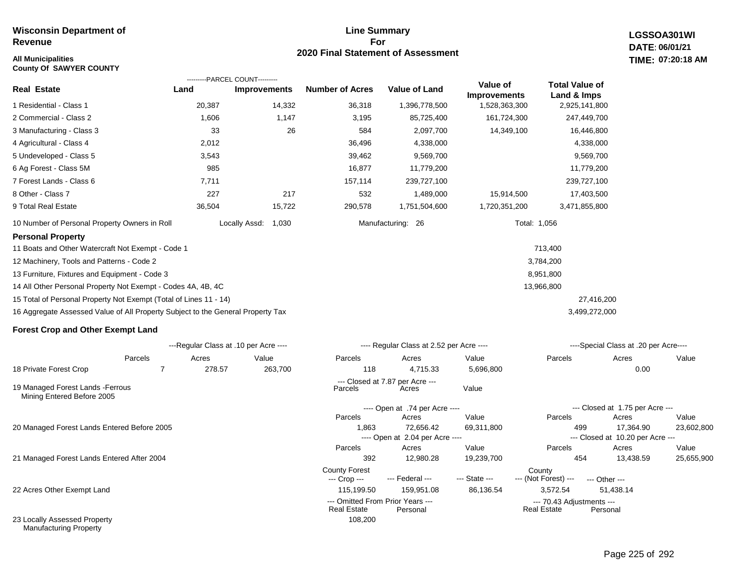**Wisconsin Department of Revenue**

**All Municipalities**
**County Of SAWYER COUNTY**

# Line Summary For 2020 Final Statement of Assessment

**LGSSOA301WI**
**DATE: 06/01/21**
**TIME: 07:20:18 AM**

| Real Estate | Parcel Count - Land | Parcel Count - Improvements | Number of Acres | Value of Land | Value of Improvements | Total Value of Land & Imps |
|---|---|---|---|---|---|---|
| 1 Residential - Class 1 | 20,387 | 14,332 | 36,318 | 1,396,778,500 | 1,528,363,300 | 2,925,141,800 |
| 2 Commercial - Class 2 | 1,606 | 1,147 | 3,195 | 85,725,400 | 161,724,300 | 247,449,700 |
| 3 Manufacturing - Class 3 | 33 | 26 | 584 | 2,097,700 | 14,349,100 | 16,446,800 |
| 4 Agricultural - Class 4 | 2,012 | | 36,496 | 4,338,000 | | 4,338,000 |
| 5 Undeveloped - Class 5 | 3,543 | | 39,462 | 9,569,700 | | 9,569,700 |
| 6 Ag Forest - Class 5M | 985 | | 16,877 | 11,779,200 | | 11,779,200 |
| 7 Forest Lands - Class 6 | 7,711 | | 157,114 | 239,727,100 | | 239,727,100 |
| 8 Other - Class 7 | 227 | 217 | 532 | 1,489,000 | 15,914,500 | 17,403,500 |
| 9 Total Real Estate | 36,504 | 15,722 | 290,578 | 1,751,504,600 | 1,720,351,200 | 3,471,855,800 |

10 Number of Personal Property Owners in Roll — Locally Assd: 1,030 — Manufacturing: 26 — Total: 1,056

## Personal Property

| | | |
|---|---|---|
| 11 Boats and Other Watercraft Not Exempt - Code 1 | 713,400 | |
| 12 Machinery, Tools and Patterns - Code 2 | 3,784,200 | |
| 13 Furniture, Fixtures and Equipment - Code 3 | 8,951,800 | |
| 14 All Other Personal Property Not Exempt - Codes 4A, 4B, 4C | 13,966,800 | |
| 15 Total of Personal Property Not Exempt (Total of Lines 11 - 14) | | 27,416,200 |
| 16 Aggregate Assessed Value of All Property Subject to the General Property Tax | | 3,499,272,000 |

## Forest Crop and Other Exempt Land

| | Regular Class at .10 per Acre - Parcels | Acres | Value | Regular Class at 2.52 per Acre - Parcels | Acres | Value | Special Class at .20 per Acre - Parcels | Acres | Value |
|---|---|---|---|---|---|---|---|---|---|
| 18 Private Forest Crop | 7 | 278.57 | 263,700 | 118 | 4,715.33 | 5,696,800 | | 0.00 | |

| | Closed at 7.87 per Acre - Parcels | Acres | Value |
|---|---|---|---|
| 19 Managed Forest Lands -Ferrous Mining Entered Before 2005 | | | |

| | Open at .74 per Acre - Parcels | Acres | Value | Closed at 1.75 per Acre - Parcels | Acres | Value |
|---|---|---|---|---|---|---|
| 20 Managed Forest Lands Entered Before 2005 | 1,863 | 72,656.42 | 69,311,800 | 499 | 17,364.90 | 23,602,800 |

| | Open at 2.04 per Acre - Parcels | Acres | Value | Closed at 10.20 per Acre - Parcels | Acres | Value |
|---|---|---|---|---|---|---|
| 21 Managed Forest Lands Entered After 2004 | 392 | 12,980.28 | 19,239,700 | 454 | 13,438.59 | 25,655,900 |

| | County Forest --- Crop --- | --- Federal --- | --- State --- | County --- (Not Forest) --- | --- Other --- |
|---|---|---|---|---|---|
| 22 Acres Other Exempt Land | 115,199.50 | 159,951.08 | 86,136.54 | 3,572.54 | 51,438.14 |

| | Omitted From Prior Years - Real Estate | Omitted From Prior Years - Personal | 70.43 Adjustments - Real Estate | 70.43 Adjustments - Personal |
|---|---|---|---|---|
| 23 Locally Assessed Property Manufacturing Property | 108,200 | | | |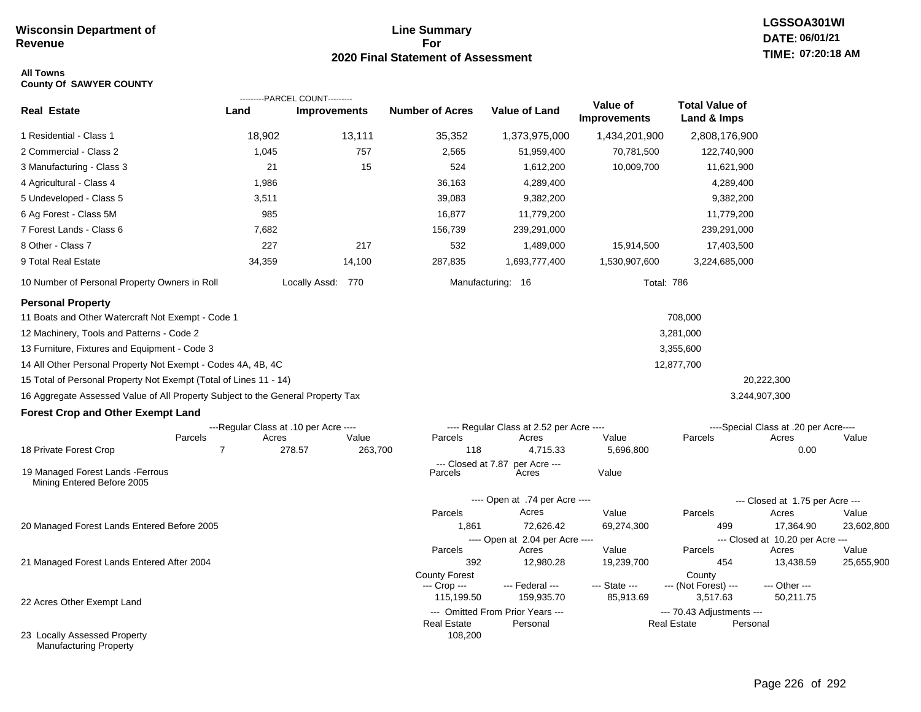**Wisconsin Department of Revenue**

## Line Summary For 2020 Final Statement of Assessment

LGSSOA301WI
DATE: 06/01/21
TIME: 07:20:18 AM

**All Towns**
**County Of SAWYER COUNTY**

| Real Estate | PARCEL COUNT Land | PARCEL COUNT Improvements | Number of Acres | Value of Land | Value of Improvements | Total Value of Land & Imps |
|---|---|---|---|---|---|---|
| 1 Residential - Class 1 | 18,902 | 13,111 | 35,352 | 1,373,975,000 | 1,434,201,900 | 2,808,176,900 |
| 2 Commercial - Class 2 | 1,045 | 757 | 2,565 | 51,959,400 | 70,781,500 | 122,740,900 |
| 3 Manufacturing - Class 3 | 21 | 15 | 524 | 1,612,200 | 10,009,700 | 11,621,900 |
| 4 Agricultural - Class 4 | 1,986 | | 36,163 | 4,289,400 | | 4,289,400 |
| 5 Undeveloped - Class 5 | 3,511 | | 39,083 | 9,382,200 | | 9,382,200 |
| 6 Ag Forest - Class 5M | 985 | | 16,877 | 11,779,200 | | 11,779,200 |
| 7 Forest Lands - Class 6 | 7,682 | | 156,739 | 239,291,000 | | 239,291,000 |
| 8 Other - Class 7 | 227 | 217 | 532 | 1,489,000 | 15,914,500 | 17,403,500 |
| 9 Total Real Estate | 34,359 | 14,100 | 287,835 | 1,693,777,400 | 1,530,907,600 | 3,224,685,000 |

10 Number of Personal Property Owners in Roll — Locally Assd: 770 — Manufacturing: 16 — Total: 786

### Personal Property

| | | |
|---|---|---|
| 11 Boats and Other Watercraft Not Exempt - Code 1 | 708,000 | |
| 12 Machinery, Tools and Patterns - Code 2 | 3,281,000 | |
| 13 Furniture, Fixtures and Equipment - Code 3 | 3,355,600 | |
| 14 All Other Personal Property Not Exempt - Codes 4A, 4B, 4C | 12,877,700 | |
| 15 Total of Personal Property Not Exempt (Total of Lines 11 - 14) | | 20,222,300 |
| 16 Aggregate Assessed Value of All Property Subject to the General Property Tax | | 3,244,907,300 |

### Forest Crop and Other Exempt Land

| | Regular Class at .10 per Acre Parcels | Acres | Value | Regular Class at 2.52 per Acre Parcels | Acres | Value | Special Class at .20 per Acre Parcels | Acres | Value |
|---|---|---|---|---|---|---|---|---|---|
| 18 Private Forest Crop | 7 | 278.57 | 263,700 | 118 | 4,715.33 | 5,696,800 | | 0.00 | |

| | Closed at 7.87 per Acre Parcels | Acres | Value |
|---|---|---|---|
| 19 Managed Forest Lands -Ferrous Mining Entered Before 2005 | | | |

| | Open Parcels | Acres | Value | Closed Parcels | Acres | Value |
|---|---|---|---|---|---|---|
| 20 Managed Forest Lands Entered Before 2005 (Open at .74 per Acre / Closed at 1.75 per Acre) | 1,861 | 72,626.42 | 69,274,300 | 499 | 17,364.90 | 23,602,800 |
| 21 Managed Forest Lands Entered After 2004 (Open at 2.04 per Acre / Closed at 10.20 per Acre) | 392 | 12,980.28 | 19,239,700 | 454 | 13,438.59 | 25,655,900 |

| | County Forest --- Crop --- | --- Federal --- | --- State --- | County --- (Not Forest) --- | --- Other --- |
|---|---|---|---|---|---|
| 22 Acres Other Exempt Land | 115,199.50 | 159,935.70 | 85,913.69 | 3,517.63 | 50,211.75 |

| | Omitted From Prior Years Real Estate | Omitted From Prior Years Personal | 70.43 Adjustments Real Estate | 70.43 Adjustments Personal |
|---|---|---|---|---|
| 23 Locally Assessed Property Manufacturing Property | 108,200 | | | |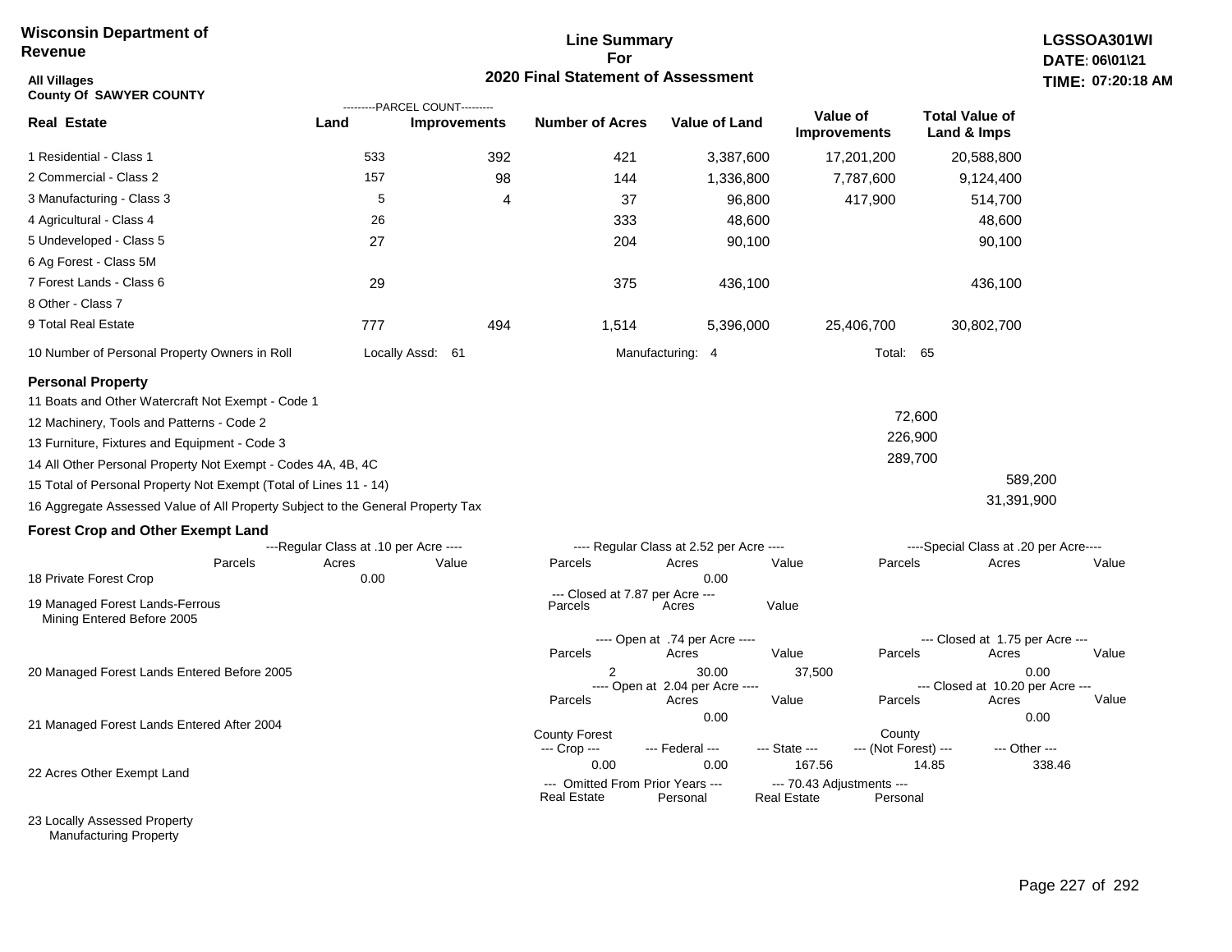**Wisconsin Department of Revenue**

**Line Summary For 2020 Final Statement of Assessment**

**LGSSOA301WI**
**DATE: 06\01\21**
**TIME: 07:20:18 AM**

**All Villages**
**County Of SAWYER COUNTY**

| Real Estate | Land (Parcel Count) | Improvements (Parcel Count) | Number of Acres | Value of Land | Value of Improvements | Total Value of Land & Imps |
|---|---|---|---|---|---|---|
| 1 Residential - Class 1 | 533 | 392 | 421 | 3,387,600 | 17,201,200 | 20,588,800 |
| 2 Commercial - Class 2 | 157 | 98 | 144 | 1,336,800 | 7,787,600 | 9,124,400 |
| 3 Manufacturing - Class 3 | 5 | 4 | 37 | 96,800 | 417,900 | 514,700 |
| 4 Agricultural - Class 4 | 26 | | 333 | 48,600 | | 48,600 |
| 5 Undeveloped - Class 5 | 27 | | 204 | 90,100 | | 90,100 |
| 6 Ag Forest - Class 5M | | | | | | |
| 7 Forest Lands - Class 6 | 29 | | 375 | 436,100 | | 436,100 |
| 8 Other - Class 7 | | | | | | |
| 9 Total Real Estate | 777 | 494 | 1,514 | 5,396,000 | 25,406,700 | 30,802,700 |

10 Number of Personal Property Owners in Roll — Locally Assd: 61 — Manufacturing: 4 — Total: 65

**Personal Property**

| | | |
|---|---|---|
| 11 Boats and Other Watercraft Not Exempt - Code 1 | | |
| 12 Machinery, Tools and Patterns - Code 2 | 72,600 | |
| 13 Furniture, Fixtures and Equipment - Code 3 | 226,900 | |
| 14 All Other Personal Property Not Exempt - Codes 4A, 4B, 4C | 289,700 | |
| 15 Total of Personal Property Not Exempt (Total of Lines 11 - 14) | | 589,200 |
| 16 Aggregate Assessed Value of All Property Subject to the General Property Tax | | 31,391,900 |

**Forest Crop and Other Exempt Land**

| | Regular Class at .10 per Acre - Parcels | Acres | Value | Regular Class at 2.52 per Acre - Parcels | Acres | Value | Special Class at .20 per Acre - Parcels | Acres | Value |
|---|---|---|---|---|---|---|---|---|---|
| 18 Private Forest Crop | | 0.00 | | | 0.00 | | | | |

| | Closed at 7.87 per Acre - Parcels | Acres | Value |
|---|---|---|---|
| 19 Managed Forest Lands-Ferrous Mining Entered Before 2005 | | | |

| | Open at .74 per Acre - Parcels | Acres | Value | Closed at 1.75 per Acre - Parcels | Acres | Value |
|---|---|---|---|---|---|---|
| 20 Managed Forest Lands Entered Before 2005 | 2 | 30.00 | 37,500 | | 0.00 | |

| | Open at 2.04 per Acre - Parcels | Acres | Value | Closed at 10.20 per Acre - Parcels | Acres | Value |
|---|---|---|---|---|---|---|
| 21 Managed Forest Lands Entered After 2004 | | 0.00 | | | 0.00 | |

| | County Forest --- Crop --- | --- Federal --- | --- State --- | County --- (Not Forest) --- | --- Other --- |
|---|---|---|---|---|---|
| 22 Acres Other Exempt Land | 0.00 | 0.00 | 167.56 | 14.85 | 338.46 |

| | Omitted From Prior Years - Real Estate | Personal | 70.43 Adjustments - Real Estate | Personal |
|---|---|---|---|---|
| 23 Locally Assessed Property Manufacturing Property | | | | |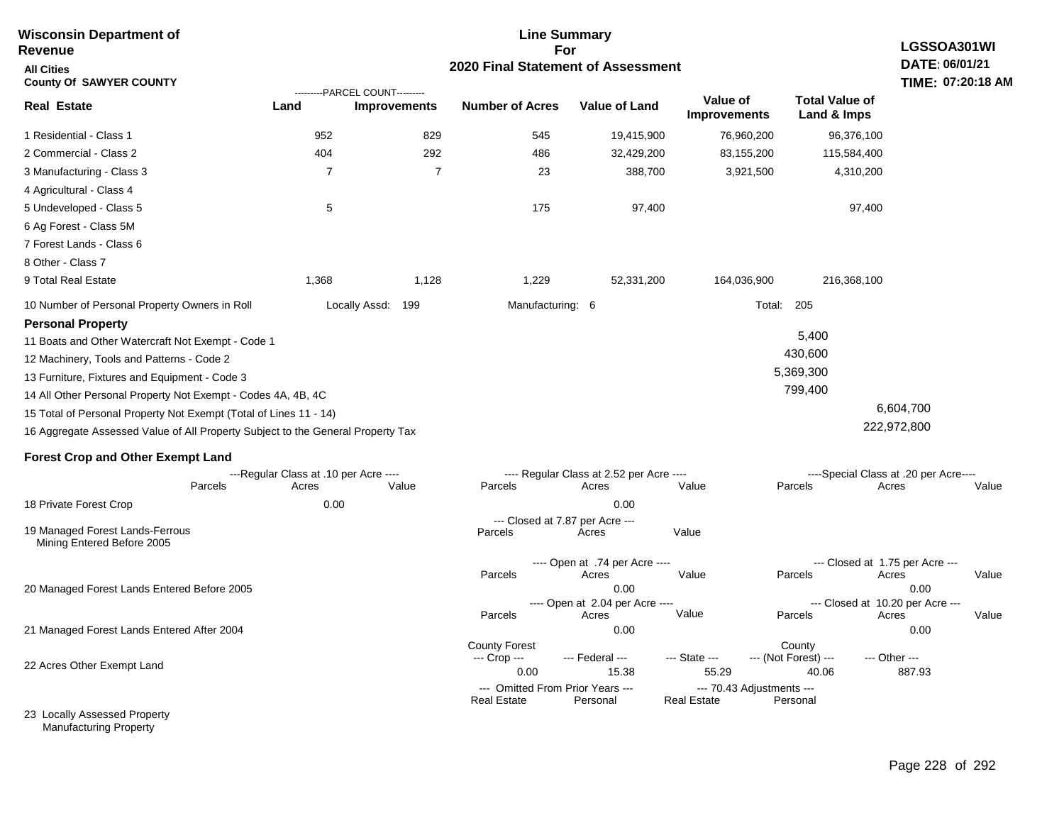**Wisconsin Department of Revenue**
**All Cities**
**County Of SAWYER COUNTY**

**Line Summary For 2020 Final Statement of Assessment**

**LGSSOA301WI**
**DATE: 06/01/21**
**TIME: 07:20:18 AM**

| Real Estate | Land (Parcel Count) | Improvements (Parcel Count) | Number of Acres | Value of Land | Value of Improvements | Total Value of Land & Imps |
|---|---|---|---|---|---|---|
| 1 Residential - Class 1 | 952 | 829 | 545 | 19,415,900 | 76,960,200 | 96,376,100 |
| 2 Commercial - Class 2 | 404 | 292 | 486 | 32,429,200 | 83,155,200 | 115,584,400 |
| 3 Manufacturing - Class 3 | 7 | 7 | 23 | 388,700 | 3,921,500 | 4,310,200 |
| 4 Agricultural - Class 4 | | | | | | |
| 5 Undeveloped - Class 5 | 5 | | 175 | 97,400 | | 97,400 |
| 6 Ag Forest - Class 5M | | | | | | |
| 7 Forest Lands - Class 6 | | | | | | |
| 8 Other - Class 7 | | | | | | |
| 9 Total Real Estate | 1,368 | 1,128 | 1,229 | 52,331,200 | 164,036,900 | 216,368,100 |

10 Number of Personal Property Owners in Roll — Locally Assd: 199 — Manufacturing: 6 — Total: 205

**Personal Property**

| | | |
|---|---|---|
| 11 Boats and Other Watercraft Not Exempt - Code 1 | 5,400 | |
| 12 Machinery, Tools and Patterns - Code 2 | 430,600 | |
| 13 Furniture, Fixtures and Equipment - Code 3 | 5,369,300 | |
| 14 All Other Personal Property Not Exempt - Codes 4A, 4B, 4C | 799,400 | |
| 15 Total of Personal Property Not Exempt (Total of Lines 11 - 14) | | 6,604,700 |
| 16 Aggregate Assessed Value of All Property Subject to the General Property Tax | | 222,972,800 |

**Forest Crop and Other Exempt Land**

| | Regular Class at .10 per Acre Parcels | Acres | Value | Regular Class at 2.52 per Acre Parcels | Acres | Value | Special Class at .20 per Acre Parcels | Acres | Value |
|---|---|---|---|---|---|---|---|---|---|
| 18 Private Forest Crop | | 0.00 | | | 0.00 | | | | |

| | Closed at 7.87 per Acre Parcels | Acres | Value |
|---|---|---|---|
| 19 Managed Forest Lands-Ferrous Mining Entered Before 2005 | | | |

| | Open at .74 per Acre Parcels | Acres | Value | Closed at 1.75 per Acre Parcels | Acres | Value |
|---|---|---|---|---|---|---|
| 20 Managed Forest Lands Entered Before 2005 | | 0.00 | | | 0.00 | |

| | Open at 2.04 per Acre Parcels | Acres | Value | Closed at 10.20 per Acre Parcels | Acres | Value |
|---|---|---|---|---|---|---|
| 21 Managed Forest Lands Entered After 2004 | | 0.00 | | | 0.00 | |

| | County Forest Crop | Federal | State | County (Not Forest) | Other |
|---|---|---|---|---|---|
| 22 Acres Other Exempt Land | 0.00 | 15.38 | 55.29 | 40.06 | 887.93 |

| | Omitted From Prior Years Real Estate | Omitted From Prior Years Personal | 70.43 Adjustments Real Estate | 70.43 Adjustments Personal |
|---|---|---|---|---|
| 23 Locally Assessed Property | | | | |
| Manufacturing Property | | | | |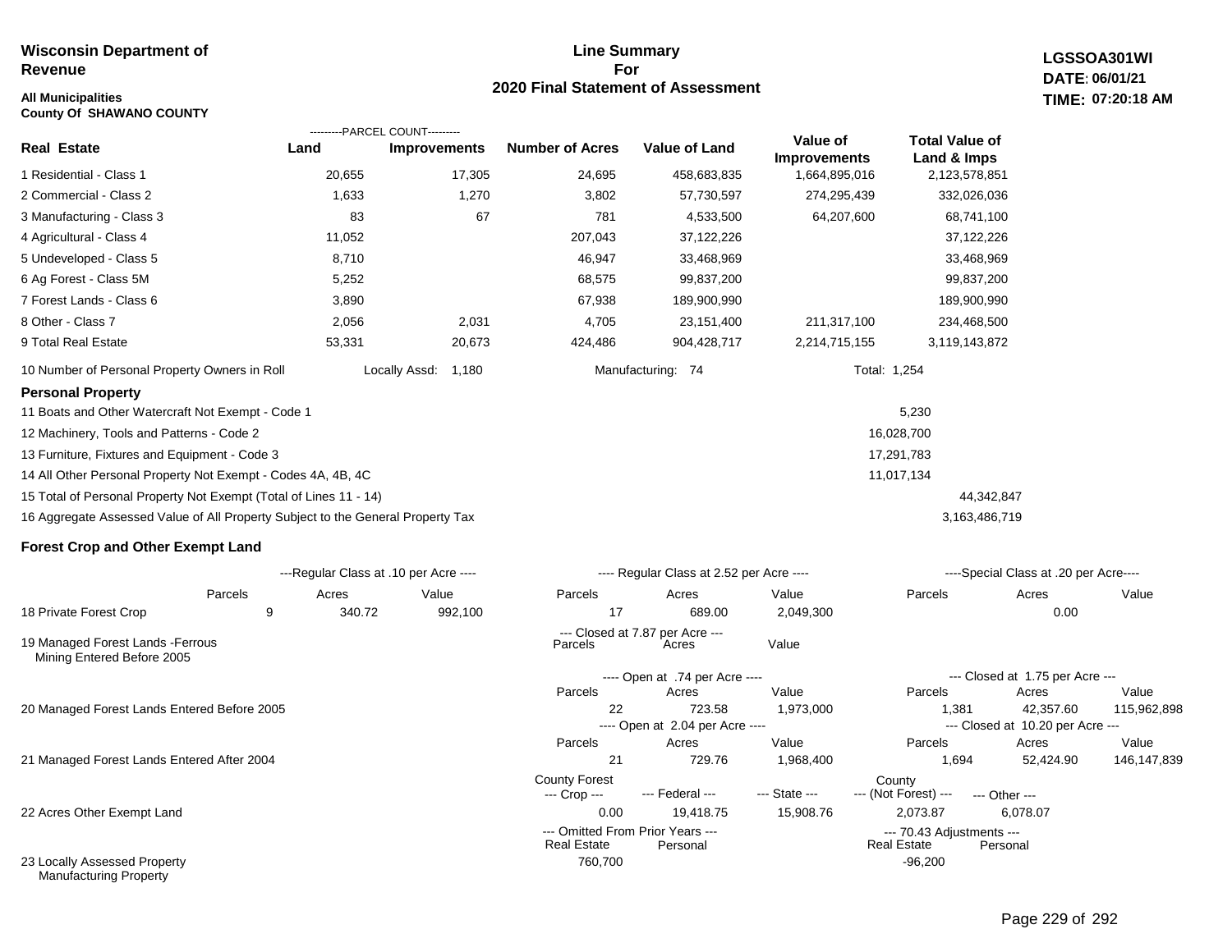**Wisconsin Department of Revenue**

**All Municipalities**
**County Of SHAWANO COUNTY**

# Line Summary For 2020 Final Statement of Assessment

**LGSSOA301WI**
**DATE: 06/01/21**
**TIME: 07:20:18 AM**

| Real Estate | Land (Parcel Count) | Improvements (Parcel Count) | Number of Acres | Value of Land | Value of Improvements | Total Value of Land & Imps |
|---|---|---|---|---|---|---|
| 1 Residential - Class 1 | 20,655 | 17,305 | 24,695 | 458,683,835 | 1,664,895,016 | 2,123,578,851 |
| 2 Commercial - Class 2 | 1,633 | 1,270 | 3,802 | 57,730,597 | 274,295,439 | 332,026,036 |
| 3 Manufacturing - Class 3 | 83 | 67 | 781 | 4,533,500 | 64,207,600 | 68,741,100 |
| 4 Agricultural - Class 4 | 11,052 | | 207,043 | 37,122,226 | | 37,122,226 |
| 5 Undeveloped - Class 5 | 8,710 | | 46,947 | 33,468,969 | | 33,468,969 |
| 6 Ag Forest - Class 5M | 5,252 | | 68,575 | 99,837,200 | | 99,837,200 |
| 7 Forest Lands - Class 6 | 3,890 | | 67,938 | 189,900,990 | | 189,900,990 |
| 8 Other - Class 7 | 2,056 | 2,031 | 4,705 | 23,151,400 | 211,317,100 | 234,468,500 |
| 9 Total Real Estate | 53,331 | 20,673 | 424,486 | 904,428,717 | 2,214,715,155 | 3,119,143,872 |

10 Number of Personal Property Owners in Roll — Locally Assd: 1,180 — Manufacturing: 74 — Total: 1,254

## Personal Property

| Line | Value | Total |
|---|---|---|
| 11 Boats and Other Watercraft Not Exempt - Code 1 | 5,230 | |
| 12 Machinery, Tools and Patterns - Code 2 | 16,028,700 | |
| 13 Furniture, Fixtures and Equipment - Code 3 | 17,291,783 | |
| 14 All Other Personal Property Not Exempt - Codes 4A, 4B, 4C | 11,017,134 | |
| 15 Total of Personal Property Not Exempt (Total of Lines 11 - 14) | | 44,342,847 |
| 16 Aggregate Assessed Value of All Property Subject to the General Property Tax | | 3,163,486,719 |

## Forest Crop and Other Exempt Land

| | Regular Class at .10 per Acre - Parcels | Acres | Value | Regular Class at 2.52 per Acre - Parcels | Acres | Value | Special Class at .20 per Acre - Parcels | Acres | Value |
|---|---|---|---|---|---|---|---|---|---|
| 18 Private Forest Crop | 9 | 340.72 | 992,100 | 17 | 689.00 | 2,049,300 | | 0.00 | |

| | Closed at 7.87 per Acre - Parcels | Acres | Value |
|---|---|---|---|
| 19 Managed Forest Lands -Ferrous Mining Entered Before 2005 | | | |

| | Open - Parcels | Acres | Value | Closed - Parcels | Acres | Value |
|---|---|---|---|---|---|---|
| 20 Managed Forest Lands Entered Before 2005 (Open at .74 per Acre / Closed at 1.75 per Acre) | 22 | 723.58 | 1,973,000 | 1,381 | 42,357.60 | 115,962,898 |
| 21 Managed Forest Lands Entered After 2004 (Open at 2.04 per Acre / Closed at 10.20 per Acre) | 21 | 729.76 | 1,968,400 | 1,694 | 52,424.90 | 146,147,839 |

| | County Forest --- Crop --- | --- Federal --- | --- State --- | County --- (Not Forest) --- | --- Other --- |
|---|---|---|---|---|---|
| 22 Acres Other Exempt Land | 0.00 | 19,418.75 | 15,908.76 | 2,073.87 | 6,078.07 |

| | Omitted From Prior Years - Real Estate | Omitted From Prior Years - Personal | 70.43 Adjustments - Real Estate | 70.43 Adjustments - Personal |
|---|---|---|---|---|
| 23 Locally Assessed Property Manufacturing Property | 760,700 | | -96,200 | |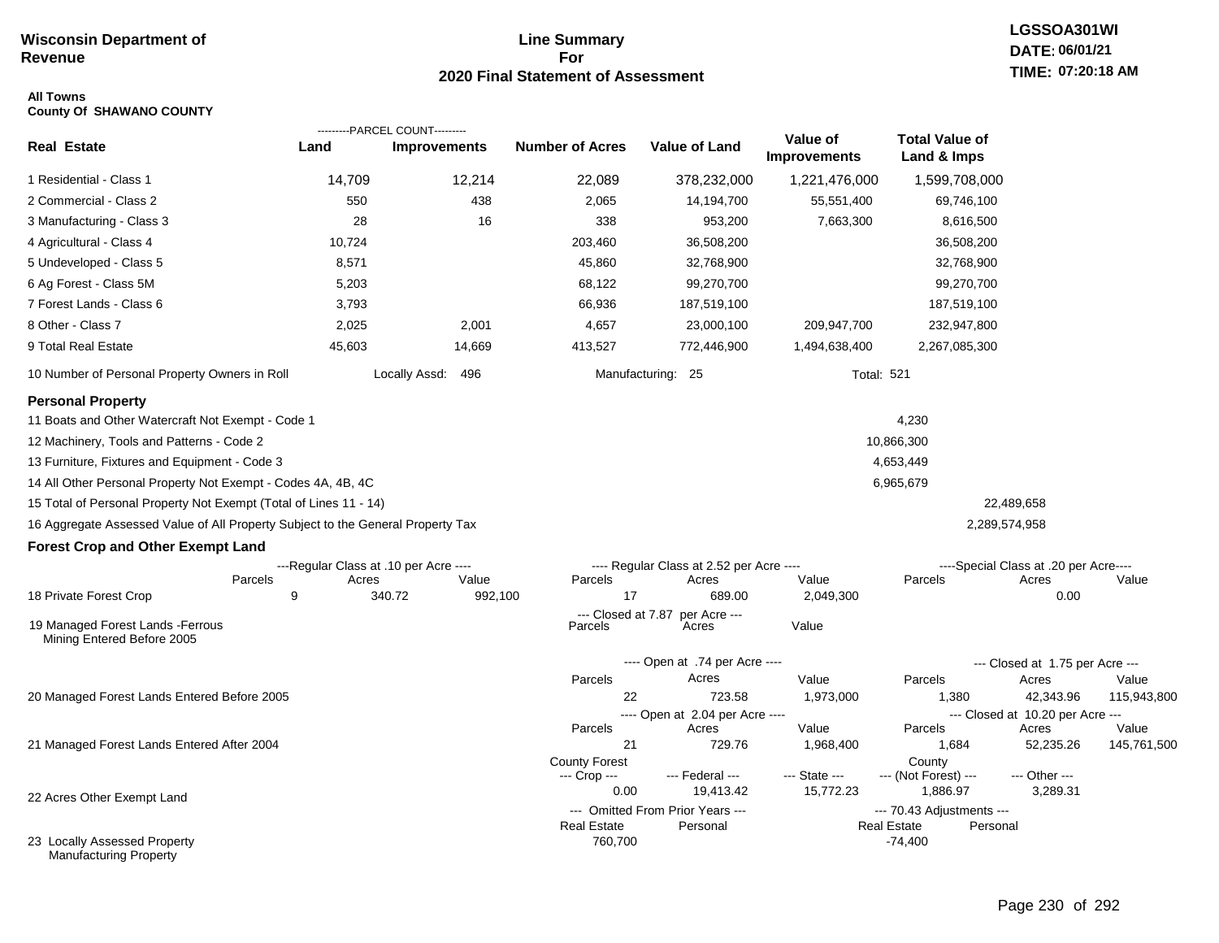**Wisconsin Department of Revenue**

**Line Summary For 2020 Final Statement of Assessment**

**LGSSOA301WI**
**DATE: 06/01/21**
**TIME: 07:20:18 AM**

**All Towns**
**County Of SHAWANO COUNTY**

| Real Estate | PARCEL COUNT Land | PARCEL COUNT Improvements | Number of Acres | Value of Land | Value of Improvements | Total Value of Land & Imps |
|---|---|---|---|---|---|---|
| 1 Residential - Class 1 | 14,709 | 12,214 | 22,089 | 378,232,000 | 1,221,476,000 | 1,599,708,000 |
| 2 Commercial - Class 2 | 550 | 438 | 2,065 | 14,194,700 | 55,551,400 | 69,746,100 |
| 3 Manufacturing - Class 3 | 28 | 16 | 338 | 953,200 | 7,663,300 | 8,616,500 |
| 4 Agricultural - Class 4 | 10,724 | | 203,460 | 36,508,200 | | 36,508,200 |
| 5 Undeveloped - Class 5 | 8,571 | | 45,860 | 32,768,900 | | 32,768,900 |
| 6 Ag Forest - Class 5M | 5,203 | | 68,122 | 99,270,700 | | 99,270,700 |
| 7 Forest Lands - Class 6 | 3,793 | | 66,936 | 187,519,100 | | 187,519,100 |
| 8 Other - Class 7 | 2,025 | 2,001 | 4,657 | 23,000,100 | 209,947,700 | 232,947,800 |
| 9 Total Real Estate | 45,603 | 14,669 | 413,527 | 772,446,900 | 1,494,638,400 | 2,267,085,300 |

10 Number of Personal Property Owners in Roll — Locally Assd: 496 — Manufacturing: 25 — Total: 521

## Personal Property

| | | |
|---|---|---|
| 11 Boats and Other Watercraft Not Exempt - Code 1 | 4,230 | |
| 12 Machinery, Tools and Patterns - Code 2 | 10,866,300 | |
| 13 Furniture, Fixtures and Equipment - Code 3 | 4,653,449 | |
| 14 All Other Personal Property Not Exempt - Codes 4A, 4B, 4C | 6,965,679 | |
| 15 Total of Personal Property Not Exempt (Total of Lines 11 - 14) | | 22,489,658 |
| 16 Aggregate Assessed Value of All Property Subject to the General Property Tax | | 2,289,574,958 |

## Forest Crop and Other Exempt Land

| | Regular Class at .10 per Acre Parcels | Acres | Value | Regular Class at 2.52 per Acre Parcels | Acres | Value | Special Class at .20 per Acre Parcels | Acres | Value |
|---|---|---|---|---|---|---|---|---|---|
| 18 Private Forest Crop | 9 | 340.72 | 992,100 | 17 | 689.00 | 2,049,300 | | 0.00 | |

| | Closed at 7.87 per Acre Parcels | Acres | Value |
|---|---|---|---|
| 19 Managed Forest Lands -Ferrous Mining Entered Before 2005 | | | |

| | Open at .74 per Acre Parcels | Acres | Value | Closed at 1.75 per Acre Parcels | Acres | Value |
|---|---|---|---|---|---|---|
| 20 Managed Forest Lands Entered Before 2005 | 22 | 723.58 | 1,973,000 | 1,380 | 42,343.96 | 115,943,800 |

| | Open at 2.04 per Acre Parcels | Acres | Value | Closed at 10.20 per Acre Parcels | Acres | Value |
|---|---|---|---|---|---|---|
| 21 Managed Forest Lands Entered After 2004 | 21 | 729.76 | 1,968,400 | 1,684 | 52,235.26 | 145,761,500 |

| | County Forest --- Crop --- | --- Federal --- | --- State --- | County --- (Not Forest) --- | --- Other --- |
|---|---|---|---|---|---|
| 22 Acres Other Exempt Land | 0.00 | 19,413.42 | 15,772.23 | 1,886.97 | 3,289.31 |

| | Omitted From Prior Years Real Estate | Omitted From Prior Years Personal | 70.43 Adjustments Real Estate | 70.43 Adjustments Personal |
|---|---|---|---|---|
| 23 Locally Assessed Property Manufacturing Property | 760,700 | | -74,400 | |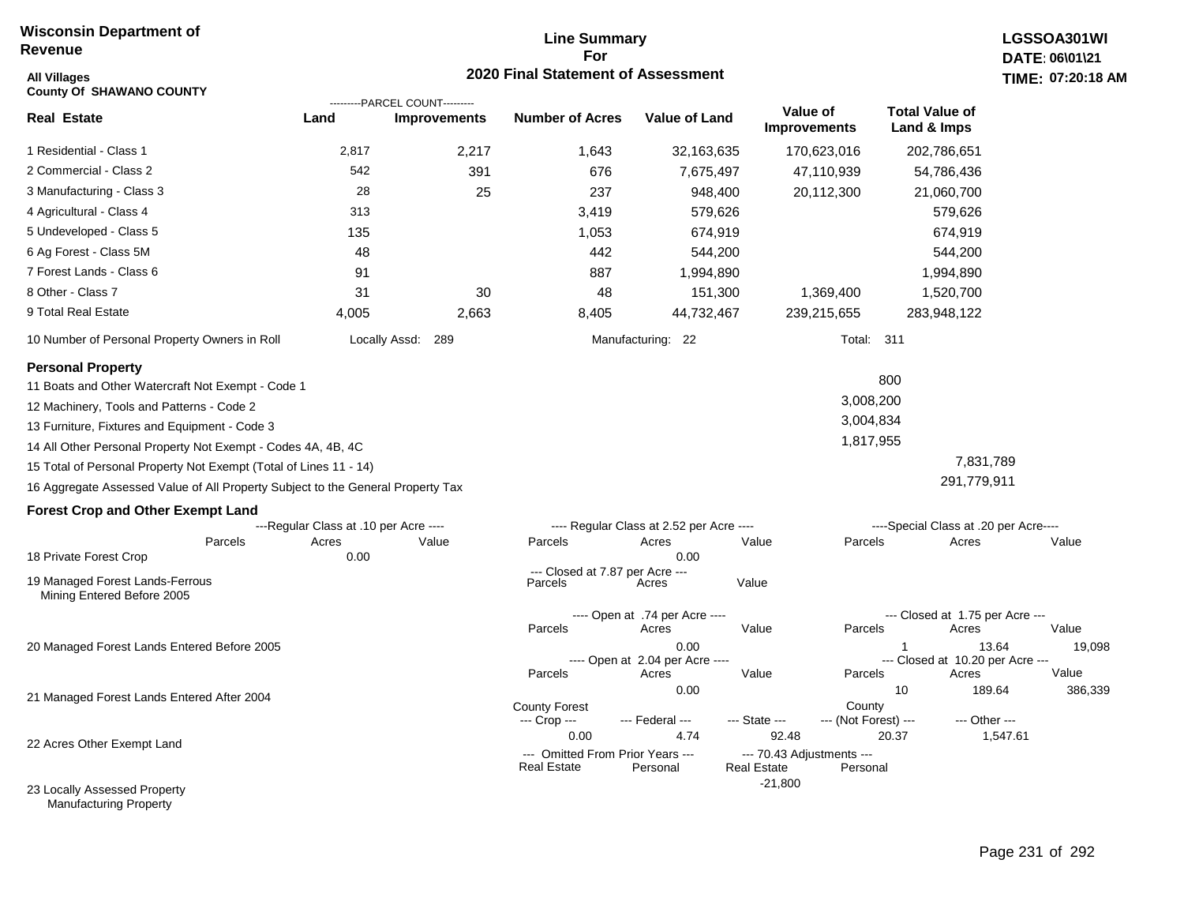**Wisconsin Department of Revenue**

# Line Summary For 2020 Final Statement of Assessment

**LGSSOA301WI**
**DATE: 06\01\21**
**TIME: 07:20:18 AM**

**All Villages**
**County Of SHAWANO COUNTY**

| Real Estate | Land (Parcel Count) | Improvements (Parcel Count) | Number of Acres | Value of Land | Value of Improvements | Total Value of Land & Imps |
|---|---|---|---|---|---|---|
| 1 Residential - Class 1 | 2,817 | 2,217 | 1,643 | 32,163,635 | 170,623,016 | 202,786,651 |
| 2 Commercial - Class 2 | 542 | 391 | 676 | 7,675,497 | 47,110,939 | 54,786,436 |
| 3 Manufacturing - Class 3 | 28 | 25 | 237 | 948,400 | 20,112,300 | 21,060,700 |
| 4 Agricultural - Class 4 | 313 | | 3,419 | 579,626 | | 579,626 |
| 5 Undeveloped - Class 5 | 135 | | 1,053 | 674,919 | | 674,919 |
| 6 Ag Forest - Class 5M | 48 | | 442 | 544,200 | | 544,200 |
| 7 Forest Lands - Class 6 | 91 | | 887 | 1,994,890 | | 1,994,890 |
| 8 Other - Class 7 | 31 | 30 | 48 | 151,300 | 1,369,400 | 1,520,700 |
| 9 Total Real Estate | 4,005 | 2,663 | 8,405 | 44,732,467 | 239,215,655 | 283,948,122 |

10 Number of Personal Property Owners in Roll — Locally Assd: 289 — Manufacturing: 22 — Total: 311

## Personal Property

| | | |
|---|---|---|
| 11 Boats and Other Watercraft Not Exempt - Code 1 | 800 | |
| 12 Machinery, Tools and Patterns - Code 2 | 3,008,200 | |
| 13 Furniture, Fixtures and Equipment - Code 3 | 3,004,834 | |
| 14 All Other Personal Property Not Exempt - Codes 4A, 4B, 4C | 1,817,955 | |
| 15 Total of Personal Property Not Exempt (Total of Lines 11 - 14) | | 7,831,789 |
| 16 Aggregate Assessed Value of All Property Subject to the General Property Tax | | 291,779,911 |

## Forest Crop and Other Exempt Land

| | Regular Class at .10 per Acre – Parcels | Acres | Value | Regular Class at 2.52 per Acre – Parcels | Acres | Value | Special Class at .20 per Acre – Parcels | Acres | Value |
|---|---|---|---|---|---|---|---|---|---|
| 18 Private Forest Crop | | 0.00 | | | 0.00 | | | | |

| | Closed at 7.87 per Acre – Parcels | Acres | Value |
|---|---|---|---|
| 19 Managed Forest Lands-Ferrous Mining Entered Before 2005 | | | |

| | Open at .74 per Acre – Parcels | Acres | Value | Closed at 1.75 per Acre – Parcels | Acres | Value |
|---|---|---|---|---|---|---|
| 20 Managed Forest Lands Entered Before 2005 | | 0.00 | | 1 | 13.64 | 19,098 |

| | Open at 2.04 per Acre – Parcels | Acres | Value | Closed at 10.20 per Acre – Parcels | Acres | Value |
|---|---|---|---|---|---|---|
| 21 Managed Forest Lands Entered After 2004 | | 0.00 | | 10 | 189.64 | 386,339 |

| | County Forest Crop | Federal | State | County (Not Forest) | Other |
|---|---|---|---|---|---|
| 22 Acres Other Exempt Land | 0.00 | 4.74 | 92.48 | 20.37 | 1,547.61 |

| | Omitted From Prior Years – Real Estate | Personal | 70.43 Adjustments – Real Estate | Personal |
|---|---|---|---|---|
| 23 Locally Assessed Property Manufacturing Property | | | -21,800 | |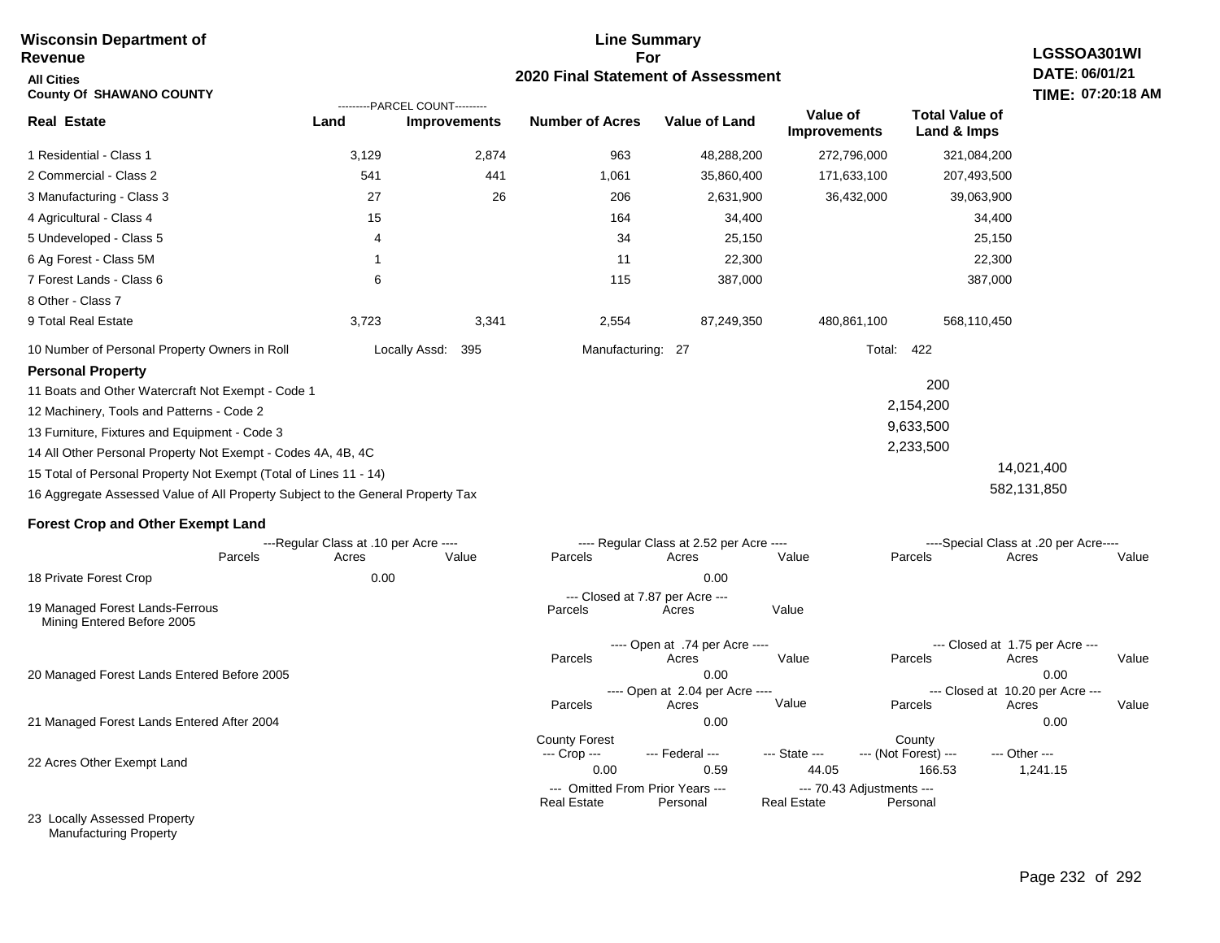**Wisconsin Department of Revenue**

**All Cities**

**County Of SHAWANO COUNTY**

## Line Summary For 2020 Final Statement of Assessment

**LGSSOA301WI**
**DATE: 06/01/21**
**TIME: 07:20:18 AM**

| Real Estate | PARCEL COUNT Land | PARCEL COUNT Improvements | Number of Acres | Value of Land | Value of Improvements | Total Value of Land & Imps |
|---|---|---|---|---|---|---|
| 1 Residential - Class 1 | 3,129 | 2,874 | 963 | 48,288,200 | 272,796,000 | 321,084,200 |
| 2 Commercial - Class 2 | 541 | 441 | 1,061 | 35,860,400 | 171,633,100 | 207,493,500 |
| 3 Manufacturing - Class 3 | 27 | 26 | 206 | 2,631,900 | 36,432,000 | 39,063,900 |
| 4 Agricultural - Class 4 | 15 | | 164 | 34,400 | | 34,400 |
| 5 Undeveloped - Class 5 | 4 | | 34 | 25,150 | | 25,150 |
| 6 Ag Forest - Class 5M | 1 | | 11 | 22,300 | | 22,300 |
| 7 Forest Lands - Class 6 | 6 | | 115 | 387,000 | | 387,000 |
| 8 Other - Class 7 | | | | | | |
| 9 Total Real Estate | 3,723 | 3,341 | 2,554 | 87,249,350 | 480,861,100 | 568,110,450 |

10 Number of Personal Property Owners in Roll — Locally Assd: 395 — Manufacturing: 27 — Total: 422

### Personal Property

| | | |
|---|---|---|
| 11 Boats and Other Watercraft Not Exempt - Code 1 | 200 | |
| 12 Machinery, Tools and Patterns - Code 2 | 2,154,200 | |
| 13 Furniture, Fixtures and Equipment - Code 3 | 9,633,500 | |
| 14 All Other Personal Property Not Exempt - Codes 4A, 4B, 4C | 2,233,500 | |
| 15 Total of Personal Property Not Exempt (Total of Lines 11 - 14) | | 14,021,400 |
| 16 Aggregate Assessed Value of All Property Subject to the General Property Tax | | 582,131,850 |

### Forest Crop and Other Exempt Land

| | Regular Class at .10 per Acre Parcels | Acres | Value | Regular Class at 2.52 per Acre Parcels | Acres | Value | Special Class at .20 per Acre Parcels | Acres | Value |
|---|---|---|---|---|---|---|---|---|---|
| 18 Private Forest Crop | | 0.00 | | | 0.00 | | | | |

| | Closed at 7.87 per Acre Parcels | Acres | Value |
|---|---|---|---|
| 19 Managed Forest Lands-Ferrous Mining Entered Before 2005 | | | |

| | Open at .74 per Acre Parcels | Acres | Value | Closed at 1.75 per Acre Parcels | Acres | Value |
|---|---|---|---|---|---|---|
| 20 Managed Forest Lands Entered Before 2005 | | 0.00 | | | 0.00 | |

| | Open at 2.04 per Acre Parcels | Acres | Value | Closed at 10.20 per Acre Parcels | Acres | Value |
|---|---|---|---|---|---|---|
| 21 Managed Forest Lands Entered After 2004 | | 0.00 | | | 0.00 | |

| | County Forest Crop | Federal | State | County (Not Forest) | Other |
|---|---|---|---|---|---|
| 22 Acres Other Exempt Land | 0.00 | 0.59 | 44.05 | 166.53 | 1,241.15 |

| | Omitted From Prior Years Real Estate | Personal | 70.43 Adjustments Real Estate | Personal |
|---|---|---|---|---|
| 23 Locally Assessed Property | | | | |
| Manufacturing Property | | | | |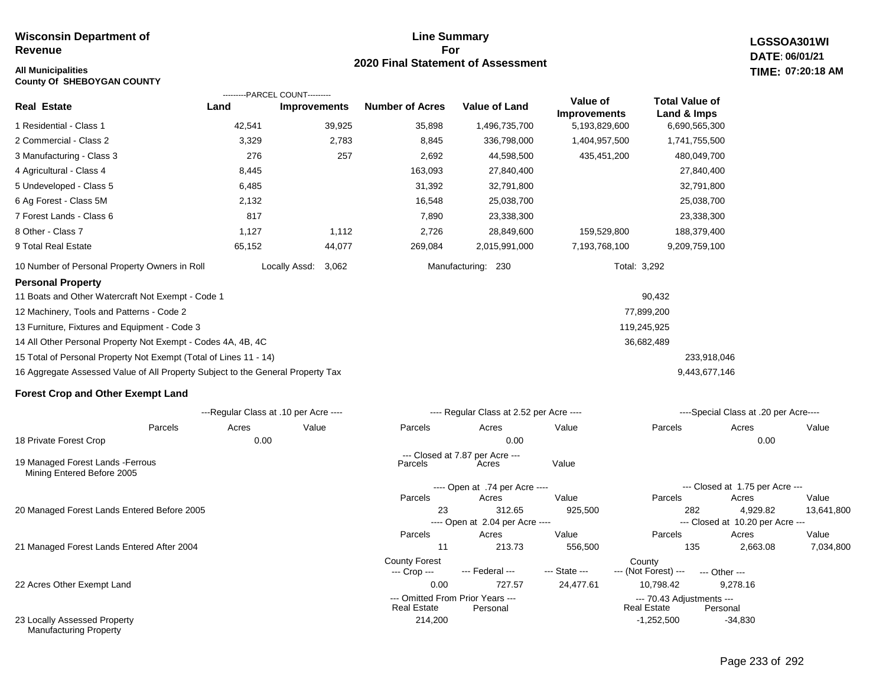**Wisconsin Department of Revenue**

**All Municipalities**
**County Of SHEBOYGAN COUNTY**

# Line Summary For 2020 Final Statement of Assessment

**LGSSOA301WI**
**DATE: 06/01/21**
**TIME: 07:20:18 AM**

| Real Estate | PARCEL COUNT Land | PARCEL COUNT Improvements | Number of Acres | Value of Land | Value of Improvements | Total Value of Land & Imps |
|---|---|---|---|---|---|---|
| 1 Residential - Class 1 | 42,541 | 39,925 | 35,898 | 1,496,735,700 | 5,193,829,600 | 6,690,565,300 |
| 2 Commercial - Class 2 | 3,329 | 2,783 | 8,845 | 336,798,000 | 1,404,957,500 | 1,741,755,500 |
| 3 Manufacturing - Class 3 | 276 | 257 | 2,692 | 44,598,500 | 435,451,200 | 480,049,700 |
| 4 Agricultural - Class 4 | 8,445 | | 163,093 | 27,840,400 | | 27,840,400 |
| 5 Undeveloped - Class 5 | 6,485 | | 31,392 | 32,791,800 | | 32,791,800 |
| 6 Ag Forest - Class 5M | 2,132 | | 16,548 | 25,038,700 | | 25,038,700 |
| 7 Forest Lands - Class 6 | 817 | | 7,890 | 23,338,300 | | 23,338,300 |
| 8 Other - Class 7 | 1,127 | 1,112 | 2,726 | 28,849,600 | 159,529,800 | 188,379,400 |
| 9 Total Real Estate | 65,152 | 44,077 | 269,084 | 2,015,991,000 | 7,193,768,100 | 9,209,759,100 |

10 Number of Personal Property Owners in Roll — Locally Assd: 3,062 — Manufacturing: 230 — Total: 3,292

## Personal Property

| | | |
|---|---|---|
| 11 Boats and Other Watercraft Not Exempt - Code 1 | 90,432 | |
| 12 Machinery, Tools and Patterns - Code 2 | 77,899,200 | |
| 13 Furniture, Fixtures and Equipment - Code 3 | 119,245,925 | |
| 14 All Other Personal Property Not Exempt - Codes 4A, 4B, 4C | 36,682,489 | |
| 15 Total of Personal Property Not Exempt (Total of Lines 11 - 14) | | 233,918,046 |
| 16 Aggregate Assessed Value of All Property Subject to the General Property Tax | | 9,443,677,146 |

## Forest Crop and Other Exempt Land

| | Regular Class at .10 per Acre Parcels | Acres | Value | Regular Class at 2.52 per Acre Parcels | Acres | Value | Special Class at .20 per Acre Parcels | Acres | Value |
|---|---|---|---|---|---|---|---|---|---|
| 18 Private Forest Crop | | 0.00 | | | 0.00 | | | 0.00 | |

| | Closed at 7.87 per Acre Parcels | Acres | Value |
|---|---|---|---|
| 19 Managed Forest Lands -Ferrous Mining Entered Before 2005 | | | |

| | Open Parcels | Acres | Value | Closed Parcels | Acres | Value |
|---|---|---|---|---|---|---|
| 20 Managed Forest Lands Entered Before 2005 (Open at .74 per Acre / Closed at 1.75 per Acre) | 23 | 312.65 | 925,500 | 282 | 4,929.82 | 13,641,800 |
| 21 Managed Forest Lands Entered After 2004 (Open at 2.04 per Acre / Closed at 10.20 per Acre) | 11 | 213.73 | 556,500 | 135 | 2,663.08 | 7,034,800 |

| | County Forest --- Crop --- | --- Federal --- | --- State --- | County --- (Not Forest) --- | --- Other --- |
|---|---|---|---|---|---|
| 22 Acres Other Exempt Land | 0.00 | 727.57 | 24,477.61 | 10,798.42 | 9,278.16 |

| | Omitted From Prior Years Real Estate | Omitted From Prior Years Personal | 70.43 Adjustments Real Estate | 70.43 Adjustments Personal |
|---|---|---|---|---|
| 23 Locally Assessed Property Manufacturing Property | 214,200 | | -1,252,500 | -34,830 |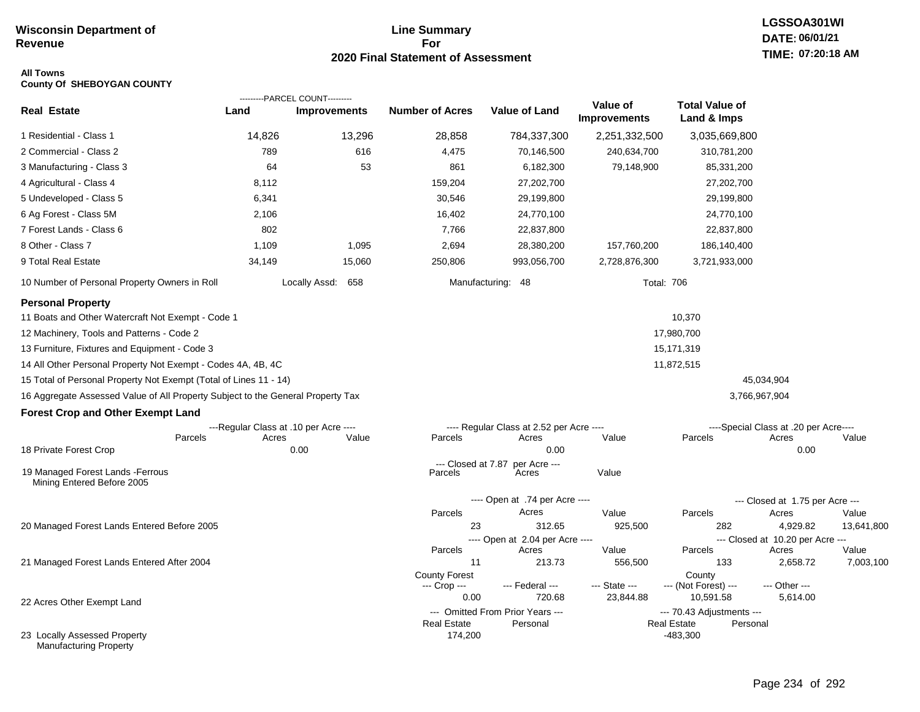**Wisconsin Department of Revenue**

# Line Summary For 2020 Final Statement of Assessment

LGSSOA301WI
DATE: 06/01/21
TIME: 07:20:18 AM

**All Towns**
**County Of SHEBOYGAN COUNTY**

| Real Estate | PARCEL COUNT Land | PARCEL COUNT Improvements | Number of Acres | Value of Land | Value of Improvements | Total Value of Land & Imps |
|---|---|---|---|---|---|---|
| 1 Residential - Class 1 | 14,826 | 13,296 | 28,858 | 784,337,300 | 2,251,332,500 | 3,035,669,800 |
| 2 Commercial - Class 2 | 789 | 616 | 4,475 | 70,146,500 | 240,634,700 | 310,781,200 |
| 3 Manufacturing - Class 3 | 64 | 53 | 861 | 6,182,300 | 79,148,900 | 85,331,200 |
| 4 Agricultural - Class 4 | 8,112 | | 159,204 | 27,202,700 | | 27,202,700 |
| 5 Undeveloped - Class 5 | 6,341 | | 30,546 | 29,199,800 | | 29,199,800 |
| 6 Ag Forest - Class 5M | 2,106 | | 16,402 | 24,770,100 | | 24,770,100 |
| 7 Forest Lands - Class 6 | 802 | | 7,766 | 22,837,800 | | 22,837,800 |
| 8 Other - Class 7 | 1,109 | 1,095 | 2,694 | 28,380,200 | 157,760,200 | 186,140,400 |
| 9 Total Real Estate | 34,149 | 15,060 | 250,806 | 993,056,700 | 2,728,876,300 | 3,721,933,000 |

10 Number of Personal Property Owners in Roll — Locally Assd: 658 — Manufacturing: 48 — Total: 706

## Personal Property

| | | |
|---|---|---|
| 11 Boats and Other Watercraft Not Exempt - Code 1 | 10,370 | |
| 12 Machinery, Tools and Patterns - Code 2 | 17,980,700 | |
| 13 Furniture, Fixtures and Equipment - Code 3 | 15,171,319 | |
| 14 All Other Personal Property Not Exempt - Codes 4A, 4B, 4C | 11,872,515 | |
| 15 Total of Personal Property Not Exempt (Total of Lines 11 - 14) | | 45,034,904 |
| 16 Aggregate Assessed Value of All Property Subject to the General Property Tax | | 3,766,967,904 |

## Forest Crop and Other Exempt Land

| | Regular Class at .10 per Acre Parcels | Acres | Value | Regular Class at 2.52 per Acre Parcels | Acres | Value | Special Class at .20 per Acre Parcels | Acres | Value |
|---|---|---|---|---|---|---|---|---|---|
| 18 Private Forest Crop | | 0.00 | | | 0.00 | | | 0.00 | |

| | Closed at 7.87 per Acre Parcels | Acres | Value |
|---|---|---|---|
| 19 Managed Forest Lands -Ferrous Mining Entered Before 2005 | | | |

| | Open Parcels | Acres | Value | Closed Parcels | Acres | Value |
|---|---|---|---|---|---|---|
| 20 Managed Forest Lands Entered Before 2005 (Open at .74 per Acre / Closed at 1.75 per Acre) | 23 | 312.65 | 925,500 | 282 | 4,929.82 | 13,641,800 |
| 21 Managed Forest Lands Entered After 2004 (Open at 2.04 per Acre / Closed at 10.20 per Acre) | 11 | 213.73 | 556,500 | 133 | 2,658.72 | 7,003,100 |

| | County Forest --- Crop --- | --- Federal --- | --- State --- | County --- (Not Forest) --- | --- Other --- |
|---|---|---|---|---|---|
| 22 Acres Other Exempt Land | 0.00 | 720.68 | 23,844.88 | 10,591.58 | 5,614.00 |

| | Omitted From Prior Years Real Estate | Personal | 70.43 Adjustments Real Estate | Personal |
|---|---|---|---|---|
| 23 Locally Assessed Property Manufacturing Property | 174,200 | | -483,300 | |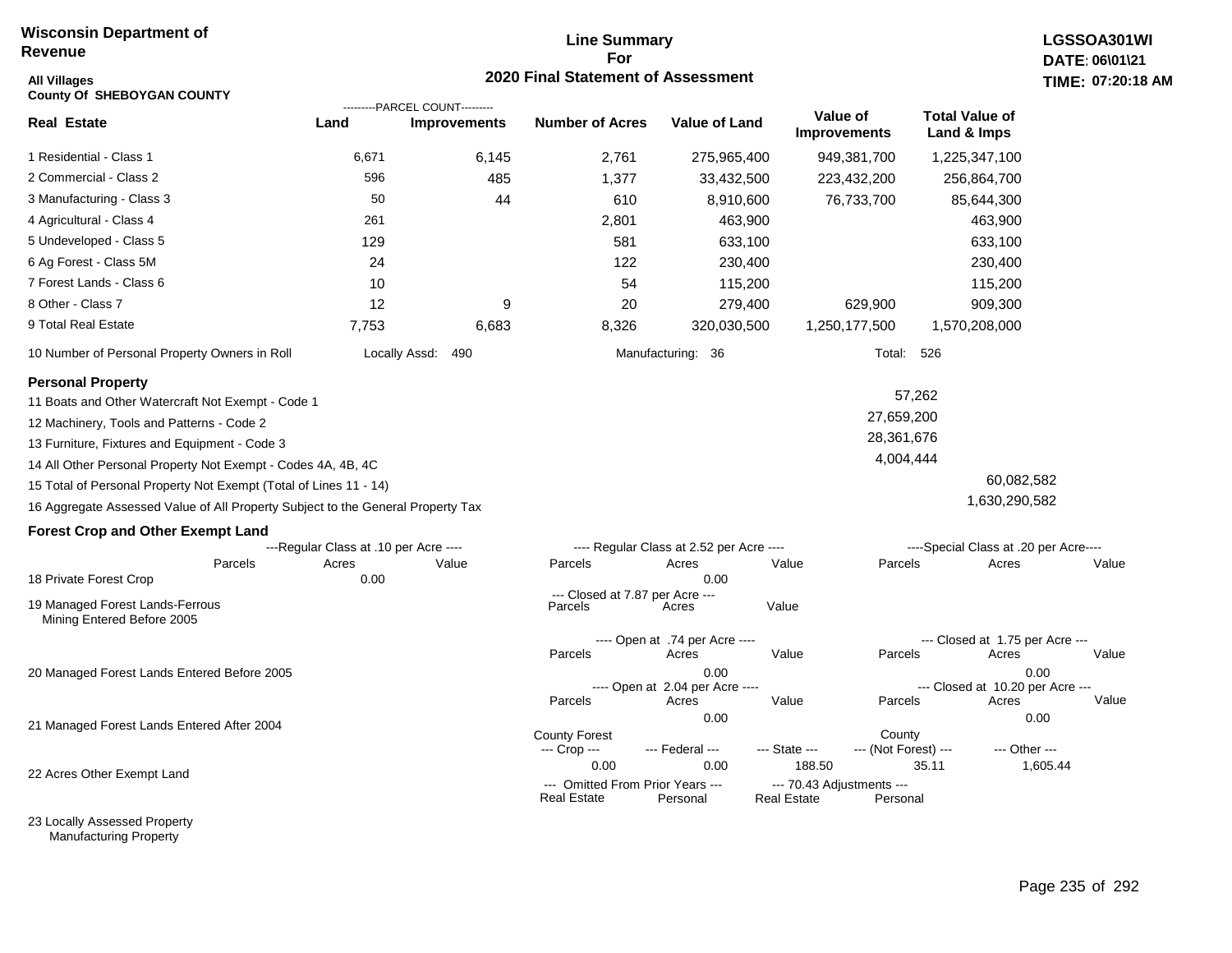**Wisconsin Department of Revenue**

**All Villages**
**County Of SHEBOYGAN COUNTY**

## Line Summary For 2020 Final Statement of Assessment

**LGSSOA301WI**
**DATE: 06\01\21**
**TIME: 07:20:18 AM**

| Real Estate | PARCEL COUNT Land | PARCEL COUNT Improvements | Number of Acres | Value of Land | Value of Improvements | Total Value of Land & Imps |
|---|---|---|---|---|---|---|
| 1 Residential - Class 1 | 6,671 | 6,145 | 2,761 | 275,965,400 | 949,381,700 | 1,225,347,100 |
| 2 Commercial - Class 2 | 596 | 485 | 1,377 | 33,432,500 | 223,432,200 | 256,864,700 |
| 3 Manufacturing - Class 3 | 50 | 44 | 610 | 8,910,600 | 76,733,700 | 85,644,300 |
| 4 Agricultural - Class 4 | 261 | | 2,801 | 463,900 | | 463,900 |
| 5 Undeveloped - Class 5 | 129 | | 581 | 633,100 | | 633,100 |
| 6 Ag Forest - Class 5M | 24 | | 122 | 230,400 | | 230,400 |
| 7 Forest Lands - Class 6 | 10 | | 54 | 115,200 | | 115,200 |
| 8 Other - Class 7 | 12 | 9 | 20 | 279,400 | 629,900 | 909,300 |
| 9 Total Real Estate | 7,753 | 6,683 | 8,326 | 320,030,500 | 1,250,177,500 | 1,570,208,000 |

10 Number of Personal Property Owners in Roll — Locally Assd: 490 — Manufacturing: 36 — Total: 526

### Personal Property

| | | |
|---|---|---|
| 11 Boats and Other Watercraft Not Exempt - Code 1 | 57,262 | |
| 12 Machinery, Tools and Patterns - Code 2 | 27,659,200 | |
| 13 Furniture, Fixtures and Equipment - Code 3 | 28,361,676 | |
| 14 All Other Personal Property Not Exempt - Codes 4A, 4B, 4C | 4,004,444 | |
| 15 Total of Personal Property Not Exempt (Total of Lines 11 - 14) | | 60,082,582 |
| 16 Aggregate Assessed Value of All Property Subject to the General Property Tax | | 1,630,290,582 |

### Forest Crop and Other Exempt Land

| | Regular Class at .10 per Acre Parcels | Acres | Value | Regular Class at 2.52 per Acre Parcels | Acres | Value | Special Class at .20 per Acre Parcels | Acres | Value |
|---|---|---|---|---|---|---|---|---|---|
| 18 Private Forest Crop | | 0.00 | | | 0.00 | | | | |

| | Closed at 7.87 per Acre Parcels | Acres | Value |
|---|---|---|---|
| 19 Managed Forest Lands-Ferrous Mining Entered Before 2005 | | | |

| | Open at .74 per Acre Parcels | Acres | Value | Closed at 1.75 per Acre Parcels | Acres | Value |
|---|---|---|---|---|---|---|
| 20 Managed Forest Lands Entered Before 2005 | | 0.00 | | | 0.00 | |

| | Open at 2.04 per Acre Parcels | Acres | Value | Closed at 10.20 per Acre Parcels | Acres | Value |
|---|---|---|---|---|---|---|
| 21 Managed Forest Lands Entered After 2004 | | 0.00 | | | 0.00 | |

| | County Forest Crop | Federal | State | County (Not Forest) | Other |
|---|---|---|---|---|---|
| 22 Acres Other Exempt Land | 0.00 | 0.00 | 188.50 | 35.11 | 1,605.44 |

| | Omitted From Prior Years Real Estate | Personal | 70.43 Adjustments Real Estate | Personal |
|---|---|---|---|---|
| 23 Locally Assessed Property | | | | |
| Manufacturing Property | | | | |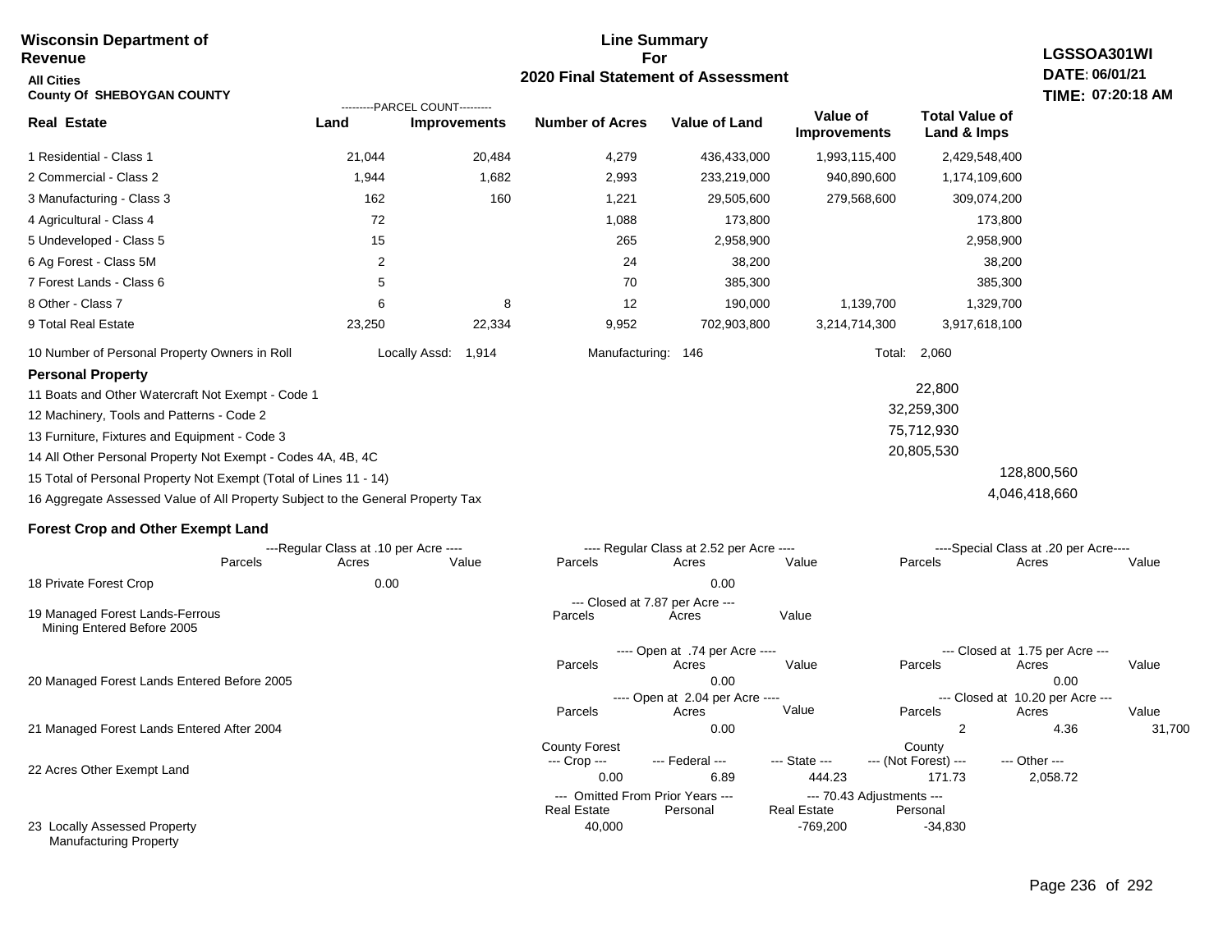**Wisconsin Department of Revenue**

**All Cities**

**County Of SHEBOYGAN COUNTY**

## Line Summary For 2020 Final Statement of Assessment

**LGSSOA301WI**
**DATE: 06/01/21**
**TIME: 07:20:18 AM**

| Real Estate | Parcel Count - Land | Parcel Count - Improvements | Number of Acres | Value of Land | Value of Improvements | Total Value of Land & Imps |
|---|---|---|---|---|---|---|
| 1 Residential - Class 1 | 21,044 | 20,484 | 4,279 | 436,433,000 | 1,993,115,400 | 2,429,548,400 |
| 2 Commercial - Class 2 | 1,944 | 1,682 | 2,993 | 233,219,000 | 940,890,600 | 1,174,109,600 |
| 3 Manufacturing - Class 3 | 162 | 160 | 1,221 | 29,505,600 | 279,568,600 | 309,074,200 |
| 4 Agricultural - Class 4 | 72 | | 1,088 | 173,800 | | 173,800 |
| 5 Undeveloped - Class 5 | 15 | | 265 | 2,958,900 | | 2,958,900 |
| 6 Ag Forest - Class 5M | 2 | | 24 | 38,200 | | 38,200 |
| 7 Forest Lands - Class 6 | 5 | | 70 | 385,300 | | 385,300 |
| 8 Other - Class 7 | 6 | 8 | 12 | 190,000 | 1,139,700 | 1,329,700 |
| 9 Total Real Estate | 23,250 | 22,334 | 9,952 | 702,903,800 | 3,214,714,300 | 3,917,618,100 |

10 Number of Personal Property Owners in Roll — Locally Assd: 1,914 — Manufacturing: 146 — Total: 2,060

**Personal Property**

| Line | Value | Total |
|---|---|---|
| 11 Boats and Other Watercraft Not Exempt - Code 1 | 22,800 | |
| 12 Machinery, Tools and Patterns - Code 2 | 32,259,300 | |
| 13 Furniture, Fixtures and Equipment - Code 3 | 75,712,930 | |
| 14 All Other Personal Property Not Exempt - Codes 4A, 4B, 4C | 20,805,530 | |
| 15 Total of Personal Property Not Exempt (Total of Lines 11 - 14) | | 128,800,560 |
| 16 Aggregate Assessed Value of All Property Subject to the General Property Tax | | 4,046,418,660 |

**Forest Crop and Other Exempt Land**

| | Regular Class at .10 per Acre - Parcels | Acres | Value | Regular Class at 2.52 per Acre - Parcels | Acres | Value | Special Class at .20 per Acre - Parcels | Acres | Value |
|---|---|---|---|---|---|---|---|---|---|
| 18 Private Forest Crop | | 0.00 | | | 0.00 | | | | |

| | Closed at 7.87 per Acre - Parcels | Acres | Value |
|---|---|---|---|
| 19 Managed Forest Lands-Ferrous Mining Entered Before 2005 | | | |

| | Open at .74 per Acre - Parcels | Acres | Value | Closed at 1.75 per Acre - Parcels | Acres | Value |
|---|---|---|---|---|---|---|
| 20 Managed Forest Lands Entered Before 2005 | | 0.00 | | | 0.00 | |

| | Open at 2.04 per Acre - Parcels | Acres | Value | Closed at 10.20 per Acre - Parcels | Acres | Value |
|---|---|---|---|---|---|---|
| 21 Managed Forest Lands Entered After 2004 | | 0.00 | | 2 | 4.36 | 31,700 |

| | County Forest Crop | Federal | State | County (Not Forest) | Other |
|---|---|---|---|---|---|
| 22 Acres Other Exempt Land | 0.00 | 6.89 | 444.23 | 171.73 | 2,058.72 |

| | Omitted From Prior Years - Real Estate | Omitted From Prior Years - Personal | 70.43 Adjustments - Real Estate | 70.43 Adjustments - Personal |
|---|---|---|---|---|
| 23 Locally Assessed Property Manufacturing Property | 40,000 | | -769,200 | -34,830 |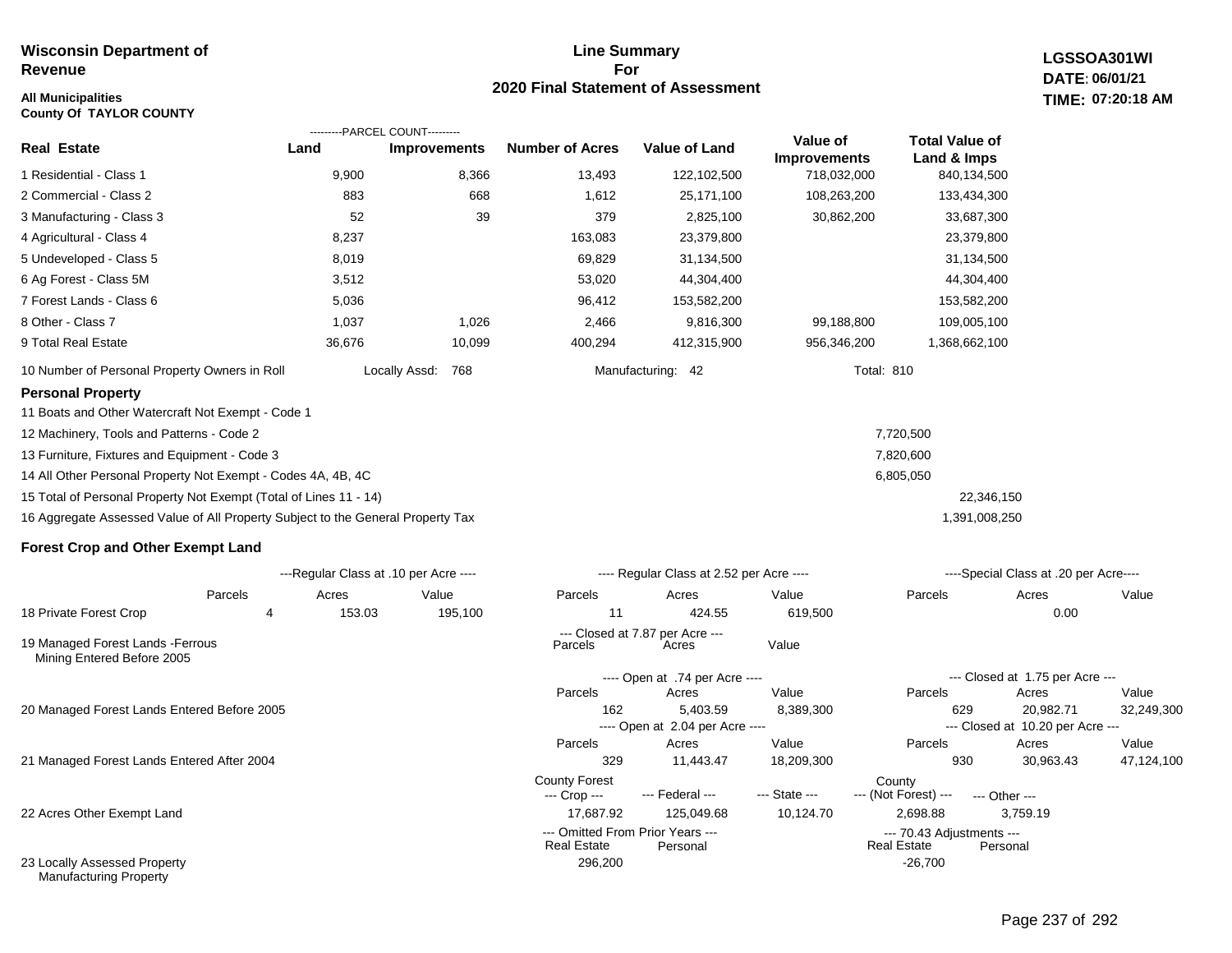**Wisconsin Department of Revenue**

**All Municipalities**
**County Of TAYLOR COUNTY**

# Line Summary For 2020 Final Statement of Assessment

**LGSSOA301WI**
**DATE: 06/01/21**
**TIME: 07:20:18 AM**

| Real Estate | Land (Parcel Count) | Improvements (Parcel Count) | Number of Acres | Value of Land | Value of Improvements | Total Value of Land & Imps |
|---|---|---|---|---|---|---|
| 1 Residential - Class 1 | 9,900 | 8,366 | 13,493 | 122,102,500 | 718,032,000 | 840,134,500 |
| 2 Commercial - Class 2 | 883 | 668 | 1,612 | 25,171,100 | 108,263,200 | 133,434,300 |
| 3 Manufacturing - Class 3 | 52 | 39 | 379 | 2,825,100 | 30,862,200 | 33,687,300 |
| 4 Agricultural - Class 4 | 8,237 | | 163,083 | 23,379,800 | | 23,379,800 |
| 5 Undeveloped - Class 5 | 8,019 | | 69,829 | 31,134,500 | | 31,134,500 |
| 6 Ag Forest - Class 5M | 3,512 | | 53,020 | 44,304,400 | | 44,304,400 |
| 7 Forest Lands - Class 6 | 5,036 | | 96,412 | 153,582,200 | | 153,582,200 |
| 8 Other - Class 7 | 1,037 | 1,026 | 2,466 | 9,816,300 | 99,188,800 | 109,005,100 |
| 9 Total Real Estate | 36,676 | 10,099 | 400,294 | 412,315,900 | 956,346,200 | 1,368,662,100 |

10 Number of Personal Property Owners in Roll — Locally Assd: 768 — Manufacturing: 42 — Total: 810

## Personal Property

| | | |
|---|---|---|
| 11 Boats and Other Watercraft Not Exempt - Code 1 | | |
| 12 Machinery, Tools and Patterns - Code 2 | 7,720,500 | |
| 13 Furniture, Fixtures and Equipment - Code 3 | 7,820,600 | |
| 14 All Other Personal Property Not Exempt - Codes 4A, 4B, 4C | 6,805,050 | |
| 15 Total of Personal Property Not Exempt (Total of Lines 11 - 14) | | 22,346,150 |
| 16 Aggregate Assessed Value of All Property Subject to the General Property Tax | | 1,391,008,250 |

## Forest Crop and Other Exempt Land

| | Regular Class at .10 per Acre Parcels | Acres | Value | Regular Class at 2.52 per Acre Parcels | Acres | Value | Special Class at .20 per Acre Parcels | Acres | Value |
|---|---|---|---|---|---|---|---|---|---|
| 18 Private Forest Crop | 4 | 153.03 | 195,100 | 11 | 424.55 | 619,500 | | 0.00 | |

| | Closed at 7.87 per Acre Parcels | Acres | Value |
|---|---|---|---|
| 19 Managed Forest Lands -Ferrous Mining Entered Before 2005 | | | |

| | Open Parcels | Acres | Value | Closed Parcels | Acres | Value |
|---|---|---|---|---|---|---|
| 20 Managed Forest Lands Entered Before 2005 (Open at .74 per Acre / Closed at 1.75 per Acre) | 162 | 5,403.59 | 8,389,300 | 629 | 20,982.71 | 32,249,300 |
| 21 Managed Forest Lands Entered After 2004 (Open at 2.04 per Acre / Closed at 10.20 per Acre) | 329 | 11,443.47 | 18,209,300 | 930 | 30,963.43 | 47,124,100 |

| | County Forest --- Crop --- | --- Federal --- | --- State --- | County --- (Not Forest) --- | --- Other --- |
|---|---|---|---|---|---|
| 22 Acres Other Exempt Land | 17,687.92 | 125,049.68 | 10,124.70 | 2,698.88 | 3,759.19 |

| | Omitted From Prior Years Real Estate | Omitted From Prior Years Personal | 70.43 Adjustments Real Estate | 70.43 Adjustments Personal |
|---|---|---|---|---|
| 23 Locally Assessed Property Manufacturing Property | 296,200 | | -26,700 | |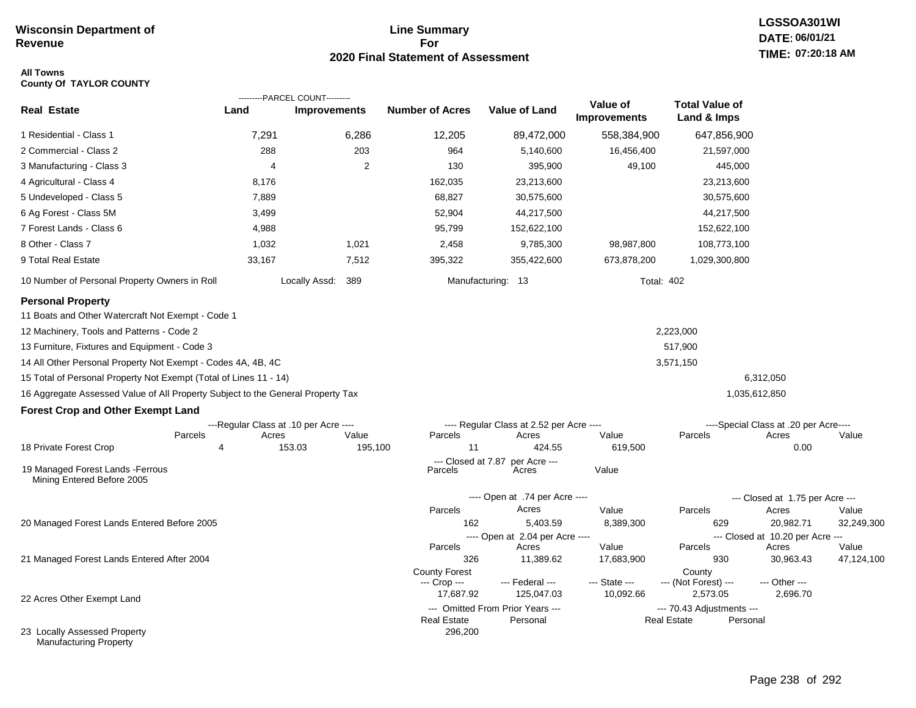**Wisconsin Department of Revenue**

# Line Summary For 2020 Final Statement of Assessment

LGSSOA301WI
DATE: 06/01/21
TIME: 07:20:18 AM

**All Towns**
**County Of TAYLOR COUNTY**

| Real Estate | PARCEL COUNT Land | PARCEL COUNT Improvements | Number of Acres | Value of Land | Value of Improvements | Total Value of Land & Imps |
|---|---|---|---|---|---|---|
| 1 Residential - Class 1 | 7,291 | 6,286 | 12,205 | 89,472,000 | 558,384,900 | 647,856,900 |
| 2 Commercial - Class 2 | 288 | 203 | 964 | 5,140,600 | 16,456,400 | 21,597,000 |
| 3 Manufacturing - Class 3 | 4 | 2 | 130 | 395,900 | 49,100 | 445,000 |
| 4 Agricultural - Class 4 | 8,176 | | 162,035 | 23,213,600 | | 23,213,600 |
| 5 Undeveloped - Class 5 | 7,889 | | 68,827 | 30,575,600 | | 30,575,600 |
| 6 Ag Forest - Class 5M | 3,499 | | 52,904 | 44,217,500 | | 44,217,500 |
| 7 Forest Lands - Class 6 | 4,988 | | 95,799 | 152,622,100 | | 152,622,100 |
| 8 Other - Class 7 | 1,032 | 1,021 | 2,458 | 9,785,300 | 98,987,800 | 108,773,100 |
| 9 Total Real Estate | 33,167 | 7,512 | 395,322 | 355,422,600 | 673,878,200 | 1,029,300,800 |

10 Number of Personal Property Owners in Roll — Locally Assd: 389 — Manufacturing: 13 — Total: 402

## Personal Property

| | | |
|---|---|---|
| 11 Boats and Other Watercraft Not Exempt - Code 1 | | |
| 12 Machinery, Tools and Patterns - Code 2 | 2,223,000 | |
| 13 Furniture, Fixtures and Equipment - Code 3 | 517,900 | |
| 14 All Other Personal Property Not Exempt - Codes 4A, 4B, 4C | 3,571,150 | |
| 15 Total of Personal Property Not Exempt (Total of Lines 11 - 14) | | 6,312,050 |
| 16 Aggregate Assessed Value of All Property Subject to the General Property Tax | | 1,035,612,850 |

## Forest Crop and Other Exempt Land

| | Regular Class at .10 per Acre Parcels | Acres | Value | Regular Class at 2.52 per Acre Parcels | Acres | Value | Special Class at .20 per Acre Parcels | Acres | Value |
|---|---|---|---|---|---|---|---|---|---|
| 18 Private Forest Crop | 4 | 153.03 | 195,100 | 11 | 424.55 | 619,500 | | 0.00 | |

| | Closed at 7.87 per Acre Parcels | Acres | Value |
|---|---|---|---|
| 19 Managed Forest Lands -Ferrous Mining Entered Before 2005 | | | |

| | Open Parcels | Acres | Value | Closed Parcels | Acres | Value |
|---|---|---|---|---|---|---|
| 20 Managed Forest Lands Entered Before 2005 (Open at .74 per Acre / Closed at 1.75 per Acre) | 162 | 5,403.59 | 8,389,300 | 629 | 20,982.71 | 32,249,300 |
| 21 Managed Forest Lands Entered After 2004 (Open at 2.04 per Acre / Closed at 10.20 per Acre) | 326 | 11,389.62 | 17,683,900 | 930 | 30,963.43 | 47,124,100 |

| | County Forest Crop | Federal | State | County (Not Forest) | Other |
|---|---|---|---|---|---|
| 22 Acres Other Exempt Land | 17,687.92 | 125,047.03 | 10,092.66 | 2,573.05 | 2,696.70 |

| | Omitted From Prior Years Real Estate | Omitted From Prior Years Personal | 70.43 Adjustments Real Estate | 70.43 Adjustments Personal |
|---|---|---|---|---|
| 23 Locally Assessed Property Manufacturing Property | 296,200 | | | |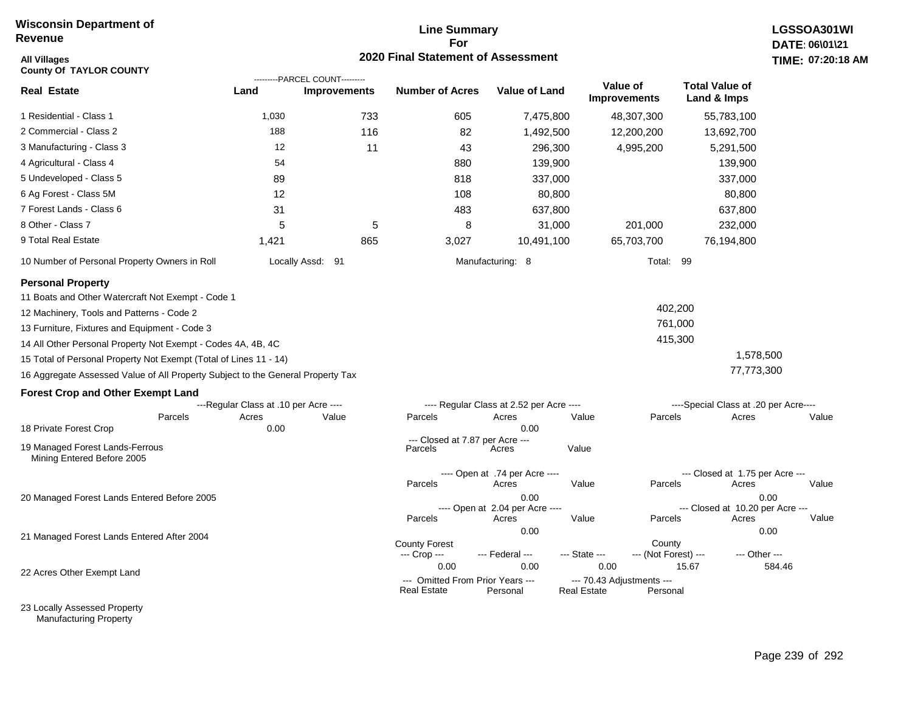**Wisconsin Department of Revenue**

**All Villages**
**County Of TAYLOR COUNTY**

# Line Summary For 2020 Final Statement of Assessment

**LGSSOA301WI**
**DATE: 06\01\21**
**TIME: 07:20:18 AM**

| Real Estate | PARCEL COUNT Land | PARCEL COUNT Improvements | Number of Acres | Value of Land | Value of Improvements | Total Value of Land & Imps |
|---|---|---|---|---|---|---|
| 1 Residential - Class 1 | 1,030 | 733 | 605 | 7,475,800 | 48,307,300 | 55,783,100 |
| 2 Commercial - Class 2 | 188 | 116 | 82 | 1,492,500 | 12,200,200 | 13,692,700 |
| 3 Manufacturing - Class 3 | 12 | 11 | 43 | 296,300 | 4,995,200 | 5,291,500 |
| 4 Agricultural - Class 4 | 54 | | 880 | 139,900 | | 139,900 |
| 5 Undeveloped - Class 5 | 89 | | 818 | 337,000 | | 337,000 |
| 6 Ag Forest - Class 5M | 12 | | 108 | 80,800 | | 80,800 |
| 7 Forest Lands - Class 6 | 31 | | 483 | 637,800 | | 637,800 |
| 8 Other - Class 7 | 5 | 5 | 8 | 31,000 | 201,000 | 232,000 |
| 9 Total Real Estate | 1,421 | 865 | 3,027 | 10,491,100 | 65,703,700 | 76,194,800 |

10 Number of Personal Property Owners in Roll — Locally Assd: 91 — Manufacturing: 8 — Total: 99

## Personal Property

| | | |
|---|---|---|
| 11 Boats and Other Watercraft Not Exempt - Code 1 | | |
| 12 Machinery, Tools and Patterns - Code 2 | 402,200 | |
| 13 Furniture, Fixtures and Equipment - Code 3 | 761,000 | |
| 14 All Other Personal Property Not Exempt - Codes 4A, 4B, 4C | 415,300 | |
| 15 Total of Personal Property Not Exempt (Total of Lines 11 - 14) | | 1,578,500 |
| 16 Aggregate Assessed Value of All Property Subject to the General Property Tax | | 77,773,300 |

## Forest Crop and Other Exempt Land

18 Private Forest Crop

| Regular Class at .10 per Acre Parcels | Acres | Value | Regular Class at 2.52 per Acre Parcels | Acres | Value | Special Class at .20 per Acre Parcels | Acres | Value |
|---|---|---|---|---|---|---|---|---|
| | 0.00 | | | 0.00 | | | | |

19 Managed Forest Lands-Ferrous Mining Entered Before 2005

| Closed at 7.87 per Acre Parcels | Acres | Value |
|---|---|---|
| | | |

20 Managed Forest Lands Entered Before 2005

| Open at .74 per Acre Parcels | Acres | Value | Closed at 1.75 per Acre Parcels | Acres | Value |
|---|---|---|---|---|---|
| | 0.00 | | | 0.00 | |

21 Managed Forest Lands Entered After 2004

| Open at 2.04 per Acre Parcels | Acres | Value | Closed at 10.20 per Acre Parcels | Acres | Value |
|---|---|---|---|---|---|
| | 0.00 | | | 0.00 | |

22 Acres Other Exempt Land

| County Forest --- Crop --- | --- Federal --- | --- State --- | County --- (Not Forest) --- | --- Other --- |
|---|---|---|---|---|
| 0.00 | 0.00 | 0.00 | 15.67 | 584.46 |

23 Locally Assessed Property Manufacturing Property

| Omitted From Prior Years Real Estate | Omitted From Prior Years Personal | 70.43 Adjustments Real Estate | 70.43 Adjustments Personal |
|---|---|---|---|
| | | | |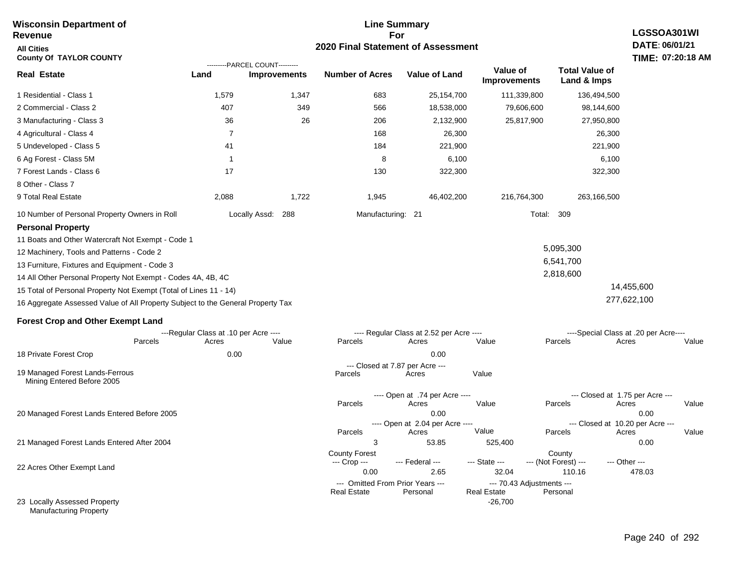**Wisconsin Department of Revenue**

**All Cities**

**County Of TAYLOR COUNTY**

**Line Summary For 2020 Final Statement of Assessment**

**LGSSOA301WI**
**DATE: 06/01/21**
**TIME: 07:20:18 AM**

| Real Estate | PARCEL COUNT Land | PARCEL COUNT Improvements | Number of Acres | Value of Land | Value of Improvements | Total Value of Land & Imps |
|---|---|---|---|---|---|---|
| 1 Residential - Class 1 | 1,579 | 1,347 | 683 | 25,154,700 | 111,339,800 | 136,494,500 |
| 2 Commercial - Class 2 | 407 | 349 | 566 | 18,538,000 | 79,606,600 | 98,144,600 |
| 3 Manufacturing - Class 3 | 36 | 26 | 206 | 2,132,900 | 25,817,900 | 27,950,800 |
| 4 Agricultural - Class 4 | 7 | | 168 | 26,300 | | 26,300 |
| 5 Undeveloped - Class 5 | 41 | | 184 | 221,900 | | 221,900 |
| 6 Ag Forest - Class 5M | 1 | | 8 | 6,100 | | 6,100 |
| 7 Forest Lands - Class 6 | 17 | | 130 | 322,300 | | 322,300 |
| 8 Other - Class 7 | | | | | | |
| 9 Total Real Estate | 2,088 | 1,722 | 1,945 | 46,402,200 | 216,764,300 | 263,166,500 |

10 Number of Personal Property Owners in Roll — Locally Assd: 288 — Manufacturing: 21 — Total: 309

**Personal Property**

| | | |
|---|---|---|
| 11 Boats and Other Watercraft Not Exempt - Code 1 | | |
| 12 Machinery, Tools and Patterns - Code 2 | 5,095,300 | |
| 13 Furniture, Fixtures and Equipment - Code 3 | 6,541,700 | |
| 14 All Other Personal Property Not Exempt - Codes 4A, 4B, 4C | 2,818,600 | |
| 15 Total of Personal Property Not Exempt (Total of Lines 11 - 14) | | 14,455,600 |
| 16 Aggregate Assessed Value of All Property Subject to the General Property Tax | | 277,622,100 |

**Forest Crop and Other Exempt Land**

| | Regular Class at .10 per Acre Parcels | Acres | Value | Regular Class at 2.52 per Acre Parcels | Acres | Value | Special Class at .20 per Acre Parcels | Acres | Value |
|---|---|---|---|---|---|---|---|---|---|
| 18 Private Forest Crop | | 0.00 | | | 0.00 | | | | |

| | Closed at 7.87 per Acre Parcels | Acres | Value |
|---|---|---|---|
| 19 Managed Forest Lands-Ferrous Mining Entered Before 2005 | | | |

| | Open at .74 per Acre Parcels | Acres | Value | Closed at 1.75 per Acre Parcels | Acres | Value |
|---|---|---|---|---|---|---|
| 20 Managed Forest Lands Entered Before 2005 | | 0.00 | | | 0.00 | |

| | Open at 2.04 per Acre Parcels | Acres | Value | Closed at 10.20 per Acre Parcels | Acres | Value |
|---|---|---|---|---|---|---|
| 21 Managed Forest Lands Entered After 2004 | 3 | 53.85 | 525,400 | | 0.00 | |

| | County Forest Crop | Federal | State | County (Not Forest) | Other |
|---|---|---|---|---|---|
| 22 Acres Other Exempt Land | 0.00 | 2.65 | 32.04 | 110.16 | 478.03 |

| | Omitted From Prior Years Real Estate | Personal | 70.43 Adjustments Real Estate | Personal |
|---|---|---|---|---|
| 23 Locally Assessed Property Manufacturing Property | | | -26,700 | |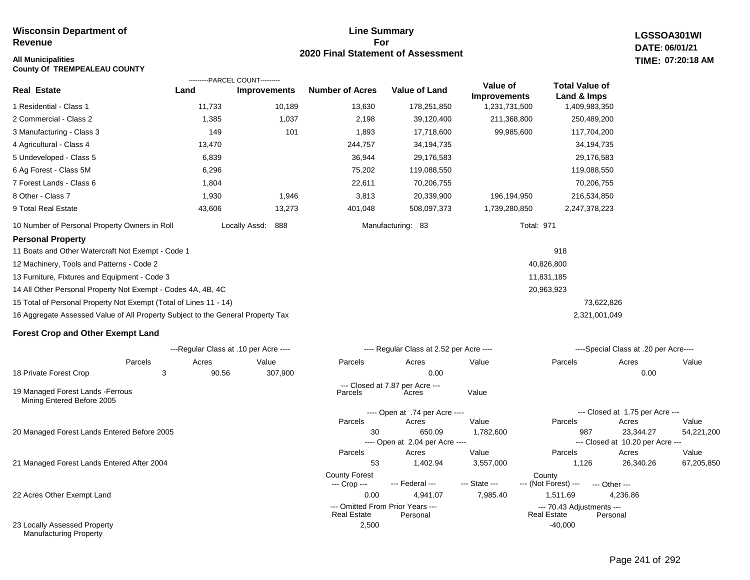**Wisconsin Department of Revenue**

**All Municipalities**
**County Of TREMPEALEAU COUNTY**

## Line Summary For 2020 Final Statement of Assessment

**LGSSOA301WI**
**DATE: 06/01/21**
**TIME: 07:20:18 AM**

| Real Estate | PARCEL COUNT Land | PARCEL COUNT Improvements | Number of Acres | Value of Land | Value of Improvements | Total Value of Land & Imps |
|---|---|---|---|---|---|---|
| 1 Residential - Class 1 | 11,733 | 10,189 | 13,630 | 178,251,850 | 1,231,731,500 | 1,409,983,350 |
| 2 Commercial - Class 2 | 1,385 | 1,037 | 2,198 | 39,120,400 | 211,368,800 | 250,489,200 |
| 3 Manufacturing - Class 3 | 149 | 101 | 1,893 | 17,718,600 | 99,985,600 | 117,704,200 |
| 4 Agricultural - Class 4 | 13,470 | | 244,757 | 34,194,735 | | 34,194,735 |
| 5 Undeveloped - Class 5 | 6,839 | | 36,944 | 29,176,583 | | 29,176,583 |
| 6 Ag Forest - Class 5M | 6,296 | | 75,202 | 119,088,550 | | 119,088,550 |
| 7 Forest Lands - Class 6 | 1,804 | | 22,611 | 70,206,755 | | 70,206,755 |
| 8 Other - Class 7 | 1,930 | 1,946 | 3,813 | 20,339,900 | 196,194,950 | 216,534,850 |
| 9 Total Real Estate | 43,606 | 13,273 | 401,048 | 508,097,373 | 1,739,280,850 | 2,247,378,223 |

10 Number of Personal Property Owners in Roll — Locally Assd: 888 — Manufacturing: 83 — Total: 971

### Personal Property

| | | |
|---|---|---|
| 11 Boats and Other Watercraft Not Exempt - Code 1 | 918 | |
| 12 Machinery, Tools and Patterns - Code 2 | 40,826,800 | |
| 13 Furniture, Fixtures and Equipment - Code 3 | 11,831,185 | |
| 14 All Other Personal Property Not Exempt - Codes 4A, 4B, 4C | 20,963,923 | |
| 15 Total of Personal Property Not Exempt (Total of Lines 11 - 14) | | 73,622,826 |
| 16 Aggregate Assessed Value of All Property Subject to the General Property Tax | | 2,321,001,049 |

### Forest Crop and Other Exempt Land

| | Regular Class at .10 per Acre Parcels | Acres | Value | Regular Class at 2.52 per Acre Parcels | Acres | Value | Special Class at .20 per Acre Parcels | Acres | Value |
|---|---|---|---|---|---|---|---|---|---|
| 18 Private Forest Crop | 3 | 90.56 | 307,900 | | 0.00 | | | 0.00 | |

| | Closed at 7.87 per Acre Parcels | Acres | Value |
|---|---|---|---|
| 19 Managed Forest Lands -Ferrous Mining Entered Before 2005 | | | |

| | Open Parcels | Acres | Value | Closed Parcels | Acres | Value |
|---|---|---|---|---|---|---|
| 20 Managed Forest Lands Entered Before 2005 (Open at .74 per Acre / Closed at 1.75 per Acre) | 30 | 650.09 | 1,782,600 | 987 | 23,344.27 | 54,221,200 |
| 21 Managed Forest Lands Entered After 2004 (Open at 2.04 per Acre / Closed at 10.20 per Acre) | 53 | 1,402.94 | 3,557,000 | 1,126 | 26,340.26 | 67,205,850 |

| | County Forest --- Crop --- | --- Federal --- | --- State --- | County --- (Not Forest) --- | --- Other --- |
|---|---|---|---|---|---|
| 22 Acres Other Exempt Land | 0.00 | 4,941.07 | 7,985.40 | 1,511.69 | 4,236.86 |

| | Omitted From Prior Years Real Estate | Omitted From Prior Years Personal | 70.43 Adjustments Real Estate | 70.43 Adjustments Personal |
|---|---|---|---|---|
| 23 Locally Assessed Property Manufacturing Property | 2,500 | | -40,000 | |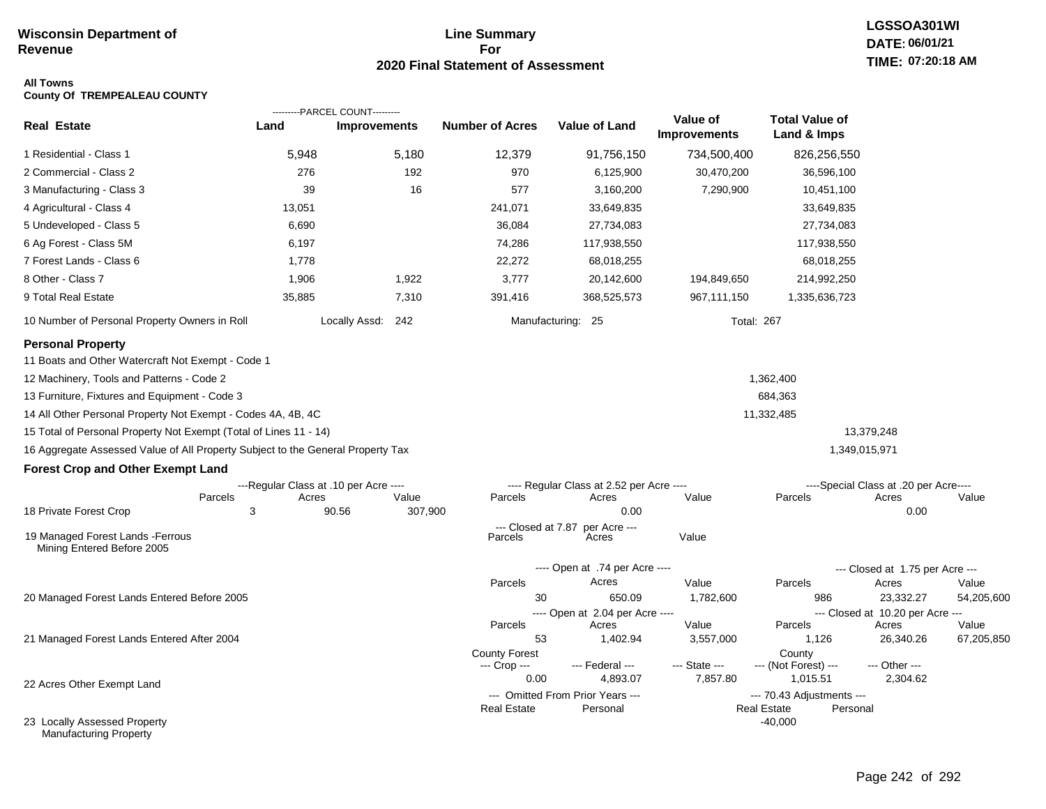**Wisconsin Department of Revenue**

# Line Summary For 2020 Final Statement of Assessment

LGSSOA301WI
DATE: 06/01/21
TIME: 07:20:18 AM

**All Towns**
**County Of TREMPEALEAU COUNTY**

| Real Estate | Parcel Count - Land | Parcel Count - Improvements | Number of Acres | Value of Land | Value of Improvements | Total Value of Land & Imps |
|---|---|---|---|---|---|---|
| 1 Residential - Class 1 | 5,948 | 5,180 | 12,379 | 91,756,150 | 734,500,400 | 826,256,550 |
| 2 Commercial - Class 2 | 276 | 192 | 970 | 6,125,900 | 30,470,200 | 36,596,100 |
| 3 Manufacturing - Class 3 | 39 | 16 | 577 | 3,160,200 | 7,290,900 | 10,451,100 |
| 4 Agricultural - Class 4 | 13,051 | | 241,071 | 33,649,835 | | 33,649,835 |
| 5 Undeveloped - Class 5 | 6,690 | | 36,084 | 27,734,083 | | 27,734,083 |
| 6 Ag Forest - Class 5M | 6,197 | | 74,286 | 117,938,550 | | 117,938,550 |
| 7 Forest Lands - Class 6 | 1,778 | | 22,272 | 68,018,255 | | 68,018,255 |
| 8 Other - Class 7 | 1,906 | 1,922 | 3,777 | 20,142,600 | 194,849,650 | 214,992,250 |
| 9 Total Real Estate | 35,885 | 7,310 | 391,416 | 368,525,573 | 967,111,150 | 1,335,636,723 |

10 Number of Personal Property Owners in Roll — Locally Assd: 242 — Manufacturing: 25 — Total: 267

## Personal Property

| | | |
|---|---|---|
| 11 Boats and Other Watercraft Not Exempt - Code 1 | | |
| 12 Machinery, Tools and Patterns - Code 2 | 1,362,400 | |
| 13 Furniture, Fixtures and Equipment - Code 3 | 684,363 | |
| 14 All Other Personal Property Not Exempt - Codes 4A, 4B, 4C | 11,332,485 | |
| 15 Total of Personal Property Not Exempt (Total of Lines 11 - 14) | | 13,379,248 |
| 16 Aggregate Assessed Value of All Property Subject to the General Property Tax | | 1,349,015,971 |

## Forest Crop and Other Exempt Land

| | Regular Class at .10 per Acre - Parcels | Acres | Value | Regular Class at 2.52 per Acre - Parcels | Acres | Value | Special Class at .20 per Acre - Parcels | Acres | Value |
|---|---|---|---|---|---|---|---|---|---|
| 18 Private Forest Crop | 3 | 90.56 | 307,900 | | 0.00 | | | 0.00 | |

| | Closed at 7.87 per Acre - Parcels | Acres | Value |
|---|---|---|---|
| 19 Managed Forest Lands -Ferrous Mining Entered Before 2005 | | | |

| | Open - Parcels | Open - Acres | Open - Value | Closed - Parcels | Closed - Acres | Closed - Value |
|---|---|---|---|---|---|---|
| 20 Managed Forest Lands Entered Before 2005 (Open at .74 per Acre / Closed at 1.75 per Acre) | 30 | 650.09 | 1,782,600 | 986 | 23,332.27 | 54,205,600 |
| 21 Managed Forest Lands Entered After 2004 (Open at 2.04 per Acre / Closed at 10.20 per Acre) | 53 | 1,402.94 | 3,557,000 | 1,126 | 26,340.26 | 67,205,850 |

| | County Forest --- Crop --- | --- Federal --- | --- State --- | County --- (Not Forest) --- | --- Other --- |
|---|---|---|---|---|---|
| 22 Acres Other Exempt Land | 0.00 | 4,893.07 | 7,857.80 | 1,015.51 | 2,304.62 |

| | Omitted From Prior Years - Real Estate | Omitted From Prior Years - Personal | 70.43 Adjustments - Real Estate | 70.43 Adjustments - Personal |
|---|---|---|---|---|
| 23 Locally Assessed Property Manufacturing Property | | | -40,000 | |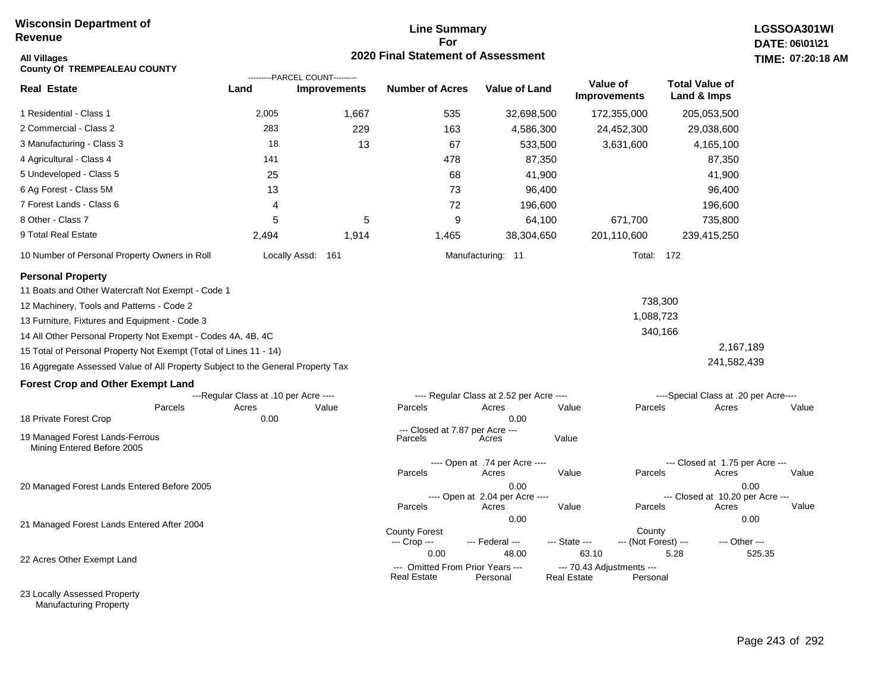**Wisconsin Department of Revenue**

**All Villages**
**County Of TREMPEALEAU COUNTY**

**Line Summary For 2020 Final Statement of Assessment**

**LGSSOA301WI**
**DATE: 06\01\21**
**TIME: 07:20:18 AM**

| Real Estate | Land (Parcel Count) | Improvements (Parcel Count) | Number of Acres | Value of Land | Value of Improvements | Total Value of Land & Imps |
|---|---|---|---|---|---|---|
| 1 Residential - Class 1 | 2,005 | 1,667 | 535 | 32,698,500 | 172,355,000 | 205,053,500 |
| 2 Commercial - Class 2 | 283 | 229 | 163 | 4,586,300 | 24,452,300 | 29,038,600 |
| 3 Manufacturing - Class 3 | 18 | 13 | 67 | 533,500 | 3,631,600 | 4,165,100 |
| 4 Agricultural - Class 4 | 141 | | 478 | 87,350 | | 87,350 |
| 5 Undeveloped - Class 5 | 25 | | 68 | 41,900 | | 41,900 |
| 6 Ag Forest - Class 5M | 13 | | 73 | 96,400 | | 96,400 |
| 7 Forest Lands - Class 6 | 4 | | 72 | 196,600 | | 196,600 |
| 8 Other - Class 7 | 5 | 5 | 9 | 64,100 | 671,700 | 735,800 |
| 9 Total Real Estate | 2,494 | 1,914 | 1,465 | 38,304,650 | 201,110,600 | 239,415,250 |

10 Number of Personal Property Owners in Roll — Locally Assd: 161 — Manufacturing: 11 — Total: 172

## Personal Property

| Line | Value | Total |
|---|---|---|
| 11 Boats and Other Watercraft Not Exempt - Code 1 | | |
| 12 Machinery, Tools and Patterns - Code 2 | 738,300 | |
| 13 Furniture, Fixtures and Equipment - Code 3 | 1,088,723 | |
| 14 All Other Personal Property Not Exempt - Codes 4A, 4B, 4C | 340,166 | |
| 15 Total of Personal Property Not Exempt (Total of Lines 11 - 14) | | 2,167,189 |
| 16 Aggregate Assessed Value of All Property Subject to the General Property Tax | | 241,582,439 |

## Forest Crop and Other Exempt Land

| | Regular Class at .10 per Acre: Parcels | Acres | Value | Regular Class at 2.52 per Acre: Parcels | Acres | Value | Special Class at .20 per Acre: Parcels | Acres | Value |
|---|---|---|---|---|---|---|---|---|---|
| 18 Private Forest Crop | | 0.00 | | | 0.00 | | | | |

| | Closed at 7.87 per Acre: Parcels | Acres | Value |
|---|---|---|---|
| 19 Managed Forest Lands-Ferrous Mining Entered Before 2005 | | | |

| | Open at .74 per Acre: Parcels | Acres | Value | Closed at 1.75 per Acre: Parcels | Acres | Value |
|---|---|---|---|---|---|---|
| 20 Managed Forest Lands Entered Before 2005 | | 0.00 | | | 0.00 | |

| | Open at 2.04 per Acre: Parcels | Acres | Value | Closed at 10.20 per Acre: Parcels | Acres | Value |
|---|---|---|---|---|---|---|
| 21 Managed Forest Lands Entered After 2004 | | 0.00 | | | 0.00 | |

| | County Forest Crop | Federal | State | County (Not Forest) | Other |
|---|---|---|---|---|---|
| 22 Acres Other Exempt Land | 0.00 | 48.00 | 63.10 | 5.28 | 525.35 |

| | Omitted From Prior Years: Real Estate | Personal | 70.43 Adjustments: Real Estate | Personal |
|---|---|---|---|---|
| 23 Locally Assessed Property | | | | |
| Manufacturing Property | | | | |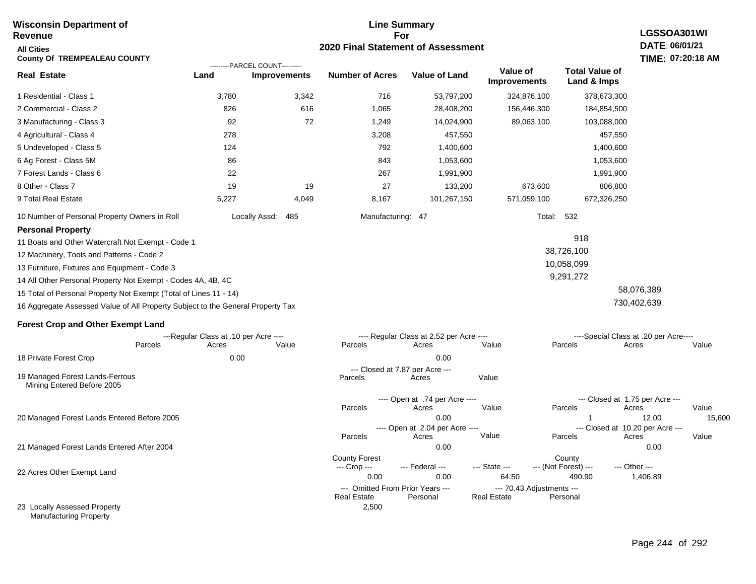**Wisconsin Department of Revenue**

**All Cities**

**County Of TREMPEALEAU COUNTY**

# Line Summary For 2020 Final Statement of Assessment

**LGSSOA301WI**
**DATE: 06/01/21**
**TIME: 07:20:18 AM**

| Real Estate | PARCEL COUNT Land | PARCEL COUNT Improvements | Number of Acres | Value of Land | Value of Improvements | Total Value of Land & Imps |
|---|---|---|---|---|---|---|
| 1 Residential - Class 1 | 3,780 | 3,342 | 716 | 53,797,200 | 324,876,100 | 378,673,300 |
| 2 Commercial - Class 2 | 826 | 616 | 1,065 | 28,408,200 | 156,446,300 | 184,854,500 |
| 3 Manufacturing - Class 3 | 92 | 72 | 1,249 | 14,024,900 | 89,063,100 | 103,088,000 |
| 4 Agricultural - Class 4 | 278 | | 3,208 | 457,550 | | 457,550 |
| 5 Undeveloped - Class 5 | 124 | | 792 | 1,400,600 | | 1,400,600 |
| 6 Ag Forest - Class 5M | 86 | | 843 | 1,053,600 | | 1,053,600 |
| 7 Forest Lands - Class 6 | 22 | | 267 | 1,991,900 | | 1,991,900 |
| 8 Other - Class 7 | 19 | 19 | 27 | 133,200 | 673,600 | 806,800 |
| 9 Total Real Estate | 5,227 | 4,049 | 8,167 | 101,267,150 | 571,059,100 | 672,326,250 |

10 Number of Personal Property Owners in Roll — Locally Assd: 485 — Manufacturing: 47 — Total: 532

**Personal Property**

| | | |
|---|---|---|
| 11 Boats and Other Watercraft Not Exempt - Code 1 | 918 | |
| 12 Machinery, Tools and Patterns - Code 2 | 38,726,100 | |
| 13 Furniture, Fixtures and Equipment - Code 3 | 10,058,099 | |
| 14 All Other Personal Property Not Exempt - Codes 4A, 4B, 4C | 9,291,272 | |
| 15 Total of Personal Property Not Exempt (Total of Lines 11 - 14) | | 58,076,389 |
| 16 Aggregate Assessed Value of All Property Subject to the General Property Tax | | 730,402,639 |

**Forest Crop and Other Exempt Land**

| | Regular Class at .10 per Acre Parcels | Acres | Value | Regular Class at 2.52 per Acre Parcels | Acres | Value | Special Class at .20 per Acre Parcels | Acres | Value |
|---|---|---|---|---|---|---|---|---|---|
| 18 Private Forest Crop | | 0.00 | | | 0.00 | | | | |

| | Closed at 7.87 per Acre Parcels | Acres | Value |
|---|---|---|---|
| 19 Managed Forest Lands-Ferrous Mining Entered Before 2005 | | | |

| | Open at .74 per Acre Parcels | Acres | Value | Closed at 1.75 per Acre Parcels | Acres | Value |
|---|---|---|---|---|---|---|
| 20 Managed Forest Lands Entered Before 2005 | | 0.00 | | 1 | 12.00 | 15,600 |

| | Open at 2.04 per Acre Parcels | Acres | Value | Closed at 10.20 per Acre Parcels | Acres | Value |
|---|---|---|---|---|---|---|
| 21 Managed Forest Lands Entered After 2004 | | 0.00 | | | 0.00 | |

| | County Forest Crop | Federal | State | County (Not Forest) | Other |
|---|---|---|---|---|---|
| 22 Acres Other Exempt Land | 0.00 | 0.00 | 64.50 | 490.90 | 1,406.89 |

| | Omitted From Prior Years Real Estate | Personal | 70.43 Adjustments Real Estate | Personal |
|---|---|---|---|---|
| 23 Locally Assessed Property Manufacturing Property | 2,500 | | | |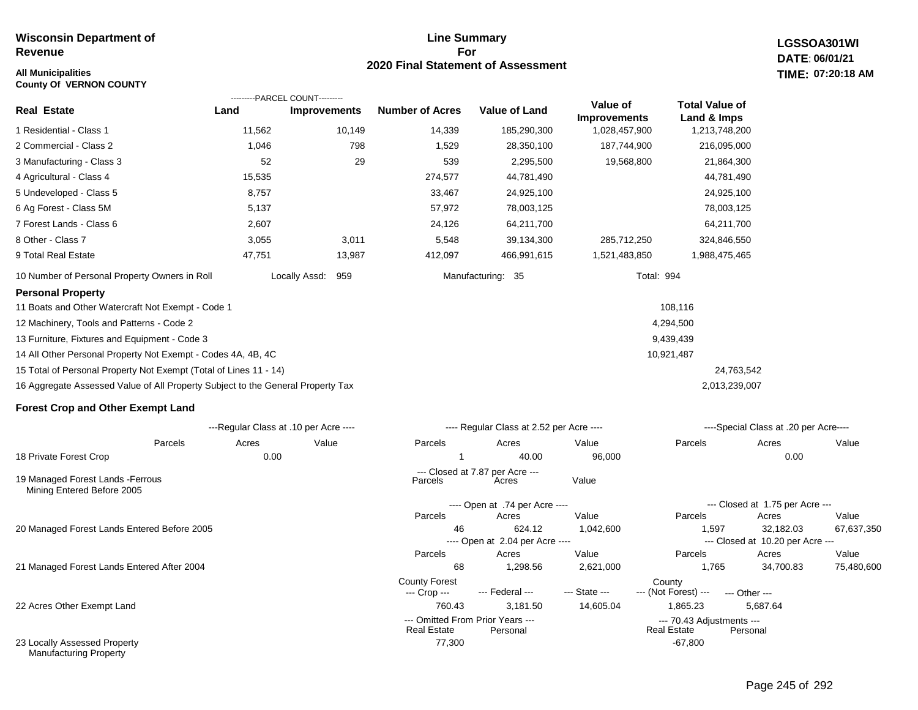**Wisconsin Department of Revenue**

**All Municipalities**
**County Of VERNON COUNTY**

## Line Summary For 2020 Final Statement of Assessment

**LGSSOA301WI**
**DATE: 06/01/21**
**TIME: 07:20:18 AM**

| Real Estate | PARCEL COUNT Land | PARCEL COUNT Improvements | Number of Acres | Value of Land | Value of Improvements | Total Value of Land & Imps |
|---|---|---|---|---|---|---|
| 1 Residential - Class 1 | 11,562 | 10,149 | 14,339 | 185,290,300 | 1,028,457,900 | 1,213,748,200 |
| 2 Commercial - Class 2 | 1,046 | 798 | 1,529 | 28,350,100 | 187,744,900 | 216,095,000 |
| 3 Manufacturing - Class 3 | 52 | 29 | 539 | 2,295,500 | 19,568,800 | 21,864,300 |
| 4 Agricultural - Class 4 | 15,535 | | 274,577 | 44,781,490 | | 44,781,490 |
| 5 Undeveloped - Class 5 | 8,757 | | 33,467 | 24,925,100 | | 24,925,100 |
| 6 Ag Forest - Class 5M | 5,137 | | 57,972 | 78,003,125 | | 78,003,125 |
| 7 Forest Lands - Class 6 | 2,607 | | 24,126 | 64,211,700 | | 64,211,700 |
| 8 Other - Class 7 | 3,055 | 3,011 | 5,548 | 39,134,300 | 285,712,250 | 324,846,550 |
| 9 Total Real Estate | 47,751 | 13,987 | 412,097 | 466,991,615 | 1,521,483,850 | 1,988,475,465 |

10 Number of Personal Property Owners in Roll — Locally Assd: 959 — Manufacturing: 35 — Total: 994

### Personal Property

| | | |
|---|---|---|
| 11 Boats and Other Watercraft Not Exempt - Code 1 | 108,116 | |
| 12 Machinery, Tools and Patterns - Code 2 | 4,294,500 | |
| 13 Furniture, Fixtures and Equipment - Code 3 | 9,439,439 | |
| 14 All Other Personal Property Not Exempt - Codes 4A, 4B, 4C | 10,921,487 | |
| 15 Total of Personal Property Not Exempt (Total of Lines 11 - 14) | | 24,763,542 |
| 16 Aggregate Assessed Value of All Property Subject to the General Property Tax | | 2,013,239,007 |

### Forest Crop and Other Exempt Land

| | Regular Class at .10 per Acre Parcels | Acres | Value | Regular Class at 2.52 per Acre Parcels | Acres | Value | Special Class at .20 per Acre Parcels | Acres | Value |
|---|---|---|---|---|---|---|---|---|---|
| 18 Private Forest Crop | | 0.00 | | 1 | 40.00 | 96,000 | | 0.00 | |

| | Closed at 7.87 per Acre Parcels | Acres | Value |
|---|---|---|---|
| 19 Managed Forest Lands -Ferrous Mining Entered Before 2005 | | | |

| | Open Parcels | Open Acres | Open Value | Closed Parcels | Closed Acres | Closed Value |
|---|---|---|---|---|---|---|
| 20 Managed Forest Lands Entered Before 2005 (Open at .74 per Acre / Closed at 1.75 per Acre) | 46 | 624.12 | 1,042,600 | 1,597 | 32,182.03 | 67,637,350 |
| 21 Managed Forest Lands Entered After 2004 (Open at 2.04 per Acre / Closed at 10.20 per Acre) | 68 | 1,298.56 | 2,621,000 | 1,765 | 34,700.83 | 75,480,600 |

| | County Forest --- Crop --- | --- Federal --- | --- State --- | County --- (Not Forest) --- | --- Other --- |
|---|---|---|---|---|---|
| 22 Acres Other Exempt Land | 760.43 | 3,181.50 | 14,605.04 | 1,865.23 | 5,687.64 |

| | Omitted From Prior Years Real Estate | Omitted From Prior Years Personal | 70.43 Adjustments Real Estate | 70.43 Adjustments Personal |
|---|---|---|---|---|
| 23 Locally Assessed Property Manufacturing Property | 77,300 | | -67,800 | |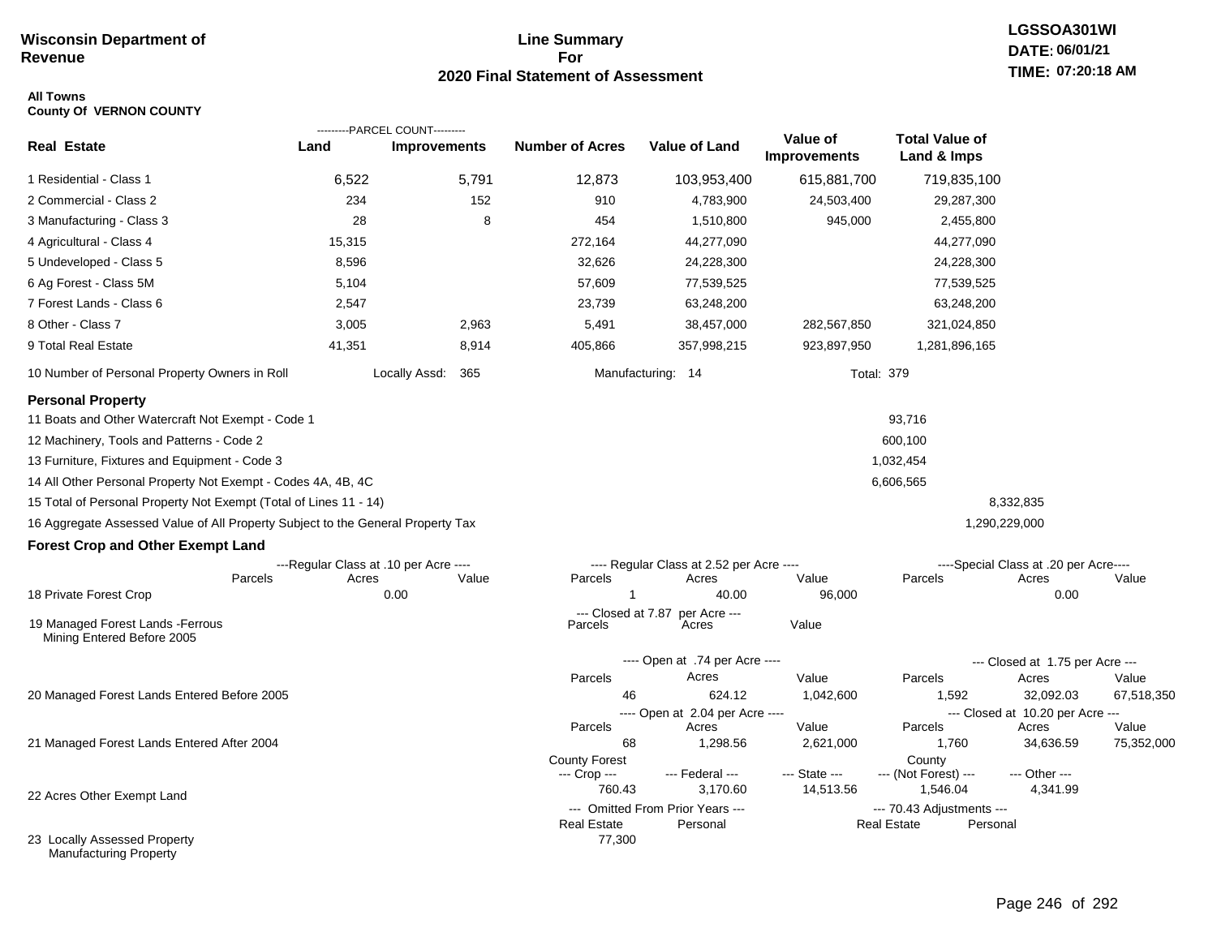**Wisconsin Department of Revenue**

# Line Summary For 2020 Final Statement of Assessment

LGSSOA301WI
DATE: 06/01/21
TIME: 07:20:18 AM

**All Towns**
**County Of VERNON COUNTY**

| Real Estate | Parcel Count - Land | Parcel Count - Improvements | Number of Acres | Value of Land | Value of Improvements | Total Value of Land & Imps |
|---|---|---|---|---|---|---|
| 1 Residential - Class 1 | 6,522 | 5,791 | 12,873 | 103,953,400 | 615,881,700 | 719,835,100 |
| 2 Commercial - Class 2 | 234 | 152 | 910 | 4,783,900 | 24,503,400 | 29,287,300 |
| 3 Manufacturing - Class 3 | 28 | 8 | 454 | 1,510,800 | 945,000 | 2,455,800 |
| 4 Agricultural - Class 4 | 15,315 | | 272,164 | 44,277,090 | | 44,277,090 |
| 5 Undeveloped - Class 5 | 8,596 | | 32,626 | 24,228,300 | | 24,228,300 |
| 6 Ag Forest - Class 5M | 5,104 | | 57,609 | 77,539,525 | | 77,539,525 |
| 7 Forest Lands - Class 6 | 2,547 | | 23,739 | 63,248,200 | | 63,248,200 |
| 8 Other - Class 7 | 3,005 | 2,963 | 5,491 | 38,457,000 | 282,567,850 | 321,024,850 |
| 9 Total Real Estate | 41,351 | 8,914 | 405,866 | 357,998,215 | 923,897,950 | 1,281,896,165 |

10 Number of Personal Property Owners in Roll — Locally Assd: 365 — Manufacturing: 14 — Total: 379

## Personal Property

| Line | Value |
|---|---|
| 11 Boats and Other Watercraft Not Exempt - Code 1 | 93,716 |
| 12 Machinery, Tools and Patterns - Code 2 | 600,100 |
| 13 Furniture, Fixtures and Equipment - Code 3 | 1,032,454 |
| 14 All Other Personal Property Not Exempt - Codes 4A, 4B, 4C | 6,606,565 |
| 15 Total of Personal Property Not Exempt (Total of Lines 11 - 14) | 8,332,835 |
| 16 Aggregate Assessed Value of All Property Subject to the General Property Tax | 1,290,229,000 |

## Forest Crop and Other Exempt Land

| | Regular Class at .10 per Acre - Parcels | Acres | Value | Regular Class at 2.52 per Acre - Parcels | Acres | Value | Special Class at .20 per Acre - Parcels | Acres | Value |
|---|---|---|---|---|---|---|---|---|---|
| 18 Private Forest Crop | | 0.00 | | 1 | 40.00 | 96,000 | | 0.00 | |

| | Closed at 7.87 per Acre - Parcels | Acres | Value |
|---|---|---|---|
| 19 Managed Forest Lands -Ferrous Mining Entered Before 2005 | | | |

| | Open at .74 per Acre - Parcels | Acres | Value | Closed at 1.75 per Acre - Parcels | Acres | Value |
|---|---|---|---|---|---|---|
| 20 Managed Forest Lands Entered Before 2005 | 46 | 624.12 | 1,042,600 | 1,592 | 32,092.03 | 67,518,350 |

| | Open at 2.04 per Acre - Parcels | Acres | Value | Closed at 10.20 per Acre - Parcels | Acres | Value |
|---|---|---|---|---|---|---|
| 21 Managed Forest Lands Entered After 2004 | 68 | 1,298.56 | 2,621,000 | 1,760 | 34,636.59 | 75,352,000 |

| | County Forest --- Crop --- | --- Federal --- | --- State --- | County --- (Not Forest) --- | --- Other --- |
|---|---|---|---|---|---|
| 22 Acres Other Exempt Land | 760.43 | 3,170.60 | 14,513.56 | 1,546.04 | 4,341.99 |

| | Omitted From Prior Years - Real Estate | Personal | 70.43 Adjustments - Real Estate | Personal |
|---|---|---|---|---|
| 23 Locally Assessed Property Manufacturing Property | 77,300 | | | |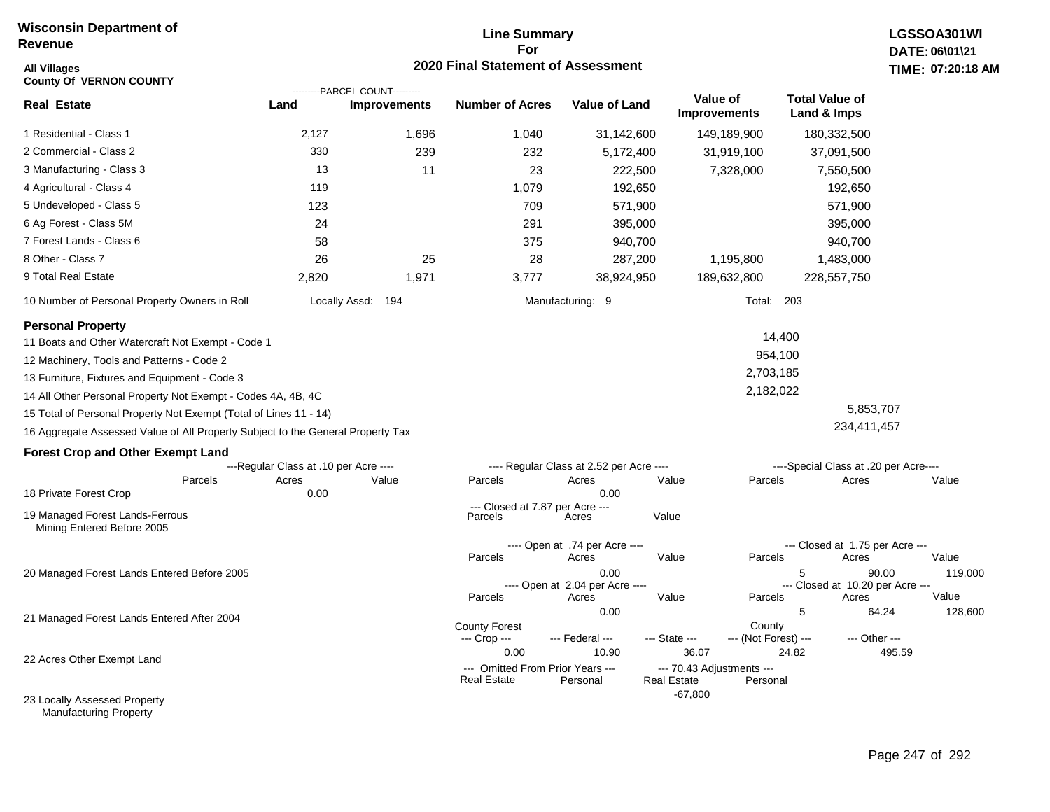**Wisconsin Department of Revenue**

**All Villages**
**County Of VERNON COUNTY**

# Line Summary For 2020 Final Statement of Assessment

**LGSSOA301WI**
**DATE: 06\01\21**
**TIME: 07:20:18 AM**

| Real Estate | PARCEL COUNT Land | PARCEL COUNT Improvements | Number of Acres | Value of Land | Value of Improvements | Total Value of Land & Imps |
|---|---|---|---|---|---|---|
| 1 Residential - Class 1 | 2,127 | 1,696 | 1,040 | 31,142,600 | 149,189,900 | 180,332,500 |
| 2 Commercial - Class 2 | 330 | 239 | 232 | 5,172,400 | 31,919,100 | 37,091,500 |
| 3 Manufacturing - Class 3 | 13 | 11 | 23 | 222,500 | 7,328,000 | 7,550,500 |
| 4 Agricultural - Class 4 | 119 | | 1,079 | 192,650 | | 192,650 |
| 5 Undeveloped - Class 5 | 123 | | 709 | 571,900 | | 571,900 |
| 6 Ag Forest - Class 5M | 24 | | 291 | 395,000 | | 395,000 |
| 7 Forest Lands - Class 6 | 58 | | 375 | 940,700 | | 940,700 |
| 8 Other - Class 7 | 26 | 25 | 28 | 287,200 | 1,195,800 | 1,483,000 |
| 9 Total Real Estate | 2,820 | 1,971 | 3,777 | 38,924,950 | 189,632,800 | 228,557,750 |

10 Number of Personal Property Owners in Roll — Locally Assd: 194 — Manufacturing: 9 — Total: 203

## Personal Property

| | | |
|---|---|---|
| 11 Boats and Other Watercraft Not Exempt - Code 1 | 14,400 | |
| 12 Machinery, Tools and Patterns - Code 2 | 954,100 | |
| 13 Furniture, Fixtures and Equipment - Code 3 | 2,703,185 | |
| 14 All Other Personal Property Not Exempt - Codes 4A, 4B, 4C | 2,182,022 | |
| 15 Total of Personal Property Not Exempt (Total of Lines 11 - 14) | | 5,853,707 |
| 16 Aggregate Assessed Value of All Property Subject to the General Property Tax | | 234,411,457 |

## Forest Crop and Other Exempt Land

**18 Private Forest Crop**

| Regular Class at .10 per Acre: Parcels | Acres | Value | Regular Class at 2.52 per Acre: Parcels | Acres | Value | Special Class at .20 per Acre: Parcels | Acres | Value |
|---|---|---|---|---|---|---|---|---|
| | 0.00 | | | 0.00 | | | | |

**19 Managed Forest Lands-Ferrous Mining Entered Before 2005**

| Closed at 7.87 per Acre: Parcels | Acres | Value |
|---|---|---|
| | | |

**20 Managed Forest Lands Entered Before 2005**

| Open at .74 per Acre: Parcels | Acres | Value | Closed at 1.75 per Acre: Parcels | Acres | Value |
|---|---|---|---|---|---|
| | 0.00 | | 5 | 90.00 | 119,000 |

**21 Managed Forest Lands Entered After 2004**

| Open at 2.04 per Acre: Parcels | Acres | Value | Closed at 10.20 per Acre: Parcels | Acres | Value |
|---|---|---|---|---|---|
| | 0.00 | | 5 | 64.24 | 128,600 |

**22 Acres Other Exempt Land**

| County Forest Crop | Federal | State | County (Not Forest) | Other |
|---|---|---|---|---|
| 0.00 | 10.90 | 36.07 | 24.82 | 495.59 |

**23 Locally Assessed Property Manufacturing Property**

| Omitted From Prior Years: Real Estate | Personal | 70.43 Adjustments: Real Estate | Personal |
|---|---|---|---|
| | | -67,800 | |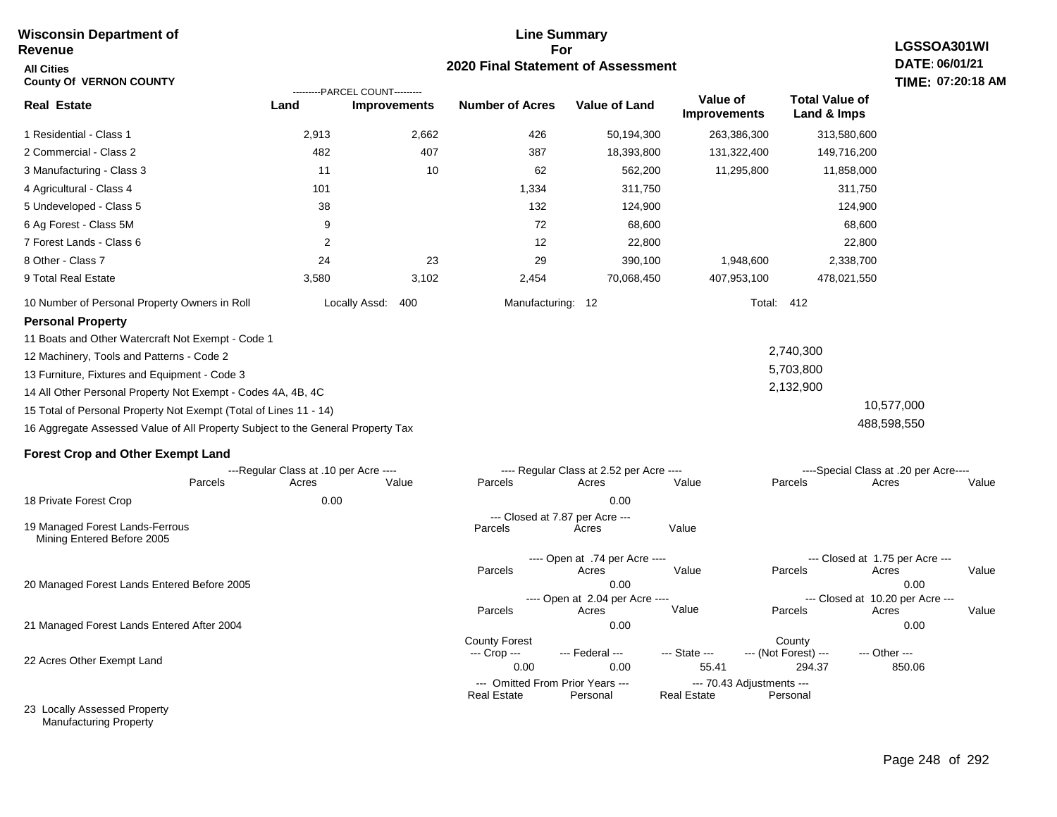**Wisconsin Department of Revenue**

**All Cities**

**County Of VERNON COUNTY**

## Line Summary For 2020 Final Statement of Assessment

**LGSSOA301WI**
**DATE: 06/01/21**
**TIME: 07:20:18 AM**

| Real Estate | Land (Parcel Count) | Improvements (Parcel Count) | Number of Acres | Value of Land | Value of Improvements | Total Value of Land & Imps |
|---|---|---|---|---|---|---|
| 1 Residential - Class 1 | 2,913 | 2,662 | 426 | 50,194,300 | 263,386,300 | 313,580,600 |
| 2 Commercial - Class 2 | 482 | 407 | 387 | 18,393,800 | 131,322,400 | 149,716,200 |
| 3 Manufacturing - Class 3 | 11 | 10 | 62 | 562,200 | 11,295,800 | 11,858,000 |
| 4 Agricultural - Class 4 | 101 | | 1,334 | 311,750 | | 311,750 |
| 5 Undeveloped - Class 5 | 38 | | 132 | 124,900 | | 124,900 |
| 6 Ag Forest - Class 5M | 9 | | 72 | 68,600 | | 68,600 |
| 7 Forest Lands - Class 6 | 2 | | 12 | 22,800 | | 22,800 |
| 8 Other - Class 7 | 24 | 23 | 29 | 390,100 | 1,948,600 | 2,338,700 |
| 9 Total Real Estate | 3,580 | 3,102 | 2,454 | 70,068,450 | 407,953,100 | 478,021,550 |

10 Number of Personal Property Owners in Roll — Locally Assd: 400 — Manufacturing: 12 — Total: 412

### Personal Property

| | | |
|---|---|---|
| 11 Boats and Other Watercraft Not Exempt - Code 1 | | |
| 12 Machinery, Tools and Patterns - Code 2 | 2,740,300 | |
| 13 Furniture, Fixtures and Equipment - Code 3 | 5,703,800 | |
| 14 All Other Personal Property Not Exempt - Codes 4A, 4B, 4C | 2,132,900 | |
| 15 Total of Personal Property Not Exempt (Total of Lines 11 - 14) | | 10,577,000 |
| 16 Aggregate Assessed Value of All Property Subject to the General Property Tax | | 488,598,550 |

### Forest Crop and Other Exempt Land

| | Regular Class at .10 per Acre — Parcels | Acres | Value | Regular Class at 2.52 per Acre — Parcels | Acres | Value | Special Class at .20 per Acre — Parcels | Acres | Value |
|---|---|---|---|---|---|---|---|---|---|
| 18 Private Forest Crop | | 0.00 | | | 0.00 | | | | |

| | Closed at 7.87 per Acre — Parcels | Acres | Value |
|---|---|---|---|
| 19 Managed Forest Lands-Ferrous Mining Entered Before 2005 | | | |

| | Open at .74 per Acre — Parcels | Acres | Value | Closed at 1.75 per Acre — Parcels | Acres | Value |
|---|---|---|---|---|---|---|
| 20 Managed Forest Lands Entered Before 2005 | | 0.00 | | | 0.00 | |

| | Open at 2.04 per Acre — Parcels | Acres | Value | Closed at 10.20 per Acre — Parcels | Acres | Value |
|---|---|---|---|---|---|---|
| 21 Managed Forest Lands Entered After 2004 | | 0.00 | | | 0.00 | |

| | County Forest --- Crop --- | --- Federal --- | --- State --- | County --- (Not Forest) --- | --- Other --- |
|---|---|---|---|---|---|
| 22 Acres Other Exempt Land | 0.00 | 0.00 | 55.41 | 294.37 | 850.06 |

| | Omitted From Prior Years — Real Estate | Personal | 70.43 Adjustments — Real Estate | Personal |
|---|---|---|---|---|
| 23 Locally Assessed Property | | | | |
| Manufacturing Property | | | | |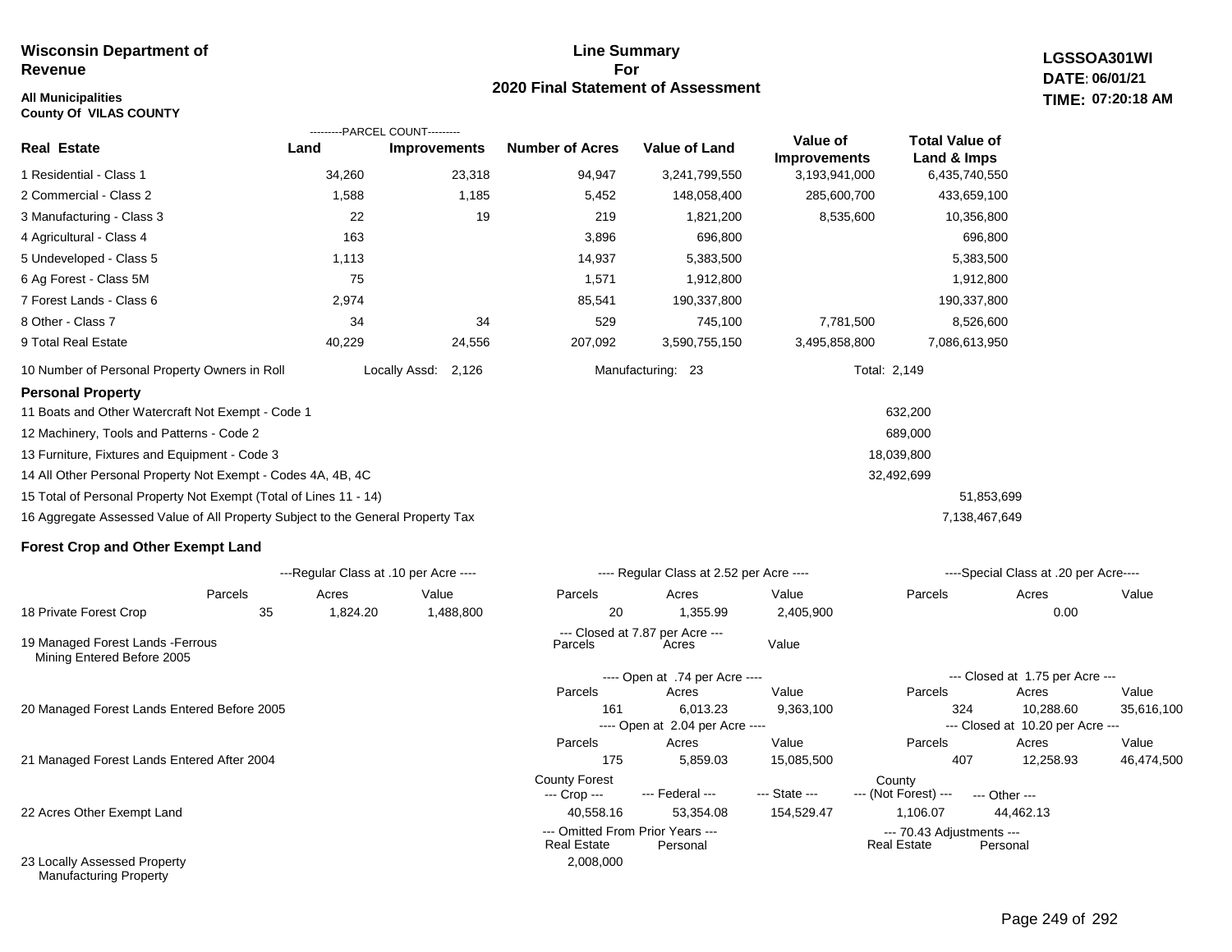**Wisconsin Department of Revenue**

**All Municipalities**
**County Of VILAS COUNTY**

# Line Summary For 2020 Final Statement of Assessment

**LGSSOA301WI**
**DATE: 06/01/21**
**TIME: 07:20:18 AM**

| Real Estate | Land (Parcel Count) | Improvements (Parcel Count) | Number of Acres | Value of Land | Value of Improvements | Total Value of Land & Imps |
|---|---|---|---|---|---|---|
| 1 Residential - Class 1 | 34,260 | 23,318 | 94,947 | 3,241,799,550 | 3,193,941,000 | 6,435,740,550 |
| 2 Commercial - Class 2 | 1,588 | 1,185 | 5,452 | 148,058,400 | 285,600,700 | 433,659,100 |
| 3 Manufacturing - Class 3 | 22 | 19 | 219 | 1,821,200 | 8,535,600 | 10,356,800 |
| 4 Agricultural - Class 4 | 163 | | 3,896 | 696,800 | | 696,800 |
| 5 Undeveloped - Class 5 | 1,113 | | 14,937 | 5,383,500 | | 5,383,500 |
| 6 Ag Forest - Class 5M | 75 | | 1,571 | 1,912,800 | | 1,912,800 |
| 7 Forest Lands - Class 6 | 2,974 | | 85,541 | 190,337,800 | | 190,337,800 |
| 8 Other - Class 7 | 34 | 34 | 529 | 745,100 | 7,781,500 | 8,526,600 |
| 9 Total Real Estate | 40,229 | 24,556 | 207,092 | 3,590,755,150 | 3,495,858,800 | 7,086,613,950 |

10 Number of Personal Property Owners in Roll — Locally Assd: 2,126 — Manufacturing: 23 — Total: 2,149

## Personal Property

| | | |
|---|---|---|
| 11 Boats and Other Watercraft Not Exempt - Code 1 | 632,200 | |
| 12 Machinery, Tools and Patterns - Code 2 | 689,000 | |
| 13 Furniture, Fixtures and Equipment - Code 3 | 18,039,800 | |
| 14 All Other Personal Property Not Exempt - Codes 4A, 4B, 4C | 32,492,699 | |
| 15 Total of Personal Property Not Exempt (Total of Lines 11 - 14) | | 51,853,699 |
| 16 Aggregate Assessed Value of All Property Subject to the General Property Tax | | 7,138,467,649 |

## Forest Crop and Other Exempt Land

| | Regular Class at .10 per Acre Parcels | Acres | Value | Regular Class at 2.52 per Acre Parcels | Acres | Value | Special Class at .20 per Acre Parcels | Acres | Value |
|---|---|---|---|---|---|---|---|---|---|
| 18 Private Forest Crop | 35 | 1,824.20 | 1,488,800 | 20 | 1,355.99 | 2,405,900 | | 0.00 | |

| | Closed at 7.87 per Acre Parcels | Acres | Value | | | |
|---|---|---|---|---|---|---|
| 19 Managed Forest Lands -Ferrous Mining Entered Before 2005 | | | | | | |

| | Open at .74 per Acre Parcels | Acres | Value | Closed at 1.75 per Acre Parcels | Acres | Value |
|---|---|---|---|---|---|---|
| 20 Managed Forest Lands Entered Before 2005 | 161 | 6,013.23 | 9,363,100 | 324 | 10,288.60 | 35,616,100 |

| | Open at 2.04 per Acre Parcels | Acres | Value | Closed at 10.20 per Acre Parcels | Acres | Value |
|---|---|---|---|---|---|---|
| 21 Managed Forest Lands Entered After 2004 | 175 | 5,859.03 | 15,085,500 | 407 | 12,258.93 | 46,474,500 |

| | County Forest --- Crop --- | --- Federal --- | --- State --- | County --- (Not Forest) --- | --- Other --- |
|---|---|---|---|---|---|
| 22 Acres Other Exempt Land | 40,558.16 | 53,354.08 | 154,529.47 | 1,106.07 | 44,462.13 |

| | Omitted From Prior Years --- Real Estate | Personal | 70.43 Adjustments --- Real Estate | Personal |
|---|---|---|---|---|
| 23 Locally Assessed Property Manufacturing Property | 2,008,000 | | | |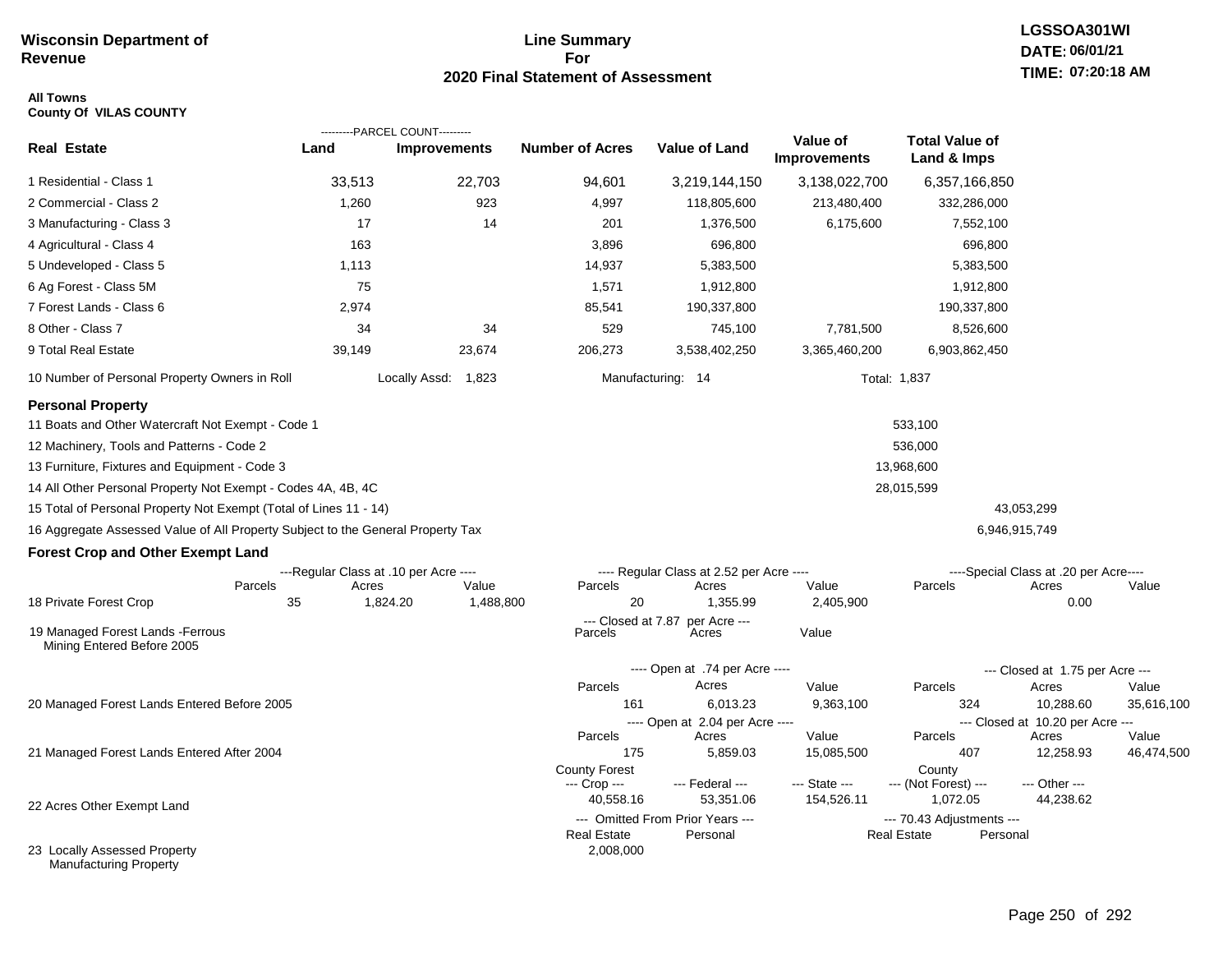**Wisconsin Department of Revenue**

# Line Summary For 2020 Final Statement of Assessment

LGSSOA301WI
DATE: 06/01/21
TIME: 07:20:18 AM

**All Towns**
**County Of VILAS COUNTY**

| Real Estate | Parcel Count - Land | Parcel Count - Improvements | Number of Acres | Value of Land | Value of Improvements | Total Value of Land & Imps |
|---|---|---|---|---|---|---|
| 1 Residential - Class 1 | 33,513 | 22,703 | 94,601 | 3,219,144,150 | 3,138,022,700 | 6,357,166,850 |
| 2 Commercial - Class 2 | 1,260 | 923 | 4,997 | 118,805,600 | 213,480,400 | 332,286,000 |
| 3 Manufacturing - Class 3 | 17 | 14 | 201 | 1,376,500 | 6,175,600 | 7,552,100 |
| 4 Agricultural - Class 4 | 163 | | 3,896 | 696,800 | | 696,800 |
| 5 Undeveloped - Class 5 | 1,113 | | 14,937 | 5,383,500 | | 5,383,500 |
| 6 Ag Forest - Class 5M | 75 | | 1,571 | 1,912,800 | | 1,912,800 |
| 7 Forest Lands - Class 6 | 2,974 | | 85,541 | 190,337,800 | | 190,337,800 |
| 8 Other - Class 7 | 34 | 34 | 529 | 745,100 | 7,781,500 | 8,526,600 |
| 9 Total Real Estate | 39,149 | 23,674 | 206,273 | 3,538,402,250 | 3,365,460,200 | 6,903,862,450 |

10 Number of Personal Property Owners in Roll — Locally Assd: 1,823 — Manufacturing: 14 — Total: 1,837

## Personal Property

| | | |
|---|---|---|
| 11 Boats and Other Watercraft Not Exempt - Code 1 | 533,100 | |
| 12 Machinery, Tools and Patterns - Code 2 | 536,000 | |
| 13 Furniture, Fixtures and Equipment - Code 3 | 13,968,600 | |
| 14 All Other Personal Property Not Exempt - Codes 4A, 4B, 4C | 28,015,599 | |
| 15 Total of Personal Property Not Exempt (Total of Lines 11 - 14) | | 43,053,299 |
| 16 Aggregate Assessed Value of All Property Subject to the General Property Tax | | 6,946,915,749 |

## Forest Crop and Other Exempt Land

| | Regular Class at .10 per Acre - Parcels | Acres | Value | Regular Class at 2.52 per Acre - Parcels | Acres | Value | Special Class at .20 per Acre - Parcels | Acres | Value |
|---|---|---|---|---|---|---|---|---|---|
| 18 Private Forest Crop | 35 | 1,824.20 | 1,488,800 | 20 | 1,355.99 | 2,405,900 | | 0.00 | |

| | Closed at 7.87 per Acre - Parcels | Acres | Value |
|---|---|---|---|
| 19 Managed Forest Lands -Ferrous Mining Entered Before 2005 | | | |

| | Open - Parcels | Acres | Value | Closed - Parcels | Acres | Value |
|---|---|---|---|---|---|---|
| 20 Managed Forest Lands Entered Before 2005 (Open at .74 per Acre / Closed at 1.75 per Acre) | 161 | 6,013.23 | 9,363,100 | 324 | 10,288.60 | 35,616,100 |
| 21 Managed Forest Lands Entered After 2004 (Open at 2.04 per Acre / Closed at 10.20 per Acre) | 175 | 5,859.03 | 15,085,500 | 407 | 12,258.93 | 46,474,500 |

| | County Forest --- Crop --- | --- Federal --- | --- State --- | County --- (Not Forest) --- | --- Other --- |
|---|---|---|---|---|---|
| 22 Acres Other Exempt Land | 40,558.16 | 53,351.06 | 154,526.11 | 1,072.05 | 44,238.62 |

| | Omitted From Prior Years - Real Estate | Omitted From Prior Years - Personal | 70.43 Adjustments - Real Estate | 70.43 Adjustments - Personal |
|---|---|---|---|---|
| 23 Locally Assessed Property Manufacturing Property | 2,008,000 | | | |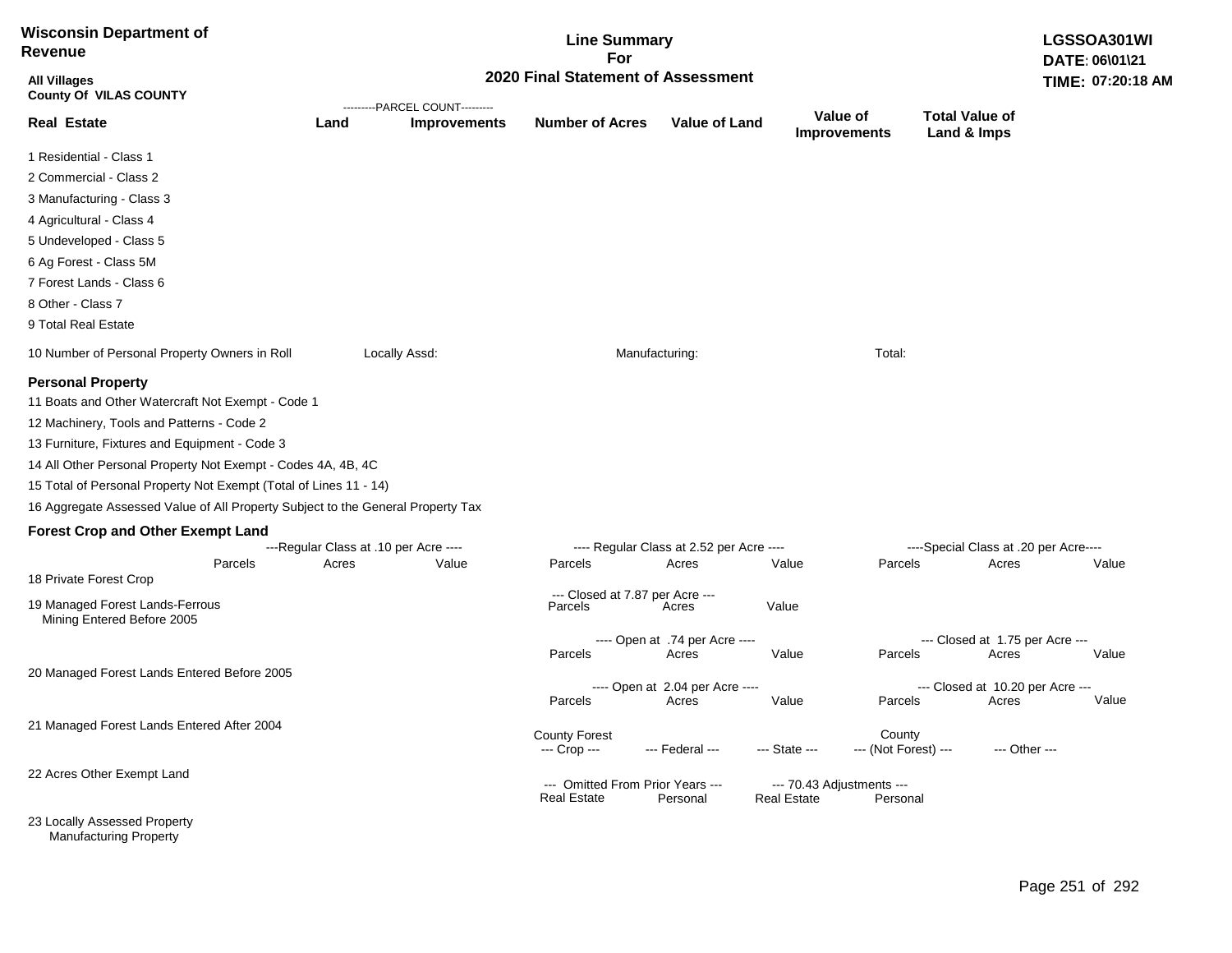**Wisconsin Department of Revenue**

**All Villages**
**County Of VILAS COUNTY**

# Line Summary For 2020 Final Statement of Assessment

**LGSSOA301WI**
**DATE: 06\01\21**
**TIME: 07:20:18 AM**

| Real Estate | PARCEL COUNT Land | PARCEL COUNT Improvements | Number of Acres | Value of Land | Value of Improvements | Total Value of Land & Imps |
|---|---|---|---|---|---|---|
| 1 Residential - Class 1 | | | | | | |
| 2 Commercial - Class 2 | | | | | | |
| 3 Manufacturing - Class 3 | | | | | | |
| 4 Agricultural - Class 4 | | | | | | |
| 5 Undeveloped - Class 5 | | | | | | |
| 6 Ag Forest - Class 5M | | | | | | |
| 7 Forest Lands - Class 6 | | | | | | |
| 8 Other - Class 7 | | | | | | |
| 9 Total Real Estate | | | | | | |

10 Number of Personal Property Owners in Roll    Locally Assd:    Manufacturing:    Total:

## Personal Property

11 Boats and Other Watercraft Not Exempt - Code 1

12 Machinery, Tools and Patterns - Code 2

13 Furniture, Fixtures and Equipment - Code 3

14 All Other Personal Property Not Exempt - Codes 4A, 4B, 4C

15 Total of Personal Property Not Exempt (Total of Lines 11 - 14)

16 Aggregate Assessed Value of All Property Subject to the General Property Tax

## Forest Crop and Other Exempt Land

| | Regular Class at .10 per Acre | | | Regular Class at 2.52 per Acre | | | Special Class at .20 per Acre | | |
|---|---|---|---|---|---|---|---|---|---|
| | Parcels | Acres | Value | Parcels | Acres | Value | Parcels | Acres | Value |
| 18 Private Forest Crop | | | | | | | | | |

| | Closed at 7.87 per Acre | | |
|---|---|---|---|
| | Parcels | Acres | Value |
| 19 Managed Forest Lands-Ferrous Mining Entered Before 2005 | | | |

| | Open at .74 per Acre | | | Closed at 1.75 per Acre | | |
|---|---|---|---|---|---|---|
| | Parcels | Acres | Value | Parcels | Acres | Value |
| 20 Managed Forest Lands Entered Before 2005 | | | | | | |

| | Open at 2.04 per Acre | | | Closed at 10.20 per Acre | | |
|---|---|---|---|---|---|---|
| | Parcels | Acres | Value | Parcels | Acres | Value |
| 21 Managed Forest Lands Entered After 2004 | | | | | | |

| | County Forest Crop | Federal | State | County (Not Forest) | Other |
|---|---|---|---|---|---|
| 22 Acres Other Exempt Land | | | | | |

| | Omitted From Prior Years Real Estate | Omitted From Prior Years Personal | 70.43 Adjustments Real Estate | 70.43 Adjustments Personal |
|---|---|---|---|---|
| 23 Locally Assessed Property Manufacturing Property | | | | |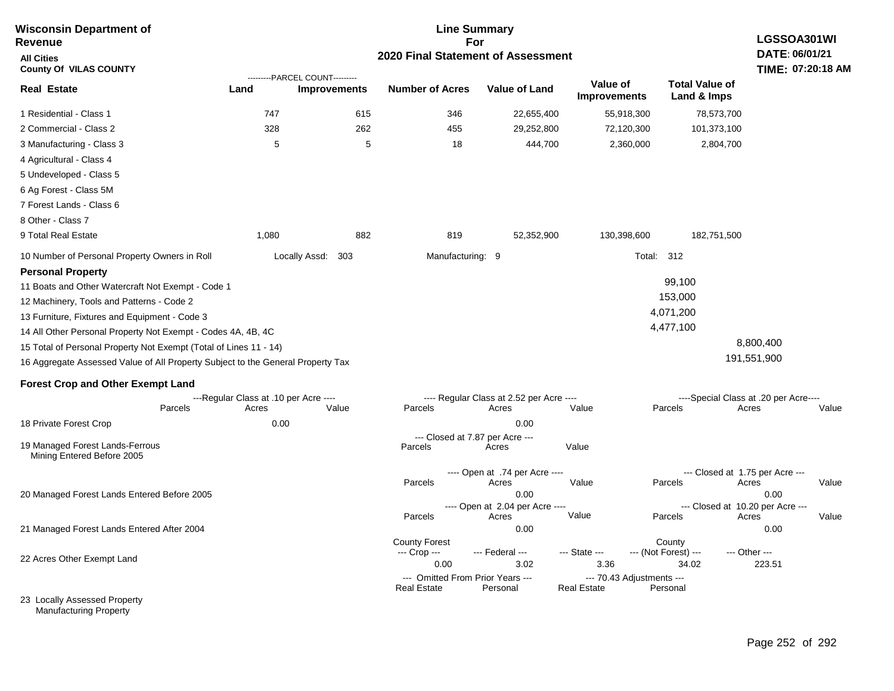**Wisconsin Department of Revenue**

**All Cities**

**County Of VILAS COUNTY**

# Line Summary For 2020 Final Statement of Assessment

**LGSSOA301WI**
**DATE: 06/01/21**
**TIME: 07:20:18 AM**

| Real Estate | PARCEL COUNT Land | PARCEL COUNT Improvements | Number of Acres | Value of Land | Value of Improvements | Total Value of Land & Imps |
|---|---|---|---|---|---|---|
| 1 Residential - Class 1 | 747 | 615 | 346 | 22,655,400 | 55,918,300 | 78,573,700 |
| 2 Commercial - Class 2 | 328 | 262 | 455 | 29,252,800 | 72,120,300 | 101,373,100 |
| 3 Manufacturing - Class 3 | 5 | 5 | 18 | 444,700 | 2,360,000 | 2,804,700 |
| 4 Agricultural - Class 4 | | | | | | |
| 5 Undeveloped - Class 5 | | | | | | |
| 6 Ag Forest - Class 5M | | | | | | |
| 7 Forest Lands - Class 6 | | | | | | |
| 8 Other - Class 7 | | | | | | |
| 9 Total Real Estate | 1,080 | 882 | 819 | 52,352,900 | 130,398,600 | 182,751,500 |

10 Number of Personal Property Owners in Roll — Locally Assd: 303 — Manufacturing: 9 — Total: 312

**Personal Property**

| | | |
|---|---|---|
| 11 Boats and Other Watercraft Not Exempt - Code 1 | 99,100 | |
| 12 Machinery, Tools and Patterns - Code 2 | 153,000 | |
| 13 Furniture, Fixtures and Equipment - Code 3 | 4,071,200 | |
| 14 All Other Personal Property Not Exempt - Codes 4A, 4B, 4C | 4,477,100 | |
| 15 Total of Personal Property Not Exempt (Total of Lines 11 - 14) | | 8,800,400 |
| 16 Aggregate Assessed Value of All Property Subject to the General Property Tax | | 191,551,900 |

**Forest Crop and Other Exempt Land**

| | Regular Class at .10 per Acre Parcels | Acres | Value | Regular Class at 2.52 per Acre Parcels | Acres | Value | Special Class at .20 per Acre Parcels | Acres | Value |
|---|---|---|---|---|---|---|---|---|---|
| 18 Private Forest Crop | | 0.00 | | | 0.00 | | | | |

| | Closed at 7.87 per Acre Parcels | Acres | Value |
|---|---|---|---|
| 19 Managed Forest Lands-Ferrous Mining Entered Before 2005 | | | |

| | Open at .74 per Acre Parcels | Acres | Value | Closed at 1.75 per Acre Parcels | Acres | Value |
|---|---|---|---|---|---|---|
| 20 Managed Forest Lands Entered Before 2005 | | 0.00 | | | 0.00 | |

| | Open at 2.04 per Acre Parcels | Acres | Value | Closed at 10.20 per Acre Parcels | Acres | Value |
|---|---|---|---|---|---|---|
| 21 Managed Forest Lands Entered After 2004 | | 0.00 | | | 0.00 | |

| | County Forest Crop | Federal | State | County (Not Forest) | Other |
|---|---|---|---|---|---|
| 22 Acres Other Exempt Land | 0.00 | 3.02 | 3.36 | 34.02 | 223.51 |

| | Omitted From Prior Years Real Estate | Omitted From Prior Years Personal | 70.43 Adjustments Real Estate | 70.43 Adjustments Personal |
|---|---|---|---|---|
| 23 Locally Assessed Property Manufacturing Property | | | | |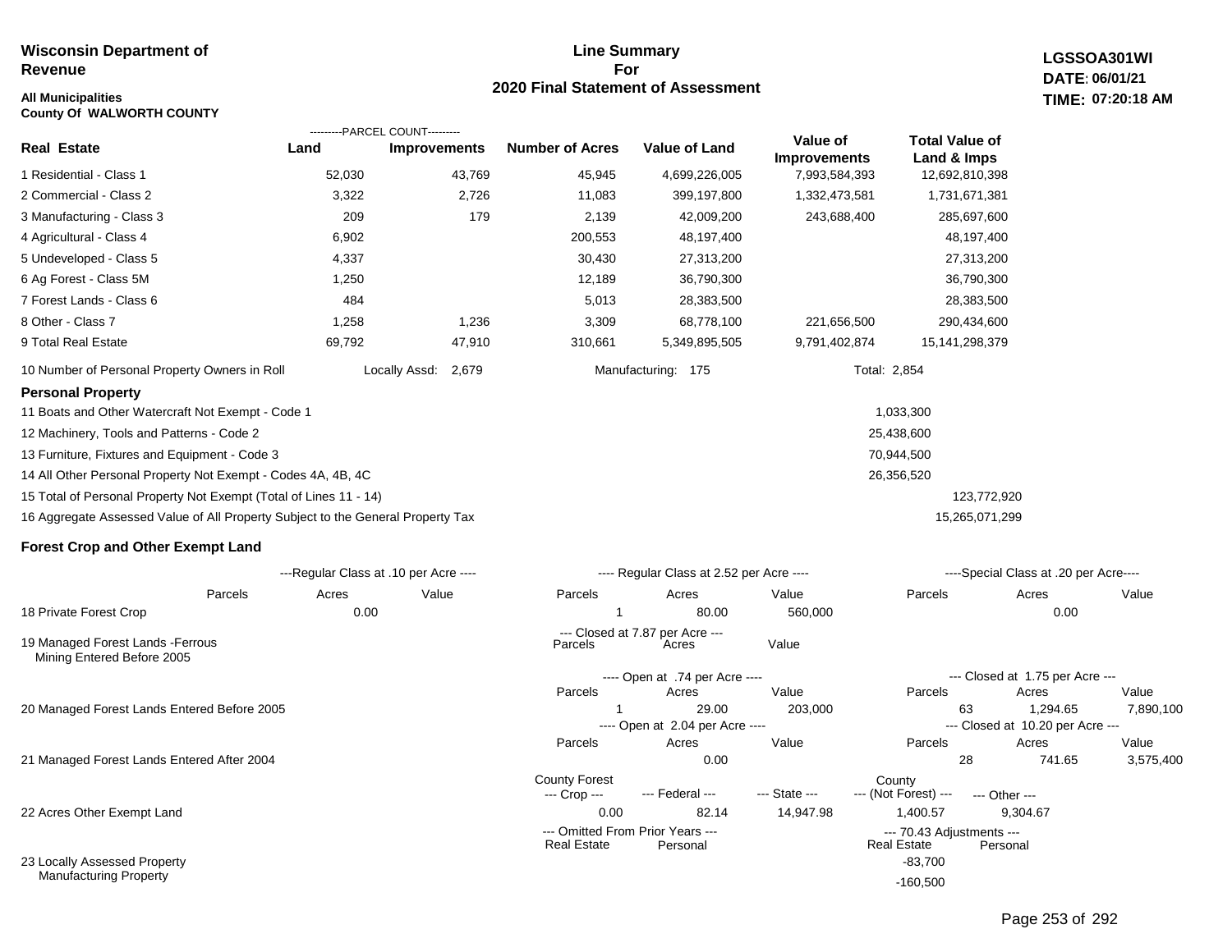**Wisconsin Department of Revenue**

**All Municipalities**
**County Of WALWORTH COUNTY**

# Line Summary For 2020 Final Statement of Assessment

**LGSSOA301WI**
**DATE: 06/01/21**
**TIME: 07:20:18 AM**

| Real Estate | Land (Parcel Count) | Improvements (Parcel Count) | Number of Acres | Value of Land | Value of Improvements | Total Value of Land & Imps |
|---|---|---|---|---|---|---|
| 1 Residential - Class 1 | 52,030 | 43,769 | 45,945 | 4,699,226,005 | 7,993,584,393 | 12,692,810,398 |
| 2 Commercial - Class 2 | 3,322 | 2,726 | 11,083 | 399,197,800 | 1,332,473,581 | 1,731,671,381 |
| 3 Manufacturing - Class 3 | 209 | 179 | 2,139 | 42,009,200 | 243,688,400 | 285,697,600 |
| 4 Agricultural - Class 4 | 6,902 | | 200,553 | 48,197,400 | | 48,197,400 |
| 5 Undeveloped - Class 5 | 4,337 | | 30,430 | 27,313,200 | | 27,313,200 |
| 6 Ag Forest - Class 5M | 1,250 | | 12,189 | 36,790,300 | | 36,790,300 |
| 7 Forest Lands - Class 6 | 484 | | 5,013 | 28,383,500 | | 28,383,500 |
| 8 Other - Class 7 | 1,258 | 1,236 | 3,309 | 68,778,100 | 221,656,500 | 290,434,600 |
| 9 Total Real Estate | 69,792 | 47,910 | 310,661 | 5,349,895,505 | 9,791,402,874 | 15,141,298,379 |

10 Number of Personal Property Owners in Roll — Locally Assd: 2,679 — Manufacturing: 175 — Total: 2,854

## Personal Property

| | | |
|---|---|---|
| 11 Boats and Other Watercraft Not Exempt - Code 1 | 1,033,300 | |
| 12 Machinery, Tools and Patterns - Code 2 | 25,438,600 | |
| 13 Furniture, Fixtures and Equipment - Code 3 | 70,944,500 | |
| 14 All Other Personal Property Not Exempt - Codes 4A, 4B, 4C | 26,356,520 | |
| 15 Total of Personal Property Not Exempt (Total of Lines 11 - 14) | | 123,772,920 |
| 16 Aggregate Assessed Value of All Property Subject to the General Property Tax | | 15,265,071,299 |

## Forest Crop and Other Exempt Land

| | Regular Class at .10 per Acre Parcels | Acres | Value | Regular Class at 2.52 per Acre Parcels | Acres | Value | Special Class at .20 per Acre Parcels | Acres | Value |
|---|---|---|---|---|---|---|---|---|---|
| 18 Private Forest Crop | | 0.00 | | 1 | 80.00 | 560,000 | | 0.00 | |

| | Closed at 7.87 per Acre Parcels | Acres | Value |
|---|---|---|---|
| 19 Managed Forest Lands -Ferrous Mining Entered Before 2005 | | | |

| | Open at .74 per Acre Parcels | Acres | Value | Closed at 1.75 per Acre Parcels | Acres | Value |
|---|---|---|---|---|---|---|
| 20 Managed Forest Lands Entered Before 2005 | 1 | 29.00 | 203,000 | 63 | 1,294.65 | 7,890,100 |
| | **Open at 2.04 per Acre Parcels** | **Acres** | **Value** | **Closed at 10.20 per Acre Parcels** | **Acres** | **Value** |
| 21 Managed Forest Lands Entered After 2004 | | 0.00 | | 28 | 741.65 | 3,575,400 |

| | County Forest Crop | Federal | State | County (Not Forest) | Other |
|---|---|---|---|---|---|
| 22 Acres Other Exempt Land | 0.00 | 82.14 | 14,947.98 | 1,400.57 | 9,304.67 |

| | Omitted From Prior Years Real Estate | Omitted From Prior Years Personal | 70.43 Adjustments Real Estate | 70.43 Adjustments Personal |
|---|---|---|---|---|
| 23 Locally Assessed Property | | | -83,700 | |
| Manufacturing Property | | | -160,500 | |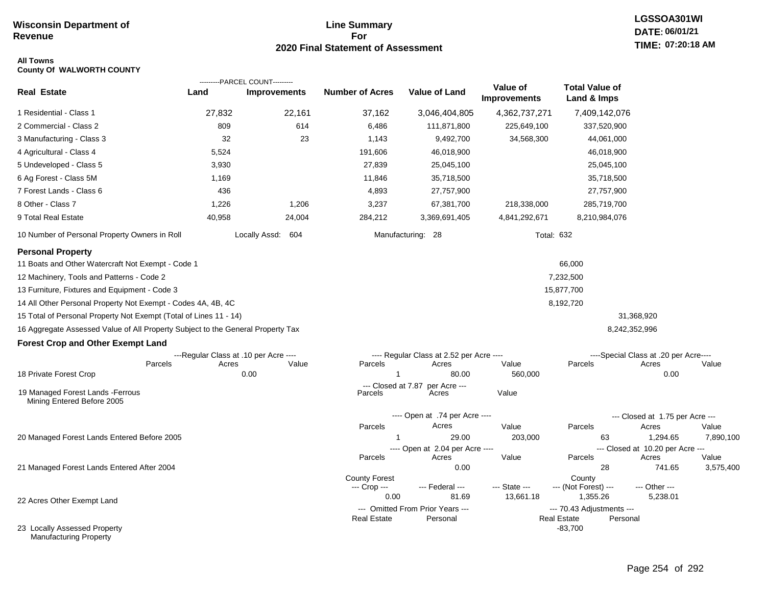**Wisconsin Department of Revenue**

# Line Summary For 2020 Final Statement of Assessment

LGSSOA301WI
DATE: 06/01/21
TIME: 07:20:18 AM

**All Towns**
**County Of WALWORTH COUNTY**

| Real Estate | PARCEL COUNT Land | PARCEL COUNT Improvements | Number of Acres | Value of Land | Value of Improvements | Total Value of Land & Imps |
|---|---|---|---|---|---|---|
| 1 Residential - Class 1 | 27,832 | 22,161 | 37,162 | 3,046,404,805 | 4,362,737,271 | 7,409,142,076 |
| 2 Commercial - Class 2 | 809 | 614 | 6,486 | 111,871,800 | 225,649,100 | 337,520,900 |
| 3 Manufacturing - Class 3 | 32 | 23 | 1,143 | 9,492,700 | 34,568,300 | 44,061,000 |
| 4 Agricultural - Class 4 | 5,524 | | 191,606 | 46,018,900 | | 46,018,900 |
| 5 Undeveloped - Class 5 | 3,930 | | 27,839 | 25,045,100 | | 25,045,100 |
| 6 Ag Forest - Class 5M | 1,169 | | 11,846 | 35,718,500 | | 35,718,500 |
| 7 Forest Lands - Class 6 | 436 | | 4,893 | 27,757,900 | | 27,757,900 |
| 8 Other - Class 7 | 1,226 | 1,206 | 3,237 | 67,381,700 | 218,338,000 | 285,719,700 |
| 9 Total Real Estate | 40,958 | 24,004 | 284,212 | 3,369,691,405 | 4,841,292,671 | 8,210,984,076 |

10 Number of Personal Property Owners in Roll — Locally Assd: 604 — Manufacturing: 28 — Total: 632

## Personal Property

| | | |
|---|---|---|
| 11 Boats and Other Watercraft Not Exempt - Code 1 | 66,000 | |
| 12 Machinery, Tools and Patterns - Code 2 | 7,232,500 | |
| 13 Furniture, Fixtures and Equipment - Code 3 | 15,877,700 | |
| 14 All Other Personal Property Not Exempt - Codes 4A, 4B, 4C | 8,192,720 | |
| 15 Total of Personal Property Not Exempt (Total of Lines 11 - 14) | | 31,368,920 |
| 16 Aggregate Assessed Value of All Property Subject to the General Property Tax | | 8,242,352,996 |

## Forest Crop and Other Exempt Land

| | Regular Class at .10 per Acre Parcels | Acres | Value | Regular Class at 2.52 per Acre Parcels | Acres | Value | Special Class at .20 per Acre Parcels | Acres | Value |
|---|---|---|---|---|---|---|---|---|---|
| 18 Private Forest Crop | | 0.00 | | 1 | 80.00 | 560,000 | | 0.00 | |

| | Closed at 7.87 per Acre Parcels | Acres | Value |
|---|---|---|---|
| 19 Managed Forest Lands -Ferrous Mining Entered Before 2005 | | | |

| | Open at .74 per Acre Parcels | Acres | Value | Closed at 1.75 per Acre Parcels | Acres | Value |
|---|---|---|---|---|---|---|
| 20 Managed Forest Lands Entered Before 2005 | 1 | 29.00 | 203,000 | 63 | 1,294.65 | 7,890,100 |

| | Open at 2.04 per Acre Parcels | Acres | Value | Closed at 10.20 per Acre Parcels | Acres | Value |
|---|---|---|---|---|---|---|
| 21 Managed Forest Lands Entered After 2004 | | 0.00 | | 28 | 741.65 | 3,575,400 |

| | County Forest Crop | Federal | State | County (Not Forest) | Other |
|---|---|---|---|---|---|
| 22 Acres Other Exempt Land | 0.00 | 81.69 | 13,661.18 | 1,355.26 | 5,238.01 |

| | Omitted From Prior Years Real Estate | Omitted From Prior Years Personal | 70.43 Adjustments Real Estate | 70.43 Adjustments Personal |
|---|---|---|---|---|
| 23 Locally Assessed Property Manufacturing Property | | | -83,700 | |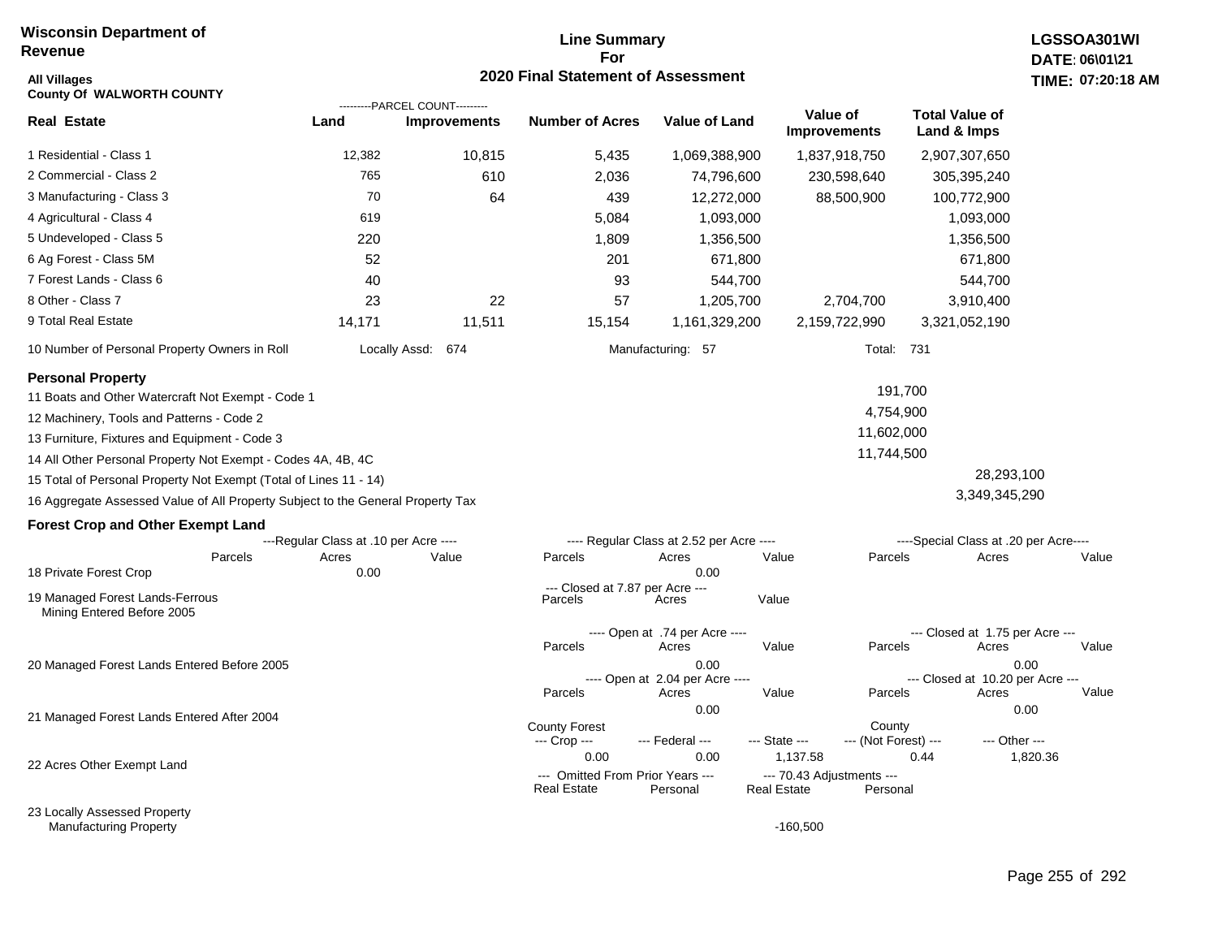**Wisconsin Department of Revenue**

**Line Summary For 2020 Final Statement of Assessment**

**LGSSOA301WI**
**DATE: 06\01\21**
**TIME: 07:20:18 AM**

**All Villages**
**County Of WALWORTH COUNTY**

| Real Estate | Land (Parcel Count) | Improvements (Parcel Count) | Number of Acres | Value of Land | Value of Improvements | Total Value of Land & Imps |
|---|---|---|---|---|---|---|
| 1 Residential - Class 1 | 12,382 | 10,815 | 5,435 | 1,069,388,900 | 1,837,918,750 | 2,907,307,650 |
| 2 Commercial - Class 2 | 765 | 610 | 2,036 | 74,796,600 | 230,598,640 | 305,395,240 |
| 3 Manufacturing - Class 3 | 70 | 64 | 439 | 12,272,000 | 88,500,900 | 100,772,900 |
| 4 Agricultural - Class 4 | 619 | | 5,084 | 1,093,000 | | 1,093,000 |
| 5 Undeveloped - Class 5 | 220 | | 1,809 | 1,356,500 | | 1,356,500 |
| 6 Ag Forest - Class 5M | 52 | | 201 | 671,800 | | 671,800 |
| 7 Forest Lands - Class 6 | 40 | | 93 | 544,700 | | 544,700 |
| 8 Other - Class 7 | 23 | 22 | 57 | 1,205,700 | 2,704,700 | 3,910,400 |
| 9 Total Real Estate | 14,171 | 11,511 | 15,154 | 1,161,329,200 | 2,159,722,990 | 3,321,052,190 |

10 Number of Personal Property Owners in Roll — Locally Assd: 674 — Manufacturing: 57 — Total: 731

**Personal Property**

| | | |
|---|---|---|
| 11 Boats and Other Watercraft Not Exempt - Code 1 | 191,700 | |
| 12 Machinery, Tools and Patterns - Code 2 | 4,754,900 | |
| 13 Furniture, Fixtures and Equipment - Code 3 | 11,602,000 | |
| 14 All Other Personal Property Not Exempt - Codes 4A, 4B, 4C | 11,744,500 | |
| 15 Total of Personal Property Not Exempt (Total of Lines 11 - 14) | | 28,293,100 |
| 16 Aggregate Assessed Value of All Property Subject to the General Property Tax | | 3,349,345,290 |

**Forest Crop and Other Exempt Land**

| | Regular Class at .10 per Acre — Parcels | Acres | Value | Regular Class at 2.52 per Acre — Parcels | Acres | Value | Special Class at .20 per Acre — Parcels | Acres | Value |
|---|---|---|---|---|---|---|---|---|---|
| 18 Private Forest Crop | | 0.00 | | | 0.00 | | | | |

| | Closed at 7.87 per Acre — Parcels | Acres | Value |
|---|---|---|---|
| 19 Managed Forest Lands-Ferrous Mining Entered Before 2005 | | | |

| | Open at .74 per Acre — Parcels | Acres | Value | Closed at 1.75 per Acre — Parcels | Acres | Value |
|---|---|---|---|---|---|---|
| 20 Managed Forest Lands Entered Before 2005 | | 0.00 | | | 0.00 | |

| | Open at 2.04 per Acre — Parcels | Acres | Value | Closed at 10.20 per Acre — Parcels | Acres | Value |
|---|---|---|---|---|---|---|
| 21 Managed Forest Lands Entered After 2004 | | 0.00 | | | 0.00 | |

| | County Forest Crop | Federal | State | County (Not Forest) | Other |
|---|---|---|---|---|---|
| 22 Acres Other Exempt Land | 0.00 | 0.00 | 1,137.58 | 0.44 | 1,820.36 |

| | Omitted From Prior Years — Real Estate | Personal | 70.43 Adjustments — Real Estate | Personal |
|---|---|---|---|---|
| 23 Locally Assessed Property Manufacturing Property | | | -160,500 | |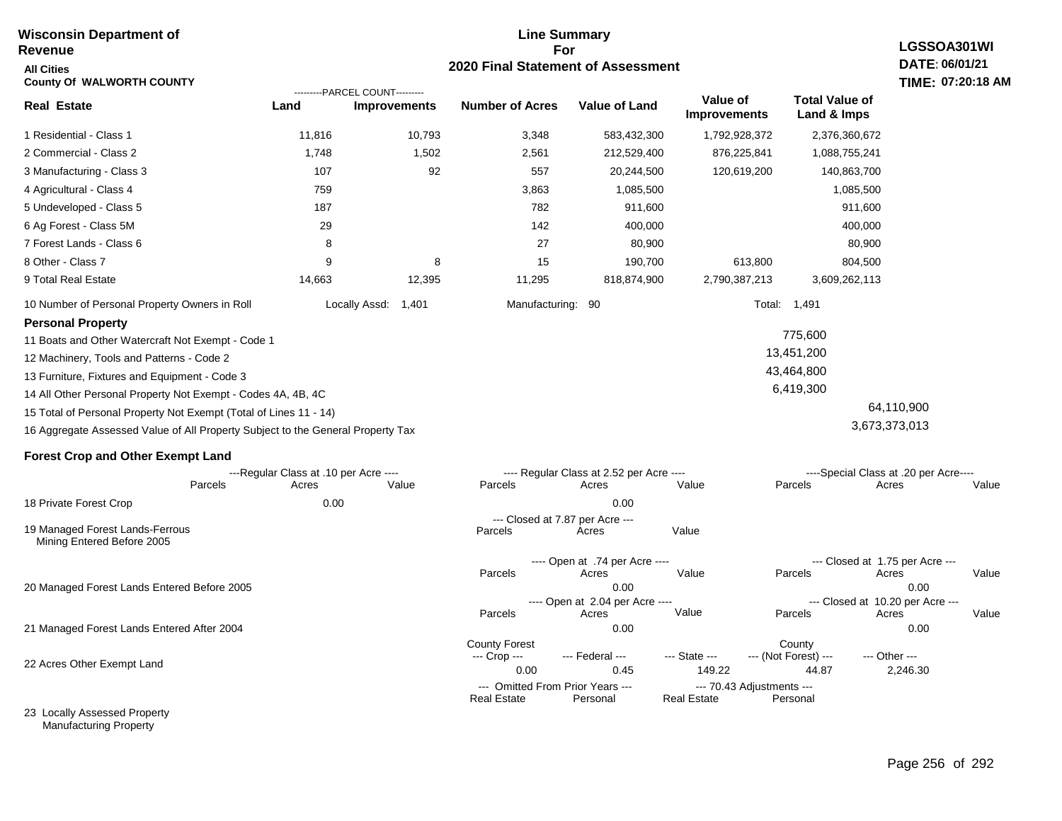**Wisconsin Department of Revenue**

**All Cities**

**County Of WALWORTH COUNTY**

# Line Summary For 2020 Final Statement of Assessment

**LGSSOA301WI**
**DATE: 06/01/21**
**TIME: 07:20:18 AM**

| Real Estate | PARCEL COUNT Land | PARCEL COUNT Improvements | Number of Acres | Value of Land | Value of Improvements | Total Value of Land & Imps |
|---|---|---|---|---|---|---|
| 1 Residential - Class 1 | 11,816 | 10,793 | 3,348 | 583,432,300 | 1,792,928,372 | 2,376,360,672 |
| 2 Commercial - Class 2 | 1,748 | 1,502 | 2,561 | 212,529,400 | 876,225,841 | 1,088,755,241 |
| 3 Manufacturing - Class 3 | 107 | 92 | 557 | 20,244,500 | 120,619,200 | 140,863,700 |
| 4 Agricultural - Class 4 | 759 | | 3,863 | 1,085,500 | | 1,085,500 |
| 5 Undeveloped - Class 5 | 187 | | 782 | 911,600 | | 911,600 |
| 6 Ag Forest - Class 5M | 29 | | 142 | 400,000 | | 400,000 |
| 7 Forest Lands - Class 6 | 8 | | 27 | 80,900 | | 80,900 |
| 8 Other - Class 7 | 9 | 8 | 15 | 190,700 | 613,800 | 804,500 |
| 9 Total Real Estate | 14,663 | 12,395 | 11,295 | 818,874,900 | 2,790,387,213 | 3,609,262,113 |

10 Number of Personal Property Owners in Roll — Locally Assd: 1,401 — Manufacturing: 90 — Total: 1,491

**Personal Property**

| | | |
|---|---|---|
| 11 Boats and Other Watercraft Not Exempt - Code 1 | 775,600 | |
| 12 Machinery, Tools and Patterns - Code 2 | 13,451,200 | |
| 13 Furniture, Fixtures and Equipment - Code 3 | 43,464,800 | |
| 14 All Other Personal Property Not Exempt - Codes 4A, 4B, 4C | 6,419,300 | |
| 15 Total of Personal Property Not Exempt (Total of Lines 11 - 14) | | 64,110,900 |
| 16 Aggregate Assessed Value of All Property Subject to the General Property Tax | | 3,673,373,013 |

**Forest Crop and Other Exempt Land**

| | Regular Class at .10 per Acre Parcels | Acres | Value | Regular Class at 2.52 per Acre Parcels | Acres | Value | Special Class at .20 per Acre Parcels | Acres | Value |
|---|---|---|---|---|---|---|---|---|---|
| 18 Private Forest Crop | | 0.00 | | | 0.00 | | | | |

| | Closed at 7.87 per Acre Parcels | Acres | Value |
|---|---|---|---|
| 19 Managed Forest Lands-Ferrous Mining Entered Before 2005 | | | |

| | Open at .74 per Acre Parcels | Acres | Value | Closed at 1.75 per Acre Parcels | Acres | Value |
|---|---|---|---|---|---|---|
| 20 Managed Forest Lands Entered Before 2005 | | 0.00 | | | 0.00 | |

| | Open at 2.04 per Acre Parcels | Acres | Value | Closed at 10.20 per Acre Parcels | Acres | Value |
|---|---|---|---|---|---|---|
| 21 Managed Forest Lands Entered After 2004 | | 0.00 | | | 0.00 | |

| | County Forest Crop | Federal | State | County (Not Forest) | Other |
|---|---|---|---|---|---|
| 22 Acres Other Exempt Land | 0.00 | 0.45 | 149.22 | 44.87 | 2,246.30 |

| | Omitted From Prior Years Real Estate | Omitted From Prior Years Personal | 70.43 Adjustments Real Estate | 70.43 Adjustments Personal |
|---|---|---|---|---|
| 23 Locally Assessed Property | | | | |
| Manufacturing Property | | | | |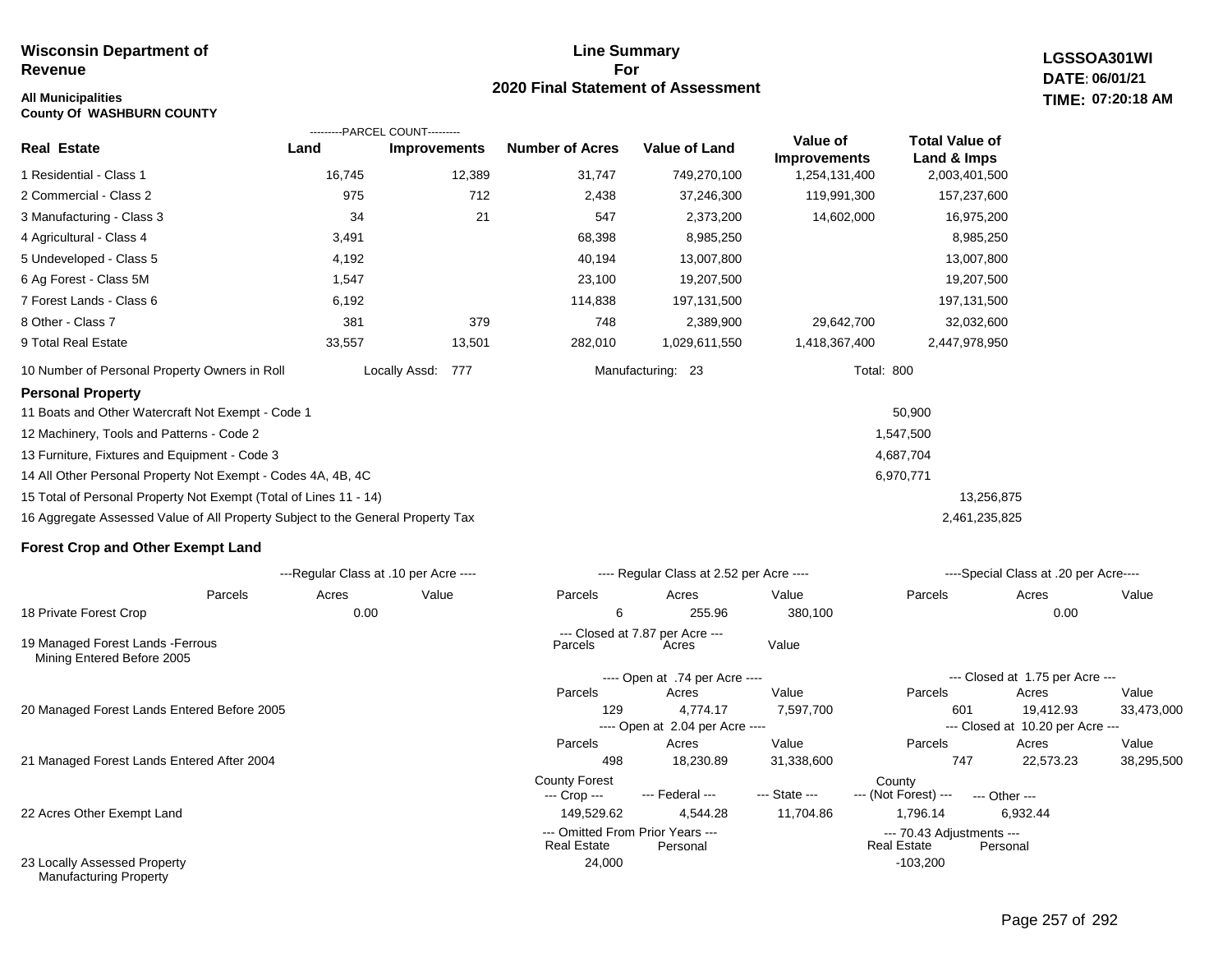**Wisconsin Department of Revenue**

**All Municipalities**
**County Of WASHBURN COUNTY**

# Line Summary For 2020 Final Statement of Assessment

**LGSSOA301WI**
**DATE: 06/01/21**
**TIME: 07:20:18 AM**

| Real Estate | PARCEL COUNT Land | PARCEL COUNT Improvements | Number of Acres | Value of Land | Value of Improvements | Total Value of Land & Imps |
|---|---|---|---|---|---|---|
| 1 Residential - Class 1 | 16,745 | 12,389 | 31,747 | 749,270,100 | 1,254,131,400 | 2,003,401,500 |
| 2 Commercial - Class 2 | 975 | 712 | 2,438 | 37,246,300 | 119,991,300 | 157,237,600 |
| 3 Manufacturing - Class 3 | 34 | 21 | 547 | 2,373,200 | 14,602,000 | 16,975,200 |
| 4 Agricultural - Class 4 | 3,491 | | 68,398 | 8,985,250 | | 8,985,250 |
| 5 Undeveloped - Class 5 | 4,192 | | 40,194 | 13,007,800 | | 13,007,800 |
| 6 Ag Forest - Class 5M | 1,547 | | 23,100 | 19,207,500 | | 19,207,500 |
| 7 Forest Lands - Class 6 | 6,192 | | 114,838 | 197,131,500 | | 197,131,500 |
| 8 Other - Class 7 | 381 | 379 | 748 | 2,389,900 | 29,642,700 | 32,032,600 |
| 9 Total Real Estate | 33,557 | 13,501 | 282,010 | 1,029,611,550 | 1,418,367,400 | 2,447,978,950 |

10 Number of Personal Property Owners in Roll — Locally Assd: 777 — Manufacturing: 23 — Total: 800

## Personal Property

| | | |
|---|---|---|
| 11 Boats and Other Watercraft Not Exempt - Code 1 | 50,900 | |
| 12 Machinery, Tools and Patterns - Code 2 | 1,547,500 | |
| 13 Furniture, Fixtures and Equipment - Code 3 | 4,687,704 | |
| 14 All Other Personal Property Not Exempt - Codes 4A, 4B, 4C | 6,970,771 | |
| 15 Total of Personal Property Not Exempt (Total of Lines 11 - 14) | | 13,256,875 |
| 16 Aggregate Assessed Value of All Property Subject to the General Property Tax | | 2,461,235,825 |

## Forest Crop and Other Exempt Land

| | Regular Class at .10 per Acre Parcels | Acres | Value | Regular Class at 2.52 per Acre Parcels | Acres | Value | Special Class at .20 per Acre Parcels | Acres | Value |
|---|---|---|---|---|---|---|---|---|---|
| 18 Private Forest Crop | | 0.00 | | 6 | 255.96 | 380,100 | | 0.00 | |

| | Closed at 7.87 per Acre Parcels | Acres | Value |
|---|---|---|---|
| 19 Managed Forest Lands -Ferrous Mining Entered Before 2005 | | | |

| | Open Parcels | Open Acres | Open Value | Closed Parcels | Closed Acres | Closed Value |
|---|---|---|---|---|---|---|
| 20 Managed Forest Lands Entered Before 2005 (Open at .74 per Acre / Closed at 1.75 per Acre) | 129 | 4,774.17 | 7,597,700 | 601 | 19,412.93 | 33,473,000 |
| 21 Managed Forest Lands Entered After 2004 (Open at 2.04 per Acre / Closed at 10.20 per Acre) | 498 | 18,230.89 | 31,338,600 | 747 | 22,573.23 | 38,295,500 |

| | County Forest Crop | Federal | State | County (Not Forest) | Other |
|---|---|---|---|---|---|
| 22 Acres Other Exempt Land | 149,529.62 | 4,544.28 | 11,704.86 | 1,796.14 | 6,932.44 |

| | Omitted From Prior Years Real Estate | Omitted From Prior Years Personal | 70.43 Adjustments Real Estate | 70.43 Adjustments Personal |
|---|---|---|---|---|
| 23 Locally Assessed Property Manufacturing Property | 24,000 | | -103,200 | |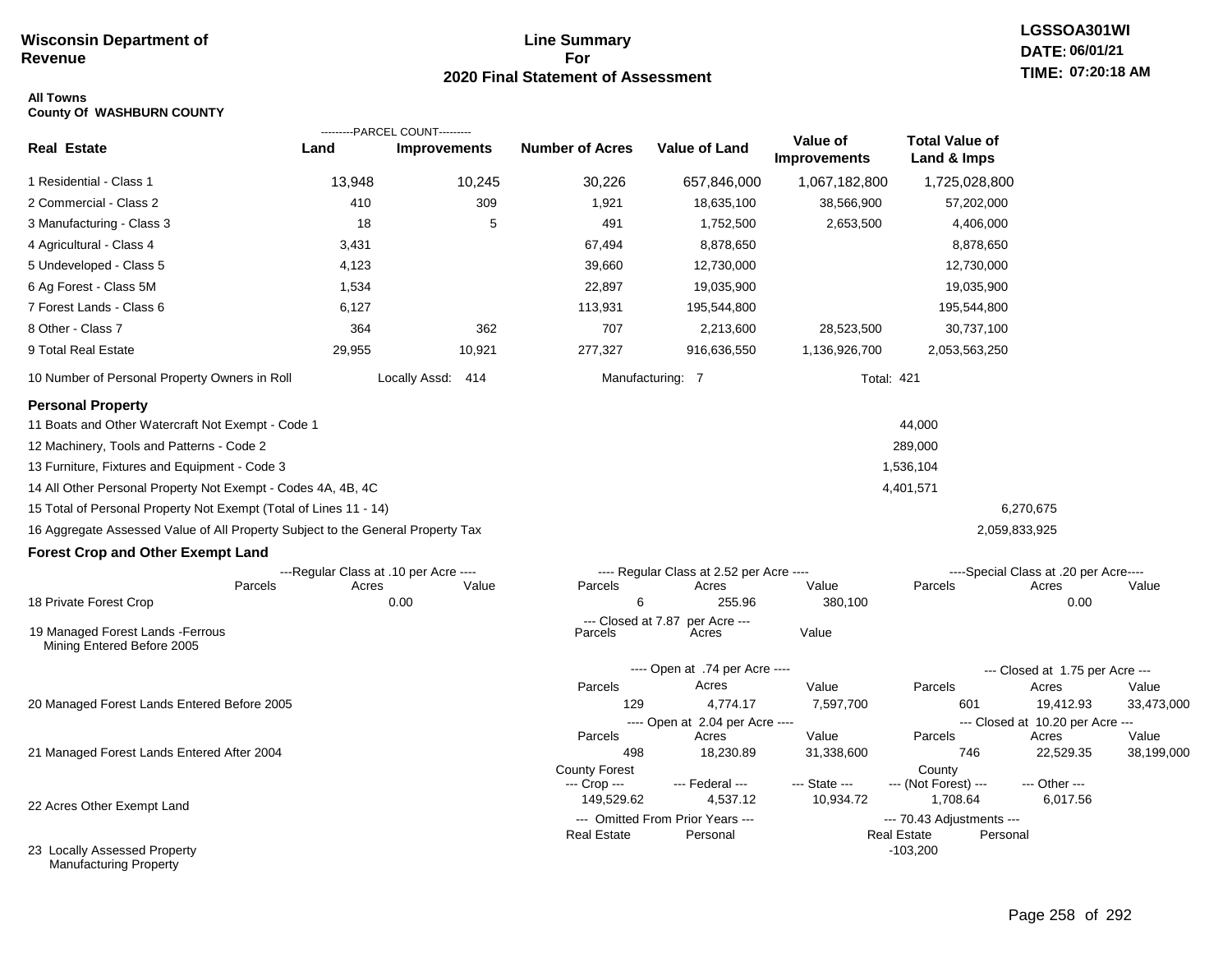**Wisconsin Department of Revenue**

## Line Summary For 2020 Final Statement of Assessment

LGSSOA301WI
DATE: 06/01/21
TIME: 07:20:18 AM

**All Towns**
**County Of WASHBURN COUNTY**

| Real Estate | PARCEL COUNT Land | PARCEL COUNT Improvements | Number of Acres | Value of Land | Value of Improvements | Total Value of Land & Imps |
|---|---|---|---|---|---|---|
| 1 Residential - Class 1 | 13,948 | 10,245 | 30,226 | 657,846,000 | 1,067,182,800 | 1,725,028,800 |
| 2 Commercial - Class 2 | 410 | 309 | 1,921 | 18,635,100 | 38,566,900 | 57,202,000 |
| 3 Manufacturing - Class 3 | 18 | 5 | 491 | 1,752,500 | 2,653,500 | 4,406,000 |
| 4 Agricultural - Class 4 | 3,431 | | 67,494 | 8,878,650 | | 8,878,650 |
| 5 Undeveloped - Class 5 | 4,123 | | 39,660 | 12,730,000 | | 12,730,000 |
| 6 Ag Forest - Class 5M | 1,534 | | 22,897 | 19,035,900 | | 19,035,900 |
| 7 Forest Lands - Class 6 | 6,127 | | 113,931 | 195,544,800 | | 195,544,800 |
| 8 Other - Class 7 | 364 | 362 | 707 | 2,213,600 | 28,523,500 | 30,737,100 |
| 9 Total Real Estate | 29,955 | 10,921 | 277,327 | 916,636,550 | 1,136,926,700 | 2,053,563,250 |

10 Number of Personal Property Owners in Roll — Locally Assd: 414 — Manufacturing: 7 — Total: 421

### Personal Property

| | | |
|---|---|---|
| 11 Boats and Other Watercraft Not Exempt - Code 1 | 44,000 | |
| 12 Machinery, Tools and Patterns - Code 2 | 289,000 | |
| 13 Furniture, Fixtures and Equipment - Code 3 | 1,536,104 | |
| 14 All Other Personal Property Not Exempt - Codes 4A, 4B, 4C | 4,401,571 | |
| 15 Total of Personal Property Not Exempt (Total of Lines 11 - 14) | | 6,270,675 |
| 16 Aggregate Assessed Value of All Property Subject to the General Property Tax | | 2,059,833,925 |

### Forest Crop and Other Exempt Land

| | Regular Class at .10 per Acre Parcels | Acres | Value | Regular Class at 2.52 per Acre Parcels | Acres | Value | Special Class at .20 per Acre Parcels | Acres | Value |
|---|---|---|---|---|---|---|---|---|---|
| 18 Private Forest Crop | | 0.00 | | 6 | 255.96 | 380,100 | | 0.00 | |

| | Closed at 7.87 per Acre Parcels | Acres | Value |
|---|---|---|---|
| 19 Managed Forest Lands -Ferrous Mining Entered Before 2005 | | | |

| | Open at .74 per Acre Parcels | Acres | Value | Closed at 1.75 per Acre Parcels | Acres | Value |
|---|---|---|---|---|---|---|
| 20 Managed Forest Lands Entered Before 2005 | 129 | 4,774.17 | 7,597,700 | 601 | 19,412.93 | 33,473,000 |

| | Open at 2.04 per Acre Parcels | Acres | Value | Closed at 10.20 per Acre Parcels | Acres | Value |
|---|---|---|---|---|---|---|
| 21 Managed Forest Lands Entered After 2004 | 498 | 18,230.89 | 31,338,600 | 746 | 22,529.35 | 38,199,000 |

| | County Forest Crop | Federal | State | County (Not Forest) | Other |
|---|---|---|---|---|---|
| 22 Acres Other Exempt Land | 149,529.62 | 4,537.12 | 10,934.72 | 1,708.64 | 6,017.56 |

| | Omitted From Prior Years Real Estate | Personal | 70.43 Adjustments Real Estate | Personal |
|---|---|---|---|---|
| 23 Locally Assessed Property Manufacturing Property | | | -103,200 | |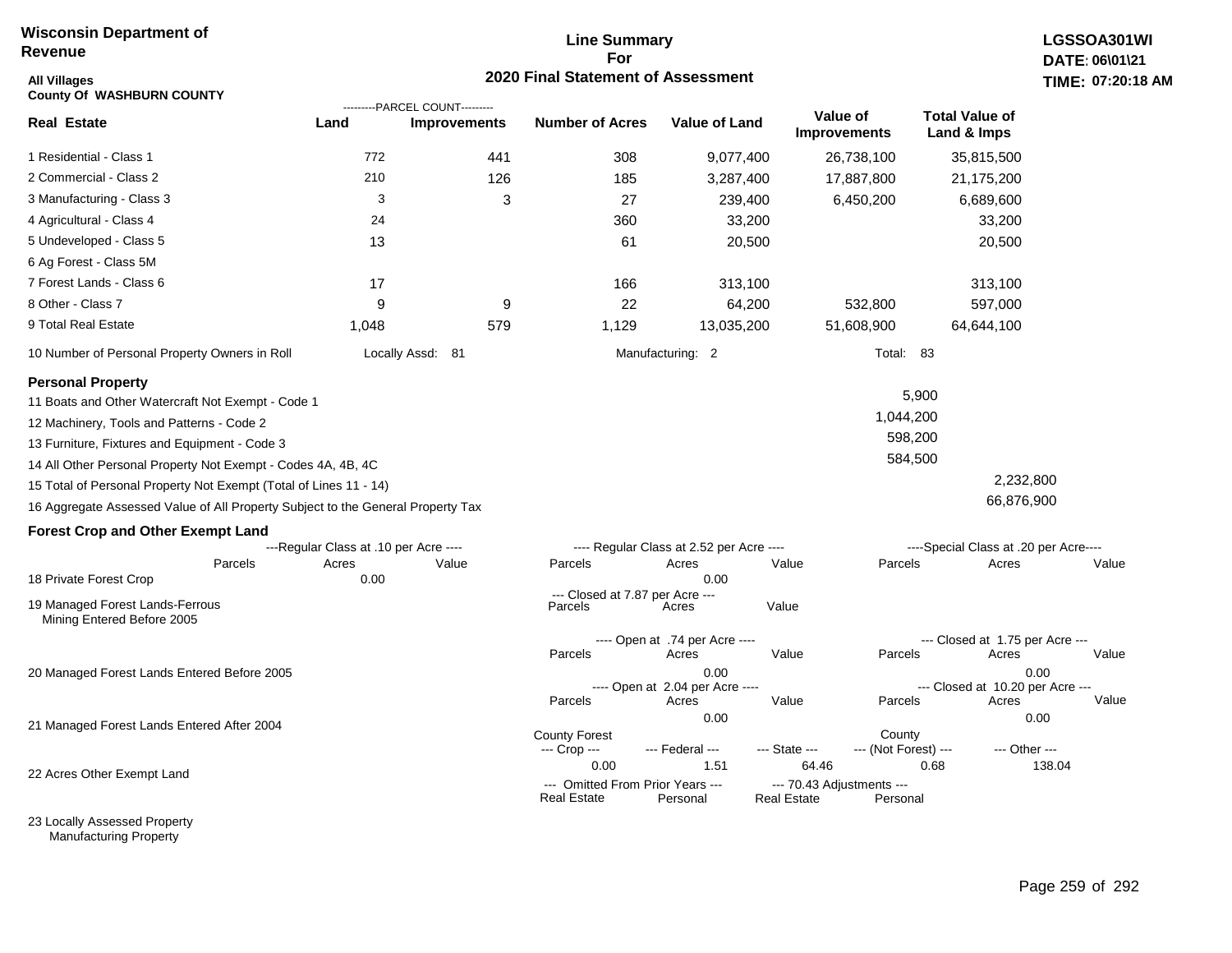**Wisconsin Department of Revenue**

**Line Summary For 2020 Final Statement of Assessment**

**LGSSOA301WI**
**DATE: 06\01\21**
**TIME: 07:20:18 AM**

**All Villages**
**County Of WASHBURN COUNTY**

| Real Estate | PARCEL COUNT Land | PARCEL COUNT Improvements | Number of Acres | Value of Land | Value of Improvements | Total Value of Land & Imps |
|---|---|---|---|---|---|---|
| 1 Residential - Class 1 | 772 | 441 | 308 | 9,077,400 | 26,738,100 | 35,815,500 |
| 2 Commercial - Class 2 | 210 | 126 | 185 | 3,287,400 | 17,887,800 | 21,175,200 |
| 3 Manufacturing - Class 3 | 3 | 3 | 27 | 239,400 | 6,450,200 | 6,689,600 |
| 4 Agricultural - Class 4 | 24 | | 360 | 33,200 | | 33,200 |
| 5 Undeveloped - Class 5 | 13 | | 61 | 20,500 | | 20,500 |
| 6 Ag Forest - Class 5M | | | | | | |
| 7 Forest Lands - Class 6 | 17 | | 166 | 313,100 | | 313,100 |
| 8 Other - Class 7 | 9 | 9 | 22 | 64,200 | 532,800 | 597,000 |
| 9 Total Real Estate | 1,048 | 579 | 1,129 | 13,035,200 | 51,608,900 | 64,644,100 |

10 Number of Personal Property Owners in Roll — Locally Assd: 81 — Manufacturing: 2 — Total: 83

**Personal Property**

| | | |
|---|---|---|
| 11 Boats and Other Watercraft Not Exempt - Code 1 | 5,900 | |
| 12 Machinery, Tools and Patterns - Code 2 | 1,044,200 | |
| 13 Furniture, Fixtures and Equipment - Code 3 | 598,200 | |
| 14 All Other Personal Property Not Exempt - Codes 4A, 4B, 4C | 584,500 | |
| 15 Total of Personal Property Not Exempt (Total of Lines 11 - 14) | | 2,232,800 |
| 16 Aggregate Assessed Value of All Property Subject to the General Property Tax | | 66,876,900 |

**Forest Crop and Other Exempt Land**

18 Private Forest Crop
- Regular Class at .10 per Acre — Parcels: , Acres: 0.00, Value:
- Regular Class at 2.52 per Acre — Parcels: , Acres: 0.00, Value:
- Special Class at .20 per Acre — Parcels: , Acres: , Value:

19 Managed Forest Lands-Ferrous Mining Entered Before 2005
- Closed at 7.87 per Acre — Parcels: , Acres: , Value:

20 Managed Forest Lands Entered Before 2005
- Open at .74 per Acre — Parcels: , Acres: 0.00, Value:
- Closed at 1.75 per Acre — Parcels: , Acres: 0.00, Value:

21 Managed Forest Lands Entered After 2004
- Open at 2.04 per Acre — Parcels: , Acres: 0.00, Value:
- Closed at 10.20 per Acre — Parcels: , Acres: 0.00, Value:

22 Acres Other Exempt Land

| County Forest --- Crop --- | --- Federal --- | --- State --- | County --- (Not Forest) --- | --- Other --- |
|---|---|---|---|---|
| 0.00 | 1.51 | 64.46 | 0.68 | 138.04 |

23 Locally Assessed Property Manufacturing Property

| --- Omitted From Prior Years --- Real Estate | Personal | --- 70.43 Adjustments --- Real Estate | Personal |
|---|---|---|---|
| | | | |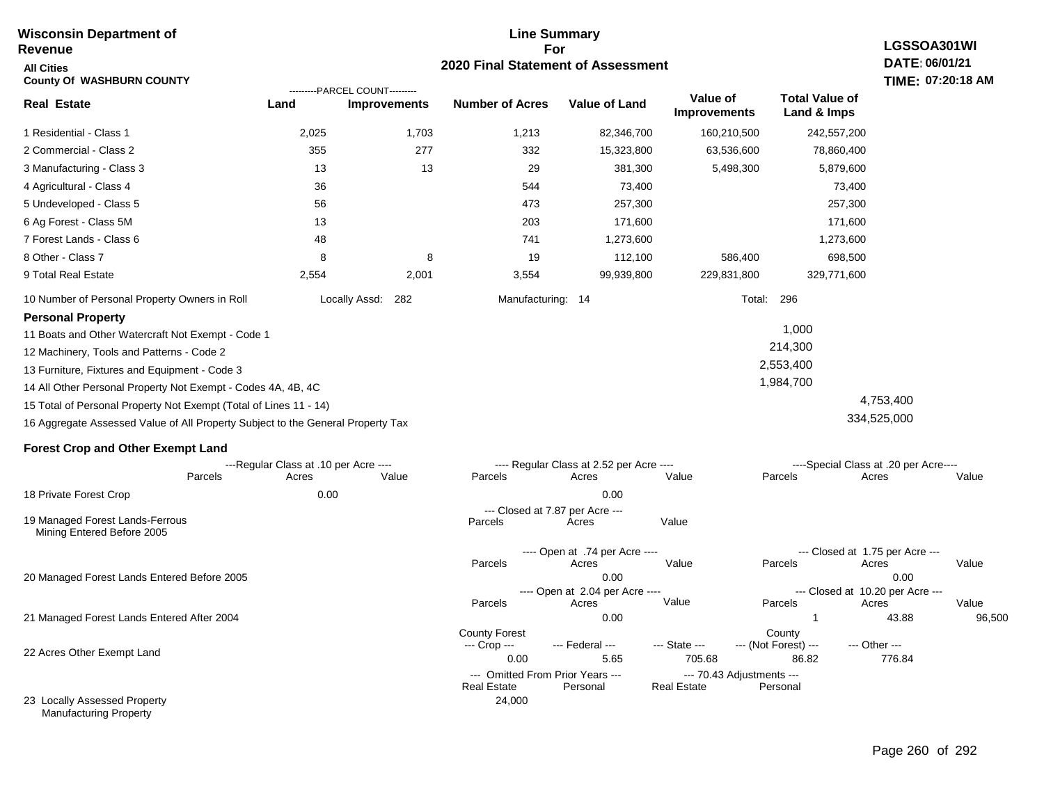**Wisconsin Department of Revenue**

**Line Summary For 2020 Final Statement of Assessment**

**LGSSOA301WI**
**DATE: 06/01/21**
**TIME: 07:20:18 AM**

**All Cities**
**County Of WASHBURN COUNTY**

| Real Estate | Land (Parcel Count) | Improvements (Parcel Count) | Number of Acres | Value of Land | Value of Improvements | Total Value of Land & Imps |
|---|---|---|---|---|---|---|
| 1 Residential - Class 1 | 2,025 | 1,703 | 1,213 | 82,346,700 | 160,210,500 | 242,557,200 |
| 2 Commercial - Class 2 | 355 | 277 | 332 | 15,323,800 | 63,536,600 | 78,860,400 |
| 3 Manufacturing - Class 3 | 13 | 13 | 29 | 381,300 | 5,498,300 | 5,879,600 |
| 4 Agricultural - Class 4 | 36 | | 544 | 73,400 | | 73,400 |
| 5 Undeveloped - Class 5 | 56 | | 473 | 257,300 | | 257,300 |
| 6 Ag Forest - Class 5M | 13 | | 203 | 171,600 | | 171,600 |
| 7 Forest Lands - Class 6 | 48 | | 741 | 1,273,600 | | 1,273,600 |
| 8 Other - Class 7 | 8 | 8 | 19 | 112,100 | 586,400 | 698,500 |
| 9 Total Real Estate | 2,554 | 2,001 | 3,554 | 99,939,800 | 229,831,800 | 329,771,600 |

10 Number of Personal Property Owners in Roll — Locally Assd: 282 — Manufacturing: 14 — Total: 296

**Personal Property**

| | | |
|---|---|---|
| 11 Boats and Other Watercraft Not Exempt - Code 1 | 1,000 | |
| 12 Machinery, Tools and Patterns - Code 2 | 214,300 | |
| 13 Furniture, Fixtures and Equipment - Code 3 | 2,553,400 | |
| 14 All Other Personal Property Not Exempt - Codes 4A, 4B, 4C | 1,984,700 | |
| 15 Total of Personal Property Not Exempt (Total of Lines 11 - 14) | | 4,753,400 |
| 16 Aggregate Assessed Value of All Property Subject to the General Property Tax | | 334,525,000 |

**Forest Crop and Other Exempt Land**

| | Regular Class at .10 per Acre - Parcels | Acres | Value | Regular Class at 2.52 per Acre - Parcels | Acres | Value | Special Class at .20 per Acre - Parcels | Acres | Value |
|---|---|---|---|---|---|---|---|---|---|
| 18 Private Forest Crop | | 0.00 | | | 0.00 | | | | |

| | Closed at 7.87 per Acre - Parcels | Acres | Value |
|---|---|---|---|
| 19 Managed Forest Lands-Ferrous Mining Entered Before 2005 | | | |

| | Open at .74 per Acre - Parcels | Acres | Value | Closed at 1.75 per Acre - Parcels | Acres | Value |
|---|---|---|---|---|---|---|
| 20 Managed Forest Lands Entered Before 2005 | | 0.00 | | | 0.00 | |

| | Open at 2.04 per Acre - Parcels | Acres | Value | Closed at 10.20 per Acre - Parcels | Acres | Value |
|---|---|---|---|---|---|---|
| 21 Managed Forest Lands Entered After 2004 | | 0.00 | | 1 | 43.88 | 96,500 |

| | County Forest --- Crop --- | --- Federal --- | --- State --- | County --- (Not Forest) --- | --- Other --- |
|---|---|---|---|---|---|
| 22 Acres Other Exempt Land | 0.00 | 5.65 | 705.68 | 86.82 | 776.84 |

| | Omitted From Prior Years - Real Estate | Personal | 70.43 Adjustments - Real Estate | Personal |
|---|---|---|---|---|
| 23 Locally Assessed Property Manufacturing Property | 24,000 | | | |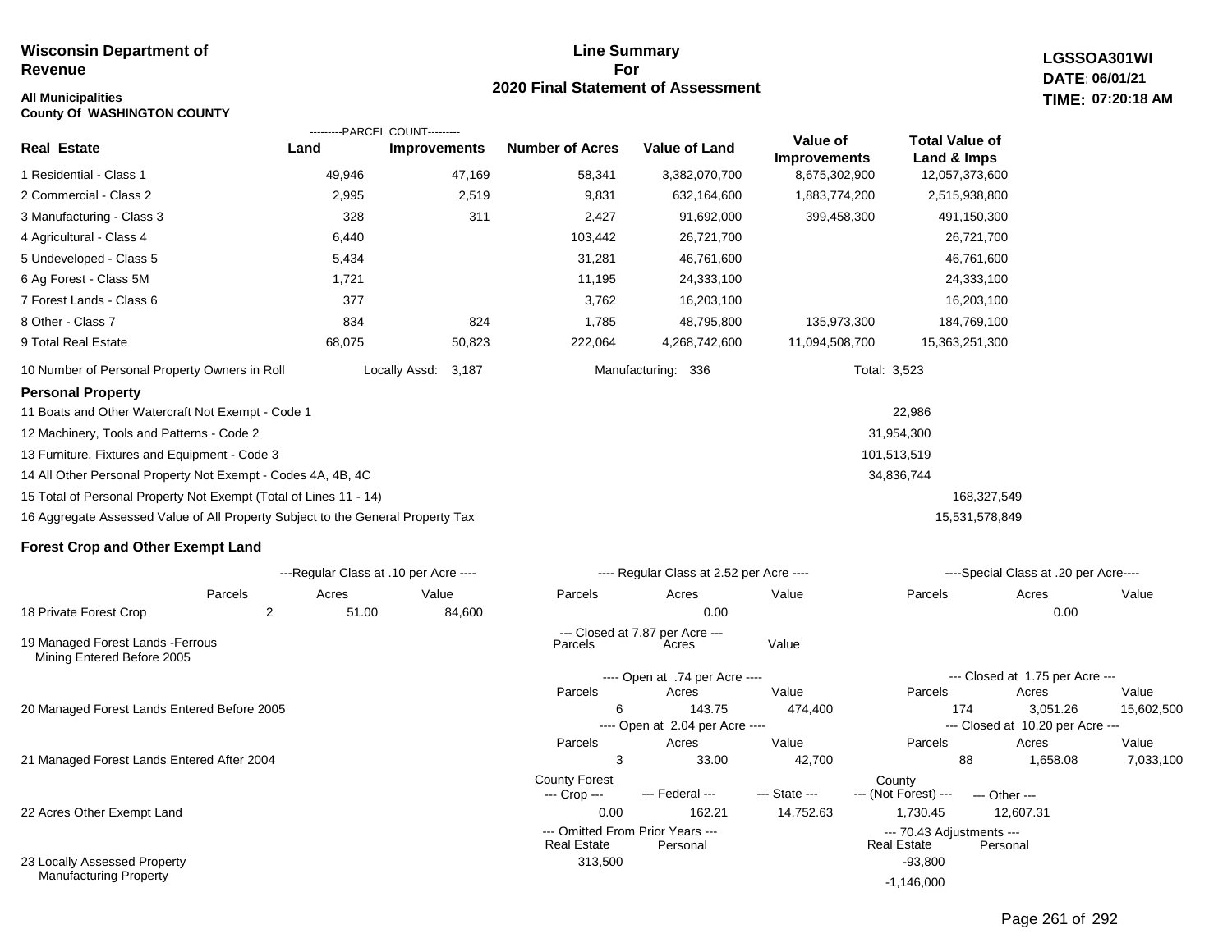**Wisconsin Department of Revenue**

**All Municipalities**
**County Of WASHINGTON COUNTY**

## Line Summary For 2020 Final Statement of Assessment

**LGSSOA301WI**
**DATE: 06/01/21**
**TIME: 07:20:18 AM**

| Real Estate | PARCEL COUNT Land | PARCEL COUNT Improvements | Number of Acres | Value of Land | Value of Improvements | Total Value of Land & Imps |
|---|---|---|---|---|---|---|
| 1 Residential - Class 1 | 49,946 | 47,169 | 58,341 | 3,382,070,700 | 8,675,302,900 | 12,057,373,600 |
| 2 Commercial - Class 2 | 2,995 | 2,519 | 9,831 | 632,164,600 | 1,883,774,200 | 2,515,938,800 |
| 3 Manufacturing - Class 3 | 328 | 311 | 2,427 | 91,692,000 | 399,458,300 | 491,150,300 |
| 4 Agricultural - Class 4 | 6,440 | | 103,442 | 26,721,700 | | 26,721,700 |
| 5 Undeveloped - Class 5 | 5,434 | | 31,281 | 46,761,600 | | 46,761,600 |
| 6 Ag Forest - Class 5M | 1,721 | | 11,195 | 24,333,100 | | 24,333,100 |
| 7 Forest Lands - Class 6 | 377 | | 3,762 | 16,203,100 | | 16,203,100 |
| 8 Other - Class 7 | 834 | 824 | 1,785 | 48,795,800 | 135,973,300 | 184,769,100 |
| 9 Total Real Estate | 68,075 | 50,823 | 222,064 | 4,268,742,600 | 11,094,508,700 | 15,363,251,300 |

10 Number of Personal Property Owners in Roll — Locally Assd: 3,187 — Manufacturing: 336 — Total: 3,523

### Personal Property

| | | |
|---|---|---|
| 11 Boats and Other Watercraft Not Exempt - Code 1 | 22,986 | |
| 12 Machinery, Tools and Patterns - Code 2 | 31,954,300 | |
| 13 Furniture, Fixtures and Equipment - Code 3 | 101,513,519 | |
| 14 All Other Personal Property Not Exempt - Codes 4A, 4B, 4C | 34,836,744 | |
| 15 Total of Personal Property Not Exempt (Total of Lines 11 - 14) | | 168,327,549 |
| 16 Aggregate Assessed Value of All Property Subject to the General Property Tax | | 15,531,578,849 |

### Forest Crop and Other Exempt Land

| | Regular Class at .10 per Acre Parcels | Acres | Value | Regular Class at 2.52 per Acre Parcels | Acres | Value | Special Class at .20 per Acre Parcels | Acres | Value |
|---|---|---|---|---|---|---|---|---|---|
| 18 Private Forest Crop | 2 | 51.00 | 84,600 | | 0.00 | | | 0.00 | |

| | Closed at 7.87 per Acre Parcels | Acres | Value |
|---|---|---|---|
| 19 Managed Forest Lands -Ferrous Mining Entered Before 2005 | | | |

| | Open at .74 per Acre Parcels | Acres | Value | Closed at 1.75 per Acre Parcels | Acres | Value |
|---|---|---|---|---|---|---|
| 20 Managed Forest Lands Entered Before 2005 | 6 | 143.75 | 474,400 | 174 | 3,051.26 | 15,602,500 |

| | Open at 2.04 per Acre Parcels | Acres | Value | Closed at 10.20 per Acre Parcels | Acres | Value |
|---|---|---|---|---|---|---|
| 21 Managed Forest Lands Entered After 2004 | 3 | 33.00 | 42,700 | 88 | 1,658.08 | 7,033,100 |

| | County Forest Crop | Federal | State | County (Not Forest) | Other |
|---|---|---|---|---|---|
| 22 Acres Other Exempt Land | 0.00 | 162.21 | 14,752.63 | 1,730.45 | 12,607.31 |

| | Omitted From Prior Years Real Estate | Personal | 70.43 Adjustments Real Estate | Personal |
|---|---|---|---|---|
| 23 Locally Assessed Property | 313,500 | | -93,800 | |
| Manufacturing Property | | | -1,146,000 | |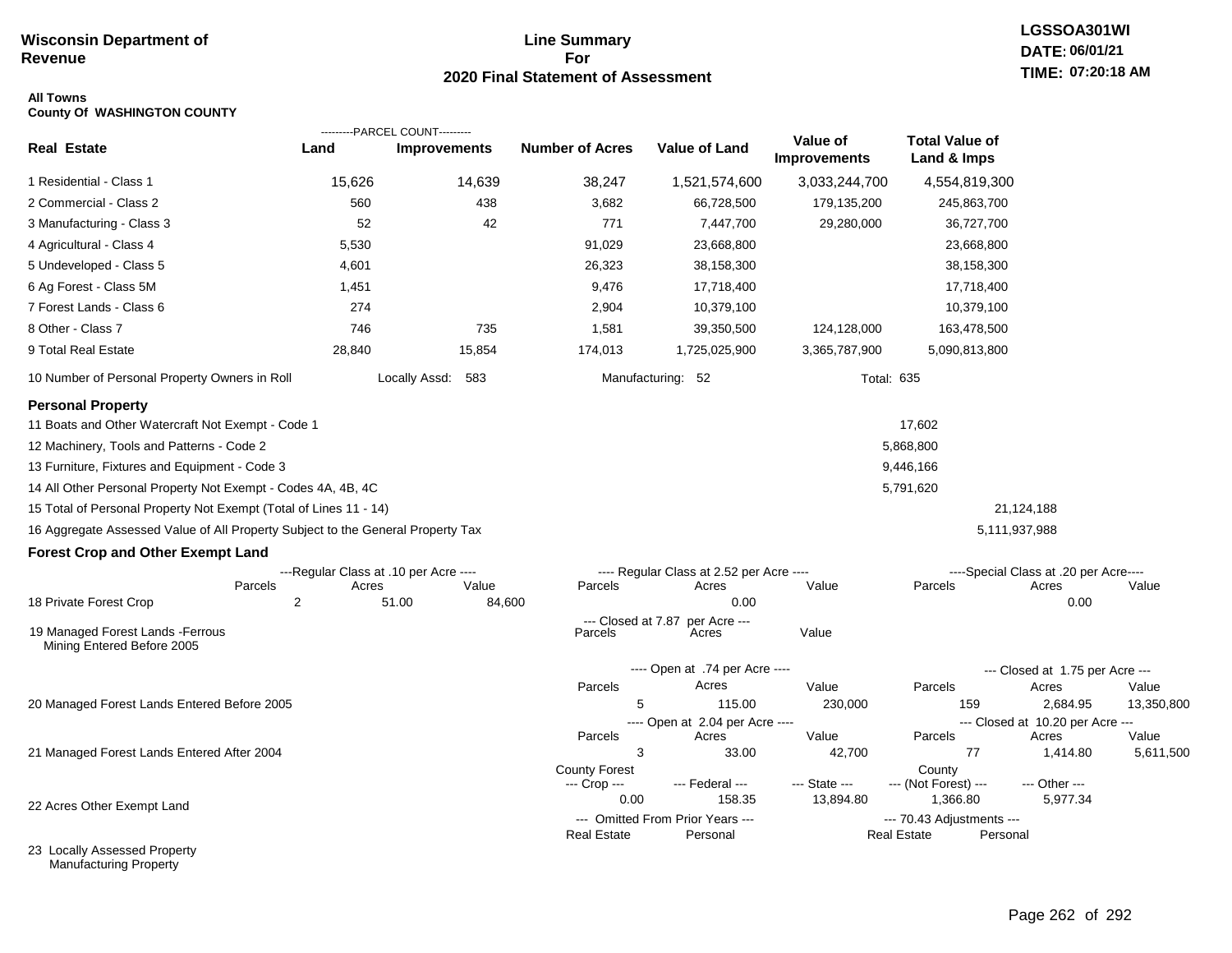**Wisconsin Department of Revenue**

# Line Summary For 2020 Final Statement of Assessment

LGSSOA301WI
DATE: 06/01/21
TIME: 07:20:18 AM

**All Towns**
**County Of WASHINGTON COUNTY**

| Real Estate | PARCEL COUNT Land | PARCEL COUNT Improvements | Number of Acres | Value of Land | Value of Improvements | Total Value of Land & Imps |
|---|---|---|---|---|---|---|
| 1 Residential - Class 1 | 15,626 | 14,639 | 38,247 | 1,521,574,600 | 3,033,244,700 | 4,554,819,300 |
| 2 Commercial - Class 2 | 560 | 438 | 3,682 | 66,728,500 | 179,135,200 | 245,863,700 |
| 3 Manufacturing - Class 3 | 52 | 42 | 771 | 7,447,700 | 29,280,000 | 36,727,700 |
| 4 Agricultural - Class 4 | 5,530 | | 91,029 | 23,668,800 | | 23,668,800 |
| 5 Undeveloped - Class 5 | 4,601 | | 26,323 | 38,158,300 | | 38,158,300 |
| 6 Ag Forest - Class 5M | 1,451 | | 9,476 | 17,718,400 | | 17,718,400 |
| 7 Forest Lands - Class 6 | 274 | | 2,904 | 10,379,100 | | 10,379,100 |
| 8 Other - Class 7 | 746 | 735 | 1,581 | 39,350,500 | 124,128,000 | 163,478,500 |
| 9 Total Real Estate | 28,840 | 15,854 | 174,013 | 1,725,025,900 | 3,365,787,900 | 5,090,813,800 |

10 Number of Personal Property Owners in Roll — Locally Assd: 583 — Manufacturing: 52 — Total: 635

## Personal Property

| | | |
|---|---|---|
| 11 Boats and Other Watercraft Not Exempt - Code 1 | 17,602 | |
| 12 Machinery, Tools and Patterns - Code 2 | 5,868,800 | |
| 13 Furniture, Fixtures and Equipment - Code 3 | 9,446,166 | |
| 14 All Other Personal Property Not Exempt - Codes 4A, 4B, 4C | 5,791,620 | |
| 15 Total of Personal Property Not Exempt (Total of Lines 11 - 14) | | 21,124,188 |
| 16 Aggregate Assessed Value of All Property Subject to the General Property Tax | | 5,111,937,988 |

## Forest Crop and Other Exempt Land

| | Regular Class at .10 per Acre Parcels | Acres | Value | Regular Class at 2.52 per Acre Parcels | Acres | Value | Special Class at .20 per Acre Parcels | Acres | Value |
|---|---|---|---|---|---|---|---|---|---|
| 18 Private Forest Crop | 2 | 51.00 | 84,600 | | 0.00 | | | 0.00 | |

| | Closed at 7.87 per Acre Parcels | Acres | Value |
|---|---|---|---|
| 19 Managed Forest Lands -Ferrous Mining Entered Before 2005 | | | |

| | Open Parcels | Open Acres | Open Value | Closed Parcels | Closed Acres | Closed Value |
|---|---|---|---|---|---|---|
| 20 Managed Forest Lands Entered Before 2005 (Open at .74 per Acre / Closed at 1.75 per Acre) | 5 | 115.00 | 230,000 | 159 | 2,684.95 | 13,350,800 |
| 21 Managed Forest Lands Entered After 2004 (Open at 2.04 per Acre / Closed at 10.20 per Acre) | 3 | 33.00 | 42,700 | 77 | 1,414.80 | 5,611,500 |

| | County Forest Crop | Federal | State | County (Not Forest) | Other |
|---|---|---|---|---|---|
| 22 Acres Other Exempt Land | 0.00 | 158.35 | 13,894.80 | 1,366.80 | 5,977.34 |

| | Omitted From Prior Years Real Estate | Omitted From Prior Years Personal | 70.43 Adjustments Real Estate | 70.43 Adjustments Personal |
|---|---|---|---|---|
| 23 Locally Assessed Property | | | | |
| Manufacturing Property | | | | |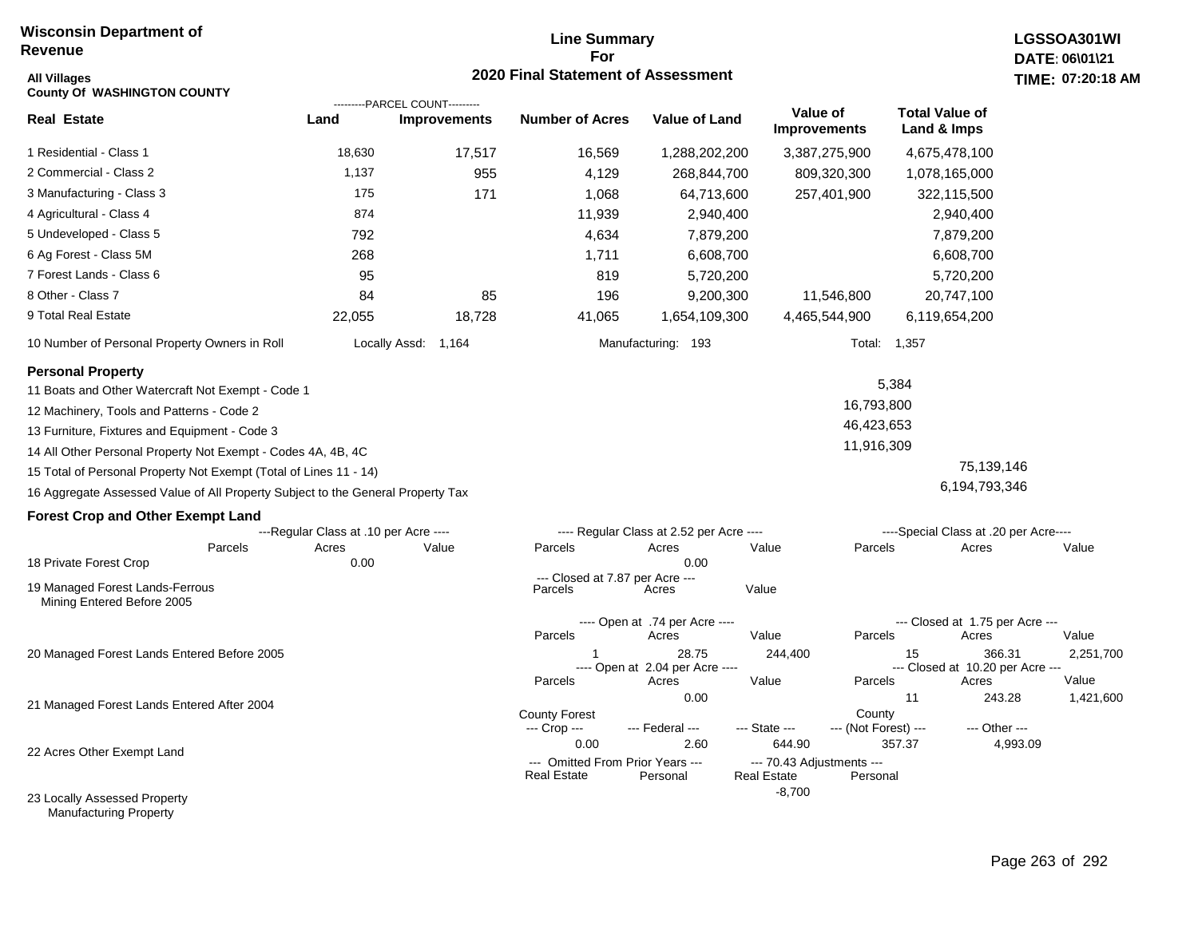**Wisconsin Department of Revenue**

**Line Summary For 2020 Final Statement of Assessment**

**LGSSOA301WI**
**DATE: 06\01\21**
**TIME: 07:20:18 AM**

**All Villages**
**County Of WASHINGTON COUNTY**

| Real Estate | PARCEL COUNT Land | PARCEL COUNT Improvements | Number of Acres | Value of Land | Value of Improvements | Total Value of Land & Imps |
|---|---|---|---|---|---|---|
| 1 Residential - Class 1 | 18,630 | 17,517 | 16,569 | 1,288,202,200 | 3,387,275,900 | 4,675,478,100 |
| 2 Commercial - Class 2 | 1,137 | 955 | 4,129 | 268,844,700 | 809,320,300 | 1,078,165,000 |
| 3 Manufacturing - Class 3 | 175 | 171 | 1,068 | 64,713,600 | 257,401,900 | 322,115,500 |
| 4 Agricultural - Class 4 | 874 | | 11,939 | 2,940,400 | | 2,940,400 |
| 5 Undeveloped - Class 5 | 792 | | 4,634 | 7,879,200 | | 7,879,200 |
| 6 Ag Forest - Class 5M | 268 | | 1,711 | 6,608,700 | | 6,608,700 |
| 7 Forest Lands - Class 6 | 95 | | 819 | 5,720,200 | | 5,720,200 |
| 8 Other - Class 7 | 84 | 85 | 196 | 9,200,300 | 11,546,800 | 20,747,100 |
| 9 Total Real Estate | 22,055 | 18,728 | 41,065 | 1,654,109,300 | 4,465,544,900 | 6,119,654,200 |

10 Number of Personal Property Owners in Roll — Locally Assd: 1,164 — Manufacturing: 193 — Total: 1,357

**Personal Property**

| | | |
|---|---|---|
| 11 Boats and Other Watercraft Not Exempt - Code 1 | 5,384 | |
| 12 Machinery, Tools and Patterns - Code 2 | 16,793,800 | |
| 13 Furniture, Fixtures and Equipment - Code 3 | 46,423,653 | |
| 14 All Other Personal Property Not Exempt - Codes 4A, 4B, 4C | 11,916,309 | |
| 15 Total of Personal Property Not Exempt (Total of Lines 11 - 14) | | 75,139,146 |
| 16 Aggregate Assessed Value of All Property Subject to the General Property Tax | | 6,194,793,346 |

**Forest Crop and Other Exempt Land**

| | Regular Class at .10 per Acre Parcels | Acres | Value | Regular Class at 2.52 per Acre Parcels | Acres | Value | Special Class at .20 per Acre Parcels | Acres | Value |
|---|---|---|---|---|---|---|---|---|---|
| 18 Private Forest Crop | | 0.00 | | | 0.00 | | | | |

| | Closed at 7.87 per Acre Parcels | Acres | Value |
|---|---|---|---|
| 19 Managed Forest Lands-Ferrous Mining Entered Before 2005 | | | |

| | Open at .74 per Acre Parcels | Acres | Value | Closed at 1.75 per Acre Parcels | Acres | Value |
|---|---|---|---|---|---|---|
| 20 Managed Forest Lands Entered Before 2005 | 1 | 28.75 | 244,400 | 15 | 366.31 | 2,251,700 |

| | Open at 2.04 per Acre Parcels | Acres | Value | Closed at 10.20 per Acre Parcels | Acres | Value |
|---|---|---|---|---|---|---|
| 21 Managed Forest Lands Entered After 2004 | | 0.00 | | 11 | 243.28 | 1,421,600 |

| | County Forest Crop | Federal | State | County (Not Forest) | Other |
|---|---|---|---|---|---|
| 22 Acres Other Exempt Land | 0.00 | 2.60 | 644.90 | 357.37 | 4,993.09 |

| | Omitted From Prior Years Real Estate | Omitted From Prior Years Personal | 70.43 Adjustments Real Estate | 70.43 Adjustments Personal |
|---|---|---|---|---|
| 23 Locally Assessed Property Manufacturing Property | | | -8,700 | |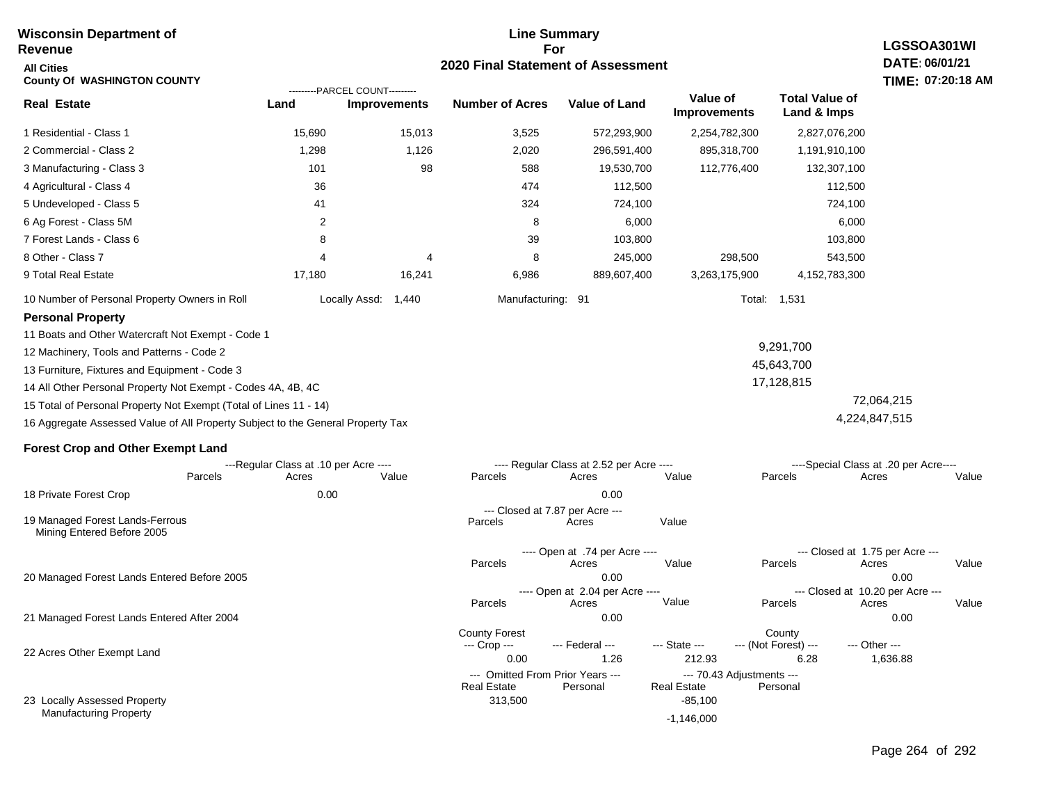**Wisconsin Department of Revenue**

**All Cities**

**County Of WASHINGTON COUNTY**

## Line Summary For 2020 Final Statement of Assessment

**LGSSOA301WI**
**DATE: 06/01/21**
**TIME: 07:20:18 AM**

| Real Estate | PARCEL COUNT Land | PARCEL COUNT Improvements | Number of Acres | Value of Land | Value of Improvements | Total Value of Land & Imps |
|---|---|---|---|---|---|---|
| 1 Residential - Class 1 | 15,690 | 15,013 | 3,525 | 572,293,900 | 2,254,782,300 | 2,827,076,200 |
| 2 Commercial - Class 2 | 1,298 | 1,126 | 2,020 | 296,591,400 | 895,318,700 | 1,191,910,100 |
| 3 Manufacturing - Class 3 | 101 | 98 | 588 | 19,530,700 | 112,776,400 | 132,307,100 |
| 4 Agricultural - Class 4 | 36 | | 474 | 112,500 | | 112,500 |
| 5 Undeveloped - Class 5 | 41 | | 324 | 724,100 | | 724,100 |
| 6 Ag Forest - Class 5M | 2 | | 8 | 6,000 | | 6,000 |
| 7 Forest Lands - Class 6 | 8 | | 39 | 103,800 | | 103,800 |
| 8 Other - Class 7 | 4 | 4 | 8 | 245,000 | 298,500 | 543,500 |
| 9 Total Real Estate | 17,180 | 16,241 | 6,986 | 889,607,400 | 3,263,175,900 | 4,152,783,300 |

10 Number of Personal Property Owners in Roll — Locally Assd: 1,440 — Manufacturing: 91 — Total: 1,531

**Personal Property**

| | | |
|---|---|---|
| 11 Boats and Other Watercraft Not Exempt - Code 1 | | |
| 12 Machinery, Tools and Patterns - Code 2 | 9,291,700 | |
| 13 Furniture, Fixtures and Equipment - Code 3 | 45,643,700 | |
| 14 All Other Personal Property Not Exempt - Codes 4A, 4B, 4C | 17,128,815 | |
| 15 Total of Personal Property Not Exempt (Total of Lines 11 - 14) | | 72,064,215 |
| 16 Aggregate Assessed Value of All Property Subject to the General Property Tax | | 4,224,847,515 |

**Forest Crop and Other Exempt Land**

| | Regular Class at .10 per Acre Parcels | Acres | Value | Regular Class at 2.52 per Acre Parcels | Acres | Value | Special Class at .20 per Acre Parcels | Acres | Value |
|---|---|---|---|---|---|---|---|---|---|
| 18 Private Forest Crop | | 0.00 | | | 0.00 | | | | |

| | Closed at 7.87 per Acre Parcels | Acres | Value |
|---|---|---|---|
| 19 Managed Forest Lands-Ferrous Mining Entered Before 2005 | | | |

| | Open Parcels | Open Acres | Open Value | Closed Parcels | Closed Acres | Closed Value |
|---|---|---|---|---|---|---|
| 20 Managed Forest Lands Entered Before 2005 (Open at .74 per Acre / Closed at 1.75 per Acre) | | 0.00 | | | 0.00 | |
| 21 Managed Forest Lands Entered After 2004 (Open at 2.04 per Acre / Closed at 10.20 per Acre) | | 0.00 | | | 0.00 | |

| | County Forest Crop | Federal | State | County (Not Forest) | Other |
|---|---|---|---|---|---|
| 22 Acres Other Exempt Land | 0.00 | 1.26 | 212.93 | 6.28 | 1,636.88 |

| | Omitted From Prior Years Real Estate | Omitted From Prior Years Personal | 70.43 Adjustments Real Estate | 70.43 Adjustments Personal |
|---|---|---|---|---|
| 23 Locally Assessed Property | 313,500 | | -85,100 | |
| Manufacturing Property | | | -1,146,000 | |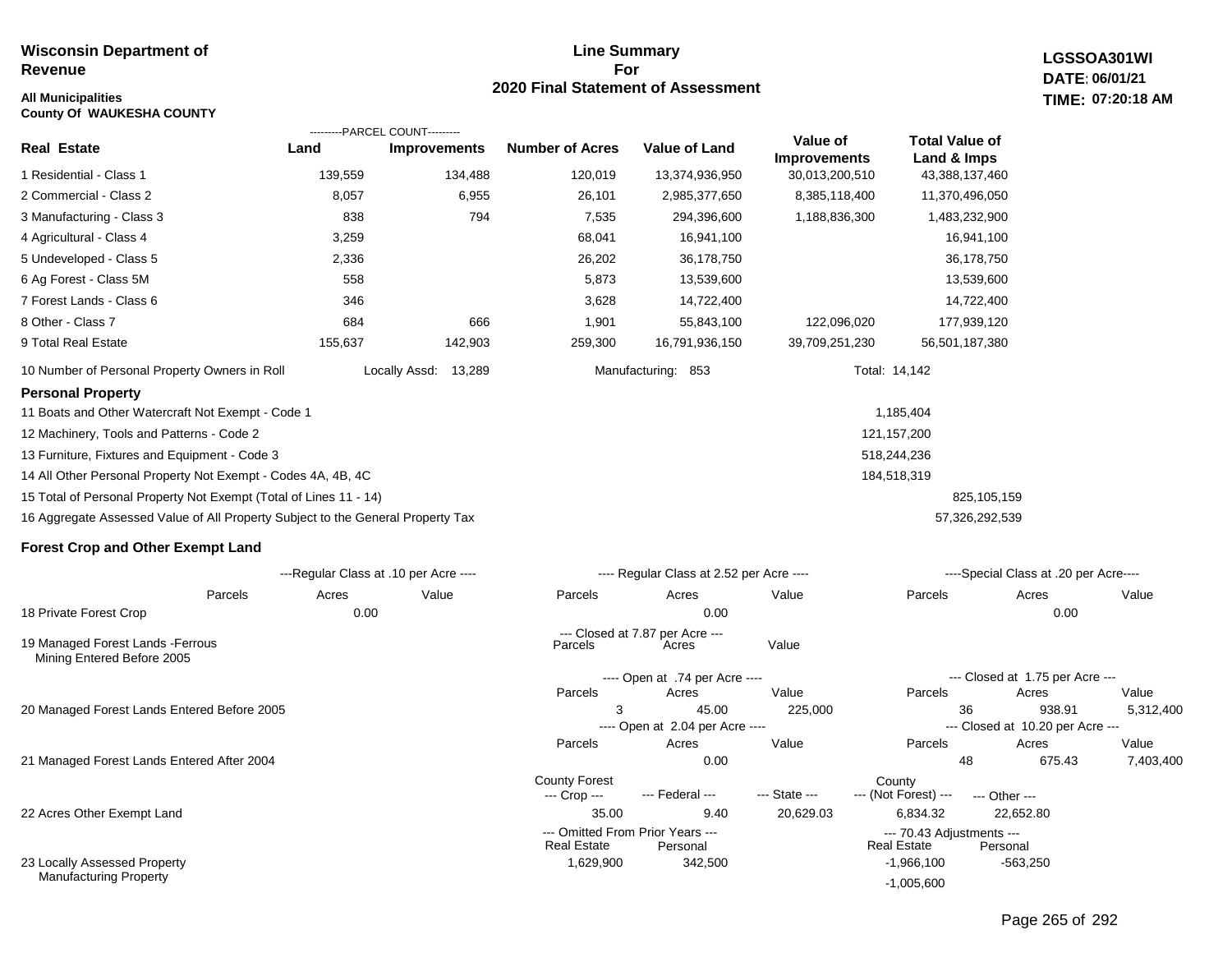**Wisconsin Department of Revenue**

**All Municipalities**
**County Of WAUKESHA COUNTY**

## Line Summary For 2020 Final Statement of Assessment

**LGSSOA301WI**
**DATE: 06/01/21**
**TIME: 07:20:18 AM**

| Real Estate | Land (Parcel Count) | Improvements (Parcel Count) | Number of Acres | Value of Land | Value of Improvements | Total Value of Land & Imps |
|---|---|---|---|---|---|---|
| 1 Residential - Class 1 | 139,559 | 134,488 | 120,019 | 13,374,936,950 | 30,013,200,510 | 43,388,137,460 |
| 2 Commercial - Class 2 | 8,057 | 6,955 | 26,101 | 2,985,377,650 | 8,385,118,400 | 11,370,496,050 |
| 3 Manufacturing - Class 3 | 838 | 794 | 7,535 | 294,396,600 | 1,188,836,300 | 1,483,232,900 |
| 4 Agricultural - Class 4 | 3,259 | | 68,041 | 16,941,100 | | 16,941,100 |
| 5 Undeveloped - Class 5 | 2,336 | | 26,202 | 36,178,750 | | 36,178,750 |
| 6 Ag Forest - Class 5M | 558 | | 5,873 | 13,539,600 | | 13,539,600 |
| 7 Forest Lands - Class 6 | 346 | | 3,628 | 14,722,400 | | 14,722,400 |
| 8 Other - Class 7 | 684 | 666 | 1,901 | 55,843,100 | 122,096,020 | 177,939,120 |
| 9 Total Real Estate | 155,637 | 142,903 | 259,300 | 16,791,936,150 | 39,709,251,230 | 56,501,187,380 |

10 Number of Personal Property Owners in Roll — Locally Assd: 13,289 — Manufacturing: 853 — Total: 14,142

### Personal Property

| | | |
|---|---|---|
| 11 Boats and Other Watercraft Not Exempt - Code 1 | 1,185,404 | |
| 12 Machinery, Tools and Patterns - Code 2 | 121,157,200 | |
| 13 Furniture, Fixtures and Equipment - Code 3 | 518,244,236 | |
| 14 All Other Personal Property Not Exempt - Codes 4A, 4B, 4C | 184,518,319 | |
| 15 Total of Personal Property Not Exempt (Total of Lines 11 - 14) | | 825,105,159 |
| 16 Aggregate Assessed Value of All Property Subject to the General Property Tax | | 57,326,292,539 |

### Forest Crop and Other Exempt Land

| | Regular Class at .10 per Acre: Parcels | Acres | Value | Regular Class at 2.52 per Acre: Parcels | Acres | Value | Special Class at .20 per Acre: Parcels | Acres | Value |
|---|---|---|---|---|---|---|---|---|---|
| 18 Private Forest Crop | | 0.00 | | | 0.00 | | | 0.00 | |

| | Closed at 7.87 per Acre: Parcels | Acres | Value |
|---|---|---|---|
| 19 Managed Forest Lands -Ferrous Mining Entered Before 2005 | | | |

| | Open: Parcels | Acres | Value | Closed: Parcels | Acres | Value |
|---|---|---|---|---|---|---|
| 20 Managed Forest Lands Entered Before 2005 (Open at .74 per Acre / Closed at 1.75 per Acre) | 3 | 45.00 | 225,000 | 36 | 938.91 | 5,312,400 |
| 21 Managed Forest Lands Entered After 2004 (Open at 2.04 per Acre / Closed at 10.20 per Acre) | | 0.00 | | 48 | 675.43 | 7,403,400 |

| | County Forest --- Crop --- | --- Federal --- | --- State --- | County --- (Not Forest) --- | --- Other --- |
|---|---|---|---|---|---|
| 22 Acres Other Exempt Land | 35.00 | 9.40 | 20,629.03 | 6,834.32 | 22,652.80 |

| | Omitted From Prior Years: Real Estate | Personal | 70.43 Adjustments: Real Estate | Personal |
|---|---|---|---|---|
| 23 Locally Assessed Property | 1,629,900 | 342,500 | -1,966,100 | -563,250 |
| Manufacturing Property | | | -1,005,600 | |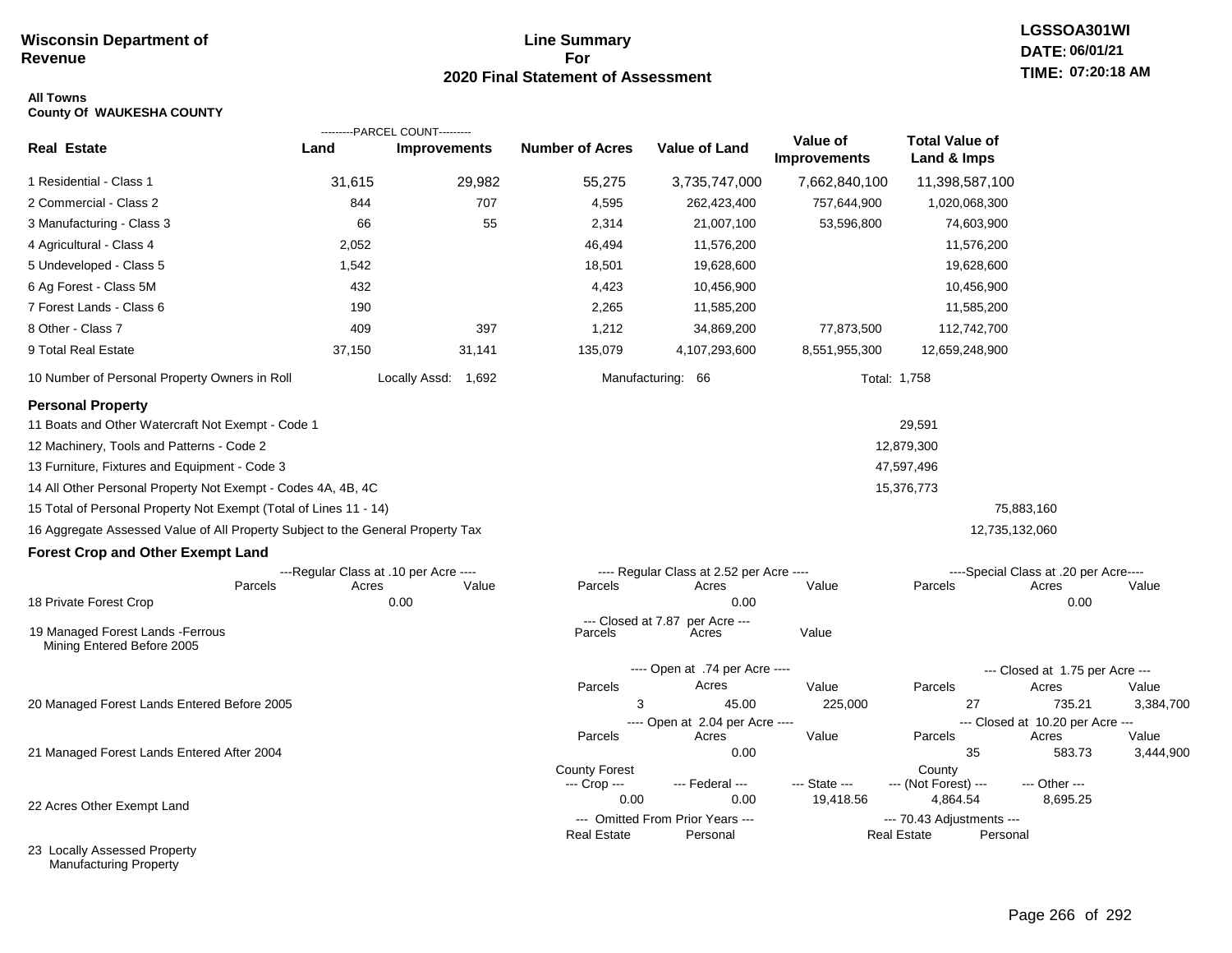**Wisconsin Department of Revenue**

# Line Summary For 2020 Final Statement of Assessment

LGSSOA301WI
DATE: 06/01/21
TIME: 07:20:18 AM

**All Towns**
**County Of WAUKESHA COUNTY**

| Real Estate | PARCEL COUNT Land | PARCEL COUNT Improvements | Number of Acres | Value of Land | Value of Improvements | Total Value of Land & Imps |
|---|---|---|---|---|---|---|
| 1 Residential - Class 1 | 31,615 | 29,982 | 55,275 | 3,735,747,000 | 7,662,840,100 | 11,398,587,100 |
| 2 Commercial - Class 2 | 844 | 707 | 4,595 | 262,423,400 | 757,644,900 | 1,020,068,300 |
| 3 Manufacturing - Class 3 | 66 | 55 | 2,314 | 21,007,100 | 53,596,800 | 74,603,900 |
| 4 Agricultural - Class 4 | 2,052 | | 46,494 | 11,576,200 | | 11,576,200 |
| 5 Undeveloped - Class 5 | 1,542 | | 18,501 | 19,628,600 | | 19,628,600 |
| 6 Ag Forest - Class 5M | 432 | | 4,423 | 10,456,900 | | 10,456,900 |
| 7 Forest Lands - Class 6 | 190 | | 2,265 | 11,585,200 | | 11,585,200 |
| 8 Other - Class 7 | 409 | 397 | 1,212 | 34,869,200 | 77,873,500 | 112,742,700 |
| 9 Total Real Estate | 37,150 | 31,141 | 135,079 | 4,107,293,600 | 8,551,955,300 | 12,659,248,900 |

10 Number of Personal Property Owners in Roll — Locally Assd: 1,692 — Manufacturing: 66 — Total: 1,758

## Personal Property

| | | |
|---|---|---|
| 11 Boats and Other Watercraft Not Exempt - Code 1 | 29,591 | |
| 12 Machinery, Tools and Patterns - Code 2 | 12,879,300 | |
| 13 Furniture, Fixtures and Equipment - Code 3 | 47,597,496 | |
| 14 All Other Personal Property Not Exempt - Codes 4A, 4B, 4C | 15,376,773 | |
| 15 Total of Personal Property Not Exempt (Total of Lines 11 - 14) | | 75,883,160 |
| 16 Aggregate Assessed Value of All Property Subject to the General Property Tax | | 12,735,132,060 |

## Forest Crop and Other Exempt Land

| | Regular Class at .10 per Acre Parcels | Acres | Value | Regular Class at 2.52 per Acre Parcels | Acres | Value | Special Class at .20 per Acre Parcels | Acres | Value |
|---|---|---|---|---|---|---|---|---|---|
| 18 Private Forest Crop | | 0.00 | | | 0.00 | | | 0.00 | |

| | Closed at 7.87 per Acre Parcels | Acres | Value |
|---|---|---|---|
| 19 Managed Forest Lands -Ferrous Mining Entered Before 2005 | | | |

| | Open at .74 per Acre Parcels | Acres | Value | Closed at 1.75 per Acre Parcels | Acres | Value |
|---|---|---|---|---|---|---|
| 20 Managed Forest Lands Entered Before 2005 | 3 | 45.00 | 225,000 | 27 | 735.21 | 3,384,700 |

| | Open at 2.04 per Acre Parcels | Acres | Value | Closed at 10.20 per Acre Parcels | Acres | Value |
|---|---|---|---|---|---|---|
| 21 Managed Forest Lands Entered After 2004 | | 0.00 | | 35 | 583.73 | 3,444,900 |

| | County Forest Crop | Federal | State | County (Not Forest) | Other |
|---|---|---|---|---|---|
| 22 Acres Other Exempt Land | 0.00 | 0.00 | 19,418.56 | 4,864.54 | 8,695.25 |

| | Omitted From Prior Years Real Estate | Omitted From Prior Years Personal | 70.43 Adjustments Real Estate | 70.43 Adjustments Personal |
|---|---|---|---|---|
| 23 Locally Assessed Property Manufacturing Property | | | | |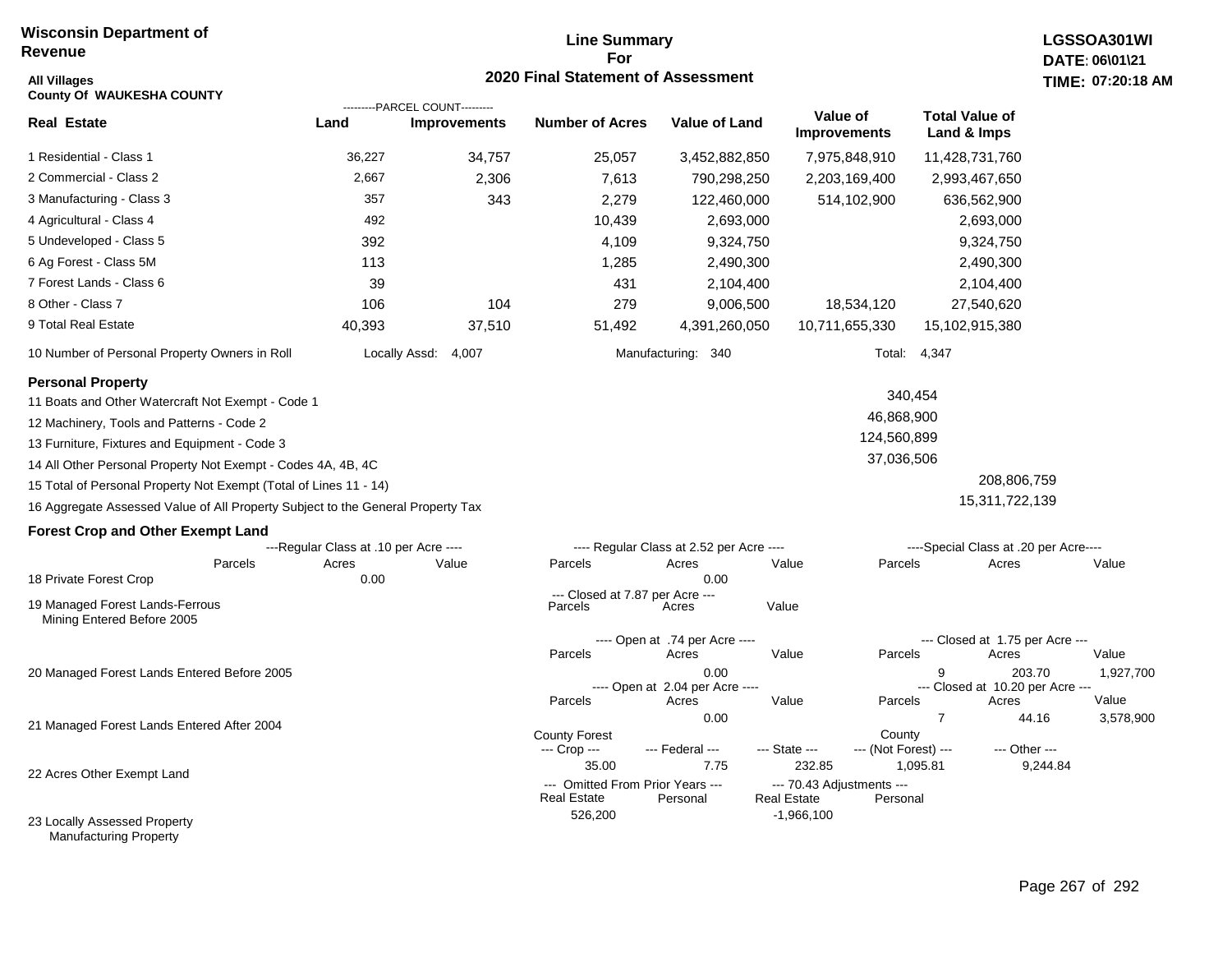**Wisconsin Department of Revenue**

**Line Summary For 2020 Final Statement of Assessment**

**LGSSOA301WI**
**DATE: 06\01\21**
**TIME: 07:20:18 AM**

**All Villages**
**County Of WAUKESHA COUNTY**

| Real Estate | PARCEL COUNT Land | PARCEL COUNT Improvements | Number of Acres | Value of Land | Value of Improvements | Total Value of Land & Imps |
|---|---|---|---|---|---|---|
| 1 Residential - Class 1 | 36,227 | 34,757 | 25,057 | 3,452,882,850 | 7,975,848,910 | 11,428,731,760 |
| 2 Commercial - Class 2 | 2,667 | 2,306 | 7,613 | 790,298,250 | 2,203,169,400 | 2,993,467,650 |
| 3 Manufacturing - Class 3 | 357 | 343 | 2,279 | 122,460,000 | 514,102,900 | 636,562,900 |
| 4 Agricultural - Class 4 | 492 | | 10,439 | 2,693,000 | | 2,693,000 |
| 5 Undeveloped - Class 5 | 392 | | 4,109 | 9,324,750 | | 9,324,750 |
| 6 Ag Forest - Class 5M | 113 | | 1,285 | 2,490,300 | | 2,490,300 |
| 7 Forest Lands - Class 6 | 39 | | 431 | 2,104,400 | | 2,104,400 |
| 8 Other - Class 7 | 106 | 104 | 279 | 9,006,500 | 18,534,120 | 27,540,620 |
| 9 Total Real Estate | 40,393 | 37,510 | 51,492 | 4,391,260,050 | 10,711,655,330 | 15,102,915,380 |

10 Number of Personal Property Owners in Roll — Locally Assd: 4,007 — Manufacturing: 340 — Total: 4,347

**Personal Property**

| | | |
|---|---|---|
| 11 Boats and Other Watercraft Not Exempt - Code 1 | 340,454 | |
| 12 Machinery, Tools and Patterns - Code 2 | 46,868,900 | |
| 13 Furniture, Fixtures and Equipment - Code 3 | 124,560,899 | |
| 14 All Other Personal Property Not Exempt - Codes 4A, 4B, 4C | 37,036,506 | |
| 15 Total of Personal Property Not Exempt (Total of Lines 11 - 14) | | 208,806,759 |
| 16 Aggregate Assessed Value of All Property Subject to the General Property Tax | | 15,311,722,139 |

**Forest Crop and Other Exempt Land**

18 Private Forest Crop
- Regular Class at .10 per Acre: Parcels —, Acres 0.00, Value —
- Regular Class at 2.52 per Acre: Parcels —, Acres 0.00, Value —
- Special Class at .20 per Acre: Parcels —, Acres —, Value —

19 Managed Forest Lands-Ferrous Mining Entered Before 2005
- Closed at 7.87 per Acre: Parcels —, Acres —, Value —

20 Managed Forest Lands Entered Before 2005
- Open at .74 per Acre: Parcels —, Acres 0.00, Value —
- Closed at 1.75 per Acre: Parcels 9, Acres 203.70, Value 1,927,700

21 Managed Forest Lands Entered After 2004
- Open at 2.04 per Acre: Parcels —, Acres 0.00, Value —
- Closed at 10.20 per Acre: Parcels 7, Acres 44.16, Value 3,578,900

22 Acres Other Exempt Land

| County Forest Crop | Federal | State | County (Not Forest) | Other |
|---|---|---|---|---|
| 35.00 | 7.75 | 232.85 | 1,095.81 | 9,244.84 |

23 Locally Assessed Property Manufacturing Property

| Omitted From Prior Years Real Estate | Omitted From Prior Years Personal | 70.43 Adjustments Real Estate | 70.43 Adjustments Personal |
|---|---|---|---|
| 526,200 | | -1,966,100 | |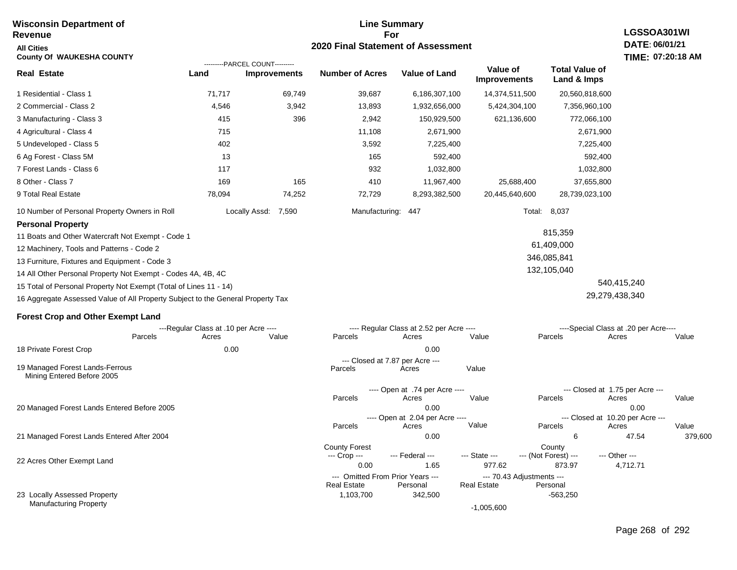**Wisconsin Department of Revenue**

**All Cities**

**County Of WAUKESHA COUNTY**

# Line Summary For 2020 Final Statement of Assessment

**LGSSOA301WI**
**DATE: 06/01/21**
**TIME: 07:20:18 AM**

| Real Estate | PARCEL COUNT Land | PARCEL COUNT Improvements | Number of Acres | Value of Land | Value of Improvements | Total Value of Land & Imps |
|---|---|---|---|---|---|---|
| 1 Residential - Class 1 | 71,717 | 69,749 | 39,687 | 6,186,307,100 | 14,374,511,500 | 20,560,818,600 |
| 2 Commercial - Class 2 | 4,546 | 3,942 | 13,893 | 1,932,656,000 | 5,424,304,100 | 7,356,960,100 |
| 3 Manufacturing - Class 3 | 415 | 396 | 2,942 | 150,929,500 | 621,136,600 | 772,066,100 |
| 4 Agricultural - Class 4 | 715 | | 11,108 | 2,671,900 | | 2,671,900 |
| 5 Undeveloped - Class 5 | 402 | | 3,592 | 7,225,400 | | 7,225,400 |
| 6 Ag Forest - Class 5M | 13 | | 165 | 592,400 | | 592,400 |
| 7 Forest Lands - Class 6 | 117 | | 932 | 1,032,800 | | 1,032,800 |
| 8 Other - Class 7 | 169 | 165 | 410 | 11,967,400 | 25,688,400 | 37,655,800 |
| 9 Total Real Estate | 78,094 | 74,252 | 72,729 | 8,293,382,500 | 20,445,640,600 | 28,739,023,100 |

10 Number of Personal Property Owners in Roll — Locally Assd: 7,590 — Manufacturing: 447 — Total: 8,037

**Personal Property**

| | | |
|---|---|---|
| 11 Boats and Other Watercraft Not Exempt - Code 1 | 815,359 | |
| 12 Machinery, Tools and Patterns - Code 2 | 61,409,000 | |
| 13 Furniture, Fixtures and Equipment - Code 3 | 346,085,841 | |
| 14 All Other Personal Property Not Exempt - Codes 4A, 4B, 4C | 132,105,040 | |
| 15 Total of Personal Property Not Exempt (Total of Lines 11 - 14) | | 540,415,240 |
| 16 Aggregate Assessed Value of All Property Subject to the General Property Tax | | 29,279,438,340 |

**Forest Crop and Other Exempt Land**

| | Regular Class at .10 per Acre Parcels | Acres | Value | Regular Class at 2.52 per Acre Parcels | Acres | Value | Special Class at .20 per Acre Parcels | Acres | Value |
|---|---|---|---|---|---|---|---|---|---|
| 18 Private Forest Crop | | 0.00 | | | 0.00 | | | | |

| | Closed at 7.87 per Acre Parcels | Acres | Value |
|---|---|---|---|
| 19 Managed Forest Lands-Ferrous Mining Entered Before 2005 | | | |

| | Open at .74 per Acre Parcels | Acres | Value | Closed at 1.75 per Acre Parcels | Acres | Value |
|---|---|---|---|---|---|---|
| 20 Managed Forest Lands Entered Before 2005 | | 0.00 | | | 0.00 | |

| | Open at 2.04 per Acre Parcels | Acres | Value | Closed at 10.20 per Acre Parcels | Acres | Value |
|---|---|---|---|---|---|---|
| 21 Managed Forest Lands Entered After 2004 | | 0.00 | | 6 | 47.54 | 379,600 |

| | County Forest Crop | Federal | State | County (Not Forest) | Other |
|---|---|---|---|---|---|
| 22 Acres Other Exempt Land | 0.00 | 1.65 | 977.62 | 873.97 | 4,712.71 |

| | Omitted From Prior Years Real Estate | Omitted From Prior Years Personal | 70.43 Adjustments Real Estate | 70.43 Adjustments Personal |
|---|---|---|---|---|
| 23 Locally Assessed Property | 1,103,700 | 342,500 | | -563,250 |
| Manufacturing Property | | | -1,005,600 | |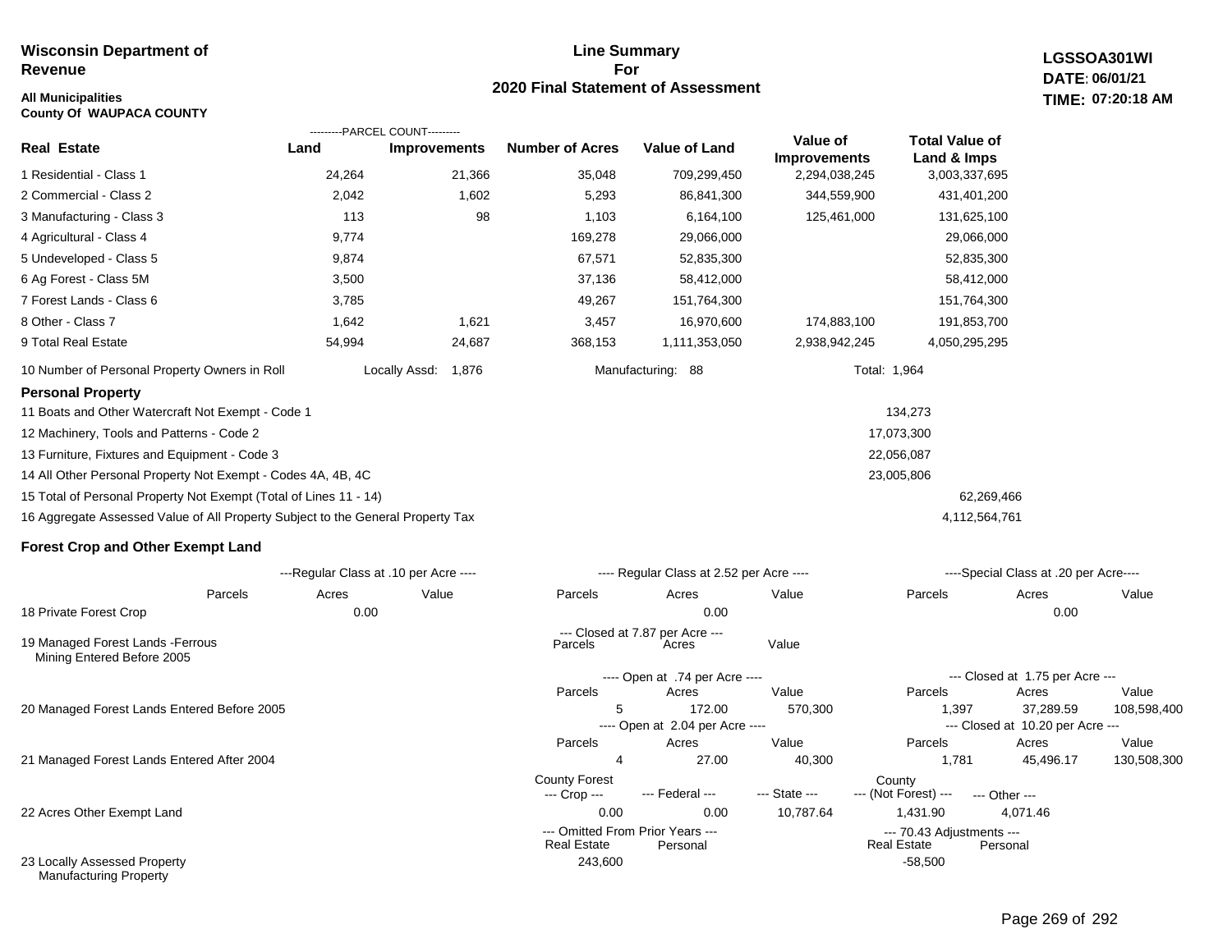**Wisconsin Department of Revenue**

**All Municipalities**
**County Of WAUPACA COUNTY**

## Line Summary For 2020 Final Statement of Assessment

**LGSSOA301WI**
**DATE: 06/01/21**
**TIME: 07:20:18 AM**

| Real Estate | PARCEL COUNT Land | PARCEL COUNT Improvements | Number of Acres | Value of Land | Value of Improvements | Total Value of Land & Imps |
|---|---|---|---|---|---|---|
| 1 Residential - Class 1 | 24,264 | 21,366 | 35,048 | 709,299,450 | 2,294,038,245 | 3,003,337,695 |
| 2 Commercial - Class 2 | 2,042 | 1,602 | 5,293 | 86,841,300 | 344,559,900 | 431,401,200 |
| 3 Manufacturing - Class 3 | 113 | 98 | 1,103 | 6,164,100 | 125,461,000 | 131,625,100 |
| 4 Agricultural - Class 4 | 9,774 | | 169,278 | 29,066,000 | | 29,066,000 |
| 5 Undeveloped - Class 5 | 9,874 | | 67,571 | 52,835,300 | | 52,835,300 |
| 6 Ag Forest - Class 5M | 3,500 | | 37,136 | 58,412,000 | | 58,412,000 |
| 7 Forest Lands - Class 6 | 3,785 | | 49,267 | 151,764,300 | | 151,764,300 |
| 8 Other - Class 7 | 1,642 | 1,621 | 3,457 | 16,970,600 | 174,883,100 | 191,853,700 |
| 9 Total Real Estate | 54,994 | 24,687 | 368,153 | 1,111,353,050 | 2,938,942,245 | 4,050,295,295 |

10 Number of Personal Property Owners in Roll — Locally Assd: 1,876 — Manufacturing: 88 — Total: 1,964

### Personal Property

| | | |
|---|---|---|
| 11 Boats and Other Watercraft Not Exempt - Code 1 | 134,273 | |
| 12 Machinery, Tools and Patterns - Code 2 | 17,073,300 | |
| 13 Furniture, Fixtures and Equipment - Code 3 | 22,056,087 | |
| 14 All Other Personal Property Not Exempt - Codes 4A, 4B, 4C | 23,005,806 | |
| 15 Total of Personal Property Not Exempt (Total of Lines 11 - 14) | | 62,269,466 |
| 16 Aggregate Assessed Value of All Property Subject to the General Property Tax | | 4,112,564,761 |

### Forest Crop and Other Exempt Land

| | Regular Class at .10 per Acre Parcels | Acres | Value | Regular Class at 2.52 per Acre Parcels | Acres | Value | Special Class at .20 per Acre Parcels | Acres | Value |
|---|---|---|---|---|---|---|---|---|---|
| 18 Private Forest Crop | | 0.00 | | | 0.00 | | | 0.00 | |

| | Closed at 7.87 per Acre Parcels | Acres | Value |
|---|---|---|---|
| 19 Managed Forest Lands -Ferrous Mining Entered Before 2005 | | | |

| | Open Parcels | Open Acres | Open Value | Closed Parcels | Closed Acres | Closed Value |
|---|---|---|---|---|---|---|
| 20 Managed Forest Lands Entered Before 2005 (Open at .74 per Acre / Closed at 1.75 per Acre) | 5 | 172.00 | 570,300 | 1,397 | 37,289.59 | 108,598,400 |
| 21 Managed Forest Lands Entered After 2004 (Open at 2.04 per Acre / Closed at 10.20 per Acre) | 4 | 27.00 | 40,300 | 1,781 | 45,496.17 | 130,508,300 |

| | County Forest --- Crop --- | --- Federal --- | --- State --- | County --- (Not Forest) --- | --- Other --- |
|---|---|---|---|---|---|
| 22 Acres Other Exempt Land | 0.00 | 0.00 | 10,787.64 | 1,431.90 | 4,071.46 |

| | Omitted From Prior Years Real Estate | Omitted From Prior Years Personal | 70.43 Adjustments Real Estate | 70.43 Adjustments Personal |
|---|---|---|---|---|
| 23 Locally Assessed Property Manufacturing Property | 243,600 | | -58,500 | |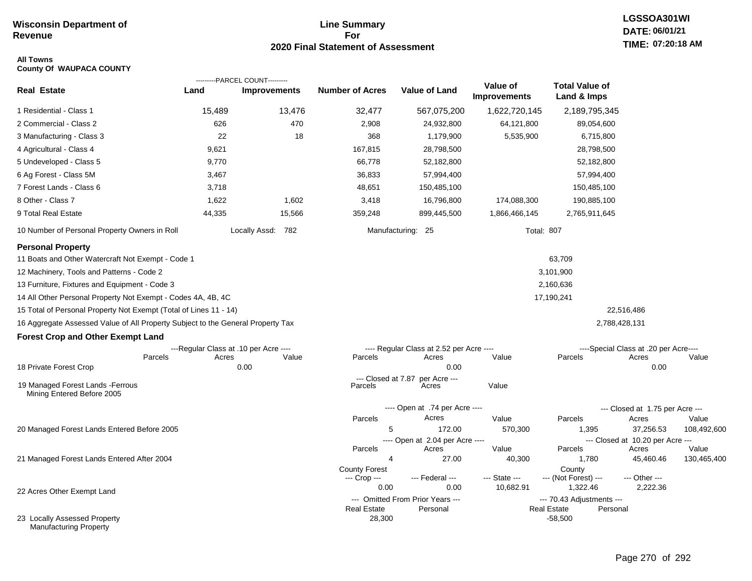**Wisconsin Department of Revenue**

# Line Summary For 2020 Final Statement of Assessment

LGSSOA301WI
DATE: 06/01/21
TIME: 07:20:18 AM

**All Towns**
**County Of WAUPACA COUNTY**

| Real Estate | PARCEL COUNT Land | PARCEL COUNT Improvements | Number of Acres | Value of Land | Value of Improvements | Total Value of Land & Imps |
|---|---|---|---|---|---|---|
| 1 Residential - Class 1 | 15,489 | 13,476 | 32,477 | 567,075,200 | 1,622,720,145 | 2,189,795,345 |
| 2 Commercial - Class 2 | 626 | 470 | 2,908 | 24,932,800 | 64,121,800 | 89,054,600 |
| 3 Manufacturing - Class 3 | 22 | 18 | 368 | 1,179,900 | 5,535,900 | 6,715,800 |
| 4 Agricultural - Class 4 | 9,621 | | 167,815 | 28,798,500 | | 28,798,500 |
| 5 Undeveloped - Class 5 | 9,770 | | 66,778 | 52,182,800 | | 52,182,800 |
| 6 Ag Forest - Class 5M | 3,467 | | 36,833 | 57,994,400 | | 57,994,400 |
| 7 Forest Lands - Class 6 | 3,718 | | 48,651 | 150,485,100 | | 150,485,100 |
| 8 Other - Class 7 | 1,622 | 1,602 | 3,418 | 16,796,800 | 174,088,300 | 190,885,100 |
| 9 Total Real Estate | 44,335 | 15,566 | 359,248 | 899,445,500 | 1,866,466,145 | 2,765,911,645 |

10 Number of Personal Property Owners in Roll — Locally Assd: 782 — Manufacturing: 25 — Total: 807

## Personal Property

| | | |
|---|---|---|
| 11 Boats and Other Watercraft Not Exempt - Code 1 | 63,709 | |
| 12 Machinery, Tools and Patterns - Code 2 | 3,101,900 | |
| 13 Furniture, Fixtures and Equipment - Code 3 | 2,160,636 | |
| 14 All Other Personal Property Not Exempt - Codes 4A, 4B, 4C | 17,190,241 | |
| 15 Total of Personal Property Not Exempt (Total of Lines 11 - 14) | | 22,516,486 |
| 16 Aggregate Assessed Value of All Property Subject to the General Property Tax | | 2,788,428,131 |

## Forest Crop and Other Exempt Land

| | Regular Class at .10 per Acre Parcels | Acres | Value | Regular Class at 2.52 per Acre Parcels | Acres | Value | Special Class at .20 per Acre Parcels | Acres | Value |
|---|---|---|---|---|---|---|---|---|---|
| 18 Private Forest Crop | | 0.00 | | | 0.00 | | | 0.00 | |

| | Closed at 7.87 per Acre Parcels | Acres | Value |
|---|---|---|---|
| 19 Managed Forest Lands -Ferrous Mining Entered Before 2005 | | | |

| | Open Parcels | Acres | Value | Closed Parcels | Acres | Value |
|---|---|---|---|---|---|---|
| 20 Managed Forest Lands Entered Before 2005 (Open at .74 per Acre / Closed at 1.75 per Acre) | 5 | 172.00 | 570,300 | 1,395 | 37,256.53 | 108,492,600 |
| 21 Managed Forest Lands Entered After 2004 (Open at 2.04 per Acre / Closed at 10.20 per Acre) | 4 | 27.00 | 40,300 | 1,780 | 45,460.46 | 130,465,400 |

| | County Forest --- Crop --- | --- Federal --- | --- State --- | County --- (Not Forest) --- | --- Other --- |
|---|---|---|---|---|---|
| 22 Acres Other Exempt Land | 0.00 | 0.00 | 10,682.91 | 1,322.46 | 2,222.36 |

| | Omitted From Prior Years Real Estate | Omitted From Prior Years Personal | 70.43 Adjustments Real Estate | 70.43 Adjustments Personal |
|---|---|---|---|---|
| 23 Locally Assessed Property Manufacturing Property | 28,300 | | -58,500 | |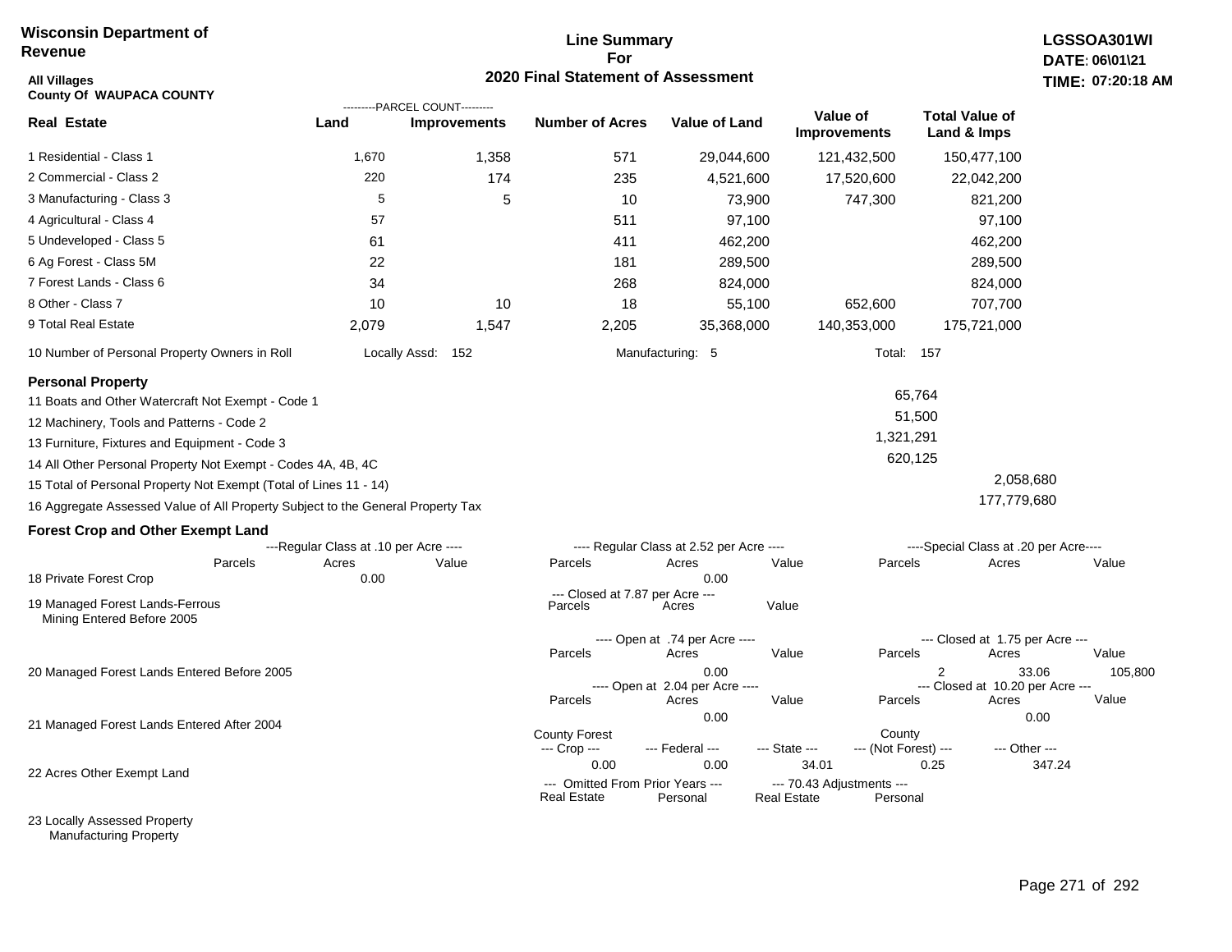**Wisconsin Department of Revenue**

**Line Summary For 2020 Final Statement of Assessment**

**LGSSOA301WI**
**DATE: 06\01\21**
**TIME: 07:20:18 AM**

**All Villages**
**County Of WAUPACA COUNTY**

| Real Estate | PARCEL COUNT Land | PARCEL COUNT Improvements | Number of Acres | Value of Land | Value of Improvements | Total Value of Land & Imps |
|---|---|---|---|---|---|---|
| 1 Residential - Class 1 | 1,670 | 1,358 | 571 | 29,044,600 | 121,432,500 | 150,477,100 |
| 2 Commercial - Class 2 | 220 | 174 | 235 | 4,521,600 | 17,520,600 | 22,042,200 |
| 3 Manufacturing - Class 3 | 5 | 5 | 10 | 73,900 | 747,300 | 821,200 |
| 4 Agricultural - Class 4 | 57 | | 511 | 97,100 | | 97,100 |
| 5 Undeveloped - Class 5 | 61 | | 411 | 462,200 | | 462,200 |
| 6 Ag Forest - Class 5M | 22 | | 181 | 289,500 | | 289,500 |
| 7 Forest Lands - Class 6 | 34 | | 268 | 824,000 | | 824,000 |
| 8 Other - Class 7 | 10 | 10 | 18 | 55,100 | 652,600 | 707,700 |
| 9 Total Real Estate | 2,079 | 1,547 | 2,205 | 35,368,000 | 140,353,000 | 175,721,000 |

10 Number of Personal Property Owners in Roll — Locally Assd: 152 — Manufacturing: 5 — Total: 157

**Personal Property**

| | | |
|---|---|---|
| 11 Boats and Other Watercraft Not Exempt - Code 1 | 65,764 | |
| 12 Machinery, Tools and Patterns - Code 2 | 51,500 | |
| 13 Furniture, Fixtures and Equipment - Code 3 | 1,321,291 | |
| 14 All Other Personal Property Not Exempt - Codes 4A, 4B, 4C | 620,125 | |
| 15 Total of Personal Property Not Exempt (Total of Lines 11 - 14) | | 2,058,680 |
| 16 Aggregate Assessed Value of All Property Subject to the General Property Tax | | 177,779,680 |

**Forest Crop and Other Exempt Land**

18 Private Forest Crop
- Regular Class at .10 per Acre — Parcels: , Acres: 0.00, Value:
- Regular Class at 2.52 per Acre — Parcels: , Acres: 0.00, Value:
- Special Class at .20 per Acre — Parcels: , Acres: , Value:

19 Managed Forest Lands-Ferrous Mining Entered Before 2005
- Closed at 7.87 per Acre — Parcels: , Acres: , Value:

20 Managed Forest Lands Entered Before 2005
- Open at .74 per Acre — Parcels: , Acres: 0.00, Value:
- Closed at 1.75 per Acre — Parcels: 2, Acres: 33.06, Value: 105,800

21 Managed Forest Lands Entered After 2004
- Open at 2.04 per Acre — Parcels: , Acres: 0.00, Value:
- Closed at 10.20 per Acre — Parcels: , Acres: 0.00, Value:

22 Acres Other Exempt Land

| County Forest Crop | Federal | State | County (Not Forest) | Other |
|---|---|---|---|---|
| 0.00 | 0.00 | 34.01 | 0.25 | 347.24 |

23 Locally Assessed Property Manufacturing Property

| Omitted From Prior Years Real Estate | Omitted From Prior Years Personal | 70.43 Adjustments Real Estate | 70.43 Adjustments Personal |
|---|---|---|---|
| | | | |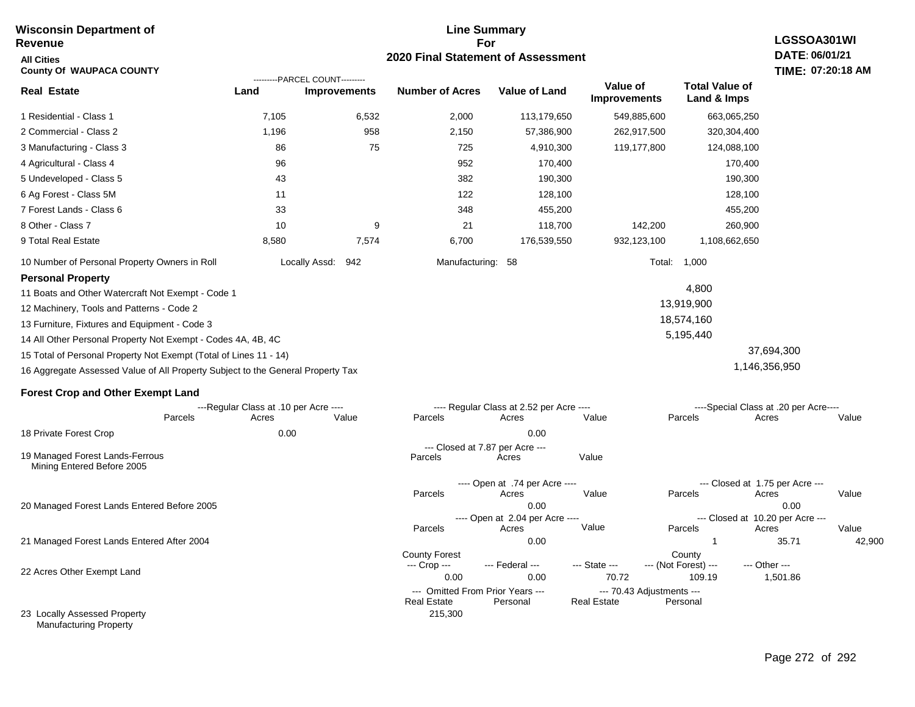**Wisconsin Department of Revenue**

**All Cities**

**County Of WAUPACA COUNTY**

**Line Summary For 2020 Final Statement of Assessment**

**LGSSOA301WI**
**DATE: 06/01/21**
**TIME: 07:20:18 AM**

| Real Estate | PARCEL COUNT Land | PARCEL COUNT Improvements | Number of Acres | Value of Land | Value of Improvements | Total Value of Land & Imps |
|---|---|---|---|---|---|---|
| 1 Residential - Class 1 | 7,105 | 6,532 | 2,000 | 113,179,650 | 549,885,600 | 663,065,250 |
| 2 Commercial - Class 2 | 1,196 | 958 | 2,150 | 57,386,900 | 262,917,500 | 320,304,400 |
| 3 Manufacturing - Class 3 | 86 | 75 | 725 | 4,910,300 | 119,177,800 | 124,088,100 |
| 4 Agricultural - Class 4 | 96 | | 952 | 170,400 | | 170,400 |
| 5 Undeveloped - Class 5 | 43 | | 382 | 190,300 | | 190,300 |
| 6 Ag Forest - Class 5M | 11 | | 122 | 128,100 | | 128,100 |
| 7 Forest Lands - Class 6 | 33 | | 348 | 455,200 | | 455,200 |
| 8 Other - Class 7 | 10 | 9 | 21 | 118,700 | 142,200 | 260,900 |
| 9 Total Real Estate | 8,580 | 7,574 | 6,700 | 176,539,550 | 932,123,100 | 1,108,662,650 |

10 Number of Personal Property Owners in Roll — Locally Assd: 942 — Manufacturing: 58 — Total: 1,000

**Personal Property**

| | | |
|---|---|---|
| 11 Boats and Other Watercraft Not Exempt - Code 1 | 4,800 | |
| 12 Machinery, Tools and Patterns - Code 2 | 13,919,900 | |
| 13 Furniture, Fixtures and Equipment - Code 3 | 18,574,160 | |
| 14 All Other Personal Property Not Exempt - Codes 4A, 4B, 4C | 5,195,440 | |
| 15 Total of Personal Property Not Exempt (Total of Lines 11 - 14) | | 37,694,300 |
| 16 Aggregate Assessed Value of All Property Subject to the General Property Tax | | 1,146,356,950 |

**Forest Crop and Other Exempt Land**

| | Regular Class at .10 per Acre Parcels | Acres | Value | Regular Class at 2.52 per Acre Parcels | Acres | Value | Special Class at .20 per Acre Parcels | Acres | Value |
|---|---|---|---|---|---|---|---|---|---|
| 18 Private Forest Crop | | 0.00 | | | 0.00 | | | | |

| | Closed at 7.87 per Acre Parcels | Acres | Value |
|---|---|---|---|
| 19 Managed Forest Lands-Ferrous Mining Entered Before 2005 | | | |

| | Open at .74 per Acre Parcels | Acres | Value | Closed at 1.75 per Acre Parcels | Acres | Value |
|---|---|---|---|---|---|---|
| 20 Managed Forest Lands Entered Before 2005 | | 0.00 | | | 0.00 | |

| | Open at 2.04 per Acre Parcels | Acres | Value | Closed at 10.20 per Acre Parcels | Acres | Value |
|---|---|---|---|---|---|---|
| 21 Managed Forest Lands Entered After 2004 | | 0.00 | | 1 | 35.71 | 42,900 |

| | County Forest Crop | Federal | State | County (Not Forest) | Other |
|---|---|---|---|---|---|
| 22 Acres Other Exempt Land | 0.00 | 0.00 | 70.72 | 109.19 | 1,501.86 |

| | Omitted From Prior Years Real Estate | Personal | 70.43 Adjustments Real Estate | Personal |
|---|---|---|---|---|
| 23 Locally Assessed Property Manufacturing Property | 215,300 | | | |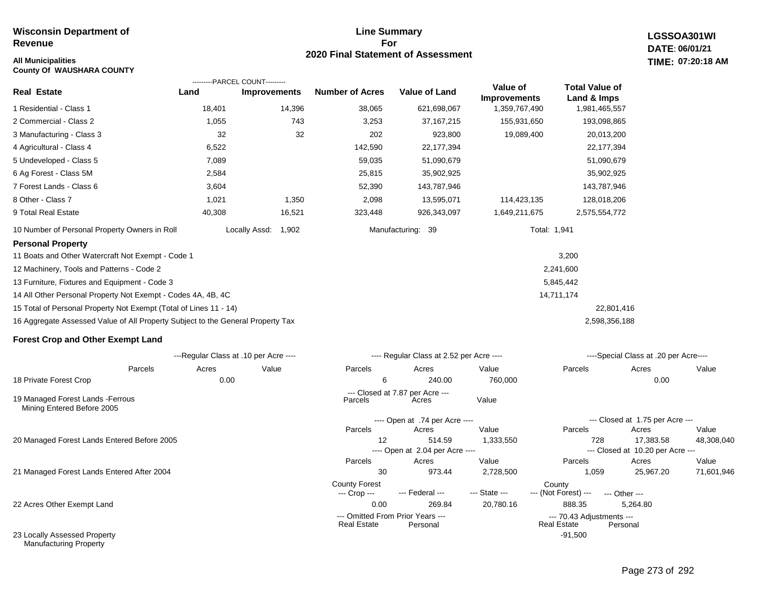**Wisconsin Department of Revenue**

**All Municipalities**
**County Of WAUSHARA COUNTY**

# Line Summary For 2020 Final Statement of Assessment

**LGSSOA301WI**
**DATE: 06/01/21**
**TIME: 07:20:18 AM**

| Real Estate | PARCEL COUNT Land | PARCEL COUNT Improvements | Number of Acres | Value of Land | Value of Improvements | Total Value of Land & Imps |
|---|---|---|---|---|---|---|
| 1 Residential - Class 1 | 18,401 | 14,396 | 38,065 | 621,698,067 | 1,359,767,490 | 1,981,465,557 |
| 2 Commercial - Class 2 | 1,055 | 743 | 3,253 | 37,167,215 | 155,931,650 | 193,098,865 |
| 3 Manufacturing - Class 3 | 32 | 32 | 202 | 923,800 | 19,089,400 | 20,013,200 |
| 4 Agricultural - Class 4 | 6,522 | | 142,590 | 22,177,394 | | 22,177,394 |
| 5 Undeveloped - Class 5 | 7,089 | | 59,035 | 51,090,679 | | 51,090,679 |
| 6 Ag Forest - Class 5M | 2,584 | | 25,815 | 35,902,925 | | 35,902,925 |
| 7 Forest Lands - Class 6 | 3,604 | | 52,390 | 143,787,946 | | 143,787,946 |
| 8 Other - Class 7 | 1,021 | 1,350 | 2,098 | 13,595,071 | 114,423,135 | 128,018,206 |
| 9 Total Real Estate | 40,308 | 16,521 | 323,448 | 926,343,097 | 1,649,211,675 | 2,575,554,772 |

10 Number of Personal Property Owners in Roll — Locally Assd: 1,902 — Manufacturing: 39 — Total: 1,941

## Personal Property

| | | |
|---|---|---|
| 11 Boats and Other Watercraft Not Exempt - Code 1 | 3,200 | |
| 12 Machinery, Tools and Patterns - Code 2 | 2,241,600 | |
| 13 Furniture, Fixtures and Equipment - Code 3 | 5,845,442 | |
| 14 All Other Personal Property Not Exempt - Codes 4A, 4B, 4C | 14,711,174 | |
| 15 Total of Personal Property Not Exempt (Total of Lines 11 - 14) | | 22,801,416 |
| 16 Aggregate Assessed Value of All Property Subject to the General Property Tax | | 2,598,356,188 |

## Forest Crop and Other Exempt Land

| | Regular Class at .10 per Acre Parcels | Acres | Value | Regular Class at 2.52 per Acre Parcels | Acres | Value | Special Class at .20 per Acre Parcels | Acres | Value |
|---|---|---|---|---|---|---|---|---|---|
| 18 Private Forest Crop | | 0.00 | | 6 | 240.00 | 760,000 | | 0.00 | |

| | Closed at 7.87 per Acre Parcels | Acres | Value |
|---|---|---|---|
| 19 Managed Forest Lands -Ferrous Mining Entered Before 2005 | | | |

| | Open Parcels | Open Acres | Open Value | Closed Parcels | Closed Acres | Closed Value |
|---|---|---|---|---|---|---|
| 20 Managed Forest Lands Entered Before 2005 (Open at .74 per Acre / Closed at 1.75 per Acre) | 12 | 514.59 | 1,333,550 | 728 | 17,383.58 | 48,308,040 |
| 21 Managed Forest Lands Entered After 2004 (Open at 2.04 per Acre / Closed at 10.20 per Acre) | 30 | 973.44 | 2,728,500 | 1,059 | 25,967.20 | 71,601,946 |

| | County Forest Crop | Federal | State | County (Not Forest) | Other |
|---|---|---|---|---|---|
| 22 Acres Other Exempt Land | 0.00 | 269.84 | 20,780.16 | 888.35 | 5,264.80 |

| | Omitted From Prior Years Real Estate | Omitted From Prior Years Personal | 70.43 Adjustments Real Estate | 70.43 Adjustments Personal |
|---|---|---|---|---|
| 23 Locally Assessed Property Manufacturing Property | | | -91,500 | |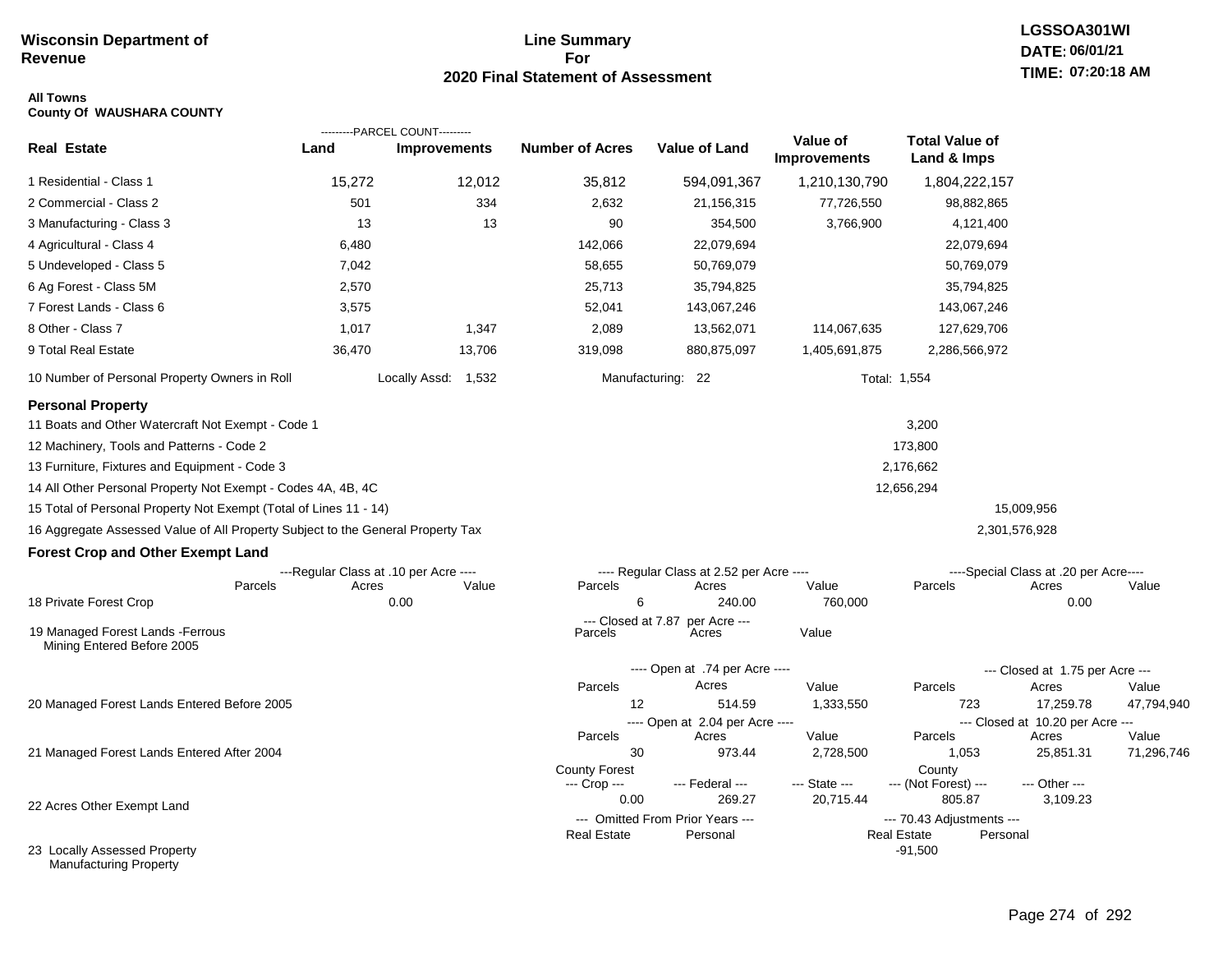**Wisconsin Department of Revenue**

**Line Summary For 2020 Final Statement of Assessment**

**LGSSOA301WI**
**DATE: 06/01/21**
**TIME: 07:20:18 AM**

**All Towns**
**County Of WAUSHARA COUNTY**

| Real Estate | PARCEL COUNT Land | PARCEL COUNT Improvements | Number of Acres | Value of Land | Value of Improvements | Total Value of Land & Imps |
|---|---|---|---|---|---|---|
| 1 Residential - Class 1 | 15,272 | 12,012 | 35,812 | 594,091,367 | 1,210,130,790 | 1,804,222,157 |
| 2 Commercial - Class 2 | 501 | 334 | 2,632 | 21,156,315 | 77,726,550 | 98,882,865 |
| 3 Manufacturing - Class 3 | 13 | 13 | 90 | 354,500 | 3,766,900 | 4,121,400 |
| 4 Agricultural - Class 4 | 6,480 | | 142,066 | 22,079,694 | | 22,079,694 |
| 5 Undeveloped - Class 5 | 7,042 | | 58,655 | 50,769,079 | | 50,769,079 |
| 6 Ag Forest - Class 5M | 2,570 | | 25,713 | 35,794,825 | | 35,794,825 |
| 7 Forest Lands - Class 6 | 3,575 | | 52,041 | 143,067,246 | | 143,067,246 |
| 8 Other - Class 7 | 1,017 | 1,347 | 2,089 | 13,562,071 | 114,067,635 | 127,629,706 |
| 9 Total Real Estate | 36,470 | 13,706 | 319,098 | 880,875,097 | 1,405,691,875 | 2,286,566,972 |

10 Number of Personal Property Owners in Roll — Locally Assd: 1,532 — Manufacturing: 22 — Total: 1,554

**Personal Property**

| | | |
|---|---|---|
| 11 Boats and Other Watercraft Not Exempt - Code 1 | 3,200 | |
| 12 Machinery, Tools and Patterns - Code 2 | 173,800 | |
| 13 Furniture, Fixtures and Equipment - Code 3 | 2,176,662 | |
| 14 All Other Personal Property Not Exempt - Codes 4A, 4B, 4C | 12,656,294 | |
| 15 Total of Personal Property Not Exempt (Total of Lines 11 - 14) | | 15,009,956 |
| 16 Aggregate Assessed Value of All Property Subject to the General Property Tax | | 2,301,576,928 |

**Forest Crop and Other Exempt Land**

| | Regular Class at .10 per Acre Parcels | Acres | Value | Regular Class at 2.52 per Acre Parcels | Acres | Value | Special Class at .20 per Acre Parcels | Acres | Value |
|---|---|---|---|---|---|---|---|---|---|
| 18 Private Forest Crop | | 0.00 | | 6 | 240.00 | 760,000 | | 0.00 | |

| | Closed at 7.87 per Acre Parcels | Acres | Value |
|---|---|---|---|
| 19 Managed Forest Lands -Ferrous Mining Entered Before 2005 | | | |

| | Open at .74 per Acre Parcels | Acres | Value | Closed at 1.75 per Acre Parcels | Acres | Value |
|---|---|---|---|---|---|---|
| 20 Managed Forest Lands Entered Before 2005 | 12 | 514.59 | 1,333,550 | 723 | 17,259.78 | 47,794,940 |

| | Open at 2.04 per Acre Parcels | Acres | Value | Closed at 10.20 per Acre Parcels | Acres | Value |
|---|---|---|---|---|---|---|
| 21 Managed Forest Lands Entered After 2004 | 30 | 973.44 | 2,728,500 | 1,053 | 25,851.31 | 71,296,746 |

| | County Forest Crop | Federal | State | County (Not Forest) | Other |
|---|---|---|---|---|---|
| 22 Acres Other Exempt Land | 0.00 | 269.27 | 20,715.44 | 805.87 | 3,109.23 |

| | Omitted From Prior Years Real Estate | Omitted From Prior Years Personal | 70.43 Adjustments Real Estate | 70.43 Adjustments Personal |
|---|---|---|---|---|
| 23 Locally Assessed Property Manufacturing Property | | | -91,500 | |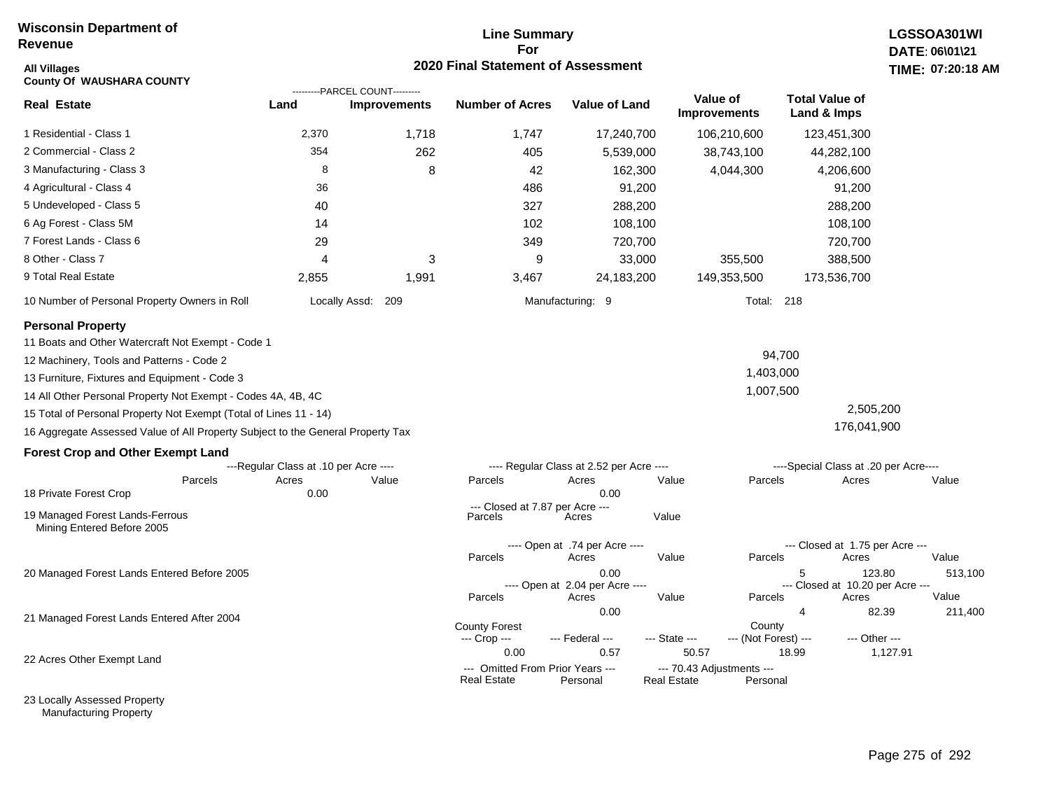**Wisconsin Department of Revenue**

**Line Summary For 2020 Final Statement of Assessment**

**LGSSOA301WI**
**DATE: 06\01\21**
**TIME: 07:20:18 AM**

**All Villages**
**County Of WAUSHARA COUNTY**

| Real Estate | PARCEL COUNT Land | PARCEL COUNT Improvements | Number of Acres | Value of Land | Value of Improvements | Total Value of Land & Imps |
|---|---|---|---|---|---|---|
| 1 Residential - Class 1 | 2,370 | 1,718 | 1,747 | 17,240,700 | 106,210,600 | 123,451,300 |
| 2 Commercial - Class 2 | 354 | 262 | 405 | 5,539,000 | 38,743,100 | 44,282,100 |
| 3 Manufacturing - Class 3 | 8 | 8 | 42 | 162,300 | 4,044,300 | 4,206,600 |
| 4 Agricultural - Class 4 | 36 | | 486 | 91,200 | | 91,200 |
| 5 Undeveloped - Class 5 | 40 | | 327 | 288,200 | | 288,200 |
| 6 Ag Forest - Class 5M | 14 | | 102 | 108,100 | | 108,100 |
| 7 Forest Lands - Class 6 | 29 | | 349 | 720,700 | | 720,700 |
| 8 Other - Class 7 | 4 | 3 | 9 | 33,000 | 355,500 | 388,500 |
| 9 Total Real Estate | 2,855 | 1,991 | 3,467 | 24,183,200 | 149,353,500 | 173,536,700 |

10 Number of Personal Property Owners in Roll — Locally Assd: 209 — Manufacturing: 9 — Total: 218

**Personal Property**

| | | |
|---|---|---|
| 11 Boats and Other Watercraft Not Exempt - Code 1 | | |
| 12 Machinery, Tools and Patterns - Code 2 | 94,700 | |
| 13 Furniture, Fixtures and Equipment - Code 3 | 1,403,000 | |
| 14 All Other Personal Property Not Exempt - Codes 4A, 4B, 4C | 1,007,500 | |
| 15 Total of Personal Property Not Exempt (Total of Lines 11 - 14) | | 2,505,200 |
| 16 Aggregate Assessed Value of All Property Subject to the General Property Tax | | 176,041,900 |

**Forest Crop and Other Exempt Land**

| | Regular Class at .10 per Acre Parcels | Acres | Value | Regular Class at 2.52 per Acre Parcels | Acres | Value | Special Class at .20 per Acre Parcels | Acres | Value |
|---|---|---|---|---|---|---|---|---|---|
| 18 Private Forest Crop | | 0.00 | | | 0.00 | | | | |

| | Closed at 7.87 per Acre Parcels | Acres | Value |
|---|---|---|---|
| 19 Managed Forest Lands-Ferrous Mining Entered Before 2005 | | | |

| | Open at .74 per Acre Parcels | Acres | Value | Closed at 1.75 per Acre Parcels | Acres | Value |
|---|---|---|---|---|---|---|
| 20 Managed Forest Lands Entered Before 2005 | | 0.00 | | 5 | 123.80 | 513,100 |

| | Open at 2.04 per Acre Parcels | Acres | Value | Closed at 10.20 per Acre Parcels | Acres | Value |
|---|---|---|---|---|---|---|
| 21 Managed Forest Lands Entered After 2004 | | 0.00 | | 4 | 82.39 | 211,400 |

| | County Forest Crop | Federal | State | County (Not Forest) | Other |
|---|---|---|---|---|---|
| 22 Acres Other Exempt Land | 0.00 | 0.57 | 50.57 | 18.99 | 1,127.91 |

| | Omitted From Prior Years Real Estate | Personal | 70.43 Adjustments Real Estate | Personal |
|---|---|---|---|---|
| 23 Locally Assessed Property | | | | |
| Manufacturing Property | | | | |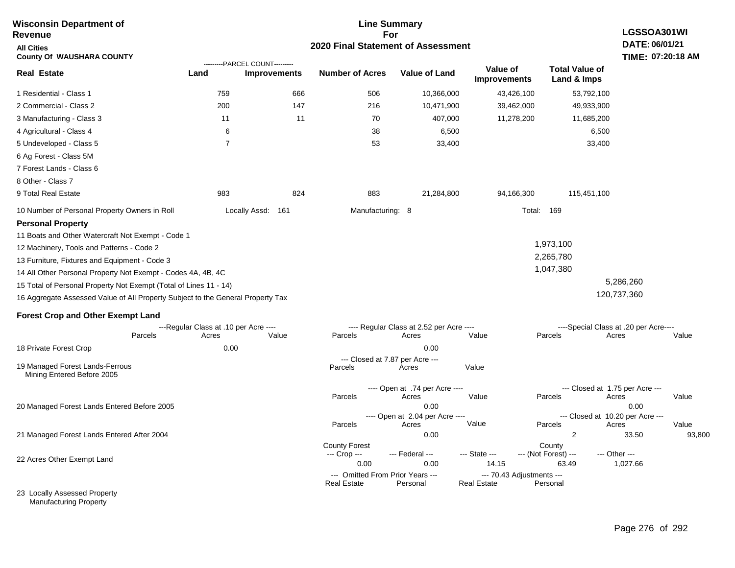**Wisconsin Department of Revenue**

**All Cities**

**County Of WAUSHARA COUNTY**

## Line Summary For 2020 Final Statement of Assessment

**LGSSOA301WI**
**DATE: 06/01/21**
**TIME: 07:20:18 AM**

| Real Estate | PARCEL COUNT Land | PARCEL COUNT Improvements | Number of Acres | Value of Land | Value of Improvements | Total Value of Land & Imps |
|---|---|---|---|---|---|---|
| 1 Residential - Class 1 | 759 | 666 | 506 | 10,366,000 | 43,426,100 | 53,792,100 |
| 2 Commercial - Class 2 | 200 | 147 | 216 | 10,471,900 | 39,462,000 | 49,933,900 |
| 3 Manufacturing - Class 3 | 11 | 11 | 70 | 407,000 | 11,278,200 | 11,685,200 |
| 4 Agricultural - Class 4 | 6 | | 38 | 6,500 | | 6,500 |
| 5 Undeveloped - Class 5 | 7 | | 53 | 33,400 | | 33,400 |
| 6 Ag Forest - Class 5M | | | | | | |
| 7 Forest Lands - Class 6 | | | | | | |
| 8 Other - Class 7 | | | | | | |
| 9 Total Real Estate | 983 | 824 | 883 | 21,284,800 | 94,166,300 | 115,451,100 |

10 Number of Personal Property Owners in Roll — Locally Assd: 161 — Manufacturing: 8 — Total: 169

**Personal Property**

| | | |
|---|---|---|
| 11 Boats and Other Watercraft Not Exempt - Code 1 | | |
| 12 Machinery, Tools and Patterns - Code 2 | 1,973,100 | |
| 13 Furniture, Fixtures and Equipment - Code 3 | 2,265,780 | |
| 14 All Other Personal Property Not Exempt - Codes 4A, 4B, 4C | 1,047,380 | |
| 15 Total of Personal Property Not Exempt (Total of Lines 11 - 14) | | 5,286,260 |
| 16 Aggregate Assessed Value of All Property Subject to the General Property Tax | | 120,737,360 |

**Forest Crop and Other Exempt Land**

| | Regular Class at .10 per Acre Parcels | Acres | Value | Regular Class at 2.52 per Acre Parcels | Acres | Value | Special Class at .20 per Acre Parcels | Acres | Value |
|---|---|---|---|---|---|---|---|---|---|
| 18 Private Forest Crop | | 0.00 | | | 0.00 | | | | |

| | Closed at 7.87 per Acre Parcels | Acres | Value |
|---|---|---|---|
| 19 Managed Forest Lands-Ferrous Mining Entered Before 2005 | | | |

| | Open at .74 per Acre Parcels | Acres | Value | Closed at 1.75 per Acre Parcels | Acres | Value |
|---|---|---|---|---|---|---|
| 20 Managed Forest Lands Entered Before 2005 | | 0.00 | | | 0.00 | |

| | Open at 2.04 per Acre Parcels | Acres | Value | Closed at 10.20 per Acre Parcels | Acres | Value |
|---|---|---|---|---|---|---|
| 21 Managed Forest Lands Entered After 2004 | | 0.00 | | 2 | 33.50 | 93,800 |

| | County Forest Crop | Federal | State | County (Not Forest) | Other |
|---|---|---|---|---|---|
| 22 Acres Other Exempt Land | 0.00 | 0.00 | 14.15 | 63.49 | 1,027.66 |

| | Omitted From Prior Years Real Estate | Omitted From Prior Years Personal | 70.43 Adjustments Real Estate | 70.43 Adjustments Personal |
|---|---|---|---|---|
| 23 Locally Assessed Property | | | | |
| Manufacturing Property | | | | |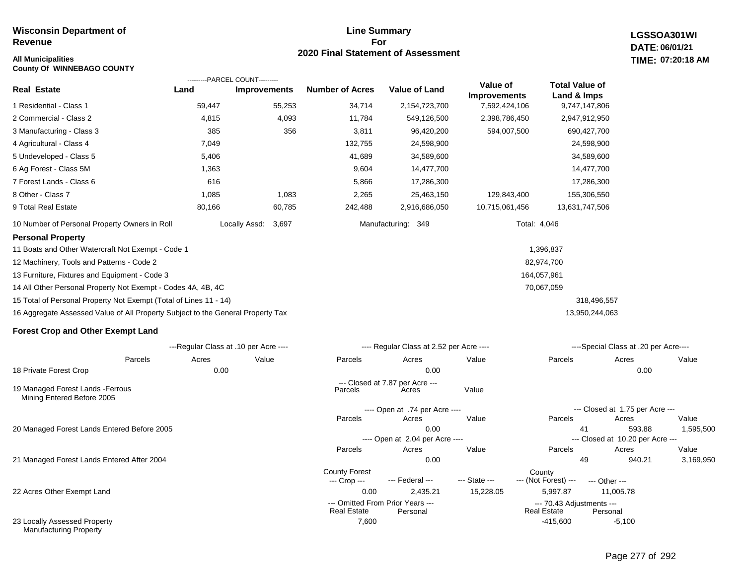**Wisconsin Department of Revenue**

**All Municipalities**
**County Of WINNEBAGO COUNTY**

# Line Summary For 2020 Final Statement of Assessment

**LGSSOA301WI**
**DATE: 06/01/21**
**TIME: 07:20:18 AM**

| Real Estate | PARCEL COUNT Land | PARCEL COUNT Improvements | Number of Acres | Value of Land | Value of Improvements | Total Value of Land & Imps |
|---|---|---|---|---|---|---|
| 1 Residential - Class 1 | 59,447 | 55,253 | 34,714 | 2,154,723,700 | 7,592,424,106 | 9,747,147,806 |
| 2 Commercial - Class 2 | 4,815 | 4,093 | 11,784 | 549,126,500 | 2,398,786,450 | 2,947,912,950 |
| 3 Manufacturing - Class 3 | 385 | 356 | 3,811 | 96,420,200 | 594,007,500 | 690,427,700 |
| 4 Agricultural - Class 4 | 7,049 | | 132,755 | 24,598,900 | | 24,598,900 |
| 5 Undeveloped - Class 5 | 5,406 | | 41,689 | 34,589,600 | | 34,589,600 |
| 6 Ag Forest - Class 5M | 1,363 | | 9,604 | 14,477,700 | | 14,477,700 |
| 7 Forest Lands - Class 6 | 616 | | 5,866 | 17,286,300 | | 17,286,300 |
| 8 Other - Class 7 | 1,085 | 1,083 | 2,265 | 25,463,150 | 129,843,400 | 155,306,550 |
| 9 Total Real Estate | 80,166 | 60,785 | 242,488 | 2,916,686,050 | 10,715,061,456 | 13,631,747,506 |

10 Number of Personal Property Owners in Roll — Locally Assd: 3,697 — Manufacturing: 349 — Total: 4,046

## Personal Property

| | | |
|---|---|---|
| 11 Boats and Other Watercraft Not Exempt - Code 1 | 1,396,837 | |
| 12 Machinery, Tools and Patterns - Code 2 | 82,974,700 | |
| 13 Furniture, Fixtures and Equipment - Code 3 | 164,057,961 | |
| 14 All Other Personal Property Not Exempt - Codes 4A, 4B, 4C | 70,067,059 | |
| 15 Total of Personal Property Not Exempt (Total of Lines 11 - 14) | | 318,496,557 |
| 16 Aggregate Assessed Value of All Property Subject to the General Property Tax | | 13,950,244,063 |

## Forest Crop and Other Exempt Land

| | Regular Class at .10 per Acre Parcels | Acres | Value | Regular Class at 2.52 per Acre Parcels | Acres | Value | Special Class at .20 per Acre Parcels | Acres | Value |
|---|---|---|---|---|---|---|---|---|---|
| 18 Private Forest Crop | | 0.00 | | | 0.00 | | | 0.00 | |

| | Closed at 7.87 per Acre Parcels | Acres | Value |
|---|---|---|---|
| 19 Managed Forest Lands -Ferrous Mining Entered Before 2005 | | | |

| | Open at .74 per Acre Parcels | Acres | Value | Closed at 1.75 per Acre Parcels | Acres | Value |
|---|---|---|---|---|---|---|
| 20 Managed Forest Lands Entered Before 2005 | | 0.00 | | 41 | 593.88 | 1,595,500 |

| | Open at 2.04 per Acre Parcels | Acres | Value | Closed at 10.20 per Acre Parcels | Acres | Value |
|---|---|---|---|---|---|---|
| 21 Managed Forest Lands Entered After 2004 | | 0.00 | | 49 | 940.21 | 3,169,950 |

| | County Forest Crop | Federal | State | County (Not Forest) | Other |
|---|---|---|---|---|---|
| 22 Acres Other Exempt Land | 0.00 | 2,435.21 | 15,228.05 | 5,997.87 | 11,005.78 |

| | Omitted From Prior Years Real Estate | Omitted From Prior Years Personal | 70.43 Adjustments Real Estate | 70.43 Adjustments Personal |
|---|---|---|---|---|
| 23 Locally Assessed Property Manufacturing Property | 7,600 | | -415,600 | -5,100 |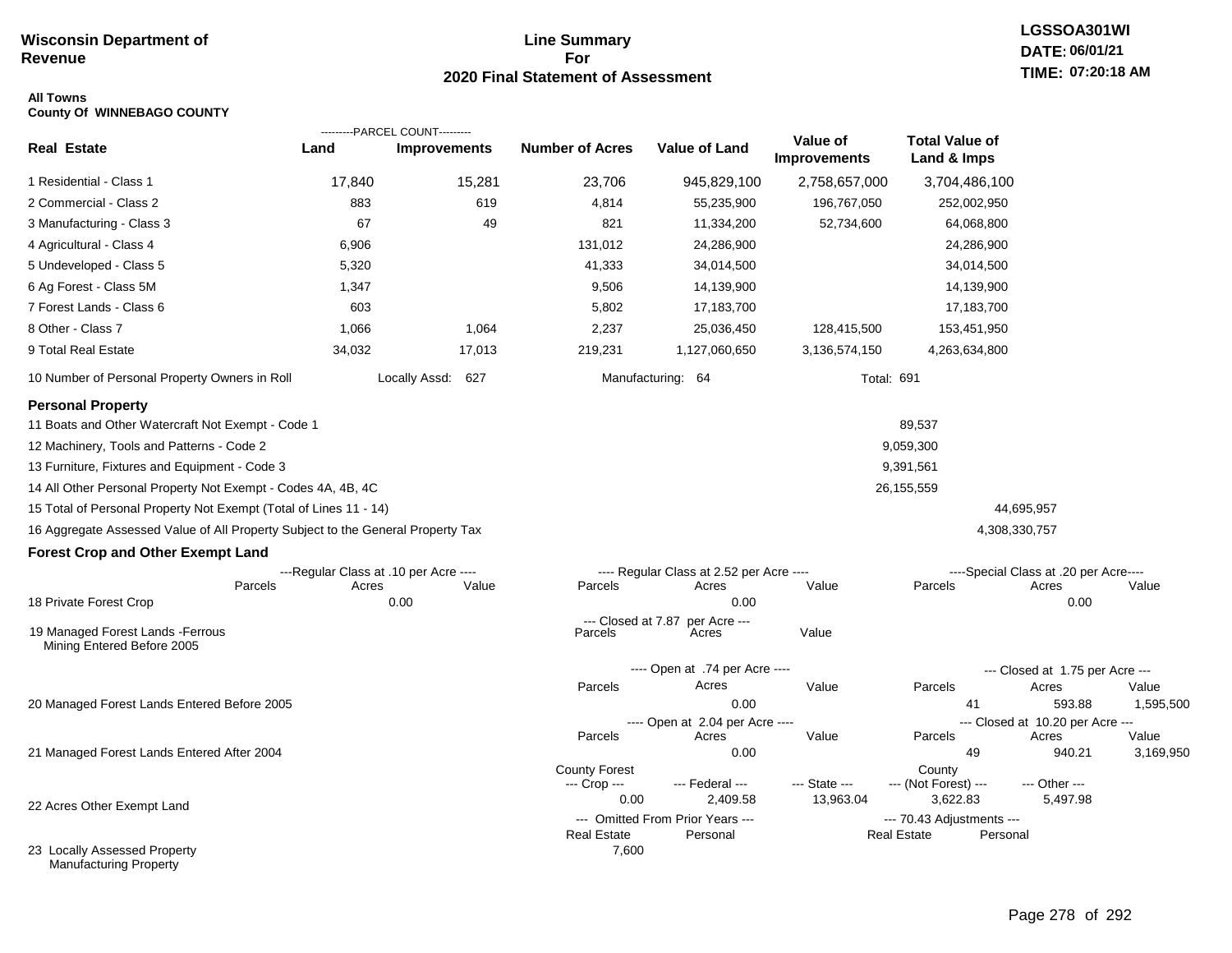**Wisconsin Department of Revenue**

# Line Summary For 2020 Final Statement of Assessment

LGSSOA301WI
DATE: 06/01/21
TIME: 07:20:18 AM

**All Towns**
**County Of WINNEBAGO COUNTY**

| Real Estate | PARCEL COUNT Land | PARCEL COUNT Improvements | Number of Acres | Value of Land | Value of Improvements | Total Value of Land & Imps |
|---|---|---|---|---|---|---|
| 1 Residential - Class 1 | 17,840 | 15,281 | 23,706 | 945,829,100 | 2,758,657,000 | 3,704,486,100 |
| 2 Commercial - Class 2 | 883 | 619 | 4,814 | 55,235,900 | 196,767,050 | 252,002,950 |
| 3 Manufacturing - Class 3 | 67 | 49 | 821 | 11,334,200 | 52,734,600 | 64,068,800 |
| 4 Agricultural - Class 4 | 6,906 | | 131,012 | 24,286,900 | | 24,286,900 |
| 5 Undeveloped - Class 5 | 5,320 | | 41,333 | 34,014,500 | | 34,014,500 |
| 6 Ag Forest - Class 5M | 1,347 | | 9,506 | 14,139,900 | | 14,139,900 |
| 7 Forest Lands - Class 6 | 603 | | 5,802 | 17,183,700 | | 17,183,700 |
| 8 Other - Class 7 | 1,066 | 1,064 | 2,237 | 25,036,450 | 128,415,500 | 153,451,950 |
| 9 Total Real Estate | 34,032 | 17,013 | 219,231 | 1,127,060,650 | 3,136,574,150 | 4,263,634,800 |

10 Number of Personal Property Owners in Roll — Locally Assd: 627 — Manufacturing: 64 — Total: 691

## Personal Property

| | | |
|---|---|---|
| 11 Boats and Other Watercraft Not Exempt - Code 1 | 89,537 | |
| 12 Machinery, Tools and Patterns - Code 2 | 9,059,300 | |
| 13 Furniture, Fixtures and Equipment - Code 3 | 9,391,561 | |
| 14 All Other Personal Property Not Exempt - Codes 4A, 4B, 4C | 26,155,559 | |
| 15 Total of Personal Property Not Exempt (Total of Lines 11 - 14) | | 44,695,957 |
| 16 Aggregate Assessed Value of All Property Subject to the General Property Tax | | 4,308,330,757 |

## Forest Crop and Other Exempt Land

| | Regular Class at .10 per Acre Parcels | Acres | Value | Regular Class at 2.52 per Acre Parcels | Acres | Value | Special Class at .20 per Acre Parcels | Acres | Value |
|---|---|---|---|---|---|---|---|---|---|
| 18 Private Forest Crop | | 0.00 | | | 0.00 | | | 0.00 | |

| | Closed at 7.87 per Acre Parcels | Acres | Value |
|---|---|---|---|
| 19 Managed Forest Lands -Ferrous Mining Entered Before 2005 | | | |

| | Open at .74 per Acre Parcels | Acres | Value | Closed at 1.75 per Acre Parcels | Acres | Value |
|---|---|---|---|---|---|---|
| 20 Managed Forest Lands Entered Before 2005 | | 0.00 | | 41 | 593.88 | 1,595,500 |

| | Open at 2.04 per Acre Parcels | Acres | Value | Closed at 10.20 per Acre Parcels | Acres | Value |
|---|---|---|---|---|---|---|
| 21 Managed Forest Lands Entered After 2004 | | 0.00 | | 49 | 940.21 | 3,169,950 |

| | County Forest Crop | Federal | State | County (Not Forest) | Other |
|---|---|---|---|---|---|
| 22 Acres Other Exempt Land | 0.00 | 2,409.58 | 13,963.04 | 3,622.83 | 5,497.98 |

| | Omitted From Prior Years Real Estate | Personal | 70.43 Adjustments Real Estate | Personal |
|---|---|---|---|---|
| 23 Locally Assessed Property Manufacturing Property | 7,600 | | | |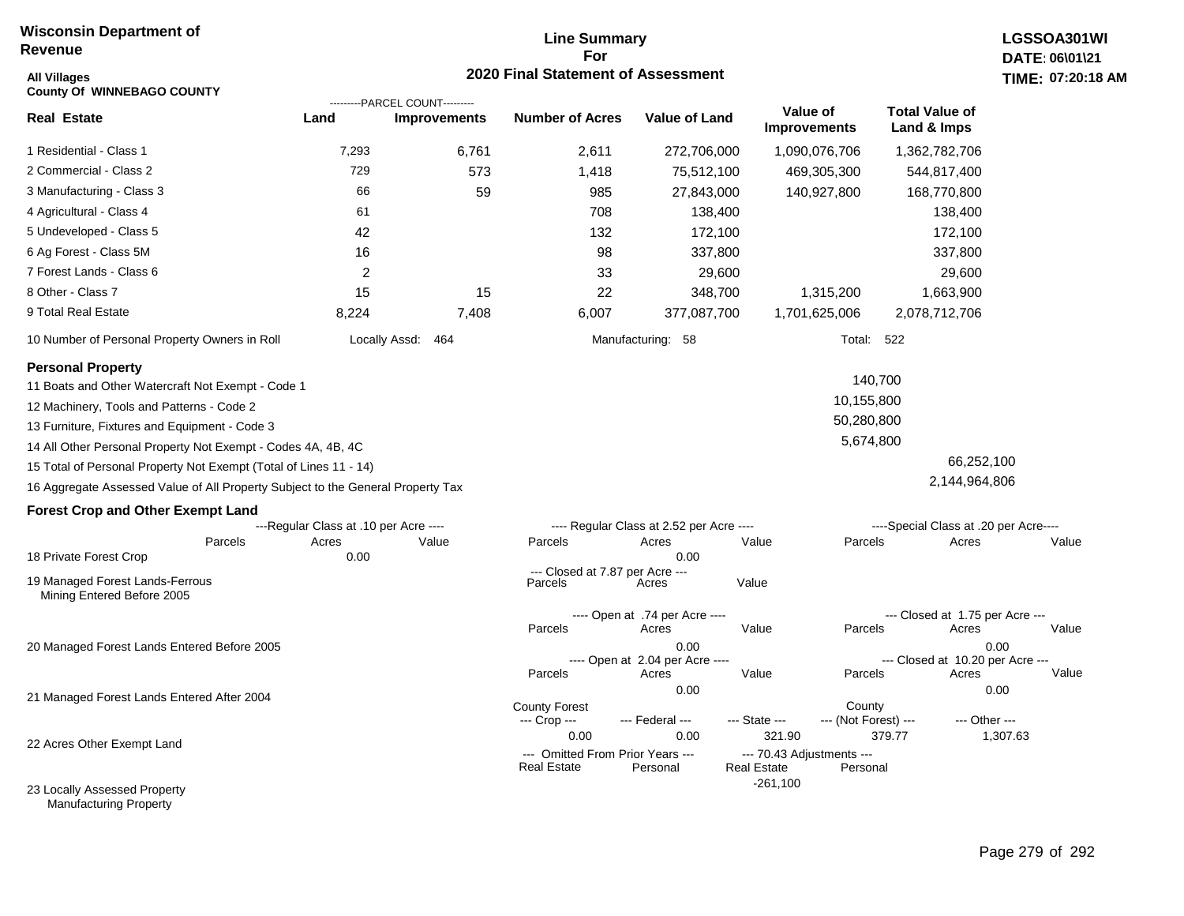**Wisconsin Department of Revenue**

**Line Summary For 2020 Final Statement of Assessment**

**LGSSOA301WI**
**DATE: 06\01\21**
**TIME: 07:20:18 AM**

**All Villages**
**County Of WINNEBAGO COUNTY**

| Real Estate | PARCEL COUNT Land | PARCEL COUNT Improvements | Number of Acres | Value of Land | Value of Improvements | Total Value of Land & Imps |
|---|---|---|---|---|---|---|
| 1 Residential - Class 1 | 7,293 | 6,761 | 2,611 | 272,706,000 | 1,090,076,706 | 1,362,782,706 |
| 2 Commercial - Class 2 | 729 | 573 | 1,418 | 75,512,100 | 469,305,300 | 544,817,400 |
| 3 Manufacturing - Class 3 | 66 | 59 | 985 | 27,843,000 | 140,927,800 | 168,770,800 |
| 4 Agricultural - Class 4 | 61 | | 708 | 138,400 | | 138,400 |
| 5 Undeveloped - Class 5 | 42 | | 132 | 172,100 | | 172,100 |
| 6 Ag Forest - Class 5M | 16 | | 98 | 337,800 | | 337,800 |
| 7 Forest Lands - Class 6 | 2 | | 33 | 29,600 | | 29,600 |
| 8 Other - Class 7 | 15 | 15 | 22 | 348,700 | 1,315,200 | 1,663,900 |
| 9 Total Real Estate | 8,224 | 7,408 | 6,007 | 377,087,700 | 1,701,625,006 | 2,078,712,706 |

10 Number of Personal Property Owners in Roll — Locally Assd: 464 — Manufacturing: 58 — Total: 522

**Personal Property**

| | | |
|---|---|---|
| 11 Boats and Other Watercraft Not Exempt - Code 1 | 140,700 | |
| 12 Machinery, Tools and Patterns - Code 2 | 10,155,800 | |
| 13 Furniture, Fixtures and Equipment - Code 3 | 50,280,800 | |
| 14 All Other Personal Property Not Exempt - Codes 4A, 4B, 4C | 5,674,800 | |
| 15 Total of Personal Property Not Exempt (Total of Lines 11 - 14) | | 66,252,100 |
| 16 Aggregate Assessed Value of All Property Subject to the General Property Tax | | 2,144,964,806 |

**Forest Crop and Other Exempt Land**

| | Regular Class at .10 per Acre Parcels | Acres | Value | Regular Class at 2.52 per Acre Parcels | Acres | Value | Special Class at .20 per Acre Parcels | Acres | Value |
|---|---|---|---|---|---|---|---|---|---|
| 18 Private Forest Crop | | 0.00 | | | 0.00 | | | | |

| | Closed at 7.87 per Acre Parcels | Acres | Value |
|---|---|---|---|
| 19 Managed Forest Lands-Ferrous Mining Entered Before 2005 | | | |

| | Open at .74 per Acre Parcels | Acres | Value | Closed at 1.75 per Acre Parcels | Acres | Value |
|---|---|---|---|---|---|---|
| 20 Managed Forest Lands Entered Before 2005 | | 0.00 | | | 0.00 | |

| | Open at 2.04 per Acre Parcels | Acres | Value | Closed at 10.20 per Acre Parcels | Acres | Value |
|---|---|---|---|---|---|---|
| 21 Managed Forest Lands Entered After 2004 | | 0.00 | | | 0.00 | |

| | County Forest Crop | Federal | State | County (Not Forest) | Other |
|---|---|---|---|---|---|
| 22 Acres Other Exempt Land | 0.00 | 0.00 | 321.90 | 379.77 | 1,307.63 |

| | Omitted From Prior Years Real Estate | Omitted From Prior Years Personal | 70.43 Adjustments Real Estate | 70.43 Adjustments Personal |
|---|---|---|---|---|
| 23 Locally Assessed Property Manufacturing Property | | | -261,100 | |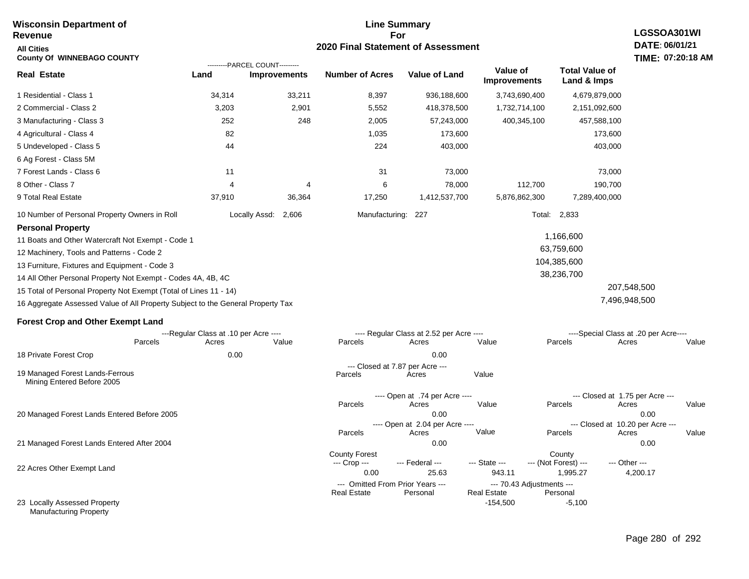**Wisconsin Department of Revenue**

**Line Summary For 2020 Final Statement of Assessment**

**LGSSOA301WI**
**DATE: 06/01/21**
**TIME: 07:20:18 AM**

**All Cities**
**County Of WINNEBAGO COUNTY**

| Real Estate | Land (Parcel Count) | Improvements (Parcel Count) | Number of Acres | Value of Land | Value of Improvements | Total Value of Land & Imps |
|---|---|---|---|---|---|---|
| 1 Residential - Class 1 | 34,314 | 33,211 | 8,397 | 936,188,600 | 3,743,690,400 | 4,679,879,000 |
| 2 Commercial - Class 2 | 3,203 | 2,901 | 5,552 | 418,378,500 | 1,732,714,100 | 2,151,092,600 |
| 3 Manufacturing - Class 3 | 252 | 248 | 2,005 | 57,243,000 | 400,345,100 | 457,588,100 |
| 4 Agricultural - Class 4 | 82 | | 1,035 | 173,600 | | 173,600 |
| 5 Undeveloped - Class 5 | 44 | | 224 | 403,000 | | 403,000 |
| 6 Ag Forest - Class 5M | | | | | | |
| 7 Forest Lands - Class 6 | 11 | | 31 | 73,000 | | 73,000 |
| 8 Other - Class 7 | 4 | 4 | 6 | 78,000 | 112,700 | 190,700 |
| 9 Total Real Estate | 37,910 | 36,364 | 17,250 | 1,412,537,700 | 5,876,862,300 | 7,289,400,000 |

10 Number of Personal Property Owners in Roll — Locally Assd: 2,606 — Manufacturing: 227 — Total: 2,833

**Personal Property**

| | | |
|---|---|---|
| 11 Boats and Other Watercraft Not Exempt - Code 1 | 1,166,600 | |
| 12 Machinery, Tools and Patterns - Code 2 | 63,759,600 | |
| 13 Furniture, Fixtures and Equipment - Code 3 | 104,385,600 | |
| 14 All Other Personal Property Not Exempt - Codes 4A, 4B, 4C | 38,236,700 | |
| 15 Total of Personal Property Not Exempt (Total of Lines 11 - 14) | | 207,548,500 |
| 16 Aggregate Assessed Value of All Property Subject to the General Property Tax | | 7,496,948,500 |

**Forest Crop and Other Exempt Land**

| | Regular Class at .10 per Acre - Parcels | Acres | Value | Regular Class at 2.52 per Acre - Parcels | Acres | Value | Special Class at .20 per Acre - Parcels | Acres | Value |
|---|---|---|---|---|---|---|---|---|---|
| 18 Private Forest Crop | | 0.00 | | | 0.00 | | | | |

| | Closed at 7.87 per Acre - Parcels | Acres | Value |
|---|---|---|---|
| 19 Managed Forest Lands-Ferrous Mining Entered Before 2005 | | | |

| | Open at .74 per Acre - Parcels | Acres | Value | Closed at 1.75 per Acre - Parcels | Acres | Value |
|---|---|---|---|---|---|---|
| 20 Managed Forest Lands Entered Before 2005 | | 0.00 | | | 0.00 | |

| | Open at 2.04 per Acre - Parcels | Acres | Value | Closed at 10.20 per Acre - Parcels | Acres | Value |
|---|---|---|---|---|---|---|
| 21 Managed Forest Lands Entered After 2004 | | 0.00 | | | 0.00 | |

| | County Forest Crop | Federal | State | County (Not Forest) | Other |
|---|---|---|---|---|---|
| 22 Acres Other Exempt Land | 0.00 | 25.63 | 943.11 | 1,995.27 | 4,200.17 |

| | Omitted From Prior Years - Real Estate | Personal | 70.43 Adjustments - Real Estate | Personal |
|---|---|---|---|---|
| 23 Locally Assessed Property Manufacturing Property | | | -154,500 | -5,100 |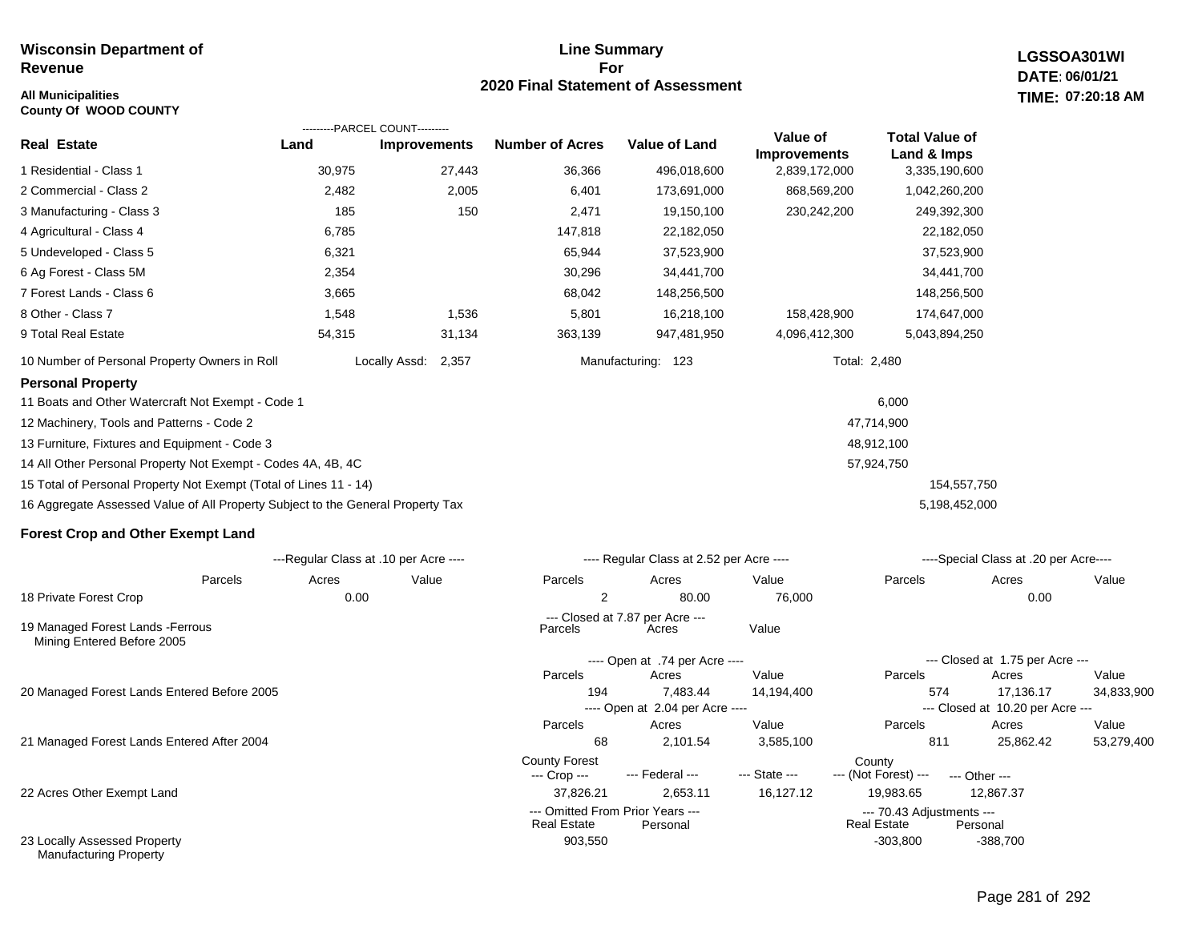**Wisconsin Department of Revenue**

**All Municipalities**
**County Of WOOD COUNTY**

## Line Summary For 2020 Final Statement of Assessment

**LGSSOA301WI**
**DATE: 06/01/21**
**TIME: 07:20:18 AM**

| Real Estate | PARCEL COUNT Land | PARCEL COUNT Improvements | Number of Acres | Value of Land | Value of Improvements | Total Value of Land & Imps |
|---|---|---|---|---|---|---|
| 1 Residential - Class 1 | 30,975 | 27,443 | 36,366 | 496,018,600 | 2,839,172,000 | 3,335,190,600 |
| 2 Commercial - Class 2 | 2,482 | 2,005 | 6,401 | 173,691,000 | 868,569,200 | 1,042,260,200 |
| 3 Manufacturing - Class 3 | 185 | 150 | 2,471 | 19,150,100 | 230,242,200 | 249,392,300 |
| 4 Agricultural - Class 4 | 6,785 | | 147,818 | 22,182,050 | | 22,182,050 |
| 5 Undeveloped - Class 5 | 6,321 | | 65,944 | 37,523,900 | | 37,523,900 |
| 6 Ag Forest - Class 5M | 2,354 | | 30,296 | 34,441,700 | | 34,441,700 |
| 7 Forest Lands - Class 6 | 3,665 | | 68,042 | 148,256,500 | | 148,256,500 |
| 8 Other - Class 7 | 1,548 | 1,536 | 5,801 | 16,218,100 | 158,428,900 | 174,647,000 |
| 9 Total Real Estate | 54,315 | 31,134 | 363,139 | 947,481,950 | 4,096,412,300 | 5,043,894,250 |

10 Number of Personal Property Owners in Roll — Locally Assd: 2,357 — Manufacturing: 123 — Total: 2,480

### Personal Property

| | | |
|---|---|---|
| 11 Boats and Other Watercraft Not Exempt - Code 1 | 6,000 | |
| 12 Machinery, Tools and Patterns - Code 2 | 47,714,900 | |
| 13 Furniture, Fixtures and Equipment - Code 3 | 48,912,100 | |
| 14 All Other Personal Property Not Exempt - Codes 4A, 4B, 4C | 57,924,750 | |
| 15 Total of Personal Property Not Exempt (Total of Lines 11 - 14) | | 154,557,750 |
| 16 Aggregate Assessed Value of All Property Subject to the General Property Tax | | 5,198,452,000 |

### Forest Crop and Other Exempt Land

| | Regular Class at .10 per Acre Parcels | Acres | Value | Regular Class at 2.52 per Acre Parcels | Acres | Value | Special Class at .20 per Acre Parcels | Acres | Value |
|---|---|---|---|---|---|---|---|---|---|
| 18 Private Forest Crop | | 0.00 | | 2 | 80.00 | 76,000 | | 0.00 | |

| | Closed at 7.87 per Acre Parcels | Acres | Value |
|---|---|---|---|
| 19 Managed Forest Lands -Ferrous Mining Entered Before 2005 | | | |

| | Open at .74 per Acre Parcels | Acres | Value | Closed at 1.75 per Acre Parcels | Acres | Value |
|---|---|---|---|---|---|---|
| 20 Managed Forest Lands Entered Before 2005 | 194 | 7,483.44 | 14,194,400 | 574 | 17,136.17 | 34,833,900 |

| | Open at 2.04 per Acre Parcels | Acres | Value | Closed at 10.20 per Acre Parcels | Acres | Value |
|---|---|---|---|---|---|---|
| 21 Managed Forest Lands Entered After 2004 | 68 | 2,101.54 | 3,585,100 | 811 | 25,862.42 | 53,279,400 |

| | County Forest Crop | Federal | State | County (Not Forest) | Other |
|---|---|---|---|---|---|
| 22 Acres Other Exempt Land | 37,826.21 | 2,653.11 | 16,127.12 | 19,983.65 | 12,867.37 |

| | Omitted From Prior Years Real Estate | Personal | 70.43 Adjustments Real Estate | Personal |
|---|---|---|---|---|
| 23 Locally Assessed Property Manufacturing Property | 903,550 | | -303,800 | -388,700 |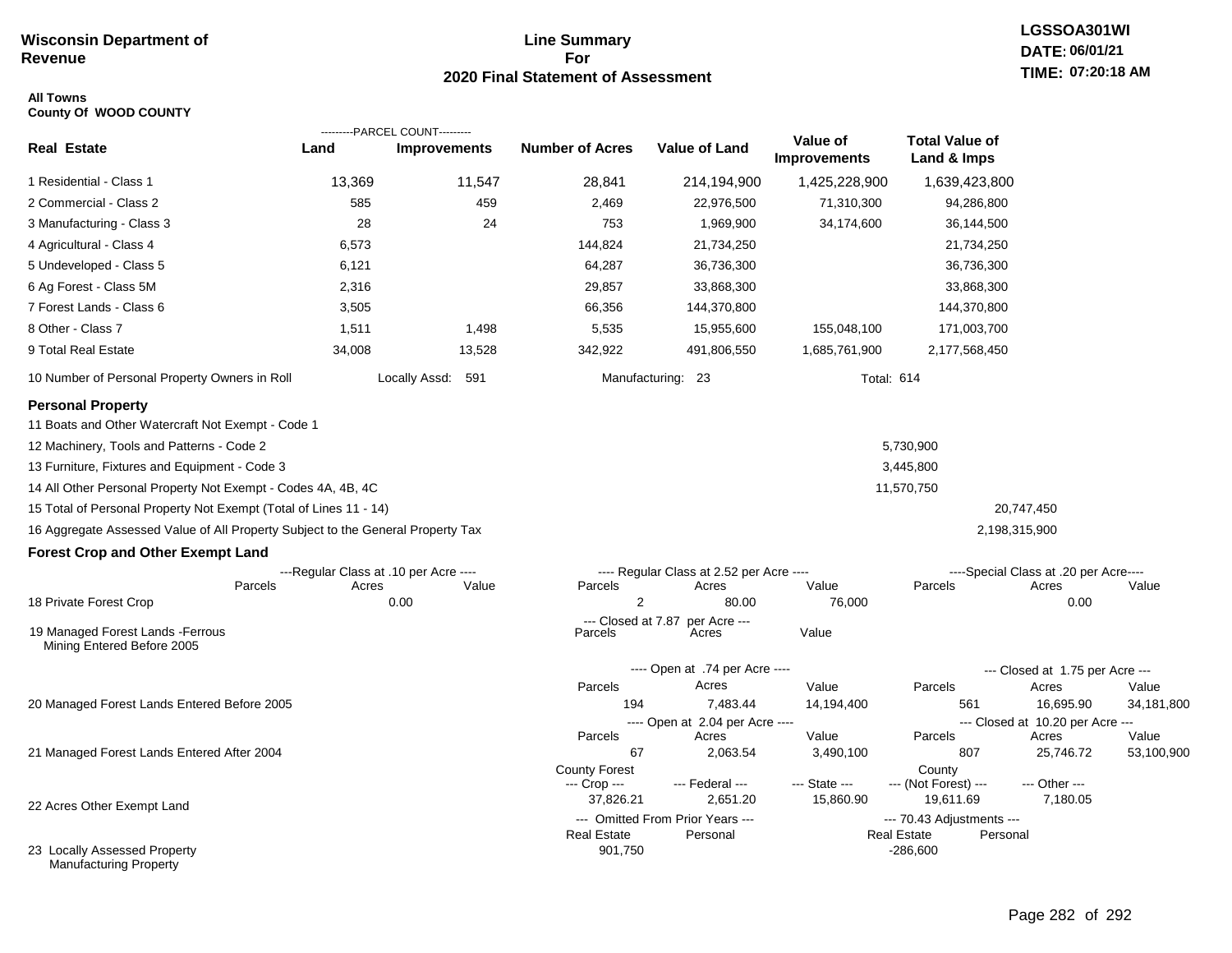**Wisconsin Department of Revenue**

# Line Summary For 2020 Final Statement of Assessment

LGSSOA301WI
DATE: 06/01/21
TIME: 07:20:18 AM

**All Towns**
**County Of WOOD COUNTY**

| Real Estate | PARCEL COUNT Land | PARCEL COUNT Improvements | Number of Acres | Value of Land | Value of Improvements | Total Value of Land & Imps |
|---|---|---|---|---|---|---|
| 1 Residential - Class 1 | 13,369 | 11,547 | 28,841 | 214,194,900 | 1,425,228,900 | 1,639,423,800 |
| 2 Commercial - Class 2 | 585 | 459 | 2,469 | 22,976,500 | 71,310,300 | 94,286,800 |
| 3 Manufacturing - Class 3 | 28 | 24 | 753 | 1,969,900 | 34,174,600 | 36,144,500 |
| 4 Agricultural - Class 4 | 6,573 | | 144,824 | 21,734,250 | | 21,734,250 |
| 5 Undeveloped - Class 5 | 6,121 | | 64,287 | 36,736,300 | | 36,736,300 |
| 6 Ag Forest - Class 5M | 2,316 | | 29,857 | 33,868,300 | | 33,868,300 |
| 7 Forest Lands - Class 6 | 3,505 | | 66,356 | 144,370,800 | | 144,370,800 |
| 8 Other - Class 7 | 1,511 | 1,498 | 5,535 | 15,955,600 | 155,048,100 | 171,003,700 |
| 9 Total Real Estate | 34,008 | 13,528 | 342,922 | 491,806,550 | 1,685,761,900 | 2,177,568,450 |

10 Number of Personal Property Owners in Roll — Locally Assd: 591 — Manufacturing: 23 — Total: 614

## Personal Property

| | | |
|---|---|---|
| 11 Boats and Other Watercraft Not Exempt - Code 1 | | |
| 12 Machinery, Tools and Patterns - Code 2 | 5,730,900 | |
| 13 Furniture, Fixtures and Equipment - Code 3 | 3,445,800 | |
| 14 All Other Personal Property Not Exempt - Codes 4A, 4B, 4C | 11,570,750 | |
| 15 Total of Personal Property Not Exempt (Total of Lines 11 - 14) | | 20,747,450 |
| 16 Aggregate Assessed Value of All Property Subject to the General Property Tax | | 2,198,315,900 |

## Forest Crop and Other Exempt Land

| | Regular Class at .10 per Acre Parcels | Acres | Value | Regular Class at 2.52 per Acre Parcels | Acres | Value | Special Class at .20 per Acre Parcels | Acres | Value |
|---|---|---|---|---|---|---|---|---|---|
| 18 Private Forest Crop | | 0.00 | | 2 | 80.00 | 76,000 | | 0.00 | |

| | Closed at 7.87 per Acre Parcels | Acres | Value |
|---|---|---|---|
| 19 Managed Forest Lands -Ferrous Mining Entered Before 2005 | | | |

| | Open at .74 per Acre Parcels | Acres | Value | Closed at 1.75 per Acre Parcels | Acres | Value |
|---|---|---|---|---|---|---|
| 20 Managed Forest Lands Entered Before 2005 | 194 | 7,483.44 | 14,194,400 | 561 | 16,695.90 | 34,181,800 |

| | Open at 2.04 per Acre Parcels | Acres | Value | Closed at 10.20 per Acre Parcels | Acres | Value |
|---|---|---|---|---|---|---|
| 21 Managed Forest Lands Entered After 2004 | 67 | 2,063.54 | 3,490,100 | 807 | 25,746.72 | 53,100,900 |

| | County Forest Crop | Federal | State | County (Not Forest) | Other |
|---|---|---|---|---|---|
| 22 Acres Other Exempt Land | 37,826.21 | 2,651.20 | 15,860.90 | 19,611.69 | 7,180.05 |

| | Omitted From Prior Years Real Estate | Personal | 70.43 Adjustments Real Estate | Personal |
|---|---|---|---|---|
| 23 Locally Assessed Property Manufacturing Property | 901,750 | | -286,600 | |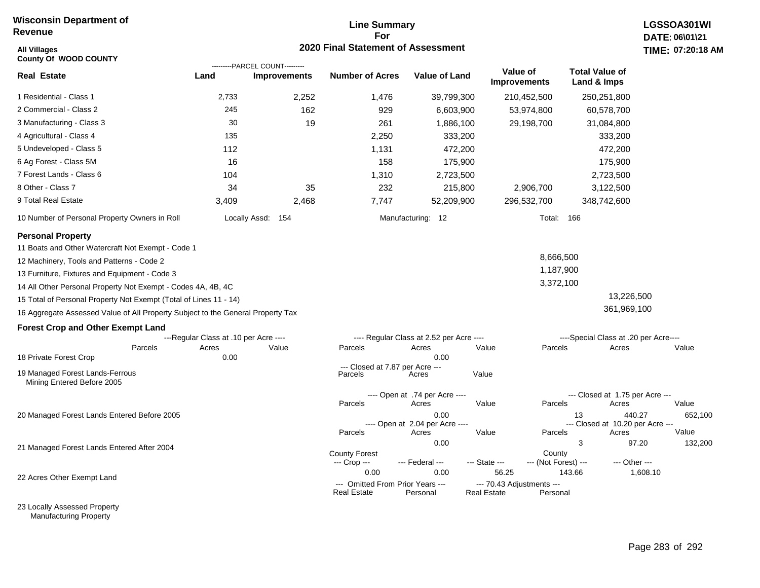**Wisconsin Department of Revenue**

**All Villages**
**County Of WOOD COUNTY**

## Line Summary For 2020 Final Statement of Assessment

**LGSSOA301WI**
**DATE: 06\01\21**
**TIME: 07:20:18 AM**

| Real Estate | PARCEL COUNT Land | PARCEL COUNT Improvements | Number of Acres | Value of Land | Value of Improvements | Total Value of Land & Imps |
|---|---|---|---|---|---|---|
| 1 Residential - Class 1 | 2,733 | 2,252 | 1,476 | 39,799,300 | 210,452,500 | 250,251,800 |
| 2 Commercial - Class 2 | 245 | 162 | 929 | 6,603,900 | 53,974,800 | 60,578,700 |
| 3 Manufacturing - Class 3 | 30 | 19 | 261 | 1,886,100 | 29,198,700 | 31,084,800 |
| 4 Agricultural - Class 4 | 135 | | 2,250 | 333,200 | | 333,200 |
| 5 Undeveloped - Class 5 | 112 | | 1,131 | 472,200 | | 472,200 |
| 6 Ag Forest - Class 5M | 16 | | 158 | 175,900 | | 175,900 |
| 7 Forest Lands - Class 6 | 104 | | 1,310 | 2,723,500 | | 2,723,500 |
| 8 Other - Class 7 | 34 | 35 | 232 | 215,800 | 2,906,700 | 3,122,500 |
| 9 Total Real Estate | 3,409 | 2,468 | 7,747 | 52,209,900 | 296,532,700 | 348,742,600 |

10 Number of Personal Property Owners in Roll — Locally Assd: 154 — Manufacturing: 12 — Total: 166

### Personal Property

| | | |
|---|---|---|
| 11 Boats and Other Watercraft Not Exempt - Code 1 | | |
| 12 Machinery, Tools and Patterns - Code 2 | 8,666,500 | |
| 13 Furniture, Fixtures and Equipment - Code 3 | 1,187,900 | |
| 14 All Other Personal Property Not Exempt - Codes 4A, 4B, 4C | 3,372,100 | |
| 15 Total of Personal Property Not Exempt (Total of Lines 11 - 14) | | 13,226,500 |
| 16 Aggregate Assessed Value of All Property Subject to the General Property Tax | | 361,969,100 |

### Forest Crop and Other Exempt Land

| | Regular Class at .10 per Acre Parcels | Acres | Value | Regular Class at 2.52 per Acre Parcels | Acres | Value | Special Class at .20 per Acre Parcels | Acres | Value |
|---|---|---|---|---|---|---|---|---|---|
| 18 Private Forest Crop | | 0.00 | | | 0.00 | | | | |

| | Closed at 7.87 per Acre Parcels | Acres | Value |
|---|---|---|---|
| 19 Managed Forest Lands-Ferrous Mining Entered Before 2005 | | | |

| | Open at .74 per Acre Parcels | Acres | Value | Closed at 1.75 per Acre Parcels | Acres | Value |
|---|---|---|---|---|---|---|
| 20 Managed Forest Lands Entered Before 2005 | | 0.00 | | 13 | 440.27 | 652,100 |

| | Open at 2.04 per Acre Parcels | Acres | Value | Closed at 10.20 per Acre Parcels | Acres | Value |
|---|---|---|---|---|---|---|
| 21 Managed Forest Lands Entered After 2004 | | 0.00 | | 3 | 97.20 | 132,200 |

| | County Forest Crop | Federal | State | County (Not Forest) | Other |
|---|---|---|---|---|---|
| 22 Acres Other Exempt Land | 0.00 | 0.00 | 56.25 | 143.66 | 1,608.10 |

| | Omitted From Prior Years Real Estate | Personal | 70.43 Adjustments Real Estate | Personal |
|---|---|---|---|---|
| 23 Locally Assessed Property Manufacturing Property | | | | |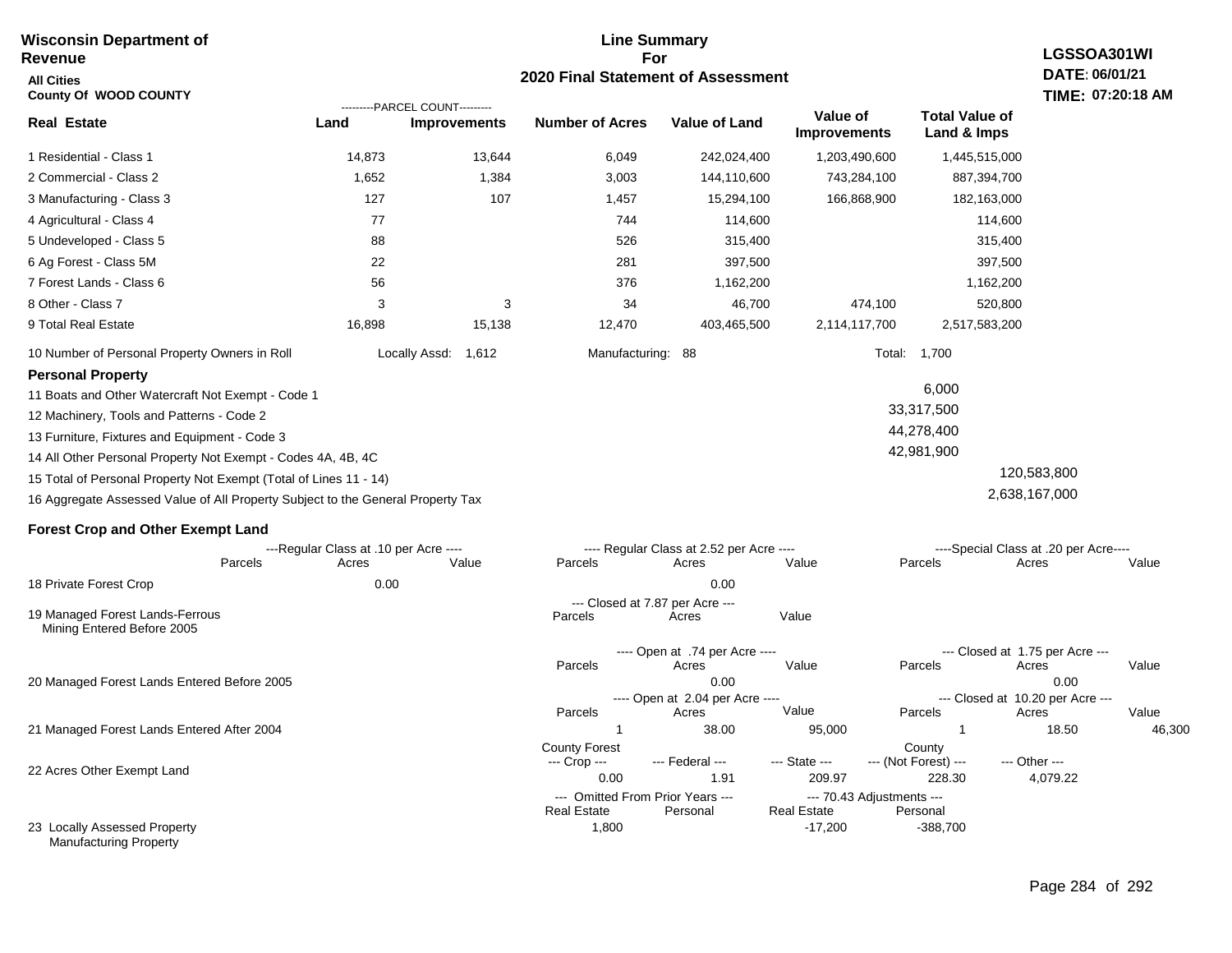**Wisconsin Department of Revenue**
**All Cities**
**County Of WOOD COUNTY**

## Line Summary For 2020 Final Statement of Assessment

**LGSSOA301WI**
**DATE: 06/01/21**
**TIME: 07:20:18 AM**

| Real Estate | PARCEL COUNT Land | PARCEL COUNT Improvements | Number of Acres | Value of Land | Value of Improvements | Total Value of Land & Imps |
|---|---|---|---|---|---|---|
| 1 Residential - Class 1 | 14,873 | 13,644 | 6,049 | 242,024,400 | 1,203,490,600 | 1,445,515,000 |
| 2 Commercial - Class 2 | 1,652 | 1,384 | 3,003 | 144,110,600 | 743,284,100 | 887,394,700 |
| 3 Manufacturing - Class 3 | 127 | 107 | 1,457 | 15,294,100 | 166,868,900 | 182,163,000 |
| 4 Agricultural - Class 4 | 77 | | 744 | 114,600 | | 114,600 |
| 5 Undeveloped - Class 5 | 88 | | 526 | 315,400 | | 315,400 |
| 6 Ag Forest - Class 5M | 22 | | 281 | 397,500 | | 397,500 |
| 7 Forest Lands - Class 6 | 56 | | 376 | 1,162,200 | | 1,162,200 |
| 8 Other - Class 7 | 3 | 3 | 34 | 46,700 | 474,100 | 520,800 |
| 9 Total Real Estate | 16,898 | 15,138 | 12,470 | 403,465,500 | 2,114,117,700 | 2,517,583,200 |

10 Number of Personal Property Owners in Roll — Locally Assd: 1,612 — Manufacturing: 88 — Total: 1,700

### Personal Property

| | | |
|---|---|---|
| 11 Boats and Other Watercraft Not Exempt - Code 1 | 6,000 | |
| 12 Machinery, Tools and Patterns - Code 2 | 33,317,500 | |
| 13 Furniture, Fixtures and Equipment - Code 3 | 44,278,400 | |
| 14 All Other Personal Property Not Exempt - Codes 4A, 4B, 4C | 42,981,900 | |
| 15 Total of Personal Property Not Exempt (Total of Lines 11 - 14) | | 120,583,800 |
| 16 Aggregate Assessed Value of All Property Subject to the General Property Tax | | 2,638,167,000 |

### Forest Crop and Other Exempt Land

| | Regular Class at .10 per Acre Parcels | Acres | Value | Regular Class at 2.52 per Acre Parcels | Acres | Value | Special Class at .20 per Acre Parcels | Acres | Value |
|---|---|---|---|---|---|---|---|---|---|
| 18 Private Forest Crop | | 0.00 | | | 0.00 | | | | |

| | Closed at 7.87 per Acre Parcels | Acres | Value |
|---|---|---|---|
| 19 Managed Forest Lands-Ferrous Mining Entered Before 2005 | | | |

| | Open at .74 per Acre Parcels | Acres | Value | Closed at 1.75 per Acre Parcels | Acres | Value |
|---|---|---|---|---|---|---|
| 20 Managed Forest Lands Entered Before 2005 | | 0.00 | | | 0.00 | |

| | Open at 2.04 per Acre Parcels | Acres | Value | Closed at 10.20 per Acre Parcels | Acres | Value |
|---|---|---|---|---|---|---|
| 21 Managed Forest Lands Entered After 2004 | 1 | 38.00 | 95,000 | 1 | 18.50 | 46,300 |

| | County Forest Crop | Federal | State | County (Not Forest) | Other |
|---|---|---|---|---|---|
| 22 Acres Other Exempt Land | 0.00 | 1.91 | 209.97 | 228.30 | 4,079.22 |

| | Omitted From Prior Years Real Estate | Omitted From Prior Years Personal | 70.43 Adjustments Real Estate | 70.43 Adjustments Personal |
|---|---|---|---|---|
| 23 Locally Assessed Property Manufacturing Property | 1,800 | | -17,200 | -388,700 |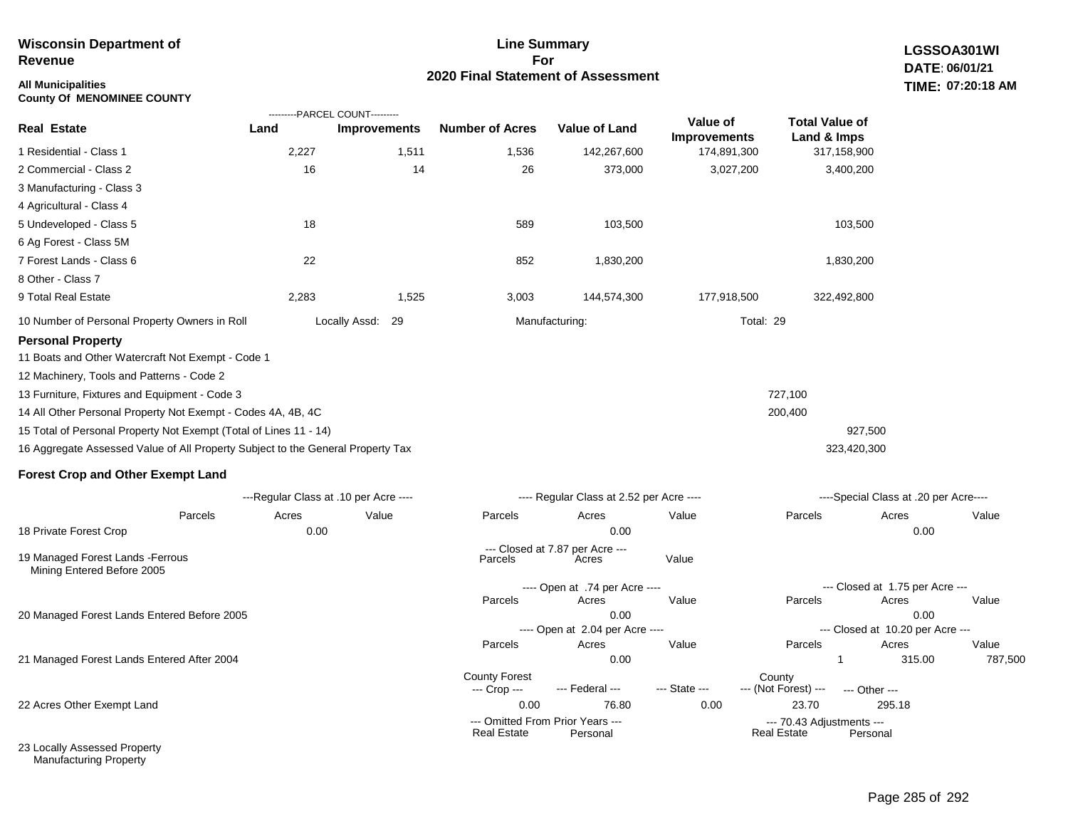**Wisconsin Department of Revenue**

**All Municipalities**
**County Of MENOMINEE COUNTY**

# Line Summary For 2020 Final Statement of Assessment

**LGSSOA301WI**
**DATE: 06/01/21**
**TIME: 07:20:18 AM**

| Real Estate | PARCEL COUNT Land | PARCEL COUNT Improvements | Number of Acres | Value of Land | Value of Improvements | Total Value of Land & Imps |
|---|---|---|---|---|---|---|
| 1 Residential - Class 1 | 2,227 | 1,511 | 1,536 | 142,267,600 | 174,891,300 | 317,158,900 |
| 2 Commercial - Class 2 | 16 | 14 | 26 | 373,000 | 3,027,200 | 3,400,200 |
| 3 Manufacturing - Class 3 | | | | | | |
| 4 Agricultural - Class 4 | | | | | | |
| 5 Undeveloped - Class 5 | 18 | | 589 | 103,500 | | 103,500 |
| 6 Ag Forest - Class 5M | | | | | | |
| 7 Forest Lands - Class 6 | 22 | | 852 | 1,830,200 | | 1,830,200 |
| 8 Other - Class 7 | | | | | | |
| 9 Total Real Estate | 2,283 | 1,525 | 3,003 | 144,574,300 | 177,918,500 | 322,492,800 |

10 Number of Personal Property Owners in Roll — Locally Assd: 29 — Manufacturing: — Total: 29

**Personal Property**

| | | |
|---|---|---|
| 11 Boats and Other Watercraft Not Exempt - Code 1 | | |
| 12 Machinery, Tools and Patterns - Code 2 | | |
| 13 Furniture, Fixtures and Equipment - Code 3 | 727,100 | |
| 14 All Other Personal Property Not Exempt - Codes 4A, 4B, 4C | 200,400 | |
| 15 Total of Personal Property Not Exempt (Total of Lines 11 - 14) | | 927,500 |
| 16 Aggregate Assessed Value of All Property Subject to the General Property Tax | | 323,420,300 |

**Forest Crop and Other Exempt Land**

| | Regular Class at .10 per Acre Parcels | Acres | Value | Regular Class at 2.52 per Acre Parcels | Acres | Value | Special Class at .20 per Acre Parcels | Acres | Value |
|---|---|---|---|---|---|---|---|---|---|
| 18 Private Forest Crop | | 0.00 | | | 0.00 | | | 0.00 | |

| | Closed at 7.87 per Acre Parcels | Acres | Value |
|---|---|---|---|
| 19 Managed Forest Lands -Ferrous Mining Entered Before 2005 | | | |

| | Open at .74 per Acre Parcels | Acres | Value | Closed at 1.75 per Acre Parcels | Acres | Value |
|---|---|---|---|---|---|---|
| 20 Managed Forest Lands Entered Before 2005 | | 0.00 | | | 0.00 | |

| | Open at 2.04 per Acre Parcels | Acres | Value | Closed at 10.20 per Acre Parcels | Acres | Value |
|---|---|---|---|---|---|---|
| 21 Managed Forest Lands Entered After 2004 | | 0.00 | | 1 | 315.00 | 787,500 |

| | County Forest --- Crop --- | --- Federal --- | --- State --- | County --- (Not Forest) --- | --- Other --- |
|---|---|---|---|---|---|
| 22 Acres Other Exempt Land | 0.00 | 76.80 | 0.00 | 23.70 | 295.18 |

| | Omitted From Prior Years --- Real Estate | Personal | 70.43 Adjustments --- Real Estate | Personal |
|---|---|---|---|---|
| 23 Locally Assessed Property | | | | |
| Manufacturing Property | | | | |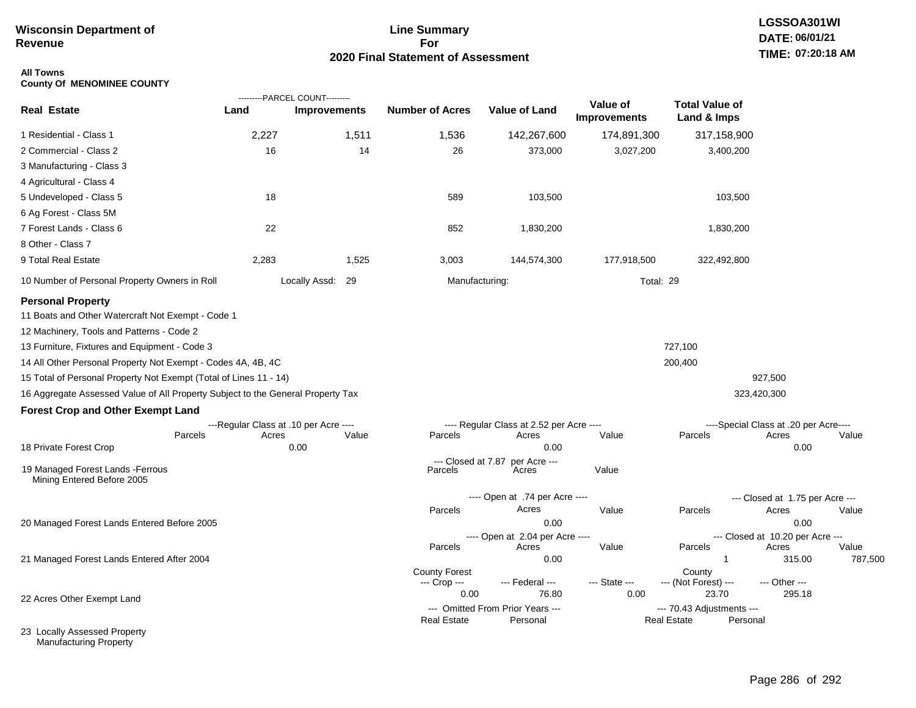**Wisconsin Department of Revenue**

**Line Summary For 2020 Final Statement of Assessment**

**LGSSOA301WI**
**DATE: 06/01/21**
**TIME: 07:20:18 AM**

**All Towns**
**County Of MENOMINEE COUNTY**

| Real Estate | PARCEL COUNT Land | PARCEL COUNT Improvements | Number of Acres | Value of Land | Value of Improvements | Total Value of Land & Imps |
|---|---|---|---|---|---|---|
| 1 Residential - Class 1 | 2,227 | 1,511 | 1,536 | 142,267,600 | 174,891,300 | 317,158,900 |
| 2 Commercial - Class 2 | 16 | 14 | 26 | 373,000 | 3,027,200 | 3,400,200 |
| 3 Manufacturing - Class 3 | | | | | | |
| 4 Agricultural - Class 4 | | | | | | |
| 5 Undeveloped - Class 5 | 18 | | 589 | 103,500 | | 103,500 |
| 6 Ag Forest - Class 5M | | | | | | |
| 7 Forest Lands - Class 6 | 22 | | 852 | 1,830,200 | | 1,830,200 |
| 8 Other - Class 7 | | | | | | |
| 9 Total Real Estate | 2,283 | 1,525 | 3,003 | 144,574,300 | 177,918,500 | 322,492,800 |

10 Number of Personal Property Owners in Roll — Locally Assd: 29 — Manufacturing: — Total: 29

**Personal Property**

| | | |
|---|---|---|
| 11 Boats and Other Watercraft Not Exempt - Code 1 | | |
| 12 Machinery, Tools and Patterns - Code 2 | | |
| 13 Furniture, Fixtures and Equipment - Code 3 | 727,100 | |
| 14 All Other Personal Property Not Exempt - Codes 4A, 4B, 4C | 200,400 | |
| 15 Total of Personal Property Not Exempt (Total of Lines 11 - 14) | | 927,500 |
| 16 Aggregate Assessed Value of All Property Subject to the General Property Tax | | 323,420,300 |

**Forest Crop and Other Exempt Land**

| | Regular Class at .10 per Acre Parcels | Acres | Value | Regular Class at 2.52 per Acre Parcels | Acres | Value | Special Class at .20 per Acre Parcels | Acres | Value |
|---|---|---|---|---|---|---|---|---|---|
| 18 Private Forest Crop | | 0.00 | | | 0.00 | | | 0.00 | |

| | Closed at 7.87 per Acre Parcels | Acres | Value |
|---|---|---|---|
| 19 Managed Forest Lands -Ferrous Mining Entered Before 2005 | | | |

| | Open at .74 per Acre Parcels | Acres | Value | Closed at 1.75 per Acre Parcels | Acres | Value |
|---|---|---|---|---|---|---|
| 20 Managed Forest Lands Entered Before 2005 | | 0.00 | | | 0.00 | |

| | Open at 2.04 per Acre Parcels | Acres | Value | Closed at 10.20 per Acre Parcels | Acres | Value |
|---|---|---|---|---|---|---|
| 21 Managed Forest Lands Entered After 2004 | | 0.00 | | 1 | 315.00 | 787,500 |

| | County Forest Crop | Federal | State | County (Not Forest) | Other |
|---|---|---|---|---|---|
| 22 Acres Other Exempt Land | 0.00 | 76.80 | 0.00 | 23.70 | 295.18 |

| | Omitted From Prior Years Real Estate | Personal | 70.43 Adjustments Real Estate | Personal |
|---|---|---|---|---|
| 23 Locally Assessed Property Manufacturing Property | | | | |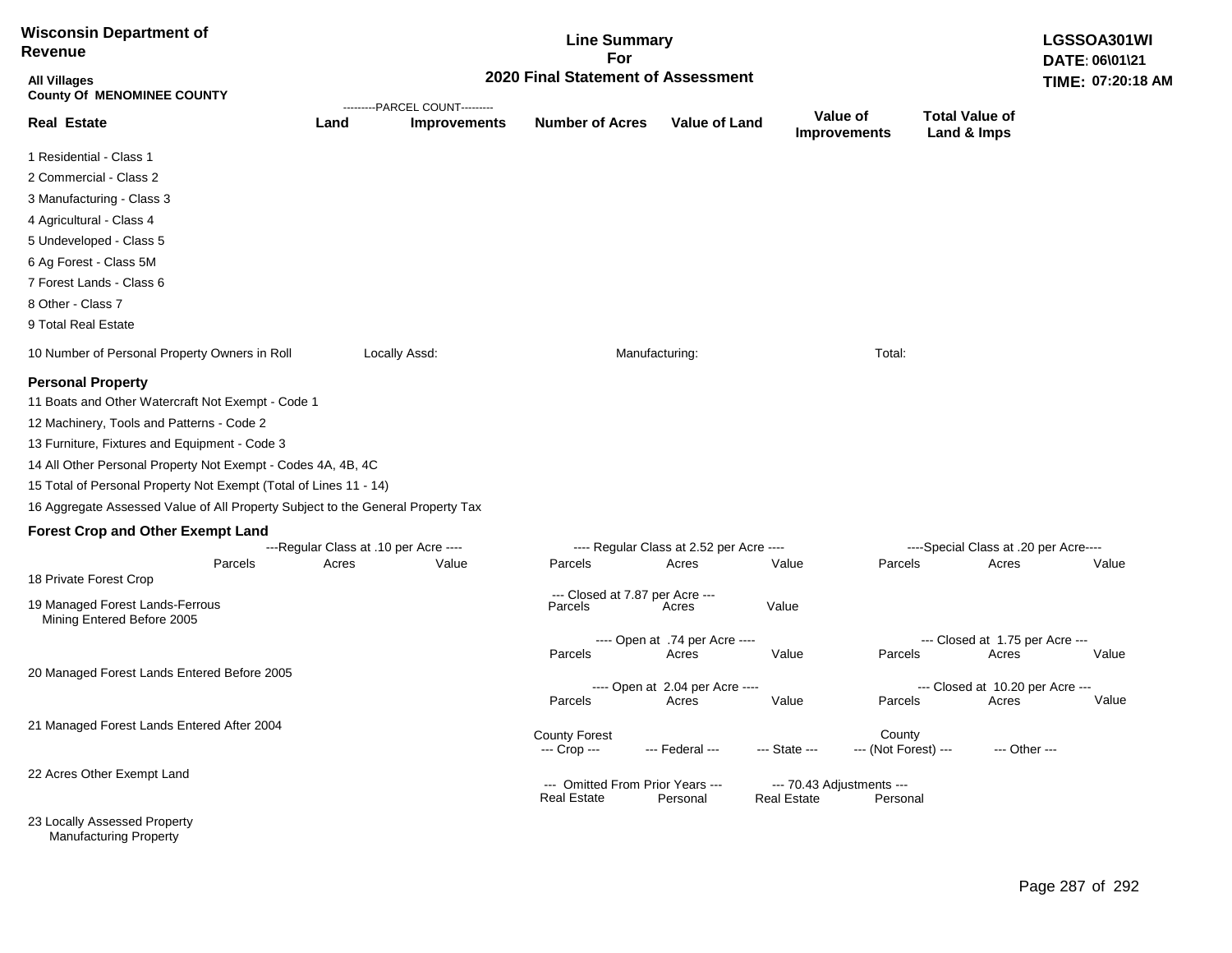**Wisconsin Department of Revenue**

**Line Summary For 2020 Final Statement of Assessment**

**LGSSOA301WI**
**DATE: 06\01\21**
**TIME: 07:20:18 AM**

**All Villages**
**County Of MENOMINEE COUNTY**

| Real Estate | PARCEL COUNT Land | PARCEL COUNT Improvements | Number of Acres | Value of Land | Value of Improvements | Total Value of Land & Imps |
|---|---|---|---|---|---|---|
| 1 Residential - Class 1 | | | | | | |
| 2 Commercial - Class 2 | | | | | | |
| 3 Manufacturing - Class 3 | | | | | | |
| 4 Agricultural - Class 4 | | | | | | |
| 5 Undeveloped - Class 5 | | | | | | |
| 6 Ag Forest - Class 5M | | | | | | |
| 7 Forest Lands - Class 6 | | | | | | |
| 8 Other - Class 7 | | | | | | |
| 9 Total Real Estate | | | | | | |

10 Number of Personal Property Owners in Roll    Locally Assd:    Manufacturing:    Total:

**Personal Property**

11 Boats and Other Watercraft Not Exempt - Code 1

12 Machinery, Tools and Patterns - Code 2

13 Furniture, Fixtures and Equipment - Code 3

14 All Other Personal Property Not Exempt - Codes 4A, 4B, 4C

15 Total of Personal Property Not Exempt (Total of Lines 11 - 14)

16 Aggregate Assessed Value of All Property Subject to the General Property Tax

**Forest Crop and Other Exempt Land**

| | Regular Class at .10 per Acre Parcels | Acres | Value | Regular Class at 2.52 per Acre Parcels | Acres | Value | Special Class at .20 per Acre Parcels | Acres | Value |
|---|---|---|---|---|---|---|---|---|---|
| 18 Private Forest Crop | | | | | | | | | |

| | Closed at 7.87 per Acre Parcels | Acres | Value |
|---|---|---|---|
| 19 Managed Forest Lands-Ferrous Mining Entered Before 2005 | | | |

| | Open at .74 per Acre Parcels | Acres | Value | Closed at 1.75 per Acre Parcels | Acres | Value |
|---|---|---|---|---|---|---|
| 20 Managed Forest Lands Entered Before 2005 | | | | | | |

| | Open at 2.04 per Acre Parcels | Acres | Value | Closed at 10.20 per Acre Parcels | Acres | Value |
|---|---|---|---|---|---|---|
| 21 Managed Forest Lands Entered After 2004 | | | | | | |

| | County Forest Crop | Federal | State | County (Not Forest) | Other |
|---|---|---|---|---|---|
| 22 Acres Other Exempt Land | | | | | |

| | Omitted From Prior Years Real Estate | Omitted From Prior Years Personal | 70.43 Adjustments Real Estate | 70.43 Adjustments Personal |
|---|---|---|---|---|
| 23 Locally Assessed Property | | | | |
| Manufacturing Property | | | | |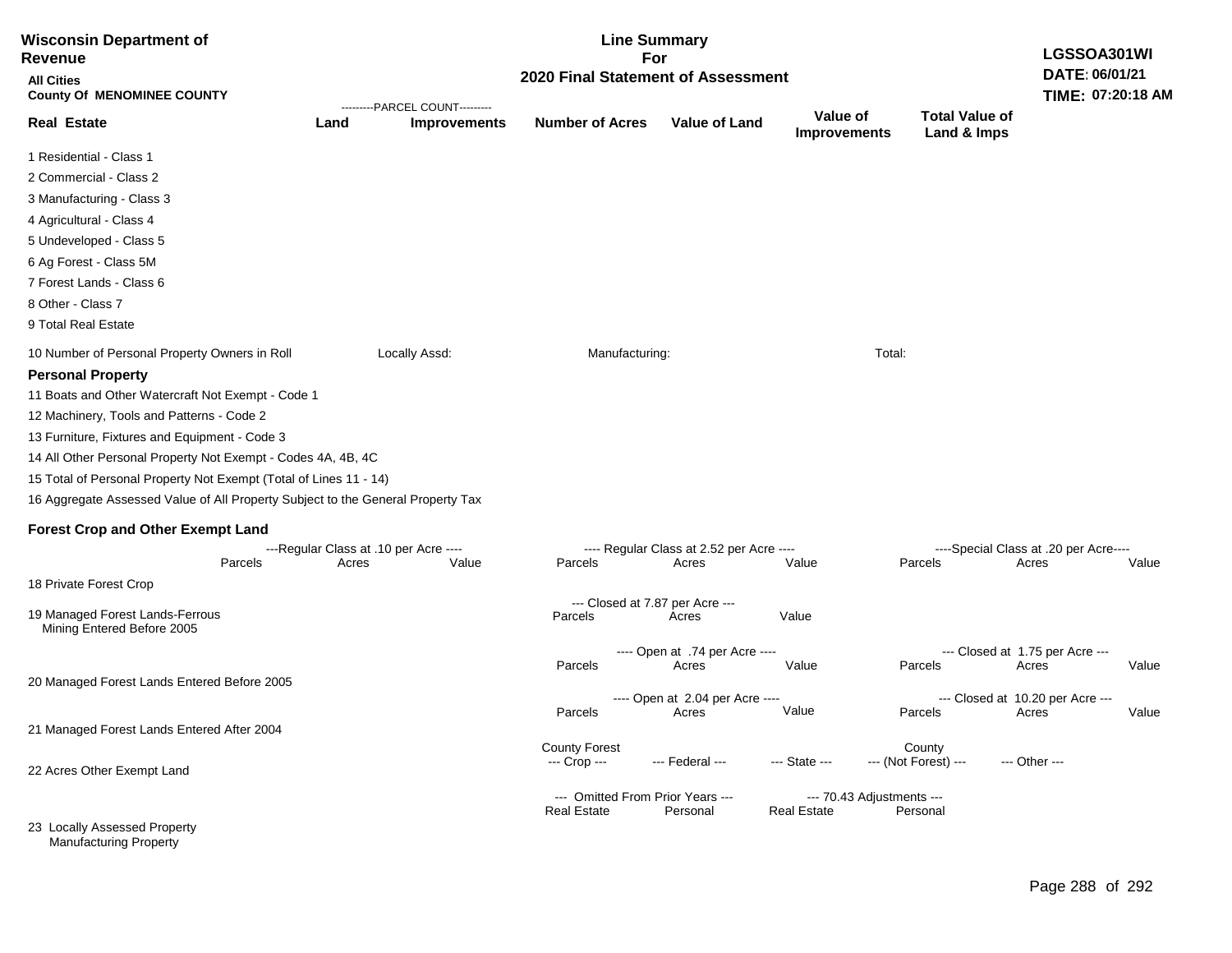**Wisconsin Department of Revenue**

**All Cities**
**County Of MENOMINEE COUNTY**

**Line Summary For 2020 Final Statement of Assessment**

**LGSSOA301WI**
**DATE: 06/01/21**
**TIME: 07:20:18 AM**

| Real Estate | Land (PARCEL COUNT) | Improvements (PARCEL COUNT) | Number of Acres | Value of Land | Value of Improvements | Total Value of Land & Imps |
|---|---|---|---|---|---|---|
| 1 Residential - Class 1 | | | | | | |
| 2 Commercial - Class 2 | | | | | | |
| 3 Manufacturing - Class 3 | | | | | | |
| 4 Agricultural - Class 4 | | | | | | |
| 5 Undeveloped - Class 5 | | | | | | |
| 6 Ag Forest - Class 5M | | | | | | |
| 7 Forest Lands - Class 6 | | | | | | |
| 8 Other - Class 7 | | | | | | |
| 9 Total Real Estate | | | | | | |

10 Number of Personal Property Owners in Roll    Locally Assd:    Manufacturing:    Total:

**Personal Property**

11 Boats and Other Watercraft Not Exempt - Code 1

12 Machinery, Tools and Patterns - Code 2

13 Furniture, Fixtures and Equipment - Code 3

14 All Other Personal Property Not Exempt - Codes 4A, 4B, 4C

15 Total of Personal Property Not Exempt (Total of Lines 11 - 14)

16 Aggregate Assessed Value of All Property Subject to the General Property Tax

**Forest Crop and Other Exempt Land**

| | ---Regular Class at .10 per Acre---- | | | ---- Regular Class at 2.52 per Acre ---- | | | ----Special Class at .20 per Acre---- | | |
|---|---|---|---|---|---|---|---|---|---|
| | Parcels | Acres | Value | Parcels | Acres | Value | Parcels | Acres | Value |
| 18 Private Forest Crop | | | | | | | | | |

| | --- Closed at 7.87 per Acre --- | | |
|---|---|---|---|
| | Parcels | Acres | Value |
| 19 Managed Forest Lands-Ferrous Mining Entered Before 2005 | | | |

| | ---- Open at .74 per Acre ---- | | | --- Closed at 1.75 per Acre --- | | |
|---|---|---|---|---|---|---|
| | Parcels | Acres | Value | Parcels | Acres | Value |
| 20 Managed Forest Lands Entered Before 2005 | | | | | | |

| | ---- Open at 2.04 per Acre ---- | | | --- Closed at 10.20 per Acre --- | | |
|---|---|---|---|---|---|---|
| | Parcels | Acres | Value | Parcels | Acres | Value |
| 21 Managed Forest Lands Entered After 2004 | | | | | | |

| | County Forest --- Crop --- | --- Federal --- | --- State --- | County --- (Not Forest) --- | --- Other --- |
|---|---|---|---|---|---|
| 22 Acres Other Exempt Land | | | | | |

| | --- Omitted From Prior Years --- | | --- 70.43 Adjustments --- | |
|---|---|---|---|---|
| | Real Estate | Personal | Real Estate | Personal |
| 23 Locally Assessed Property | | | | |
| Manufacturing Property | | | | |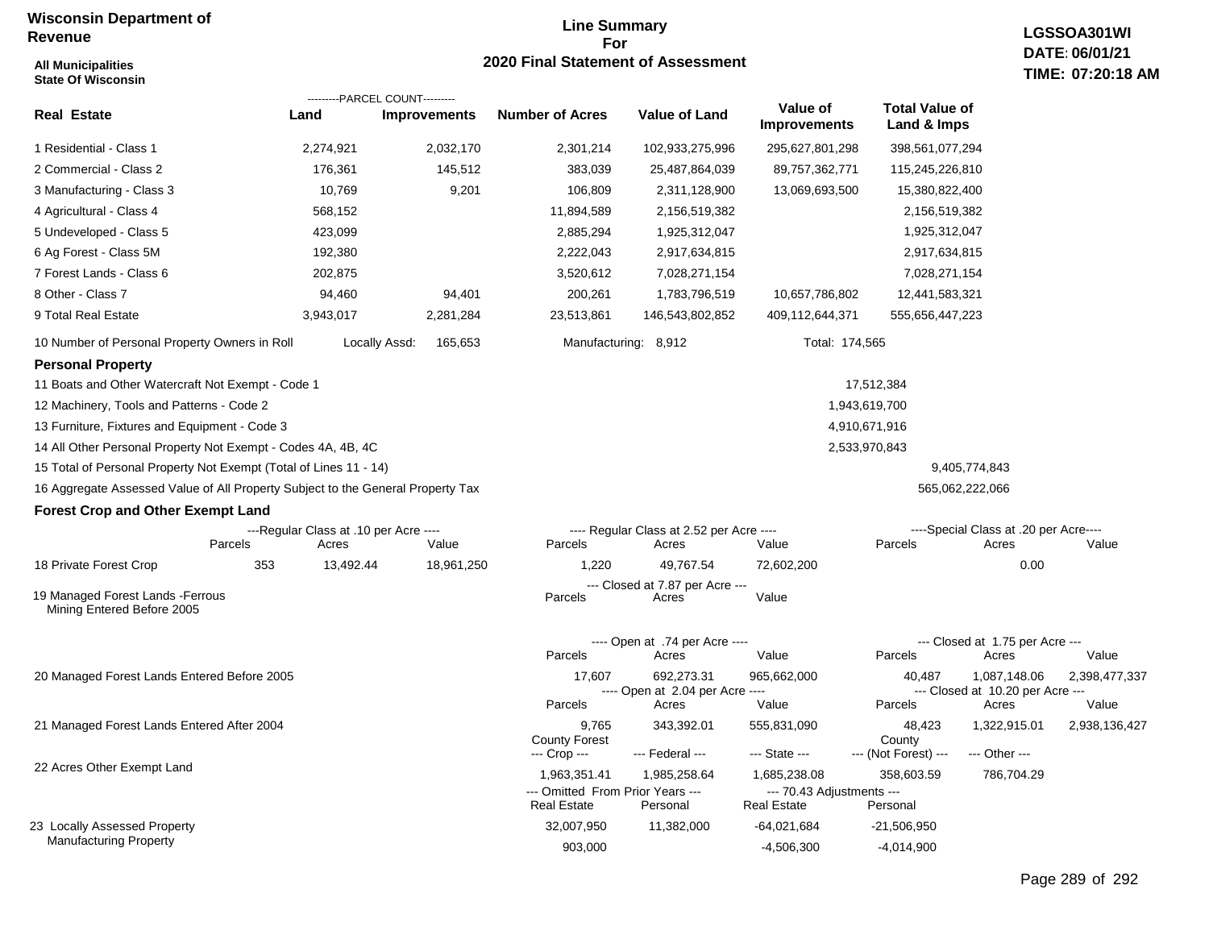**Wisconsin Department of Revenue**

**All Municipalities**
**State Of Wisconsin**

## Line Summary For 2020 Final Statement of Assessment

**LGSSOA301WI**
**DATE: 06/01/21**
**TIME: 07:20:18 AM**

| Real Estate | PARCEL COUNT Land | PARCEL COUNT Improvements | Number of Acres | Value of Land | Value of Improvements | Total Value of Land & Imps |
|---|---|---|---|---|---|---|
| 1 Residential - Class 1 | 2,274,921 | 2,032,170 | 2,301,214 | 102,933,275,996 | 295,627,801,298 | 398,561,077,294 |
| 2 Commercial - Class 2 | 176,361 | 145,512 | 383,039 | 25,487,864,039 | 89,757,362,771 | 115,245,226,810 |
| 3 Manufacturing - Class 3 | 10,769 | 9,201 | 106,809 | 2,311,128,900 | 13,069,693,500 | 15,380,822,400 |
| 4 Agricultural - Class 4 | 568,152 | | 11,894,589 | 2,156,519,382 | | 2,156,519,382 |
| 5 Undeveloped - Class 5 | 423,099 | | 2,885,294 | 1,925,312,047 | | 1,925,312,047 |
| 6 Ag Forest - Class 5M | 192,380 | | 2,222,043 | 2,917,634,815 | | 2,917,634,815 |
| 7 Forest Lands - Class 6 | 202,875 | | 3,520,612 | 7,028,271,154 | | 7,028,271,154 |
| 8 Other - Class 7 | 94,460 | 94,401 | 200,261 | 1,783,796,519 | 10,657,786,802 | 12,441,583,321 |
| 9 Total Real Estate | 3,943,017 | 2,281,284 | 23,513,861 | 146,543,802,852 | 409,112,644,371 | 555,656,447,223 |

10 Number of Personal Property Owners in Roll — Locally Assd: 165,653 — Manufacturing: 8,912 — Total: 174,565

### Personal Property

| | | |
|---|---|---|
| 11 Boats and Other Watercraft Not Exempt - Code 1 | 17,512,384 | |
| 12 Machinery, Tools and Patterns - Code 2 | 1,943,619,700 | |
| 13 Furniture, Fixtures and Equipment - Code 3 | 4,910,671,916 | |
| 14 All Other Personal Property Not Exempt - Codes 4A, 4B, 4C | 2,533,970,843 | |
| 15 Total of Personal Property Not Exempt (Total of Lines 11 - 14) | | 9,405,774,843 |
| 16 Aggregate Assessed Value of All Property Subject to the General Property Tax | | 565,062,222,066 |

### Forest Crop and Other Exempt Land

| | Regular Class at .10 per Acre Parcels | Acres | Value | Regular Class at 2.52 per Acre Parcels | Acres | Value | Special Class at .20 per Acre Parcels | Acres | Value |
|---|---|---|---|---|---|---|---|---|---|
| 18 Private Forest Crop | 353 | 13,492.44 | 18,961,250 | 1,220 | 49,767.54 | 72,602,200 | | 0.00 | |

| | Closed at 7.87 per Acre Parcels | Acres | Value |
|---|---|---|---|
| 19 Managed Forest Lands -Ferrous Mining Entered Before 2005 | | | |

| | Open Parcels | Open Acres | Open Value | Closed Parcels | Closed Acres | Closed Value |
|---|---|---|---|---|---|---|
| 20 Managed Forest Lands Entered Before 2005 (Open at .74 per Acre / Closed at 1.75 per Acre) | 17,607 | 692,273.31 | 965,662,000 | 40,487 | 1,087,148.06 | 2,398,477,337 |
| 21 Managed Forest Lands Entered After 2004 (Open at 2.04 per Acre / Closed at 10.20 per Acre) | 9,765 | 343,392.01 | 555,831,090 | 48,423 | 1,322,915.01 | 2,938,136,427 |

| | County Forest --- Crop --- | --- Federal --- | --- State --- | County --- (Not Forest) --- | --- Other --- |
|---|---|---|---|---|---|
| 22 Acres Other Exempt Land | 1,963,351.41 | 1,985,258.64 | 1,685,238.08 | 358,603.59 | 786,704.29 |

| | Omitted From Prior Years Real Estate | Omitted From Prior Years Personal | 70.43 Adjustments Real Estate | 70.43 Adjustments Personal |
|---|---|---|---|---|
| 23 Locally Assessed Property | 32,007,950 | 11,382,000 | -64,021,684 | -21,506,950 |
| Manufacturing Property | 903,000 | | -4,506,300 | -4,014,900 |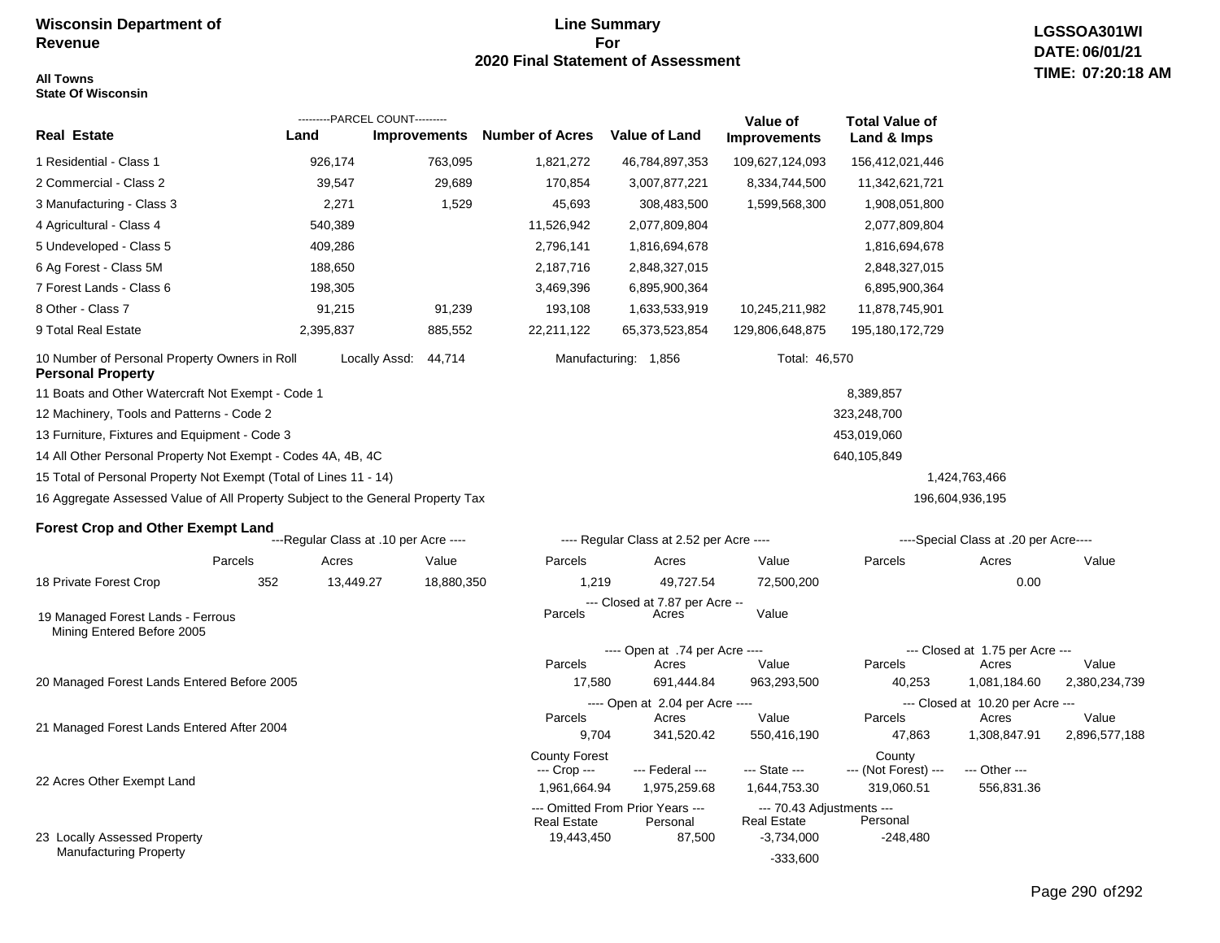**Wisconsin Department of Revenue**

**All Towns**
**State Of Wisconsin**

# Line Summary For 2020 Final Statement of Assessment

**LGSSOA301WI**
**DATE: 06/01/21**
**TIME: 07:20:18 AM**

| Real Estate | PARCEL COUNT Land | PARCEL COUNT Improvements | Number of Acres | Value of Land | Value of Improvements | Total Value of Land & Imps |
|---|---|---|---|---|---|---|
| 1 Residential - Class 1 | 926,174 | 763,095 | 1,821,272 | 46,784,897,353 | 109,627,124,093 | 156,412,021,446 |
| 2 Commercial - Class 2 | 39,547 | 29,689 | 170,854 | 3,007,877,221 | 8,334,744,500 | 11,342,621,721 |
| 3 Manufacturing - Class 3 | 2,271 | 1,529 | 45,693 | 308,483,500 | 1,599,568,300 | 1,908,051,800 |
| 4 Agricultural - Class 4 | 540,389 | | 11,526,942 | 2,077,809,804 | | 2,077,809,804 |
| 5 Undeveloped - Class 5 | 409,286 | | 2,796,141 | 1,816,694,678 | | 1,816,694,678 |
| 6 Ag Forest - Class 5M | 188,650 | | 2,187,716 | 2,848,327,015 | | 2,848,327,015 |
| 7 Forest Lands - Class 6 | 198,305 | | 3,469,396 | 6,895,900,364 | | 6,895,900,364 |
| 8 Other - Class 7 | 91,215 | 91,239 | 193,108 | 1,633,533,919 | 10,245,211,982 | 11,878,745,901 |
| 9 Total Real Estate | 2,395,837 | 885,552 | 22,211,122 | 65,373,523,854 | 129,806,648,875 | 195,180,172,729 |

10 Number of Personal Property Owners in Roll — Locally Assd: 44,714 — Manufacturing: 1,856 — Total: 46,570

**Personal Property**

| | | |
|---|---|---|
| 11 Boats and Other Watercraft Not Exempt - Code 1 | 8,389,857 | |
| 12 Machinery, Tools and Patterns - Code 2 | 323,248,700 | |
| 13 Furniture, Fixtures and Equipment - Code 3 | 453,019,060 | |
| 14 All Other Personal Property Not Exempt - Codes 4A, 4B, 4C | 640,105,849 | |
| 15 Total of Personal Property Not Exempt (Total of Lines 11 - 14) | | 1,424,763,466 |
| 16 Aggregate Assessed Value of All Property Subject to the General Property Tax | | 196,604,936,195 |

**Forest Crop and Other Exempt Land**

| | Regular Class at .10 per Acre Parcels | Acres | Value | Regular Class at 2.52 per Acre Parcels | Acres | Value | Special Class at .20 per Acre Parcels | Acres | Value |
|---|---|---|---|---|---|---|---|---|---|
| 18 Private Forest Crop | 352 | 13,449.27 | 18,880,350 | 1,219 | 49,727.54 | 72,500,200 | | 0.00 | |

| | Closed at 7.87 per Acre Parcels | Acres | Value |
|---|---|---|---|
| 19 Managed Forest Lands - Ferrous Mining Entered Before 2005 | | | |

| | Open Parcels | Open Acres | Open Value | Closed Parcels | Closed Acres | Closed Value |
|---|---|---|---|---|---|---|
| 20 Managed Forest Lands Entered Before 2005 (Open at .74 per Acre / Closed at 1.75 per Acre) | 17,580 | 691,444.84 | 963,293,500 | 40,253 | 1,081,184.60 | 2,380,234,739 |
| 21 Managed Forest Lands Entered After 2004 (Open at 2.04 per Acre / Closed at 10.20 per Acre) | 9,704 | 341,520.42 | 550,416,190 | 47,863 | 1,308,847.91 | 2,896,577,188 |

| | County Forest Crop | Federal | State | County (Not Forest) | Other |
|---|---|---|---|---|---|
| 22 Acres Other Exempt Land | 1,961,664.94 | 1,975,259.68 | 1,644,753.30 | 319,060.51 | 556,831.36 |

| | Omitted From Prior Years Real Estate | Omitted From Prior Years Personal | 70.43 Adjustments Real Estate | 70.43 Adjustments Personal |
|---|---|---|---|---|
| 23 Locally Assessed Property | 19,443,450 | 87,500 | -3,734,000 | -248,480 |
| Manufacturing Property | | | -333,600 | |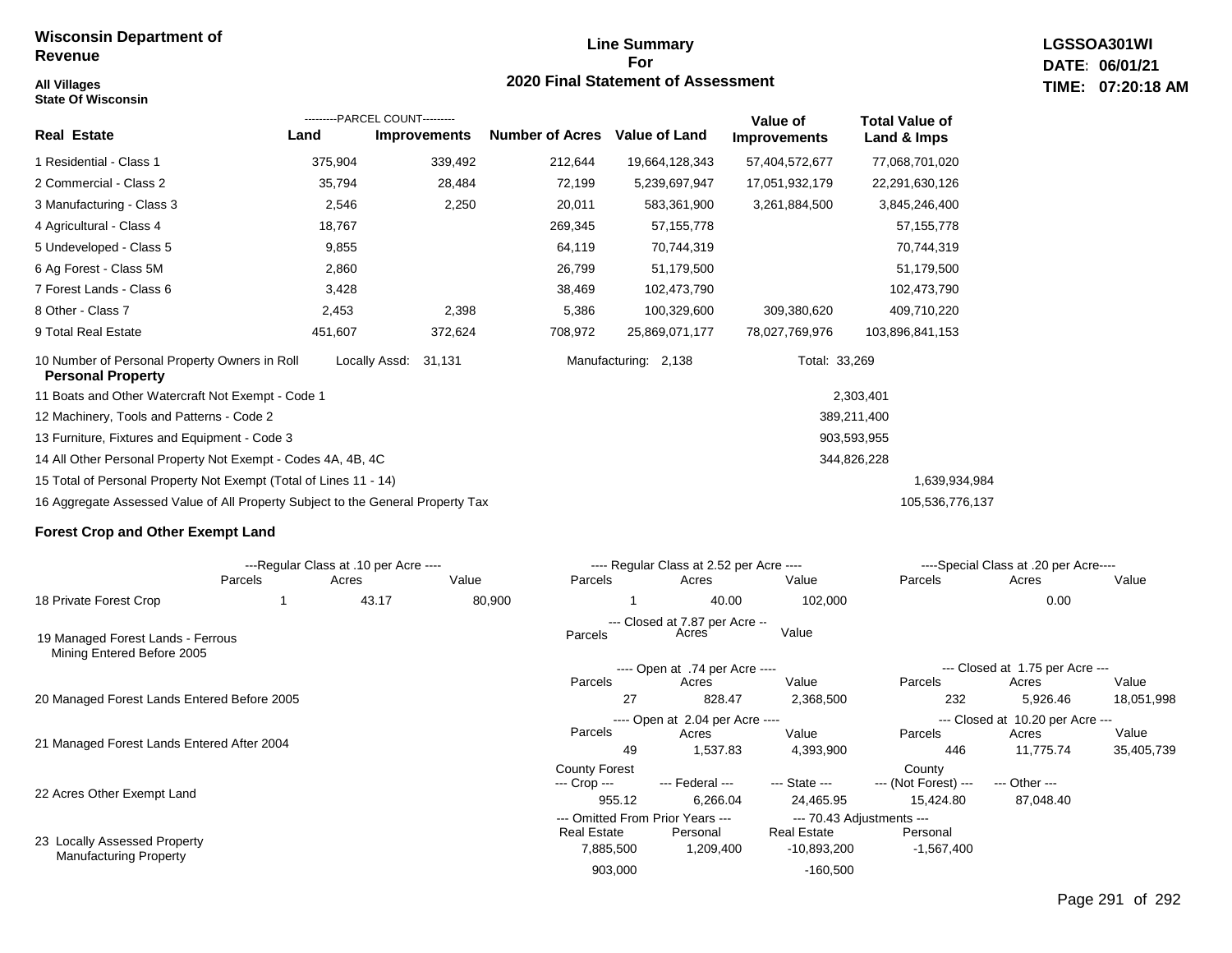**Wisconsin Department of Revenue**

**All Villages**
**State Of Wisconsin**

## Line Summary For 2020 Final Statement of Assessment

**LGSSOA301WI**
**DATE: 06/01/21**
**TIME: 07:20:18 AM**

| Real Estate | PARCEL COUNT Land | PARCEL COUNT Improvements | Number of Acres | Value of Land | Value of Improvements | Total Value of Land & Imps |
|---|---|---|---|---|---|---|
| 1 Residential - Class 1 | 375,904 | 339,492 | 212,644 | 19,664,128,343 | 57,404,572,677 | 77,068,701,020 |
| 2 Commercial - Class 2 | 35,794 | 28,484 | 72,199 | 5,239,697,947 | 17,051,932,179 | 22,291,630,126 |
| 3 Manufacturing - Class 3 | 2,546 | 2,250 | 20,011 | 583,361,900 | 3,261,884,500 | 3,845,246,400 |
| 4 Agricultural - Class 4 | 18,767 | | 269,345 | 57,155,778 | | 57,155,778 |
| 5 Undeveloped - Class 5 | 9,855 | | 64,119 | 70,744,319 | | 70,744,319 |
| 6 Ag Forest - Class 5M | 2,860 | | 26,799 | 51,179,500 | | 51,179,500 |
| 7 Forest Lands - Class 6 | 3,428 | | 38,469 | 102,473,790 | | 102,473,790 |
| 8 Other - Class 7 | 2,453 | 2,398 | 5,386 | 100,329,600 | 309,380,620 | 409,710,220 |
| 9 Total Real Estate | 451,607 | 372,624 | 708,972 | 25,869,071,177 | 78,027,769,976 | 103,896,841,153 |

10 Number of Personal Property Owners in Roll — Locally Assd: 31,131 — Manufacturing: 2,138 — Total: 33,269

### Personal Property

| | | |
|---|---|---|
| 11 Boats and Other Watercraft Not Exempt - Code 1 | 2,303,401 | |
| 12 Machinery, Tools and Patterns - Code 2 | 389,211,400 | |
| 13 Furniture, Fixtures and Equipment - Code 3 | 903,593,955 | |
| 14 All Other Personal Property Not Exempt - Codes 4A, 4B, 4C | 344,826,228 | |
| 15 Total of Personal Property Not Exempt (Total of Lines 11 - 14) | | 1,639,934,984 |
| 16 Aggregate Assessed Value of All Property Subject to the General Property Tax | | 105,536,776,137 |

### Forest Crop and Other Exempt Land

| | Regular Class at .10 per Acre Parcels | Acres | Value | Regular Class at 2.52 per Acre Parcels | Acres | Value | Special Class at .20 per Acre Parcels | Acres | Value |
|---|---|---|---|---|---|---|---|---|---|
| 18 Private Forest Crop | 1 | 43.17 | 80,900 | 1 | 40.00 | 102,000 | | 0.00 | |

| | Closed at 7.87 per Acre Parcels | Acres | Value | | | |
|---|---|---|---|---|---|---|
| 19 Managed Forest Lands - Ferrous Mining Entered Before 2005 | | | | | | |

| | Open at .74 per Acre Parcels | Acres | Value | Closed at 1.75 per Acre Parcels | Acres | Value |
|---|---|---|---|---|---|---|
| 20 Managed Forest Lands Entered Before 2005 | 27 | 828.47 | 2,368,500 | 232 | 5,926.46 | 18,051,998 |

| | Open at 2.04 per Acre Parcels | Acres | Value | Closed at 10.20 per Acre Parcels | Acres | Value |
|---|---|---|---|---|---|---|
| 21 Managed Forest Lands Entered After 2004 | 49 | 1,537.83 | 4,393,900 | 446 | 11,775.74 | 35,405,739 |

| | County Forest Crop | Federal | State | County (Not Forest) | Other |
|---|---|---|---|---|---|
| 22 Acres Other Exempt Land | 955.12 | 6,266.04 | 24,465.95 | 15,424.80 | 87,048.40 |

| | Omitted From Prior Years Real Estate | Omitted From Prior Years Personal | 70.43 Adjustments Real Estate | 70.43 Adjustments Personal |
|---|---|---|---|---|
| 23 Locally Assessed Property | 7,885,500 | 1,209,400 | -10,893,200 | -1,567,400 |
| Manufacturing Property | 903,000 | | -160,500 | |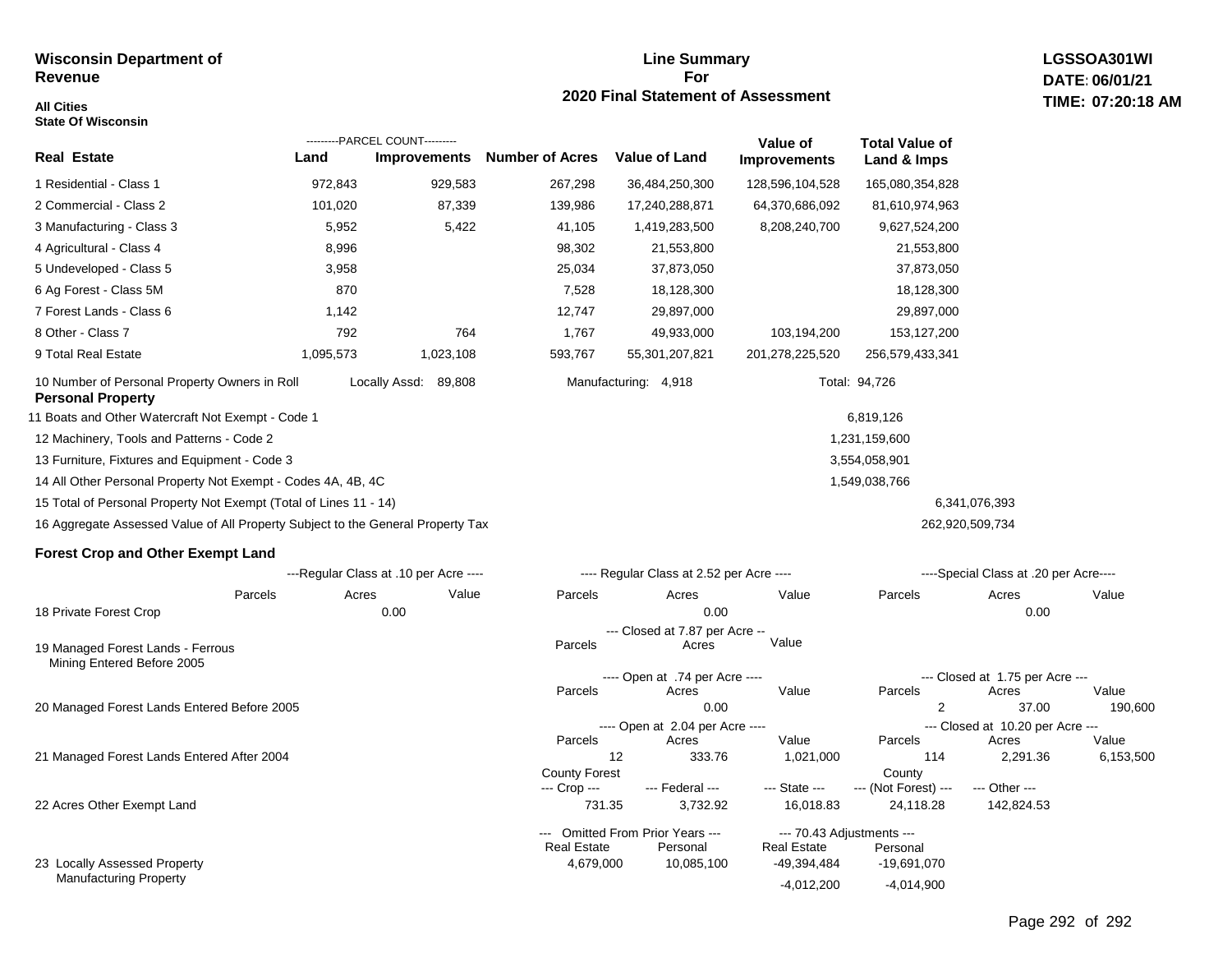**Wisconsin Department of Revenue**

**All Cities**
**State Of Wisconsin**

**Line Summary For 2020 Final Statement of Assessment**

**LGSSOA301WI**
**DATE: 06/01/21**
**TIME: 07:20:18 AM**

| Real Estate | PARCEL COUNT Land | PARCEL COUNT Improvements | Number of Acres | Value of Land | Value of Improvements | Total Value of Land & Imps |
|---|---|---|---|---|---|---|
| 1 Residential - Class 1 | 972,843 | 929,583 | 267,298 | 36,484,250,300 | 128,596,104,528 | 165,080,354,828 |
| 2 Commercial - Class 2 | 101,020 | 87,339 | 139,986 | 17,240,288,871 | 64,370,686,092 | 81,610,974,963 |
| 3 Manufacturing - Class 3 | 5,952 | 5,422 | 41,105 | 1,419,283,500 | 8,208,240,700 | 9,627,524,200 |
| 4 Agricultural - Class 4 | 8,996 | | 98,302 | 21,553,800 | | 21,553,800 |
| 5 Undeveloped - Class 5 | 3,958 | | 25,034 | 37,873,050 | | 37,873,050 |
| 6 Ag Forest - Class 5M | 870 | | 7,528 | 18,128,300 | | 18,128,300 |
| 7 Forest Lands - Class 6 | 1,142 | | 12,747 | 29,897,000 | | 29,897,000 |
| 8 Other - Class 7 | 792 | 764 | 1,767 | 49,933,000 | 103,194,200 | 153,127,200 |
| 9 Total Real Estate | 1,095,573 | 1,023,108 | 593,767 | 55,301,207,821 | 201,278,225,520 | 256,579,433,341 |

10 Number of Personal Property Owners in Roll — Locally Assd: 89,808 — Manufacturing: 4,918 — Total: 94,726

**Personal Property**

| | | |
|---|---|---|
| 11 Boats and Other Watercraft Not Exempt - Code 1 | 6,819,126 | |
| 12 Machinery, Tools and Patterns - Code 2 | 1,231,159,600 | |
| 13 Furniture, Fixtures and Equipment - Code 3 | 3,554,058,901 | |
| 14 All Other Personal Property Not Exempt - Codes 4A, 4B, 4C | 1,549,038,766 | |
| 15 Total of Personal Property Not Exempt (Total of Lines 11 - 14) | | 6,341,076,393 |
| 16 Aggregate Assessed Value of All Property Subject to the General Property Tax | | 262,920,509,734 |

**Forest Crop and Other Exempt Land**

| | Regular Class at .10 per Acre Parcels | Acres | Value | Regular Class at 2.52 per Acre Parcels | Acres | Value | Special Class at .20 per Acre Parcels | Acres | Value |
|---|---|---|---|---|---|---|---|---|---|
| 18 Private Forest Crop | | 0.00 | | | 0.00 | | | 0.00 | |

| | Closed at 7.87 per Acre Parcels | Acres | Value | | | |
|---|---|---|---|---|---|---|
| 19 Managed Forest Lands - Ferrous Mining Entered Before 2005 | | | | | | |

| | Open at .74 per Acre Parcels | Acres | Value | Closed at 1.75 per Acre Parcels | Acres | Value |
|---|---|---|---|---|---|---|
| 20 Managed Forest Lands Entered Before 2005 | | 0.00 | | 2 | 37.00 | 190,600 |

| | Open at 2.04 per Acre Parcels | Acres | Value | Closed at 10.20 per Acre Parcels | Acres | Value |
|---|---|---|---|---|---|---|
| 21 Managed Forest Lands Entered After 2004 | 12 | 333.76 | 1,021,000 | 114 | 2,291.36 | 6,153,500 |

| | County Forest Crop | Federal | State | County (Not Forest) | Other |
|---|---|---|---|---|---|
| 22 Acres Other Exempt Land | 731.35 | 3,732.92 | 16,018.83 | 24,118.28 | 142,824.53 |

| | Omitted From Prior Years Real Estate | Omitted From Prior Years Personal | 70.43 Adjustments Real Estate | 70.43 Adjustments Personal |
|---|---|---|---|---|
| 23 Locally Assessed Property | 4,679,000 | 10,085,100 | -49,394,484 | -19,691,070 |
| Manufacturing Property | | | -4,012,200 | -4,014,900 |